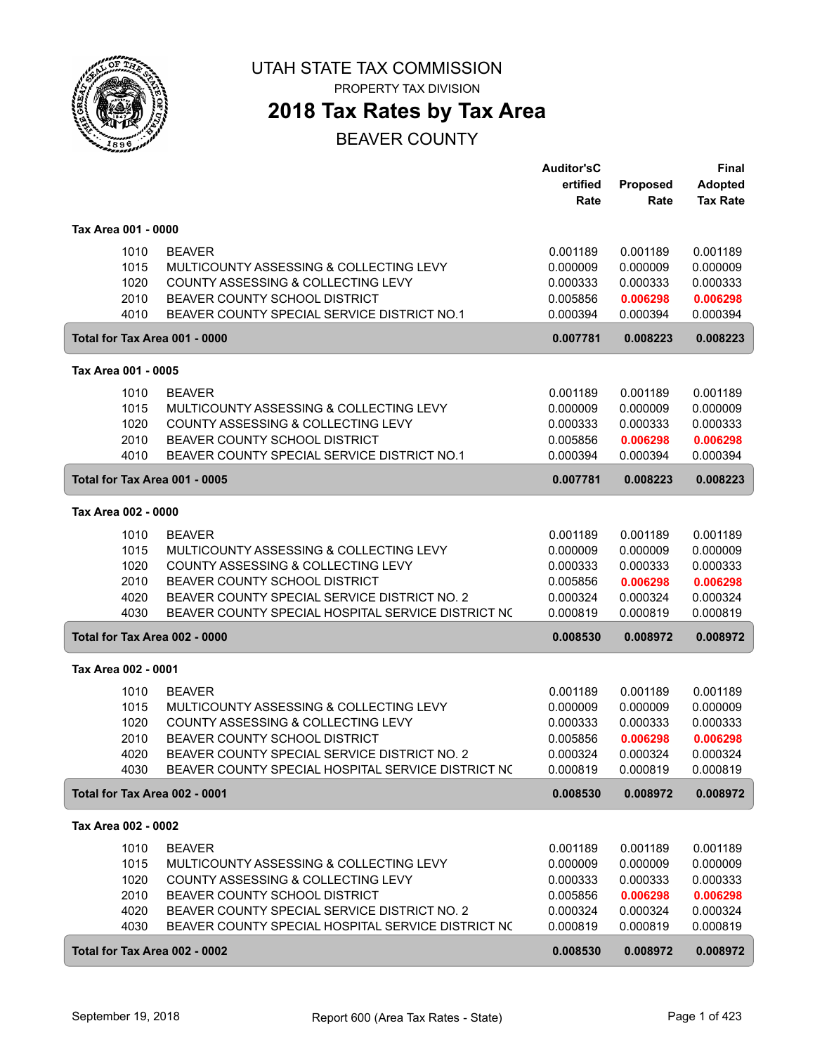# UTAH STATE TAX COMMISSION

PROPERTY TAX DIVISION

## 2018 Tax Rates by Tax Area

BEAVER COUNTY

| | | Auditor'sC ertified Rate | Proposed Rate | Final Adopted Tax Rate |
|---|---|---|---|---|
| **Tax Area 001 - 0000** | | | | |
| 1010 | BEAVER | 0.001189 | 0.001189 | 0.001189 |
| 1015 | MULTICOUNTY ASSESSING & COLLECTING LEVY | 0.000009 | 0.000009 | 0.000009 |
| 1020 | COUNTY ASSESSING & COLLECTING LEVY | 0.000333 | 0.000333 | 0.000333 |
| 2010 | BEAVER COUNTY SCHOOL DISTRICT | 0.005856 | 0.006298 | 0.006298 |
| 4010 | BEAVER COUNTY SPECIAL SERVICE DISTRICT NO.1 | 0.000394 | 0.000394 | 0.000394 |
| **Total for Tax Area 001 - 0000** | | **0.007781** | **0.008223** | **0.008223** |
| **Tax Area 001 - 0005** | | | | |
| 1010 | BEAVER | 0.001189 | 0.001189 | 0.001189 |
| 1015 | MULTICOUNTY ASSESSING & COLLECTING LEVY | 0.000009 | 0.000009 | 0.000009 |
| 1020 | COUNTY ASSESSING & COLLECTING LEVY | 0.000333 | 0.000333 | 0.000333 |
| 2010 | BEAVER COUNTY SCHOOL DISTRICT | 0.005856 | 0.006298 | 0.006298 |
| 4010 | BEAVER COUNTY SPECIAL SERVICE DISTRICT NO.1 | 0.000394 | 0.000394 | 0.000394 |
| **Total for Tax Area 001 - 0005** | | **0.007781** | **0.008223** | **0.008223** |
| **Tax Area 002 - 0000** | | | | |
| 1010 | BEAVER | 0.001189 | 0.001189 | 0.001189 |
| 1015 | MULTICOUNTY ASSESSING & COLLECTING LEVY | 0.000009 | 0.000009 | 0.000009 |
| 1020 | COUNTY ASSESSING & COLLECTING LEVY | 0.000333 | 0.000333 | 0.000333 |
| 2010 | BEAVER COUNTY SCHOOL DISTRICT | 0.005856 | 0.006298 | 0.006298 |
| 4020 | BEAVER COUNTY SPECIAL SERVICE DISTRICT NO. 2 | 0.000324 | 0.000324 | 0.000324 |
| 4030 | BEAVER COUNTY SPECIAL HOSPITAL SERVICE DISTRICT NC | 0.000819 | 0.000819 | 0.000819 |
| **Total for Tax Area 002 - 0000** | | **0.008530** | **0.008972** | **0.008972** |
| **Tax Area 002 - 0001** | | | | |
| 1010 | BEAVER | 0.001189 | 0.001189 | 0.001189 |
| 1015 | MULTICOUNTY ASSESSING & COLLECTING LEVY | 0.000009 | 0.000009 | 0.000009 |
| 1020 | COUNTY ASSESSING & COLLECTING LEVY | 0.000333 | 0.000333 | 0.000333 |
| 2010 | BEAVER COUNTY SCHOOL DISTRICT | 0.005856 | 0.006298 | 0.006298 |
| 4020 | BEAVER COUNTY SPECIAL SERVICE DISTRICT NO. 2 | 0.000324 | 0.000324 | 0.000324 |
| 4030 | BEAVER COUNTY SPECIAL HOSPITAL SERVICE DISTRICT NC | 0.000819 | 0.000819 | 0.000819 |
| **Total for Tax Area 002 - 0001** | | **0.008530** | **0.008972** | **0.008972** |
| **Tax Area 002 - 0002** | | | | |
| 1010 | BEAVER | 0.001189 | 0.001189 | 0.001189 |
| 1015 | MULTICOUNTY ASSESSING & COLLECTING LEVY | 0.000009 | 0.000009 | 0.000009 |
| 1020 | COUNTY ASSESSING & COLLECTING LEVY | 0.000333 | 0.000333 | 0.000333 |
| 2010 | BEAVER COUNTY SCHOOL DISTRICT | 0.005856 | 0.006298 | 0.006298 |
| 4020 | BEAVER COUNTY SPECIAL SERVICE DISTRICT NO. 2 | 0.000324 | 0.000324 | 0.000324 |
| 4030 | BEAVER COUNTY SPECIAL HOSPITAL SERVICE DISTRICT NC | 0.000819 | 0.000819 | 0.000819 |
| **Total for Tax Area 002 - 0002** | | **0.008530** | **0.008972** | **0.008972** |

September 19, 2018 — Report 600 (Area Tax Rates - State)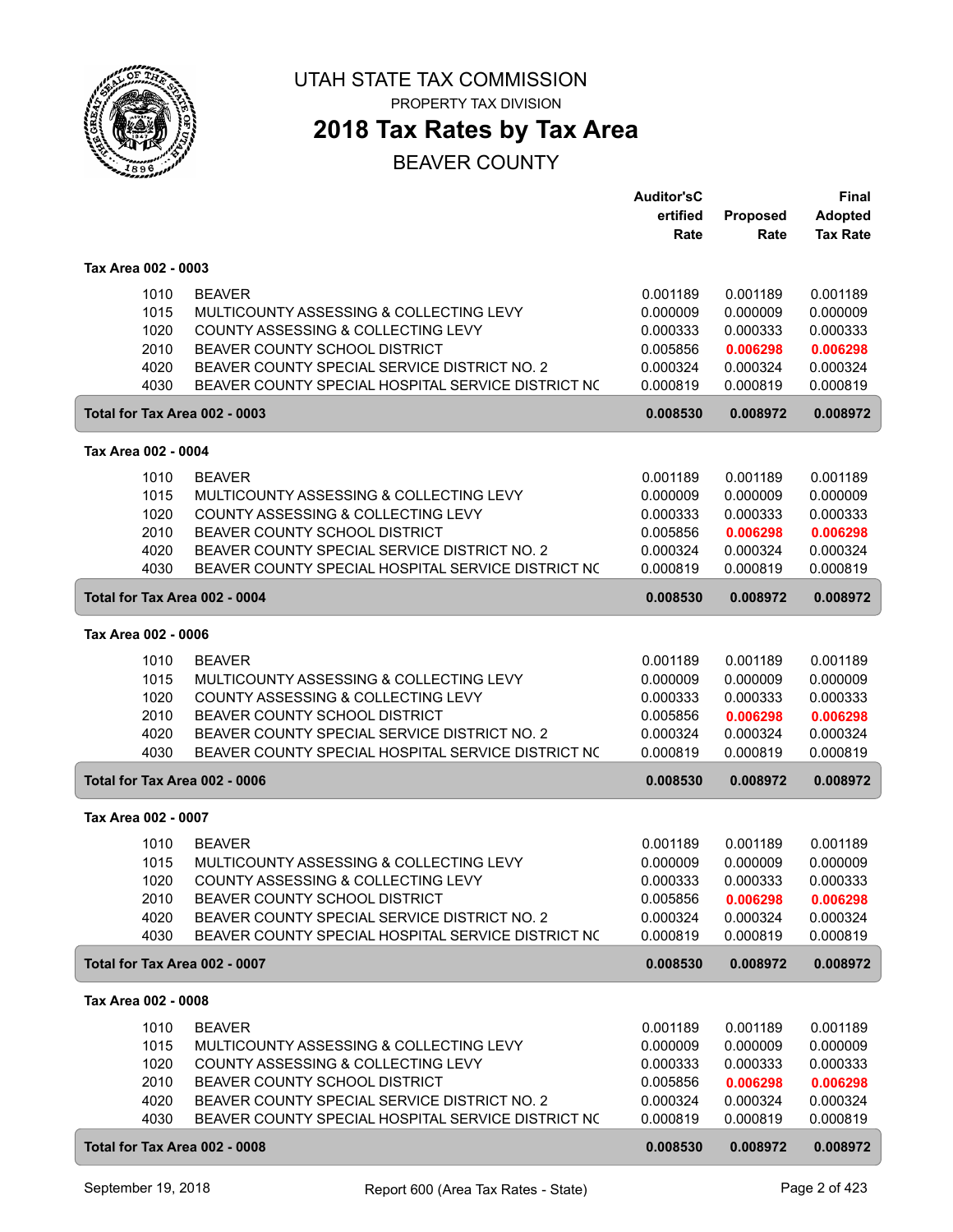# UTAH STATE TAX COMMISSION

PROPERTY TAX DIVISION

## 2018 Tax Rates by Tax Area

BEAVER COUNTY

| | | Auditor'sCertified Rate | Proposed Rate | Final Adopted Tax Rate |
|---|---|---|---|---|
| **Tax Area 002 - 0003** | | | | |
| 1010 | BEAVER | 0.001189 | 0.001189 | 0.001189 |
| 1015 | MULTICOUNTY ASSESSING & COLLECTING LEVY | 0.000009 | 0.000009 | 0.000009 |
| 1020 | COUNTY ASSESSING & COLLECTING LEVY | 0.000333 | 0.000333 | 0.000333 |
| 2010 | BEAVER COUNTY SCHOOL DISTRICT | 0.005856 | **0.006298** | **0.006298** |
| 4020 | BEAVER COUNTY SPECIAL SERVICE DISTRICT NO. 2 | 0.000324 | 0.000324 | 0.000324 |
| 4030 | BEAVER COUNTY SPECIAL HOSPITAL SERVICE DISTRICT NC | 0.000819 | 0.000819 | 0.000819 |
| **Total for Tax Area 002 - 0003** | | **0.008530** | **0.008972** | **0.008972** |
| **Tax Area 002 - 0004** | | | | |
| 1010 | BEAVER | 0.001189 | 0.001189 | 0.001189 |
| 1015 | MULTICOUNTY ASSESSING & COLLECTING LEVY | 0.000009 | 0.000009 | 0.000009 |
| 1020 | COUNTY ASSESSING & COLLECTING LEVY | 0.000333 | 0.000333 | 0.000333 |
| 2010 | BEAVER COUNTY SCHOOL DISTRICT | 0.005856 | **0.006298** | **0.006298** |
| 4020 | BEAVER COUNTY SPECIAL SERVICE DISTRICT NO. 2 | 0.000324 | 0.000324 | 0.000324 |
| 4030 | BEAVER COUNTY SPECIAL HOSPITAL SERVICE DISTRICT NC | 0.000819 | 0.000819 | 0.000819 |
| **Total for Tax Area 002 - 0004** | | **0.008530** | **0.008972** | **0.008972** |
| **Tax Area 002 - 0006** | | | | |
| 1010 | BEAVER | 0.001189 | 0.001189 | 0.001189 |
| 1015 | MULTICOUNTY ASSESSING & COLLECTING LEVY | 0.000009 | 0.000009 | 0.000009 |
| 1020 | COUNTY ASSESSING & COLLECTING LEVY | 0.000333 | 0.000333 | 0.000333 |
| 2010 | BEAVER COUNTY SCHOOL DISTRICT | 0.005856 | **0.006298** | **0.006298** |
| 4020 | BEAVER COUNTY SPECIAL SERVICE DISTRICT NO. 2 | 0.000324 | 0.000324 | 0.000324 |
| 4030 | BEAVER COUNTY SPECIAL HOSPITAL SERVICE DISTRICT NC | 0.000819 | 0.000819 | 0.000819 |
| **Total for Tax Area 002 - 0006** | | **0.008530** | **0.008972** | **0.008972** |
| **Tax Area 002 - 0007** | | | | |
| 1010 | BEAVER | 0.001189 | 0.001189 | 0.001189 |
| 1015 | MULTICOUNTY ASSESSING & COLLECTING LEVY | 0.000009 | 0.000009 | 0.000009 |
| 1020 | COUNTY ASSESSING & COLLECTING LEVY | 0.000333 | 0.000333 | 0.000333 |
| 2010 | BEAVER COUNTY SCHOOL DISTRICT | 0.005856 | **0.006298** | **0.006298** |
| 4020 | BEAVER COUNTY SPECIAL SERVICE DISTRICT NO. 2 | 0.000324 | 0.000324 | 0.000324 |
| 4030 | BEAVER COUNTY SPECIAL HOSPITAL SERVICE DISTRICT NC | 0.000819 | 0.000819 | 0.000819 |
| **Total for Tax Area 002 - 0007** | | **0.008530** | **0.008972** | **0.008972** |
| **Tax Area 002 - 0008** | | | | |
| 1010 | BEAVER | 0.001189 | 0.001189 | 0.001189 |
| 1015 | MULTICOUNTY ASSESSING & COLLECTING LEVY | 0.000009 | 0.000009 | 0.000009 |
| 1020 | COUNTY ASSESSING & COLLECTING LEVY | 0.000333 | 0.000333 | 0.000333 |
| 2010 | BEAVER COUNTY SCHOOL DISTRICT | 0.005856 | **0.006298** | **0.006298** |
| 4020 | BEAVER COUNTY SPECIAL SERVICE DISTRICT NO. 2 | 0.000324 | 0.000324 | 0.000324 |
| 4030 | BEAVER COUNTY SPECIAL HOSPITAL SERVICE DISTRICT NC | 0.000819 | 0.000819 | 0.000819 |
| **Total for Tax Area 002 - 0008** | | **0.008530** | **0.008972** | **0.008972** |

September 19, 2018 — Report 600 (Area Tax Rates - State)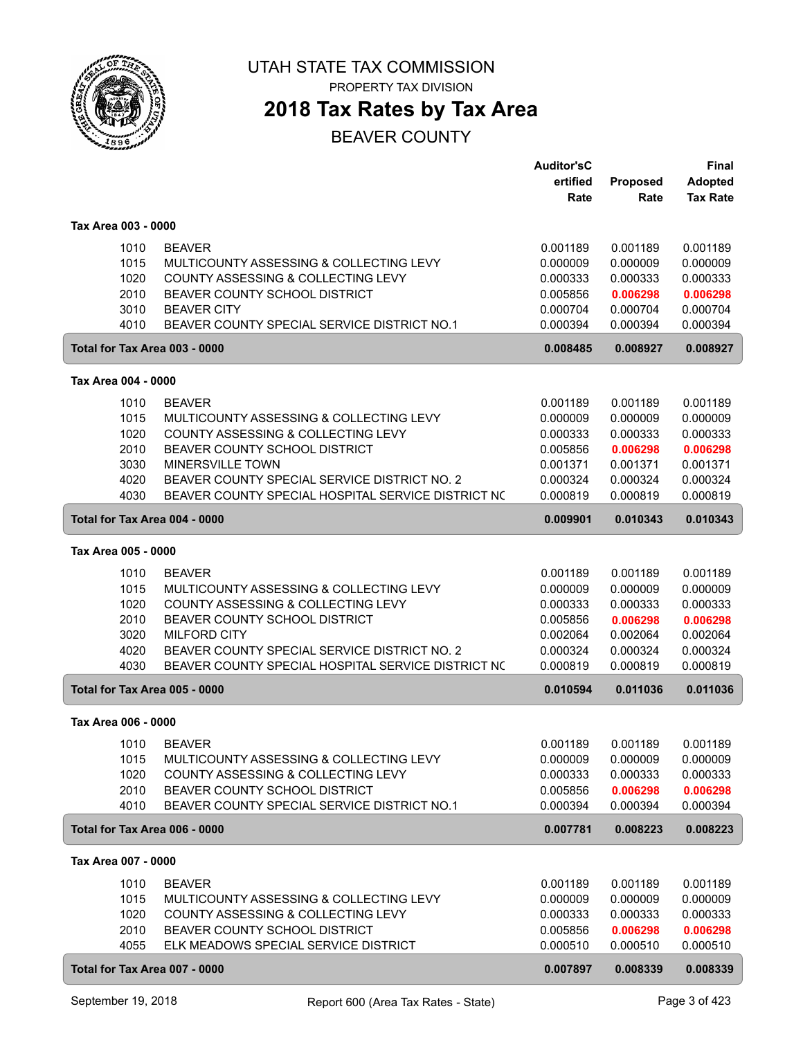# UTAH STATE TAX COMMISSION

PROPERTY TAX DIVISION

## 2018 Tax Rates by Tax Area

BEAVER COUNTY

| | | Auditor'sCertified Rate | Proposed Rate | Final Adopted Tax Rate |
|---|---|---|---|---|
| **Tax Area 003 - 0000** | | | | |
| 1010 | BEAVER | 0.001189 | 0.001189 | 0.001189 |
| 1015 | MULTICOUNTY ASSESSING & COLLECTING LEVY | 0.000009 | 0.000009 | 0.000009 |
| 1020 | COUNTY ASSESSING & COLLECTING LEVY | 0.000333 | 0.000333 | 0.000333 |
| 2010 | BEAVER COUNTY SCHOOL DISTRICT | 0.005856 | **0.006298** | **0.006298** |
| 3010 | BEAVER CITY | 0.000704 | 0.000704 | 0.000704 |
| 4010 | BEAVER COUNTY SPECIAL SERVICE DISTRICT NO.1 | 0.000394 | 0.000394 | 0.000394 |
| **Total for Tax Area 003 - 0000** | | **0.008485** | **0.008927** | **0.008927** |
| **Tax Area 004 - 0000** | | | | |
| 1010 | BEAVER | 0.001189 | 0.001189 | 0.001189 |
| 1015 | MULTICOUNTY ASSESSING & COLLECTING LEVY | 0.000009 | 0.000009 | 0.000009 |
| 1020 | COUNTY ASSESSING & COLLECTING LEVY | 0.000333 | 0.000333 | 0.000333 |
| 2010 | BEAVER COUNTY SCHOOL DISTRICT | 0.005856 | **0.006298** | **0.006298** |
| 3030 | MINERSVILLE TOWN | 0.001371 | 0.001371 | 0.001371 |
| 4020 | BEAVER COUNTY SPECIAL SERVICE DISTRICT NO. 2 | 0.000324 | 0.000324 | 0.000324 |
| 4030 | BEAVER COUNTY SPECIAL HOSPITAL SERVICE DISTRICT NC | 0.000819 | 0.000819 | 0.000819 |
| **Total for Tax Area 004 - 0000** | | **0.009901** | **0.010343** | **0.010343** |
| **Tax Area 005 - 0000** | | | | |
| 1010 | BEAVER | 0.001189 | 0.001189 | 0.001189 |
| 1015 | MULTICOUNTY ASSESSING & COLLECTING LEVY | 0.000009 | 0.000009 | 0.000009 |
| 1020 | COUNTY ASSESSING & COLLECTING LEVY | 0.000333 | 0.000333 | 0.000333 |
| 2010 | BEAVER COUNTY SCHOOL DISTRICT | 0.005856 | **0.006298** | **0.006298** |
| 3020 | MILFORD CITY | 0.002064 | 0.002064 | 0.002064 |
| 4020 | BEAVER COUNTY SPECIAL SERVICE DISTRICT NO. 2 | 0.000324 | 0.000324 | 0.000324 |
| 4030 | BEAVER COUNTY SPECIAL HOSPITAL SERVICE DISTRICT NC | 0.000819 | 0.000819 | 0.000819 |
| **Total for Tax Area 005 - 0000** | | **0.010594** | **0.011036** | **0.011036** |
| **Tax Area 006 - 0000** | | | | |
| 1010 | BEAVER | 0.001189 | 0.001189 | 0.001189 |
| 1015 | MULTICOUNTY ASSESSING & COLLECTING LEVY | 0.000009 | 0.000009 | 0.000009 |
| 1020 | COUNTY ASSESSING & COLLECTING LEVY | 0.000333 | 0.000333 | 0.000333 |
| 2010 | BEAVER COUNTY SCHOOL DISTRICT | 0.005856 | **0.006298** | **0.006298** |
| 4010 | BEAVER COUNTY SPECIAL SERVICE DISTRICT NO.1 | 0.000394 | 0.000394 | 0.000394 |
| **Total for Tax Area 006 - 0000** | | **0.007781** | **0.008223** | **0.008223** |
| **Tax Area 007 - 0000** | | | | |
| 1010 | BEAVER | 0.001189 | 0.001189 | 0.001189 |
| 1015 | MULTICOUNTY ASSESSING & COLLECTING LEVY | 0.000009 | 0.000009 | 0.000009 |
| 1020 | COUNTY ASSESSING & COLLECTING LEVY | 0.000333 | 0.000333 | 0.000333 |
| 2010 | BEAVER COUNTY SCHOOL DISTRICT | 0.005856 | **0.006298** | **0.006298** |
| 4055 | ELK MEADOWS SPECIAL SERVICE DISTRICT | 0.000510 | 0.000510 | 0.000510 |
| **Total for Tax Area 007 - 0000** | | **0.007897** | **0.008339** | **0.008339** |

September 19, 2018 — Report 600 (Area Tax Rates - State)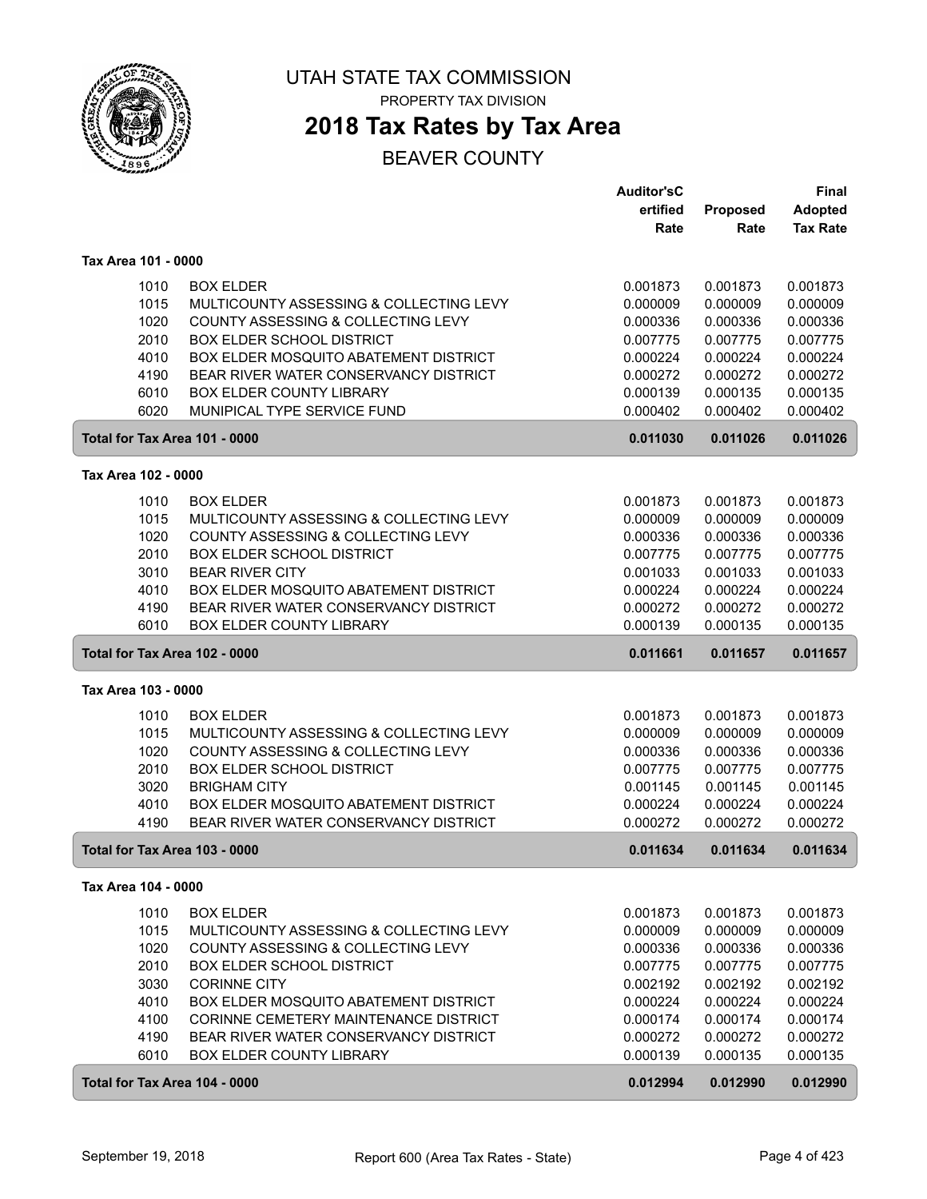# UTAH STATE TAX COMMISSION

PROPERTY TAX DIVISION

## 2018 Tax Rates by Tax Area

BEAVER COUNTY

| | | Auditor'sCertified Rate | Proposed Rate | Final Adopted Tax Rate |
|---|---|---|---|---|
| **Tax Area 101 - 0000** | | | | |
| 1010 | BOX ELDER | 0.001873 | 0.001873 | 0.001873 |
| 1015 | MULTICOUNTY ASSESSING & COLLECTING LEVY | 0.000009 | 0.000009 | 0.000009 |
| 1020 | COUNTY ASSESSING & COLLECTING LEVY | 0.000336 | 0.000336 | 0.000336 |
| 2010 | BOX ELDER SCHOOL DISTRICT | 0.007775 | 0.007775 | 0.007775 |
| 4010 | BOX ELDER MOSQUITO ABATEMENT DISTRICT | 0.000224 | 0.000224 | 0.000224 |
| 4190 | BEAR RIVER WATER CONSERVANCY DISTRICT | 0.000272 | 0.000272 | 0.000272 |
| 6010 | BOX ELDER COUNTY LIBRARY | 0.000139 | 0.000135 | 0.000135 |
| 6020 | MUNIPICAL TYPE SERVICE FUND | 0.000402 | 0.000402 | 0.000402 |
| **Total for Tax Area 101 - 0000** | | **0.011030** | **0.011026** | **0.011026** |
| **Tax Area 102 - 0000** | | | | |
| 1010 | BOX ELDER | 0.001873 | 0.001873 | 0.001873 |
| 1015 | MULTICOUNTY ASSESSING & COLLECTING LEVY | 0.000009 | 0.000009 | 0.000009 |
| 1020 | COUNTY ASSESSING & COLLECTING LEVY | 0.000336 | 0.000336 | 0.000336 |
| 2010 | BOX ELDER SCHOOL DISTRICT | 0.007775 | 0.007775 | 0.007775 |
| 3010 | BEAR RIVER CITY | 0.001033 | 0.001033 | 0.001033 |
| 4010 | BOX ELDER MOSQUITO ABATEMENT DISTRICT | 0.000224 | 0.000224 | 0.000224 |
| 4190 | BEAR RIVER WATER CONSERVANCY DISTRICT | 0.000272 | 0.000272 | 0.000272 |
| 6010 | BOX ELDER COUNTY LIBRARY | 0.000139 | 0.000135 | 0.000135 |
| **Total for Tax Area 102 - 0000** | | **0.011661** | **0.011657** | **0.011657** |
| **Tax Area 103 - 0000** | | | | |
| 1010 | BOX ELDER | 0.001873 | 0.001873 | 0.001873 |
| 1015 | MULTICOUNTY ASSESSING & COLLECTING LEVY | 0.000009 | 0.000009 | 0.000009 |
| 1020 | COUNTY ASSESSING & COLLECTING LEVY | 0.000336 | 0.000336 | 0.000336 |
| 2010 | BOX ELDER SCHOOL DISTRICT | 0.007775 | 0.007775 | 0.007775 |
| 3020 | BRIGHAM CITY | 0.001145 | 0.001145 | 0.001145 |
| 4010 | BOX ELDER MOSQUITO ABATEMENT DISTRICT | 0.000224 | 0.000224 | 0.000224 |
| 4190 | BEAR RIVER WATER CONSERVANCY DISTRICT | 0.000272 | 0.000272 | 0.000272 |
| **Total for Tax Area 103 - 0000** | | **0.011634** | **0.011634** | **0.011634** |
| **Tax Area 104 - 0000** | | | | |
| 1010 | BOX ELDER | 0.001873 | 0.001873 | 0.001873 |
| 1015 | MULTICOUNTY ASSESSING & COLLECTING LEVY | 0.000009 | 0.000009 | 0.000009 |
| 1020 | COUNTY ASSESSING & COLLECTING LEVY | 0.000336 | 0.000336 | 0.000336 |
| 2010 | BOX ELDER SCHOOL DISTRICT | 0.007775 | 0.007775 | 0.007775 |
| 3030 | CORINNE CITY | 0.002192 | 0.002192 | 0.002192 |
| 4010 | BOX ELDER MOSQUITO ABATEMENT DISTRICT | 0.000224 | 0.000224 | 0.000224 |
| 4100 | CORINNE CEMETERY MAINTENANCE DISTRICT | 0.000174 | 0.000174 | 0.000174 |
| 4190 | BEAR RIVER WATER CONSERVANCY DISTRICT | 0.000272 | 0.000272 | 0.000272 |
| 6010 | BOX ELDER COUNTY LIBRARY | 0.000139 | 0.000135 | 0.000135 |
| **Total for Tax Area 104 - 0000** | | **0.012994** | **0.012990** | **0.012990** |

September 19, 2018 — Report 600 (Area Tax Rates - State)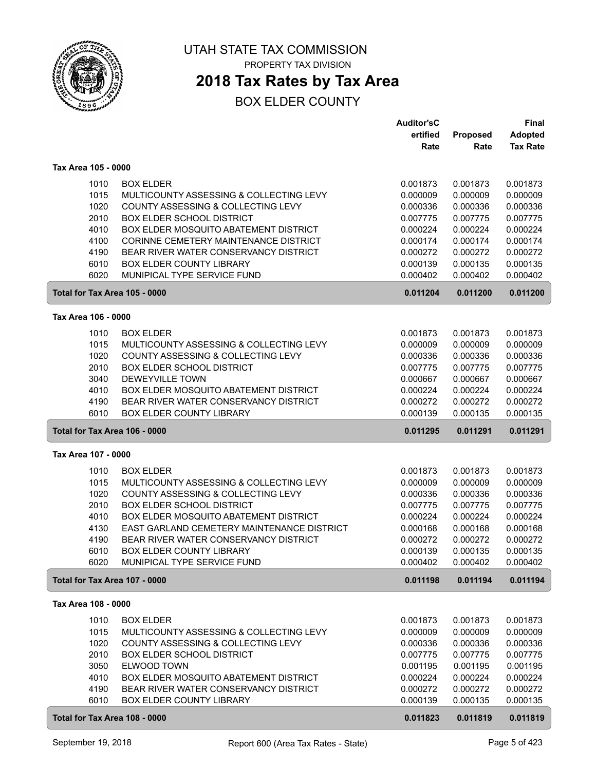# UTAH STATE TAX COMMISSION

PROPERTY TAX DIVISION

## 2018 Tax Rates by Tax Area

### BOX ELDER COUNTY

| | | Auditor'sCertified Rate | Proposed Rate | Final Adopted Tax Rate |
|---|---|---|---|---|
| **Tax Area 105 - 0000** | | | | |
| 1010 | BOX ELDER | 0.001873 | 0.001873 | 0.001873 |
| 1015 | MULTICOUNTY ASSESSING & COLLECTING LEVY | 0.000009 | 0.000009 | 0.000009 |
| 1020 | COUNTY ASSESSING & COLLECTING LEVY | 0.000336 | 0.000336 | 0.000336 |
| 2010 | BOX ELDER SCHOOL DISTRICT | 0.007775 | 0.007775 | 0.007775 |
| 4010 | BOX ELDER MOSQUITO ABATEMENT DISTRICT | 0.000224 | 0.000224 | 0.000224 |
| 4100 | CORINNE CEMETERY MAINTENANCE DISTRICT | 0.000174 | 0.000174 | 0.000174 |
| 4190 | BEAR RIVER WATER CONSERVANCY DISTRICT | 0.000272 | 0.000272 | 0.000272 |
| 6010 | BOX ELDER COUNTY LIBRARY | 0.000139 | 0.000135 | 0.000135 |
| 6020 | MUNIPICAL TYPE SERVICE FUND | 0.000402 | 0.000402 | 0.000402 |
| **Total for Tax Area 105 - 0000** | | **0.011204** | **0.011200** | **0.011200** |
| **Tax Area 106 - 0000** | | | | |
| 1010 | BOX ELDER | 0.001873 | 0.001873 | 0.001873 |
| 1015 | MULTICOUNTY ASSESSING & COLLECTING LEVY | 0.000009 | 0.000009 | 0.000009 |
| 1020 | COUNTY ASSESSING & COLLECTING LEVY | 0.000336 | 0.000336 | 0.000336 |
| 2010 | BOX ELDER SCHOOL DISTRICT | 0.007775 | 0.007775 | 0.007775 |
| 3040 | DEWEYVILLE TOWN | 0.000667 | 0.000667 | 0.000667 |
| 4010 | BOX ELDER MOSQUITO ABATEMENT DISTRICT | 0.000224 | 0.000224 | 0.000224 |
| 4190 | BEAR RIVER WATER CONSERVANCY DISTRICT | 0.000272 | 0.000272 | 0.000272 |
| 6010 | BOX ELDER COUNTY LIBRARY | 0.000139 | 0.000135 | 0.000135 |
| **Total for Tax Area 106 - 0000** | | **0.011295** | **0.011291** | **0.011291** |
| **Tax Area 107 - 0000** | | | | |
| 1010 | BOX ELDER | 0.001873 | 0.001873 | 0.001873 |
| 1015 | MULTICOUNTY ASSESSING & COLLECTING LEVY | 0.000009 | 0.000009 | 0.000009 |
| 1020 | COUNTY ASSESSING & COLLECTING LEVY | 0.000336 | 0.000336 | 0.000336 |
| 2010 | BOX ELDER SCHOOL DISTRICT | 0.007775 | 0.007775 | 0.007775 |
| 4010 | BOX ELDER MOSQUITO ABATEMENT DISTRICT | 0.000224 | 0.000224 | 0.000224 |
| 4130 | EAST GARLAND CEMETERY MAINTENANCE DISTRICT | 0.000168 | 0.000168 | 0.000168 |
| 4190 | BEAR RIVER WATER CONSERVANCY DISTRICT | 0.000272 | 0.000272 | 0.000272 |
| 6010 | BOX ELDER COUNTY LIBRARY | 0.000139 | 0.000135 | 0.000135 |
| 6020 | MUNIPICAL TYPE SERVICE FUND | 0.000402 | 0.000402 | 0.000402 |
| **Total for Tax Area 107 - 0000** | | **0.011198** | **0.011194** | **0.011194** |
| **Tax Area 108 - 0000** | | | | |
| 1010 | BOX ELDER | 0.001873 | 0.001873 | 0.001873 |
| 1015 | MULTICOUNTY ASSESSING & COLLECTING LEVY | 0.000009 | 0.000009 | 0.000009 |
| 1020 | COUNTY ASSESSING & COLLECTING LEVY | 0.000336 | 0.000336 | 0.000336 |
| 2010 | BOX ELDER SCHOOL DISTRICT | 0.007775 | 0.007775 | 0.007775 |
| 3050 | ELWOOD TOWN | 0.001195 | 0.001195 | 0.001195 |
| 4010 | BOX ELDER MOSQUITO ABATEMENT DISTRICT | 0.000224 | 0.000224 | 0.000224 |
| 4190 | BEAR RIVER WATER CONSERVANCY DISTRICT | 0.000272 | 0.000272 | 0.000272 |
| 6010 | BOX ELDER COUNTY LIBRARY | 0.000139 | 0.000135 | 0.000135 |
| **Total for Tax Area 108 - 0000** | | **0.011823** | **0.011819** | **0.011819** |

September 19, 2018 — Report 600 (Area Tax Rates - State)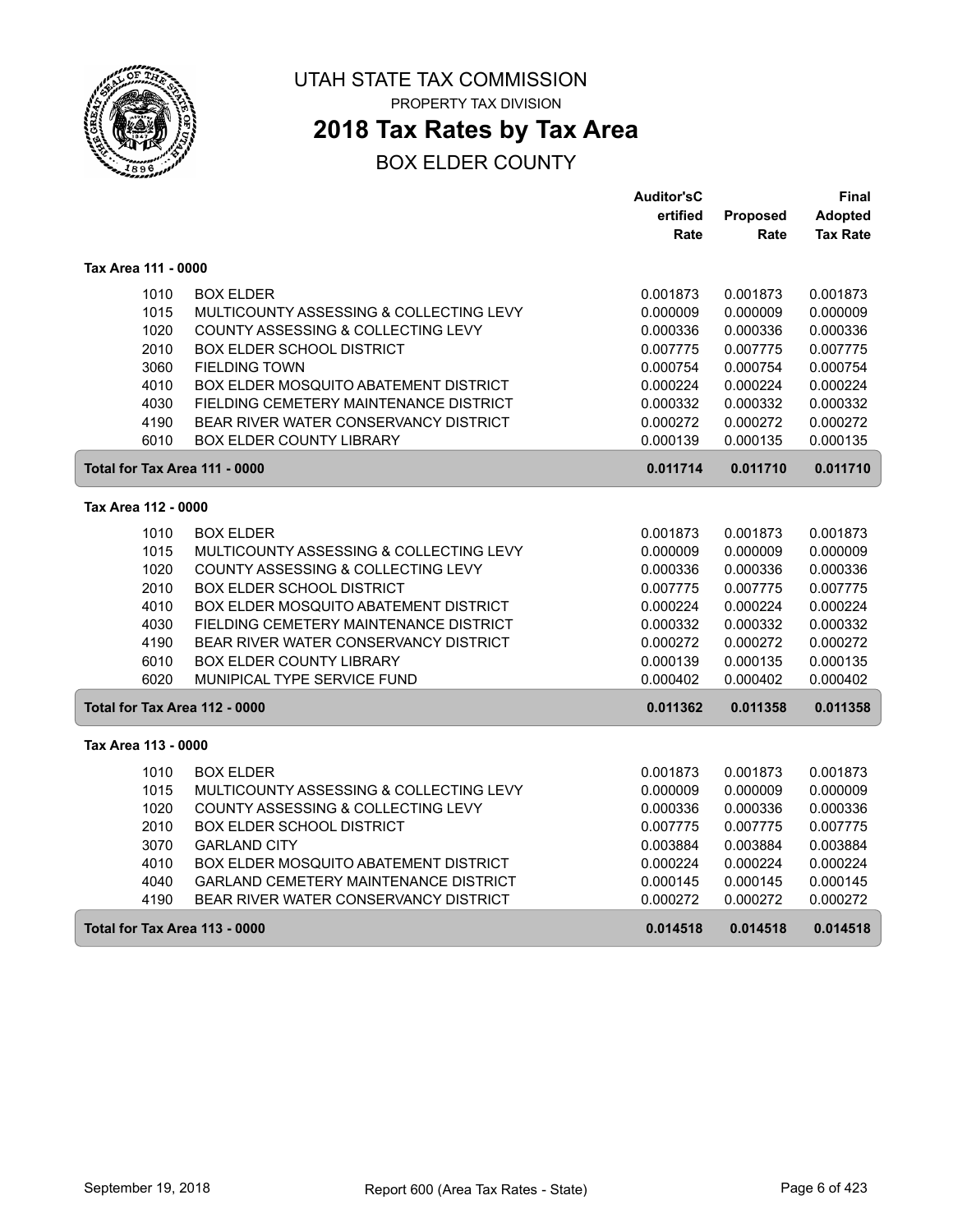UTAH STATE TAX COMMISSION

PROPERTY TAX DIVISION

# 2018 Tax Rates by Tax Area

## BOX ELDER COUNTY

| | | Auditor'sCertified Rate | Proposed Rate | Final Adopted Tax Rate |
|---|---|---|---|---|
| **Tax Area 111 - 0000** | | | | |
| 1010 | BOX ELDER | 0.001873 | 0.001873 | 0.001873 |
| 1015 | MULTICOUNTY ASSESSING & COLLECTING LEVY | 0.000009 | 0.000009 | 0.000009 |
| 1020 | COUNTY ASSESSING & COLLECTING LEVY | 0.000336 | 0.000336 | 0.000336 |
| 2010 | BOX ELDER SCHOOL DISTRICT | 0.007775 | 0.007775 | 0.007775 |
| 3060 | FIELDING TOWN | 0.000754 | 0.000754 | 0.000754 |
| 4010 | BOX ELDER MOSQUITO ABATEMENT DISTRICT | 0.000224 | 0.000224 | 0.000224 |
| 4030 | FIELDING CEMETERY MAINTENANCE DISTRICT | 0.000332 | 0.000332 | 0.000332 |
| 4190 | BEAR RIVER WATER CONSERVANCY DISTRICT | 0.000272 | 0.000272 | 0.000272 |
| 6010 | BOX ELDER COUNTY LIBRARY | 0.000139 | 0.000135 | 0.000135 |
| **Total for Tax Area 111 - 0000** | | **0.011714** | **0.011710** | **0.011710** |
| **Tax Area 112 - 0000** | | | | |
| 1010 | BOX ELDER | 0.001873 | 0.001873 | 0.001873 |
| 1015 | MULTICOUNTY ASSESSING & COLLECTING LEVY | 0.000009 | 0.000009 | 0.000009 |
| 1020 | COUNTY ASSESSING & COLLECTING LEVY | 0.000336 | 0.000336 | 0.000336 |
| 2010 | BOX ELDER SCHOOL DISTRICT | 0.007775 | 0.007775 | 0.007775 |
| 4010 | BOX ELDER MOSQUITO ABATEMENT DISTRICT | 0.000224 | 0.000224 | 0.000224 |
| 4030 | FIELDING CEMETERY MAINTENANCE DISTRICT | 0.000332 | 0.000332 | 0.000332 |
| 4190 | BEAR RIVER WATER CONSERVANCY DISTRICT | 0.000272 | 0.000272 | 0.000272 |
| 6010 | BOX ELDER COUNTY LIBRARY | 0.000139 | 0.000135 | 0.000135 |
| 6020 | MUNIPICAL TYPE SERVICE FUND | 0.000402 | 0.000402 | 0.000402 |
| **Total for Tax Area 112 - 0000** | | **0.011362** | **0.011358** | **0.011358** |
| **Tax Area 113 - 0000** | | | | |
| 1010 | BOX ELDER | 0.001873 | 0.001873 | 0.001873 |
| 1015 | MULTICOUNTY ASSESSING & COLLECTING LEVY | 0.000009 | 0.000009 | 0.000009 |
| 1020 | COUNTY ASSESSING & COLLECTING LEVY | 0.000336 | 0.000336 | 0.000336 |
| 2010 | BOX ELDER SCHOOL DISTRICT | 0.007775 | 0.007775 | 0.007775 |
| 3070 | GARLAND CITY | 0.003884 | 0.003884 | 0.003884 |
| 4010 | BOX ELDER MOSQUITO ABATEMENT DISTRICT | 0.000224 | 0.000224 | 0.000224 |
| 4040 | GARLAND CEMETERY MAINTENANCE DISTRICT | 0.000145 | 0.000145 | 0.000145 |
| 4190 | BEAR RIVER WATER CONSERVANCY DISTRICT | 0.000272 | 0.000272 | 0.000272 |
| **Total for Tax Area 113 - 0000** | | **0.014518** | **0.014518** | **0.014518** |

September 19, 2018 Report 600 (Area Tax Rates - State)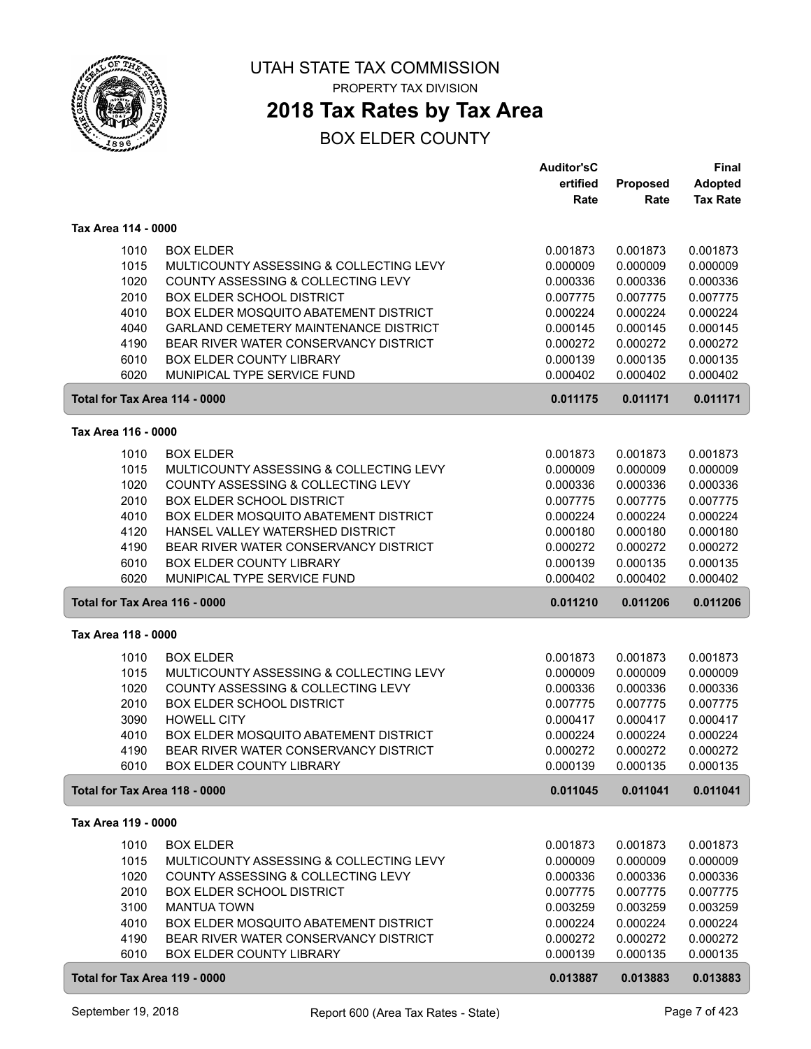# UTAH STATE TAX COMMISSION

PROPERTY TAX DIVISION

## 2018 Tax Rates by Tax Area

BOX ELDER COUNTY

| | | Auditor'sC ertified Rate | Proposed Rate | Final Adopted Tax Rate |
|---|---|---|---|---|
| **Tax Area 114 - 0000** | | | | |
| 1010 | BOX ELDER | 0.001873 | 0.001873 | 0.001873 |
| 1015 | MULTICOUNTY ASSESSING & COLLECTING LEVY | 0.000009 | 0.000009 | 0.000009 |
| 1020 | COUNTY ASSESSING & COLLECTING LEVY | 0.000336 | 0.000336 | 0.000336 |
| 2010 | BOX ELDER SCHOOL DISTRICT | 0.007775 | 0.007775 | 0.007775 |
| 4010 | BOX ELDER MOSQUITO ABATEMENT DISTRICT | 0.000224 | 0.000224 | 0.000224 |
| 4040 | GARLAND CEMETERY MAINTENANCE DISTRICT | 0.000145 | 0.000145 | 0.000145 |
| 4190 | BEAR RIVER WATER CONSERVANCY DISTRICT | 0.000272 | 0.000272 | 0.000272 |
| 6010 | BOX ELDER COUNTY LIBRARY | 0.000139 | 0.000135 | 0.000135 |
| 6020 | MUNIPICAL TYPE SERVICE FUND | 0.000402 | 0.000402 | 0.000402 |
| **Total for Tax Area 114 - 0000** | | **0.011175** | **0.011171** | **0.011171** |
| **Tax Area 116 - 0000** | | | | |
| 1010 | BOX ELDER | 0.001873 | 0.001873 | 0.001873 |
| 1015 | MULTICOUNTY ASSESSING & COLLECTING LEVY | 0.000009 | 0.000009 | 0.000009 |
| 1020 | COUNTY ASSESSING & COLLECTING LEVY | 0.000336 | 0.000336 | 0.000336 |
| 2010 | BOX ELDER SCHOOL DISTRICT | 0.007775 | 0.007775 | 0.007775 |
| 4010 | BOX ELDER MOSQUITO ABATEMENT DISTRICT | 0.000224 | 0.000224 | 0.000224 |
| 4120 | HANSEL VALLEY WATERSHED DISTRICT | 0.000180 | 0.000180 | 0.000180 |
| 4190 | BEAR RIVER WATER CONSERVANCY DISTRICT | 0.000272 | 0.000272 | 0.000272 |
| 6010 | BOX ELDER COUNTY LIBRARY | 0.000139 | 0.000135 | 0.000135 |
| 6020 | MUNIPICAL TYPE SERVICE FUND | 0.000402 | 0.000402 | 0.000402 |
| **Total for Tax Area 116 - 0000** | | **0.011210** | **0.011206** | **0.011206** |
| **Tax Area 118 - 0000** | | | | |
| 1010 | BOX ELDER | 0.001873 | 0.001873 | 0.001873 |
| 1015 | MULTICOUNTY ASSESSING & COLLECTING LEVY | 0.000009 | 0.000009 | 0.000009 |
| 1020 | COUNTY ASSESSING & COLLECTING LEVY | 0.000336 | 0.000336 | 0.000336 |
| 2010 | BOX ELDER SCHOOL DISTRICT | 0.007775 | 0.007775 | 0.007775 |
| 3090 | HOWELL CITY | 0.000417 | 0.000417 | 0.000417 |
| 4010 | BOX ELDER MOSQUITO ABATEMENT DISTRICT | 0.000224 | 0.000224 | 0.000224 |
| 4190 | BEAR RIVER WATER CONSERVANCY DISTRICT | 0.000272 | 0.000272 | 0.000272 |
| 6010 | BOX ELDER COUNTY LIBRARY | 0.000139 | 0.000135 | 0.000135 |
| **Total for Tax Area 118 - 0000** | | **0.011045** | **0.011041** | **0.011041** |
| **Tax Area 119 - 0000** | | | | |
| 1010 | BOX ELDER | 0.001873 | 0.001873 | 0.001873 |
| 1015 | MULTICOUNTY ASSESSING & COLLECTING LEVY | 0.000009 | 0.000009 | 0.000009 |
| 1020 | COUNTY ASSESSING & COLLECTING LEVY | 0.000336 | 0.000336 | 0.000336 |
| 2010 | BOX ELDER SCHOOL DISTRICT | 0.007775 | 0.007775 | 0.007775 |
| 3100 | MANTUA TOWN | 0.003259 | 0.003259 | 0.003259 |
| 4010 | BOX ELDER MOSQUITO ABATEMENT DISTRICT | 0.000224 | 0.000224 | 0.000224 |
| 4190 | BEAR RIVER WATER CONSERVANCY DISTRICT | 0.000272 | 0.000272 | 0.000272 |
| 6010 | BOX ELDER COUNTY LIBRARY | 0.000139 | 0.000135 | 0.000135 |
| **Total for Tax Area 119 - 0000** | | **0.013887** | **0.013883** | **0.013883** |

September 19, 2018 — Report 600 (Area Tax Rates - State)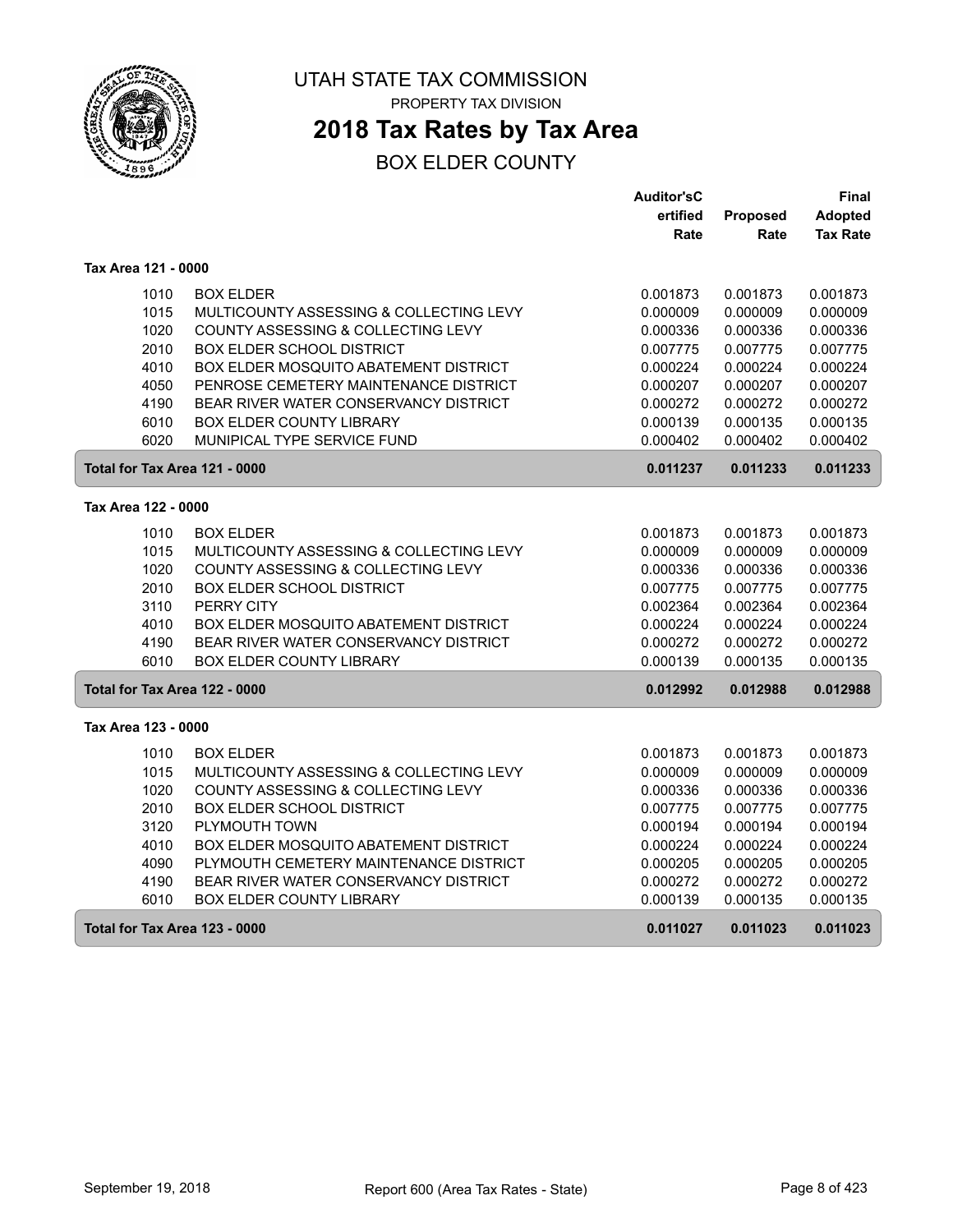# UTAH STATE TAX COMMISSION

PROPERTY TAX DIVISION

## 2018 Tax Rates by Tax Area

BOX ELDER COUNTY

| | | Auditor'sC ertified Rate | Proposed Rate | Final Adopted Tax Rate |
|---|---|---|---|---|
| **Tax Area 121 - 0000** | | | | |
| 1010 | BOX ELDER | 0.001873 | 0.001873 | 0.001873 |
| 1015 | MULTICOUNTY ASSESSING & COLLECTING LEVY | 0.000009 | 0.000009 | 0.000009 |
| 1020 | COUNTY ASSESSING & COLLECTING LEVY | 0.000336 | 0.000336 | 0.000336 |
| 2010 | BOX ELDER SCHOOL DISTRICT | 0.007775 | 0.007775 | 0.007775 |
| 4010 | BOX ELDER MOSQUITO ABATEMENT DISTRICT | 0.000224 | 0.000224 | 0.000224 |
| 4050 | PENROSE CEMETERY MAINTENANCE DISTRICT | 0.000207 | 0.000207 | 0.000207 |
| 4190 | BEAR RIVER WATER CONSERVANCY DISTRICT | 0.000272 | 0.000272 | 0.000272 |
| 6010 | BOX ELDER COUNTY LIBRARY | 0.000139 | 0.000135 | 0.000135 |
| 6020 | MUNIPICAL TYPE SERVICE FUND | 0.000402 | 0.000402 | 0.000402 |
| **Total for Tax Area 121 - 0000** | | **0.011237** | **0.011233** | **0.011233** |
| **Tax Area 122 - 0000** | | | | |
| 1010 | BOX ELDER | 0.001873 | 0.001873 | 0.001873 |
| 1015 | MULTICOUNTY ASSESSING & COLLECTING LEVY | 0.000009 | 0.000009 | 0.000009 |
| 1020 | COUNTY ASSESSING & COLLECTING LEVY | 0.000336 | 0.000336 | 0.000336 |
| 2010 | BOX ELDER SCHOOL DISTRICT | 0.007775 | 0.007775 | 0.007775 |
| 3110 | PERRY CITY | 0.002364 | 0.002364 | 0.002364 |
| 4010 | BOX ELDER MOSQUITO ABATEMENT DISTRICT | 0.000224 | 0.000224 | 0.000224 |
| 4190 | BEAR RIVER WATER CONSERVANCY DISTRICT | 0.000272 | 0.000272 | 0.000272 |
| 6010 | BOX ELDER COUNTY LIBRARY | 0.000139 | 0.000135 | 0.000135 |
| **Total for Tax Area 122 - 0000** | | **0.012992** | **0.012988** | **0.012988** |
| **Tax Area 123 - 0000** | | | | |
| 1010 | BOX ELDER | 0.001873 | 0.001873 | 0.001873 |
| 1015 | MULTICOUNTY ASSESSING & COLLECTING LEVY | 0.000009 | 0.000009 | 0.000009 |
| 1020 | COUNTY ASSESSING & COLLECTING LEVY | 0.000336 | 0.000336 | 0.000336 |
| 2010 | BOX ELDER SCHOOL DISTRICT | 0.007775 | 0.007775 | 0.007775 |
| 3120 | PLYMOUTH TOWN | 0.000194 | 0.000194 | 0.000194 |
| 4010 | BOX ELDER MOSQUITO ABATEMENT DISTRICT | 0.000224 | 0.000224 | 0.000224 |
| 4090 | PLYMOUTH CEMETERY MAINTENANCE DISTRICT | 0.000205 | 0.000205 | 0.000205 |
| 4190 | BEAR RIVER WATER CONSERVANCY DISTRICT | 0.000272 | 0.000272 | 0.000272 |
| 6010 | BOX ELDER COUNTY LIBRARY | 0.000139 | 0.000135 | 0.000135 |
| **Total for Tax Area 123 - 0000** | | **0.011027** | **0.011023** | **0.011023** |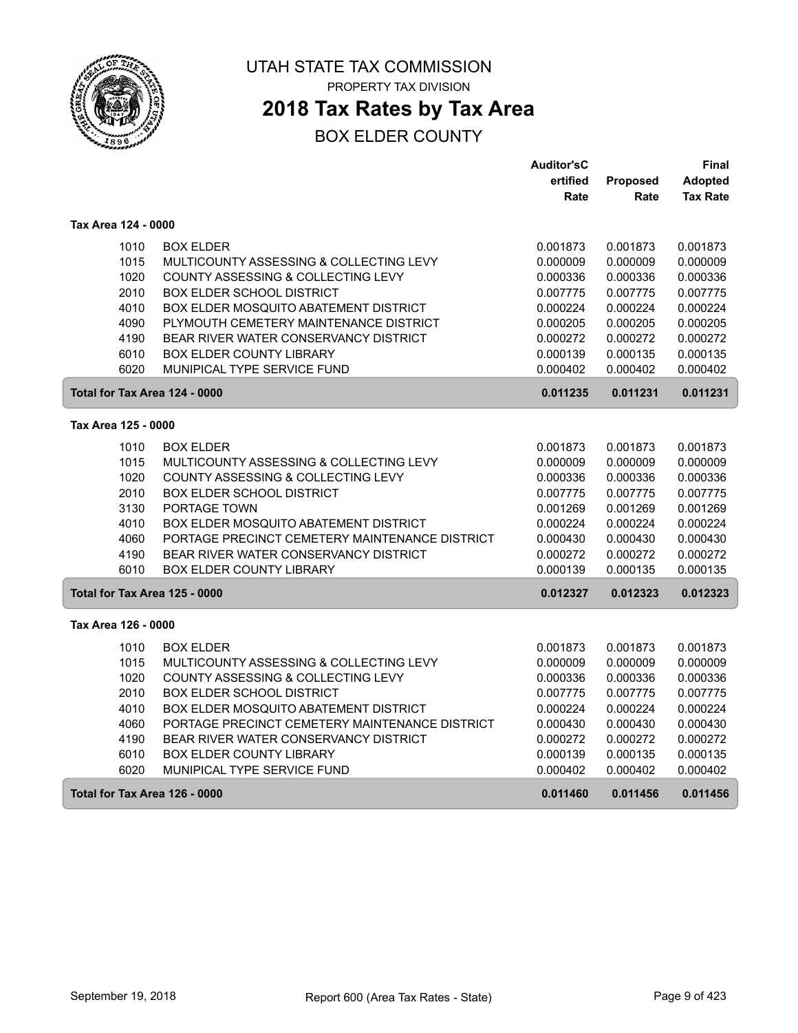# UTAH STATE TAX COMMISSION

PROPERTY TAX DIVISION

## 2018 Tax Rates by Tax Area

BOX ELDER COUNTY

| | | Auditor'sCertified Rate | Proposed Rate | Final Adopted Tax Rate |
|---|---|---|---|---|
| **Tax Area 124 - 0000** | | | | |
| 1010 | BOX ELDER | 0.001873 | 0.001873 | 0.001873 |
| 1015 | MULTICOUNTY ASSESSING & COLLECTING LEVY | 0.000009 | 0.000009 | 0.000009 |
| 1020 | COUNTY ASSESSING & COLLECTING LEVY | 0.000336 | 0.000336 | 0.000336 |
| 2010 | BOX ELDER SCHOOL DISTRICT | 0.007775 | 0.007775 | 0.007775 |
| 4010 | BOX ELDER MOSQUITO ABATEMENT DISTRICT | 0.000224 | 0.000224 | 0.000224 |
| 4090 | PLYMOUTH CEMETERY MAINTENANCE DISTRICT | 0.000205 | 0.000205 | 0.000205 |
| 4190 | BEAR RIVER WATER CONSERVANCY DISTRICT | 0.000272 | 0.000272 | 0.000272 |
| 6010 | BOX ELDER COUNTY LIBRARY | 0.000139 | 0.000135 | 0.000135 |
| 6020 | MUNIPICAL TYPE SERVICE FUND | 0.000402 | 0.000402 | 0.000402 |
| **Total for Tax Area 124 - 0000** | | **0.011235** | **0.011231** | **0.011231** |
| **Tax Area 125 - 0000** | | | | |
| 1010 | BOX ELDER | 0.001873 | 0.001873 | 0.001873 |
| 1015 | MULTICOUNTY ASSESSING & COLLECTING LEVY | 0.000009 | 0.000009 | 0.000009 |
| 1020 | COUNTY ASSESSING & COLLECTING LEVY | 0.000336 | 0.000336 | 0.000336 |
| 2010 | BOX ELDER SCHOOL DISTRICT | 0.007775 | 0.007775 | 0.007775 |
| 3130 | PORTAGE TOWN | 0.001269 | 0.001269 | 0.001269 |
| 4010 | BOX ELDER MOSQUITO ABATEMENT DISTRICT | 0.000224 | 0.000224 | 0.000224 |
| 4060 | PORTAGE PRECINCT CEMETERY MAINTENANCE DISTRICT | 0.000430 | 0.000430 | 0.000430 |
| 4190 | BEAR RIVER WATER CONSERVANCY DISTRICT | 0.000272 | 0.000272 | 0.000272 |
| 6010 | BOX ELDER COUNTY LIBRARY | 0.000139 | 0.000135 | 0.000135 |
| **Total for Tax Area 125 - 0000** | | **0.012327** | **0.012323** | **0.012323** |
| **Tax Area 126 - 0000** | | | | |
| 1010 | BOX ELDER | 0.001873 | 0.001873 | 0.001873 |
| 1015 | MULTICOUNTY ASSESSING & COLLECTING LEVY | 0.000009 | 0.000009 | 0.000009 |
| 1020 | COUNTY ASSESSING & COLLECTING LEVY | 0.000336 | 0.000336 | 0.000336 |
| 2010 | BOX ELDER SCHOOL DISTRICT | 0.007775 | 0.007775 | 0.007775 |
| 4010 | BOX ELDER MOSQUITO ABATEMENT DISTRICT | 0.000224 | 0.000224 | 0.000224 |
| 4060 | PORTAGE PRECINCT CEMETERY MAINTENANCE DISTRICT | 0.000430 | 0.000430 | 0.000430 |
| 4190 | BEAR RIVER WATER CONSERVANCY DISTRICT | 0.000272 | 0.000272 | 0.000272 |
| 6010 | BOX ELDER COUNTY LIBRARY | 0.000139 | 0.000135 | 0.000135 |
| 6020 | MUNIPICAL TYPE SERVICE FUND | 0.000402 | 0.000402 | 0.000402 |
| **Total for Tax Area 126 - 0000** | | **0.011460** | **0.011456** | **0.011456** |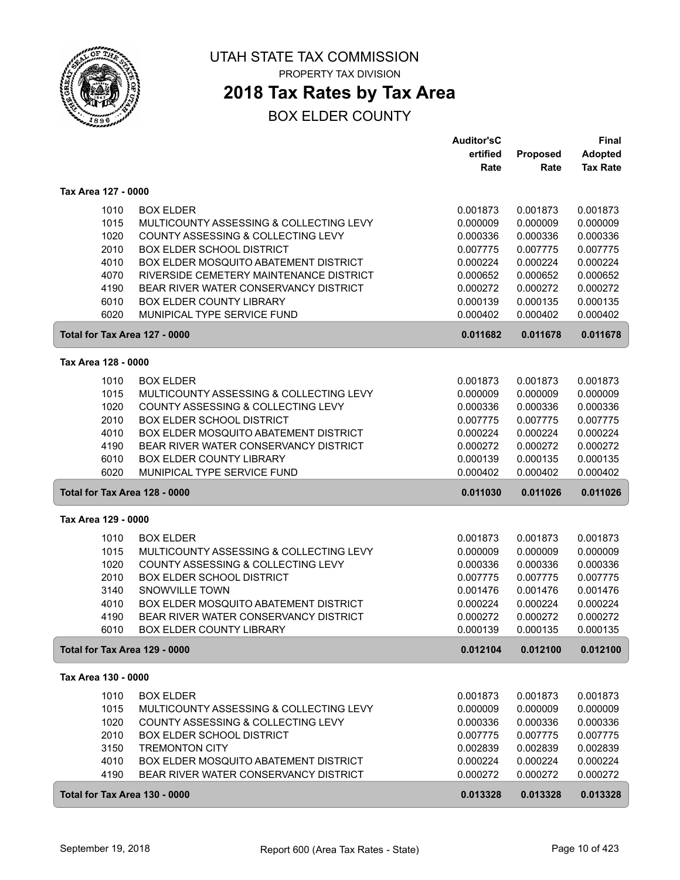# UTAH STATE TAX COMMISSION

PROPERTY TAX DIVISION

## 2018 Tax Rates by Tax Area

BOX ELDER COUNTY

| | | Auditor's Certified Rate | Proposed Rate | Final Adopted Tax Rate |
|---|---|---|---|---|
| **Tax Area 127 - 0000** | | | | |
| 1010 | BOX ELDER | 0.001873 | 0.001873 | 0.001873 |
| 1015 | MULTICOUNTY ASSESSING & COLLECTING LEVY | 0.000009 | 0.000009 | 0.000009 |
| 1020 | COUNTY ASSESSING & COLLECTING LEVY | 0.000336 | 0.000336 | 0.000336 |
| 2010 | BOX ELDER SCHOOL DISTRICT | 0.007775 | 0.007775 | 0.007775 |
| 4010 | BOX ELDER MOSQUITO ABATEMENT DISTRICT | 0.000224 | 0.000224 | 0.000224 |
| 4070 | RIVERSIDE CEMETERY MAINTENANCE DISTRICT | 0.000652 | 0.000652 | 0.000652 |
| 4190 | BEAR RIVER WATER CONSERVANCY DISTRICT | 0.000272 | 0.000272 | 0.000272 |
| 6010 | BOX ELDER COUNTY LIBRARY | 0.000139 | 0.000135 | 0.000135 |
| 6020 | MUNIPICAL TYPE SERVICE FUND | 0.000402 | 0.000402 | 0.000402 |
| **Total for Tax Area 127 - 0000** | | **0.011682** | **0.011678** | **0.011678** |
| **Tax Area 128 - 0000** | | | | |
| 1010 | BOX ELDER | 0.001873 | 0.001873 | 0.001873 |
| 1015 | MULTICOUNTY ASSESSING & COLLECTING LEVY | 0.000009 | 0.000009 | 0.000009 |
| 1020 | COUNTY ASSESSING & COLLECTING LEVY | 0.000336 | 0.000336 | 0.000336 |
| 2010 | BOX ELDER SCHOOL DISTRICT | 0.007775 | 0.007775 | 0.007775 |
| 4010 | BOX ELDER MOSQUITO ABATEMENT DISTRICT | 0.000224 | 0.000224 | 0.000224 |
| 4190 | BEAR RIVER WATER CONSERVANCY DISTRICT | 0.000272 | 0.000272 | 0.000272 |
| 6010 | BOX ELDER COUNTY LIBRARY | 0.000139 | 0.000135 | 0.000135 |
| 6020 | MUNIPICAL TYPE SERVICE FUND | 0.000402 | 0.000402 | 0.000402 |
| **Total for Tax Area 128 - 0000** | | **0.011030** | **0.011026** | **0.011026** |
| **Tax Area 129 - 0000** | | | | |
| 1010 | BOX ELDER | 0.001873 | 0.001873 | 0.001873 |
| 1015 | MULTICOUNTY ASSESSING & COLLECTING LEVY | 0.000009 | 0.000009 | 0.000009 |
| 1020 | COUNTY ASSESSING & COLLECTING LEVY | 0.000336 | 0.000336 | 0.000336 |
| 2010 | BOX ELDER SCHOOL DISTRICT | 0.007775 | 0.007775 | 0.007775 |
| 3140 | SNOWVILLE TOWN | 0.001476 | 0.001476 | 0.001476 |
| 4010 | BOX ELDER MOSQUITO ABATEMENT DISTRICT | 0.000224 | 0.000224 | 0.000224 |
| 4190 | BEAR RIVER WATER CONSERVANCY DISTRICT | 0.000272 | 0.000272 | 0.000272 |
| 6010 | BOX ELDER COUNTY LIBRARY | 0.000139 | 0.000135 | 0.000135 |
| **Total for Tax Area 129 - 0000** | | **0.012104** | **0.012100** | **0.012100** |
| **Tax Area 130 - 0000** | | | | |
| 1010 | BOX ELDER | 0.001873 | 0.001873 | 0.001873 |
| 1015 | MULTICOUNTY ASSESSING & COLLECTING LEVY | 0.000009 | 0.000009 | 0.000009 |
| 1020 | COUNTY ASSESSING & COLLECTING LEVY | 0.000336 | 0.000336 | 0.000336 |
| 2010 | BOX ELDER SCHOOL DISTRICT | 0.007775 | 0.007775 | 0.007775 |
| 3150 | TREMONTON CITY | 0.002839 | 0.002839 | 0.002839 |
| 4010 | BOX ELDER MOSQUITO ABATEMENT DISTRICT | 0.000224 | 0.000224 | 0.000224 |
| 4190 | BEAR RIVER WATER CONSERVANCY DISTRICT | 0.000272 | 0.000272 | 0.000272 |
| **Total for Tax Area 130 - 0000** | | **0.013328** | **0.013328** | **0.013328** |

September 19, 2018 — Report 600 (Area Tax Rates - State)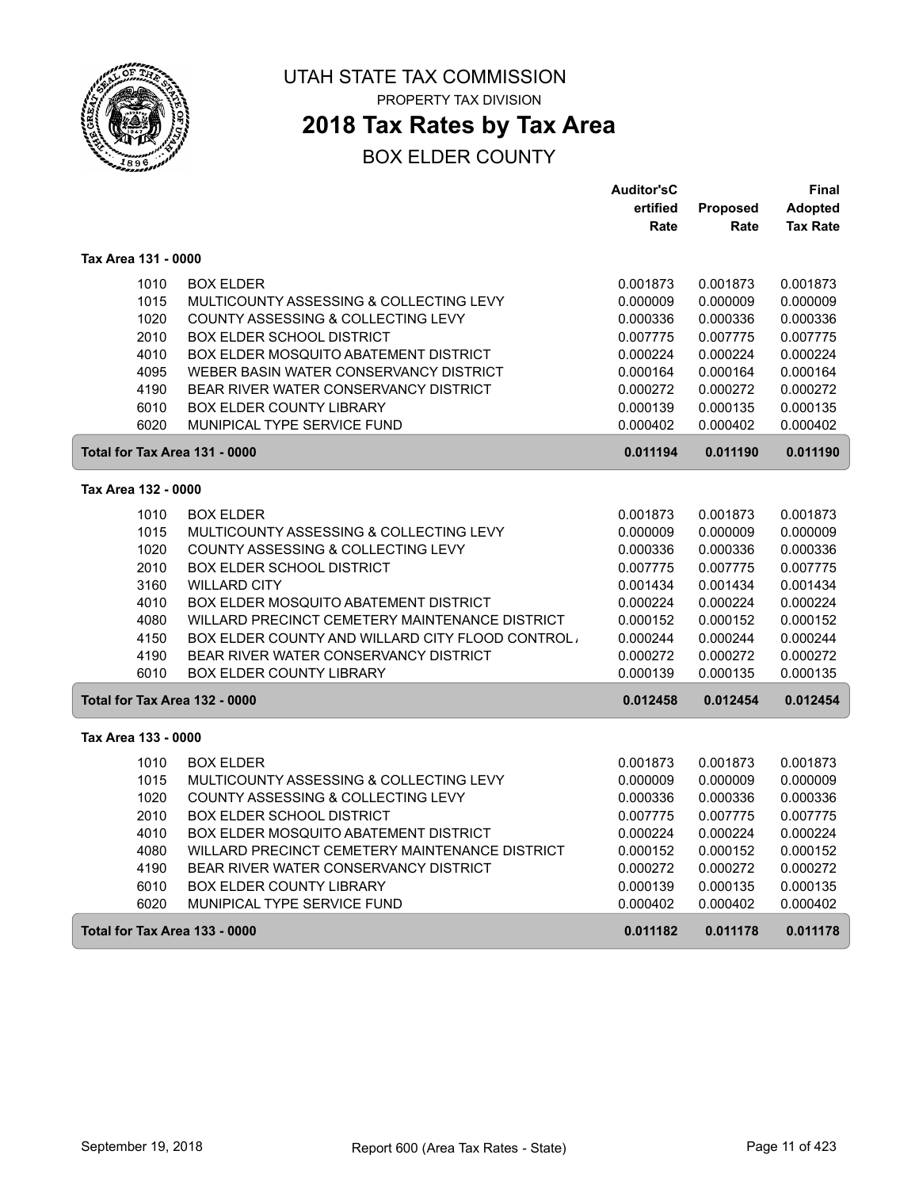UTAH STATE TAX COMMISSION

PROPERTY TAX DIVISION

# 2018 Tax Rates by Tax Area

## BOX ELDER COUNTY

| | | Auditor'sC ertified Rate | Proposed Rate | Final Adopted Tax Rate |
|---|---|---|---|---|
| **Tax Area 131 - 0000** | | | | |
| 1010 | BOX ELDER | 0.001873 | 0.001873 | 0.001873 |
| 1015 | MULTICOUNTY ASSESSING & COLLECTING LEVY | 0.000009 | 0.000009 | 0.000009 |
| 1020 | COUNTY ASSESSING & COLLECTING LEVY | 0.000336 | 0.000336 | 0.000336 |
| 2010 | BOX ELDER SCHOOL DISTRICT | 0.007775 | 0.007775 | 0.007775 |
| 4010 | BOX ELDER MOSQUITO ABATEMENT DISTRICT | 0.000224 | 0.000224 | 0.000224 |
| 4095 | WEBER BASIN WATER CONSERVANCY DISTRICT | 0.000164 | 0.000164 | 0.000164 |
| 4190 | BEAR RIVER WATER CONSERVANCY DISTRICT | 0.000272 | 0.000272 | 0.000272 |
| 6010 | BOX ELDER COUNTY LIBRARY | 0.000139 | 0.000135 | 0.000135 |
| 6020 | MUNIPICAL TYPE SERVICE FUND | 0.000402 | 0.000402 | 0.000402 |
| **Total for Tax Area 131 - 0000** | | **0.011194** | **0.011190** | **0.011190** |
| **Tax Area 132 - 0000** | | | | |
| 1010 | BOX ELDER | 0.001873 | 0.001873 | 0.001873 |
| 1015 | MULTICOUNTY ASSESSING & COLLECTING LEVY | 0.000009 | 0.000009 | 0.000009 |
| 1020 | COUNTY ASSESSING & COLLECTING LEVY | 0.000336 | 0.000336 | 0.000336 |
| 2010 | BOX ELDER SCHOOL DISTRICT | 0.007775 | 0.007775 | 0.007775 |
| 3160 | WILLARD CITY | 0.001434 | 0.001434 | 0.001434 |
| 4010 | BOX ELDER MOSQUITO ABATEMENT DISTRICT | 0.000224 | 0.000224 | 0.000224 |
| 4080 | WILLARD PRECINCT CEMETERY MAINTENANCE DISTRICT | 0.000152 | 0.000152 | 0.000152 |
| 4150 | BOX ELDER COUNTY AND WILLARD CITY FLOOD CONTROL / | 0.000244 | 0.000244 | 0.000244 |
| 4190 | BEAR RIVER WATER CONSERVANCY DISTRICT | 0.000272 | 0.000272 | 0.000272 |
| 6010 | BOX ELDER COUNTY LIBRARY | 0.000139 | 0.000135 | 0.000135 |
| **Total for Tax Area 132 - 0000** | | **0.012458** | **0.012454** | **0.012454** |
| **Tax Area 133 - 0000** | | | | |
| 1010 | BOX ELDER | 0.001873 | 0.001873 | 0.001873 |
| 1015 | MULTICOUNTY ASSESSING & COLLECTING LEVY | 0.000009 | 0.000009 | 0.000009 |
| 1020 | COUNTY ASSESSING & COLLECTING LEVY | 0.000336 | 0.000336 | 0.000336 |
| 2010 | BOX ELDER SCHOOL DISTRICT | 0.007775 | 0.007775 | 0.007775 |
| 4010 | BOX ELDER MOSQUITO ABATEMENT DISTRICT | 0.000224 | 0.000224 | 0.000224 |
| 4080 | WILLARD PRECINCT CEMETERY MAINTENANCE DISTRICT | 0.000152 | 0.000152 | 0.000152 |
| 4190 | BEAR RIVER WATER CONSERVANCY DISTRICT | 0.000272 | 0.000272 | 0.000272 |
| 6010 | BOX ELDER COUNTY LIBRARY | 0.000139 | 0.000135 | 0.000135 |
| 6020 | MUNIPICAL TYPE SERVICE FUND | 0.000402 | 0.000402 | 0.000402 |
| **Total for Tax Area 133 - 0000** | | **0.011182** | **0.011178** | **0.011178** |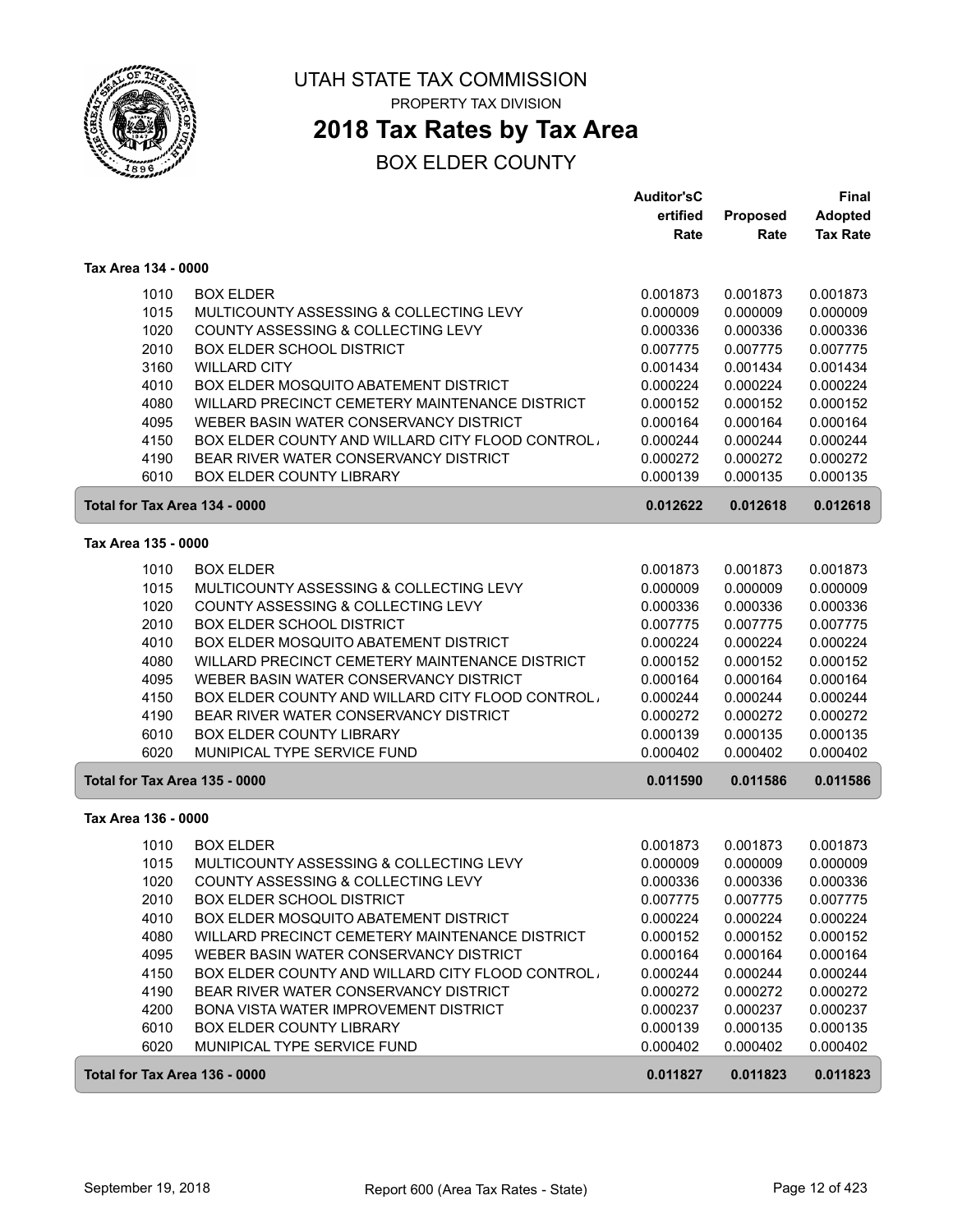# UTAH STATE TAX COMMISSION

PROPERTY TAX DIVISION

## 2018 Tax Rates by Tax Area

BOX ELDER COUNTY

| | | Auditor'sCertified Rate | Proposed Rate | Final Adopted Tax Rate |
|---|---|---|---|---|
| **Tax Area 134 - 0000** | | | | |
| 1010 | BOX ELDER | 0.001873 | 0.001873 | 0.001873 |
| 1015 | MULTICOUNTY ASSESSING & COLLECTING LEVY | 0.000009 | 0.000009 | 0.000009 |
| 1020 | COUNTY ASSESSING & COLLECTING LEVY | 0.000336 | 0.000336 | 0.000336 |
| 2010 | BOX ELDER SCHOOL DISTRICT | 0.007775 | 0.007775 | 0.007775 |
| 3160 | WILLARD CITY | 0.001434 | 0.001434 | 0.001434 |
| 4010 | BOX ELDER MOSQUITO ABATEMENT DISTRICT | 0.000224 | 0.000224 | 0.000224 |
| 4080 | WILLARD PRECINCT CEMETERY MAINTENANCE DISTRICT | 0.000152 | 0.000152 | 0.000152 |
| 4095 | WEBER BASIN WATER CONSERVANCY DISTRICT | 0.000164 | 0.000164 | 0.000164 |
| 4150 | BOX ELDER COUNTY AND WILLARD CITY FLOOD CONTROL / | 0.000244 | 0.000244 | 0.000244 |
| 4190 | BEAR RIVER WATER CONSERVANCY DISTRICT | 0.000272 | 0.000272 | 0.000272 |
| 6010 | BOX ELDER COUNTY LIBRARY | 0.000139 | 0.000135 | 0.000135 |
| **Total for Tax Area 134 - 0000** | | **0.012622** | **0.012618** | **0.012618** |
| **Tax Area 135 - 0000** | | | | |
| 1010 | BOX ELDER | 0.001873 | 0.001873 | 0.001873 |
| 1015 | MULTICOUNTY ASSESSING & COLLECTING LEVY | 0.000009 | 0.000009 | 0.000009 |
| 1020 | COUNTY ASSESSING & COLLECTING LEVY | 0.000336 | 0.000336 | 0.000336 |
| 2010 | BOX ELDER SCHOOL DISTRICT | 0.007775 | 0.007775 | 0.007775 |
| 4010 | BOX ELDER MOSQUITO ABATEMENT DISTRICT | 0.000224 | 0.000224 | 0.000224 |
| 4080 | WILLARD PRECINCT CEMETERY MAINTENANCE DISTRICT | 0.000152 | 0.000152 | 0.000152 |
| 4095 | WEBER BASIN WATER CONSERVANCY DISTRICT | 0.000164 | 0.000164 | 0.000164 |
| 4150 | BOX ELDER COUNTY AND WILLARD CITY FLOOD CONTROL / | 0.000244 | 0.000244 | 0.000244 |
| 4190 | BEAR RIVER WATER CONSERVANCY DISTRICT | 0.000272 | 0.000272 | 0.000272 |
| 6010 | BOX ELDER COUNTY LIBRARY | 0.000139 | 0.000135 | 0.000135 |
| 6020 | MUNIPICAL TYPE SERVICE FUND | 0.000402 | 0.000402 | 0.000402 |
| **Total for Tax Area 135 - 0000** | | **0.011590** | **0.011586** | **0.011586** |
| **Tax Area 136 - 0000** | | | | |
| 1010 | BOX ELDER | 0.001873 | 0.001873 | 0.001873 |
| 1015 | MULTICOUNTY ASSESSING & COLLECTING LEVY | 0.000009 | 0.000009 | 0.000009 |
| 1020 | COUNTY ASSESSING & COLLECTING LEVY | 0.000336 | 0.000336 | 0.000336 |
| 2010 | BOX ELDER SCHOOL DISTRICT | 0.007775 | 0.007775 | 0.007775 |
| 4010 | BOX ELDER MOSQUITO ABATEMENT DISTRICT | 0.000224 | 0.000224 | 0.000224 |
| 4080 | WILLARD PRECINCT CEMETERY MAINTENANCE DISTRICT | 0.000152 | 0.000152 | 0.000152 |
| 4095 | WEBER BASIN WATER CONSERVANCY DISTRICT | 0.000164 | 0.000164 | 0.000164 |
| 4150 | BOX ELDER COUNTY AND WILLARD CITY FLOOD CONTROL / | 0.000244 | 0.000244 | 0.000244 |
| 4190 | BEAR RIVER WATER CONSERVANCY DISTRICT | 0.000272 | 0.000272 | 0.000272 |
| 4200 | BONA VISTA WATER IMPROVEMENT DISTRICT | 0.000237 | 0.000237 | 0.000237 |
| 6010 | BOX ELDER COUNTY LIBRARY | 0.000139 | 0.000135 | 0.000135 |
| 6020 | MUNIPICAL TYPE SERVICE FUND | 0.000402 | 0.000402 | 0.000402 |
| **Total for Tax Area 136 - 0000** | | **0.011827** | **0.011823** | **0.011823** |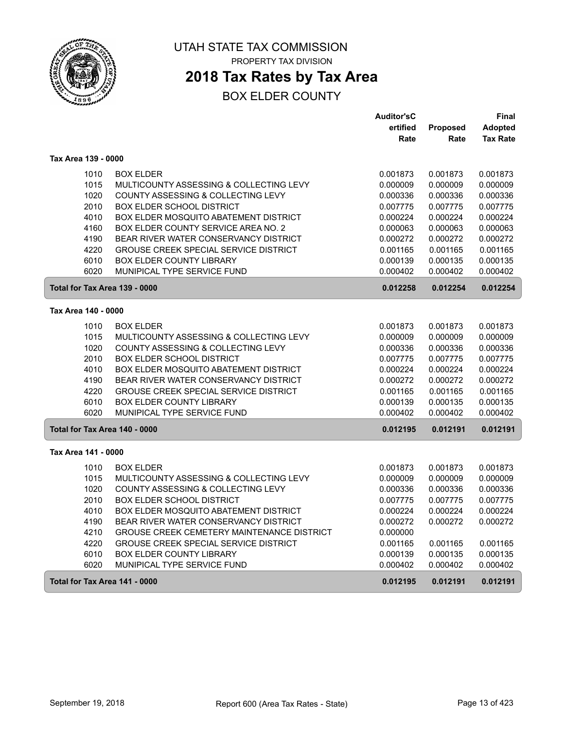UTAH STATE TAX COMMISSION

PROPERTY TAX DIVISION

# 2018 Tax Rates by Tax Area

## BOX ELDER COUNTY

| | | Auditor'sC ertified Rate | Proposed Rate | Final Adopted Tax Rate |
|---|---|---|---|---|
| **Tax Area 139 - 0000** | | | | |
| 1010 | BOX ELDER | 0.001873 | 0.001873 | 0.001873 |
| 1015 | MULTICOUNTY ASSESSING & COLLECTING LEVY | 0.000009 | 0.000009 | 0.000009 |
| 1020 | COUNTY ASSESSING & COLLECTING LEVY | 0.000336 | 0.000336 | 0.000336 |
| 2010 | BOX ELDER SCHOOL DISTRICT | 0.007775 | 0.007775 | 0.007775 |
| 4010 | BOX ELDER MOSQUITO ABATEMENT DISTRICT | 0.000224 | 0.000224 | 0.000224 |
| 4160 | BOX ELDER COUNTY SERVICE AREA NO. 2 | 0.000063 | 0.000063 | 0.000063 |
| 4190 | BEAR RIVER WATER CONSERVANCY DISTRICT | 0.000272 | 0.000272 | 0.000272 |
| 4220 | GROUSE CREEK SPECIAL SERVICE DISTRICT | 0.001165 | 0.001165 | 0.001165 |
| 6010 | BOX ELDER COUNTY LIBRARY | 0.000139 | 0.000135 | 0.000135 |
| 6020 | MUNIPICAL TYPE SERVICE FUND | 0.000402 | 0.000402 | 0.000402 |
| **Total for Tax Area 139 - 0000** | | **0.012258** | **0.012254** | **0.012254** |
| **Tax Area 140 - 0000** | | | | |
| 1010 | BOX ELDER | 0.001873 | 0.001873 | 0.001873 |
| 1015 | MULTICOUNTY ASSESSING & COLLECTING LEVY | 0.000009 | 0.000009 | 0.000009 |
| 1020 | COUNTY ASSESSING & COLLECTING LEVY | 0.000336 | 0.000336 | 0.000336 |
| 2010 | BOX ELDER SCHOOL DISTRICT | 0.007775 | 0.007775 | 0.007775 |
| 4010 | BOX ELDER MOSQUITO ABATEMENT DISTRICT | 0.000224 | 0.000224 | 0.000224 |
| 4190 | BEAR RIVER WATER CONSERVANCY DISTRICT | 0.000272 | 0.000272 | 0.000272 |
| 4220 | GROUSE CREEK SPECIAL SERVICE DISTRICT | 0.001165 | 0.001165 | 0.001165 |
| 6010 | BOX ELDER COUNTY LIBRARY | 0.000139 | 0.000135 | 0.000135 |
| 6020 | MUNIPICAL TYPE SERVICE FUND | 0.000402 | 0.000402 | 0.000402 |
| **Total for Tax Area 140 - 0000** | | **0.012195** | **0.012191** | **0.012191** |
| **Tax Area 141 - 0000** | | | | |
| 1010 | BOX ELDER | 0.001873 | 0.001873 | 0.001873 |
| 1015 | MULTICOUNTY ASSESSING & COLLECTING LEVY | 0.000009 | 0.000009 | 0.000009 |
| 1020 | COUNTY ASSESSING & COLLECTING LEVY | 0.000336 | 0.000336 | 0.000336 |
| 2010 | BOX ELDER SCHOOL DISTRICT | 0.007775 | 0.007775 | 0.007775 |
| 4010 | BOX ELDER MOSQUITO ABATEMENT DISTRICT | 0.000224 | 0.000224 | 0.000224 |
| 4190 | BEAR RIVER WATER CONSERVANCY DISTRICT | 0.000272 | 0.000272 | 0.000272 |
| 4210 | GROUSE CREEK CEMETERY MAINTENANCE DISTRICT | 0.000000 | | |
| 4220 | GROUSE CREEK SPECIAL SERVICE DISTRICT | 0.001165 | 0.001165 | 0.001165 |
| 6010 | BOX ELDER COUNTY LIBRARY | 0.000139 | 0.000135 | 0.000135 |
| 6020 | MUNIPICAL TYPE SERVICE FUND | 0.000402 | 0.000402 | 0.000402 |
| **Total for Tax Area 141 - 0000** | | **0.012195** | **0.012191** | **0.012191** |

September 19, 2018 — Report 600 (Area Tax Rates - State)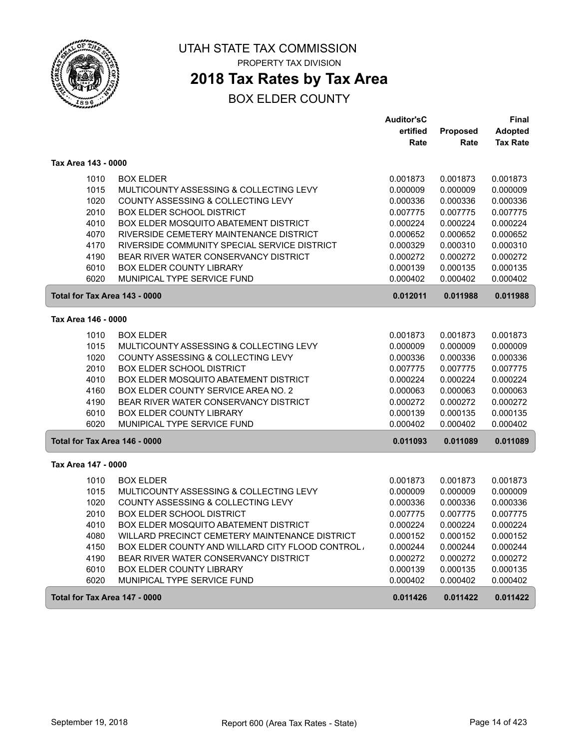UTAH STATE TAX COMMISSION

PROPERTY TAX DIVISION

# 2018 Tax Rates by Tax Area

## BOX ELDER COUNTY

| | | Auditor'sC ertified Rate | Proposed Rate | Final Adopted Tax Rate |
|---|---|---|---|---|
| **Tax Area 143 - 0000** | | | | |
| 1010 | BOX ELDER | 0.001873 | 0.001873 | 0.001873 |
| 1015 | MULTICOUNTY ASSESSING & COLLECTING LEVY | 0.000009 | 0.000009 | 0.000009 |
| 1020 | COUNTY ASSESSING & COLLECTING LEVY | 0.000336 | 0.000336 | 0.000336 |
| 2010 | BOX ELDER SCHOOL DISTRICT | 0.007775 | 0.007775 | 0.007775 |
| 4010 | BOX ELDER MOSQUITO ABATEMENT DISTRICT | 0.000224 | 0.000224 | 0.000224 |
| 4070 | RIVERSIDE CEMETERY MAINTENANCE DISTRICT | 0.000652 | 0.000652 | 0.000652 |
| 4170 | RIVERSIDE COMMUNITY SPECIAL SERVICE DISTRICT | 0.000329 | 0.000310 | 0.000310 |
| 4190 | BEAR RIVER WATER CONSERVANCY DISTRICT | 0.000272 | 0.000272 | 0.000272 |
| 6010 | BOX ELDER COUNTY LIBRARY | 0.000139 | 0.000135 | 0.000135 |
| 6020 | MUNIPICAL TYPE SERVICE FUND | 0.000402 | 0.000402 | 0.000402 |
| **Total for Tax Area 143 - 0000** | | **0.012011** | **0.011988** | **0.011988** |
| **Tax Area 146 - 0000** | | | | |
| 1010 | BOX ELDER | 0.001873 | 0.001873 | 0.001873 |
| 1015 | MULTICOUNTY ASSESSING & COLLECTING LEVY | 0.000009 | 0.000009 | 0.000009 |
| 1020 | COUNTY ASSESSING & COLLECTING LEVY | 0.000336 | 0.000336 | 0.000336 |
| 2010 | BOX ELDER SCHOOL DISTRICT | 0.007775 | 0.007775 | 0.007775 |
| 4010 | BOX ELDER MOSQUITO ABATEMENT DISTRICT | 0.000224 | 0.000224 | 0.000224 |
| 4160 | BOX ELDER COUNTY SERVICE AREA NO. 2 | 0.000063 | 0.000063 | 0.000063 |
| 4190 | BEAR RIVER WATER CONSERVANCY DISTRICT | 0.000272 | 0.000272 | 0.000272 |
| 6010 | BOX ELDER COUNTY LIBRARY | 0.000139 | 0.000135 | 0.000135 |
| 6020 | MUNIPICAL TYPE SERVICE FUND | 0.000402 | 0.000402 | 0.000402 |
| **Total for Tax Area 146 - 0000** | | **0.011093** | **0.011089** | **0.011089** |
| **Tax Area 147 - 0000** | | | | |
| 1010 | BOX ELDER | 0.001873 | 0.001873 | 0.001873 |
| 1015 | MULTICOUNTY ASSESSING & COLLECTING LEVY | 0.000009 | 0.000009 | 0.000009 |
| 1020 | COUNTY ASSESSING & COLLECTING LEVY | 0.000336 | 0.000336 | 0.000336 |
| 2010 | BOX ELDER SCHOOL DISTRICT | 0.007775 | 0.007775 | 0.007775 |
| 4010 | BOX ELDER MOSQUITO ABATEMENT DISTRICT | 0.000224 | 0.000224 | 0.000224 |
| 4080 | WILLARD PRECINCT CEMETERY MAINTENANCE DISTRICT | 0.000152 | 0.000152 | 0.000152 |
| 4150 | BOX ELDER COUNTY AND WILLARD CITY FLOOD CONTROL / | 0.000244 | 0.000244 | 0.000244 |
| 4190 | BEAR RIVER WATER CONSERVANCY DISTRICT | 0.000272 | 0.000272 | 0.000272 |
| 6010 | BOX ELDER COUNTY LIBRARY | 0.000139 | 0.000135 | 0.000135 |
| 6020 | MUNIPICAL TYPE SERVICE FUND | 0.000402 | 0.000402 | 0.000402 |
| **Total for Tax Area 147 - 0000** | | **0.011426** | **0.011422** | **0.011422** |

September 19, 2018 — Report 600 (Area Tax Rates - State)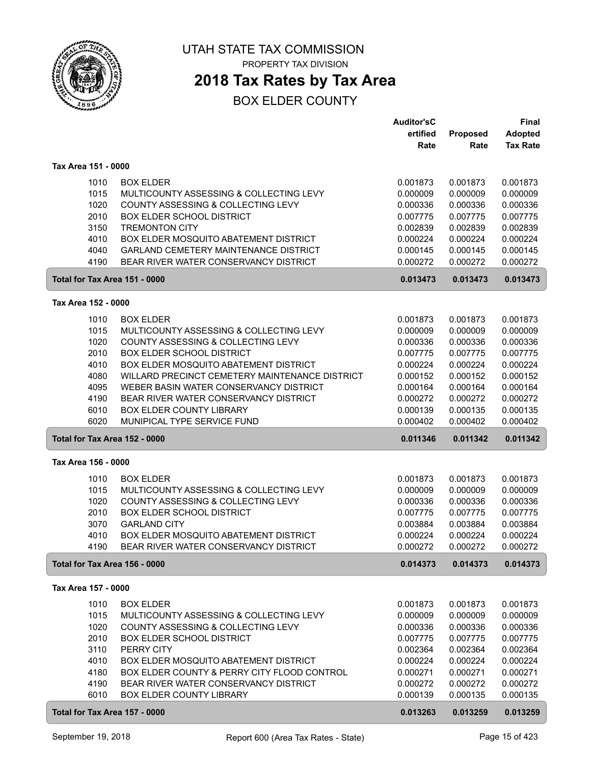# UTAH STATE TAX COMMISSION

PROPERTY TAX DIVISION

## 2018 Tax Rates by Tax Area

BOX ELDER COUNTY

| | | Auditor'sCertified Rate | Proposed Rate | Final Adopted Tax Rate |
|---|---|---|---|---|
| **Tax Area 151 - 0000** | | | | |
| 1010 | BOX ELDER | 0.001873 | 0.001873 | 0.001873 |
| 1015 | MULTICOUNTY ASSESSING & COLLECTING LEVY | 0.000009 | 0.000009 | 0.000009 |
| 1020 | COUNTY ASSESSING & COLLECTING LEVY | 0.000336 | 0.000336 | 0.000336 |
| 2010 | BOX ELDER SCHOOL DISTRICT | 0.007775 | 0.007775 | 0.007775 |
| 3150 | TREMONTON CITY | 0.002839 | 0.002839 | 0.002839 |
| 4010 | BOX ELDER MOSQUITO ABATEMENT DISTRICT | 0.000224 | 0.000224 | 0.000224 |
| 4040 | GARLAND CEMETERY MAINTENANCE DISTRICT | 0.000145 | 0.000145 | 0.000145 |
| 4190 | BEAR RIVER WATER CONSERVANCY DISTRICT | 0.000272 | 0.000272 | 0.000272 |
| **Total for Tax Area 151 - 0000** | | **0.013473** | **0.013473** | **0.013473** |
| **Tax Area 152 - 0000** | | | | |
| 1010 | BOX ELDER | 0.001873 | 0.001873 | 0.001873 |
| 1015 | MULTICOUNTY ASSESSING & COLLECTING LEVY | 0.000009 | 0.000009 | 0.000009 |
| 1020 | COUNTY ASSESSING & COLLECTING LEVY | 0.000336 | 0.000336 | 0.000336 |
| 2010 | BOX ELDER SCHOOL DISTRICT | 0.007775 | 0.007775 | 0.007775 |
| 4010 | BOX ELDER MOSQUITO ABATEMENT DISTRICT | 0.000224 | 0.000224 | 0.000224 |
| 4080 | WILLARD PRECINCT CEMETERY MAINTENANCE DISTRICT | 0.000152 | 0.000152 | 0.000152 |
| 4095 | WEBER BASIN WATER CONSERVANCY DISTRICT | 0.000164 | 0.000164 | 0.000164 |
| 4190 | BEAR RIVER WATER CONSERVANCY DISTRICT | 0.000272 | 0.000272 | 0.000272 |
| 6010 | BOX ELDER COUNTY LIBRARY | 0.000139 | 0.000135 | 0.000135 |
| 6020 | MUNIPICAL TYPE SERVICE FUND | 0.000402 | 0.000402 | 0.000402 |
| **Total for Tax Area 152 - 0000** | | **0.011346** | **0.011342** | **0.011342** |
| **Tax Area 156 - 0000** | | | | |
| 1010 | BOX ELDER | 0.001873 | 0.001873 | 0.001873 |
| 1015 | MULTICOUNTY ASSESSING & COLLECTING LEVY | 0.000009 | 0.000009 | 0.000009 |
| 1020 | COUNTY ASSESSING & COLLECTING LEVY | 0.000336 | 0.000336 | 0.000336 |
| 2010 | BOX ELDER SCHOOL DISTRICT | 0.007775 | 0.007775 | 0.007775 |
| 3070 | GARLAND CITY | 0.003884 | 0.003884 | 0.003884 |
| 4010 | BOX ELDER MOSQUITO ABATEMENT DISTRICT | 0.000224 | 0.000224 | 0.000224 |
| 4190 | BEAR RIVER WATER CONSERVANCY DISTRICT | 0.000272 | 0.000272 | 0.000272 |
| **Total for Tax Area 156 - 0000** | | **0.014373** | **0.014373** | **0.014373** |
| **Tax Area 157 - 0000** | | | | |
| 1010 | BOX ELDER | 0.001873 | 0.001873 | 0.001873 |
| 1015 | MULTICOUNTY ASSESSING & COLLECTING LEVY | 0.000009 | 0.000009 | 0.000009 |
| 1020 | COUNTY ASSESSING & COLLECTING LEVY | 0.000336 | 0.000336 | 0.000336 |
| 2010 | BOX ELDER SCHOOL DISTRICT | 0.007775 | 0.007775 | 0.007775 |
| 3110 | PERRY CITY | 0.002364 | 0.002364 | 0.002364 |
| 4010 | BOX ELDER MOSQUITO ABATEMENT DISTRICT | 0.000224 | 0.000224 | 0.000224 |
| 4180 | BOX ELDER COUNTY & PERRY CITY FLOOD CONTROL | 0.000271 | 0.000271 | 0.000271 |
| 4190 | BEAR RIVER WATER CONSERVANCY DISTRICT | 0.000272 | 0.000272 | 0.000272 |
| 6010 | BOX ELDER COUNTY LIBRARY | 0.000139 | 0.000135 | 0.000135 |
| **Total for Tax Area 157 - 0000** | | **0.013263** | **0.013259** | **0.013259** |

September 19, 2018 — Report 600 (Area Tax Rates - State)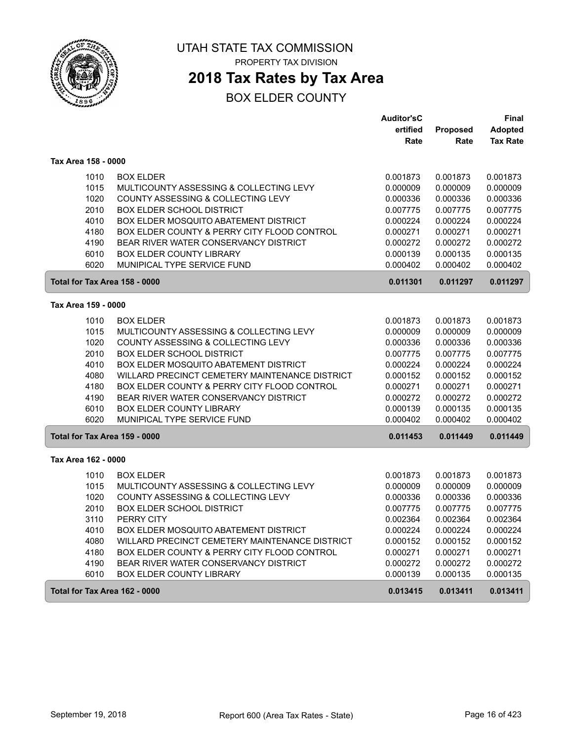# UTAH STATE TAX COMMISSION

PROPERTY TAX DIVISION

## 2018 Tax Rates by Tax Area

BOX ELDER COUNTY

| | | Auditor'sCertified Rate | Proposed Rate | Final Adopted Tax Rate |
|---|---|---|---|---|
| **Tax Area 158 - 0000** | | | | |
| 1010 | BOX ELDER | 0.001873 | 0.001873 | 0.001873 |
| 1015 | MULTICOUNTY ASSESSING & COLLECTING LEVY | 0.000009 | 0.000009 | 0.000009 |
| 1020 | COUNTY ASSESSING & COLLECTING LEVY | 0.000336 | 0.000336 | 0.000336 |
| 2010 | BOX ELDER SCHOOL DISTRICT | 0.007775 | 0.007775 | 0.007775 |
| 4010 | BOX ELDER MOSQUITO ABATEMENT DISTRICT | 0.000224 | 0.000224 | 0.000224 |
| 4180 | BOX ELDER COUNTY & PERRY CITY FLOOD CONTROL | 0.000271 | 0.000271 | 0.000271 |
| 4190 | BEAR RIVER WATER CONSERVANCY DISTRICT | 0.000272 | 0.000272 | 0.000272 |
| 6010 | BOX ELDER COUNTY LIBRARY | 0.000139 | 0.000135 | 0.000135 |
| 6020 | MUNIPICAL TYPE SERVICE FUND | 0.000402 | 0.000402 | 0.000402 |
| **Total for Tax Area 158 - 0000** | | **0.011301** | **0.011297** | **0.011297** |
| **Tax Area 159 - 0000** | | | | |
| 1010 | BOX ELDER | 0.001873 | 0.001873 | 0.001873 |
| 1015 | MULTICOUNTY ASSESSING & COLLECTING LEVY | 0.000009 | 0.000009 | 0.000009 |
| 1020 | COUNTY ASSESSING & COLLECTING LEVY | 0.000336 | 0.000336 | 0.000336 |
| 2010 | BOX ELDER SCHOOL DISTRICT | 0.007775 | 0.007775 | 0.007775 |
| 4010 | BOX ELDER MOSQUITO ABATEMENT DISTRICT | 0.000224 | 0.000224 | 0.000224 |
| 4080 | WILLARD PRECINCT CEMETERY MAINTENANCE DISTRICT | 0.000152 | 0.000152 | 0.000152 |
| 4180 | BOX ELDER COUNTY & PERRY CITY FLOOD CONTROL | 0.000271 | 0.000271 | 0.000271 |
| 4190 | BEAR RIVER WATER CONSERVANCY DISTRICT | 0.000272 | 0.000272 | 0.000272 |
| 6010 | BOX ELDER COUNTY LIBRARY | 0.000139 | 0.000135 | 0.000135 |
| 6020 | MUNIPICAL TYPE SERVICE FUND | 0.000402 | 0.000402 | 0.000402 |
| **Total for Tax Area 159 - 0000** | | **0.011453** | **0.011449** | **0.011449** |
| **Tax Area 162 - 0000** | | | | |
| 1010 | BOX ELDER | 0.001873 | 0.001873 | 0.001873 |
| 1015 | MULTICOUNTY ASSESSING & COLLECTING LEVY | 0.000009 | 0.000009 | 0.000009 |
| 1020 | COUNTY ASSESSING & COLLECTING LEVY | 0.000336 | 0.000336 | 0.000336 |
| 2010 | BOX ELDER SCHOOL DISTRICT | 0.007775 | 0.007775 | 0.007775 |
| 3110 | PERRY CITY | 0.002364 | 0.002364 | 0.002364 |
| 4010 | BOX ELDER MOSQUITO ABATEMENT DISTRICT | 0.000224 | 0.000224 | 0.000224 |
| 4080 | WILLARD PRECINCT CEMETERY MAINTENANCE DISTRICT | 0.000152 | 0.000152 | 0.000152 |
| 4180 | BOX ELDER COUNTY & PERRY CITY FLOOD CONTROL | 0.000271 | 0.000271 | 0.000271 |
| 4190 | BEAR RIVER WATER CONSERVANCY DISTRICT | 0.000272 | 0.000272 | 0.000272 |
| 6010 | BOX ELDER COUNTY LIBRARY | 0.000139 | 0.000135 | 0.000135 |
| **Total for Tax Area 162 - 0000** | | **0.013415** | **0.013411** | **0.013411** |

September 19, 2018 Report 600 (Area Tax Rates - State)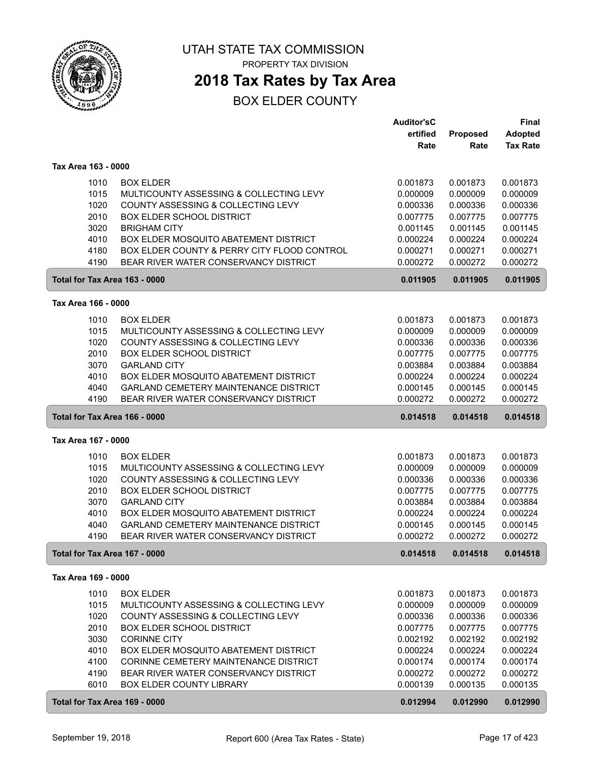# UTAH STATE TAX COMMISSION

PROPERTY TAX DIVISION

## 2018 Tax Rates by Tax Area

BOX ELDER COUNTY

| | | Auditor'sCertified Rate | Proposed Rate | Final Adopted Tax Rate |
|---|---|---|---|---|
| **Tax Area 163 - 0000** | | | | |
| 1010 | BOX ELDER | 0.001873 | 0.001873 | 0.001873 |
| 1015 | MULTICOUNTY ASSESSING & COLLECTING LEVY | 0.000009 | 0.000009 | 0.000009 |
| 1020 | COUNTY ASSESSING & COLLECTING LEVY | 0.000336 | 0.000336 | 0.000336 |
| 2010 | BOX ELDER SCHOOL DISTRICT | 0.007775 | 0.007775 | 0.007775 |
| 3020 | BRIGHAM CITY | 0.001145 | 0.001145 | 0.001145 |
| 4010 | BOX ELDER MOSQUITO ABATEMENT DISTRICT | 0.000224 | 0.000224 | 0.000224 |
| 4180 | BOX ELDER COUNTY & PERRY CITY FLOOD CONTROL | 0.000271 | 0.000271 | 0.000271 |
| 4190 | BEAR RIVER WATER CONSERVANCY DISTRICT | 0.000272 | 0.000272 | 0.000272 |
| **Total for Tax Area 163 - 0000** | | **0.011905** | **0.011905** | **0.011905** |
| **Tax Area 166 - 0000** | | | | |
| 1010 | BOX ELDER | 0.001873 | 0.001873 | 0.001873 |
| 1015 | MULTICOUNTY ASSESSING & COLLECTING LEVY | 0.000009 | 0.000009 | 0.000009 |
| 1020 | COUNTY ASSESSING & COLLECTING LEVY | 0.000336 | 0.000336 | 0.000336 |
| 2010 | BOX ELDER SCHOOL DISTRICT | 0.007775 | 0.007775 | 0.007775 |
| 3070 | GARLAND CITY | 0.003884 | 0.003884 | 0.003884 |
| 4010 | BOX ELDER MOSQUITO ABATEMENT DISTRICT | 0.000224 | 0.000224 | 0.000224 |
| 4040 | GARLAND CEMETERY MAINTENANCE DISTRICT | 0.000145 | 0.000145 | 0.000145 |
| 4190 | BEAR RIVER WATER CONSERVANCY DISTRICT | 0.000272 | 0.000272 | 0.000272 |
| **Total for Tax Area 166 - 0000** | | **0.014518** | **0.014518** | **0.014518** |
| **Tax Area 167 - 0000** | | | | |
| 1010 | BOX ELDER | 0.001873 | 0.001873 | 0.001873 |
| 1015 | MULTICOUNTY ASSESSING & COLLECTING LEVY | 0.000009 | 0.000009 | 0.000009 |
| 1020 | COUNTY ASSESSING & COLLECTING LEVY | 0.000336 | 0.000336 | 0.000336 |
| 2010 | BOX ELDER SCHOOL DISTRICT | 0.007775 | 0.007775 | 0.007775 |
| 3070 | GARLAND CITY | 0.003884 | 0.003884 | 0.003884 |
| 4010 | BOX ELDER MOSQUITO ABATEMENT DISTRICT | 0.000224 | 0.000224 | 0.000224 |
| 4040 | GARLAND CEMETERY MAINTENANCE DISTRICT | 0.000145 | 0.000145 | 0.000145 |
| 4190 | BEAR RIVER WATER CONSERVANCY DISTRICT | 0.000272 | 0.000272 | 0.000272 |
| **Total for Tax Area 167 - 0000** | | **0.014518** | **0.014518** | **0.014518** |
| **Tax Area 169 - 0000** | | | | |
| 1010 | BOX ELDER | 0.001873 | 0.001873 | 0.001873 |
| 1015 | MULTICOUNTY ASSESSING & COLLECTING LEVY | 0.000009 | 0.000009 | 0.000009 |
| 1020 | COUNTY ASSESSING & COLLECTING LEVY | 0.000336 | 0.000336 | 0.000336 |
| 2010 | BOX ELDER SCHOOL DISTRICT | 0.007775 | 0.007775 | 0.007775 |
| 3030 | CORINNE CITY | 0.002192 | 0.002192 | 0.002192 |
| 4010 | BOX ELDER MOSQUITO ABATEMENT DISTRICT | 0.000224 | 0.000224 | 0.000224 |
| 4100 | CORINNE CEMETERY MAINTENANCE DISTRICT | 0.000174 | 0.000174 | 0.000174 |
| 4190 | BEAR RIVER WATER CONSERVANCY DISTRICT | 0.000272 | 0.000272 | 0.000272 |
| 6010 | BOX ELDER COUNTY LIBRARY | 0.000139 | 0.000135 | 0.000135 |
| **Total for Tax Area 169 - 0000** | | **0.012994** | **0.012990** | **0.012990** |

September 19, 2018 — Report 600 (Area Tax Rates - State)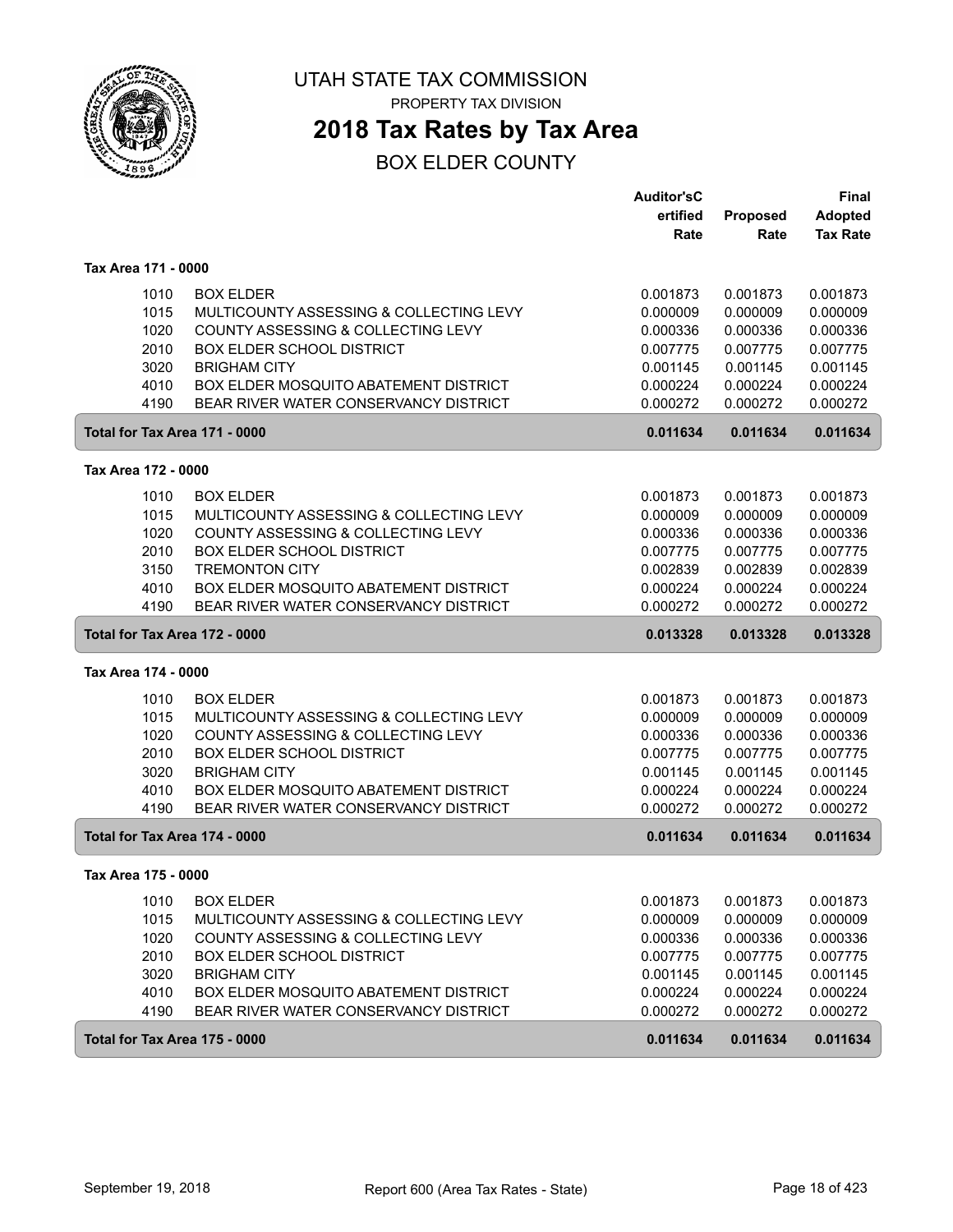# UTAH STATE TAX COMMISSION

PROPERTY TAX DIVISION

## 2018 Tax Rates by Tax Area

### BOX ELDER COUNTY

| | | Auditor'sCertified Rate | Proposed Rate | Final Adopted Tax Rate |
|---|---|---|---|---|
| **Tax Area 171 - 0000** | | | | |
| 1010 | BOX ELDER | 0.001873 | 0.001873 | 0.001873 |
| 1015 | MULTICOUNTY ASSESSING & COLLECTING LEVY | 0.000009 | 0.000009 | 0.000009 |
| 1020 | COUNTY ASSESSING & COLLECTING LEVY | 0.000336 | 0.000336 | 0.000336 |
| 2010 | BOX ELDER SCHOOL DISTRICT | 0.007775 | 0.007775 | 0.007775 |
| 3020 | BRIGHAM CITY | 0.001145 | 0.001145 | 0.001145 |
| 4010 | BOX ELDER MOSQUITO ABATEMENT DISTRICT | 0.000224 | 0.000224 | 0.000224 |
| 4190 | BEAR RIVER WATER CONSERVANCY DISTRICT | 0.000272 | 0.000272 | 0.000272 |
| **Total for Tax Area 171 - 0000** | | **0.011634** | **0.011634** | **0.011634** |
| **Tax Area 172 - 0000** | | | | |
| 1010 | BOX ELDER | 0.001873 | 0.001873 | 0.001873 |
| 1015 | MULTICOUNTY ASSESSING & COLLECTING LEVY | 0.000009 | 0.000009 | 0.000009 |
| 1020 | COUNTY ASSESSING & COLLECTING LEVY | 0.000336 | 0.000336 | 0.000336 |
| 2010 | BOX ELDER SCHOOL DISTRICT | 0.007775 | 0.007775 | 0.007775 |
| 3150 | TREMONTON CITY | 0.002839 | 0.002839 | 0.002839 |
| 4010 | BOX ELDER MOSQUITO ABATEMENT DISTRICT | 0.000224 | 0.000224 | 0.000224 |
| 4190 | BEAR RIVER WATER CONSERVANCY DISTRICT | 0.000272 | 0.000272 | 0.000272 |
| **Total for Tax Area 172 - 0000** | | **0.013328** | **0.013328** | **0.013328** |
| **Tax Area 174 - 0000** | | | | |
| 1010 | BOX ELDER | 0.001873 | 0.001873 | 0.001873 |
| 1015 | MULTICOUNTY ASSESSING & COLLECTING LEVY | 0.000009 | 0.000009 | 0.000009 |
| 1020 | COUNTY ASSESSING & COLLECTING LEVY | 0.000336 | 0.000336 | 0.000336 |
| 2010 | BOX ELDER SCHOOL DISTRICT | 0.007775 | 0.007775 | 0.007775 |
| 3020 | BRIGHAM CITY | 0.001145 | 0.001145 | 0.001145 |
| 4010 | BOX ELDER MOSQUITO ABATEMENT DISTRICT | 0.000224 | 0.000224 | 0.000224 |
| 4190 | BEAR RIVER WATER CONSERVANCY DISTRICT | 0.000272 | 0.000272 | 0.000272 |
| **Total for Tax Area 174 - 0000** | | **0.011634** | **0.011634** | **0.011634** |
| **Tax Area 175 - 0000** | | | | |
| 1010 | BOX ELDER | 0.001873 | 0.001873 | 0.001873 |
| 1015 | MULTICOUNTY ASSESSING & COLLECTING LEVY | 0.000009 | 0.000009 | 0.000009 |
| 1020 | COUNTY ASSESSING & COLLECTING LEVY | 0.000336 | 0.000336 | 0.000336 |
| 2010 | BOX ELDER SCHOOL DISTRICT | 0.007775 | 0.007775 | 0.007775 |
| 3020 | BRIGHAM CITY | 0.001145 | 0.001145 | 0.001145 |
| 4010 | BOX ELDER MOSQUITO ABATEMENT DISTRICT | 0.000224 | 0.000224 | 0.000224 |
| 4190 | BEAR RIVER WATER CONSERVANCY DISTRICT | 0.000272 | 0.000272 | 0.000272 |
| **Total for Tax Area 175 - 0000** | | **0.011634** | **0.011634** | **0.011634** |

September 19, 2018 — Report 600 (Area Tax Rates - State)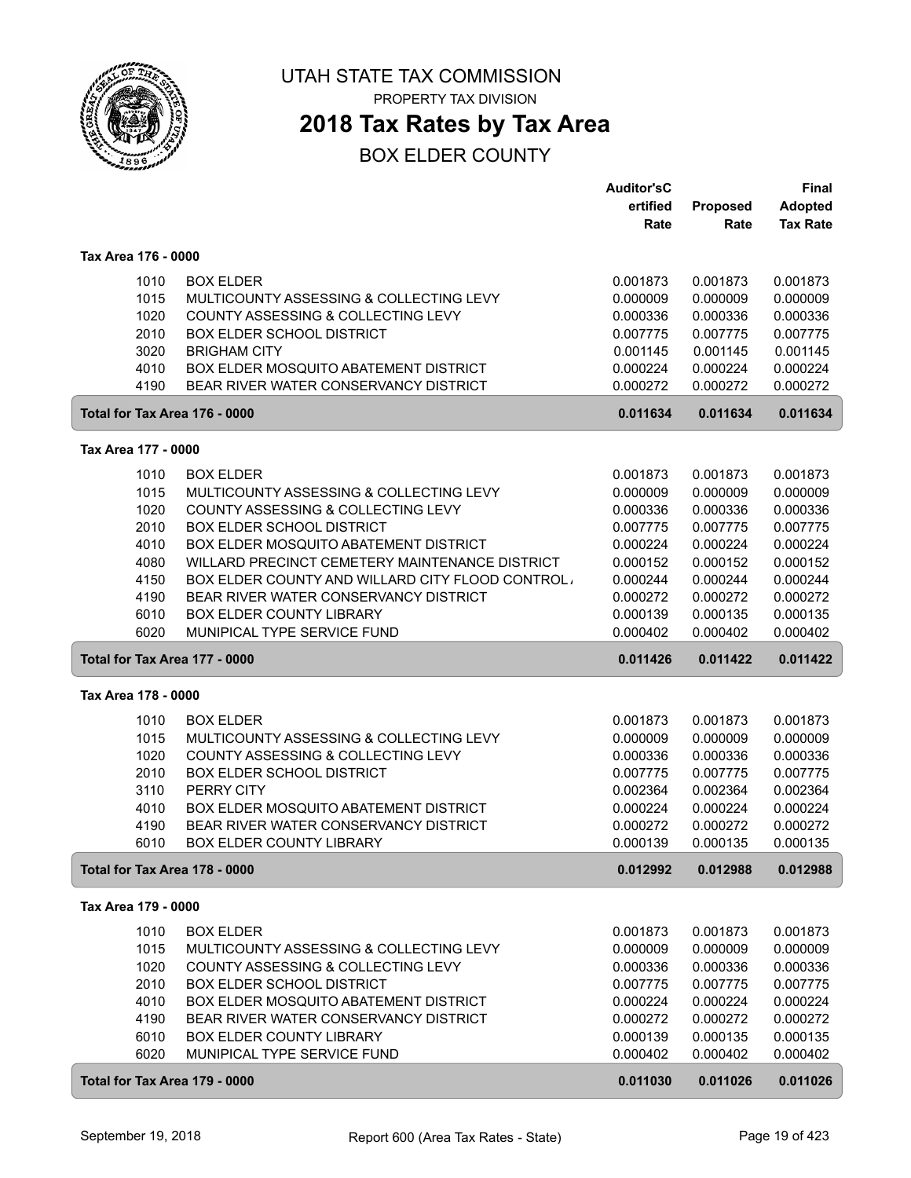# UTAH STATE TAX COMMISSION

PROPERTY TAX DIVISION

## 2018 Tax Rates by Tax Area

BOX ELDER COUNTY

| | | Auditor'sCertified Rate | Proposed Rate | Final Adopted Tax Rate |
|---|---|---|---|---|
| **Tax Area 176 - 0000** | | | | |
| 1010 | BOX ELDER | 0.001873 | 0.001873 | 0.001873 |
| 1015 | MULTICOUNTY ASSESSING & COLLECTING LEVY | 0.000009 | 0.000009 | 0.000009 |
| 1020 | COUNTY ASSESSING & COLLECTING LEVY | 0.000336 | 0.000336 | 0.000336 |
| 2010 | BOX ELDER SCHOOL DISTRICT | 0.007775 | 0.007775 | 0.007775 |
| 3020 | BRIGHAM CITY | 0.001145 | 0.001145 | 0.001145 |
| 4010 | BOX ELDER MOSQUITO ABATEMENT DISTRICT | 0.000224 | 0.000224 | 0.000224 |
| 4190 | BEAR RIVER WATER CONSERVANCY DISTRICT | 0.000272 | 0.000272 | 0.000272 |
| **Total for Tax Area 176 - 0000** | | **0.011634** | **0.011634** | **0.011634** |
| **Tax Area 177 - 0000** | | | | |
| 1010 | BOX ELDER | 0.001873 | 0.001873 | 0.001873 |
| 1015 | MULTICOUNTY ASSESSING & COLLECTING LEVY | 0.000009 | 0.000009 | 0.000009 |
| 1020 | COUNTY ASSESSING & COLLECTING LEVY | 0.000336 | 0.000336 | 0.000336 |
| 2010 | BOX ELDER SCHOOL DISTRICT | 0.007775 | 0.007775 | 0.007775 |
| 4010 | BOX ELDER MOSQUITO ABATEMENT DISTRICT | 0.000224 | 0.000224 | 0.000224 |
| 4080 | WILLARD PRECINCT CEMETERY MAINTENANCE DISTRICT | 0.000152 | 0.000152 | 0.000152 |
| 4150 | BOX ELDER COUNTY AND WILLARD CITY FLOOD CONTROL | 0.000244 | 0.000244 | 0.000244 |
| 4190 | BEAR RIVER WATER CONSERVANCY DISTRICT | 0.000272 | 0.000272 | 0.000272 |
| 6010 | BOX ELDER COUNTY LIBRARY | 0.000139 | 0.000135 | 0.000135 |
| 6020 | MUNIPICAL TYPE SERVICE FUND | 0.000402 | 0.000402 | 0.000402 |
| **Total for Tax Area 177 - 0000** | | **0.011426** | **0.011422** | **0.011422** |
| **Tax Area 178 - 0000** | | | | |
| 1010 | BOX ELDER | 0.001873 | 0.001873 | 0.001873 |
| 1015 | MULTICOUNTY ASSESSING & COLLECTING LEVY | 0.000009 | 0.000009 | 0.000009 |
| 1020 | COUNTY ASSESSING & COLLECTING LEVY | 0.000336 | 0.000336 | 0.000336 |
| 2010 | BOX ELDER SCHOOL DISTRICT | 0.007775 | 0.007775 | 0.007775 |
| 3110 | PERRY CITY | 0.002364 | 0.002364 | 0.002364 |
| 4010 | BOX ELDER MOSQUITO ABATEMENT DISTRICT | 0.000224 | 0.000224 | 0.000224 |
| 4190 | BEAR RIVER WATER CONSERVANCY DISTRICT | 0.000272 | 0.000272 | 0.000272 |
| 6010 | BOX ELDER COUNTY LIBRARY | 0.000139 | 0.000135 | 0.000135 |
| **Total for Tax Area 178 - 0000** | | **0.012992** | **0.012988** | **0.012988** |
| **Tax Area 179 - 0000** | | | | |
| 1010 | BOX ELDER | 0.001873 | 0.001873 | 0.001873 |
| 1015 | MULTICOUNTY ASSESSING & COLLECTING LEVY | 0.000009 | 0.000009 | 0.000009 |
| 1020 | COUNTY ASSESSING & COLLECTING LEVY | 0.000336 | 0.000336 | 0.000336 |
| 2010 | BOX ELDER SCHOOL DISTRICT | 0.007775 | 0.007775 | 0.007775 |
| 4010 | BOX ELDER MOSQUITO ABATEMENT DISTRICT | 0.000224 | 0.000224 | 0.000224 |
| 4190 | BEAR RIVER WATER CONSERVANCY DISTRICT | 0.000272 | 0.000272 | 0.000272 |
| 6010 | BOX ELDER COUNTY LIBRARY | 0.000139 | 0.000135 | 0.000135 |
| 6020 | MUNIPICAL TYPE SERVICE FUND | 0.000402 | 0.000402 | 0.000402 |
| **Total for Tax Area 179 - 0000** | | **0.011030** | **0.011026** | **0.011026** |

September 19, 2018 Report 600 (Area Tax Rates - State)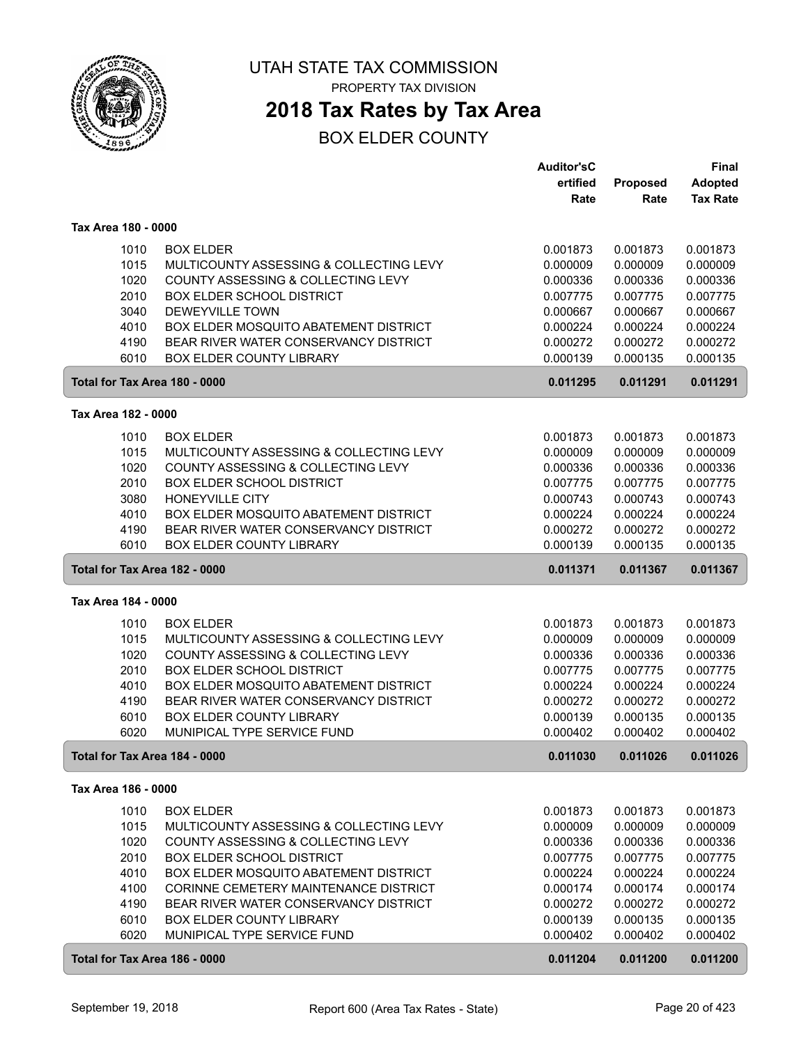# UTAH STATE TAX COMMISSION

PROPERTY TAX DIVISION

## 2018 Tax Rates by Tax Area

BOX ELDER COUNTY

| | | Auditor'sC ertified Rate | Proposed Rate | Final Adopted Tax Rate |
|---|---|---|---|---|
| **Tax Area 180 - 0000** | | | | |
| 1010 | BOX ELDER | 0.001873 | 0.001873 | 0.001873 |
| 1015 | MULTICOUNTY ASSESSING & COLLECTING LEVY | 0.000009 | 0.000009 | 0.000009 |
| 1020 | COUNTY ASSESSING & COLLECTING LEVY | 0.000336 | 0.000336 | 0.000336 |
| 2010 | BOX ELDER SCHOOL DISTRICT | 0.007775 | 0.007775 | 0.007775 |
| 3040 | DEWEYVILLE TOWN | 0.000667 | 0.000667 | 0.000667 |
| 4010 | BOX ELDER MOSQUITO ABATEMENT DISTRICT | 0.000224 | 0.000224 | 0.000224 |
| 4190 | BEAR RIVER WATER CONSERVANCY DISTRICT | 0.000272 | 0.000272 | 0.000272 |
| 6010 | BOX ELDER COUNTY LIBRARY | 0.000139 | 0.000135 | 0.000135 |
| **Total for Tax Area 180 - 0000** | | **0.011295** | **0.011291** | **0.011291** |
| **Tax Area 182 - 0000** | | | | |
| 1010 | BOX ELDER | 0.001873 | 0.001873 | 0.001873 |
| 1015 | MULTICOUNTY ASSESSING & COLLECTING LEVY | 0.000009 | 0.000009 | 0.000009 |
| 1020 | COUNTY ASSESSING & COLLECTING LEVY | 0.000336 | 0.000336 | 0.000336 |
| 2010 | BOX ELDER SCHOOL DISTRICT | 0.007775 | 0.007775 | 0.007775 |
| 3080 | HONEYVILLE CITY | 0.000743 | 0.000743 | 0.000743 |
| 4010 | BOX ELDER MOSQUITO ABATEMENT DISTRICT | 0.000224 | 0.000224 | 0.000224 |
| 4190 | BEAR RIVER WATER CONSERVANCY DISTRICT | 0.000272 | 0.000272 | 0.000272 |
| 6010 | BOX ELDER COUNTY LIBRARY | 0.000139 | 0.000135 | 0.000135 |
| **Total for Tax Area 182 - 0000** | | **0.011371** | **0.011367** | **0.011367** |
| **Tax Area 184 - 0000** | | | | |
| 1010 | BOX ELDER | 0.001873 | 0.001873 | 0.001873 |
| 1015 | MULTICOUNTY ASSESSING & COLLECTING LEVY | 0.000009 | 0.000009 | 0.000009 |
| 1020 | COUNTY ASSESSING & COLLECTING LEVY | 0.000336 | 0.000336 | 0.000336 |
| 2010 | BOX ELDER SCHOOL DISTRICT | 0.007775 | 0.007775 | 0.007775 |
| 4010 | BOX ELDER MOSQUITO ABATEMENT DISTRICT | 0.000224 | 0.000224 | 0.000224 |
| 4190 | BEAR RIVER WATER CONSERVANCY DISTRICT | 0.000272 | 0.000272 | 0.000272 |
| 6010 | BOX ELDER COUNTY LIBRARY | 0.000139 | 0.000135 | 0.000135 |
| 6020 | MUNIPICAL TYPE SERVICE FUND | 0.000402 | 0.000402 | 0.000402 |
| **Total for Tax Area 184 - 0000** | | **0.011030** | **0.011026** | **0.011026** |
| **Tax Area 186 - 0000** | | | | |
| 1010 | BOX ELDER | 0.001873 | 0.001873 | 0.001873 |
| 1015 | MULTICOUNTY ASSESSING & COLLECTING LEVY | 0.000009 | 0.000009 | 0.000009 |
| 1020 | COUNTY ASSESSING & COLLECTING LEVY | 0.000336 | 0.000336 | 0.000336 |
| 2010 | BOX ELDER SCHOOL DISTRICT | 0.007775 | 0.007775 | 0.007775 |
| 4010 | BOX ELDER MOSQUITO ABATEMENT DISTRICT | 0.000224 | 0.000224 | 0.000224 |
| 4100 | CORINNE CEMETERY MAINTENANCE DISTRICT | 0.000174 | 0.000174 | 0.000174 |
| 4190 | BEAR RIVER WATER CONSERVANCY DISTRICT | 0.000272 | 0.000272 | 0.000272 |
| 6010 | BOX ELDER COUNTY LIBRARY | 0.000139 | 0.000135 | 0.000135 |
| 6020 | MUNIPICAL TYPE SERVICE FUND | 0.000402 | 0.000402 | 0.000402 |
| **Total for Tax Area 186 - 0000** | | **0.011204** | **0.011200** | **0.011200** |

September 19, 2018 — Report 600 (Area Tax Rates - State)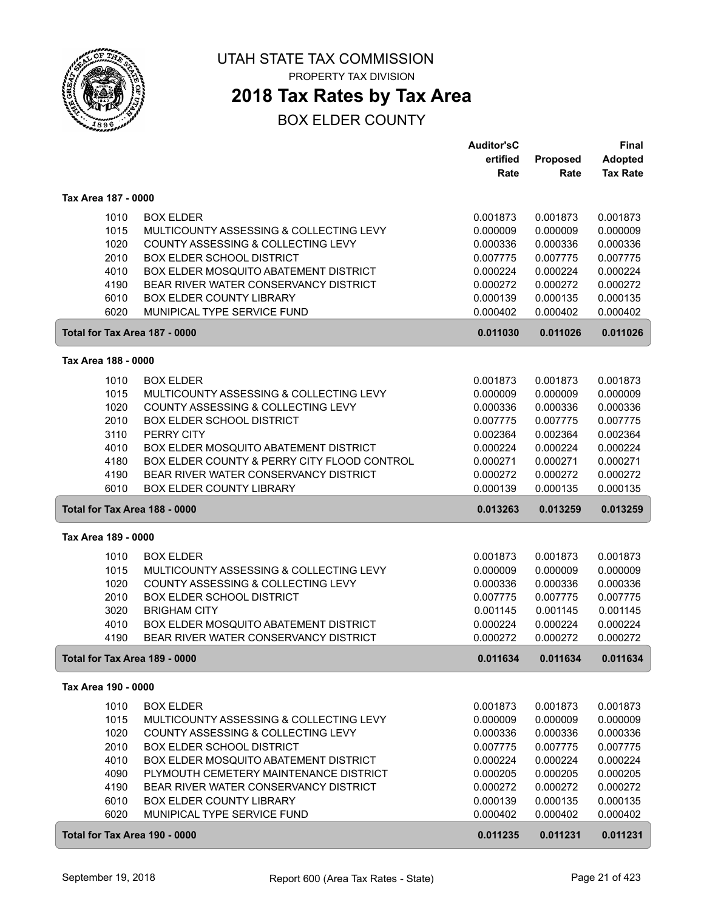# UTAH STATE TAX COMMISSION

PROPERTY TAX DIVISION

## 2018 Tax Rates by Tax Area

BOX ELDER COUNTY

| | | Auditor'sCertified Rate | Proposed Rate | Final Adopted Tax Rate |
|---|---|---|---|---|
| **Tax Area 187 - 0000** | | | | |
| 1010 | BOX ELDER | 0.001873 | 0.001873 | 0.001873 |
| 1015 | MULTICOUNTY ASSESSING & COLLECTING LEVY | 0.000009 | 0.000009 | 0.000009 |
| 1020 | COUNTY ASSESSING & COLLECTING LEVY | 0.000336 | 0.000336 | 0.000336 |
| 2010 | BOX ELDER SCHOOL DISTRICT | 0.007775 | 0.007775 | 0.007775 |
| 4010 | BOX ELDER MOSQUITO ABATEMENT DISTRICT | 0.000224 | 0.000224 | 0.000224 |
| 4190 | BEAR RIVER WATER CONSERVANCY DISTRICT | 0.000272 | 0.000272 | 0.000272 |
| 6010 | BOX ELDER COUNTY LIBRARY | 0.000139 | 0.000135 | 0.000135 |
| 6020 | MUNIPICAL TYPE SERVICE FUND | 0.000402 | 0.000402 | 0.000402 |
| **Total for Tax Area 187 - 0000** | | **0.011030** | **0.011026** | **0.011026** |
| **Tax Area 188 - 0000** | | | | |
| 1010 | BOX ELDER | 0.001873 | 0.001873 | 0.001873 |
| 1015 | MULTICOUNTY ASSESSING & COLLECTING LEVY | 0.000009 | 0.000009 | 0.000009 |
| 1020 | COUNTY ASSESSING & COLLECTING LEVY | 0.000336 | 0.000336 | 0.000336 |
| 2010 | BOX ELDER SCHOOL DISTRICT | 0.007775 | 0.007775 | 0.007775 |
| 3110 | PERRY CITY | 0.002364 | 0.002364 | 0.002364 |
| 4010 | BOX ELDER MOSQUITO ABATEMENT DISTRICT | 0.000224 | 0.000224 | 0.000224 |
| 4180 | BOX ELDER COUNTY & PERRY CITY FLOOD CONTROL | 0.000271 | 0.000271 | 0.000271 |
| 4190 | BEAR RIVER WATER CONSERVANCY DISTRICT | 0.000272 | 0.000272 | 0.000272 |
| 6010 | BOX ELDER COUNTY LIBRARY | 0.000139 | 0.000135 | 0.000135 |
| **Total for Tax Area 188 - 0000** | | **0.013263** | **0.013259** | **0.013259** |
| **Tax Area 189 - 0000** | | | | |
| 1010 | BOX ELDER | 0.001873 | 0.001873 | 0.001873 |
| 1015 | MULTICOUNTY ASSESSING & COLLECTING LEVY | 0.000009 | 0.000009 | 0.000009 |
| 1020 | COUNTY ASSESSING & COLLECTING LEVY | 0.000336 | 0.000336 | 0.000336 |
| 2010 | BOX ELDER SCHOOL DISTRICT | 0.007775 | 0.007775 | 0.007775 |
| 3020 | BRIGHAM CITY | 0.001145 | 0.001145 | 0.001145 |
| 4010 | BOX ELDER MOSQUITO ABATEMENT DISTRICT | 0.000224 | 0.000224 | 0.000224 |
| 4190 | BEAR RIVER WATER CONSERVANCY DISTRICT | 0.000272 | 0.000272 | 0.000272 |
| **Total for Tax Area 189 - 0000** | | **0.011634** | **0.011634** | **0.011634** |
| **Tax Area 190 - 0000** | | | | |
| 1010 | BOX ELDER | 0.001873 | 0.001873 | 0.001873 |
| 1015 | MULTICOUNTY ASSESSING & COLLECTING LEVY | 0.000009 | 0.000009 | 0.000009 |
| 1020 | COUNTY ASSESSING & COLLECTING LEVY | 0.000336 | 0.000336 | 0.000336 |
| 2010 | BOX ELDER SCHOOL DISTRICT | 0.007775 | 0.007775 | 0.007775 |
| 4010 | BOX ELDER MOSQUITO ABATEMENT DISTRICT | 0.000224 | 0.000224 | 0.000224 |
| 4090 | PLYMOUTH CEMETERY MAINTENANCE DISTRICT | 0.000205 | 0.000205 | 0.000205 |
| 4190 | BEAR RIVER WATER CONSERVANCY DISTRICT | 0.000272 | 0.000272 | 0.000272 |
| 6010 | BOX ELDER COUNTY LIBRARY | 0.000139 | 0.000135 | 0.000135 |
| 6020 | MUNIPICAL TYPE SERVICE FUND | 0.000402 | 0.000402 | 0.000402 |
| **Total for Tax Area 190 - 0000** | | **0.011235** | **0.011231** | **0.011231** |

September 19, 2018 — Report 600 (Area Tax Rates - State)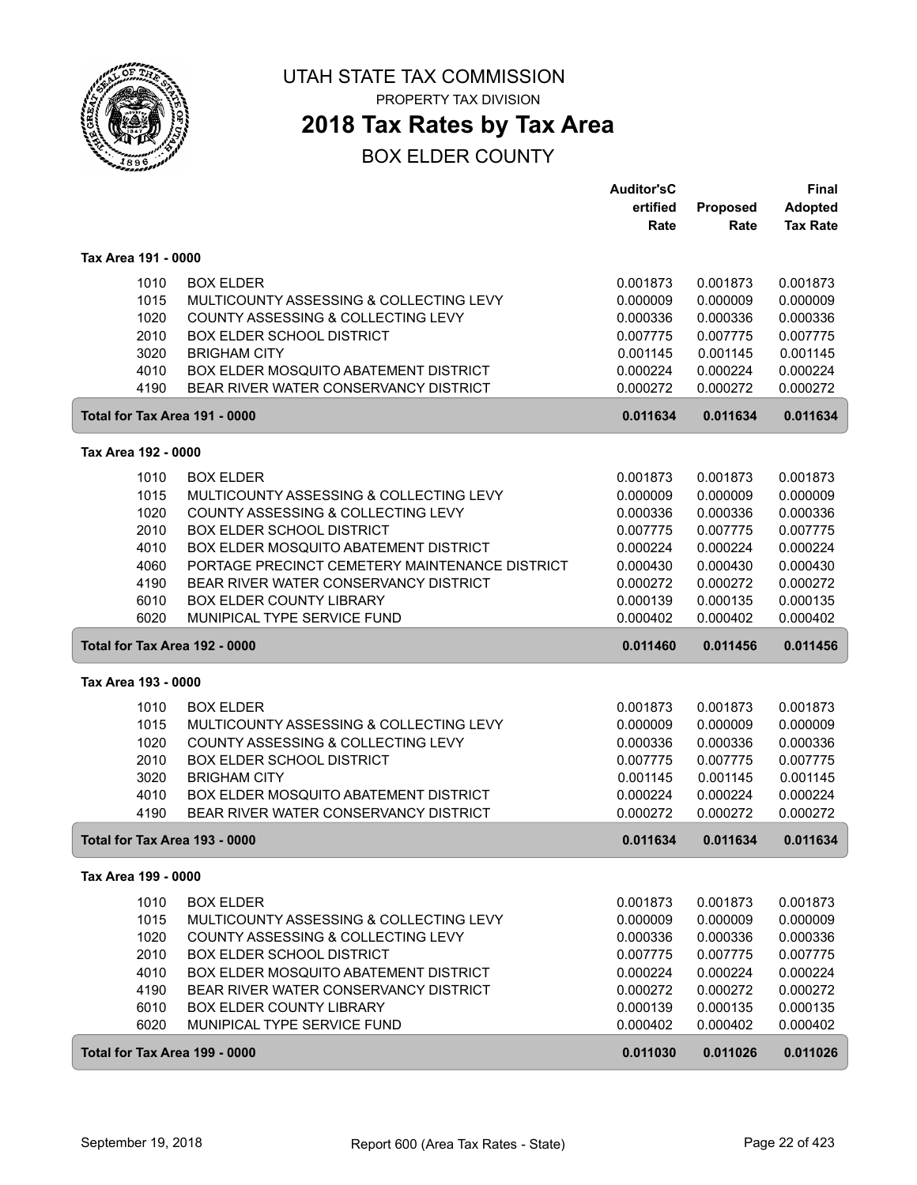# UTAH STATE TAX COMMISSION

PROPERTY TAX DIVISION

## 2018 Tax Rates by Tax Area

BOX ELDER COUNTY

| | | Auditor'sC ertified Rate | Proposed Rate | Final Adopted Tax Rate |
|---|---|---|---|---|
| **Tax Area 191 - 0000** | | | | |
| 1010 | BOX ELDER | 0.001873 | 0.001873 | 0.001873 |
| 1015 | MULTICOUNTY ASSESSING & COLLECTING LEVY | 0.000009 | 0.000009 | 0.000009 |
| 1020 | COUNTY ASSESSING & COLLECTING LEVY | 0.000336 | 0.000336 | 0.000336 |
| 2010 | BOX ELDER SCHOOL DISTRICT | 0.007775 | 0.007775 | 0.007775 |
| 3020 | BRIGHAM CITY | 0.001145 | 0.001145 | 0.001145 |
| 4010 | BOX ELDER MOSQUITO ABATEMENT DISTRICT | 0.000224 | 0.000224 | 0.000224 |
| 4190 | BEAR RIVER WATER CONSERVANCY DISTRICT | 0.000272 | 0.000272 | 0.000272 |
| **Total for Tax Area 191 - 0000** | | **0.011634** | **0.011634** | **0.011634** |
| **Tax Area 192 - 0000** | | | | |
| 1010 | BOX ELDER | 0.001873 | 0.001873 | 0.001873 |
| 1015 | MULTICOUNTY ASSESSING & COLLECTING LEVY | 0.000009 | 0.000009 | 0.000009 |
| 1020 | COUNTY ASSESSING & COLLECTING LEVY | 0.000336 | 0.000336 | 0.000336 |
| 2010 | BOX ELDER SCHOOL DISTRICT | 0.007775 | 0.007775 | 0.007775 |
| 4010 | BOX ELDER MOSQUITO ABATEMENT DISTRICT | 0.000224 | 0.000224 | 0.000224 |
| 4060 | PORTAGE PRECINCT CEMETERY MAINTENANCE DISTRICT | 0.000430 | 0.000430 | 0.000430 |
| 4190 | BEAR RIVER WATER CONSERVANCY DISTRICT | 0.000272 | 0.000272 | 0.000272 |
| 6010 | BOX ELDER COUNTY LIBRARY | 0.000139 | 0.000135 | 0.000135 |
| 6020 | MUNIPICAL TYPE SERVICE FUND | 0.000402 | 0.000402 | 0.000402 |
| **Total for Tax Area 192 - 0000** | | **0.011460** | **0.011456** | **0.011456** |
| **Tax Area 193 - 0000** | | | | |
| 1010 | BOX ELDER | 0.001873 | 0.001873 | 0.001873 |
| 1015 | MULTICOUNTY ASSESSING & COLLECTING LEVY | 0.000009 | 0.000009 | 0.000009 |
| 1020 | COUNTY ASSESSING & COLLECTING LEVY | 0.000336 | 0.000336 | 0.000336 |
| 2010 | BOX ELDER SCHOOL DISTRICT | 0.007775 | 0.007775 | 0.007775 |
| 3020 | BRIGHAM CITY | 0.001145 | 0.001145 | 0.001145 |
| 4010 | BOX ELDER MOSQUITO ABATEMENT DISTRICT | 0.000224 | 0.000224 | 0.000224 |
| 4190 | BEAR RIVER WATER CONSERVANCY DISTRICT | 0.000272 | 0.000272 | 0.000272 |
| **Total for Tax Area 193 - 0000** | | **0.011634** | **0.011634** | **0.011634** |
| **Tax Area 199 - 0000** | | | | |
| 1010 | BOX ELDER | 0.001873 | 0.001873 | 0.001873 |
| 1015 | MULTICOUNTY ASSESSING & COLLECTING LEVY | 0.000009 | 0.000009 | 0.000009 |
| 1020 | COUNTY ASSESSING & COLLECTING LEVY | 0.000336 | 0.000336 | 0.000336 |
| 2010 | BOX ELDER SCHOOL DISTRICT | 0.007775 | 0.007775 | 0.007775 |
| 4010 | BOX ELDER MOSQUITO ABATEMENT DISTRICT | 0.000224 | 0.000224 | 0.000224 |
| 4190 | BEAR RIVER WATER CONSERVANCY DISTRICT | 0.000272 | 0.000272 | 0.000272 |
| 6010 | BOX ELDER COUNTY LIBRARY | 0.000139 | 0.000135 | 0.000135 |
| 6020 | MUNIPICAL TYPE SERVICE FUND | 0.000402 | 0.000402 | 0.000402 |
| **Total for Tax Area 199 - 0000** | | **0.011030** | **0.011026** | **0.011026** |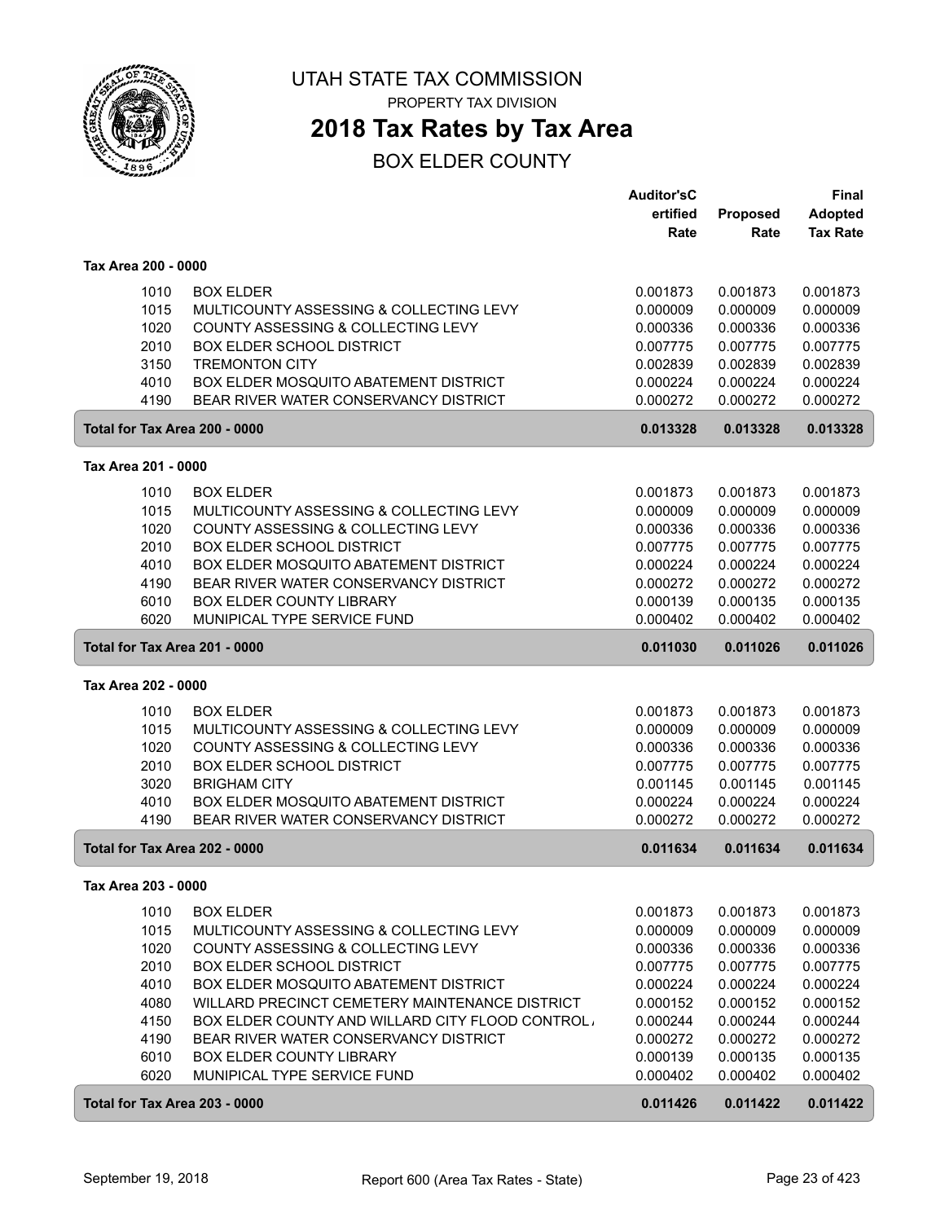# UTAH STATE TAX COMMISSION

PROPERTY TAX DIVISION

## 2018 Tax Rates by Tax Area

BOX ELDER COUNTY

| | | Auditor'sCertified Rate | Proposed Rate | Final Adopted Tax Rate |
|---|---|---|---|---|
| **Tax Area 200 - 0000** | | | | |
| 1010 | BOX ELDER | 0.001873 | 0.001873 | 0.001873 |
| 1015 | MULTICOUNTY ASSESSING & COLLECTING LEVY | 0.000009 | 0.000009 | 0.000009 |
| 1020 | COUNTY ASSESSING & COLLECTING LEVY | 0.000336 | 0.000336 | 0.000336 |
| 2010 | BOX ELDER SCHOOL DISTRICT | 0.007775 | 0.007775 | 0.007775 |
| 3150 | TREMONTON CITY | 0.002839 | 0.002839 | 0.002839 |
| 4010 | BOX ELDER MOSQUITO ABATEMENT DISTRICT | 0.000224 | 0.000224 | 0.000224 |
| 4190 | BEAR RIVER WATER CONSERVANCY DISTRICT | 0.000272 | 0.000272 | 0.000272 |
| **Total for Tax Area 200 - 0000** | | **0.013328** | **0.013328** | **0.013328** |
| **Tax Area 201 - 0000** | | | | |
| 1010 | BOX ELDER | 0.001873 | 0.001873 | 0.001873 |
| 1015 | MULTICOUNTY ASSESSING & COLLECTING LEVY | 0.000009 | 0.000009 | 0.000009 |
| 1020 | COUNTY ASSESSING & COLLECTING LEVY | 0.000336 | 0.000336 | 0.000336 |
| 2010 | BOX ELDER SCHOOL DISTRICT | 0.007775 | 0.007775 | 0.007775 |
| 4010 | BOX ELDER MOSQUITO ABATEMENT DISTRICT | 0.000224 | 0.000224 | 0.000224 |
| 4190 | BEAR RIVER WATER CONSERVANCY DISTRICT | 0.000272 | 0.000272 | 0.000272 |
| 6010 | BOX ELDER COUNTY LIBRARY | 0.000139 | 0.000135 | 0.000135 |
| 6020 | MUNIPICAL TYPE SERVICE FUND | 0.000402 | 0.000402 | 0.000402 |
| **Total for Tax Area 201 - 0000** | | **0.011030** | **0.011026** | **0.011026** |
| **Tax Area 202 - 0000** | | | | |
| 1010 | BOX ELDER | 0.001873 | 0.001873 | 0.001873 |
| 1015 | MULTICOUNTY ASSESSING & COLLECTING LEVY | 0.000009 | 0.000009 | 0.000009 |
| 1020 | COUNTY ASSESSING & COLLECTING LEVY | 0.000336 | 0.000336 | 0.000336 |
| 2010 | BOX ELDER SCHOOL DISTRICT | 0.007775 | 0.007775 | 0.007775 |
| 3020 | BRIGHAM CITY | 0.001145 | 0.001145 | 0.001145 |
| 4010 | BOX ELDER MOSQUITO ABATEMENT DISTRICT | 0.000224 | 0.000224 | 0.000224 |
| 4190 | BEAR RIVER WATER CONSERVANCY DISTRICT | 0.000272 | 0.000272 | 0.000272 |
| **Total for Tax Area 202 - 0000** | | **0.011634** | **0.011634** | **0.011634** |
| **Tax Area 203 - 0000** | | | | |
| 1010 | BOX ELDER | 0.001873 | 0.001873 | 0.001873 |
| 1015 | MULTICOUNTY ASSESSING & COLLECTING LEVY | 0.000009 | 0.000009 | 0.000009 |
| 1020 | COUNTY ASSESSING & COLLECTING LEVY | 0.000336 | 0.000336 | 0.000336 |
| 2010 | BOX ELDER SCHOOL DISTRICT | 0.007775 | 0.007775 | 0.007775 |
| 4010 | BOX ELDER MOSQUITO ABATEMENT DISTRICT | 0.000224 | 0.000224 | 0.000224 |
| 4080 | WILLARD PRECINCT CEMETERY MAINTENANCE DISTRICT | 0.000152 | 0.000152 | 0.000152 |
| 4150 | BOX ELDER COUNTY AND WILLARD CITY FLOOD CONTROL | 0.000244 | 0.000244 | 0.000244 |
| 4190 | BEAR RIVER WATER CONSERVANCY DISTRICT | 0.000272 | 0.000272 | 0.000272 |
| 6010 | BOX ELDER COUNTY LIBRARY | 0.000139 | 0.000135 | 0.000135 |
| 6020 | MUNIPICAL TYPE SERVICE FUND | 0.000402 | 0.000402 | 0.000402 |
| **Total for Tax Area 203 - 0000** | | **0.011426** | **0.011422** | **0.011422** |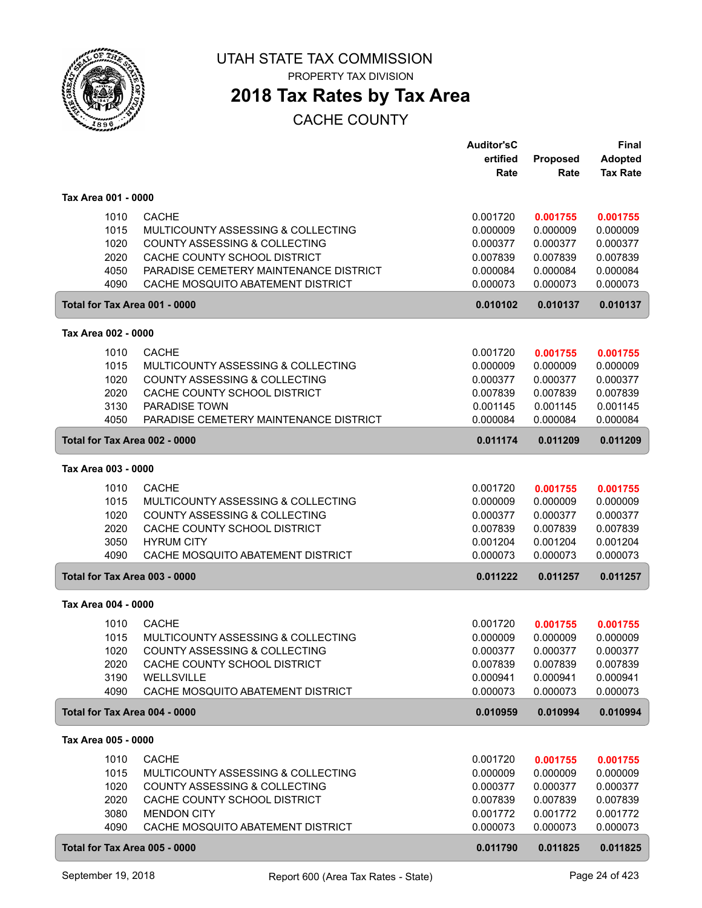# UTAH STATE TAX COMMISSION

PROPERTY TAX DIVISION

## 2018 Tax Rates by Tax Area

CACHE COUNTY

| | | Auditor'sCertified Rate | Proposed Rate | Final Adopted Tax Rate |
|---|---|---|---|---|
| **Tax Area 001 - 0000** | | | | |
| 1010 | CACHE | 0.001720 | **0.001755** | **0.001755** |
| 1015 | MULTICOUNTY ASSESSING & COLLECTING | 0.000009 | 0.000009 | 0.000009 |
| 1020 | COUNTY ASSESSING & COLLECTING | 0.000377 | 0.000377 | 0.000377 |
| 2020 | CACHE COUNTY SCHOOL DISTRICT | 0.007839 | 0.007839 | 0.007839 |
| 4050 | PARADISE CEMETERY MAINTENANCE DISTRICT | 0.000084 | 0.000084 | 0.000084 |
| 4090 | CACHE MOSQUITO ABATEMENT DISTRICT | 0.000073 | 0.000073 | 0.000073 |
| **Total for Tax Area 001 - 0000** | | **0.010102** | **0.010137** | **0.010137** |
| **Tax Area 002 - 0000** | | | | |
| 1010 | CACHE | 0.001720 | **0.001755** | **0.001755** |
| 1015 | MULTICOUNTY ASSESSING & COLLECTING | 0.000009 | 0.000009 | 0.000009 |
| 1020 | COUNTY ASSESSING & COLLECTING | 0.000377 | 0.000377 | 0.000377 |
| 2020 | CACHE COUNTY SCHOOL DISTRICT | 0.007839 | 0.007839 | 0.007839 |
| 3130 | PARADISE TOWN | 0.001145 | 0.001145 | 0.001145 |
| 4050 | PARADISE CEMETERY MAINTENANCE DISTRICT | 0.000084 | 0.000084 | 0.000084 |
| **Total for Tax Area 002 - 0000** | | **0.011174** | **0.011209** | **0.011209** |
| **Tax Area 003 - 0000** | | | | |
| 1010 | CACHE | 0.001720 | **0.001755** | **0.001755** |
| 1015 | MULTICOUNTY ASSESSING & COLLECTING | 0.000009 | 0.000009 | 0.000009 |
| 1020 | COUNTY ASSESSING & COLLECTING | 0.000377 | 0.000377 | 0.000377 |
| 2020 | CACHE COUNTY SCHOOL DISTRICT | 0.007839 | 0.007839 | 0.007839 |
| 3050 | HYRUM CITY | 0.001204 | 0.001204 | 0.001204 |
| 4090 | CACHE MOSQUITO ABATEMENT DISTRICT | 0.000073 | 0.000073 | 0.000073 |
| **Total for Tax Area 003 - 0000** | | **0.011222** | **0.011257** | **0.011257** |
| **Tax Area 004 - 0000** | | | | |
| 1010 | CACHE | 0.001720 | **0.001755** | **0.001755** |
| 1015 | MULTICOUNTY ASSESSING & COLLECTING | 0.000009 | 0.000009 | 0.000009 |
| 1020 | COUNTY ASSESSING & COLLECTING | 0.000377 | 0.000377 | 0.000377 |
| 2020 | CACHE COUNTY SCHOOL DISTRICT | 0.007839 | 0.007839 | 0.007839 |
| 3190 | WELLSVILLE | 0.000941 | 0.000941 | 0.000941 |
| 4090 | CACHE MOSQUITO ABATEMENT DISTRICT | 0.000073 | 0.000073 | 0.000073 |
| **Total for Tax Area 004 - 0000** | | **0.010959** | **0.010994** | **0.010994** |
| **Tax Area 005 - 0000** | | | | |
| 1010 | CACHE | 0.001720 | **0.001755** | **0.001755** |
| 1015 | MULTICOUNTY ASSESSING & COLLECTING | 0.000009 | 0.000009 | 0.000009 |
| 1020 | COUNTY ASSESSING & COLLECTING | 0.000377 | 0.000377 | 0.000377 |
| 2020 | CACHE COUNTY SCHOOL DISTRICT | 0.007839 | 0.007839 | 0.007839 |
| 3080 | MENDON CITY | 0.001772 | 0.001772 | 0.001772 |
| 4090 | CACHE MOSQUITO ABATEMENT DISTRICT | 0.000073 | 0.000073 | 0.000073 |
| **Total for Tax Area 005 - 0000** | | **0.011790** | **0.011825** | **0.011825** |

September 19, 2018 — Report 600 (Area Tax Rates - State)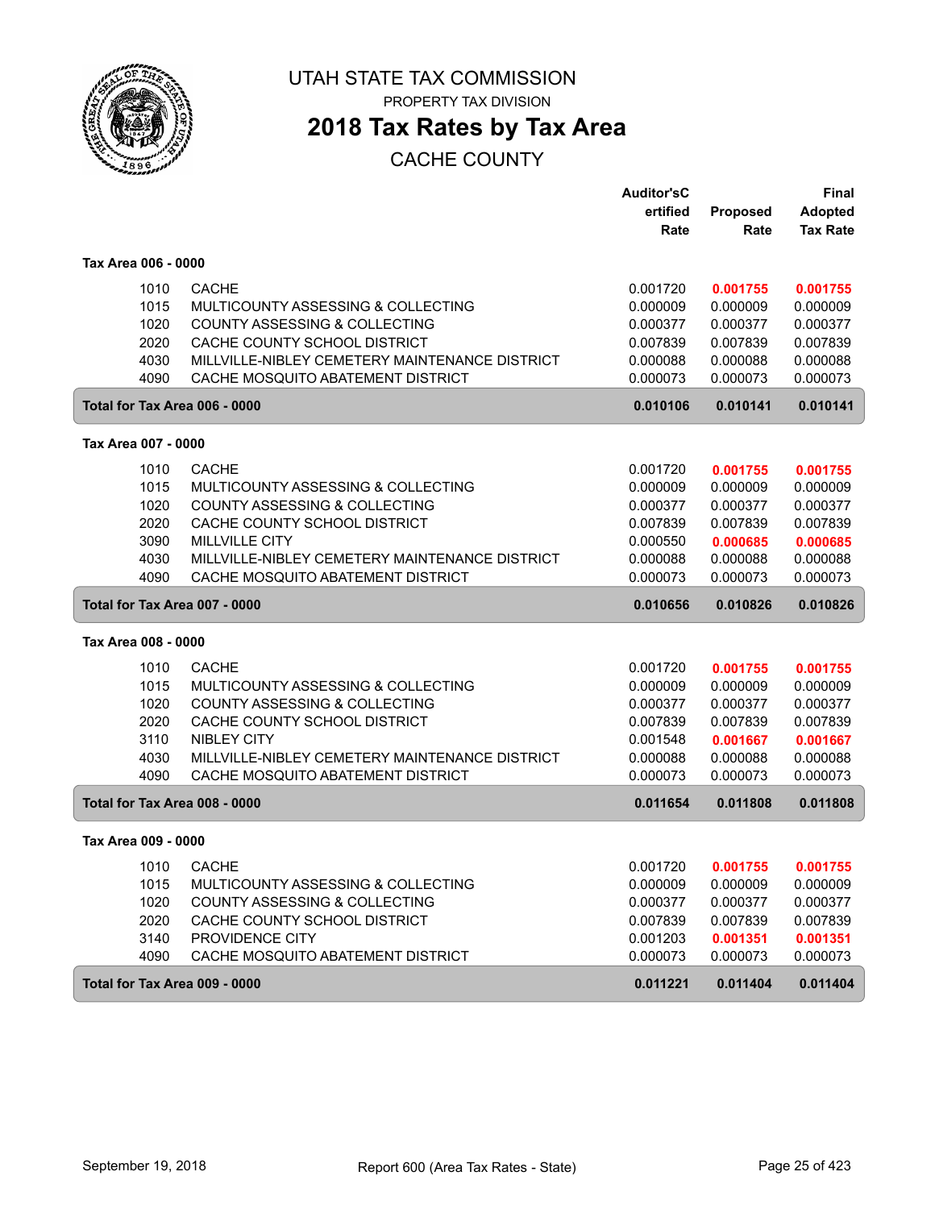# UTAH STATE TAX COMMISSION

PROPERTY TAX DIVISION

## 2018 Tax Rates by Tax Area

CACHE COUNTY

| | | Auditor'sCertified Rate | Proposed Rate | Final Adopted Tax Rate |
|---|---|---|---|---|
| **Tax Area 006 - 0000** | | | | |
| 1010 | CACHE | 0.001720 | **0.001755** | **0.001755** |
| 1015 | MULTICOUNTY ASSESSING & COLLECTING | 0.000009 | 0.000009 | 0.000009 |
| 1020 | COUNTY ASSESSING & COLLECTING | 0.000377 | 0.000377 | 0.000377 |
| 2020 | CACHE COUNTY SCHOOL DISTRICT | 0.007839 | 0.007839 | 0.007839 |
| 4030 | MILLVILLE-NIBLEY CEMETERY MAINTENANCE DISTRICT | 0.000088 | 0.000088 | 0.000088 |
| 4090 | CACHE MOSQUITO ABATEMENT DISTRICT | 0.000073 | 0.000073 | 0.000073 |
| **Total for Tax Area 006 - 0000** | | **0.010106** | **0.010141** | **0.010141** |
| **Tax Area 007 - 0000** | | | | |
| 1010 | CACHE | 0.001720 | **0.001755** | **0.001755** |
| 1015 | MULTICOUNTY ASSESSING & COLLECTING | 0.000009 | 0.000009 | 0.000009 |
| 1020 | COUNTY ASSESSING & COLLECTING | 0.000377 | 0.000377 | 0.000377 |
| 2020 | CACHE COUNTY SCHOOL DISTRICT | 0.007839 | 0.007839 | 0.007839 |
| 3090 | MILLVILLE CITY | 0.000550 | **0.000685** | **0.000685** |
| 4030 | MILLVILLE-NIBLEY CEMETERY MAINTENANCE DISTRICT | 0.000088 | 0.000088 | 0.000088 |
| 4090 | CACHE MOSQUITO ABATEMENT DISTRICT | 0.000073 | 0.000073 | 0.000073 |
| **Total for Tax Area 007 - 0000** | | **0.010656** | **0.010826** | **0.010826** |
| **Tax Area 008 - 0000** | | | | |
| 1010 | CACHE | 0.001720 | **0.001755** | **0.001755** |
| 1015 | MULTICOUNTY ASSESSING & COLLECTING | 0.000009 | 0.000009 | 0.000009 |
| 1020 | COUNTY ASSESSING & COLLECTING | 0.000377 | 0.000377 | 0.000377 |
| 2020 | CACHE COUNTY SCHOOL DISTRICT | 0.007839 | 0.007839 | 0.007839 |
| 3110 | NIBLEY CITY | 0.001548 | **0.001667** | **0.001667** |
| 4030 | MILLVILLE-NIBLEY CEMETERY MAINTENANCE DISTRICT | 0.000088 | 0.000088 | 0.000088 |
| 4090 | CACHE MOSQUITO ABATEMENT DISTRICT | 0.000073 | 0.000073 | 0.000073 |
| **Total for Tax Area 008 - 0000** | | **0.011654** | **0.011808** | **0.011808** |
| **Tax Area 009 - 0000** | | | | |
| 1010 | CACHE | 0.001720 | **0.001755** | **0.001755** |
| 1015 | MULTICOUNTY ASSESSING & COLLECTING | 0.000009 | 0.000009 | 0.000009 |
| 1020 | COUNTY ASSESSING & COLLECTING | 0.000377 | 0.000377 | 0.000377 |
| 2020 | CACHE COUNTY SCHOOL DISTRICT | 0.007839 | 0.007839 | 0.007839 |
| 3140 | PROVIDENCE CITY | 0.001203 | **0.001351** | **0.001351** |
| 4090 | CACHE MOSQUITO ABATEMENT DISTRICT | 0.000073 | 0.000073 | 0.000073 |
| **Total for Tax Area 009 - 0000** | | **0.011221** | **0.011404** | **0.011404** |

September 19, 2018 Report 600 (Area Tax Rates - State)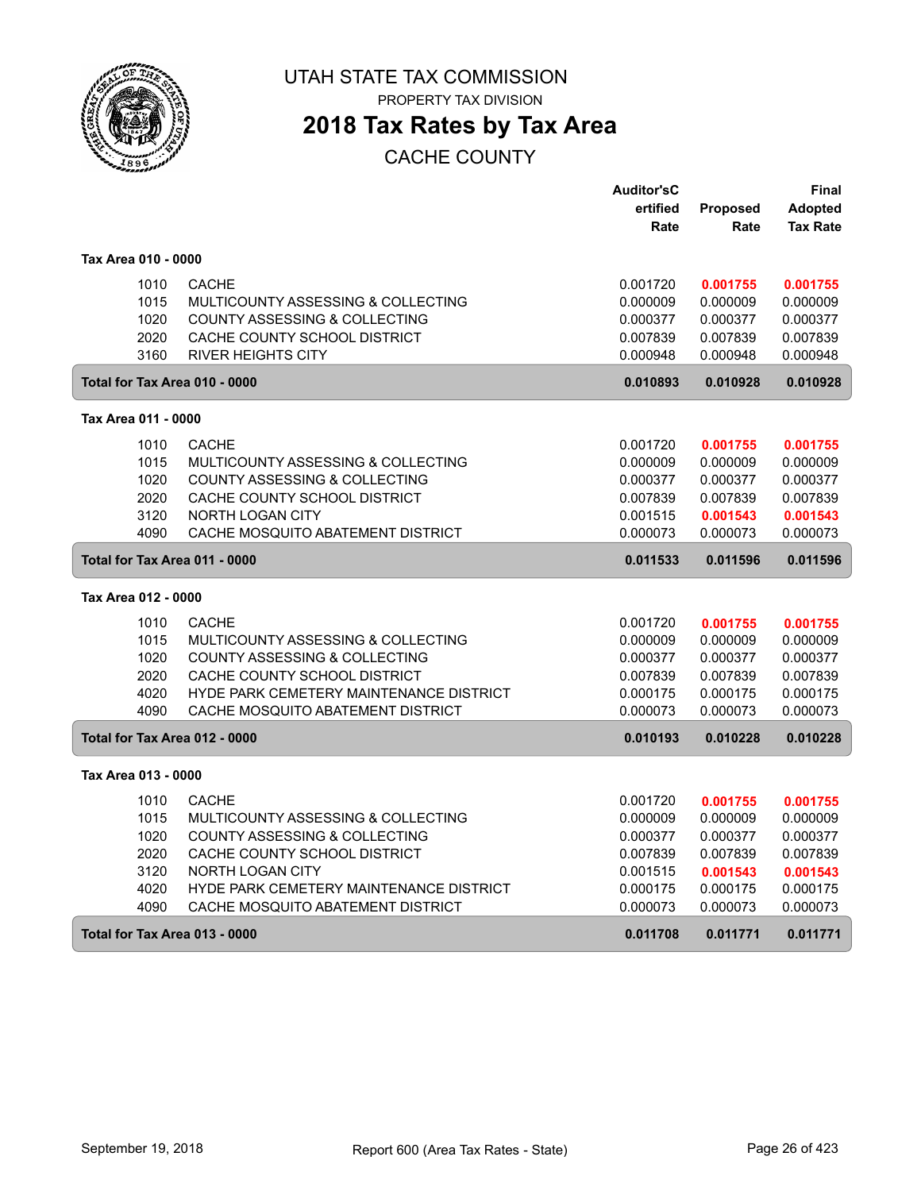# UTAH STATE TAX COMMISSION

PROPERTY TAX DIVISION

## 2018 Tax Rates by Tax Area

CACHE COUNTY

| | | Auditor'sCertified Rate | Proposed Rate | Final Adopted Tax Rate |
|---|---|---|---|---|
| **Tax Area 010 - 0000** | | | | |
| 1010 | CACHE | 0.001720 | **0.001755** | **0.001755** |
| 1015 | MULTICOUNTY ASSESSING & COLLECTING | 0.000009 | 0.000009 | 0.000009 |
| 1020 | COUNTY ASSESSING & COLLECTING | 0.000377 | 0.000377 | 0.000377 |
| 2020 | CACHE COUNTY SCHOOL DISTRICT | 0.007839 | 0.007839 | 0.007839 |
| 3160 | RIVER HEIGHTS CITY | 0.000948 | 0.000948 | 0.000948 |
| **Total for Tax Area 010 - 0000** | | **0.010893** | **0.010928** | **0.010928** |
| **Tax Area 011 - 0000** | | | | |
| 1010 | CACHE | 0.001720 | **0.001755** | **0.001755** |
| 1015 | MULTICOUNTY ASSESSING & COLLECTING | 0.000009 | 0.000009 | 0.000009 |
| 1020 | COUNTY ASSESSING & COLLECTING | 0.000377 | 0.000377 | 0.000377 |
| 2020 | CACHE COUNTY SCHOOL DISTRICT | 0.007839 | 0.007839 | 0.007839 |
| 3120 | NORTH LOGAN CITY | 0.001515 | **0.001543** | **0.001543** |
| 4090 | CACHE MOSQUITO ABATEMENT DISTRICT | 0.000073 | 0.000073 | 0.000073 |
| **Total for Tax Area 011 - 0000** | | **0.011533** | **0.011596** | **0.011596** |
| **Tax Area 012 - 0000** | | | | |
| 1010 | CACHE | 0.001720 | **0.001755** | **0.001755** |
| 1015 | MULTICOUNTY ASSESSING & COLLECTING | 0.000009 | 0.000009 | 0.000009 |
| 1020 | COUNTY ASSESSING & COLLECTING | 0.000377 | 0.000377 | 0.000377 |
| 2020 | CACHE COUNTY SCHOOL DISTRICT | 0.007839 | 0.007839 | 0.007839 |
| 4020 | HYDE PARK CEMETERY MAINTENANCE DISTRICT | 0.000175 | 0.000175 | 0.000175 |
| 4090 | CACHE MOSQUITO ABATEMENT DISTRICT | 0.000073 | 0.000073 | 0.000073 |
| **Total for Tax Area 012 - 0000** | | **0.010193** | **0.010228** | **0.010228** |
| **Tax Area 013 - 0000** | | | | |
| 1010 | CACHE | 0.001720 | **0.001755** | **0.001755** |
| 1015 | MULTICOUNTY ASSESSING & COLLECTING | 0.000009 | 0.000009 | 0.000009 |
| 1020 | COUNTY ASSESSING & COLLECTING | 0.000377 | 0.000377 | 0.000377 |
| 2020 | CACHE COUNTY SCHOOL DISTRICT | 0.007839 | 0.007839 | 0.007839 |
| 3120 | NORTH LOGAN CITY | 0.001515 | **0.001543** | **0.001543** |
| 4020 | HYDE PARK CEMETERY MAINTENANCE DISTRICT | 0.000175 | 0.000175 | 0.000175 |
| 4090 | CACHE MOSQUITO ABATEMENT DISTRICT | 0.000073 | 0.000073 | 0.000073 |
| **Total for Tax Area 013 - 0000** | | **0.011708** | **0.011771** | **0.011771** |

September 19, 2018 — Report 600 (Area Tax Rates - State)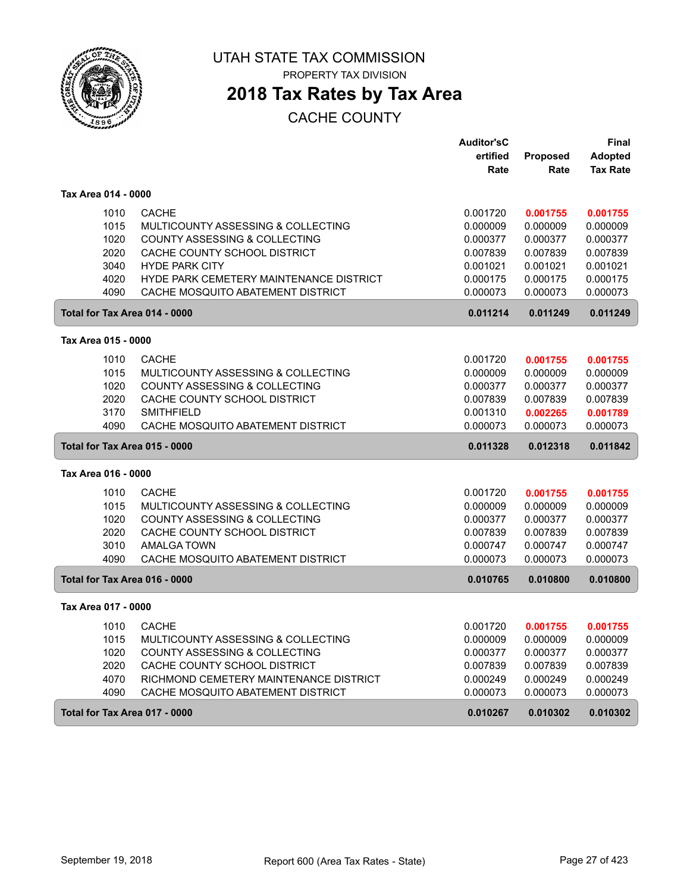# UTAH STATE TAX COMMISSION

PROPERTY TAX DIVISION

## 2018 Tax Rates by Tax Area

CACHE COUNTY

| | | Auditor'sCertified Rate | Proposed Rate | Final Adopted Tax Rate |
|---|---|---|---|---|
| **Tax Area 014 - 0000** | | | | |
| 1010 | CACHE | 0.001720 | **0.001755** | **0.001755** |
| 1015 | MULTICOUNTY ASSESSING & COLLECTING | 0.000009 | 0.000009 | 0.000009 |
| 1020 | COUNTY ASSESSING & COLLECTING | 0.000377 | 0.000377 | 0.000377 |
| 2020 | CACHE COUNTY SCHOOL DISTRICT | 0.007839 | 0.007839 | 0.007839 |
| 3040 | HYDE PARK CITY | 0.001021 | 0.001021 | 0.001021 |
| 4020 | HYDE PARK CEMETERY MAINTENANCE DISTRICT | 0.000175 | 0.000175 | 0.000175 |
| 4090 | CACHE MOSQUITO ABATEMENT DISTRICT | 0.000073 | 0.000073 | 0.000073 |
| **Total for Tax Area 014 - 0000** | | **0.011214** | **0.011249** | **0.011249** |
| **Tax Area 015 - 0000** | | | | |
| 1010 | CACHE | 0.001720 | **0.001755** | **0.001755** |
| 1015 | MULTICOUNTY ASSESSING & COLLECTING | 0.000009 | 0.000009 | 0.000009 |
| 1020 | COUNTY ASSESSING & COLLECTING | 0.000377 | 0.000377 | 0.000377 |
| 2020 | CACHE COUNTY SCHOOL DISTRICT | 0.007839 | 0.007839 | 0.007839 |
| 3170 | SMITHFIELD | 0.001310 | **0.002265** | **0.001789** |
| 4090 | CACHE MOSQUITO ABATEMENT DISTRICT | 0.000073 | 0.000073 | 0.000073 |
| **Total for Tax Area 015 - 0000** | | **0.011328** | **0.012318** | **0.011842** |
| **Tax Area 016 - 0000** | | | | |
| 1010 | CACHE | 0.001720 | **0.001755** | **0.001755** |
| 1015 | MULTICOUNTY ASSESSING & COLLECTING | 0.000009 | 0.000009 | 0.000009 |
| 1020 | COUNTY ASSESSING & COLLECTING | 0.000377 | 0.000377 | 0.000377 |
| 2020 | CACHE COUNTY SCHOOL DISTRICT | 0.007839 | 0.007839 | 0.007839 |
| 3010 | AMALGA TOWN | 0.000747 | 0.000747 | 0.000747 |
| 4090 | CACHE MOSQUITO ABATEMENT DISTRICT | 0.000073 | 0.000073 | 0.000073 |
| **Total for Tax Area 016 - 0000** | | **0.010765** | **0.010800** | **0.010800** |
| **Tax Area 017 - 0000** | | | | |
| 1010 | CACHE | 0.001720 | **0.001755** | **0.001755** |
| 1015 | MULTICOUNTY ASSESSING & COLLECTING | 0.000009 | 0.000009 | 0.000009 |
| 1020 | COUNTY ASSESSING & COLLECTING | 0.000377 | 0.000377 | 0.000377 |
| 2020 | CACHE COUNTY SCHOOL DISTRICT | 0.007839 | 0.007839 | 0.007839 |
| 4070 | RICHMOND CEMETERY MAINTENANCE DISTRICT | 0.000249 | 0.000249 | 0.000249 |
| 4090 | CACHE MOSQUITO ABATEMENT DISTRICT | 0.000073 | 0.000073 | 0.000073 |
| **Total for Tax Area 017 - 0000** | | **0.010267** | **0.010302** | **0.010302** |

September 19, 2018 — Report 600 (Area Tax Rates - State)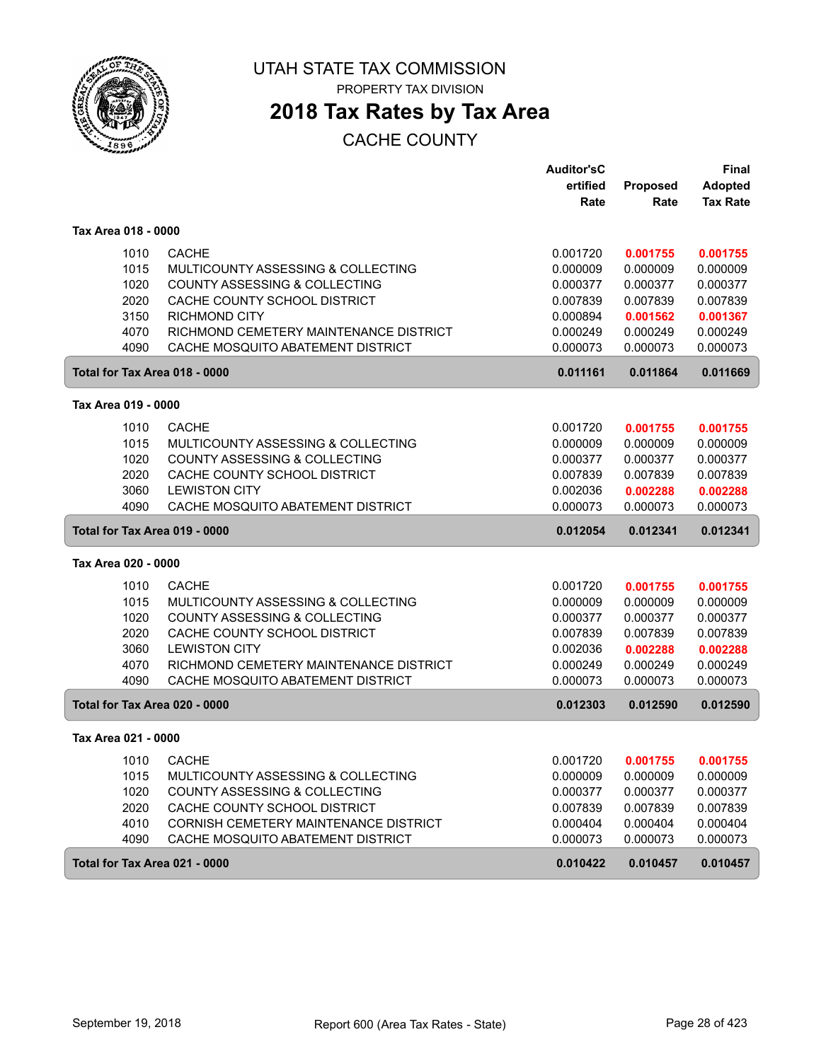# UTAH STATE TAX COMMISSION

PROPERTY TAX DIVISION

## 2018 Tax Rates by Tax Area

CACHE COUNTY

| | | Auditor'sCertified Rate | Proposed Rate | Final Adopted Tax Rate |
|---|---|---|---|---|
| **Tax Area 018 - 0000** | | | | |
| 1010 | CACHE | 0.001720 | **0.001755** | **0.001755** |
| 1015 | MULTICOUNTY ASSESSING & COLLECTING | 0.000009 | 0.000009 | 0.000009 |
| 1020 | COUNTY ASSESSING & COLLECTING | 0.000377 | 0.000377 | 0.000377 |
| 2020 | CACHE COUNTY SCHOOL DISTRICT | 0.007839 | 0.007839 | 0.007839 |
| 3150 | RICHMOND CITY | 0.000894 | **0.001562** | **0.001367** |
| 4070 | RICHMOND CEMETERY MAINTENANCE DISTRICT | 0.000249 | 0.000249 | 0.000249 |
| 4090 | CACHE MOSQUITO ABATEMENT DISTRICT | 0.000073 | 0.000073 | 0.000073 |
| **Total for Tax Area 018 - 0000** | | **0.011161** | **0.011864** | **0.011669** |
| **Tax Area 019 - 0000** | | | | |
| 1010 | CACHE | 0.001720 | **0.001755** | **0.001755** |
| 1015 | MULTICOUNTY ASSESSING & COLLECTING | 0.000009 | 0.000009 | 0.000009 |
| 1020 | COUNTY ASSESSING & COLLECTING | 0.000377 | 0.000377 | 0.000377 |
| 2020 | CACHE COUNTY SCHOOL DISTRICT | 0.007839 | 0.007839 | 0.007839 |
| 3060 | LEWISTON CITY | 0.002036 | **0.002288** | **0.002288** |
| 4090 | CACHE MOSQUITO ABATEMENT DISTRICT | 0.000073 | 0.000073 | 0.000073 |
| **Total for Tax Area 019 - 0000** | | **0.012054** | **0.012341** | **0.012341** |
| **Tax Area 020 - 0000** | | | | |
| 1010 | CACHE | 0.001720 | **0.001755** | **0.001755** |
| 1015 | MULTICOUNTY ASSESSING & COLLECTING | 0.000009 | 0.000009 | 0.000009 |
| 1020 | COUNTY ASSESSING & COLLECTING | 0.000377 | 0.000377 | 0.000377 |
| 2020 | CACHE COUNTY SCHOOL DISTRICT | 0.007839 | 0.007839 | 0.007839 |
| 3060 | LEWISTON CITY | 0.002036 | **0.002288** | **0.002288** |
| 4070 | RICHMOND CEMETERY MAINTENANCE DISTRICT | 0.000249 | 0.000249 | 0.000249 |
| 4090 | CACHE MOSQUITO ABATEMENT DISTRICT | 0.000073 | 0.000073 | 0.000073 |
| **Total for Tax Area 020 - 0000** | | **0.012303** | **0.012590** | **0.012590** |
| **Tax Area 021 - 0000** | | | | |
| 1010 | CACHE | 0.001720 | **0.001755** | **0.001755** |
| 1015 | MULTICOUNTY ASSESSING & COLLECTING | 0.000009 | 0.000009 | 0.000009 |
| 1020 | COUNTY ASSESSING & COLLECTING | 0.000377 | 0.000377 | 0.000377 |
| 2020 | CACHE COUNTY SCHOOL DISTRICT | 0.007839 | 0.007839 | 0.007839 |
| 4010 | CORNISH CEMETERY MAINTENANCE DISTRICT | 0.000404 | 0.000404 | 0.000404 |
| 4090 | CACHE MOSQUITO ABATEMENT DISTRICT | 0.000073 | 0.000073 | 0.000073 |
| **Total for Tax Area 021 - 0000** | | **0.010422** | **0.010457** | **0.010457** |

September 19, 2018 — Report 600 (Area Tax Rates - State)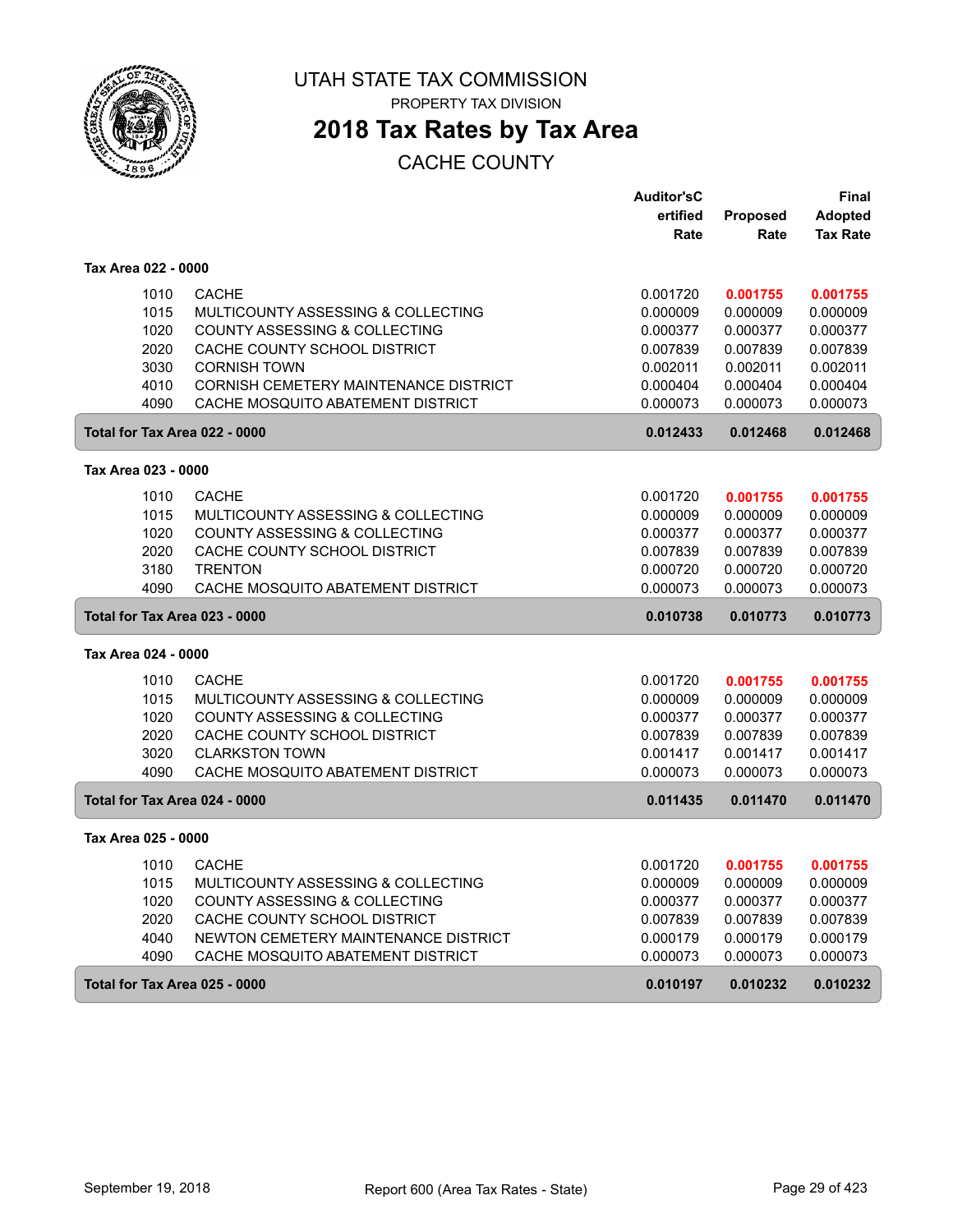# UTAH STATE TAX COMMISSION

PROPERTY TAX DIVISION

## 2018 Tax Rates by Tax Area

CACHE COUNTY

| | | Auditor'sCertified Rate | Proposed Rate | Final Adopted Tax Rate |
|---|---|---|---|---|
| **Tax Area 022 - 0000** | | | | |
| 1010 | CACHE | 0.001720 | **0.001755** | **0.001755** |
| 1015 | MULTICOUNTY ASSESSING & COLLECTING | 0.000009 | 0.000009 | 0.000009 |
| 1020 | COUNTY ASSESSING & COLLECTING | 0.000377 | 0.000377 | 0.000377 |
| 2020 | CACHE COUNTY SCHOOL DISTRICT | 0.007839 | 0.007839 | 0.007839 |
| 3030 | CORNISH TOWN | 0.002011 | 0.002011 | 0.002011 |
| 4010 | CORNISH CEMETERY MAINTENANCE DISTRICT | 0.000404 | 0.000404 | 0.000404 |
| 4090 | CACHE MOSQUITO ABATEMENT DISTRICT | 0.000073 | 0.000073 | 0.000073 |
| **Total for Tax Area 022 - 0000** | | **0.012433** | **0.012468** | **0.012468** |
| **Tax Area 023 - 0000** | | | | |
| 1010 | CACHE | 0.001720 | **0.001755** | **0.001755** |
| 1015 | MULTICOUNTY ASSESSING & COLLECTING | 0.000009 | 0.000009 | 0.000009 |
| 1020 | COUNTY ASSESSING & COLLECTING | 0.000377 | 0.000377 | 0.000377 |
| 2020 | CACHE COUNTY SCHOOL DISTRICT | 0.007839 | 0.007839 | 0.007839 |
| 3180 | TRENTON | 0.000720 | 0.000720 | 0.000720 |
| 4090 | CACHE MOSQUITO ABATEMENT DISTRICT | 0.000073 | 0.000073 | 0.000073 |
| **Total for Tax Area 023 - 0000** | | **0.010738** | **0.010773** | **0.010773** |
| **Tax Area 024 - 0000** | | | | |
| 1010 | CACHE | 0.001720 | **0.001755** | **0.001755** |
| 1015 | MULTICOUNTY ASSESSING & COLLECTING | 0.000009 | 0.000009 | 0.000009 |
| 1020 | COUNTY ASSESSING & COLLECTING | 0.000377 | 0.000377 | 0.000377 |
| 2020 | CACHE COUNTY SCHOOL DISTRICT | 0.007839 | 0.007839 | 0.007839 |
| 3020 | CLARKSTON TOWN | 0.001417 | 0.001417 | 0.001417 |
| 4090 | CACHE MOSQUITO ABATEMENT DISTRICT | 0.000073 | 0.000073 | 0.000073 |
| **Total for Tax Area 024 - 0000** | | **0.011435** | **0.011470** | **0.011470** |
| **Tax Area 025 - 0000** | | | | |
| 1010 | CACHE | 0.001720 | **0.001755** | **0.001755** |
| 1015 | MULTICOUNTY ASSESSING & COLLECTING | 0.000009 | 0.000009 | 0.000009 |
| 1020 | COUNTY ASSESSING & COLLECTING | 0.000377 | 0.000377 | 0.000377 |
| 2020 | CACHE COUNTY SCHOOL DISTRICT | 0.007839 | 0.007839 | 0.007839 |
| 4040 | NEWTON CEMETERY MAINTENANCE DISTRICT | 0.000179 | 0.000179 | 0.000179 |
| 4090 | CACHE MOSQUITO ABATEMENT DISTRICT | 0.000073 | 0.000073 | 0.000073 |
| **Total for Tax Area 025 - 0000** | | **0.010197** | **0.010232** | **0.010232** |

September 19, 2018 — Report 600 (Area Tax Rates - State)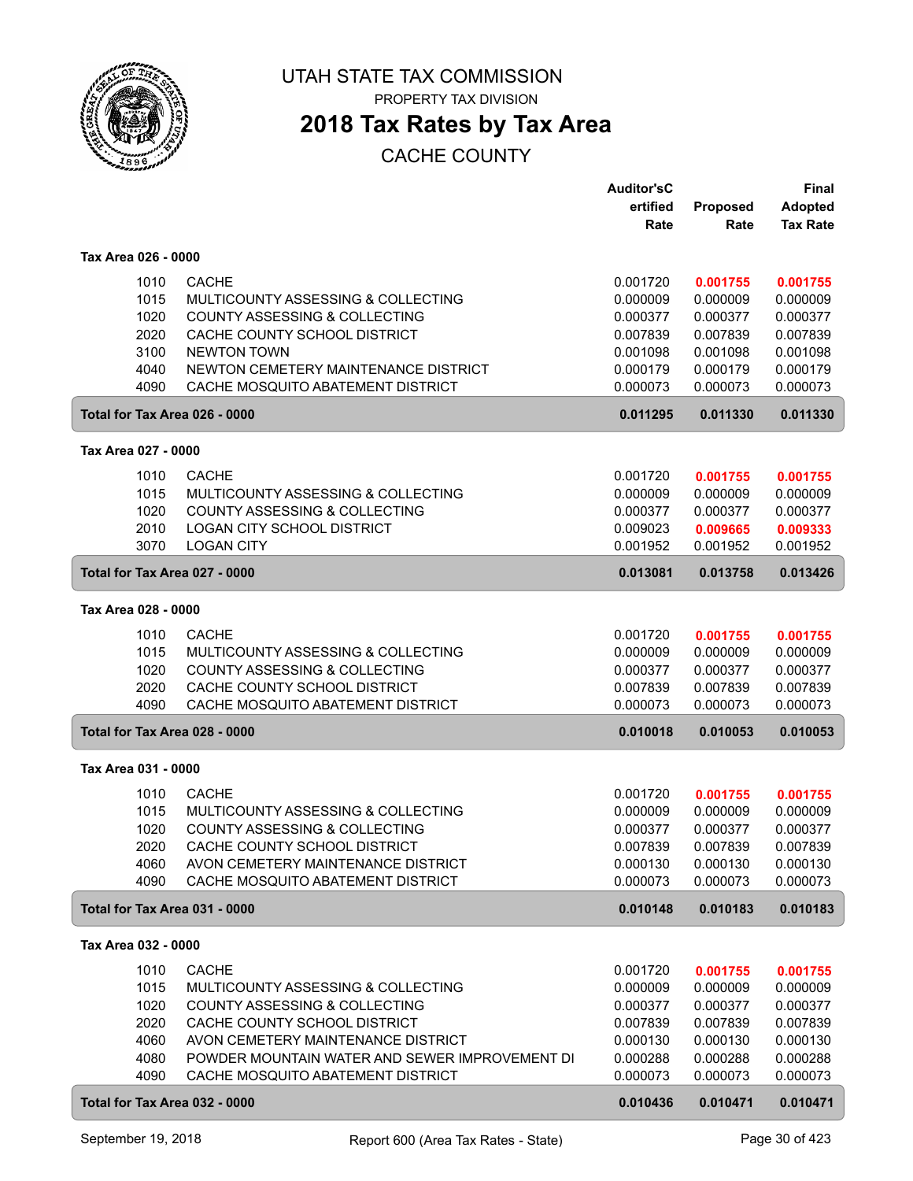# UTAH STATE TAX COMMISSION

PROPERTY TAX DIVISION

## 2018 Tax Rates by Tax Area

CACHE COUNTY

| | | Auditor's Certified Rate | Proposed Rate | Final Adopted Tax Rate |
|---|---|---|---|---|
| **Tax Area 026 - 0000** | | | | |
| 1010 | CACHE | 0.001720 | 0.001755 | 0.001755 |
| 1015 | MULTICOUNTY ASSESSING & COLLECTING | 0.000009 | 0.000009 | 0.000009 |
| 1020 | COUNTY ASSESSING & COLLECTING | 0.000377 | 0.000377 | 0.000377 |
| 2020 | CACHE COUNTY SCHOOL DISTRICT | 0.007839 | 0.007839 | 0.007839 |
| 3100 | NEWTON TOWN | 0.001098 | 0.001098 | 0.001098 |
| 4040 | NEWTON CEMETERY MAINTENANCE DISTRICT | 0.000179 | 0.000179 | 0.000179 |
| 4090 | CACHE MOSQUITO ABATEMENT DISTRICT | 0.000073 | 0.000073 | 0.000073 |
| **Total for Tax Area 026 - 0000** | | **0.011295** | **0.011330** | **0.011330** |
| **Tax Area 027 - 0000** | | | | |
| 1010 | CACHE | 0.001720 | 0.001755 | 0.001755 |
| 1015 | MULTICOUNTY ASSESSING & COLLECTING | 0.000009 | 0.000009 | 0.000009 |
| 1020 | COUNTY ASSESSING & COLLECTING | 0.000377 | 0.000377 | 0.000377 |
| 2010 | LOGAN CITY SCHOOL DISTRICT | 0.009023 | 0.009665 | 0.009333 |
| 3070 | LOGAN CITY | 0.001952 | 0.001952 | 0.001952 |
| **Total for Tax Area 027 - 0000** | | **0.013081** | **0.013758** | **0.013426** |
| **Tax Area 028 - 0000** | | | | |
| 1010 | CACHE | 0.001720 | 0.001755 | 0.001755 |
| 1015 | MULTICOUNTY ASSESSING & COLLECTING | 0.000009 | 0.000009 | 0.000009 |
| 1020 | COUNTY ASSESSING & COLLECTING | 0.000377 | 0.000377 | 0.000377 |
| 2020 | CACHE COUNTY SCHOOL DISTRICT | 0.007839 | 0.007839 | 0.007839 |
| 4090 | CACHE MOSQUITO ABATEMENT DISTRICT | 0.000073 | 0.000073 | 0.000073 |
| **Total for Tax Area 028 - 0000** | | **0.010018** | **0.010053** | **0.010053** |
| **Tax Area 031 - 0000** | | | | |
| 1010 | CACHE | 0.001720 | 0.001755 | 0.001755 |
| 1015 | MULTICOUNTY ASSESSING & COLLECTING | 0.000009 | 0.000009 | 0.000009 |
| 1020 | COUNTY ASSESSING & COLLECTING | 0.000377 | 0.000377 | 0.000377 |
| 2020 | CACHE COUNTY SCHOOL DISTRICT | 0.007839 | 0.007839 | 0.007839 |
| 4060 | AVON CEMETERY MAINTENANCE DISTRICT | 0.000130 | 0.000130 | 0.000130 |
| 4090 | CACHE MOSQUITO ABATEMENT DISTRICT | 0.000073 | 0.000073 | 0.000073 |
| **Total for Tax Area 031 - 0000** | | **0.010148** | **0.010183** | **0.010183** |
| **Tax Area 032 - 0000** | | | | |
| 1010 | CACHE | 0.001720 | 0.001755 | 0.001755 |
| 1015 | MULTICOUNTY ASSESSING & COLLECTING | 0.000009 | 0.000009 | 0.000009 |
| 1020 | COUNTY ASSESSING & COLLECTING | 0.000377 | 0.000377 | 0.000377 |
| 2020 | CACHE COUNTY SCHOOL DISTRICT | 0.007839 | 0.007839 | 0.007839 |
| 4060 | AVON CEMETERY MAINTENANCE DISTRICT | 0.000130 | 0.000130 | 0.000130 |
| 4080 | POWDER MOUNTAIN WATER AND SEWER IMPROVEMENT DI | 0.000288 | 0.000288 | 0.000288 |
| 4090 | CACHE MOSQUITO ABATEMENT DISTRICT | 0.000073 | 0.000073 | 0.000073 |
| **Total for Tax Area 032 - 0000** | | **0.010436** | **0.010471** | **0.010471** |

September 19, 2018 — Report 600 (Area Tax Rates - State)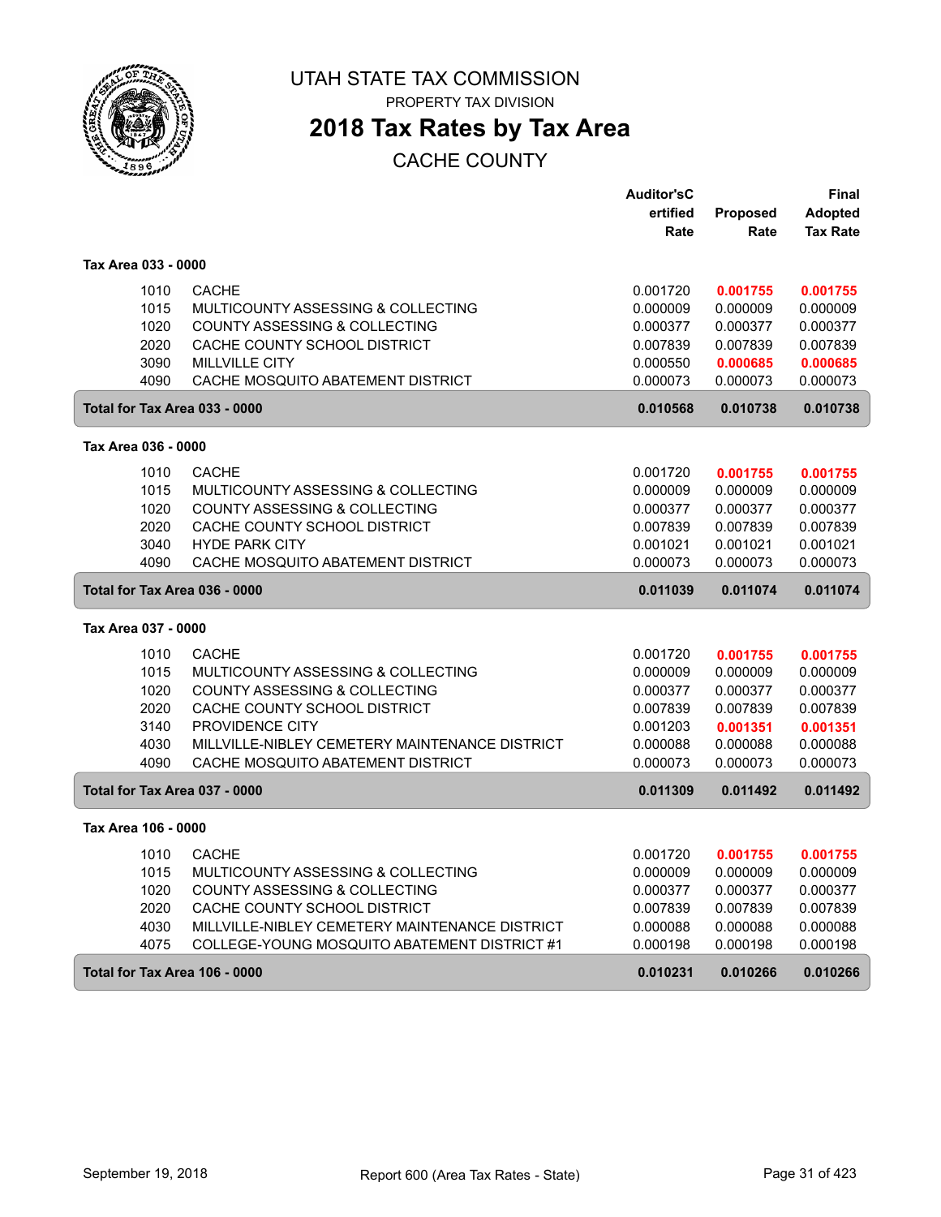# UTAH STATE TAX COMMISSION

PROPERTY TAX DIVISION

## 2018 Tax Rates by Tax Area

CACHE COUNTY

| | | Auditor'sCertified Rate | Proposed Rate | Final Adopted Tax Rate |
|---|---|---|---|---|
| **Tax Area 033 - 0000** | | | | |
| 1010 | CACHE | 0.001720 | **0.001755** | **0.001755** |
| 1015 | MULTICOUNTY ASSESSING & COLLECTING | 0.000009 | 0.000009 | 0.000009 |
| 1020 | COUNTY ASSESSING & COLLECTING | 0.000377 | 0.000377 | 0.000377 |
| 2020 | CACHE COUNTY SCHOOL DISTRICT | 0.007839 | 0.007839 | 0.007839 |
| 3090 | MILLVILLE CITY | 0.000550 | **0.000685** | **0.000685** |
| 4090 | CACHE MOSQUITO ABATEMENT DISTRICT | 0.000073 | 0.000073 | 0.000073 |
| **Total for Tax Area 033 - 0000** | | **0.010568** | **0.010738** | **0.010738** |
| **Tax Area 036 - 0000** | | | | |
| 1010 | CACHE | 0.001720 | **0.001755** | **0.001755** |
| 1015 | MULTICOUNTY ASSESSING & COLLECTING | 0.000009 | 0.000009 | 0.000009 |
| 1020 | COUNTY ASSESSING & COLLECTING | 0.000377 | 0.000377 | 0.000377 |
| 2020 | CACHE COUNTY SCHOOL DISTRICT | 0.007839 | 0.007839 | 0.007839 |
| 3040 | HYDE PARK CITY | 0.001021 | 0.001021 | 0.001021 |
| 4090 | CACHE MOSQUITO ABATEMENT DISTRICT | 0.000073 | 0.000073 | 0.000073 |
| **Total for Tax Area 036 - 0000** | | **0.011039** | **0.011074** | **0.011074** |
| **Tax Area 037 - 0000** | | | | |
| 1010 | CACHE | 0.001720 | **0.001755** | **0.001755** |
| 1015 | MULTICOUNTY ASSESSING & COLLECTING | 0.000009 | 0.000009 | 0.000009 |
| 1020 | COUNTY ASSESSING & COLLECTING | 0.000377 | 0.000377 | 0.000377 |
| 2020 | CACHE COUNTY SCHOOL DISTRICT | 0.007839 | 0.007839 | 0.007839 |
| 3140 | PROVIDENCE CITY | 0.001203 | **0.001351** | **0.001351** |
| 4030 | MILLVILLE-NIBLEY CEMETERY MAINTENANCE DISTRICT | 0.000088 | 0.000088 | 0.000088 |
| 4090 | CACHE MOSQUITO ABATEMENT DISTRICT | 0.000073 | 0.000073 | 0.000073 |
| **Total for Tax Area 037 - 0000** | | **0.011309** | **0.011492** | **0.011492** |
| **Tax Area 106 - 0000** | | | | |
| 1010 | CACHE | 0.001720 | **0.001755** | **0.001755** |
| 1015 | MULTICOUNTY ASSESSING & COLLECTING | 0.000009 | 0.000009 | 0.000009 |
| 1020 | COUNTY ASSESSING & COLLECTING | 0.000377 | 0.000377 | 0.000377 |
| 2020 | CACHE COUNTY SCHOOL DISTRICT | 0.007839 | 0.007839 | 0.007839 |
| 4030 | MILLVILLE-NIBLEY CEMETERY MAINTENANCE DISTRICT | 0.000088 | 0.000088 | 0.000088 |
| 4075 | COLLEGE-YOUNG MOSQUITO ABATEMENT DISTRICT #1 | 0.000198 | 0.000198 | 0.000198 |
| **Total for Tax Area 106 - 0000** | | **0.010231** | **0.010266** | **0.010266** |

September 19, 2018 — Report 600 (Area Tax Rates - State)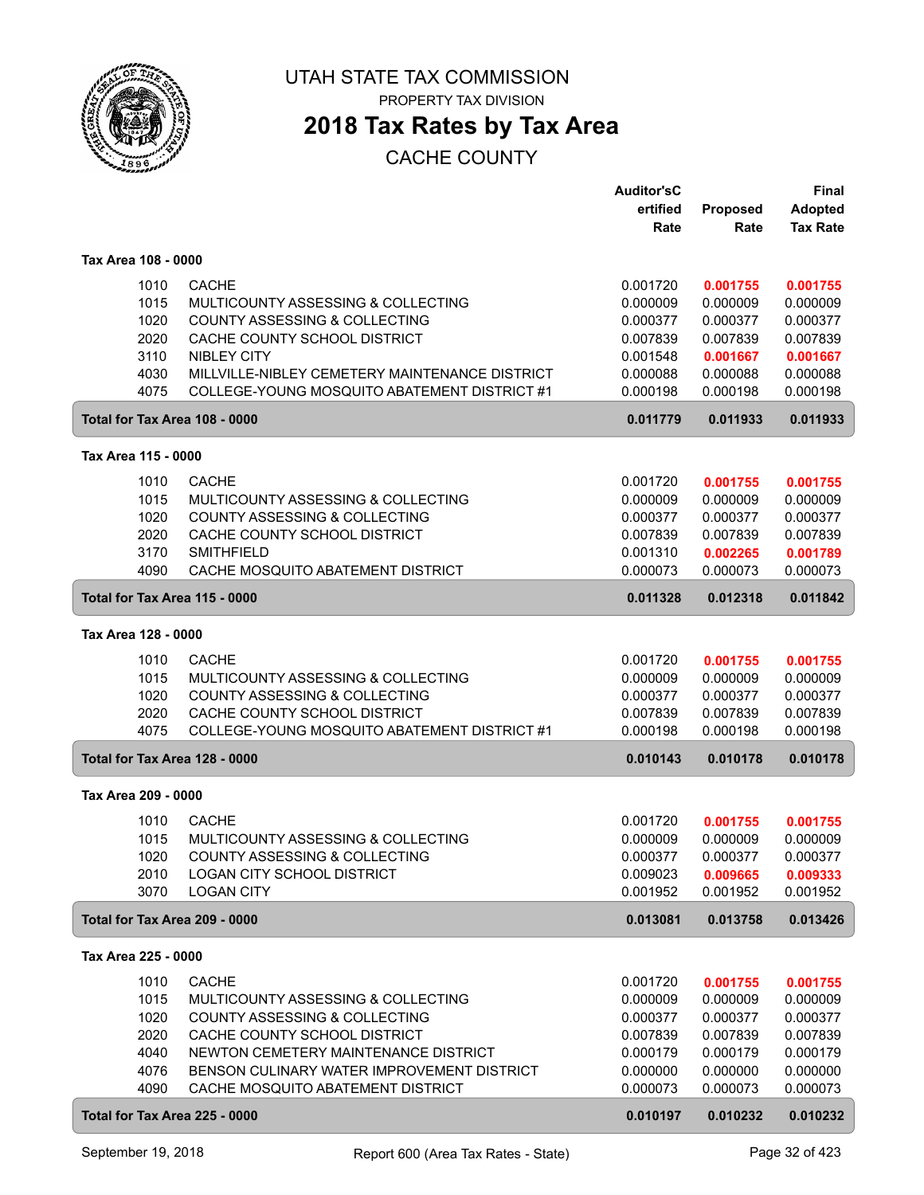# UTAH STATE TAX COMMISSION

PROPERTY TAX DIVISION

## 2018 Tax Rates by Tax Area

CACHE COUNTY

| | | Auditor's Certified Rate | Proposed Rate | Final Adopted Tax Rate |
|---|---|---|---|---|
| **Tax Area 108 - 0000** | | | | |
| 1010 | CACHE | 0.001720 | 0.001755 | 0.001755 |
| 1015 | MULTICOUNTY ASSESSING & COLLECTING | 0.000009 | 0.000009 | 0.000009 |
| 1020 | COUNTY ASSESSING & COLLECTING | 0.000377 | 0.000377 | 0.000377 |
| 2020 | CACHE COUNTY SCHOOL DISTRICT | 0.007839 | 0.007839 | 0.007839 |
| 3110 | NIBLEY CITY | 0.001548 | 0.001667 | 0.001667 |
| 4030 | MILLVILLE-NIBLEY CEMETERY MAINTENANCE DISTRICT | 0.000088 | 0.000088 | 0.000088 |
| 4075 | COLLEGE-YOUNG MOSQUITO ABATEMENT DISTRICT #1 | 0.000198 | 0.000198 | 0.000198 |
| **Total for Tax Area 108 - 0000** | | **0.011779** | **0.011933** | **0.011933** |
| **Tax Area 115 - 0000** | | | | |
| 1010 | CACHE | 0.001720 | 0.001755 | 0.001755 |
| 1015 | MULTICOUNTY ASSESSING & COLLECTING | 0.000009 | 0.000009 | 0.000009 |
| 1020 | COUNTY ASSESSING & COLLECTING | 0.000377 | 0.000377 | 0.000377 |
| 2020 | CACHE COUNTY SCHOOL DISTRICT | 0.007839 | 0.007839 | 0.007839 |
| 3170 | SMITHFIELD | 0.001310 | 0.002265 | 0.001789 |
| 4090 | CACHE MOSQUITO ABATEMENT DISTRICT | 0.000073 | 0.000073 | 0.000073 |
| **Total for Tax Area 115 - 0000** | | **0.011328** | **0.012318** | **0.011842** |
| **Tax Area 128 - 0000** | | | | |
| 1010 | CACHE | 0.001720 | 0.001755 | 0.001755 |
| 1015 | MULTICOUNTY ASSESSING & COLLECTING | 0.000009 | 0.000009 | 0.000009 |
| 1020 | COUNTY ASSESSING & COLLECTING | 0.000377 | 0.000377 | 0.000377 |
| 2020 | CACHE COUNTY SCHOOL DISTRICT | 0.007839 | 0.007839 | 0.007839 |
| 4075 | COLLEGE-YOUNG MOSQUITO ABATEMENT DISTRICT #1 | 0.000198 | 0.000198 | 0.000198 |
| **Total for Tax Area 128 - 0000** | | **0.010143** | **0.010178** | **0.010178** |
| **Tax Area 209 - 0000** | | | | |
| 1010 | CACHE | 0.001720 | 0.001755 | 0.001755 |
| 1015 | MULTICOUNTY ASSESSING & COLLECTING | 0.000009 | 0.000009 | 0.000009 |
| 1020 | COUNTY ASSESSING & COLLECTING | 0.000377 | 0.000377 | 0.000377 |
| 2010 | LOGAN CITY SCHOOL DISTRICT | 0.009023 | 0.009665 | 0.009333 |
| 3070 | LOGAN CITY | 0.001952 | 0.001952 | 0.001952 |
| **Total for Tax Area 209 - 0000** | | **0.013081** | **0.013758** | **0.013426** |
| **Tax Area 225 - 0000** | | | | |
| 1010 | CACHE | 0.001720 | 0.001755 | 0.001755 |
| 1015 | MULTICOUNTY ASSESSING & COLLECTING | 0.000009 | 0.000009 | 0.000009 |
| 1020 | COUNTY ASSESSING & COLLECTING | 0.000377 | 0.000377 | 0.000377 |
| 2020 | CACHE COUNTY SCHOOL DISTRICT | 0.007839 | 0.007839 | 0.007839 |
| 4040 | NEWTON CEMETERY MAINTENANCE DISTRICT | 0.000179 | 0.000179 | 0.000179 |
| 4076 | BENSON CULINARY WATER IMPROVEMENT DISTRICT | 0.000000 | 0.000000 | 0.000000 |
| 4090 | CACHE MOSQUITO ABATEMENT DISTRICT | 0.000073 | 0.000073 | 0.000073 |
| **Total for Tax Area 225 - 0000** | | **0.010197** | **0.010232** | **0.010232** |

September 19, 2018 — Report 600 (Area Tax Rates - State)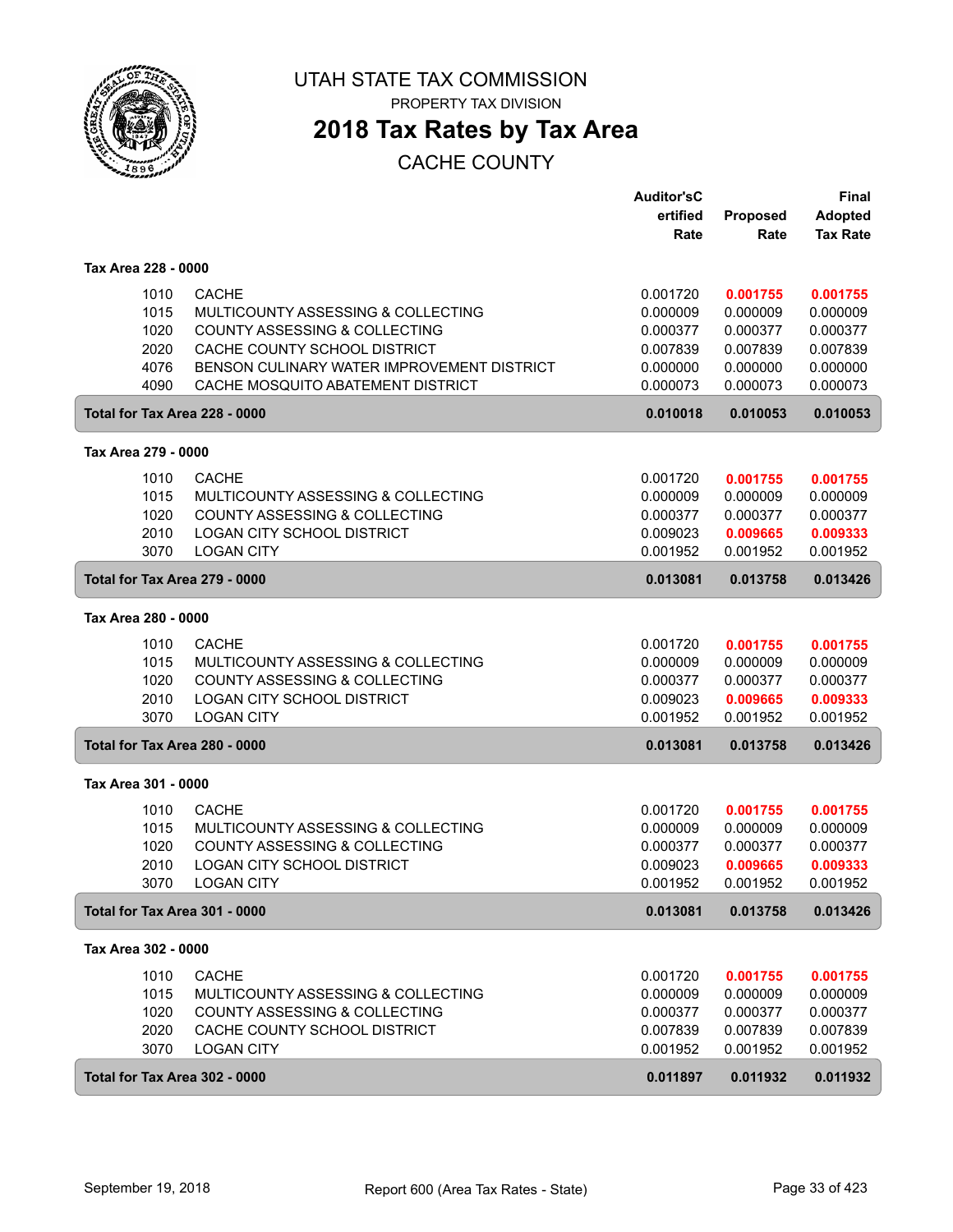# UTAH STATE TAX COMMISSION

PROPERTY TAX DIVISION

## 2018 Tax Rates by Tax Area

CACHE COUNTY

| | | Auditor'sCertified Rate | Proposed Rate | Final Adopted Tax Rate |
|---|---|---|---|---|
| **Tax Area 228 - 0000** | | | | |
| 1010 | CACHE | 0.001720 | **0.001755** | **0.001755** |
| 1015 | MULTICOUNTY ASSESSING & COLLECTING | 0.000009 | 0.000009 | 0.000009 |
| 1020 | COUNTY ASSESSING & COLLECTING | 0.000377 | 0.000377 | 0.000377 |
| 2020 | CACHE COUNTY SCHOOL DISTRICT | 0.007839 | 0.007839 | 0.007839 |
| 4076 | BENSON CULINARY WATER IMPROVEMENT DISTRICT | 0.000000 | 0.000000 | 0.000000 |
| 4090 | CACHE MOSQUITO ABATEMENT DISTRICT | 0.000073 | 0.000073 | 0.000073 |
| **Total for Tax Area 228 - 0000** | | **0.010018** | **0.010053** | **0.010053** |
| **Tax Area 279 - 0000** | | | | |
| 1010 | CACHE | 0.001720 | **0.001755** | **0.001755** |
| 1015 | MULTICOUNTY ASSESSING & COLLECTING | 0.000009 | 0.000009 | 0.000009 |
| 1020 | COUNTY ASSESSING & COLLECTING | 0.000377 | 0.000377 | 0.000377 |
| 2010 | LOGAN CITY SCHOOL DISTRICT | 0.009023 | **0.009665** | **0.009333** |
| 3070 | LOGAN CITY | 0.001952 | 0.001952 | 0.001952 |
| **Total for Tax Area 279 - 0000** | | **0.013081** | **0.013758** | **0.013426** |
| **Tax Area 280 - 0000** | | | | |
| 1010 | CACHE | 0.001720 | **0.001755** | **0.001755** |
| 1015 | MULTICOUNTY ASSESSING & COLLECTING | 0.000009 | 0.000009 | 0.000009 |
| 1020 | COUNTY ASSESSING & COLLECTING | 0.000377 | 0.000377 | 0.000377 |
| 2010 | LOGAN CITY SCHOOL DISTRICT | 0.009023 | **0.009665** | **0.009333** |
| 3070 | LOGAN CITY | 0.001952 | 0.001952 | 0.001952 |
| **Total for Tax Area 280 - 0000** | | **0.013081** | **0.013758** | **0.013426** |
| **Tax Area 301 - 0000** | | | | |
| 1010 | CACHE | 0.001720 | **0.001755** | **0.001755** |
| 1015 | MULTICOUNTY ASSESSING & COLLECTING | 0.000009 | 0.000009 | 0.000009 |
| 1020 | COUNTY ASSESSING & COLLECTING | 0.000377 | 0.000377 | 0.000377 |
| 2010 | LOGAN CITY SCHOOL DISTRICT | 0.009023 | **0.009665** | **0.009333** |
| 3070 | LOGAN CITY | 0.001952 | 0.001952 | 0.001952 |
| **Total for Tax Area 301 - 0000** | | **0.013081** | **0.013758** | **0.013426** |
| **Tax Area 302 - 0000** | | | | |
| 1010 | CACHE | 0.001720 | **0.001755** | **0.001755** |
| 1015 | MULTICOUNTY ASSESSING & COLLECTING | 0.000009 | 0.000009 | 0.000009 |
| 1020 | COUNTY ASSESSING & COLLECTING | 0.000377 | 0.000377 | 0.000377 |
| 2020 | CACHE COUNTY SCHOOL DISTRICT | 0.007839 | 0.007839 | 0.007839 |
| 3070 | LOGAN CITY | 0.001952 | 0.001952 | 0.001952 |
| **Total for Tax Area 302 - 0000** | | **0.011897** | **0.011932** | **0.011932** |

September 19, 2018 — Report 600 (Area Tax Rates - State)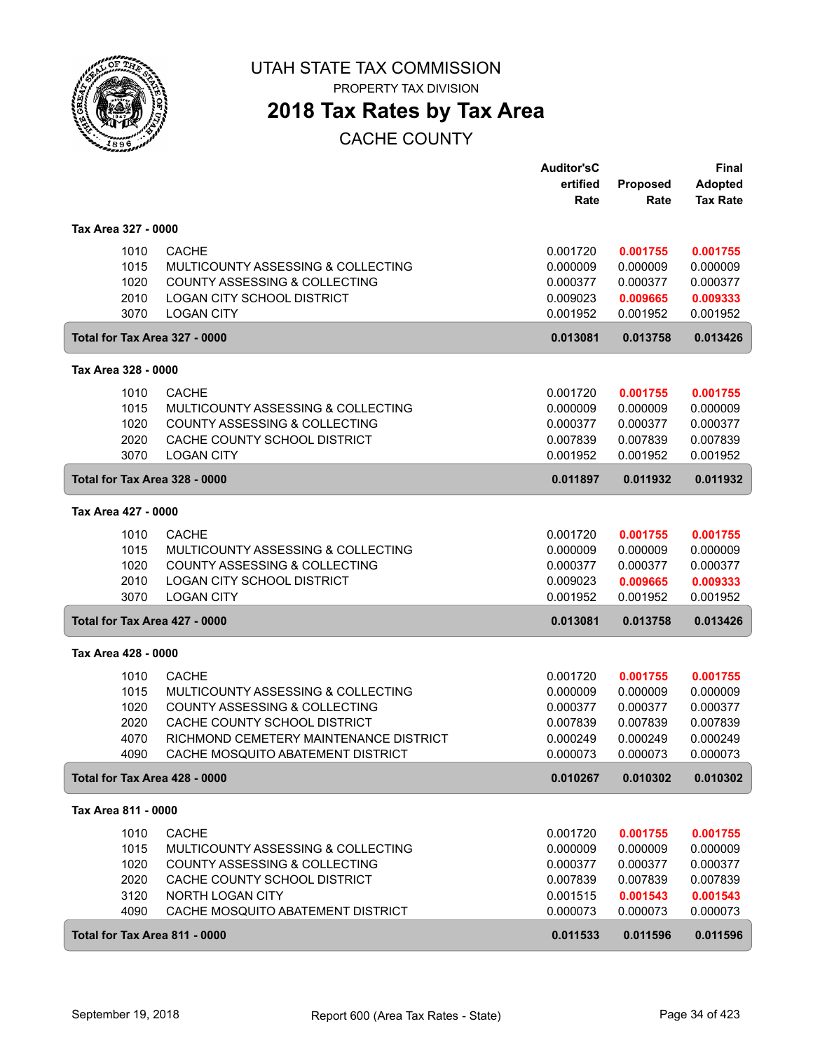# UTAH STATE TAX COMMISSION

PROPERTY TAX DIVISION

## 2018 Tax Rates by Tax Area

### CACHE COUNTY

| | | Auditor's Certified Rate | Proposed Rate | Final Adopted Tax Rate |
|---|---|---|---|---|
| **Tax Area 327 - 0000** | | | | |
| 1010 | CACHE | 0.001720 | **0.001755** | **0.001755** |
| 1015 | MULTICOUNTY ASSESSING & COLLECTING | 0.000009 | 0.000009 | 0.000009 |
| 1020 | COUNTY ASSESSING & COLLECTING | 0.000377 | 0.000377 | 0.000377 |
| 2010 | LOGAN CITY SCHOOL DISTRICT | 0.009023 | **0.009665** | **0.009333** |
| 3070 | LOGAN CITY | 0.001952 | 0.001952 | 0.001952 |
| **Total for Tax Area 327 - 0000** | | **0.013081** | **0.013758** | **0.013426** |
| **Tax Area 328 - 0000** | | | | |
| 1010 | CACHE | 0.001720 | **0.001755** | **0.001755** |
| 1015 | MULTICOUNTY ASSESSING & COLLECTING | 0.000009 | 0.000009 | 0.000009 |
| 1020 | COUNTY ASSESSING & COLLECTING | 0.000377 | 0.000377 | 0.000377 |
| 2020 | CACHE COUNTY SCHOOL DISTRICT | 0.007839 | 0.007839 | 0.007839 |
| 3070 | LOGAN CITY | 0.001952 | 0.001952 | 0.001952 |
| **Total for Tax Area 328 - 0000** | | **0.011897** | **0.011932** | **0.011932** |
| **Tax Area 427 - 0000** | | | | |
| 1010 | CACHE | 0.001720 | **0.001755** | **0.001755** |
| 1015 | MULTICOUNTY ASSESSING & COLLECTING | 0.000009 | 0.000009 | 0.000009 |
| 1020 | COUNTY ASSESSING & COLLECTING | 0.000377 | 0.000377 | 0.000377 |
| 2010 | LOGAN CITY SCHOOL DISTRICT | 0.009023 | **0.009665** | **0.009333** |
| 3070 | LOGAN CITY | 0.001952 | 0.001952 | 0.001952 |
| **Total for Tax Area 427 - 0000** | | **0.013081** | **0.013758** | **0.013426** |
| **Tax Area 428 - 0000** | | | | |
| 1010 | CACHE | 0.001720 | **0.001755** | **0.001755** |
| 1015 | MULTICOUNTY ASSESSING & COLLECTING | 0.000009 | 0.000009 | 0.000009 |
| 1020 | COUNTY ASSESSING & COLLECTING | 0.000377 | 0.000377 | 0.000377 |
| 2020 | CACHE COUNTY SCHOOL DISTRICT | 0.007839 | 0.007839 | 0.007839 |
| 4070 | RICHMOND CEMETERY MAINTENANCE DISTRICT | 0.000249 | 0.000249 | 0.000249 |
| 4090 | CACHE MOSQUITO ABATEMENT DISTRICT | 0.000073 | 0.000073 | 0.000073 |
| **Total for Tax Area 428 - 0000** | | **0.010267** | **0.010302** | **0.010302** |
| **Tax Area 811 - 0000** | | | | |
| 1010 | CACHE | 0.001720 | **0.001755** | **0.001755** |
| 1015 | MULTICOUNTY ASSESSING & COLLECTING | 0.000009 | 0.000009 | 0.000009 |
| 1020 | COUNTY ASSESSING & COLLECTING | 0.000377 | 0.000377 | 0.000377 |
| 2020 | CACHE COUNTY SCHOOL DISTRICT | 0.007839 | 0.007839 | 0.007839 |
| 3120 | NORTH LOGAN CITY | 0.001515 | **0.001543** | **0.001543** |
| 4090 | CACHE MOSQUITO ABATEMENT DISTRICT | 0.000073 | 0.000073 | 0.000073 |
| **Total for Tax Area 811 - 0000** | | **0.011533** | **0.011596** | **0.011596** |

September 19, 2018 — Report 600 (Area Tax Rates - State)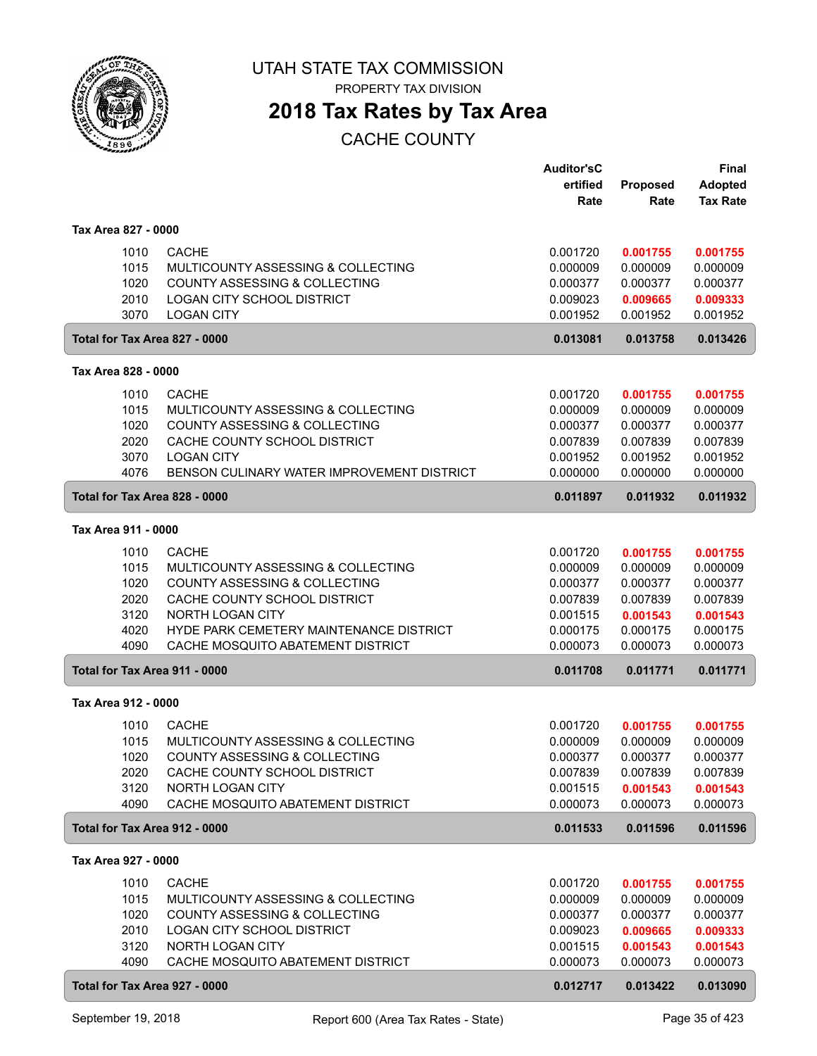# UTAH STATE TAX COMMISSION

PROPERTY TAX DIVISION

## 2018 Tax Rates by Tax Area

CACHE COUNTY

| | | Auditor'sC ertified Rate | Proposed Rate | Final Adopted Tax Rate |
|---|---|---|---|---|
| **Tax Area 827 - 0000** | | | | |
| 1010 | CACHE | 0.001720 | **0.001755** | **0.001755** |
| 1015 | MULTICOUNTY ASSESSING & COLLECTING | 0.000009 | 0.000009 | 0.000009 |
| 1020 | COUNTY ASSESSING & COLLECTING | 0.000377 | 0.000377 | 0.000377 |
| 2010 | LOGAN CITY SCHOOL DISTRICT | 0.009023 | **0.009665** | **0.009333** |
| 3070 | LOGAN CITY | 0.001952 | 0.001952 | 0.001952 |
| **Total for Tax Area 827 - 0000** | | **0.013081** | **0.013758** | **0.013426** |
| **Tax Area 828 - 0000** | | | | |
| 1010 | CACHE | 0.001720 | **0.001755** | **0.001755** |
| 1015 | MULTICOUNTY ASSESSING & COLLECTING | 0.000009 | 0.000009 | 0.000009 |
| 1020 | COUNTY ASSESSING & COLLECTING | 0.000377 | 0.000377 | 0.000377 |
| 2020 | CACHE COUNTY SCHOOL DISTRICT | 0.007839 | 0.007839 | 0.007839 |
| 3070 | LOGAN CITY | 0.001952 | 0.001952 | 0.001952 |
| 4076 | BENSON CULINARY WATER IMPROVEMENT DISTRICT | 0.000000 | 0.000000 | 0.000000 |
| **Total for Tax Area 828 - 0000** | | **0.011897** | **0.011932** | **0.011932** |
| **Tax Area 911 - 0000** | | | | |
| 1010 | CACHE | 0.001720 | **0.001755** | **0.001755** |
| 1015 | MULTICOUNTY ASSESSING & COLLECTING | 0.000009 | 0.000009 | 0.000009 |
| 1020 | COUNTY ASSESSING & COLLECTING | 0.000377 | 0.000377 | 0.000377 |
| 2020 | CACHE COUNTY SCHOOL DISTRICT | 0.007839 | 0.007839 | 0.007839 |
| 3120 | NORTH LOGAN CITY | 0.001515 | **0.001543** | **0.001543** |
| 4020 | HYDE PARK CEMETERY MAINTENANCE DISTRICT | 0.000175 | 0.000175 | 0.000175 |
| 4090 | CACHE MOSQUITO ABATEMENT DISTRICT | 0.000073 | 0.000073 | 0.000073 |
| **Total for Tax Area 911 - 0000** | | **0.011708** | **0.011771** | **0.011771** |
| **Tax Area 912 - 0000** | | | | |
| 1010 | CACHE | 0.001720 | **0.001755** | **0.001755** |
| 1015 | MULTICOUNTY ASSESSING & COLLECTING | 0.000009 | 0.000009 | 0.000009 |
| 1020 | COUNTY ASSESSING & COLLECTING | 0.000377 | 0.000377 | 0.000377 |
| 2020 | CACHE COUNTY SCHOOL DISTRICT | 0.007839 | 0.007839 | 0.007839 |
| 3120 | NORTH LOGAN CITY | 0.001515 | **0.001543** | **0.001543** |
| 4090 | CACHE MOSQUITO ABATEMENT DISTRICT | 0.000073 | 0.000073 | 0.000073 |
| **Total for Tax Area 912 - 0000** | | **0.011533** | **0.011596** | **0.011596** |
| **Tax Area 927 - 0000** | | | | |
| 1010 | CACHE | 0.001720 | **0.001755** | **0.001755** |
| 1015 | MULTICOUNTY ASSESSING & COLLECTING | 0.000009 | 0.000009 | 0.000009 |
| 1020 | COUNTY ASSESSING & COLLECTING | 0.000377 | 0.000377 | 0.000377 |
| 2010 | LOGAN CITY SCHOOL DISTRICT | 0.009023 | **0.009665** | **0.009333** |
| 3120 | NORTH LOGAN CITY | 0.001515 | **0.001543** | **0.001543** |
| 4090 | CACHE MOSQUITO ABATEMENT DISTRICT | 0.000073 | 0.000073 | 0.000073 |
| **Total for Tax Area 927 - 0000** | | **0.012717** | **0.013422** | **0.013090** |

September 19, 2018 Report 600 (Area Tax Rates - State)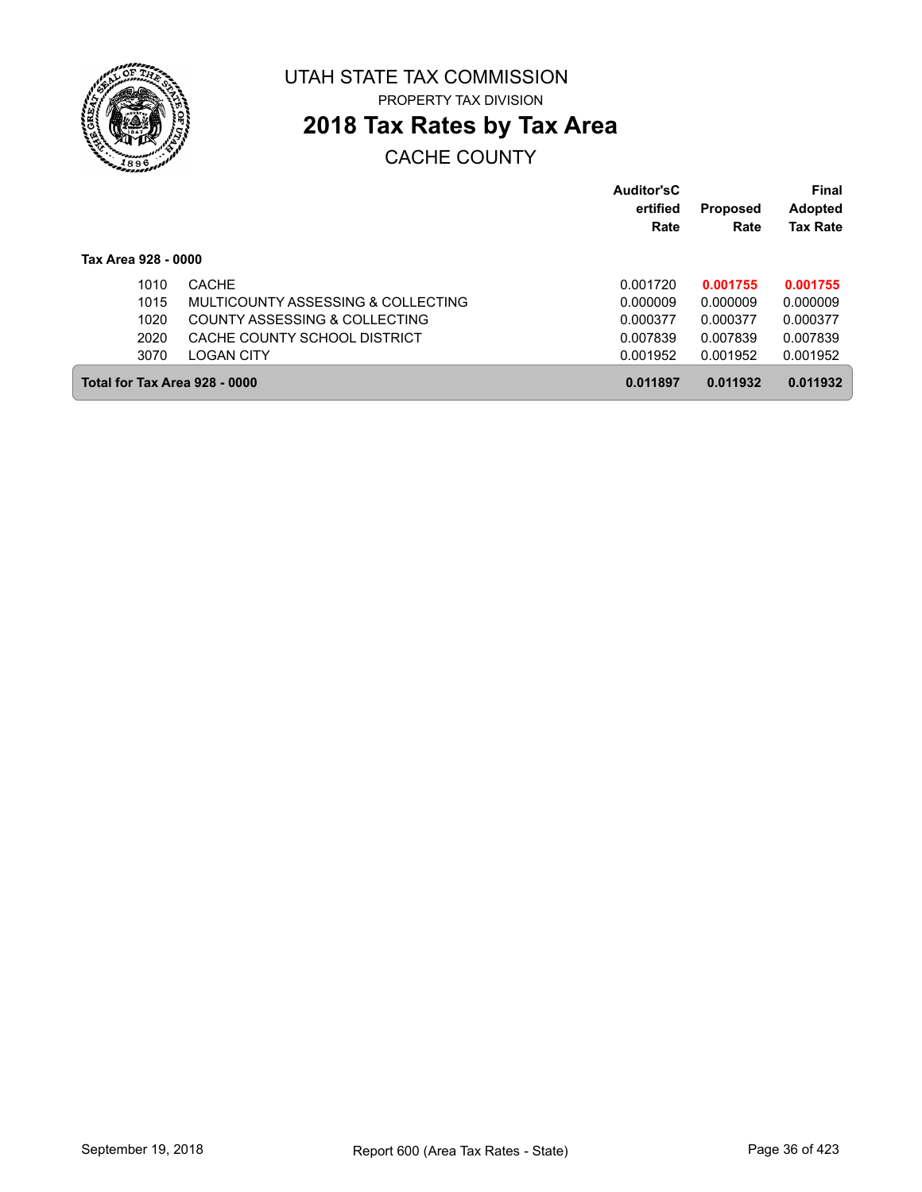UTAH STATE TAX COMMISSION

PROPERTY TAX DIVISION

# 2018 Tax Rates by Tax Area

## CACHE COUNTY

**Tax Area 928 - 0000**

| | | Auditor'sCertified Rate | Proposed Rate | Final Adopted Tax Rate |
|---|---|---|---|---|
| 1010 | CACHE | 0.001720 | **0.001755** | **0.001755** |
| 1015 | MULTICOUNTY ASSESSING & COLLECTING | 0.000009 | 0.000009 | 0.000009 |
| 1020 | COUNTY ASSESSING & COLLECTING | 0.000377 | 0.000377 | 0.000377 |
| 2020 | CACHE COUNTY SCHOOL DISTRICT | 0.007839 | 0.007839 | 0.007839 |
| 3070 | LOGAN CITY | 0.001952 | 0.001952 | 0.001952 |
| **Total for Tax Area 928 - 0000** | | **0.011897** | **0.011932** | **0.011932** |

September 19, 2018 Report 600 (Area Tax Rates - State)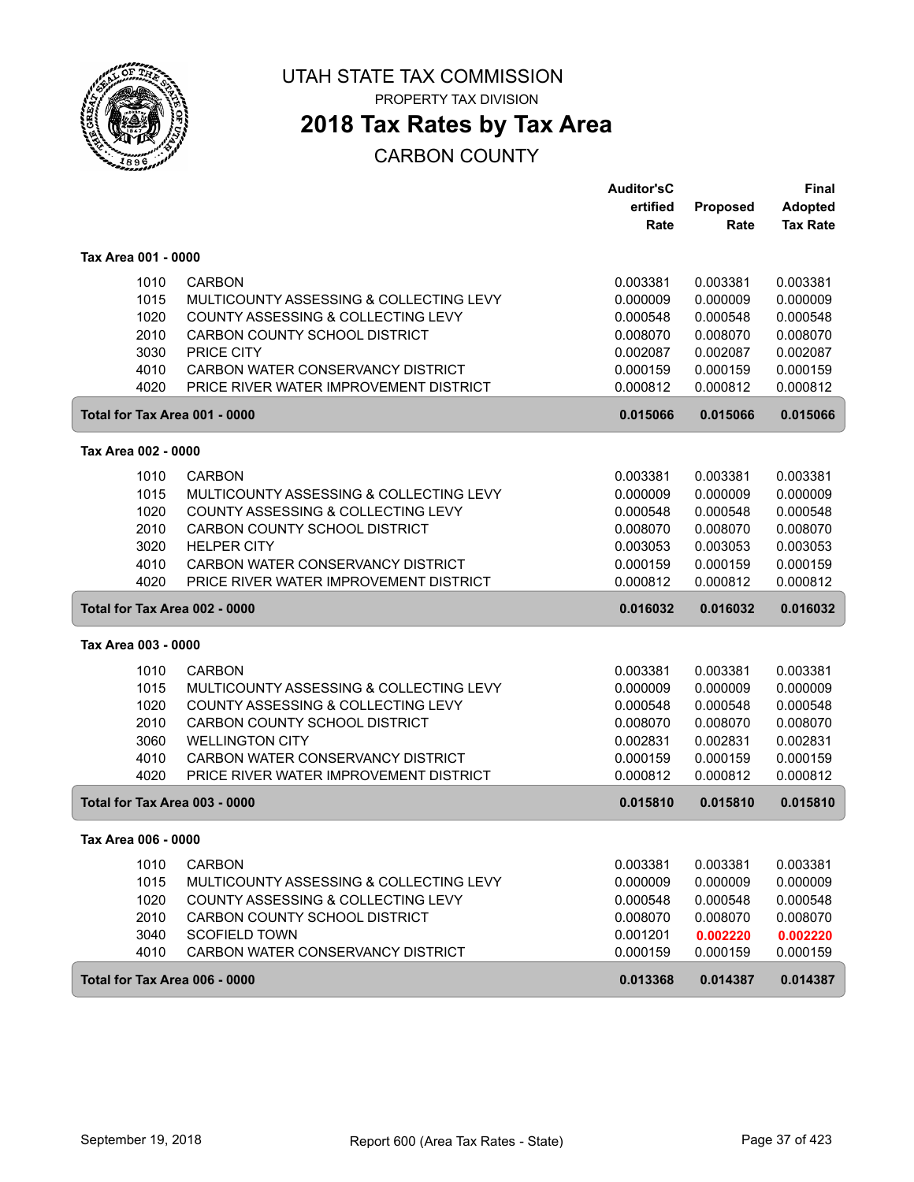# UTAH STATE TAX COMMISSION

PROPERTY TAX DIVISION

## 2018 Tax Rates by Tax Area

CARBON COUNTY

| | | Auditor'sCertified Rate | Proposed Rate | Final Adopted Tax Rate |
|---|---|---|---|---|
| **Tax Area 001 - 0000** | | | | |
| 1010 | CARBON | 0.003381 | 0.003381 | 0.003381 |
| 1015 | MULTICOUNTY ASSESSING & COLLECTING LEVY | 0.000009 | 0.000009 | 0.000009 |
| 1020 | COUNTY ASSESSING & COLLECTING LEVY | 0.000548 | 0.000548 | 0.000548 |
| 2010 | CARBON COUNTY SCHOOL DISTRICT | 0.008070 | 0.008070 | 0.008070 |
| 3030 | PRICE CITY | 0.002087 | 0.002087 | 0.002087 |
| 4010 | CARBON WATER CONSERVANCY DISTRICT | 0.000159 | 0.000159 | 0.000159 |
| 4020 | PRICE RIVER WATER IMPROVEMENT DISTRICT | 0.000812 | 0.000812 | 0.000812 |
| **Total for Tax Area 001 - 0000** | | **0.015066** | **0.015066** | **0.015066** |
| **Tax Area 002 - 0000** | | | | |
| 1010 | CARBON | 0.003381 | 0.003381 | 0.003381 |
| 1015 | MULTICOUNTY ASSESSING & COLLECTING LEVY | 0.000009 | 0.000009 | 0.000009 |
| 1020 | COUNTY ASSESSING & COLLECTING LEVY | 0.000548 | 0.000548 | 0.000548 |
| 2010 | CARBON COUNTY SCHOOL DISTRICT | 0.008070 | 0.008070 | 0.008070 |
| 3020 | HELPER CITY | 0.003053 | 0.003053 | 0.003053 |
| 4010 | CARBON WATER CONSERVANCY DISTRICT | 0.000159 | 0.000159 | 0.000159 |
| 4020 | PRICE RIVER WATER IMPROVEMENT DISTRICT | 0.000812 | 0.000812 | 0.000812 |
| **Total for Tax Area 002 - 0000** | | **0.016032** | **0.016032** | **0.016032** |
| **Tax Area 003 - 0000** | | | | |
| 1010 | CARBON | 0.003381 | 0.003381 | 0.003381 |
| 1015 | MULTICOUNTY ASSESSING & COLLECTING LEVY | 0.000009 | 0.000009 | 0.000009 |
| 1020 | COUNTY ASSESSING & COLLECTING LEVY | 0.000548 | 0.000548 | 0.000548 |
| 2010 | CARBON COUNTY SCHOOL DISTRICT | 0.008070 | 0.008070 | 0.008070 |
| 3060 | WELLINGTON CITY | 0.002831 | 0.002831 | 0.002831 |
| 4010 | CARBON WATER CONSERVANCY DISTRICT | 0.000159 | 0.000159 | 0.000159 |
| 4020 | PRICE RIVER WATER IMPROVEMENT DISTRICT | 0.000812 | 0.000812 | 0.000812 |
| **Total for Tax Area 003 - 0000** | | **0.015810** | **0.015810** | **0.015810** |
| **Tax Area 006 - 0000** | | | | |
| 1010 | CARBON | 0.003381 | 0.003381 | 0.003381 |
| 1015 | MULTICOUNTY ASSESSING & COLLECTING LEVY | 0.000009 | 0.000009 | 0.000009 |
| 1020 | COUNTY ASSESSING & COLLECTING LEVY | 0.000548 | 0.000548 | 0.000548 |
| 2010 | CARBON COUNTY SCHOOL DISTRICT | 0.008070 | 0.008070 | 0.008070 |
| 3040 | SCOFIELD TOWN | 0.001201 | **0.002220** | **0.002220** |
| 4010 | CARBON WATER CONSERVANCY DISTRICT | 0.000159 | 0.000159 | 0.000159 |
| **Total for Tax Area 006 - 0000** | | **0.013368** | **0.014387** | **0.014387** |

September 19, 2018 — Report 600 (Area Tax Rates - State)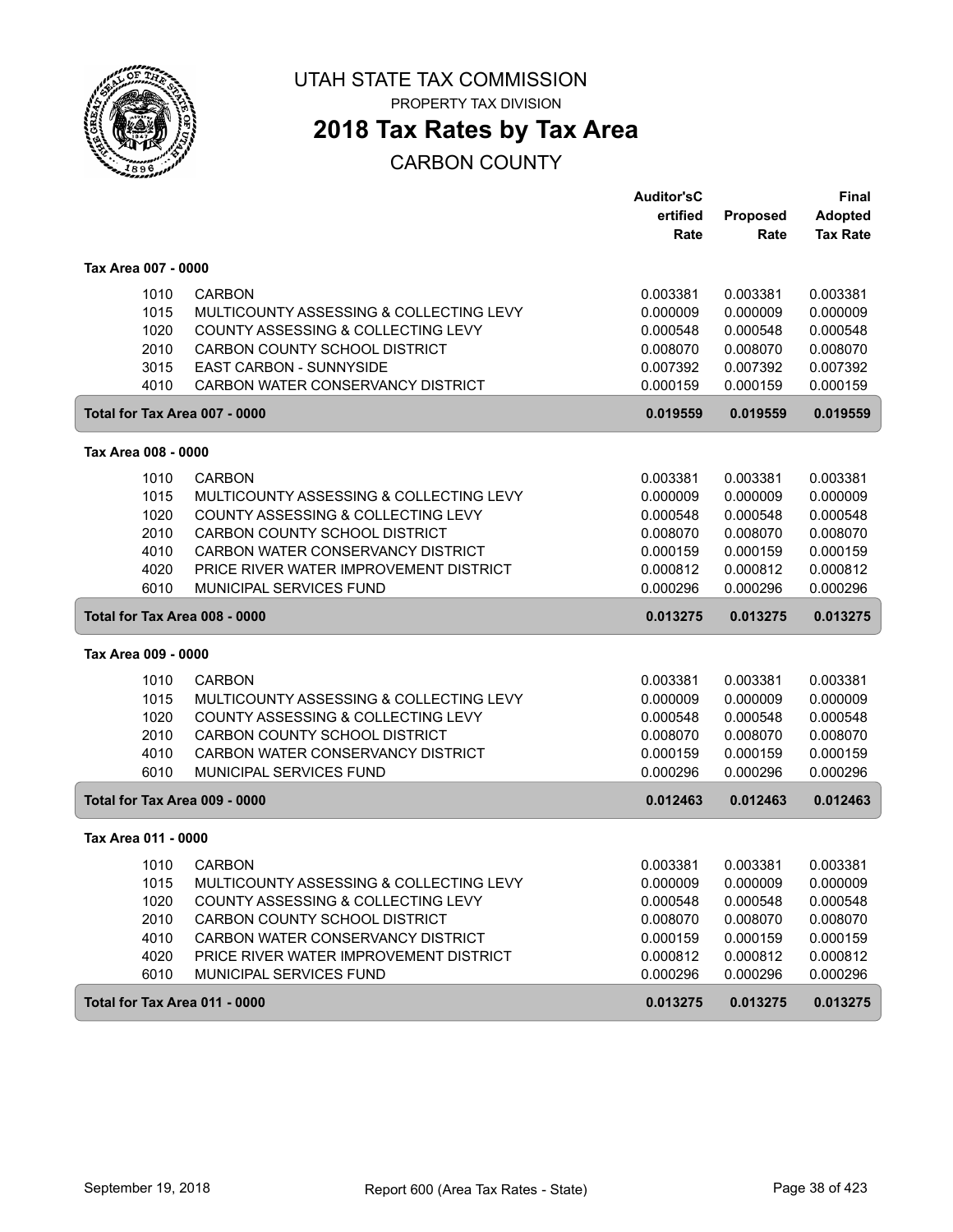UTAH STATE TAX COMMISSION

PROPERTY TAX DIVISION

# 2018 Tax Rates by Tax Area

## CARBON COUNTY

| | | Auditor'sCertified Rate | Proposed Rate | Final Adopted Tax Rate |
|---|---|---|---|---|
| **Tax Area 007 - 0000** | | | | |
| 1010 | CARBON | 0.003381 | 0.003381 | 0.003381 |
| 1015 | MULTICOUNTY ASSESSING & COLLECTING LEVY | 0.000009 | 0.000009 | 0.000009 |
| 1020 | COUNTY ASSESSING & COLLECTING LEVY | 0.000548 | 0.000548 | 0.000548 |
| 2010 | CARBON COUNTY SCHOOL DISTRICT | 0.008070 | 0.008070 | 0.008070 |
| 3015 | EAST CARBON - SUNNYSIDE | 0.007392 | 0.007392 | 0.007392 |
| 4010 | CARBON WATER CONSERVANCY DISTRICT | 0.000159 | 0.000159 | 0.000159 |
| **Total for Tax Area 007 - 0000** | | **0.019559** | **0.019559** | **0.019559** |
| **Tax Area 008 - 0000** | | | | |
| 1010 | CARBON | 0.003381 | 0.003381 | 0.003381 |
| 1015 | MULTICOUNTY ASSESSING & COLLECTING LEVY | 0.000009 | 0.000009 | 0.000009 |
| 1020 | COUNTY ASSESSING & COLLECTING LEVY | 0.000548 | 0.000548 | 0.000548 |
| 2010 | CARBON COUNTY SCHOOL DISTRICT | 0.008070 | 0.008070 | 0.008070 |
| 4010 | CARBON WATER CONSERVANCY DISTRICT | 0.000159 | 0.000159 | 0.000159 |
| 4020 | PRICE RIVER WATER IMPROVEMENT DISTRICT | 0.000812 | 0.000812 | 0.000812 |
| 6010 | MUNICIPAL SERVICES FUND | 0.000296 | 0.000296 | 0.000296 |
| **Total for Tax Area 008 - 0000** | | **0.013275** | **0.013275** | **0.013275** |
| **Tax Area 009 - 0000** | | | | |
| 1010 | CARBON | 0.003381 | 0.003381 | 0.003381 |
| 1015 | MULTICOUNTY ASSESSING & COLLECTING LEVY | 0.000009 | 0.000009 | 0.000009 |
| 1020 | COUNTY ASSESSING & COLLECTING LEVY | 0.000548 | 0.000548 | 0.000548 |
| 2010 | CARBON COUNTY SCHOOL DISTRICT | 0.008070 | 0.008070 | 0.008070 |
| 4010 | CARBON WATER CONSERVANCY DISTRICT | 0.000159 | 0.000159 | 0.000159 |
| 6010 | MUNICIPAL SERVICES FUND | 0.000296 | 0.000296 | 0.000296 |
| **Total for Tax Area 009 - 0000** | | **0.012463** | **0.012463** | **0.012463** |
| **Tax Area 011 - 0000** | | | | |
| 1010 | CARBON | 0.003381 | 0.003381 | 0.003381 |
| 1015 | MULTICOUNTY ASSESSING & COLLECTING LEVY | 0.000009 | 0.000009 | 0.000009 |
| 1020 | COUNTY ASSESSING & COLLECTING LEVY | 0.000548 | 0.000548 | 0.000548 |
| 2010 | CARBON COUNTY SCHOOL DISTRICT | 0.008070 | 0.008070 | 0.008070 |
| 4010 | CARBON WATER CONSERVANCY DISTRICT | 0.000159 | 0.000159 | 0.000159 |
| 4020 | PRICE RIVER WATER IMPROVEMENT DISTRICT | 0.000812 | 0.000812 | 0.000812 |
| 6010 | MUNICIPAL SERVICES FUND | 0.000296 | 0.000296 | 0.000296 |
| **Total for Tax Area 011 - 0000** | | **0.013275** | **0.013275** | **0.013275** |

September 19, 2018 — Report 600 (Area Tax Rates - State)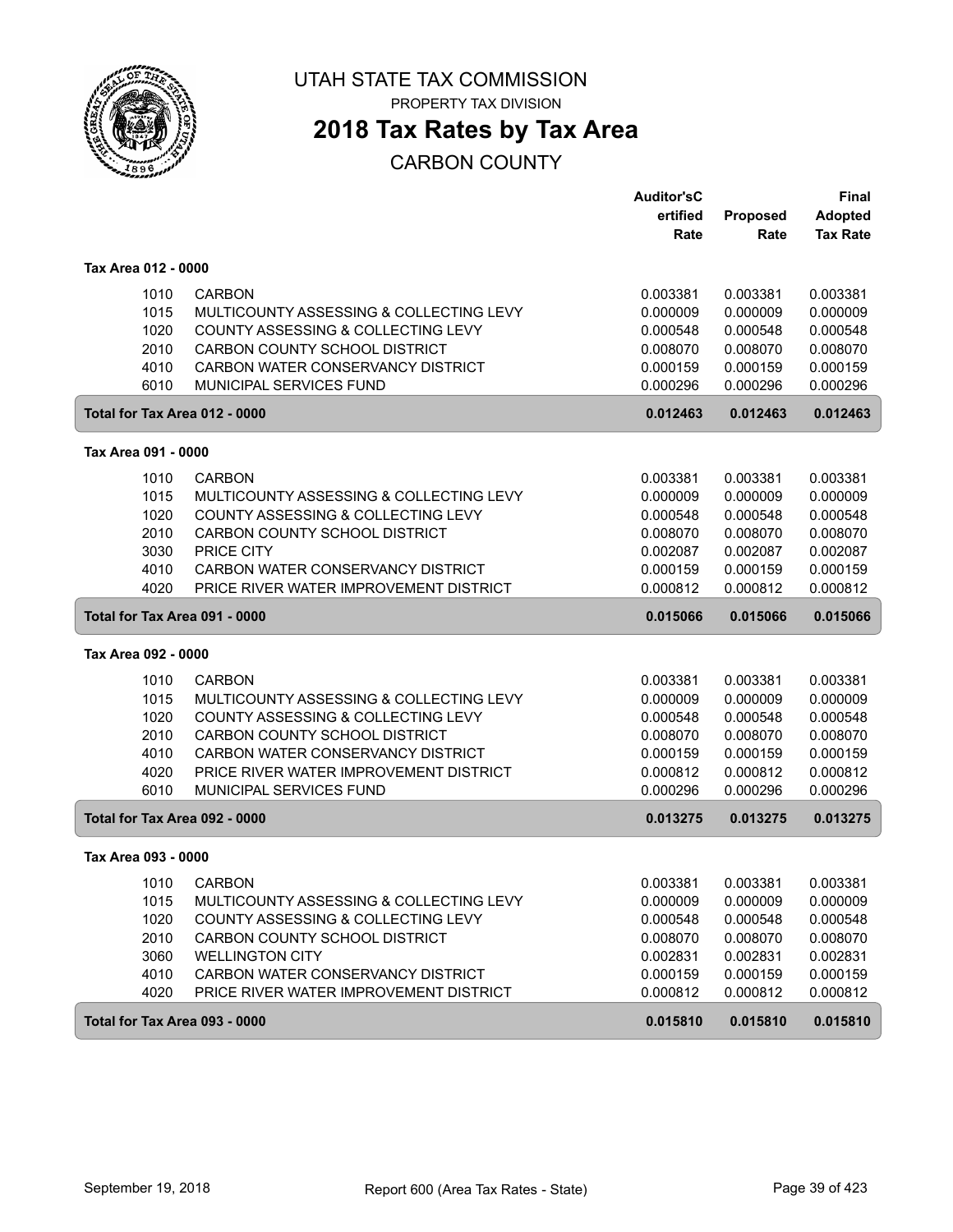# UTAH STATE TAX COMMISSION

PROPERTY TAX DIVISION

## 2018 Tax Rates by Tax Area

CARBON COUNTY

| | | Auditor's Certified Rate | Proposed Rate | Final Adopted Tax Rate |
|---|---|---|---|---|
| **Tax Area 012 - 0000** | | | | |
| 1010 | CARBON | 0.003381 | 0.003381 | 0.003381 |
| 1015 | MULTICOUNTY ASSESSING & COLLECTING LEVY | 0.000009 | 0.000009 | 0.000009 |
| 1020 | COUNTY ASSESSING & COLLECTING LEVY | 0.000548 | 0.000548 | 0.000548 |
| 2010 | CARBON COUNTY SCHOOL DISTRICT | 0.008070 | 0.008070 | 0.008070 |
| 4010 | CARBON WATER CONSERVANCY DISTRICT | 0.000159 | 0.000159 | 0.000159 |
| 6010 | MUNICIPAL SERVICES FUND | 0.000296 | 0.000296 | 0.000296 |
| **Total for Tax Area 012 - 0000** | | **0.012463** | **0.012463** | **0.012463** |
| **Tax Area 091 - 0000** | | | | |
| 1010 | CARBON | 0.003381 | 0.003381 | 0.003381 |
| 1015 | MULTICOUNTY ASSESSING & COLLECTING LEVY | 0.000009 | 0.000009 | 0.000009 |
| 1020 | COUNTY ASSESSING & COLLECTING LEVY | 0.000548 | 0.000548 | 0.000548 |
| 2010 | CARBON COUNTY SCHOOL DISTRICT | 0.008070 | 0.008070 | 0.008070 |
| 3030 | PRICE CITY | 0.002087 | 0.002087 | 0.002087 |
| 4010 | CARBON WATER CONSERVANCY DISTRICT | 0.000159 | 0.000159 | 0.000159 |
| 4020 | PRICE RIVER WATER IMPROVEMENT DISTRICT | 0.000812 | 0.000812 | 0.000812 |
| **Total for Tax Area 091 - 0000** | | **0.015066** | **0.015066** | **0.015066** |
| **Tax Area 092 - 0000** | | | | |
| 1010 | CARBON | 0.003381 | 0.003381 | 0.003381 |
| 1015 | MULTICOUNTY ASSESSING & COLLECTING LEVY | 0.000009 | 0.000009 | 0.000009 |
| 1020 | COUNTY ASSESSING & COLLECTING LEVY | 0.000548 | 0.000548 | 0.000548 |
| 2010 | CARBON COUNTY SCHOOL DISTRICT | 0.008070 | 0.008070 | 0.008070 |
| 4010 | CARBON WATER CONSERVANCY DISTRICT | 0.000159 | 0.000159 | 0.000159 |
| 4020 | PRICE RIVER WATER IMPROVEMENT DISTRICT | 0.000812 | 0.000812 | 0.000812 |
| 6010 | MUNICIPAL SERVICES FUND | 0.000296 | 0.000296 | 0.000296 |
| **Total for Tax Area 092 - 0000** | | **0.013275** | **0.013275** | **0.013275** |
| **Tax Area 093 - 0000** | | | | |
| 1010 | CARBON | 0.003381 | 0.003381 | 0.003381 |
| 1015 | MULTICOUNTY ASSESSING & COLLECTING LEVY | 0.000009 | 0.000009 | 0.000009 |
| 1020 | COUNTY ASSESSING & COLLECTING LEVY | 0.000548 | 0.000548 | 0.000548 |
| 2010 | CARBON COUNTY SCHOOL DISTRICT | 0.008070 | 0.008070 | 0.008070 |
| 3060 | WELLINGTON CITY | 0.002831 | 0.002831 | 0.002831 |
| 4010 | CARBON WATER CONSERVANCY DISTRICT | 0.000159 | 0.000159 | 0.000159 |
| 4020 | PRICE RIVER WATER IMPROVEMENT DISTRICT | 0.000812 | 0.000812 | 0.000812 |
| **Total for Tax Area 093 - 0000** | | **0.015810** | **0.015810** | **0.015810** |

September 19, 2018 — Report 600 (Area Tax Rates - State)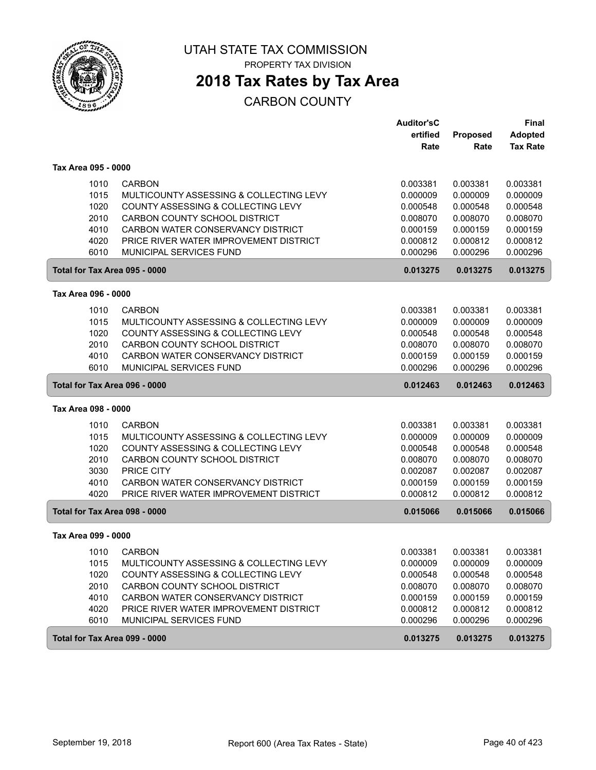# UTAH STATE TAX COMMISSION

PROPERTY TAX DIVISION

## 2018 Tax Rates by Tax Area

CARBON COUNTY

| | | Auditor's Certified Rate | Proposed Rate | Final Adopted Tax Rate |
|---|---|---|---|---|
| **Tax Area 095 - 0000** | | | | |
| 1010 | CARBON | 0.003381 | 0.003381 | 0.003381 |
| 1015 | MULTICOUNTY ASSESSING & COLLECTING LEVY | 0.000009 | 0.000009 | 0.000009 |
| 1020 | COUNTY ASSESSING & COLLECTING LEVY | 0.000548 | 0.000548 | 0.000548 |
| 2010 | CARBON COUNTY SCHOOL DISTRICT | 0.008070 | 0.008070 | 0.008070 |
| 4010 | CARBON WATER CONSERVANCY DISTRICT | 0.000159 | 0.000159 | 0.000159 |
| 4020 | PRICE RIVER WATER IMPROVEMENT DISTRICT | 0.000812 | 0.000812 | 0.000812 |
| 6010 | MUNICIPAL SERVICES FUND | 0.000296 | 0.000296 | 0.000296 |
| **Total for Tax Area 095 - 0000** | | **0.013275** | **0.013275** | **0.013275** |
| **Tax Area 096 - 0000** | | | | |
| 1010 | CARBON | 0.003381 | 0.003381 | 0.003381 |
| 1015 | MULTICOUNTY ASSESSING & COLLECTING LEVY | 0.000009 | 0.000009 | 0.000009 |
| 1020 | COUNTY ASSESSING & COLLECTING LEVY | 0.000548 | 0.000548 | 0.000548 |
| 2010 | CARBON COUNTY SCHOOL DISTRICT | 0.008070 | 0.008070 | 0.008070 |
| 4010 | CARBON WATER CONSERVANCY DISTRICT | 0.000159 | 0.000159 | 0.000159 |
| 6010 | MUNICIPAL SERVICES FUND | 0.000296 | 0.000296 | 0.000296 |
| **Total for Tax Area 096 - 0000** | | **0.012463** | **0.012463** | **0.012463** |
| **Tax Area 098 - 0000** | | | | |
| 1010 | CARBON | 0.003381 | 0.003381 | 0.003381 |
| 1015 | MULTICOUNTY ASSESSING & COLLECTING LEVY | 0.000009 | 0.000009 | 0.000009 |
| 1020 | COUNTY ASSESSING & COLLECTING LEVY | 0.000548 | 0.000548 | 0.000548 |
| 2010 | CARBON COUNTY SCHOOL DISTRICT | 0.008070 | 0.008070 | 0.008070 |
| 3030 | PRICE CITY | 0.002087 | 0.002087 | 0.002087 |
| 4010 | CARBON WATER CONSERVANCY DISTRICT | 0.000159 | 0.000159 | 0.000159 |
| 4020 | PRICE RIVER WATER IMPROVEMENT DISTRICT | 0.000812 | 0.000812 | 0.000812 |
| **Total for Tax Area 098 - 0000** | | **0.015066** | **0.015066** | **0.015066** |
| **Tax Area 099 - 0000** | | | | |
| 1010 | CARBON | 0.003381 | 0.003381 | 0.003381 |
| 1015 | MULTICOUNTY ASSESSING & COLLECTING LEVY | 0.000009 | 0.000009 | 0.000009 |
| 1020 | COUNTY ASSESSING & COLLECTING LEVY | 0.000548 | 0.000548 | 0.000548 |
| 2010 | CARBON COUNTY SCHOOL DISTRICT | 0.008070 | 0.008070 | 0.008070 |
| 4010 | CARBON WATER CONSERVANCY DISTRICT | 0.000159 | 0.000159 | 0.000159 |
| 4020 | PRICE RIVER WATER IMPROVEMENT DISTRICT | 0.000812 | 0.000812 | 0.000812 |
| 6010 | MUNICIPAL SERVICES FUND | 0.000296 | 0.000296 | 0.000296 |
| **Total for Tax Area 099 - 0000** | | **0.013275** | **0.013275** | **0.013275** |

September 19, 2018 — Report 600 (Area Tax Rates - State)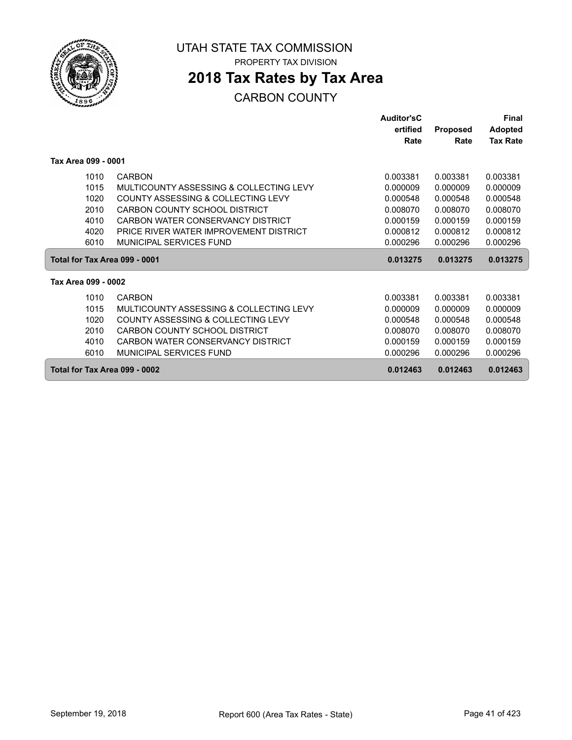UTAH STATE TAX COMMISSION

PROPERTY TAX DIVISION

# 2018 Tax Rates by Tax Area

CARBON COUNTY

| | | Auditor'sC ertified Rate | Proposed Rate | Final Adopted Tax Rate |
|---|---|---|---|---|
| **Tax Area 099 - 0001** | | | | |
| 1010 | CARBON | 0.003381 | 0.003381 | 0.003381 |
| 1015 | MULTICOUNTY ASSESSING & COLLECTING LEVY | 0.000009 | 0.000009 | 0.000009 |
| 1020 | COUNTY ASSESSING & COLLECTING LEVY | 0.000548 | 0.000548 | 0.000548 |
| 2010 | CARBON COUNTY SCHOOL DISTRICT | 0.008070 | 0.008070 | 0.008070 |
| 4010 | CARBON WATER CONSERVANCY DISTRICT | 0.000159 | 0.000159 | 0.000159 |
| 4020 | PRICE RIVER WATER IMPROVEMENT DISTRICT | 0.000812 | 0.000812 | 0.000812 |
| 6010 | MUNICIPAL SERVICES FUND | 0.000296 | 0.000296 | 0.000296 |
| **Total for Tax Area 099 - 0001** | | **0.013275** | **0.013275** | **0.013275** |
| **Tax Area 099 - 0002** | | | | |
| 1010 | CARBON | 0.003381 | 0.003381 | 0.003381 |
| 1015 | MULTICOUNTY ASSESSING & COLLECTING LEVY | 0.000009 | 0.000009 | 0.000009 |
| 1020 | COUNTY ASSESSING & COLLECTING LEVY | 0.000548 | 0.000548 | 0.000548 |
| 2010 | CARBON COUNTY SCHOOL DISTRICT | 0.008070 | 0.008070 | 0.008070 |
| 4010 | CARBON WATER CONSERVANCY DISTRICT | 0.000159 | 0.000159 | 0.000159 |
| 6010 | MUNICIPAL SERVICES FUND | 0.000296 | 0.000296 | 0.000296 |
| **Total for Tax Area 099 - 0002** | | **0.012463** | **0.012463** | **0.012463** |

September 19, 2018 Report 600 (Area Tax Rates - State)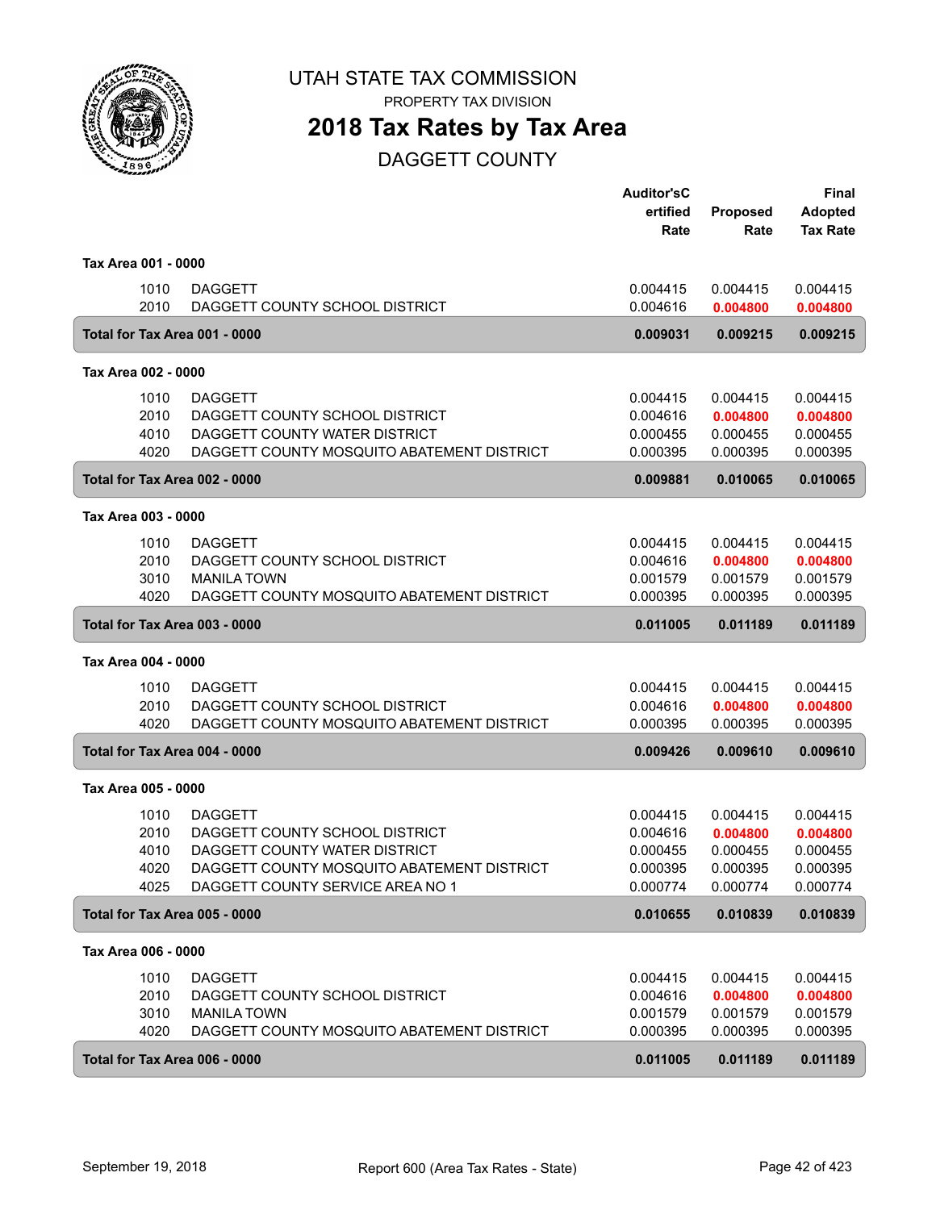# UTAH STATE TAX COMMISSION

PROPERTY TAX DIVISION

## 2018 Tax Rates by Tax Area

### DAGGETT COUNTY

| | | Auditor'sCertified Rate | Proposed Rate | Final Adopted Tax Rate |
|---|---|---|---|---|
| **Tax Area 001 - 0000** | | | | |
| 1010 | DAGGETT | 0.004415 | 0.004415 | 0.004415 |
| 2010 | DAGGETT COUNTY SCHOOL DISTRICT | 0.004616 | **0.004800** | **0.004800** |
| **Total for Tax Area 001 - 0000** | | **0.009031** | **0.009215** | **0.009215** |
| **Tax Area 002 - 0000** | | | | |
| 1010 | DAGGETT | 0.004415 | 0.004415 | 0.004415 |
| 2010 | DAGGETT COUNTY SCHOOL DISTRICT | 0.004616 | **0.004800** | **0.004800** |
| 4010 | DAGGETT COUNTY WATER DISTRICT | 0.000455 | 0.000455 | 0.000455 |
| 4020 | DAGGETT COUNTY MOSQUITO ABATEMENT DISTRICT | 0.000395 | 0.000395 | 0.000395 |
| **Total for Tax Area 002 - 0000** | | **0.009881** | **0.010065** | **0.010065** |
| **Tax Area 003 - 0000** | | | | |
| 1010 | DAGGETT | 0.004415 | 0.004415 | 0.004415 |
| 2010 | DAGGETT COUNTY SCHOOL DISTRICT | 0.004616 | **0.004800** | **0.004800** |
| 3010 | MANILA TOWN | 0.001579 | 0.001579 | 0.001579 |
| 4020 | DAGGETT COUNTY MOSQUITO ABATEMENT DISTRICT | 0.000395 | 0.000395 | 0.000395 |
| **Total for Tax Area 003 - 0000** | | **0.011005** | **0.011189** | **0.011189** |
| **Tax Area 004 - 0000** | | | | |
| 1010 | DAGGETT | 0.004415 | 0.004415 | 0.004415 |
| 2010 | DAGGETT COUNTY SCHOOL DISTRICT | 0.004616 | **0.004800** | **0.004800** |
| 4020 | DAGGETT COUNTY MOSQUITO ABATEMENT DISTRICT | 0.000395 | 0.000395 | 0.000395 |
| **Total for Tax Area 004 - 0000** | | **0.009426** | **0.009610** | **0.009610** |
| **Tax Area 005 - 0000** | | | | |
| 1010 | DAGGETT | 0.004415 | 0.004415 | 0.004415 |
| 2010 | DAGGETT COUNTY SCHOOL DISTRICT | 0.004616 | **0.004800** | **0.004800** |
| 4010 | DAGGETT COUNTY WATER DISTRICT | 0.000455 | 0.000455 | 0.000455 |
| 4020 | DAGGETT COUNTY MOSQUITO ABATEMENT DISTRICT | 0.000395 | 0.000395 | 0.000395 |
| 4025 | DAGGETT COUNTY SERVICE AREA NO 1 | 0.000774 | 0.000774 | 0.000774 |
| **Total for Tax Area 005 - 0000** | | **0.010655** | **0.010839** | **0.010839** |
| **Tax Area 006 - 0000** | | | | |
| 1010 | DAGGETT | 0.004415 | 0.004415 | 0.004415 |
| 2010 | DAGGETT COUNTY SCHOOL DISTRICT | 0.004616 | **0.004800** | **0.004800** |
| 3010 | MANILA TOWN | 0.001579 | 0.001579 | 0.001579 |
| 4020 | DAGGETT COUNTY MOSQUITO ABATEMENT DISTRICT | 0.000395 | 0.000395 | 0.000395 |
| **Total for Tax Area 006 - 0000** | | **0.011005** | **0.011189** | **0.011189** |

September 19, 2018 — Report 600 (Area Tax Rates - State)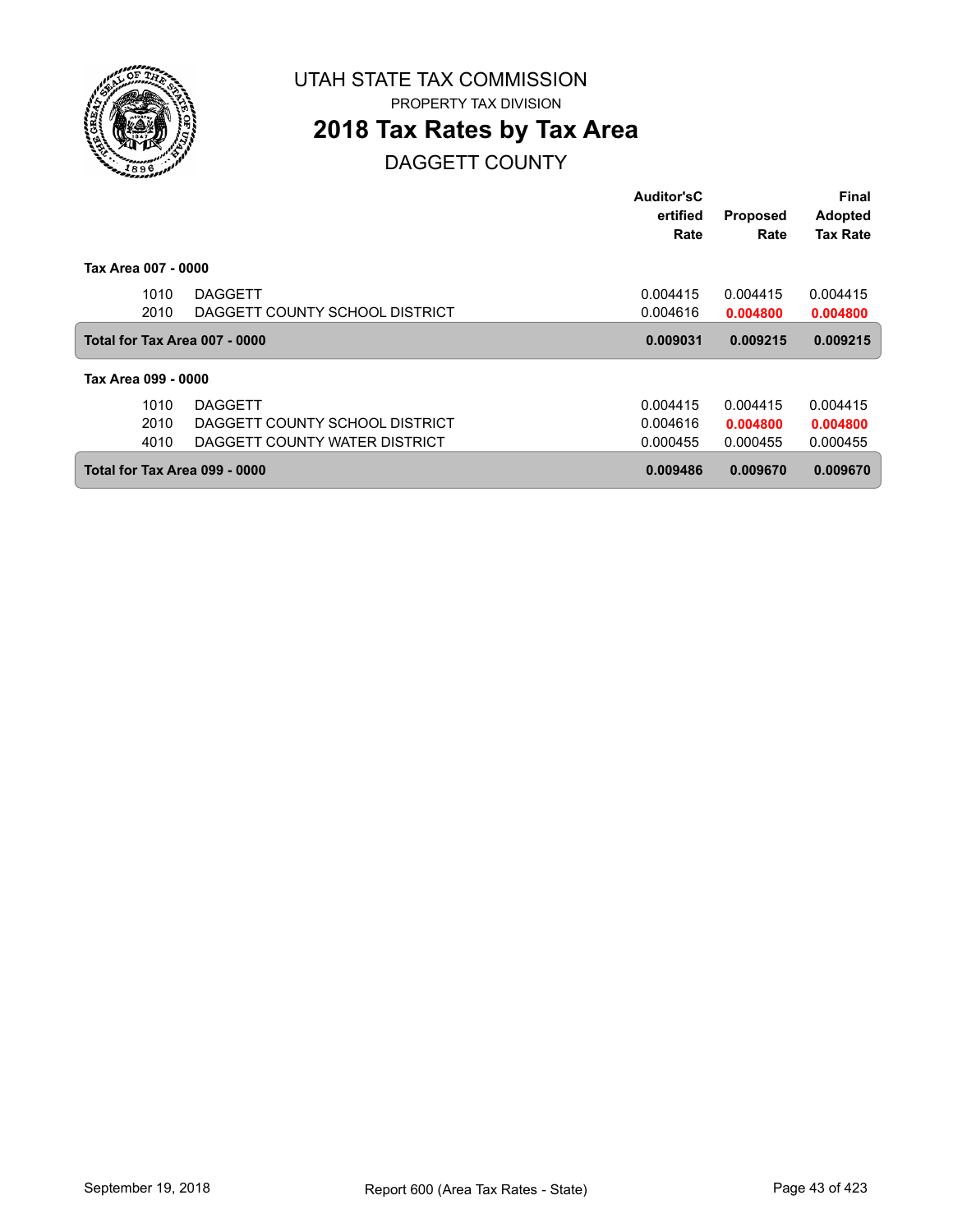# UTAH STATE TAX COMMISSION

PROPERTY TAX DIVISION

## 2018 Tax Rates by Tax Area

### DAGGETT COUNTY

| | | Auditor'sCertified Rate | Proposed Rate | Final Adopted Tax Rate |
|---|---|---|---|---|
| **Tax Area 007 - 0000** | | | | |
| 1010 | DAGGETT | 0.004415 | 0.004415 | 0.004415 |
| 2010 | DAGGETT COUNTY SCHOOL DISTRICT | 0.004616 | **0.004800** | **0.004800** |
| **Total for Tax Area 007 - 0000** | | **0.009031** | **0.009215** | **0.009215** |
| **Tax Area 099 - 0000** | | | | |
| 1010 | DAGGETT | 0.004415 | 0.004415 | 0.004415 |
| 2010 | DAGGETT COUNTY SCHOOL DISTRICT | 0.004616 | **0.004800** | **0.004800** |
| 4010 | DAGGETT COUNTY WATER DISTRICT | 0.000455 | 0.000455 | 0.000455 |
| **Total for Tax Area 099 - 0000** | | **0.009486** | **0.009670** | **0.009670** |

September 19, 2018 Report 600 (Area Tax Rates - State)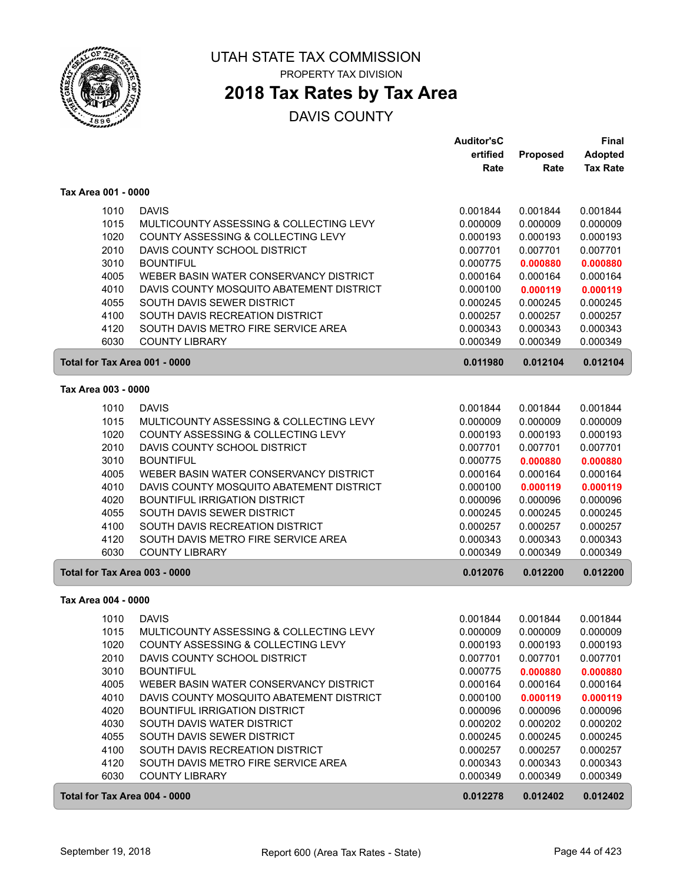# UTAH STATE TAX COMMISSION

PROPERTY TAX DIVISION

## 2018 Tax Rates by Tax Area

DAVIS COUNTY

### Tax Area 001 - 0000

| | | Auditor's Certified Rate | Proposed Rate | Final Adopted Tax Rate |
|---|---|---|---|---|
| 1010 | DAVIS | 0.001844 | 0.001844 | 0.001844 |
| 1015 | MULTICOUNTY ASSESSING & COLLECTING LEVY | 0.000009 | 0.000009 | 0.000009 |
| 1020 | COUNTY ASSESSING & COLLECTING LEVY | 0.000193 | 0.000193 | 0.000193 |
| 2010 | DAVIS COUNTY SCHOOL DISTRICT | 0.007701 | 0.007701 | 0.007701 |
| 3010 | BOUNTIFUL | 0.000775 | **0.000880** | **0.000880** |
| 4005 | WEBER BASIN WATER CONSERVANCY DISTRICT | 0.000164 | 0.000164 | 0.000164 |
| 4010 | DAVIS COUNTY MOSQUITO ABATEMENT DISTRICT | 0.000100 | **0.000119** | **0.000119** |
| 4055 | SOUTH DAVIS SEWER DISTRICT | 0.000245 | 0.000245 | 0.000245 |
| 4100 | SOUTH DAVIS RECREATION DISTRICT | 0.000257 | 0.000257 | 0.000257 |
| 4120 | SOUTH DAVIS METRO FIRE SERVICE AREA | 0.000343 | 0.000343 | 0.000343 |
| 6030 | COUNTY LIBRARY | 0.000349 | 0.000349 | 0.000349 |
| **Total for Tax Area 001 - 0000** | | **0.011980** | **0.012104** | **0.012104** |

### Tax Area 003 - 0000

| | | Auditor's Certified Rate | Proposed Rate | Final Adopted Tax Rate |
|---|---|---|---|---|
| 1010 | DAVIS | 0.001844 | 0.001844 | 0.001844 |
| 1015 | MULTICOUNTY ASSESSING & COLLECTING LEVY | 0.000009 | 0.000009 | 0.000009 |
| 1020 | COUNTY ASSESSING & COLLECTING LEVY | 0.000193 | 0.000193 | 0.000193 |
| 2010 | DAVIS COUNTY SCHOOL DISTRICT | 0.007701 | 0.007701 | 0.007701 |
| 3010 | BOUNTIFUL | 0.000775 | **0.000880** | **0.000880** |
| 4005 | WEBER BASIN WATER CONSERVANCY DISTRICT | 0.000164 | 0.000164 | 0.000164 |
| 4010 | DAVIS COUNTY MOSQUITO ABATEMENT DISTRICT | 0.000100 | **0.000119** | **0.000119** |
| 4020 | BOUNTIFUL IRRIGATION DISTRICT | 0.000096 | 0.000096 | 0.000096 |
| 4055 | SOUTH DAVIS SEWER DISTRICT | 0.000245 | 0.000245 | 0.000245 |
| 4100 | SOUTH DAVIS RECREATION DISTRICT | 0.000257 | 0.000257 | 0.000257 |
| 4120 | SOUTH DAVIS METRO FIRE SERVICE AREA | 0.000343 | 0.000343 | 0.000343 |
| 6030 | COUNTY LIBRARY | 0.000349 | 0.000349 | 0.000349 |
| **Total for Tax Area 003 - 0000** | | **0.012076** | **0.012200** | **0.012200** |

### Tax Area 004 - 0000

| | | Auditor's Certified Rate | Proposed Rate | Final Adopted Tax Rate |
|---|---|---|---|---|
| 1010 | DAVIS | 0.001844 | 0.001844 | 0.001844 |
| 1015 | MULTICOUNTY ASSESSING & COLLECTING LEVY | 0.000009 | 0.000009 | 0.000009 |
| 1020 | COUNTY ASSESSING & COLLECTING LEVY | 0.000193 | 0.000193 | 0.000193 |
| 2010 | DAVIS COUNTY SCHOOL DISTRICT | 0.007701 | 0.007701 | 0.007701 |
| 3010 | BOUNTIFUL | 0.000775 | **0.000880** | **0.000880** |
| 4005 | WEBER BASIN WATER CONSERVANCY DISTRICT | 0.000164 | 0.000164 | 0.000164 |
| 4010 | DAVIS COUNTY MOSQUITO ABATEMENT DISTRICT | 0.000100 | **0.000119** | **0.000119** |
| 4020 | BOUNTIFUL IRRIGATION DISTRICT | 0.000096 | 0.000096 | 0.000096 |
| 4030 | SOUTH DAVIS WATER DISTRICT | 0.000202 | 0.000202 | 0.000202 |
| 4055 | SOUTH DAVIS SEWER DISTRICT | 0.000245 | 0.000245 | 0.000245 |
| 4100 | SOUTH DAVIS RECREATION DISTRICT | 0.000257 | 0.000257 | 0.000257 |
| 4120 | SOUTH DAVIS METRO FIRE SERVICE AREA | 0.000343 | 0.000343 | 0.000343 |
| 6030 | COUNTY LIBRARY | 0.000349 | 0.000349 | 0.000349 |
| **Total for Tax Area 004 - 0000** | | **0.012278** | **0.012402** | **0.012402** |

September 19, 2018 — Report 600 (Area Tax Rates - State)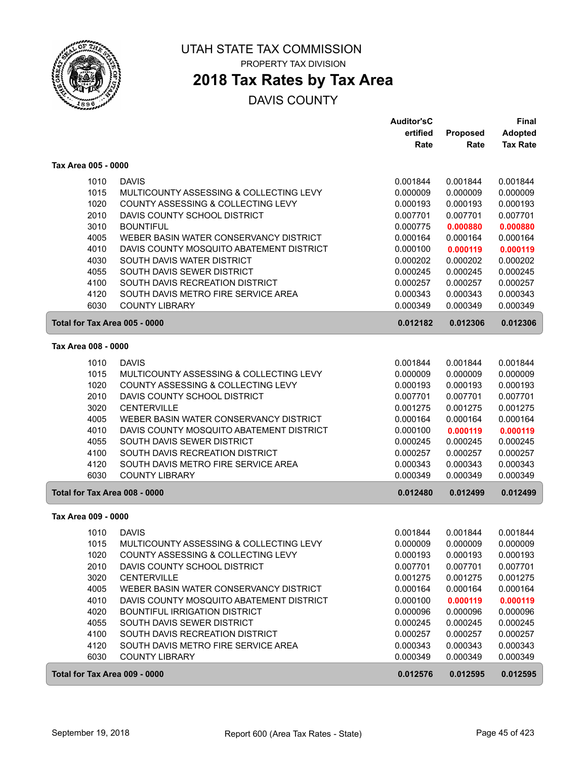# UTAH STATE TAX COMMISSION

PROPERTY TAX DIVISION

## 2018 Tax Rates by Tax Area

DAVIS COUNTY

| | | Auditor'sCertified Rate | Proposed Rate | Final Adopted Tax Rate |
|---|---|---|---|---|
| **Tax Area 005 - 0000** | | | | |
| 1010 | DAVIS | 0.001844 | 0.001844 | 0.001844 |
| 1015 | MULTICOUNTY ASSESSING & COLLECTING LEVY | 0.000009 | 0.000009 | 0.000009 |
| 1020 | COUNTY ASSESSING & COLLECTING LEVY | 0.000193 | 0.000193 | 0.000193 |
| 2010 | DAVIS COUNTY SCHOOL DISTRICT | 0.007701 | 0.007701 | 0.007701 |
| 3010 | BOUNTIFUL | 0.000775 | **0.000880** | **0.000880** |
| 4005 | WEBER BASIN WATER CONSERVANCY DISTRICT | 0.000164 | 0.000164 | 0.000164 |
| 4010 | DAVIS COUNTY MOSQUITO ABATEMENT DISTRICT | 0.000100 | **0.000119** | **0.000119** |
| 4030 | SOUTH DAVIS WATER DISTRICT | 0.000202 | 0.000202 | 0.000202 |
| 4055 | SOUTH DAVIS SEWER DISTRICT | 0.000245 | 0.000245 | 0.000245 |
| 4100 | SOUTH DAVIS RECREATION DISTRICT | 0.000257 | 0.000257 | 0.000257 |
| 4120 | SOUTH DAVIS METRO FIRE SERVICE AREA | 0.000343 | 0.000343 | 0.000343 |
| 6030 | COUNTY LIBRARY | 0.000349 | 0.000349 | 0.000349 |
| **Total for Tax Area 005 - 0000** | | **0.012182** | **0.012306** | **0.012306** |
| **Tax Area 008 - 0000** | | | | |
| 1010 | DAVIS | 0.001844 | 0.001844 | 0.001844 |
| 1015 | MULTICOUNTY ASSESSING & COLLECTING LEVY | 0.000009 | 0.000009 | 0.000009 |
| 1020 | COUNTY ASSESSING & COLLECTING LEVY | 0.000193 | 0.000193 | 0.000193 |
| 2010 | DAVIS COUNTY SCHOOL DISTRICT | 0.007701 | 0.007701 | 0.007701 |
| 3020 | CENTERVILLE | 0.001275 | 0.001275 | 0.001275 |
| 4005 | WEBER BASIN WATER CONSERVANCY DISTRICT | 0.000164 | 0.000164 | 0.000164 |
| 4010 | DAVIS COUNTY MOSQUITO ABATEMENT DISTRICT | 0.000100 | **0.000119** | **0.000119** |
| 4055 | SOUTH DAVIS SEWER DISTRICT | 0.000245 | 0.000245 | 0.000245 |
| 4100 | SOUTH DAVIS RECREATION DISTRICT | 0.000257 | 0.000257 | 0.000257 |
| 4120 | SOUTH DAVIS METRO FIRE SERVICE AREA | 0.000343 | 0.000343 | 0.000343 |
| 6030 | COUNTY LIBRARY | 0.000349 | 0.000349 | 0.000349 |
| **Total for Tax Area 008 - 0000** | | **0.012480** | **0.012499** | **0.012499** |
| **Tax Area 009 - 0000** | | | | |
| 1010 | DAVIS | 0.001844 | 0.001844 | 0.001844 |
| 1015 | MULTICOUNTY ASSESSING & COLLECTING LEVY | 0.000009 | 0.000009 | 0.000009 |
| 1020 | COUNTY ASSESSING & COLLECTING LEVY | 0.000193 | 0.000193 | 0.000193 |
| 2010 | DAVIS COUNTY SCHOOL DISTRICT | 0.007701 | 0.007701 | 0.007701 |
| 3020 | CENTERVILLE | 0.001275 | 0.001275 | 0.001275 |
| 4005 | WEBER BASIN WATER CONSERVANCY DISTRICT | 0.000164 | 0.000164 | 0.000164 |
| 4010 | DAVIS COUNTY MOSQUITO ABATEMENT DISTRICT | 0.000100 | **0.000119** | **0.000119** |
| 4020 | BOUNTIFUL IRRIGATION DISTRICT | 0.000096 | 0.000096 | 0.000096 |
| 4055 | SOUTH DAVIS SEWER DISTRICT | 0.000245 | 0.000245 | 0.000245 |
| 4100 | SOUTH DAVIS RECREATION DISTRICT | 0.000257 | 0.000257 | 0.000257 |
| 4120 | SOUTH DAVIS METRO FIRE SERVICE AREA | 0.000343 | 0.000343 | 0.000343 |
| 6030 | COUNTY LIBRARY | 0.000349 | 0.000349 | 0.000349 |
| **Total for Tax Area 009 - 0000** | | **0.012576** | **0.012595** | **0.012595** |

September 19, 2018 — Report 600 (Area Tax Rates - State)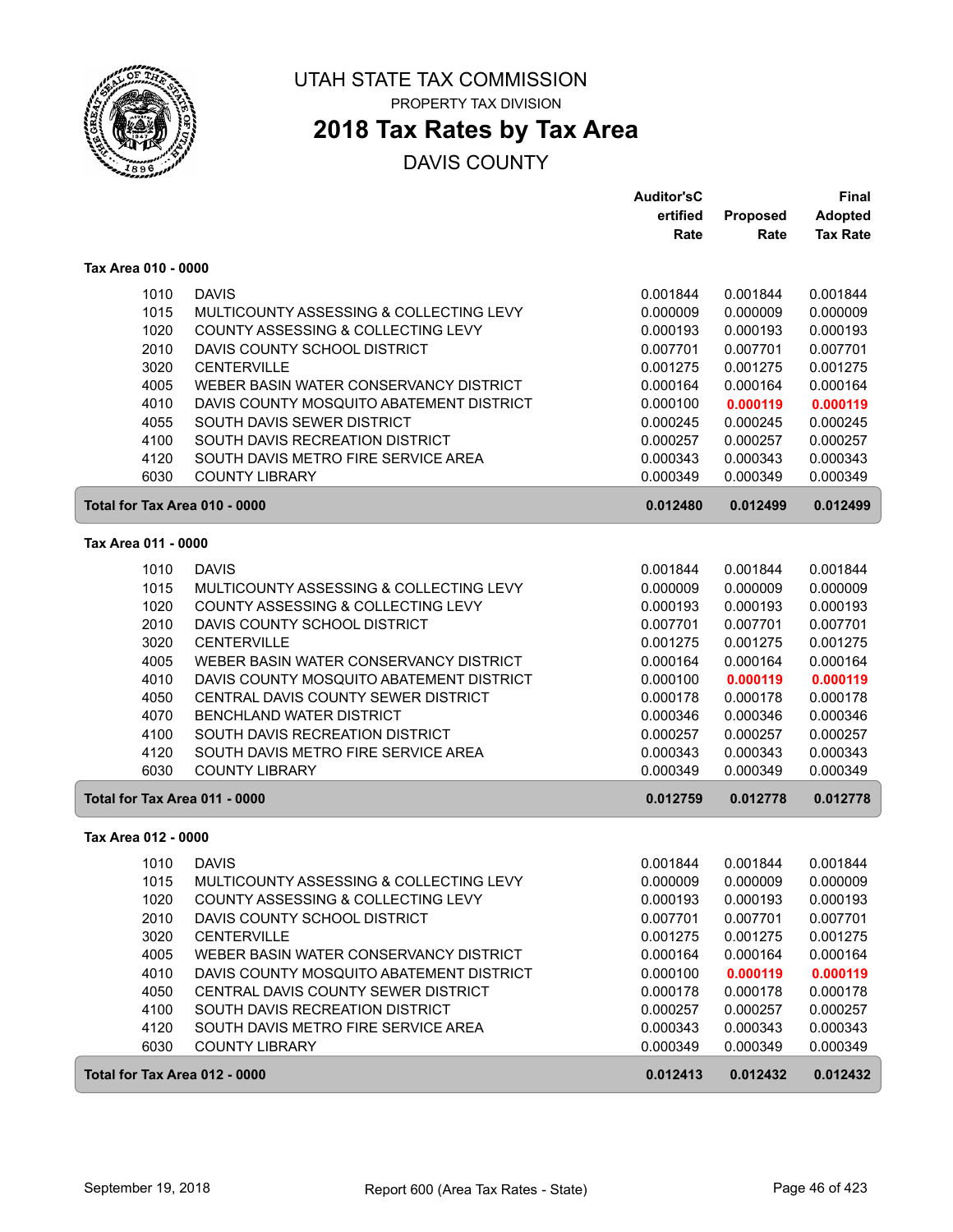# UTAH STATE TAX COMMISSION

PROPERTY TAX DIVISION

## 2018 Tax Rates by Tax Area

DAVIS COUNTY

| | | Auditor'sCertified Rate | Proposed Rate | Final Adopted Tax Rate |
|---|---|---|---|---|
| **Tax Area 010 - 0000** | | | | |
| 1010 | DAVIS | 0.001844 | 0.001844 | 0.001844 |
| 1015 | MULTICOUNTY ASSESSING & COLLECTING LEVY | 0.000009 | 0.000009 | 0.000009 |
| 1020 | COUNTY ASSESSING & COLLECTING LEVY | 0.000193 | 0.000193 | 0.000193 |
| 2010 | DAVIS COUNTY SCHOOL DISTRICT | 0.007701 | 0.007701 | 0.007701 |
| 3020 | CENTERVILLE | 0.001275 | 0.001275 | 0.001275 |
| 4005 | WEBER BASIN WATER CONSERVANCY DISTRICT | 0.000164 | 0.000164 | 0.000164 |
| 4010 | DAVIS COUNTY MOSQUITO ABATEMENT DISTRICT | 0.000100 | **0.000119** | **0.000119** |
| 4055 | SOUTH DAVIS SEWER DISTRICT | 0.000245 | 0.000245 | 0.000245 |
| 4100 | SOUTH DAVIS RECREATION DISTRICT | 0.000257 | 0.000257 | 0.000257 |
| 4120 | SOUTH DAVIS METRO FIRE SERVICE AREA | 0.000343 | 0.000343 | 0.000343 |
| 6030 | COUNTY LIBRARY | 0.000349 | 0.000349 | 0.000349 |
| **Total for Tax Area 010 - 0000** | | **0.012480** | **0.012499** | **0.012499** |
| **Tax Area 011 - 0000** | | | | |
| 1010 | DAVIS | 0.001844 | 0.001844 | 0.001844 |
| 1015 | MULTICOUNTY ASSESSING & COLLECTING LEVY | 0.000009 | 0.000009 | 0.000009 |
| 1020 | COUNTY ASSESSING & COLLECTING LEVY | 0.000193 | 0.000193 | 0.000193 |
| 2010 | DAVIS COUNTY SCHOOL DISTRICT | 0.007701 | 0.007701 | 0.007701 |
| 3020 | CENTERVILLE | 0.001275 | 0.001275 | 0.001275 |
| 4005 | WEBER BASIN WATER CONSERVANCY DISTRICT | 0.000164 | 0.000164 | 0.000164 |
| 4010 | DAVIS COUNTY MOSQUITO ABATEMENT DISTRICT | 0.000100 | **0.000119** | **0.000119** |
| 4050 | CENTRAL DAVIS COUNTY SEWER DISTRICT | 0.000178 | 0.000178 | 0.000178 |
| 4070 | BENCHLAND WATER DISTRICT | 0.000346 | 0.000346 | 0.000346 |
| 4100 | SOUTH DAVIS RECREATION DISTRICT | 0.000257 | 0.000257 | 0.000257 |
| 4120 | SOUTH DAVIS METRO FIRE SERVICE AREA | 0.000343 | 0.000343 | 0.000343 |
| 6030 | COUNTY LIBRARY | 0.000349 | 0.000349 | 0.000349 |
| **Total for Tax Area 011 - 0000** | | **0.012759** | **0.012778** | **0.012778** |
| **Tax Area 012 - 0000** | | | | |
| 1010 | DAVIS | 0.001844 | 0.001844 | 0.001844 |
| 1015 | MULTICOUNTY ASSESSING & COLLECTING LEVY | 0.000009 | 0.000009 | 0.000009 |
| 1020 | COUNTY ASSESSING & COLLECTING LEVY | 0.000193 | 0.000193 | 0.000193 |
| 2010 | DAVIS COUNTY SCHOOL DISTRICT | 0.007701 | 0.007701 | 0.007701 |
| 3020 | CENTERVILLE | 0.001275 | 0.001275 | 0.001275 |
| 4005 | WEBER BASIN WATER CONSERVANCY DISTRICT | 0.000164 | 0.000164 | 0.000164 |
| 4010 | DAVIS COUNTY MOSQUITO ABATEMENT DISTRICT | 0.000100 | **0.000119** | **0.000119** |
| 4050 | CENTRAL DAVIS COUNTY SEWER DISTRICT | 0.000178 | 0.000178 | 0.000178 |
| 4100 | SOUTH DAVIS RECREATION DISTRICT | 0.000257 | 0.000257 | 0.000257 |
| 4120 | SOUTH DAVIS METRO FIRE SERVICE AREA | 0.000343 | 0.000343 | 0.000343 |
| 6030 | COUNTY LIBRARY | 0.000349 | 0.000349 | 0.000349 |
| **Total for Tax Area 012 - 0000** | | **0.012413** | **0.012432** | **0.012432** |

September 19, 2018 Report 600 (Area Tax Rates - State)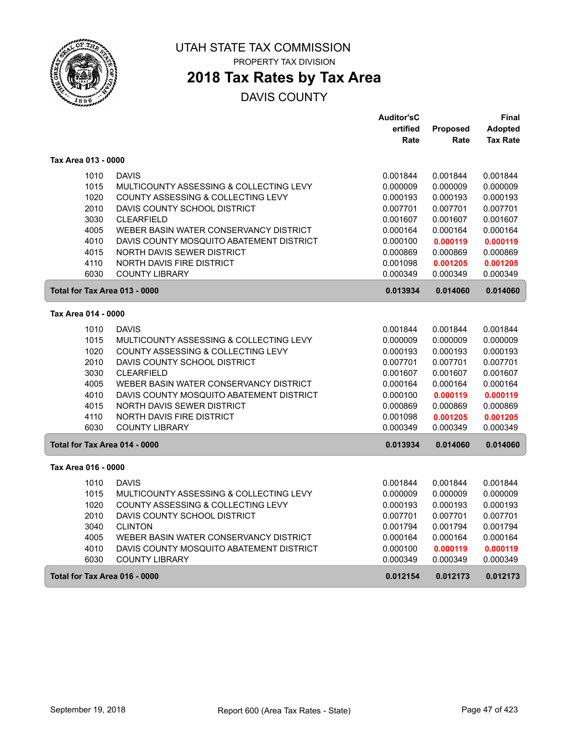# UTAH STATE TAX COMMISSION

PROPERTY TAX DIVISION

## 2018 Tax Rates by Tax Area

DAVIS COUNTY

| | | Auditor'sCertified Rate | Proposed Rate | Final Adopted Tax Rate |
|---|---|---|---|---|
| **Tax Area 013 - 0000** | | | | |
| 1010 | DAVIS | 0.001844 | 0.001844 | 0.001844 |
| 1015 | MULTICOUNTY ASSESSING & COLLECTING LEVY | 0.000009 | 0.000009 | 0.000009 |
| 1020 | COUNTY ASSESSING & COLLECTING LEVY | 0.000193 | 0.000193 | 0.000193 |
| 2010 | DAVIS COUNTY SCHOOL DISTRICT | 0.007701 | 0.007701 | 0.007701 |
| 3030 | CLEARFIELD | 0.001607 | 0.001607 | 0.001607 |
| 4005 | WEBER BASIN WATER CONSERVANCY DISTRICT | 0.000164 | 0.000164 | 0.000164 |
| 4010 | DAVIS COUNTY MOSQUITO ABATEMENT DISTRICT | 0.000100 | **0.000119** | **0.000119** |
| 4015 | NORTH DAVIS SEWER DISTRICT | 0.000869 | 0.000869 | 0.000869 |
| 4110 | NORTH DAVIS FIRE DISTRICT | 0.001098 | **0.001205** | **0.001205** |
| 6030 | COUNTY LIBRARY | 0.000349 | 0.000349 | 0.000349 |
| **Total for Tax Area 013 - 0000** | | **0.013934** | **0.014060** | **0.014060** |
| **Tax Area 014 - 0000** | | | | |
| 1010 | DAVIS | 0.001844 | 0.001844 | 0.001844 |
| 1015 | MULTICOUNTY ASSESSING & COLLECTING LEVY | 0.000009 | 0.000009 | 0.000009 |
| 1020 | COUNTY ASSESSING & COLLECTING LEVY | 0.000193 | 0.000193 | 0.000193 |
| 2010 | DAVIS COUNTY SCHOOL DISTRICT | 0.007701 | 0.007701 | 0.007701 |
| 3030 | CLEARFIELD | 0.001607 | 0.001607 | 0.001607 |
| 4005 | WEBER BASIN WATER CONSERVANCY DISTRICT | 0.000164 | 0.000164 | 0.000164 |
| 4010 | DAVIS COUNTY MOSQUITO ABATEMENT DISTRICT | 0.000100 | **0.000119** | **0.000119** |
| 4015 | NORTH DAVIS SEWER DISTRICT | 0.000869 | 0.000869 | 0.000869 |
| 4110 | NORTH DAVIS FIRE DISTRICT | 0.001098 | **0.001205** | **0.001205** |
| 6030 | COUNTY LIBRARY | 0.000349 | 0.000349 | 0.000349 |
| **Total for Tax Area 014 - 0000** | | **0.013934** | **0.014060** | **0.014060** |
| **Tax Area 016 - 0000** | | | | |
| 1010 | DAVIS | 0.001844 | 0.001844 | 0.001844 |
| 1015 | MULTICOUNTY ASSESSING & COLLECTING LEVY | 0.000009 | 0.000009 | 0.000009 |
| 1020 | COUNTY ASSESSING & COLLECTING LEVY | 0.000193 | 0.000193 | 0.000193 |
| 2010 | DAVIS COUNTY SCHOOL DISTRICT | 0.007701 | 0.007701 | 0.007701 |
| 3040 | CLINTON | 0.001794 | 0.001794 | 0.001794 |
| 4005 | WEBER BASIN WATER CONSERVANCY DISTRICT | 0.000164 | 0.000164 | 0.000164 |
| 4010 | DAVIS COUNTY MOSQUITO ABATEMENT DISTRICT | 0.000100 | **0.000119** | **0.000119** |
| 6030 | COUNTY LIBRARY | 0.000349 | 0.000349 | 0.000349 |
| **Total for Tax Area 016 - 0000** | | **0.012154** | **0.012173** | **0.012173** |

September 19, 2018 — Report 600 (Area Tax Rates - State)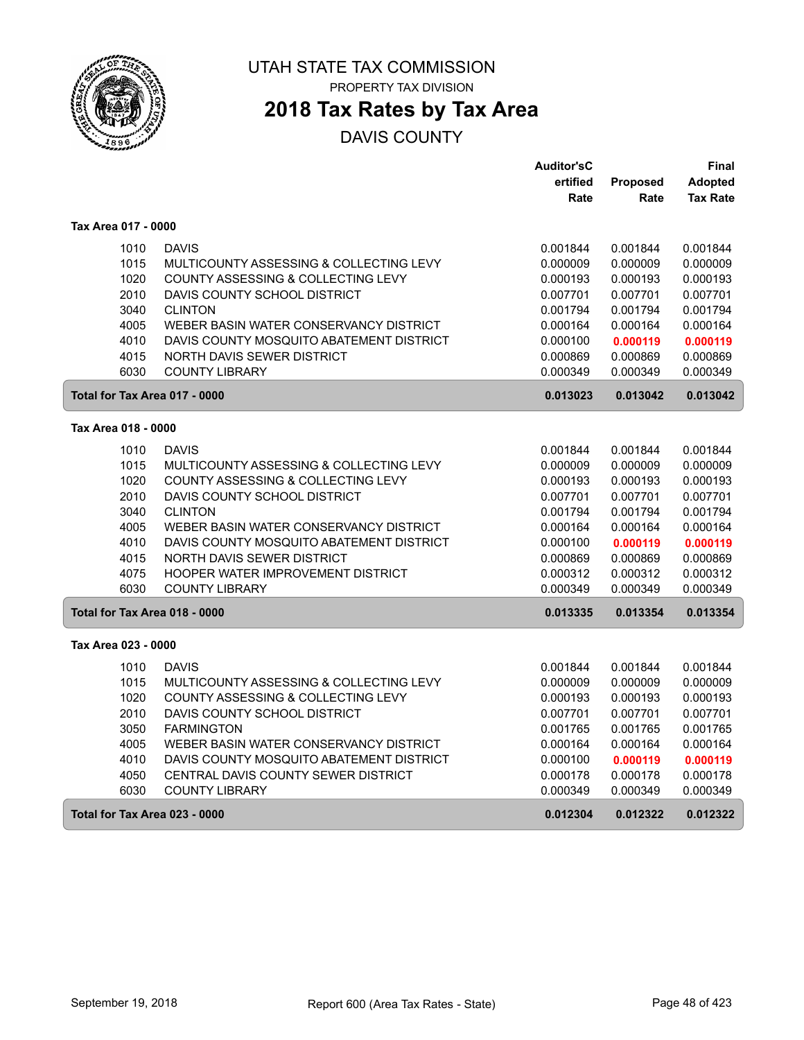# UTAH STATE TAX COMMISSION

PROPERTY TAX DIVISION

## 2018 Tax Rates by Tax Area

DAVIS COUNTY

| | | Auditor'sCertified Rate | Proposed Rate | Final Adopted Tax Rate |
|---|---|---|---|---|
| **Tax Area 017 - 0000** | | | | |
| 1010 | DAVIS | 0.001844 | 0.001844 | 0.001844 |
| 1015 | MULTICOUNTY ASSESSING & COLLECTING LEVY | 0.000009 | 0.000009 | 0.000009 |
| 1020 | COUNTY ASSESSING & COLLECTING LEVY | 0.000193 | 0.000193 | 0.000193 |
| 2010 | DAVIS COUNTY SCHOOL DISTRICT | 0.007701 | 0.007701 | 0.007701 |
| 3040 | CLINTON | 0.001794 | 0.001794 | 0.001794 |
| 4005 | WEBER BASIN WATER CONSERVANCY DISTRICT | 0.000164 | 0.000164 | 0.000164 |
| 4010 | DAVIS COUNTY MOSQUITO ABATEMENT DISTRICT | 0.000100 | **0.000119** | **0.000119** |
| 4015 | NORTH DAVIS SEWER DISTRICT | 0.000869 | 0.000869 | 0.000869 |
| 6030 | COUNTY LIBRARY | 0.000349 | 0.000349 | 0.000349 |
| **Total for Tax Area 017 - 0000** | | **0.013023** | **0.013042** | **0.013042** |
| **Tax Area 018 - 0000** | | | | |
| 1010 | DAVIS | 0.001844 | 0.001844 | 0.001844 |
| 1015 | MULTICOUNTY ASSESSING & COLLECTING LEVY | 0.000009 | 0.000009 | 0.000009 |
| 1020 | COUNTY ASSESSING & COLLECTING LEVY | 0.000193 | 0.000193 | 0.000193 |
| 2010 | DAVIS COUNTY SCHOOL DISTRICT | 0.007701 | 0.007701 | 0.007701 |
| 3040 | CLINTON | 0.001794 | 0.001794 | 0.001794 |
| 4005 | WEBER BASIN WATER CONSERVANCY DISTRICT | 0.000164 | 0.000164 | 0.000164 |
| 4010 | DAVIS COUNTY MOSQUITO ABATEMENT DISTRICT | 0.000100 | **0.000119** | **0.000119** |
| 4015 | NORTH DAVIS SEWER DISTRICT | 0.000869 | 0.000869 | 0.000869 |
| 4075 | HOOPER WATER IMPROVEMENT DISTRICT | 0.000312 | 0.000312 | 0.000312 |
| 6030 | COUNTY LIBRARY | 0.000349 | 0.000349 | 0.000349 |
| **Total for Tax Area 018 - 0000** | | **0.013335** | **0.013354** | **0.013354** |
| **Tax Area 023 - 0000** | | | | |
| 1010 | DAVIS | 0.001844 | 0.001844 | 0.001844 |
| 1015 | MULTICOUNTY ASSESSING & COLLECTING LEVY | 0.000009 | 0.000009 | 0.000009 |
| 1020 | COUNTY ASSESSING & COLLECTING LEVY | 0.000193 | 0.000193 | 0.000193 |
| 2010 | DAVIS COUNTY SCHOOL DISTRICT | 0.007701 | 0.007701 | 0.007701 |
| 3050 | FARMINGTON | 0.001765 | 0.001765 | 0.001765 |
| 4005 | WEBER BASIN WATER CONSERVANCY DISTRICT | 0.000164 | 0.000164 | 0.000164 |
| 4010 | DAVIS COUNTY MOSQUITO ABATEMENT DISTRICT | 0.000100 | **0.000119** | **0.000119** |
| 4050 | CENTRAL DAVIS COUNTY SEWER DISTRICT | 0.000178 | 0.000178 | 0.000178 |
| 6030 | COUNTY LIBRARY | 0.000349 | 0.000349 | 0.000349 |
| **Total for Tax Area 023 - 0000** | | **0.012304** | **0.012322** | **0.012322** |

September 19, 2018 — Report 600 (Area Tax Rates - State)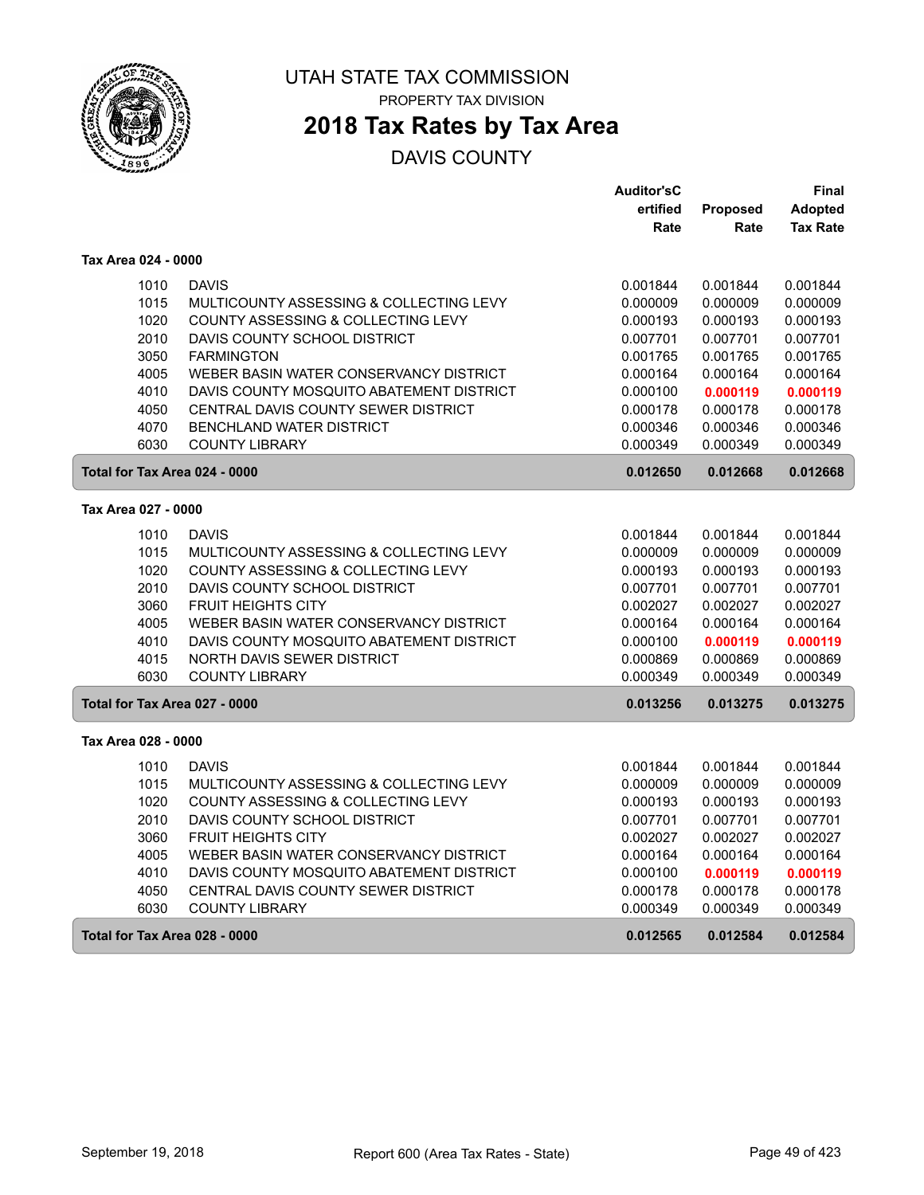# UTAH STATE TAX COMMISSION

PROPERTY TAX DIVISION

## 2018 Tax Rates by Tax Area

DAVIS COUNTY

| | | Auditor'sCertified Rate | Proposed Rate | Final Adopted Tax Rate |
|---|---|---|---|---|
| **Tax Area 024 - 0000** | | | | |
| 1010 | DAVIS | 0.001844 | 0.001844 | 0.001844 |
| 1015 | MULTICOUNTY ASSESSING & COLLECTING LEVY | 0.000009 | 0.000009 | 0.000009 |
| 1020 | COUNTY ASSESSING & COLLECTING LEVY | 0.000193 | 0.000193 | 0.000193 |
| 2010 | DAVIS COUNTY SCHOOL DISTRICT | 0.007701 | 0.007701 | 0.007701 |
| 3050 | FARMINGTON | 0.001765 | 0.001765 | 0.001765 |
| 4005 | WEBER BASIN WATER CONSERVANCY DISTRICT | 0.000164 | 0.000164 | 0.000164 |
| 4010 | DAVIS COUNTY MOSQUITO ABATEMENT DISTRICT | 0.000100 | **0.000119** | **0.000119** |
| 4050 | CENTRAL DAVIS COUNTY SEWER DISTRICT | 0.000178 | 0.000178 | 0.000178 |
| 4070 | BENCHLAND WATER DISTRICT | 0.000346 | 0.000346 | 0.000346 |
| 6030 | COUNTY LIBRARY | 0.000349 | 0.000349 | 0.000349 |
| **Total for Tax Area 024 - 0000** | | **0.012650** | **0.012668** | **0.012668** |
| **Tax Area 027 - 0000** | | | | |
| 1010 | DAVIS | 0.001844 | 0.001844 | 0.001844 |
| 1015 | MULTICOUNTY ASSESSING & COLLECTING LEVY | 0.000009 | 0.000009 | 0.000009 |
| 1020 | COUNTY ASSESSING & COLLECTING LEVY | 0.000193 | 0.000193 | 0.000193 |
| 2010 | DAVIS COUNTY SCHOOL DISTRICT | 0.007701 | 0.007701 | 0.007701 |
| 3060 | FRUIT HEIGHTS CITY | 0.002027 | 0.002027 | 0.002027 |
| 4005 | WEBER BASIN WATER CONSERVANCY DISTRICT | 0.000164 | 0.000164 | 0.000164 |
| 4010 | DAVIS COUNTY MOSQUITO ABATEMENT DISTRICT | 0.000100 | **0.000119** | **0.000119** |
| 4015 | NORTH DAVIS SEWER DISTRICT | 0.000869 | 0.000869 | 0.000869 |
| 6030 | COUNTY LIBRARY | 0.000349 | 0.000349 | 0.000349 |
| **Total for Tax Area 027 - 0000** | | **0.013256** | **0.013275** | **0.013275** |
| **Tax Area 028 - 0000** | | | | |
| 1010 | DAVIS | 0.001844 | 0.001844 | 0.001844 |
| 1015 | MULTICOUNTY ASSESSING & COLLECTING LEVY | 0.000009 | 0.000009 | 0.000009 |
| 1020 | COUNTY ASSESSING & COLLECTING LEVY | 0.000193 | 0.000193 | 0.000193 |
| 2010 | DAVIS COUNTY SCHOOL DISTRICT | 0.007701 | 0.007701 | 0.007701 |
| 3060 | FRUIT HEIGHTS CITY | 0.002027 | 0.002027 | 0.002027 |
| 4005 | WEBER BASIN WATER CONSERVANCY DISTRICT | 0.000164 | 0.000164 | 0.000164 |
| 4010 | DAVIS COUNTY MOSQUITO ABATEMENT DISTRICT | 0.000100 | **0.000119** | **0.000119** |
| 4050 | CENTRAL DAVIS COUNTY SEWER DISTRICT | 0.000178 | 0.000178 | 0.000178 |
| 6030 | COUNTY LIBRARY | 0.000349 | 0.000349 | 0.000349 |
| **Total for Tax Area 028 - 0000** | | **0.012565** | **0.012584** | **0.012584** |

September 19, 2018 — Report 600 (Area Tax Rates - State)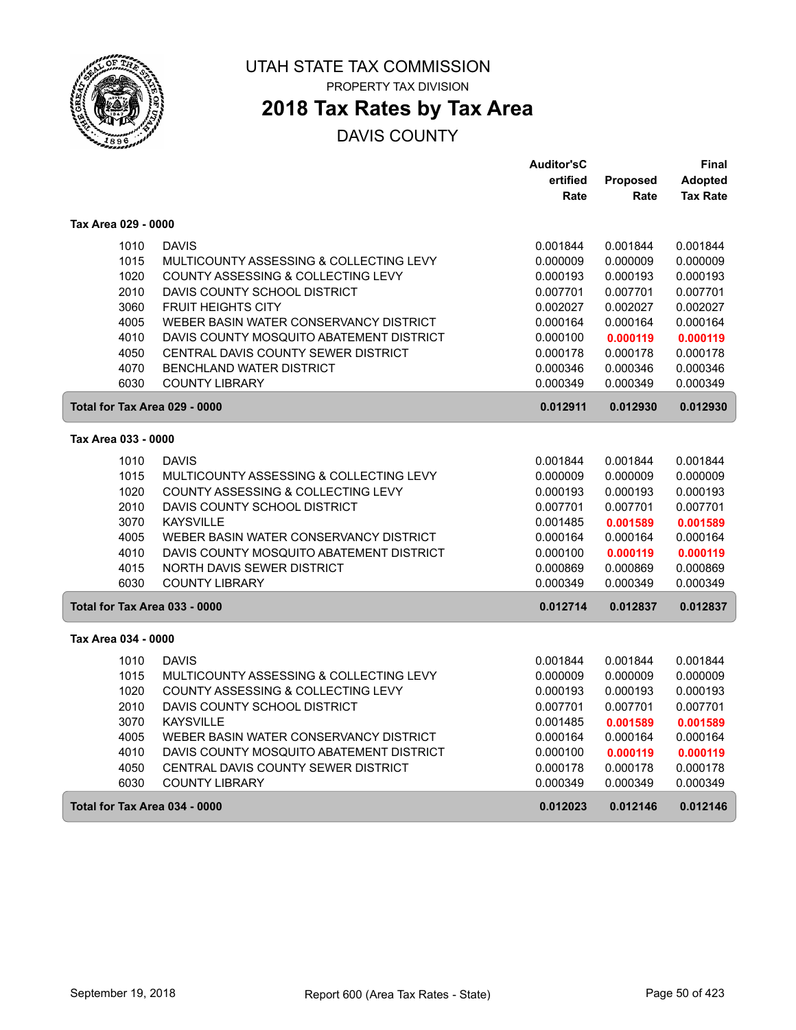# UTAH STATE TAX COMMISSION

PROPERTY TAX DIVISION

## 2018 Tax Rates by Tax Area

DAVIS COUNTY

| | | Auditor'sCertified Rate | Proposed Rate | Final Adopted Tax Rate |
|---|---|---|---|---|
| **Tax Area 029 - 0000** | | | | |
| 1010 | DAVIS | 0.001844 | 0.001844 | 0.001844 |
| 1015 | MULTICOUNTY ASSESSING & COLLECTING LEVY | 0.000009 | 0.000009 | 0.000009 |
| 1020 | COUNTY ASSESSING & COLLECTING LEVY | 0.000193 | 0.000193 | 0.000193 |
| 2010 | DAVIS COUNTY SCHOOL DISTRICT | 0.007701 | 0.007701 | 0.007701 |
| 3060 | FRUIT HEIGHTS CITY | 0.002027 | 0.002027 | 0.002027 |
| 4005 | WEBER BASIN WATER CONSERVANCY DISTRICT | 0.000164 | 0.000164 | 0.000164 |
| 4010 | DAVIS COUNTY MOSQUITO ABATEMENT DISTRICT | 0.000100 | **0.000119** | **0.000119** |
| 4050 | CENTRAL DAVIS COUNTY SEWER DISTRICT | 0.000178 | 0.000178 | 0.000178 |
| 4070 | BENCHLAND WATER DISTRICT | 0.000346 | 0.000346 | 0.000346 |
| 6030 | COUNTY LIBRARY | 0.000349 | 0.000349 | 0.000349 |
| **Total for Tax Area 029 - 0000** | | **0.012911** | **0.012930** | **0.012930** |
| **Tax Area 033 - 0000** | | | | |
| 1010 | DAVIS | 0.001844 | 0.001844 | 0.001844 |
| 1015 | MULTICOUNTY ASSESSING & COLLECTING LEVY | 0.000009 | 0.000009 | 0.000009 |
| 1020 | COUNTY ASSESSING & COLLECTING LEVY | 0.000193 | 0.000193 | 0.000193 |
| 2010 | DAVIS COUNTY SCHOOL DISTRICT | 0.007701 | 0.007701 | 0.007701 |
| 3070 | KAYSVILLE | 0.001485 | **0.001589** | **0.001589** |
| 4005 | WEBER BASIN WATER CONSERVANCY DISTRICT | 0.000164 | 0.000164 | 0.000164 |
| 4010 | DAVIS COUNTY MOSQUITO ABATEMENT DISTRICT | 0.000100 | **0.000119** | **0.000119** |
| 4015 | NORTH DAVIS SEWER DISTRICT | 0.000869 | 0.000869 | 0.000869 |
| 6030 | COUNTY LIBRARY | 0.000349 | 0.000349 | 0.000349 |
| **Total for Tax Area 033 - 0000** | | **0.012714** | **0.012837** | **0.012837** |
| **Tax Area 034 - 0000** | | | | |
| 1010 | DAVIS | 0.001844 | 0.001844 | 0.001844 |
| 1015 | MULTICOUNTY ASSESSING & COLLECTING LEVY | 0.000009 | 0.000009 | 0.000009 |
| 1020 | COUNTY ASSESSING & COLLECTING LEVY | 0.000193 | 0.000193 | 0.000193 |
| 2010 | DAVIS COUNTY SCHOOL DISTRICT | 0.007701 | 0.007701 | 0.007701 |
| 3070 | KAYSVILLE | 0.001485 | **0.001589** | **0.001589** |
| 4005 | WEBER BASIN WATER CONSERVANCY DISTRICT | 0.000164 | 0.000164 | 0.000164 |
| 4010 | DAVIS COUNTY MOSQUITO ABATEMENT DISTRICT | 0.000100 | **0.000119** | **0.000119** |
| 4050 | CENTRAL DAVIS COUNTY SEWER DISTRICT | 0.000178 | 0.000178 | 0.000178 |
| 6030 | COUNTY LIBRARY | 0.000349 | 0.000349 | 0.000349 |
| **Total for Tax Area 034 - 0000** | | **0.012023** | **0.012146** | **0.012146** |

September 19, 2018 — Report 600 (Area Tax Rates - State)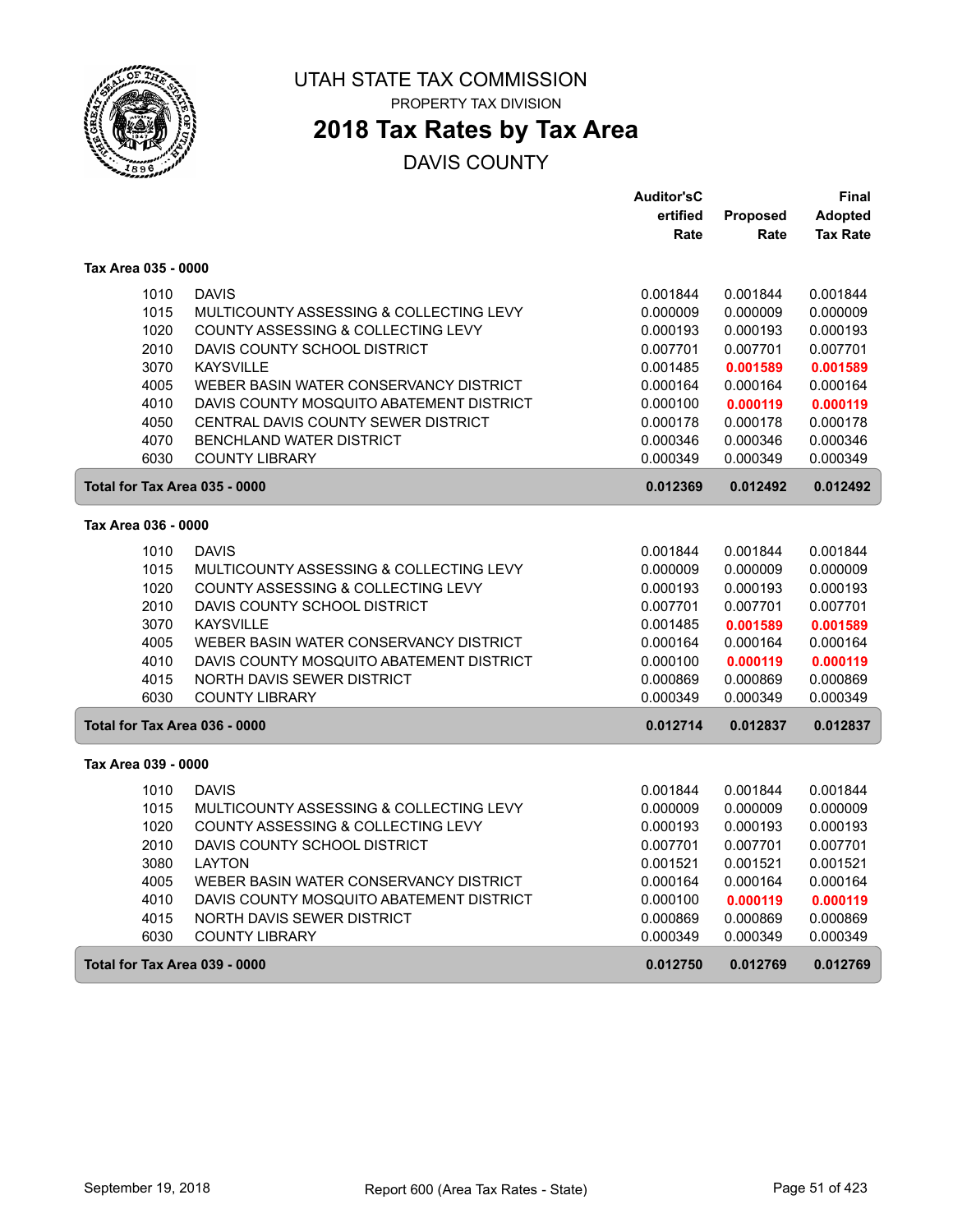# UTAH STATE TAX COMMISSION

PROPERTY TAX DIVISION

## 2018 Tax Rates by Tax Area

DAVIS COUNTY

| | | Auditor'sCertified Rate | Proposed Rate | Final Adopted Tax Rate |
|---|---|---|---|---|
| **Tax Area 035 - 0000** | | | | |
| 1010 | DAVIS | 0.001844 | 0.001844 | 0.001844 |
| 1015 | MULTICOUNTY ASSESSING & COLLECTING LEVY | 0.000009 | 0.000009 | 0.000009 |
| 1020 | COUNTY ASSESSING & COLLECTING LEVY | 0.000193 | 0.000193 | 0.000193 |
| 2010 | DAVIS COUNTY SCHOOL DISTRICT | 0.007701 | 0.007701 | 0.007701 |
| 3070 | KAYSVILLE | 0.001485 | **0.001589** | **0.001589** |
| 4005 | WEBER BASIN WATER CONSERVANCY DISTRICT | 0.000164 | 0.000164 | 0.000164 |
| 4010 | DAVIS COUNTY MOSQUITO ABATEMENT DISTRICT | 0.000100 | **0.000119** | **0.000119** |
| 4050 | CENTRAL DAVIS COUNTY SEWER DISTRICT | 0.000178 | 0.000178 | 0.000178 |
| 4070 | BENCHLAND WATER DISTRICT | 0.000346 | 0.000346 | 0.000346 |
| 6030 | COUNTY LIBRARY | 0.000349 | 0.000349 | 0.000349 |
| **Total for Tax Area 035 - 0000** | | **0.012369** | **0.012492** | **0.012492** |
| **Tax Area 036 - 0000** | | | | |
| 1010 | DAVIS | 0.001844 | 0.001844 | 0.001844 |
| 1015 | MULTICOUNTY ASSESSING & COLLECTING LEVY | 0.000009 | 0.000009 | 0.000009 |
| 1020 | COUNTY ASSESSING & COLLECTING LEVY | 0.000193 | 0.000193 | 0.000193 |
| 2010 | DAVIS COUNTY SCHOOL DISTRICT | 0.007701 | 0.007701 | 0.007701 |
| 3070 | KAYSVILLE | 0.001485 | **0.001589** | **0.001589** |
| 4005 | WEBER BASIN WATER CONSERVANCY DISTRICT | 0.000164 | 0.000164 | 0.000164 |
| 4010 | DAVIS COUNTY MOSQUITO ABATEMENT DISTRICT | 0.000100 | **0.000119** | **0.000119** |
| 4015 | NORTH DAVIS SEWER DISTRICT | 0.000869 | 0.000869 | 0.000869 |
| 6030 | COUNTY LIBRARY | 0.000349 | 0.000349 | 0.000349 |
| **Total for Tax Area 036 - 0000** | | **0.012714** | **0.012837** | **0.012837** |
| **Tax Area 039 - 0000** | | | | |
| 1010 | DAVIS | 0.001844 | 0.001844 | 0.001844 |
| 1015 | MULTICOUNTY ASSESSING & COLLECTING LEVY | 0.000009 | 0.000009 | 0.000009 |
| 1020 | COUNTY ASSESSING & COLLECTING LEVY | 0.000193 | 0.000193 | 0.000193 |
| 2010 | DAVIS COUNTY SCHOOL DISTRICT | 0.007701 | 0.007701 | 0.007701 |
| 3080 | LAYTON | 0.001521 | 0.001521 | 0.001521 |
| 4005 | WEBER BASIN WATER CONSERVANCY DISTRICT | 0.000164 | 0.000164 | 0.000164 |
| 4010 | DAVIS COUNTY MOSQUITO ABATEMENT DISTRICT | 0.000100 | **0.000119** | **0.000119** |
| 4015 | NORTH DAVIS SEWER DISTRICT | 0.000869 | 0.000869 | 0.000869 |
| 6030 | COUNTY LIBRARY | 0.000349 | 0.000349 | 0.000349 |
| **Total for Tax Area 039 - 0000** | | **0.012750** | **0.012769** | **0.012769** |

September 19, 2018 — Report 600 (Area Tax Rates - State)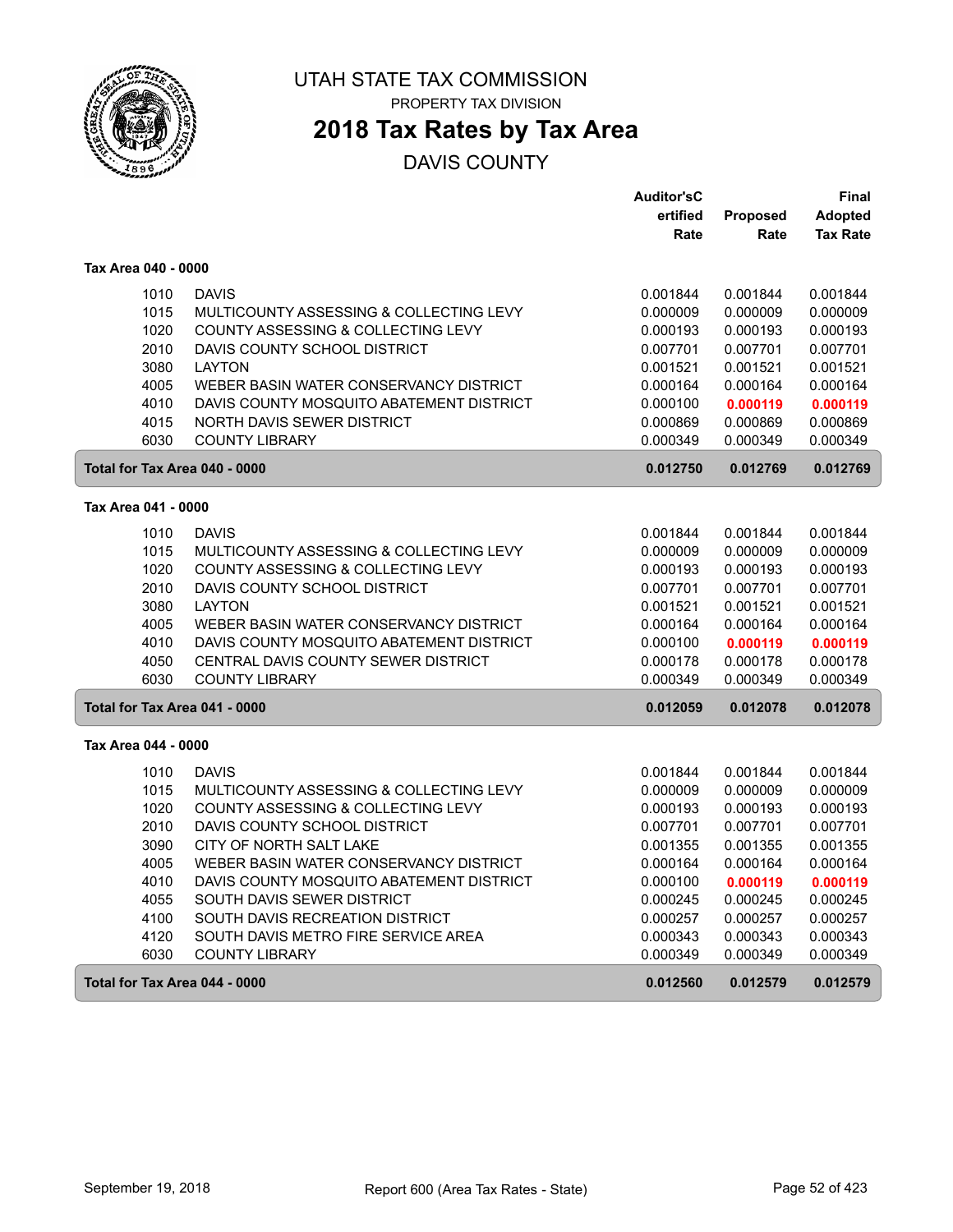# UTAH STATE TAX COMMISSION

PROPERTY TAX DIVISION

## 2018 Tax Rates by Tax Area

DAVIS COUNTY

### Tax Area 040 - 0000

| | | Auditor'sCertified Rate | Proposed Rate | Final Adopted Tax Rate |
|---|---|---|---|---|
| 1010 | DAVIS | 0.001844 | 0.001844 | 0.001844 |
| 1015 | MULTICOUNTY ASSESSING & COLLECTING LEVY | 0.000009 | 0.000009 | 0.000009 |
| 1020 | COUNTY ASSESSING & COLLECTING LEVY | 0.000193 | 0.000193 | 0.000193 |
| 2010 | DAVIS COUNTY SCHOOL DISTRICT | 0.007701 | 0.007701 | 0.007701 |
| 3080 | LAYTON | 0.001521 | 0.001521 | 0.001521 |
| 4005 | WEBER BASIN WATER CONSERVANCY DISTRICT | 0.000164 | 0.000164 | 0.000164 |
| 4010 | DAVIS COUNTY MOSQUITO ABATEMENT DISTRICT | 0.000100 | **0.000119** | **0.000119** |
| 4015 | NORTH DAVIS SEWER DISTRICT | 0.000869 | 0.000869 | 0.000869 |
| 6030 | COUNTY LIBRARY | 0.000349 | 0.000349 | 0.000349 |
| **Total for Tax Area 040 - 0000** | | **0.012750** | **0.012769** | **0.012769** |

### Tax Area 041 - 0000

| | | Auditor'sCertified Rate | Proposed Rate | Final Adopted Tax Rate |
|---|---|---|---|---|
| 1010 | DAVIS | 0.001844 | 0.001844 | 0.001844 |
| 1015 | MULTICOUNTY ASSESSING & COLLECTING LEVY | 0.000009 | 0.000009 | 0.000009 |
| 1020 | COUNTY ASSESSING & COLLECTING LEVY | 0.000193 | 0.000193 | 0.000193 |
| 2010 | DAVIS COUNTY SCHOOL DISTRICT | 0.007701 | 0.007701 | 0.007701 |
| 3080 | LAYTON | 0.001521 | 0.001521 | 0.001521 |
| 4005 | WEBER BASIN WATER CONSERVANCY DISTRICT | 0.000164 | 0.000164 | 0.000164 |
| 4010 | DAVIS COUNTY MOSQUITO ABATEMENT DISTRICT | 0.000100 | **0.000119** | **0.000119** |
| 4050 | CENTRAL DAVIS COUNTY SEWER DISTRICT | 0.000178 | 0.000178 | 0.000178 |
| 6030 | COUNTY LIBRARY | 0.000349 | 0.000349 | 0.000349 |
| **Total for Tax Area 041 - 0000** | | **0.012059** | **0.012078** | **0.012078** |

### Tax Area 044 - 0000

| | | Auditor'sCertified Rate | Proposed Rate | Final Adopted Tax Rate |
|---|---|---|---|---|
| 1010 | DAVIS | 0.001844 | 0.001844 | 0.001844 |
| 1015 | MULTICOUNTY ASSESSING & COLLECTING LEVY | 0.000009 | 0.000009 | 0.000009 |
| 1020 | COUNTY ASSESSING & COLLECTING LEVY | 0.000193 | 0.000193 | 0.000193 |
| 2010 | DAVIS COUNTY SCHOOL DISTRICT | 0.007701 | 0.007701 | 0.007701 |
| 3090 | CITY OF NORTH SALT LAKE | 0.001355 | 0.001355 | 0.001355 |
| 4005 | WEBER BASIN WATER CONSERVANCY DISTRICT | 0.000164 | 0.000164 | 0.000164 |
| 4010 | DAVIS COUNTY MOSQUITO ABATEMENT DISTRICT | 0.000100 | **0.000119** | **0.000119** |
| 4055 | SOUTH DAVIS SEWER DISTRICT | 0.000245 | 0.000245 | 0.000245 |
| 4100 | SOUTH DAVIS RECREATION DISTRICT | 0.000257 | 0.000257 | 0.000257 |
| 4120 | SOUTH DAVIS METRO FIRE SERVICE AREA | 0.000343 | 0.000343 | 0.000343 |
| 6030 | COUNTY LIBRARY | 0.000349 | 0.000349 | 0.000349 |
| **Total for Tax Area 044 - 0000** | | **0.012560** | **0.012579** | **0.012579** |

September 19, 2018 — Report 600 (Area Tax Rates - State)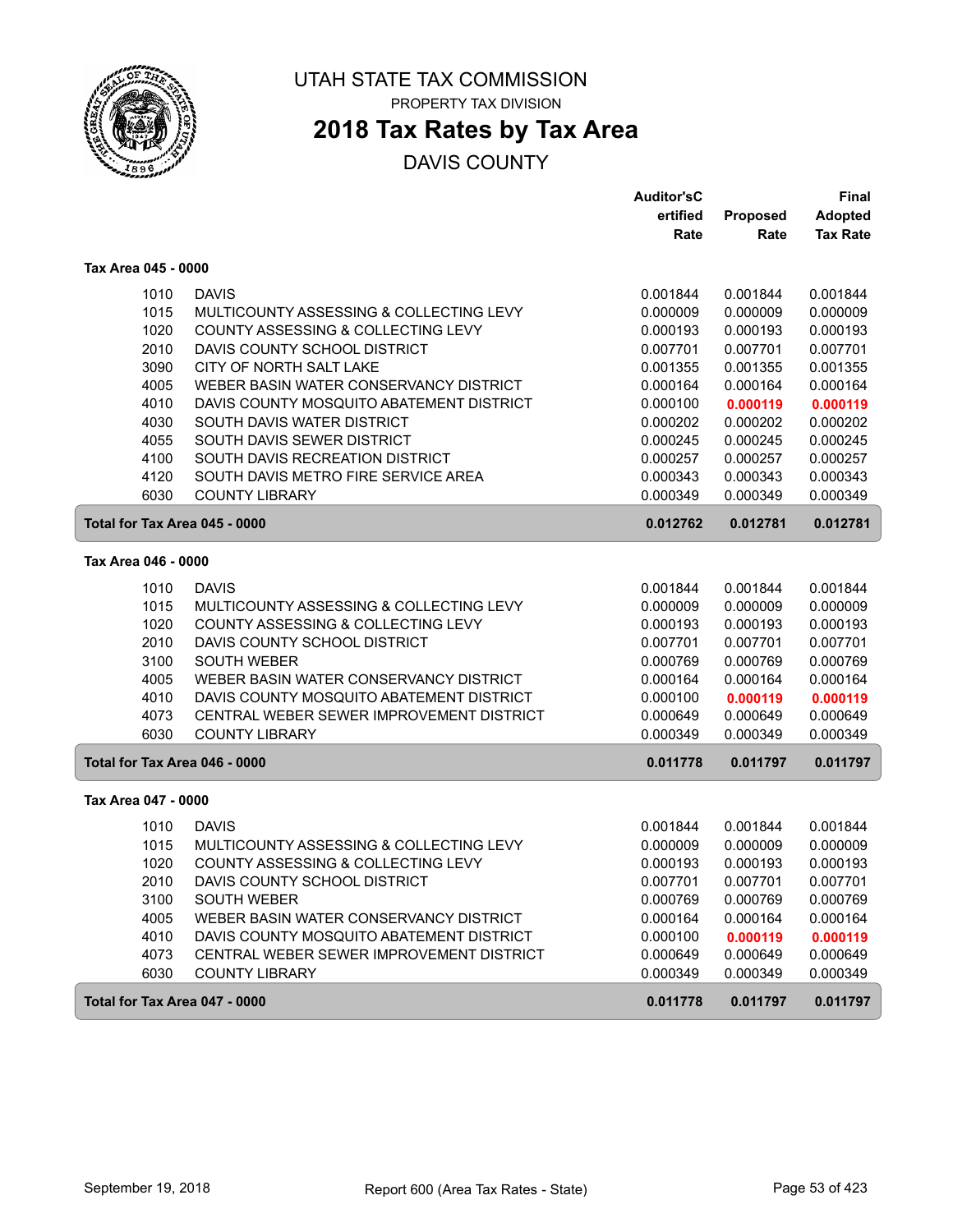# UTAH STATE TAX COMMISSION

PROPERTY TAX DIVISION

## 2018 Tax Rates by Tax Area

DAVIS COUNTY

| | | Auditor'sCertified Rate | Proposed Rate | Final Adopted Tax Rate |
|---|---|---|---|---|
| **Tax Area 045 - 0000** | | | | |
| 1010 | DAVIS | 0.001844 | 0.001844 | 0.001844 |
| 1015 | MULTICOUNTY ASSESSING & COLLECTING LEVY | 0.000009 | 0.000009 | 0.000009 |
| 1020 | COUNTY ASSESSING & COLLECTING LEVY | 0.000193 | 0.000193 | 0.000193 |
| 2010 | DAVIS COUNTY SCHOOL DISTRICT | 0.007701 | 0.007701 | 0.007701 |
| 3090 | CITY OF NORTH SALT LAKE | 0.001355 | 0.001355 | 0.001355 |
| 4005 | WEBER BASIN WATER CONSERVANCY DISTRICT | 0.000164 | 0.000164 | 0.000164 |
| 4010 | DAVIS COUNTY MOSQUITO ABATEMENT DISTRICT | 0.000100 | **0.000119** | **0.000119** |
| 4030 | SOUTH DAVIS WATER DISTRICT | 0.000202 | 0.000202 | 0.000202 |
| 4055 | SOUTH DAVIS SEWER DISTRICT | 0.000245 | 0.000245 | 0.000245 |
| 4100 | SOUTH DAVIS RECREATION DISTRICT | 0.000257 | 0.000257 | 0.000257 |
| 4120 | SOUTH DAVIS METRO FIRE SERVICE AREA | 0.000343 | 0.000343 | 0.000343 |
| 6030 | COUNTY LIBRARY | 0.000349 | 0.000349 | 0.000349 |
| **Total for Tax Area 045 - 0000** | | **0.012762** | **0.012781** | **0.012781** |
| **Tax Area 046 - 0000** | | | | |
| 1010 | DAVIS | 0.001844 | 0.001844 | 0.001844 |
| 1015 | MULTICOUNTY ASSESSING & COLLECTING LEVY | 0.000009 | 0.000009 | 0.000009 |
| 1020 | COUNTY ASSESSING & COLLECTING LEVY | 0.000193 | 0.000193 | 0.000193 |
| 2010 | DAVIS COUNTY SCHOOL DISTRICT | 0.007701 | 0.007701 | 0.007701 |
| 3100 | SOUTH WEBER | 0.000769 | 0.000769 | 0.000769 |
| 4005 | WEBER BASIN WATER CONSERVANCY DISTRICT | 0.000164 | 0.000164 | 0.000164 |
| 4010 | DAVIS COUNTY MOSQUITO ABATEMENT DISTRICT | 0.000100 | **0.000119** | **0.000119** |
| 4073 | CENTRAL WEBER SEWER IMPROVEMENT DISTRICT | 0.000649 | 0.000649 | 0.000649 |
| 6030 | COUNTY LIBRARY | 0.000349 | 0.000349 | 0.000349 |
| **Total for Tax Area 046 - 0000** | | **0.011778** | **0.011797** | **0.011797** |
| **Tax Area 047 - 0000** | | | | |
| 1010 | DAVIS | 0.001844 | 0.001844 | 0.001844 |
| 1015 | MULTICOUNTY ASSESSING & COLLECTING LEVY | 0.000009 | 0.000009 | 0.000009 |
| 1020 | COUNTY ASSESSING & COLLECTING LEVY | 0.000193 | 0.000193 | 0.000193 |
| 2010 | DAVIS COUNTY SCHOOL DISTRICT | 0.007701 | 0.007701 | 0.007701 |
| 3100 | SOUTH WEBER | 0.000769 | 0.000769 | 0.000769 |
| 4005 | WEBER BASIN WATER CONSERVANCY DISTRICT | 0.000164 | 0.000164 | 0.000164 |
| 4010 | DAVIS COUNTY MOSQUITO ABATEMENT DISTRICT | 0.000100 | **0.000119** | **0.000119** |
| 4073 | CENTRAL WEBER SEWER IMPROVEMENT DISTRICT | 0.000649 | 0.000649 | 0.000649 |
| 6030 | COUNTY LIBRARY | 0.000349 | 0.000349 | 0.000349 |
| **Total for Tax Area 047 - 0000** | | **0.011778** | **0.011797** | **0.011797** |

September 19, 2018 — Report 600 (Area Tax Rates - State)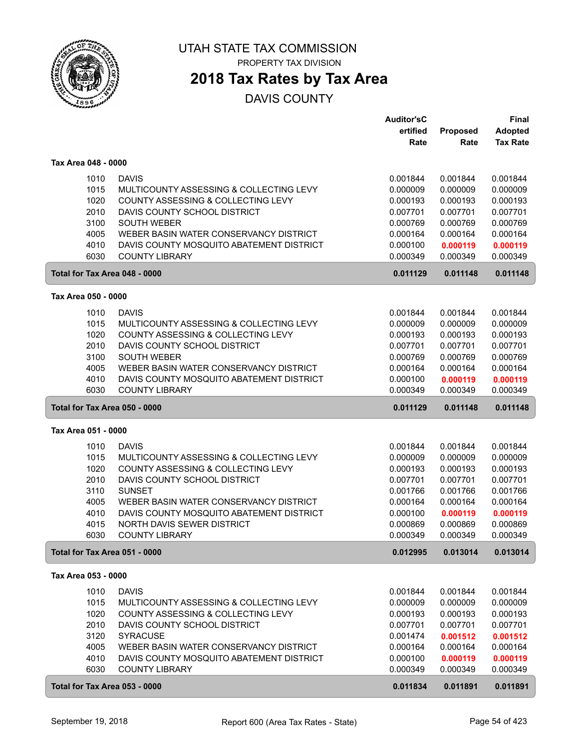# UTAH STATE TAX COMMISSION

PROPERTY TAX DIVISION

## 2018 Tax Rates by Tax Area

DAVIS COUNTY

| | | Auditor'sCertified Rate | Proposed Rate | Final Adopted Tax Rate |
|---|---|---|---|---|
| **Tax Area 048 - 0000** | | | | |
| 1010 | DAVIS | 0.001844 | 0.001844 | 0.001844 |
| 1015 | MULTICOUNTY ASSESSING & COLLECTING LEVY | 0.000009 | 0.000009 | 0.000009 |
| 1020 | COUNTY ASSESSING & COLLECTING LEVY | 0.000193 | 0.000193 | 0.000193 |
| 2010 | DAVIS COUNTY SCHOOL DISTRICT | 0.007701 | 0.007701 | 0.007701 |
| 3100 | SOUTH WEBER | 0.000769 | 0.000769 | 0.000769 |
| 4005 | WEBER BASIN WATER CONSERVANCY DISTRICT | 0.000164 | 0.000164 | 0.000164 |
| 4010 | DAVIS COUNTY MOSQUITO ABATEMENT DISTRICT | 0.000100 | **0.000119** | **0.000119** |
| 6030 | COUNTY LIBRARY | 0.000349 | 0.000349 | 0.000349 |
| **Total for Tax Area 048 - 0000** | | **0.011129** | **0.011148** | **0.011148** |
| **Tax Area 050 - 0000** | | | | |
| 1010 | DAVIS | 0.001844 | 0.001844 | 0.001844 |
| 1015 | MULTICOUNTY ASSESSING & COLLECTING LEVY | 0.000009 | 0.000009 | 0.000009 |
| 1020 | COUNTY ASSESSING & COLLECTING LEVY | 0.000193 | 0.000193 | 0.000193 |
| 2010 | DAVIS COUNTY SCHOOL DISTRICT | 0.007701 | 0.007701 | 0.007701 |
| 3100 | SOUTH WEBER | 0.000769 | 0.000769 | 0.000769 |
| 4005 | WEBER BASIN WATER CONSERVANCY DISTRICT | 0.000164 | 0.000164 | 0.000164 |
| 4010 | DAVIS COUNTY MOSQUITO ABATEMENT DISTRICT | 0.000100 | **0.000119** | **0.000119** |
| 6030 | COUNTY LIBRARY | 0.000349 | 0.000349 | 0.000349 |
| **Total for Tax Area 050 - 0000** | | **0.011129** | **0.011148** | **0.011148** |
| **Tax Area 051 - 0000** | | | | |
| 1010 | DAVIS | 0.001844 | 0.001844 | 0.001844 |
| 1015 | MULTICOUNTY ASSESSING & COLLECTING LEVY | 0.000009 | 0.000009 | 0.000009 |
| 1020 | COUNTY ASSESSING & COLLECTING LEVY | 0.000193 | 0.000193 | 0.000193 |
| 2010 | DAVIS COUNTY SCHOOL DISTRICT | 0.007701 | 0.007701 | 0.007701 |
| 3110 | SUNSET | 0.001766 | 0.001766 | 0.001766 |
| 4005 | WEBER BASIN WATER CONSERVANCY DISTRICT | 0.000164 | 0.000164 | 0.000164 |
| 4010 | DAVIS COUNTY MOSQUITO ABATEMENT DISTRICT | 0.000100 | **0.000119** | **0.000119** |
| 4015 | NORTH DAVIS SEWER DISTRICT | 0.000869 | 0.000869 | 0.000869 |
| 6030 | COUNTY LIBRARY | 0.000349 | 0.000349 | 0.000349 |
| **Total for Tax Area 051 - 0000** | | **0.012995** | **0.013014** | **0.013014** |
| **Tax Area 053 - 0000** | | | | |
| 1010 | DAVIS | 0.001844 | 0.001844 | 0.001844 |
| 1015 | MULTICOUNTY ASSESSING & COLLECTING LEVY | 0.000009 | 0.000009 | 0.000009 |
| 1020 | COUNTY ASSESSING & COLLECTING LEVY | 0.000193 | 0.000193 | 0.000193 |
| 2010 | DAVIS COUNTY SCHOOL DISTRICT | 0.007701 | 0.007701 | 0.007701 |
| 3120 | SYRACUSE | 0.001474 | **0.001512** | **0.001512** |
| 4005 | WEBER BASIN WATER CONSERVANCY DISTRICT | 0.000164 | 0.000164 | 0.000164 |
| 4010 | DAVIS COUNTY MOSQUITO ABATEMENT DISTRICT | 0.000100 | **0.000119** | **0.000119** |
| 6030 | COUNTY LIBRARY | 0.000349 | 0.000349 | 0.000349 |
| **Total for Tax Area 053 - 0000** | | **0.011834** | **0.011891** | **0.011891** |

September 19, 2018 Report 600 (Area Tax Rates - State)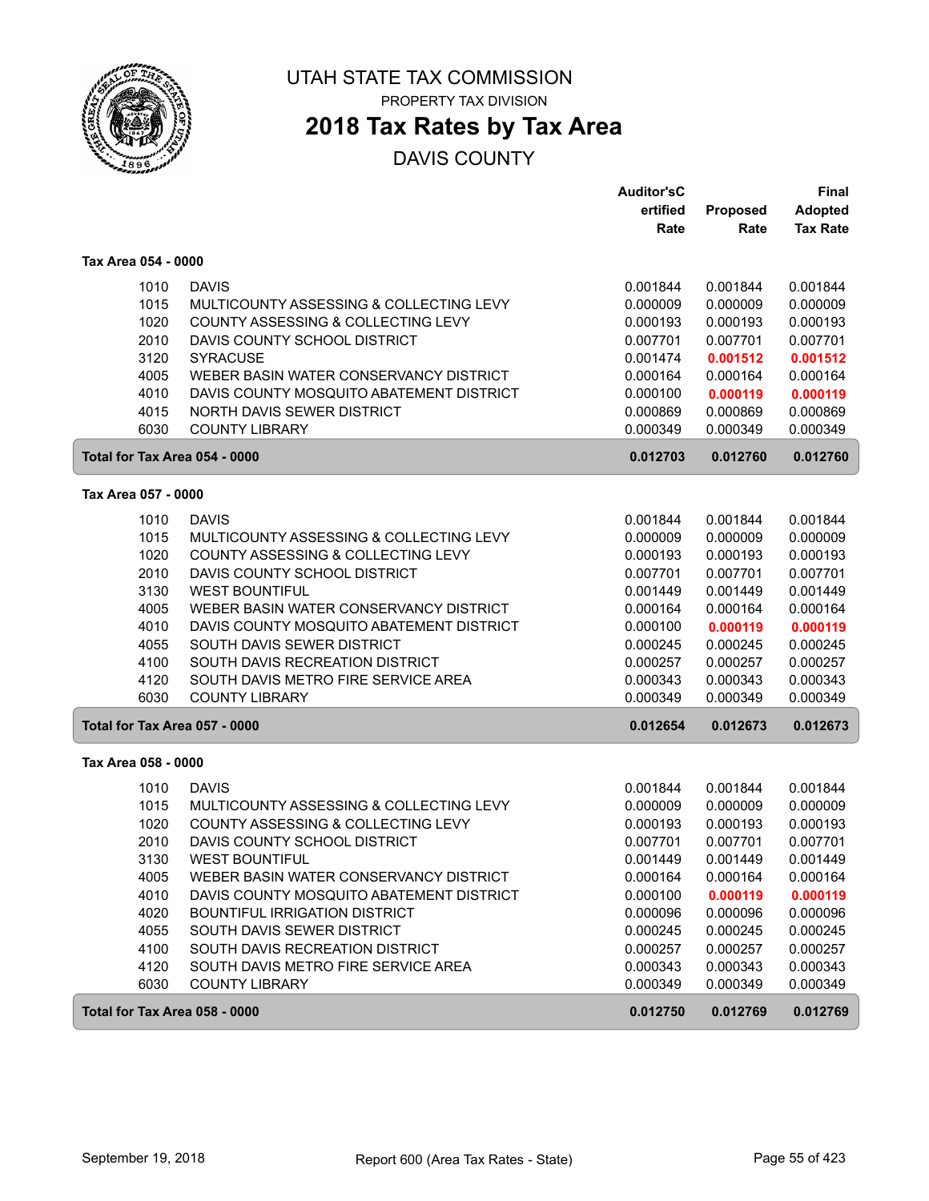UTAH STATE TAX COMMISSION

PROPERTY TAX DIVISION

# 2018 Tax Rates by Tax Area

## DAVIS COUNTY

| | | Auditor'sCertified Rate | Proposed Rate | Final Adopted Tax Rate |
|---|---|---|---|---|
| **Tax Area 054 - 0000** | | | | |
| 1010 | DAVIS | 0.001844 | 0.001844 | 0.001844 |
| 1015 | MULTICOUNTY ASSESSING & COLLECTING LEVY | 0.000009 | 0.000009 | 0.000009 |
| 1020 | COUNTY ASSESSING & COLLECTING LEVY | 0.000193 | 0.000193 | 0.000193 |
| 2010 | DAVIS COUNTY SCHOOL DISTRICT | 0.007701 | 0.007701 | 0.007701 |
| 3120 | SYRACUSE | 0.001474 | **0.001512** | **0.001512** |
| 4005 | WEBER BASIN WATER CONSERVANCY DISTRICT | 0.000164 | 0.000164 | 0.000164 |
| 4010 | DAVIS COUNTY MOSQUITO ABATEMENT DISTRICT | 0.000100 | **0.000119** | **0.000119** |
| 4015 | NORTH DAVIS SEWER DISTRICT | 0.000869 | 0.000869 | 0.000869 |
| 6030 | COUNTY LIBRARY | 0.000349 | 0.000349 | 0.000349 |
| **Total for Tax Area 054 - 0000** | | **0.012703** | **0.012760** | **0.012760** |
| **Tax Area 057 - 0000** | | | | |
| 1010 | DAVIS | 0.001844 | 0.001844 | 0.001844 |
| 1015 | MULTICOUNTY ASSESSING & COLLECTING LEVY | 0.000009 | 0.000009 | 0.000009 |
| 1020 | COUNTY ASSESSING & COLLECTING LEVY | 0.000193 | 0.000193 | 0.000193 |
| 2010 | DAVIS COUNTY SCHOOL DISTRICT | 0.007701 | 0.007701 | 0.007701 |
| 3130 | WEST BOUNTIFUL | 0.001449 | 0.001449 | 0.001449 |
| 4005 | WEBER BASIN WATER CONSERVANCY DISTRICT | 0.000164 | 0.000164 | 0.000164 |
| 4010 | DAVIS COUNTY MOSQUITO ABATEMENT DISTRICT | 0.000100 | **0.000119** | **0.000119** |
| 4055 | SOUTH DAVIS SEWER DISTRICT | 0.000245 | 0.000245 | 0.000245 |
| 4100 | SOUTH DAVIS RECREATION DISTRICT | 0.000257 | 0.000257 | 0.000257 |
| 4120 | SOUTH DAVIS METRO FIRE SERVICE AREA | 0.000343 | 0.000343 | 0.000343 |
| 6030 | COUNTY LIBRARY | 0.000349 | 0.000349 | 0.000349 |
| **Total for Tax Area 057 - 0000** | | **0.012654** | **0.012673** | **0.012673** |
| **Tax Area 058 - 0000** | | | | |
| 1010 | DAVIS | 0.001844 | 0.001844 | 0.001844 |
| 1015 | MULTICOUNTY ASSESSING & COLLECTING LEVY | 0.000009 | 0.000009 | 0.000009 |
| 1020 | COUNTY ASSESSING & COLLECTING LEVY | 0.000193 | 0.000193 | 0.000193 |
| 2010 | DAVIS COUNTY SCHOOL DISTRICT | 0.007701 | 0.007701 | 0.007701 |
| 3130 | WEST BOUNTIFUL | 0.001449 | 0.001449 | 0.001449 |
| 4005 | WEBER BASIN WATER CONSERVANCY DISTRICT | 0.000164 | 0.000164 | 0.000164 |
| 4010 | DAVIS COUNTY MOSQUITO ABATEMENT DISTRICT | 0.000100 | **0.000119** | **0.000119** |
| 4020 | BOUNTIFUL IRRIGATION DISTRICT | 0.000096 | 0.000096 | 0.000096 |
| 4055 | SOUTH DAVIS SEWER DISTRICT | 0.000245 | 0.000245 | 0.000245 |
| 4100 | SOUTH DAVIS RECREATION DISTRICT | 0.000257 | 0.000257 | 0.000257 |
| 4120 | SOUTH DAVIS METRO FIRE SERVICE AREA | 0.000343 | 0.000343 | 0.000343 |
| 6030 | COUNTY LIBRARY | 0.000349 | 0.000349 | 0.000349 |
| **Total for Tax Area 058 - 0000** | | **0.012750** | **0.012769** | **0.012769** |

September 19, 2018 — Report 600 (Area Tax Rates - State)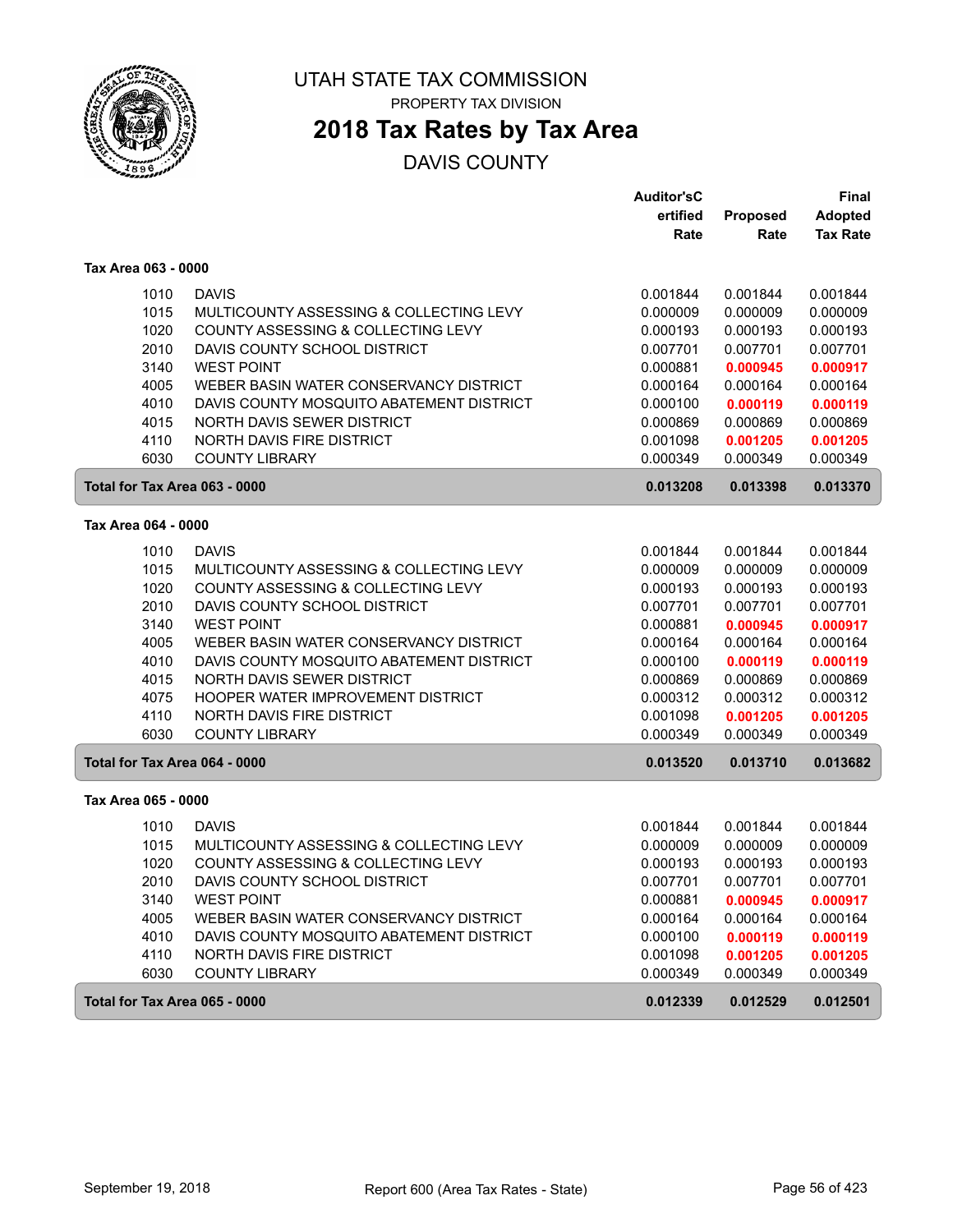# UTAH STATE TAX COMMISSION

PROPERTY TAX DIVISION

## 2018 Tax Rates by Tax Area

DAVIS COUNTY

| | | Auditor'sCertified Rate | Proposed Rate | Final Adopted Tax Rate |
|---|---|---|---|---|
| **Tax Area 063 - 0000** | | | | |
| 1010 | DAVIS | 0.001844 | 0.001844 | 0.001844 |
| 1015 | MULTICOUNTY ASSESSING & COLLECTING LEVY | 0.000009 | 0.000009 | 0.000009 |
| 1020 | COUNTY ASSESSING & COLLECTING LEVY | 0.000193 | 0.000193 | 0.000193 |
| 2010 | DAVIS COUNTY SCHOOL DISTRICT | 0.007701 | 0.007701 | 0.007701 |
| 3140 | WEST POINT | 0.000881 | **0.000945** | **0.000917** |
| 4005 | WEBER BASIN WATER CONSERVANCY DISTRICT | 0.000164 | 0.000164 | 0.000164 |
| 4010 | DAVIS COUNTY MOSQUITO ABATEMENT DISTRICT | 0.000100 | **0.000119** | **0.000119** |
| 4015 | NORTH DAVIS SEWER DISTRICT | 0.000869 | 0.000869 | 0.000869 |
| 4110 | NORTH DAVIS FIRE DISTRICT | 0.001098 | **0.001205** | **0.001205** |
| 6030 | COUNTY LIBRARY | 0.000349 | 0.000349 | 0.000349 |
| **Total for Tax Area 063 - 0000** | | **0.013208** | **0.013398** | **0.013370** |
| **Tax Area 064 - 0000** | | | | |
| 1010 | DAVIS | 0.001844 | 0.001844 | 0.001844 |
| 1015 | MULTICOUNTY ASSESSING & COLLECTING LEVY | 0.000009 | 0.000009 | 0.000009 |
| 1020 | COUNTY ASSESSING & COLLECTING LEVY | 0.000193 | 0.000193 | 0.000193 |
| 2010 | DAVIS COUNTY SCHOOL DISTRICT | 0.007701 | 0.007701 | 0.007701 |
| 3140 | WEST POINT | 0.000881 | **0.000945** | **0.000917** |
| 4005 | WEBER BASIN WATER CONSERVANCY DISTRICT | 0.000164 | 0.000164 | 0.000164 |
| 4010 | DAVIS COUNTY MOSQUITO ABATEMENT DISTRICT | 0.000100 | **0.000119** | **0.000119** |
| 4015 | NORTH DAVIS SEWER DISTRICT | 0.000869 | 0.000869 | 0.000869 |
| 4075 | HOOPER WATER IMPROVEMENT DISTRICT | 0.000312 | 0.000312 | 0.000312 |
| 4110 | NORTH DAVIS FIRE DISTRICT | 0.001098 | **0.001205** | **0.001205** |
| 6030 | COUNTY LIBRARY | 0.000349 | 0.000349 | 0.000349 |
| **Total for Tax Area 064 - 0000** | | **0.013520** | **0.013710** | **0.013682** |
| **Tax Area 065 - 0000** | | | | |
| 1010 | DAVIS | 0.001844 | 0.001844 | 0.001844 |
| 1015 | MULTICOUNTY ASSESSING & COLLECTING LEVY | 0.000009 | 0.000009 | 0.000009 |
| 1020 | COUNTY ASSESSING & COLLECTING LEVY | 0.000193 | 0.000193 | 0.000193 |
| 2010 | DAVIS COUNTY SCHOOL DISTRICT | 0.007701 | 0.007701 | 0.007701 |
| 3140 | WEST POINT | 0.000881 | **0.000945** | **0.000917** |
| 4005 | WEBER BASIN WATER CONSERVANCY DISTRICT | 0.000164 | 0.000164 | 0.000164 |
| 4010 | DAVIS COUNTY MOSQUITO ABATEMENT DISTRICT | 0.000100 | **0.000119** | **0.000119** |
| 4110 | NORTH DAVIS FIRE DISTRICT | 0.001098 | **0.001205** | **0.001205** |
| 6030 | COUNTY LIBRARY | 0.000349 | 0.000349 | 0.000349 |
| **Total for Tax Area 065 - 0000** | | **0.012339** | **0.012529** | **0.012501** |

September 19, 2018 Report 600 (Area Tax Rates - State)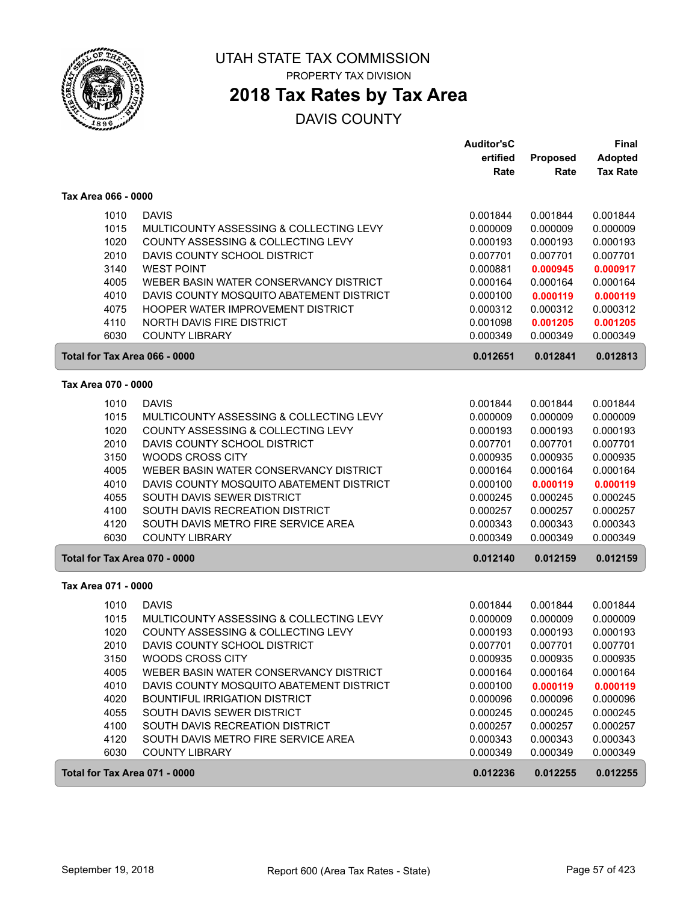# UTAH STATE TAX COMMISSION

PROPERTY TAX DIVISION

## 2018 Tax Rates by Tax Area

DAVIS COUNTY

| | | Auditor'sCertified Rate | Proposed Rate | Final Adopted Tax Rate |
|---|---|---|---|---|
| **Tax Area 066 - 0000** | | | | |
| 1010 | DAVIS | 0.001844 | 0.001844 | 0.001844 |
| 1015 | MULTICOUNTY ASSESSING & COLLECTING LEVY | 0.000009 | 0.000009 | 0.000009 |
| 1020 | COUNTY ASSESSING & COLLECTING LEVY | 0.000193 | 0.000193 | 0.000193 |
| 2010 | DAVIS COUNTY SCHOOL DISTRICT | 0.007701 | 0.007701 | 0.007701 |
| 3140 | WEST POINT | 0.000881 | **0.000945** | **0.000917** |
| 4005 | WEBER BASIN WATER CONSERVANCY DISTRICT | 0.000164 | 0.000164 | 0.000164 |
| 4010 | DAVIS COUNTY MOSQUITO ABATEMENT DISTRICT | 0.000100 | **0.000119** | **0.000119** |
| 4075 | HOOPER WATER IMPROVEMENT DISTRICT | 0.000312 | 0.000312 | 0.000312 |
| 4110 | NORTH DAVIS FIRE DISTRICT | 0.001098 | **0.001205** | **0.001205** |
| 6030 | COUNTY LIBRARY | 0.000349 | 0.000349 | 0.000349 |
| **Total for Tax Area 066 - 0000** | | **0.012651** | **0.012841** | **0.012813** |
| **Tax Area 070 - 0000** | | | | |
| 1010 | DAVIS | 0.001844 | 0.001844 | 0.001844 |
| 1015 | MULTICOUNTY ASSESSING & COLLECTING LEVY | 0.000009 | 0.000009 | 0.000009 |
| 1020 | COUNTY ASSESSING & COLLECTING LEVY | 0.000193 | 0.000193 | 0.000193 |
| 2010 | DAVIS COUNTY SCHOOL DISTRICT | 0.007701 | 0.007701 | 0.007701 |
| 3150 | WOODS CROSS CITY | 0.000935 | 0.000935 | 0.000935 |
| 4005 | WEBER BASIN WATER CONSERVANCY DISTRICT | 0.000164 | 0.000164 | 0.000164 |
| 4010 | DAVIS COUNTY MOSQUITO ABATEMENT DISTRICT | 0.000100 | **0.000119** | **0.000119** |
| 4055 | SOUTH DAVIS SEWER DISTRICT | 0.000245 | 0.000245 | 0.000245 |
| 4100 | SOUTH DAVIS RECREATION DISTRICT | 0.000257 | 0.000257 | 0.000257 |
| 4120 | SOUTH DAVIS METRO FIRE SERVICE AREA | 0.000343 | 0.000343 | 0.000343 |
| 6030 | COUNTY LIBRARY | 0.000349 | 0.000349 | 0.000349 |
| **Total for Tax Area 070 - 0000** | | **0.012140** | **0.012159** | **0.012159** |
| **Tax Area 071 - 0000** | | | | |
| 1010 | DAVIS | 0.001844 | 0.001844 | 0.001844 |
| 1015 | MULTICOUNTY ASSESSING & COLLECTING LEVY | 0.000009 | 0.000009 | 0.000009 |
| 1020 | COUNTY ASSESSING & COLLECTING LEVY | 0.000193 | 0.000193 | 0.000193 |
| 2010 | DAVIS COUNTY SCHOOL DISTRICT | 0.007701 | 0.007701 | 0.007701 |
| 3150 | WOODS CROSS CITY | 0.000935 | 0.000935 | 0.000935 |
| 4005 | WEBER BASIN WATER CONSERVANCY DISTRICT | 0.000164 | 0.000164 | 0.000164 |
| 4010 | DAVIS COUNTY MOSQUITO ABATEMENT DISTRICT | 0.000100 | **0.000119** | **0.000119** |
| 4020 | BOUNTIFUL IRRIGATION DISTRICT | 0.000096 | 0.000096 | 0.000096 |
| 4055 | SOUTH DAVIS SEWER DISTRICT | 0.000245 | 0.000245 | 0.000245 |
| 4100 | SOUTH DAVIS RECREATION DISTRICT | 0.000257 | 0.000257 | 0.000257 |
| 4120 | SOUTH DAVIS METRO FIRE SERVICE AREA | 0.000343 | 0.000343 | 0.000343 |
| 6030 | COUNTY LIBRARY | 0.000349 | 0.000349 | 0.000349 |
| **Total for Tax Area 071 - 0000** | | **0.012236** | **0.012255** | **0.012255** |

September 19, 2018 — Report 600 (Area Tax Rates - State)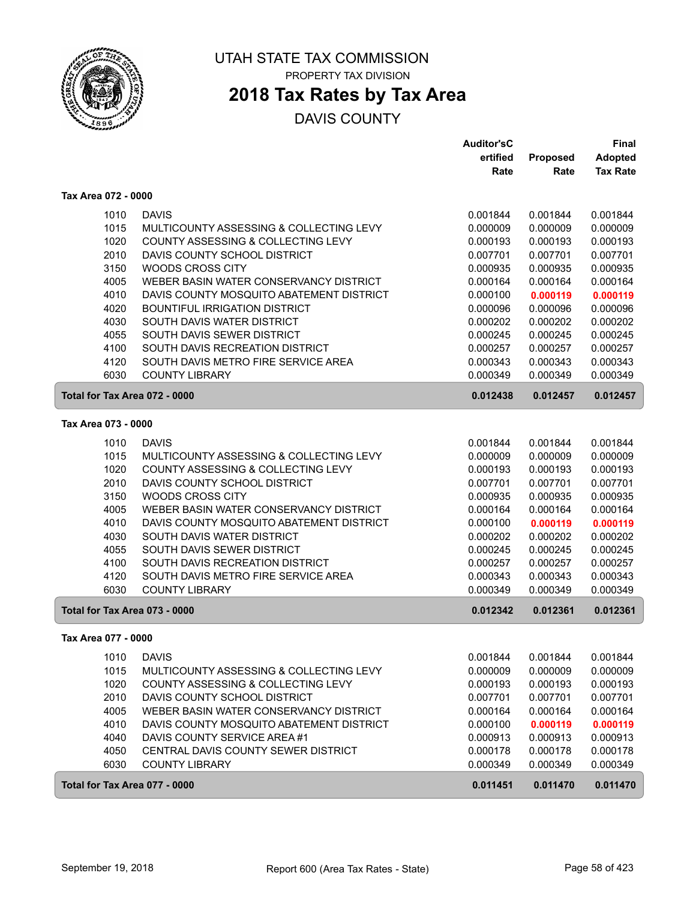# UTAH STATE TAX COMMISSION

PROPERTY TAX DIVISION

## 2018 Tax Rates by Tax Area

DAVIS COUNTY

| | | Auditor'sCertified Rate | Proposed Rate | Final Adopted Tax Rate |
|---|---|---|---|---|
| **Tax Area 072 - 0000** | | | | |
| 1010 | DAVIS | 0.001844 | 0.001844 | 0.001844 |
| 1015 | MULTICOUNTY ASSESSING & COLLECTING LEVY | 0.000009 | 0.000009 | 0.000009 |
| 1020 | COUNTY ASSESSING & COLLECTING LEVY | 0.000193 | 0.000193 | 0.000193 |
| 2010 | DAVIS COUNTY SCHOOL DISTRICT | 0.007701 | 0.007701 | 0.007701 |
| 3150 | WOODS CROSS CITY | 0.000935 | 0.000935 | 0.000935 |
| 4005 | WEBER BASIN WATER CONSERVANCY DISTRICT | 0.000164 | 0.000164 | 0.000164 |
| 4010 | DAVIS COUNTY MOSQUITO ABATEMENT DISTRICT | 0.000100 | **0.000119** | **0.000119** |
| 4020 | BOUNTIFUL IRRIGATION DISTRICT | 0.000096 | 0.000096 | 0.000096 |
| 4030 | SOUTH DAVIS WATER DISTRICT | 0.000202 | 0.000202 | 0.000202 |
| 4055 | SOUTH DAVIS SEWER DISTRICT | 0.000245 | 0.000245 | 0.000245 |
| 4100 | SOUTH DAVIS RECREATION DISTRICT | 0.000257 | 0.000257 | 0.000257 |
| 4120 | SOUTH DAVIS METRO FIRE SERVICE AREA | 0.000343 | 0.000343 | 0.000343 |
| 6030 | COUNTY LIBRARY | 0.000349 | 0.000349 | 0.000349 |
| **Total for Tax Area 072 - 0000** | | **0.012438** | **0.012457** | **0.012457** |
| **Tax Area 073 - 0000** | | | | |
| 1010 | DAVIS | 0.001844 | 0.001844 | 0.001844 |
| 1015 | MULTICOUNTY ASSESSING & COLLECTING LEVY | 0.000009 | 0.000009 | 0.000009 |
| 1020 | COUNTY ASSESSING & COLLECTING LEVY | 0.000193 | 0.000193 | 0.000193 |
| 2010 | DAVIS COUNTY SCHOOL DISTRICT | 0.007701 | 0.007701 | 0.007701 |
| 3150 | WOODS CROSS CITY | 0.000935 | 0.000935 | 0.000935 |
| 4005 | WEBER BASIN WATER CONSERVANCY DISTRICT | 0.000164 | 0.000164 | 0.000164 |
| 4010 | DAVIS COUNTY MOSQUITO ABATEMENT DISTRICT | 0.000100 | **0.000119** | **0.000119** |
| 4030 | SOUTH DAVIS WATER DISTRICT | 0.000202 | 0.000202 | 0.000202 |
| 4055 | SOUTH DAVIS SEWER DISTRICT | 0.000245 | 0.000245 | 0.000245 |
| 4100 | SOUTH DAVIS RECREATION DISTRICT | 0.000257 | 0.000257 | 0.000257 |
| 4120 | SOUTH DAVIS METRO FIRE SERVICE AREA | 0.000343 | 0.000343 | 0.000343 |
| 6030 | COUNTY LIBRARY | 0.000349 | 0.000349 | 0.000349 |
| **Total for Tax Area 073 - 0000** | | **0.012342** | **0.012361** | **0.012361** |
| **Tax Area 077 - 0000** | | | | |
| 1010 | DAVIS | 0.001844 | 0.001844 | 0.001844 |
| 1015 | MULTICOUNTY ASSESSING & COLLECTING LEVY | 0.000009 | 0.000009 | 0.000009 |
| 1020 | COUNTY ASSESSING & COLLECTING LEVY | 0.000193 | 0.000193 | 0.000193 |
| 2010 | DAVIS COUNTY SCHOOL DISTRICT | 0.007701 | 0.007701 | 0.007701 |
| 4005 | WEBER BASIN WATER CONSERVANCY DISTRICT | 0.000164 | 0.000164 | 0.000164 |
| 4010 | DAVIS COUNTY MOSQUITO ABATEMENT DISTRICT | 0.000100 | **0.000119** | **0.000119** |
| 4040 | DAVIS COUNTY SERVICE AREA #1 | 0.000913 | 0.000913 | 0.000913 |
| 4050 | CENTRAL DAVIS COUNTY SEWER DISTRICT | 0.000178 | 0.000178 | 0.000178 |
| 6030 | COUNTY LIBRARY | 0.000349 | 0.000349 | 0.000349 |
| **Total for Tax Area 077 - 0000** | | **0.011451** | **0.011470** | **0.011470** |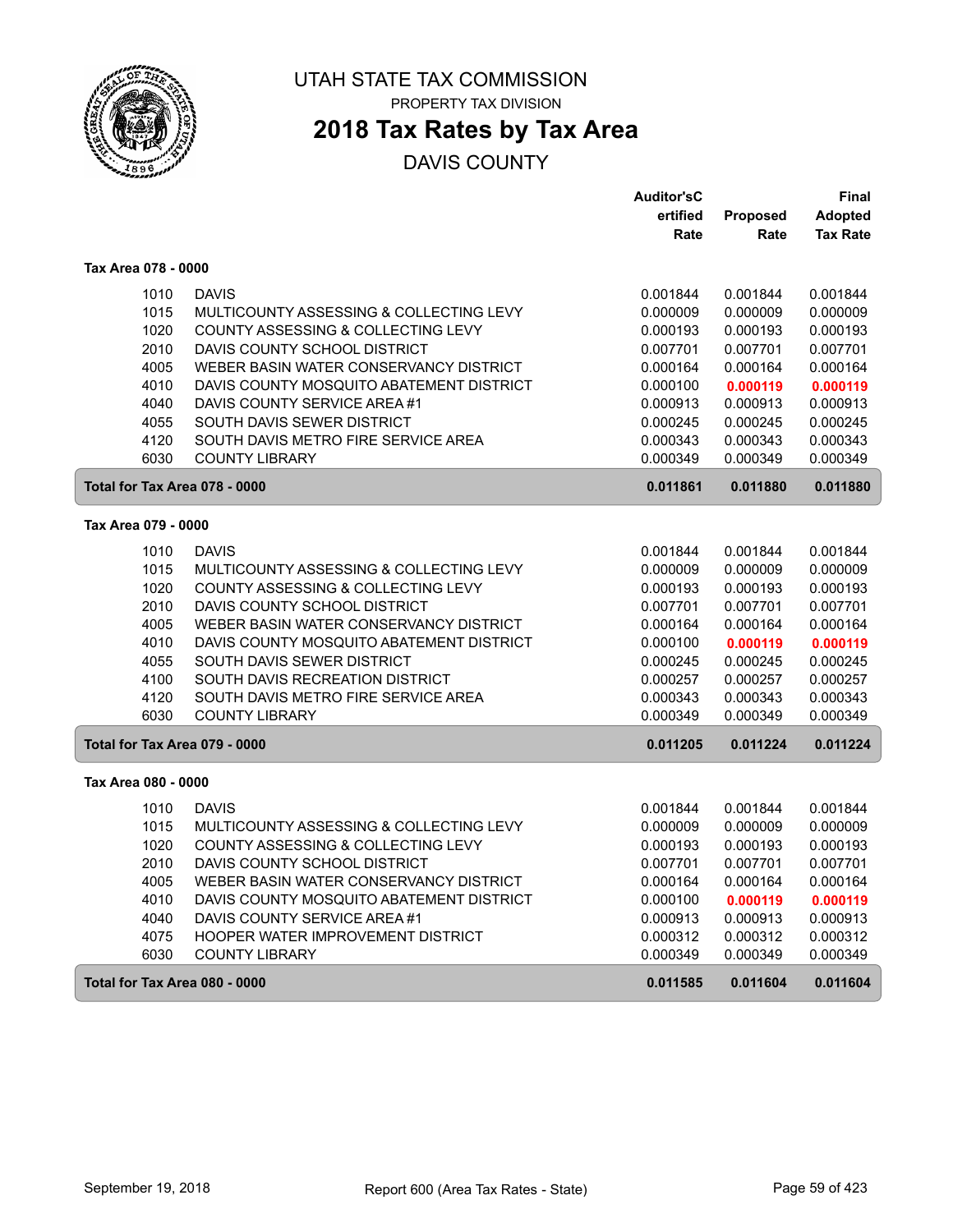# UTAH STATE TAX COMMISSION

PROPERTY TAX DIVISION

## 2018 Tax Rates by Tax Area

DAVIS COUNTY

| | | Auditor'sCertified Rate | Proposed Rate | Final Adopted Tax Rate |
|---|---|---|---|---|
| **Tax Area 078 - 0000** | | | | |
| 1010 | DAVIS | 0.001844 | 0.001844 | 0.001844 |
| 1015 | MULTICOUNTY ASSESSING & COLLECTING LEVY | 0.000009 | 0.000009 | 0.000009 |
| 1020 | COUNTY ASSESSING & COLLECTING LEVY | 0.000193 | 0.000193 | 0.000193 |
| 2010 | DAVIS COUNTY SCHOOL DISTRICT | 0.007701 | 0.007701 | 0.007701 |
| 4005 | WEBER BASIN WATER CONSERVANCY DISTRICT | 0.000164 | 0.000164 | 0.000164 |
| 4010 | DAVIS COUNTY MOSQUITO ABATEMENT DISTRICT | 0.000100 | **0.000119** | **0.000119** |
| 4040 | DAVIS COUNTY SERVICE AREA #1 | 0.000913 | 0.000913 | 0.000913 |
| 4055 | SOUTH DAVIS SEWER DISTRICT | 0.000245 | 0.000245 | 0.000245 |
| 4120 | SOUTH DAVIS METRO FIRE SERVICE AREA | 0.000343 | 0.000343 | 0.000343 |
| 6030 | COUNTY LIBRARY | 0.000349 | 0.000349 | 0.000349 |
| **Total for Tax Area 078 - 0000** | | **0.011861** | **0.011880** | **0.011880** |
| **Tax Area 079 - 0000** | | | | |
| 1010 | DAVIS | 0.001844 | 0.001844 | 0.001844 |
| 1015 | MULTICOUNTY ASSESSING & COLLECTING LEVY | 0.000009 | 0.000009 | 0.000009 |
| 1020 | COUNTY ASSESSING & COLLECTING LEVY | 0.000193 | 0.000193 | 0.000193 |
| 2010 | DAVIS COUNTY SCHOOL DISTRICT | 0.007701 | 0.007701 | 0.007701 |
| 4005 | WEBER BASIN WATER CONSERVANCY DISTRICT | 0.000164 | 0.000164 | 0.000164 |
| 4010 | DAVIS COUNTY MOSQUITO ABATEMENT DISTRICT | 0.000100 | **0.000119** | **0.000119** |
| 4055 | SOUTH DAVIS SEWER DISTRICT | 0.000245 | 0.000245 | 0.000245 |
| 4100 | SOUTH DAVIS RECREATION DISTRICT | 0.000257 | 0.000257 | 0.000257 |
| 4120 | SOUTH DAVIS METRO FIRE SERVICE AREA | 0.000343 | 0.000343 | 0.000343 |
| 6030 | COUNTY LIBRARY | 0.000349 | 0.000349 | 0.000349 |
| **Total for Tax Area 079 - 0000** | | **0.011205** | **0.011224** | **0.011224** |
| **Tax Area 080 - 0000** | | | | |
| 1010 | DAVIS | 0.001844 | 0.001844 | 0.001844 |
| 1015 | MULTICOUNTY ASSESSING & COLLECTING LEVY | 0.000009 | 0.000009 | 0.000009 |
| 1020 | COUNTY ASSESSING & COLLECTING LEVY | 0.000193 | 0.000193 | 0.000193 |
| 2010 | DAVIS COUNTY SCHOOL DISTRICT | 0.007701 | 0.007701 | 0.007701 |
| 4005 | WEBER BASIN WATER CONSERVANCY DISTRICT | 0.000164 | 0.000164 | 0.000164 |
| 4010 | DAVIS COUNTY MOSQUITO ABATEMENT DISTRICT | 0.000100 | **0.000119** | **0.000119** |
| 4040 | DAVIS COUNTY SERVICE AREA #1 | 0.000913 | 0.000913 | 0.000913 |
| 4075 | HOOPER WATER IMPROVEMENT DISTRICT | 0.000312 | 0.000312 | 0.000312 |
| 6030 | COUNTY LIBRARY | 0.000349 | 0.000349 | 0.000349 |
| **Total for Tax Area 080 - 0000** | | **0.011585** | **0.011604** | **0.011604** |

September 19, 2018 — Report 600 (Area Tax Rates - State)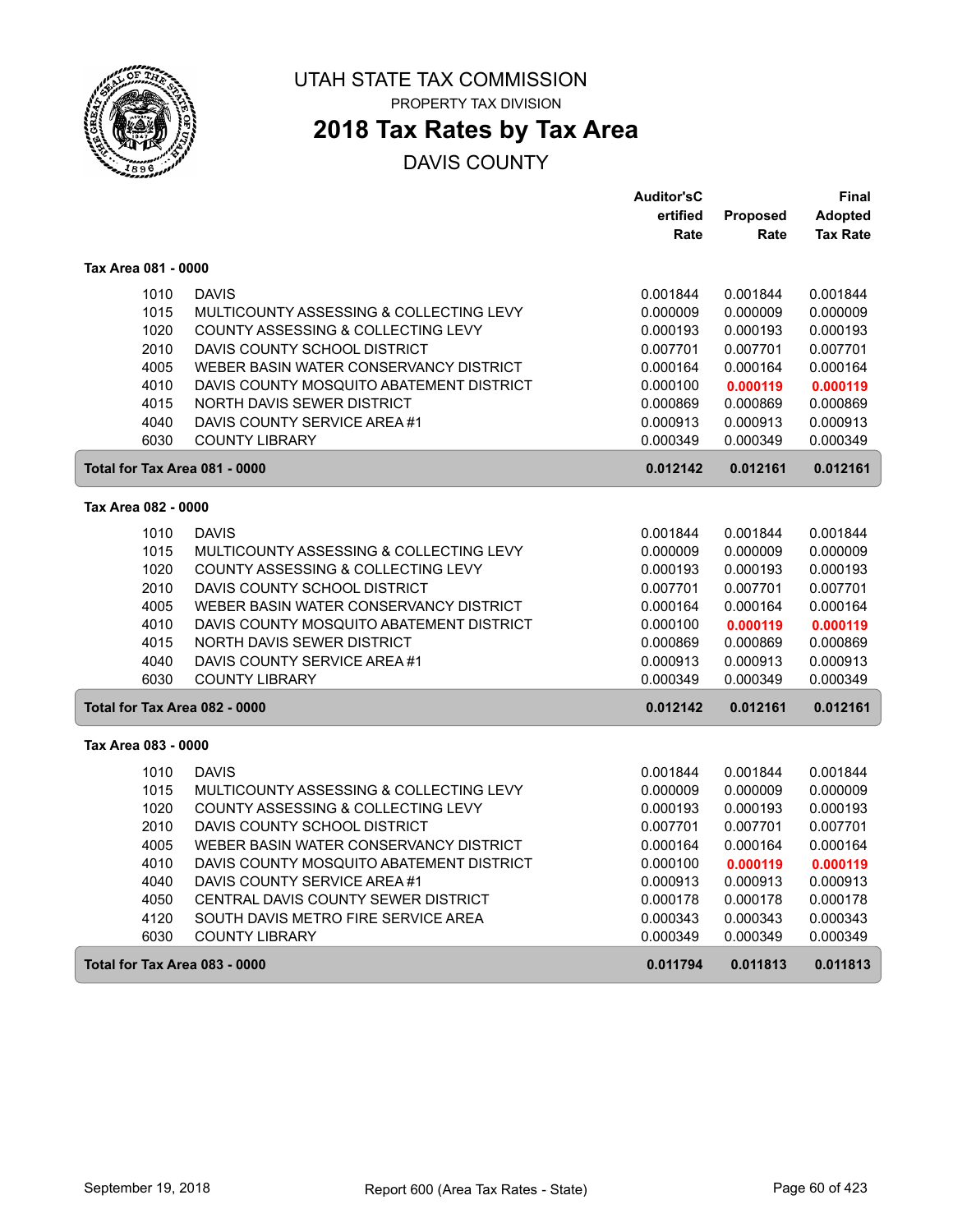UTAH STATE TAX COMMISSION

PROPERTY TAX DIVISION

# 2018 Tax Rates by Tax Area

DAVIS COUNTY

| | | Auditor'sCertified Rate | Proposed Rate | Final Adopted Tax Rate |
|---|---|---|---|---|
| **Tax Area 081 - 0000** | | | | |
| 1010 | DAVIS | 0.001844 | 0.001844 | 0.001844 |
| 1015 | MULTICOUNTY ASSESSING & COLLECTING LEVY | 0.000009 | 0.000009 | 0.000009 |
| 1020 | COUNTY ASSESSING & COLLECTING LEVY | 0.000193 | 0.000193 | 0.000193 |
| 2010 | DAVIS COUNTY SCHOOL DISTRICT | 0.007701 | 0.007701 | 0.007701 |
| 4005 | WEBER BASIN WATER CONSERVANCY DISTRICT | 0.000164 | 0.000164 | 0.000164 |
| 4010 | DAVIS COUNTY MOSQUITO ABATEMENT DISTRICT | 0.000100 | **0.000119** | **0.000119** |
| 4015 | NORTH DAVIS SEWER DISTRICT | 0.000869 | 0.000869 | 0.000869 |
| 4040 | DAVIS COUNTY SERVICE AREA #1 | 0.000913 | 0.000913 | 0.000913 |
| 6030 | COUNTY LIBRARY | 0.000349 | 0.000349 | 0.000349 |
| **Total for Tax Area 081 - 0000** | | **0.012142** | **0.012161** | **0.012161** |
| **Tax Area 082 - 0000** | | | | |
| 1010 | DAVIS | 0.001844 | 0.001844 | 0.001844 |
| 1015 | MULTICOUNTY ASSESSING & COLLECTING LEVY | 0.000009 | 0.000009 | 0.000009 |
| 1020 | COUNTY ASSESSING & COLLECTING LEVY | 0.000193 | 0.000193 | 0.000193 |
| 2010 | DAVIS COUNTY SCHOOL DISTRICT | 0.007701 | 0.007701 | 0.007701 |
| 4005 | WEBER BASIN WATER CONSERVANCY DISTRICT | 0.000164 | 0.000164 | 0.000164 |
| 4010 | DAVIS COUNTY MOSQUITO ABATEMENT DISTRICT | 0.000100 | **0.000119** | **0.000119** |
| 4015 | NORTH DAVIS SEWER DISTRICT | 0.000869 | 0.000869 | 0.000869 |
| 4040 | DAVIS COUNTY SERVICE AREA #1 | 0.000913 | 0.000913 | 0.000913 |
| 6030 | COUNTY LIBRARY | 0.000349 | 0.000349 | 0.000349 |
| **Total for Tax Area 082 - 0000** | | **0.012142** | **0.012161** | **0.012161** |
| **Tax Area 083 - 0000** | | | | |
| 1010 | DAVIS | 0.001844 | 0.001844 | 0.001844 |
| 1015 | MULTICOUNTY ASSESSING & COLLECTING LEVY | 0.000009 | 0.000009 | 0.000009 |
| 1020 | COUNTY ASSESSING & COLLECTING LEVY | 0.000193 | 0.000193 | 0.000193 |
| 2010 | DAVIS COUNTY SCHOOL DISTRICT | 0.007701 | 0.007701 | 0.007701 |
| 4005 | WEBER BASIN WATER CONSERVANCY DISTRICT | 0.000164 | 0.000164 | 0.000164 |
| 4010 | DAVIS COUNTY MOSQUITO ABATEMENT DISTRICT | 0.000100 | **0.000119** | **0.000119** |
| 4040 | DAVIS COUNTY SERVICE AREA #1 | 0.000913 | 0.000913 | 0.000913 |
| 4050 | CENTRAL DAVIS COUNTY SEWER DISTRICT | 0.000178 | 0.000178 | 0.000178 |
| 4120 | SOUTH DAVIS METRO FIRE SERVICE AREA | 0.000343 | 0.000343 | 0.000343 |
| 6030 | COUNTY LIBRARY | 0.000349 | 0.000349 | 0.000349 |
| **Total for Tax Area 083 - 0000** | | **0.011794** | **0.011813** | **0.011813** |

September 19, 2018 — Report 600 (Area Tax Rates - State)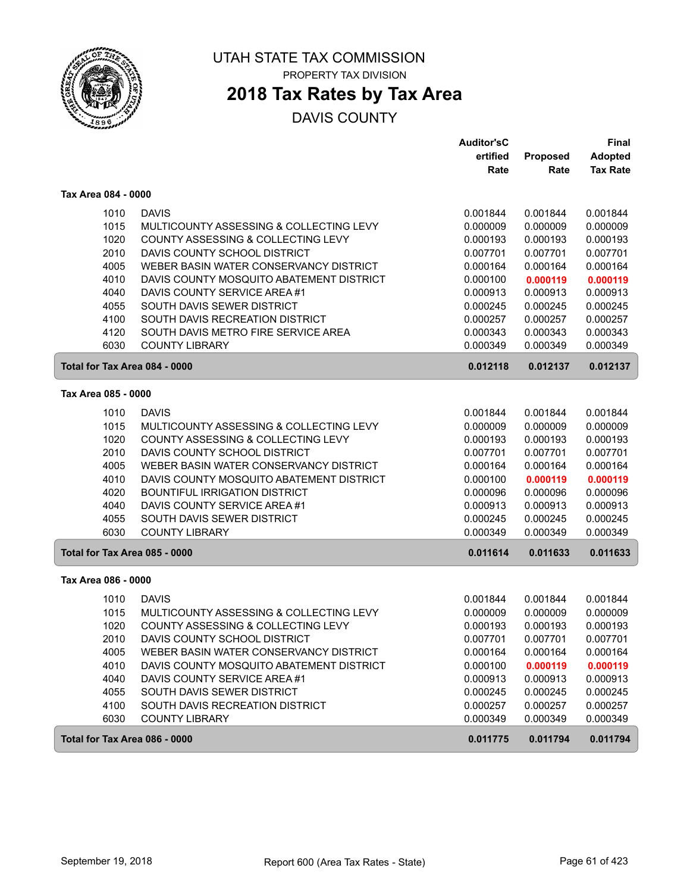# UTAH STATE TAX COMMISSION

PROPERTY TAX DIVISION

## 2018 Tax Rates by Tax Area

DAVIS COUNTY

| | | Auditor'sCertified Rate | Proposed Rate | Final Adopted Tax Rate |
|---|---|---|---|---|
| **Tax Area 084 - 0000** | | | | |
| 1010 | DAVIS | 0.001844 | 0.001844 | 0.001844 |
| 1015 | MULTICOUNTY ASSESSING & COLLECTING LEVY | 0.000009 | 0.000009 | 0.000009 |
| 1020 | COUNTY ASSESSING & COLLECTING LEVY | 0.000193 | 0.000193 | 0.000193 |
| 2010 | DAVIS COUNTY SCHOOL DISTRICT | 0.007701 | 0.007701 | 0.007701 |
| 4005 | WEBER BASIN WATER CONSERVANCY DISTRICT | 0.000164 | 0.000164 | 0.000164 |
| 4010 | DAVIS COUNTY MOSQUITO ABATEMENT DISTRICT | 0.000100 | **0.000119** | **0.000119** |
| 4040 | DAVIS COUNTY SERVICE AREA #1 | 0.000913 | 0.000913 | 0.000913 |
| 4055 | SOUTH DAVIS SEWER DISTRICT | 0.000245 | 0.000245 | 0.000245 |
| 4100 | SOUTH DAVIS RECREATION DISTRICT | 0.000257 | 0.000257 | 0.000257 |
| 4120 | SOUTH DAVIS METRO FIRE SERVICE AREA | 0.000343 | 0.000343 | 0.000343 |
| 6030 | COUNTY LIBRARY | 0.000349 | 0.000349 | 0.000349 |
| **Total for Tax Area 084 - 0000** | | **0.012118** | **0.012137** | **0.012137** |
| **Tax Area 085 - 0000** | | | | |
| 1010 | DAVIS | 0.001844 | 0.001844 | 0.001844 |
| 1015 | MULTICOUNTY ASSESSING & COLLECTING LEVY | 0.000009 | 0.000009 | 0.000009 |
| 1020 | COUNTY ASSESSING & COLLECTING LEVY | 0.000193 | 0.000193 | 0.000193 |
| 2010 | DAVIS COUNTY SCHOOL DISTRICT | 0.007701 | 0.007701 | 0.007701 |
| 4005 | WEBER BASIN WATER CONSERVANCY DISTRICT | 0.000164 | 0.000164 | 0.000164 |
| 4010 | DAVIS COUNTY MOSQUITO ABATEMENT DISTRICT | 0.000100 | **0.000119** | **0.000119** |
| 4020 | BOUNTIFUL IRRIGATION DISTRICT | 0.000096 | 0.000096 | 0.000096 |
| 4040 | DAVIS COUNTY SERVICE AREA #1 | 0.000913 | 0.000913 | 0.000913 |
| 4055 | SOUTH DAVIS SEWER DISTRICT | 0.000245 | 0.000245 | 0.000245 |
| 6030 | COUNTY LIBRARY | 0.000349 | 0.000349 | 0.000349 |
| **Total for Tax Area 085 - 0000** | | **0.011614** | **0.011633** | **0.011633** |
| **Tax Area 086 - 0000** | | | | |
| 1010 | DAVIS | 0.001844 | 0.001844 | 0.001844 |
| 1015 | MULTICOUNTY ASSESSING & COLLECTING LEVY | 0.000009 | 0.000009 | 0.000009 |
| 1020 | COUNTY ASSESSING & COLLECTING LEVY | 0.000193 | 0.000193 | 0.000193 |
| 2010 | DAVIS COUNTY SCHOOL DISTRICT | 0.007701 | 0.007701 | 0.007701 |
| 4005 | WEBER BASIN WATER CONSERVANCY DISTRICT | 0.000164 | 0.000164 | 0.000164 |
| 4010 | DAVIS COUNTY MOSQUITO ABATEMENT DISTRICT | 0.000100 | **0.000119** | **0.000119** |
| 4040 | DAVIS COUNTY SERVICE AREA #1 | 0.000913 | 0.000913 | 0.000913 |
| 4055 | SOUTH DAVIS SEWER DISTRICT | 0.000245 | 0.000245 | 0.000245 |
| 4100 | SOUTH DAVIS RECREATION DISTRICT | 0.000257 | 0.000257 | 0.000257 |
| 6030 | COUNTY LIBRARY | 0.000349 | 0.000349 | 0.000349 |
| **Total for Tax Area 086 - 0000** | | **0.011775** | **0.011794** | **0.011794** |

September 19, 2018 — Report 600 (Area Tax Rates - State)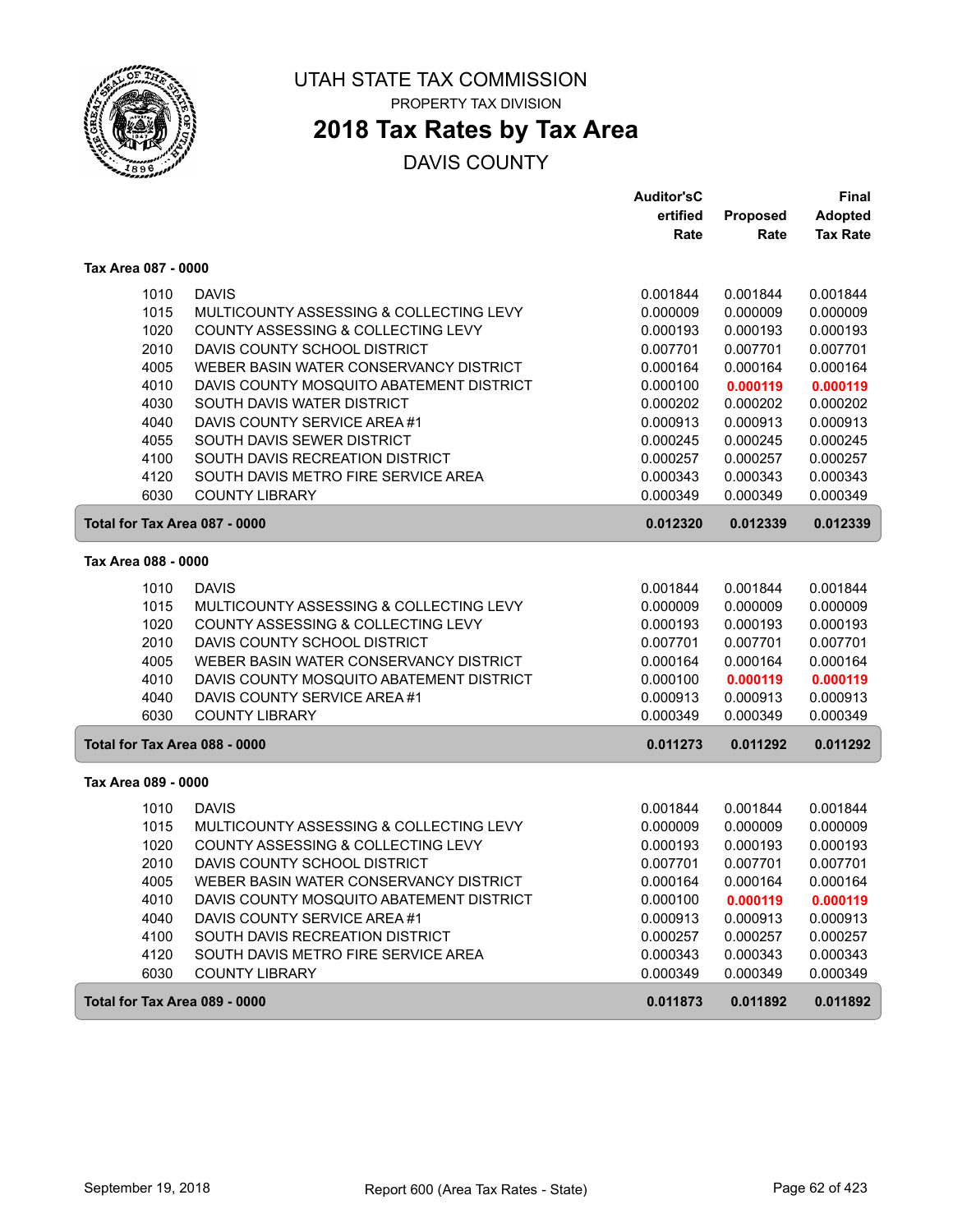# UTAH STATE TAX COMMISSION

PROPERTY TAX DIVISION

## 2018 Tax Rates by Tax Area

DAVIS COUNTY

| | | Auditor'sCertified Rate | Proposed Rate | Final Adopted Tax Rate |
|---|---|---|---|---|
| **Tax Area 087 - 0000** | | | | |
| 1010 | DAVIS | 0.001844 | 0.001844 | 0.001844 |
| 1015 | MULTICOUNTY ASSESSING & COLLECTING LEVY | 0.000009 | 0.000009 | 0.000009 |
| 1020 | COUNTY ASSESSING & COLLECTING LEVY | 0.000193 | 0.000193 | 0.000193 |
| 2010 | DAVIS COUNTY SCHOOL DISTRICT | 0.007701 | 0.007701 | 0.007701 |
| 4005 | WEBER BASIN WATER CONSERVANCY DISTRICT | 0.000164 | 0.000164 | 0.000164 |
| 4010 | DAVIS COUNTY MOSQUITO ABATEMENT DISTRICT | 0.000100 | **0.000119** | **0.000119** |
| 4030 | SOUTH DAVIS WATER DISTRICT | 0.000202 | 0.000202 | 0.000202 |
| 4040 | DAVIS COUNTY SERVICE AREA #1 | 0.000913 | 0.000913 | 0.000913 |
| 4055 | SOUTH DAVIS SEWER DISTRICT | 0.000245 | 0.000245 | 0.000245 |
| 4100 | SOUTH DAVIS RECREATION DISTRICT | 0.000257 | 0.000257 | 0.000257 |
| 4120 | SOUTH DAVIS METRO FIRE SERVICE AREA | 0.000343 | 0.000343 | 0.000343 |
| 6030 | COUNTY LIBRARY | 0.000349 | 0.000349 | 0.000349 |
| **Total for Tax Area 087 - 0000** | | **0.012320** | **0.012339** | **0.012339** |
| **Tax Area 088 - 0000** | | | | |
| 1010 | DAVIS | 0.001844 | 0.001844 | 0.001844 |
| 1015 | MULTICOUNTY ASSESSING & COLLECTING LEVY | 0.000009 | 0.000009 | 0.000009 |
| 1020 | COUNTY ASSESSING & COLLECTING LEVY | 0.000193 | 0.000193 | 0.000193 |
| 2010 | DAVIS COUNTY SCHOOL DISTRICT | 0.007701 | 0.007701 | 0.007701 |
| 4005 | WEBER BASIN WATER CONSERVANCY DISTRICT | 0.000164 | 0.000164 | 0.000164 |
| 4010 | DAVIS COUNTY MOSQUITO ABATEMENT DISTRICT | 0.000100 | **0.000119** | **0.000119** |
| 4040 | DAVIS COUNTY SERVICE AREA #1 | 0.000913 | 0.000913 | 0.000913 |
| 6030 | COUNTY LIBRARY | 0.000349 | 0.000349 | 0.000349 |
| **Total for Tax Area 088 - 0000** | | **0.011273** | **0.011292** | **0.011292** |
| **Tax Area 089 - 0000** | | | | |
| 1010 | DAVIS | 0.001844 | 0.001844 | 0.001844 |
| 1015 | MULTICOUNTY ASSESSING & COLLECTING LEVY | 0.000009 | 0.000009 | 0.000009 |
| 1020 | COUNTY ASSESSING & COLLECTING LEVY | 0.000193 | 0.000193 | 0.000193 |
| 2010 | DAVIS COUNTY SCHOOL DISTRICT | 0.007701 | 0.007701 | 0.007701 |
| 4005 | WEBER BASIN WATER CONSERVANCY DISTRICT | 0.000164 | 0.000164 | 0.000164 |
| 4010 | DAVIS COUNTY MOSQUITO ABATEMENT DISTRICT | 0.000100 | **0.000119** | **0.000119** |
| 4040 | DAVIS COUNTY SERVICE AREA #1 | 0.000913 | 0.000913 | 0.000913 |
| 4100 | SOUTH DAVIS RECREATION DISTRICT | 0.000257 | 0.000257 | 0.000257 |
| 4120 | SOUTH DAVIS METRO FIRE SERVICE AREA | 0.000343 | 0.000343 | 0.000343 |
| 6030 | COUNTY LIBRARY | 0.000349 | 0.000349 | 0.000349 |
| **Total for Tax Area 089 - 0000** | | **0.011873** | **0.011892** | **0.011892** |

September 19, 2018 | Report 600 (Area Tax Rates - State)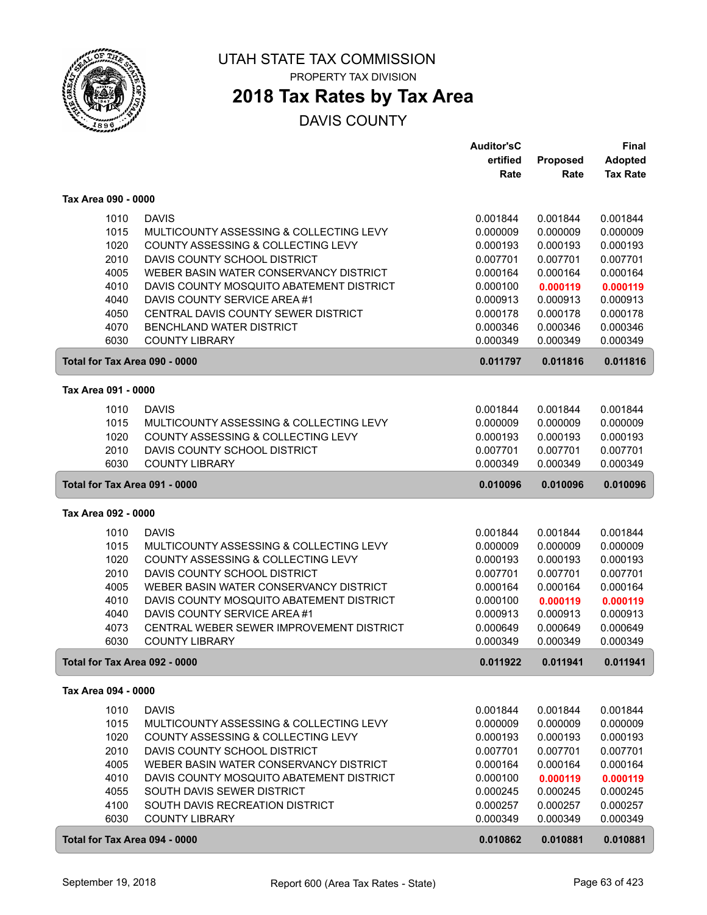# UTAH STATE TAX COMMISSION

PROPERTY TAX DIVISION

## 2018 Tax Rates by Tax Area

DAVIS COUNTY

| | | Auditor's Certified Rate | Proposed Rate | Final Adopted Tax Rate |
|---|---|---|---|---|
| **Tax Area 090 - 0000** | | | | |
| 1010 | DAVIS | 0.001844 | 0.001844 | 0.001844 |
| 1015 | MULTICOUNTY ASSESSING & COLLECTING LEVY | 0.000009 | 0.000009 | 0.000009 |
| 1020 | COUNTY ASSESSING & COLLECTING LEVY | 0.000193 | 0.000193 | 0.000193 |
| 2010 | DAVIS COUNTY SCHOOL DISTRICT | 0.007701 | 0.007701 | 0.007701 |
| 4005 | WEBER BASIN WATER CONSERVANCY DISTRICT | 0.000164 | 0.000164 | 0.000164 |
| 4010 | DAVIS COUNTY MOSQUITO ABATEMENT DISTRICT | 0.000100 | **0.000119** | **0.000119** |
| 4040 | DAVIS COUNTY SERVICE AREA #1 | 0.000913 | 0.000913 | 0.000913 |
| 4050 | CENTRAL DAVIS COUNTY SEWER DISTRICT | 0.000178 | 0.000178 | 0.000178 |
| 4070 | BENCHLAND WATER DISTRICT | 0.000346 | 0.000346 | 0.000346 |
| 6030 | COUNTY LIBRARY | 0.000349 | 0.000349 | 0.000349 |
| **Total for Tax Area 090 - 0000** | | **0.011797** | **0.011816** | **0.011816** |
| **Tax Area 091 - 0000** | | | | |
| 1010 | DAVIS | 0.001844 | 0.001844 | 0.001844 |
| 1015 | MULTICOUNTY ASSESSING & COLLECTING LEVY | 0.000009 | 0.000009 | 0.000009 |
| 1020 | COUNTY ASSESSING & COLLECTING LEVY | 0.000193 | 0.000193 | 0.000193 |
| 2010 | DAVIS COUNTY SCHOOL DISTRICT | 0.007701 | 0.007701 | 0.007701 |
| 6030 | COUNTY LIBRARY | 0.000349 | 0.000349 | 0.000349 |
| **Total for Tax Area 091 - 0000** | | **0.010096** | **0.010096** | **0.010096** |
| **Tax Area 092 - 0000** | | | | |
| 1010 | DAVIS | 0.001844 | 0.001844 | 0.001844 |
| 1015 | MULTICOUNTY ASSESSING & COLLECTING LEVY | 0.000009 | 0.000009 | 0.000009 |
| 1020 | COUNTY ASSESSING & COLLECTING LEVY | 0.000193 | 0.000193 | 0.000193 |
| 2010 | DAVIS COUNTY SCHOOL DISTRICT | 0.007701 | 0.007701 | 0.007701 |
| 4005 | WEBER BASIN WATER CONSERVANCY DISTRICT | 0.000164 | 0.000164 | 0.000164 |
| 4010 | DAVIS COUNTY MOSQUITO ABATEMENT DISTRICT | 0.000100 | **0.000119** | **0.000119** |
| 4040 | DAVIS COUNTY SERVICE AREA #1 | 0.000913 | 0.000913 | 0.000913 |
| 4073 | CENTRAL WEBER SEWER IMPROVEMENT DISTRICT | 0.000649 | 0.000649 | 0.000649 |
| 6030 | COUNTY LIBRARY | 0.000349 | 0.000349 | 0.000349 |
| **Total for Tax Area 092 - 0000** | | **0.011922** | **0.011941** | **0.011941** |
| **Tax Area 094 - 0000** | | | | |
| 1010 | DAVIS | 0.001844 | 0.001844 | 0.001844 |
| 1015 | MULTICOUNTY ASSESSING & COLLECTING LEVY | 0.000009 | 0.000009 | 0.000009 |
| 1020 | COUNTY ASSESSING & COLLECTING LEVY | 0.000193 | 0.000193 | 0.000193 |
| 2010 | DAVIS COUNTY SCHOOL DISTRICT | 0.007701 | 0.007701 | 0.007701 |
| 4005 | WEBER BASIN WATER CONSERVANCY DISTRICT | 0.000164 | 0.000164 | 0.000164 |
| 4010 | DAVIS COUNTY MOSQUITO ABATEMENT DISTRICT | 0.000100 | **0.000119** | **0.000119** |
| 4055 | SOUTH DAVIS SEWER DISTRICT | 0.000245 | 0.000245 | 0.000245 |
| 4100 | SOUTH DAVIS RECREATION DISTRICT | 0.000257 | 0.000257 | 0.000257 |
| 6030 | COUNTY LIBRARY | 0.000349 | 0.000349 | 0.000349 |
| **Total for Tax Area 094 - 0000** | | **0.010862** | **0.010881** | **0.010881** |

September 19, 2018 — Report 600 (Area Tax Rates - State)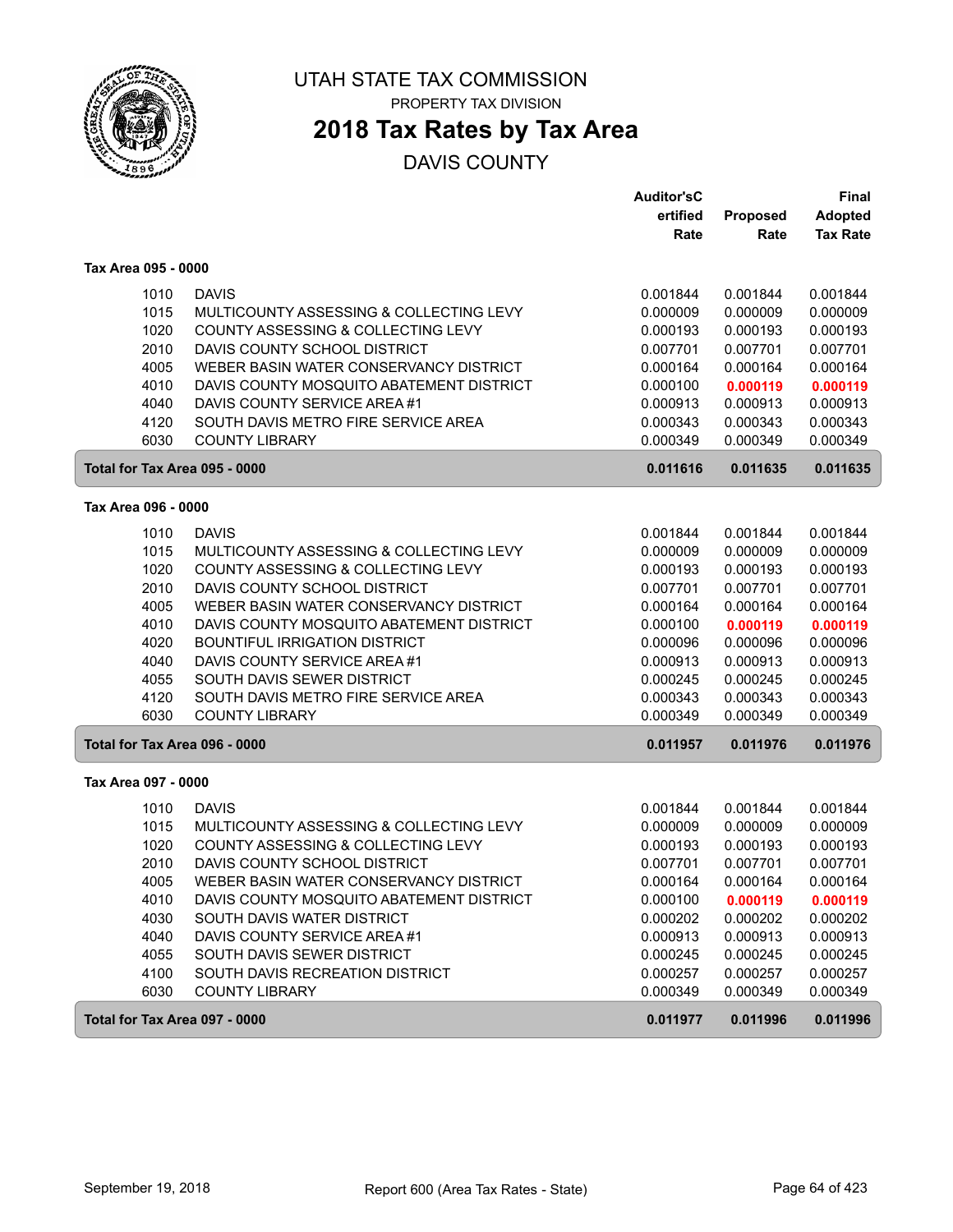# UTAH STATE TAX COMMISSION

PROPERTY TAX DIVISION

## 2018 Tax Rates by Tax Area

DAVIS COUNTY

| | | Auditor'sCertified Rate | Proposed Rate | Final Adopted Tax Rate |
|---|---|---|---|---|
| **Tax Area 095 - 0000** | | | | |
| 1010 | DAVIS | 0.001844 | 0.001844 | 0.001844 |
| 1015 | MULTICOUNTY ASSESSING & COLLECTING LEVY | 0.000009 | 0.000009 | 0.000009 |
| 1020 | COUNTY ASSESSING & COLLECTING LEVY | 0.000193 | 0.000193 | 0.000193 |
| 2010 | DAVIS COUNTY SCHOOL DISTRICT | 0.007701 | 0.007701 | 0.007701 |
| 4005 | WEBER BASIN WATER CONSERVANCY DISTRICT | 0.000164 | 0.000164 | 0.000164 |
| 4010 | DAVIS COUNTY MOSQUITO ABATEMENT DISTRICT | 0.000100 | **0.000119** | **0.000119** |
| 4040 | DAVIS COUNTY SERVICE AREA #1 | 0.000913 | 0.000913 | 0.000913 |
| 4120 | SOUTH DAVIS METRO FIRE SERVICE AREA | 0.000343 | 0.000343 | 0.000343 |
| 6030 | COUNTY LIBRARY | 0.000349 | 0.000349 | 0.000349 |
| **Total for Tax Area 095 - 0000** | | **0.011616** | **0.011635** | **0.011635** |
| **Tax Area 096 - 0000** | | | | |
| 1010 | DAVIS | 0.001844 | 0.001844 | 0.001844 |
| 1015 | MULTICOUNTY ASSESSING & COLLECTING LEVY | 0.000009 | 0.000009 | 0.000009 |
| 1020 | COUNTY ASSESSING & COLLECTING LEVY | 0.000193 | 0.000193 | 0.000193 |
| 2010 | DAVIS COUNTY SCHOOL DISTRICT | 0.007701 | 0.007701 | 0.007701 |
| 4005 | WEBER BASIN WATER CONSERVANCY DISTRICT | 0.000164 | 0.000164 | 0.000164 |
| 4010 | DAVIS COUNTY MOSQUITO ABATEMENT DISTRICT | 0.000100 | **0.000119** | **0.000119** |
| 4020 | BOUNTIFUL IRRIGATION DISTRICT | 0.000096 | 0.000096 | 0.000096 |
| 4040 | DAVIS COUNTY SERVICE AREA #1 | 0.000913 | 0.000913 | 0.000913 |
| 4055 | SOUTH DAVIS SEWER DISTRICT | 0.000245 | 0.000245 | 0.000245 |
| 4120 | SOUTH DAVIS METRO FIRE SERVICE AREA | 0.000343 | 0.000343 | 0.000343 |
| 6030 | COUNTY LIBRARY | 0.000349 | 0.000349 | 0.000349 |
| **Total for Tax Area 096 - 0000** | | **0.011957** | **0.011976** | **0.011976** |
| **Tax Area 097 - 0000** | | | | |
| 1010 | DAVIS | 0.001844 | 0.001844 | 0.001844 |
| 1015 | MULTICOUNTY ASSESSING & COLLECTING LEVY | 0.000009 | 0.000009 | 0.000009 |
| 1020 | COUNTY ASSESSING & COLLECTING LEVY | 0.000193 | 0.000193 | 0.000193 |
| 2010 | DAVIS COUNTY SCHOOL DISTRICT | 0.007701 | 0.007701 | 0.007701 |
| 4005 | WEBER BASIN WATER CONSERVANCY DISTRICT | 0.000164 | 0.000164 | 0.000164 |
| 4010 | DAVIS COUNTY MOSQUITO ABATEMENT DISTRICT | 0.000100 | **0.000119** | **0.000119** |
| 4030 | SOUTH DAVIS WATER DISTRICT | 0.000202 | 0.000202 | 0.000202 |
| 4040 | DAVIS COUNTY SERVICE AREA #1 | 0.000913 | 0.000913 | 0.000913 |
| 4055 | SOUTH DAVIS SEWER DISTRICT | 0.000245 | 0.000245 | 0.000245 |
| 4100 | SOUTH DAVIS RECREATION DISTRICT | 0.000257 | 0.000257 | 0.000257 |
| 6030 | COUNTY LIBRARY | 0.000349 | 0.000349 | 0.000349 |
| **Total for Tax Area 097 - 0000** | | **0.011977** | **0.011996** | **0.011996** |

September 19, 2018 Report 600 (Area Tax Rates - State)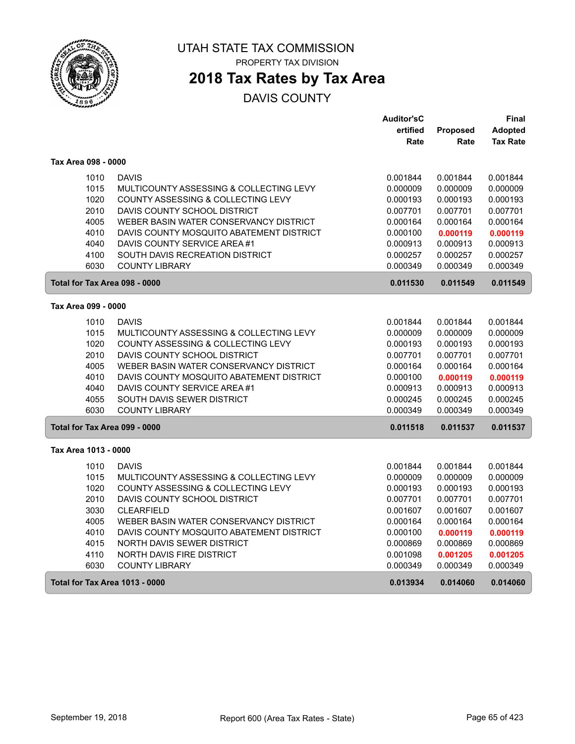# UTAH STATE TAX COMMISSION

PROPERTY TAX DIVISION

## 2018 Tax Rates by Tax Area

DAVIS COUNTY

| | | Auditor'sCertified Rate | Proposed Rate | Final Adopted Tax Rate |
|---|---|---|---|---|
| **Tax Area 098 - 0000** | | | | |
| 1010 | DAVIS | 0.001844 | 0.001844 | 0.001844 |
| 1015 | MULTICOUNTY ASSESSING & COLLECTING LEVY | 0.000009 | 0.000009 | 0.000009 |
| 1020 | COUNTY ASSESSING & COLLECTING LEVY | 0.000193 | 0.000193 | 0.000193 |
| 2010 | DAVIS COUNTY SCHOOL DISTRICT | 0.007701 | 0.007701 | 0.007701 |
| 4005 | WEBER BASIN WATER CONSERVANCY DISTRICT | 0.000164 | 0.000164 | 0.000164 |
| 4010 | DAVIS COUNTY MOSQUITO ABATEMENT DISTRICT | 0.000100 | **0.000119** | **0.000119** |
| 4040 | DAVIS COUNTY SERVICE AREA #1 | 0.000913 | 0.000913 | 0.000913 |
| 4100 | SOUTH DAVIS RECREATION DISTRICT | 0.000257 | 0.000257 | 0.000257 |
| 6030 | COUNTY LIBRARY | 0.000349 | 0.000349 | 0.000349 |
| **Total for Tax Area 098 - 0000** | | **0.011530** | **0.011549** | **0.011549** |
| **Tax Area 099 - 0000** | | | | |
| 1010 | DAVIS | 0.001844 | 0.001844 | 0.001844 |
| 1015 | MULTICOUNTY ASSESSING & COLLECTING LEVY | 0.000009 | 0.000009 | 0.000009 |
| 1020 | COUNTY ASSESSING & COLLECTING LEVY | 0.000193 | 0.000193 | 0.000193 |
| 2010 | DAVIS COUNTY SCHOOL DISTRICT | 0.007701 | 0.007701 | 0.007701 |
| 4005 | WEBER BASIN WATER CONSERVANCY DISTRICT | 0.000164 | 0.000164 | 0.000164 |
| 4010 | DAVIS COUNTY MOSQUITO ABATEMENT DISTRICT | 0.000100 | **0.000119** | **0.000119** |
| 4040 | DAVIS COUNTY SERVICE AREA #1 | 0.000913 | 0.000913 | 0.000913 |
| 4055 | SOUTH DAVIS SEWER DISTRICT | 0.000245 | 0.000245 | 0.000245 |
| 6030 | COUNTY LIBRARY | 0.000349 | 0.000349 | 0.000349 |
| **Total for Tax Area 099 - 0000** | | **0.011518** | **0.011537** | **0.011537** |
| **Tax Area 1013 - 0000** | | | | |
| 1010 | DAVIS | 0.001844 | 0.001844 | 0.001844 |
| 1015 | MULTICOUNTY ASSESSING & COLLECTING LEVY | 0.000009 | 0.000009 | 0.000009 |
| 1020 | COUNTY ASSESSING & COLLECTING LEVY | 0.000193 | 0.000193 | 0.000193 |
| 2010 | DAVIS COUNTY SCHOOL DISTRICT | 0.007701 | 0.007701 | 0.007701 |
| 3030 | CLEARFIELD | 0.001607 | 0.001607 | 0.001607 |
| 4005 | WEBER BASIN WATER CONSERVANCY DISTRICT | 0.000164 | 0.000164 | 0.000164 |
| 4010 | DAVIS COUNTY MOSQUITO ABATEMENT DISTRICT | 0.000100 | **0.000119** | **0.000119** |
| 4015 | NORTH DAVIS SEWER DISTRICT | 0.000869 | 0.000869 | 0.000869 |
| 4110 | NORTH DAVIS FIRE DISTRICT | 0.001098 | **0.001205** | **0.001205** |
| 6030 | COUNTY LIBRARY | 0.000349 | 0.000349 | 0.000349 |
| **Total for Tax Area 1013 - 0000** | | **0.013934** | **0.014060** | **0.014060** |

September 19, 2018 — Report 600 (Area Tax Rates - State)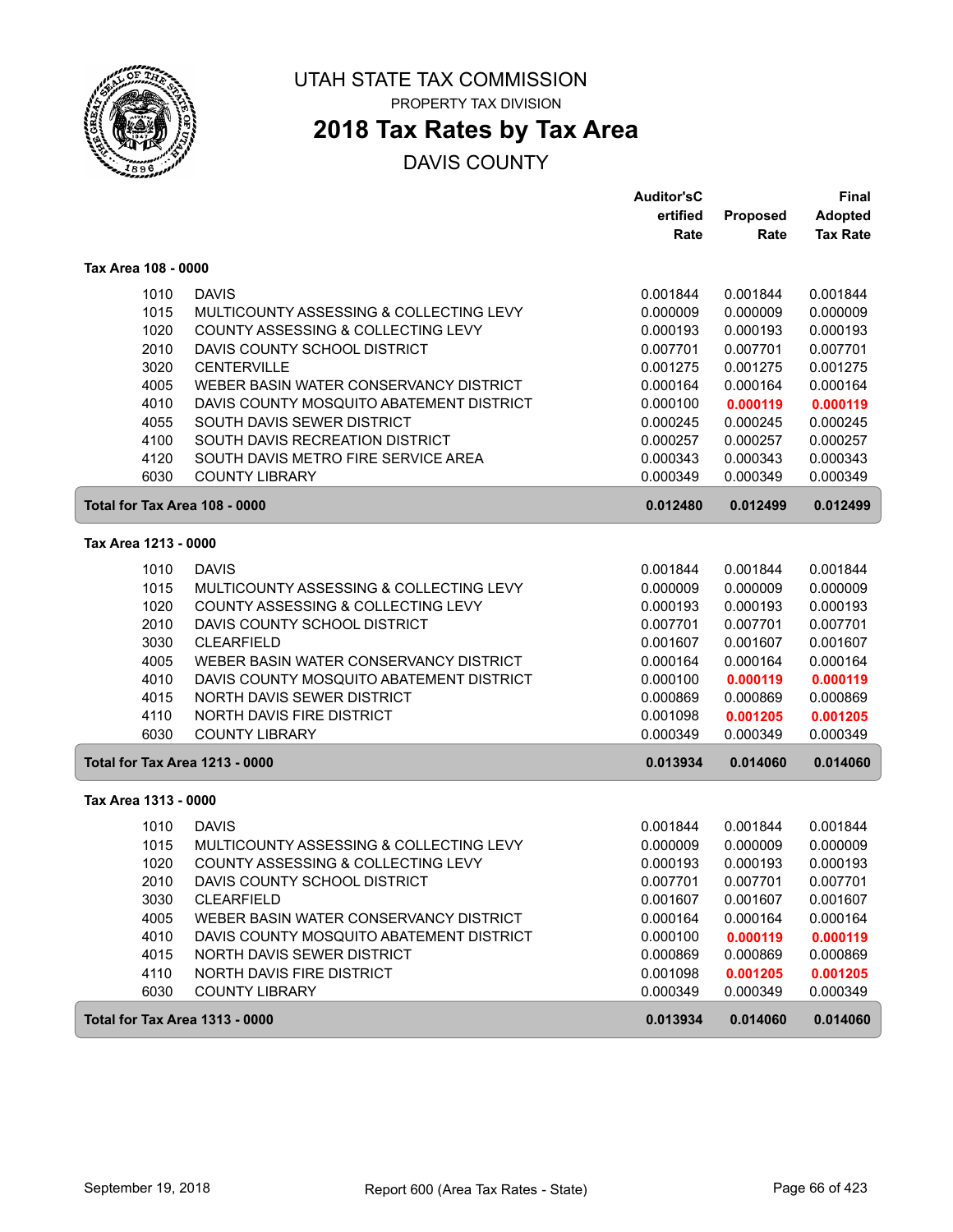# UTAH STATE TAX COMMISSION

PROPERTY TAX DIVISION

## 2018 Tax Rates by Tax Area

DAVIS COUNTY

### Tax Area 108 - 0000

| | | Auditor'sCertified Rate | Proposed Rate | Final Adopted Tax Rate |
|---|---|---|---|---|
| 1010 | DAVIS | 0.001844 | 0.001844 | 0.001844 |
| 1015 | MULTICOUNTY ASSESSING & COLLECTING LEVY | 0.000009 | 0.000009 | 0.000009 |
| 1020 | COUNTY ASSESSING & COLLECTING LEVY | 0.000193 | 0.000193 | 0.000193 |
| 2010 | DAVIS COUNTY SCHOOL DISTRICT | 0.007701 | 0.007701 | 0.007701 |
| 3020 | CENTERVILLE | 0.001275 | 0.001275 | 0.001275 |
| 4005 | WEBER BASIN WATER CONSERVANCY DISTRICT | 0.000164 | 0.000164 | 0.000164 |
| 4010 | DAVIS COUNTY MOSQUITO ABATEMENT DISTRICT | 0.000100 | **0.000119** | **0.000119** |
| 4055 | SOUTH DAVIS SEWER DISTRICT | 0.000245 | 0.000245 | 0.000245 |
| 4100 | SOUTH DAVIS RECREATION DISTRICT | 0.000257 | 0.000257 | 0.000257 |
| 4120 | SOUTH DAVIS METRO FIRE SERVICE AREA | 0.000343 | 0.000343 | 0.000343 |
| 6030 | COUNTY LIBRARY | 0.000349 | 0.000349 | 0.000349 |
| **Total for Tax Area 108 - 0000** | | **0.012480** | **0.012499** | **0.012499** |

### Tax Area 1213 - 0000

| | | Auditor'sCertified Rate | Proposed Rate | Final Adopted Tax Rate |
|---|---|---|---|---|
| 1010 | DAVIS | 0.001844 | 0.001844 | 0.001844 |
| 1015 | MULTICOUNTY ASSESSING & COLLECTING LEVY | 0.000009 | 0.000009 | 0.000009 |
| 1020 | COUNTY ASSESSING & COLLECTING LEVY | 0.000193 | 0.000193 | 0.000193 |
| 2010 | DAVIS COUNTY SCHOOL DISTRICT | 0.007701 | 0.007701 | 0.007701 |
| 3030 | CLEARFIELD | 0.001607 | 0.001607 | 0.001607 |
| 4005 | WEBER BASIN WATER CONSERVANCY DISTRICT | 0.000164 | 0.000164 | 0.000164 |
| 4010 | DAVIS COUNTY MOSQUITO ABATEMENT DISTRICT | 0.000100 | **0.000119** | **0.000119** |
| 4015 | NORTH DAVIS SEWER DISTRICT | 0.000869 | 0.000869 | 0.000869 |
| 4110 | NORTH DAVIS FIRE DISTRICT | 0.001098 | **0.001205** | **0.001205** |
| 6030 | COUNTY LIBRARY | 0.000349 | 0.000349 | 0.000349 |
| **Total for Tax Area 1213 - 0000** | | **0.013934** | **0.014060** | **0.014060** |

### Tax Area 1313 - 0000

| | | Auditor'sCertified Rate | Proposed Rate | Final Adopted Tax Rate |
|---|---|---|---|---|
| 1010 | DAVIS | 0.001844 | 0.001844 | 0.001844 |
| 1015 | MULTICOUNTY ASSESSING & COLLECTING LEVY | 0.000009 | 0.000009 | 0.000009 |
| 1020 | COUNTY ASSESSING & COLLECTING LEVY | 0.000193 | 0.000193 | 0.000193 |
| 2010 | DAVIS COUNTY SCHOOL DISTRICT | 0.007701 | 0.007701 | 0.007701 |
| 3030 | CLEARFIELD | 0.001607 | 0.001607 | 0.001607 |
| 4005 | WEBER BASIN WATER CONSERVANCY DISTRICT | 0.000164 | 0.000164 | 0.000164 |
| 4010 | DAVIS COUNTY MOSQUITO ABATEMENT DISTRICT | 0.000100 | **0.000119** | **0.000119** |
| 4015 | NORTH DAVIS SEWER DISTRICT | 0.000869 | 0.000869 | 0.000869 |
| 4110 | NORTH DAVIS FIRE DISTRICT | 0.001098 | **0.001205** | **0.001205** |
| 6030 | COUNTY LIBRARY | 0.000349 | 0.000349 | 0.000349 |
| **Total for Tax Area 1313 - 0000** | | **0.013934** | **0.014060** | **0.014060** |

September 19, 2018 — Report 600 (Area Tax Rates - State)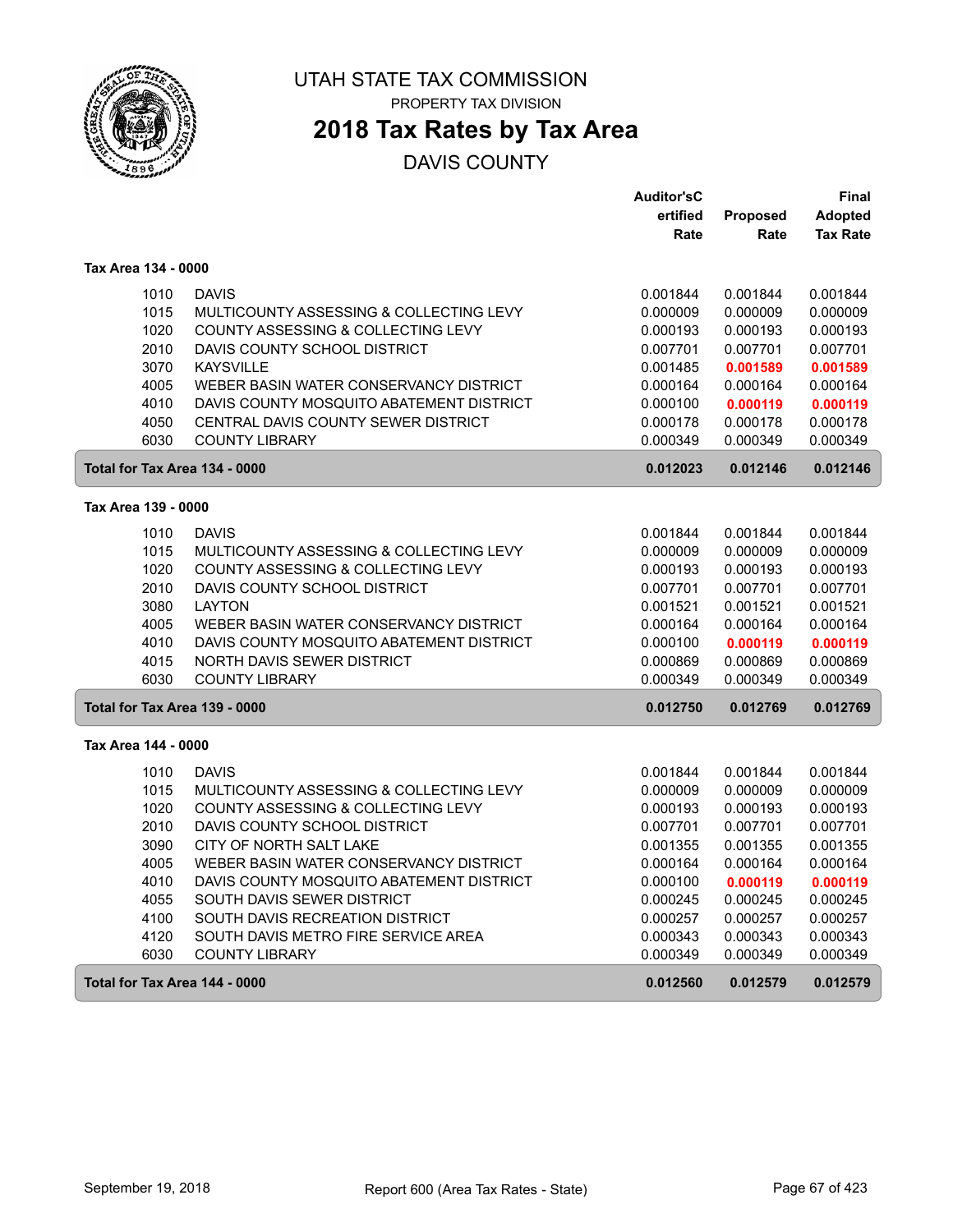# UTAH STATE TAX COMMISSION

PROPERTY TAX DIVISION

## 2018 Tax Rates by Tax Area

DAVIS COUNTY

### Tax Area 134 - 0000

| | | Auditor'sCertified Rate | Proposed Rate | Final Adopted Tax Rate |
|---|---|---|---|---|
| 1010 | DAVIS | 0.001844 | 0.001844 | 0.001844 |
| 1015 | MULTICOUNTY ASSESSING & COLLECTING LEVY | 0.000009 | 0.000009 | 0.000009 |
| 1020 | COUNTY ASSESSING & COLLECTING LEVY | 0.000193 | 0.000193 | 0.000193 |
| 2010 | DAVIS COUNTY SCHOOL DISTRICT | 0.007701 | 0.007701 | 0.007701 |
| 3070 | KAYSVILLE | 0.001485 | **0.001589** | **0.001589** |
| 4005 | WEBER BASIN WATER CONSERVANCY DISTRICT | 0.000164 | 0.000164 | 0.000164 |
| 4010 | DAVIS COUNTY MOSQUITO ABATEMENT DISTRICT | 0.000100 | **0.000119** | **0.000119** |
| 4050 | CENTRAL DAVIS COUNTY SEWER DISTRICT | 0.000178 | 0.000178 | 0.000178 |
| 6030 | COUNTY LIBRARY | 0.000349 | 0.000349 | 0.000349 |
| **Total for Tax Area 134 - 0000** | | **0.012023** | **0.012146** | **0.012146** |

### Tax Area 139 - 0000

| | | Auditor'sCertified Rate | Proposed Rate | Final Adopted Tax Rate |
|---|---|---|---|---|
| 1010 | DAVIS | 0.001844 | 0.001844 | 0.001844 |
| 1015 | MULTICOUNTY ASSESSING & COLLECTING LEVY | 0.000009 | 0.000009 | 0.000009 |
| 1020 | COUNTY ASSESSING & COLLECTING LEVY | 0.000193 | 0.000193 | 0.000193 |
| 2010 | DAVIS COUNTY SCHOOL DISTRICT | 0.007701 | 0.007701 | 0.007701 |
| 3080 | LAYTON | 0.001521 | 0.001521 | 0.001521 |
| 4005 | WEBER BASIN WATER CONSERVANCY DISTRICT | 0.000164 | 0.000164 | 0.000164 |
| 4010 | DAVIS COUNTY MOSQUITO ABATEMENT DISTRICT | 0.000100 | **0.000119** | **0.000119** |
| 4015 | NORTH DAVIS SEWER DISTRICT | 0.000869 | 0.000869 | 0.000869 |
| 6030 | COUNTY LIBRARY | 0.000349 | 0.000349 | 0.000349 |
| **Total for Tax Area 139 - 0000** | | **0.012750** | **0.012769** | **0.012769** |

### Tax Area 144 - 0000

| | | Auditor'sCertified Rate | Proposed Rate | Final Adopted Tax Rate |
|---|---|---|---|---|
| 1010 | DAVIS | 0.001844 | 0.001844 | 0.001844 |
| 1015 | MULTICOUNTY ASSESSING & COLLECTING LEVY | 0.000009 | 0.000009 | 0.000009 |
| 1020 | COUNTY ASSESSING & COLLECTING LEVY | 0.000193 | 0.000193 | 0.000193 |
| 2010 | DAVIS COUNTY SCHOOL DISTRICT | 0.007701 | 0.007701 | 0.007701 |
| 3090 | CITY OF NORTH SALT LAKE | 0.001355 | 0.001355 | 0.001355 |
| 4005 | WEBER BASIN WATER CONSERVANCY DISTRICT | 0.000164 | 0.000164 | 0.000164 |
| 4010 | DAVIS COUNTY MOSQUITO ABATEMENT DISTRICT | 0.000100 | **0.000119** | **0.000119** |
| 4055 | SOUTH DAVIS SEWER DISTRICT | 0.000245 | 0.000245 | 0.000245 |
| 4100 | SOUTH DAVIS RECREATION DISTRICT | 0.000257 | 0.000257 | 0.000257 |
| 4120 | SOUTH DAVIS METRO FIRE SERVICE AREA | 0.000343 | 0.000343 | 0.000343 |
| 6030 | COUNTY LIBRARY | 0.000349 | 0.000349 | 0.000349 |
| **Total for Tax Area 144 - 0000** | | **0.012560** | **0.012579** | **0.012579** |

September 19, 2018 — Report 600 (Area Tax Rates - State)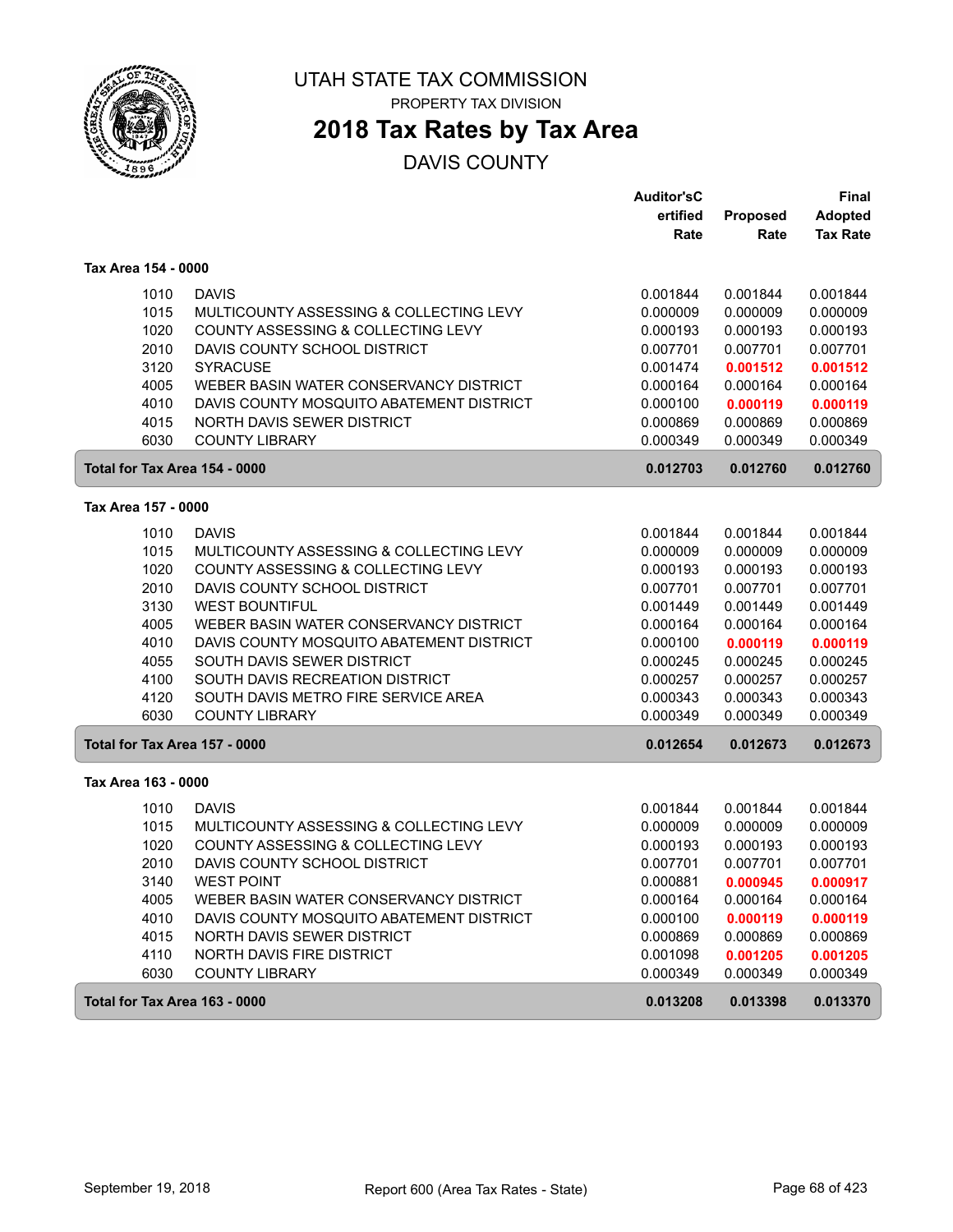# UTAH STATE TAX COMMISSION

PROPERTY TAX DIVISION

## 2018 Tax Rates by Tax Area

DAVIS COUNTY

| | | Auditor's Certified Rate | Proposed Rate | Final Adopted Tax Rate |
|---|---|---|---|---|
| **Tax Area 154 - 0000** | | | | |
| 1010 | DAVIS | 0.001844 | 0.001844 | 0.001844 |
| 1015 | MULTICOUNTY ASSESSING & COLLECTING LEVY | 0.000009 | 0.000009 | 0.000009 |
| 1020 | COUNTY ASSESSING & COLLECTING LEVY | 0.000193 | 0.000193 | 0.000193 |
| 2010 | DAVIS COUNTY SCHOOL DISTRICT | 0.007701 | 0.007701 | 0.007701 |
| 3120 | SYRACUSE | 0.001474 | **0.001512** | **0.001512** |
| 4005 | WEBER BASIN WATER CONSERVANCY DISTRICT | 0.000164 | 0.000164 | 0.000164 |
| 4010 | DAVIS COUNTY MOSQUITO ABATEMENT DISTRICT | 0.000100 | **0.000119** | **0.000119** |
| 4015 | NORTH DAVIS SEWER DISTRICT | 0.000869 | 0.000869 | 0.000869 |
| 6030 | COUNTY LIBRARY | 0.000349 | 0.000349 | 0.000349 |
| **Total for Tax Area 154 - 0000** | | **0.012703** | **0.012760** | **0.012760** |
| **Tax Area 157 - 0000** | | | | |
| 1010 | DAVIS | 0.001844 | 0.001844 | 0.001844 |
| 1015 | MULTICOUNTY ASSESSING & COLLECTING LEVY | 0.000009 | 0.000009 | 0.000009 |
| 1020 | COUNTY ASSESSING & COLLECTING LEVY | 0.000193 | 0.000193 | 0.000193 |
| 2010 | DAVIS COUNTY SCHOOL DISTRICT | 0.007701 | 0.007701 | 0.007701 |
| 3130 | WEST BOUNTIFUL | 0.001449 | 0.001449 | 0.001449 |
| 4005 | WEBER BASIN WATER CONSERVANCY DISTRICT | 0.000164 | 0.000164 | 0.000164 |
| 4010 | DAVIS COUNTY MOSQUITO ABATEMENT DISTRICT | 0.000100 | **0.000119** | **0.000119** |
| 4055 | SOUTH DAVIS SEWER DISTRICT | 0.000245 | 0.000245 | 0.000245 |
| 4100 | SOUTH DAVIS RECREATION DISTRICT | 0.000257 | 0.000257 | 0.000257 |
| 4120 | SOUTH DAVIS METRO FIRE SERVICE AREA | 0.000343 | 0.000343 | 0.000343 |
| 6030 | COUNTY LIBRARY | 0.000349 | 0.000349 | 0.000349 |
| **Total for Tax Area 157 - 0000** | | **0.012654** | **0.012673** | **0.012673** |
| **Tax Area 163 - 0000** | | | | |
| 1010 | DAVIS | 0.001844 | 0.001844 | 0.001844 |
| 1015 | MULTICOUNTY ASSESSING & COLLECTING LEVY | 0.000009 | 0.000009 | 0.000009 |
| 1020 | COUNTY ASSESSING & COLLECTING LEVY | 0.000193 | 0.000193 | 0.000193 |
| 2010 | DAVIS COUNTY SCHOOL DISTRICT | 0.007701 | 0.007701 | 0.007701 |
| 3140 | WEST POINT | 0.000881 | **0.000945** | **0.000917** |
| 4005 | WEBER BASIN WATER CONSERVANCY DISTRICT | 0.000164 | 0.000164 | 0.000164 |
| 4010 | DAVIS COUNTY MOSQUITO ABATEMENT DISTRICT | 0.000100 | **0.000119** | **0.000119** |
| 4015 | NORTH DAVIS SEWER DISTRICT | 0.000869 | 0.000869 | 0.000869 |
| 4110 | NORTH DAVIS FIRE DISTRICT | 0.001098 | **0.001205** | **0.001205** |
| 6030 | COUNTY LIBRARY | 0.000349 | 0.000349 | 0.000349 |
| **Total for Tax Area 163 - 0000** | | **0.013208** | **0.013398** | **0.013370** |

September 19, 2018 — Report 600 (Area Tax Rates - State)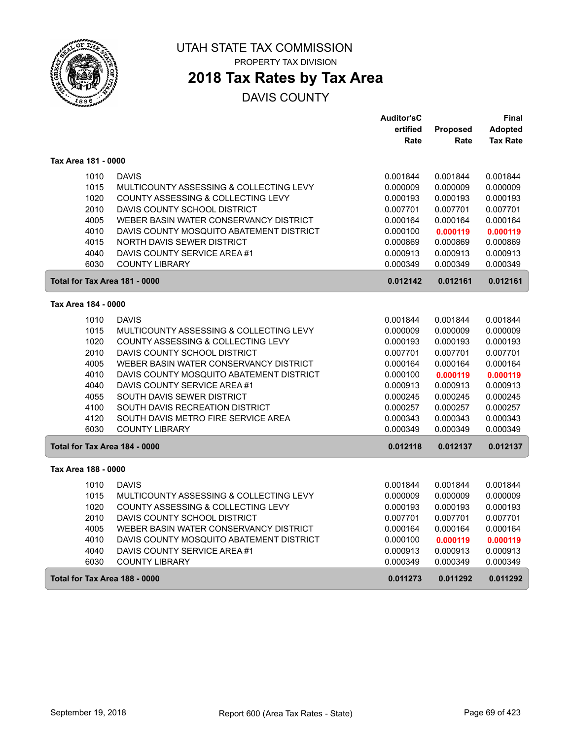# UTAH STATE TAX COMMISSION

PROPERTY TAX DIVISION

## 2018 Tax Rates by Tax Area

DAVIS COUNTY

| | | Auditor'sCertified Rate | Proposed Rate | Final Adopted Tax Rate |
|---|---|---|---|---|
| **Tax Area 181 - 0000** | | | | |
| 1010 | DAVIS | 0.001844 | 0.001844 | 0.001844 |
| 1015 | MULTICOUNTY ASSESSING & COLLECTING LEVY | 0.000009 | 0.000009 | 0.000009 |
| 1020 | COUNTY ASSESSING & COLLECTING LEVY | 0.000193 | 0.000193 | 0.000193 |
| 2010 | DAVIS COUNTY SCHOOL DISTRICT | 0.007701 | 0.007701 | 0.007701 |
| 4005 | WEBER BASIN WATER CONSERVANCY DISTRICT | 0.000164 | 0.000164 | 0.000164 |
| 4010 | DAVIS COUNTY MOSQUITO ABATEMENT DISTRICT | 0.000100 | **0.000119** | **0.000119** |
| 4015 | NORTH DAVIS SEWER DISTRICT | 0.000869 | 0.000869 | 0.000869 |
| 4040 | DAVIS COUNTY SERVICE AREA #1 | 0.000913 | 0.000913 | 0.000913 |
| 6030 | COUNTY LIBRARY | 0.000349 | 0.000349 | 0.000349 |
| **Total for Tax Area 181 - 0000** | | **0.012142** | **0.012161** | **0.012161** |
| **Tax Area 184 - 0000** | | | | |
| 1010 | DAVIS | 0.001844 | 0.001844 | 0.001844 |
| 1015 | MULTICOUNTY ASSESSING & COLLECTING LEVY | 0.000009 | 0.000009 | 0.000009 |
| 1020 | COUNTY ASSESSING & COLLECTING LEVY | 0.000193 | 0.000193 | 0.000193 |
| 2010 | DAVIS COUNTY SCHOOL DISTRICT | 0.007701 | 0.007701 | 0.007701 |
| 4005 | WEBER BASIN WATER CONSERVANCY DISTRICT | 0.000164 | 0.000164 | 0.000164 |
| 4010 | DAVIS COUNTY MOSQUITO ABATEMENT DISTRICT | 0.000100 | **0.000119** | **0.000119** |
| 4040 | DAVIS COUNTY SERVICE AREA #1 | 0.000913 | 0.000913 | 0.000913 |
| 4055 | SOUTH DAVIS SEWER DISTRICT | 0.000245 | 0.000245 | 0.000245 |
| 4100 | SOUTH DAVIS RECREATION DISTRICT | 0.000257 | 0.000257 | 0.000257 |
| 4120 | SOUTH DAVIS METRO FIRE SERVICE AREA | 0.000343 | 0.000343 | 0.000343 |
| 6030 | COUNTY LIBRARY | 0.000349 | 0.000349 | 0.000349 |
| **Total for Tax Area 184 - 0000** | | **0.012118** | **0.012137** | **0.012137** |
| **Tax Area 188 - 0000** | | | | |
| 1010 | DAVIS | 0.001844 | 0.001844 | 0.001844 |
| 1015 | MULTICOUNTY ASSESSING & COLLECTING LEVY | 0.000009 | 0.000009 | 0.000009 |
| 1020 | COUNTY ASSESSING & COLLECTING LEVY | 0.000193 | 0.000193 | 0.000193 |
| 2010 | DAVIS COUNTY SCHOOL DISTRICT | 0.007701 | 0.007701 | 0.007701 |
| 4005 | WEBER BASIN WATER CONSERVANCY DISTRICT | 0.000164 | 0.000164 | 0.000164 |
| 4010 | DAVIS COUNTY MOSQUITO ABATEMENT DISTRICT | 0.000100 | **0.000119** | **0.000119** |
| 4040 | DAVIS COUNTY SERVICE AREA #1 | 0.000913 | 0.000913 | 0.000913 |
| 6030 | COUNTY LIBRARY | 0.000349 | 0.000349 | 0.000349 |
| **Total for Tax Area 188 - 0000** | | **0.011273** | **0.011292** | **0.011292** |

September 19, 2018 — Report 600 (Area Tax Rates - State)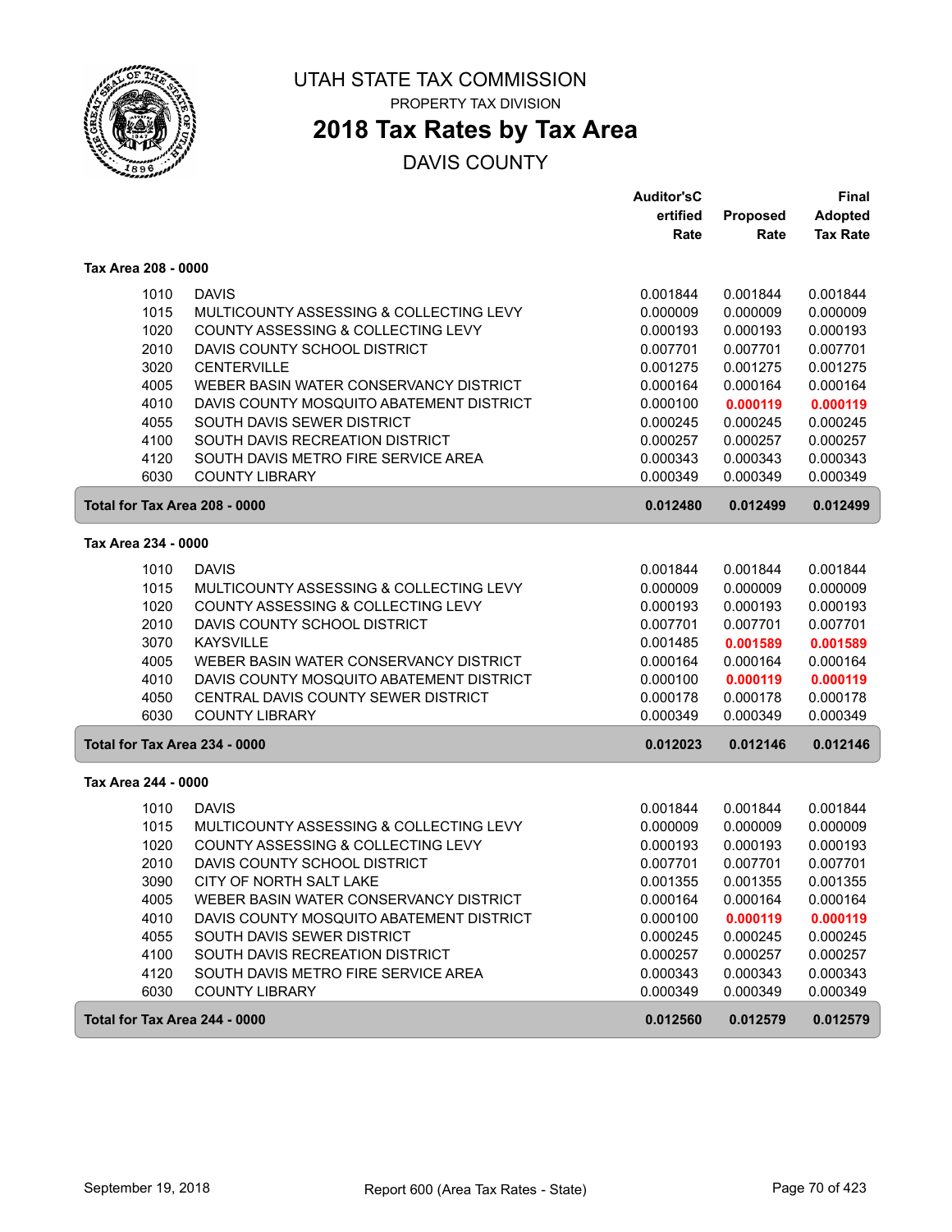# UTAH STATE TAX COMMISSION

PROPERTY TAX DIVISION

## 2018 Tax Rates by Tax Area

DAVIS COUNTY

| | | Auditor's Certified Rate | Proposed Rate | Final Adopted Tax Rate |
|---|---|---|---|---|
| **Tax Area 208 - 0000** | | | | |
| 1010 | DAVIS | 0.001844 | 0.001844 | 0.001844 |
| 1015 | MULTICOUNTY ASSESSING & COLLECTING LEVY | 0.000009 | 0.000009 | 0.000009 |
| 1020 | COUNTY ASSESSING & COLLECTING LEVY | 0.000193 | 0.000193 | 0.000193 |
| 2010 | DAVIS COUNTY SCHOOL DISTRICT | 0.007701 | 0.007701 | 0.007701 |
| 3020 | CENTERVILLE | 0.001275 | 0.001275 | 0.001275 |
| 4005 | WEBER BASIN WATER CONSERVANCY DISTRICT | 0.000164 | 0.000164 | 0.000164 |
| 4010 | DAVIS COUNTY MOSQUITO ABATEMENT DISTRICT | 0.000100 | **0.000119** | **0.000119** |
| 4055 | SOUTH DAVIS SEWER DISTRICT | 0.000245 | 0.000245 | 0.000245 |
| 4100 | SOUTH DAVIS RECREATION DISTRICT | 0.000257 | 0.000257 | 0.000257 |
| 4120 | SOUTH DAVIS METRO FIRE SERVICE AREA | 0.000343 | 0.000343 | 0.000343 |
| 6030 | COUNTY LIBRARY | 0.000349 | 0.000349 | 0.000349 |
| **Total for Tax Area 208 - 0000** | | **0.012480** | **0.012499** | **0.012499** |
| **Tax Area 234 - 0000** | | | | |
| 1010 | DAVIS | 0.001844 | 0.001844 | 0.001844 |
| 1015 | MULTICOUNTY ASSESSING & COLLECTING LEVY | 0.000009 | 0.000009 | 0.000009 |
| 1020 | COUNTY ASSESSING & COLLECTING LEVY | 0.000193 | 0.000193 | 0.000193 |
| 2010 | DAVIS COUNTY SCHOOL DISTRICT | 0.007701 | 0.007701 | 0.007701 |
| 3070 | KAYSVILLE | 0.001485 | **0.001589** | **0.001589** |
| 4005 | WEBER BASIN WATER CONSERVANCY DISTRICT | 0.000164 | 0.000164 | 0.000164 |
| 4010 | DAVIS COUNTY MOSQUITO ABATEMENT DISTRICT | 0.000100 | **0.000119** | **0.000119** |
| 4050 | CENTRAL DAVIS COUNTY SEWER DISTRICT | 0.000178 | 0.000178 | 0.000178 |
| 6030 | COUNTY LIBRARY | 0.000349 | 0.000349 | 0.000349 |
| **Total for Tax Area 234 - 0000** | | **0.012023** | **0.012146** | **0.012146** |
| **Tax Area 244 - 0000** | | | | |
| 1010 | DAVIS | 0.001844 | 0.001844 | 0.001844 |
| 1015 | MULTICOUNTY ASSESSING & COLLECTING LEVY | 0.000009 | 0.000009 | 0.000009 |
| 1020 | COUNTY ASSESSING & COLLECTING LEVY | 0.000193 | 0.000193 | 0.000193 |
| 2010 | DAVIS COUNTY SCHOOL DISTRICT | 0.007701 | 0.007701 | 0.007701 |
| 3090 | CITY OF NORTH SALT LAKE | 0.001355 | 0.001355 | 0.001355 |
| 4005 | WEBER BASIN WATER CONSERVANCY DISTRICT | 0.000164 | 0.000164 | 0.000164 |
| 4010 | DAVIS COUNTY MOSQUITO ABATEMENT DISTRICT | 0.000100 | **0.000119** | **0.000119** |
| 4055 | SOUTH DAVIS SEWER DISTRICT | 0.000245 | 0.000245 | 0.000245 |
| 4100 | SOUTH DAVIS RECREATION DISTRICT | 0.000257 | 0.000257 | 0.000257 |
| 4120 | SOUTH DAVIS METRO FIRE SERVICE AREA | 0.000343 | 0.000343 | 0.000343 |
| 6030 | COUNTY LIBRARY | 0.000349 | 0.000349 | 0.000349 |
| **Total for Tax Area 244 - 0000** | | **0.012560** | **0.012579** | **0.012579** |

September 19, 2018 — Report 600 (Area Tax Rates - State)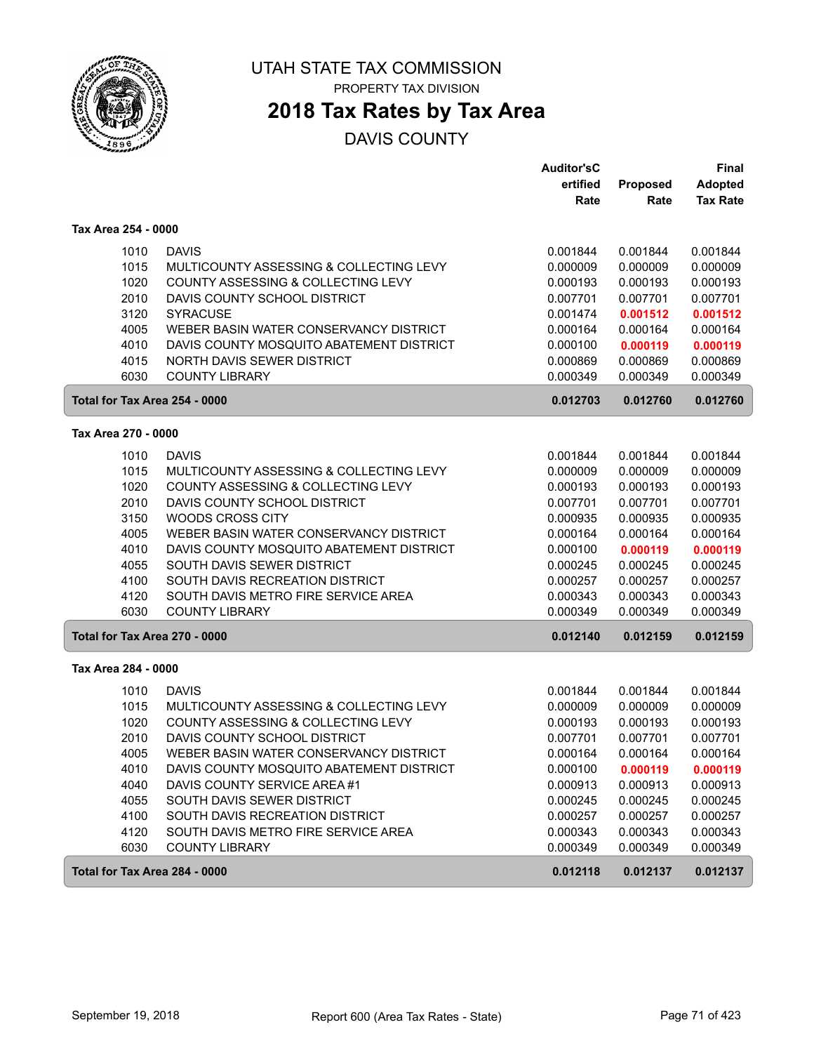# UTAH STATE TAX COMMISSION

PROPERTY TAX DIVISION

## 2018 Tax Rates by Tax Area

DAVIS COUNTY

| | | Auditor'sCertified Rate | Proposed Rate | Final Adopted Tax Rate |
|---|---|---|---|---|
| **Tax Area 254 - 0000** | | | | |
| 1010 | DAVIS | 0.001844 | 0.001844 | 0.001844 |
| 1015 | MULTICOUNTY ASSESSING & COLLECTING LEVY | 0.000009 | 0.000009 | 0.000009 |
| 1020 | COUNTY ASSESSING & COLLECTING LEVY | 0.000193 | 0.000193 | 0.000193 |
| 2010 | DAVIS COUNTY SCHOOL DISTRICT | 0.007701 | 0.007701 | 0.007701 |
| 3120 | SYRACUSE | 0.001474 | **0.001512** | **0.001512** |
| 4005 | WEBER BASIN WATER CONSERVANCY DISTRICT | 0.000164 | 0.000164 | 0.000164 |
| 4010 | DAVIS COUNTY MOSQUITO ABATEMENT DISTRICT | 0.000100 | **0.000119** | **0.000119** |
| 4015 | NORTH DAVIS SEWER DISTRICT | 0.000869 | 0.000869 | 0.000869 |
| 6030 | COUNTY LIBRARY | 0.000349 | 0.000349 | 0.000349 |
| **Total for Tax Area 254 - 0000** | | **0.012703** | **0.012760** | **0.012760** |
| **Tax Area 270 - 0000** | | | | |
| 1010 | DAVIS | 0.001844 | 0.001844 | 0.001844 |
| 1015 | MULTICOUNTY ASSESSING & COLLECTING LEVY | 0.000009 | 0.000009 | 0.000009 |
| 1020 | COUNTY ASSESSING & COLLECTING LEVY | 0.000193 | 0.000193 | 0.000193 |
| 2010 | DAVIS COUNTY SCHOOL DISTRICT | 0.007701 | 0.007701 | 0.007701 |
| 3150 | WOODS CROSS CITY | 0.000935 | 0.000935 | 0.000935 |
| 4005 | WEBER BASIN WATER CONSERVANCY DISTRICT | 0.000164 | 0.000164 | 0.000164 |
| 4010 | DAVIS COUNTY MOSQUITO ABATEMENT DISTRICT | 0.000100 | **0.000119** | **0.000119** |
| 4055 | SOUTH DAVIS SEWER DISTRICT | 0.000245 | 0.000245 | 0.000245 |
| 4100 | SOUTH DAVIS RECREATION DISTRICT | 0.000257 | 0.000257 | 0.000257 |
| 4120 | SOUTH DAVIS METRO FIRE SERVICE AREA | 0.000343 | 0.000343 | 0.000343 |
| 6030 | COUNTY LIBRARY | 0.000349 | 0.000349 | 0.000349 |
| **Total for Tax Area 270 - 0000** | | **0.012140** | **0.012159** | **0.012159** |
| **Tax Area 284 - 0000** | | | | |
| 1010 | DAVIS | 0.001844 | 0.001844 | 0.001844 |
| 1015 | MULTICOUNTY ASSESSING & COLLECTING LEVY | 0.000009 | 0.000009 | 0.000009 |
| 1020 | COUNTY ASSESSING & COLLECTING LEVY | 0.000193 | 0.000193 | 0.000193 |
| 2010 | DAVIS COUNTY SCHOOL DISTRICT | 0.007701 | 0.007701 | 0.007701 |
| 4005 | WEBER BASIN WATER CONSERVANCY DISTRICT | 0.000164 | 0.000164 | 0.000164 |
| 4010 | DAVIS COUNTY MOSQUITO ABATEMENT DISTRICT | 0.000100 | **0.000119** | **0.000119** |
| 4040 | DAVIS COUNTY SERVICE AREA #1 | 0.000913 | 0.000913 | 0.000913 |
| 4055 | SOUTH DAVIS SEWER DISTRICT | 0.000245 | 0.000245 | 0.000245 |
| 4100 | SOUTH DAVIS RECREATION DISTRICT | 0.000257 | 0.000257 | 0.000257 |
| 4120 | SOUTH DAVIS METRO FIRE SERVICE AREA | 0.000343 | 0.000343 | 0.000343 |
| 6030 | COUNTY LIBRARY | 0.000349 | 0.000349 | 0.000349 |
| **Total for Tax Area 284 - 0000** | | **0.012118** | **0.012137** | **0.012137** |

September 19, 2018 — Report 600 (Area Tax Rates - State)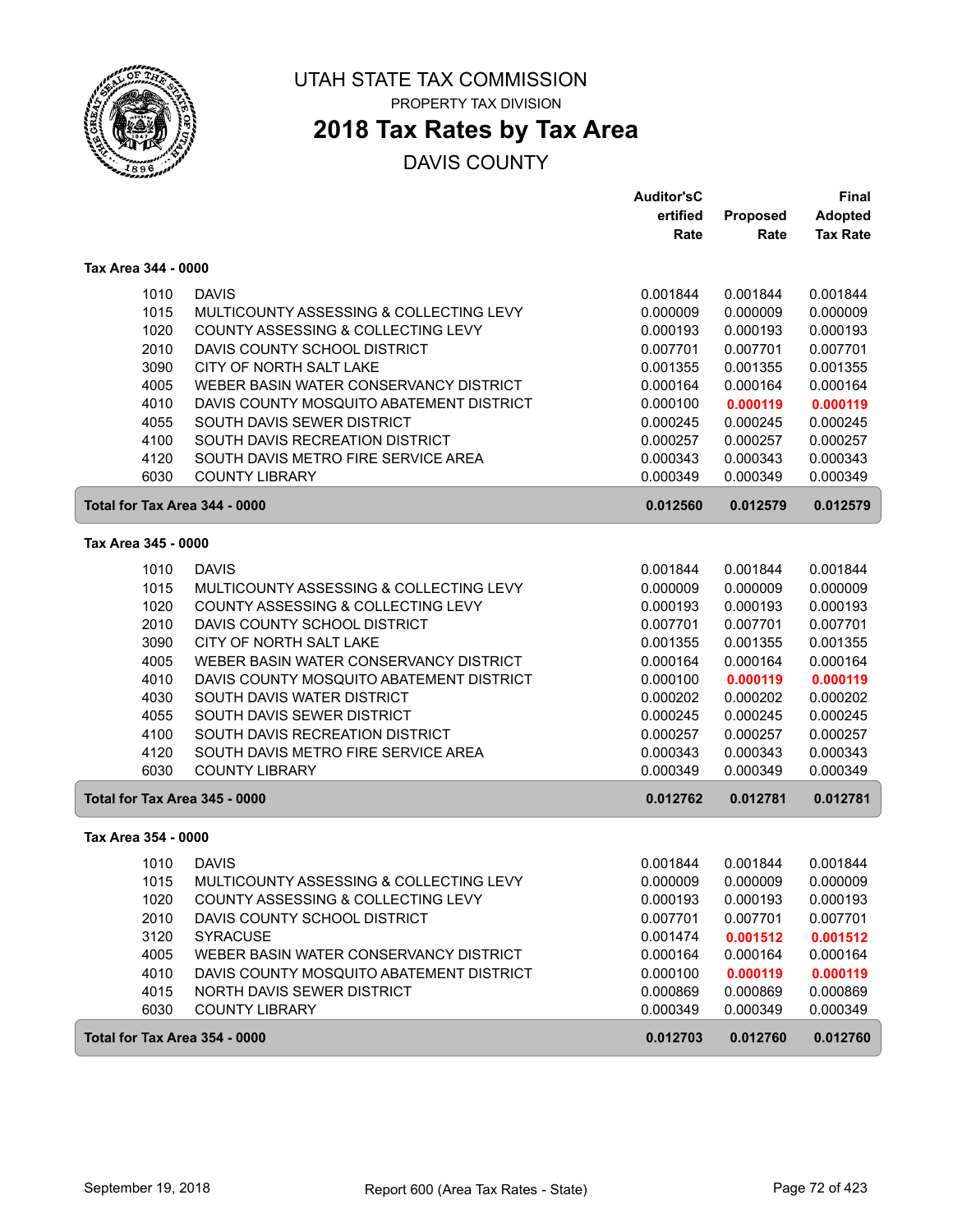# UTAH STATE TAX COMMISSION

PROPERTY TAX DIVISION

## 2018 Tax Rates by Tax Area

DAVIS COUNTY

| | | Auditor's Certified Rate | Proposed Rate | Final Adopted Tax Rate |
|---|---|---|---|---|
| **Tax Area 344 - 0000** | | | | |
| 1010 | DAVIS | 0.001844 | 0.001844 | 0.001844 |
| 1015 | MULTICOUNTY ASSESSING & COLLECTING LEVY | 0.000009 | 0.000009 | 0.000009 |
| 1020 | COUNTY ASSESSING & COLLECTING LEVY | 0.000193 | 0.000193 | 0.000193 |
| 2010 | DAVIS COUNTY SCHOOL DISTRICT | 0.007701 | 0.007701 | 0.007701 |
| 3090 | CITY OF NORTH SALT LAKE | 0.001355 | 0.001355 | 0.001355 |
| 4005 | WEBER BASIN WATER CONSERVANCY DISTRICT | 0.000164 | 0.000164 | 0.000164 |
| 4010 | DAVIS COUNTY MOSQUITO ABATEMENT DISTRICT | 0.000100 | **0.000119** | **0.000119** |
| 4055 | SOUTH DAVIS SEWER DISTRICT | 0.000245 | 0.000245 | 0.000245 |
| 4100 | SOUTH DAVIS RECREATION DISTRICT | 0.000257 | 0.000257 | 0.000257 |
| 4120 | SOUTH DAVIS METRO FIRE SERVICE AREA | 0.000343 | 0.000343 | 0.000343 |
| 6030 | COUNTY LIBRARY | 0.000349 | 0.000349 | 0.000349 |
| **Total for Tax Area 344 - 0000** | | **0.012560** | **0.012579** | **0.012579** |
| **Tax Area 345 - 0000** | | | | |
| 1010 | DAVIS | 0.001844 | 0.001844 | 0.001844 |
| 1015 | MULTICOUNTY ASSESSING & COLLECTING LEVY | 0.000009 | 0.000009 | 0.000009 |
| 1020 | COUNTY ASSESSING & COLLECTING LEVY | 0.000193 | 0.000193 | 0.000193 |
| 2010 | DAVIS COUNTY SCHOOL DISTRICT | 0.007701 | 0.007701 | 0.007701 |
| 3090 | CITY OF NORTH SALT LAKE | 0.001355 | 0.001355 | 0.001355 |
| 4005 | WEBER BASIN WATER CONSERVANCY DISTRICT | 0.000164 | 0.000164 | 0.000164 |
| 4010 | DAVIS COUNTY MOSQUITO ABATEMENT DISTRICT | 0.000100 | **0.000119** | **0.000119** |
| 4030 | SOUTH DAVIS WATER DISTRICT | 0.000202 | 0.000202 | 0.000202 |
| 4055 | SOUTH DAVIS SEWER DISTRICT | 0.000245 | 0.000245 | 0.000245 |
| 4100 | SOUTH DAVIS RECREATION DISTRICT | 0.000257 | 0.000257 | 0.000257 |
| 4120 | SOUTH DAVIS METRO FIRE SERVICE AREA | 0.000343 | 0.000343 | 0.000343 |
| 6030 | COUNTY LIBRARY | 0.000349 | 0.000349 | 0.000349 |
| **Total for Tax Area 345 - 0000** | | **0.012762** | **0.012781** | **0.012781** |
| **Tax Area 354 - 0000** | | | | |
| 1010 | DAVIS | 0.001844 | 0.001844 | 0.001844 |
| 1015 | MULTICOUNTY ASSESSING & COLLECTING LEVY | 0.000009 | 0.000009 | 0.000009 |
| 1020 | COUNTY ASSESSING & COLLECTING LEVY | 0.000193 | 0.000193 | 0.000193 |
| 2010 | DAVIS COUNTY SCHOOL DISTRICT | 0.007701 | 0.007701 | 0.007701 |
| 3120 | SYRACUSE | 0.001474 | **0.001512** | **0.001512** |
| 4005 | WEBER BASIN WATER CONSERVANCY DISTRICT | 0.000164 | 0.000164 | 0.000164 |
| 4010 | DAVIS COUNTY MOSQUITO ABATEMENT DISTRICT | 0.000100 | **0.000119** | **0.000119** |
| 4015 | NORTH DAVIS SEWER DISTRICT | 0.000869 | 0.000869 | 0.000869 |
| 6030 | COUNTY LIBRARY | 0.000349 | 0.000349 | 0.000349 |
| **Total for Tax Area 354 - 0000** | | **0.012703** | **0.012760** | **0.012760** |

September 19, 2018 — Report 600 (Area Tax Rates - State)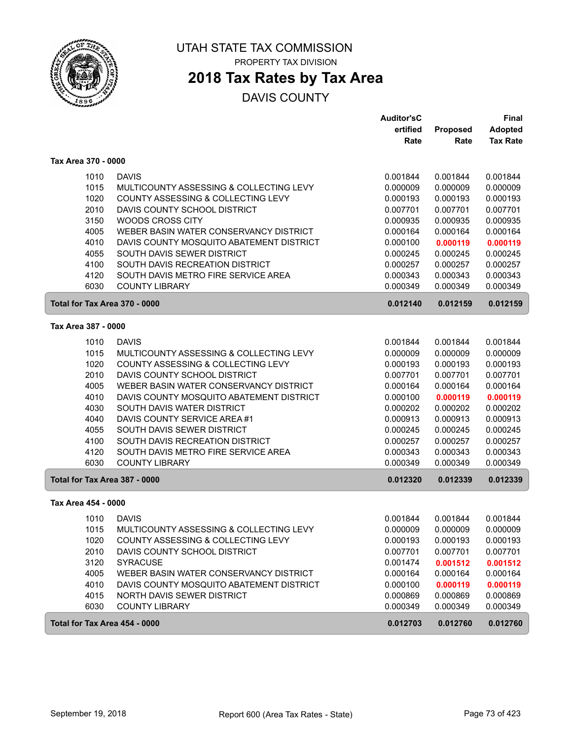# UTAH STATE TAX COMMISSION

PROPERTY TAX DIVISION

## 2018 Tax Rates by Tax Area

DAVIS COUNTY

| | | Auditor's Certified Rate | Proposed Rate | Final Adopted Tax Rate |
|---|---|---|---|---|
| **Tax Area 370 - 0000** | | | | |
| 1010 | DAVIS | 0.001844 | 0.001844 | 0.001844 |
| 1015 | MULTICOUNTY ASSESSING & COLLECTING LEVY | 0.000009 | 0.000009 | 0.000009 |
| 1020 | COUNTY ASSESSING & COLLECTING LEVY | 0.000193 | 0.000193 | 0.000193 |
| 2010 | DAVIS COUNTY SCHOOL DISTRICT | 0.007701 | 0.007701 | 0.007701 |
| 3150 | WOODS CROSS CITY | 0.000935 | 0.000935 | 0.000935 |
| 4005 | WEBER BASIN WATER CONSERVANCY DISTRICT | 0.000164 | 0.000164 | 0.000164 |
| 4010 | DAVIS COUNTY MOSQUITO ABATEMENT DISTRICT | 0.000100 | **0.000119** | **0.000119** |
| 4055 | SOUTH DAVIS SEWER DISTRICT | 0.000245 | 0.000245 | 0.000245 |
| 4100 | SOUTH DAVIS RECREATION DISTRICT | 0.000257 | 0.000257 | 0.000257 |
| 4120 | SOUTH DAVIS METRO FIRE SERVICE AREA | 0.000343 | 0.000343 | 0.000343 |
| 6030 | COUNTY LIBRARY | 0.000349 | 0.000349 | 0.000349 |
| **Total for Tax Area 370 - 0000** | | **0.012140** | **0.012159** | **0.012159** |
| **Tax Area 387 - 0000** | | | | |
| 1010 | DAVIS | 0.001844 | 0.001844 | 0.001844 |
| 1015 | MULTICOUNTY ASSESSING & COLLECTING LEVY | 0.000009 | 0.000009 | 0.000009 |
| 1020 | COUNTY ASSESSING & COLLECTING LEVY | 0.000193 | 0.000193 | 0.000193 |
| 2010 | DAVIS COUNTY SCHOOL DISTRICT | 0.007701 | 0.007701 | 0.007701 |
| 4005 | WEBER BASIN WATER CONSERVANCY DISTRICT | 0.000164 | 0.000164 | 0.000164 |
| 4010 | DAVIS COUNTY MOSQUITO ABATEMENT DISTRICT | 0.000100 | **0.000119** | **0.000119** |
| 4030 | SOUTH DAVIS WATER DISTRICT | 0.000202 | 0.000202 | 0.000202 |
| 4040 | DAVIS COUNTY SERVICE AREA #1 | 0.000913 | 0.000913 | 0.000913 |
| 4055 | SOUTH DAVIS SEWER DISTRICT | 0.000245 | 0.000245 | 0.000245 |
| 4100 | SOUTH DAVIS RECREATION DISTRICT | 0.000257 | 0.000257 | 0.000257 |
| 4120 | SOUTH DAVIS METRO FIRE SERVICE AREA | 0.000343 | 0.000343 | 0.000343 |
| 6030 | COUNTY LIBRARY | 0.000349 | 0.000349 | 0.000349 |
| **Total for Tax Area 387 - 0000** | | **0.012320** | **0.012339** | **0.012339** |
| **Tax Area 454 - 0000** | | | | |
| 1010 | DAVIS | 0.001844 | 0.001844 | 0.001844 |
| 1015 | MULTICOUNTY ASSESSING & COLLECTING LEVY | 0.000009 | 0.000009 | 0.000009 |
| 1020 | COUNTY ASSESSING & COLLECTING LEVY | 0.000193 | 0.000193 | 0.000193 |
| 2010 | DAVIS COUNTY SCHOOL DISTRICT | 0.007701 | 0.007701 | 0.007701 |
| 3120 | SYRACUSE | 0.001474 | **0.001512** | **0.001512** |
| 4005 | WEBER BASIN WATER CONSERVANCY DISTRICT | 0.000164 | 0.000164 | 0.000164 |
| 4010 | DAVIS COUNTY MOSQUITO ABATEMENT DISTRICT | 0.000100 | **0.000119** | **0.000119** |
| 4015 | NORTH DAVIS SEWER DISTRICT | 0.000869 | 0.000869 | 0.000869 |
| 6030 | COUNTY LIBRARY | 0.000349 | 0.000349 | 0.000349 |
| **Total for Tax Area 454 - 0000** | | **0.012703** | **0.012760** | **0.012760** |

September 19, 2018 — Report 600 (Area Tax Rates - State)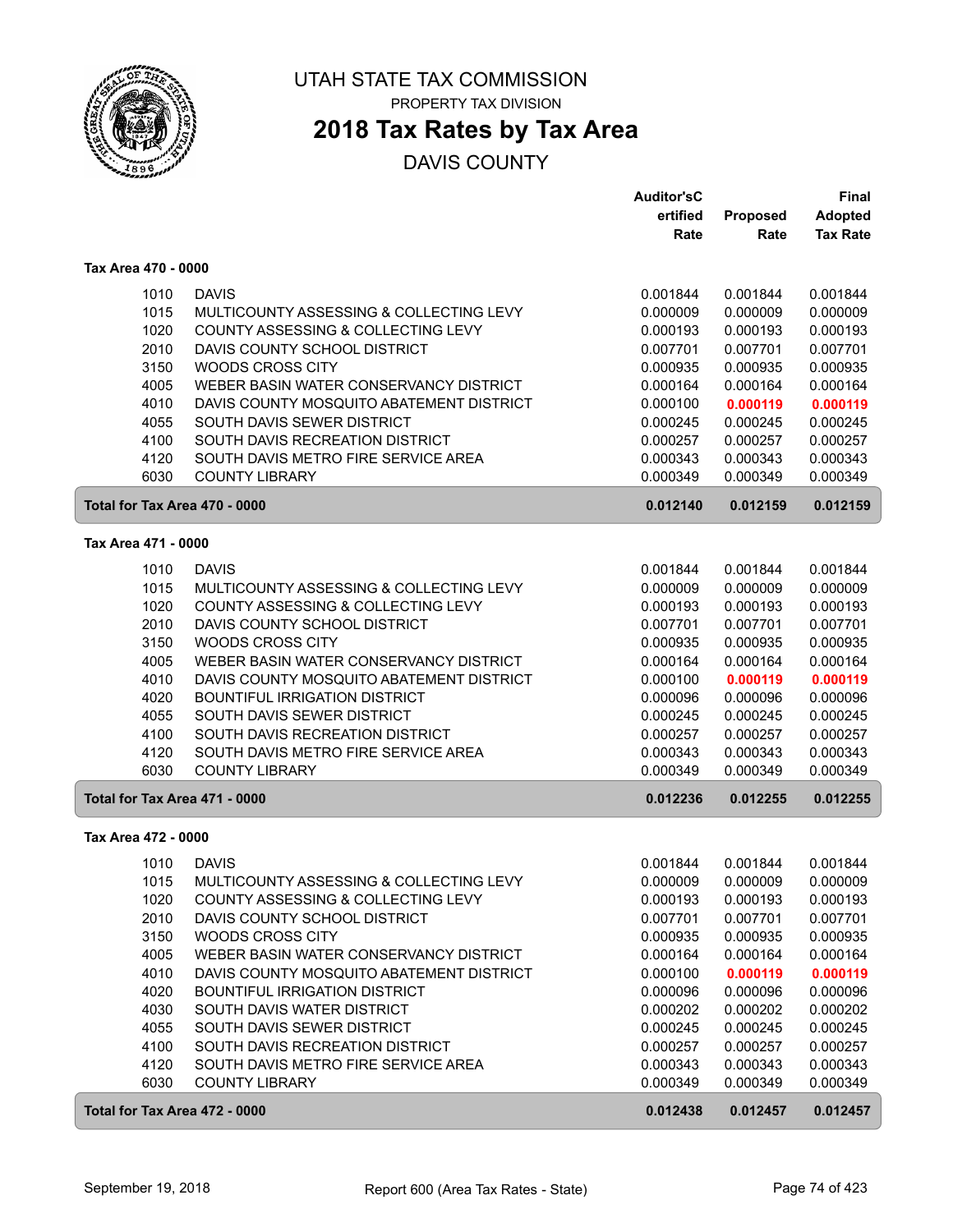# UTAH STATE TAX COMMISSION

PROPERTY TAX DIVISION

## 2018 Tax Rates by Tax Area

DAVIS COUNTY

### Tax Area 470 - 0000

| | | Auditor's Certified Rate | Proposed Rate | Final Adopted Tax Rate |
|---|---|---|---|---|
| 1010 | DAVIS | 0.001844 | 0.001844 | 0.001844 |
| 1015 | MULTICOUNTY ASSESSING & COLLECTING LEVY | 0.000009 | 0.000009 | 0.000009 |
| 1020 | COUNTY ASSESSING & COLLECTING LEVY | 0.000193 | 0.000193 | 0.000193 |
| 2010 | DAVIS COUNTY SCHOOL DISTRICT | 0.007701 | 0.007701 | 0.007701 |
| 3150 | WOODS CROSS CITY | 0.000935 | 0.000935 | 0.000935 |
| 4005 | WEBER BASIN WATER CONSERVANCY DISTRICT | 0.000164 | 0.000164 | 0.000164 |
| 4010 | DAVIS COUNTY MOSQUITO ABATEMENT DISTRICT | 0.000100 | **0.000119** | **0.000119** |
| 4055 | SOUTH DAVIS SEWER DISTRICT | 0.000245 | 0.000245 | 0.000245 |
| 4100 | SOUTH DAVIS RECREATION DISTRICT | 0.000257 | 0.000257 | 0.000257 |
| 4120 | SOUTH DAVIS METRO FIRE SERVICE AREA | 0.000343 | 0.000343 | 0.000343 |
| 6030 | COUNTY LIBRARY | 0.000349 | 0.000349 | 0.000349 |
| **Total for Tax Area 470 - 0000** | | **0.012140** | **0.012159** | **0.012159** |

### Tax Area 471 - 0000

| | | Auditor's Certified Rate | Proposed Rate | Final Adopted Tax Rate |
|---|---|---|---|---|
| 1010 | DAVIS | 0.001844 | 0.001844 | 0.001844 |
| 1015 | MULTICOUNTY ASSESSING & COLLECTING LEVY | 0.000009 | 0.000009 | 0.000009 |
| 1020 | COUNTY ASSESSING & COLLECTING LEVY | 0.000193 | 0.000193 | 0.000193 |
| 2010 | DAVIS COUNTY SCHOOL DISTRICT | 0.007701 | 0.007701 | 0.007701 |
| 3150 | WOODS CROSS CITY | 0.000935 | 0.000935 | 0.000935 |
| 4005 | WEBER BASIN WATER CONSERVANCY DISTRICT | 0.000164 | 0.000164 | 0.000164 |
| 4010 | DAVIS COUNTY MOSQUITO ABATEMENT DISTRICT | 0.000100 | **0.000119** | **0.000119** |
| 4020 | BOUNTIFUL IRRIGATION DISTRICT | 0.000096 | 0.000096 | 0.000096 |
| 4055 | SOUTH DAVIS SEWER DISTRICT | 0.000245 | 0.000245 | 0.000245 |
| 4100 | SOUTH DAVIS RECREATION DISTRICT | 0.000257 | 0.000257 | 0.000257 |
| 4120 | SOUTH DAVIS METRO FIRE SERVICE AREA | 0.000343 | 0.000343 | 0.000343 |
| 6030 | COUNTY LIBRARY | 0.000349 | 0.000349 | 0.000349 |
| **Total for Tax Area 471 - 0000** | | **0.012236** | **0.012255** | **0.012255** |

### Tax Area 472 - 0000

| | | Auditor's Certified Rate | Proposed Rate | Final Adopted Tax Rate |
|---|---|---|---|---|
| 1010 | DAVIS | 0.001844 | 0.001844 | 0.001844 |
| 1015 | MULTICOUNTY ASSESSING & COLLECTING LEVY | 0.000009 | 0.000009 | 0.000009 |
| 1020 | COUNTY ASSESSING & COLLECTING LEVY | 0.000193 | 0.000193 | 0.000193 |
| 2010 | DAVIS COUNTY SCHOOL DISTRICT | 0.007701 | 0.007701 | 0.007701 |
| 3150 | WOODS CROSS CITY | 0.000935 | 0.000935 | 0.000935 |
| 4005 | WEBER BASIN WATER CONSERVANCY DISTRICT | 0.000164 | 0.000164 | 0.000164 |
| 4010 | DAVIS COUNTY MOSQUITO ABATEMENT DISTRICT | 0.000100 | **0.000119** | **0.000119** |
| 4020 | BOUNTIFUL IRRIGATION DISTRICT | 0.000096 | 0.000096 | 0.000096 |
| 4030 | SOUTH DAVIS WATER DISTRICT | 0.000202 | 0.000202 | 0.000202 |
| 4055 | SOUTH DAVIS SEWER DISTRICT | 0.000245 | 0.000245 | 0.000245 |
| 4100 | SOUTH DAVIS RECREATION DISTRICT | 0.000257 | 0.000257 | 0.000257 |
| 4120 | SOUTH DAVIS METRO FIRE SERVICE AREA | 0.000343 | 0.000343 | 0.000343 |
| 6030 | COUNTY LIBRARY | 0.000349 | 0.000349 | 0.000349 |
| **Total for Tax Area 472 - 0000** | | **0.012438** | **0.012457** | **0.012457** |

September 19, 2018 — Report 600 (Area Tax Rates - State)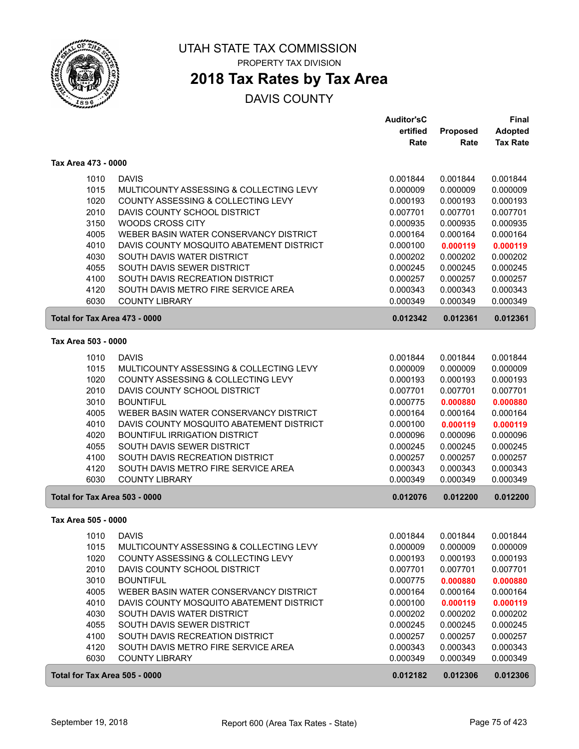# UTAH STATE TAX COMMISSION

PROPERTY TAX DIVISION

## 2018 Tax Rates by Tax Area

DAVIS COUNTY

### Tax Area 473 - 0000

| | | Auditor's Certified Rate | Proposed Rate | Final Adopted Tax Rate |
|---|---|---|---|---|
| 1010 | DAVIS | 0.001844 | 0.001844 | 0.001844 |
| 1015 | MULTICOUNTY ASSESSING & COLLECTING LEVY | 0.000009 | 0.000009 | 0.000009 |
| 1020 | COUNTY ASSESSING & COLLECTING LEVY | 0.000193 | 0.000193 | 0.000193 |
| 2010 | DAVIS COUNTY SCHOOL DISTRICT | 0.007701 | 0.007701 | 0.007701 |
| 3150 | WOODS CROSS CITY | 0.000935 | 0.000935 | 0.000935 |
| 4005 | WEBER BASIN WATER CONSERVANCY DISTRICT | 0.000164 | 0.000164 | 0.000164 |
| 4010 | DAVIS COUNTY MOSQUITO ABATEMENT DISTRICT | 0.000100 | **0.000119** | **0.000119** |
| 4030 | SOUTH DAVIS WATER DISTRICT | 0.000202 | 0.000202 | 0.000202 |
| 4055 | SOUTH DAVIS SEWER DISTRICT | 0.000245 | 0.000245 | 0.000245 |
| 4100 | SOUTH DAVIS RECREATION DISTRICT | 0.000257 | 0.000257 | 0.000257 |
| 4120 | SOUTH DAVIS METRO FIRE SERVICE AREA | 0.000343 | 0.000343 | 0.000343 |
| 6030 | COUNTY LIBRARY | 0.000349 | 0.000349 | 0.000349 |
| **Total for Tax Area 473 - 0000** | | **0.012342** | **0.012361** | **0.012361** |

### Tax Area 503 - 0000

| | | Auditor's Certified Rate | Proposed Rate | Final Adopted Tax Rate |
|---|---|---|---|---|
| 1010 | DAVIS | 0.001844 | 0.001844 | 0.001844 |
| 1015 | MULTICOUNTY ASSESSING & COLLECTING LEVY | 0.000009 | 0.000009 | 0.000009 |
| 1020 | COUNTY ASSESSING & COLLECTING LEVY | 0.000193 | 0.000193 | 0.000193 |
| 2010 | DAVIS COUNTY SCHOOL DISTRICT | 0.007701 | 0.007701 | 0.007701 |
| 3010 | BOUNTIFUL | 0.000775 | **0.000880** | **0.000880** |
| 4005 | WEBER BASIN WATER CONSERVANCY DISTRICT | 0.000164 | 0.000164 | 0.000164 |
| 4010 | DAVIS COUNTY MOSQUITO ABATEMENT DISTRICT | 0.000100 | **0.000119** | **0.000119** |
| 4020 | BOUNTIFUL IRRIGATION DISTRICT | 0.000096 | 0.000096 | 0.000096 |
| 4055 | SOUTH DAVIS SEWER DISTRICT | 0.000245 | 0.000245 | 0.000245 |
| 4100 | SOUTH DAVIS RECREATION DISTRICT | 0.000257 | 0.000257 | 0.000257 |
| 4120 | SOUTH DAVIS METRO FIRE SERVICE AREA | 0.000343 | 0.000343 | 0.000343 |
| 6030 | COUNTY LIBRARY | 0.000349 | 0.000349 | 0.000349 |
| **Total for Tax Area 503 - 0000** | | **0.012076** | **0.012200** | **0.012200** |

### Tax Area 505 - 0000

| | | Auditor's Certified Rate | Proposed Rate | Final Adopted Tax Rate |
|---|---|---|---|---|
| 1010 | DAVIS | 0.001844 | 0.001844 | 0.001844 |
| 1015 | MULTICOUNTY ASSESSING & COLLECTING LEVY | 0.000009 | 0.000009 | 0.000009 |
| 1020 | COUNTY ASSESSING & COLLECTING LEVY | 0.000193 | 0.000193 | 0.000193 |
| 2010 | DAVIS COUNTY SCHOOL DISTRICT | 0.007701 | 0.007701 | 0.007701 |
| 3010 | BOUNTIFUL | 0.000775 | **0.000880** | **0.000880** |
| 4005 | WEBER BASIN WATER CONSERVANCY DISTRICT | 0.000164 | 0.000164 | 0.000164 |
| 4010 | DAVIS COUNTY MOSQUITO ABATEMENT DISTRICT | 0.000100 | **0.000119** | **0.000119** |
| 4030 | SOUTH DAVIS WATER DISTRICT | 0.000202 | 0.000202 | 0.000202 |
| 4055 | SOUTH DAVIS SEWER DISTRICT | 0.000245 | 0.000245 | 0.000245 |
| 4100 | SOUTH DAVIS RECREATION DISTRICT | 0.000257 | 0.000257 | 0.000257 |
| 4120 | SOUTH DAVIS METRO FIRE SERVICE AREA | 0.000343 | 0.000343 | 0.000343 |
| 6030 | COUNTY LIBRARY | 0.000349 | 0.000349 | 0.000349 |
| **Total for Tax Area 505 - 0000** | | **0.012182** | **0.012306** | **0.012306** |

September 19, 2018 — Report 600 (Area Tax Rates - State)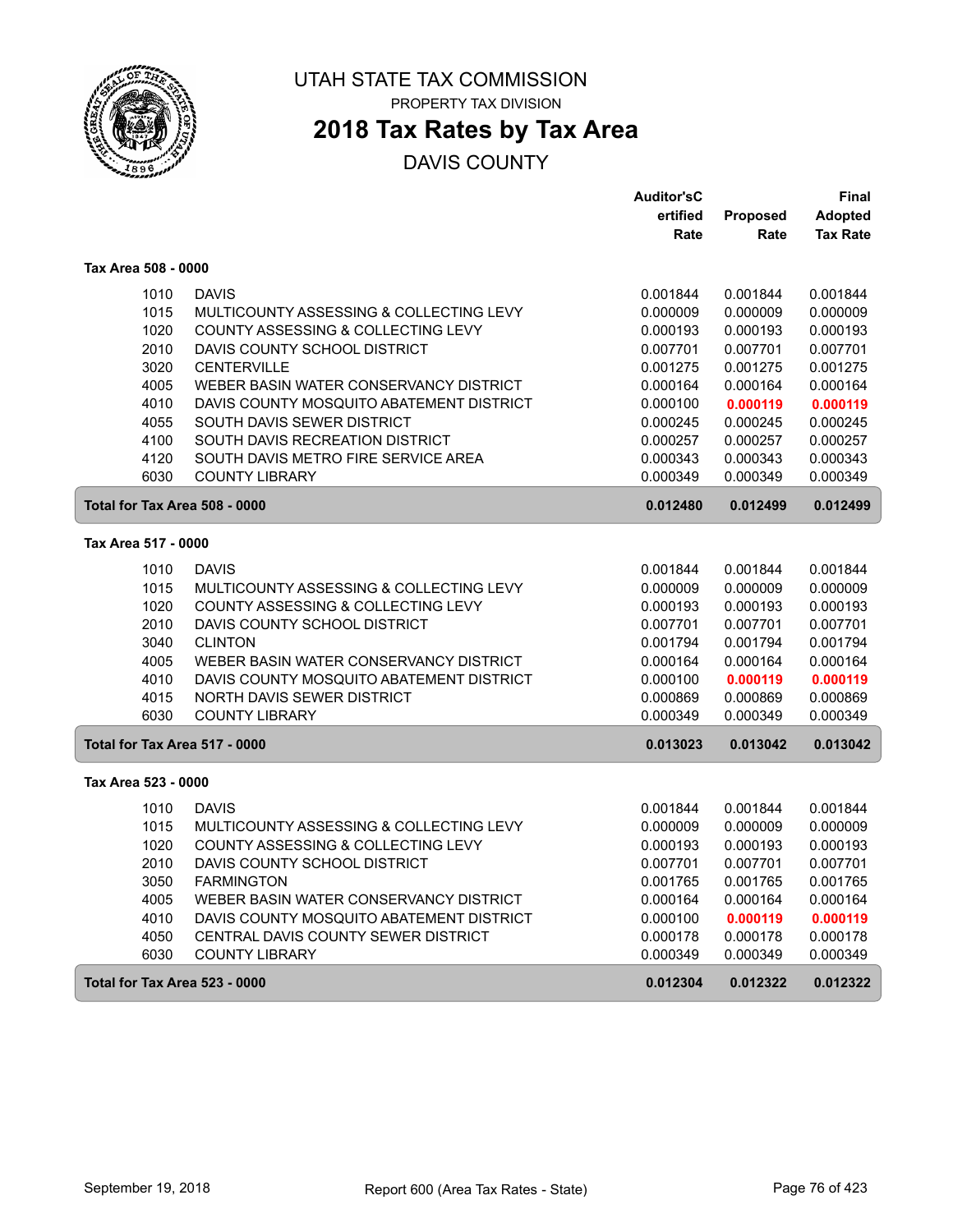# UTAH STATE TAX COMMISSION

PROPERTY TAX DIVISION

## 2018 Tax Rates by Tax Area

DAVIS COUNTY

| | | Auditor'sCertified Rate | Proposed Rate | Final Adopted Tax Rate |
|---|---|---|---|---|
| **Tax Area 508 - 0000** | | | | |
| 1010 | DAVIS | 0.001844 | 0.001844 | 0.001844 |
| 1015 | MULTICOUNTY ASSESSING & COLLECTING LEVY | 0.000009 | 0.000009 | 0.000009 |
| 1020 | COUNTY ASSESSING & COLLECTING LEVY | 0.000193 | 0.000193 | 0.000193 |
| 2010 | DAVIS COUNTY SCHOOL DISTRICT | 0.007701 | 0.007701 | 0.007701 |
| 3020 | CENTERVILLE | 0.001275 | 0.001275 | 0.001275 |
| 4005 | WEBER BASIN WATER CONSERVANCY DISTRICT | 0.000164 | 0.000164 | 0.000164 |
| 4010 | DAVIS COUNTY MOSQUITO ABATEMENT DISTRICT | 0.000100 | **0.000119** | **0.000119** |
| 4055 | SOUTH DAVIS SEWER DISTRICT | 0.000245 | 0.000245 | 0.000245 |
| 4100 | SOUTH DAVIS RECREATION DISTRICT | 0.000257 | 0.000257 | 0.000257 |
| 4120 | SOUTH DAVIS METRO FIRE SERVICE AREA | 0.000343 | 0.000343 | 0.000343 |
| 6030 | COUNTY LIBRARY | 0.000349 | 0.000349 | 0.000349 |
| **Total for Tax Area 508 - 0000** | | **0.012480** | **0.012499** | **0.012499** |
| **Tax Area 517 - 0000** | | | | |
| 1010 | DAVIS | 0.001844 | 0.001844 | 0.001844 |
| 1015 | MULTICOUNTY ASSESSING & COLLECTING LEVY | 0.000009 | 0.000009 | 0.000009 |
| 1020 | COUNTY ASSESSING & COLLECTING LEVY | 0.000193 | 0.000193 | 0.000193 |
| 2010 | DAVIS COUNTY SCHOOL DISTRICT | 0.007701 | 0.007701 | 0.007701 |
| 3040 | CLINTON | 0.001794 | 0.001794 | 0.001794 |
| 4005 | WEBER BASIN WATER CONSERVANCY DISTRICT | 0.000164 | 0.000164 | 0.000164 |
| 4010 | DAVIS COUNTY MOSQUITO ABATEMENT DISTRICT | 0.000100 | **0.000119** | **0.000119** |
| 4015 | NORTH DAVIS SEWER DISTRICT | 0.000869 | 0.000869 | 0.000869 |
| 6030 | COUNTY LIBRARY | 0.000349 | 0.000349 | 0.000349 |
| **Total for Tax Area 517 - 0000** | | **0.013023** | **0.013042** | **0.013042** |
| **Tax Area 523 - 0000** | | | | |
| 1010 | DAVIS | 0.001844 | 0.001844 | 0.001844 |
| 1015 | MULTICOUNTY ASSESSING & COLLECTING LEVY | 0.000009 | 0.000009 | 0.000009 |
| 1020 | COUNTY ASSESSING & COLLECTING LEVY | 0.000193 | 0.000193 | 0.000193 |
| 2010 | DAVIS COUNTY SCHOOL DISTRICT | 0.007701 | 0.007701 | 0.007701 |
| 3050 | FARMINGTON | 0.001765 | 0.001765 | 0.001765 |
| 4005 | WEBER BASIN WATER CONSERVANCY DISTRICT | 0.000164 | 0.000164 | 0.000164 |
| 4010 | DAVIS COUNTY MOSQUITO ABATEMENT DISTRICT | 0.000100 | **0.000119** | **0.000119** |
| 4050 | CENTRAL DAVIS COUNTY SEWER DISTRICT | 0.000178 | 0.000178 | 0.000178 |
| 6030 | COUNTY LIBRARY | 0.000349 | 0.000349 | 0.000349 |
| **Total for Tax Area 523 - 0000** | | **0.012304** | **0.012322** | **0.012322** |

September 19, 2018 — Report 600 (Area Tax Rates - State)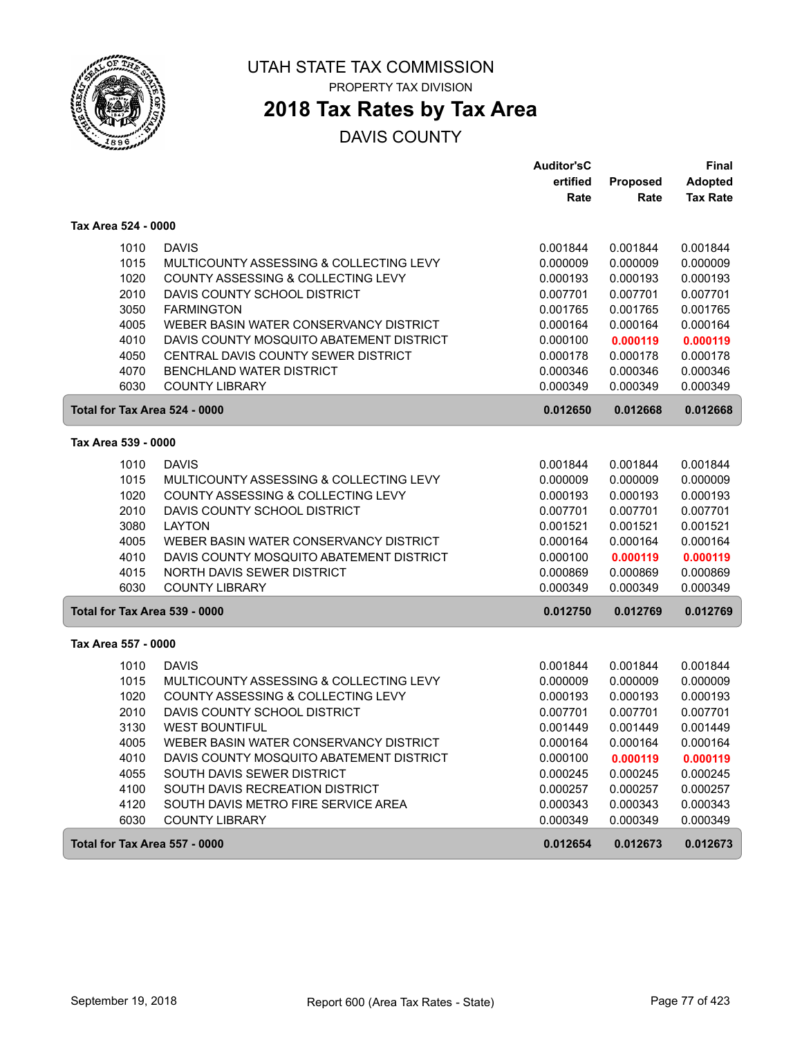UTAH STATE TAX COMMISSION

PROPERTY TAX DIVISION

# 2018 Tax Rates by Tax Area

## DAVIS COUNTY

| | | Auditor's Certified Rate | Proposed Rate | Final Adopted Tax Rate |
|---|---|---|---|---|
| **Tax Area 524 - 0000** | | | | |
| 1010 | DAVIS | 0.001844 | 0.001844 | 0.001844 |
| 1015 | MULTICOUNTY ASSESSING & COLLECTING LEVY | 0.000009 | 0.000009 | 0.000009 |
| 1020 | COUNTY ASSESSING & COLLECTING LEVY | 0.000193 | 0.000193 | 0.000193 |
| 2010 | DAVIS COUNTY SCHOOL DISTRICT | 0.007701 | 0.007701 | 0.007701 |
| 3050 | FARMINGTON | 0.001765 | 0.001765 | 0.001765 |
| 4005 | WEBER BASIN WATER CONSERVANCY DISTRICT | 0.000164 | 0.000164 | 0.000164 |
| 4010 | DAVIS COUNTY MOSQUITO ABATEMENT DISTRICT | 0.000100 | **0.000119** | **0.000119** |
| 4050 | CENTRAL DAVIS COUNTY SEWER DISTRICT | 0.000178 | 0.000178 | 0.000178 |
| 4070 | BENCHLAND WATER DISTRICT | 0.000346 | 0.000346 | 0.000346 |
| 6030 | COUNTY LIBRARY | 0.000349 | 0.000349 | 0.000349 |
| **Total for Tax Area 524 - 0000** | | **0.012650** | **0.012668** | **0.012668** |
| **Tax Area 539 - 0000** | | | | |
| 1010 | DAVIS | 0.001844 | 0.001844 | 0.001844 |
| 1015 | MULTICOUNTY ASSESSING & COLLECTING LEVY | 0.000009 | 0.000009 | 0.000009 |
| 1020 | COUNTY ASSESSING & COLLECTING LEVY | 0.000193 | 0.000193 | 0.000193 |
| 2010 | DAVIS COUNTY SCHOOL DISTRICT | 0.007701 | 0.007701 | 0.007701 |
| 3080 | LAYTON | 0.001521 | 0.001521 | 0.001521 |
| 4005 | WEBER BASIN WATER CONSERVANCY DISTRICT | 0.000164 | 0.000164 | 0.000164 |
| 4010 | DAVIS COUNTY MOSQUITO ABATEMENT DISTRICT | 0.000100 | **0.000119** | **0.000119** |
| 4015 | NORTH DAVIS SEWER DISTRICT | 0.000869 | 0.000869 | 0.000869 |
| 6030 | COUNTY LIBRARY | 0.000349 | 0.000349 | 0.000349 |
| **Total for Tax Area 539 - 0000** | | **0.012750** | **0.012769** | **0.012769** |
| **Tax Area 557 - 0000** | | | | |
| 1010 | DAVIS | 0.001844 | 0.001844 | 0.001844 |
| 1015 | MULTICOUNTY ASSESSING & COLLECTING LEVY | 0.000009 | 0.000009 | 0.000009 |
| 1020 | COUNTY ASSESSING & COLLECTING LEVY | 0.000193 | 0.000193 | 0.000193 |
| 2010 | DAVIS COUNTY SCHOOL DISTRICT | 0.007701 | 0.007701 | 0.007701 |
| 3130 | WEST BOUNTIFUL | 0.001449 | 0.001449 | 0.001449 |
| 4005 | WEBER BASIN WATER CONSERVANCY DISTRICT | 0.000164 | 0.000164 | 0.000164 |
| 4010 | DAVIS COUNTY MOSQUITO ABATEMENT DISTRICT | 0.000100 | **0.000119** | **0.000119** |
| 4055 | SOUTH DAVIS SEWER DISTRICT | 0.000245 | 0.000245 | 0.000245 |
| 4100 | SOUTH DAVIS RECREATION DISTRICT | 0.000257 | 0.000257 | 0.000257 |
| 4120 | SOUTH DAVIS METRO FIRE SERVICE AREA | 0.000343 | 0.000343 | 0.000343 |
| 6030 | COUNTY LIBRARY | 0.000349 | 0.000349 | 0.000349 |
| **Total for Tax Area 557 - 0000** | | **0.012654** | **0.012673** | **0.012673** |

September 19, 2018 — Report 600 (Area Tax Rates - State)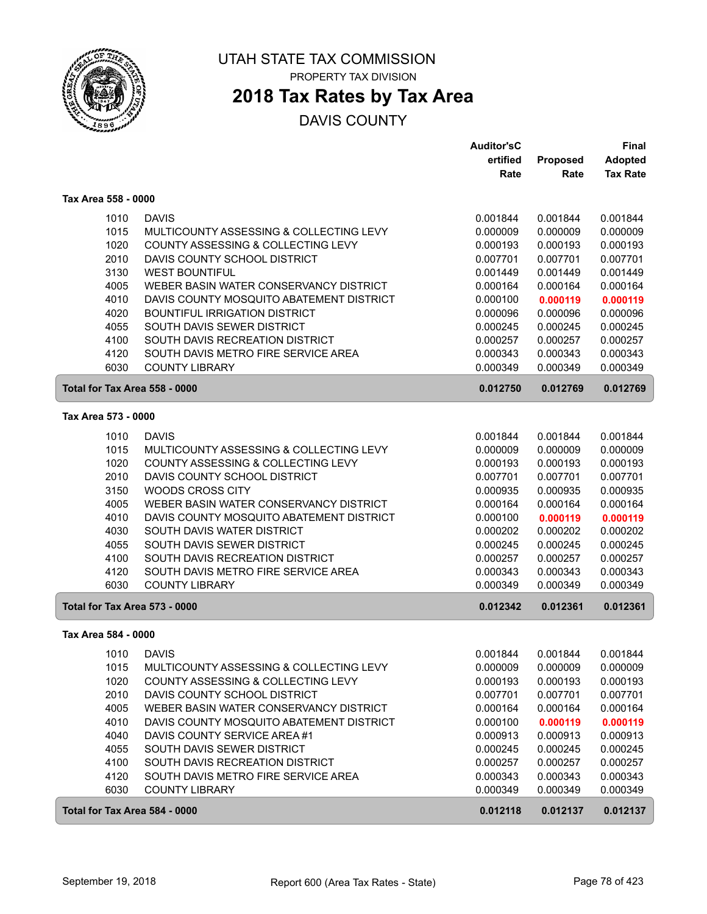# UTAH STATE TAX COMMISSION

PROPERTY TAX DIVISION

## 2018 Tax Rates by Tax Area

DAVIS COUNTY

| | | Auditor'sC ertified Rate | Proposed Rate | Final Adopted Tax Rate |
|---|---|---|---|---|
| **Tax Area 558 - 0000** | | | | |
| 1010 | DAVIS | 0.001844 | 0.001844 | 0.001844 |
| 1015 | MULTICOUNTY ASSESSING & COLLECTING LEVY | 0.000009 | 0.000009 | 0.000009 |
| 1020 | COUNTY ASSESSING & COLLECTING LEVY | 0.000193 | 0.000193 | 0.000193 |
| 2010 | DAVIS COUNTY SCHOOL DISTRICT | 0.007701 | 0.007701 | 0.007701 |
| 3130 | WEST BOUNTIFUL | 0.001449 | 0.001449 | 0.001449 |
| 4005 | WEBER BASIN WATER CONSERVANCY DISTRICT | 0.000164 | 0.000164 | 0.000164 |
| 4010 | DAVIS COUNTY MOSQUITO ABATEMENT DISTRICT | 0.000100 | **0.000119** | **0.000119** |
| 4020 | BOUNTIFUL IRRIGATION DISTRICT | 0.000096 | 0.000096 | 0.000096 |
| 4055 | SOUTH DAVIS SEWER DISTRICT | 0.000245 | 0.000245 | 0.000245 |
| 4100 | SOUTH DAVIS RECREATION DISTRICT | 0.000257 | 0.000257 | 0.000257 |
| 4120 | SOUTH DAVIS METRO FIRE SERVICE AREA | 0.000343 | 0.000343 | 0.000343 |
| 6030 | COUNTY LIBRARY | 0.000349 | 0.000349 | 0.000349 |
| **Total for Tax Area 558 - 0000** | | **0.012750** | **0.012769** | **0.012769** |
| **Tax Area 573 - 0000** | | | | |
| 1010 | DAVIS | 0.001844 | 0.001844 | 0.001844 |
| 1015 | MULTICOUNTY ASSESSING & COLLECTING LEVY | 0.000009 | 0.000009 | 0.000009 |
| 1020 | COUNTY ASSESSING & COLLECTING LEVY | 0.000193 | 0.000193 | 0.000193 |
| 2010 | DAVIS COUNTY SCHOOL DISTRICT | 0.007701 | 0.007701 | 0.007701 |
| 3150 | WOODS CROSS CITY | 0.000935 | 0.000935 | 0.000935 |
| 4005 | WEBER BASIN WATER CONSERVANCY DISTRICT | 0.000164 | 0.000164 | 0.000164 |
| 4010 | DAVIS COUNTY MOSQUITO ABATEMENT DISTRICT | 0.000100 | **0.000119** | **0.000119** |
| 4030 | SOUTH DAVIS WATER DISTRICT | 0.000202 | 0.000202 | 0.000202 |
| 4055 | SOUTH DAVIS SEWER DISTRICT | 0.000245 | 0.000245 | 0.000245 |
| 4100 | SOUTH DAVIS RECREATION DISTRICT | 0.000257 | 0.000257 | 0.000257 |
| 4120 | SOUTH DAVIS METRO FIRE SERVICE AREA | 0.000343 | 0.000343 | 0.000343 |
| 6030 | COUNTY LIBRARY | 0.000349 | 0.000349 | 0.000349 |
| **Total for Tax Area 573 - 0000** | | **0.012342** | **0.012361** | **0.012361** |
| **Tax Area 584 - 0000** | | | | |
| 1010 | DAVIS | 0.001844 | 0.001844 | 0.001844 |
| 1015 | MULTICOUNTY ASSESSING & COLLECTING LEVY | 0.000009 | 0.000009 | 0.000009 |
| 1020 | COUNTY ASSESSING & COLLECTING LEVY | 0.000193 | 0.000193 | 0.000193 |
| 2010 | DAVIS COUNTY SCHOOL DISTRICT | 0.007701 | 0.007701 | 0.007701 |
| 4005 | WEBER BASIN WATER CONSERVANCY DISTRICT | 0.000164 | 0.000164 | 0.000164 |
| 4010 | DAVIS COUNTY MOSQUITO ABATEMENT DISTRICT | 0.000100 | **0.000119** | **0.000119** |
| 4040 | DAVIS COUNTY SERVICE AREA #1 | 0.000913 | 0.000913 | 0.000913 |
| 4055 | SOUTH DAVIS SEWER DISTRICT | 0.000245 | 0.000245 | 0.000245 |
| 4100 | SOUTH DAVIS RECREATION DISTRICT | 0.000257 | 0.000257 | 0.000257 |
| 4120 | SOUTH DAVIS METRO FIRE SERVICE AREA | 0.000343 | 0.000343 | 0.000343 |
| 6030 | COUNTY LIBRARY | 0.000349 | 0.000349 | 0.000349 |
| **Total for Tax Area 584 - 0000** | | **0.012118** | **0.012137** | **0.012137** |

September 19, 2018 — Report 600 (Area Tax Rates - State)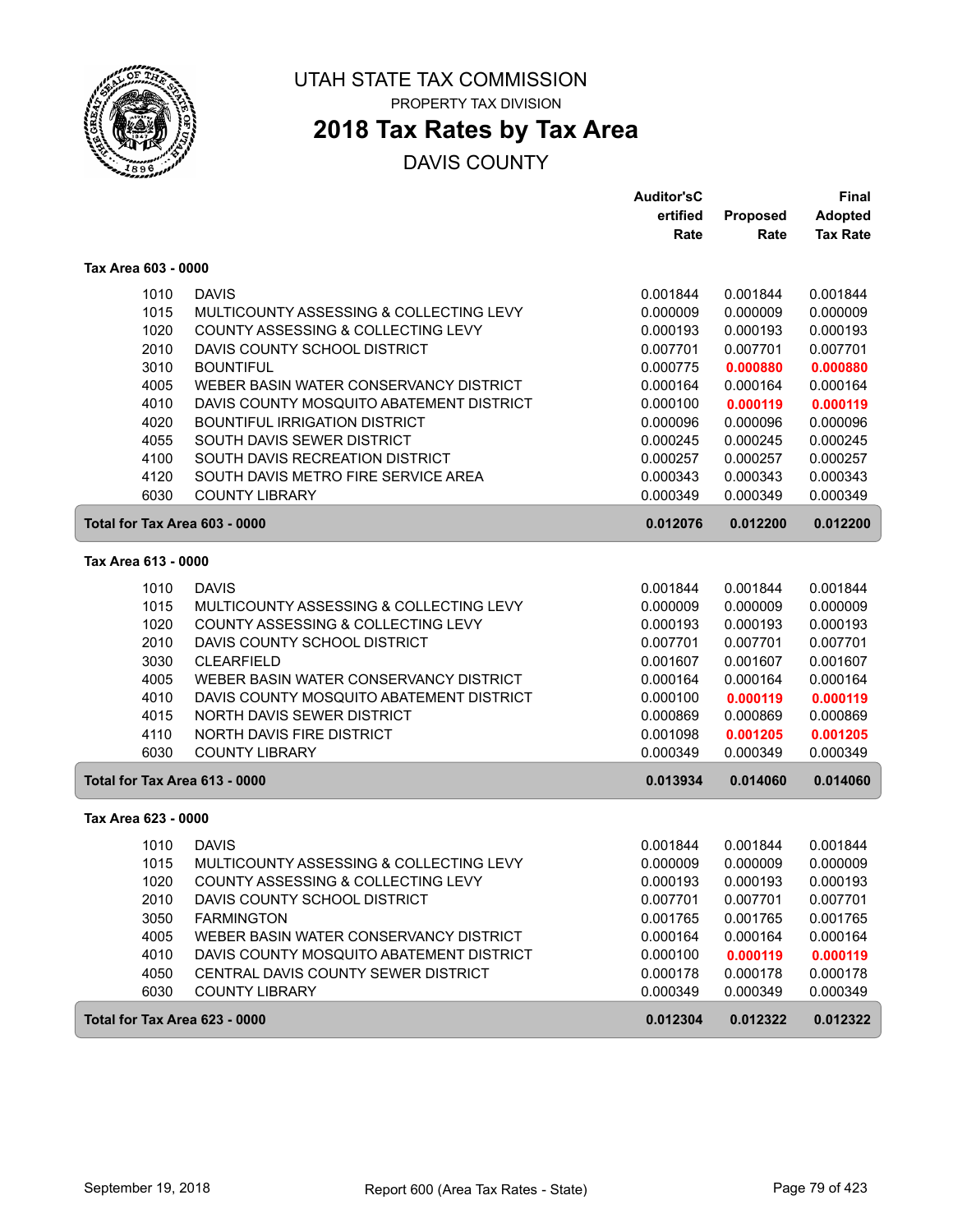# UTAH STATE TAX COMMISSION

PROPERTY TAX DIVISION

## 2018 Tax Rates by Tax Area

DAVIS COUNTY

| | | Auditor'sCertified Rate | Proposed Rate | Final Adopted Tax Rate |
|---|---|---|---|---|
| **Tax Area 603 - 0000** | | | | |
| 1010 | DAVIS | 0.001844 | 0.001844 | 0.001844 |
| 1015 | MULTICOUNTY ASSESSING & COLLECTING LEVY | 0.000009 | 0.000009 | 0.000009 |
| 1020 | COUNTY ASSESSING & COLLECTING LEVY | 0.000193 | 0.000193 | 0.000193 |
| 2010 | DAVIS COUNTY SCHOOL DISTRICT | 0.007701 | 0.007701 | 0.007701 |
| 3010 | BOUNTIFUL | 0.000775 | **0.000880** | **0.000880** |
| 4005 | WEBER BASIN WATER CONSERVANCY DISTRICT | 0.000164 | 0.000164 | 0.000164 |
| 4010 | DAVIS COUNTY MOSQUITO ABATEMENT DISTRICT | 0.000100 | **0.000119** | **0.000119** |
| 4020 | BOUNTIFUL IRRIGATION DISTRICT | 0.000096 | 0.000096 | 0.000096 |
| 4055 | SOUTH DAVIS SEWER DISTRICT | 0.000245 | 0.000245 | 0.000245 |
| 4100 | SOUTH DAVIS RECREATION DISTRICT | 0.000257 | 0.000257 | 0.000257 |
| 4120 | SOUTH DAVIS METRO FIRE SERVICE AREA | 0.000343 | 0.000343 | 0.000343 |
| 6030 | COUNTY LIBRARY | 0.000349 | 0.000349 | 0.000349 |
| **Total for Tax Area 603 - 0000** | | **0.012076** | **0.012200** | **0.012200** |
| **Tax Area 613 - 0000** | | | | |
| 1010 | DAVIS | 0.001844 | 0.001844 | 0.001844 |
| 1015 | MULTICOUNTY ASSESSING & COLLECTING LEVY | 0.000009 | 0.000009 | 0.000009 |
| 1020 | COUNTY ASSESSING & COLLECTING LEVY | 0.000193 | 0.000193 | 0.000193 |
| 2010 | DAVIS COUNTY SCHOOL DISTRICT | 0.007701 | 0.007701 | 0.007701 |
| 3030 | CLEARFIELD | 0.001607 | 0.001607 | 0.001607 |
| 4005 | WEBER BASIN WATER CONSERVANCY DISTRICT | 0.000164 | 0.000164 | 0.000164 |
| 4010 | DAVIS COUNTY MOSQUITO ABATEMENT DISTRICT | 0.000100 | **0.000119** | **0.000119** |
| 4015 | NORTH DAVIS SEWER DISTRICT | 0.000869 | 0.000869 | 0.000869 |
| 4110 | NORTH DAVIS FIRE DISTRICT | 0.001098 | **0.001205** | **0.001205** |
| 6030 | COUNTY LIBRARY | 0.000349 | 0.000349 | 0.000349 |
| **Total for Tax Area 613 - 0000** | | **0.013934** | **0.014060** | **0.014060** |
| **Tax Area 623 - 0000** | | | | |
| 1010 | DAVIS | 0.001844 | 0.001844 | 0.001844 |
| 1015 | MULTICOUNTY ASSESSING & COLLECTING LEVY | 0.000009 | 0.000009 | 0.000009 |
| 1020 | COUNTY ASSESSING & COLLECTING LEVY | 0.000193 | 0.000193 | 0.000193 |
| 2010 | DAVIS COUNTY SCHOOL DISTRICT | 0.007701 | 0.007701 | 0.007701 |
| 3050 | FARMINGTON | 0.001765 | 0.001765 | 0.001765 |
| 4005 | WEBER BASIN WATER CONSERVANCY DISTRICT | 0.000164 | 0.000164 | 0.000164 |
| 4010 | DAVIS COUNTY MOSQUITO ABATEMENT DISTRICT | 0.000100 | **0.000119** | **0.000119** |
| 4050 | CENTRAL DAVIS COUNTY SEWER DISTRICT | 0.000178 | 0.000178 | 0.000178 |
| 6030 | COUNTY LIBRARY | 0.000349 | 0.000349 | 0.000349 |
| **Total for Tax Area 623 - 0000** | | **0.012304** | **0.012322** | **0.012322** |

September 19, 2018 — Report 600 (Area Tax Rates - State)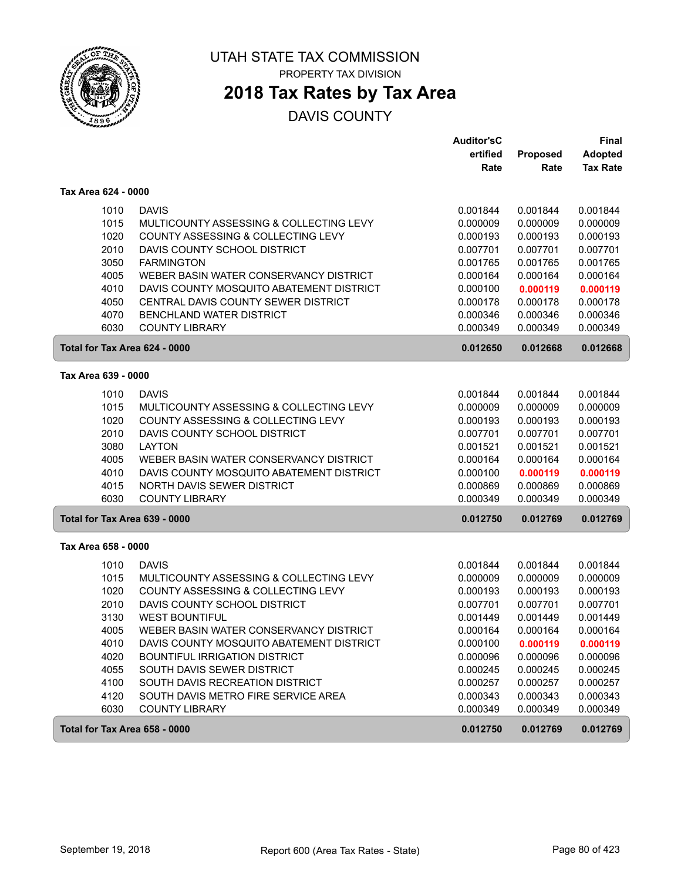# UTAH STATE TAX COMMISSION

PROPERTY TAX DIVISION

## 2018 Tax Rates by Tax Area

DAVIS COUNTY

| | | Auditor'sCertified Rate | Proposed Rate | Final Adopted Tax Rate |
|---|---|---|---|---|
| **Tax Area 624 - 0000** | | | | |
| 1010 | DAVIS | 0.001844 | 0.001844 | 0.001844 |
| 1015 | MULTICOUNTY ASSESSING & COLLECTING LEVY | 0.000009 | 0.000009 | 0.000009 |
| 1020 | COUNTY ASSESSING & COLLECTING LEVY | 0.000193 | 0.000193 | 0.000193 |
| 2010 | DAVIS COUNTY SCHOOL DISTRICT | 0.007701 | 0.007701 | 0.007701 |
| 3050 | FARMINGTON | 0.001765 | 0.001765 | 0.001765 |
| 4005 | WEBER BASIN WATER CONSERVANCY DISTRICT | 0.000164 | 0.000164 | 0.000164 |
| 4010 | DAVIS COUNTY MOSQUITO ABATEMENT DISTRICT | 0.000100 | **0.000119** | **0.000119** |
| 4050 | CENTRAL DAVIS COUNTY SEWER DISTRICT | 0.000178 | 0.000178 | 0.000178 |
| 4070 | BENCHLAND WATER DISTRICT | 0.000346 | 0.000346 | 0.000346 |
| 6030 | COUNTY LIBRARY | 0.000349 | 0.000349 | 0.000349 |
| **Total for Tax Area 624 - 0000** | | **0.012650** | **0.012668** | **0.012668** |
| **Tax Area 639 - 0000** | | | | |
| 1010 | DAVIS | 0.001844 | 0.001844 | 0.001844 |
| 1015 | MULTICOUNTY ASSESSING & COLLECTING LEVY | 0.000009 | 0.000009 | 0.000009 |
| 1020 | COUNTY ASSESSING & COLLECTING LEVY | 0.000193 | 0.000193 | 0.000193 |
| 2010 | DAVIS COUNTY SCHOOL DISTRICT | 0.007701 | 0.007701 | 0.007701 |
| 3080 | LAYTON | 0.001521 | 0.001521 | 0.001521 |
| 4005 | WEBER BASIN WATER CONSERVANCY DISTRICT | 0.000164 | 0.000164 | 0.000164 |
| 4010 | DAVIS COUNTY MOSQUITO ABATEMENT DISTRICT | 0.000100 | **0.000119** | **0.000119** |
| 4015 | NORTH DAVIS SEWER DISTRICT | 0.000869 | 0.000869 | 0.000869 |
| 6030 | COUNTY LIBRARY | 0.000349 | 0.000349 | 0.000349 |
| **Total for Tax Area 639 - 0000** | | **0.012750** | **0.012769** | **0.012769** |
| **Tax Area 658 - 0000** | | | | |
| 1010 | DAVIS | 0.001844 | 0.001844 | 0.001844 |
| 1015 | MULTICOUNTY ASSESSING & COLLECTING LEVY | 0.000009 | 0.000009 | 0.000009 |
| 1020 | COUNTY ASSESSING & COLLECTING LEVY | 0.000193 | 0.000193 | 0.000193 |
| 2010 | DAVIS COUNTY SCHOOL DISTRICT | 0.007701 | 0.007701 | 0.007701 |
| 3130 | WEST BOUNTIFUL | 0.001449 | 0.001449 | 0.001449 |
| 4005 | WEBER BASIN WATER CONSERVANCY DISTRICT | 0.000164 | 0.000164 | 0.000164 |
| 4010 | DAVIS COUNTY MOSQUITO ABATEMENT DISTRICT | 0.000100 | **0.000119** | **0.000119** |
| 4020 | BOUNTIFUL IRRIGATION DISTRICT | 0.000096 | 0.000096 | 0.000096 |
| 4055 | SOUTH DAVIS SEWER DISTRICT | 0.000245 | 0.000245 | 0.000245 |
| 4100 | SOUTH DAVIS RECREATION DISTRICT | 0.000257 | 0.000257 | 0.000257 |
| 4120 | SOUTH DAVIS METRO FIRE SERVICE AREA | 0.000343 | 0.000343 | 0.000343 |
| 6030 | COUNTY LIBRARY | 0.000349 | 0.000349 | 0.000349 |
| **Total for Tax Area 658 - 0000** | | **0.012750** | **0.012769** | **0.012769** |

September 19, 2018 Report 600 (Area Tax Rates - State)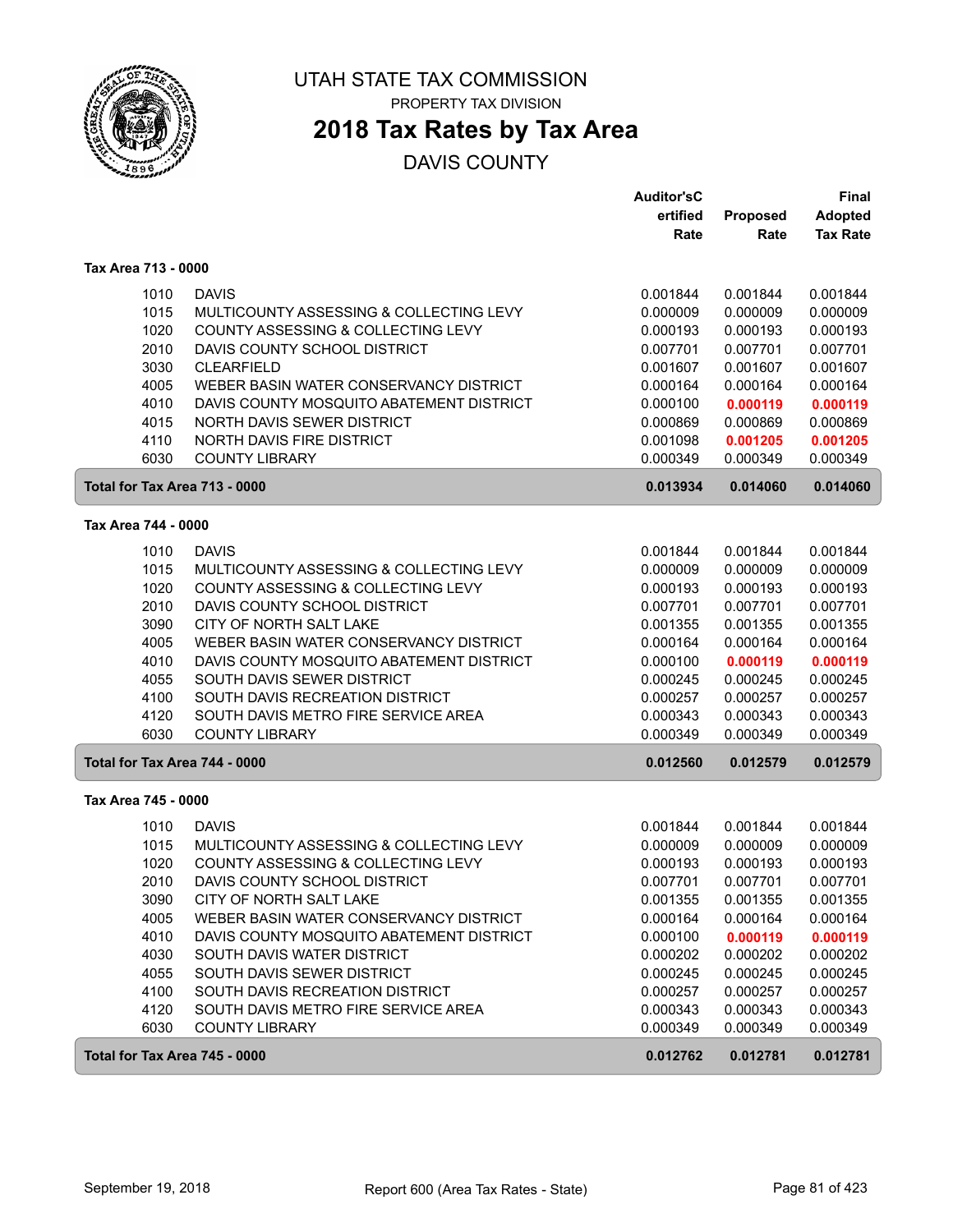# UTAH STATE TAX COMMISSION

PROPERTY TAX DIVISION

## 2018 Tax Rates by Tax Area

DAVIS COUNTY

| | | Auditor'sCertified Rate | Proposed Rate | Final Adopted Tax Rate |
|---|---|---|---|---|
| **Tax Area 713 - 0000** | | | | |
| 1010 | DAVIS | 0.001844 | 0.001844 | 0.001844 |
| 1015 | MULTICOUNTY ASSESSING & COLLECTING LEVY | 0.000009 | 0.000009 | 0.000009 |
| 1020 | COUNTY ASSESSING & COLLECTING LEVY | 0.000193 | 0.000193 | 0.000193 |
| 2010 | DAVIS COUNTY SCHOOL DISTRICT | 0.007701 | 0.007701 | 0.007701 |
| 3030 | CLEARFIELD | 0.001607 | 0.001607 | 0.001607 |
| 4005 | WEBER BASIN WATER CONSERVANCY DISTRICT | 0.000164 | 0.000164 | 0.000164 |
| 4010 | DAVIS COUNTY MOSQUITO ABATEMENT DISTRICT | 0.000100 | **0.000119** | **0.000119** |
| 4015 | NORTH DAVIS SEWER DISTRICT | 0.000869 | 0.000869 | 0.000869 |
| 4110 | NORTH DAVIS FIRE DISTRICT | 0.001098 | **0.001205** | **0.001205** |
| 6030 | COUNTY LIBRARY | 0.000349 | 0.000349 | 0.000349 |
| **Total for Tax Area 713 - 0000** | | **0.013934** | **0.014060** | **0.014060** |
| **Tax Area 744 - 0000** | | | | |
| 1010 | DAVIS | 0.001844 | 0.001844 | 0.001844 |
| 1015 | MULTICOUNTY ASSESSING & COLLECTING LEVY | 0.000009 | 0.000009 | 0.000009 |
| 1020 | COUNTY ASSESSING & COLLECTING LEVY | 0.000193 | 0.000193 | 0.000193 |
| 2010 | DAVIS COUNTY SCHOOL DISTRICT | 0.007701 | 0.007701 | 0.007701 |
| 3090 | CITY OF NORTH SALT LAKE | 0.001355 | 0.001355 | 0.001355 |
| 4005 | WEBER BASIN WATER CONSERVANCY DISTRICT | 0.000164 | 0.000164 | 0.000164 |
| 4010 | DAVIS COUNTY MOSQUITO ABATEMENT DISTRICT | 0.000100 | **0.000119** | **0.000119** |
| 4055 | SOUTH DAVIS SEWER DISTRICT | 0.000245 | 0.000245 | 0.000245 |
| 4100 | SOUTH DAVIS RECREATION DISTRICT | 0.000257 | 0.000257 | 0.000257 |
| 4120 | SOUTH DAVIS METRO FIRE SERVICE AREA | 0.000343 | 0.000343 | 0.000343 |
| 6030 | COUNTY LIBRARY | 0.000349 | 0.000349 | 0.000349 |
| **Total for Tax Area 744 - 0000** | | **0.012560** | **0.012579** | **0.012579** |
| **Tax Area 745 - 0000** | | | | |
| 1010 | DAVIS | 0.001844 | 0.001844 | 0.001844 |
| 1015 | MULTICOUNTY ASSESSING & COLLECTING LEVY | 0.000009 | 0.000009 | 0.000009 |
| 1020 | COUNTY ASSESSING & COLLECTING LEVY | 0.000193 | 0.000193 | 0.000193 |
| 2010 | DAVIS COUNTY SCHOOL DISTRICT | 0.007701 | 0.007701 | 0.007701 |
| 3090 | CITY OF NORTH SALT LAKE | 0.001355 | 0.001355 | 0.001355 |
| 4005 | WEBER BASIN WATER CONSERVANCY DISTRICT | 0.000164 | 0.000164 | 0.000164 |
| 4010 | DAVIS COUNTY MOSQUITO ABATEMENT DISTRICT | 0.000100 | **0.000119** | **0.000119** |
| 4030 | SOUTH DAVIS WATER DISTRICT | 0.000202 | 0.000202 | 0.000202 |
| 4055 | SOUTH DAVIS SEWER DISTRICT | 0.000245 | 0.000245 | 0.000245 |
| 4100 | SOUTH DAVIS RECREATION DISTRICT | 0.000257 | 0.000257 | 0.000257 |
| 4120 | SOUTH DAVIS METRO FIRE SERVICE AREA | 0.000343 | 0.000343 | 0.000343 |
| 6030 | COUNTY LIBRARY | 0.000349 | 0.000349 | 0.000349 |
| **Total for Tax Area 745 - 0000** | | **0.012762** | **0.012781** | **0.012781** |

September 19, 2018 — Report 600 (Area Tax Rates - State)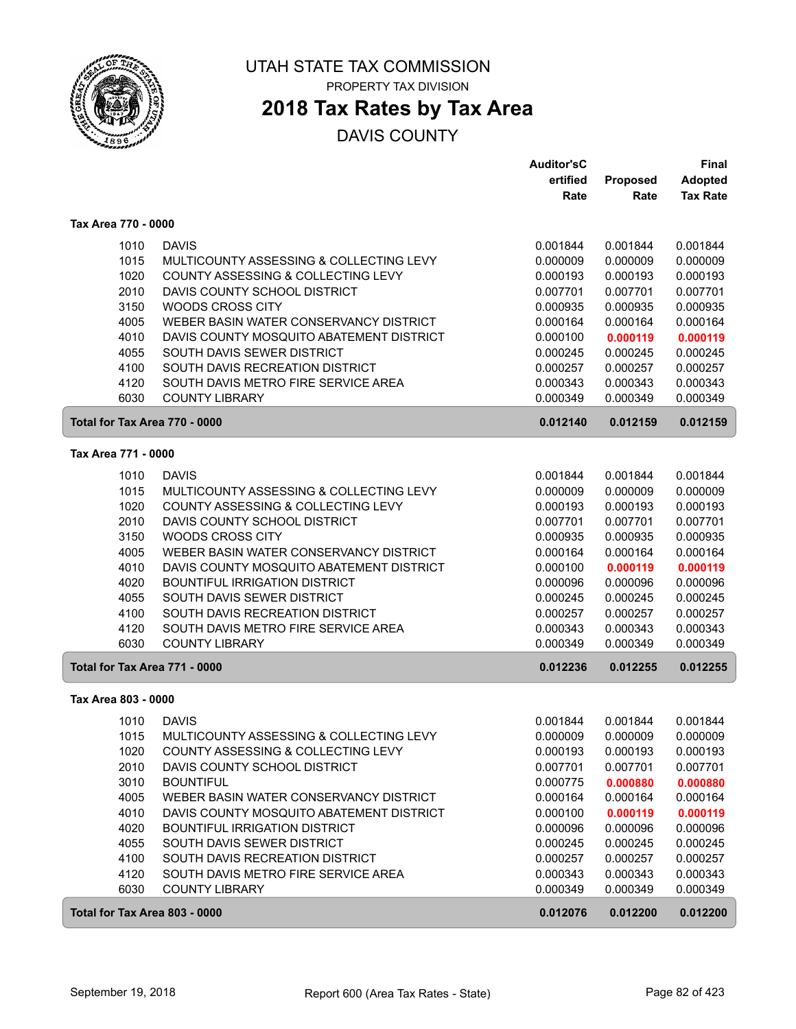# UTAH STATE TAX COMMISSION

PROPERTY TAX DIVISION

## 2018 Tax Rates by Tax Area

DAVIS COUNTY

| | | Auditor'sCertified Rate | Proposed Rate | Final Adopted Tax Rate |
|---|---|---|---|---|
| **Tax Area 770 - 0000** | | | | |
| 1010 | DAVIS | 0.001844 | 0.001844 | 0.001844 |
| 1015 | MULTICOUNTY ASSESSING & COLLECTING LEVY | 0.000009 | 0.000009 | 0.000009 |
| 1020 | COUNTY ASSESSING & COLLECTING LEVY | 0.000193 | 0.000193 | 0.000193 |
| 2010 | DAVIS COUNTY SCHOOL DISTRICT | 0.007701 | 0.007701 | 0.007701 |
| 3150 | WOODS CROSS CITY | 0.000935 | 0.000935 | 0.000935 |
| 4005 | WEBER BASIN WATER CONSERVANCY DISTRICT | 0.000164 | 0.000164 | 0.000164 |
| 4010 | DAVIS COUNTY MOSQUITO ABATEMENT DISTRICT | 0.000100 | **0.000119** | **0.000119** |
| 4055 | SOUTH DAVIS SEWER DISTRICT | 0.000245 | 0.000245 | 0.000245 |
| 4100 | SOUTH DAVIS RECREATION DISTRICT | 0.000257 | 0.000257 | 0.000257 |
| 4120 | SOUTH DAVIS METRO FIRE SERVICE AREA | 0.000343 | 0.000343 | 0.000343 |
| 6030 | COUNTY LIBRARY | 0.000349 | 0.000349 | 0.000349 |
| **Total for Tax Area 770 - 0000** | | **0.012140** | **0.012159** | **0.012159** |
| **Tax Area 771 - 0000** | | | | |
| 1010 | DAVIS | 0.001844 | 0.001844 | 0.001844 |
| 1015 | MULTICOUNTY ASSESSING & COLLECTING LEVY | 0.000009 | 0.000009 | 0.000009 |
| 1020 | COUNTY ASSESSING & COLLECTING LEVY | 0.000193 | 0.000193 | 0.000193 |
| 2010 | DAVIS COUNTY SCHOOL DISTRICT | 0.007701 | 0.007701 | 0.007701 |
| 3150 | WOODS CROSS CITY | 0.000935 | 0.000935 | 0.000935 |
| 4005 | WEBER BASIN WATER CONSERVANCY DISTRICT | 0.000164 | 0.000164 | 0.000164 |
| 4010 | DAVIS COUNTY MOSQUITO ABATEMENT DISTRICT | 0.000100 | **0.000119** | **0.000119** |
| 4020 | BOUNTIFUL IRRIGATION DISTRICT | 0.000096 | 0.000096 | 0.000096 |
| 4055 | SOUTH DAVIS SEWER DISTRICT | 0.000245 | 0.000245 | 0.000245 |
| 4100 | SOUTH DAVIS RECREATION DISTRICT | 0.000257 | 0.000257 | 0.000257 |
| 4120 | SOUTH DAVIS METRO FIRE SERVICE AREA | 0.000343 | 0.000343 | 0.000343 |
| 6030 | COUNTY LIBRARY | 0.000349 | 0.000349 | 0.000349 |
| **Total for Tax Area 771 - 0000** | | **0.012236** | **0.012255** | **0.012255** |
| **Tax Area 803 - 0000** | | | | |
| 1010 | DAVIS | 0.001844 | 0.001844 | 0.001844 |
| 1015 | MULTICOUNTY ASSESSING & COLLECTING LEVY | 0.000009 | 0.000009 | 0.000009 |
| 1020 | COUNTY ASSESSING & COLLECTING LEVY | 0.000193 | 0.000193 | 0.000193 |
| 2010 | DAVIS COUNTY SCHOOL DISTRICT | 0.007701 | 0.007701 | 0.007701 |
| 3010 | BOUNTIFUL | 0.000775 | **0.000880** | **0.000880** |
| 4005 | WEBER BASIN WATER CONSERVANCY DISTRICT | 0.000164 | 0.000164 | 0.000164 |
| 4010 | DAVIS COUNTY MOSQUITO ABATEMENT DISTRICT | 0.000100 | **0.000119** | **0.000119** |
| 4020 | BOUNTIFUL IRRIGATION DISTRICT | 0.000096 | 0.000096 | 0.000096 |
| 4055 | SOUTH DAVIS SEWER DISTRICT | 0.000245 | 0.000245 | 0.000245 |
| 4100 | SOUTH DAVIS RECREATION DISTRICT | 0.000257 | 0.000257 | 0.000257 |
| 4120 | SOUTH DAVIS METRO FIRE SERVICE AREA | 0.000343 | 0.000343 | 0.000343 |
| 6030 | COUNTY LIBRARY | 0.000349 | 0.000349 | 0.000349 |
| **Total for Tax Area 803 - 0000** | | **0.012076** | **0.012200** | **0.012200** |

September 19, 2018 — Report 600 (Area Tax Rates - State)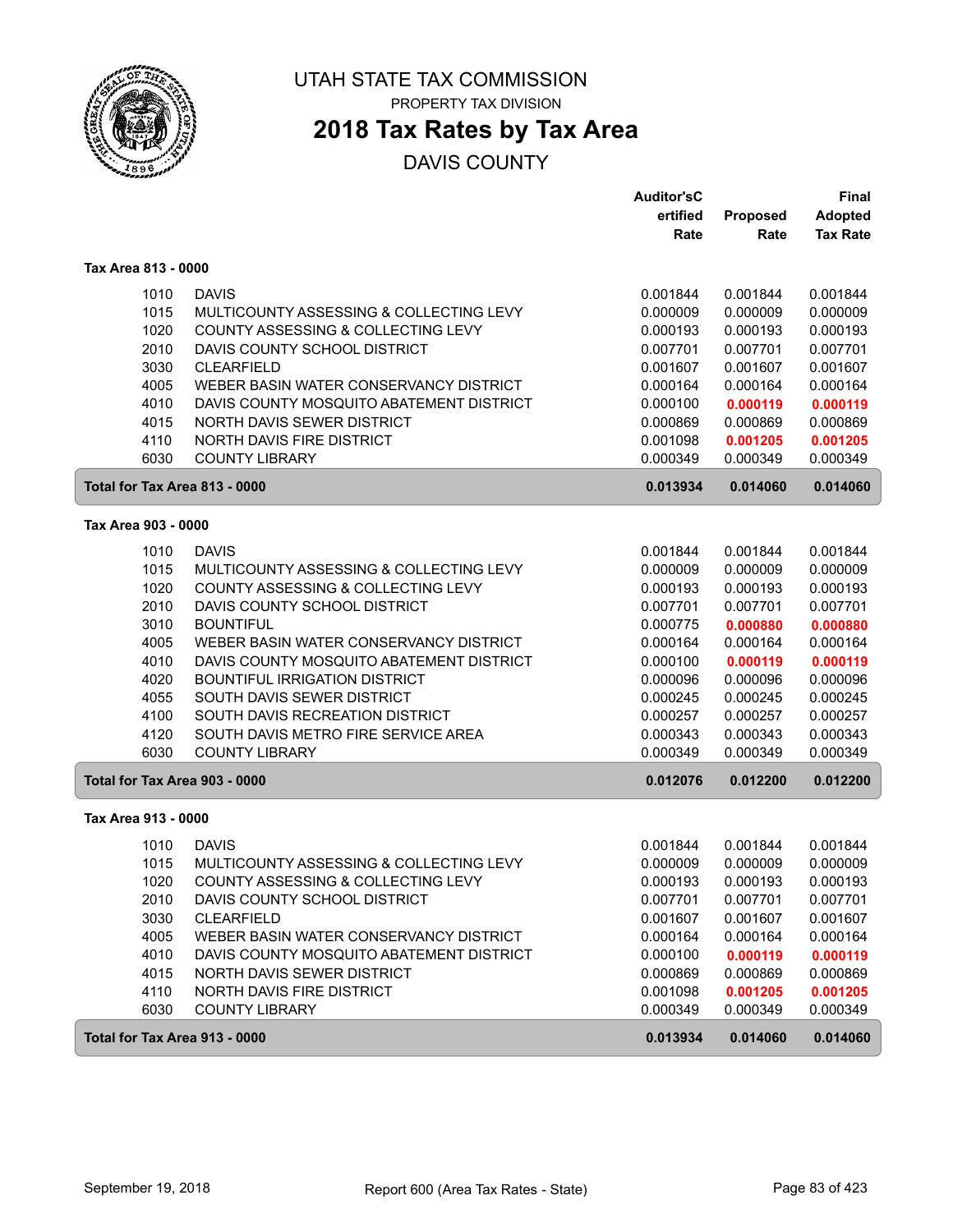# UTAH STATE TAX COMMISSION

PROPERTY TAX DIVISION

## 2018 Tax Rates by Tax Area

DAVIS COUNTY

| | | Auditor'sCertified Rate | Proposed Rate | Final Adopted Tax Rate |
|---|---|---|---|---|
| **Tax Area 813 - 0000** | | | | |
| 1010 | DAVIS | 0.001844 | 0.001844 | 0.001844 |
| 1015 | MULTICOUNTY ASSESSING & COLLECTING LEVY | 0.000009 | 0.000009 | 0.000009 |
| 1020 | COUNTY ASSESSING & COLLECTING LEVY | 0.000193 | 0.000193 | 0.000193 |
| 2010 | DAVIS COUNTY SCHOOL DISTRICT | 0.007701 | 0.007701 | 0.007701 |
| 3030 | CLEARFIELD | 0.001607 | 0.001607 | 0.001607 |
| 4005 | WEBER BASIN WATER CONSERVANCY DISTRICT | 0.000164 | 0.000164 | 0.000164 |
| 4010 | DAVIS COUNTY MOSQUITO ABATEMENT DISTRICT | 0.000100 | **0.000119** | **0.000119** |
| 4015 | NORTH DAVIS SEWER DISTRICT | 0.000869 | 0.000869 | 0.000869 |
| 4110 | NORTH DAVIS FIRE DISTRICT | 0.001098 | **0.001205** | **0.001205** |
| 6030 | COUNTY LIBRARY | 0.000349 | 0.000349 | 0.000349 |
| **Total for Tax Area 813 - 0000** | | **0.013934** | **0.014060** | **0.014060** |
| **Tax Area 903 - 0000** | | | | |
| 1010 | DAVIS | 0.001844 | 0.001844 | 0.001844 |
| 1015 | MULTICOUNTY ASSESSING & COLLECTING LEVY | 0.000009 | 0.000009 | 0.000009 |
| 1020 | COUNTY ASSESSING & COLLECTING LEVY | 0.000193 | 0.000193 | 0.000193 |
| 2010 | DAVIS COUNTY SCHOOL DISTRICT | 0.007701 | 0.007701 | 0.007701 |
| 3010 | BOUNTIFUL | 0.000775 | **0.000880** | **0.000880** |
| 4005 | WEBER BASIN WATER CONSERVANCY DISTRICT | 0.000164 | 0.000164 | 0.000164 |
| 4010 | DAVIS COUNTY MOSQUITO ABATEMENT DISTRICT | 0.000100 | **0.000119** | **0.000119** |
| 4020 | BOUNTIFUL IRRIGATION DISTRICT | 0.000096 | 0.000096 | 0.000096 |
| 4055 | SOUTH DAVIS SEWER DISTRICT | 0.000245 | 0.000245 | 0.000245 |
| 4100 | SOUTH DAVIS RECREATION DISTRICT | 0.000257 | 0.000257 | 0.000257 |
| 4120 | SOUTH DAVIS METRO FIRE SERVICE AREA | 0.000343 | 0.000343 | 0.000343 |
| 6030 | COUNTY LIBRARY | 0.000349 | 0.000349 | 0.000349 |
| **Total for Tax Area 903 - 0000** | | **0.012076** | **0.012200** | **0.012200** |
| **Tax Area 913 - 0000** | | | | |
| 1010 | DAVIS | 0.001844 | 0.001844 | 0.001844 |
| 1015 | MULTICOUNTY ASSESSING & COLLECTING LEVY | 0.000009 | 0.000009 | 0.000009 |
| 1020 | COUNTY ASSESSING & COLLECTING LEVY | 0.000193 | 0.000193 | 0.000193 |
| 2010 | DAVIS COUNTY SCHOOL DISTRICT | 0.007701 | 0.007701 | 0.007701 |
| 3030 | CLEARFIELD | 0.001607 | 0.001607 | 0.001607 |
| 4005 | WEBER BASIN WATER CONSERVANCY DISTRICT | 0.000164 | 0.000164 | 0.000164 |
| 4010 | DAVIS COUNTY MOSQUITO ABATEMENT DISTRICT | 0.000100 | **0.000119** | **0.000119** |
| 4015 | NORTH DAVIS SEWER DISTRICT | 0.000869 | 0.000869 | 0.000869 |
| 4110 | NORTH DAVIS FIRE DISTRICT | 0.001098 | **0.001205** | **0.001205** |
| 6030 | COUNTY LIBRARY | 0.000349 | 0.000349 | 0.000349 |
| **Total for Tax Area 913 - 0000** | | **0.013934** | **0.014060** | **0.014060** |

September 19, 2018 — Report 600 (Area Tax Rates - State)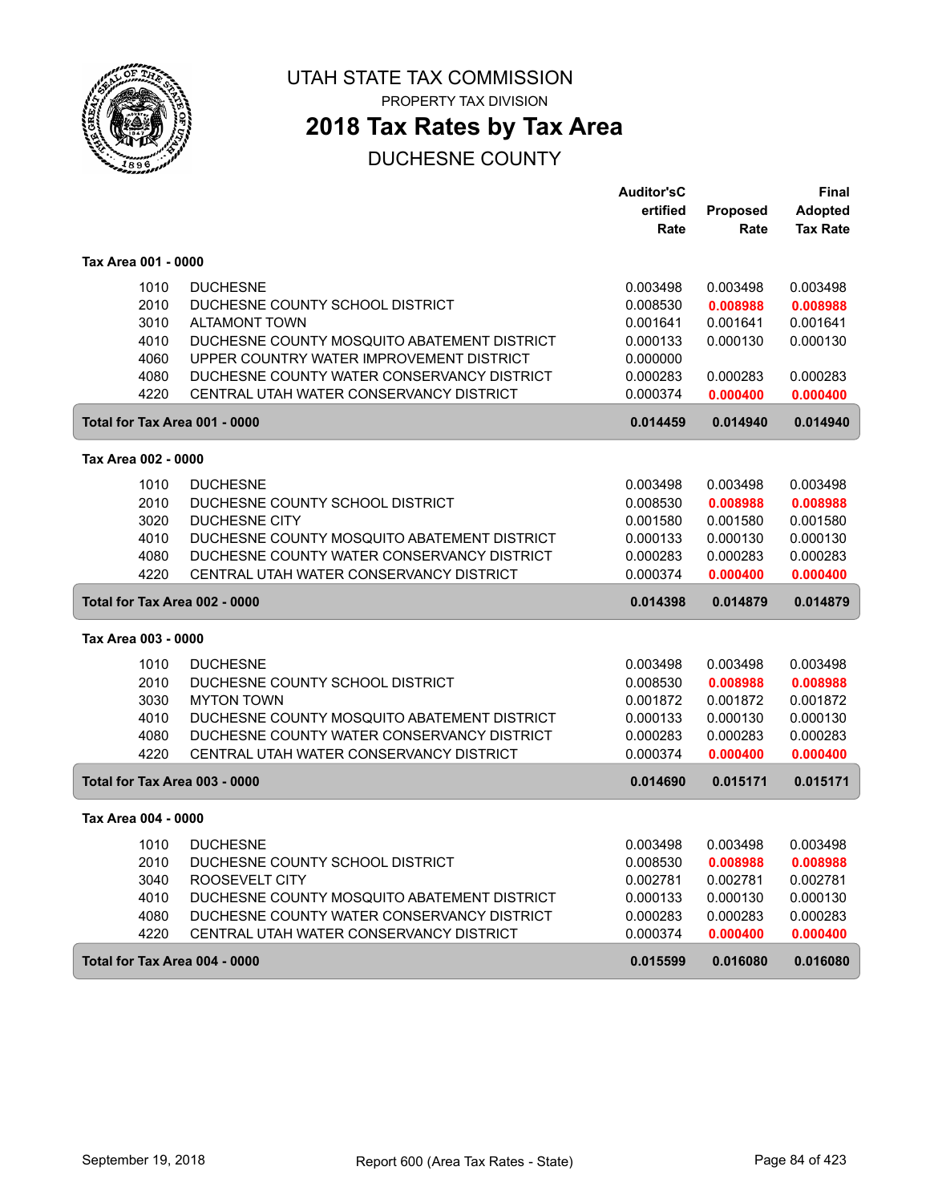# UTAH STATE TAX COMMISSION

PROPERTY TAX DIVISION

## 2018 Tax Rates by Tax Area

DUCHESNE COUNTY

| | | Auditor'sCertified Rate | Proposed Rate | Final Adopted Tax Rate |
|---|---|---|---|---|
| **Tax Area 001 - 0000** | | | | |
| 1010 | DUCHESNE | 0.003498 | 0.003498 | 0.003498 |
| 2010 | DUCHESNE COUNTY SCHOOL DISTRICT | 0.008530 | **0.008988** | **0.008988** |
| 3010 | ALTAMONT TOWN | 0.001641 | 0.001641 | 0.001641 |
| 4010 | DUCHESNE COUNTY MOSQUITO ABATEMENT DISTRICT | 0.000133 | 0.000130 | 0.000130 |
| 4060 | UPPER COUNTRY WATER IMPROVEMENT DISTRICT | 0.000000 | | |
| 4080 | DUCHESNE COUNTY WATER CONSERVANCY DISTRICT | 0.000283 | 0.000283 | 0.000283 |
| 4220 | CENTRAL UTAH WATER CONSERVANCY DISTRICT | 0.000374 | **0.000400** | **0.000400** |
| **Total for Tax Area 001 - 0000** | | **0.014459** | **0.014940** | **0.014940** |
| **Tax Area 002 - 0000** | | | | |
| 1010 | DUCHESNE | 0.003498 | 0.003498 | 0.003498 |
| 2010 | DUCHESNE COUNTY SCHOOL DISTRICT | 0.008530 | **0.008988** | **0.008988** |
| 3020 | DUCHESNE CITY | 0.001580 | 0.001580 | 0.001580 |
| 4010 | DUCHESNE COUNTY MOSQUITO ABATEMENT DISTRICT | 0.000133 | 0.000130 | 0.000130 |
| 4080 | DUCHESNE COUNTY WATER CONSERVANCY DISTRICT | 0.000283 | 0.000283 | 0.000283 |
| 4220 | CENTRAL UTAH WATER CONSERVANCY DISTRICT | 0.000374 | **0.000400** | **0.000400** |
| **Total for Tax Area 002 - 0000** | | **0.014398** | **0.014879** | **0.014879** |
| **Tax Area 003 - 0000** | | | | |
| 1010 | DUCHESNE | 0.003498 | 0.003498 | 0.003498 |
| 2010 | DUCHESNE COUNTY SCHOOL DISTRICT | 0.008530 | **0.008988** | **0.008988** |
| 3030 | MYTON TOWN | 0.001872 | 0.001872 | 0.001872 |
| 4010 | DUCHESNE COUNTY MOSQUITO ABATEMENT DISTRICT | 0.000133 | 0.000130 | 0.000130 |
| 4080 | DUCHESNE COUNTY WATER CONSERVANCY DISTRICT | 0.000283 | 0.000283 | 0.000283 |
| 4220 | CENTRAL UTAH WATER CONSERVANCY DISTRICT | 0.000374 | **0.000400** | **0.000400** |
| **Total for Tax Area 003 - 0000** | | **0.014690** | **0.015171** | **0.015171** |
| **Tax Area 004 - 0000** | | | | |
| 1010 | DUCHESNE | 0.003498 | 0.003498 | 0.003498 |
| 2010 | DUCHESNE COUNTY SCHOOL DISTRICT | 0.008530 | **0.008988** | **0.008988** |
| 3040 | ROOSEVELT CITY | 0.002781 | 0.002781 | 0.002781 |
| 4010 | DUCHESNE COUNTY MOSQUITO ABATEMENT DISTRICT | 0.000133 | 0.000130 | 0.000130 |
| 4080 | DUCHESNE COUNTY WATER CONSERVANCY DISTRICT | 0.000283 | 0.000283 | 0.000283 |
| 4220 | CENTRAL UTAH WATER CONSERVANCY DISTRICT | 0.000374 | **0.000400** | **0.000400** |
| **Total for Tax Area 004 - 0000** | | **0.015599** | **0.016080** | **0.016080** |

September 19, 2018 — Report 600 (Area Tax Rates - State)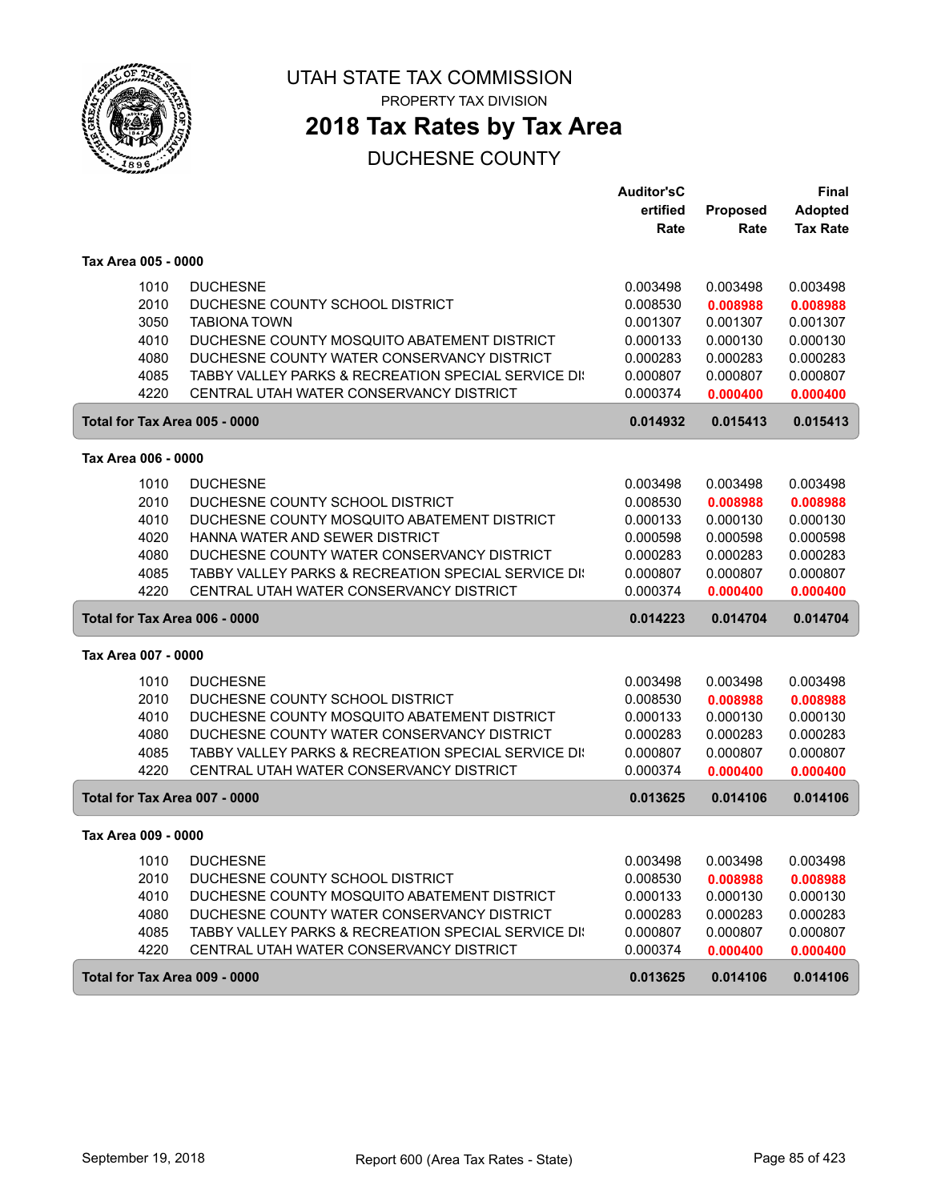# UTAH STATE TAX COMMISSION

PROPERTY TAX DIVISION

## 2018 Tax Rates by Tax Area

DUCHESNE COUNTY

| | | Auditor'sCertified Rate | Proposed Rate | Final Adopted Tax Rate |
|---|---|---|---|---|
| **Tax Area 005 - 0000** | | | | |
| 1010 | DUCHESNE | 0.003498 | 0.003498 | 0.003498 |
| 2010 | DUCHESNE COUNTY SCHOOL DISTRICT | 0.008530 | **0.008988** | **0.008988** |
| 3050 | TABIONA TOWN | 0.001307 | 0.001307 | 0.001307 |
| 4010 | DUCHESNE COUNTY MOSQUITO ABATEMENT DISTRICT | 0.000133 | 0.000130 | 0.000130 |
| 4080 | DUCHESNE COUNTY WATER CONSERVANCY DISTRICT | 0.000283 | 0.000283 | 0.000283 |
| 4085 | TABBY VALLEY PARKS & RECREATION SPECIAL SERVICE DI: | 0.000807 | 0.000807 | 0.000807 |
| 4220 | CENTRAL UTAH WATER CONSERVANCY DISTRICT | 0.000374 | **0.000400** | **0.000400** |
| **Total for Tax Area 005 - 0000** | | **0.014932** | **0.015413** | **0.015413** |
| **Tax Area 006 - 0000** | | | | |
| 1010 | DUCHESNE | 0.003498 | 0.003498 | 0.003498 |
| 2010 | DUCHESNE COUNTY SCHOOL DISTRICT | 0.008530 | **0.008988** | **0.008988** |
| 4010 | DUCHESNE COUNTY MOSQUITO ABATEMENT DISTRICT | 0.000133 | 0.000130 | 0.000130 |
| 4020 | HANNA WATER AND SEWER DISTRICT | 0.000598 | 0.000598 | 0.000598 |
| 4080 | DUCHESNE COUNTY WATER CONSERVANCY DISTRICT | 0.000283 | 0.000283 | 0.000283 |
| 4085 | TABBY VALLEY PARKS & RECREATION SPECIAL SERVICE DI: | 0.000807 | 0.000807 | 0.000807 |
| 4220 | CENTRAL UTAH WATER CONSERVANCY DISTRICT | 0.000374 | **0.000400** | **0.000400** |
| **Total for Tax Area 006 - 0000** | | **0.014223** | **0.014704** | **0.014704** |
| **Tax Area 007 - 0000** | | | | |
| 1010 | DUCHESNE | 0.003498 | 0.003498 | 0.003498 |
| 2010 | DUCHESNE COUNTY SCHOOL DISTRICT | 0.008530 | **0.008988** | **0.008988** |
| 4010 | DUCHESNE COUNTY MOSQUITO ABATEMENT DISTRICT | 0.000133 | 0.000130 | 0.000130 |
| 4080 | DUCHESNE COUNTY WATER CONSERVANCY DISTRICT | 0.000283 | 0.000283 | 0.000283 |
| 4085 | TABBY VALLEY PARKS & RECREATION SPECIAL SERVICE DI: | 0.000807 | 0.000807 | 0.000807 |
| 4220 | CENTRAL UTAH WATER CONSERVANCY DISTRICT | 0.000374 | **0.000400** | **0.000400** |
| **Total for Tax Area 007 - 0000** | | **0.013625** | **0.014106** | **0.014106** |
| **Tax Area 009 - 0000** | | | | |
| 1010 | DUCHESNE | 0.003498 | 0.003498 | 0.003498 |
| 2010 | DUCHESNE COUNTY SCHOOL DISTRICT | 0.008530 | **0.008988** | **0.008988** |
| 4010 | DUCHESNE COUNTY MOSQUITO ABATEMENT DISTRICT | 0.000133 | 0.000130 | 0.000130 |
| 4080 | DUCHESNE COUNTY WATER CONSERVANCY DISTRICT | 0.000283 | 0.000283 | 0.000283 |
| 4085 | TABBY VALLEY PARKS & RECREATION SPECIAL SERVICE DI: | 0.000807 | 0.000807 | 0.000807 |
| 4220 | CENTRAL UTAH WATER CONSERVANCY DISTRICT | 0.000374 | **0.000400** | **0.000400** |
| **Total for Tax Area 009 - 0000** | | **0.013625** | **0.014106** | **0.014106** |

September 19, 2018 — Report 600 (Area Tax Rates - State)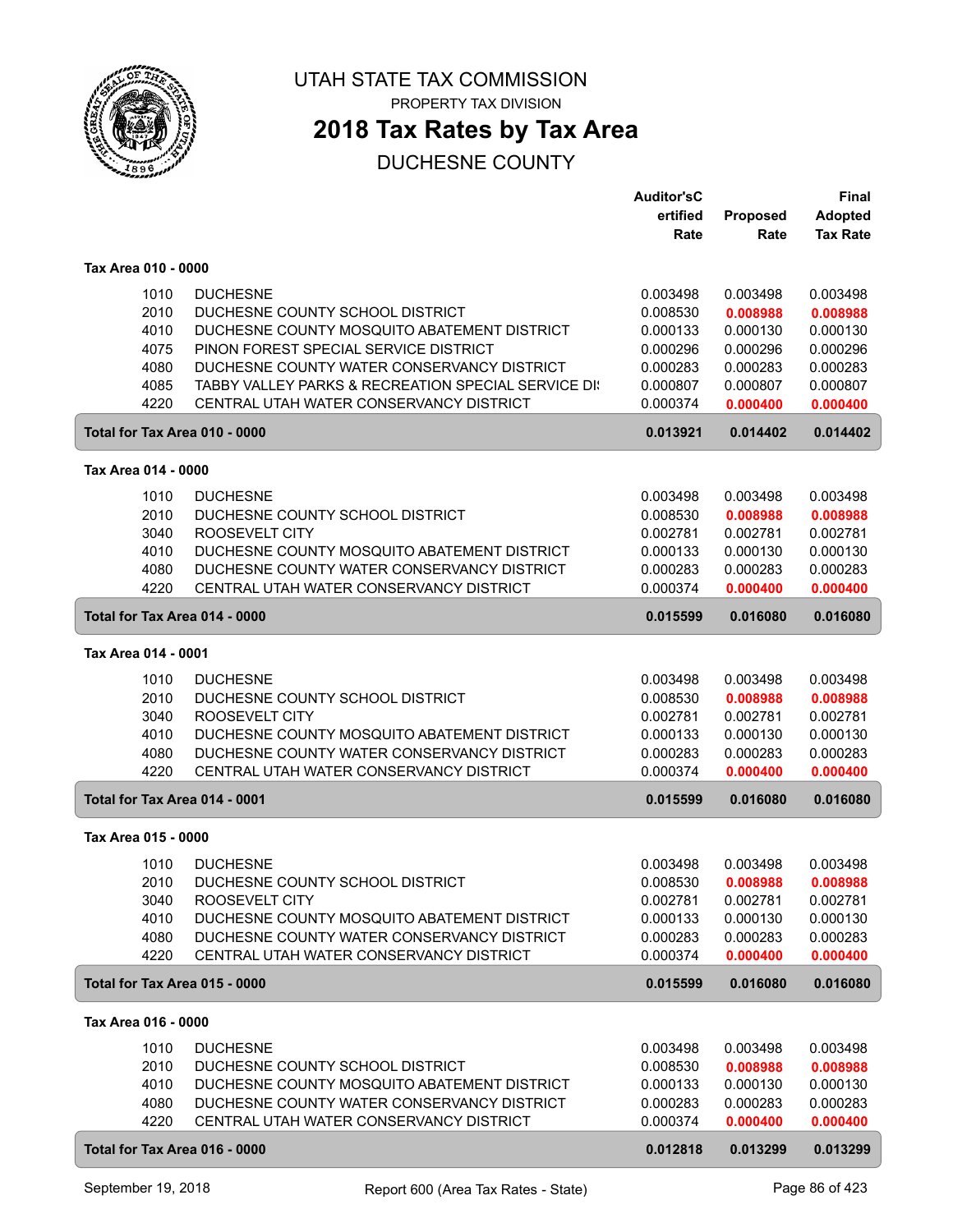# UTAH STATE TAX COMMISSION

PROPERTY TAX DIVISION

## 2018 Tax Rates by Tax Area

DUCHESNE COUNTY

| | | Auditor'sCertified Rate | Proposed Rate | Final Adopted Tax Rate |
|---|---|---|---|---|
| **Tax Area 010 - 0000** | | | | |
| 1010 | DUCHESNE | 0.003498 | 0.003498 | 0.003498 |
| 2010 | DUCHESNE COUNTY SCHOOL DISTRICT | 0.008530 | **0.008988** | **0.008988** |
| 4010 | DUCHESNE COUNTY MOSQUITO ABATEMENT DISTRICT | 0.000133 | 0.000130 | 0.000130 |
| 4075 | PINON FOREST SPECIAL SERVICE DISTRICT | 0.000296 | 0.000296 | 0.000296 |
| 4080 | DUCHESNE COUNTY WATER CONSERVANCY DISTRICT | 0.000283 | 0.000283 | 0.000283 |
| 4085 | TABBY VALLEY PARKS & RECREATION SPECIAL SERVICE DI | 0.000807 | 0.000807 | 0.000807 |
| 4220 | CENTRAL UTAH WATER CONSERVANCY DISTRICT | 0.000374 | **0.000400** | **0.000400** |
| **Total for Tax Area 010 - 0000** | | **0.013921** | **0.014402** | **0.014402** |
| **Tax Area 014 - 0000** | | | | |
| 1010 | DUCHESNE | 0.003498 | 0.003498 | 0.003498 |
| 2010 | DUCHESNE COUNTY SCHOOL DISTRICT | 0.008530 | **0.008988** | **0.008988** |
| 3040 | ROOSEVELT CITY | 0.002781 | 0.002781 | 0.002781 |
| 4010 | DUCHESNE COUNTY MOSQUITO ABATEMENT DISTRICT | 0.000133 | 0.000130 | 0.000130 |
| 4080 | DUCHESNE COUNTY WATER CONSERVANCY DISTRICT | 0.000283 | 0.000283 | 0.000283 |
| 4220 | CENTRAL UTAH WATER CONSERVANCY DISTRICT | 0.000374 | **0.000400** | **0.000400** |
| **Total for Tax Area 014 - 0000** | | **0.015599** | **0.016080** | **0.016080** |
| **Tax Area 014 - 0001** | | | | |
| 1010 | DUCHESNE | 0.003498 | 0.003498 | 0.003498 |
| 2010 | DUCHESNE COUNTY SCHOOL DISTRICT | 0.008530 | **0.008988** | **0.008988** |
| 3040 | ROOSEVELT CITY | 0.002781 | 0.002781 | 0.002781 |
| 4010 | DUCHESNE COUNTY MOSQUITO ABATEMENT DISTRICT | 0.000133 | 0.000130 | 0.000130 |
| 4080 | DUCHESNE COUNTY WATER CONSERVANCY DISTRICT | 0.000283 | 0.000283 | 0.000283 |
| 4220 | CENTRAL UTAH WATER CONSERVANCY DISTRICT | 0.000374 | **0.000400** | **0.000400** |
| **Total for Tax Area 014 - 0001** | | **0.015599** | **0.016080** | **0.016080** |
| **Tax Area 015 - 0000** | | | | |
| 1010 | DUCHESNE | 0.003498 | 0.003498 | 0.003498 |
| 2010 | DUCHESNE COUNTY SCHOOL DISTRICT | 0.008530 | **0.008988** | **0.008988** |
| 3040 | ROOSEVELT CITY | 0.002781 | 0.002781 | 0.002781 |
| 4010 | DUCHESNE COUNTY MOSQUITO ABATEMENT DISTRICT | 0.000133 | 0.000130 | 0.000130 |
| 4080 | DUCHESNE COUNTY WATER CONSERVANCY DISTRICT | 0.000283 | 0.000283 | 0.000283 |
| 4220 | CENTRAL UTAH WATER CONSERVANCY DISTRICT | 0.000374 | **0.000400** | **0.000400** |
| **Total for Tax Area 015 - 0000** | | **0.015599** | **0.016080** | **0.016080** |
| **Tax Area 016 - 0000** | | | | |
| 1010 | DUCHESNE | 0.003498 | 0.003498 | 0.003498 |
| 2010 | DUCHESNE COUNTY SCHOOL DISTRICT | 0.008530 | **0.008988** | **0.008988** |
| 4010 | DUCHESNE COUNTY MOSQUITO ABATEMENT DISTRICT | 0.000133 | 0.000130 | 0.000130 |
| 4080 | DUCHESNE COUNTY WATER CONSERVANCY DISTRICT | 0.000283 | 0.000283 | 0.000283 |
| 4220 | CENTRAL UTAH WATER CONSERVANCY DISTRICT | 0.000374 | **0.000400** | **0.000400** |
| **Total for Tax Area 016 - 0000** | | **0.012818** | **0.013299** | **0.013299** |

September 19, 2018 — Report 600 (Area Tax Rates - State)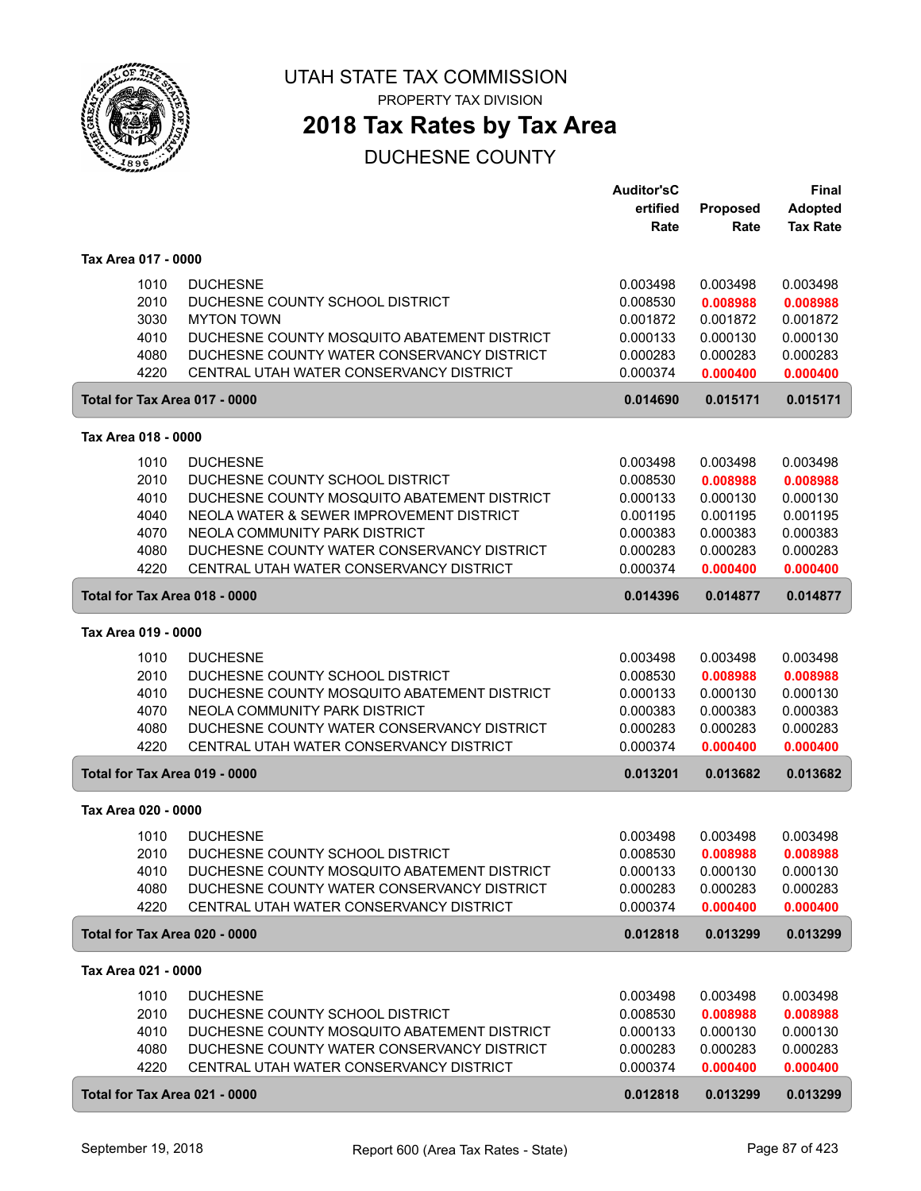# UTAH STATE TAX COMMISSION

PROPERTY TAX DIVISION

## 2018 Tax Rates by Tax Area

DUCHESNE COUNTY

| | | Auditor'sCertified Rate | Proposed Rate | Final Adopted Tax Rate |
|---|---|---|---|---|
| **Tax Area 017 - 0000** | | | | |
| 1010 | DUCHESNE | 0.003498 | 0.003498 | 0.003498 |
| 2010 | DUCHESNE COUNTY SCHOOL DISTRICT | 0.008530 | 0.008988 | 0.008988 |
| 3030 | MYTON TOWN | 0.001872 | 0.001872 | 0.001872 |
| 4010 | DUCHESNE COUNTY MOSQUITO ABATEMENT DISTRICT | 0.000133 | 0.000130 | 0.000130 |
| 4080 | DUCHESNE COUNTY WATER CONSERVANCY DISTRICT | 0.000283 | 0.000283 | 0.000283 |
| 4220 | CENTRAL UTAH WATER CONSERVANCY DISTRICT | 0.000374 | 0.000400 | 0.000400 |
| **Total for Tax Area 017 - 0000** | | **0.014690** | **0.015171** | **0.015171** |
| **Tax Area 018 - 0000** | | | | |
| 1010 | DUCHESNE | 0.003498 | 0.003498 | 0.003498 |
| 2010 | DUCHESNE COUNTY SCHOOL DISTRICT | 0.008530 | 0.008988 | 0.008988 |
| 4010 | DUCHESNE COUNTY MOSQUITO ABATEMENT DISTRICT | 0.000133 | 0.000130 | 0.000130 |
| 4040 | NEOLA WATER & SEWER IMPROVEMENT DISTRICT | 0.001195 | 0.001195 | 0.001195 |
| 4070 | NEOLA COMMUNITY PARK DISTRICT | 0.000383 | 0.000383 | 0.000383 |
| 4080 | DUCHESNE COUNTY WATER CONSERVANCY DISTRICT | 0.000283 | 0.000283 | 0.000283 |
| 4220 | CENTRAL UTAH WATER CONSERVANCY DISTRICT | 0.000374 | 0.000400 | 0.000400 |
| **Total for Tax Area 018 - 0000** | | **0.014396** | **0.014877** | **0.014877** |
| **Tax Area 019 - 0000** | | | | |
| 1010 | DUCHESNE | 0.003498 | 0.003498 | 0.003498 |
| 2010 | DUCHESNE COUNTY SCHOOL DISTRICT | 0.008530 | 0.008988 | 0.008988 |
| 4010 | DUCHESNE COUNTY MOSQUITO ABATEMENT DISTRICT | 0.000133 | 0.000130 | 0.000130 |
| 4070 | NEOLA COMMUNITY PARK DISTRICT | 0.000383 | 0.000383 | 0.000383 |
| 4080 | DUCHESNE COUNTY WATER CONSERVANCY DISTRICT | 0.000283 | 0.000283 | 0.000283 |
| 4220 | CENTRAL UTAH WATER CONSERVANCY DISTRICT | 0.000374 | 0.000400 | 0.000400 |
| **Total for Tax Area 019 - 0000** | | **0.013201** | **0.013682** | **0.013682** |
| **Tax Area 020 - 0000** | | | | |
| 1010 | DUCHESNE | 0.003498 | 0.003498 | 0.003498 |
| 2010 | DUCHESNE COUNTY SCHOOL DISTRICT | 0.008530 | 0.008988 | 0.008988 |
| 4010 | DUCHESNE COUNTY MOSQUITO ABATEMENT DISTRICT | 0.000133 | 0.000130 | 0.000130 |
| 4080 | DUCHESNE COUNTY WATER CONSERVANCY DISTRICT | 0.000283 | 0.000283 | 0.000283 |
| 4220 | CENTRAL UTAH WATER CONSERVANCY DISTRICT | 0.000374 | 0.000400 | 0.000400 |
| **Total for Tax Area 020 - 0000** | | **0.012818** | **0.013299** | **0.013299** |
| **Tax Area 021 - 0000** | | | | |
| 1010 | DUCHESNE | 0.003498 | 0.003498 | 0.003498 |
| 2010 | DUCHESNE COUNTY SCHOOL DISTRICT | 0.008530 | 0.008988 | 0.008988 |
| 4010 | DUCHESNE COUNTY MOSQUITO ABATEMENT DISTRICT | 0.000133 | 0.000130 | 0.000130 |
| 4080 | DUCHESNE COUNTY WATER CONSERVANCY DISTRICT | 0.000283 | 0.000283 | 0.000283 |
| 4220 | CENTRAL UTAH WATER CONSERVANCY DISTRICT | 0.000374 | 0.000400 | 0.000400 |
| **Total for Tax Area 021 - 0000** | | **0.012818** | **0.013299** | **0.013299** |

September 19, 2018 — Report 600 (Area Tax Rates - State)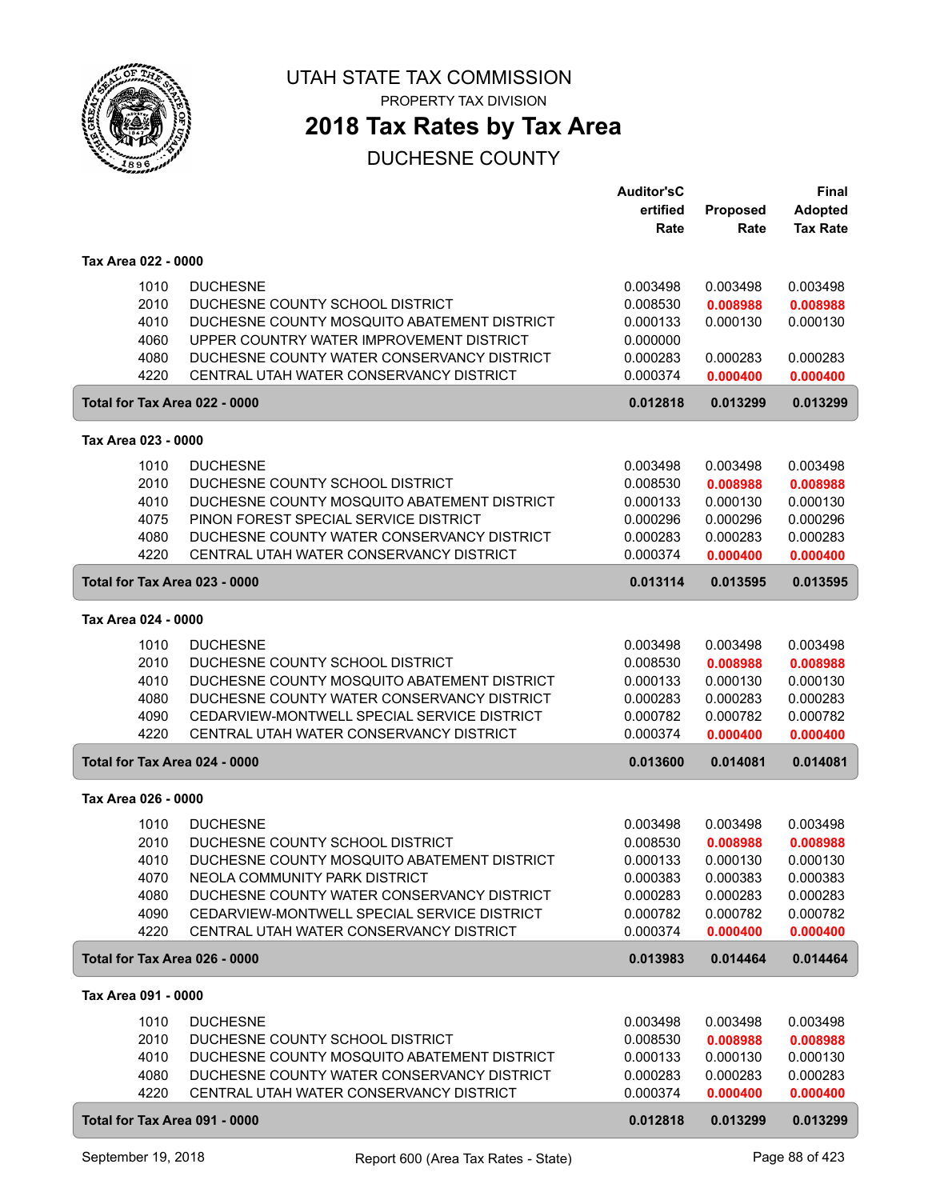# UTAH STATE TAX COMMISSION

PROPERTY TAX DIVISION

## 2018 Tax Rates by Tax Area

DUCHESNE COUNTY

| | | Auditor's Certified Rate | Proposed Rate | Final Adopted Tax Rate |
|---|---|---|---|---|
| **Tax Area 022 - 0000** | | | | |
| 1010 | DUCHESNE | 0.003498 | 0.003498 | 0.003498 |
| 2010 | DUCHESNE COUNTY SCHOOL DISTRICT | 0.008530 | **0.008988** | **0.008988** |
| 4010 | DUCHESNE COUNTY MOSQUITO ABATEMENT DISTRICT | 0.000133 | 0.000130 | 0.000130 |
| 4060 | UPPER COUNTRY WATER IMPROVEMENT DISTRICT | 0.000000 | | |
| 4080 | DUCHESNE COUNTY WATER CONSERVANCY DISTRICT | 0.000283 | 0.000283 | 0.000283 |
| 4220 | CENTRAL UTAH WATER CONSERVANCY DISTRICT | 0.000374 | **0.000400** | **0.000400** |
| **Total for Tax Area 022 - 0000** | | **0.012818** | **0.013299** | **0.013299** |
| **Tax Area 023 - 0000** | | | | |
| 1010 | DUCHESNE | 0.003498 | 0.003498 | 0.003498 |
| 2010 | DUCHESNE COUNTY SCHOOL DISTRICT | 0.008530 | **0.008988** | **0.008988** |
| 4010 | DUCHESNE COUNTY MOSQUITO ABATEMENT DISTRICT | 0.000133 | 0.000130 | 0.000130 |
| 4075 | PINON FOREST SPECIAL SERVICE DISTRICT | 0.000296 | 0.000296 | 0.000296 |
| 4080 | DUCHESNE COUNTY WATER CONSERVANCY DISTRICT | 0.000283 | 0.000283 | 0.000283 |
| 4220 | CENTRAL UTAH WATER CONSERVANCY DISTRICT | 0.000374 | **0.000400** | **0.000400** |
| **Total for Tax Area 023 - 0000** | | **0.013114** | **0.013595** | **0.013595** |
| **Tax Area 024 - 0000** | | | | |
| 1010 | DUCHESNE | 0.003498 | 0.003498 | 0.003498 |
| 2010 | DUCHESNE COUNTY SCHOOL DISTRICT | 0.008530 | **0.008988** | **0.008988** |
| 4010 | DUCHESNE COUNTY MOSQUITO ABATEMENT DISTRICT | 0.000133 | 0.000130 | 0.000130 |
| 4080 | DUCHESNE COUNTY WATER CONSERVANCY DISTRICT | 0.000283 | 0.000283 | 0.000283 |
| 4090 | CEDARVIEW-MONTWELL SPECIAL SERVICE DISTRICT | 0.000782 | 0.000782 | 0.000782 |
| 4220 | CENTRAL UTAH WATER CONSERVANCY DISTRICT | 0.000374 | **0.000400** | **0.000400** |
| **Total for Tax Area 024 - 0000** | | **0.013600** | **0.014081** | **0.014081** |
| **Tax Area 026 - 0000** | | | | |
| 1010 | DUCHESNE | 0.003498 | 0.003498 | 0.003498 |
| 2010 | DUCHESNE COUNTY SCHOOL DISTRICT | 0.008530 | **0.008988** | **0.008988** |
| 4010 | DUCHESNE COUNTY MOSQUITO ABATEMENT DISTRICT | 0.000133 | 0.000130 | 0.000130 |
| 4070 | NEOLA COMMUNITY PARK DISTRICT | 0.000383 | 0.000383 | 0.000383 |
| 4080 | DUCHESNE COUNTY WATER CONSERVANCY DISTRICT | 0.000283 | 0.000283 | 0.000283 |
| 4090 | CEDARVIEW-MONTWELL SPECIAL SERVICE DISTRICT | 0.000782 | 0.000782 | 0.000782 |
| 4220 | CENTRAL UTAH WATER CONSERVANCY DISTRICT | 0.000374 | **0.000400** | **0.000400** |
| **Total for Tax Area 026 - 0000** | | **0.013983** | **0.014464** | **0.014464** |
| **Tax Area 091 - 0000** | | | | |
| 1010 | DUCHESNE | 0.003498 | 0.003498 | 0.003498 |
| 2010 | DUCHESNE COUNTY SCHOOL DISTRICT | 0.008530 | **0.008988** | **0.008988** |
| 4010 | DUCHESNE COUNTY MOSQUITO ABATEMENT DISTRICT | 0.000133 | 0.000130 | 0.000130 |
| 4080 | DUCHESNE COUNTY WATER CONSERVANCY DISTRICT | 0.000283 | 0.000283 | 0.000283 |
| 4220 | CENTRAL UTAH WATER CONSERVANCY DISTRICT | 0.000374 | **0.000400** | **0.000400** |
| **Total for Tax Area 091 - 0000** | | **0.012818** | **0.013299** | **0.013299** |

September 19, 2018 — Report 600 (Area Tax Rates - State)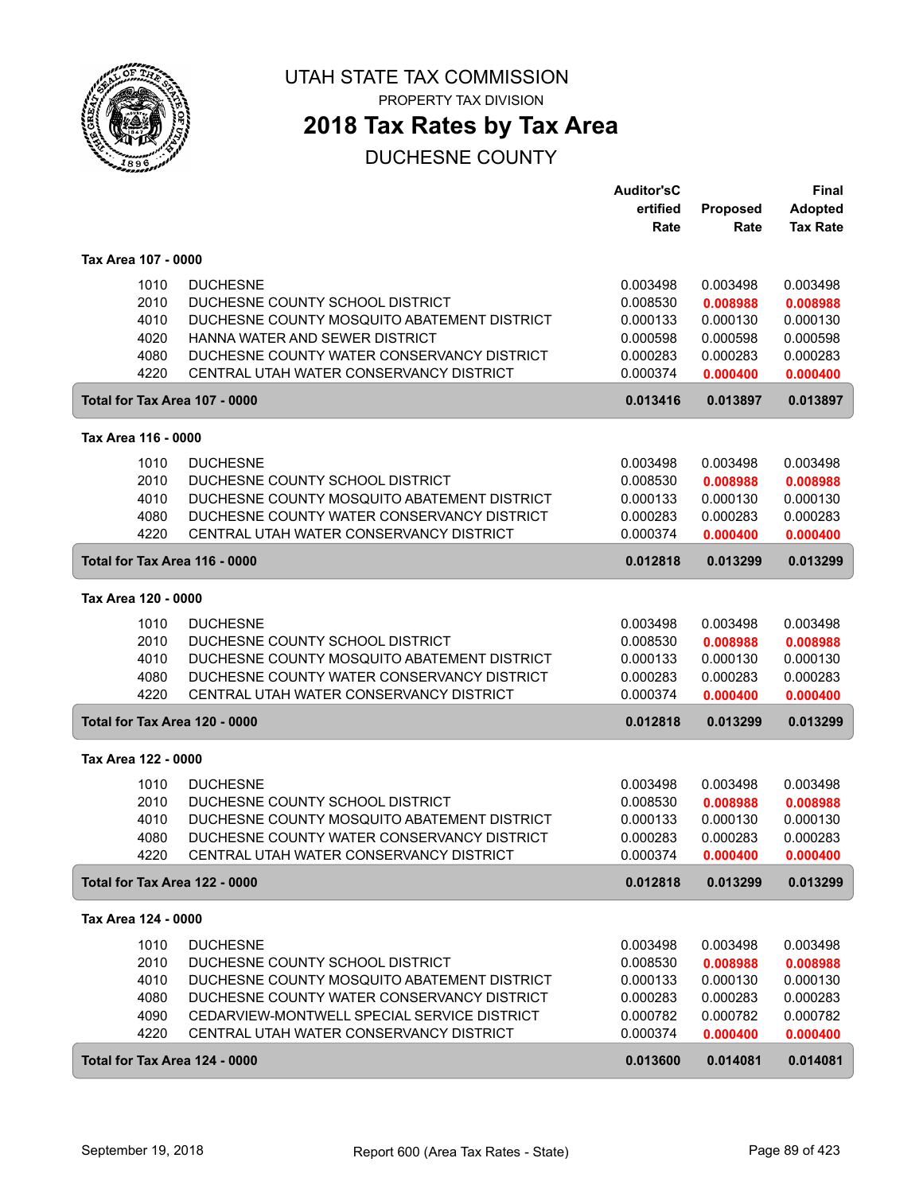# UTAH STATE TAX COMMISSION

PROPERTY TAX DIVISION

## 2018 Tax Rates by Tax Area

DUCHESNE COUNTY

| | | Auditor'sCertified Rate | Proposed Rate | Final Adopted Tax Rate |
|---|---|---|---|---|
| **Tax Area 107 - 0000** | | | | |
| 1010 | DUCHESNE | 0.003498 | 0.003498 | 0.003498 |
| 2010 | DUCHESNE COUNTY SCHOOL DISTRICT | 0.008530 | 0.008988 | 0.008988 |
| 4010 | DUCHESNE COUNTY MOSQUITO ABATEMENT DISTRICT | 0.000133 | 0.000130 | 0.000130 |
| 4020 | HANNA WATER AND SEWER DISTRICT | 0.000598 | 0.000598 | 0.000598 |
| 4080 | DUCHESNE COUNTY WATER CONSERVANCY DISTRICT | 0.000283 | 0.000283 | 0.000283 |
| 4220 | CENTRAL UTAH WATER CONSERVANCY DISTRICT | 0.000374 | 0.000400 | 0.000400 |
| **Total for Tax Area 107 - 0000** | | **0.013416** | **0.013897** | **0.013897** |
| **Tax Area 116 - 0000** | | | | |
| 1010 | DUCHESNE | 0.003498 | 0.003498 | 0.003498 |
| 2010 | DUCHESNE COUNTY SCHOOL DISTRICT | 0.008530 | 0.008988 | 0.008988 |
| 4010 | DUCHESNE COUNTY MOSQUITO ABATEMENT DISTRICT | 0.000133 | 0.000130 | 0.000130 |
| 4080 | DUCHESNE COUNTY WATER CONSERVANCY DISTRICT | 0.000283 | 0.000283 | 0.000283 |
| 4220 | CENTRAL UTAH WATER CONSERVANCY DISTRICT | 0.000374 | 0.000400 | 0.000400 |
| **Total for Tax Area 116 - 0000** | | **0.012818** | **0.013299** | **0.013299** |
| **Tax Area 120 - 0000** | | | | |
| 1010 | DUCHESNE | 0.003498 | 0.003498 | 0.003498 |
| 2010 | DUCHESNE COUNTY SCHOOL DISTRICT | 0.008530 | 0.008988 | 0.008988 |
| 4010 | DUCHESNE COUNTY MOSQUITO ABATEMENT DISTRICT | 0.000133 | 0.000130 | 0.000130 |
| 4080 | DUCHESNE COUNTY WATER CONSERVANCY DISTRICT | 0.000283 | 0.000283 | 0.000283 |
| 4220 | CENTRAL UTAH WATER CONSERVANCY DISTRICT | 0.000374 | 0.000400 | 0.000400 |
| **Total for Tax Area 120 - 0000** | | **0.012818** | **0.013299** | **0.013299** |
| **Tax Area 122 - 0000** | | | | |
| 1010 | DUCHESNE | 0.003498 | 0.003498 | 0.003498 |
| 2010 | DUCHESNE COUNTY SCHOOL DISTRICT | 0.008530 | 0.008988 | 0.008988 |
| 4010 | DUCHESNE COUNTY MOSQUITO ABATEMENT DISTRICT | 0.000133 | 0.000130 | 0.000130 |
| 4080 | DUCHESNE COUNTY WATER CONSERVANCY DISTRICT | 0.000283 | 0.000283 | 0.000283 |
| 4220 | CENTRAL UTAH WATER CONSERVANCY DISTRICT | 0.000374 | 0.000400 | 0.000400 |
| **Total for Tax Area 122 - 0000** | | **0.012818** | **0.013299** | **0.013299** |
| **Tax Area 124 - 0000** | | | | |
| 1010 | DUCHESNE | 0.003498 | 0.003498 | 0.003498 |
| 2010 | DUCHESNE COUNTY SCHOOL DISTRICT | 0.008530 | 0.008988 | 0.008988 |
| 4010 | DUCHESNE COUNTY MOSQUITO ABATEMENT DISTRICT | 0.000133 | 0.000130 | 0.000130 |
| 4080 | DUCHESNE COUNTY WATER CONSERVANCY DISTRICT | 0.000283 | 0.000283 | 0.000283 |
| 4090 | CEDARVIEW-MONTWELL SPECIAL SERVICE DISTRICT | 0.000782 | 0.000782 | 0.000782 |
| 4220 | CENTRAL UTAH WATER CONSERVANCY DISTRICT | 0.000374 | 0.000400 | 0.000400 |
| **Total for Tax Area 124 - 0000** | | **0.013600** | **0.014081** | **0.014081** |

September 19, 2018 — Report 600 (Area Tax Rates - State)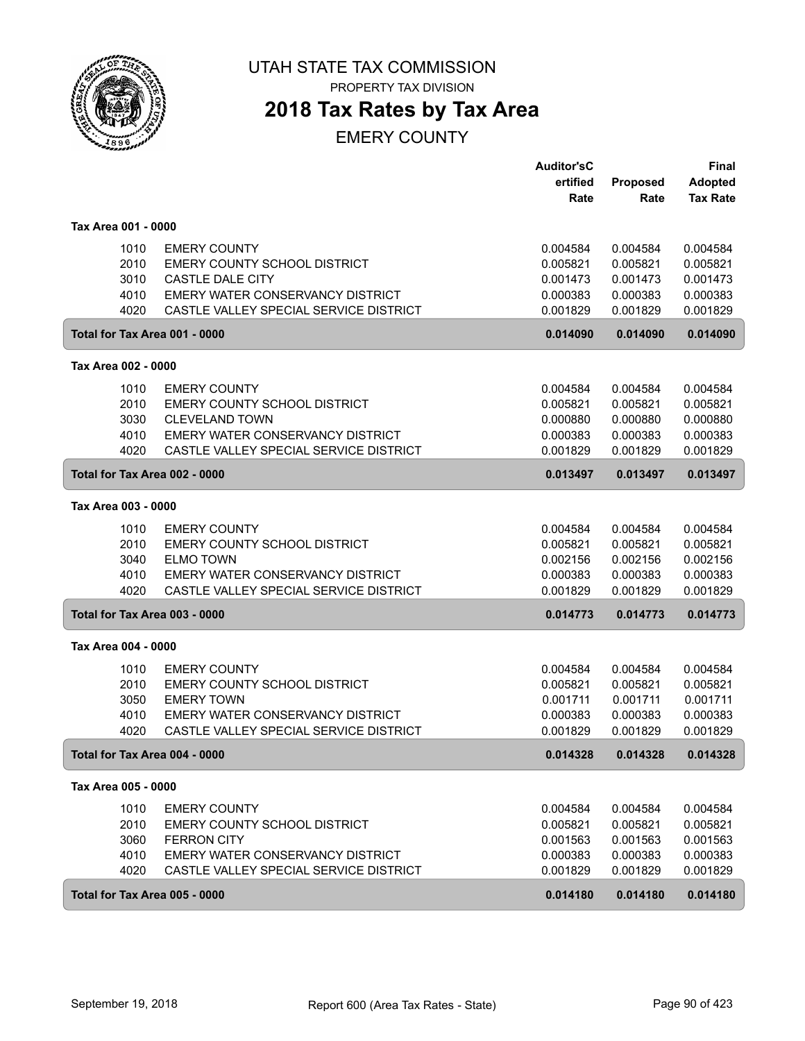UTAH STATE TAX COMMISSION

PROPERTY TAX DIVISION

# 2018 Tax Rates by Tax Area

## EMERY COUNTY

| | | Auditor'sC ertified Rate | Proposed Rate | Final Adopted Tax Rate |
|---|---|---|---|---|
| **Tax Area 001 - 0000** | | | | |
| 1010 | EMERY COUNTY | 0.004584 | 0.004584 | 0.004584 |
| 2010 | EMERY COUNTY SCHOOL DISTRICT | 0.005821 | 0.005821 | 0.005821 |
| 3010 | CASTLE DALE CITY | 0.001473 | 0.001473 | 0.001473 |
| 4010 | EMERY WATER CONSERVANCY DISTRICT | 0.000383 | 0.000383 | 0.000383 |
| 4020 | CASTLE VALLEY SPECIAL SERVICE DISTRICT | 0.001829 | 0.001829 | 0.001829 |
| **Total for Tax Area 001 - 0000** | | **0.014090** | **0.014090** | **0.014090** |
| **Tax Area 002 - 0000** | | | | |
| 1010 | EMERY COUNTY | 0.004584 | 0.004584 | 0.004584 |
| 2010 | EMERY COUNTY SCHOOL DISTRICT | 0.005821 | 0.005821 | 0.005821 |
| 3030 | CLEVELAND TOWN | 0.000880 | 0.000880 | 0.000880 |
| 4010 | EMERY WATER CONSERVANCY DISTRICT | 0.000383 | 0.000383 | 0.000383 |
| 4020 | CASTLE VALLEY SPECIAL SERVICE DISTRICT | 0.001829 | 0.001829 | 0.001829 |
| **Total for Tax Area 002 - 0000** | | **0.013497** | **0.013497** | **0.013497** |
| **Tax Area 003 - 0000** | | | | |
| 1010 | EMERY COUNTY | 0.004584 | 0.004584 | 0.004584 |
| 2010 | EMERY COUNTY SCHOOL DISTRICT | 0.005821 | 0.005821 | 0.005821 |
| 3040 | ELMO TOWN | 0.002156 | 0.002156 | 0.002156 |
| 4010 | EMERY WATER CONSERVANCY DISTRICT | 0.000383 | 0.000383 | 0.000383 |
| 4020 | CASTLE VALLEY SPECIAL SERVICE DISTRICT | 0.001829 | 0.001829 | 0.001829 |
| **Total for Tax Area 003 - 0000** | | **0.014773** | **0.014773** | **0.014773** |
| **Tax Area 004 - 0000** | | | | |
| 1010 | EMERY COUNTY | 0.004584 | 0.004584 | 0.004584 |
| 2010 | EMERY COUNTY SCHOOL DISTRICT | 0.005821 | 0.005821 | 0.005821 |
| 3050 | EMERY TOWN | 0.001711 | 0.001711 | 0.001711 |
| 4010 | EMERY WATER CONSERVANCY DISTRICT | 0.000383 | 0.000383 | 0.000383 |
| 4020 | CASTLE VALLEY SPECIAL SERVICE DISTRICT | 0.001829 | 0.001829 | 0.001829 |
| **Total for Tax Area 004 - 0000** | | **0.014328** | **0.014328** | **0.014328** |
| **Tax Area 005 - 0000** | | | | |
| 1010 | EMERY COUNTY | 0.004584 | 0.004584 | 0.004584 |
| 2010 | EMERY COUNTY SCHOOL DISTRICT | 0.005821 | 0.005821 | 0.005821 |
| 3060 | FERRON CITY | 0.001563 | 0.001563 | 0.001563 |
| 4010 | EMERY WATER CONSERVANCY DISTRICT | 0.000383 | 0.000383 | 0.000383 |
| 4020 | CASTLE VALLEY SPECIAL SERVICE DISTRICT | 0.001829 | 0.001829 | 0.001829 |
| **Total for Tax Area 005 - 0000** | | **0.014180** | **0.014180** | **0.014180** |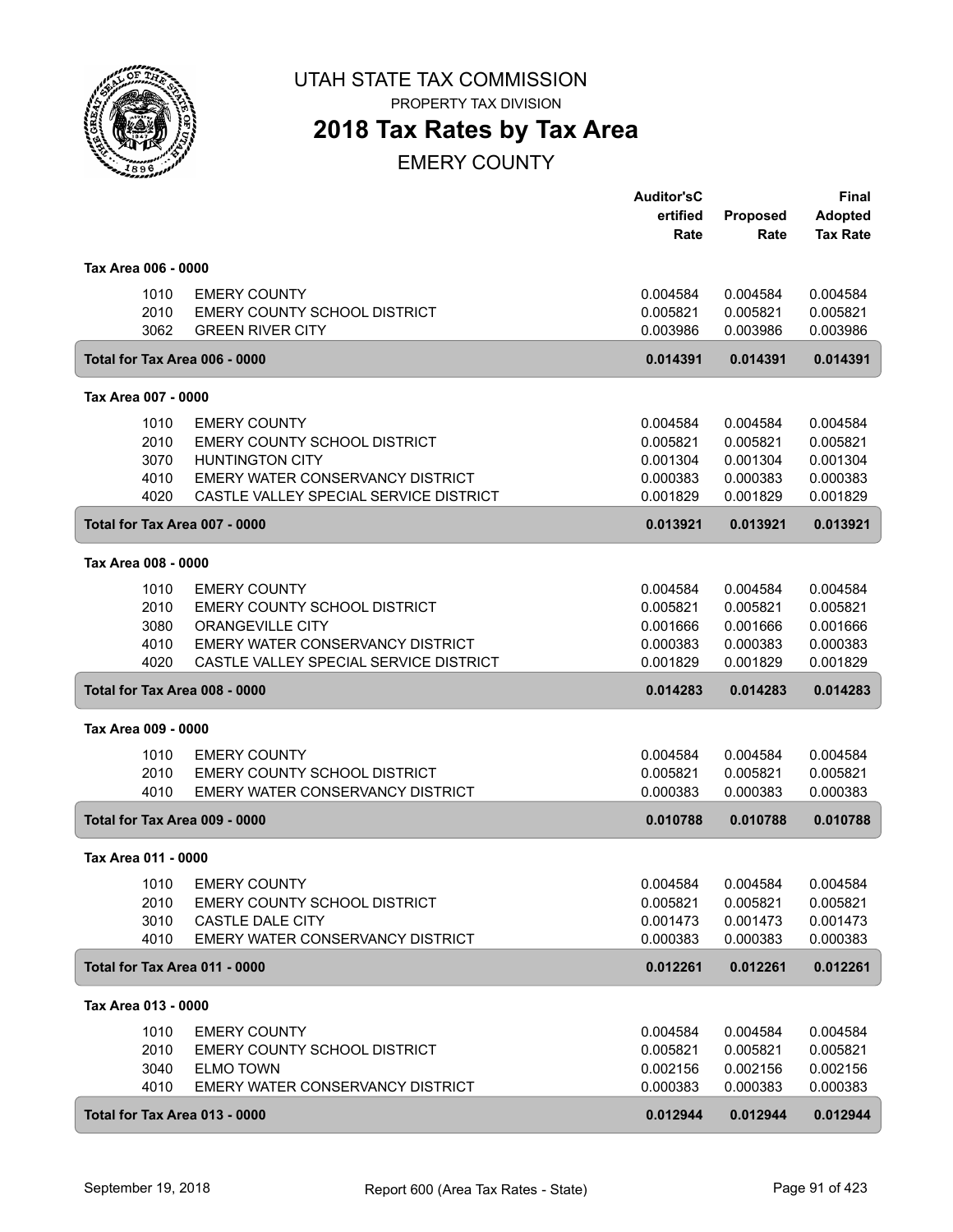# UTAH STATE TAX COMMISSION

PROPERTY TAX DIVISION

## 2018 Tax Rates by Tax Area

EMERY COUNTY

| | | Auditor'sCertified Rate | Proposed Rate | Final Adopted Tax Rate |
|---|---|---|---|---|
| **Tax Area 006 - 0000** | | | | |
| 1010 | EMERY COUNTY | 0.004584 | 0.004584 | 0.004584 |
| 2010 | EMERY COUNTY SCHOOL DISTRICT | 0.005821 | 0.005821 | 0.005821 |
| 3062 | GREEN RIVER CITY | 0.003986 | 0.003986 | 0.003986 |
| **Total for Tax Area 006 - 0000** | | **0.014391** | **0.014391** | **0.014391** |
| **Tax Area 007 - 0000** | | | | |
| 1010 | EMERY COUNTY | 0.004584 | 0.004584 | 0.004584 |
| 2010 | EMERY COUNTY SCHOOL DISTRICT | 0.005821 | 0.005821 | 0.005821 |
| 3070 | HUNTINGTON CITY | 0.001304 | 0.001304 | 0.001304 |
| 4010 | EMERY WATER CONSERVANCY DISTRICT | 0.000383 | 0.000383 | 0.000383 |
| 4020 | CASTLE VALLEY SPECIAL SERVICE DISTRICT | 0.001829 | 0.001829 | 0.001829 |
| **Total for Tax Area 007 - 0000** | | **0.013921** | **0.013921** | **0.013921** |
| **Tax Area 008 - 0000** | | | | |
| 1010 | EMERY COUNTY | 0.004584 | 0.004584 | 0.004584 |
| 2010 | EMERY COUNTY SCHOOL DISTRICT | 0.005821 | 0.005821 | 0.005821 |
| 3080 | ORANGEVILLE CITY | 0.001666 | 0.001666 | 0.001666 |
| 4010 | EMERY WATER CONSERVANCY DISTRICT | 0.000383 | 0.000383 | 0.000383 |
| 4020 | CASTLE VALLEY SPECIAL SERVICE DISTRICT | 0.001829 | 0.001829 | 0.001829 |
| **Total for Tax Area 008 - 0000** | | **0.014283** | **0.014283** | **0.014283** |
| **Tax Area 009 - 0000** | | | | |
| 1010 | EMERY COUNTY | 0.004584 | 0.004584 | 0.004584 |
| 2010 | EMERY COUNTY SCHOOL DISTRICT | 0.005821 | 0.005821 | 0.005821 |
| 4010 | EMERY WATER CONSERVANCY DISTRICT | 0.000383 | 0.000383 | 0.000383 |
| **Total for Tax Area 009 - 0000** | | **0.010788** | **0.010788** | **0.010788** |
| **Tax Area 011 - 0000** | | | | |
| 1010 | EMERY COUNTY | 0.004584 | 0.004584 | 0.004584 |
| 2010 | EMERY COUNTY SCHOOL DISTRICT | 0.005821 | 0.005821 | 0.005821 |
| 3010 | CASTLE DALE CITY | 0.001473 | 0.001473 | 0.001473 |
| 4010 | EMERY WATER CONSERVANCY DISTRICT | 0.000383 | 0.000383 | 0.000383 |
| **Total for Tax Area 011 - 0000** | | **0.012261** | **0.012261** | **0.012261** |
| **Tax Area 013 - 0000** | | | | |
| 1010 | EMERY COUNTY | 0.004584 | 0.004584 | 0.004584 |
| 2010 | EMERY COUNTY SCHOOL DISTRICT | 0.005821 | 0.005821 | 0.005821 |
| 3040 | ELMO TOWN | 0.002156 | 0.002156 | 0.002156 |
| 4010 | EMERY WATER CONSERVANCY DISTRICT | 0.000383 | 0.000383 | 0.000383 |
| **Total for Tax Area 013 - 0000** | | **0.012944** | **0.012944** | **0.012944** |

September 19, 2018 — Report 600 (Area Tax Rates - State)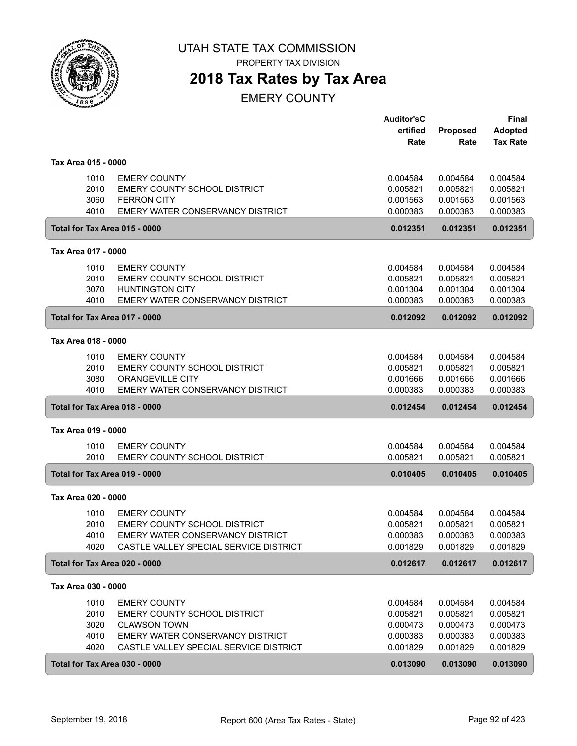# UTAH STATE TAX COMMISSION

PROPERTY TAX DIVISION

## 2018 Tax Rates by Tax Area

EMERY COUNTY

| | | Auditor'sCertified Rate | Proposed Rate | Final Adopted Tax Rate |
|---|---|---|---|---|
| **Tax Area 015 - 0000** | | | | |
| 1010 | EMERY COUNTY | 0.004584 | 0.004584 | 0.004584 |
| 2010 | EMERY COUNTY SCHOOL DISTRICT | 0.005821 | 0.005821 | 0.005821 |
| 3060 | FERRON CITY | 0.001563 | 0.001563 | 0.001563 |
| 4010 | EMERY WATER CONSERVANCY DISTRICT | 0.000383 | 0.000383 | 0.000383 |
| **Total for Tax Area 015 - 0000** | | **0.012351** | **0.012351** | **0.012351** |
| **Tax Area 017 - 0000** | | | | |
| 1010 | EMERY COUNTY | 0.004584 | 0.004584 | 0.004584 |
| 2010 | EMERY COUNTY SCHOOL DISTRICT | 0.005821 | 0.005821 | 0.005821 |
| 3070 | HUNTINGTON CITY | 0.001304 | 0.001304 | 0.001304 |
| 4010 | EMERY WATER CONSERVANCY DISTRICT | 0.000383 | 0.000383 | 0.000383 |
| **Total for Tax Area 017 - 0000** | | **0.012092** | **0.012092** | **0.012092** |
| **Tax Area 018 - 0000** | | | | |
| 1010 | EMERY COUNTY | 0.004584 | 0.004584 | 0.004584 |
| 2010 | EMERY COUNTY SCHOOL DISTRICT | 0.005821 | 0.005821 | 0.005821 |
| 3080 | ORANGEVILLE CITY | 0.001666 | 0.001666 | 0.001666 |
| 4010 | EMERY WATER CONSERVANCY DISTRICT | 0.000383 | 0.000383 | 0.000383 |
| **Total for Tax Area 018 - 0000** | | **0.012454** | **0.012454** | **0.012454** |
| **Tax Area 019 - 0000** | | | | |
| 1010 | EMERY COUNTY | 0.004584 | 0.004584 | 0.004584 |
| 2010 | EMERY COUNTY SCHOOL DISTRICT | 0.005821 | 0.005821 | 0.005821 |
| **Total for Tax Area 019 - 0000** | | **0.010405** | **0.010405** | **0.010405** |
| **Tax Area 020 - 0000** | | | | |
| 1010 | EMERY COUNTY | 0.004584 | 0.004584 | 0.004584 |
| 2010 | EMERY COUNTY SCHOOL DISTRICT | 0.005821 | 0.005821 | 0.005821 |
| 4010 | EMERY WATER CONSERVANCY DISTRICT | 0.000383 | 0.000383 | 0.000383 |
| 4020 | CASTLE VALLEY SPECIAL SERVICE DISTRICT | 0.001829 | 0.001829 | 0.001829 |
| **Total for Tax Area 020 - 0000** | | **0.012617** | **0.012617** | **0.012617** |
| **Tax Area 030 - 0000** | | | | |
| 1010 | EMERY COUNTY | 0.004584 | 0.004584 | 0.004584 |
| 2010 | EMERY COUNTY SCHOOL DISTRICT | 0.005821 | 0.005821 | 0.005821 |
| 3020 | CLAWSON TOWN | 0.000473 | 0.000473 | 0.000473 |
| 4010 | EMERY WATER CONSERVANCY DISTRICT | 0.000383 | 0.000383 | 0.000383 |
| 4020 | CASTLE VALLEY SPECIAL SERVICE DISTRICT | 0.001829 | 0.001829 | 0.001829 |
| **Total for Tax Area 030 - 0000** | | **0.013090** | **0.013090** | **0.013090** |

September 19, 2018 — Report 600 (Area Tax Rates - State)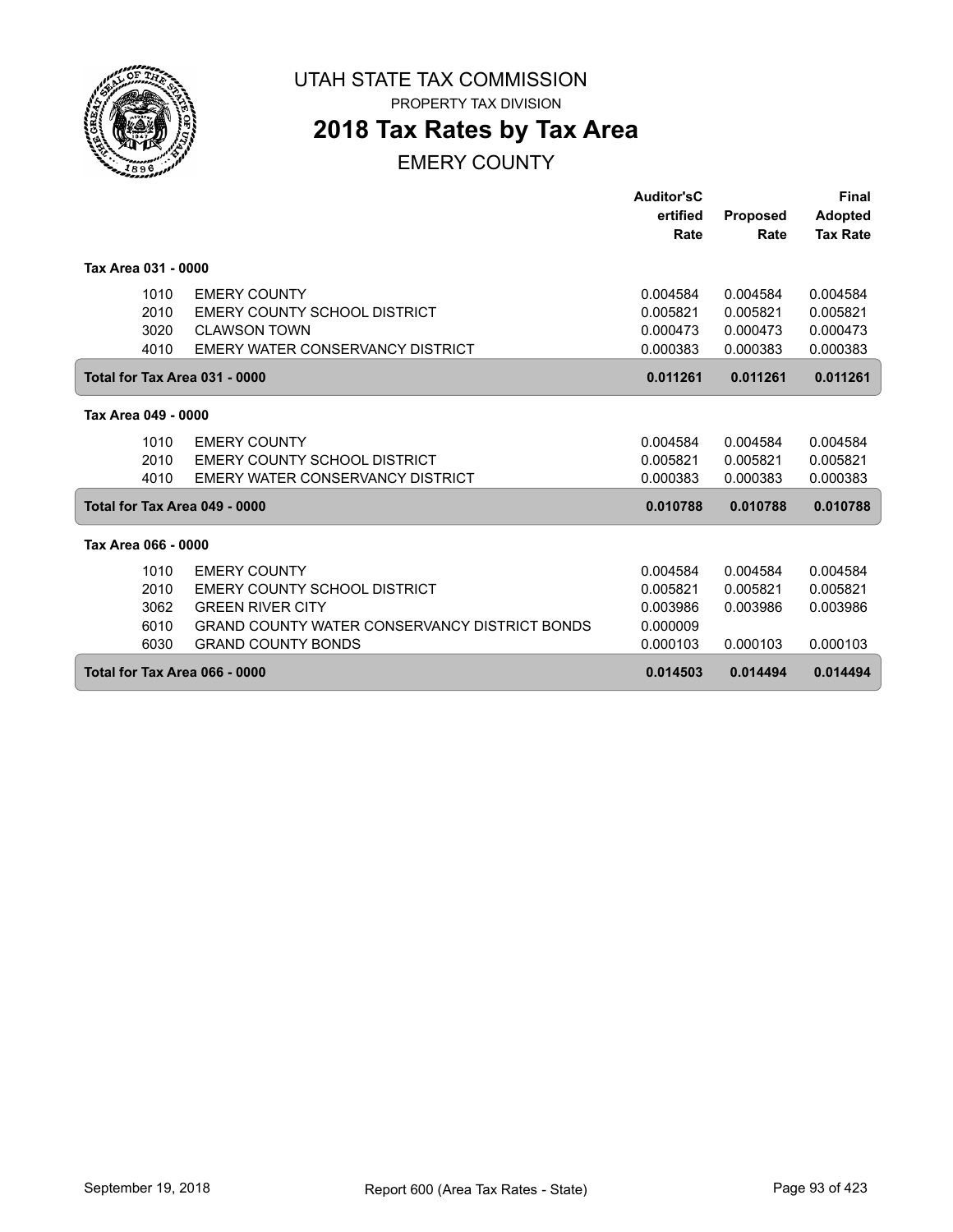UTAH STATE TAX COMMISSION

PROPERTY TAX DIVISION

# 2018 Tax Rates by Tax Area

## EMERY COUNTY

| | | Auditor'sCertified Rate | Proposed Rate | Final Adopted Tax Rate |
|---|---|---|---|---|
| **Tax Area 031 - 0000** | | | | |
| 1010 | EMERY COUNTY | 0.004584 | 0.004584 | 0.004584 |
| 2010 | EMERY COUNTY SCHOOL DISTRICT | 0.005821 | 0.005821 | 0.005821 |
| 3020 | CLAWSON TOWN | 0.000473 | 0.000473 | 0.000473 |
| 4010 | EMERY WATER CONSERVANCY DISTRICT | 0.000383 | 0.000383 | 0.000383 |
| **Total for Tax Area 031 - 0000** | | **0.011261** | **0.011261** | **0.011261** |
| **Tax Area 049 - 0000** | | | | |
| 1010 | EMERY COUNTY | 0.004584 | 0.004584 | 0.004584 |
| 2010 | EMERY COUNTY SCHOOL DISTRICT | 0.005821 | 0.005821 | 0.005821 |
| 4010 | EMERY WATER CONSERVANCY DISTRICT | 0.000383 | 0.000383 | 0.000383 |
| **Total for Tax Area 049 - 0000** | | **0.010788** | **0.010788** | **0.010788** |
| **Tax Area 066 - 0000** | | | | |
| 1010 | EMERY COUNTY | 0.004584 | 0.004584 | 0.004584 |
| 2010 | EMERY COUNTY SCHOOL DISTRICT | 0.005821 | 0.005821 | 0.005821 |
| 3062 | GREEN RIVER CITY | 0.003986 | 0.003986 | 0.003986 |
| 6010 | GRAND COUNTY WATER CONSERVANCY DISTRICT BONDS | 0.000009 | | |
| 6030 | GRAND COUNTY BONDS | 0.000103 | 0.000103 | 0.000103 |
| **Total for Tax Area 066 - 0000** | | **0.014503** | **0.014494** | **0.014494** |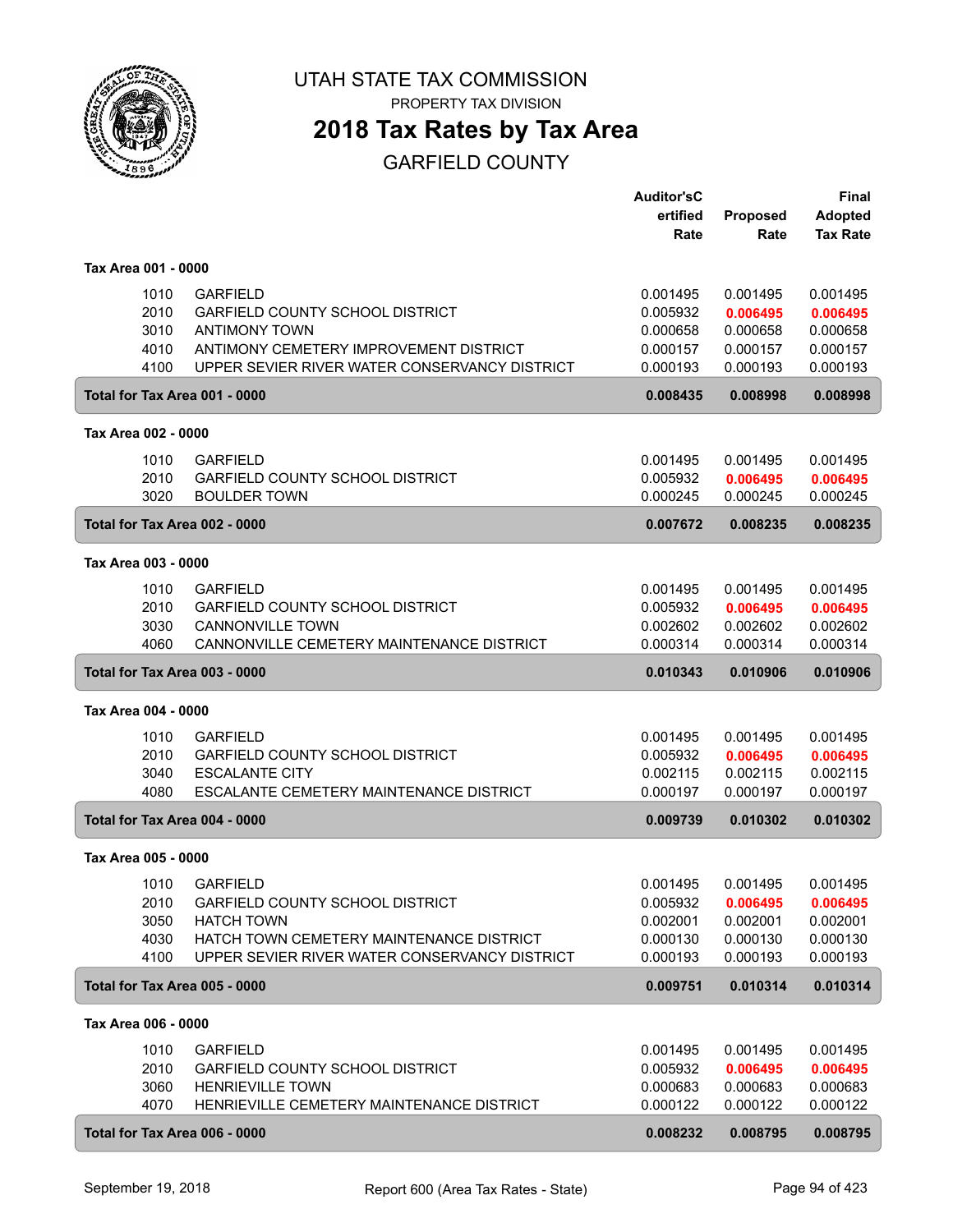# UTAH STATE TAX COMMISSION

PROPERTY TAX DIVISION

## 2018 Tax Rates by Tax Area

GARFIELD COUNTY

| | | Auditor's Certified Rate | Proposed Rate | Final Adopted Tax Rate |
|---|---|---|---|---|
| **Tax Area 001 - 0000** | | | | |
| 1010 | GARFIELD | 0.001495 | 0.001495 | 0.001495 |
| 2010 | GARFIELD COUNTY SCHOOL DISTRICT | 0.005932 | **0.006495** | **0.006495** |
| 3010 | ANTIMONY TOWN | 0.000658 | 0.000658 | 0.000658 |
| 4010 | ANTIMONY CEMETERY IMPROVEMENT DISTRICT | 0.000157 | 0.000157 | 0.000157 |
| 4100 | UPPER SEVIER RIVER WATER CONSERVANCY DISTRICT | 0.000193 | 0.000193 | 0.000193 |
| **Total for Tax Area 001 - 0000** | | **0.008435** | **0.008998** | **0.008998** |
| **Tax Area 002 - 0000** | | | | |
| 1010 | GARFIELD | 0.001495 | 0.001495 | 0.001495 |
| 2010 | GARFIELD COUNTY SCHOOL DISTRICT | 0.005932 | **0.006495** | **0.006495** |
| 3020 | BOULDER TOWN | 0.000245 | 0.000245 | 0.000245 |
| **Total for Tax Area 002 - 0000** | | **0.007672** | **0.008235** | **0.008235** |
| **Tax Area 003 - 0000** | | | | |
| 1010 | GARFIELD | 0.001495 | 0.001495 | 0.001495 |
| 2010 | GARFIELD COUNTY SCHOOL DISTRICT | 0.005932 | **0.006495** | **0.006495** |
| 3030 | CANNONVILLE TOWN | 0.002602 | 0.002602 | 0.002602 |
| 4060 | CANNONVILLE CEMETERY MAINTENANCE DISTRICT | 0.000314 | 0.000314 | 0.000314 |
| **Total for Tax Area 003 - 0000** | | **0.010343** | **0.010906** | **0.010906** |
| **Tax Area 004 - 0000** | | | | |
| 1010 | GARFIELD | 0.001495 | 0.001495 | 0.001495 |
| 2010 | GARFIELD COUNTY SCHOOL DISTRICT | 0.005932 | **0.006495** | **0.006495** |
| 3040 | ESCALANTE CITY | 0.002115 | 0.002115 | 0.002115 |
| 4080 | ESCALANTE CEMETERY MAINTENANCE DISTRICT | 0.000197 | 0.000197 | 0.000197 |
| **Total for Tax Area 004 - 0000** | | **0.009739** | **0.010302** | **0.010302** |
| **Tax Area 005 - 0000** | | | | |
| 1010 | GARFIELD | 0.001495 | 0.001495 | 0.001495 |
| 2010 | GARFIELD COUNTY SCHOOL DISTRICT | 0.005932 | **0.006495** | **0.006495** |
| 3050 | HATCH TOWN | 0.002001 | 0.002001 | 0.002001 |
| 4030 | HATCH TOWN CEMETERY MAINTENANCE DISTRICT | 0.000130 | 0.000130 | 0.000130 |
| 4100 | UPPER SEVIER RIVER WATER CONSERVANCY DISTRICT | 0.000193 | 0.000193 | 0.000193 |
| **Total for Tax Area 005 - 0000** | | **0.009751** | **0.010314** | **0.010314** |
| **Tax Area 006 - 0000** | | | | |
| 1010 | GARFIELD | 0.001495 | 0.001495 | 0.001495 |
| 2010 | GARFIELD COUNTY SCHOOL DISTRICT | 0.005932 | **0.006495** | **0.006495** |
| 3060 | HENRIEVILLE TOWN | 0.000683 | 0.000683 | 0.000683 |
| 4070 | HENRIEVILLE CEMETERY MAINTENANCE DISTRICT | 0.000122 | 0.000122 | 0.000122 |
| **Total for Tax Area 006 - 0000** | | **0.008232** | **0.008795** | **0.008795** |

September 19, 2018 — Report 600 (Area Tax Rates - State)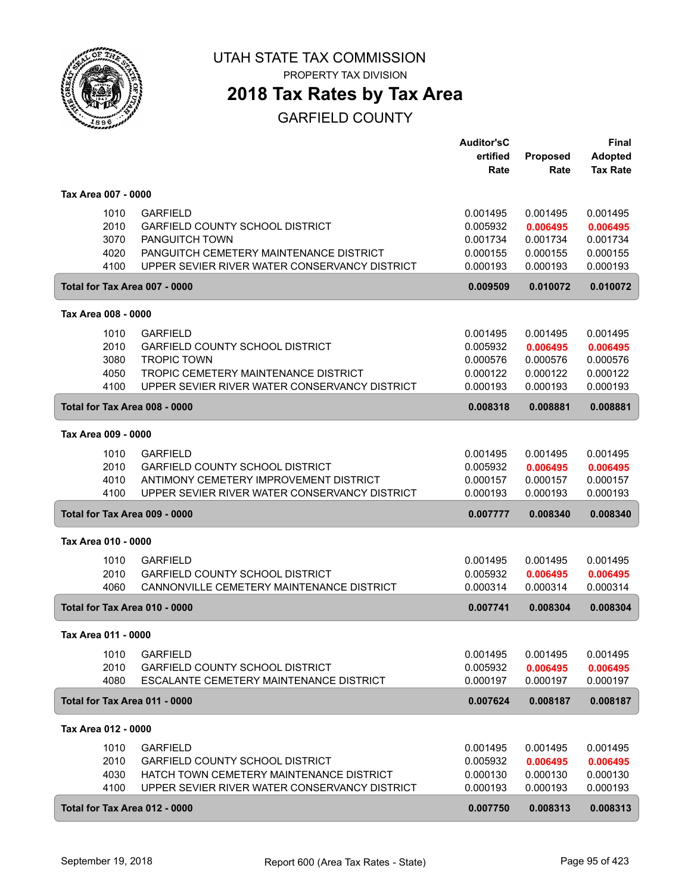# UTAH STATE TAX COMMISSION

PROPERTY TAX DIVISION

## 2018 Tax Rates by Tax Area

GARFIELD COUNTY

| | | Auditor'sCertified Rate | Proposed Rate | Final Adopted Tax Rate |
|---|---|---|---|---|
| **Tax Area 007 - 0000** | | | | |
| 1010 | GARFIELD | 0.001495 | 0.001495 | 0.001495 |
| 2010 | GARFIELD COUNTY SCHOOL DISTRICT | 0.005932 | **0.006495** | **0.006495** |
| 3070 | PANGUITCH TOWN | 0.001734 | 0.001734 | 0.001734 |
| 4020 | PANGUITCH CEMETERY MAINTENANCE DISTRICT | 0.000155 | 0.000155 | 0.000155 |
| 4100 | UPPER SEVIER RIVER WATER CONSERVANCY DISTRICT | 0.000193 | 0.000193 | 0.000193 |
| **Total for Tax Area 007 - 0000** | | **0.009509** | **0.010072** | **0.010072** |
| **Tax Area 008 - 0000** | | | | |
| 1010 | GARFIELD | 0.001495 | 0.001495 | 0.001495 |
| 2010 | GARFIELD COUNTY SCHOOL DISTRICT | 0.005932 | **0.006495** | **0.006495** |
| 3080 | TROPIC TOWN | 0.000576 | 0.000576 | 0.000576 |
| 4050 | TROPIC CEMETERY MAINTENANCE DISTRICT | 0.000122 | 0.000122 | 0.000122 |
| 4100 | UPPER SEVIER RIVER WATER CONSERVANCY DISTRICT | 0.000193 | 0.000193 | 0.000193 |
| **Total for Tax Area 008 - 0000** | | **0.008318** | **0.008881** | **0.008881** |
| **Tax Area 009 - 0000** | | | | |
| 1010 | GARFIELD | 0.001495 | 0.001495 | 0.001495 |
| 2010 | GARFIELD COUNTY SCHOOL DISTRICT | 0.005932 | **0.006495** | **0.006495** |
| 4010 | ANTIMONY CEMETERY IMPROVEMENT DISTRICT | 0.000157 | 0.000157 | 0.000157 |
| 4100 | UPPER SEVIER RIVER WATER CONSERVANCY DISTRICT | 0.000193 | 0.000193 | 0.000193 |
| **Total for Tax Area 009 - 0000** | | **0.007777** | **0.008340** | **0.008340** |
| **Tax Area 010 - 0000** | | | | |
| 1010 | GARFIELD | 0.001495 | 0.001495 | 0.001495 |
| 2010 | GARFIELD COUNTY SCHOOL DISTRICT | 0.005932 | **0.006495** | **0.006495** |
| 4060 | CANNONVILLE CEMETERY MAINTENANCE DISTRICT | 0.000314 | 0.000314 | 0.000314 |
| **Total for Tax Area 010 - 0000** | | **0.007741** | **0.008304** | **0.008304** |
| **Tax Area 011 - 0000** | | | | |
| 1010 | GARFIELD | 0.001495 | 0.001495 | 0.001495 |
| 2010 | GARFIELD COUNTY SCHOOL DISTRICT | 0.005932 | **0.006495** | **0.006495** |
| 4080 | ESCALANTE CEMETERY MAINTENANCE DISTRICT | 0.000197 | 0.000197 | 0.000197 |
| **Total for Tax Area 011 - 0000** | | **0.007624** | **0.008187** | **0.008187** |
| **Tax Area 012 - 0000** | | | | |
| 1010 | GARFIELD | 0.001495 | 0.001495 | 0.001495 |
| 2010 | GARFIELD COUNTY SCHOOL DISTRICT | 0.005932 | **0.006495** | **0.006495** |
| 4030 | HATCH TOWN CEMETERY MAINTENANCE DISTRICT | 0.000130 | 0.000130 | 0.000130 |
| 4100 | UPPER SEVIER RIVER WATER CONSERVANCY DISTRICT | 0.000193 | 0.000193 | 0.000193 |
| **Total for Tax Area 012 - 0000** | | **0.007750** | **0.008313** | **0.008313** |

September 19, 2018 — Report 600 (Area Tax Rates - State)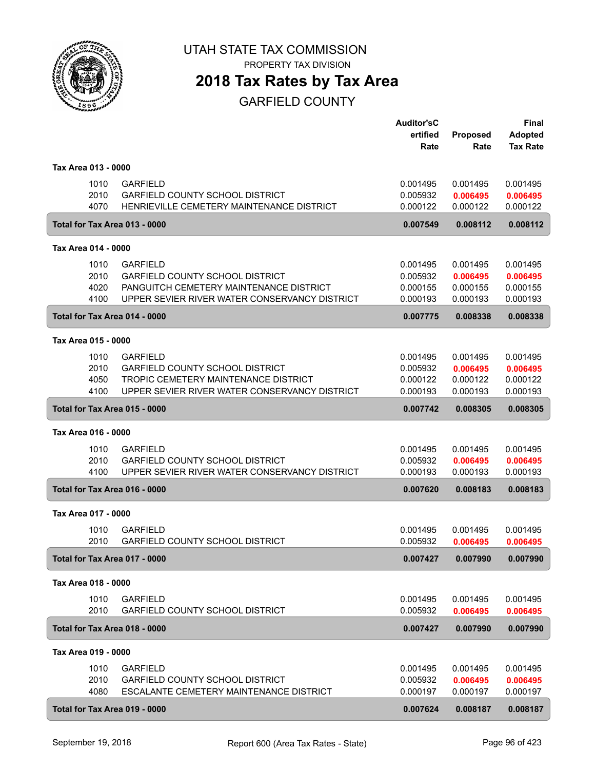# UTAH STATE TAX COMMISSION

PROPERTY TAX DIVISION

## 2018 Tax Rates by Tax Area

GARFIELD COUNTY

| | | Auditor's Certified Rate | Proposed Rate | Final Adopted Tax Rate |
|---|---|---|---|---|
| **Tax Area 013 - 0000** | | | | |
| 1010 | GARFIELD | 0.001495 | 0.001495 | 0.001495 |
| 2010 | GARFIELD COUNTY SCHOOL DISTRICT | 0.005932 | **0.006495** | **0.006495** |
| 4070 | HENRIEVILLE CEMETERY MAINTENANCE DISTRICT | 0.000122 | 0.000122 | 0.000122 |
| **Total for Tax Area 013 - 0000** | | **0.007549** | **0.008112** | **0.008112** |
| **Tax Area 014 - 0000** | | | | |
| 1010 | GARFIELD | 0.001495 | 0.001495 | 0.001495 |
| 2010 | GARFIELD COUNTY SCHOOL DISTRICT | 0.005932 | **0.006495** | **0.006495** |
| 4020 | PANGUITCH CEMETERY MAINTENANCE DISTRICT | 0.000155 | 0.000155 | 0.000155 |
| 4100 | UPPER SEVIER RIVER WATER CONSERVANCY DISTRICT | 0.000193 | 0.000193 | 0.000193 |
| **Total for Tax Area 014 - 0000** | | **0.007775** | **0.008338** | **0.008338** |
| **Tax Area 015 - 0000** | | | | |
| 1010 | GARFIELD | 0.001495 | 0.001495 | 0.001495 |
| 2010 | GARFIELD COUNTY SCHOOL DISTRICT | 0.005932 | **0.006495** | **0.006495** |
| 4050 | TROPIC CEMETERY MAINTENANCE DISTRICT | 0.000122 | 0.000122 | 0.000122 |
| 4100 | UPPER SEVIER RIVER WATER CONSERVANCY DISTRICT | 0.000193 | 0.000193 | 0.000193 |
| **Total for Tax Area 015 - 0000** | | **0.007742** | **0.008305** | **0.008305** |
| **Tax Area 016 - 0000** | | | | |
| 1010 | GARFIELD | 0.001495 | 0.001495 | 0.001495 |
| 2010 | GARFIELD COUNTY SCHOOL DISTRICT | 0.005932 | **0.006495** | **0.006495** |
| 4100 | UPPER SEVIER RIVER WATER CONSERVANCY DISTRICT | 0.000193 | 0.000193 | 0.000193 |
| **Total for Tax Area 016 - 0000** | | **0.007620** | **0.008183** | **0.008183** |
| **Tax Area 017 - 0000** | | | | |
| 1010 | GARFIELD | 0.001495 | 0.001495 | 0.001495 |
| 2010 | GARFIELD COUNTY SCHOOL DISTRICT | 0.005932 | **0.006495** | **0.006495** |
| **Total for Tax Area 017 - 0000** | | **0.007427** | **0.007990** | **0.007990** |
| **Tax Area 018 - 0000** | | | | |
| 1010 | GARFIELD | 0.001495 | 0.001495 | 0.001495 |
| 2010 | GARFIELD COUNTY SCHOOL DISTRICT | 0.005932 | **0.006495** | **0.006495** |
| **Total for Tax Area 018 - 0000** | | **0.007427** | **0.007990** | **0.007990** |
| **Tax Area 019 - 0000** | | | | |
| 1010 | GARFIELD | 0.001495 | 0.001495 | 0.001495 |
| 2010 | GARFIELD COUNTY SCHOOL DISTRICT | 0.005932 | **0.006495** | **0.006495** |
| 4080 | ESCALANTE CEMETERY MAINTENANCE DISTRICT | 0.000197 | 0.000197 | 0.000197 |
| **Total for Tax Area 019 - 0000** | | **0.007624** | **0.008187** | **0.008187** |

September 19, 2018 — Report 600 (Area Tax Rates - State)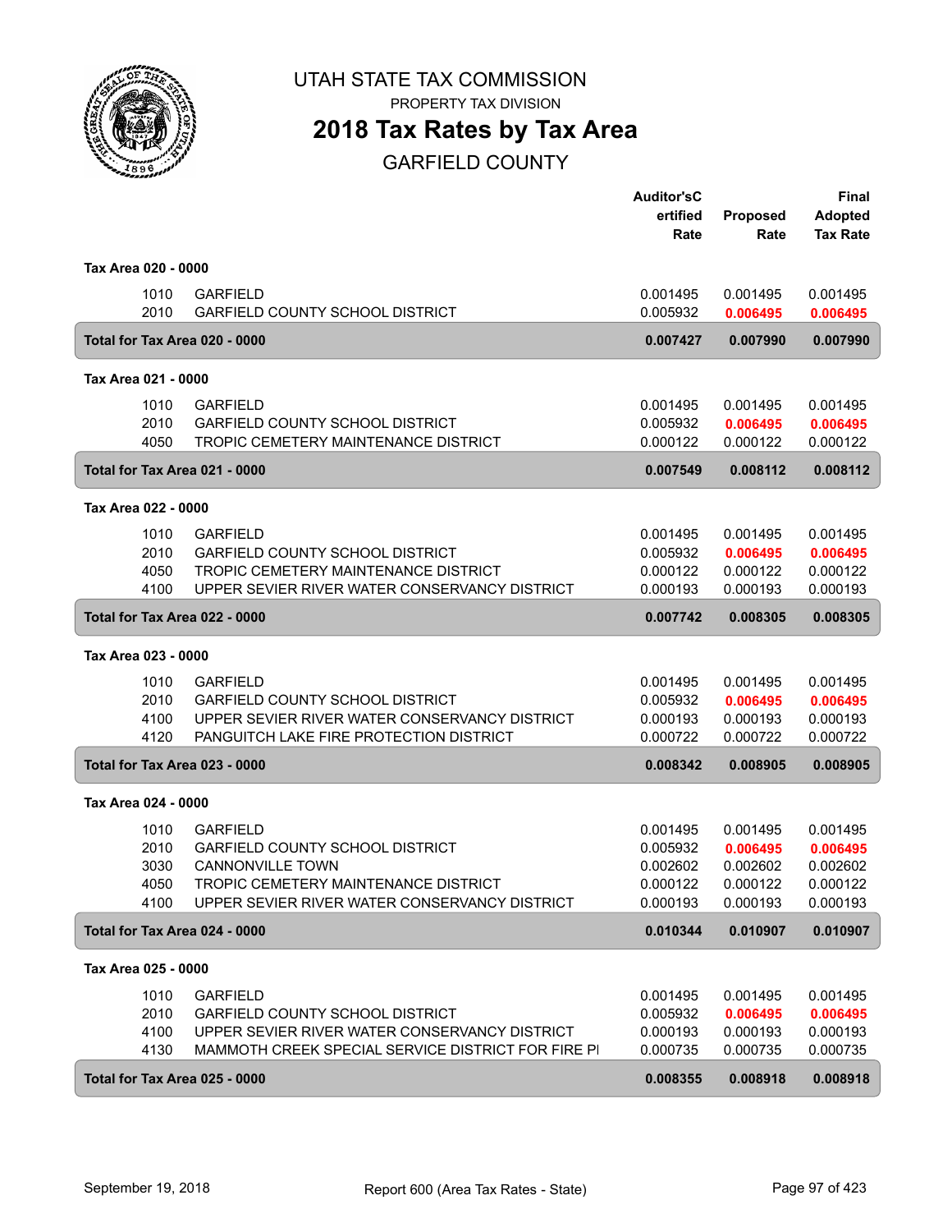# UTAH STATE TAX COMMISSION

PROPERTY TAX DIVISION

## 2018 Tax Rates by Tax Area

GARFIELD COUNTY

| | | Auditor's Certified Rate | Proposed Rate | Final Adopted Tax Rate |
|---|---|---|---|---|
| **Tax Area 020 - 0000** | | | | |
| 1010 | GARFIELD | 0.001495 | 0.001495 | 0.001495 |
| 2010 | GARFIELD COUNTY SCHOOL DISTRICT | 0.005932 | **0.006495** | **0.006495** |
| **Total for Tax Area 020 - 0000** | | **0.007427** | **0.007990** | **0.007990** |
| **Tax Area 021 - 0000** | | | | |
| 1010 | GARFIELD | 0.001495 | 0.001495 | 0.001495 |
| 2010 | GARFIELD COUNTY SCHOOL DISTRICT | 0.005932 | **0.006495** | **0.006495** |
| 4050 | TROPIC CEMETERY MAINTENANCE DISTRICT | 0.000122 | 0.000122 | 0.000122 |
| **Total for Tax Area 021 - 0000** | | **0.007549** | **0.008112** | **0.008112** |
| **Tax Area 022 - 0000** | | | | |
| 1010 | GARFIELD | 0.001495 | 0.001495 | 0.001495 |
| 2010 | GARFIELD COUNTY SCHOOL DISTRICT | 0.005932 | **0.006495** | **0.006495** |
| 4050 | TROPIC CEMETERY MAINTENANCE DISTRICT | 0.000122 | 0.000122 | 0.000122 |
| 4100 | UPPER SEVIER RIVER WATER CONSERVANCY DISTRICT | 0.000193 | 0.000193 | 0.000193 |
| **Total for Tax Area 022 - 0000** | | **0.007742** | **0.008305** | **0.008305** |
| **Tax Area 023 - 0000** | | | | |
| 1010 | GARFIELD | 0.001495 | 0.001495 | 0.001495 |
| 2010 | GARFIELD COUNTY SCHOOL DISTRICT | 0.005932 | **0.006495** | **0.006495** |
| 4100 | UPPER SEVIER RIVER WATER CONSERVANCY DISTRICT | 0.000193 | 0.000193 | 0.000193 |
| 4120 | PANGUITCH LAKE FIRE PROTECTION DISTRICT | 0.000722 | 0.000722 | 0.000722 |
| **Total for Tax Area 023 - 0000** | | **0.008342** | **0.008905** | **0.008905** |
| **Tax Area 024 - 0000** | | | | |
| 1010 | GARFIELD | 0.001495 | 0.001495 | 0.001495 |
| 2010 | GARFIELD COUNTY SCHOOL DISTRICT | 0.005932 | **0.006495** | **0.006495** |
| 3030 | CANNONVILLE TOWN | 0.002602 | 0.002602 | 0.002602 |
| 4050 | TROPIC CEMETERY MAINTENANCE DISTRICT | 0.000122 | 0.000122 | 0.000122 |
| 4100 | UPPER SEVIER RIVER WATER CONSERVANCY DISTRICT | 0.000193 | 0.000193 | 0.000193 |
| **Total for Tax Area 024 - 0000** | | **0.010344** | **0.010907** | **0.010907** |
| **Tax Area 025 - 0000** | | | | |
| 1010 | GARFIELD | 0.001495 | 0.001495 | 0.001495 |
| 2010 | GARFIELD COUNTY SCHOOL DISTRICT | 0.005932 | **0.006495** | **0.006495** |
| 4100 | UPPER SEVIER RIVER WATER CONSERVANCY DISTRICT | 0.000193 | 0.000193 | 0.000193 |
| 4130 | MAMMOTH CREEK SPECIAL SERVICE DISTRICT FOR FIRE PI | 0.000735 | 0.000735 | 0.000735 |
| **Total for Tax Area 025 - 0000** | | **0.008355** | **0.008918** | **0.008918** |

September 19, 2018 — Report 600 (Area Tax Rates - State)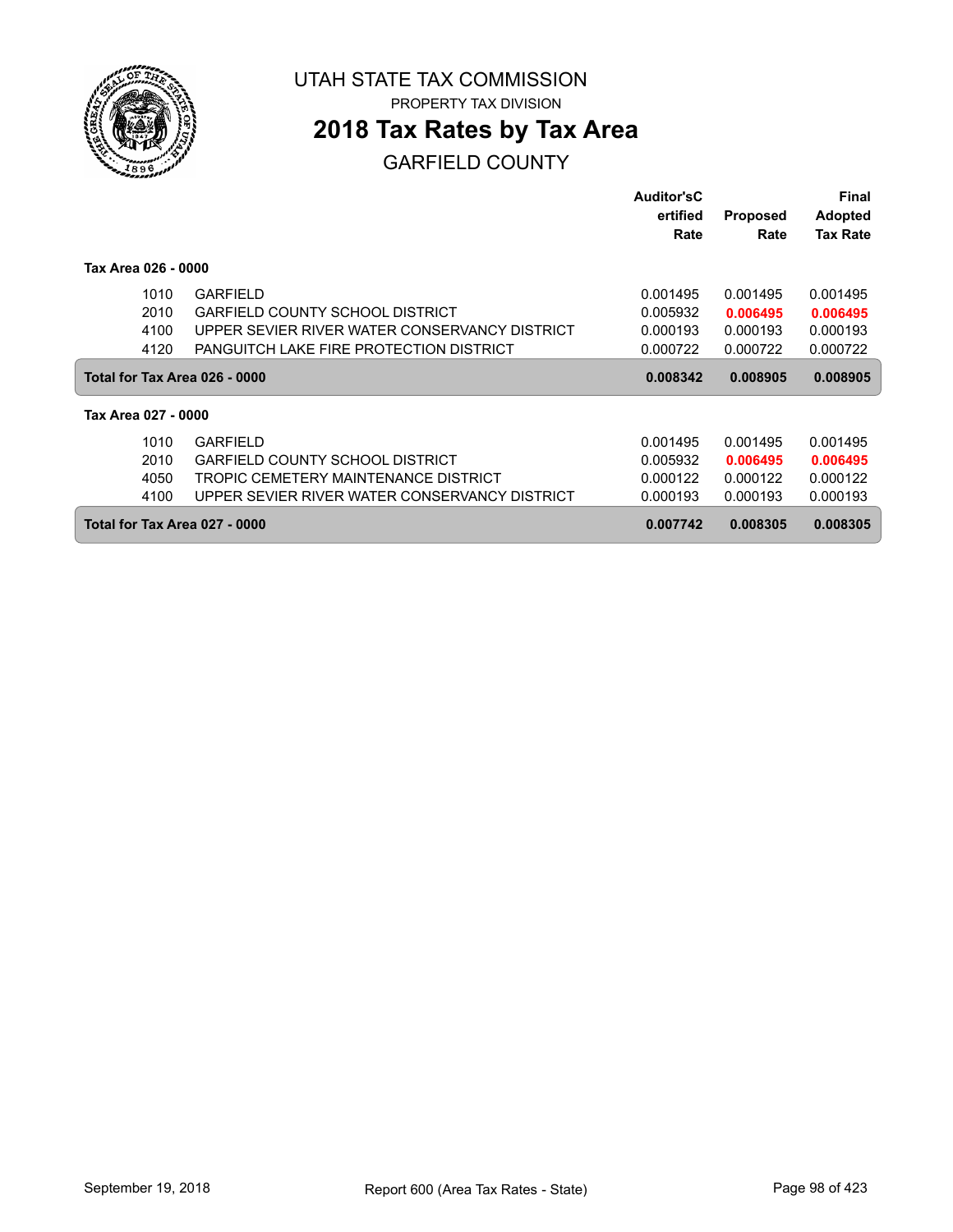UTAH STATE TAX COMMISSION

PROPERTY TAX DIVISION

# 2018 Tax Rates by Tax Area

## GARFIELD COUNTY

| | | Auditor'sCertified Rate | Proposed Rate | Final Adopted Tax Rate |
|---|---|---|---|---|
| **Tax Area 026 - 0000** | | | | |
| 1010 | GARFIELD | 0.001495 | 0.001495 | 0.001495 |
| 2010 | GARFIELD COUNTY SCHOOL DISTRICT | 0.005932 | **0.006495** | **0.006495** |
| 4100 | UPPER SEVIER RIVER WATER CONSERVANCY DISTRICT | 0.000193 | 0.000193 | 0.000193 |
| 4120 | PANGUITCH LAKE FIRE PROTECTION DISTRICT | 0.000722 | 0.000722 | 0.000722 |
| **Total for Tax Area 026 - 0000** | | **0.008342** | **0.008905** | **0.008905** |
| **Tax Area 027 - 0000** | | | | |
| 1010 | GARFIELD | 0.001495 | 0.001495 | 0.001495 |
| 2010 | GARFIELD COUNTY SCHOOL DISTRICT | 0.005932 | **0.006495** | **0.006495** |
| 4050 | TROPIC CEMETERY MAINTENANCE DISTRICT | 0.000122 | 0.000122 | 0.000122 |
| 4100 | UPPER SEVIER RIVER WATER CONSERVANCY DISTRICT | 0.000193 | 0.000193 | 0.000193 |
| **Total for Tax Area 027 - 0000** | | **0.007742** | **0.008305** | **0.008305** |

September 19, 2018 Report 600 (Area Tax Rates - State)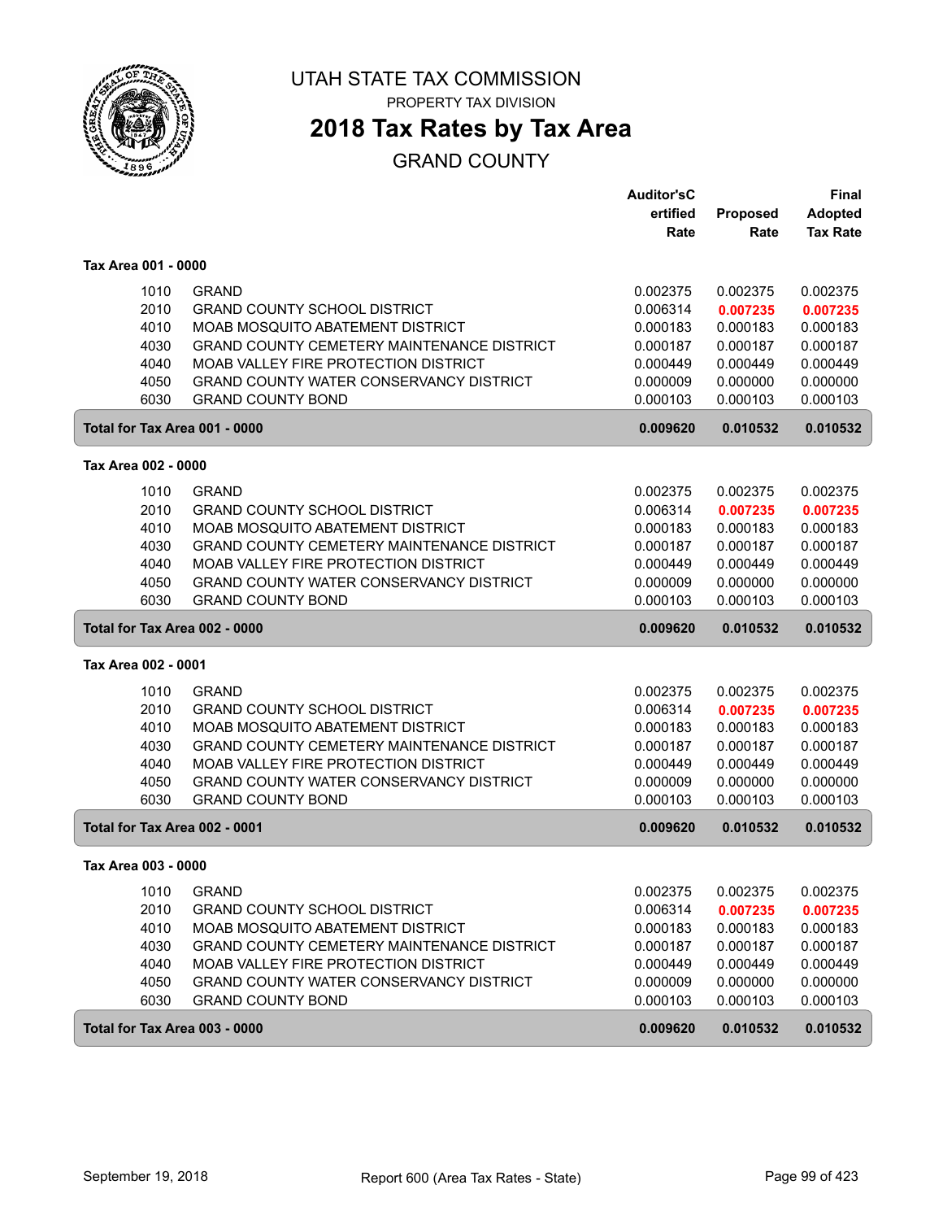# UTAH STATE TAX COMMISSION

PROPERTY TAX DIVISION

## 2018 Tax Rates by Tax Area

GRAND COUNTY

| | | Auditor'sCertified Rate | Proposed Rate | Final Adopted Tax Rate |
|---|---|---|---|---|
| **Tax Area 001 - 0000** | | | | |
| 1010 | GRAND | 0.002375 | 0.002375 | 0.002375 |
| 2010 | GRAND COUNTY SCHOOL DISTRICT | 0.006314 | **0.007235** | **0.007235** |
| 4010 | MOAB MOSQUITO ABATEMENT DISTRICT | 0.000183 | 0.000183 | 0.000183 |
| 4030 | GRAND COUNTY CEMETERY MAINTENANCE DISTRICT | 0.000187 | 0.000187 | 0.000187 |
| 4040 | MOAB VALLEY FIRE PROTECTION DISTRICT | 0.000449 | 0.000449 | 0.000449 |
| 4050 | GRAND COUNTY WATER CONSERVANCY DISTRICT | 0.000009 | 0.000000 | 0.000000 |
| 6030 | GRAND COUNTY BOND | 0.000103 | 0.000103 | 0.000103 |
| **Total for Tax Area 001 - 0000** | | **0.009620** | **0.010532** | **0.010532** |
| **Tax Area 002 - 0000** | | | | |
| 1010 | GRAND | 0.002375 | 0.002375 | 0.002375 |
| 2010 | GRAND COUNTY SCHOOL DISTRICT | 0.006314 | **0.007235** | **0.007235** |
| 4010 | MOAB MOSQUITO ABATEMENT DISTRICT | 0.000183 | 0.000183 | 0.000183 |
| 4030 | GRAND COUNTY CEMETERY MAINTENANCE DISTRICT | 0.000187 | 0.000187 | 0.000187 |
| 4040 | MOAB VALLEY FIRE PROTECTION DISTRICT | 0.000449 | 0.000449 | 0.000449 |
| 4050 | GRAND COUNTY WATER CONSERVANCY DISTRICT | 0.000009 | 0.000000 | 0.000000 |
| 6030 | GRAND COUNTY BOND | 0.000103 | 0.000103 | 0.000103 |
| **Total for Tax Area 002 - 0000** | | **0.009620** | **0.010532** | **0.010532** |
| **Tax Area 002 - 0001** | | | | |
| 1010 | GRAND | 0.002375 | 0.002375 | 0.002375 |
| 2010 | GRAND COUNTY SCHOOL DISTRICT | 0.006314 | **0.007235** | **0.007235** |
| 4010 | MOAB MOSQUITO ABATEMENT DISTRICT | 0.000183 | 0.000183 | 0.000183 |
| 4030 | GRAND COUNTY CEMETERY MAINTENANCE DISTRICT | 0.000187 | 0.000187 | 0.000187 |
| 4040 | MOAB VALLEY FIRE PROTECTION DISTRICT | 0.000449 | 0.000449 | 0.000449 |
| 4050 | GRAND COUNTY WATER CONSERVANCY DISTRICT | 0.000009 | 0.000000 | 0.000000 |
| 6030 | GRAND COUNTY BOND | 0.000103 | 0.000103 | 0.000103 |
| **Total for Tax Area 002 - 0001** | | **0.009620** | **0.010532** | **0.010532** |
| **Tax Area 003 - 0000** | | | | |
| 1010 | GRAND | 0.002375 | 0.002375 | 0.002375 |
| 2010 | GRAND COUNTY SCHOOL DISTRICT | 0.006314 | **0.007235** | **0.007235** |
| 4010 | MOAB MOSQUITO ABATEMENT DISTRICT | 0.000183 | 0.000183 | 0.000183 |
| 4030 | GRAND COUNTY CEMETERY MAINTENANCE DISTRICT | 0.000187 | 0.000187 | 0.000187 |
| 4040 | MOAB VALLEY FIRE PROTECTION DISTRICT | 0.000449 | 0.000449 | 0.000449 |
| 4050 | GRAND COUNTY WATER CONSERVANCY DISTRICT | 0.000009 | 0.000000 | 0.000000 |
| 6030 | GRAND COUNTY BOND | 0.000103 | 0.000103 | 0.000103 |
| **Total for Tax Area 003 - 0000** | | **0.009620** | **0.010532** | **0.010532** |

September 19, 2018 — Report 600 (Area Tax Rates - State)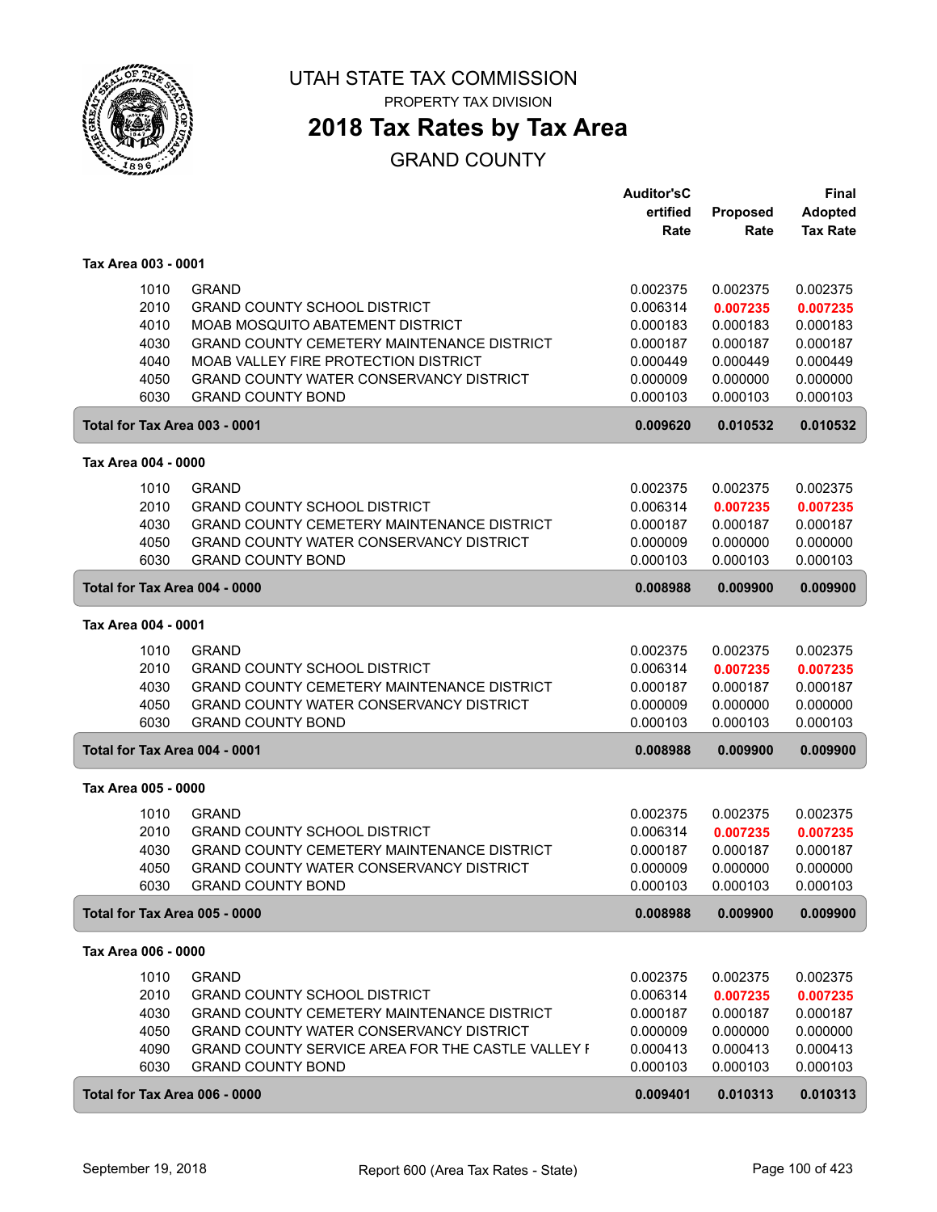# UTAH STATE TAX COMMISSION

PROPERTY TAX DIVISION

## 2018 Tax Rates by Tax Area

GRAND COUNTY

| | | Auditor'sCertified Rate | Proposed Rate | Final Adopted Tax Rate |
|---|---|---|---|---|
| **Tax Area 003 - 0001** | | | | |
| 1010 | GRAND | 0.002375 | 0.002375 | 0.002375 |
| 2010 | GRAND COUNTY SCHOOL DISTRICT | 0.006314 | **0.007235** | **0.007235** |
| 4010 | MOAB MOSQUITO ABATEMENT DISTRICT | 0.000183 | 0.000183 | 0.000183 |
| 4030 | GRAND COUNTY CEMETERY MAINTENANCE DISTRICT | 0.000187 | 0.000187 | 0.000187 |
| 4040 | MOAB VALLEY FIRE PROTECTION DISTRICT | 0.000449 | 0.000449 | 0.000449 |
| 4050 | GRAND COUNTY WATER CONSERVANCY DISTRICT | 0.000009 | 0.000000 | 0.000000 |
| 6030 | GRAND COUNTY BOND | 0.000103 | 0.000103 | 0.000103 |
| **Total for Tax Area 003 - 0001** | | **0.009620** | **0.010532** | **0.010532** |
| **Tax Area 004 - 0000** | | | | |
| 1010 | GRAND | 0.002375 | 0.002375 | 0.002375 |
| 2010 | GRAND COUNTY SCHOOL DISTRICT | 0.006314 | **0.007235** | **0.007235** |
| 4030 | GRAND COUNTY CEMETERY MAINTENANCE DISTRICT | 0.000187 | 0.000187 | 0.000187 |
| 4050 | GRAND COUNTY WATER CONSERVANCY DISTRICT | 0.000009 | 0.000000 | 0.000000 |
| 6030 | GRAND COUNTY BOND | 0.000103 | 0.000103 | 0.000103 |
| **Total for Tax Area 004 - 0000** | | **0.008988** | **0.009900** | **0.009900** |
| **Tax Area 004 - 0001** | | | | |
| 1010 | GRAND | 0.002375 | 0.002375 | 0.002375 |
| 2010 | GRAND COUNTY SCHOOL DISTRICT | 0.006314 | **0.007235** | **0.007235** |
| 4030 | GRAND COUNTY CEMETERY MAINTENANCE DISTRICT | 0.000187 | 0.000187 | 0.000187 |
| 4050 | GRAND COUNTY WATER CONSERVANCY DISTRICT | 0.000009 | 0.000000 | 0.000000 |
| 6030 | GRAND COUNTY BOND | 0.000103 | 0.000103 | 0.000103 |
| **Total for Tax Area 004 - 0001** | | **0.008988** | **0.009900** | **0.009900** |
| **Tax Area 005 - 0000** | | | | |
| 1010 | GRAND | 0.002375 | 0.002375 | 0.002375 |
| 2010 | GRAND COUNTY SCHOOL DISTRICT | 0.006314 | **0.007235** | **0.007235** |
| 4030 | GRAND COUNTY CEMETERY MAINTENANCE DISTRICT | 0.000187 | 0.000187 | 0.000187 |
| 4050 | GRAND COUNTY WATER CONSERVANCY DISTRICT | 0.000009 | 0.000000 | 0.000000 |
| 6030 | GRAND COUNTY BOND | 0.000103 | 0.000103 | 0.000103 |
| **Total for Tax Area 005 - 0000** | | **0.008988** | **0.009900** | **0.009900** |
| **Tax Area 006 - 0000** | | | | |
| 1010 | GRAND | 0.002375 | 0.002375 | 0.002375 |
| 2010 | GRAND COUNTY SCHOOL DISTRICT | 0.006314 | **0.007235** | **0.007235** |
| 4030 | GRAND COUNTY CEMETERY MAINTENANCE DISTRICT | 0.000187 | 0.000187 | 0.000187 |
| 4050 | GRAND COUNTY WATER CONSERVANCY DISTRICT | 0.000009 | 0.000000 | 0.000000 |
| 4090 | GRAND COUNTY SERVICE AREA FOR THE CASTLE VALLEY F | 0.000413 | 0.000413 | 0.000413 |
| 6030 | GRAND COUNTY BOND | 0.000103 | 0.000103 | 0.000103 |
| **Total for Tax Area 006 - 0000** | | **0.009401** | **0.010313** | **0.010313** |

September 19, 2018 — Report 600 (Area Tax Rates - State)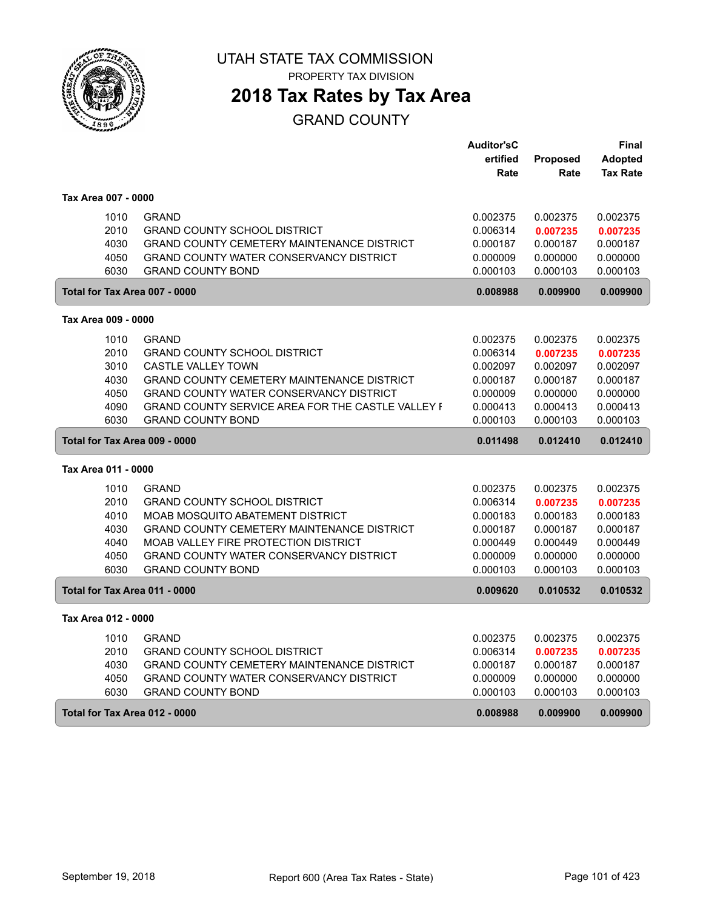# UTAH STATE TAX COMMISSION

PROPERTY TAX DIVISION

## 2018 Tax Rates by Tax Area

GRAND COUNTY

| | | Auditor'sCertified Rate | Proposed Rate | Final Adopted Tax Rate |
|---|---|---|---|---|
| **Tax Area 007 - 0000** | | | | |
| 1010 | GRAND | 0.002375 | 0.002375 | 0.002375 |
| 2010 | GRAND COUNTY SCHOOL DISTRICT | 0.006314 | **0.007235** | **0.007235** |
| 4030 | GRAND COUNTY CEMETERY MAINTENANCE DISTRICT | 0.000187 | 0.000187 | 0.000187 |
| 4050 | GRAND COUNTY WATER CONSERVANCY DISTRICT | 0.000009 | 0.000000 | 0.000000 |
| 6030 | GRAND COUNTY BOND | 0.000103 | 0.000103 | 0.000103 |
| **Total for Tax Area 007 - 0000** | | **0.008988** | **0.009900** | **0.009900** |
| **Tax Area 009 - 0000** | | | | |
| 1010 | GRAND | 0.002375 | 0.002375 | 0.002375 |
| 2010 | GRAND COUNTY SCHOOL DISTRICT | 0.006314 | **0.007235** | **0.007235** |
| 3010 | CASTLE VALLEY TOWN | 0.002097 | 0.002097 | 0.002097 |
| 4030 | GRAND COUNTY CEMETERY MAINTENANCE DISTRICT | 0.000187 | 0.000187 | 0.000187 |
| 4050 | GRAND COUNTY WATER CONSERVANCY DISTRICT | 0.000009 | 0.000000 | 0.000000 |
| 4090 | GRAND COUNTY SERVICE AREA FOR THE CASTLE VALLEY F | 0.000413 | 0.000413 | 0.000413 |
| 6030 | GRAND COUNTY BOND | 0.000103 | 0.000103 | 0.000103 |
| **Total for Tax Area 009 - 0000** | | **0.011498** | **0.012410** | **0.012410** |
| **Tax Area 011 - 0000** | | | | |
| 1010 | GRAND | 0.002375 | 0.002375 | 0.002375 |
| 2010 | GRAND COUNTY SCHOOL DISTRICT | 0.006314 | **0.007235** | **0.007235** |
| 4010 | MOAB MOSQUITO ABATEMENT DISTRICT | 0.000183 | 0.000183 | 0.000183 |
| 4030 | GRAND COUNTY CEMETERY MAINTENANCE DISTRICT | 0.000187 | 0.000187 | 0.000187 |
| 4040 | MOAB VALLEY FIRE PROTECTION DISTRICT | 0.000449 | 0.000449 | 0.000449 |
| 4050 | GRAND COUNTY WATER CONSERVANCY DISTRICT | 0.000009 | 0.000000 | 0.000000 |
| 6030 | GRAND COUNTY BOND | 0.000103 | 0.000103 | 0.000103 |
| **Total for Tax Area 011 - 0000** | | **0.009620** | **0.010532** | **0.010532** |
| **Tax Area 012 - 0000** | | | | |
| 1010 | GRAND | 0.002375 | 0.002375 | 0.002375 |
| 2010 | GRAND COUNTY SCHOOL DISTRICT | 0.006314 | **0.007235** | **0.007235** |
| 4030 | GRAND COUNTY CEMETERY MAINTENANCE DISTRICT | 0.000187 | 0.000187 | 0.000187 |
| 4050 | GRAND COUNTY WATER CONSERVANCY DISTRICT | 0.000009 | 0.000000 | 0.000000 |
| 6030 | GRAND COUNTY BOND | 0.000103 | 0.000103 | 0.000103 |
| **Total for Tax Area 012 - 0000** | | **0.008988** | **0.009900** | **0.009900** |

September 19, 2018 Report 600 (Area Tax Rates - State)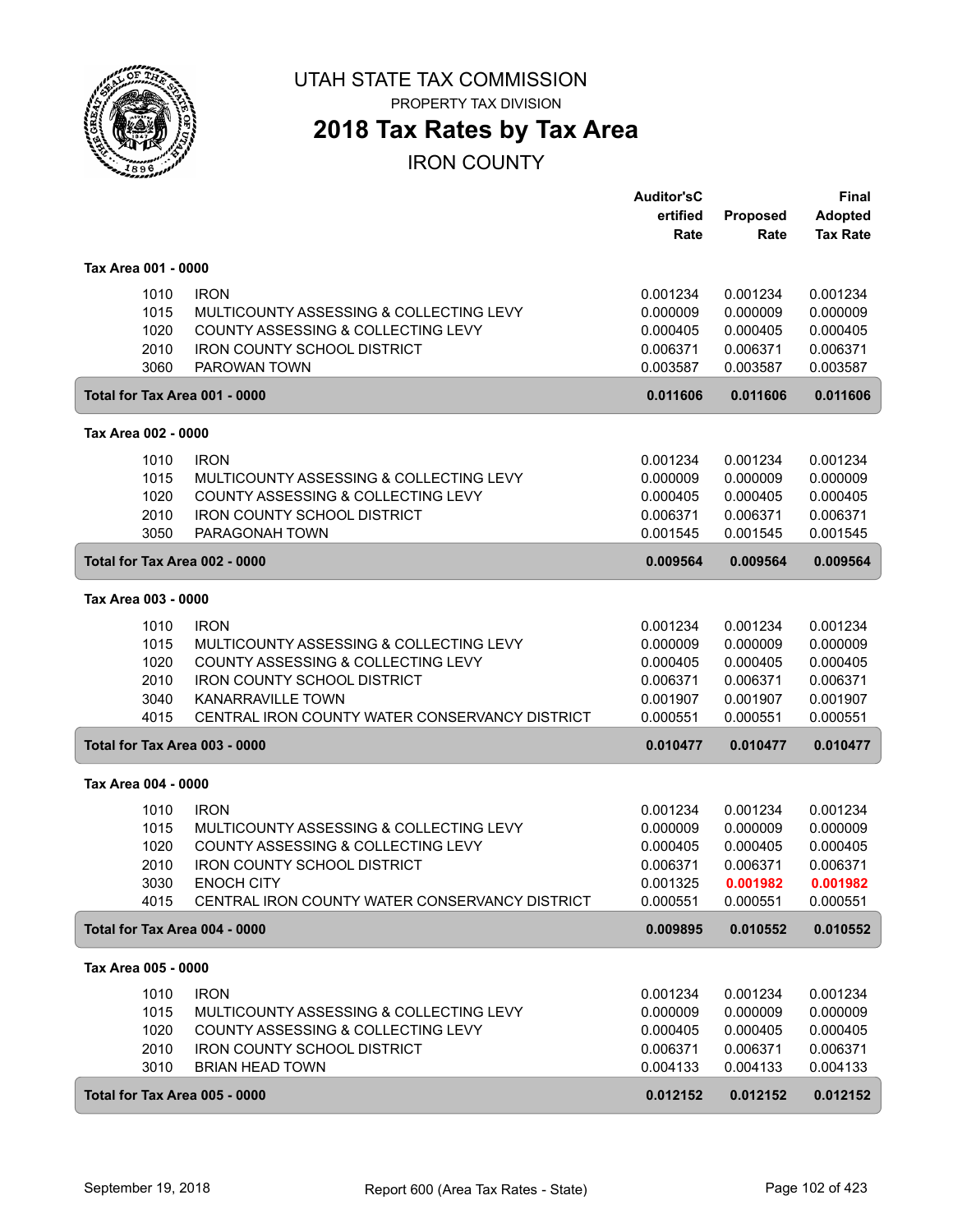# UTAH STATE TAX COMMISSION

PROPERTY TAX DIVISION

## 2018 Tax Rates by Tax Area

IRON COUNTY

| | | Auditor's Certified Rate | Proposed Rate | Final Adopted Tax Rate |
|---|---|---|---|---|
| **Tax Area 001 - 0000** | | | | |
| 1010 | IRON | 0.001234 | 0.001234 | 0.001234 |
| 1015 | MULTICOUNTY ASSESSING & COLLECTING LEVY | 0.000009 | 0.000009 | 0.000009 |
| 1020 | COUNTY ASSESSING & COLLECTING LEVY | 0.000405 | 0.000405 | 0.000405 |
| 2010 | IRON COUNTY SCHOOL DISTRICT | 0.006371 | 0.006371 | 0.006371 |
| 3060 | PAROWAN TOWN | 0.003587 | 0.003587 | 0.003587 |
| **Total for Tax Area 001 - 0000** | | **0.011606** | **0.011606** | **0.011606** |
| **Tax Area 002 - 0000** | | | | |
| 1010 | IRON | 0.001234 | 0.001234 | 0.001234 |
| 1015 | MULTICOUNTY ASSESSING & COLLECTING LEVY | 0.000009 | 0.000009 | 0.000009 |
| 1020 | COUNTY ASSESSING & COLLECTING LEVY | 0.000405 | 0.000405 | 0.000405 |
| 2010 | IRON COUNTY SCHOOL DISTRICT | 0.006371 | 0.006371 | 0.006371 |
| 3050 | PARAGONAH TOWN | 0.001545 | 0.001545 | 0.001545 |
| **Total for Tax Area 002 - 0000** | | **0.009564** | **0.009564** | **0.009564** |
| **Tax Area 003 - 0000** | | | | |
| 1010 | IRON | 0.001234 | 0.001234 | 0.001234 |
| 1015 | MULTICOUNTY ASSESSING & COLLECTING LEVY | 0.000009 | 0.000009 | 0.000009 |
| 1020 | COUNTY ASSESSING & COLLECTING LEVY | 0.000405 | 0.000405 | 0.000405 |
| 2010 | IRON COUNTY SCHOOL DISTRICT | 0.006371 | 0.006371 | 0.006371 |
| 3040 | KANARRAVILLE TOWN | 0.001907 | 0.001907 | 0.001907 |
| 4015 | CENTRAL IRON COUNTY WATER CONSERVANCY DISTRICT | 0.000551 | 0.000551 | 0.000551 |
| **Total for Tax Area 003 - 0000** | | **0.010477** | **0.010477** | **0.010477** |
| **Tax Area 004 - 0000** | | | | |
| 1010 | IRON | 0.001234 | 0.001234 | 0.001234 |
| 1015 | MULTICOUNTY ASSESSING & COLLECTING LEVY | 0.000009 | 0.000009 | 0.000009 |
| 1020 | COUNTY ASSESSING & COLLECTING LEVY | 0.000405 | 0.000405 | 0.000405 |
| 2010 | IRON COUNTY SCHOOL DISTRICT | 0.006371 | 0.006371 | 0.006371 |
| 3030 | ENOCH CITY | 0.001325 | **0.001982** | **0.001982** |
| 4015 | CENTRAL IRON COUNTY WATER CONSERVANCY DISTRICT | 0.000551 | 0.000551 | 0.000551 |
| **Total for Tax Area 004 - 0000** | | **0.009895** | **0.010552** | **0.010552** |
| **Tax Area 005 - 0000** | | | | |
| 1010 | IRON | 0.001234 | 0.001234 | 0.001234 |
| 1015 | MULTICOUNTY ASSESSING & COLLECTING LEVY | 0.000009 | 0.000009 | 0.000009 |
| 1020 | COUNTY ASSESSING & COLLECTING LEVY | 0.000405 | 0.000405 | 0.000405 |
| 2010 | IRON COUNTY SCHOOL DISTRICT | 0.006371 | 0.006371 | 0.006371 |
| 3010 | BRIAN HEAD TOWN | 0.004133 | 0.004133 | 0.004133 |
| **Total for Tax Area 005 - 0000** | | **0.012152** | **0.012152** | **0.012152** |

September 19, 2018 — Report 600 (Area Tax Rates - State)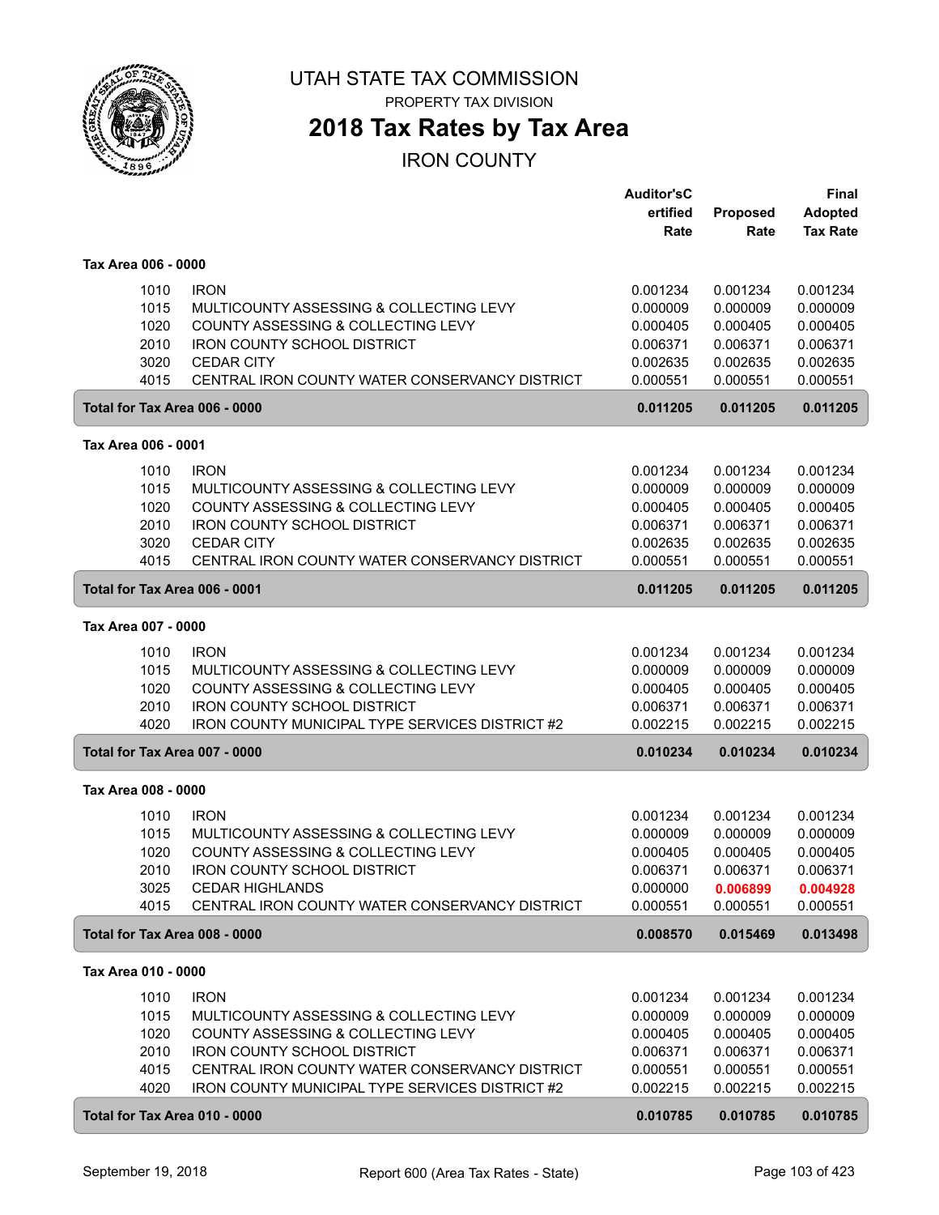# UTAH STATE TAX COMMISSION

PROPERTY TAX DIVISION

## 2018 Tax Rates by Tax Area

IRON COUNTY

| | | Auditor's Certified Rate | Proposed Rate | Final Adopted Tax Rate |
|---|---|---|---|---|
| **Tax Area 006 - 0000** | | | | |
| 1010 | IRON | 0.001234 | 0.001234 | 0.001234 |
| 1015 | MULTICOUNTY ASSESSING & COLLECTING LEVY | 0.000009 | 0.000009 | 0.000009 |
| 1020 | COUNTY ASSESSING & COLLECTING LEVY | 0.000405 | 0.000405 | 0.000405 |
| 2010 | IRON COUNTY SCHOOL DISTRICT | 0.006371 | 0.006371 | 0.006371 |
| 3020 | CEDAR CITY | 0.002635 | 0.002635 | 0.002635 |
| 4015 | CENTRAL IRON COUNTY WATER CONSERVANCY DISTRICT | 0.000551 | 0.000551 | 0.000551 |
| **Total for Tax Area 006 - 0000** | | **0.011205** | **0.011205** | **0.011205** |
| **Tax Area 006 - 0001** | | | | |
| 1010 | IRON | 0.001234 | 0.001234 | 0.001234 |
| 1015 | MULTICOUNTY ASSESSING & COLLECTING LEVY | 0.000009 | 0.000009 | 0.000009 |
| 1020 | COUNTY ASSESSING & COLLECTING LEVY | 0.000405 | 0.000405 | 0.000405 |
| 2010 | IRON COUNTY SCHOOL DISTRICT | 0.006371 | 0.006371 | 0.006371 |
| 3020 | CEDAR CITY | 0.002635 | 0.002635 | 0.002635 |
| 4015 | CENTRAL IRON COUNTY WATER CONSERVANCY DISTRICT | 0.000551 | 0.000551 | 0.000551 |
| **Total for Tax Area 006 - 0001** | | **0.011205** | **0.011205** | **0.011205** |
| **Tax Area 007 - 0000** | | | | |
| 1010 | IRON | 0.001234 | 0.001234 | 0.001234 |
| 1015 | MULTICOUNTY ASSESSING & COLLECTING LEVY | 0.000009 | 0.000009 | 0.000009 |
| 1020 | COUNTY ASSESSING & COLLECTING LEVY | 0.000405 | 0.000405 | 0.000405 |
| 2010 | IRON COUNTY SCHOOL DISTRICT | 0.006371 | 0.006371 | 0.006371 |
| 4020 | IRON COUNTY MUNICIPAL TYPE SERVICES DISTRICT #2 | 0.002215 | 0.002215 | 0.002215 |
| **Total for Tax Area 007 - 0000** | | **0.010234** | **0.010234** | **0.010234** |
| **Tax Area 008 - 0000** | | | | |
| 1010 | IRON | 0.001234 | 0.001234 | 0.001234 |
| 1015 | MULTICOUNTY ASSESSING & COLLECTING LEVY | 0.000009 | 0.000009 | 0.000009 |
| 1020 | COUNTY ASSESSING & COLLECTING LEVY | 0.000405 | 0.000405 | 0.000405 |
| 2010 | IRON COUNTY SCHOOL DISTRICT | 0.006371 | 0.006371 | 0.006371 |
| 3025 | CEDAR HIGHLANDS | 0.000000 | **0.006899** | **0.004928** |
| 4015 | CENTRAL IRON COUNTY WATER CONSERVANCY DISTRICT | 0.000551 | 0.000551 | 0.000551 |
| **Total for Tax Area 008 - 0000** | | **0.008570** | **0.015469** | **0.013498** |
| **Tax Area 010 - 0000** | | | | |
| 1010 | IRON | 0.001234 | 0.001234 | 0.001234 |
| 1015 | MULTICOUNTY ASSESSING & COLLECTING LEVY | 0.000009 | 0.000009 | 0.000009 |
| 1020 | COUNTY ASSESSING & COLLECTING LEVY | 0.000405 | 0.000405 | 0.000405 |
| 2010 | IRON COUNTY SCHOOL DISTRICT | 0.006371 | 0.006371 | 0.006371 |
| 4015 | CENTRAL IRON COUNTY WATER CONSERVANCY DISTRICT | 0.000551 | 0.000551 | 0.000551 |
| 4020 | IRON COUNTY MUNICIPAL TYPE SERVICES DISTRICT #2 | 0.002215 | 0.002215 | 0.002215 |
| **Total for Tax Area 010 - 0000** | | **0.010785** | **0.010785** | **0.010785** |

September 19, 2018 — Report 600 (Area Tax Rates - State)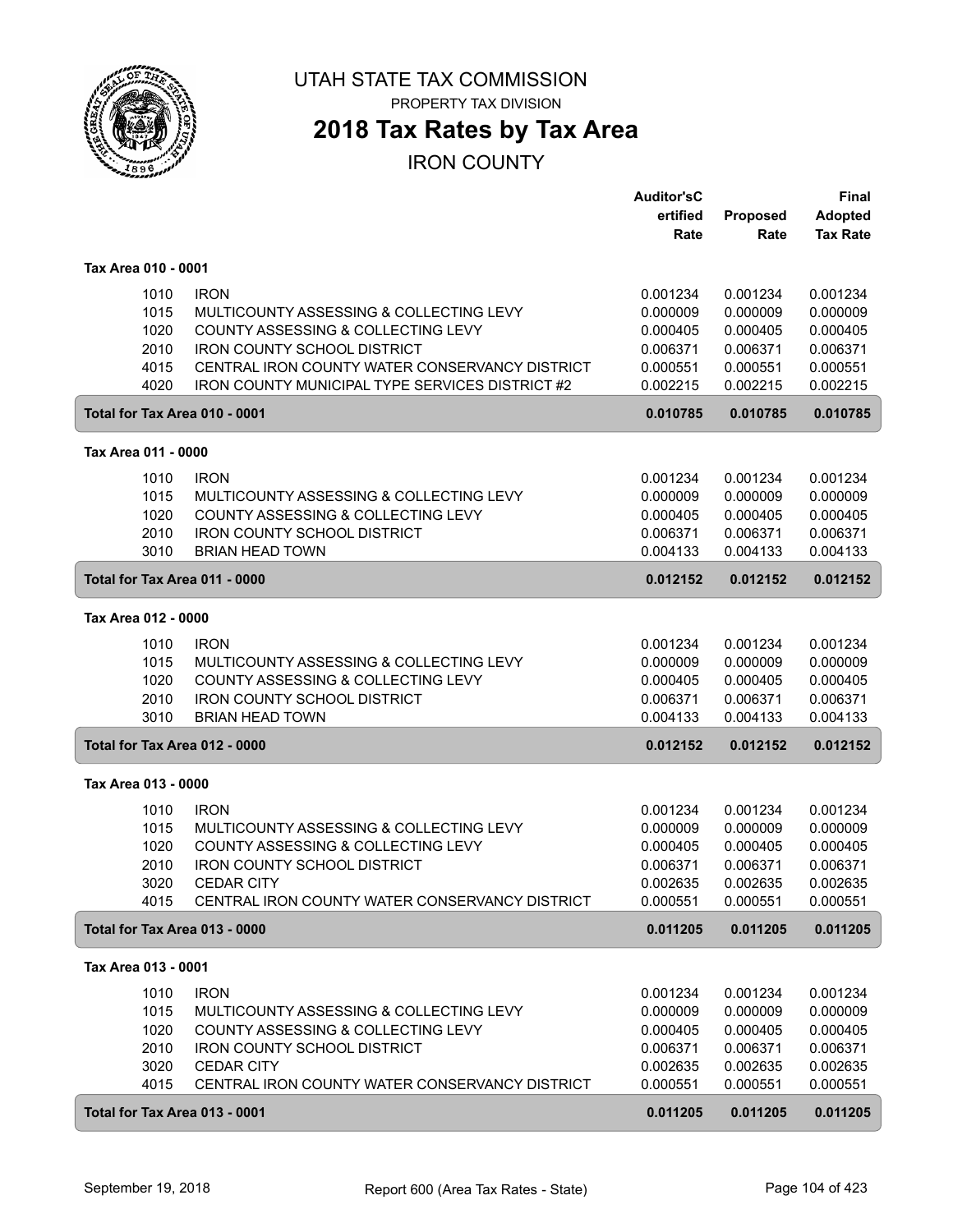# UTAH STATE TAX COMMISSION

PROPERTY TAX DIVISION

## 2018 Tax Rates by Tax Area

IRON COUNTY

| | | Auditor'sCertified Rate | Proposed Rate | Final Adopted Tax Rate |
|---|---|---|---|---|
| **Tax Area 010 - 0001** | | | | |
| 1010 | IRON | 0.001234 | 0.001234 | 0.001234 |
| 1015 | MULTICOUNTY ASSESSING & COLLECTING LEVY | 0.000009 | 0.000009 | 0.000009 |
| 1020 | COUNTY ASSESSING & COLLECTING LEVY | 0.000405 | 0.000405 | 0.000405 |
| 2010 | IRON COUNTY SCHOOL DISTRICT | 0.006371 | 0.006371 | 0.006371 |
| 4015 | CENTRAL IRON COUNTY WATER CONSERVANCY DISTRICT | 0.000551 | 0.000551 | 0.000551 |
| 4020 | IRON COUNTY MUNICIPAL TYPE SERVICES DISTRICT #2 | 0.002215 | 0.002215 | 0.002215 |
| **Total for Tax Area 010 - 0001** | | **0.010785** | **0.010785** | **0.010785** |
| **Tax Area 011 - 0000** | | | | |
| 1010 | IRON | 0.001234 | 0.001234 | 0.001234 |
| 1015 | MULTICOUNTY ASSESSING & COLLECTING LEVY | 0.000009 | 0.000009 | 0.000009 |
| 1020 | COUNTY ASSESSING & COLLECTING LEVY | 0.000405 | 0.000405 | 0.000405 |
| 2010 | IRON COUNTY SCHOOL DISTRICT | 0.006371 | 0.006371 | 0.006371 |
| 3010 | BRIAN HEAD TOWN | 0.004133 | 0.004133 | 0.004133 |
| **Total for Tax Area 011 - 0000** | | **0.012152** | **0.012152** | **0.012152** |
| **Tax Area 012 - 0000** | | | | |
| 1010 | IRON | 0.001234 | 0.001234 | 0.001234 |
| 1015 | MULTICOUNTY ASSESSING & COLLECTING LEVY | 0.000009 | 0.000009 | 0.000009 |
| 1020 | COUNTY ASSESSING & COLLECTING LEVY | 0.000405 | 0.000405 | 0.000405 |
| 2010 | IRON COUNTY SCHOOL DISTRICT | 0.006371 | 0.006371 | 0.006371 |
| 3010 | BRIAN HEAD TOWN | 0.004133 | 0.004133 | 0.004133 |
| **Total for Tax Area 012 - 0000** | | **0.012152** | **0.012152** | **0.012152** |
| **Tax Area 013 - 0000** | | | | |
| 1010 | IRON | 0.001234 | 0.001234 | 0.001234 |
| 1015 | MULTICOUNTY ASSESSING & COLLECTING LEVY | 0.000009 | 0.000009 | 0.000009 |
| 1020 | COUNTY ASSESSING & COLLECTING LEVY | 0.000405 | 0.000405 | 0.000405 |
| 2010 | IRON COUNTY SCHOOL DISTRICT | 0.006371 | 0.006371 | 0.006371 |
| 3020 | CEDAR CITY | 0.002635 | 0.002635 | 0.002635 |
| 4015 | CENTRAL IRON COUNTY WATER CONSERVANCY DISTRICT | 0.000551 | 0.000551 | 0.000551 |
| **Total for Tax Area 013 - 0000** | | **0.011205** | **0.011205** | **0.011205** |
| **Tax Area 013 - 0001** | | | | |
| 1010 | IRON | 0.001234 | 0.001234 | 0.001234 |
| 1015 | MULTICOUNTY ASSESSING & COLLECTING LEVY | 0.000009 | 0.000009 | 0.000009 |
| 1020 | COUNTY ASSESSING & COLLECTING LEVY | 0.000405 | 0.000405 | 0.000405 |
| 2010 | IRON COUNTY SCHOOL DISTRICT | 0.006371 | 0.006371 | 0.006371 |
| 3020 | CEDAR CITY | 0.002635 | 0.002635 | 0.002635 |
| 4015 | CENTRAL IRON COUNTY WATER CONSERVANCY DISTRICT | 0.000551 | 0.000551 | 0.000551 |
| **Total for Tax Area 013 - 0001** | | **0.011205** | **0.011205** | **0.011205** |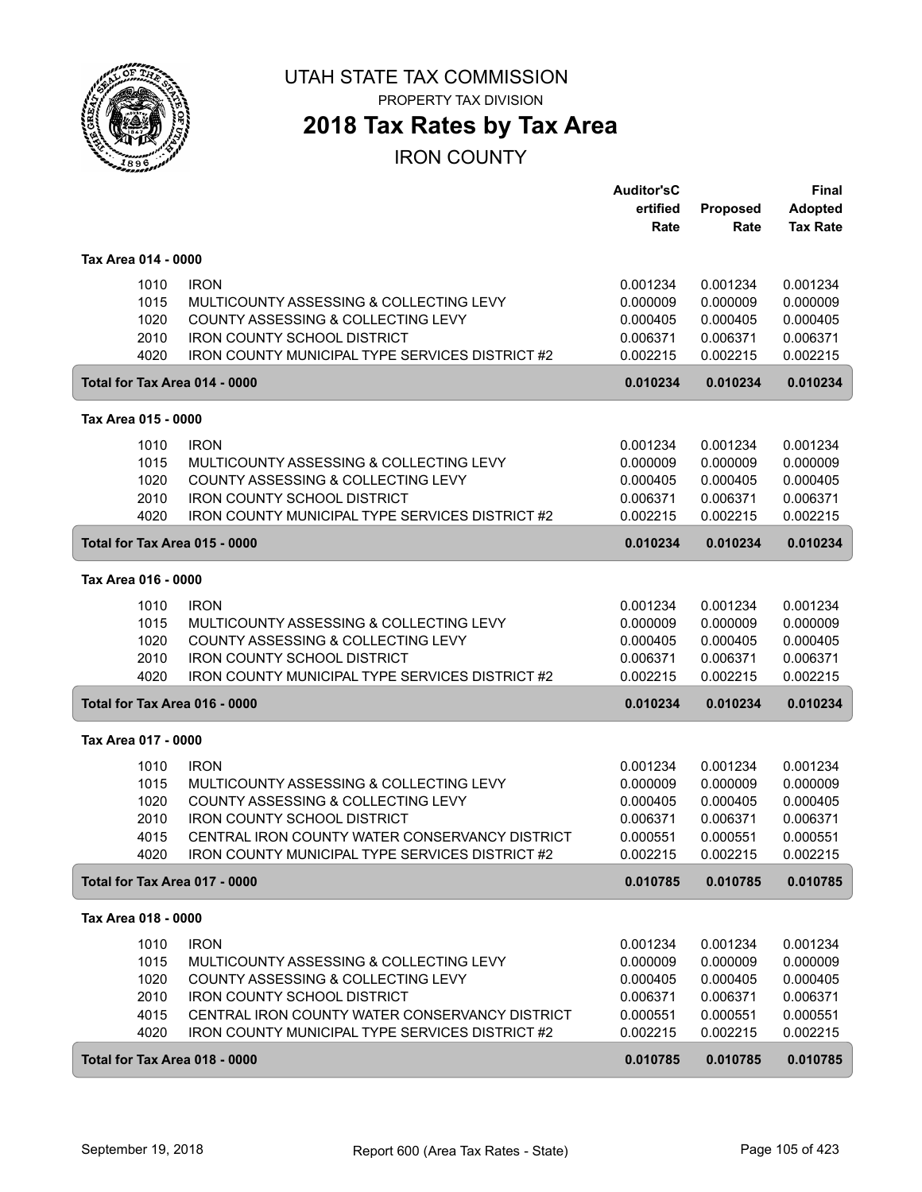# UTAH STATE TAX COMMISSION

PROPERTY TAX DIVISION

## 2018 Tax Rates by Tax Area

IRON COUNTY

| | | Auditor'sCertified Rate | Proposed Rate | Final Adopted Tax Rate |
|---|---|---|---|---|
| **Tax Area 014 - 0000** | | | | |
| 1010 | IRON | 0.001234 | 0.001234 | 0.001234 |
| 1015 | MULTICOUNTY ASSESSING & COLLECTING LEVY | 0.000009 | 0.000009 | 0.000009 |
| 1020 | COUNTY ASSESSING & COLLECTING LEVY | 0.000405 | 0.000405 | 0.000405 |
| 2010 | IRON COUNTY SCHOOL DISTRICT | 0.006371 | 0.006371 | 0.006371 |
| 4020 | IRON COUNTY MUNICIPAL TYPE SERVICES DISTRICT #2 | 0.002215 | 0.002215 | 0.002215 |
| **Total for Tax Area 014 - 0000** | | **0.010234** | **0.010234** | **0.010234** |
| **Tax Area 015 - 0000** | | | | |
| 1010 | IRON | 0.001234 | 0.001234 | 0.001234 |
| 1015 | MULTICOUNTY ASSESSING & COLLECTING LEVY | 0.000009 | 0.000009 | 0.000009 |
| 1020 | COUNTY ASSESSING & COLLECTING LEVY | 0.000405 | 0.000405 | 0.000405 |
| 2010 | IRON COUNTY SCHOOL DISTRICT | 0.006371 | 0.006371 | 0.006371 |
| 4020 | IRON COUNTY MUNICIPAL TYPE SERVICES DISTRICT #2 | 0.002215 | 0.002215 | 0.002215 |
| **Total for Tax Area 015 - 0000** | | **0.010234** | **0.010234** | **0.010234** |
| **Tax Area 016 - 0000** | | | | |
| 1010 | IRON | 0.001234 | 0.001234 | 0.001234 |
| 1015 | MULTICOUNTY ASSESSING & COLLECTING LEVY | 0.000009 | 0.000009 | 0.000009 |
| 1020 | COUNTY ASSESSING & COLLECTING LEVY | 0.000405 | 0.000405 | 0.000405 |
| 2010 | IRON COUNTY SCHOOL DISTRICT | 0.006371 | 0.006371 | 0.006371 |
| 4020 | IRON COUNTY MUNICIPAL TYPE SERVICES DISTRICT #2 | 0.002215 | 0.002215 | 0.002215 |
| **Total for Tax Area 016 - 0000** | | **0.010234** | **0.010234** | **0.010234** |
| **Tax Area 017 - 0000** | | | | |
| 1010 | IRON | 0.001234 | 0.001234 | 0.001234 |
| 1015 | MULTICOUNTY ASSESSING & COLLECTING LEVY | 0.000009 | 0.000009 | 0.000009 |
| 1020 | COUNTY ASSESSING & COLLECTING LEVY | 0.000405 | 0.000405 | 0.000405 |
| 2010 | IRON COUNTY SCHOOL DISTRICT | 0.006371 | 0.006371 | 0.006371 |
| 4015 | CENTRAL IRON COUNTY WATER CONSERVANCY DISTRICT | 0.000551 | 0.000551 | 0.000551 |
| 4020 | IRON COUNTY MUNICIPAL TYPE SERVICES DISTRICT #2 | 0.002215 | 0.002215 | 0.002215 |
| **Total for Tax Area 017 - 0000** | | **0.010785** | **0.010785** | **0.010785** |
| **Tax Area 018 - 0000** | | | | |
| 1010 | IRON | 0.001234 | 0.001234 | 0.001234 |
| 1015 | MULTICOUNTY ASSESSING & COLLECTING LEVY | 0.000009 | 0.000009 | 0.000009 |
| 1020 | COUNTY ASSESSING & COLLECTING LEVY | 0.000405 | 0.000405 | 0.000405 |
| 2010 | IRON COUNTY SCHOOL DISTRICT | 0.006371 | 0.006371 | 0.006371 |
| 4015 | CENTRAL IRON COUNTY WATER CONSERVANCY DISTRICT | 0.000551 | 0.000551 | 0.000551 |
| 4020 | IRON COUNTY MUNICIPAL TYPE SERVICES DISTRICT #2 | 0.002215 | 0.002215 | 0.002215 |
| **Total for Tax Area 018 - 0000** | | **0.010785** | **0.010785** | **0.010785** |

September 19, 2018 | Report 600 (Area Tax Rates - State)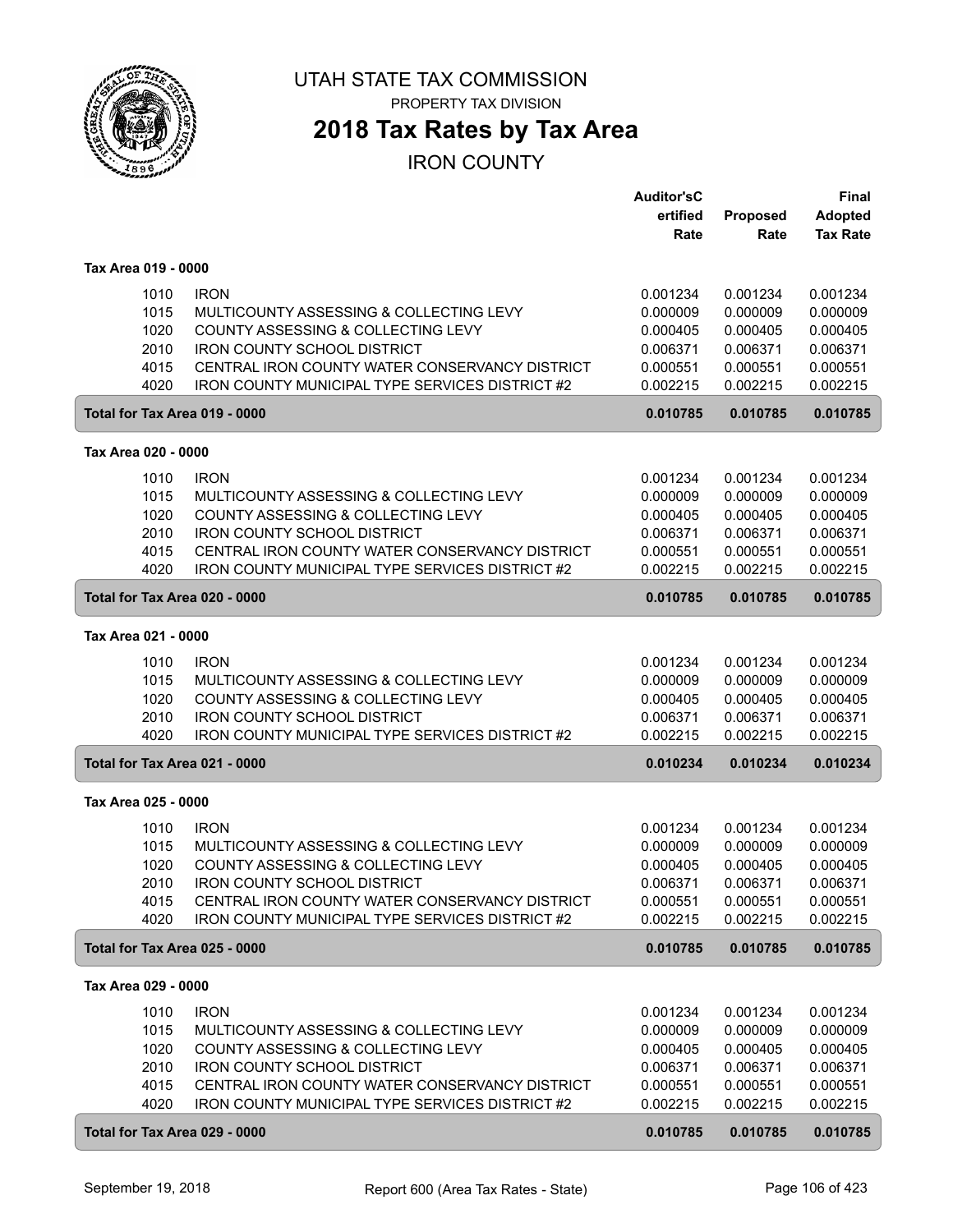# UTAH STATE TAX COMMISSION

PROPERTY TAX DIVISION

## 2018 Tax Rates by Tax Area

IRON COUNTY

| | | Auditor'sCertified Rate | Proposed Rate | Final Adopted Tax Rate |
|---|---|---|---|---|
| **Tax Area 019 - 0000** | | | | |
| 1010 | IRON | 0.001234 | 0.001234 | 0.001234 |
| 1015 | MULTICOUNTY ASSESSING & COLLECTING LEVY | 0.000009 | 0.000009 | 0.000009 |
| 1020 | COUNTY ASSESSING & COLLECTING LEVY | 0.000405 | 0.000405 | 0.000405 |
| 2010 | IRON COUNTY SCHOOL DISTRICT | 0.006371 | 0.006371 | 0.006371 |
| 4015 | CENTRAL IRON COUNTY WATER CONSERVANCY DISTRICT | 0.000551 | 0.000551 | 0.000551 |
| 4020 | IRON COUNTY MUNICIPAL TYPE SERVICES DISTRICT #2 | 0.002215 | 0.002215 | 0.002215 |
| **Total for Tax Area 019 - 0000** | | **0.010785** | **0.010785** | **0.010785** |
| **Tax Area 020 - 0000** | | | | |
| 1010 | IRON | 0.001234 | 0.001234 | 0.001234 |
| 1015 | MULTICOUNTY ASSESSING & COLLECTING LEVY | 0.000009 | 0.000009 | 0.000009 |
| 1020 | COUNTY ASSESSING & COLLECTING LEVY | 0.000405 | 0.000405 | 0.000405 |
| 2010 | IRON COUNTY SCHOOL DISTRICT | 0.006371 | 0.006371 | 0.006371 |
| 4015 | CENTRAL IRON COUNTY WATER CONSERVANCY DISTRICT | 0.000551 | 0.000551 | 0.000551 |
| 4020 | IRON COUNTY MUNICIPAL TYPE SERVICES DISTRICT #2 | 0.002215 | 0.002215 | 0.002215 |
| **Total for Tax Area 020 - 0000** | | **0.010785** | **0.010785** | **0.010785** |
| **Tax Area 021 - 0000** | | | | |
| 1010 | IRON | 0.001234 | 0.001234 | 0.001234 |
| 1015 | MULTICOUNTY ASSESSING & COLLECTING LEVY | 0.000009 | 0.000009 | 0.000009 |
| 1020 | COUNTY ASSESSING & COLLECTING LEVY | 0.000405 | 0.000405 | 0.000405 |
| 2010 | IRON COUNTY SCHOOL DISTRICT | 0.006371 | 0.006371 | 0.006371 |
| 4020 | IRON COUNTY MUNICIPAL TYPE SERVICES DISTRICT #2 | 0.002215 | 0.002215 | 0.002215 |
| **Total for Tax Area 021 - 0000** | | **0.010234** | **0.010234** | **0.010234** |
| **Tax Area 025 - 0000** | | | | |
| 1010 | IRON | 0.001234 | 0.001234 | 0.001234 |
| 1015 | MULTICOUNTY ASSESSING & COLLECTING LEVY | 0.000009 | 0.000009 | 0.000009 |
| 1020 | COUNTY ASSESSING & COLLECTING LEVY | 0.000405 | 0.000405 | 0.000405 |
| 2010 | IRON COUNTY SCHOOL DISTRICT | 0.006371 | 0.006371 | 0.006371 |
| 4015 | CENTRAL IRON COUNTY WATER CONSERVANCY DISTRICT | 0.000551 | 0.000551 | 0.000551 |
| 4020 | IRON COUNTY MUNICIPAL TYPE SERVICES DISTRICT #2 | 0.002215 | 0.002215 | 0.002215 |
| **Total for Tax Area 025 - 0000** | | **0.010785** | **0.010785** | **0.010785** |
| **Tax Area 029 - 0000** | | | | |
| 1010 | IRON | 0.001234 | 0.001234 | 0.001234 |
| 1015 | MULTICOUNTY ASSESSING & COLLECTING LEVY | 0.000009 | 0.000009 | 0.000009 |
| 1020 | COUNTY ASSESSING & COLLECTING LEVY | 0.000405 | 0.000405 | 0.000405 |
| 2010 | IRON COUNTY SCHOOL DISTRICT | 0.006371 | 0.006371 | 0.006371 |
| 4015 | CENTRAL IRON COUNTY WATER CONSERVANCY DISTRICT | 0.000551 | 0.000551 | 0.000551 |
| 4020 | IRON COUNTY MUNICIPAL TYPE SERVICES DISTRICT #2 | 0.002215 | 0.002215 | 0.002215 |
| **Total for Tax Area 029 - 0000** | | **0.010785** | **0.010785** | **0.010785** |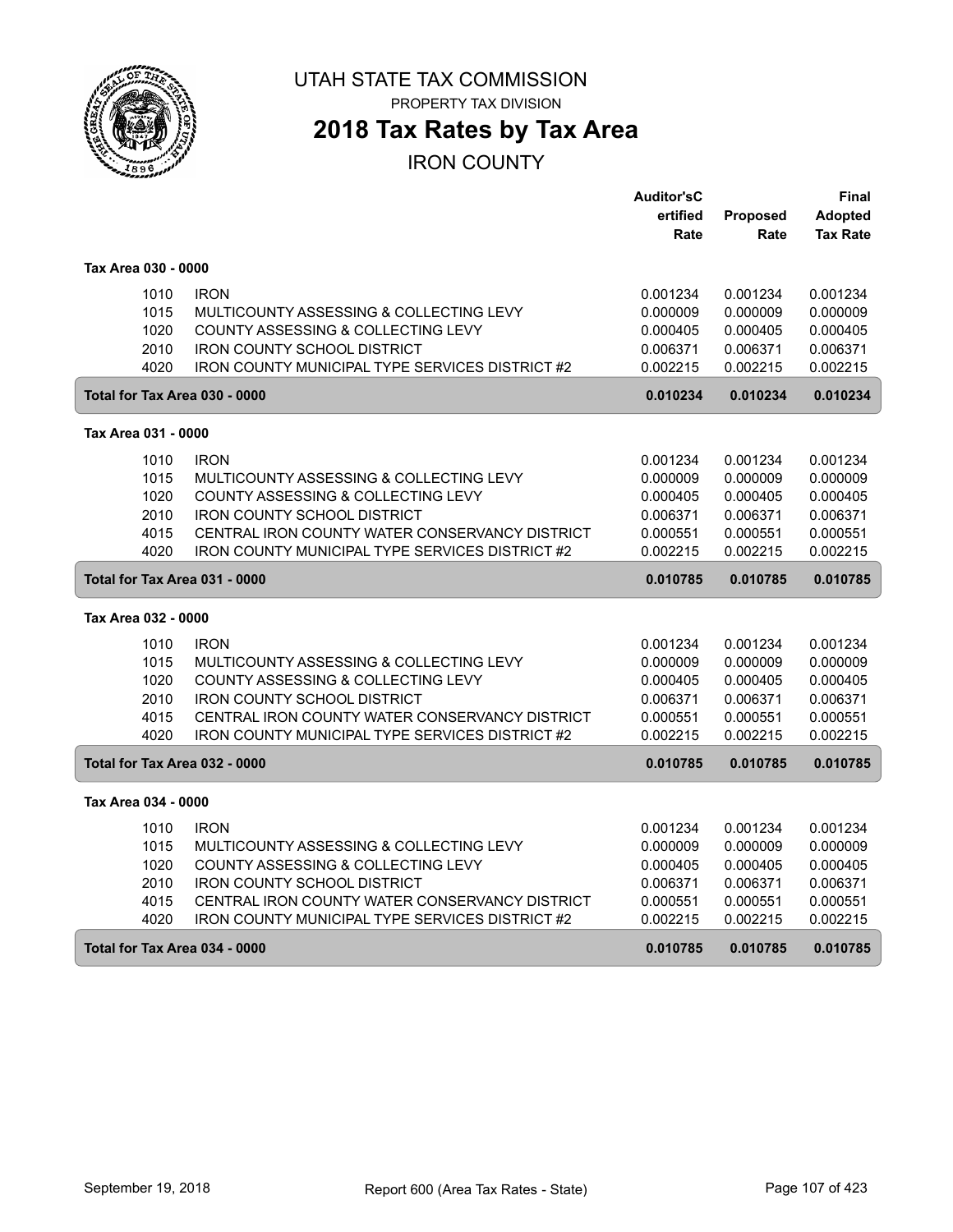# UTAH STATE TAX COMMISSION

PROPERTY TAX DIVISION

## 2018 Tax Rates by Tax Area

IRON COUNTY

| | | Auditor'sCertified Rate | Proposed Rate | Final Adopted Tax Rate |
|---|---|---|---|---|
| **Tax Area 030 - 0000** | | | | |
| 1010 | IRON | 0.001234 | 0.001234 | 0.001234 |
| 1015 | MULTICOUNTY ASSESSING & COLLECTING LEVY | 0.000009 | 0.000009 | 0.000009 |
| 1020 | COUNTY ASSESSING & COLLECTING LEVY | 0.000405 | 0.000405 | 0.000405 |
| 2010 | IRON COUNTY SCHOOL DISTRICT | 0.006371 | 0.006371 | 0.006371 |
| 4020 | IRON COUNTY MUNICIPAL TYPE SERVICES DISTRICT #2 | 0.002215 | 0.002215 | 0.002215 |
| **Total for Tax Area 030 - 0000** | | **0.010234** | **0.010234** | **0.010234** |
| **Tax Area 031 - 0000** | | | | |
| 1010 | IRON | 0.001234 | 0.001234 | 0.001234 |
| 1015 | MULTICOUNTY ASSESSING & COLLECTING LEVY | 0.000009 | 0.000009 | 0.000009 |
| 1020 | COUNTY ASSESSING & COLLECTING LEVY | 0.000405 | 0.000405 | 0.000405 |
| 2010 | IRON COUNTY SCHOOL DISTRICT | 0.006371 | 0.006371 | 0.006371 |
| 4015 | CENTRAL IRON COUNTY WATER CONSERVANCY DISTRICT | 0.000551 | 0.000551 | 0.000551 |
| 4020 | IRON COUNTY MUNICIPAL TYPE SERVICES DISTRICT #2 | 0.002215 | 0.002215 | 0.002215 |
| **Total for Tax Area 031 - 0000** | | **0.010785** | **0.010785** | **0.010785** |
| **Tax Area 032 - 0000** | | | | |
| 1010 | IRON | 0.001234 | 0.001234 | 0.001234 |
| 1015 | MULTICOUNTY ASSESSING & COLLECTING LEVY | 0.000009 | 0.000009 | 0.000009 |
| 1020 | COUNTY ASSESSING & COLLECTING LEVY | 0.000405 | 0.000405 | 0.000405 |
| 2010 | IRON COUNTY SCHOOL DISTRICT | 0.006371 | 0.006371 | 0.006371 |
| 4015 | CENTRAL IRON COUNTY WATER CONSERVANCY DISTRICT | 0.000551 | 0.000551 | 0.000551 |
| 4020 | IRON COUNTY MUNICIPAL TYPE SERVICES DISTRICT #2 | 0.002215 | 0.002215 | 0.002215 |
| **Total for Tax Area 032 - 0000** | | **0.010785** | **0.010785** | **0.010785** |
| **Tax Area 034 - 0000** | | | | |
| 1010 | IRON | 0.001234 | 0.001234 | 0.001234 |
| 1015 | MULTICOUNTY ASSESSING & COLLECTING LEVY | 0.000009 | 0.000009 | 0.000009 |
| 1020 | COUNTY ASSESSING & COLLECTING LEVY | 0.000405 | 0.000405 | 0.000405 |
| 2010 | IRON COUNTY SCHOOL DISTRICT | 0.006371 | 0.006371 | 0.006371 |
| 4015 | CENTRAL IRON COUNTY WATER CONSERVANCY DISTRICT | 0.000551 | 0.000551 | 0.000551 |
| 4020 | IRON COUNTY MUNICIPAL TYPE SERVICES DISTRICT #2 | 0.002215 | 0.002215 | 0.002215 |
| **Total for Tax Area 034 - 0000** | | **0.010785** | **0.010785** | **0.010785** |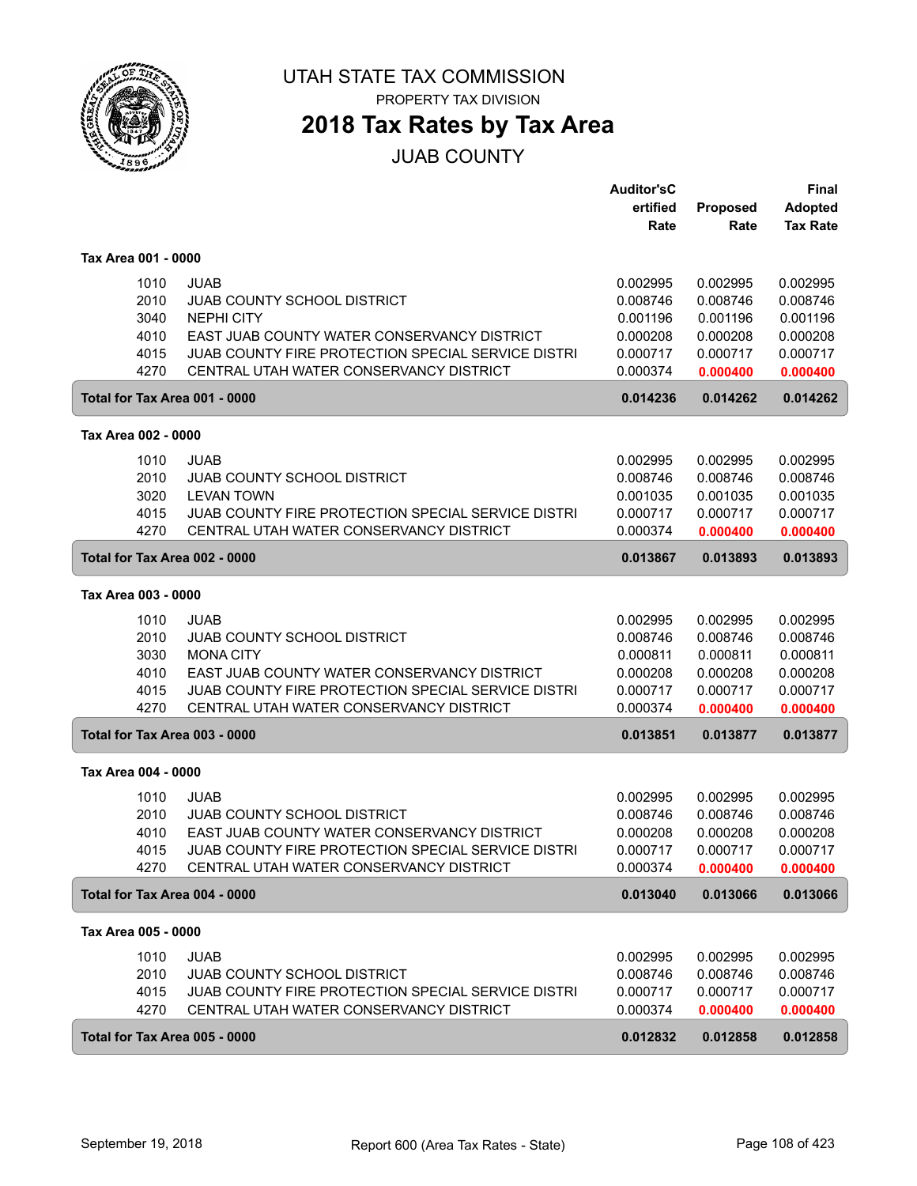# UTAH STATE TAX COMMISSION

PROPERTY TAX DIVISION

## 2018 Tax Rates by Tax Area

JUAB COUNTY

| | | Auditor'sCertified Rate | Proposed Rate | Final Adopted Tax Rate |
|---|---|---|---|---|
| **Tax Area 001 - 0000** | | | | |
| 1010 | JUAB | 0.002995 | 0.002995 | 0.002995 |
| 2010 | JUAB COUNTY SCHOOL DISTRICT | 0.008746 | 0.008746 | 0.008746 |
| 3040 | NEPHI CITY | 0.001196 | 0.001196 | 0.001196 |
| 4010 | EAST JUAB COUNTY WATER CONSERVANCY DISTRICT | 0.000208 | 0.000208 | 0.000208 |
| 4015 | JUAB COUNTY FIRE PROTECTION SPECIAL SERVICE DISTRI | 0.000717 | 0.000717 | 0.000717 |
| 4270 | CENTRAL UTAH WATER CONSERVANCY DISTRICT | 0.000374 | 0.000400 | 0.000400 |
| **Total for Tax Area 001 - 0000** | | **0.014236** | **0.014262** | **0.014262** |
| **Tax Area 002 - 0000** | | | | |
| 1010 | JUAB | 0.002995 | 0.002995 | 0.002995 |
| 2010 | JUAB COUNTY SCHOOL DISTRICT | 0.008746 | 0.008746 | 0.008746 |
| 3020 | LEVAN TOWN | 0.001035 | 0.001035 | 0.001035 |
| 4015 | JUAB COUNTY FIRE PROTECTION SPECIAL SERVICE DISTRI | 0.000717 | 0.000717 | 0.000717 |
| 4270 | CENTRAL UTAH WATER CONSERVANCY DISTRICT | 0.000374 | 0.000400 | 0.000400 |
| **Total for Tax Area 002 - 0000** | | **0.013867** | **0.013893** | **0.013893** |
| **Tax Area 003 - 0000** | | | | |
| 1010 | JUAB | 0.002995 | 0.002995 | 0.002995 |
| 2010 | JUAB COUNTY SCHOOL DISTRICT | 0.008746 | 0.008746 | 0.008746 |
| 3030 | MONA CITY | 0.000811 | 0.000811 | 0.000811 |
| 4010 | EAST JUAB COUNTY WATER CONSERVANCY DISTRICT | 0.000208 | 0.000208 | 0.000208 |
| 4015 | JUAB COUNTY FIRE PROTECTION SPECIAL SERVICE DISTRI | 0.000717 | 0.000717 | 0.000717 |
| 4270 | CENTRAL UTAH WATER CONSERVANCY DISTRICT | 0.000374 | 0.000400 | 0.000400 |
| **Total for Tax Area 003 - 0000** | | **0.013851** | **0.013877** | **0.013877** |
| **Tax Area 004 - 0000** | | | | |
| 1010 | JUAB | 0.002995 | 0.002995 | 0.002995 |
| 2010 | JUAB COUNTY SCHOOL DISTRICT | 0.008746 | 0.008746 | 0.008746 |
| 4010 | EAST JUAB COUNTY WATER CONSERVANCY DISTRICT | 0.000208 | 0.000208 | 0.000208 |
| 4015 | JUAB COUNTY FIRE PROTECTION SPECIAL SERVICE DISTRI | 0.000717 | 0.000717 | 0.000717 |
| 4270 | CENTRAL UTAH WATER CONSERVANCY DISTRICT | 0.000374 | 0.000400 | 0.000400 |
| **Total for Tax Area 004 - 0000** | | **0.013040** | **0.013066** | **0.013066** |
| **Tax Area 005 - 0000** | | | | |
| 1010 | JUAB | 0.002995 | 0.002995 | 0.002995 |
| 2010 | JUAB COUNTY SCHOOL DISTRICT | 0.008746 | 0.008746 | 0.008746 |
| 4015 | JUAB COUNTY FIRE PROTECTION SPECIAL SERVICE DISTRI | 0.000717 | 0.000717 | 0.000717 |
| 4270 | CENTRAL UTAH WATER CONSERVANCY DISTRICT | 0.000374 | 0.000400 | 0.000400 |
| **Total for Tax Area 005 - 0000** | | **0.012832** | **0.012858** | **0.012858** |

September 19, 2018 — Report 600 (Area Tax Rates - State)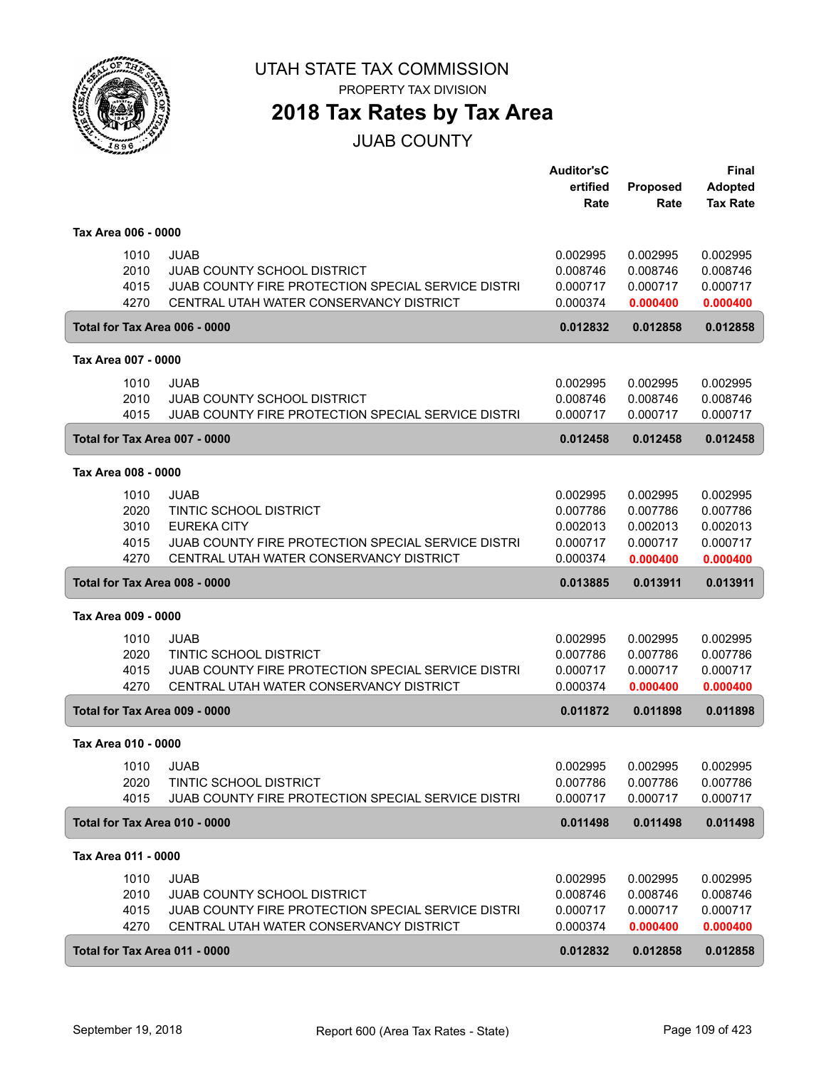# UTAH STATE TAX COMMISSION

PROPERTY TAX DIVISION

## 2018 Tax Rates by Tax Area

JUAB COUNTY

| | | Auditor'sCertified Rate | Proposed Rate | Final Adopted Tax Rate |
|---|---|---|---|---|
| **Tax Area 006 - 0000** | | | | |
| 1010 | JUAB | 0.002995 | 0.002995 | 0.002995 |
| 2010 | JUAB COUNTY SCHOOL DISTRICT | 0.008746 | 0.008746 | 0.008746 |
| 4015 | JUAB COUNTY FIRE PROTECTION SPECIAL SERVICE DISTRI | 0.000717 | 0.000717 | 0.000717 |
| 4270 | CENTRAL UTAH WATER CONSERVANCY DISTRICT | 0.000374 | **0.000400** | **0.000400** |
| **Total for Tax Area 006 - 0000** | | **0.012832** | **0.012858** | **0.012858** |
| **Tax Area 007 - 0000** | | | | |
| 1010 | JUAB | 0.002995 | 0.002995 | 0.002995 |
| 2010 | JUAB COUNTY SCHOOL DISTRICT | 0.008746 | 0.008746 | 0.008746 |
| 4015 | JUAB COUNTY FIRE PROTECTION SPECIAL SERVICE DISTRI | 0.000717 | 0.000717 | 0.000717 |
| **Total for Tax Area 007 - 0000** | | **0.012458** | **0.012458** | **0.012458** |
| **Tax Area 008 - 0000** | | | | |
| 1010 | JUAB | 0.002995 | 0.002995 | 0.002995 |
| 2020 | TINTIC SCHOOL DISTRICT | 0.007786 | 0.007786 | 0.007786 |
| 3010 | EUREKA CITY | 0.002013 | 0.002013 | 0.002013 |
| 4015 | JUAB COUNTY FIRE PROTECTION SPECIAL SERVICE DISTRI | 0.000717 | 0.000717 | 0.000717 |
| 4270 | CENTRAL UTAH WATER CONSERVANCY DISTRICT | 0.000374 | **0.000400** | **0.000400** |
| **Total for Tax Area 008 - 0000** | | **0.013885** | **0.013911** | **0.013911** |
| **Tax Area 009 - 0000** | | | | |
| 1010 | JUAB | 0.002995 | 0.002995 | 0.002995 |
| 2020 | TINTIC SCHOOL DISTRICT | 0.007786 | 0.007786 | 0.007786 |
| 4015 | JUAB COUNTY FIRE PROTECTION SPECIAL SERVICE DISTRI | 0.000717 | 0.000717 | 0.000717 |
| 4270 | CENTRAL UTAH WATER CONSERVANCY DISTRICT | 0.000374 | **0.000400** | **0.000400** |
| **Total for Tax Area 009 - 0000** | | **0.011872** | **0.011898** | **0.011898** |
| **Tax Area 010 - 0000** | | | | |
| 1010 | JUAB | 0.002995 | 0.002995 | 0.002995 |
| 2020 | TINTIC SCHOOL DISTRICT | 0.007786 | 0.007786 | 0.007786 |
| 4015 | JUAB COUNTY FIRE PROTECTION SPECIAL SERVICE DISTRI | 0.000717 | 0.000717 | 0.000717 |
| **Total for Tax Area 010 - 0000** | | **0.011498** | **0.011498** | **0.011498** |
| **Tax Area 011 - 0000** | | | | |
| 1010 | JUAB | 0.002995 | 0.002995 | 0.002995 |
| 2010 | JUAB COUNTY SCHOOL DISTRICT | 0.008746 | 0.008746 | 0.008746 |
| 4015 | JUAB COUNTY FIRE PROTECTION SPECIAL SERVICE DISTRI | 0.000717 | 0.000717 | 0.000717 |
| 4270 | CENTRAL UTAH WATER CONSERVANCY DISTRICT | 0.000374 | **0.000400** | **0.000400** |
| **Total for Tax Area 011 - 0000** | | **0.012832** | **0.012858** | **0.012858** |

September 19, 2018 — Report 600 (Area Tax Rates - State)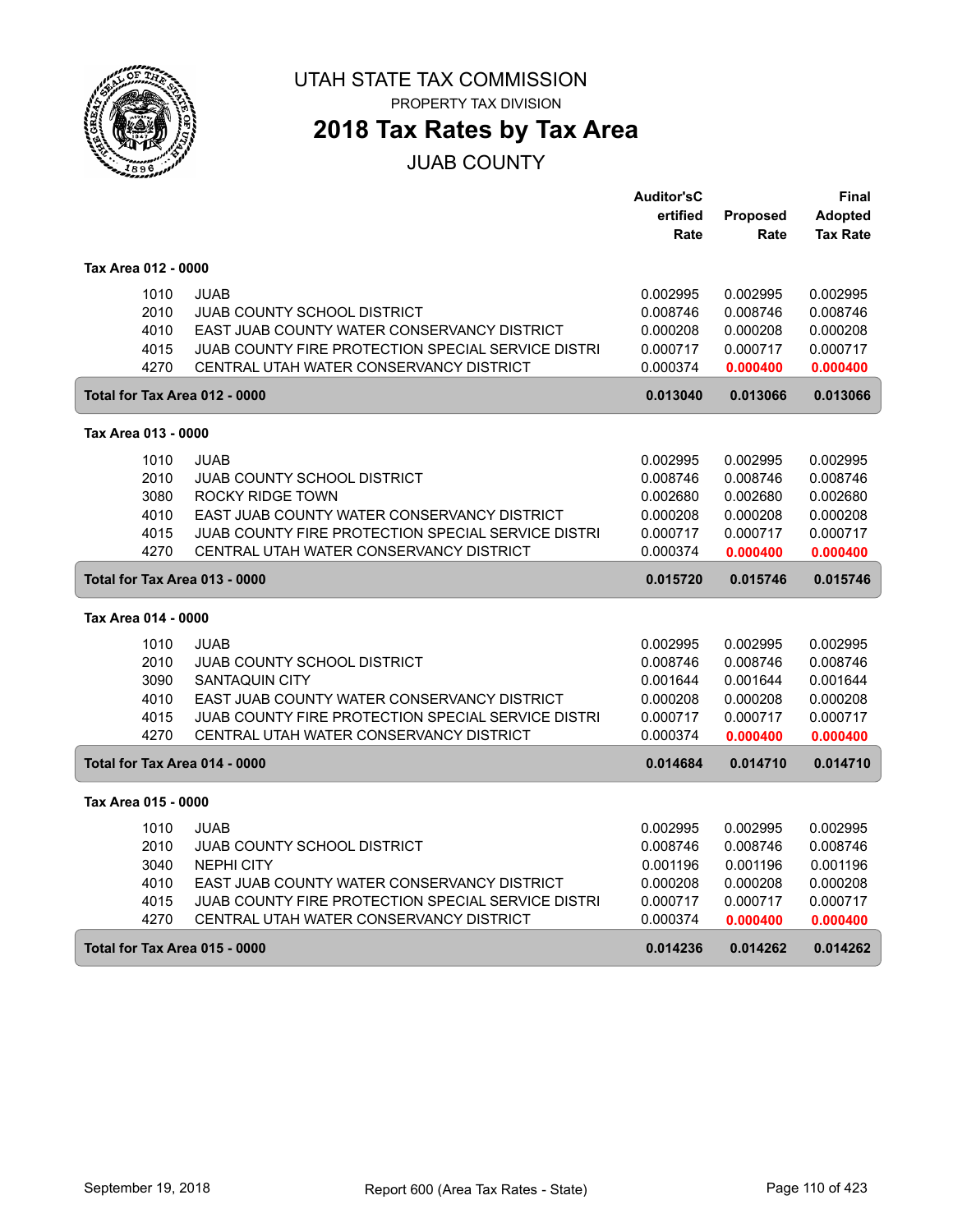# UTAH STATE TAX COMMISSION

PROPERTY TAX DIVISION

## 2018 Tax Rates by Tax Area

JUAB COUNTY

| | | Auditor'sCertified Rate | Proposed Rate | Final Adopted Tax Rate |
|---|---|---|---|---|
| **Tax Area 012 - 0000** | | | | |
| 1010 | JUAB | 0.002995 | 0.002995 | 0.002995 |
| 2010 | JUAB COUNTY SCHOOL DISTRICT | 0.008746 | 0.008746 | 0.008746 |
| 4010 | EAST JUAB COUNTY WATER CONSERVANCY DISTRICT | 0.000208 | 0.000208 | 0.000208 |
| 4015 | JUAB COUNTY FIRE PROTECTION SPECIAL SERVICE DISTRI | 0.000717 | 0.000717 | 0.000717 |
| 4270 | CENTRAL UTAH WATER CONSERVANCY DISTRICT | 0.000374 | 0.000400 | 0.000400 |
| **Total for Tax Area 012 - 0000** | | **0.013040** | **0.013066** | **0.013066** |
| **Tax Area 013 - 0000** | | | | |
| 1010 | JUAB | 0.002995 | 0.002995 | 0.002995 |
| 2010 | JUAB COUNTY SCHOOL DISTRICT | 0.008746 | 0.008746 | 0.008746 |
| 3080 | ROCKY RIDGE TOWN | 0.002680 | 0.002680 | 0.002680 |
| 4010 | EAST JUAB COUNTY WATER CONSERVANCY DISTRICT | 0.000208 | 0.000208 | 0.000208 |
| 4015 | JUAB COUNTY FIRE PROTECTION SPECIAL SERVICE DISTRI | 0.000717 | 0.000717 | 0.000717 |
| 4270 | CENTRAL UTAH WATER CONSERVANCY DISTRICT | 0.000374 | 0.000400 | 0.000400 |
| **Total for Tax Area 013 - 0000** | | **0.015720** | **0.015746** | **0.015746** |
| **Tax Area 014 - 0000** | | | | |
| 1010 | JUAB | 0.002995 | 0.002995 | 0.002995 |
| 2010 | JUAB COUNTY SCHOOL DISTRICT | 0.008746 | 0.008746 | 0.008746 |
| 3090 | SANTAQUIN CITY | 0.001644 | 0.001644 | 0.001644 |
| 4010 | EAST JUAB COUNTY WATER CONSERVANCY DISTRICT | 0.000208 | 0.000208 | 0.000208 |
| 4015 | JUAB COUNTY FIRE PROTECTION SPECIAL SERVICE DISTRI | 0.000717 | 0.000717 | 0.000717 |
| 4270 | CENTRAL UTAH WATER CONSERVANCY DISTRICT | 0.000374 | 0.000400 | 0.000400 |
| **Total for Tax Area 014 - 0000** | | **0.014684** | **0.014710** | **0.014710** |
| **Tax Area 015 - 0000** | | | | |
| 1010 | JUAB | 0.002995 | 0.002995 | 0.002995 |
| 2010 | JUAB COUNTY SCHOOL DISTRICT | 0.008746 | 0.008746 | 0.008746 |
| 3040 | NEPHI CITY | 0.001196 | 0.001196 | 0.001196 |
| 4010 | EAST JUAB COUNTY WATER CONSERVANCY DISTRICT | 0.000208 | 0.000208 | 0.000208 |
| 4015 | JUAB COUNTY FIRE PROTECTION SPECIAL SERVICE DISTRI | 0.000717 | 0.000717 | 0.000717 |
| 4270 | CENTRAL UTAH WATER CONSERVANCY DISTRICT | 0.000374 | 0.000400 | 0.000400 |
| **Total for Tax Area 015 - 0000** | | **0.014236** | **0.014262** | **0.014262** |

September 19, 2018 Report 600 (Area Tax Rates - State)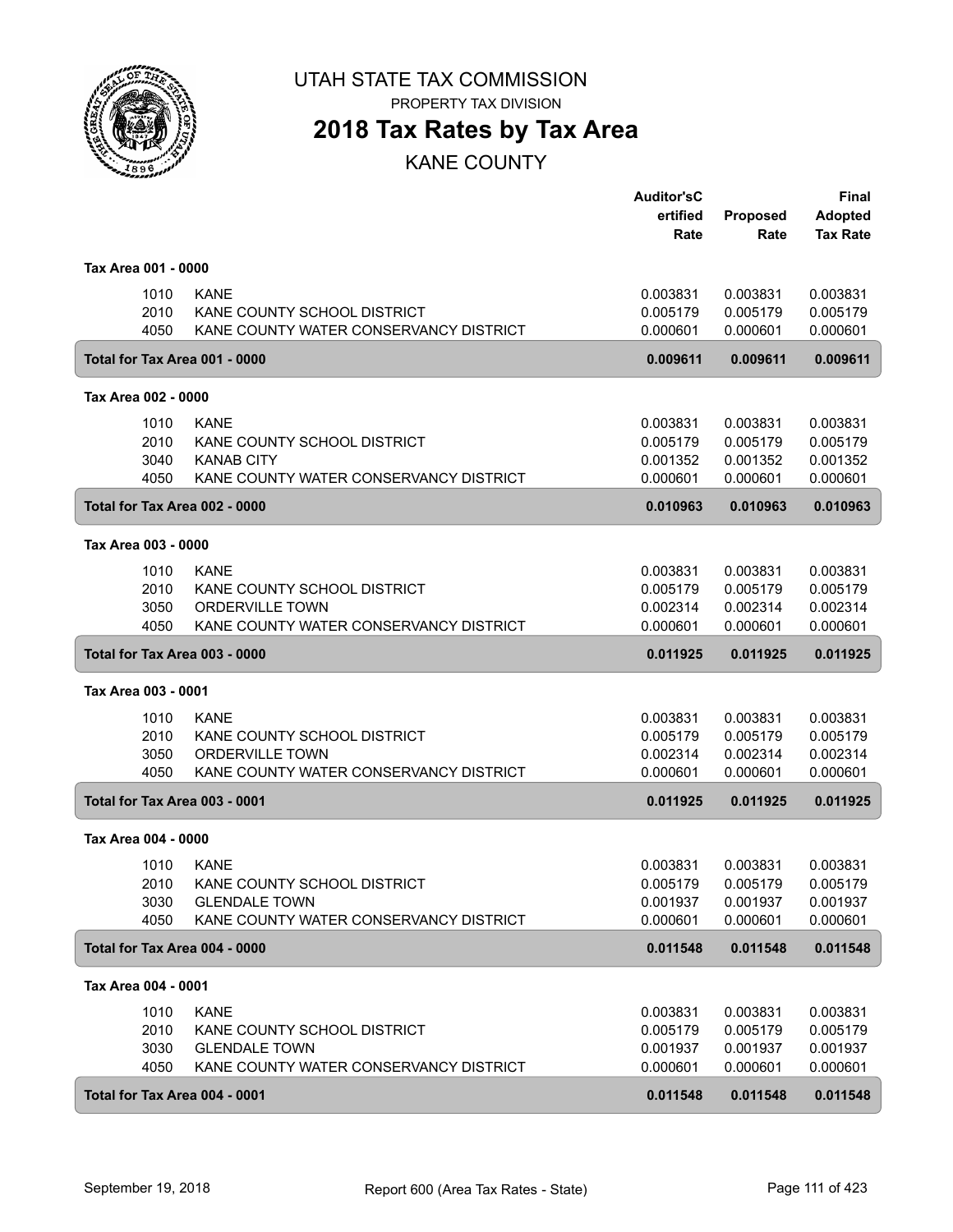UTAH STATE TAX COMMISSION

PROPERTY TAX DIVISION

# 2018 Tax Rates by Tax Area

## KANE COUNTY

| | | Auditor'sC ertified Rate | Proposed Rate | Final Adopted Tax Rate |
|---|---|---|---|---|
| **Tax Area 001 - 0000** | | | | |
| 1010 | KANE | 0.003831 | 0.003831 | 0.003831 |
| 2010 | KANE COUNTY SCHOOL DISTRICT | 0.005179 | 0.005179 | 0.005179 |
| 4050 | KANE COUNTY WATER CONSERVANCY DISTRICT | 0.000601 | 0.000601 | 0.000601 |
| **Total for Tax Area 001 - 0000** | | **0.009611** | **0.009611** | **0.009611** |
| **Tax Area 002 - 0000** | | | | |
| 1010 | KANE | 0.003831 | 0.003831 | 0.003831 |
| 2010 | KANE COUNTY SCHOOL DISTRICT | 0.005179 | 0.005179 | 0.005179 |
| 3040 | KANAB CITY | 0.001352 | 0.001352 | 0.001352 |
| 4050 | KANE COUNTY WATER CONSERVANCY DISTRICT | 0.000601 | 0.000601 | 0.000601 |
| **Total for Tax Area 002 - 0000** | | **0.010963** | **0.010963** | **0.010963** |
| **Tax Area 003 - 0000** | | | | |
| 1010 | KANE | 0.003831 | 0.003831 | 0.003831 |
| 2010 | KANE COUNTY SCHOOL DISTRICT | 0.005179 | 0.005179 | 0.005179 |
| 3050 | ORDERVILLE TOWN | 0.002314 | 0.002314 | 0.002314 |
| 4050 | KANE COUNTY WATER CONSERVANCY DISTRICT | 0.000601 | 0.000601 | 0.000601 |
| **Total for Tax Area 003 - 0000** | | **0.011925** | **0.011925** | **0.011925** |
| **Tax Area 003 - 0001** | | | | |
| 1010 | KANE | 0.003831 | 0.003831 | 0.003831 |
| 2010 | KANE COUNTY SCHOOL DISTRICT | 0.005179 | 0.005179 | 0.005179 |
| 3050 | ORDERVILLE TOWN | 0.002314 | 0.002314 | 0.002314 |
| 4050 | KANE COUNTY WATER CONSERVANCY DISTRICT | 0.000601 | 0.000601 | 0.000601 |
| **Total for Tax Area 003 - 0001** | | **0.011925** | **0.011925** | **0.011925** |
| **Tax Area 004 - 0000** | | | | |
| 1010 | KANE | 0.003831 | 0.003831 | 0.003831 |
| 2010 | KANE COUNTY SCHOOL DISTRICT | 0.005179 | 0.005179 | 0.005179 |
| 3030 | GLENDALE TOWN | 0.001937 | 0.001937 | 0.001937 |
| 4050 | KANE COUNTY WATER CONSERVANCY DISTRICT | 0.000601 | 0.000601 | 0.000601 |
| **Total for Tax Area 004 - 0000** | | **0.011548** | **0.011548** | **0.011548** |
| **Tax Area 004 - 0001** | | | | |
| 1010 | KANE | 0.003831 | 0.003831 | 0.003831 |
| 2010 | KANE COUNTY SCHOOL DISTRICT | 0.005179 | 0.005179 | 0.005179 |
| 3030 | GLENDALE TOWN | 0.001937 | 0.001937 | 0.001937 |
| 4050 | KANE COUNTY WATER CONSERVANCY DISTRICT | 0.000601 | 0.000601 | 0.000601 |
| **Total for Tax Area 004 - 0001** | | **0.011548** | **0.011548** | **0.011548** |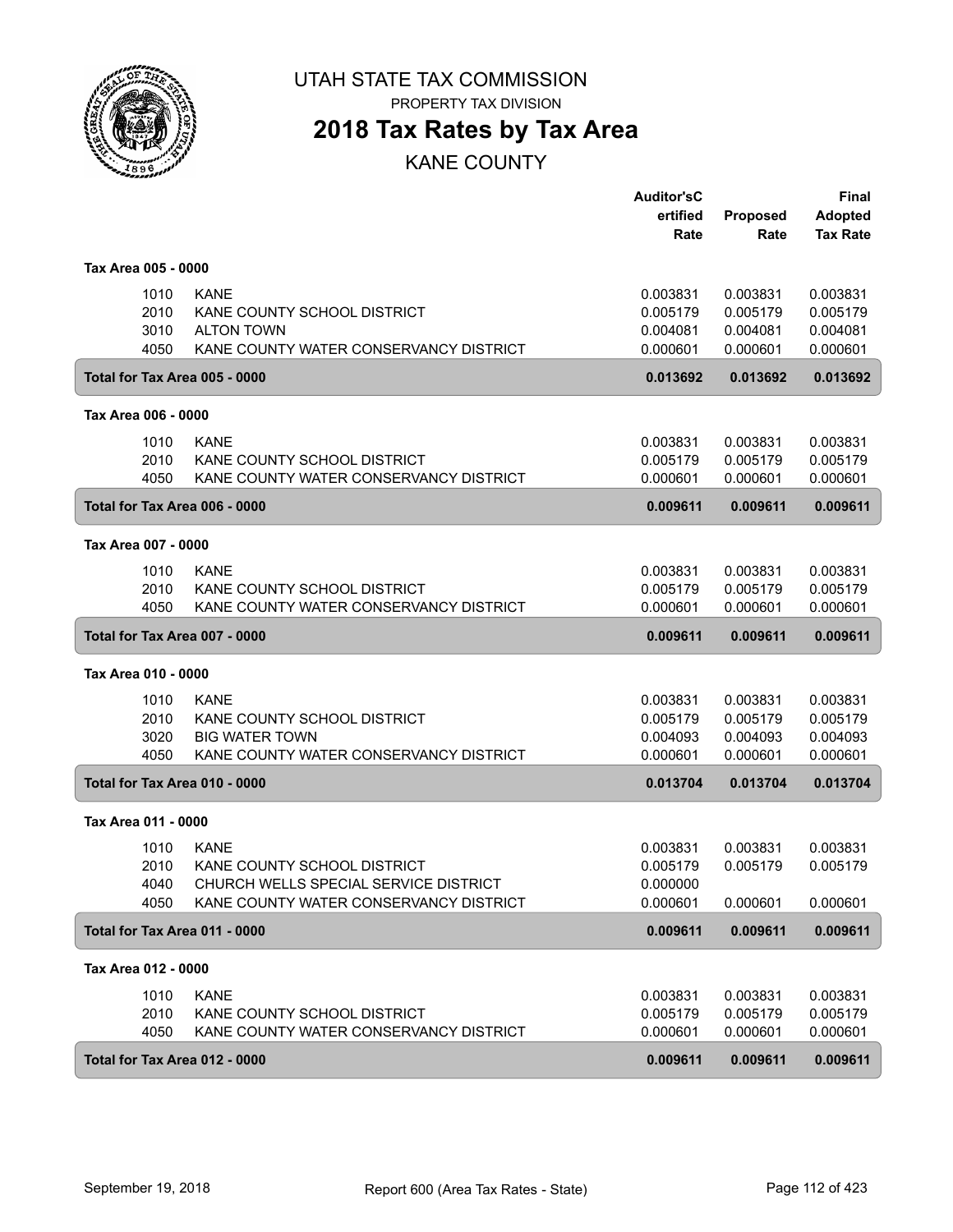# UTAH STATE TAX COMMISSION

PROPERTY TAX DIVISION

## 2018 Tax Rates by Tax Area

KANE COUNTY

| | | Auditor's Certified Rate | Proposed Rate | Final Adopted Tax Rate |
|---|---|---|---|---|
| **Tax Area 005 - 0000** | | | | |
| 1010 | KANE | 0.003831 | 0.003831 | 0.003831 |
| 2010 | KANE COUNTY SCHOOL DISTRICT | 0.005179 | 0.005179 | 0.005179 |
| 3010 | ALTON TOWN | 0.004081 | 0.004081 | 0.004081 |
| 4050 | KANE COUNTY WATER CONSERVANCY DISTRICT | 0.000601 | 0.000601 | 0.000601 |
| **Total for Tax Area 005 - 0000** | | **0.013692** | **0.013692** | **0.013692** |
| **Tax Area 006 - 0000** | | | | |
| 1010 | KANE | 0.003831 | 0.003831 | 0.003831 |
| 2010 | KANE COUNTY SCHOOL DISTRICT | 0.005179 | 0.005179 | 0.005179 |
| 4050 | KANE COUNTY WATER CONSERVANCY DISTRICT | 0.000601 | 0.000601 | 0.000601 |
| **Total for Tax Area 006 - 0000** | | **0.009611** | **0.009611** | **0.009611** |
| **Tax Area 007 - 0000** | | | | |
| 1010 | KANE | 0.003831 | 0.003831 | 0.003831 |
| 2010 | KANE COUNTY SCHOOL DISTRICT | 0.005179 | 0.005179 | 0.005179 |
| 4050 | KANE COUNTY WATER CONSERVANCY DISTRICT | 0.000601 | 0.000601 | 0.000601 |
| **Total for Tax Area 007 - 0000** | | **0.009611** | **0.009611** | **0.009611** |
| **Tax Area 010 - 0000** | | | | |
| 1010 | KANE | 0.003831 | 0.003831 | 0.003831 |
| 2010 | KANE COUNTY SCHOOL DISTRICT | 0.005179 | 0.005179 | 0.005179 |
| 3020 | BIG WATER TOWN | 0.004093 | 0.004093 | 0.004093 |
| 4050 | KANE COUNTY WATER CONSERVANCY DISTRICT | 0.000601 | 0.000601 | 0.000601 |
| **Total for Tax Area 010 - 0000** | | **0.013704** | **0.013704** | **0.013704** |
| **Tax Area 011 - 0000** | | | | |
| 1010 | KANE | 0.003831 | 0.003831 | 0.003831 |
| 2010 | KANE COUNTY SCHOOL DISTRICT | 0.005179 | 0.005179 | 0.005179 |
| 4040 | CHURCH WELLS SPECIAL SERVICE DISTRICT | 0.000000 | | |
| 4050 | KANE COUNTY WATER CONSERVANCY DISTRICT | 0.000601 | 0.000601 | 0.000601 |
| **Total for Tax Area 011 - 0000** | | **0.009611** | **0.009611** | **0.009611** |
| **Tax Area 012 - 0000** | | | | |
| 1010 | KANE | 0.003831 | 0.003831 | 0.003831 |
| 2010 | KANE COUNTY SCHOOL DISTRICT | 0.005179 | 0.005179 | 0.005179 |
| 4050 | KANE COUNTY WATER CONSERVANCY DISTRICT | 0.000601 | 0.000601 | 0.000601 |
| **Total for Tax Area 012 - 0000** | | **0.009611** | **0.009611** | **0.009611** |

September 19, 2018 Report 600 (Area Tax Rates - State)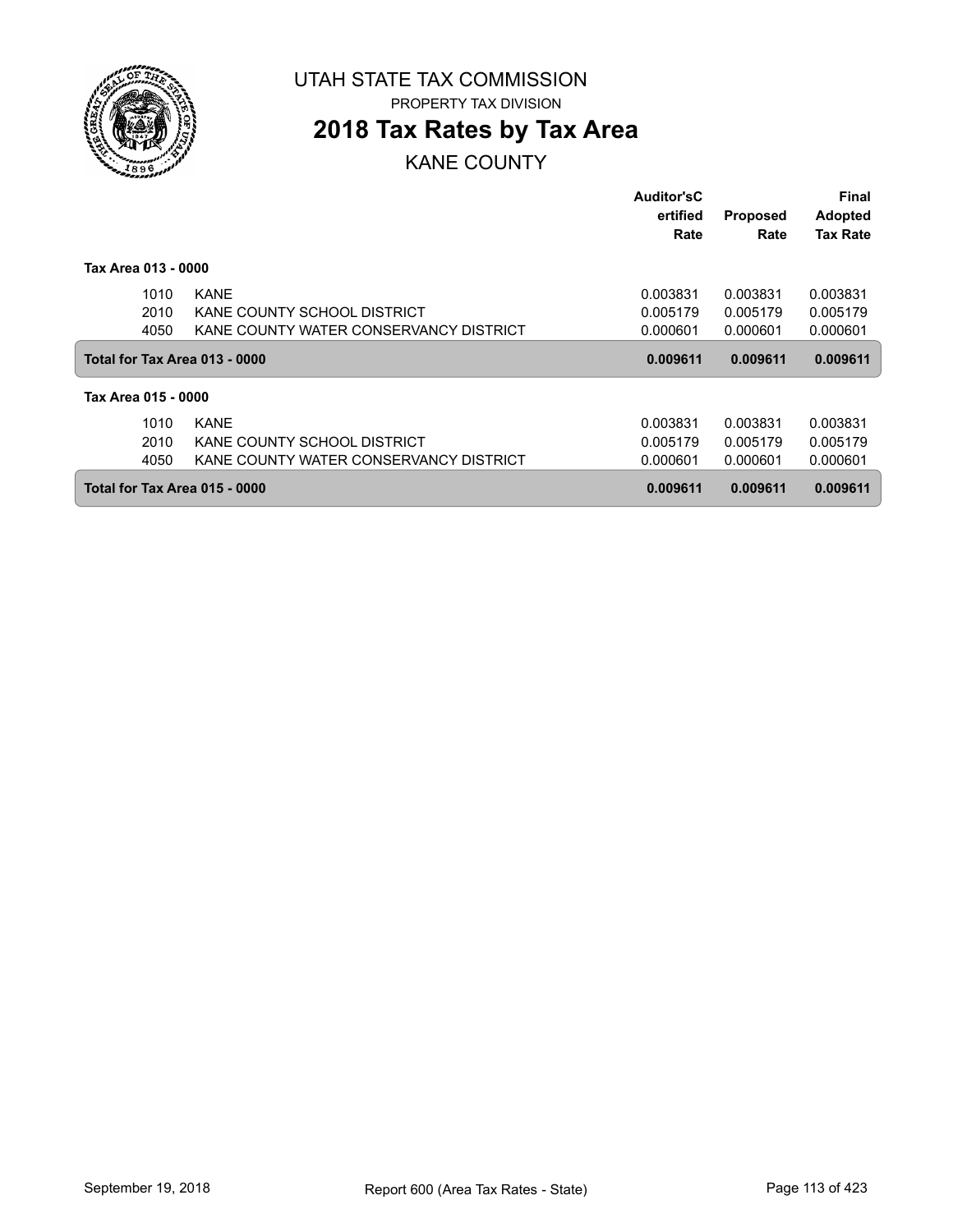UTAH STATE TAX COMMISSION

PROPERTY TAX DIVISION

# 2018 Tax Rates by Tax Area

## KANE COUNTY

| | | Auditor'sCertified Rate | Proposed Rate | Final Adopted Tax Rate |
|---|---|---|---|---|
| **Tax Area 013 - 0000** | | | | |
| 1010 | KANE | 0.003831 | 0.003831 | 0.003831 |
| 2010 | KANE COUNTY SCHOOL DISTRICT | 0.005179 | 0.005179 | 0.005179 |
| 4050 | KANE COUNTY WATER CONSERVANCY DISTRICT | 0.000601 | 0.000601 | 0.000601 |
| **Total for Tax Area 013 - 0000** | | **0.009611** | **0.009611** | **0.009611** |
| **Tax Area 015 - 0000** | | | | |
| 1010 | KANE | 0.003831 | 0.003831 | 0.003831 |
| 2010 | KANE COUNTY SCHOOL DISTRICT | 0.005179 | 0.005179 | 0.005179 |
| 4050 | KANE COUNTY WATER CONSERVANCY DISTRICT | 0.000601 | 0.000601 | 0.000601 |
| **Total for Tax Area 015 - 0000** | | **0.009611** | **0.009611** | **0.009611** |

September 19, 2018 Report 600 (Area Tax Rates - State)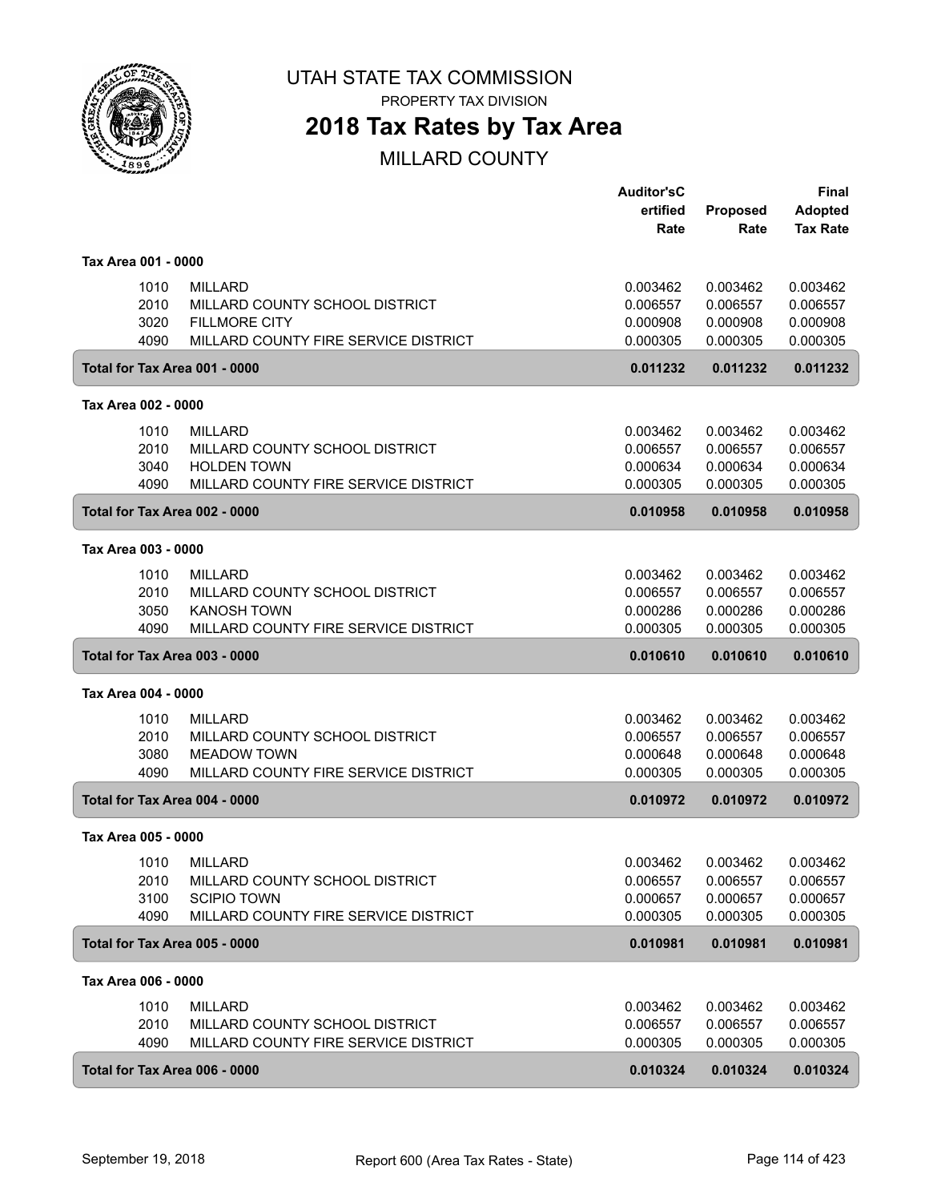# UTAH STATE TAX COMMISSION

PROPERTY TAX DIVISION

## 2018 Tax Rates by Tax Area

MILLARD COUNTY

| | | Auditor'sCertified Rate | Proposed Rate | Final Adopted Tax Rate |
|---|---|---|---|---|
| **Tax Area 001 - 0000** | | | | |
| 1010 | MILLARD | 0.003462 | 0.003462 | 0.003462 |
| 2010 | MILLARD COUNTY SCHOOL DISTRICT | 0.006557 | 0.006557 | 0.006557 |
| 3020 | FILLMORE CITY | 0.000908 | 0.000908 | 0.000908 |
| 4090 | MILLARD COUNTY FIRE SERVICE DISTRICT | 0.000305 | 0.000305 | 0.000305 |
| **Total for Tax Area 001 - 0000** | | **0.011232** | **0.011232** | **0.011232** |
| **Tax Area 002 - 0000** | | | | |
| 1010 | MILLARD | 0.003462 | 0.003462 | 0.003462 |
| 2010 | MILLARD COUNTY SCHOOL DISTRICT | 0.006557 | 0.006557 | 0.006557 |
| 3040 | HOLDEN TOWN | 0.000634 | 0.000634 | 0.000634 |
| 4090 | MILLARD COUNTY FIRE SERVICE DISTRICT | 0.000305 | 0.000305 | 0.000305 |
| **Total for Tax Area 002 - 0000** | | **0.010958** | **0.010958** | **0.010958** |
| **Tax Area 003 - 0000** | | | | |
| 1010 | MILLARD | 0.003462 | 0.003462 | 0.003462 |
| 2010 | MILLARD COUNTY SCHOOL DISTRICT | 0.006557 | 0.006557 | 0.006557 |
| 3050 | KANOSH TOWN | 0.000286 | 0.000286 | 0.000286 |
| 4090 | MILLARD COUNTY FIRE SERVICE DISTRICT | 0.000305 | 0.000305 | 0.000305 |
| **Total for Tax Area 003 - 0000** | | **0.010610** | **0.010610** | **0.010610** |
| **Tax Area 004 - 0000** | | | | |
| 1010 | MILLARD | 0.003462 | 0.003462 | 0.003462 |
| 2010 | MILLARD COUNTY SCHOOL DISTRICT | 0.006557 | 0.006557 | 0.006557 |
| 3080 | MEADOW TOWN | 0.000648 | 0.000648 | 0.000648 |
| 4090 | MILLARD COUNTY FIRE SERVICE DISTRICT | 0.000305 | 0.000305 | 0.000305 |
| **Total for Tax Area 004 - 0000** | | **0.010972** | **0.010972** | **0.010972** |
| **Tax Area 005 - 0000** | | | | |
| 1010 | MILLARD | 0.003462 | 0.003462 | 0.003462 |
| 2010 | MILLARD COUNTY SCHOOL DISTRICT | 0.006557 | 0.006557 | 0.006557 |
| 3100 | SCIPIO TOWN | 0.000657 | 0.000657 | 0.000657 |
| 4090 | MILLARD COUNTY FIRE SERVICE DISTRICT | 0.000305 | 0.000305 | 0.000305 |
| **Total for Tax Area 005 - 0000** | | **0.010981** | **0.010981** | **0.010981** |
| **Tax Area 006 - 0000** | | | | |
| 1010 | MILLARD | 0.003462 | 0.003462 | 0.003462 |
| 2010 | MILLARD COUNTY SCHOOL DISTRICT | 0.006557 | 0.006557 | 0.006557 |
| 4090 | MILLARD COUNTY FIRE SERVICE DISTRICT | 0.000305 | 0.000305 | 0.000305 |
| **Total for Tax Area 006 - 0000** | | **0.010324** | **0.010324** | **0.010324** |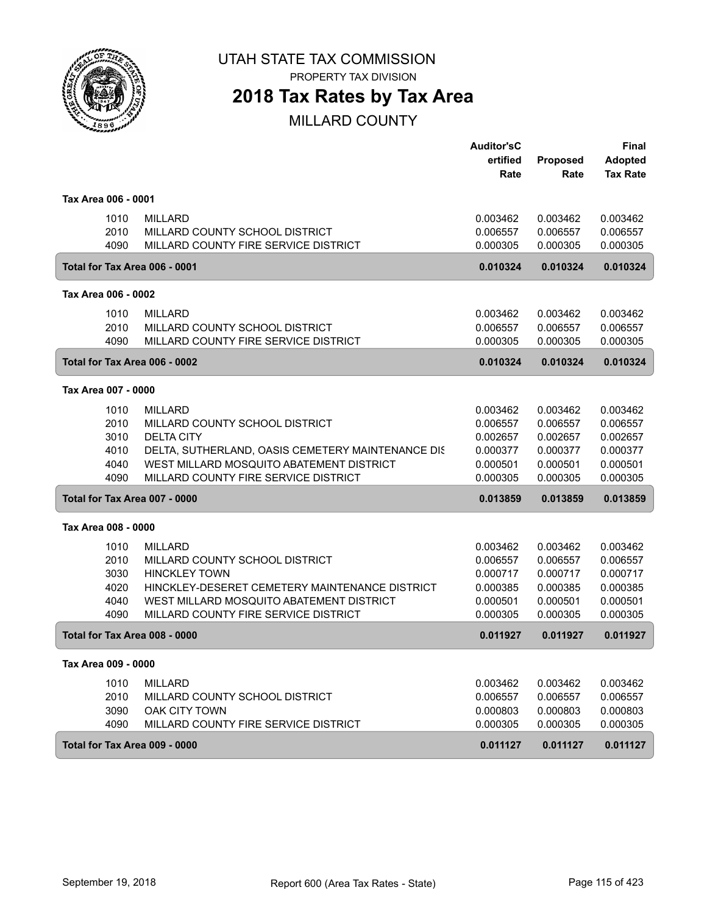# UTAH STATE TAX COMMISSION

PROPERTY TAX DIVISION

## 2018 Tax Rates by Tax Area

MILLARD COUNTY

| | | Auditor'sCertified Rate | Proposed Rate | Final Adopted Tax Rate |
|---|---|---|---|---|
| **Tax Area 006 - 0001** | | | | |
| 1010 | MILLARD | 0.003462 | 0.003462 | 0.003462 |
| 2010 | MILLARD COUNTY SCHOOL DISTRICT | 0.006557 | 0.006557 | 0.006557 |
| 4090 | MILLARD COUNTY FIRE SERVICE DISTRICT | 0.000305 | 0.000305 | 0.000305 |
| **Total for Tax Area 006 - 0001** | | **0.010324** | **0.010324** | **0.010324** |
| **Tax Area 006 - 0002** | | | | |
| 1010 | MILLARD | 0.003462 | 0.003462 | 0.003462 |
| 2010 | MILLARD COUNTY SCHOOL DISTRICT | 0.006557 | 0.006557 | 0.006557 |
| 4090 | MILLARD COUNTY FIRE SERVICE DISTRICT | 0.000305 | 0.000305 | 0.000305 |
| **Total for Tax Area 006 - 0002** | | **0.010324** | **0.010324** | **0.010324** |
| **Tax Area 007 - 0000** | | | | |
| 1010 | MILLARD | 0.003462 | 0.003462 | 0.003462 |
| 2010 | MILLARD COUNTY SCHOOL DISTRICT | 0.006557 | 0.006557 | 0.006557 |
| 3010 | DELTA CITY | 0.002657 | 0.002657 | 0.002657 |
| 4010 | DELTA, SUTHERLAND, OASIS CEMETERY MAINTENANCE DIS | 0.000377 | 0.000377 | 0.000377 |
| 4040 | WEST MILLARD MOSQUITO ABATEMENT DISTRICT | 0.000501 | 0.000501 | 0.000501 |
| 4090 | MILLARD COUNTY FIRE SERVICE DISTRICT | 0.000305 | 0.000305 | 0.000305 |
| **Total for Tax Area 007 - 0000** | | **0.013859** | **0.013859** | **0.013859** |
| **Tax Area 008 - 0000** | | | | |
| 1010 | MILLARD | 0.003462 | 0.003462 | 0.003462 |
| 2010 | MILLARD COUNTY SCHOOL DISTRICT | 0.006557 | 0.006557 | 0.006557 |
| 3030 | HINCKLEY TOWN | 0.000717 | 0.000717 | 0.000717 |
| 4020 | HINCKLEY-DESERET CEMETERY MAINTENANCE DISTRICT | 0.000385 | 0.000385 | 0.000385 |
| 4040 | WEST MILLARD MOSQUITO ABATEMENT DISTRICT | 0.000501 | 0.000501 | 0.000501 |
| 4090 | MILLARD COUNTY FIRE SERVICE DISTRICT | 0.000305 | 0.000305 | 0.000305 |
| **Total for Tax Area 008 - 0000** | | **0.011927** | **0.011927** | **0.011927** |
| **Tax Area 009 - 0000** | | | | |
| 1010 | MILLARD | 0.003462 | 0.003462 | 0.003462 |
| 2010 | MILLARD COUNTY SCHOOL DISTRICT | 0.006557 | 0.006557 | 0.006557 |
| 3090 | OAK CITY TOWN | 0.000803 | 0.000803 | 0.000803 |
| 4090 | MILLARD COUNTY FIRE SERVICE DISTRICT | 0.000305 | 0.000305 | 0.000305 |
| **Total for Tax Area 009 - 0000** | | **0.011127** | **0.011127** | **0.011127** |

September 19, 2018 — Report 600 (Area Tax Rates - State)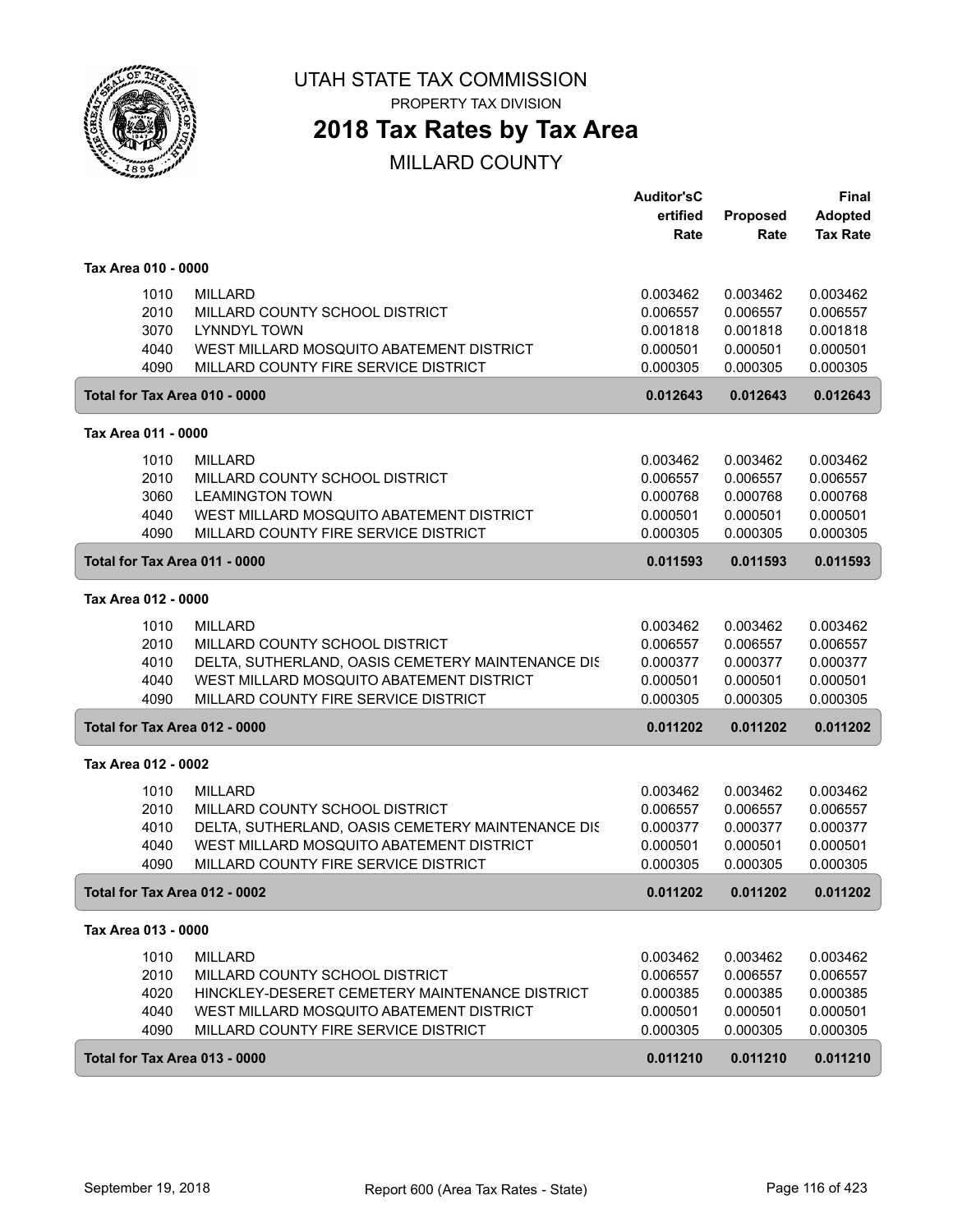# UTAH STATE TAX COMMISSION

PROPERTY TAX DIVISION

## 2018 Tax Rates by Tax Area

MILLARD COUNTY

| | | Auditor'sCertified Rate | Proposed Rate | Final Adopted Tax Rate |
|---|---|---|---|---|
| **Tax Area 010 - 0000** | | | | |
| 1010 | MILLARD | 0.003462 | 0.003462 | 0.003462 |
| 2010 | MILLARD COUNTY SCHOOL DISTRICT | 0.006557 | 0.006557 | 0.006557 |
| 3070 | LYNNDYL TOWN | 0.001818 | 0.001818 | 0.001818 |
| 4040 | WEST MILLARD MOSQUITO ABATEMENT DISTRICT | 0.000501 | 0.000501 | 0.000501 |
| 4090 | MILLARD COUNTY FIRE SERVICE DISTRICT | 0.000305 | 0.000305 | 0.000305 |
| **Total for Tax Area 010 - 0000** | | **0.012643** | **0.012643** | **0.012643** |
| **Tax Area 011 - 0000** | | | | |
| 1010 | MILLARD | 0.003462 | 0.003462 | 0.003462 |
| 2010 | MILLARD COUNTY SCHOOL DISTRICT | 0.006557 | 0.006557 | 0.006557 |
| 3060 | LEAMINGTON TOWN | 0.000768 | 0.000768 | 0.000768 |
| 4040 | WEST MILLARD MOSQUITO ABATEMENT DISTRICT | 0.000501 | 0.000501 | 0.000501 |
| 4090 | MILLARD COUNTY FIRE SERVICE DISTRICT | 0.000305 | 0.000305 | 0.000305 |
| **Total for Tax Area 011 - 0000** | | **0.011593** | **0.011593** | **0.011593** |
| **Tax Area 012 - 0000** | | | | |
| 1010 | MILLARD | 0.003462 | 0.003462 | 0.003462 |
| 2010 | MILLARD COUNTY SCHOOL DISTRICT | 0.006557 | 0.006557 | 0.006557 |
| 4010 | DELTA, SUTHERLAND, OASIS CEMETERY MAINTENANCE DIS | 0.000377 | 0.000377 | 0.000377 |
| 4040 | WEST MILLARD MOSQUITO ABATEMENT DISTRICT | 0.000501 | 0.000501 | 0.000501 |
| 4090 | MILLARD COUNTY FIRE SERVICE DISTRICT | 0.000305 | 0.000305 | 0.000305 |
| **Total for Tax Area 012 - 0000** | | **0.011202** | **0.011202** | **0.011202** |
| **Tax Area 012 - 0002** | | | | |
| 1010 | MILLARD | 0.003462 | 0.003462 | 0.003462 |
| 2010 | MILLARD COUNTY SCHOOL DISTRICT | 0.006557 | 0.006557 | 0.006557 |
| 4010 | DELTA, SUTHERLAND, OASIS CEMETERY MAINTENANCE DIS | 0.000377 | 0.000377 | 0.000377 |
| 4040 | WEST MILLARD MOSQUITO ABATEMENT DISTRICT | 0.000501 | 0.000501 | 0.000501 |
| 4090 | MILLARD COUNTY FIRE SERVICE DISTRICT | 0.000305 | 0.000305 | 0.000305 |
| **Total for Tax Area 012 - 0002** | | **0.011202** | **0.011202** | **0.011202** |
| **Tax Area 013 - 0000** | | | | |
| 1010 | MILLARD | 0.003462 | 0.003462 | 0.003462 |
| 2010 | MILLARD COUNTY SCHOOL DISTRICT | 0.006557 | 0.006557 | 0.006557 |
| 4020 | HINCKLEY-DESERET CEMETERY MAINTENANCE DISTRICT | 0.000385 | 0.000385 | 0.000385 |
| 4040 | WEST MILLARD MOSQUITO ABATEMENT DISTRICT | 0.000501 | 0.000501 | 0.000501 |
| 4090 | MILLARD COUNTY FIRE SERVICE DISTRICT | 0.000305 | 0.000305 | 0.000305 |
| **Total for Tax Area 013 - 0000** | | **0.011210** | **0.011210** | **0.011210** |

September 19, 2018 — Report 600 (Area Tax Rates - State)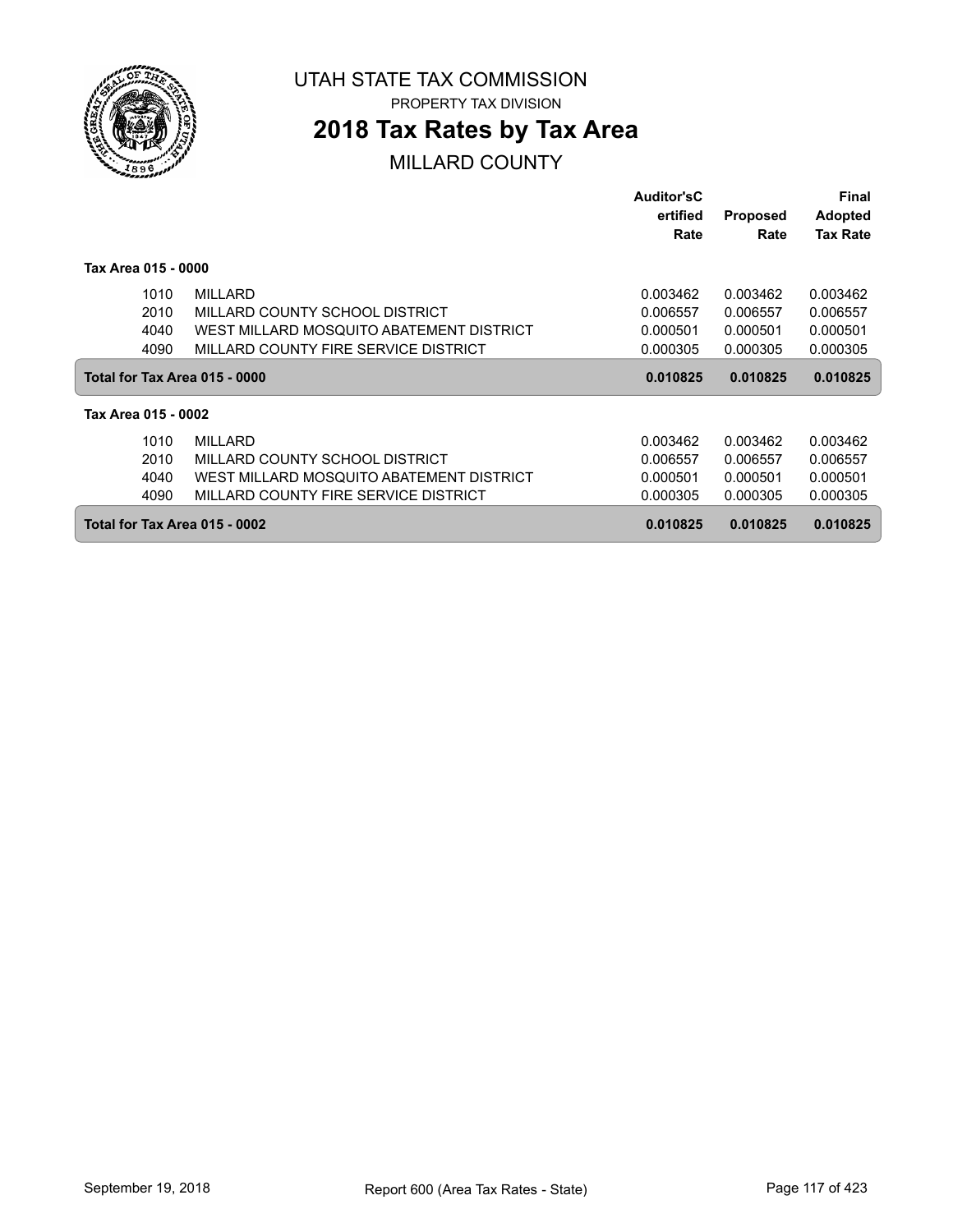UTAH STATE TAX COMMISSION

PROPERTY TAX DIVISION

# 2018 Tax Rates by Tax Area

MILLARD COUNTY

| | | Auditor'sC ertified Rate | Proposed Rate | Final Adopted Tax Rate |
|---|---|---|---|---|
| **Tax Area 015 - 0000** | | | | |
| 1010 | MILLARD | 0.003462 | 0.003462 | 0.003462 |
| 2010 | MILLARD COUNTY SCHOOL DISTRICT | 0.006557 | 0.006557 | 0.006557 |
| 4040 | WEST MILLARD MOSQUITO ABATEMENT DISTRICT | 0.000501 | 0.000501 | 0.000501 |
| 4090 | MILLARD COUNTY FIRE SERVICE DISTRICT | 0.000305 | 0.000305 | 0.000305 |
| **Total for Tax Area 015 - 0000** | | **0.010825** | **0.010825** | **0.010825** |
| **Tax Area 015 - 0002** | | | | |
| 1010 | MILLARD | 0.003462 | 0.003462 | 0.003462 |
| 2010 | MILLARD COUNTY SCHOOL DISTRICT | 0.006557 | 0.006557 | 0.006557 |
| 4040 | WEST MILLARD MOSQUITO ABATEMENT DISTRICT | 0.000501 | 0.000501 | 0.000501 |
| 4090 | MILLARD COUNTY FIRE SERVICE DISTRICT | 0.000305 | 0.000305 | 0.000305 |
| **Total for Tax Area 015 - 0002** | | **0.010825** | **0.010825** | **0.010825** |

September 19, 2018 Report 600 (Area Tax Rates - State)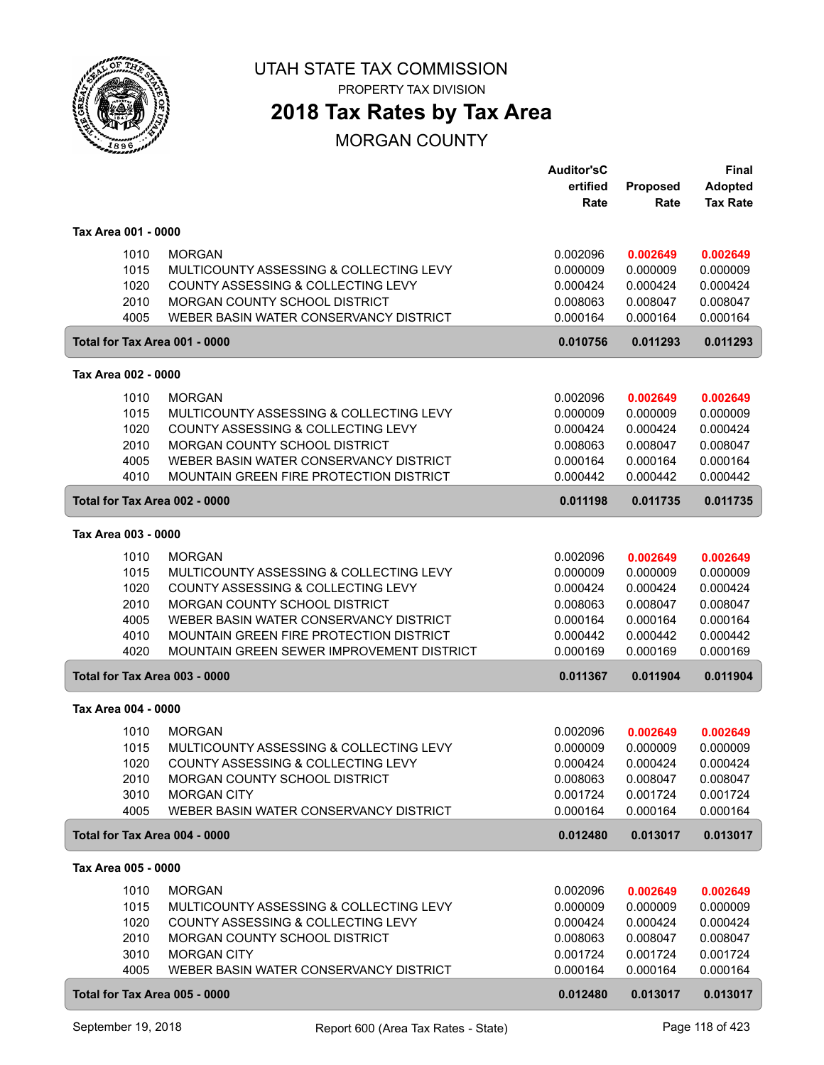# UTAH STATE TAX COMMISSION

PROPERTY TAX DIVISION

## 2018 Tax Rates by Tax Area

MORGAN COUNTY

| | | Auditor'sCertified Rate | Proposed Rate | Final Adopted Tax Rate |
|---|---|---|---|---|
| **Tax Area 001 - 0000** | | | | |
| 1010 | MORGAN | 0.002096 | **0.002649** | **0.002649** |
| 1015 | MULTICOUNTY ASSESSING & COLLECTING LEVY | 0.000009 | 0.000009 | 0.000009 |
| 1020 | COUNTY ASSESSING & COLLECTING LEVY | 0.000424 | 0.000424 | 0.000424 |
| 2010 | MORGAN COUNTY SCHOOL DISTRICT | 0.008063 | 0.008047 | 0.008047 |
| 4005 | WEBER BASIN WATER CONSERVANCY DISTRICT | 0.000164 | 0.000164 | 0.000164 |
| **Total for Tax Area 001 - 0000** | | **0.010756** | **0.011293** | **0.011293** |
| **Tax Area 002 - 0000** | | | | |
| 1010 | MORGAN | 0.002096 | **0.002649** | **0.002649** |
| 1015 | MULTICOUNTY ASSESSING & COLLECTING LEVY | 0.000009 | 0.000009 | 0.000009 |
| 1020 | COUNTY ASSESSING & COLLECTING LEVY | 0.000424 | 0.000424 | 0.000424 |
| 2010 | MORGAN COUNTY SCHOOL DISTRICT | 0.008063 | 0.008047 | 0.008047 |
| 4005 | WEBER BASIN WATER CONSERVANCY DISTRICT | 0.000164 | 0.000164 | 0.000164 |
| 4010 | MOUNTAIN GREEN FIRE PROTECTION DISTRICT | 0.000442 | 0.000442 | 0.000442 |
| **Total for Tax Area 002 - 0000** | | **0.011198** | **0.011735** | **0.011735** |
| **Tax Area 003 - 0000** | | | | |
| 1010 | MORGAN | 0.002096 | **0.002649** | **0.002649** |
| 1015 | MULTICOUNTY ASSESSING & COLLECTING LEVY | 0.000009 | 0.000009 | 0.000009 |
| 1020 | COUNTY ASSESSING & COLLECTING LEVY | 0.000424 | 0.000424 | 0.000424 |
| 2010 | MORGAN COUNTY SCHOOL DISTRICT | 0.008063 | 0.008047 | 0.008047 |
| 4005 | WEBER BASIN WATER CONSERVANCY DISTRICT | 0.000164 | 0.000164 | 0.000164 |
| 4010 | MOUNTAIN GREEN FIRE PROTECTION DISTRICT | 0.000442 | 0.000442 | 0.000442 |
| 4020 | MOUNTAIN GREEN SEWER IMPROVEMENT DISTRICT | 0.000169 | 0.000169 | 0.000169 |
| **Total for Tax Area 003 - 0000** | | **0.011367** | **0.011904** | **0.011904** |
| **Tax Area 004 - 0000** | | | | |
| 1010 | MORGAN | 0.002096 | **0.002649** | **0.002649** |
| 1015 | MULTICOUNTY ASSESSING & COLLECTING LEVY | 0.000009 | 0.000009 | 0.000009 |
| 1020 | COUNTY ASSESSING & COLLECTING LEVY | 0.000424 | 0.000424 | 0.000424 |
| 2010 | MORGAN COUNTY SCHOOL DISTRICT | 0.008063 | 0.008047 | 0.008047 |
| 3010 | MORGAN CITY | 0.001724 | 0.001724 | 0.001724 |
| 4005 | WEBER BASIN WATER CONSERVANCY DISTRICT | 0.000164 | 0.000164 | 0.000164 |
| **Total for Tax Area 004 - 0000** | | **0.012480** | **0.013017** | **0.013017** |
| **Tax Area 005 - 0000** | | | | |
| 1010 | MORGAN | 0.002096 | **0.002649** | **0.002649** |
| 1015 | MULTICOUNTY ASSESSING & COLLECTING LEVY | 0.000009 | 0.000009 | 0.000009 |
| 1020 | COUNTY ASSESSING & COLLECTING LEVY | 0.000424 | 0.000424 | 0.000424 |
| 2010 | MORGAN COUNTY SCHOOL DISTRICT | 0.008063 | 0.008047 | 0.008047 |
| 3010 | MORGAN CITY | 0.001724 | 0.001724 | 0.001724 |
| 4005 | WEBER BASIN WATER CONSERVANCY DISTRICT | 0.000164 | 0.000164 | 0.000164 |
| **Total for Tax Area 005 - 0000** | | **0.012480** | **0.013017** | **0.013017** |

September 19, 2018 — Report 600 (Area Tax Rates - State)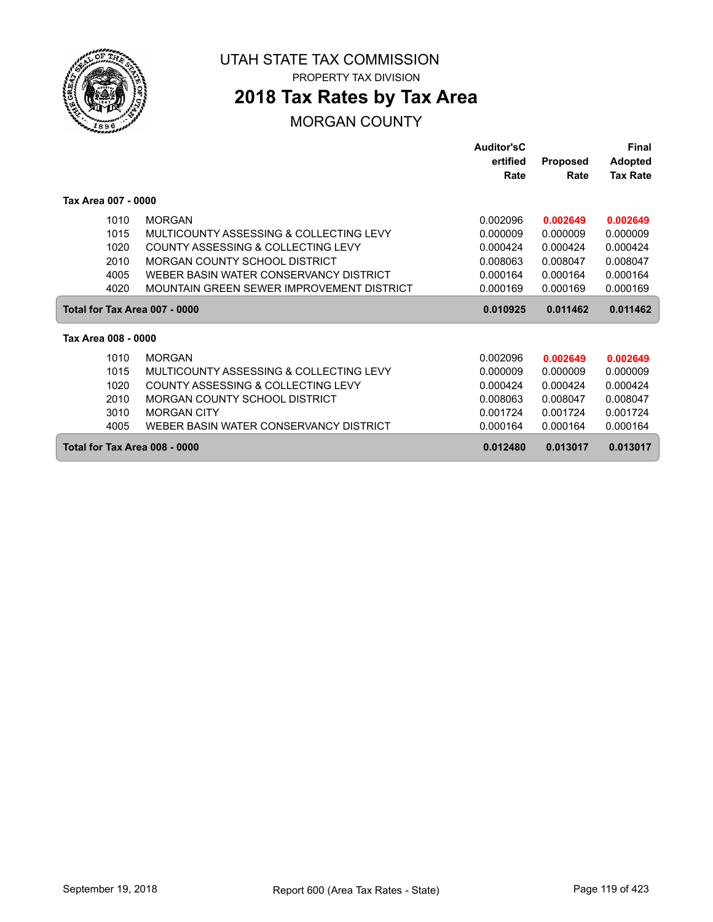UTAH STATE TAX COMMISSION

PROPERTY TAX DIVISION

# 2018 Tax Rates by Tax Area

## MORGAN COUNTY

| | | Auditor's Certified Rate | Proposed Rate | Final Adopted Tax Rate |
|---|---|---|---|---|
| **Tax Area 007 - 0000** | | | | |
| 1010 | MORGAN | 0.002096 | **0.002649** | **0.002649** |
| 1015 | MULTICOUNTY ASSESSING & COLLECTING LEVY | 0.000009 | 0.000009 | 0.000009 |
| 1020 | COUNTY ASSESSING & COLLECTING LEVY | 0.000424 | 0.000424 | 0.000424 |
| 2010 | MORGAN COUNTY SCHOOL DISTRICT | 0.008063 | 0.008047 | 0.008047 |
| 4005 | WEBER BASIN WATER CONSERVANCY DISTRICT | 0.000164 | 0.000164 | 0.000164 |
| 4020 | MOUNTAIN GREEN SEWER IMPROVEMENT DISTRICT | 0.000169 | 0.000169 | 0.000169 |
| **Total for Tax Area 007 - 0000** | | **0.010925** | **0.011462** | **0.011462** |
| **Tax Area 008 - 0000** | | | | |
| 1010 | MORGAN | 0.002096 | **0.002649** | **0.002649** |
| 1015 | MULTICOUNTY ASSESSING & COLLECTING LEVY | 0.000009 | 0.000009 | 0.000009 |
| 1020 | COUNTY ASSESSING & COLLECTING LEVY | 0.000424 | 0.000424 | 0.000424 |
| 2010 | MORGAN COUNTY SCHOOL DISTRICT | 0.008063 | 0.008047 | 0.008047 |
| 3010 | MORGAN CITY | 0.001724 | 0.001724 | 0.001724 |
| 4005 | WEBER BASIN WATER CONSERVANCY DISTRICT | 0.000164 | 0.000164 | 0.000164 |
| **Total for Tax Area 008 - 0000** | | **0.012480** | **0.013017** | **0.013017** |

September 19, 2018 — Report 600 (Area Tax Rates - State)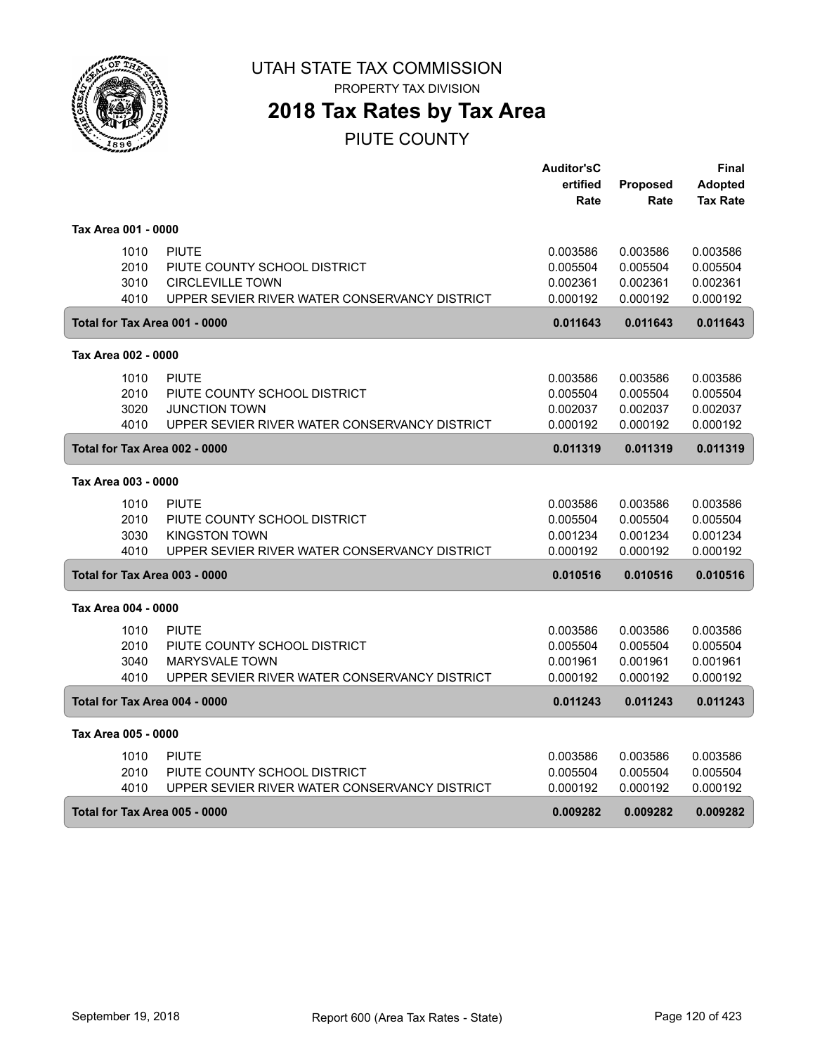UTAH STATE TAX COMMISSION

PROPERTY TAX DIVISION

# 2018 Tax Rates by Tax Area

## PIUTE COUNTY

| | | Auditor'sCertified Rate | Proposed Rate | Final Adopted Tax Rate |
|---|---|---|---|---|
| **Tax Area 001 - 0000** | | | | |
| 1010 | PIUTE | 0.003586 | 0.003586 | 0.003586 |
| 2010 | PIUTE COUNTY SCHOOL DISTRICT | 0.005504 | 0.005504 | 0.005504 |
| 3010 | CIRCLEVILLE TOWN | 0.002361 | 0.002361 | 0.002361 |
| 4010 | UPPER SEVIER RIVER WATER CONSERVANCY DISTRICT | 0.000192 | 0.000192 | 0.000192 |
| **Total for Tax Area 001 - 0000** | | **0.011643** | **0.011643** | **0.011643** |
| **Tax Area 002 - 0000** | | | | |
| 1010 | PIUTE | 0.003586 | 0.003586 | 0.003586 |
| 2010 | PIUTE COUNTY SCHOOL DISTRICT | 0.005504 | 0.005504 | 0.005504 |
| 3020 | JUNCTION TOWN | 0.002037 | 0.002037 | 0.002037 |
| 4010 | UPPER SEVIER RIVER WATER CONSERVANCY DISTRICT | 0.000192 | 0.000192 | 0.000192 |
| **Total for Tax Area 002 - 0000** | | **0.011319** | **0.011319** | **0.011319** |
| **Tax Area 003 - 0000** | | | | |
| 1010 | PIUTE | 0.003586 | 0.003586 | 0.003586 |
| 2010 | PIUTE COUNTY SCHOOL DISTRICT | 0.005504 | 0.005504 | 0.005504 |
| 3030 | KINGSTON TOWN | 0.001234 | 0.001234 | 0.001234 |
| 4010 | UPPER SEVIER RIVER WATER CONSERVANCY DISTRICT | 0.000192 | 0.000192 | 0.000192 |
| **Total for Tax Area 003 - 0000** | | **0.010516** | **0.010516** | **0.010516** |
| **Tax Area 004 - 0000** | | | | |
| 1010 | PIUTE | 0.003586 | 0.003586 | 0.003586 |
| 2010 | PIUTE COUNTY SCHOOL DISTRICT | 0.005504 | 0.005504 | 0.005504 |
| 3040 | MARYSVALE TOWN | 0.001961 | 0.001961 | 0.001961 |
| 4010 | UPPER SEVIER RIVER WATER CONSERVANCY DISTRICT | 0.000192 | 0.000192 | 0.000192 |
| **Total for Tax Area 004 - 0000** | | **0.011243** | **0.011243** | **0.011243** |
| **Tax Area 005 - 0000** | | | | |
| 1010 | PIUTE | 0.003586 | 0.003586 | 0.003586 |
| 2010 | PIUTE COUNTY SCHOOL DISTRICT | 0.005504 | 0.005504 | 0.005504 |
| 4010 | UPPER SEVIER RIVER WATER CONSERVANCY DISTRICT | 0.000192 | 0.000192 | 0.000192 |
| **Total for Tax Area 005 - 0000** | | **0.009282** | **0.009282** | **0.009282** |

September 19, 2018 — Report 600 (Area Tax Rates - State)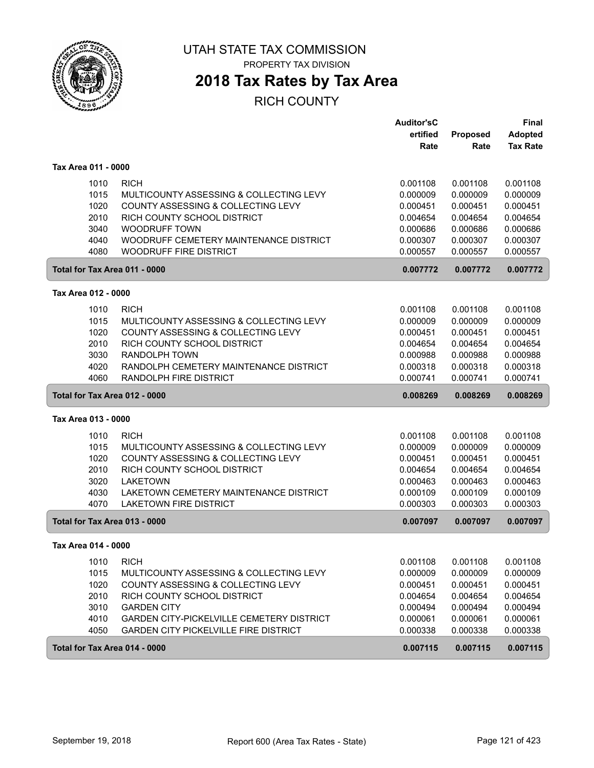# UTAH STATE TAX COMMISSION

PROPERTY TAX DIVISION

## 2018 Tax Rates by Tax Area

RICH COUNTY

| | | Auditor'sCertified Rate | Proposed Rate | Final Adopted Tax Rate |
|---|---|---|---|---|
| **Tax Area 011 - 0000** | | | | |
| 1010 | RICH | 0.001108 | 0.001108 | 0.001108 |
| 1015 | MULTICOUNTY ASSESSING & COLLECTING LEVY | 0.000009 | 0.000009 | 0.000009 |
| 1020 | COUNTY ASSESSING & COLLECTING LEVY | 0.000451 | 0.000451 | 0.000451 |
| 2010 | RICH COUNTY SCHOOL DISTRICT | 0.004654 | 0.004654 | 0.004654 |
| 3040 | WOODRUFF TOWN | 0.000686 | 0.000686 | 0.000686 |
| 4040 | WOODRUFF CEMETERY MAINTENANCE DISTRICT | 0.000307 | 0.000307 | 0.000307 |
| 4080 | WOODRUFF FIRE DISTRICT | 0.000557 | 0.000557 | 0.000557 |
| **Total for Tax Area 011 - 0000** | | **0.007772** | **0.007772** | **0.007772** |
| **Tax Area 012 - 0000** | | | | |
| 1010 | RICH | 0.001108 | 0.001108 | 0.001108 |
| 1015 | MULTICOUNTY ASSESSING & COLLECTING LEVY | 0.000009 | 0.000009 | 0.000009 |
| 1020 | COUNTY ASSESSING & COLLECTING LEVY | 0.000451 | 0.000451 | 0.000451 |
| 2010 | RICH COUNTY SCHOOL DISTRICT | 0.004654 | 0.004654 | 0.004654 |
| 3030 | RANDOLPH TOWN | 0.000988 | 0.000988 | 0.000988 |
| 4020 | RANDOLPH CEMETERY MAINTENANCE DISTRICT | 0.000318 | 0.000318 | 0.000318 |
| 4060 | RANDOLPH FIRE DISTRICT | 0.000741 | 0.000741 | 0.000741 |
| **Total for Tax Area 012 - 0000** | | **0.008269** | **0.008269** | **0.008269** |
| **Tax Area 013 - 0000** | | | | |
| 1010 | RICH | 0.001108 | 0.001108 | 0.001108 |
| 1015 | MULTICOUNTY ASSESSING & COLLECTING LEVY | 0.000009 | 0.000009 | 0.000009 |
| 1020 | COUNTY ASSESSING & COLLECTING LEVY | 0.000451 | 0.000451 | 0.000451 |
| 2010 | RICH COUNTY SCHOOL DISTRICT | 0.004654 | 0.004654 | 0.004654 |
| 3020 | LAKETOWN | 0.000463 | 0.000463 | 0.000463 |
| 4030 | LAKETOWN CEMETERY MAINTENANCE DISTRICT | 0.000109 | 0.000109 | 0.000109 |
| 4070 | LAKETOWN FIRE DISTRICT | 0.000303 | 0.000303 | 0.000303 |
| **Total for Tax Area 013 - 0000** | | **0.007097** | **0.007097** | **0.007097** |
| **Tax Area 014 - 0000** | | | | |
| 1010 | RICH | 0.001108 | 0.001108 | 0.001108 |
| 1015 | MULTICOUNTY ASSESSING & COLLECTING LEVY | 0.000009 | 0.000009 | 0.000009 |
| 1020 | COUNTY ASSESSING & COLLECTING LEVY | 0.000451 | 0.000451 | 0.000451 |
| 2010 | RICH COUNTY SCHOOL DISTRICT | 0.004654 | 0.004654 | 0.004654 |
| 3010 | GARDEN CITY | 0.000494 | 0.000494 | 0.000494 |
| 4010 | GARDEN CITY-PICKELVILLE CEMETERY DISTRICT | 0.000061 | 0.000061 | 0.000061 |
| 4050 | GARDEN CITY PICKELVILLE FIRE DISTRICT | 0.000338 | 0.000338 | 0.000338 |
| **Total for Tax Area 014 - 0000** | | **0.007115** | **0.007115** | **0.007115** |

September 19, 2018 — Report 600 (Area Tax Rates - State)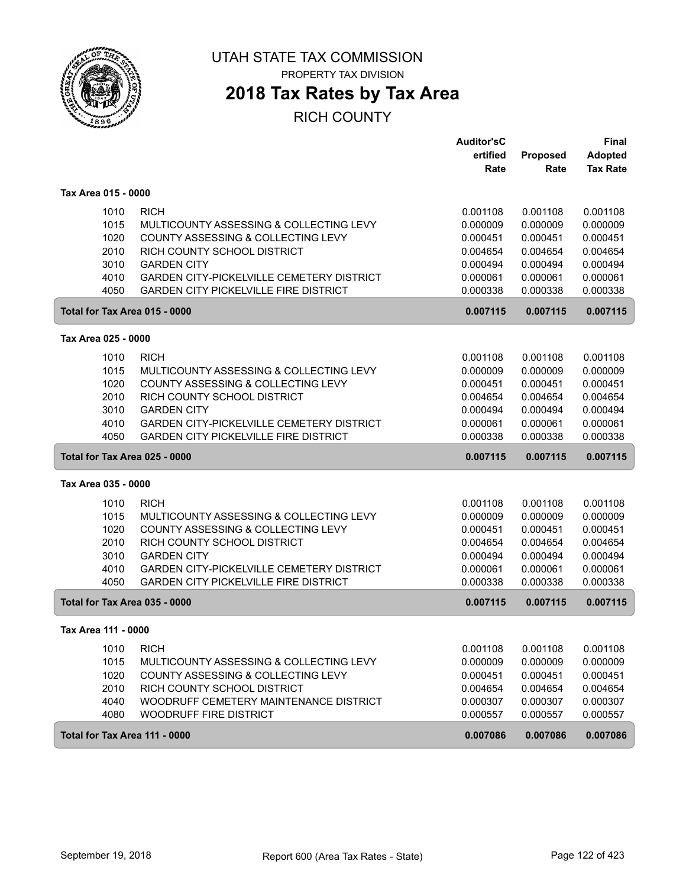# UTAH STATE TAX COMMISSION

PROPERTY TAX DIVISION

## 2018 Tax Rates by Tax Area

RICH COUNTY

| | | Auditor'sCertified Rate | Proposed Rate | Final Adopted Tax Rate |
|---|---|---|---|---|
| **Tax Area 015 - 0000** | | | | |
| 1010 | RICH | 0.001108 | 0.001108 | 0.001108 |
| 1015 | MULTICOUNTY ASSESSING & COLLECTING LEVY | 0.000009 | 0.000009 | 0.000009 |
| 1020 | COUNTY ASSESSING & COLLECTING LEVY | 0.000451 | 0.000451 | 0.000451 |
| 2010 | RICH COUNTY SCHOOL DISTRICT | 0.004654 | 0.004654 | 0.004654 |
| 3010 | GARDEN CITY | 0.000494 | 0.000494 | 0.000494 |
| 4010 | GARDEN CITY-PICKELVILLE CEMETERY DISTRICT | 0.000061 | 0.000061 | 0.000061 |
| 4050 | GARDEN CITY PICKELVILLE FIRE DISTRICT | 0.000338 | 0.000338 | 0.000338 |
| **Total for Tax Area 015 - 0000** | | **0.007115** | **0.007115** | **0.007115** |
| **Tax Area 025 - 0000** | | | | |
| 1010 | RICH | 0.001108 | 0.001108 | 0.001108 |
| 1015 | MULTICOUNTY ASSESSING & COLLECTING LEVY | 0.000009 | 0.000009 | 0.000009 |
| 1020 | COUNTY ASSESSING & COLLECTING LEVY | 0.000451 | 0.000451 | 0.000451 |
| 2010 | RICH COUNTY SCHOOL DISTRICT | 0.004654 | 0.004654 | 0.004654 |
| 3010 | GARDEN CITY | 0.000494 | 0.000494 | 0.000494 |
| 4010 | GARDEN CITY-PICKELVILLE CEMETERY DISTRICT | 0.000061 | 0.000061 | 0.000061 |
| 4050 | GARDEN CITY PICKELVILLE FIRE DISTRICT | 0.000338 | 0.000338 | 0.000338 |
| **Total for Tax Area 025 - 0000** | | **0.007115** | **0.007115** | **0.007115** |
| **Tax Area 035 - 0000** | | | | |
| 1010 | RICH | 0.001108 | 0.001108 | 0.001108 |
| 1015 | MULTICOUNTY ASSESSING & COLLECTING LEVY | 0.000009 | 0.000009 | 0.000009 |
| 1020 | COUNTY ASSESSING & COLLECTING LEVY | 0.000451 | 0.000451 | 0.000451 |
| 2010 | RICH COUNTY SCHOOL DISTRICT | 0.004654 | 0.004654 | 0.004654 |
| 3010 | GARDEN CITY | 0.000494 | 0.000494 | 0.000494 |
| 4010 | GARDEN CITY-PICKELVILLE CEMETERY DISTRICT | 0.000061 | 0.000061 | 0.000061 |
| 4050 | GARDEN CITY PICKELVILLE FIRE DISTRICT | 0.000338 | 0.000338 | 0.000338 |
| **Total for Tax Area 035 - 0000** | | **0.007115** | **0.007115** | **0.007115** |
| **Tax Area 111 - 0000** | | | | |
| 1010 | RICH | 0.001108 | 0.001108 | 0.001108 |
| 1015 | MULTICOUNTY ASSESSING & COLLECTING LEVY | 0.000009 | 0.000009 | 0.000009 |
| 1020 | COUNTY ASSESSING & COLLECTING LEVY | 0.000451 | 0.000451 | 0.000451 |
| 2010 | RICH COUNTY SCHOOL DISTRICT | 0.004654 | 0.004654 | 0.004654 |
| 4040 | WOODRUFF CEMETERY MAINTENANCE DISTRICT | 0.000307 | 0.000307 | 0.000307 |
| 4080 | WOODRUFF FIRE DISTRICT | 0.000557 | 0.000557 | 0.000557 |
| **Total for Tax Area 111 - 0000** | | **0.007086** | **0.007086** | **0.007086** |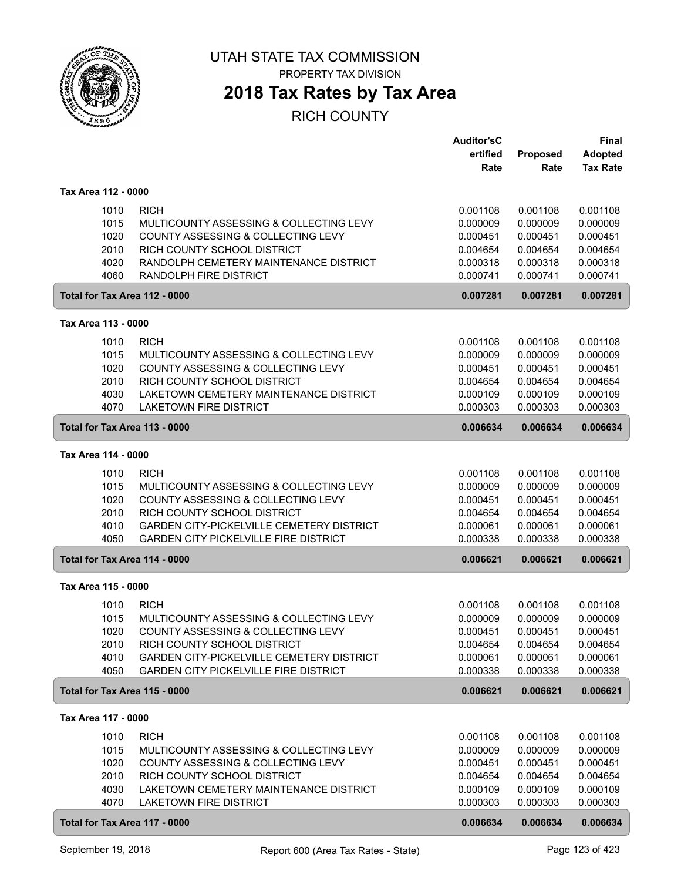# UTAH STATE TAX COMMISSION

PROPERTY TAX DIVISION

## 2018 Tax Rates by Tax Area

RICH COUNTY

| | | Auditor's Certified Rate | Proposed Rate | Final Adopted Tax Rate |
|---|---|---|---|---|
| **Tax Area 112 - 0000** | | | | |
| 1010 | RICH | 0.001108 | 0.001108 | 0.001108 |
| 1015 | MULTICOUNTY ASSESSING & COLLECTING LEVY | 0.000009 | 0.000009 | 0.000009 |
| 1020 | COUNTY ASSESSING & COLLECTING LEVY | 0.000451 | 0.000451 | 0.000451 |
| 2010 | RICH COUNTY SCHOOL DISTRICT | 0.004654 | 0.004654 | 0.004654 |
| 4020 | RANDOLPH CEMETERY MAINTENANCE DISTRICT | 0.000318 | 0.000318 | 0.000318 |
| 4060 | RANDOLPH FIRE DISTRICT | 0.000741 | 0.000741 | 0.000741 |
| **Total for Tax Area 112 - 0000** | | **0.007281** | **0.007281** | **0.007281** |
| **Tax Area 113 - 0000** | | | | |
| 1010 | RICH | 0.001108 | 0.001108 | 0.001108 |
| 1015 | MULTICOUNTY ASSESSING & COLLECTING LEVY | 0.000009 | 0.000009 | 0.000009 |
| 1020 | COUNTY ASSESSING & COLLECTING LEVY | 0.000451 | 0.000451 | 0.000451 |
| 2010 | RICH COUNTY SCHOOL DISTRICT | 0.004654 | 0.004654 | 0.004654 |
| 4030 | LAKETOWN CEMETERY MAINTENANCE DISTRICT | 0.000109 | 0.000109 | 0.000109 |
| 4070 | LAKETOWN FIRE DISTRICT | 0.000303 | 0.000303 | 0.000303 |
| **Total for Tax Area 113 - 0000** | | **0.006634** | **0.006634** | **0.006634** |
| **Tax Area 114 - 0000** | | | | |
| 1010 | RICH | 0.001108 | 0.001108 | 0.001108 |
| 1015 | MULTICOUNTY ASSESSING & COLLECTING LEVY | 0.000009 | 0.000009 | 0.000009 |
| 1020 | COUNTY ASSESSING & COLLECTING LEVY | 0.000451 | 0.000451 | 0.000451 |
| 2010 | RICH COUNTY SCHOOL DISTRICT | 0.004654 | 0.004654 | 0.004654 |
| 4010 | GARDEN CITY-PICKELVILLE CEMETERY DISTRICT | 0.000061 | 0.000061 | 0.000061 |
| 4050 | GARDEN CITY PICKELVILLE FIRE DISTRICT | 0.000338 | 0.000338 | 0.000338 |
| **Total for Tax Area 114 - 0000** | | **0.006621** | **0.006621** | **0.006621** |
| **Tax Area 115 - 0000** | | | | |
| 1010 | RICH | 0.001108 | 0.001108 | 0.001108 |
| 1015 | MULTICOUNTY ASSESSING & COLLECTING LEVY | 0.000009 | 0.000009 | 0.000009 |
| 1020 | COUNTY ASSESSING & COLLECTING LEVY | 0.000451 | 0.000451 | 0.000451 |
| 2010 | RICH COUNTY SCHOOL DISTRICT | 0.004654 | 0.004654 | 0.004654 |
| 4010 | GARDEN CITY-PICKELVILLE CEMETERY DISTRICT | 0.000061 | 0.000061 | 0.000061 |
| 4050 | GARDEN CITY PICKELVILLE FIRE DISTRICT | 0.000338 | 0.000338 | 0.000338 |
| **Total for Tax Area 115 - 0000** | | **0.006621** | **0.006621** | **0.006621** |
| **Tax Area 117 - 0000** | | | | |
| 1010 | RICH | 0.001108 | 0.001108 | 0.001108 |
| 1015 | MULTICOUNTY ASSESSING & COLLECTING LEVY | 0.000009 | 0.000009 | 0.000009 |
| 1020 | COUNTY ASSESSING & COLLECTING LEVY | 0.000451 | 0.000451 | 0.000451 |
| 2010 | RICH COUNTY SCHOOL DISTRICT | 0.004654 | 0.004654 | 0.004654 |
| 4030 | LAKETOWN CEMETERY MAINTENANCE DISTRICT | 0.000109 | 0.000109 | 0.000109 |
| 4070 | LAKETOWN FIRE DISTRICT | 0.000303 | 0.000303 | 0.000303 |
| **Total for Tax Area 117 - 0000** | | **0.006634** | **0.006634** | **0.006634** |

September 19, 2018 Report 600 (Area Tax Rates - State)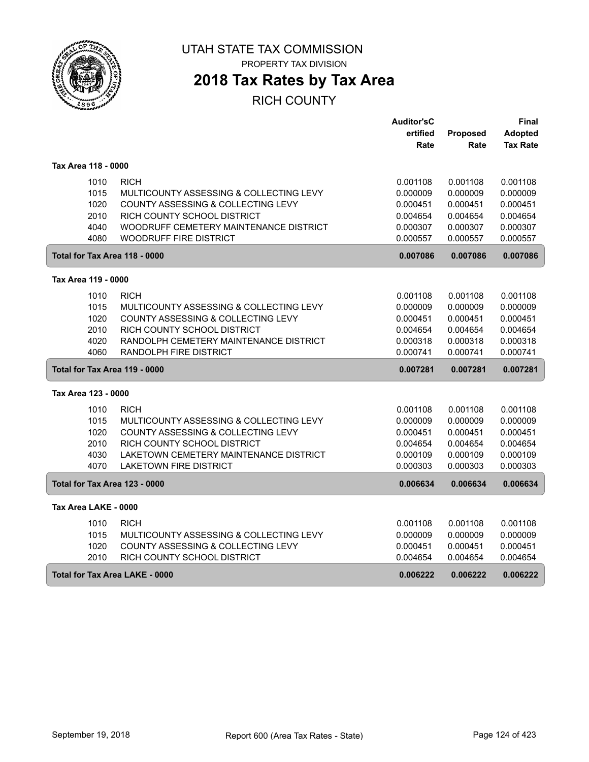# UTAH STATE TAX COMMISSION

PROPERTY TAX DIVISION

## 2018 Tax Rates by Tax Area

RICH COUNTY

| | | Auditor'sCertified Rate | Proposed Rate | Final Adopted Tax Rate |
|---|---|---|---|---|
| **Tax Area 118 - 0000** | | | | |
| 1010 | RICH | 0.001108 | 0.001108 | 0.001108 |
| 1015 | MULTICOUNTY ASSESSING & COLLECTING LEVY | 0.000009 | 0.000009 | 0.000009 |
| 1020 | COUNTY ASSESSING & COLLECTING LEVY | 0.000451 | 0.000451 | 0.000451 |
| 2010 | RICH COUNTY SCHOOL DISTRICT | 0.004654 | 0.004654 | 0.004654 |
| 4040 | WOODRUFF CEMETERY MAINTENANCE DISTRICT | 0.000307 | 0.000307 | 0.000307 |
| 4080 | WOODRUFF FIRE DISTRICT | 0.000557 | 0.000557 | 0.000557 |
| **Total for Tax Area 118 - 0000** | | **0.007086** | **0.007086** | **0.007086** |
| **Tax Area 119 - 0000** | | | | |
| 1010 | RICH | 0.001108 | 0.001108 | 0.001108 |
| 1015 | MULTICOUNTY ASSESSING & COLLECTING LEVY | 0.000009 | 0.000009 | 0.000009 |
| 1020 | COUNTY ASSESSING & COLLECTING LEVY | 0.000451 | 0.000451 | 0.000451 |
| 2010 | RICH COUNTY SCHOOL DISTRICT | 0.004654 | 0.004654 | 0.004654 |
| 4020 | RANDOLPH CEMETERY MAINTENANCE DISTRICT | 0.000318 | 0.000318 | 0.000318 |
| 4060 | RANDOLPH FIRE DISTRICT | 0.000741 | 0.000741 | 0.000741 |
| **Total for Tax Area 119 - 0000** | | **0.007281** | **0.007281** | **0.007281** |
| **Tax Area 123 - 0000** | | | | |
| 1010 | RICH | 0.001108 | 0.001108 | 0.001108 |
| 1015 | MULTICOUNTY ASSESSING & COLLECTING LEVY | 0.000009 | 0.000009 | 0.000009 |
| 1020 | COUNTY ASSESSING & COLLECTING LEVY | 0.000451 | 0.000451 | 0.000451 |
| 2010 | RICH COUNTY SCHOOL DISTRICT | 0.004654 | 0.004654 | 0.004654 |
| 4030 | LAKETOWN CEMETERY MAINTENANCE DISTRICT | 0.000109 | 0.000109 | 0.000109 |
| 4070 | LAKETOWN FIRE DISTRICT | 0.000303 | 0.000303 | 0.000303 |
| **Total for Tax Area 123 - 0000** | | **0.006634** | **0.006634** | **0.006634** |
| **Tax Area LAKE - 0000** | | | | |
| 1010 | RICH | 0.001108 | 0.001108 | 0.001108 |
| 1015 | MULTICOUNTY ASSESSING & COLLECTING LEVY | 0.000009 | 0.000009 | 0.000009 |
| 1020 | COUNTY ASSESSING & COLLECTING LEVY | 0.000451 | 0.000451 | 0.000451 |
| 2010 | RICH COUNTY SCHOOL DISTRICT | 0.004654 | 0.004654 | 0.004654 |
| **Total for Tax Area LAKE - 0000** | | **0.006222** | **0.006222** | **0.006222** |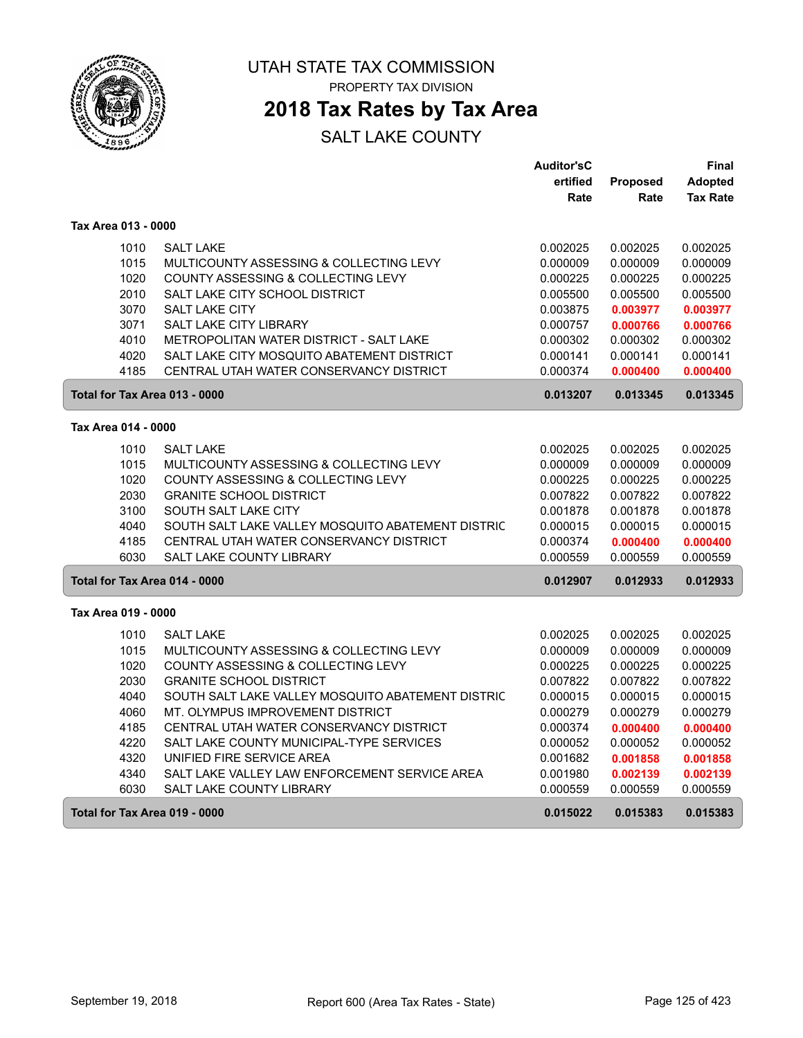# UTAH STATE TAX COMMISSION

PROPERTY TAX DIVISION

## 2018 Tax Rates by Tax Area

SALT LAKE COUNTY

| | | Auditor'sCertified Rate | Proposed Rate | Final Adopted Tax Rate |
|---|---|---|---|---|
| **Tax Area 013 - 0000** | | | | |
| 1010 | SALT LAKE | 0.002025 | 0.002025 | 0.002025 |
| 1015 | MULTICOUNTY ASSESSING & COLLECTING LEVY | 0.000009 | 0.000009 | 0.000009 |
| 1020 | COUNTY ASSESSING & COLLECTING LEVY | 0.000225 | 0.000225 | 0.000225 |
| 2010 | SALT LAKE CITY SCHOOL DISTRICT | 0.005500 | 0.005500 | 0.005500 |
| 3070 | SALT LAKE CITY | 0.003875 | **0.003977** | **0.003977** |
| 3071 | SALT LAKE CITY LIBRARY | 0.000757 | **0.000766** | **0.000766** |
| 4010 | METROPOLITAN WATER DISTRICT - SALT LAKE | 0.000302 | 0.000302 | 0.000302 |
| 4020 | SALT LAKE CITY MOSQUITO ABATEMENT DISTRICT | 0.000141 | 0.000141 | 0.000141 |
| 4185 | CENTRAL UTAH WATER CONSERVANCY DISTRICT | 0.000374 | **0.000400** | **0.000400** |
| **Total for Tax Area 013 - 0000** | | **0.013207** | **0.013345** | **0.013345** |
| **Tax Area 014 - 0000** | | | | |
| 1010 | SALT LAKE | 0.002025 | 0.002025 | 0.002025 |
| 1015 | MULTICOUNTY ASSESSING & COLLECTING LEVY | 0.000009 | 0.000009 | 0.000009 |
| 1020 | COUNTY ASSESSING & COLLECTING LEVY | 0.000225 | 0.000225 | 0.000225 |
| 2030 | GRANITE SCHOOL DISTRICT | 0.007822 | 0.007822 | 0.007822 |
| 3100 | SOUTH SALT LAKE CITY | 0.001878 | 0.001878 | 0.001878 |
| 4040 | SOUTH SALT LAKE VALLEY MOSQUITO ABATEMENT DISTRIC | 0.000015 | 0.000015 | 0.000015 |
| 4185 | CENTRAL UTAH WATER CONSERVANCY DISTRICT | 0.000374 | **0.000400** | **0.000400** |
| 6030 | SALT LAKE COUNTY LIBRARY | 0.000559 | 0.000559 | 0.000559 |
| **Total for Tax Area 014 - 0000** | | **0.012907** | **0.012933** | **0.012933** |
| **Tax Area 019 - 0000** | | | | |
| 1010 | SALT LAKE | 0.002025 | 0.002025 | 0.002025 |
| 1015 | MULTICOUNTY ASSESSING & COLLECTING LEVY | 0.000009 | 0.000009 | 0.000009 |
| 1020 | COUNTY ASSESSING & COLLECTING LEVY | 0.000225 | 0.000225 | 0.000225 |
| 2030 | GRANITE SCHOOL DISTRICT | 0.007822 | 0.007822 | 0.007822 |
| 4040 | SOUTH SALT LAKE VALLEY MOSQUITO ABATEMENT DISTRIC | 0.000015 | 0.000015 | 0.000015 |
| 4060 | MT. OLYMPUS IMPROVEMENT DISTRICT | 0.000279 | 0.000279 | 0.000279 |
| 4185 | CENTRAL UTAH WATER CONSERVANCY DISTRICT | 0.000374 | **0.000400** | **0.000400** |
| 4220 | SALT LAKE COUNTY MUNICIPAL-TYPE SERVICES | 0.000052 | 0.000052 | 0.000052 |
| 4320 | UNIFIED FIRE SERVICE AREA | 0.001682 | **0.001858** | **0.001858** |
| 4340 | SALT LAKE VALLEY LAW ENFORCEMENT SERVICE AREA | 0.001980 | **0.002139** | **0.002139** |
| 6030 | SALT LAKE COUNTY LIBRARY | 0.000559 | 0.000559 | 0.000559 |
| **Total for Tax Area 019 - 0000** | | **0.015022** | **0.015383** | **0.015383** |

September 19, 2018 Report 600 (Area Tax Rates - State)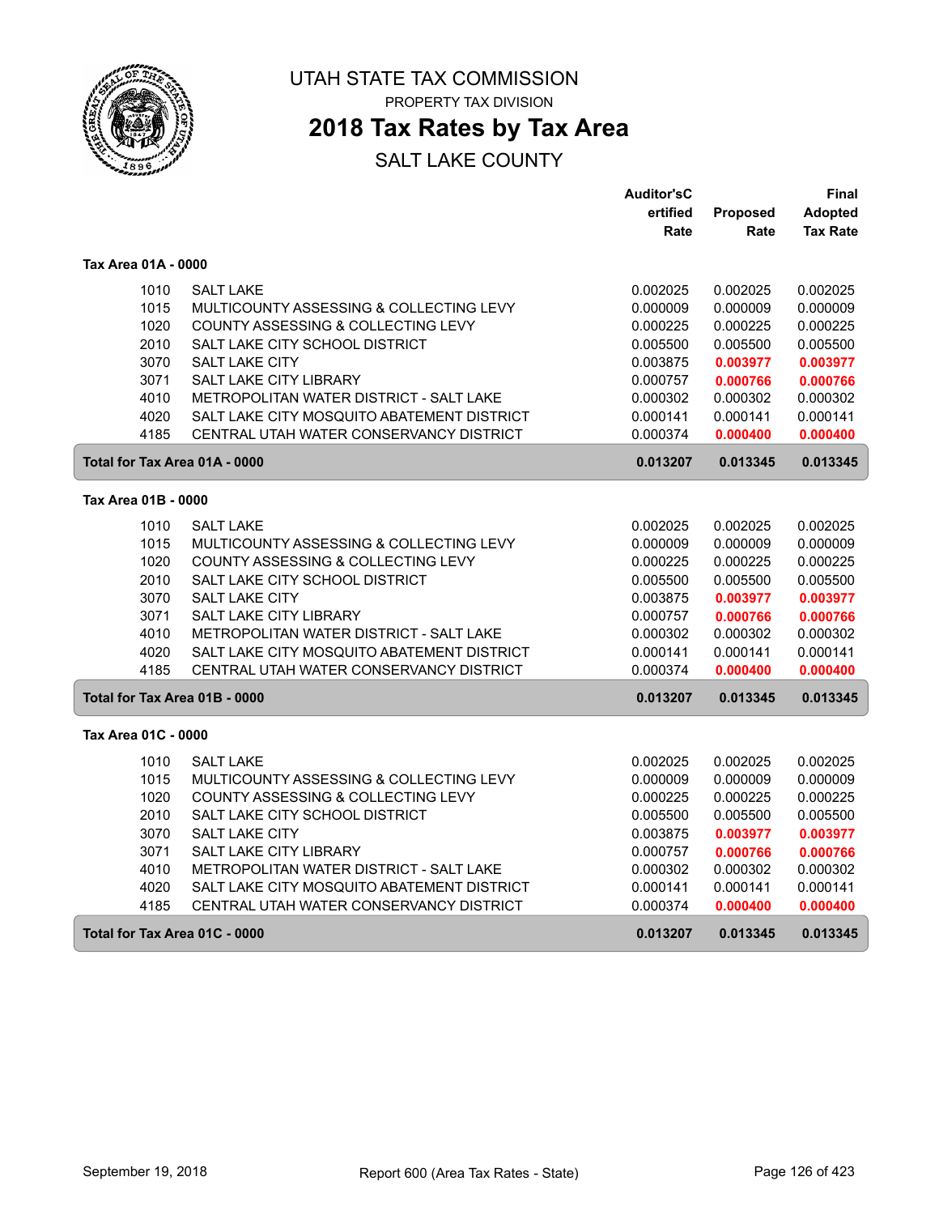# UTAH STATE TAX COMMISSION

PROPERTY TAX DIVISION

## 2018 Tax Rates by Tax Area

SALT LAKE COUNTY

| | | Auditor'sCertified Rate | Proposed Rate | Final Adopted Tax Rate |
|---|---|---|---|---|
| **Tax Area 01A - 0000** | | | | |
| 1010 | SALT LAKE | 0.002025 | 0.002025 | 0.002025 |
| 1015 | MULTICOUNTY ASSESSING & COLLECTING LEVY | 0.000009 | 0.000009 | 0.000009 |
| 1020 | COUNTY ASSESSING & COLLECTING LEVY | 0.000225 | 0.000225 | 0.000225 |
| 2010 | SALT LAKE CITY SCHOOL DISTRICT | 0.005500 | 0.005500 | 0.005500 |
| 3070 | SALT LAKE CITY | 0.003875 | **0.003977** | **0.003977** |
| 3071 | SALT LAKE CITY LIBRARY | 0.000757 | **0.000766** | **0.000766** |
| 4010 | METROPOLITAN WATER DISTRICT - SALT LAKE | 0.000302 | 0.000302 | 0.000302 |
| 4020 | SALT LAKE CITY MOSQUITO ABATEMENT DISTRICT | 0.000141 | 0.000141 | 0.000141 |
| 4185 | CENTRAL UTAH WATER CONSERVANCY DISTRICT | 0.000374 | **0.000400** | **0.000400** |
| **Total for Tax Area 01A - 0000** | | **0.013207** | **0.013345** | **0.013345** |
| **Tax Area 01B - 0000** | | | | |
| 1010 | SALT LAKE | 0.002025 | 0.002025 | 0.002025 |
| 1015 | MULTICOUNTY ASSESSING & COLLECTING LEVY | 0.000009 | 0.000009 | 0.000009 |
| 1020 | COUNTY ASSESSING & COLLECTING LEVY | 0.000225 | 0.000225 | 0.000225 |
| 2010 | SALT LAKE CITY SCHOOL DISTRICT | 0.005500 | 0.005500 | 0.005500 |
| 3070 | SALT LAKE CITY | 0.003875 | **0.003977** | **0.003977** |
| 3071 | SALT LAKE CITY LIBRARY | 0.000757 | **0.000766** | **0.000766** |
| 4010 | METROPOLITAN WATER DISTRICT - SALT LAKE | 0.000302 | 0.000302 | 0.000302 |
| 4020 | SALT LAKE CITY MOSQUITO ABATEMENT DISTRICT | 0.000141 | 0.000141 | 0.000141 |
| 4185 | CENTRAL UTAH WATER CONSERVANCY DISTRICT | 0.000374 | **0.000400** | **0.000400** |
| **Total for Tax Area 01B - 0000** | | **0.013207** | **0.013345** | **0.013345** |
| **Tax Area 01C - 0000** | | | | |
| 1010 | SALT LAKE | 0.002025 | 0.002025 | 0.002025 |
| 1015 | MULTICOUNTY ASSESSING & COLLECTING LEVY | 0.000009 | 0.000009 | 0.000009 |
| 1020 | COUNTY ASSESSING & COLLECTING LEVY | 0.000225 | 0.000225 | 0.000225 |
| 2010 | SALT LAKE CITY SCHOOL DISTRICT | 0.005500 | 0.005500 | 0.005500 |
| 3070 | SALT LAKE CITY | 0.003875 | **0.003977** | **0.003977** |
| 3071 | SALT LAKE CITY LIBRARY | 0.000757 | **0.000766** | **0.000766** |
| 4010 | METROPOLITAN WATER DISTRICT - SALT LAKE | 0.000302 | 0.000302 | 0.000302 |
| 4020 | SALT LAKE CITY MOSQUITO ABATEMENT DISTRICT | 0.000141 | 0.000141 | 0.000141 |
| 4185 | CENTRAL UTAH WATER CONSERVANCY DISTRICT | 0.000374 | **0.000400** | **0.000400** |
| **Total for Tax Area 01C - 0000** | | **0.013207** | **0.013345** | **0.013345** |

September 19, 2018 — Report 600 (Area Tax Rates - State)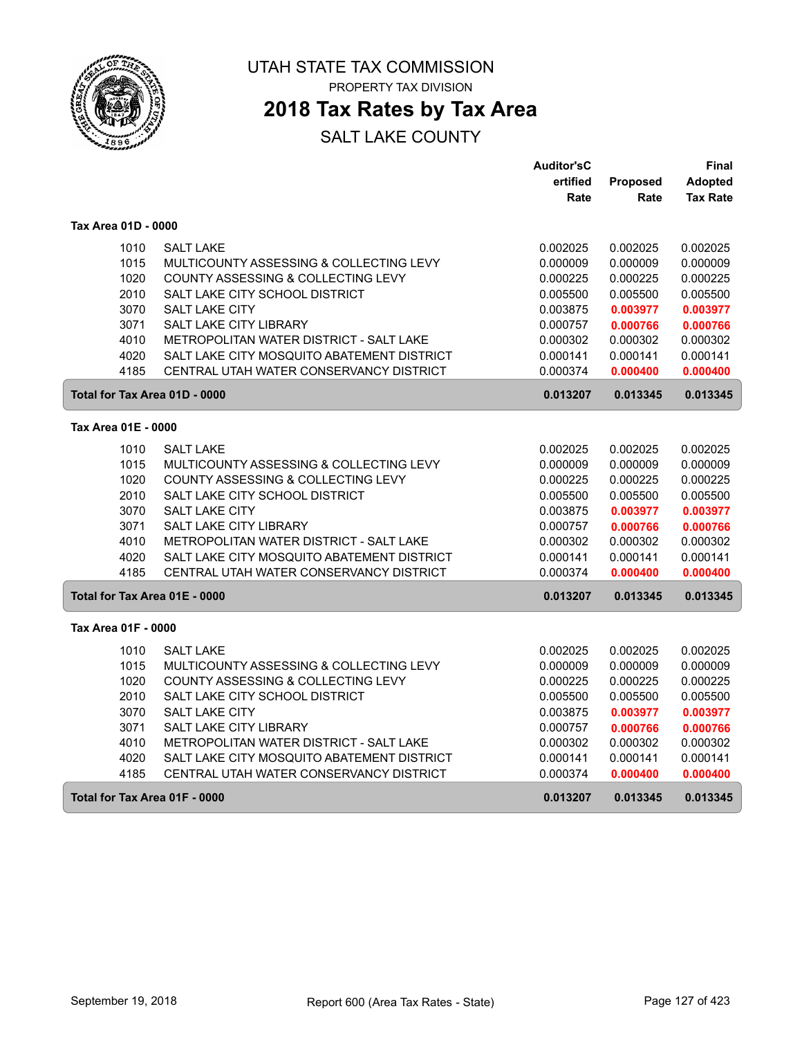# UTAH STATE TAX COMMISSION

PROPERTY TAX DIVISION

## 2018 Tax Rates by Tax Area

SALT LAKE COUNTY

| | | Auditor'sCertified Rate | Proposed Rate | Final Adopted Tax Rate |
|---|---|---|---|---|
| **Tax Area 01D - 0000** | | | | |
| 1010 | SALT LAKE | 0.002025 | 0.002025 | 0.002025 |
| 1015 | MULTICOUNTY ASSESSING & COLLECTING LEVY | 0.000009 | 0.000009 | 0.000009 |
| 1020 | COUNTY ASSESSING & COLLECTING LEVY | 0.000225 | 0.000225 | 0.000225 |
| 2010 | SALT LAKE CITY SCHOOL DISTRICT | 0.005500 | 0.005500 | 0.005500 |
| 3070 | SALT LAKE CITY | 0.003875 | **0.003977** | **0.003977** |
| 3071 | SALT LAKE CITY LIBRARY | 0.000757 | **0.000766** | **0.000766** |
| 4010 | METROPOLITAN WATER DISTRICT - SALT LAKE | 0.000302 | 0.000302 | 0.000302 |
| 4020 | SALT LAKE CITY MOSQUITO ABATEMENT DISTRICT | 0.000141 | 0.000141 | 0.000141 |
| 4185 | CENTRAL UTAH WATER CONSERVANCY DISTRICT | 0.000374 | **0.000400** | **0.000400** |
| **Total for Tax Area 01D - 0000** | | **0.013207** | **0.013345** | **0.013345** |
| **Tax Area 01E - 0000** | | | | |
| 1010 | SALT LAKE | 0.002025 | 0.002025 | 0.002025 |
| 1015 | MULTICOUNTY ASSESSING & COLLECTING LEVY | 0.000009 | 0.000009 | 0.000009 |
| 1020 | COUNTY ASSESSING & COLLECTING LEVY | 0.000225 | 0.000225 | 0.000225 |
| 2010 | SALT LAKE CITY SCHOOL DISTRICT | 0.005500 | 0.005500 | 0.005500 |
| 3070 | SALT LAKE CITY | 0.003875 | **0.003977** | **0.003977** |
| 3071 | SALT LAKE CITY LIBRARY | 0.000757 | **0.000766** | **0.000766** |
| 4010 | METROPOLITAN WATER DISTRICT - SALT LAKE | 0.000302 | 0.000302 | 0.000302 |
| 4020 | SALT LAKE CITY MOSQUITO ABATEMENT DISTRICT | 0.000141 | 0.000141 | 0.000141 |
| 4185 | CENTRAL UTAH WATER CONSERVANCY DISTRICT | 0.000374 | **0.000400** | **0.000400** |
| **Total for Tax Area 01E - 0000** | | **0.013207** | **0.013345** | **0.013345** |
| **Tax Area 01F - 0000** | | | | |
| 1010 | SALT LAKE | 0.002025 | 0.002025 | 0.002025 |
| 1015 | MULTICOUNTY ASSESSING & COLLECTING LEVY | 0.000009 | 0.000009 | 0.000009 |
| 1020 | COUNTY ASSESSING & COLLECTING LEVY | 0.000225 | 0.000225 | 0.000225 |
| 2010 | SALT LAKE CITY SCHOOL DISTRICT | 0.005500 | 0.005500 | 0.005500 |
| 3070 | SALT LAKE CITY | 0.003875 | **0.003977** | **0.003977** |
| 3071 | SALT LAKE CITY LIBRARY | 0.000757 | **0.000766** | **0.000766** |
| 4010 | METROPOLITAN WATER DISTRICT - SALT LAKE | 0.000302 | 0.000302 | 0.000302 |
| 4020 | SALT LAKE CITY MOSQUITO ABATEMENT DISTRICT | 0.000141 | 0.000141 | 0.000141 |
| 4185 | CENTRAL UTAH WATER CONSERVANCY DISTRICT | 0.000374 | **0.000400** | **0.000400** |
| **Total for Tax Area 01F - 0000** | | **0.013207** | **0.013345** | **0.013345** |

September 19, 2018 — Report 600 (Area Tax Rates - State)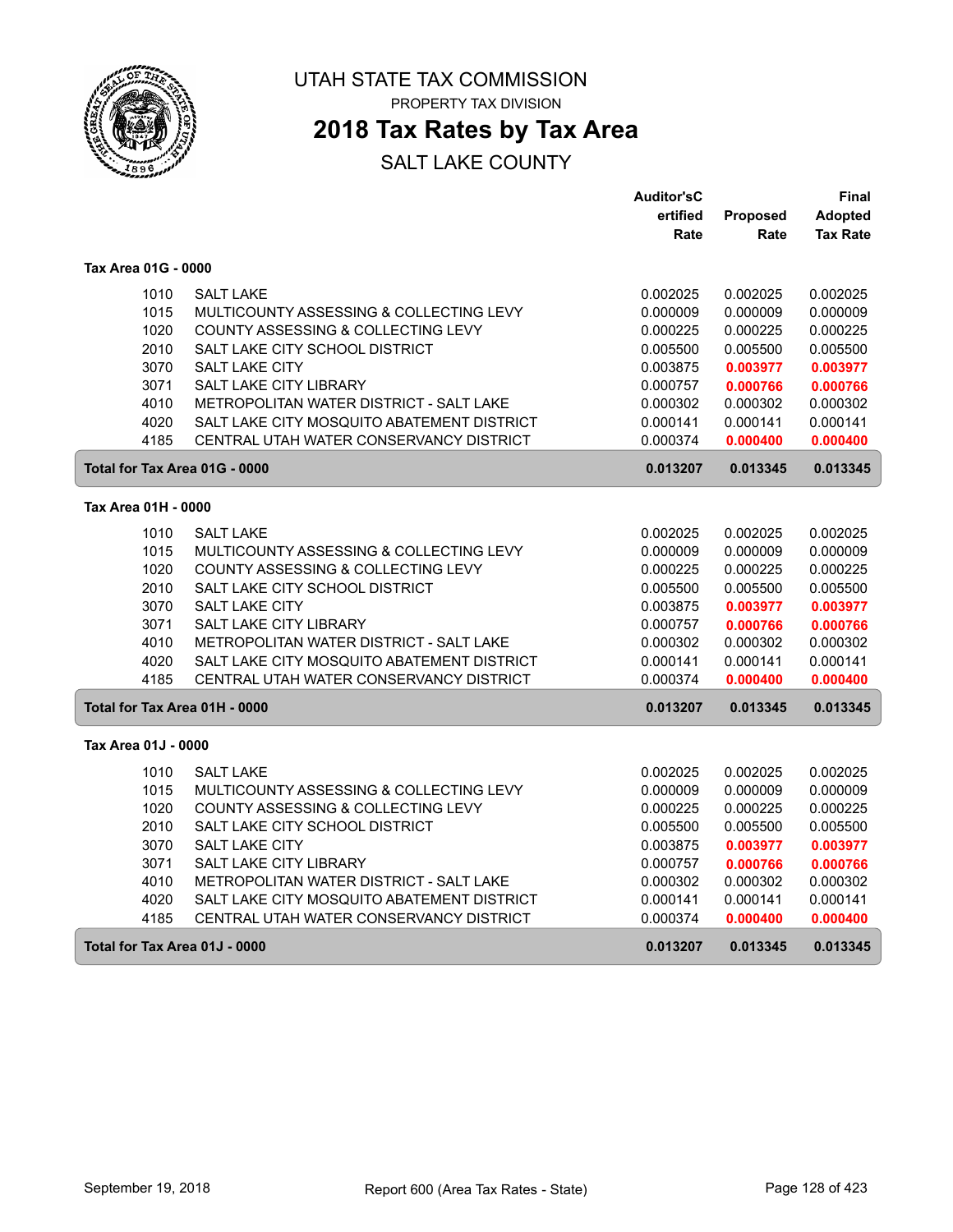# UTAH STATE TAX COMMISSION

PROPERTY TAX DIVISION

## 2018 Tax Rates by Tax Area

SALT LAKE COUNTY

### Tax Area 01G - 0000

| | | Auditor'sCertified Rate | Proposed Rate | Final Adopted Tax Rate |
|---|---|---|---|---|
| 1010 | SALT LAKE | 0.002025 | 0.002025 | 0.002025 |
| 1015 | MULTICOUNTY ASSESSING & COLLECTING LEVY | 0.000009 | 0.000009 | 0.000009 |
| 1020 | COUNTY ASSESSING & COLLECTING LEVY | 0.000225 | 0.000225 | 0.000225 |
| 2010 | SALT LAKE CITY SCHOOL DISTRICT | 0.005500 | 0.005500 | 0.005500 |
| 3070 | SALT LAKE CITY | 0.003875 | **0.003977** | **0.003977** |
| 3071 | SALT LAKE CITY LIBRARY | 0.000757 | **0.000766** | **0.000766** |
| 4010 | METROPOLITAN WATER DISTRICT - SALT LAKE | 0.000302 | 0.000302 | 0.000302 |
| 4020 | SALT LAKE CITY MOSQUITO ABATEMENT DISTRICT | 0.000141 | 0.000141 | 0.000141 |
| 4185 | CENTRAL UTAH WATER CONSERVANCY DISTRICT | 0.000374 | **0.000400** | **0.000400** |
| **Total for Tax Area 01G - 0000** | | **0.013207** | **0.013345** | **0.013345** |

### Tax Area 01H - 0000

| | | Auditor'sCertified Rate | Proposed Rate | Final Adopted Tax Rate |
|---|---|---|---|---|
| 1010 | SALT LAKE | 0.002025 | 0.002025 | 0.002025 |
| 1015 | MULTICOUNTY ASSESSING & COLLECTING LEVY | 0.000009 | 0.000009 | 0.000009 |
| 1020 | COUNTY ASSESSING & COLLECTING LEVY | 0.000225 | 0.000225 | 0.000225 |
| 2010 | SALT LAKE CITY SCHOOL DISTRICT | 0.005500 | 0.005500 | 0.005500 |
| 3070 | SALT LAKE CITY | 0.003875 | **0.003977** | **0.003977** |
| 3071 | SALT LAKE CITY LIBRARY | 0.000757 | **0.000766** | **0.000766** |
| 4010 | METROPOLITAN WATER DISTRICT - SALT LAKE | 0.000302 | 0.000302 | 0.000302 |
| 4020 | SALT LAKE CITY MOSQUITO ABATEMENT DISTRICT | 0.000141 | 0.000141 | 0.000141 |
| 4185 | CENTRAL UTAH WATER CONSERVANCY DISTRICT | 0.000374 | **0.000400** | **0.000400** |
| **Total for Tax Area 01H - 0000** | | **0.013207** | **0.013345** | **0.013345** |

### Tax Area 01J - 0000

| | | Auditor'sCertified Rate | Proposed Rate | Final Adopted Tax Rate |
|---|---|---|---|---|
| 1010 | SALT LAKE | 0.002025 | 0.002025 | 0.002025 |
| 1015 | MULTICOUNTY ASSESSING & COLLECTING LEVY | 0.000009 | 0.000009 | 0.000009 |
| 1020 | COUNTY ASSESSING & COLLECTING LEVY | 0.000225 | 0.000225 | 0.000225 |
| 2010 | SALT LAKE CITY SCHOOL DISTRICT | 0.005500 | 0.005500 | 0.005500 |
| 3070 | SALT LAKE CITY | 0.003875 | **0.003977** | **0.003977** |
| 3071 | SALT LAKE CITY LIBRARY | 0.000757 | **0.000766** | **0.000766** |
| 4010 | METROPOLITAN WATER DISTRICT - SALT LAKE | 0.000302 | 0.000302 | 0.000302 |
| 4020 | SALT LAKE CITY MOSQUITO ABATEMENT DISTRICT | 0.000141 | 0.000141 | 0.000141 |
| 4185 | CENTRAL UTAH WATER CONSERVANCY DISTRICT | 0.000374 | **0.000400** | **0.000400** |
| **Total for Tax Area 01J - 0000** | | **0.013207** | **0.013345** | **0.013345** |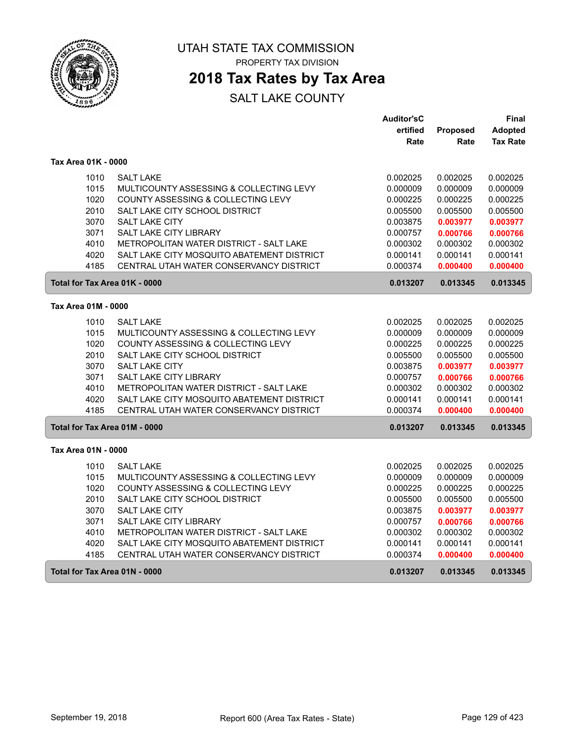# UTAH STATE TAX COMMISSION

PROPERTY TAX DIVISION

## 2018 Tax Rates by Tax Area

SALT LAKE COUNTY

| | | Auditor'sC ertified Rate | Proposed Rate | Final Adopted Tax Rate |
|---|---|---|---|---|
| **Tax Area 01K - 0000** | | | | |
| 1010 | SALT LAKE | 0.002025 | 0.002025 | 0.002025 |
| 1015 | MULTICOUNTY ASSESSING & COLLECTING LEVY | 0.000009 | 0.000009 | 0.000009 |
| 1020 | COUNTY ASSESSING & COLLECTING LEVY | 0.000225 | 0.000225 | 0.000225 |
| 2010 | SALT LAKE CITY SCHOOL DISTRICT | 0.005500 | 0.005500 | 0.005500 |
| 3070 | SALT LAKE CITY | 0.003875 | **0.003977** | **0.003977** |
| 3071 | SALT LAKE CITY LIBRARY | 0.000757 | **0.000766** | **0.000766** |
| 4010 | METROPOLITAN WATER DISTRICT - SALT LAKE | 0.000302 | 0.000302 | 0.000302 |
| 4020 | SALT LAKE CITY MOSQUITO ABATEMENT DISTRICT | 0.000141 | 0.000141 | 0.000141 |
| 4185 | CENTRAL UTAH WATER CONSERVANCY DISTRICT | 0.000374 | **0.000400** | **0.000400** |
| **Total for Tax Area 01K - 0000** | | **0.013207** | **0.013345** | **0.013345** |
| **Tax Area 01M - 0000** | | | | |
| 1010 | SALT LAKE | 0.002025 | 0.002025 | 0.002025 |
| 1015 | MULTICOUNTY ASSESSING & COLLECTING LEVY | 0.000009 | 0.000009 | 0.000009 |
| 1020 | COUNTY ASSESSING & COLLECTING LEVY | 0.000225 | 0.000225 | 0.000225 |
| 2010 | SALT LAKE CITY SCHOOL DISTRICT | 0.005500 | 0.005500 | 0.005500 |
| 3070 | SALT LAKE CITY | 0.003875 | **0.003977** | **0.003977** |
| 3071 | SALT LAKE CITY LIBRARY | 0.000757 | **0.000766** | **0.000766** |
| 4010 | METROPOLITAN WATER DISTRICT - SALT LAKE | 0.000302 | 0.000302 | 0.000302 |
| 4020 | SALT LAKE CITY MOSQUITO ABATEMENT DISTRICT | 0.000141 | 0.000141 | 0.000141 |
| 4185 | CENTRAL UTAH WATER CONSERVANCY DISTRICT | 0.000374 | **0.000400** | **0.000400** |
| **Total for Tax Area 01M - 0000** | | **0.013207** | **0.013345** | **0.013345** |
| **Tax Area 01N - 0000** | | | | |
| 1010 | SALT LAKE | 0.002025 | 0.002025 | 0.002025 |
| 1015 | MULTICOUNTY ASSESSING & COLLECTING LEVY | 0.000009 | 0.000009 | 0.000009 |
| 1020 | COUNTY ASSESSING & COLLECTING LEVY | 0.000225 | 0.000225 | 0.000225 |
| 2010 | SALT LAKE CITY SCHOOL DISTRICT | 0.005500 | 0.005500 | 0.005500 |
| 3070 | SALT LAKE CITY | 0.003875 | **0.003977** | **0.003977** |
| 3071 | SALT LAKE CITY LIBRARY | 0.000757 | **0.000766** | **0.000766** |
| 4010 | METROPOLITAN WATER DISTRICT - SALT LAKE | 0.000302 | 0.000302 | 0.000302 |
| 4020 | SALT LAKE CITY MOSQUITO ABATEMENT DISTRICT | 0.000141 | 0.000141 | 0.000141 |
| 4185 | CENTRAL UTAH WATER CONSERVANCY DISTRICT | 0.000374 | **0.000400** | **0.000400** |
| **Total for Tax Area 01N - 0000** | | **0.013207** | **0.013345** | **0.013345** |

September 19, 2018 Report 600 (Area Tax Rates - State)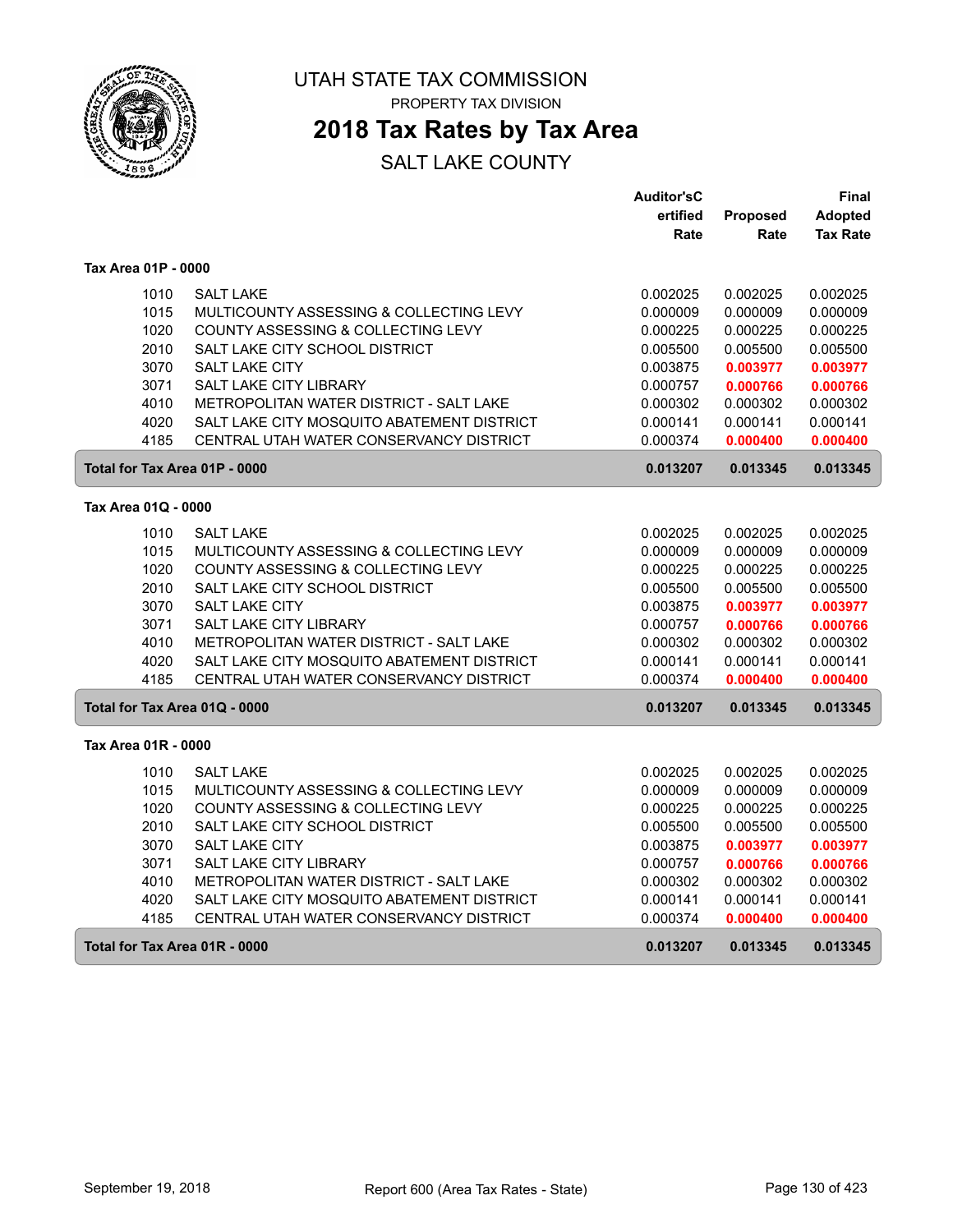# UTAH STATE TAX COMMISSION

PROPERTY TAX DIVISION

## 2018 Tax Rates by Tax Area

SALT LAKE COUNTY

| | | Auditor'sCertified Rate | Proposed Rate | Final Adopted Tax Rate |
|---|---|---|---|---|
| **Tax Area 01P - 0000** | | | | |
| 1010 | SALT LAKE | 0.002025 | 0.002025 | 0.002025 |
| 1015 | MULTICOUNTY ASSESSING & COLLECTING LEVY | 0.000009 | 0.000009 | 0.000009 |
| 1020 | COUNTY ASSESSING & COLLECTING LEVY | 0.000225 | 0.000225 | 0.000225 |
| 2010 | SALT LAKE CITY SCHOOL DISTRICT | 0.005500 | 0.005500 | 0.005500 |
| 3070 | SALT LAKE CITY | 0.003875 | **0.003977** | **0.003977** |
| 3071 | SALT LAKE CITY LIBRARY | 0.000757 | **0.000766** | **0.000766** |
| 4010 | METROPOLITAN WATER DISTRICT - SALT LAKE | 0.000302 | 0.000302 | 0.000302 |
| 4020 | SALT LAKE CITY MOSQUITO ABATEMENT DISTRICT | 0.000141 | 0.000141 | 0.000141 |
| 4185 | CENTRAL UTAH WATER CONSERVANCY DISTRICT | 0.000374 | **0.000400** | **0.000400** |
| **Total for Tax Area 01P - 0000** | | **0.013207** | **0.013345** | **0.013345** |
| **Tax Area 01Q - 0000** | | | | |
| 1010 | SALT LAKE | 0.002025 | 0.002025 | 0.002025 |
| 1015 | MULTICOUNTY ASSESSING & COLLECTING LEVY | 0.000009 | 0.000009 | 0.000009 |
| 1020 | COUNTY ASSESSING & COLLECTING LEVY | 0.000225 | 0.000225 | 0.000225 |
| 2010 | SALT LAKE CITY SCHOOL DISTRICT | 0.005500 | 0.005500 | 0.005500 |
| 3070 | SALT LAKE CITY | 0.003875 | **0.003977** | **0.003977** |
| 3071 | SALT LAKE CITY LIBRARY | 0.000757 | **0.000766** | **0.000766** |
| 4010 | METROPOLITAN WATER DISTRICT - SALT LAKE | 0.000302 | 0.000302 | 0.000302 |
| 4020 | SALT LAKE CITY MOSQUITO ABATEMENT DISTRICT | 0.000141 | 0.000141 | 0.000141 |
| 4185 | CENTRAL UTAH WATER CONSERVANCY DISTRICT | 0.000374 | **0.000400** | **0.000400** |
| **Total for Tax Area 01Q - 0000** | | **0.013207** | **0.013345** | **0.013345** |
| **Tax Area 01R - 0000** | | | | |
| 1010 | SALT LAKE | 0.002025 | 0.002025 | 0.002025 |
| 1015 | MULTICOUNTY ASSESSING & COLLECTING LEVY | 0.000009 | 0.000009 | 0.000009 |
| 1020 | COUNTY ASSESSING & COLLECTING LEVY | 0.000225 | 0.000225 | 0.000225 |
| 2010 | SALT LAKE CITY SCHOOL DISTRICT | 0.005500 | 0.005500 | 0.005500 |
| 3070 | SALT LAKE CITY | 0.003875 | **0.003977** | **0.003977** |
| 3071 | SALT LAKE CITY LIBRARY | 0.000757 | **0.000766** | **0.000766** |
| 4010 | METROPOLITAN WATER DISTRICT - SALT LAKE | 0.000302 | 0.000302 | 0.000302 |
| 4020 | SALT LAKE CITY MOSQUITO ABATEMENT DISTRICT | 0.000141 | 0.000141 | 0.000141 |
| 4185 | CENTRAL UTAH WATER CONSERVANCY DISTRICT | 0.000374 | **0.000400** | **0.000400** |
| **Total for Tax Area 01R - 0000** | | **0.013207** | **0.013345** | **0.013345** |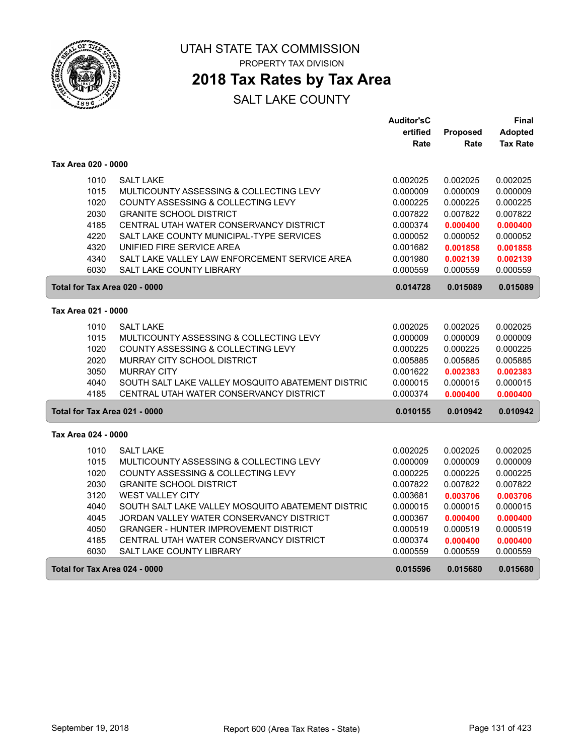# UTAH STATE TAX COMMISSION

PROPERTY TAX DIVISION

## 2018 Tax Rates by Tax Area

SALT LAKE COUNTY

| | | Auditor'sCertified Rate | Proposed Rate | Final Adopted Tax Rate |
|---|---|---|---|---|
| **Tax Area 020 - 0000** | | | | |
| 1010 | SALT LAKE | 0.002025 | 0.002025 | 0.002025 |
| 1015 | MULTICOUNTY ASSESSING & COLLECTING LEVY | 0.000009 | 0.000009 | 0.000009 |
| 1020 | COUNTY ASSESSING & COLLECTING LEVY | 0.000225 | 0.000225 | 0.000225 |
| 2030 | GRANITE SCHOOL DISTRICT | 0.007822 | 0.007822 | 0.007822 |
| 4185 | CENTRAL UTAH WATER CONSERVANCY DISTRICT | 0.000374 | **0.000400** | **0.000400** |
| 4220 | SALT LAKE COUNTY MUNICIPAL-TYPE SERVICES | 0.000052 | 0.000052 | 0.000052 |
| 4320 | UNIFIED FIRE SERVICE AREA | 0.001682 | **0.001858** | **0.001858** |
| 4340 | SALT LAKE VALLEY LAW ENFORCEMENT SERVICE AREA | 0.001980 | **0.002139** | **0.002139** |
| 6030 | SALT LAKE COUNTY LIBRARY | 0.000559 | 0.000559 | 0.000559 |
| **Total for Tax Area 020 - 0000** | | **0.014728** | **0.015089** | **0.015089** |
| **Tax Area 021 - 0000** | | | | |
| 1010 | SALT LAKE | 0.002025 | 0.002025 | 0.002025 |
| 1015 | MULTICOUNTY ASSESSING & COLLECTING LEVY | 0.000009 | 0.000009 | 0.000009 |
| 1020 | COUNTY ASSESSING & COLLECTING LEVY | 0.000225 | 0.000225 | 0.000225 |
| 2020 | MURRAY CITY SCHOOL DISTRICT | 0.005885 | 0.005885 | 0.005885 |
| 3050 | MURRAY CITY | 0.001622 | **0.002383** | **0.002383** |
| 4040 | SOUTH SALT LAKE VALLEY MOSQUITO ABATEMENT DISTRIC | 0.000015 | 0.000015 | 0.000015 |
| 4185 | CENTRAL UTAH WATER CONSERVANCY DISTRICT | 0.000374 | **0.000400** | **0.000400** |
| **Total for Tax Area 021 - 0000** | | **0.010155** | **0.010942** | **0.010942** |
| **Tax Area 024 - 0000** | | | | |
| 1010 | SALT LAKE | 0.002025 | 0.002025 | 0.002025 |
| 1015 | MULTICOUNTY ASSESSING & COLLECTING LEVY | 0.000009 | 0.000009 | 0.000009 |
| 1020 | COUNTY ASSESSING & COLLECTING LEVY | 0.000225 | 0.000225 | 0.000225 |
| 2030 | GRANITE SCHOOL DISTRICT | 0.007822 | 0.007822 | 0.007822 |
| 3120 | WEST VALLEY CITY | 0.003681 | **0.003706** | **0.003706** |
| 4040 | SOUTH SALT LAKE VALLEY MOSQUITO ABATEMENT DISTRIC | 0.000015 | 0.000015 | 0.000015 |
| 4045 | JORDAN VALLEY WATER CONSERVANCY DISTRICT | 0.000367 | **0.000400** | **0.000400** |
| 4050 | GRANGER - HUNTER IMPROVEMENT DISTRICT | 0.000519 | 0.000519 | 0.000519 |
| 4185 | CENTRAL UTAH WATER CONSERVANCY DISTRICT | 0.000374 | **0.000400** | **0.000400** |
| 6030 | SALT LAKE COUNTY LIBRARY | 0.000559 | 0.000559 | 0.000559 |
| **Total for Tax Area 024 - 0000** | | **0.015596** | **0.015680** | **0.015680** |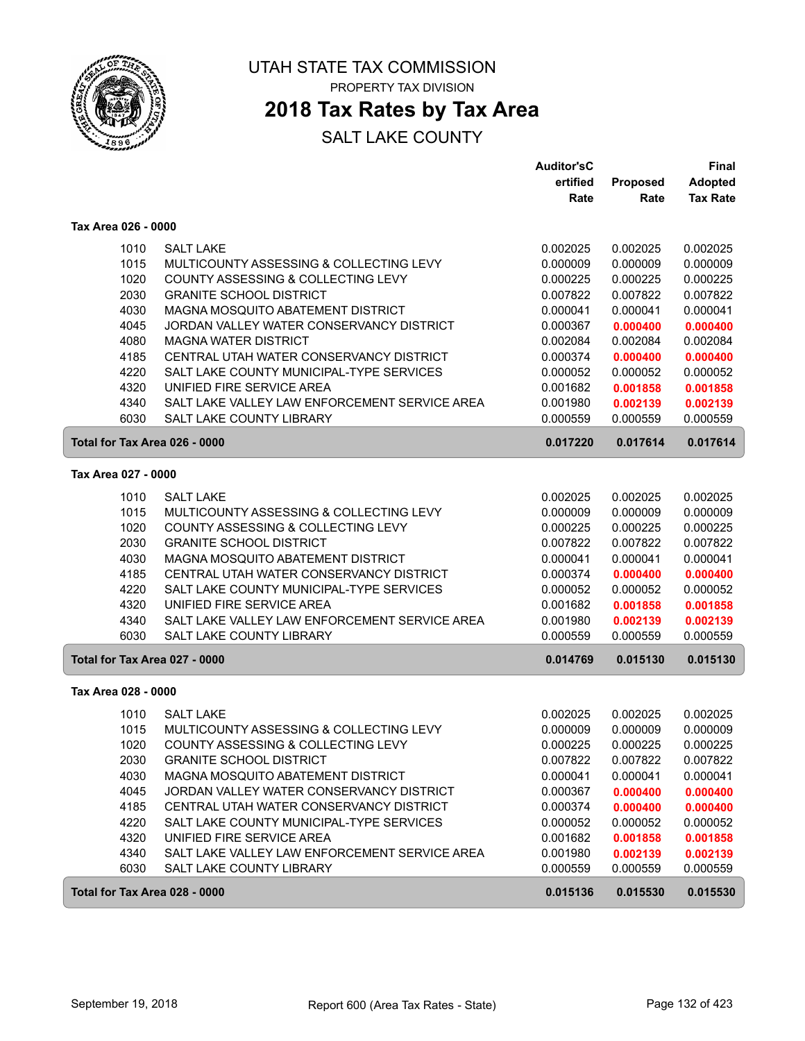# UTAH STATE TAX COMMISSION

PROPERTY TAX DIVISION

## 2018 Tax Rates by Tax Area

SALT LAKE COUNTY

| | | Auditor'sCertified Rate | Proposed Rate | Final Adopted Tax Rate |
|---|---|---|---|---|
| **Tax Area 026 - 0000** | | | | |
| 1010 | SALT LAKE | 0.002025 | 0.002025 | 0.002025 |
| 1015 | MULTICOUNTY ASSESSING & COLLECTING LEVY | 0.000009 | 0.000009 | 0.000009 |
| 1020 | COUNTY ASSESSING & COLLECTING LEVY | 0.000225 | 0.000225 | 0.000225 |
| 2030 | GRANITE SCHOOL DISTRICT | 0.007822 | 0.007822 | 0.007822 |
| 4030 | MAGNA MOSQUITO ABATEMENT DISTRICT | 0.000041 | 0.000041 | 0.000041 |
| 4045 | JORDAN VALLEY WATER CONSERVANCY DISTRICT | 0.000367 | **0.000400** | **0.000400** |
| 4080 | MAGNA WATER DISTRICT | 0.002084 | 0.002084 | 0.002084 |
| 4185 | CENTRAL UTAH WATER CONSERVANCY DISTRICT | 0.000374 | **0.000400** | **0.000400** |
| 4220 | SALT LAKE COUNTY MUNICIPAL-TYPE SERVICES | 0.000052 | 0.000052 | 0.000052 |
| 4320 | UNIFIED FIRE SERVICE AREA | 0.001682 | **0.001858** | **0.001858** |
| 4340 | SALT LAKE VALLEY LAW ENFORCEMENT SERVICE AREA | 0.001980 | **0.002139** | **0.002139** |
| 6030 | SALT LAKE COUNTY LIBRARY | 0.000559 | 0.000559 | 0.000559 |
| **Total for Tax Area 026 - 0000** | | **0.017220** | **0.017614** | **0.017614** |
| **Tax Area 027 - 0000** | | | | |
| 1010 | SALT LAKE | 0.002025 | 0.002025 | 0.002025 |
| 1015 | MULTICOUNTY ASSESSING & COLLECTING LEVY | 0.000009 | 0.000009 | 0.000009 |
| 1020 | COUNTY ASSESSING & COLLECTING LEVY | 0.000225 | 0.000225 | 0.000225 |
| 2030 | GRANITE SCHOOL DISTRICT | 0.007822 | 0.007822 | 0.007822 |
| 4030 | MAGNA MOSQUITO ABATEMENT DISTRICT | 0.000041 | 0.000041 | 0.000041 |
| 4185 | CENTRAL UTAH WATER CONSERVANCY DISTRICT | 0.000374 | **0.000400** | **0.000400** |
| 4220 | SALT LAKE COUNTY MUNICIPAL-TYPE SERVICES | 0.000052 | 0.000052 | 0.000052 |
| 4320 | UNIFIED FIRE SERVICE AREA | 0.001682 | **0.001858** | **0.001858** |
| 4340 | SALT LAKE VALLEY LAW ENFORCEMENT SERVICE AREA | 0.001980 | **0.002139** | **0.002139** |
| 6030 | SALT LAKE COUNTY LIBRARY | 0.000559 | 0.000559 | 0.000559 |
| **Total for Tax Area 027 - 0000** | | **0.014769** | **0.015130** | **0.015130** |
| **Tax Area 028 - 0000** | | | | |
| 1010 | SALT LAKE | 0.002025 | 0.002025 | 0.002025 |
| 1015 | MULTICOUNTY ASSESSING & COLLECTING LEVY | 0.000009 | 0.000009 | 0.000009 |
| 1020 | COUNTY ASSESSING & COLLECTING LEVY | 0.000225 | 0.000225 | 0.000225 |
| 2030 | GRANITE SCHOOL DISTRICT | 0.007822 | 0.007822 | 0.007822 |
| 4030 | MAGNA MOSQUITO ABATEMENT DISTRICT | 0.000041 | 0.000041 | 0.000041 |
| 4045 | JORDAN VALLEY WATER CONSERVANCY DISTRICT | 0.000367 | **0.000400** | **0.000400** |
| 4185 | CENTRAL UTAH WATER CONSERVANCY DISTRICT | 0.000374 | **0.000400** | **0.000400** |
| 4220 | SALT LAKE COUNTY MUNICIPAL-TYPE SERVICES | 0.000052 | 0.000052 | 0.000052 |
| 4320 | UNIFIED FIRE SERVICE AREA | 0.001682 | **0.001858** | **0.001858** |
| 4340 | SALT LAKE VALLEY LAW ENFORCEMENT SERVICE AREA | 0.001980 | **0.002139** | **0.002139** |
| 6030 | SALT LAKE COUNTY LIBRARY | 0.000559 | 0.000559 | 0.000559 |
| **Total for Tax Area 028 - 0000** | | **0.015136** | **0.015530** | **0.015530** |

September 19, 2018 — Report 600 (Area Tax Rates - State)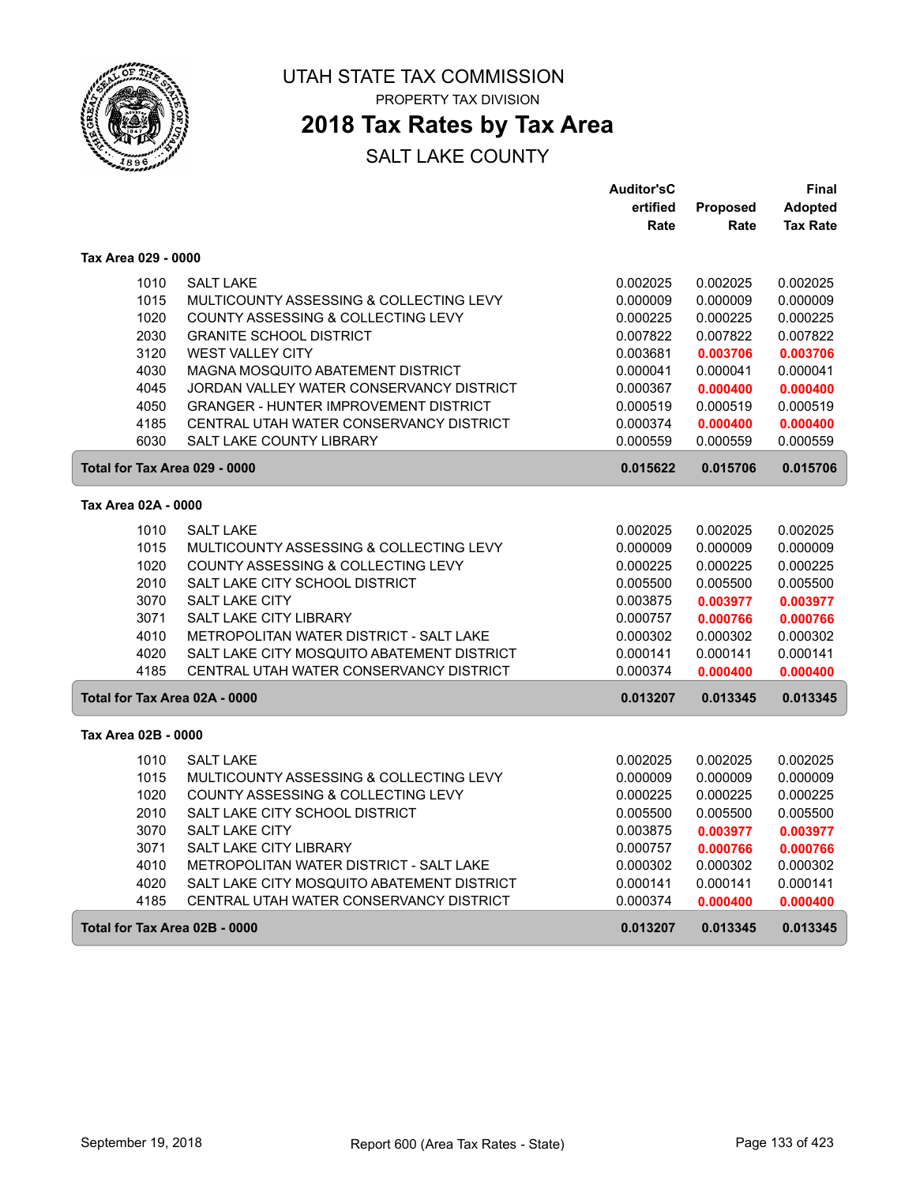# UTAH STATE TAX COMMISSION

PROPERTY TAX DIVISION

## 2018 Tax Rates by Tax Area

SALT LAKE COUNTY

### Tax Area 029 - 0000

| | | Auditor'sCertified Rate | Proposed Rate | Final Adopted Tax Rate |
|---|---|---|---|---|
| 1010 | SALT LAKE | 0.002025 | 0.002025 | 0.002025 |
| 1015 | MULTICOUNTY ASSESSING & COLLECTING LEVY | 0.000009 | 0.000009 | 0.000009 |
| 1020 | COUNTY ASSESSING & COLLECTING LEVY | 0.000225 | 0.000225 | 0.000225 |
| 2030 | GRANITE SCHOOL DISTRICT | 0.007822 | 0.007822 | 0.007822 |
| 3120 | WEST VALLEY CITY | 0.003681 | **0.003706** | **0.003706** |
| 4030 | MAGNA MOSQUITO ABATEMENT DISTRICT | 0.000041 | 0.000041 | 0.000041 |
| 4045 | JORDAN VALLEY WATER CONSERVANCY DISTRICT | 0.000367 | **0.000400** | **0.000400** |
| 4050 | GRANGER - HUNTER IMPROVEMENT DISTRICT | 0.000519 | 0.000519 | 0.000519 |
| 4185 | CENTRAL UTAH WATER CONSERVANCY DISTRICT | 0.000374 | **0.000400** | **0.000400** |
| 6030 | SALT LAKE COUNTY LIBRARY | 0.000559 | 0.000559 | 0.000559 |
| **Total for Tax Area 029 - 0000** | | **0.015622** | **0.015706** | **0.015706** |

### Tax Area 02A - 0000

| | | Auditor'sCertified Rate | Proposed Rate | Final Adopted Tax Rate |
|---|---|---|---|---|
| 1010 | SALT LAKE | 0.002025 | 0.002025 | 0.002025 |
| 1015 | MULTICOUNTY ASSESSING & COLLECTING LEVY | 0.000009 | 0.000009 | 0.000009 |
| 1020 | COUNTY ASSESSING & COLLECTING LEVY | 0.000225 | 0.000225 | 0.000225 |
| 2010 | SALT LAKE CITY SCHOOL DISTRICT | 0.005500 | 0.005500 | 0.005500 |
| 3070 | SALT LAKE CITY | 0.003875 | **0.003977** | **0.003977** |
| 3071 | SALT LAKE CITY LIBRARY | 0.000757 | **0.000766** | **0.000766** |
| 4010 | METROPOLITAN WATER DISTRICT - SALT LAKE | 0.000302 | 0.000302 | 0.000302 |
| 4020 | SALT LAKE CITY MOSQUITO ABATEMENT DISTRICT | 0.000141 | 0.000141 | 0.000141 |
| 4185 | CENTRAL UTAH WATER CONSERVANCY DISTRICT | 0.000374 | **0.000400** | **0.000400** |
| **Total for Tax Area 02A - 0000** | | **0.013207** | **0.013345** | **0.013345** |

### Tax Area 02B - 0000

| | | Auditor'sCertified Rate | Proposed Rate | Final Adopted Tax Rate |
|---|---|---|---|---|
| 1010 | SALT LAKE | 0.002025 | 0.002025 | 0.002025 |
| 1015 | MULTICOUNTY ASSESSING & COLLECTING LEVY | 0.000009 | 0.000009 | 0.000009 |
| 1020 | COUNTY ASSESSING & COLLECTING LEVY | 0.000225 | 0.000225 | 0.000225 |
| 2010 | SALT LAKE CITY SCHOOL DISTRICT | 0.005500 | 0.005500 | 0.005500 |
| 3070 | SALT LAKE CITY | 0.003875 | **0.003977** | **0.003977** |
| 3071 | SALT LAKE CITY LIBRARY | 0.000757 | **0.000766** | **0.000766** |
| 4010 | METROPOLITAN WATER DISTRICT - SALT LAKE | 0.000302 | 0.000302 | 0.000302 |
| 4020 | SALT LAKE CITY MOSQUITO ABATEMENT DISTRICT | 0.000141 | 0.000141 | 0.000141 |
| 4185 | CENTRAL UTAH WATER CONSERVANCY DISTRICT | 0.000374 | **0.000400** | **0.000400** |
| **Total for Tax Area 02B - 0000** | | **0.013207** | **0.013345** | **0.013345** |

September 19, 2018 — Report 600 (Area Tax Rates - State)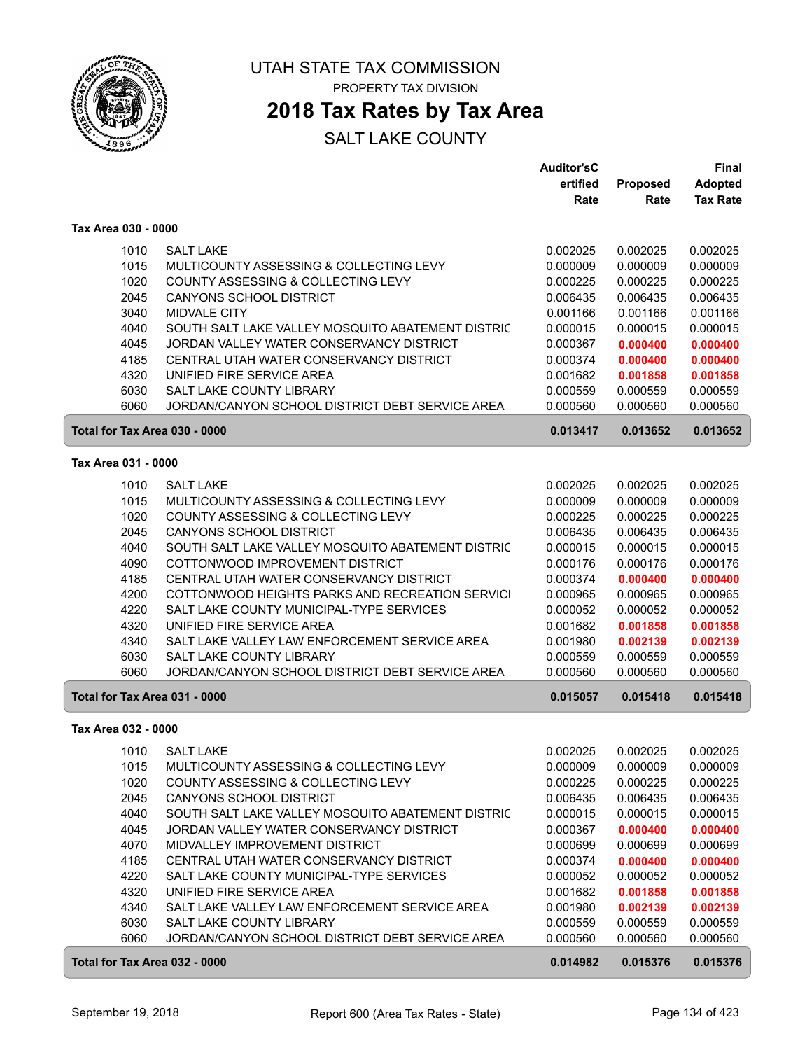# UTAH STATE TAX COMMISSION

PROPERTY TAX DIVISION

## 2018 Tax Rates by Tax Area

SALT LAKE COUNTY

| | | Auditor'sCertified Rate | Proposed Rate | Final Adopted Tax Rate |
|---|---|---|---|---|
| **Tax Area 030 - 0000** | | | | |
| 1010 | SALT LAKE | 0.002025 | 0.002025 | 0.002025 |
| 1015 | MULTICOUNTY ASSESSING & COLLECTING LEVY | 0.000009 | 0.000009 | 0.000009 |
| 1020 | COUNTY ASSESSING & COLLECTING LEVY | 0.000225 | 0.000225 | 0.000225 |
| 2045 | CANYONS SCHOOL DISTRICT | 0.006435 | 0.006435 | 0.006435 |
| 3040 | MIDVALE CITY | 0.001166 | 0.001166 | 0.001166 |
| 4040 | SOUTH SALT LAKE VALLEY MOSQUITO ABATEMENT DISTRIC | 0.000015 | 0.000015 | 0.000015 |
| 4045 | JORDAN VALLEY WATER CONSERVANCY DISTRICT | 0.000367 | **0.000400** | **0.000400** |
| 4185 | CENTRAL UTAH WATER CONSERVANCY DISTRICT | 0.000374 | **0.000400** | **0.000400** |
| 4320 | UNIFIED FIRE SERVICE AREA | 0.001682 | **0.001858** | **0.001858** |
| 6030 | SALT LAKE COUNTY LIBRARY | 0.000559 | 0.000559 | 0.000559 |
| 6060 | JORDAN/CANYON SCHOOL DISTRICT DEBT SERVICE AREA | 0.000560 | 0.000560 | 0.000560 |
| **Total for Tax Area 030 - 0000** | | **0.013417** | **0.013652** | **0.013652** |
| **Tax Area 031 - 0000** | | | | |
| 1010 | SALT LAKE | 0.002025 | 0.002025 | 0.002025 |
| 1015 | MULTICOUNTY ASSESSING & COLLECTING LEVY | 0.000009 | 0.000009 | 0.000009 |
| 1020 | COUNTY ASSESSING & COLLECTING LEVY | 0.000225 | 0.000225 | 0.000225 |
| 2045 | CANYONS SCHOOL DISTRICT | 0.006435 | 0.006435 | 0.006435 |
| 4040 | SOUTH SALT LAKE VALLEY MOSQUITO ABATEMENT DISTRIC | 0.000015 | 0.000015 | 0.000015 |
| 4090 | COTTONWOOD IMPROVEMENT DISTRICT | 0.000176 | 0.000176 | 0.000176 |
| 4185 | CENTRAL UTAH WATER CONSERVANCY DISTRICT | 0.000374 | **0.000400** | **0.000400** |
| 4200 | COTTONWOOD HEIGHTS PARKS AND RECREATION SERVICI | 0.000965 | 0.000965 | 0.000965 |
| 4220 | SALT LAKE COUNTY MUNICIPAL-TYPE SERVICES | 0.000052 | 0.000052 | 0.000052 |
| 4320 | UNIFIED FIRE SERVICE AREA | 0.001682 | **0.001858** | **0.001858** |
| 4340 | SALT LAKE VALLEY LAW ENFORCEMENT SERVICE AREA | 0.001980 | **0.002139** | **0.002139** |
| 6030 | SALT LAKE COUNTY LIBRARY | 0.000559 | 0.000559 | 0.000559 |
| 6060 | JORDAN/CANYON SCHOOL DISTRICT DEBT SERVICE AREA | 0.000560 | 0.000560 | 0.000560 |
| **Total for Tax Area 031 - 0000** | | **0.015057** | **0.015418** | **0.015418** |
| **Tax Area 032 - 0000** | | | | |
| 1010 | SALT LAKE | 0.002025 | 0.002025 | 0.002025 |
| 1015 | MULTICOUNTY ASSESSING & COLLECTING LEVY | 0.000009 | 0.000009 | 0.000009 |
| 1020 | COUNTY ASSESSING & COLLECTING LEVY | 0.000225 | 0.000225 | 0.000225 |
| 2045 | CANYONS SCHOOL DISTRICT | 0.006435 | 0.006435 | 0.006435 |
| 4040 | SOUTH SALT LAKE VALLEY MOSQUITO ABATEMENT DISTRIC | 0.000015 | 0.000015 | 0.000015 |
| 4045 | JORDAN VALLEY WATER CONSERVANCY DISTRICT | 0.000367 | **0.000400** | **0.000400** |
| 4070 | MIDVALLEY IMPROVEMENT DISTRICT | 0.000699 | 0.000699 | 0.000699 |
| 4185 | CENTRAL UTAH WATER CONSERVANCY DISTRICT | 0.000374 | **0.000400** | **0.000400** |
| 4220 | SALT LAKE COUNTY MUNICIPAL-TYPE SERVICES | 0.000052 | 0.000052 | 0.000052 |
| 4320 | UNIFIED FIRE SERVICE AREA | 0.001682 | **0.001858** | **0.001858** |
| 4340 | SALT LAKE VALLEY LAW ENFORCEMENT SERVICE AREA | 0.001980 | **0.002139** | **0.002139** |
| 6030 | SALT LAKE COUNTY LIBRARY | 0.000559 | 0.000559 | 0.000559 |
| 6060 | JORDAN/CANYON SCHOOL DISTRICT DEBT SERVICE AREA | 0.000560 | 0.000560 | 0.000560 |
| **Total for Tax Area 032 - 0000** | | **0.014982** | **0.015376** | **0.015376** |

September 19, 2018 — Report 600 (Area Tax Rates - State)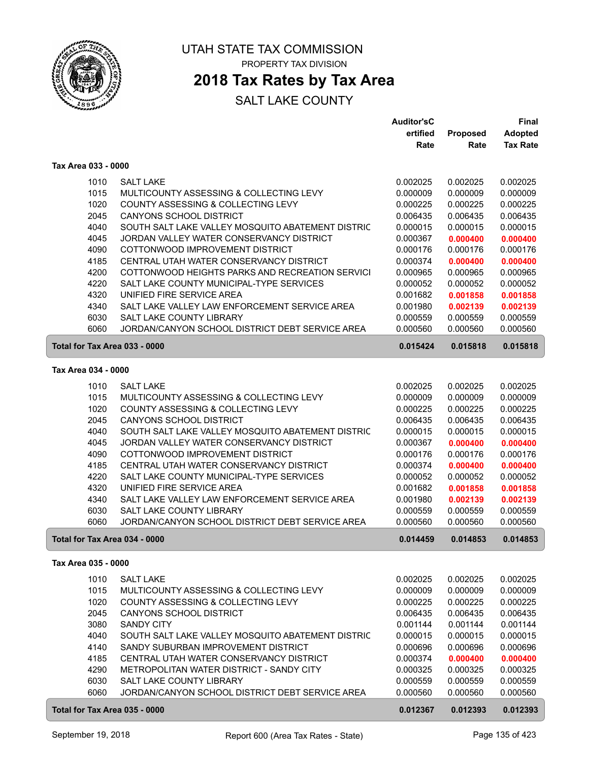# UTAH STATE TAX COMMISSION

PROPERTY TAX DIVISION

## 2018 Tax Rates by Tax Area

SALT LAKE COUNTY

| | | Auditor'sC ertified Rate | Proposed Rate | Final Adopted Tax Rate |
|---|---|---|---|---|
| **Tax Area 033 - 0000** | | | | |
| 1010 | SALT LAKE | 0.002025 | 0.002025 | 0.002025 |
| 1015 | MULTICOUNTY ASSESSING & COLLECTING LEVY | 0.000009 | 0.000009 | 0.000009 |
| 1020 | COUNTY ASSESSING & COLLECTING LEVY | 0.000225 | 0.000225 | 0.000225 |
| 2045 | CANYONS SCHOOL DISTRICT | 0.006435 | 0.006435 | 0.006435 |
| 4040 | SOUTH SALT LAKE VALLEY MOSQUITO ABATEMENT DISTRIC | 0.000015 | 0.000015 | 0.000015 |
| 4045 | JORDAN VALLEY WATER CONSERVANCY DISTRICT | 0.000367 | **0.000400** | **0.000400** |
| 4090 | COTTONWOOD IMPROVEMENT DISTRICT | 0.000176 | 0.000176 | 0.000176 |
| 4185 | CENTRAL UTAH WATER CONSERVANCY DISTRICT | 0.000374 | **0.000400** | **0.000400** |
| 4200 | COTTONWOOD HEIGHTS PARKS AND RECREATION SERVICI | 0.000965 | 0.000965 | 0.000965 |
| 4220 | SALT LAKE COUNTY MUNICIPAL-TYPE SERVICES | 0.000052 | 0.000052 | 0.000052 |
| 4320 | UNIFIED FIRE SERVICE AREA | 0.001682 | **0.001858** | **0.001858** |
| 4340 | SALT LAKE VALLEY LAW ENFORCEMENT SERVICE AREA | 0.001980 | **0.002139** | **0.002139** |
| 6030 | SALT LAKE COUNTY LIBRARY | 0.000559 | 0.000559 | 0.000559 |
| 6060 | JORDAN/CANYON SCHOOL DISTRICT DEBT SERVICE AREA | 0.000560 | 0.000560 | 0.000560 |
| **Total for Tax Area 033 - 0000** | | **0.015424** | **0.015818** | **0.015818** |
| **Tax Area 034 - 0000** | | | | |
| 1010 | SALT LAKE | 0.002025 | 0.002025 | 0.002025 |
| 1015 | MULTICOUNTY ASSESSING & COLLECTING LEVY | 0.000009 | 0.000009 | 0.000009 |
| 1020 | COUNTY ASSESSING & COLLECTING LEVY | 0.000225 | 0.000225 | 0.000225 |
| 2045 | CANYONS SCHOOL DISTRICT | 0.006435 | 0.006435 | 0.006435 |
| 4040 | SOUTH SALT LAKE VALLEY MOSQUITO ABATEMENT DISTRIC | 0.000015 | 0.000015 | 0.000015 |
| 4045 | JORDAN VALLEY WATER CONSERVANCY DISTRICT | 0.000367 | **0.000400** | **0.000400** |
| 4090 | COTTONWOOD IMPROVEMENT DISTRICT | 0.000176 | 0.000176 | 0.000176 |
| 4185 | CENTRAL UTAH WATER CONSERVANCY DISTRICT | 0.000374 | **0.000400** | **0.000400** |
| 4220 | SALT LAKE COUNTY MUNICIPAL-TYPE SERVICES | 0.000052 | 0.000052 | 0.000052 |
| 4320 | UNIFIED FIRE SERVICE AREA | 0.001682 | **0.001858** | **0.001858** |
| 4340 | SALT LAKE VALLEY LAW ENFORCEMENT SERVICE AREA | 0.001980 | **0.002139** | **0.002139** |
| 6030 | SALT LAKE COUNTY LIBRARY | 0.000559 | 0.000559 | 0.000559 |
| 6060 | JORDAN/CANYON SCHOOL DISTRICT DEBT SERVICE AREA | 0.000560 | 0.000560 | 0.000560 |
| **Total for Tax Area 034 - 0000** | | **0.014459** | **0.014853** | **0.014853** |
| **Tax Area 035 - 0000** | | | | |
| 1010 | SALT LAKE | 0.002025 | 0.002025 | 0.002025 |
| 1015 | MULTICOUNTY ASSESSING & COLLECTING LEVY | 0.000009 | 0.000009 | 0.000009 |
| 1020 | COUNTY ASSESSING & COLLECTING LEVY | 0.000225 | 0.000225 | 0.000225 |
| 2045 | CANYONS SCHOOL DISTRICT | 0.006435 | 0.006435 | 0.006435 |
| 3080 | SANDY CITY | 0.001144 | 0.001144 | 0.001144 |
| 4040 | SOUTH SALT LAKE VALLEY MOSQUITO ABATEMENT DISTRIC | 0.000015 | 0.000015 | 0.000015 |
| 4140 | SANDY SUBURBAN IMPROVEMENT DISTRICT | 0.000696 | 0.000696 | 0.000696 |
| 4185 | CENTRAL UTAH WATER CONSERVANCY DISTRICT | 0.000374 | **0.000400** | **0.000400** |
| 4290 | METROPOLITAN WATER DISTRICT - SANDY CITY | 0.000325 | 0.000325 | 0.000325 |
| 6030 | SALT LAKE COUNTY LIBRARY | 0.000559 | 0.000559 | 0.000559 |
| 6060 | JORDAN/CANYON SCHOOL DISTRICT DEBT SERVICE AREA | 0.000560 | 0.000560 | 0.000560 |
| **Total for Tax Area 035 - 0000** | | **0.012367** | **0.012393** | **0.012393** |

September 19, 2018 — Report 600 (Area Tax Rates - State)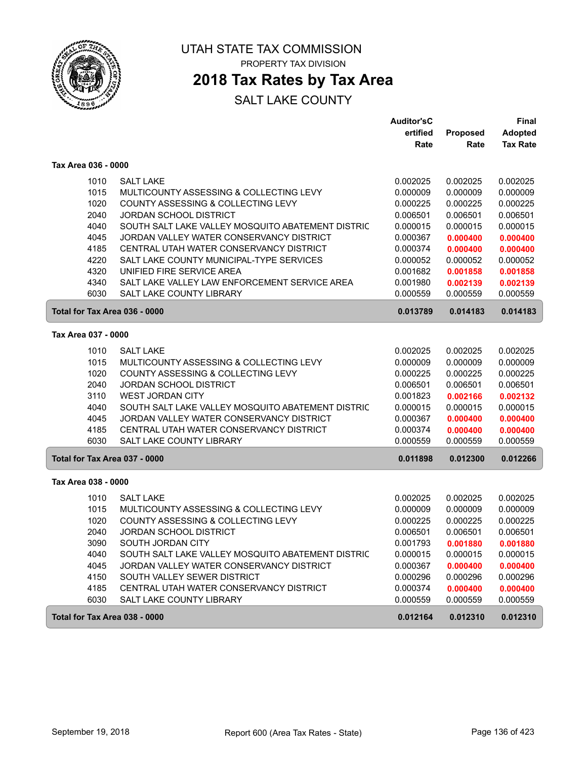# UTAH STATE TAX COMMISSION

PROPERTY TAX DIVISION

## 2018 Tax Rates by Tax Area

SALT LAKE COUNTY

| | | Auditor'sCertified Rate | Proposed Rate | Final Adopted Tax Rate |
|---|---|---|---|---|
| **Tax Area 036 - 0000** | | | | |
| 1010 | SALT LAKE | 0.002025 | 0.002025 | 0.002025 |
| 1015 | MULTICOUNTY ASSESSING & COLLECTING LEVY | 0.000009 | 0.000009 | 0.000009 |
| 1020 | COUNTY ASSESSING & COLLECTING LEVY | 0.000225 | 0.000225 | 0.000225 |
| 2040 | JORDAN SCHOOL DISTRICT | 0.006501 | 0.006501 | 0.006501 |
| 4040 | SOUTH SALT LAKE VALLEY MOSQUITO ABATEMENT DISTRIC | 0.000015 | 0.000015 | 0.000015 |
| 4045 | JORDAN VALLEY WATER CONSERVANCY DISTRICT | 0.000367 | **0.000400** | **0.000400** |
| 4185 | CENTRAL UTAH WATER CONSERVANCY DISTRICT | 0.000374 | **0.000400** | **0.000400** |
| 4220 | SALT LAKE COUNTY MUNICIPAL-TYPE SERVICES | 0.000052 | 0.000052 | 0.000052 |
| 4320 | UNIFIED FIRE SERVICE AREA | 0.001682 | **0.001858** | **0.001858** |
| 4340 | SALT LAKE VALLEY LAW ENFORCEMENT SERVICE AREA | 0.001980 | **0.002139** | **0.002139** |
| 6030 | SALT LAKE COUNTY LIBRARY | 0.000559 | 0.000559 | 0.000559 |
| **Total for Tax Area 036 - 0000** | | **0.013789** | **0.014183** | **0.014183** |
| **Tax Area 037 - 0000** | | | | |
| 1010 | SALT LAKE | 0.002025 | 0.002025 | 0.002025 |
| 1015 | MULTICOUNTY ASSESSING & COLLECTING LEVY | 0.000009 | 0.000009 | 0.000009 |
| 1020 | COUNTY ASSESSING & COLLECTING LEVY | 0.000225 | 0.000225 | 0.000225 |
| 2040 | JORDAN SCHOOL DISTRICT | 0.006501 | 0.006501 | 0.006501 |
| 3110 | WEST JORDAN CITY | 0.001823 | **0.002166** | **0.002132** |
| 4040 | SOUTH SALT LAKE VALLEY MOSQUITO ABATEMENT DISTRIC | 0.000015 | 0.000015 | 0.000015 |
| 4045 | JORDAN VALLEY WATER CONSERVANCY DISTRICT | 0.000367 | **0.000400** | **0.000400** |
| 4185 | CENTRAL UTAH WATER CONSERVANCY DISTRICT | 0.000374 | **0.000400** | **0.000400** |
| 6030 | SALT LAKE COUNTY LIBRARY | 0.000559 | 0.000559 | 0.000559 |
| **Total for Tax Area 037 - 0000** | | **0.011898** | **0.012300** | **0.012266** |
| **Tax Area 038 - 0000** | | | | |
| 1010 | SALT LAKE | 0.002025 | 0.002025 | 0.002025 |
| 1015 | MULTICOUNTY ASSESSING & COLLECTING LEVY | 0.000009 | 0.000009 | 0.000009 |
| 1020 | COUNTY ASSESSING & COLLECTING LEVY | 0.000225 | 0.000225 | 0.000225 |
| 2040 | JORDAN SCHOOL DISTRICT | 0.006501 | 0.006501 | 0.006501 |
| 3090 | SOUTH JORDAN CITY | 0.001793 | **0.001880** | **0.001880** |
| 4040 | SOUTH SALT LAKE VALLEY MOSQUITO ABATEMENT DISTRIC | 0.000015 | 0.000015 | 0.000015 |
| 4045 | JORDAN VALLEY WATER CONSERVANCY DISTRICT | 0.000367 | **0.000400** | **0.000400** |
| 4150 | SOUTH VALLEY SEWER DISTRICT | 0.000296 | 0.000296 | 0.000296 |
| 4185 | CENTRAL UTAH WATER CONSERVANCY DISTRICT | 0.000374 | **0.000400** | **0.000400** |
| 6030 | SALT LAKE COUNTY LIBRARY | 0.000559 | 0.000559 | 0.000559 |
| **Total for Tax Area 038 - 0000** | | **0.012164** | **0.012310** | **0.012310** |

September 19, 2018 — Report 600 (Area Tax Rates - State)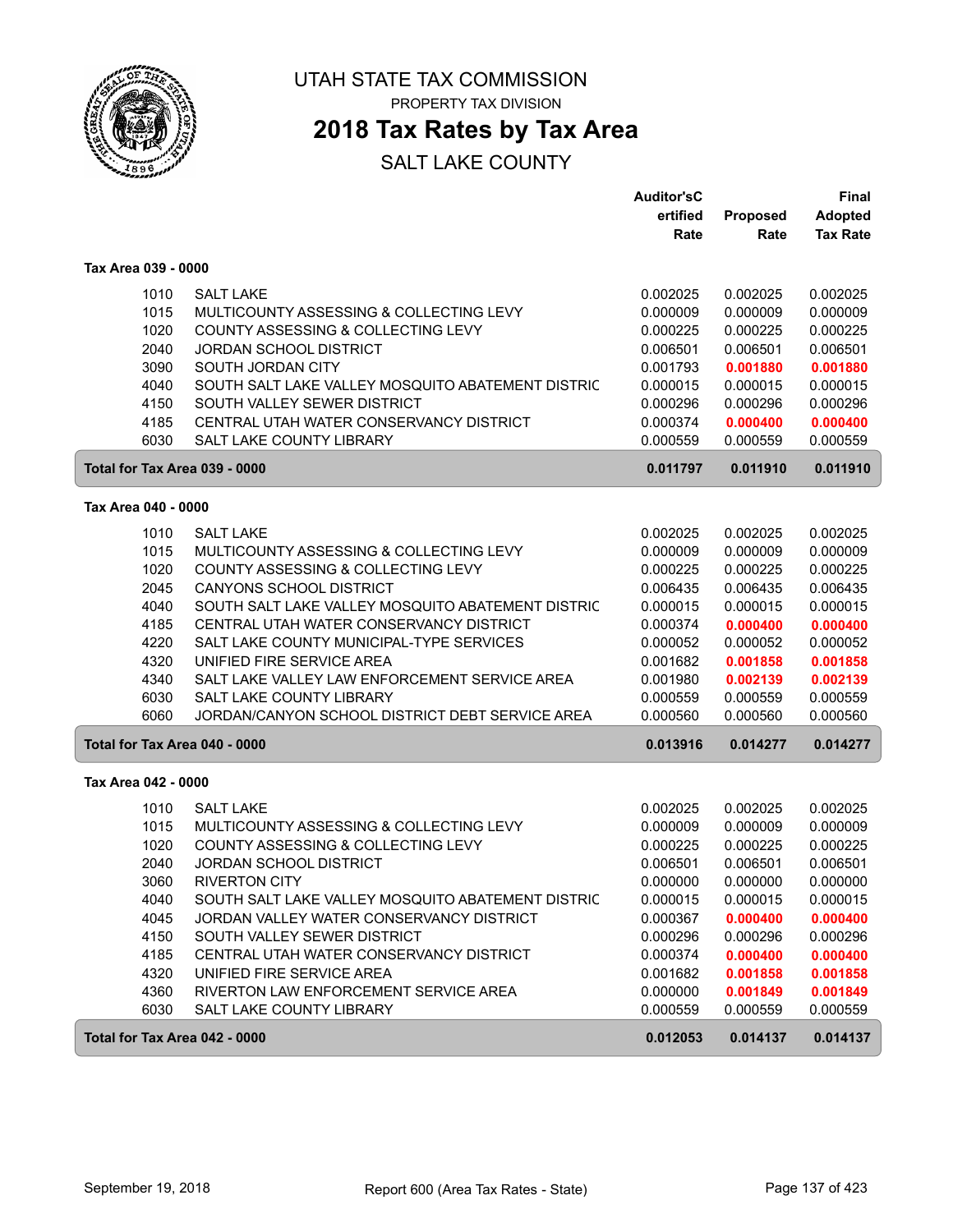# UTAH STATE TAX COMMISSION

PROPERTY TAX DIVISION

## 2018 Tax Rates by Tax Area

SALT LAKE COUNTY

### Tax Area 039 - 0000

| | | Auditor'sCertified Rate | Proposed Rate | Final Adopted Tax Rate |
|---|---|---|---|---|
| 1010 | SALT LAKE | 0.002025 | 0.002025 | 0.002025 |
| 1015 | MULTICOUNTY ASSESSING & COLLECTING LEVY | 0.000009 | 0.000009 | 0.000009 |
| 1020 | COUNTY ASSESSING & COLLECTING LEVY | 0.000225 | 0.000225 | 0.000225 |
| 2040 | JORDAN SCHOOL DISTRICT | 0.006501 | 0.006501 | 0.006501 |
| 3090 | SOUTH JORDAN CITY | 0.001793 | **0.001880** | **0.001880** |
| 4040 | SOUTH SALT LAKE VALLEY MOSQUITO ABATEMENT DISTRIC | 0.000015 | 0.000015 | 0.000015 |
| 4150 | SOUTH VALLEY SEWER DISTRICT | 0.000296 | 0.000296 | 0.000296 |
| 4185 | CENTRAL UTAH WATER CONSERVANCY DISTRICT | 0.000374 | **0.000400** | **0.000400** |
| 6030 | SALT LAKE COUNTY LIBRARY | 0.000559 | 0.000559 | 0.000559 |
| **Total for Tax Area 039 - 0000** | | **0.011797** | **0.011910** | **0.011910** |

### Tax Area 040 - 0000

| | | Auditor'sCertified Rate | Proposed Rate | Final Adopted Tax Rate |
|---|---|---|---|---|
| 1010 | SALT LAKE | 0.002025 | 0.002025 | 0.002025 |
| 1015 | MULTICOUNTY ASSESSING & COLLECTING LEVY | 0.000009 | 0.000009 | 0.000009 |
| 1020 | COUNTY ASSESSING & COLLECTING LEVY | 0.000225 | 0.000225 | 0.000225 |
| 2045 | CANYONS SCHOOL DISTRICT | 0.006435 | 0.006435 | 0.006435 |
| 4040 | SOUTH SALT LAKE VALLEY MOSQUITO ABATEMENT DISTRIC | 0.000015 | 0.000015 | 0.000015 |
| 4185 | CENTRAL UTAH WATER CONSERVANCY DISTRICT | 0.000374 | **0.000400** | **0.000400** |
| 4220 | SALT LAKE COUNTY MUNICIPAL-TYPE SERVICES | 0.000052 | 0.000052 | 0.000052 |
| 4320 | UNIFIED FIRE SERVICE AREA | 0.001682 | **0.001858** | **0.001858** |
| 4340 | SALT LAKE VALLEY LAW ENFORCEMENT SERVICE AREA | 0.001980 | **0.002139** | **0.002139** |
| 6030 | SALT LAKE COUNTY LIBRARY | 0.000559 | 0.000559 | 0.000559 |
| 6060 | JORDAN/CANYON SCHOOL DISTRICT DEBT SERVICE AREA | 0.000560 | 0.000560 | 0.000560 |
| **Total for Tax Area 040 - 0000** | | **0.013916** | **0.014277** | **0.014277** |

### Tax Area 042 - 0000

| | | Auditor'sCertified Rate | Proposed Rate | Final Adopted Tax Rate |
|---|---|---|---|---|
| 1010 | SALT LAKE | 0.002025 | 0.002025 | 0.002025 |
| 1015 | MULTICOUNTY ASSESSING & COLLECTING LEVY | 0.000009 | 0.000009 | 0.000009 |
| 1020 | COUNTY ASSESSING & COLLECTING LEVY | 0.000225 | 0.000225 | 0.000225 |
| 2040 | JORDAN SCHOOL DISTRICT | 0.006501 | 0.006501 | 0.006501 |
| 3060 | RIVERTON CITY | 0.000000 | 0.000000 | 0.000000 |
| 4040 | SOUTH SALT LAKE VALLEY MOSQUITO ABATEMENT DISTRIC | 0.000015 | 0.000015 | 0.000015 |
| 4045 | JORDAN VALLEY WATER CONSERVANCY DISTRICT | 0.000367 | **0.000400** | **0.000400** |
| 4150 | SOUTH VALLEY SEWER DISTRICT | 0.000296 | 0.000296 | 0.000296 |
| 4185 | CENTRAL UTAH WATER CONSERVANCY DISTRICT | 0.000374 | **0.000400** | **0.000400** |
| 4320 | UNIFIED FIRE SERVICE AREA | 0.001682 | **0.001858** | **0.001858** |
| 4360 | RIVERTON LAW ENFORCEMENT SERVICE AREA | 0.000000 | **0.001849** | **0.001849** |
| 6030 | SALT LAKE COUNTY LIBRARY | 0.000559 | 0.000559 | 0.000559 |
| **Total for Tax Area 042 - 0000** | | **0.012053** | **0.014137** | **0.014137** |

September 19, 2018 — Report 600 (Area Tax Rates - State)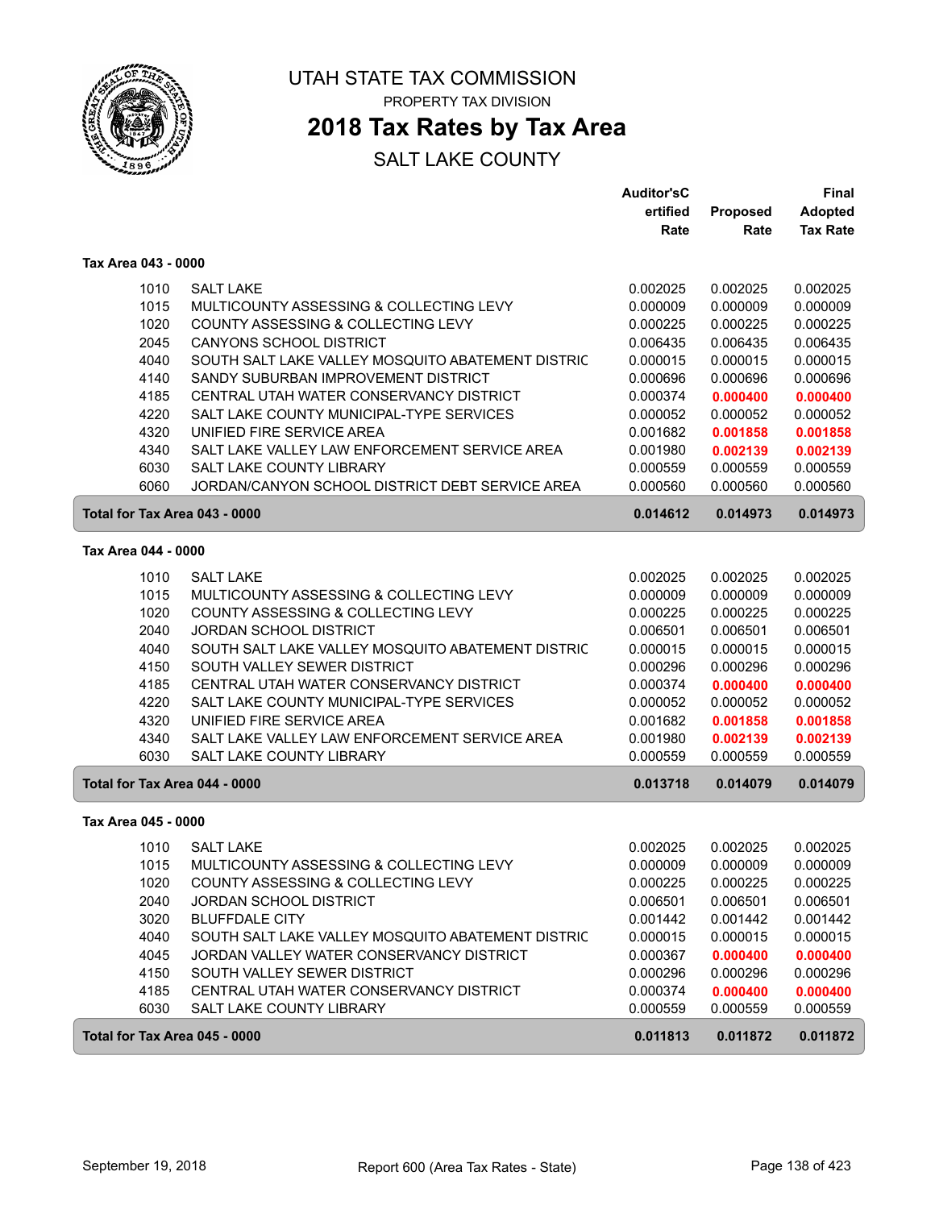# UTAH STATE TAX COMMISSION

PROPERTY TAX DIVISION

## 2018 Tax Rates by Tax Area

SALT LAKE COUNTY

### Tax Area 043 - 0000

| | | Auditor's Certified Rate | Proposed Rate | Final Adopted Tax Rate |
|---|---|---|---|---|
| 1010 | SALT LAKE | 0.002025 | 0.002025 | 0.002025 |
| 1015 | MULTICOUNTY ASSESSING & COLLECTING LEVY | 0.000009 | 0.000009 | 0.000009 |
| 1020 | COUNTY ASSESSING & COLLECTING LEVY | 0.000225 | 0.000225 | 0.000225 |
| 2045 | CANYONS SCHOOL DISTRICT | 0.006435 | 0.006435 | 0.006435 |
| 4040 | SOUTH SALT LAKE VALLEY MOSQUITO ABATEMENT DISTRIC | 0.000015 | 0.000015 | 0.000015 |
| 4140 | SANDY SUBURBAN IMPROVEMENT DISTRICT | 0.000696 | 0.000696 | 0.000696 |
| 4185 | CENTRAL UTAH WATER CONSERVANCY DISTRICT | 0.000374 | **0.000400** | **0.000400** |
| 4220 | SALT LAKE COUNTY MUNICIPAL-TYPE SERVICES | 0.000052 | 0.000052 | 0.000052 |
| 4320 | UNIFIED FIRE SERVICE AREA | 0.001682 | **0.001858** | **0.001858** |
| 4340 | SALT LAKE VALLEY LAW ENFORCEMENT SERVICE AREA | 0.001980 | **0.002139** | **0.002139** |
| 6030 | SALT LAKE COUNTY LIBRARY | 0.000559 | 0.000559 | 0.000559 |
| 6060 | JORDAN/CANYON SCHOOL DISTRICT DEBT SERVICE AREA | 0.000560 | 0.000560 | 0.000560 |
| **Total for Tax Area 043 - 0000** | | **0.014612** | **0.014973** | **0.014973** |

### Tax Area 044 - 0000

| | | Auditor's Certified Rate | Proposed Rate | Final Adopted Tax Rate |
|---|---|---|---|---|
| 1010 | SALT LAKE | 0.002025 | 0.002025 | 0.002025 |
| 1015 | MULTICOUNTY ASSESSING & COLLECTING LEVY | 0.000009 | 0.000009 | 0.000009 |
| 1020 | COUNTY ASSESSING & COLLECTING LEVY | 0.000225 | 0.000225 | 0.000225 |
| 2040 | JORDAN SCHOOL DISTRICT | 0.006501 | 0.006501 | 0.006501 |
| 4040 | SOUTH SALT LAKE VALLEY MOSQUITO ABATEMENT DISTRIC | 0.000015 | 0.000015 | 0.000015 |
| 4150 | SOUTH VALLEY SEWER DISTRICT | 0.000296 | 0.000296 | 0.000296 |
| 4185 | CENTRAL UTAH WATER CONSERVANCY DISTRICT | 0.000374 | **0.000400** | **0.000400** |
| 4220 | SALT LAKE COUNTY MUNICIPAL-TYPE SERVICES | 0.000052 | 0.000052 | 0.000052 |
| 4320 | UNIFIED FIRE SERVICE AREA | 0.001682 | **0.001858** | **0.001858** |
| 4340 | SALT LAKE VALLEY LAW ENFORCEMENT SERVICE AREA | 0.001980 | **0.002139** | **0.002139** |
| 6030 | SALT LAKE COUNTY LIBRARY | 0.000559 | 0.000559 | 0.000559 |
| **Total for Tax Area 044 - 0000** | | **0.013718** | **0.014079** | **0.014079** |

### Tax Area 045 - 0000

| | | Auditor's Certified Rate | Proposed Rate | Final Adopted Tax Rate |
|---|---|---|---|---|
| 1010 | SALT LAKE | 0.002025 | 0.002025 | 0.002025 |
| 1015 | MULTICOUNTY ASSESSING & COLLECTING LEVY | 0.000009 | 0.000009 | 0.000009 |
| 1020 | COUNTY ASSESSING & COLLECTING LEVY | 0.000225 | 0.000225 | 0.000225 |
| 2040 | JORDAN SCHOOL DISTRICT | 0.006501 | 0.006501 | 0.006501 |
| 3020 | BLUFFDALE CITY | 0.001442 | 0.001442 | 0.001442 |
| 4040 | SOUTH SALT LAKE VALLEY MOSQUITO ABATEMENT DISTRIC | 0.000015 | 0.000015 | 0.000015 |
| 4045 | JORDAN VALLEY WATER CONSERVANCY DISTRICT | 0.000367 | **0.000400** | **0.000400** |
| 4150 | SOUTH VALLEY SEWER DISTRICT | 0.000296 | 0.000296 | 0.000296 |
| 4185 | CENTRAL UTAH WATER CONSERVANCY DISTRICT | 0.000374 | **0.000400** | **0.000400** |
| 6030 | SALT LAKE COUNTY LIBRARY | 0.000559 | 0.000559 | 0.000559 |
| **Total for Tax Area 045 - 0000** | | **0.011813** | **0.011872** | **0.011872** |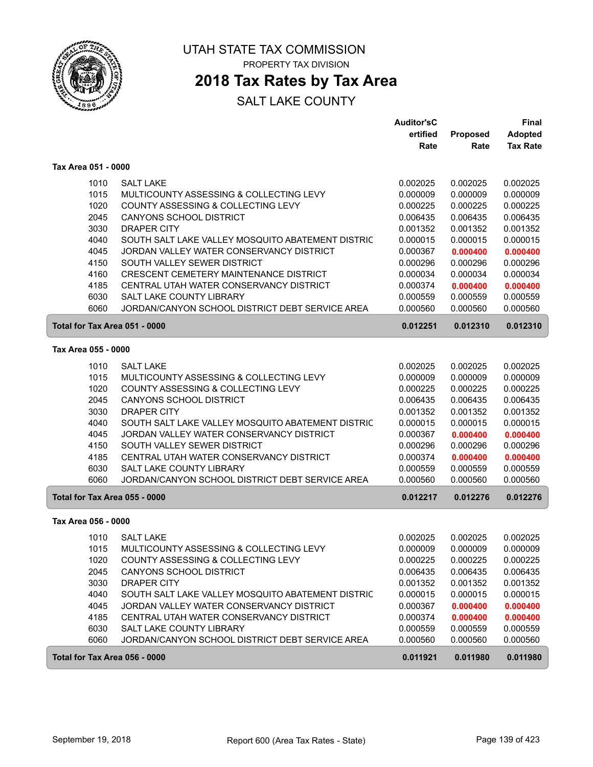# UTAH STATE TAX COMMISSION

PROPERTY TAX DIVISION

## 2018 Tax Rates by Tax Area

SALT LAKE COUNTY

| | | Auditor'sCertified Rate | Proposed Rate | Final Adopted Tax Rate |
|---|---|---|---|---|
| **Tax Area 051 - 0000** | | | | |
| 1010 | SALT LAKE | 0.002025 | 0.002025 | 0.002025 |
| 1015 | MULTICOUNTY ASSESSING & COLLECTING LEVY | 0.000009 | 0.000009 | 0.000009 |
| 1020 | COUNTY ASSESSING & COLLECTING LEVY | 0.000225 | 0.000225 | 0.000225 |
| 2045 | CANYONS SCHOOL DISTRICT | 0.006435 | 0.006435 | 0.006435 |
| 3030 | DRAPER CITY | 0.001352 | 0.001352 | 0.001352 |
| 4040 | SOUTH SALT LAKE VALLEY MOSQUITO ABATEMENT DISTRIC | 0.000015 | 0.000015 | 0.000015 |
| 4045 | JORDAN VALLEY WATER CONSERVANCY DISTRICT | 0.000367 | **0.000400** | **0.000400** |
| 4150 | SOUTH VALLEY SEWER DISTRICT | 0.000296 | 0.000296 | 0.000296 |
| 4160 | CRESCENT CEMETERY MAINTENANCE DISTRICT | 0.000034 | 0.000034 | 0.000034 |
| 4185 | CENTRAL UTAH WATER CONSERVANCY DISTRICT | 0.000374 | **0.000400** | **0.000400** |
| 6030 | SALT LAKE COUNTY LIBRARY | 0.000559 | 0.000559 | 0.000559 |
| 6060 | JORDAN/CANYON SCHOOL DISTRICT DEBT SERVICE AREA | 0.000560 | 0.000560 | 0.000560 |
| **Total for Tax Area 051 - 0000** | | **0.012251** | **0.012310** | **0.012310** |
| **Tax Area 055 - 0000** | | | | |
| 1010 | SALT LAKE | 0.002025 | 0.002025 | 0.002025 |
| 1015 | MULTICOUNTY ASSESSING & COLLECTING LEVY | 0.000009 | 0.000009 | 0.000009 |
| 1020 | COUNTY ASSESSING & COLLECTING LEVY | 0.000225 | 0.000225 | 0.000225 |
| 2045 | CANYONS SCHOOL DISTRICT | 0.006435 | 0.006435 | 0.006435 |
| 3030 | DRAPER CITY | 0.001352 | 0.001352 | 0.001352 |
| 4040 | SOUTH SALT LAKE VALLEY MOSQUITO ABATEMENT DISTRIC | 0.000015 | 0.000015 | 0.000015 |
| 4045 | JORDAN VALLEY WATER CONSERVANCY DISTRICT | 0.000367 | **0.000400** | **0.000400** |
| 4150 | SOUTH VALLEY SEWER DISTRICT | 0.000296 | 0.000296 | 0.000296 |
| 4185 | CENTRAL UTAH WATER CONSERVANCY DISTRICT | 0.000374 | **0.000400** | **0.000400** |
| 6030 | SALT LAKE COUNTY LIBRARY | 0.000559 | 0.000559 | 0.000559 |
| 6060 | JORDAN/CANYON SCHOOL DISTRICT DEBT SERVICE AREA | 0.000560 | 0.000560 | 0.000560 |
| **Total for Tax Area 055 - 0000** | | **0.012217** | **0.012276** | **0.012276** |
| **Tax Area 056 - 0000** | | | | |
| 1010 | SALT LAKE | 0.002025 | 0.002025 | 0.002025 |
| 1015 | MULTICOUNTY ASSESSING & COLLECTING LEVY | 0.000009 | 0.000009 | 0.000009 |
| 1020 | COUNTY ASSESSING & COLLECTING LEVY | 0.000225 | 0.000225 | 0.000225 |
| 2045 | CANYONS SCHOOL DISTRICT | 0.006435 | 0.006435 | 0.006435 |
| 3030 | DRAPER CITY | 0.001352 | 0.001352 | 0.001352 |
| 4040 | SOUTH SALT LAKE VALLEY MOSQUITO ABATEMENT DISTRIC | 0.000015 | 0.000015 | 0.000015 |
| 4045 | JORDAN VALLEY WATER CONSERVANCY DISTRICT | 0.000367 | **0.000400** | **0.000400** |
| 4185 | CENTRAL UTAH WATER CONSERVANCY DISTRICT | 0.000374 | **0.000400** | **0.000400** |
| 6030 | SALT LAKE COUNTY LIBRARY | 0.000559 | 0.000559 | 0.000559 |
| 6060 | JORDAN/CANYON SCHOOL DISTRICT DEBT SERVICE AREA | 0.000560 | 0.000560 | 0.000560 |
| **Total for Tax Area 056 - 0000** | | **0.011921** | **0.011980** | **0.011980** |

September 19, 2018 — Report 600 (Area Tax Rates - State)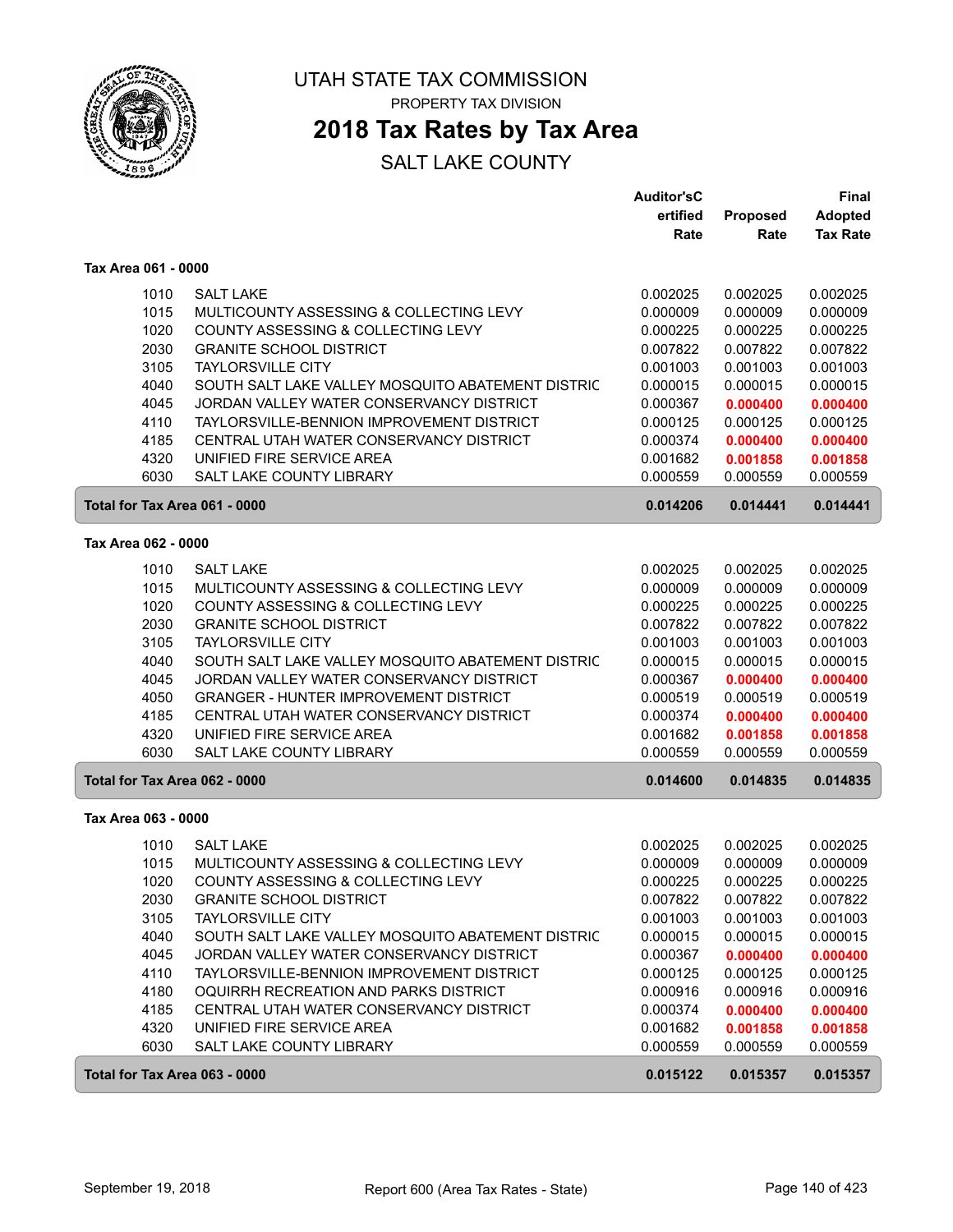UTAH STATE TAX COMMISSION

PROPERTY TAX DIVISION

# 2018 Tax Rates by Tax Area

SALT LAKE COUNTY

| | | Auditor'sCertified Rate | Proposed Rate | Final Adopted Tax Rate |
|---|---|---|---|---|
| **Tax Area 061 - 0000** | | | | |
| 1010 | SALT LAKE | 0.002025 | 0.002025 | 0.002025 |
| 1015 | MULTICOUNTY ASSESSING & COLLECTING LEVY | 0.000009 | 0.000009 | 0.000009 |
| 1020 | COUNTY ASSESSING & COLLECTING LEVY | 0.000225 | 0.000225 | 0.000225 |
| 2030 | GRANITE SCHOOL DISTRICT | 0.007822 | 0.007822 | 0.007822 |
| 3105 | TAYLORSVILLE CITY | 0.001003 | 0.001003 | 0.001003 |
| 4040 | SOUTH SALT LAKE VALLEY MOSQUITO ABATEMENT DISTRIC | 0.000015 | 0.000015 | 0.000015 |
| 4045 | JORDAN VALLEY WATER CONSERVANCY DISTRICT | 0.000367 | **0.000400** | **0.000400** |
| 4110 | TAYLORSVILLE-BENNION IMPROVEMENT DISTRICT | 0.000125 | 0.000125 | 0.000125 |
| 4185 | CENTRAL UTAH WATER CONSERVANCY DISTRICT | 0.000374 | **0.000400** | **0.000400** |
| 4320 | UNIFIED FIRE SERVICE AREA | 0.001682 | **0.001858** | **0.001858** |
| 6030 | SALT LAKE COUNTY LIBRARY | 0.000559 | 0.000559 | 0.000559 |
| **Total for Tax Area 061 - 0000** | | **0.014206** | **0.014441** | **0.014441** |
| **Tax Area 062 - 0000** | | | | |
| 1010 | SALT LAKE | 0.002025 | 0.002025 | 0.002025 |
| 1015 | MULTICOUNTY ASSESSING & COLLECTING LEVY | 0.000009 | 0.000009 | 0.000009 |
| 1020 | COUNTY ASSESSING & COLLECTING LEVY | 0.000225 | 0.000225 | 0.000225 |
| 2030 | GRANITE SCHOOL DISTRICT | 0.007822 | 0.007822 | 0.007822 |
| 3105 | TAYLORSVILLE CITY | 0.001003 | 0.001003 | 0.001003 |
| 4040 | SOUTH SALT LAKE VALLEY MOSQUITO ABATEMENT DISTRIC | 0.000015 | 0.000015 | 0.000015 |
| 4045 | JORDAN VALLEY WATER CONSERVANCY DISTRICT | 0.000367 | **0.000400** | **0.000400** |
| 4050 | GRANGER - HUNTER IMPROVEMENT DISTRICT | 0.000519 | 0.000519 | 0.000519 |
| 4185 | CENTRAL UTAH WATER CONSERVANCY DISTRICT | 0.000374 | **0.000400** | **0.000400** |
| 4320 | UNIFIED FIRE SERVICE AREA | 0.001682 | **0.001858** | **0.001858** |
| 6030 | SALT LAKE COUNTY LIBRARY | 0.000559 | 0.000559 | 0.000559 |
| **Total for Tax Area 062 - 0000** | | **0.014600** | **0.014835** | **0.014835** |
| **Tax Area 063 - 0000** | | | | |
| 1010 | SALT LAKE | 0.002025 | 0.002025 | 0.002025 |
| 1015 | MULTICOUNTY ASSESSING & COLLECTING LEVY | 0.000009 | 0.000009 | 0.000009 |
| 1020 | COUNTY ASSESSING & COLLECTING LEVY | 0.000225 | 0.000225 | 0.000225 |
| 2030 | GRANITE SCHOOL DISTRICT | 0.007822 | 0.007822 | 0.007822 |
| 3105 | TAYLORSVILLE CITY | 0.001003 | 0.001003 | 0.001003 |
| 4040 | SOUTH SALT LAKE VALLEY MOSQUITO ABATEMENT DISTRIC | 0.000015 | 0.000015 | 0.000015 |
| 4045 | JORDAN VALLEY WATER CONSERVANCY DISTRICT | 0.000367 | **0.000400** | **0.000400** |
| 4110 | TAYLORSVILLE-BENNION IMPROVEMENT DISTRICT | 0.000125 | 0.000125 | 0.000125 |
| 4180 | OQUIRRH RECREATION AND PARKS DISTRICT | 0.000916 | 0.000916 | 0.000916 |
| 4185 | CENTRAL UTAH WATER CONSERVANCY DISTRICT | 0.000374 | **0.000400** | **0.000400** |
| 4320 | UNIFIED FIRE SERVICE AREA | 0.001682 | **0.001858** | **0.001858** |
| 6030 | SALT LAKE COUNTY LIBRARY | 0.000559 | 0.000559 | 0.000559 |
| **Total for Tax Area 063 - 0000** | | **0.015122** | **0.015357** | **0.015357** |

September 19, 2018 — Report 600 (Area Tax Rates - State)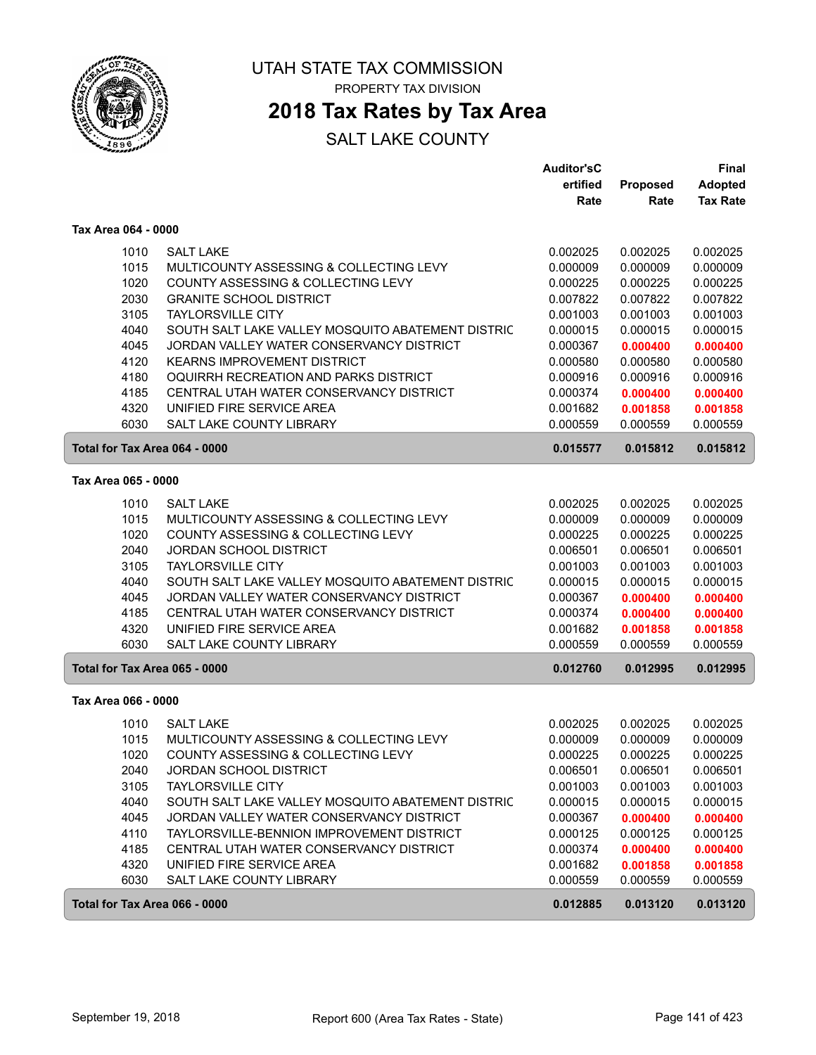# UTAH STATE TAX COMMISSION

PROPERTY TAX DIVISION

## 2018 Tax Rates by Tax Area

SALT LAKE COUNTY

| | | Auditor'sCertified Rate | Proposed Rate | Final Adopted Tax Rate |
|---|---|---|---|---|
| **Tax Area 064 - 0000** | | | | |
| 1010 | SALT LAKE | 0.002025 | 0.002025 | 0.002025 |
| 1015 | MULTICOUNTY ASSESSING & COLLECTING LEVY | 0.000009 | 0.000009 | 0.000009 |
| 1020 | COUNTY ASSESSING & COLLECTING LEVY | 0.000225 | 0.000225 | 0.000225 |
| 2030 | GRANITE SCHOOL DISTRICT | 0.007822 | 0.007822 | 0.007822 |
| 3105 | TAYLORSVILLE CITY | 0.001003 | 0.001003 | 0.001003 |
| 4040 | SOUTH SALT LAKE VALLEY MOSQUITO ABATEMENT DISTRIC | 0.000015 | 0.000015 | 0.000015 |
| 4045 | JORDAN VALLEY WATER CONSERVANCY DISTRICT | 0.000367 | **0.000400** | **0.000400** |
| 4120 | KEARNS IMPROVEMENT DISTRICT | 0.000580 | 0.000580 | 0.000580 |
| 4180 | OQUIRRH RECREATION AND PARKS DISTRICT | 0.000916 | 0.000916 | 0.000916 |
| 4185 | CENTRAL UTAH WATER CONSERVANCY DISTRICT | 0.000374 | **0.000400** | **0.000400** |
| 4320 | UNIFIED FIRE SERVICE AREA | 0.001682 | **0.001858** | **0.001858** |
| 6030 | SALT LAKE COUNTY LIBRARY | 0.000559 | 0.000559 | 0.000559 |
| **Total for Tax Area 064 - 0000** | | **0.015577** | **0.015812** | **0.015812** |
| **Tax Area 065 - 0000** | | | | |
| 1010 | SALT LAKE | 0.002025 | 0.002025 | 0.002025 |
| 1015 | MULTICOUNTY ASSESSING & COLLECTING LEVY | 0.000009 | 0.000009 | 0.000009 |
| 1020 | COUNTY ASSESSING & COLLECTING LEVY | 0.000225 | 0.000225 | 0.000225 |
| 2040 | JORDAN SCHOOL DISTRICT | 0.006501 | 0.006501 | 0.006501 |
| 3105 | TAYLORSVILLE CITY | 0.001003 | 0.001003 | 0.001003 |
| 4040 | SOUTH SALT LAKE VALLEY MOSQUITO ABATEMENT DISTRIC | 0.000015 | 0.000015 | 0.000015 |
| 4045 | JORDAN VALLEY WATER CONSERVANCY DISTRICT | 0.000367 | **0.000400** | **0.000400** |
| 4185 | CENTRAL UTAH WATER CONSERVANCY DISTRICT | 0.000374 | **0.000400** | **0.000400** |
| 4320 | UNIFIED FIRE SERVICE AREA | 0.001682 | **0.001858** | **0.001858** |
| 6030 | SALT LAKE COUNTY LIBRARY | 0.000559 | 0.000559 | 0.000559 |
| **Total for Tax Area 065 - 0000** | | **0.012760** | **0.012995** | **0.012995** |
| **Tax Area 066 - 0000** | | | | |
| 1010 | SALT LAKE | 0.002025 | 0.002025 | 0.002025 |
| 1015 | MULTICOUNTY ASSESSING & COLLECTING LEVY | 0.000009 | 0.000009 | 0.000009 |
| 1020 | COUNTY ASSESSING & COLLECTING LEVY | 0.000225 | 0.000225 | 0.000225 |
| 2040 | JORDAN SCHOOL DISTRICT | 0.006501 | 0.006501 | 0.006501 |
| 3105 | TAYLORSVILLE CITY | 0.001003 | 0.001003 | 0.001003 |
| 4040 | SOUTH SALT LAKE VALLEY MOSQUITO ABATEMENT DISTRIC | 0.000015 | 0.000015 | 0.000015 |
| 4045 | JORDAN VALLEY WATER CONSERVANCY DISTRICT | 0.000367 | **0.000400** | **0.000400** |
| 4110 | TAYLORSVILLE-BENNION IMPROVEMENT DISTRICT | 0.000125 | 0.000125 | 0.000125 |
| 4185 | CENTRAL UTAH WATER CONSERVANCY DISTRICT | 0.000374 | **0.000400** | **0.000400** |
| 4320 | UNIFIED FIRE SERVICE AREA | 0.001682 | **0.001858** | **0.001858** |
| 6030 | SALT LAKE COUNTY LIBRARY | 0.000559 | 0.000559 | 0.000559 |
| **Total for Tax Area 066 - 0000** | | **0.012885** | **0.013120** | **0.013120** |

September 19, 2018 — Report 600 (Area Tax Rates - State)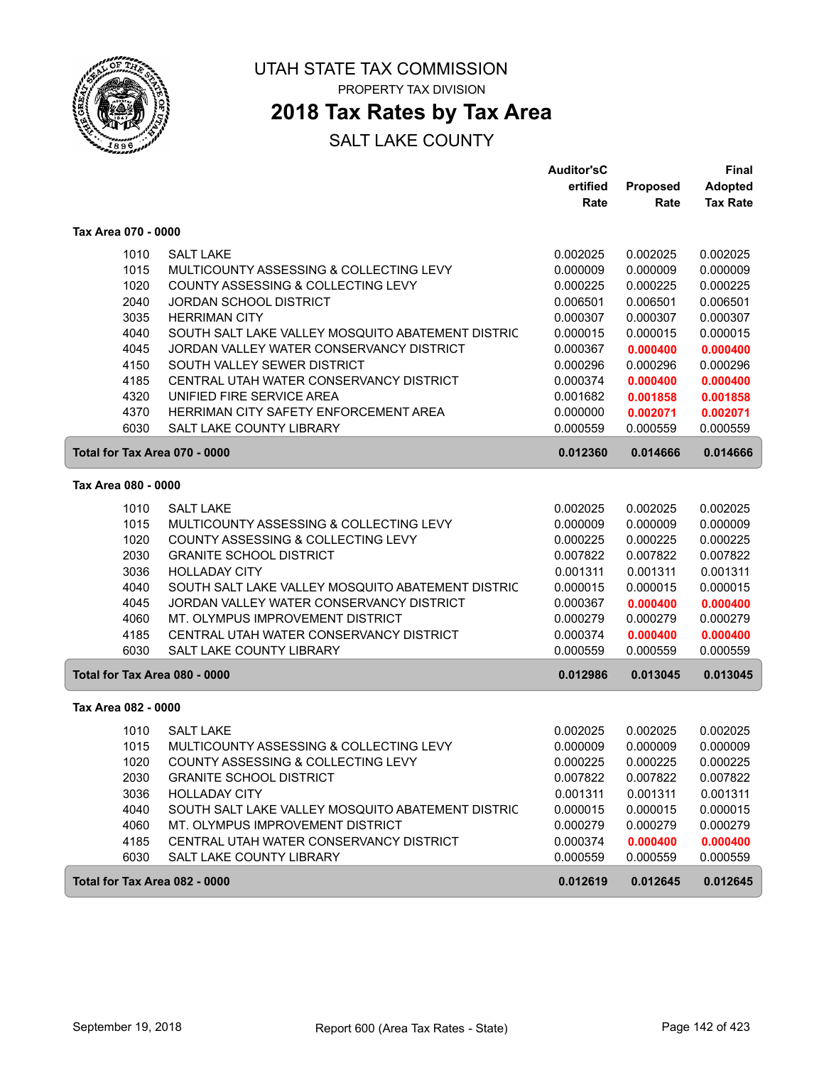# UTAH STATE TAX COMMISSION

PROPERTY TAX DIVISION

## 2018 Tax Rates by Tax Area

SALT LAKE COUNTY

### Tax Area 070 - 0000

| | | Auditor'sCertified Rate | Proposed Rate | Final Adopted Tax Rate |
|---|---|---|---|---|
| 1010 | SALT LAKE | 0.002025 | 0.002025 | 0.002025 |
| 1015 | MULTICOUNTY ASSESSING & COLLECTING LEVY | 0.000009 | 0.000009 | 0.000009 |
| 1020 | COUNTY ASSESSING & COLLECTING LEVY | 0.000225 | 0.000225 | 0.000225 |
| 2040 | JORDAN SCHOOL DISTRICT | 0.006501 | 0.006501 | 0.006501 |
| 3035 | HERRIMAN CITY | 0.000307 | 0.000307 | 0.000307 |
| 4040 | SOUTH SALT LAKE VALLEY MOSQUITO ABATEMENT DISTRIC | 0.000015 | 0.000015 | 0.000015 |
| 4045 | JORDAN VALLEY WATER CONSERVANCY DISTRICT | 0.000367 | **0.000400** | **0.000400** |
| 4150 | SOUTH VALLEY SEWER DISTRICT | 0.000296 | 0.000296 | 0.000296 |
| 4185 | CENTRAL UTAH WATER CONSERVANCY DISTRICT | 0.000374 | **0.000400** | **0.000400** |
| 4320 | UNIFIED FIRE SERVICE AREA | 0.001682 | **0.001858** | **0.001858** |
| 4370 | HERRIMAN CITY SAFETY ENFORCEMENT AREA | 0.000000 | **0.002071** | **0.002071** |
| 6030 | SALT LAKE COUNTY LIBRARY | 0.000559 | 0.000559 | 0.000559 |
| **Total for Tax Area 070 - 0000** | | **0.012360** | **0.014666** | **0.014666** |

### Tax Area 080 - 0000

| | | Auditor'sCertified Rate | Proposed Rate | Final Adopted Tax Rate |
|---|---|---|---|---|
| 1010 | SALT LAKE | 0.002025 | 0.002025 | 0.002025 |
| 1015 | MULTICOUNTY ASSESSING & COLLECTING LEVY | 0.000009 | 0.000009 | 0.000009 |
| 1020 | COUNTY ASSESSING & COLLECTING LEVY | 0.000225 | 0.000225 | 0.000225 |
| 2030 | GRANITE SCHOOL DISTRICT | 0.007822 | 0.007822 | 0.007822 |
| 3036 | HOLLADAY CITY | 0.001311 | 0.001311 | 0.001311 |
| 4040 | SOUTH SALT LAKE VALLEY MOSQUITO ABATEMENT DISTRIC | 0.000015 | 0.000015 | 0.000015 |
| 4045 | JORDAN VALLEY WATER CONSERVANCY DISTRICT | 0.000367 | **0.000400** | **0.000400** |
| 4060 | MT. OLYMPUS IMPROVEMENT DISTRICT | 0.000279 | 0.000279 | 0.000279 |
| 4185 | CENTRAL UTAH WATER CONSERVANCY DISTRICT | 0.000374 | **0.000400** | **0.000400** |
| 6030 | SALT LAKE COUNTY LIBRARY | 0.000559 | 0.000559 | 0.000559 |
| **Total for Tax Area 080 - 0000** | | **0.012986** | **0.013045** | **0.013045** |

### Tax Area 082 - 0000

| | | Auditor'sCertified Rate | Proposed Rate | Final Adopted Tax Rate |
|---|---|---|---|---|
| 1010 | SALT LAKE | 0.002025 | 0.002025 | 0.002025 |
| 1015 | MULTICOUNTY ASSESSING & COLLECTING LEVY | 0.000009 | 0.000009 | 0.000009 |
| 1020 | COUNTY ASSESSING & COLLECTING LEVY | 0.000225 | 0.000225 | 0.000225 |
| 2030 | GRANITE SCHOOL DISTRICT | 0.007822 | 0.007822 | 0.007822 |
| 3036 | HOLLADAY CITY | 0.001311 | 0.001311 | 0.001311 |
| 4040 | SOUTH SALT LAKE VALLEY MOSQUITO ABATEMENT DISTRIC | 0.000015 | 0.000015 | 0.000015 |
| 4060 | MT. OLYMPUS IMPROVEMENT DISTRICT | 0.000279 | 0.000279 | 0.000279 |
| 4185 | CENTRAL UTAH WATER CONSERVANCY DISTRICT | 0.000374 | **0.000400** | **0.000400** |
| 6030 | SALT LAKE COUNTY LIBRARY | 0.000559 | 0.000559 | 0.000559 |
| **Total for Tax Area 082 - 0000** | | **0.012619** | **0.012645** | **0.012645** |

September 19, 2018 — Report 600 (Area Tax Rates - State)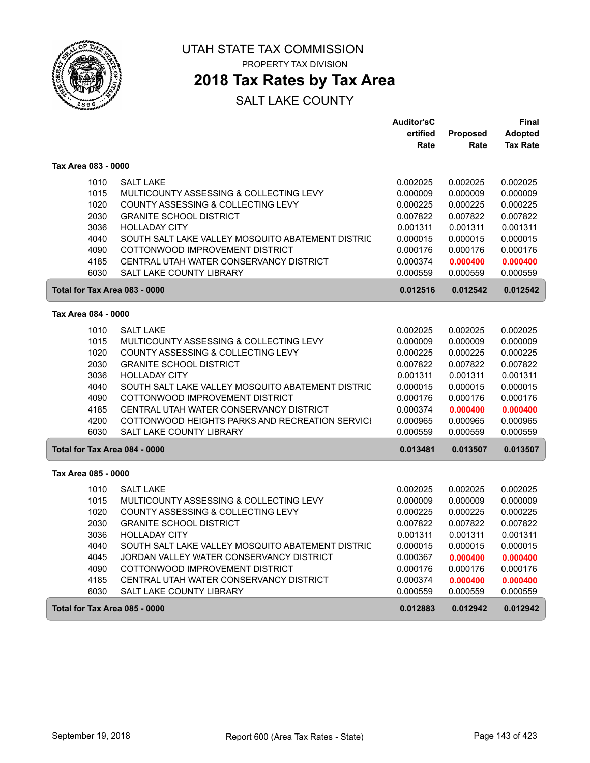UTAH STATE TAX COMMISSION

PROPERTY TAX DIVISION

# 2018 Tax Rates by Tax Area

SALT LAKE COUNTY

| | | Auditor'sC ertified Rate | Proposed Rate | Final Adopted Tax Rate |
|---|---|---|---|---|
| **Tax Area 083 - 0000** | | | | |
| 1010 | SALT LAKE | 0.002025 | 0.002025 | 0.002025 |
| 1015 | MULTICOUNTY ASSESSING & COLLECTING LEVY | 0.000009 | 0.000009 | 0.000009 |
| 1020 | COUNTY ASSESSING & COLLECTING LEVY | 0.000225 | 0.000225 | 0.000225 |
| 2030 | GRANITE SCHOOL DISTRICT | 0.007822 | 0.007822 | 0.007822 |
| 3036 | HOLLADAY CITY | 0.001311 | 0.001311 | 0.001311 |
| 4040 | SOUTH SALT LAKE VALLEY MOSQUITO ABATEMENT DISTRIC | 0.000015 | 0.000015 | 0.000015 |
| 4090 | COTTONWOOD IMPROVEMENT DISTRICT | 0.000176 | 0.000176 | 0.000176 |
| 4185 | CENTRAL UTAH WATER CONSERVANCY DISTRICT | 0.000374 | **0.000400** | **0.000400** |
| 6030 | SALT LAKE COUNTY LIBRARY | 0.000559 | 0.000559 | 0.000559 |
| **Total for Tax Area 083 - 0000** | | **0.012516** | **0.012542** | **0.012542** |
| **Tax Area 084 - 0000** | | | | |
| 1010 | SALT LAKE | 0.002025 | 0.002025 | 0.002025 |
| 1015 | MULTICOUNTY ASSESSING & COLLECTING LEVY | 0.000009 | 0.000009 | 0.000009 |
| 1020 | COUNTY ASSESSING & COLLECTING LEVY | 0.000225 | 0.000225 | 0.000225 |
| 2030 | GRANITE SCHOOL DISTRICT | 0.007822 | 0.007822 | 0.007822 |
| 3036 | HOLLADAY CITY | 0.001311 | 0.001311 | 0.001311 |
| 4040 | SOUTH SALT LAKE VALLEY MOSQUITO ABATEMENT DISTRIC | 0.000015 | 0.000015 | 0.000015 |
| 4090 | COTTONWOOD IMPROVEMENT DISTRICT | 0.000176 | 0.000176 | 0.000176 |
| 4185 | CENTRAL UTAH WATER CONSERVANCY DISTRICT | 0.000374 | **0.000400** | **0.000400** |
| 4200 | COTTONWOOD HEIGHTS PARKS AND RECREATION SERVICI | 0.000965 | 0.000965 | 0.000965 |
| 6030 | SALT LAKE COUNTY LIBRARY | 0.000559 | 0.000559 | 0.000559 |
| **Total for Tax Area 084 - 0000** | | **0.013481** | **0.013507** | **0.013507** |
| **Tax Area 085 - 0000** | | | | |
| 1010 | SALT LAKE | 0.002025 | 0.002025 | 0.002025 |
| 1015 | MULTICOUNTY ASSESSING & COLLECTING LEVY | 0.000009 | 0.000009 | 0.000009 |
| 1020 | COUNTY ASSESSING & COLLECTING LEVY | 0.000225 | 0.000225 | 0.000225 |
| 2030 | GRANITE SCHOOL DISTRICT | 0.007822 | 0.007822 | 0.007822 |
| 3036 | HOLLADAY CITY | 0.001311 | 0.001311 | 0.001311 |
| 4040 | SOUTH SALT LAKE VALLEY MOSQUITO ABATEMENT DISTRIC | 0.000015 | 0.000015 | 0.000015 |
| 4045 | JORDAN VALLEY WATER CONSERVANCY DISTRICT | 0.000367 | **0.000400** | **0.000400** |
| 4090 | COTTONWOOD IMPROVEMENT DISTRICT | 0.000176 | 0.000176 | 0.000176 |
| 4185 | CENTRAL UTAH WATER CONSERVANCY DISTRICT | 0.000374 | **0.000400** | **0.000400** |
| 6030 | SALT LAKE COUNTY LIBRARY | 0.000559 | 0.000559 | 0.000559 |
| **Total for Tax Area 085 - 0000** | | **0.012883** | **0.012942** | **0.012942** |

September 19, 2018 | Report 600 (Area Tax Rates - State)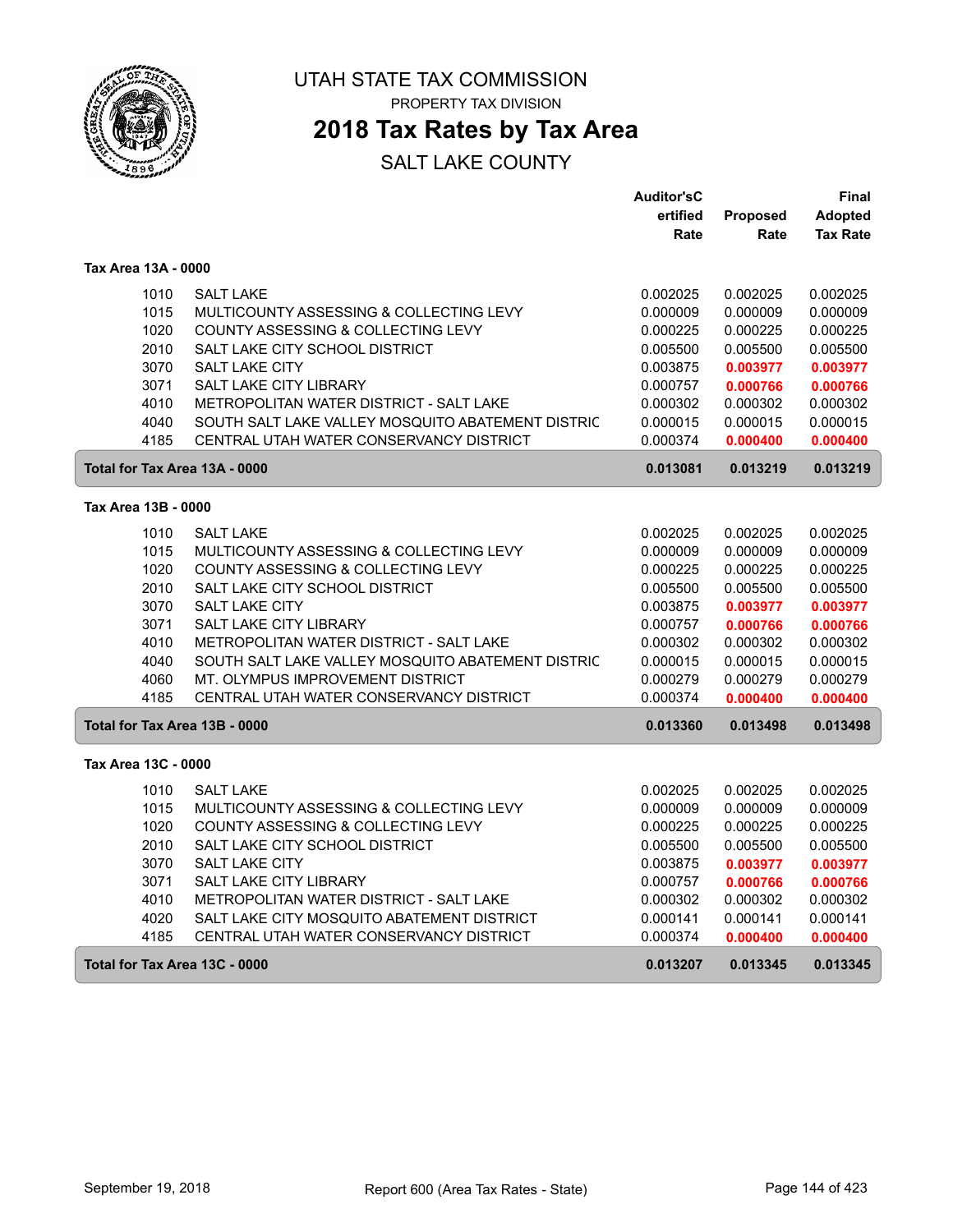# UTAH STATE TAX COMMISSION

PROPERTY TAX DIVISION

## 2018 Tax Rates by Tax Area

SALT LAKE COUNTY

| | | Auditor'sCertified Rate | Proposed Rate | Final Adopted Tax Rate |
|---|---|---|---|---|
| **Tax Area 13A - 0000** | | | | |
| 1010 | SALT LAKE | 0.002025 | 0.002025 | 0.002025 |
| 1015 | MULTICOUNTY ASSESSING & COLLECTING LEVY | 0.000009 | 0.000009 | 0.000009 |
| 1020 | COUNTY ASSESSING & COLLECTING LEVY | 0.000225 | 0.000225 | 0.000225 |
| 2010 | SALT LAKE CITY SCHOOL DISTRICT | 0.005500 | 0.005500 | 0.005500 |
| 3070 | SALT LAKE CITY | 0.003875 | **0.003977** | **0.003977** |
| 3071 | SALT LAKE CITY LIBRARY | 0.000757 | **0.000766** | **0.000766** |
| 4010 | METROPOLITAN WATER DISTRICT - SALT LAKE | 0.000302 | 0.000302 | 0.000302 |
| 4040 | SOUTH SALT LAKE VALLEY MOSQUITO ABATEMENT DISTRIC | 0.000015 | 0.000015 | 0.000015 |
| 4185 | CENTRAL UTAH WATER CONSERVANCY DISTRICT | 0.000374 | **0.000400** | **0.000400** |
| **Total for Tax Area 13A - 0000** | | **0.013081** | **0.013219** | **0.013219** |
| **Tax Area 13B - 0000** | | | | |
| 1010 | SALT LAKE | 0.002025 | 0.002025 | 0.002025 |
| 1015 | MULTICOUNTY ASSESSING & COLLECTING LEVY | 0.000009 | 0.000009 | 0.000009 |
| 1020 | COUNTY ASSESSING & COLLECTING LEVY | 0.000225 | 0.000225 | 0.000225 |
| 2010 | SALT LAKE CITY SCHOOL DISTRICT | 0.005500 | 0.005500 | 0.005500 |
| 3070 | SALT LAKE CITY | 0.003875 | **0.003977** | **0.003977** |
| 3071 | SALT LAKE CITY LIBRARY | 0.000757 | **0.000766** | **0.000766** |
| 4010 | METROPOLITAN WATER DISTRICT - SALT LAKE | 0.000302 | 0.000302 | 0.000302 |
| 4040 | SOUTH SALT LAKE VALLEY MOSQUITO ABATEMENT DISTRIC | 0.000015 | 0.000015 | 0.000015 |
| 4060 | MT. OLYMPUS IMPROVEMENT DISTRICT | 0.000279 | 0.000279 | 0.000279 |
| 4185 | CENTRAL UTAH WATER CONSERVANCY DISTRICT | 0.000374 | **0.000400** | **0.000400** |
| **Total for Tax Area 13B - 0000** | | **0.013360** | **0.013498** | **0.013498** |
| **Tax Area 13C - 0000** | | | | |
| 1010 | SALT LAKE | 0.002025 | 0.002025 | 0.002025 |
| 1015 | MULTICOUNTY ASSESSING & COLLECTING LEVY | 0.000009 | 0.000009 | 0.000009 |
| 1020 | COUNTY ASSESSING & COLLECTING LEVY | 0.000225 | 0.000225 | 0.000225 |
| 2010 | SALT LAKE CITY SCHOOL DISTRICT | 0.005500 | 0.005500 | 0.005500 |
| 3070 | SALT LAKE CITY | 0.003875 | **0.003977** | **0.003977** |
| 3071 | SALT LAKE CITY LIBRARY | 0.000757 | **0.000766** | **0.000766** |
| 4010 | METROPOLITAN WATER DISTRICT - SALT LAKE | 0.000302 | 0.000302 | 0.000302 |
| 4020 | SALT LAKE CITY MOSQUITO ABATEMENT DISTRICT | 0.000141 | 0.000141 | 0.000141 |
| 4185 | CENTRAL UTAH WATER CONSERVANCY DISTRICT | 0.000374 | **0.000400** | **0.000400** |
| **Total for Tax Area 13C - 0000** | | **0.013207** | **0.013345** | **0.013345** |

September 19, 2018 Report 600 (Area Tax Rates - State)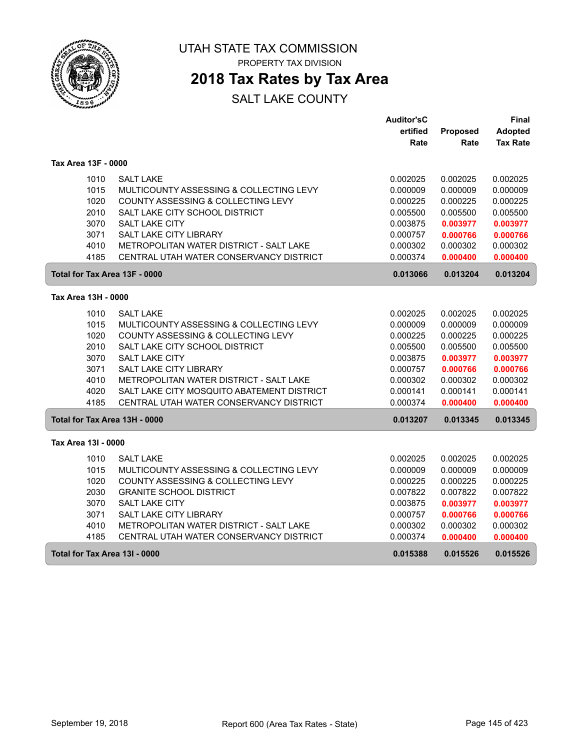# UTAH STATE TAX COMMISSION

PROPERTY TAX DIVISION

## 2018 Tax Rates by Tax Area

SALT LAKE COUNTY

| | | Auditor'sCertified Rate | Proposed Rate | Final Adopted Tax Rate |
|---|---|---|---|---|
| **Tax Area 13F - 0000** | | | | |
| 1010 | SALT LAKE | 0.002025 | 0.002025 | 0.002025 |
| 1015 | MULTICOUNTY ASSESSING & COLLECTING LEVY | 0.000009 | 0.000009 | 0.000009 |
| 1020 | COUNTY ASSESSING & COLLECTING LEVY | 0.000225 | 0.000225 | 0.000225 |
| 2010 | SALT LAKE CITY SCHOOL DISTRICT | 0.005500 | 0.005500 | 0.005500 |
| 3070 | SALT LAKE CITY | 0.003875 | 0.003977 | 0.003977 |
| 3071 | SALT LAKE CITY LIBRARY | 0.000757 | 0.000766 | 0.000766 |
| 4010 | METROPOLITAN WATER DISTRICT - SALT LAKE | 0.000302 | 0.000302 | 0.000302 |
| 4185 | CENTRAL UTAH WATER CONSERVANCY DISTRICT | 0.000374 | 0.000400 | 0.000400 |
| **Total for Tax Area 13F - 0000** | | **0.013066** | **0.013204** | **0.013204** |
| **Tax Area 13H - 0000** | | | | |
| 1010 | SALT LAKE | 0.002025 | 0.002025 | 0.002025 |
| 1015 | MULTICOUNTY ASSESSING & COLLECTING LEVY | 0.000009 | 0.000009 | 0.000009 |
| 1020 | COUNTY ASSESSING & COLLECTING LEVY | 0.000225 | 0.000225 | 0.000225 |
| 2010 | SALT LAKE CITY SCHOOL DISTRICT | 0.005500 | 0.005500 | 0.005500 |
| 3070 | SALT LAKE CITY | 0.003875 | 0.003977 | 0.003977 |
| 3071 | SALT LAKE CITY LIBRARY | 0.000757 | 0.000766 | 0.000766 |
| 4010 | METROPOLITAN WATER DISTRICT - SALT LAKE | 0.000302 | 0.000302 | 0.000302 |
| 4020 | SALT LAKE CITY MOSQUITO ABATEMENT DISTRICT | 0.000141 | 0.000141 | 0.000141 |
| 4185 | CENTRAL UTAH WATER CONSERVANCY DISTRICT | 0.000374 | 0.000400 | 0.000400 |
| **Total for Tax Area 13H - 0000** | | **0.013207** | **0.013345** | **0.013345** |
| **Tax Area 13I - 0000** | | | | |
| 1010 | SALT LAKE | 0.002025 | 0.002025 | 0.002025 |
| 1015 | MULTICOUNTY ASSESSING & COLLECTING LEVY | 0.000009 | 0.000009 | 0.000009 |
| 1020 | COUNTY ASSESSING & COLLECTING LEVY | 0.000225 | 0.000225 | 0.000225 |
| 2030 | GRANITE SCHOOL DISTRICT | 0.007822 | 0.007822 | 0.007822 |
| 3070 | SALT LAKE CITY | 0.003875 | 0.003977 | 0.003977 |
| 3071 | SALT LAKE CITY LIBRARY | 0.000757 | 0.000766 | 0.000766 |
| 4010 | METROPOLITAN WATER DISTRICT - SALT LAKE | 0.000302 | 0.000302 | 0.000302 |
| 4185 | CENTRAL UTAH WATER CONSERVANCY DISTRICT | 0.000374 | 0.000400 | 0.000400 |
| **Total for Tax Area 13I - 0000** | | **0.015388** | **0.015526** | **0.015526** |

September 19, 2018 — Report 600 (Area Tax Rates - State)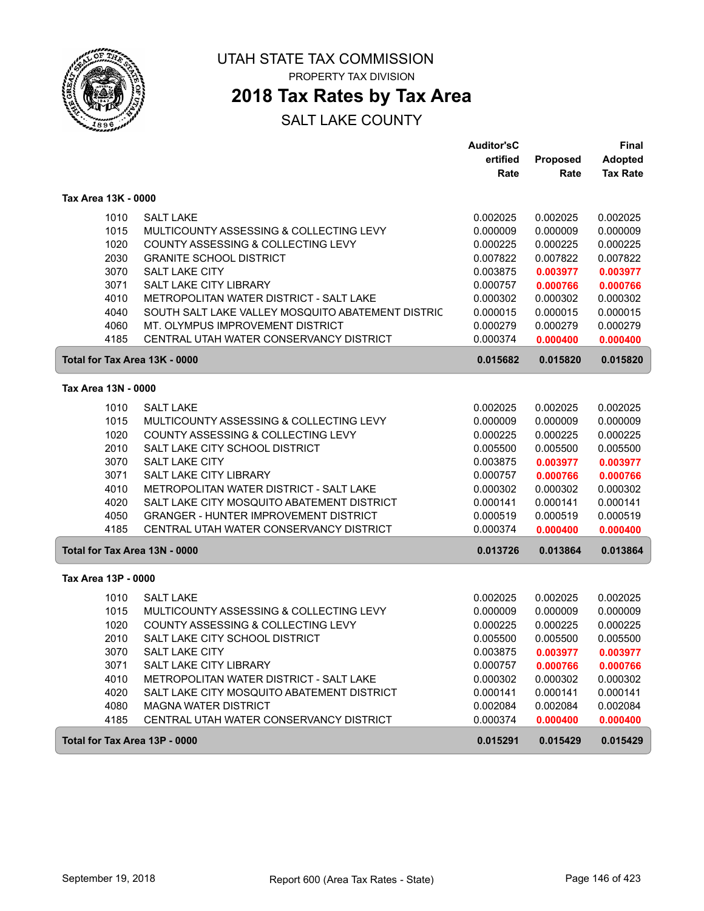# UTAH STATE TAX COMMISSION

PROPERTY TAX DIVISION

## 2018 Tax Rates by Tax Area

SALT LAKE COUNTY

| | | Auditor'sCertified Rate | Proposed Rate | Final Adopted Tax Rate |
|---|---|---|---|---|
| **Tax Area 13K - 0000** | | | | |
| 1010 | SALT LAKE | 0.002025 | 0.002025 | 0.002025 |
| 1015 | MULTICOUNTY ASSESSING & COLLECTING LEVY | 0.000009 | 0.000009 | 0.000009 |
| 1020 | COUNTY ASSESSING & COLLECTING LEVY | 0.000225 | 0.000225 | 0.000225 |
| 2030 | GRANITE SCHOOL DISTRICT | 0.007822 | 0.007822 | 0.007822 |
| 3070 | SALT LAKE CITY | 0.003875 | **0.003977** | **0.003977** |
| 3071 | SALT LAKE CITY LIBRARY | 0.000757 | **0.000766** | **0.000766** |
| 4010 | METROPOLITAN WATER DISTRICT - SALT LAKE | 0.000302 | 0.000302 | 0.000302 |
| 4040 | SOUTH SALT LAKE VALLEY MOSQUITO ABATEMENT DISTRIC | 0.000015 | 0.000015 | 0.000015 |
| 4060 | MT. OLYMPUS IMPROVEMENT DISTRICT | 0.000279 | 0.000279 | 0.000279 |
| 4185 | CENTRAL UTAH WATER CONSERVANCY DISTRICT | 0.000374 | **0.000400** | **0.000400** |
| **Total for Tax Area 13K - 0000** | | **0.015682** | **0.015820** | **0.015820** |
| **Tax Area 13N - 0000** | | | | |
| 1010 | SALT LAKE | 0.002025 | 0.002025 | 0.002025 |
| 1015 | MULTICOUNTY ASSESSING & COLLECTING LEVY | 0.000009 | 0.000009 | 0.000009 |
| 1020 | COUNTY ASSESSING & COLLECTING LEVY | 0.000225 | 0.000225 | 0.000225 |
| 2010 | SALT LAKE CITY SCHOOL DISTRICT | 0.005500 | 0.005500 | 0.005500 |
| 3070 | SALT LAKE CITY | 0.003875 | **0.003977** | **0.003977** |
| 3071 | SALT LAKE CITY LIBRARY | 0.000757 | **0.000766** | **0.000766** |
| 4010 | METROPOLITAN WATER DISTRICT - SALT LAKE | 0.000302 | 0.000302 | 0.000302 |
| 4020 | SALT LAKE CITY MOSQUITO ABATEMENT DISTRICT | 0.000141 | 0.000141 | 0.000141 |
| 4050 | GRANGER - HUNTER IMPROVEMENT DISTRICT | 0.000519 | 0.000519 | 0.000519 |
| 4185 | CENTRAL UTAH WATER CONSERVANCY DISTRICT | 0.000374 | **0.000400** | **0.000400** |
| **Total for Tax Area 13N - 0000** | | **0.013726** | **0.013864** | **0.013864** |
| **Tax Area 13P - 0000** | | | | |
| 1010 | SALT LAKE | 0.002025 | 0.002025 | 0.002025 |
| 1015 | MULTICOUNTY ASSESSING & COLLECTING LEVY | 0.000009 | 0.000009 | 0.000009 |
| 1020 | COUNTY ASSESSING & COLLECTING LEVY | 0.000225 | 0.000225 | 0.000225 |
| 2010 | SALT LAKE CITY SCHOOL DISTRICT | 0.005500 | 0.005500 | 0.005500 |
| 3070 | SALT LAKE CITY | 0.003875 | **0.003977** | **0.003977** |
| 3071 | SALT LAKE CITY LIBRARY | 0.000757 | **0.000766** | **0.000766** |
| 4010 | METROPOLITAN WATER DISTRICT - SALT LAKE | 0.000302 | 0.000302 | 0.000302 |
| 4020 | SALT LAKE CITY MOSQUITO ABATEMENT DISTRICT | 0.000141 | 0.000141 | 0.000141 |
| 4080 | MAGNA WATER DISTRICT | 0.002084 | 0.002084 | 0.002084 |
| 4185 | CENTRAL UTAH WATER CONSERVANCY DISTRICT | 0.000374 | **0.000400** | **0.000400** |
| **Total for Tax Area 13P - 0000** | | **0.015291** | **0.015429** | **0.015429** |

September 19, 2018 — Report 600 (Area Tax Rates - State)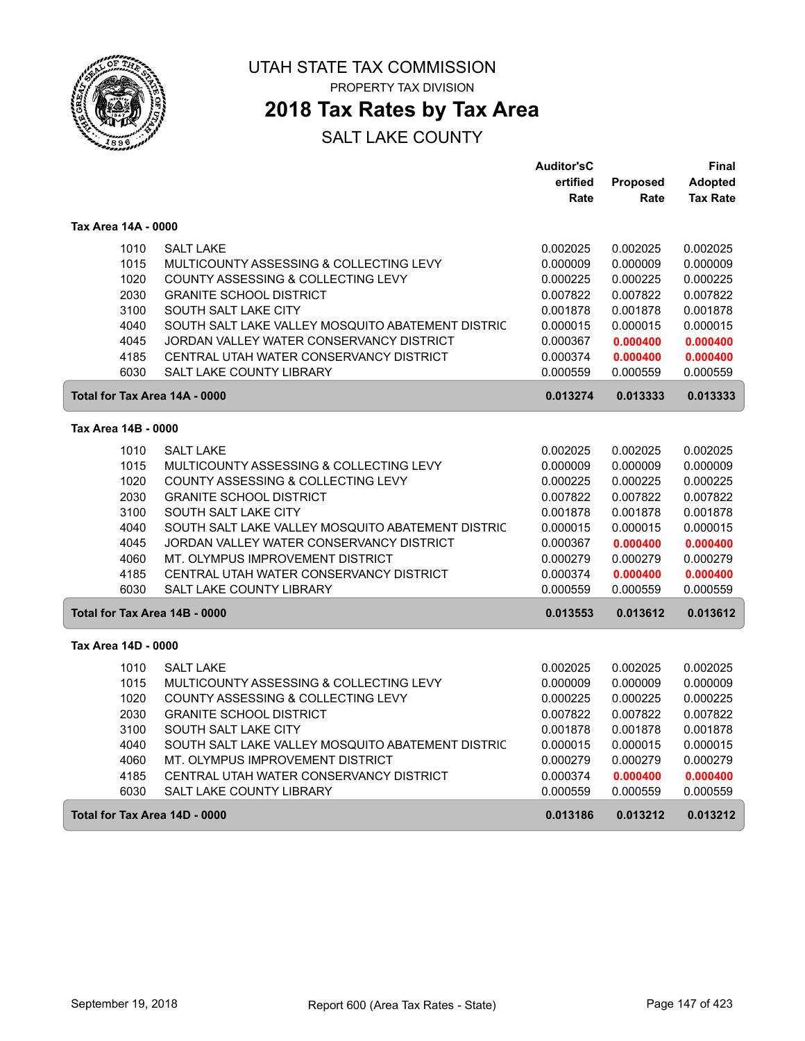# UTAH STATE TAX COMMISSION

PROPERTY TAX DIVISION

## 2018 Tax Rates by Tax Area

SALT LAKE COUNTY

| | | Auditor'sCertified Rate | Proposed Rate | Final Adopted Tax Rate |
|---|---|---|---|---|
| **Tax Area 14A - 0000** | | | | |
| 1010 | SALT LAKE | 0.002025 | 0.002025 | 0.002025 |
| 1015 | MULTICOUNTY ASSESSING & COLLECTING LEVY | 0.000009 | 0.000009 | 0.000009 |
| 1020 | COUNTY ASSESSING & COLLECTING LEVY | 0.000225 | 0.000225 | 0.000225 |
| 2030 | GRANITE SCHOOL DISTRICT | 0.007822 | 0.007822 | 0.007822 |
| 3100 | SOUTH SALT LAKE CITY | 0.001878 | 0.001878 | 0.001878 |
| 4040 | SOUTH SALT LAKE VALLEY MOSQUITO ABATEMENT DISTRIC | 0.000015 | 0.000015 | 0.000015 |
| 4045 | JORDAN VALLEY WATER CONSERVANCY DISTRICT | 0.000367 | **0.000400** | **0.000400** |
| 4185 | CENTRAL UTAH WATER CONSERVANCY DISTRICT | 0.000374 | **0.000400** | **0.000400** |
| 6030 | SALT LAKE COUNTY LIBRARY | 0.000559 | 0.000559 | 0.000559 |
| **Total for Tax Area 14A - 0000** | | **0.013274** | **0.013333** | **0.013333** |
| **Tax Area 14B - 0000** | | | | |
| 1010 | SALT LAKE | 0.002025 | 0.002025 | 0.002025 |
| 1015 | MULTICOUNTY ASSESSING & COLLECTING LEVY | 0.000009 | 0.000009 | 0.000009 |
| 1020 | COUNTY ASSESSING & COLLECTING LEVY | 0.000225 | 0.000225 | 0.000225 |
| 2030 | GRANITE SCHOOL DISTRICT | 0.007822 | 0.007822 | 0.007822 |
| 3100 | SOUTH SALT LAKE CITY | 0.001878 | 0.001878 | 0.001878 |
| 4040 | SOUTH SALT LAKE VALLEY MOSQUITO ABATEMENT DISTRIC | 0.000015 | 0.000015 | 0.000015 |
| 4045 | JORDAN VALLEY WATER CONSERVANCY DISTRICT | 0.000367 | **0.000400** | **0.000400** |
| 4060 | MT. OLYMPUS IMPROVEMENT DISTRICT | 0.000279 | 0.000279 | 0.000279 |
| 4185 | CENTRAL UTAH WATER CONSERVANCY DISTRICT | 0.000374 | **0.000400** | **0.000400** |
| 6030 | SALT LAKE COUNTY LIBRARY | 0.000559 | 0.000559 | 0.000559 |
| **Total for Tax Area 14B - 0000** | | **0.013553** | **0.013612** | **0.013612** |
| **Tax Area 14D - 0000** | | | | |
| 1010 | SALT LAKE | 0.002025 | 0.002025 | 0.002025 |
| 1015 | MULTICOUNTY ASSESSING & COLLECTING LEVY | 0.000009 | 0.000009 | 0.000009 |
| 1020 | COUNTY ASSESSING & COLLECTING LEVY | 0.000225 | 0.000225 | 0.000225 |
| 2030 | GRANITE SCHOOL DISTRICT | 0.007822 | 0.007822 | 0.007822 |
| 3100 | SOUTH SALT LAKE CITY | 0.001878 | 0.001878 | 0.001878 |
| 4040 | SOUTH SALT LAKE VALLEY MOSQUITO ABATEMENT DISTRIC | 0.000015 | 0.000015 | 0.000015 |
| 4060 | MT. OLYMPUS IMPROVEMENT DISTRICT | 0.000279 | 0.000279 | 0.000279 |
| 4185 | CENTRAL UTAH WATER CONSERVANCY DISTRICT | 0.000374 | **0.000400** | **0.000400** |
| 6030 | SALT LAKE COUNTY LIBRARY | 0.000559 | 0.000559 | 0.000559 |
| **Total for Tax Area 14D - 0000** | | **0.013186** | **0.013212** | **0.013212** |

September 19, 2018 — Report 600 (Area Tax Rates - State)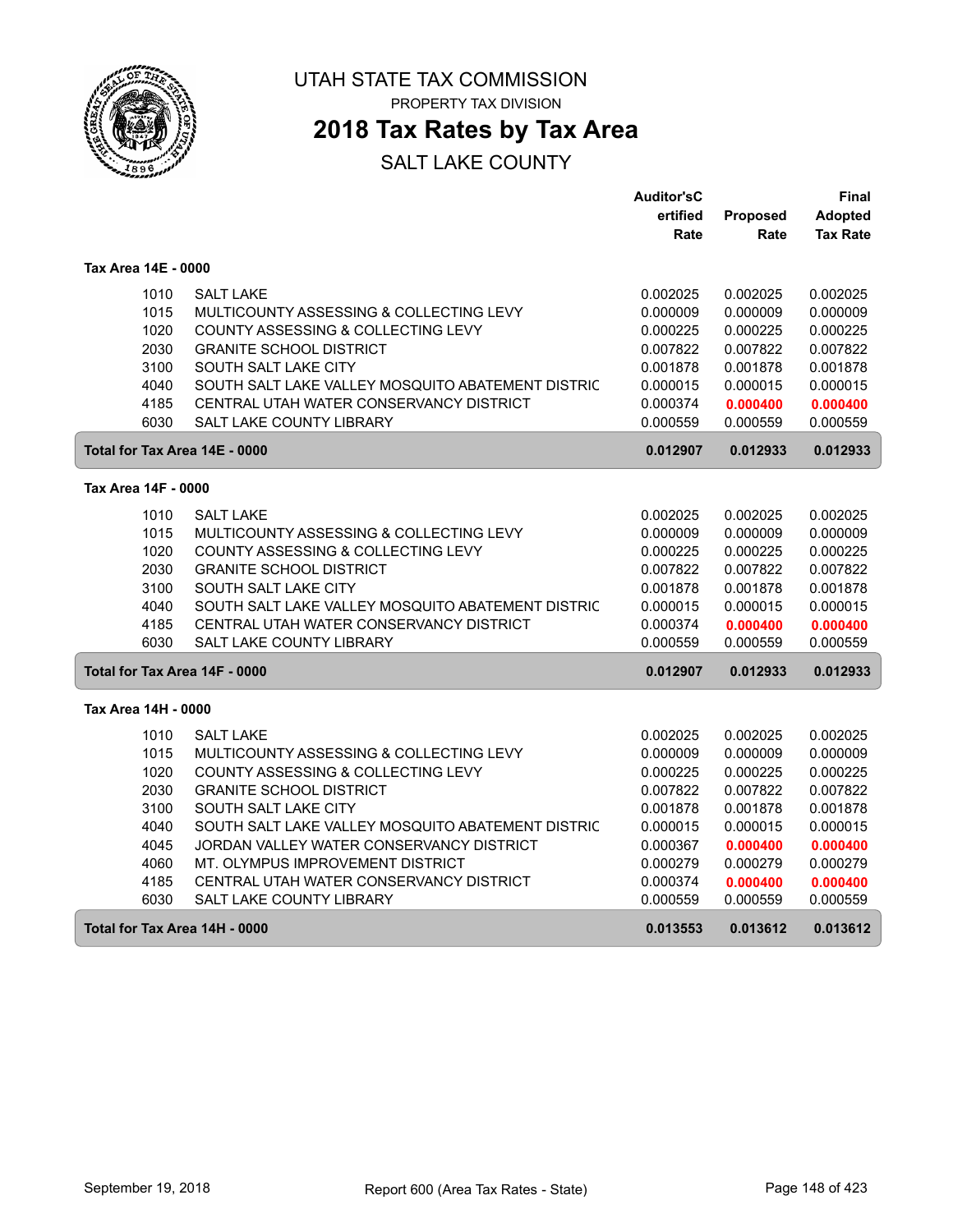# UTAH STATE TAX COMMISSION

PROPERTY TAX DIVISION

## 2018 Tax Rates by Tax Area

SALT LAKE COUNTY

| | | Auditor'sCertified Rate | Proposed Rate | Final Adopted Tax Rate |
|---|---|---|---|---|
| **Tax Area 14E - 0000** | | | | |
| 1010 | SALT LAKE | 0.002025 | 0.002025 | 0.002025 |
| 1015 | MULTICOUNTY ASSESSING & COLLECTING LEVY | 0.000009 | 0.000009 | 0.000009 |
| 1020 | COUNTY ASSESSING & COLLECTING LEVY | 0.000225 | 0.000225 | 0.000225 |
| 2030 | GRANITE SCHOOL DISTRICT | 0.007822 | 0.007822 | 0.007822 |
| 3100 | SOUTH SALT LAKE CITY | 0.001878 | 0.001878 | 0.001878 |
| 4040 | SOUTH SALT LAKE VALLEY MOSQUITO ABATEMENT DISTRIC | 0.000015 | 0.000015 | 0.000015 |
| 4185 | CENTRAL UTAH WATER CONSERVANCY DISTRICT | 0.000374 | **0.000400** | **0.000400** |
| 6030 | SALT LAKE COUNTY LIBRARY | 0.000559 | 0.000559 | 0.000559 |
| **Total for Tax Area 14E - 0000** | | **0.012907** | **0.012933** | **0.012933** |
| **Tax Area 14F - 0000** | | | | |
| 1010 | SALT LAKE | 0.002025 | 0.002025 | 0.002025 |
| 1015 | MULTICOUNTY ASSESSING & COLLECTING LEVY | 0.000009 | 0.000009 | 0.000009 |
| 1020 | COUNTY ASSESSING & COLLECTING LEVY | 0.000225 | 0.000225 | 0.000225 |
| 2030 | GRANITE SCHOOL DISTRICT | 0.007822 | 0.007822 | 0.007822 |
| 3100 | SOUTH SALT LAKE CITY | 0.001878 | 0.001878 | 0.001878 |
| 4040 | SOUTH SALT LAKE VALLEY MOSQUITO ABATEMENT DISTRIC | 0.000015 | 0.000015 | 0.000015 |
| 4185 | CENTRAL UTAH WATER CONSERVANCY DISTRICT | 0.000374 | **0.000400** | **0.000400** |
| 6030 | SALT LAKE COUNTY LIBRARY | 0.000559 | 0.000559 | 0.000559 |
| **Total for Tax Area 14F - 0000** | | **0.012907** | **0.012933** | **0.012933** |
| **Tax Area 14H - 0000** | | | | |
| 1010 | SALT LAKE | 0.002025 | 0.002025 | 0.002025 |
| 1015 | MULTICOUNTY ASSESSING & COLLECTING LEVY | 0.000009 | 0.000009 | 0.000009 |
| 1020 | COUNTY ASSESSING & COLLECTING LEVY | 0.000225 | 0.000225 | 0.000225 |
| 2030 | GRANITE SCHOOL DISTRICT | 0.007822 | 0.007822 | 0.007822 |
| 3100 | SOUTH SALT LAKE CITY | 0.001878 | 0.001878 | 0.001878 |
| 4040 | SOUTH SALT LAKE VALLEY MOSQUITO ABATEMENT DISTRIC | 0.000015 | 0.000015 | 0.000015 |
| 4045 | JORDAN VALLEY WATER CONSERVANCY DISTRICT | 0.000367 | **0.000400** | **0.000400** |
| 4060 | MT. OLYMPUS IMPROVEMENT DISTRICT | 0.000279 | 0.000279 | 0.000279 |
| 4185 | CENTRAL UTAH WATER CONSERVANCY DISTRICT | 0.000374 | **0.000400** | **0.000400** |
| 6030 | SALT LAKE COUNTY LIBRARY | 0.000559 | 0.000559 | 0.000559 |
| **Total for Tax Area 14H - 0000** | | **0.013553** | **0.013612** | **0.013612** |

September 19, 2018 Report 600 (Area Tax Rates - State)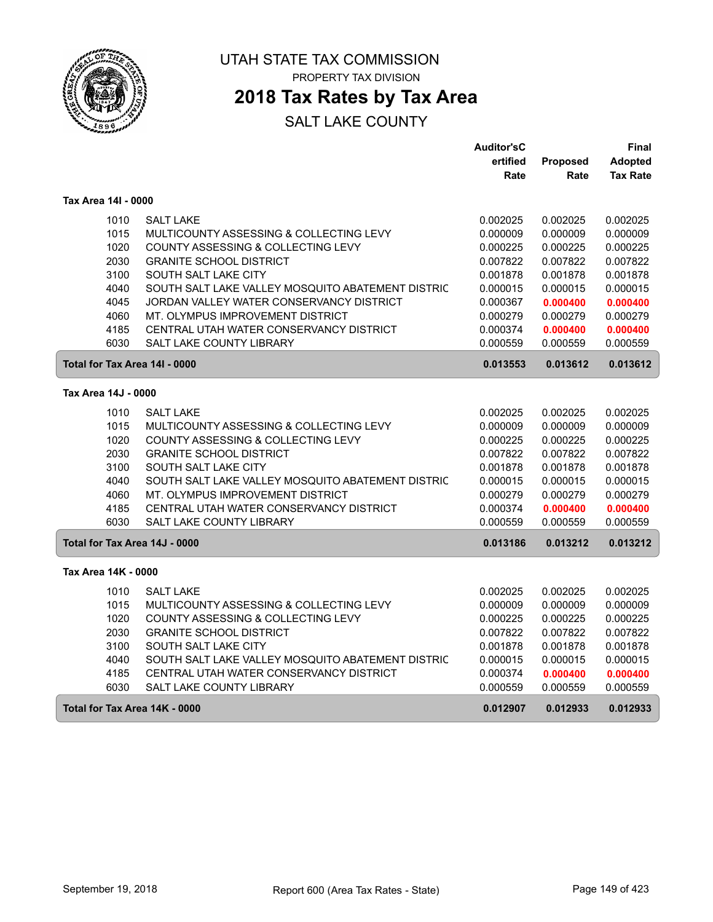# UTAH STATE TAX COMMISSION

PROPERTY TAX DIVISION

## 2018 Tax Rates by Tax Area

SALT LAKE COUNTY

| | | Auditor'sCertified Rate | Proposed Rate | Final Adopted Tax Rate |
|---|---|---|---|---|
| **Tax Area 14I - 0000** | | | | |
| 1010 | SALT LAKE | 0.002025 | 0.002025 | 0.002025 |
| 1015 | MULTICOUNTY ASSESSING & COLLECTING LEVY | 0.000009 | 0.000009 | 0.000009 |
| 1020 | COUNTY ASSESSING & COLLECTING LEVY | 0.000225 | 0.000225 | 0.000225 |
| 2030 | GRANITE SCHOOL DISTRICT | 0.007822 | 0.007822 | 0.007822 |
| 3100 | SOUTH SALT LAKE CITY | 0.001878 | 0.001878 | 0.001878 |
| 4040 | SOUTH SALT LAKE VALLEY MOSQUITO ABATEMENT DISTRIC | 0.000015 | 0.000015 | 0.000015 |
| 4045 | JORDAN VALLEY WATER CONSERVANCY DISTRICT | 0.000367 | **0.000400** | **0.000400** |
| 4060 | MT. OLYMPUS IMPROVEMENT DISTRICT | 0.000279 | 0.000279 | 0.000279 |
| 4185 | CENTRAL UTAH WATER CONSERVANCY DISTRICT | 0.000374 | **0.000400** | **0.000400** |
| 6030 | SALT LAKE COUNTY LIBRARY | 0.000559 | 0.000559 | 0.000559 |
| **Total for Tax Area 14I - 0000** | | **0.013553** | **0.013612** | **0.013612** |
| **Tax Area 14J - 0000** | | | | |
| 1010 | SALT LAKE | 0.002025 | 0.002025 | 0.002025 |
| 1015 | MULTICOUNTY ASSESSING & COLLECTING LEVY | 0.000009 | 0.000009 | 0.000009 |
| 1020 | COUNTY ASSESSING & COLLECTING LEVY | 0.000225 | 0.000225 | 0.000225 |
| 2030 | GRANITE SCHOOL DISTRICT | 0.007822 | 0.007822 | 0.007822 |
| 3100 | SOUTH SALT LAKE CITY | 0.001878 | 0.001878 | 0.001878 |
| 4040 | SOUTH SALT LAKE VALLEY MOSQUITO ABATEMENT DISTRIC | 0.000015 | 0.000015 | 0.000015 |
| 4060 | MT. OLYMPUS IMPROVEMENT DISTRICT | 0.000279 | 0.000279 | 0.000279 |
| 4185 | CENTRAL UTAH WATER CONSERVANCY DISTRICT | 0.000374 | **0.000400** | **0.000400** |
| 6030 | SALT LAKE COUNTY LIBRARY | 0.000559 | 0.000559 | 0.000559 |
| **Total for Tax Area 14J - 0000** | | **0.013186** | **0.013212** | **0.013212** |
| **Tax Area 14K - 0000** | | | | |
| 1010 | SALT LAKE | 0.002025 | 0.002025 | 0.002025 |
| 1015 | MULTICOUNTY ASSESSING & COLLECTING LEVY | 0.000009 | 0.000009 | 0.000009 |
| 1020 | COUNTY ASSESSING & COLLECTING LEVY | 0.000225 | 0.000225 | 0.000225 |
| 2030 | GRANITE SCHOOL DISTRICT | 0.007822 | 0.007822 | 0.007822 |
| 3100 | SOUTH SALT LAKE CITY | 0.001878 | 0.001878 | 0.001878 |
| 4040 | SOUTH SALT LAKE VALLEY MOSQUITO ABATEMENT DISTRIC | 0.000015 | 0.000015 | 0.000015 |
| 4185 | CENTRAL UTAH WATER CONSERVANCY DISTRICT | 0.000374 | **0.000400** | **0.000400** |
| 6030 | SALT LAKE COUNTY LIBRARY | 0.000559 | 0.000559 | 0.000559 |
| **Total for Tax Area 14K - 0000** | | **0.012907** | **0.012933** | **0.012933** |

September 19, 2018 — Report 600 (Area Tax Rates - State)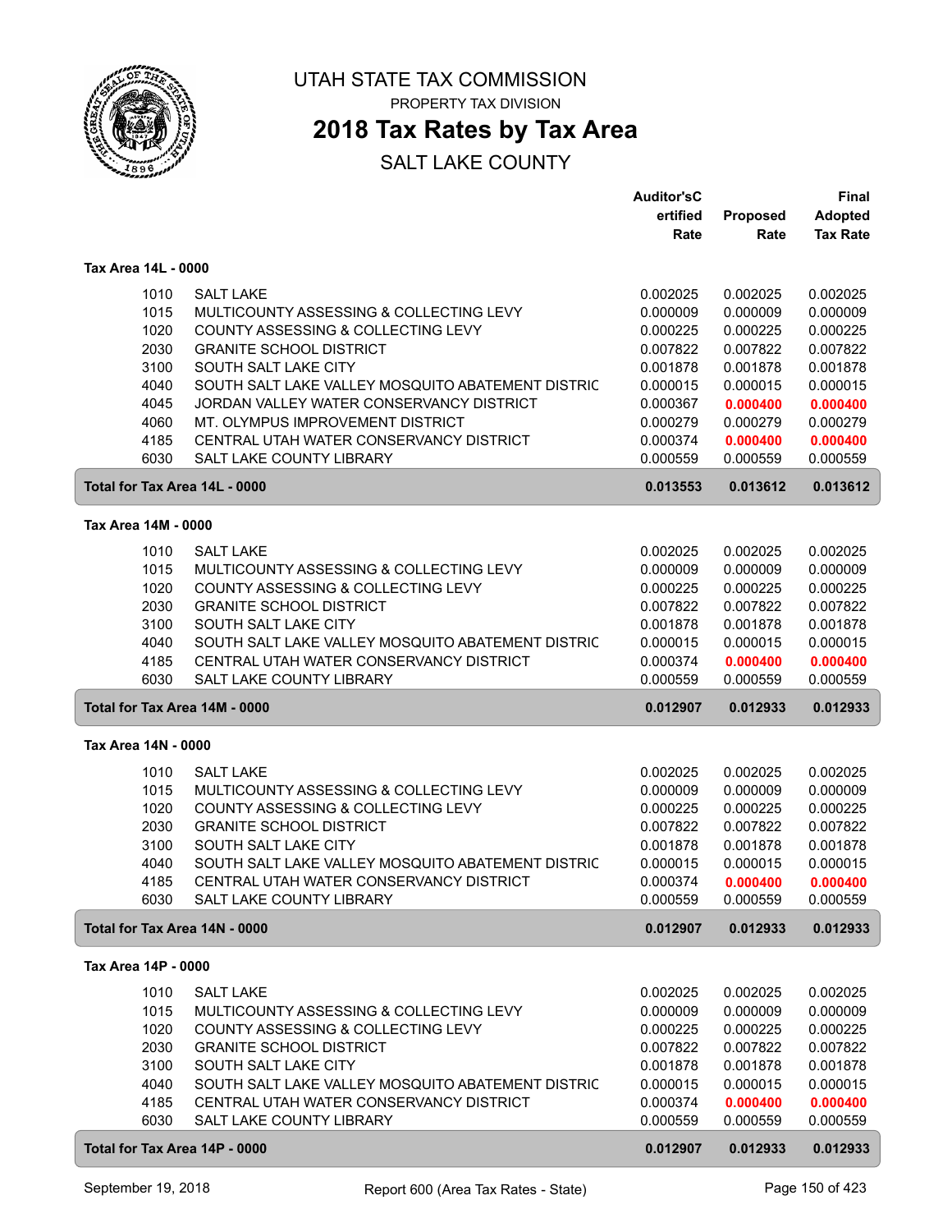# UTAH STATE TAX COMMISSION

PROPERTY TAX DIVISION

## 2018 Tax Rates by Tax Area

SALT LAKE COUNTY

### Tax Area 14L - 0000

| Code | Entity | Auditor's Certified Rate | Proposed Rate | Final Adopted Tax Rate |
|---|---|---|---|---|
| 1010 | SALT LAKE | 0.002025 | 0.002025 | 0.002025 |
| 1015 | MULTICOUNTY ASSESSING & COLLECTING LEVY | 0.000009 | 0.000009 | 0.000009 |
| 1020 | COUNTY ASSESSING & COLLECTING LEVY | 0.000225 | 0.000225 | 0.000225 |
| 2030 | GRANITE SCHOOL DISTRICT | 0.007822 | 0.007822 | 0.007822 |
| 3100 | SOUTH SALT LAKE CITY | 0.001878 | 0.001878 | 0.001878 |
| 4040 | SOUTH SALT LAKE VALLEY MOSQUITO ABATEMENT DISTRIC | 0.000015 | 0.000015 | 0.000015 |
| 4045 | JORDAN VALLEY WATER CONSERVANCY DISTRICT | 0.000367 | **0.000400** | **0.000400** |
| 4060 | MT. OLYMPUS IMPROVEMENT DISTRICT | 0.000279 | 0.000279 | 0.000279 |
| 4185 | CENTRAL UTAH WATER CONSERVANCY DISTRICT | 0.000374 | **0.000400** | **0.000400** |
| 6030 | SALT LAKE COUNTY LIBRARY | 0.000559 | 0.000559 | 0.000559 |
| **Total for Tax Area 14L - 0000** | | **0.013553** | **0.013612** | **0.013612** |

### Tax Area 14M - 0000

| Code | Entity | Auditor's Certified Rate | Proposed Rate | Final Adopted Tax Rate |
|---|---|---|---|---|
| 1010 | SALT LAKE | 0.002025 | 0.002025 | 0.002025 |
| 1015 | MULTICOUNTY ASSESSING & COLLECTING LEVY | 0.000009 | 0.000009 | 0.000009 |
| 1020 | COUNTY ASSESSING & COLLECTING LEVY | 0.000225 | 0.000225 | 0.000225 |
| 2030 | GRANITE SCHOOL DISTRICT | 0.007822 | 0.007822 | 0.007822 |
| 3100 | SOUTH SALT LAKE CITY | 0.001878 | 0.001878 | 0.001878 |
| 4040 | SOUTH SALT LAKE VALLEY MOSQUITO ABATEMENT DISTRIC | 0.000015 | 0.000015 | 0.000015 |
| 4185 | CENTRAL UTAH WATER CONSERVANCY DISTRICT | 0.000374 | **0.000400** | **0.000400** |
| 6030 | SALT LAKE COUNTY LIBRARY | 0.000559 | 0.000559 | 0.000559 |
| **Total for Tax Area 14M - 0000** | | **0.012907** | **0.012933** | **0.012933** |

### Tax Area 14N - 0000

| Code | Entity | Auditor's Certified Rate | Proposed Rate | Final Adopted Tax Rate |
|---|---|---|---|---|
| 1010 | SALT LAKE | 0.002025 | 0.002025 | 0.002025 |
| 1015 | MULTICOUNTY ASSESSING & COLLECTING LEVY | 0.000009 | 0.000009 | 0.000009 |
| 1020 | COUNTY ASSESSING & COLLECTING LEVY | 0.000225 | 0.000225 | 0.000225 |
| 2030 | GRANITE SCHOOL DISTRICT | 0.007822 | 0.007822 | 0.007822 |
| 3100 | SOUTH SALT LAKE CITY | 0.001878 | 0.001878 | 0.001878 |
| 4040 | SOUTH SALT LAKE VALLEY MOSQUITO ABATEMENT DISTRIC | 0.000015 | 0.000015 | 0.000015 |
| 4185 | CENTRAL UTAH WATER CONSERVANCY DISTRICT | 0.000374 | **0.000400** | **0.000400** |
| 6030 | SALT LAKE COUNTY LIBRARY | 0.000559 | 0.000559 | 0.000559 |
| **Total for Tax Area 14N - 0000** | | **0.012907** | **0.012933** | **0.012933** |

### Tax Area 14P - 0000

| Code | Entity | Auditor's Certified Rate | Proposed Rate | Final Adopted Tax Rate |
|---|---|---|---|---|
| 1010 | SALT LAKE | 0.002025 | 0.002025 | 0.002025 |
| 1015 | MULTICOUNTY ASSESSING & COLLECTING LEVY | 0.000009 | 0.000009 | 0.000009 |
| 1020 | COUNTY ASSESSING & COLLECTING LEVY | 0.000225 | 0.000225 | 0.000225 |
| 2030 | GRANITE SCHOOL DISTRICT | 0.007822 | 0.007822 | 0.007822 |
| 3100 | SOUTH SALT LAKE CITY | 0.001878 | 0.001878 | 0.001878 |
| 4040 | SOUTH SALT LAKE VALLEY MOSQUITO ABATEMENT DISTRIC | 0.000015 | 0.000015 | 0.000015 |
| 4185 | CENTRAL UTAH WATER CONSERVANCY DISTRICT | 0.000374 | **0.000400** | **0.000400** |
| 6030 | SALT LAKE COUNTY LIBRARY | 0.000559 | 0.000559 | 0.000559 |
| **Total for Tax Area 14P - 0000** | | **0.012907** | **0.012933** | **0.012933** |

September 19, 2018 — Report 600 (Area Tax Rates - State)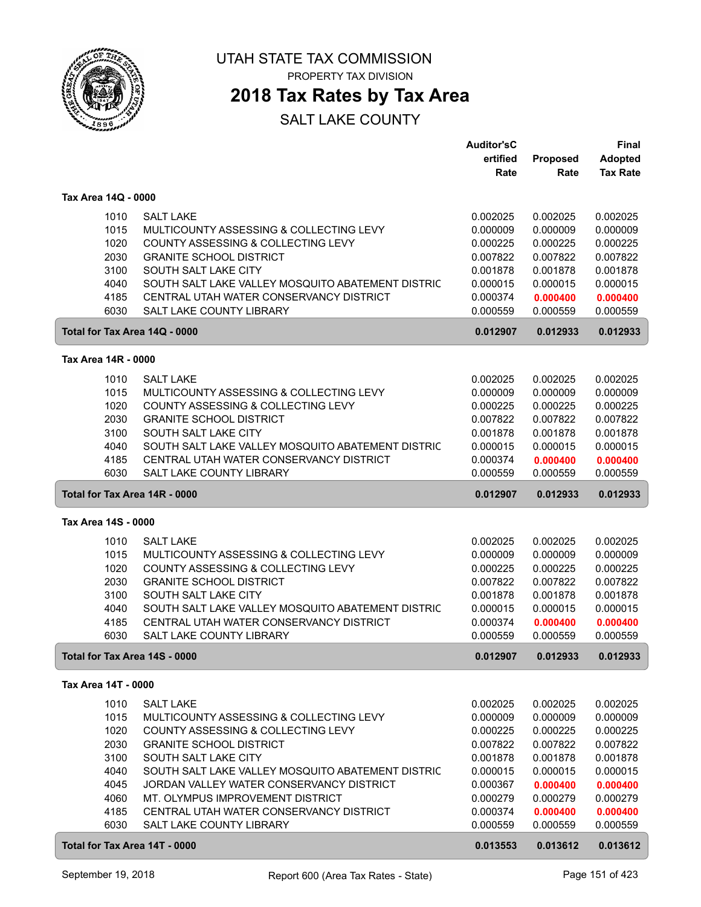# UTAH STATE TAX COMMISSION

PROPERTY TAX DIVISION

## 2018 Tax Rates by Tax Area

SALT LAKE COUNTY

| | | Auditor'sCertified Rate | Proposed Rate | Final Adopted Tax Rate |
|---|---|---|---|---|
| **Tax Area 14Q - 0000** | | | | |
| 1010 | SALT LAKE | 0.002025 | 0.002025 | 0.002025 |
| 1015 | MULTICOUNTY ASSESSING & COLLECTING LEVY | 0.000009 | 0.000009 | 0.000009 |
| 1020 | COUNTY ASSESSING & COLLECTING LEVY | 0.000225 | 0.000225 | 0.000225 |
| 2030 | GRANITE SCHOOL DISTRICT | 0.007822 | 0.007822 | 0.007822 |
| 3100 | SOUTH SALT LAKE CITY | 0.001878 | 0.001878 | 0.001878 |
| 4040 | SOUTH SALT LAKE VALLEY MOSQUITO ABATEMENT DISTRIC | 0.000015 | 0.000015 | 0.000015 |
| 4185 | CENTRAL UTAH WATER CONSERVANCY DISTRICT | 0.000374 | **0.000400** | **0.000400** |
| 6030 | SALT LAKE COUNTY LIBRARY | 0.000559 | 0.000559 | 0.000559 |
| **Total for Tax Area 14Q - 0000** | | **0.012907** | **0.012933** | **0.012933** |
| **Tax Area 14R - 0000** | | | | |
| 1010 | SALT LAKE | 0.002025 | 0.002025 | 0.002025 |
| 1015 | MULTICOUNTY ASSESSING & COLLECTING LEVY | 0.000009 | 0.000009 | 0.000009 |
| 1020 | COUNTY ASSESSING & COLLECTING LEVY | 0.000225 | 0.000225 | 0.000225 |
| 2030 | GRANITE SCHOOL DISTRICT | 0.007822 | 0.007822 | 0.007822 |
| 3100 | SOUTH SALT LAKE CITY | 0.001878 | 0.001878 | 0.001878 |
| 4040 | SOUTH SALT LAKE VALLEY MOSQUITO ABATEMENT DISTRIC | 0.000015 | 0.000015 | 0.000015 |
| 4185 | CENTRAL UTAH WATER CONSERVANCY DISTRICT | 0.000374 | **0.000400** | **0.000400** |
| 6030 | SALT LAKE COUNTY LIBRARY | 0.000559 | 0.000559 | 0.000559 |
| **Total for Tax Area 14R - 0000** | | **0.012907** | **0.012933** | **0.012933** |
| **Tax Area 14S - 0000** | | | | |
| 1010 | SALT LAKE | 0.002025 | 0.002025 | 0.002025 |
| 1015 | MULTICOUNTY ASSESSING & COLLECTING LEVY | 0.000009 | 0.000009 | 0.000009 |
| 1020 | COUNTY ASSESSING & COLLECTING LEVY | 0.000225 | 0.000225 | 0.000225 |
| 2030 | GRANITE SCHOOL DISTRICT | 0.007822 | 0.007822 | 0.007822 |
| 3100 | SOUTH SALT LAKE CITY | 0.001878 | 0.001878 | 0.001878 |
| 4040 | SOUTH SALT LAKE VALLEY MOSQUITO ABATEMENT DISTRIC | 0.000015 | 0.000015 | 0.000015 |
| 4185 | CENTRAL UTAH WATER CONSERVANCY DISTRICT | 0.000374 | **0.000400** | **0.000400** |
| 6030 | SALT LAKE COUNTY LIBRARY | 0.000559 | 0.000559 | 0.000559 |
| **Total for Tax Area 14S - 0000** | | **0.012907** | **0.012933** | **0.012933** |
| **Tax Area 14T - 0000** | | | | |
| 1010 | SALT LAKE | 0.002025 | 0.002025 | 0.002025 |
| 1015 | MULTICOUNTY ASSESSING & COLLECTING LEVY | 0.000009 | 0.000009 | 0.000009 |
| 1020 | COUNTY ASSESSING & COLLECTING LEVY | 0.000225 | 0.000225 | 0.000225 |
| 2030 | GRANITE SCHOOL DISTRICT | 0.007822 | 0.007822 | 0.007822 |
| 3100 | SOUTH SALT LAKE CITY | 0.001878 | 0.001878 | 0.001878 |
| 4040 | SOUTH SALT LAKE VALLEY MOSQUITO ABATEMENT DISTRIC | 0.000015 | 0.000015 | 0.000015 |
| 4045 | JORDAN VALLEY WATER CONSERVANCY DISTRICT | 0.000367 | **0.000400** | **0.000400** |
| 4060 | MT. OLYMPUS IMPROVEMENT DISTRICT | 0.000279 | 0.000279 | 0.000279 |
| 4185 | CENTRAL UTAH WATER CONSERVANCY DISTRICT | 0.000374 | **0.000400** | **0.000400** |
| 6030 | SALT LAKE COUNTY LIBRARY | 0.000559 | 0.000559 | 0.000559 |
| **Total for Tax Area 14T - 0000** | | **0.013553** | **0.013612** | **0.013612** |

September 19, 2018 — Report 600 (Area Tax Rates - State)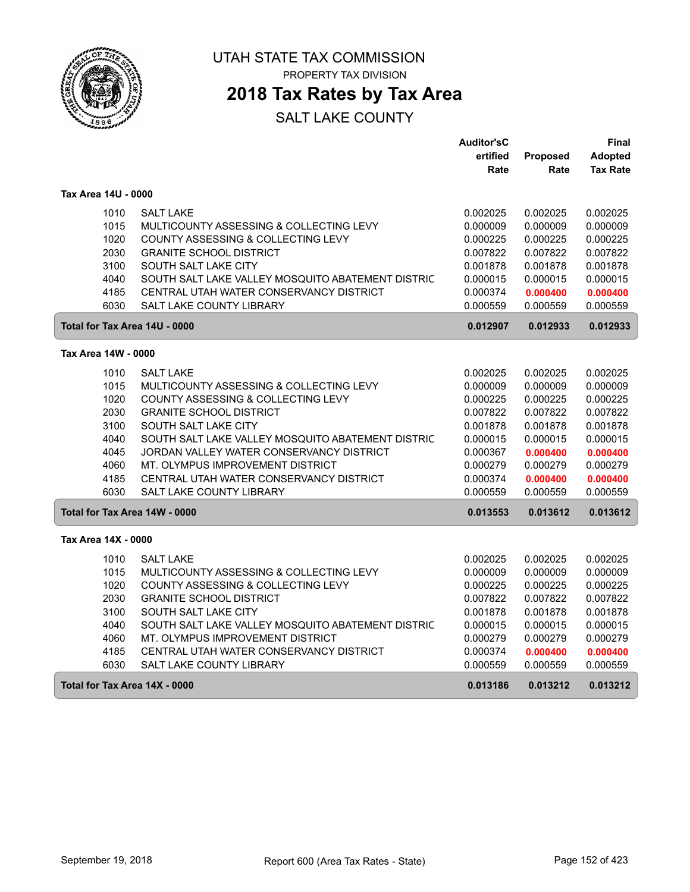UTAH STATE TAX COMMISSION

PROPERTY TAX DIVISION

# 2018 Tax Rates by Tax Area

## SALT LAKE COUNTY

| | | Auditor'sCertified Rate | Proposed Rate | Final Adopted Tax Rate |
|---|---|---|---|---|
| **Tax Area 14U - 0000** | | | | |
| 1010 | SALT LAKE | 0.002025 | 0.002025 | 0.002025 |
| 1015 | MULTICOUNTY ASSESSING & COLLECTING LEVY | 0.000009 | 0.000009 | 0.000009 |
| 1020 | COUNTY ASSESSING & COLLECTING LEVY | 0.000225 | 0.000225 | 0.000225 |
| 2030 | GRANITE SCHOOL DISTRICT | 0.007822 | 0.007822 | 0.007822 |
| 3100 | SOUTH SALT LAKE CITY | 0.001878 | 0.001878 | 0.001878 |
| 4040 | SOUTH SALT LAKE VALLEY MOSQUITO ABATEMENT DISTRIC | 0.000015 | 0.000015 | 0.000015 |
| 4185 | CENTRAL UTAH WATER CONSERVANCY DISTRICT | 0.000374 | **0.000400** | **0.000400** |
| 6030 | SALT LAKE COUNTY LIBRARY | 0.000559 | 0.000559 | 0.000559 |
| **Total for Tax Area 14U - 0000** | | **0.012907** | **0.012933** | **0.012933** |
| **Tax Area 14W - 0000** | | | | |
| 1010 | SALT LAKE | 0.002025 | 0.002025 | 0.002025 |
| 1015 | MULTICOUNTY ASSESSING & COLLECTING LEVY | 0.000009 | 0.000009 | 0.000009 |
| 1020 | COUNTY ASSESSING & COLLECTING LEVY | 0.000225 | 0.000225 | 0.000225 |
| 2030 | GRANITE SCHOOL DISTRICT | 0.007822 | 0.007822 | 0.007822 |
| 3100 | SOUTH SALT LAKE CITY | 0.001878 | 0.001878 | 0.001878 |
| 4040 | SOUTH SALT LAKE VALLEY MOSQUITO ABATEMENT DISTRIC | 0.000015 | 0.000015 | 0.000015 |
| 4045 | JORDAN VALLEY WATER CONSERVANCY DISTRICT | 0.000367 | **0.000400** | **0.000400** |
| 4060 | MT. OLYMPUS IMPROVEMENT DISTRICT | 0.000279 | 0.000279 | 0.000279 |
| 4185 | CENTRAL UTAH WATER CONSERVANCY DISTRICT | 0.000374 | **0.000400** | **0.000400** |
| 6030 | SALT LAKE COUNTY LIBRARY | 0.000559 | 0.000559 | 0.000559 |
| **Total for Tax Area 14W - 0000** | | **0.013553** | **0.013612** | **0.013612** |
| **Tax Area 14X - 0000** | | | | |
| 1010 | SALT LAKE | 0.002025 | 0.002025 | 0.002025 |
| 1015 | MULTICOUNTY ASSESSING & COLLECTING LEVY | 0.000009 | 0.000009 | 0.000009 |
| 1020 | COUNTY ASSESSING & COLLECTING LEVY | 0.000225 | 0.000225 | 0.000225 |
| 2030 | GRANITE SCHOOL DISTRICT | 0.007822 | 0.007822 | 0.007822 |
| 3100 | SOUTH SALT LAKE CITY | 0.001878 | 0.001878 | 0.001878 |
| 4040 | SOUTH SALT LAKE VALLEY MOSQUITO ABATEMENT DISTRIC | 0.000015 | 0.000015 | 0.000015 |
| 4060 | MT. OLYMPUS IMPROVEMENT DISTRICT | 0.000279 | 0.000279 | 0.000279 |
| 4185 | CENTRAL UTAH WATER CONSERVANCY DISTRICT | 0.000374 | **0.000400** | **0.000400** |
| 6030 | SALT LAKE COUNTY LIBRARY | 0.000559 | 0.000559 | 0.000559 |
| **Total for Tax Area 14X - 0000** | | **0.013186** | **0.013212** | **0.013212** |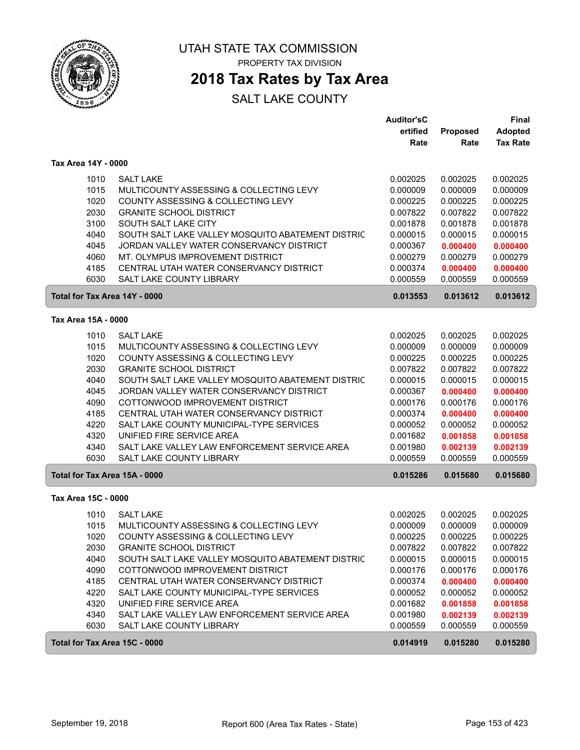# UTAH STATE TAX COMMISSION

PROPERTY TAX DIVISION

## 2018 Tax Rates by Tax Area

SALT LAKE COUNTY

### Tax Area 14Y - 0000

| | | Auditor's Certified Rate | Proposed Rate | Final Adopted Tax Rate |
|---|---|---|---|---|
| 1010 | SALT LAKE | 0.002025 | 0.002025 | 0.002025 |
| 1015 | MULTICOUNTY ASSESSING & COLLECTING LEVY | 0.000009 | 0.000009 | 0.000009 |
| 1020 | COUNTY ASSESSING & COLLECTING LEVY | 0.000225 | 0.000225 | 0.000225 |
| 2030 | GRANITE SCHOOL DISTRICT | 0.007822 | 0.007822 | 0.007822 |
| 3100 | SOUTH SALT LAKE CITY | 0.001878 | 0.001878 | 0.001878 |
| 4040 | SOUTH SALT LAKE VALLEY MOSQUITO ABATEMENT DISTRIC | 0.000015 | 0.000015 | 0.000015 |
| 4045 | JORDAN VALLEY WATER CONSERVANCY DISTRICT | 0.000367 | **0.000400** | **0.000400** |
| 4060 | MT. OLYMPUS IMPROVEMENT DISTRICT | 0.000279 | 0.000279 | 0.000279 |
| 4185 | CENTRAL UTAH WATER CONSERVANCY DISTRICT | 0.000374 | **0.000400** | **0.000400** |
| 6030 | SALT LAKE COUNTY LIBRARY | 0.000559 | 0.000559 | 0.000559 |
| **Total for Tax Area 14Y - 0000** | | **0.013553** | **0.013612** | **0.013612** |

### Tax Area 15A - 0000

| | | Auditor's Certified Rate | Proposed Rate | Final Adopted Tax Rate |
|---|---|---|---|---|
| 1010 | SALT LAKE | 0.002025 | 0.002025 | 0.002025 |
| 1015 | MULTICOUNTY ASSESSING & COLLECTING LEVY | 0.000009 | 0.000009 | 0.000009 |
| 1020 | COUNTY ASSESSING & COLLECTING LEVY | 0.000225 | 0.000225 | 0.000225 |
| 2030 | GRANITE SCHOOL DISTRICT | 0.007822 | 0.007822 | 0.007822 |
| 4040 | SOUTH SALT LAKE VALLEY MOSQUITO ABATEMENT DISTRIC | 0.000015 | 0.000015 | 0.000015 |
| 4045 | JORDAN VALLEY WATER CONSERVANCY DISTRICT | 0.000367 | **0.000400** | **0.000400** |
| 4090 | COTTONWOOD IMPROVEMENT DISTRICT | 0.000176 | 0.000176 | 0.000176 |
| 4185 | CENTRAL UTAH WATER CONSERVANCY DISTRICT | 0.000374 | **0.000400** | **0.000400** |
| 4220 | SALT LAKE COUNTY MUNICIPAL-TYPE SERVICES | 0.000052 | 0.000052 | 0.000052 |
| 4320 | UNIFIED FIRE SERVICE AREA | 0.001682 | **0.001858** | **0.001858** |
| 4340 | SALT LAKE VALLEY LAW ENFORCEMENT SERVICE AREA | 0.001980 | **0.002139** | **0.002139** |
| 6030 | SALT LAKE COUNTY LIBRARY | 0.000559 | 0.000559 | 0.000559 |
| **Total for Tax Area 15A - 0000** | | **0.015286** | **0.015680** | **0.015680** |

### Tax Area 15C - 0000

| | | Auditor's Certified Rate | Proposed Rate | Final Adopted Tax Rate |
|---|---|---|---|---|
| 1010 | SALT LAKE | 0.002025 | 0.002025 | 0.002025 |
| 1015 | MULTICOUNTY ASSESSING & COLLECTING LEVY | 0.000009 | 0.000009 | 0.000009 |
| 1020 | COUNTY ASSESSING & COLLECTING LEVY | 0.000225 | 0.000225 | 0.000225 |
| 2030 | GRANITE SCHOOL DISTRICT | 0.007822 | 0.007822 | 0.007822 |
| 4040 | SOUTH SALT LAKE VALLEY MOSQUITO ABATEMENT DISTRIC | 0.000015 | 0.000015 | 0.000015 |
| 4090 | COTTONWOOD IMPROVEMENT DISTRICT | 0.000176 | 0.000176 | 0.000176 |
| 4185 | CENTRAL UTAH WATER CONSERVANCY DISTRICT | 0.000374 | **0.000400** | **0.000400** |
| 4220 | SALT LAKE COUNTY MUNICIPAL-TYPE SERVICES | 0.000052 | 0.000052 | 0.000052 |
| 4320 | UNIFIED FIRE SERVICE AREA | 0.001682 | **0.001858** | **0.001858** |
| 4340 | SALT LAKE VALLEY LAW ENFORCEMENT SERVICE AREA | 0.001980 | **0.002139** | **0.002139** |
| 6030 | SALT LAKE COUNTY LIBRARY | 0.000559 | 0.000559 | 0.000559 |
| **Total for Tax Area 15C - 0000** | | **0.014919** | **0.015280** | **0.015280** |

September 19, 2018 — Report 600 (Area Tax Rates - State)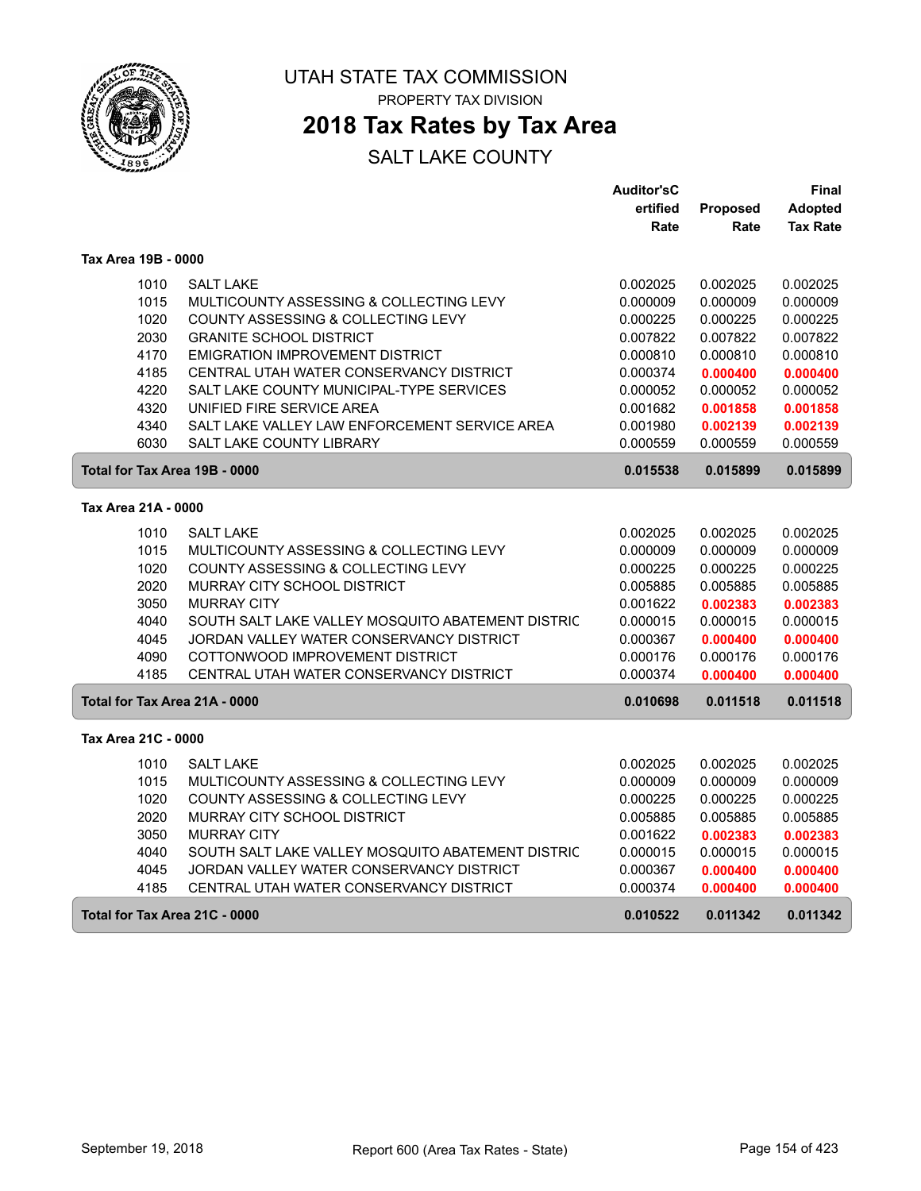# UTAH STATE TAX COMMISSION

PROPERTY TAX DIVISION

## 2018 Tax Rates by Tax Area

SALT LAKE COUNTY

| | | Auditor'sC ertified Rate | Proposed Rate | Final Adopted Tax Rate |
|---|---|---|---|---|
| **Tax Area 19B - 0000** | | | | |
| 1010 | SALT LAKE | 0.002025 | 0.002025 | 0.002025 |
| 1015 | MULTICOUNTY ASSESSING & COLLECTING LEVY | 0.000009 | 0.000009 | 0.000009 |
| 1020 | COUNTY ASSESSING & COLLECTING LEVY | 0.000225 | 0.000225 | 0.000225 |
| 2030 | GRANITE SCHOOL DISTRICT | 0.007822 | 0.007822 | 0.007822 |
| 4170 | EMIGRATION IMPROVEMENT DISTRICT | 0.000810 | 0.000810 | 0.000810 |
| 4185 | CENTRAL UTAH WATER CONSERVANCY DISTRICT | 0.000374 | **0.000400** | **0.000400** |
| 4220 | SALT LAKE COUNTY MUNICIPAL-TYPE SERVICES | 0.000052 | 0.000052 | 0.000052 |
| 4320 | UNIFIED FIRE SERVICE AREA | 0.001682 | **0.001858** | **0.001858** |
| 4340 | SALT LAKE VALLEY LAW ENFORCEMENT SERVICE AREA | 0.001980 | **0.002139** | **0.002139** |
| 6030 | SALT LAKE COUNTY LIBRARY | 0.000559 | 0.000559 | 0.000559 |
| **Total for Tax Area 19B - 0000** | | **0.015538** | **0.015899** | **0.015899** |
| **Tax Area 21A - 0000** | | | | |
| 1010 | SALT LAKE | 0.002025 | 0.002025 | 0.002025 |
| 1015 | MULTICOUNTY ASSESSING & COLLECTING LEVY | 0.000009 | 0.000009 | 0.000009 |
| 1020 | COUNTY ASSESSING & COLLECTING LEVY | 0.000225 | 0.000225 | 0.000225 |
| 2020 | MURRAY CITY SCHOOL DISTRICT | 0.005885 | 0.005885 | 0.005885 |
| 3050 | MURRAY CITY | 0.001622 | **0.002383** | **0.002383** |
| 4040 | SOUTH SALT LAKE VALLEY MOSQUITO ABATEMENT DISTRIC | 0.000015 | 0.000015 | 0.000015 |
| 4045 | JORDAN VALLEY WATER CONSERVANCY DISTRICT | 0.000367 | **0.000400** | **0.000400** |
| 4090 | COTTONWOOD IMPROVEMENT DISTRICT | 0.000176 | 0.000176 | 0.000176 |
| 4185 | CENTRAL UTAH WATER CONSERVANCY DISTRICT | 0.000374 | **0.000400** | **0.000400** |
| **Total for Tax Area 21A - 0000** | | **0.010698** | **0.011518** | **0.011518** |
| **Tax Area 21C - 0000** | | | | |
| 1010 | SALT LAKE | 0.002025 | 0.002025 | 0.002025 |
| 1015 | MULTICOUNTY ASSESSING & COLLECTING LEVY | 0.000009 | 0.000009 | 0.000009 |
| 1020 | COUNTY ASSESSING & COLLECTING LEVY | 0.000225 | 0.000225 | 0.000225 |
| 2020 | MURRAY CITY SCHOOL DISTRICT | 0.005885 | 0.005885 | 0.005885 |
| 3050 | MURRAY CITY | 0.001622 | **0.002383** | **0.002383** |
| 4040 | SOUTH SALT LAKE VALLEY MOSQUITO ABATEMENT DISTRIC | 0.000015 | 0.000015 | 0.000015 |
| 4045 | JORDAN VALLEY WATER CONSERVANCY DISTRICT | 0.000367 | **0.000400** | **0.000400** |
| 4185 | CENTRAL UTAH WATER CONSERVANCY DISTRICT | 0.000374 | **0.000400** | **0.000400** |
| **Total for Tax Area 21C - 0000** | | **0.010522** | **0.011342** | **0.011342** |

September 19, 2018 — Report 600 (Area Tax Rates - State)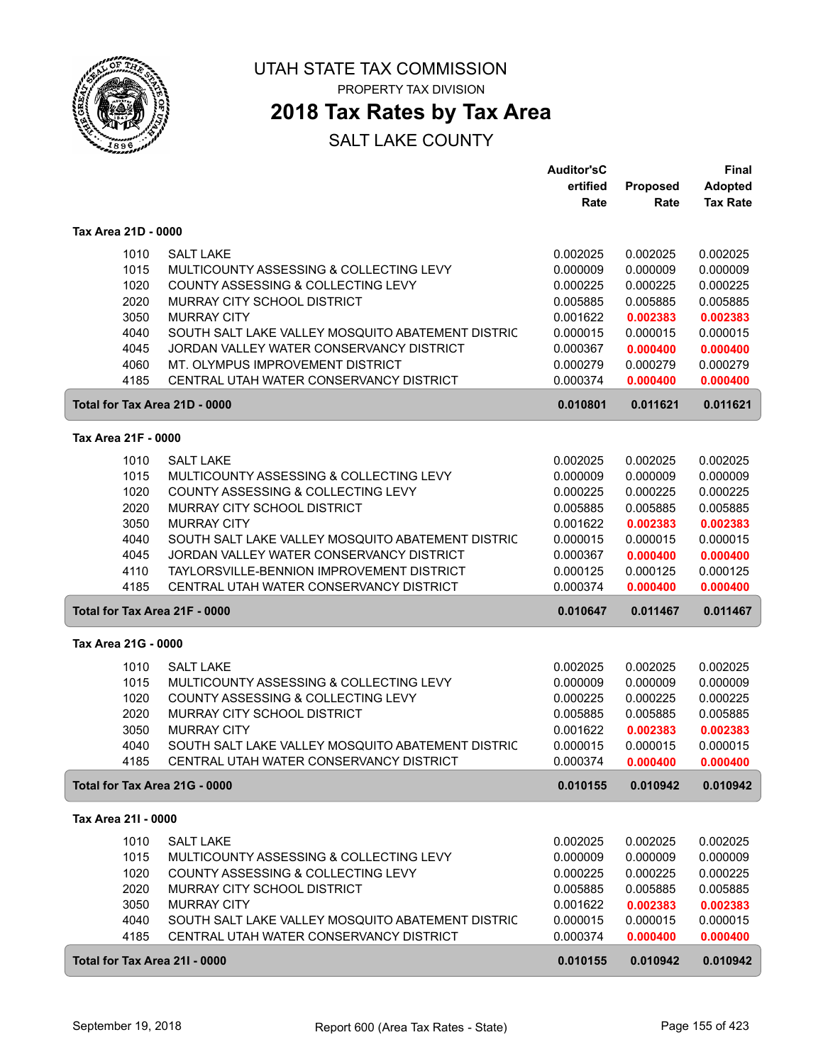# UTAH STATE TAX COMMISSION

PROPERTY TAX DIVISION

## 2018 Tax Rates by Tax Area

SALT LAKE COUNTY

| | | Auditor'sCertified Rate | Proposed Rate | Final Adopted Tax Rate |
|---|---|---|---|---|
| **Tax Area 21D - 0000** | | | | |
| 1010 | SALT LAKE | 0.002025 | 0.002025 | 0.002025 |
| 1015 | MULTICOUNTY ASSESSING & COLLECTING LEVY | 0.000009 | 0.000009 | 0.000009 |
| 1020 | COUNTY ASSESSING & COLLECTING LEVY | 0.000225 | 0.000225 | 0.000225 |
| 2020 | MURRAY CITY SCHOOL DISTRICT | 0.005885 | 0.005885 | 0.005885 |
| 3050 | MURRAY CITY | 0.001622 | **0.002383** | **0.002383** |
| 4040 | SOUTH SALT LAKE VALLEY MOSQUITO ABATEMENT DISTRIC | 0.000015 | 0.000015 | 0.000015 |
| 4045 | JORDAN VALLEY WATER CONSERVANCY DISTRICT | 0.000367 | **0.000400** | **0.000400** |
| 4060 | MT. OLYMPUS IMPROVEMENT DISTRICT | 0.000279 | 0.000279 | 0.000279 |
| 4185 | CENTRAL UTAH WATER CONSERVANCY DISTRICT | 0.000374 | **0.000400** | **0.000400** |
| **Total for Tax Area 21D - 0000** | | **0.010801** | **0.011621** | **0.011621** |
| **Tax Area 21F - 0000** | | | | |
| 1010 | SALT LAKE | 0.002025 | 0.002025 | 0.002025 |
| 1015 | MULTICOUNTY ASSESSING & COLLECTING LEVY | 0.000009 | 0.000009 | 0.000009 |
| 1020 | COUNTY ASSESSING & COLLECTING LEVY | 0.000225 | 0.000225 | 0.000225 |
| 2020 | MURRAY CITY SCHOOL DISTRICT | 0.005885 | 0.005885 | 0.005885 |
| 3050 | MURRAY CITY | 0.001622 | **0.002383** | **0.002383** |
| 4040 | SOUTH SALT LAKE VALLEY MOSQUITO ABATEMENT DISTRIC | 0.000015 | 0.000015 | 0.000015 |
| 4045 | JORDAN VALLEY WATER CONSERVANCY DISTRICT | 0.000367 | **0.000400** | **0.000400** |
| 4110 | TAYLORSVILLE-BENNION IMPROVEMENT DISTRICT | 0.000125 | 0.000125 | 0.000125 |
| 4185 | CENTRAL UTAH WATER CONSERVANCY DISTRICT | 0.000374 | **0.000400** | **0.000400** |
| **Total for Tax Area 21F - 0000** | | **0.010647** | **0.011467** | **0.011467** |
| **Tax Area 21G - 0000** | | | | |
| 1010 | SALT LAKE | 0.002025 | 0.002025 | 0.002025 |
| 1015 | MULTICOUNTY ASSESSING & COLLECTING LEVY | 0.000009 | 0.000009 | 0.000009 |
| 1020 | COUNTY ASSESSING & COLLECTING LEVY | 0.000225 | 0.000225 | 0.000225 |
| 2020 | MURRAY CITY SCHOOL DISTRICT | 0.005885 | 0.005885 | 0.005885 |
| 3050 | MURRAY CITY | 0.001622 | **0.002383** | **0.002383** |
| 4040 | SOUTH SALT LAKE VALLEY MOSQUITO ABATEMENT DISTRIC | 0.000015 | 0.000015 | 0.000015 |
| 4185 | CENTRAL UTAH WATER CONSERVANCY DISTRICT | 0.000374 | **0.000400** | **0.000400** |
| **Total for Tax Area 21G - 0000** | | **0.010155** | **0.010942** | **0.010942** |
| **Tax Area 21I - 0000** | | | | |
| 1010 | SALT LAKE | 0.002025 | 0.002025 | 0.002025 |
| 1015 | MULTICOUNTY ASSESSING & COLLECTING LEVY | 0.000009 | 0.000009 | 0.000009 |
| 1020 | COUNTY ASSESSING & COLLECTING LEVY | 0.000225 | 0.000225 | 0.000225 |
| 2020 | MURRAY CITY SCHOOL DISTRICT | 0.005885 | 0.005885 | 0.005885 |
| 3050 | MURRAY CITY | 0.001622 | **0.002383** | **0.002383** |
| 4040 | SOUTH SALT LAKE VALLEY MOSQUITO ABATEMENT DISTRIC | 0.000015 | 0.000015 | 0.000015 |
| 4185 | CENTRAL UTAH WATER CONSERVANCY DISTRICT | 0.000374 | **0.000400** | **0.000400** |
| **Total for Tax Area 21I - 0000** | | **0.010155** | **0.010942** | **0.010942** |

September 19, 2018 — Report 600 (Area Tax Rates - State)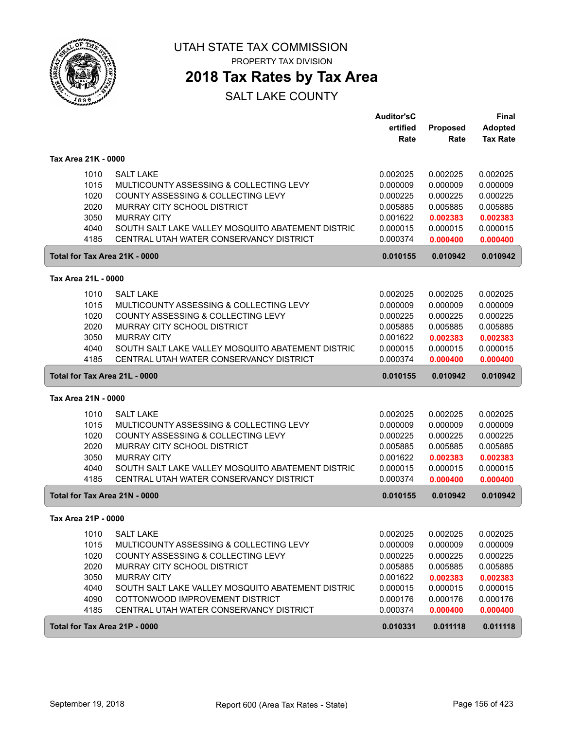# UTAH STATE TAX COMMISSION

PROPERTY TAX DIVISION

## 2018 Tax Rates by Tax Area

SALT LAKE COUNTY

| | | Auditor'sCertified Rate | Proposed Rate | Final Adopted Tax Rate |
|---|---|---|---|---|
| **Tax Area 21K - 0000** | | | | |
| 1010 | SALT LAKE | 0.002025 | 0.002025 | 0.002025 |
| 1015 | MULTICOUNTY ASSESSING & COLLECTING LEVY | 0.000009 | 0.000009 | 0.000009 |
| 1020 | COUNTY ASSESSING & COLLECTING LEVY | 0.000225 | 0.000225 | 0.000225 |
| 2020 | MURRAY CITY SCHOOL DISTRICT | 0.005885 | 0.005885 | 0.005885 |
| 3050 | MURRAY CITY | 0.001622 | **0.002383** | **0.002383** |
| 4040 | SOUTH SALT LAKE VALLEY MOSQUITO ABATEMENT DISTRIC | 0.000015 | 0.000015 | 0.000015 |
| 4185 | CENTRAL UTAH WATER CONSERVANCY DISTRICT | 0.000374 | **0.000400** | **0.000400** |
| **Total for Tax Area 21K - 0000** | | **0.010155** | **0.010942** | **0.010942** |
| **Tax Area 21L - 0000** | | | | |
| 1010 | SALT LAKE | 0.002025 | 0.002025 | 0.002025 |
| 1015 | MULTICOUNTY ASSESSING & COLLECTING LEVY | 0.000009 | 0.000009 | 0.000009 |
| 1020 | COUNTY ASSESSING & COLLECTING LEVY | 0.000225 | 0.000225 | 0.000225 |
| 2020 | MURRAY CITY SCHOOL DISTRICT | 0.005885 | 0.005885 | 0.005885 |
| 3050 | MURRAY CITY | 0.001622 | **0.002383** | **0.002383** |
| 4040 | SOUTH SALT LAKE VALLEY MOSQUITO ABATEMENT DISTRIC | 0.000015 | 0.000015 | 0.000015 |
| 4185 | CENTRAL UTAH WATER CONSERVANCY DISTRICT | 0.000374 | **0.000400** | **0.000400** |
| **Total for Tax Area 21L - 0000** | | **0.010155** | **0.010942** | **0.010942** |
| **Tax Area 21N - 0000** | | | | |
| 1010 | SALT LAKE | 0.002025 | 0.002025 | 0.002025 |
| 1015 | MULTICOUNTY ASSESSING & COLLECTING LEVY | 0.000009 | 0.000009 | 0.000009 |
| 1020 | COUNTY ASSESSING & COLLECTING LEVY | 0.000225 | 0.000225 | 0.000225 |
| 2020 | MURRAY CITY SCHOOL DISTRICT | 0.005885 | 0.005885 | 0.005885 |
| 3050 | MURRAY CITY | 0.001622 | **0.002383** | **0.002383** |
| 4040 | SOUTH SALT LAKE VALLEY MOSQUITO ABATEMENT DISTRIC | 0.000015 | 0.000015 | 0.000015 |
| 4185 | CENTRAL UTAH WATER CONSERVANCY DISTRICT | 0.000374 | **0.000400** | **0.000400** |
| **Total for Tax Area 21N - 0000** | | **0.010155** | **0.010942** | **0.010942** |
| **Tax Area 21P - 0000** | | | | |
| 1010 | SALT LAKE | 0.002025 | 0.002025 | 0.002025 |
| 1015 | MULTICOUNTY ASSESSING & COLLECTING LEVY | 0.000009 | 0.000009 | 0.000009 |
| 1020 | COUNTY ASSESSING & COLLECTING LEVY | 0.000225 | 0.000225 | 0.000225 |
| 2020 | MURRAY CITY SCHOOL DISTRICT | 0.005885 | 0.005885 | 0.005885 |
| 3050 | MURRAY CITY | 0.001622 | **0.002383** | **0.002383** |
| 4040 | SOUTH SALT LAKE VALLEY MOSQUITO ABATEMENT DISTRIC | 0.000015 | 0.000015 | 0.000015 |
| 4090 | COTTONWOOD IMPROVEMENT DISTRICT | 0.000176 | 0.000176 | 0.000176 |
| 4185 | CENTRAL UTAH WATER CONSERVANCY DISTRICT | 0.000374 | **0.000400** | **0.000400** |
| **Total for Tax Area 21P - 0000** | | **0.010331** | **0.011118** | **0.011118** |

September 19, 2018 — Report 600 (Area Tax Rates - State)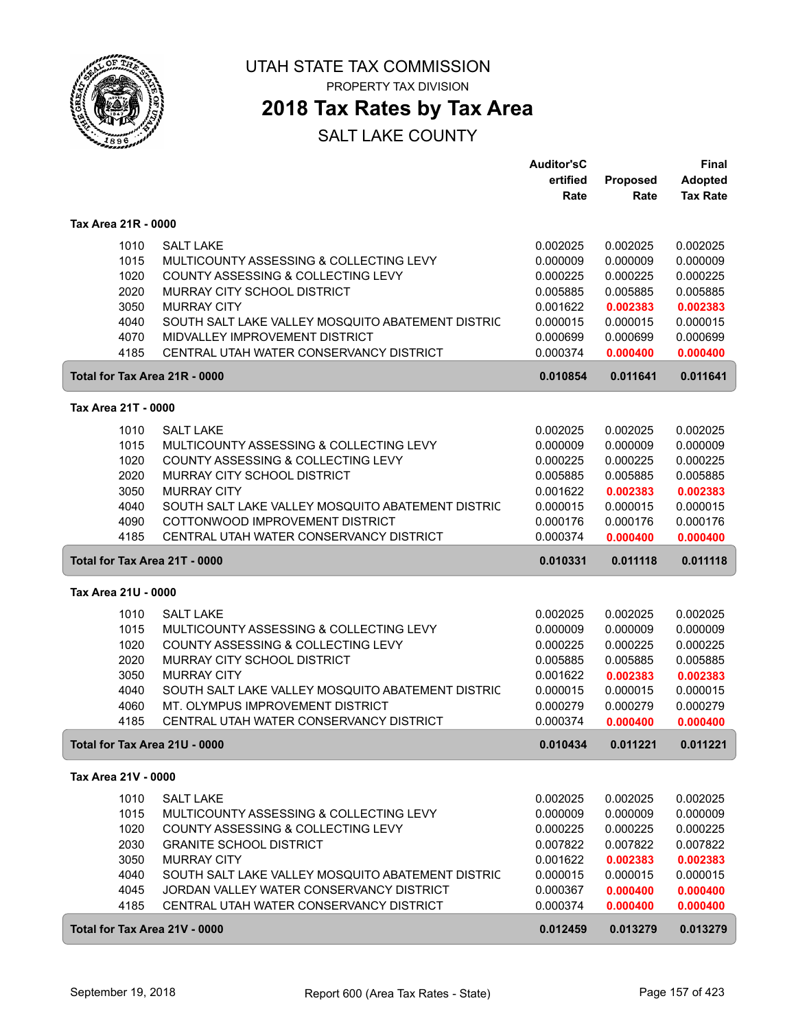# UTAH STATE TAX COMMISSION

PROPERTY TAX DIVISION

## 2018 Tax Rates by Tax Area

SALT LAKE COUNTY

| | | Auditor'sCertified Rate | Proposed Rate | Final Adopted Tax Rate |
|---|---|---|---|---|
| **Tax Area 21R - 0000** | | | | |
| 1010 | SALT LAKE | 0.002025 | 0.002025 | 0.002025 |
| 1015 | MULTICOUNTY ASSESSING & COLLECTING LEVY | 0.000009 | 0.000009 | 0.000009 |
| 1020 | COUNTY ASSESSING & COLLECTING LEVY | 0.000225 | 0.000225 | 0.000225 |
| 2020 | MURRAY CITY SCHOOL DISTRICT | 0.005885 | 0.005885 | 0.005885 |
| 3050 | MURRAY CITY | 0.001622 | **0.002383** | **0.002383** |
| 4040 | SOUTH SALT LAKE VALLEY MOSQUITO ABATEMENT DISTRIC | 0.000015 | 0.000015 | 0.000015 |
| 4070 | MIDVALLEY IMPROVEMENT DISTRICT | 0.000699 | 0.000699 | 0.000699 |
| 4185 | CENTRAL UTAH WATER CONSERVANCY DISTRICT | 0.000374 | **0.000400** | **0.000400** |
| **Total for Tax Area 21R - 0000** | | **0.010854** | **0.011641** | **0.011641** |
| **Tax Area 21T - 0000** | | | | |
| 1010 | SALT LAKE | 0.002025 | 0.002025 | 0.002025 |
| 1015 | MULTICOUNTY ASSESSING & COLLECTING LEVY | 0.000009 | 0.000009 | 0.000009 |
| 1020 | COUNTY ASSESSING & COLLECTING LEVY | 0.000225 | 0.000225 | 0.000225 |
| 2020 | MURRAY CITY SCHOOL DISTRICT | 0.005885 | 0.005885 | 0.005885 |
| 3050 | MURRAY CITY | 0.001622 | **0.002383** | **0.002383** |
| 4040 | SOUTH SALT LAKE VALLEY MOSQUITO ABATEMENT DISTRIC | 0.000015 | 0.000015 | 0.000015 |
| 4090 | COTTONWOOD IMPROVEMENT DISTRICT | 0.000176 | 0.000176 | 0.000176 |
| 4185 | CENTRAL UTAH WATER CONSERVANCY DISTRICT | 0.000374 | **0.000400** | **0.000400** |
| **Total for Tax Area 21T - 0000** | | **0.010331** | **0.011118** | **0.011118** |
| **Tax Area 21U - 0000** | | | | |
| 1010 | SALT LAKE | 0.002025 | 0.002025 | 0.002025 |
| 1015 | MULTICOUNTY ASSESSING & COLLECTING LEVY | 0.000009 | 0.000009 | 0.000009 |
| 1020 | COUNTY ASSESSING & COLLECTING LEVY | 0.000225 | 0.000225 | 0.000225 |
| 2020 | MURRAY CITY SCHOOL DISTRICT | 0.005885 | 0.005885 | 0.005885 |
| 3050 | MURRAY CITY | 0.001622 | **0.002383** | **0.002383** |
| 4040 | SOUTH SALT LAKE VALLEY MOSQUITO ABATEMENT DISTRIC | 0.000015 | 0.000015 | 0.000015 |
| 4060 | MT. OLYMPUS IMPROVEMENT DISTRICT | 0.000279 | 0.000279 | 0.000279 |
| 4185 | CENTRAL UTAH WATER CONSERVANCY DISTRICT | 0.000374 | **0.000400** | **0.000400** |
| **Total for Tax Area 21U - 0000** | | **0.010434** | **0.011221** | **0.011221** |
| **Tax Area 21V - 0000** | | | | |
| 1010 | SALT LAKE | 0.002025 | 0.002025 | 0.002025 |
| 1015 | MULTICOUNTY ASSESSING & COLLECTING LEVY | 0.000009 | 0.000009 | 0.000009 |
| 1020 | COUNTY ASSESSING & COLLECTING LEVY | 0.000225 | 0.000225 | 0.000225 |
| 2030 | GRANITE SCHOOL DISTRICT | 0.007822 | 0.007822 | 0.007822 |
| 3050 | MURRAY CITY | 0.001622 | **0.002383** | **0.002383** |
| 4040 | SOUTH SALT LAKE VALLEY MOSQUITO ABATEMENT DISTRIC | 0.000015 | 0.000015 | 0.000015 |
| 4045 | JORDAN VALLEY WATER CONSERVANCY DISTRICT | 0.000367 | **0.000400** | **0.000400** |
| 4185 | CENTRAL UTAH WATER CONSERVANCY DISTRICT | 0.000374 | **0.000400** | **0.000400** |
| **Total for Tax Area 21V - 0000** | | **0.012459** | **0.013279** | **0.013279** |

September 19, 2018 — Report 600 (Area Tax Rates - State)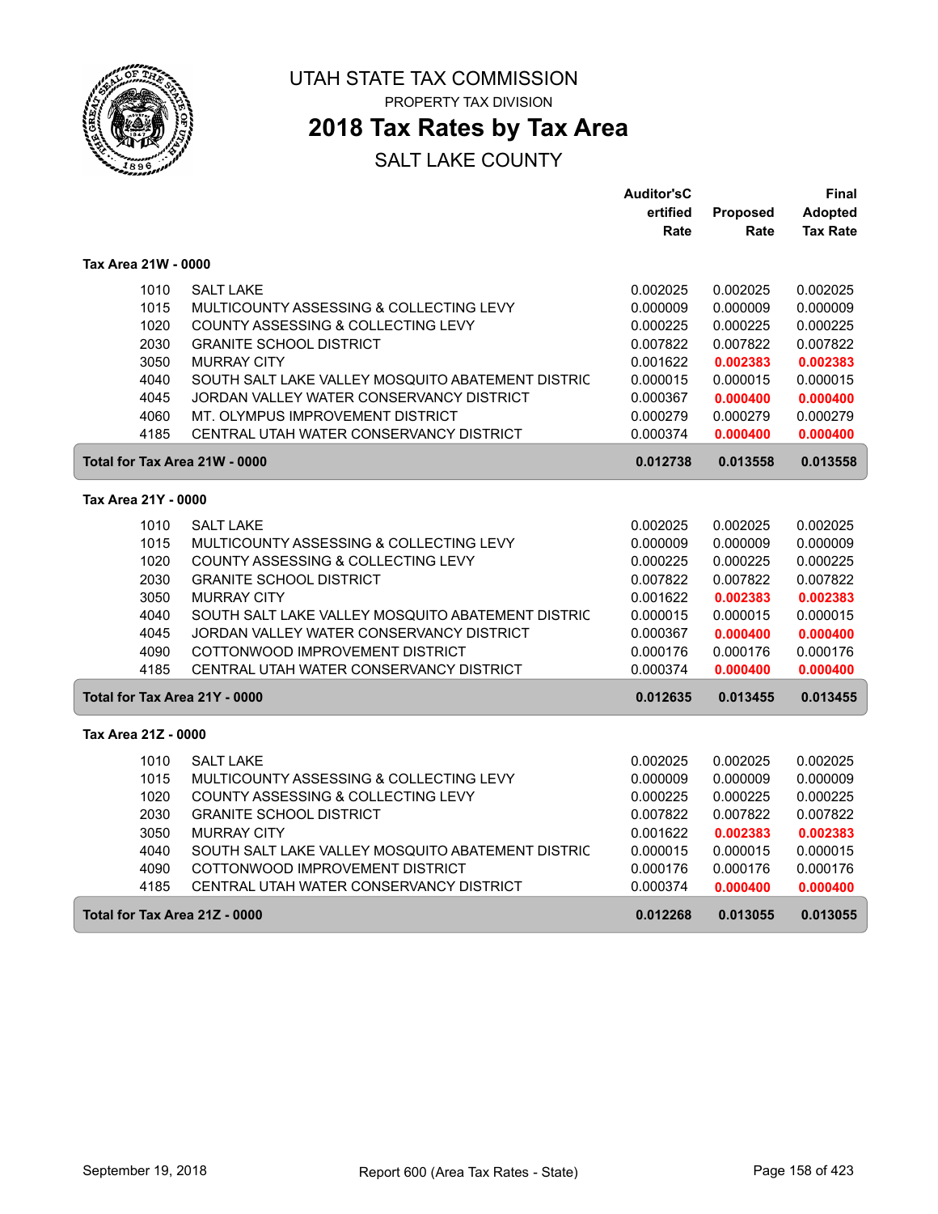# UTAH STATE TAX COMMISSION

PROPERTY TAX DIVISION

## 2018 Tax Rates by Tax Area

SALT LAKE COUNTY

### Tax Area 21W - 0000

| | | Auditor'sCertified Rate | Proposed Rate | Final Adopted Tax Rate |
|---|---|---|---|---|
| 1010 | SALT LAKE | 0.002025 | 0.002025 | 0.002025 |
| 1015 | MULTICOUNTY ASSESSING & COLLECTING LEVY | 0.000009 | 0.000009 | 0.000009 |
| 1020 | COUNTY ASSESSING & COLLECTING LEVY | 0.000225 | 0.000225 | 0.000225 |
| 2030 | GRANITE SCHOOL DISTRICT | 0.007822 | 0.007822 | 0.007822 |
| 3050 | MURRAY CITY | 0.001622 | **0.002383** | **0.002383** |
| 4040 | SOUTH SALT LAKE VALLEY MOSQUITO ABATEMENT DISTRIC | 0.000015 | 0.000015 | 0.000015 |
| 4045 | JORDAN VALLEY WATER CONSERVANCY DISTRICT | 0.000367 | **0.000400** | **0.000400** |
| 4060 | MT. OLYMPUS IMPROVEMENT DISTRICT | 0.000279 | 0.000279 | 0.000279 |
| 4185 | CENTRAL UTAH WATER CONSERVANCY DISTRICT | 0.000374 | **0.000400** | **0.000400** |
| **Total for Tax Area 21W - 0000** | | **0.012738** | **0.013558** | **0.013558** |

### Tax Area 21Y - 0000

| | | Auditor'sCertified Rate | Proposed Rate | Final Adopted Tax Rate |
|---|---|---|---|---|
| 1010 | SALT LAKE | 0.002025 | 0.002025 | 0.002025 |
| 1015 | MULTICOUNTY ASSESSING & COLLECTING LEVY | 0.000009 | 0.000009 | 0.000009 |
| 1020 | COUNTY ASSESSING & COLLECTING LEVY | 0.000225 | 0.000225 | 0.000225 |
| 2030 | GRANITE SCHOOL DISTRICT | 0.007822 | 0.007822 | 0.007822 |
| 3050 | MURRAY CITY | 0.001622 | **0.002383** | **0.002383** |
| 4040 | SOUTH SALT LAKE VALLEY MOSQUITO ABATEMENT DISTRIC | 0.000015 | 0.000015 | 0.000015 |
| 4045 | JORDAN VALLEY WATER CONSERVANCY DISTRICT | 0.000367 | **0.000400** | **0.000400** |
| 4090 | COTTONWOOD IMPROVEMENT DISTRICT | 0.000176 | 0.000176 | 0.000176 |
| 4185 | CENTRAL UTAH WATER CONSERVANCY DISTRICT | 0.000374 | **0.000400** | **0.000400** |
| **Total for Tax Area 21Y - 0000** | | **0.012635** | **0.013455** | **0.013455** |

### Tax Area 21Z - 0000

| | | Auditor'sCertified Rate | Proposed Rate | Final Adopted Tax Rate |
|---|---|---|---|---|
| 1010 | SALT LAKE | 0.002025 | 0.002025 | 0.002025 |
| 1015 | MULTICOUNTY ASSESSING & COLLECTING LEVY | 0.000009 | 0.000009 | 0.000009 |
| 1020 | COUNTY ASSESSING & COLLECTING LEVY | 0.000225 | 0.000225 | 0.000225 |
| 2030 | GRANITE SCHOOL DISTRICT | 0.007822 | 0.007822 | 0.007822 |
| 3050 | MURRAY CITY | 0.001622 | **0.002383** | **0.002383** |
| 4040 | SOUTH SALT LAKE VALLEY MOSQUITO ABATEMENT DISTRIC | 0.000015 | 0.000015 | 0.000015 |
| 4090 | COTTONWOOD IMPROVEMENT DISTRICT | 0.000176 | 0.000176 | 0.000176 |
| 4185 | CENTRAL UTAH WATER CONSERVANCY DISTRICT | 0.000374 | **0.000400** | **0.000400** |
| **Total for Tax Area 21Z - 0000** | | **0.012268** | **0.013055** | **0.013055** |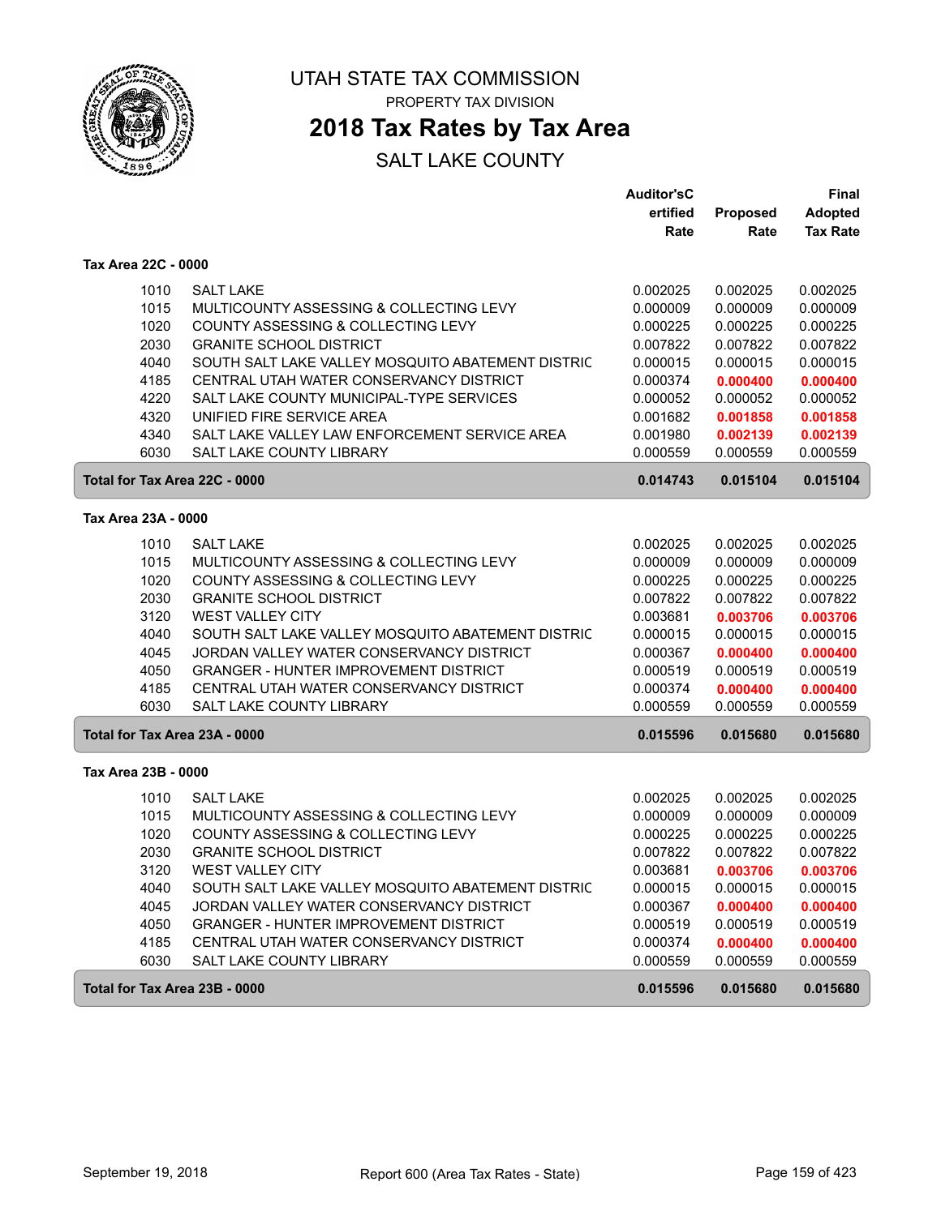# UTAH STATE TAX COMMISSION

PROPERTY TAX DIVISION

## 2018 Tax Rates by Tax Area

SALT LAKE COUNTY

### Tax Area 22C - 0000

| | | Auditor's Certified Rate | Proposed Rate | Final Adopted Tax Rate |
|---|---|---|---|---|
| 1010 | SALT LAKE | 0.002025 | 0.002025 | 0.002025 |
| 1015 | MULTICOUNTY ASSESSING & COLLECTING LEVY | 0.000009 | 0.000009 | 0.000009 |
| 1020 | COUNTY ASSESSING & COLLECTING LEVY | 0.000225 | 0.000225 | 0.000225 |
| 2030 | GRANITE SCHOOL DISTRICT | 0.007822 | 0.007822 | 0.007822 |
| 4040 | SOUTH SALT LAKE VALLEY MOSQUITO ABATEMENT DISTRIC | 0.000015 | 0.000015 | 0.000015 |
| 4185 | CENTRAL UTAH WATER CONSERVANCY DISTRICT | 0.000374 | **0.000400** | **0.000400** |
| 4220 | SALT LAKE COUNTY MUNICIPAL-TYPE SERVICES | 0.000052 | 0.000052 | 0.000052 |
| 4320 | UNIFIED FIRE SERVICE AREA | 0.001682 | **0.001858** | **0.001858** |
| 4340 | SALT LAKE VALLEY LAW ENFORCEMENT SERVICE AREA | 0.001980 | **0.002139** | **0.002139** |
| 6030 | SALT LAKE COUNTY LIBRARY | 0.000559 | 0.000559 | 0.000559 |
| **Total for Tax Area 22C - 0000** | | **0.014743** | **0.015104** | **0.015104** |

### Tax Area 23A - 0000

| | | Auditor's Certified Rate | Proposed Rate | Final Adopted Tax Rate |
|---|---|---|---|---|
| 1010 | SALT LAKE | 0.002025 | 0.002025 | 0.002025 |
| 1015 | MULTICOUNTY ASSESSING & COLLECTING LEVY | 0.000009 | 0.000009 | 0.000009 |
| 1020 | COUNTY ASSESSING & COLLECTING LEVY | 0.000225 | 0.000225 | 0.000225 |
| 2030 | GRANITE SCHOOL DISTRICT | 0.007822 | 0.007822 | 0.007822 |
| 3120 | WEST VALLEY CITY | 0.003681 | **0.003706** | **0.003706** |
| 4040 | SOUTH SALT LAKE VALLEY MOSQUITO ABATEMENT DISTRIC | 0.000015 | 0.000015 | 0.000015 |
| 4045 | JORDAN VALLEY WATER CONSERVANCY DISTRICT | 0.000367 | **0.000400** | **0.000400** |
| 4050 | GRANGER - HUNTER IMPROVEMENT DISTRICT | 0.000519 | 0.000519 | 0.000519 |
| 4185 | CENTRAL UTAH WATER CONSERVANCY DISTRICT | 0.000374 | **0.000400** | **0.000400** |
| 6030 | SALT LAKE COUNTY LIBRARY | 0.000559 | 0.000559 | 0.000559 |
| **Total for Tax Area 23A - 0000** | | **0.015596** | **0.015680** | **0.015680** |

### Tax Area 23B - 0000

| | | Auditor's Certified Rate | Proposed Rate | Final Adopted Tax Rate |
|---|---|---|---|---|
| 1010 | SALT LAKE | 0.002025 | 0.002025 | 0.002025 |
| 1015 | MULTICOUNTY ASSESSING & COLLECTING LEVY | 0.000009 | 0.000009 | 0.000009 |
| 1020 | COUNTY ASSESSING & COLLECTING LEVY | 0.000225 | 0.000225 | 0.000225 |
| 2030 | GRANITE SCHOOL DISTRICT | 0.007822 | 0.007822 | 0.007822 |
| 3120 | WEST VALLEY CITY | 0.003681 | **0.003706** | **0.003706** |
| 4040 | SOUTH SALT LAKE VALLEY MOSQUITO ABATEMENT DISTRIC | 0.000015 | 0.000015 | 0.000015 |
| 4045 | JORDAN VALLEY WATER CONSERVANCY DISTRICT | 0.000367 | **0.000400** | **0.000400** |
| 4050 | GRANGER - HUNTER IMPROVEMENT DISTRICT | 0.000519 | 0.000519 | 0.000519 |
| 4185 | CENTRAL UTAH WATER CONSERVANCY DISTRICT | 0.000374 | **0.000400** | **0.000400** |
| 6030 | SALT LAKE COUNTY LIBRARY | 0.000559 | 0.000559 | 0.000559 |
| **Total for Tax Area 23B - 0000** | | **0.015596** | **0.015680** | **0.015680** |

September 19, 2018 — Report 600 (Area Tax Rates - State)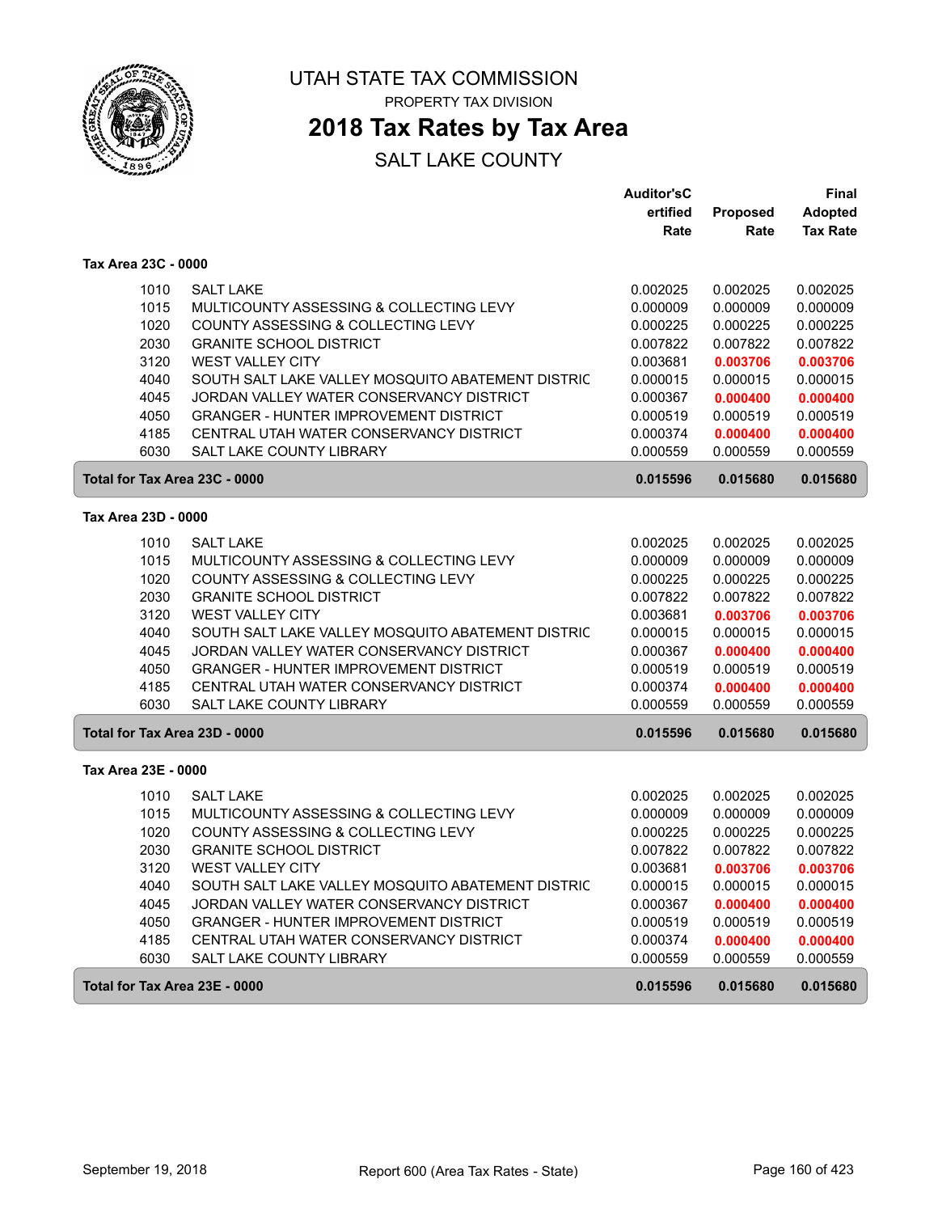UTAH STATE TAX COMMISSION

PROPERTY TAX DIVISION

# 2018 Tax Rates by Tax Area

SALT LAKE COUNTY

| | | Auditor'sCertified Rate | Proposed Rate | Final Adopted Tax Rate |
|---|---|---|---|---|
| **Tax Area 23C - 0000** | | | | |
| 1010 | SALT LAKE | 0.002025 | 0.002025 | 0.002025 |
| 1015 | MULTICOUNTY ASSESSING & COLLECTING LEVY | 0.000009 | 0.000009 | 0.000009 |
| 1020 | COUNTY ASSESSING & COLLECTING LEVY | 0.000225 | 0.000225 | 0.000225 |
| 2030 | GRANITE SCHOOL DISTRICT | 0.007822 | 0.007822 | 0.007822 |
| 3120 | WEST VALLEY CITY | 0.003681 | **0.003706** | **0.003706** |
| 4040 | SOUTH SALT LAKE VALLEY MOSQUITO ABATEMENT DISTRIC | 0.000015 | 0.000015 | 0.000015 |
| 4045 | JORDAN VALLEY WATER CONSERVANCY DISTRICT | 0.000367 | **0.000400** | **0.000400** |
| 4050 | GRANGER - HUNTER IMPROVEMENT DISTRICT | 0.000519 | 0.000519 | 0.000519 |
| 4185 | CENTRAL UTAH WATER CONSERVANCY DISTRICT | 0.000374 | **0.000400** | **0.000400** |
| 6030 | SALT LAKE COUNTY LIBRARY | 0.000559 | 0.000559 | 0.000559 |
| **Total for Tax Area 23C - 0000** | | **0.015596** | **0.015680** | **0.015680** |
| **Tax Area 23D - 0000** | | | | |
| 1010 | SALT LAKE | 0.002025 | 0.002025 | 0.002025 |
| 1015 | MULTICOUNTY ASSESSING & COLLECTING LEVY | 0.000009 | 0.000009 | 0.000009 |
| 1020 | COUNTY ASSESSING & COLLECTING LEVY | 0.000225 | 0.000225 | 0.000225 |
| 2030 | GRANITE SCHOOL DISTRICT | 0.007822 | 0.007822 | 0.007822 |
| 3120 | WEST VALLEY CITY | 0.003681 | **0.003706** | **0.003706** |
| 4040 | SOUTH SALT LAKE VALLEY MOSQUITO ABATEMENT DISTRIC | 0.000015 | 0.000015 | 0.000015 |
| 4045 | JORDAN VALLEY WATER CONSERVANCY DISTRICT | 0.000367 | **0.000400** | **0.000400** |
| 4050 | GRANGER - HUNTER IMPROVEMENT DISTRICT | 0.000519 | 0.000519 | 0.000519 |
| 4185 | CENTRAL UTAH WATER CONSERVANCY DISTRICT | 0.000374 | **0.000400** | **0.000400** |
| 6030 | SALT LAKE COUNTY LIBRARY | 0.000559 | 0.000559 | 0.000559 |
| **Total for Tax Area 23D - 0000** | | **0.015596** | **0.015680** | **0.015680** |
| **Tax Area 23E - 0000** | | | | |
| 1010 | SALT LAKE | 0.002025 | 0.002025 | 0.002025 |
| 1015 | MULTICOUNTY ASSESSING & COLLECTING LEVY | 0.000009 | 0.000009 | 0.000009 |
| 1020 | COUNTY ASSESSING & COLLECTING LEVY | 0.000225 | 0.000225 | 0.000225 |
| 2030 | GRANITE SCHOOL DISTRICT | 0.007822 | 0.007822 | 0.007822 |
| 3120 | WEST VALLEY CITY | 0.003681 | **0.003706** | **0.003706** |
| 4040 | SOUTH SALT LAKE VALLEY MOSQUITO ABATEMENT DISTRIC | 0.000015 | 0.000015 | 0.000015 |
| 4045 | JORDAN VALLEY WATER CONSERVANCY DISTRICT | 0.000367 | **0.000400** | **0.000400** |
| 4050 | GRANGER - HUNTER IMPROVEMENT DISTRICT | 0.000519 | 0.000519 | 0.000519 |
| 4185 | CENTRAL UTAH WATER CONSERVANCY DISTRICT | 0.000374 | **0.000400** | **0.000400** |
| 6030 | SALT LAKE COUNTY LIBRARY | 0.000559 | 0.000559 | 0.000559 |
| **Total for Tax Area 23E - 0000** | | **0.015596** | **0.015680** | **0.015680** |

September 19, 2018 Report 600 (Area Tax Rates - State)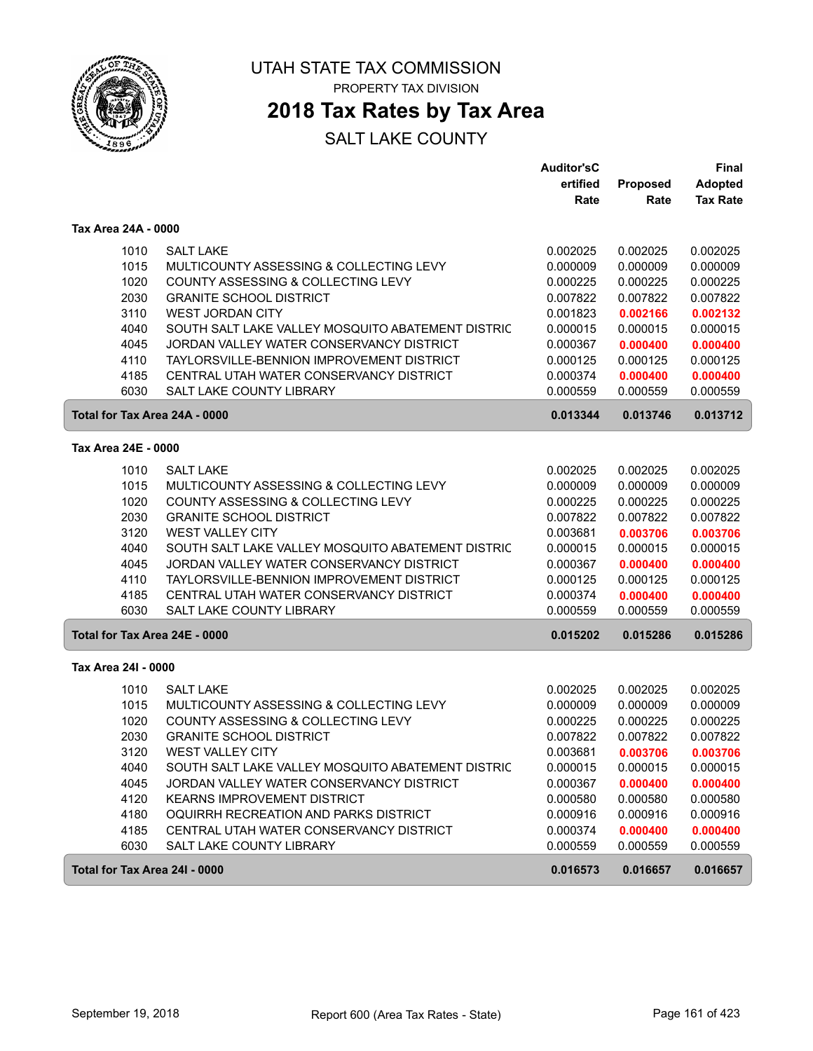# UTAH STATE TAX COMMISSION

PROPERTY TAX DIVISION

## 2018 Tax Rates by Tax Area

SALT LAKE COUNTY

| | | Auditor'sC ertified Rate | Proposed Rate | Final Adopted Tax Rate |
|---|---|---|---|---|
| **Tax Area 24A - 0000** | | | | |
| 1010 | SALT LAKE | 0.002025 | 0.002025 | 0.002025 |
| 1015 | MULTICOUNTY ASSESSING & COLLECTING LEVY | 0.000009 | 0.000009 | 0.000009 |
| 1020 | COUNTY ASSESSING & COLLECTING LEVY | 0.000225 | 0.000225 | 0.000225 |
| 2030 | GRANITE SCHOOL DISTRICT | 0.007822 | 0.007822 | 0.007822 |
| 3110 | WEST JORDAN CITY | 0.001823 | **0.002166** | **0.002132** |
| 4040 | SOUTH SALT LAKE VALLEY MOSQUITO ABATEMENT DISTRIC | 0.000015 | 0.000015 | 0.000015 |
| 4045 | JORDAN VALLEY WATER CONSERVANCY DISTRICT | 0.000367 | **0.000400** | **0.000400** |
| 4110 | TAYLORSVILLE-BENNION IMPROVEMENT DISTRICT | 0.000125 | 0.000125 | 0.000125 |
| 4185 | CENTRAL UTAH WATER CONSERVANCY DISTRICT | 0.000374 | **0.000400** | **0.000400** |
| 6030 | SALT LAKE COUNTY LIBRARY | 0.000559 | 0.000559 | 0.000559 |
| **Total for Tax Area 24A - 0000** | | **0.013344** | **0.013746** | **0.013712** |
| **Tax Area 24E - 0000** | | | | |
| 1010 | SALT LAKE | 0.002025 | 0.002025 | 0.002025 |
| 1015 | MULTICOUNTY ASSESSING & COLLECTING LEVY | 0.000009 | 0.000009 | 0.000009 |
| 1020 | COUNTY ASSESSING & COLLECTING LEVY | 0.000225 | 0.000225 | 0.000225 |
| 2030 | GRANITE SCHOOL DISTRICT | 0.007822 | 0.007822 | 0.007822 |
| 3120 | WEST VALLEY CITY | 0.003681 | **0.003706** | **0.003706** |
| 4040 | SOUTH SALT LAKE VALLEY MOSQUITO ABATEMENT DISTRIC | 0.000015 | 0.000015 | 0.000015 |
| 4045 | JORDAN VALLEY WATER CONSERVANCY DISTRICT | 0.000367 | **0.000400** | **0.000400** |
| 4110 | TAYLORSVILLE-BENNION IMPROVEMENT DISTRICT | 0.000125 | 0.000125 | 0.000125 |
| 4185 | CENTRAL UTAH WATER CONSERVANCY DISTRICT | 0.000374 | **0.000400** | **0.000400** |
| 6030 | SALT LAKE COUNTY LIBRARY | 0.000559 | 0.000559 | 0.000559 |
| **Total for Tax Area 24E - 0000** | | **0.015202** | **0.015286** | **0.015286** |
| **Tax Area 24I - 0000** | | | | |
| 1010 | SALT LAKE | 0.002025 | 0.002025 | 0.002025 |
| 1015 | MULTICOUNTY ASSESSING & COLLECTING LEVY | 0.000009 | 0.000009 | 0.000009 |
| 1020 | COUNTY ASSESSING & COLLECTING LEVY | 0.000225 | 0.000225 | 0.000225 |
| 2030 | GRANITE SCHOOL DISTRICT | 0.007822 | 0.007822 | 0.007822 |
| 3120 | WEST VALLEY CITY | 0.003681 | **0.003706** | **0.003706** |
| 4040 | SOUTH SALT LAKE VALLEY MOSQUITO ABATEMENT DISTRIC | 0.000015 | 0.000015 | 0.000015 |
| 4045 | JORDAN VALLEY WATER CONSERVANCY DISTRICT | 0.000367 | **0.000400** | **0.000400** |
| 4120 | KEARNS IMPROVEMENT DISTRICT | 0.000580 | 0.000580 | 0.000580 |
| 4180 | OQUIRRH RECREATION AND PARKS DISTRICT | 0.000916 | 0.000916 | 0.000916 |
| 4185 | CENTRAL UTAH WATER CONSERVANCY DISTRICT | 0.000374 | **0.000400** | **0.000400** |
| 6030 | SALT LAKE COUNTY LIBRARY | 0.000559 | 0.000559 | 0.000559 |
| **Total for Tax Area 24I - 0000** | | **0.016573** | **0.016657** | **0.016657** |

September 19, 2018 — Report 600 (Area Tax Rates - State)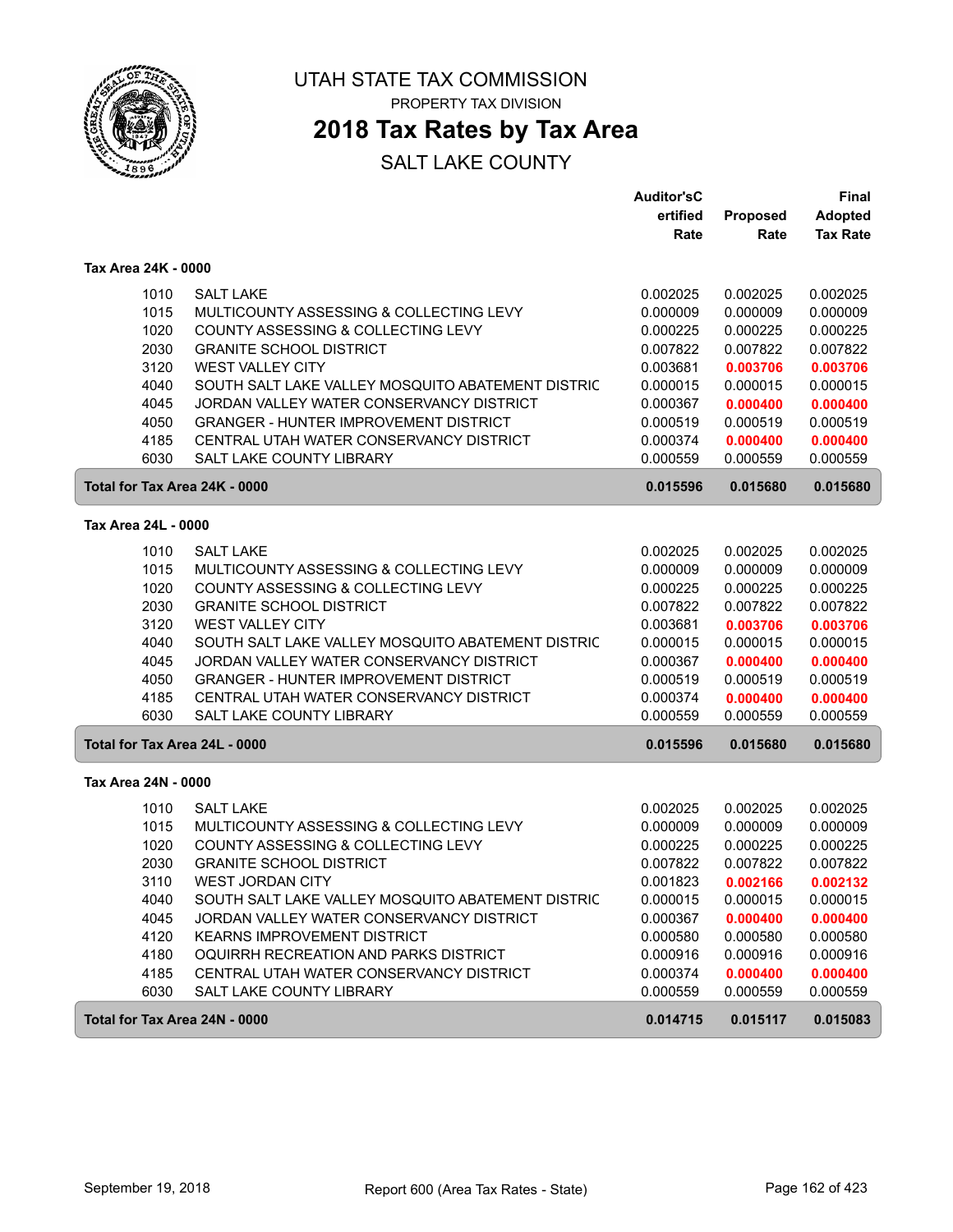# UTAH STATE TAX COMMISSION

PROPERTY TAX DIVISION

## 2018 Tax Rates by Tax Area

SALT LAKE COUNTY

| | | Auditor'sCertified Rate | Proposed Rate | Final Adopted Tax Rate |
|---|---|---|---|---|
| **Tax Area 24K - 0000** | | | | |
| 1010 | SALT LAKE | 0.002025 | 0.002025 | 0.002025 |
| 1015 | MULTICOUNTY ASSESSING & COLLECTING LEVY | 0.000009 | 0.000009 | 0.000009 |
| 1020 | COUNTY ASSESSING & COLLECTING LEVY | 0.000225 | 0.000225 | 0.000225 |
| 2030 | GRANITE SCHOOL DISTRICT | 0.007822 | 0.007822 | 0.007822 |
| 3120 | WEST VALLEY CITY | 0.003681 | **0.003706** | **0.003706** |
| 4040 | SOUTH SALT LAKE VALLEY MOSQUITO ABATEMENT DISTRIC | 0.000015 | 0.000015 | 0.000015 |
| 4045 | JORDAN VALLEY WATER CONSERVANCY DISTRICT | 0.000367 | **0.000400** | **0.000400** |
| 4050 | GRANGER - HUNTER IMPROVEMENT DISTRICT | 0.000519 | 0.000519 | 0.000519 |
| 4185 | CENTRAL UTAH WATER CONSERVANCY DISTRICT | 0.000374 | **0.000400** | **0.000400** |
| 6030 | SALT LAKE COUNTY LIBRARY | 0.000559 | 0.000559 | 0.000559 |
| **Total for Tax Area 24K - 0000** | | **0.015596** | **0.015680** | **0.015680** |
| **Tax Area 24L - 0000** | | | | |
| 1010 | SALT LAKE | 0.002025 | 0.002025 | 0.002025 |
| 1015 | MULTICOUNTY ASSESSING & COLLECTING LEVY | 0.000009 | 0.000009 | 0.000009 |
| 1020 | COUNTY ASSESSING & COLLECTING LEVY | 0.000225 | 0.000225 | 0.000225 |
| 2030 | GRANITE SCHOOL DISTRICT | 0.007822 | 0.007822 | 0.007822 |
| 3120 | WEST VALLEY CITY | 0.003681 | **0.003706** | **0.003706** |
| 4040 | SOUTH SALT LAKE VALLEY MOSQUITO ABATEMENT DISTRIC | 0.000015 | 0.000015 | 0.000015 |
| 4045 | JORDAN VALLEY WATER CONSERVANCY DISTRICT | 0.000367 | **0.000400** | **0.000400** |
| 4050 | GRANGER - HUNTER IMPROVEMENT DISTRICT | 0.000519 | 0.000519 | 0.000519 |
| 4185 | CENTRAL UTAH WATER CONSERVANCY DISTRICT | 0.000374 | **0.000400** | **0.000400** |
| 6030 | SALT LAKE COUNTY LIBRARY | 0.000559 | 0.000559 | 0.000559 |
| **Total for Tax Area 24L - 0000** | | **0.015596** | **0.015680** | **0.015680** |
| **Tax Area 24N - 0000** | | | | |
| 1010 | SALT LAKE | 0.002025 | 0.002025 | 0.002025 |
| 1015 | MULTICOUNTY ASSESSING & COLLECTING LEVY | 0.000009 | 0.000009 | 0.000009 |
| 1020 | COUNTY ASSESSING & COLLECTING LEVY | 0.000225 | 0.000225 | 0.000225 |
| 2030 | GRANITE SCHOOL DISTRICT | 0.007822 | 0.007822 | 0.007822 |
| 3110 | WEST JORDAN CITY | 0.001823 | **0.002166** | **0.002132** |
| 4040 | SOUTH SALT LAKE VALLEY MOSQUITO ABATEMENT DISTRIC | 0.000015 | 0.000015 | 0.000015 |
| 4045 | JORDAN VALLEY WATER CONSERVANCY DISTRICT | 0.000367 | **0.000400** | **0.000400** |
| 4120 | KEARNS IMPROVEMENT DISTRICT | 0.000580 | 0.000580 | 0.000580 |
| 4180 | OQUIRRH RECREATION AND PARKS DISTRICT | 0.000916 | 0.000916 | 0.000916 |
| 4185 | CENTRAL UTAH WATER CONSERVANCY DISTRICT | 0.000374 | **0.000400** | **0.000400** |
| 6030 | SALT LAKE COUNTY LIBRARY | 0.000559 | 0.000559 | 0.000559 |
| **Total for Tax Area 24N - 0000** | | **0.014715** | **0.015117** | **0.015083** |

September 19, 2018 — Report 600 (Area Tax Rates - State)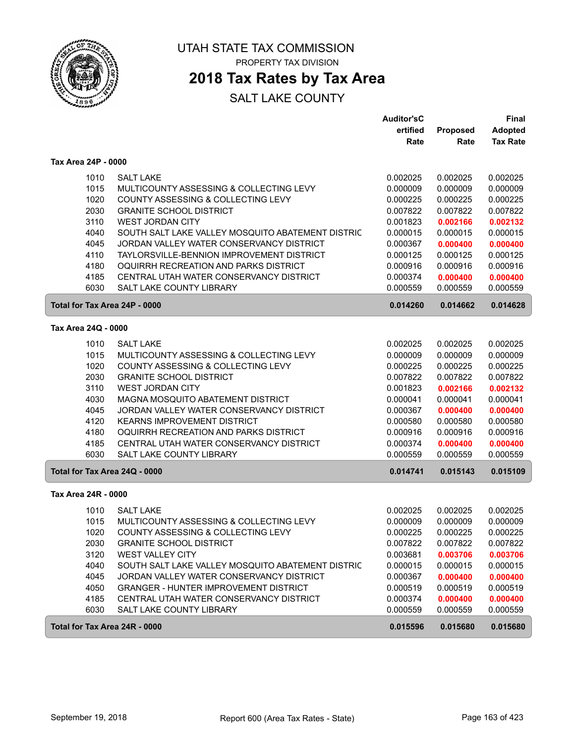# UTAH STATE TAX COMMISSION

PROPERTY TAX DIVISION

## 2018 Tax Rates by Tax Area

SALT LAKE COUNTY

| | | Auditor'sCertified Rate | Proposed Rate | Final Adopted Tax Rate |
|---|---|---|---|---|
| **Tax Area 24P - 0000** | | | | |
| 1010 | SALT LAKE | 0.002025 | 0.002025 | 0.002025 |
| 1015 | MULTICOUNTY ASSESSING & COLLECTING LEVY | 0.000009 | 0.000009 | 0.000009 |
| 1020 | COUNTY ASSESSING & COLLECTING LEVY | 0.000225 | 0.000225 | 0.000225 |
| 2030 | GRANITE SCHOOL DISTRICT | 0.007822 | 0.007822 | 0.007822 |
| 3110 | WEST JORDAN CITY | 0.001823 | **0.002166** | **0.002132** |
| 4040 | SOUTH SALT LAKE VALLEY MOSQUITO ABATEMENT DISTRIC | 0.000015 | 0.000015 | 0.000015 |
| 4045 | JORDAN VALLEY WATER CONSERVANCY DISTRICT | 0.000367 | **0.000400** | **0.000400** |
| 4110 | TAYLORSVILLE-BENNION IMPROVEMENT DISTRICT | 0.000125 | 0.000125 | 0.000125 |
| 4180 | OQUIRRH RECREATION AND PARKS DISTRICT | 0.000916 | 0.000916 | 0.000916 |
| 4185 | CENTRAL UTAH WATER CONSERVANCY DISTRICT | 0.000374 | **0.000400** | **0.000400** |
| 6030 | SALT LAKE COUNTY LIBRARY | 0.000559 | 0.000559 | 0.000559 |
| **Total for Tax Area 24P - 0000** | | **0.014260** | **0.014662** | **0.014628** |
| **Tax Area 24Q - 0000** | | | | |
| 1010 | SALT LAKE | 0.002025 | 0.002025 | 0.002025 |
| 1015 | MULTICOUNTY ASSESSING & COLLECTING LEVY | 0.000009 | 0.000009 | 0.000009 |
| 1020 | COUNTY ASSESSING & COLLECTING LEVY | 0.000225 | 0.000225 | 0.000225 |
| 2030 | GRANITE SCHOOL DISTRICT | 0.007822 | 0.007822 | 0.007822 |
| 3110 | WEST JORDAN CITY | 0.001823 | **0.002166** | **0.002132** |
| 4030 | MAGNA MOSQUITO ABATEMENT DISTRICT | 0.000041 | 0.000041 | 0.000041 |
| 4045 | JORDAN VALLEY WATER CONSERVANCY DISTRICT | 0.000367 | **0.000400** | **0.000400** |
| 4120 | KEARNS IMPROVEMENT DISTRICT | 0.000580 | 0.000580 | 0.000580 |
| 4180 | OQUIRRH RECREATION AND PARKS DISTRICT | 0.000916 | 0.000916 | 0.000916 |
| 4185 | CENTRAL UTAH WATER CONSERVANCY DISTRICT | 0.000374 | **0.000400** | **0.000400** |
| 6030 | SALT LAKE COUNTY LIBRARY | 0.000559 | 0.000559 | 0.000559 |
| **Total for Tax Area 24Q - 0000** | | **0.014741** | **0.015143** | **0.015109** |
| **Tax Area 24R - 0000** | | | | |
| 1010 | SALT LAKE | 0.002025 | 0.002025 | 0.002025 |
| 1015 | MULTICOUNTY ASSESSING & COLLECTING LEVY | 0.000009 | 0.000009 | 0.000009 |
| 1020 | COUNTY ASSESSING & COLLECTING LEVY | 0.000225 | 0.000225 | 0.000225 |
| 2030 | GRANITE SCHOOL DISTRICT | 0.007822 | 0.007822 | 0.007822 |
| 3120 | WEST VALLEY CITY | 0.003681 | **0.003706** | **0.003706** |
| 4040 | SOUTH SALT LAKE VALLEY MOSQUITO ABATEMENT DISTRIC | 0.000015 | 0.000015 | 0.000015 |
| 4045 | JORDAN VALLEY WATER CONSERVANCY DISTRICT | 0.000367 | **0.000400** | **0.000400** |
| 4050 | GRANGER - HUNTER IMPROVEMENT DISTRICT | 0.000519 | 0.000519 | 0.000519 |
| 4185 | CENTRAL UTAH WATER CONSERVANCY DISTRICT | 0.000374 | **0.000400** | **0.000400** |
| 6030 | SALT LAKE COUNTY LIBRARY | 0.000559 | 0.000559 | 0.000559 |
| **Total for Tax Area 24R - 0000** | | **0.015596** | **0.015680** | **0.015680** |

September 19, 2018 — Report 600 (Area Tax Rates - State)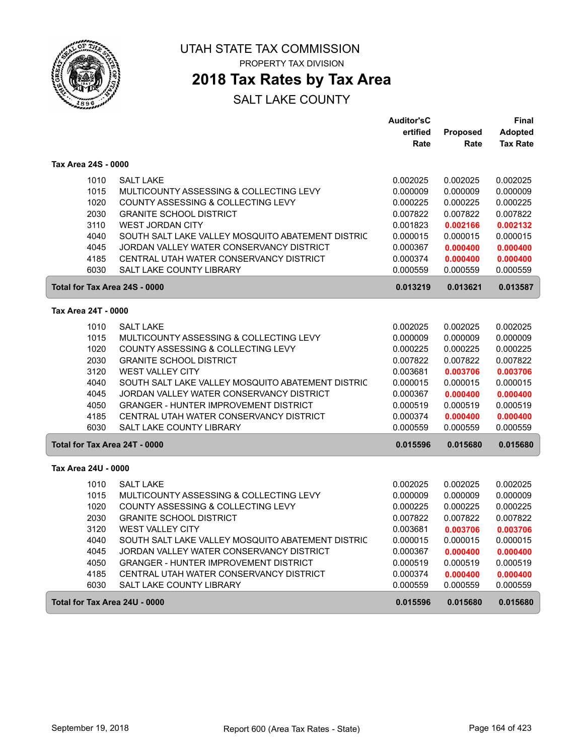# UTAH STATE TAX COMMISSION

PROPERTY TAX DIVISION

## 2018 Tax Rates by Tax Area

SALT LAKE COUNTY

| | | Auditor'sCertified Rate | Proposed Rate | Final Adopted Tax Rate |
|---|---|---|---|---|
| **Tax Area 24S - 0000** | | | | |
| 1010 | SALT LAKE | 0.002025 | 0.002025 | 0.002025 |
| 1015 | MULTICOUNTY ASSESSING & COLLECTING LEVY | 0.000009 | 0.000009 | 0.000009 |
| 1020 | COUNTY ASSESSING & COLLECTING LEVY | 0.000225 | 0.000225 | 0.000225 |
| 2030 | GRANITE SCHOOL DISTRICT | 0.007822 | 0.007822 | 0.007822 |
| 3110 | WEST JORDAN CITY | 0.001823 | **0.002166** | **0.002132** |
| 4040 | SOUTH SALT LAKE VALLEY MOSQUITO ABATEMENT DISTRIC | 0.000015 | 0.000015 | 0.000015 |
| 4045 | JORDAN VALLEY WATER CONSERVANCY DISTRICT | 0.000367 | **0.000400** | **0.000400** |
| 4185 | CENTRAL UTAH WATER CONSERVANCY DISTRICT | 0.000374 | **0.000400** | **0.000400** |
| 6030 | SALT LAKE COUNTY LIBRARY | 0.000559 | 0.000559 | 0.000559 |
| **Total for Tax Area 24S - 0000** | | **0.013219** | **0.013621** | **0.013587** |
| **Tax Area 24T - 0000** | | | | |
| 1010 | SALT LAKE | 0.002025 | 0.002025 | 0.002025 |
| 1015 | MULTICOUNTY ASSESSING & COLLECTING LEVY | 0.000009 | 0.000009 | 0.000009 |
| 1020 | COUNTY ASSESSING & COLLECTING LEVY | 0.000225 | 0.000225 | 0.000225 |
| 2030 | GRANITE SCHOOL DISTRICT | 0.007822 | 0.007822 | 0.007822 |
| 3120 | WEST VALLEY CITY | 0.003681 | **0.003706** | **0.003706** |
| 4040 | SOUTH SALT LAKE VALLEY MOSQUITO ABATEMENT DISTRIC | 0.000015 | 0.000015 | 0.000015 |
| 4045 | JORDAN VALLEY WATER CONSERVANCY DISTRICT | 0.000367 | **0.000400** | **0.000400** |
| 4050 | GRANGER - HUNTER IMPROVEMENT DISTRICT | 0.000519 | 0.000519 | 0.000519 |
| 4185 | CENTRAL UTAH WATER CONSERVANCY DISTRICT | 0.000374 | **0.000400** | **0.000400** |
| 6030 | SALT LAKE COUNTY LIBRARY | 0.000559 | 0.000559 | 0.000559 |
| **Total for Tax Area 24T - 0000** | | **0.015596** | **0.015680** | **0.015680** |
| **Tax Area 24U - 0000** | | | | |
| 1010 | SALT LAKE | 0.002025 | 0.002025 | 0.002025 |
| 1015 | MULTICOUNTY ASSESSING & COLLECTING LEVY | 0.000009 | 0.000009 | 0.000009 |
| 1020 | COUNTY ASSESSING & COLLECTING LEVY | 0.000225 | 0.000225 | 0.000225 |
| 2030 | GRANITE SCHOOL DISTRICT | 0.007822 | 0.007822 | 0.007822 |
| 3120 | WEST VALLEY CITY | 0.003681 | **0.003706** | **0.003706** |
| 4040 | SOUTH SALT LAKE VALLEY MOSQUITO ABATEMENT DISTRIC | 0.000015 | 0.000015 | 0.000015 |
| 4045 | JORDAN VALLEY WATER CONSERVANCY DISTRICT | 0.000367 | **0.000400** | **0.000400** |
| 4050 | GRANGER - HUNTER IMPROVEMENT DISTRICT | 0.000519 | 0.000519 | 0.000519 |
| 4185 | CENTRAL UTAH WATER CONSERVANCY DISTRICT | 0.000374 | **0.000400** | **0.000400** |
| 6030 | SALT LAKE COUNTY LIBRARY | 0.000559 | 0.000559 | 0.000559 |
| **Total for Tax Area 24U - 0000** | | **0.015596** | **0.015680** | **0.015680** |

September 19, 2018 — Report 600 (Area Tax Rates - State)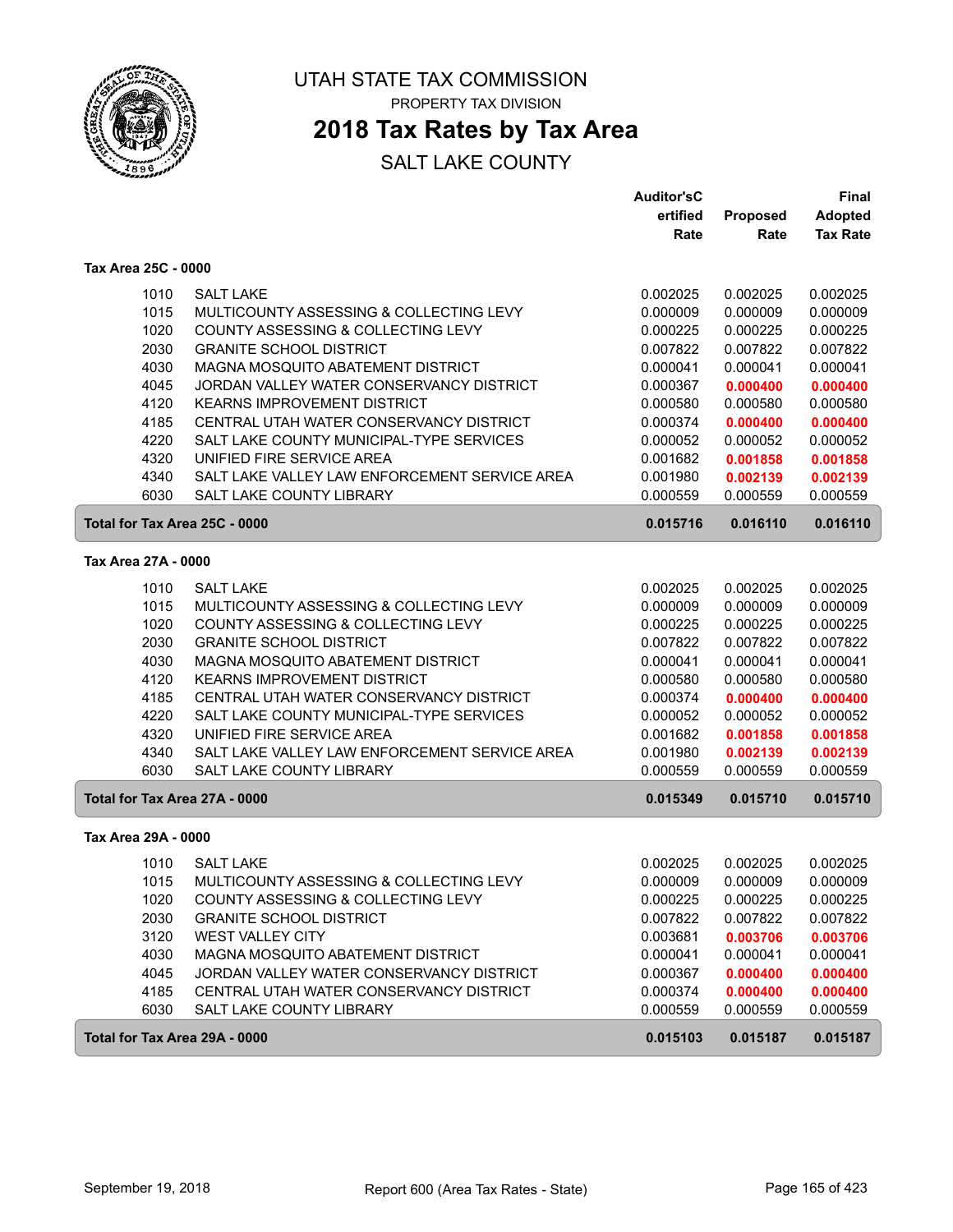# UTAH STATE TAX COMMISSION

PROPERTY TAX DIVISION

## 2018 Tax Rates by Tax Area

SALT LAKE COUNTY

| | | Auditor'sCertified Rate | Proposed Rate | Final Adopted Tax Rate |
|---|---|---|---|---|
| **Tax Area 25C - 0000** | | | | |
| 1010 | SALT LAKE | 0.002025 | 0.002025 | 0.002025 |
| 1015 | MULTICOUNTY ASSESSING & COLLECTING LEVY | 0.000009 | 0.000009 | 0.000009 |
| 1020 | COUNTY ASSESSING & COLLECTING LEVY | 0.000225 | 0.000225 | 0.000225 |
| 2030 | GRANITE SCHOOL DISTRICT | 0.007822 | 0.007822 | 0.007822 |
| 4030 | MAGNA MOSQUITO ABATEMENT DISTRICT | 0.000041 | 0.000041 | 0.000041 |
| 4045 | JORDAN VALLEY WATER CONSERVANCY DISTRICT | 0.000367 | **0.000400** | **0.000400** |
| 4120 | KEARNS IMPROVEMENT DISTRICT | 0.000580 | 0.000580 | 0.000580 |
| 4185 | CENTRAL UTAH WATER CONSERVANCY DISTRICT | 0.000374 | **0.000400** | **0.000400** |
| 4220 | SALT LAKE COUNTY MUNICIPAL-TYPE SERVICES | 0.000052 | 0.000052 | 0.000052 |
| 4320 | UNIFIED FIRE SERVICE AREA | 0.001682 | **0.001858** | **0.001858** |
| 4340 | SALT LAKE VALLEY LAW ENFORCEMENT SERVICE AREA | 0.001980 | **0.002139** | **0.002139** |
| 6030 | SALT LAKE COUNTY LIBRARY | 0.000559 | 0.000559 | 0.000559 |
| **Total for Tax Area 25C - 0000** | | **0.015716** | **0.016110** | **0.016110** |
| **Tax Area 27A - 0000** | | | | |
| 1010 | SALT LAKE | 0.002025 | 0.002025 | 0.002025 |
| 1015 | MULTICOUNTY ASSESSING & COLLECTING LEVY | 0.000009 | 0.000009 | 0.000009 |
| 1020 | COUNTY ASSESSING & COLLECTING LEVY | 0.000225 | 0.000225 | 0.000225 |
| 2030 | GRANITE SCHOOL DISTRICT | 0.007822 | 0.007822 | 0.007822 |
| 4030 | MAGNA MOSQUITO ABATEMENT DISTRICT | 0.000041 | 0.000041 | 0.000041 |
| 4120 | KEARNS IMPROVEMENT DISTRICT | 0.000580 | 0.000580 | 0.000580 |
| 4185 | CENTRAL UTAH WATER CONSERVANCY DISTRICT | 0.000374 | **0.000400** | **0.000400** |
| 4220 | SALT LAKE COUNTY MUNICIPAL-TYPE SERVICES | 0.000052 | 0.000052 | 0.000052 |
| 4320 | UNIFIED FIRE SERVICE AREA | 0.001682 | **0.001858** | **0.001858** |
| 4340 | SALT LAKE VALLEY LAW ENFORCEMENT SERVICE AREA | 0.001980 | **0.002139** | **0.002139** |
| 6030 | SALT LAKE COUNTY LIBRARY | 0.000559 | 0.000559 | 0.000559 |
| **Total for Tax Area 27A - 0000** | | **0.015349** | **0.015710** | **0.015710** |
| **Tax Area 29A - 0000** | | | | |
| 1010 | SALT LAKE | 0.002025 | 0.002025 | 0.002025 |
| 1015 | MULTICOUNTY ASSESSING & COLLECTING LEVY | 0.000009 | 0.000009 | 0.000009 |
| 1020 | COUNTY ASSESSING & COLLECTING LEVY | 0.000225 | 0.000225 | 0.000225 |
| 2030 | GRANITE SCHOOL DISTRICT | 0.007822 | 0.007822 | 0.007822 |
| 3120 | WEST VALLEY CITY | 0.003681 | **0.003706** | **0.003706** |
| 4030 | MAGNA MOSQUITO ABATEMENT DISTRICT | 0.000041 | 0.000041 | 0.000041 |
| 4045 | JORDAN VALLEY WATER CONSERVANCY DISTRICT | 0.000367 | **0.000400** | **0.000400** |
| 4185 | CENTRAL UTAH WATER CONSERVANCY DISTRICT | 0.000374 | **0.000400** | **0.000400** |
| 6030 | SALT LAKE COUNTY LIBRARY | 0.000559 | 0.000559 | 0.000559 |
| **Total for Tax Area 29A - 0000** | | **0.015103** | **0.015187** | **0.015187** |

September 19, 2018 — Report 600 (Area Tax Rates - State)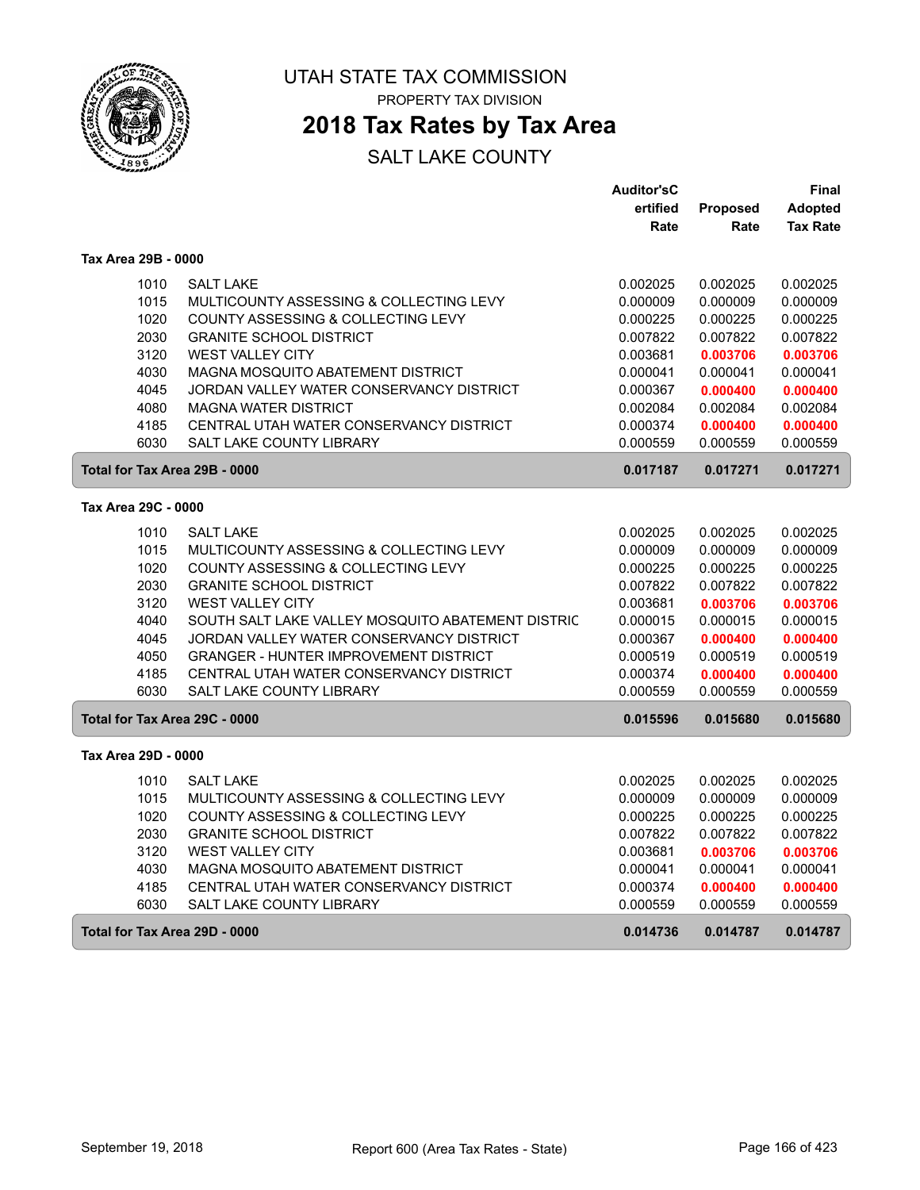# UTAH STATE TAX COMMISSION

PROPERTY TAX DIVISION

## 2018 Tax Rates by Tax Area

SALT LAKE COUNTY

| | | Auditor'sCertified Rate | Proposed Rate | Final Adopted Tax Rate |
|---|---|---|---|---|
| **Tax Area 29B - 0000** | | | | |
| 1010 | SALT LAKE | 0.002025 | 0.002025 | 0.002025 |
| 1015 | MULTICOUNTY ASSESSING & COLLECTING LEVY | 0.000009 | 0.000009 | 0.000009 |
| 1020 | COUNTY ASSESSING & COLLECTING LEVY | 0.000225 | 0.000225 | 0.000225 |
| 2030 | GRANITE SCHOOL DISTRICT | 0.007822 | 0.007822 | 0.007822 |
| 3120 | WEST VALLEY CITY | 0.003681 | **0.003706** | **0.003706** |
| 4030 | MAGNA MOSQUITO ABATEMENT DISTRICT | 0.000041 | 0.000041 | 0.000041 |
| 4045 | JORDAN VALLEY WATER CONSERVANCY DISTRICT | 0.000367 | **0.000400** | **0.000400** |
| 4080 | MAGNA WATER DISTRICT | 0.002084 | 0.002084 | 0.002084 |
| 4185 | CENTRAL UTAH WATER CONSERVANCY DISTRICT | 0.000374 | **0.000400** | **0.000400** |
| 6030 | SALT LAKE COUNTY LIBRARY | 0.000559 | 0.000559 | 0.000559 |
| **Total for Tax Area 29B - 0000** | | **0.017187** | **0.017271** | **0.017271** |
| **Tax Area 29C - 0000** | | | | |
| 1010 | SALT LAKE | 0.002025 | 0.002025 | 0.002025 |
| 1015 | MULTICOUNTY ASSESSING & COLLECTING LEVY | 0.000009 | 0.000009 | 0.000009 |
| 1020 | COUNTY ASSESSING & COLLECTING LEVY | 0.000225 | 0.000225 | 0.000225 |
| 2030 | GRANITE SCHOOL DISTRICT | 0.007822 | 0.007822 | 0.007822 |
| 3120 | WEST VALLEY CITY | 0.003681 | **0.003706** | **0.003706** |
| 4040 | SOUTH SALT LAKE VALLEY MOSQUITO ABATEMENT DISTRIC | 0.000015 | 0.000015 | 0.000015 |
| 4045 | JORDAN VALLEY WATER CONSERVANCY DISTRICT | 0.000367 | **0.000400** | **0.000400** |
| 4050 | GRANGER - HUNTER IMPROVEMENT DISTRICT | 0.000519 | 0.000519 | 0.000519 |
| 4185 | CENTRAL UTAH WATER CONSERVANCY DISTRICT | 0.000374 | **0.000400** | **0.000400** |
| 6030 | SALT LAKE COUNTY LIBRARY | 0.000559 | 0.000559 | 0.000559 |
| **Total for Tax Area 29C - 0000** | | **0.015596** | **0.015680** | **0.015680** |
| **Tax Area 29D - 0000** | | | | |
| 1010 | SALT LAKE | 0.002025 | 0.002025 | 0.002025 |
| 1015 | MULTICOUNTY ASSESSING & COLLECTING LEVY | 0.000009 | 0.000009 | 0.000009 |
| 1020 | COUNTY ASSESSING & COLLECTING LEVY | 0.000225 | 0.000225 | 0.000225 |
| 2030 | GRANITE SCHOOL DISTRICT | 0.007822 | 0.007822 | 0.007822 |
| 3120 | WEST VALLEY CITY | 0.003681 | **0.003706** | **0.003706** |
| 4030 | MAGNA MOSQUITO ABATEMENT DISTRICT | 0.000041 | 0.000041 | 0.000041 |
| 4185 | CENTRAL UTAH WATER CONSERVANCY DISTRICT | 0.000374 | **0.000400** | **0.000400** |
| 6030 | SALT LAKE COUNTY LIBRARY | 0.000559 | 0.000559 | 0.000559 |
| **Total for Tax Area 29D - 0000** | | **0.014736** | **0.014787** | **0.014787** |

September 19, 2018 — Report 600 (Area Tax Rates - State)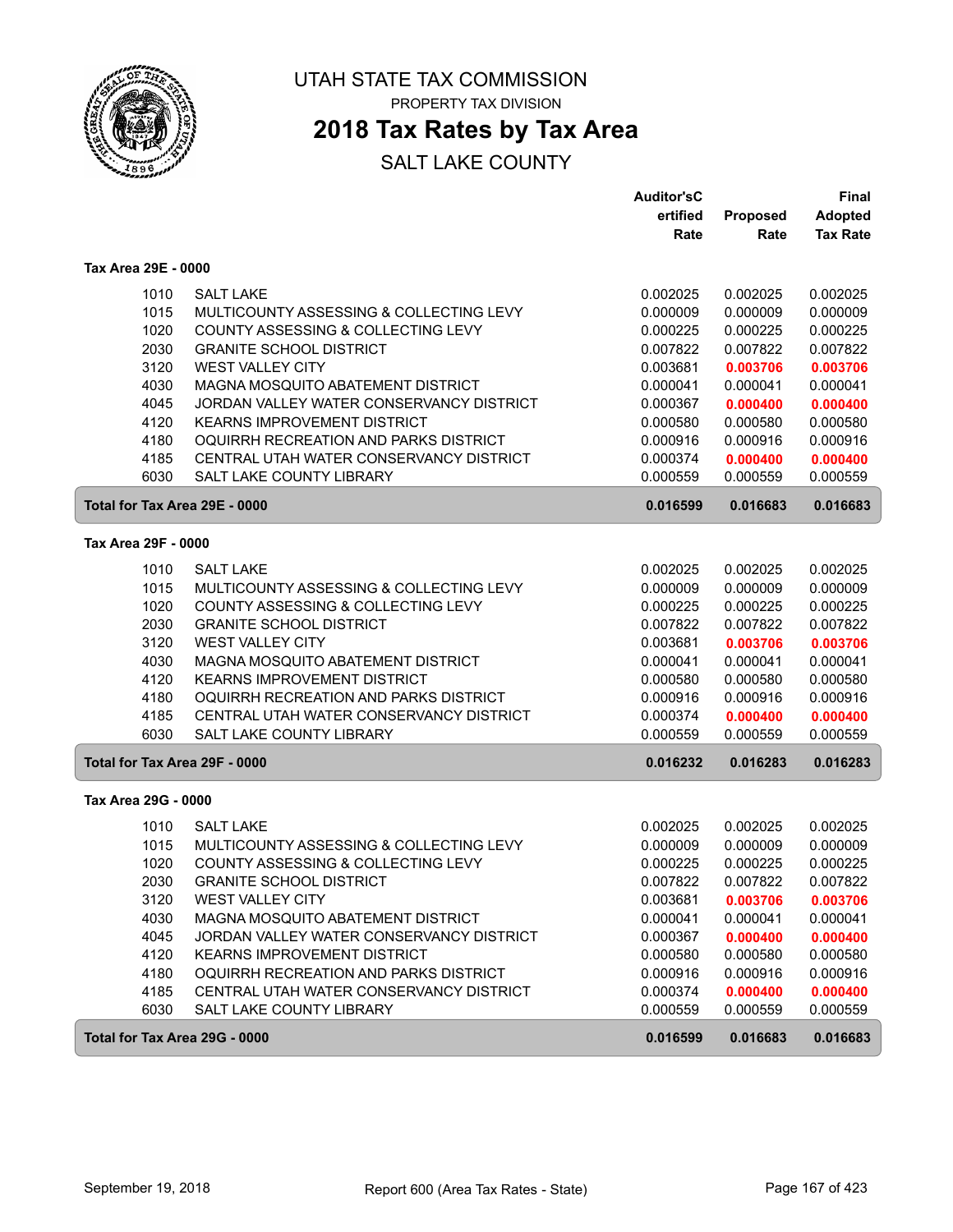# UTAH STATE TAX COMMISSION

PROPERTY TAX DIVISION

## 2018 Tax Rates by Tax Area

SALT LAKE COUNTY

### Tax Area 29E - 0000

| | | Auditor'sCertified Rate | Proposed Rate | Final Adopted Tax Rate |
|---|---|---|---|---|
| 1010 | SALT LAKE | 0.002025 | 0.002025 | 0.002025 |
| 1015 | MULTICOUNTY ASSESSING & COLLECTING LEVY | 0.000009 | 0.000009 | 0.000009 |
| 1020 | COUNTY ASSESSING & COLLECTING LEVY | 0.000225 | 0.000225 | 0.000225 |
| 2030 | GRANITE SCHOOL DISTRICT | 0.007822 | 0.007822 | 0.007822 |
| 3120 | WEST VALLEY CITY | 0.003681 | **0.003706** | **0.003706** |
| 4030 | MAGNA MOSQUITO ABATEMENT DISTRICT | 0.000041 | 0.000041 | 0.000041 |
| 4045 | JORDAN VALLEY WATER CONSERVANCY DISTRICT | 0.000367 | **0.000400** | **0.000400** |
| 4120 | KEARNS IMPROVEMENT DISTRICT | 0.000580 | 0.000580 | 0.000580 |
| 4180 | OQUIRRH RECREATION AND PARKS DISTRICT | 0.000916 | 0.000916 | 0.000916 |
| 4185 | CENTRAL UTAH WATER CONSERVANCY DISTRICT | 0.000374 | **0.000400** | **0.000400** |
| 6030 | SALT LAKE COUNTY LIBRARY | 0.000559 | 0.000559 | 0.000559 |
| **Total for Tax Area 29E - 0000** | | **0.016599** | **0.016683** | **0.016683** |

### Tax Area 29F - 0000

| | | Auditor'sCertified Rate | Proposed Rate | Final Adopted Tax Rate |
|---|---|---|---|---|
| 1010 | SALT LAKE | 0.002025 | 0.002025 | 0.002025 |
| 1015 | MULTICOUNTY ASSESSING & COLLECTING LEVY | 0.000009 | 0.000009 | 0.000009 |
| 1020 | COUNTY ASSESSING & COLLECTING LEVY | 0.000225 | 0.000225 | 0.000225 |
| 2030 | GRANITE SCHOOL DISTRICT | 0.007822 | 0.007822 | 0.007822 |
| 3120 | WEST VALLEY CITY | 0.003681 | **0.003706** | **0.003706** |
| 4030 | MAGNA MOSQUITO ABATEMENT DISTRICT | 0.000041 | 0.000041 | 0.000041 |
| 4120 | KEARNS IMPROVEMENT DISTRICT | 0.000580 | 0.000580 | 0.000580 |
| 4180 | OQUIRRH RECREATION AND PARKS DISTRICT | 0.000916 | 0.000916 | 0.000916 |
| 4185 | CENTRAL UTAH WATER CONSERVANCY DISTRICT | 0.000374 | **0.000400** | **0.000400** |
| 6030 | SALT LAKE COUNTY LIBRARY | 0.000559 | 0.000559 | 0.000559 |
| **Total for Tax Area 29F - 0000** | | **0.016232** | **0.016283** | **0.016283** |

### Tax Area 29G - 0000

| | | Auditor'sCertified Rate | Proposed Rate | Final Adopted Tax Rate |
|---|---|---|---|---|
| 1010 | SALT LAKE | 0.002025 | 0.002025 | 0.002025 |
| 1015 | MULTICOUNTY ASSESSING & COLLECTING LEVY | 0.000009 | 0.000009 | 0.000009 |
| 1020 | COUNTY ASSESSING & COLLECTING LEVY | 0.000225 | 0.000225 | 0.000225 |
| 2030 | GRANITE SCHOOL DISTRICT | 0.007822 | 0.007822 | 0.007822 |
| 3120 | WEST VALLEY CITY | 0.003681 | **0.003706** | **0.003706** |
| 4030 | MAGNA MOSQUITO ABATEMENT DISTRICT | 0.000041 | 0.000041 | 0.000041 |
| 4045 | JORDAN VALLEY WATER CONSERVANCY DISTRICT | 0.000367 | **0.000400** | **0.000400** |
| 4120 | KEARNS IMPROVEMENT DISTRICT | 0.000580 | 0.000580 | 0.000580 |
| 4180 | OQUIRRH RECREATION AND PARKS DISTRICT | 0.000916 | 0.000916 | 0.000916 |
| 4185 | CENTRAL UTAH WATER CONSERVANCY DISTRICT | 0.000374 | **0.000400** | **0.000400** |
| 6030 | SALT LAKE COUNTY LIBRARY | 0.000559 | 0.000559 | 0.000559 |
| **Total for Tax Area 29G - 0000** | | **0.016599** | **0.016683** | **0.016683** |

September 19, 2018 — Report 600 (Area Tax Rates - State)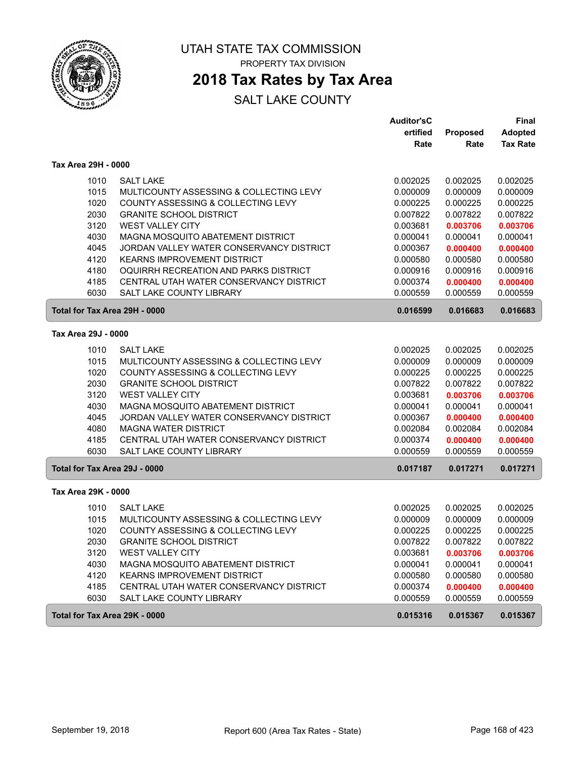# UTAH STATE TAX COMMISSION

PROPERTY TAX DIVISION

## 2018 Tax Rates by Tax Area

SALT LAKE COUNTY

| | | Auditor'sCertified Rate | Proposed Rate | Final Adopted Tax Rate |
|---|---|---|---|---|
| **Tax Area 29H - 0000** | | | | |
| 1010 | SALT LAKE | 0.002025 | 0.002025 | 0.002025 |
| 1015 | MULTICOUNTY ASSESSING & COLLECTING LEVY | 0.000009 | 0.000009 | 0.000009 |
| 1020 | COUNTY ASSESSING & COLLECTING LEVY | 0.000225 | 0.000225 | 0.000225 |
| 2030 | GRANITE SCHOOL DISTRICT | 0.007822 | 0.007822 | 0.007822 |
| 3120 | WEST VALLEY CITY | 0.003681 | **0.003706** | **0.003706** |
| 4030 | MAGNA MOSQUITO ABATEMENT DISTRICT | 0.000041 | 0.000041 | 0.000041 |
| 4045 | JORDAN VALLEY WATER CONSERVANCY DISTRICT | 0.000367 | **0.000400** | **0.000400** |
| 4120 | KEARNS IMPROVEMENT DISTRICT | 0.000580 | 0.000580 | 0.000580 |
| 4180 | OQUIRRH RECREATION AND PARKS DISTRICT | 0.000916 | 0.000916 | 0.000916 |
| 4185 | CENTRAL UTAH WATER CONSERVANCY DISTRICT | 0.000374 | **0.000400** | **0.000400** |
| 6030 | SALT LAKE COUNTY LIBRARY | 0.000559 | 0.000559 | 0.000559 |
| **Total for Tax Area 29H - 0000** | | **0.016599** | **0.016683** | **0.016683** |
| **Tax Area 29J - 0000** | | | | |
| 1010 | SALT LAKE | 0.002025 | 0.002025 | 0.002025 |
| 1015 | MULTICOUNTY ASSESSING & COLLECTING LEVY | 0.000009 | 0.000009 | 0.000009 |
| 1020 | COUNTY ASSESSING & COLLECTING LEVY | 0.000225 | 0.000225 | 0.000225 |
| 2030 | GRANITE SCHOOL DISTRICT | 0.007822 | 0.007822 | 0.007822 |
| 3120 | WEST VALLEY CITY | 0.003681 | **0.003706** | **0.003706** |
| 4030 | MAGNA MOSQUITO ABATEMENT DISTRICT | 0.000041 | 0.000041 | 0.000041 |
| 4045 | JORDAN VALLEY WATER CONSERVANCY DISTRICT | 0.000367 | **0.000400** | **0.000400** |
| 4080 | MAGNA WATER DISTRICT | 0.002084 | 0.002084 | 0.002084 |
| 4185 | CENTRAL UTAH WATER CONSERVANCY DISTRICT | 0.000374 | **0.000400** | **0.000400** |
| 6030 | SALT LAKE COUNTY LIBRARY | 0.000559 | 0.000559 | 0.000559 |
| **Total for Tax Area 29J - 0000** | | **0.017187** | **0.017271** | **0.017271** |
| **Tax Area 29K - 0000** | | | | |
| 1010 | SALT LAKE | 0.002025 | 0.002025 | 0.002025 |
| 1015 | MULTICOUNTY ASSESSING & COLLECTING LEVY | 0.000009 | 0.000009 | 0.000009 |
| 1020 | COUNTY ASSESSING & COLLECTING LEVY | 0.000225 | 0.000225 | 0.000225 |
| 2030 | GRANITE SCHOOL DISTRICT | 0.007822 | 0.007822 | 0.007822 |
| 3120 | WEST VALLEY CITY | 0.003681 | **0.003706** | **0.003706** |
| 4030 | MAGNA MOSQUITO ABATEMENT DISTRICT | 0.000041 | 0.000041 | 0.000041 |
| 4120 | KEARNS IMPROVEMENT DISTRICT | 0.000580 | 0.000580 | 0.000580 |
| 4185 | CENTRAL UTAH WATER CONSERVANCY DISTRICT | 0.000374 | **0.000400** | **0.000400** |
| 6030 | SALT LAKE COUNTY LIBRARY | 0.000559 | 0.000559 | 0.000559 |
| **Total for Tax Area 29K - 0000** | | **0.015316** | **0.015367** | **0.015367** |

September 19, 2018 — Report 600 (Area Tax Rates - State)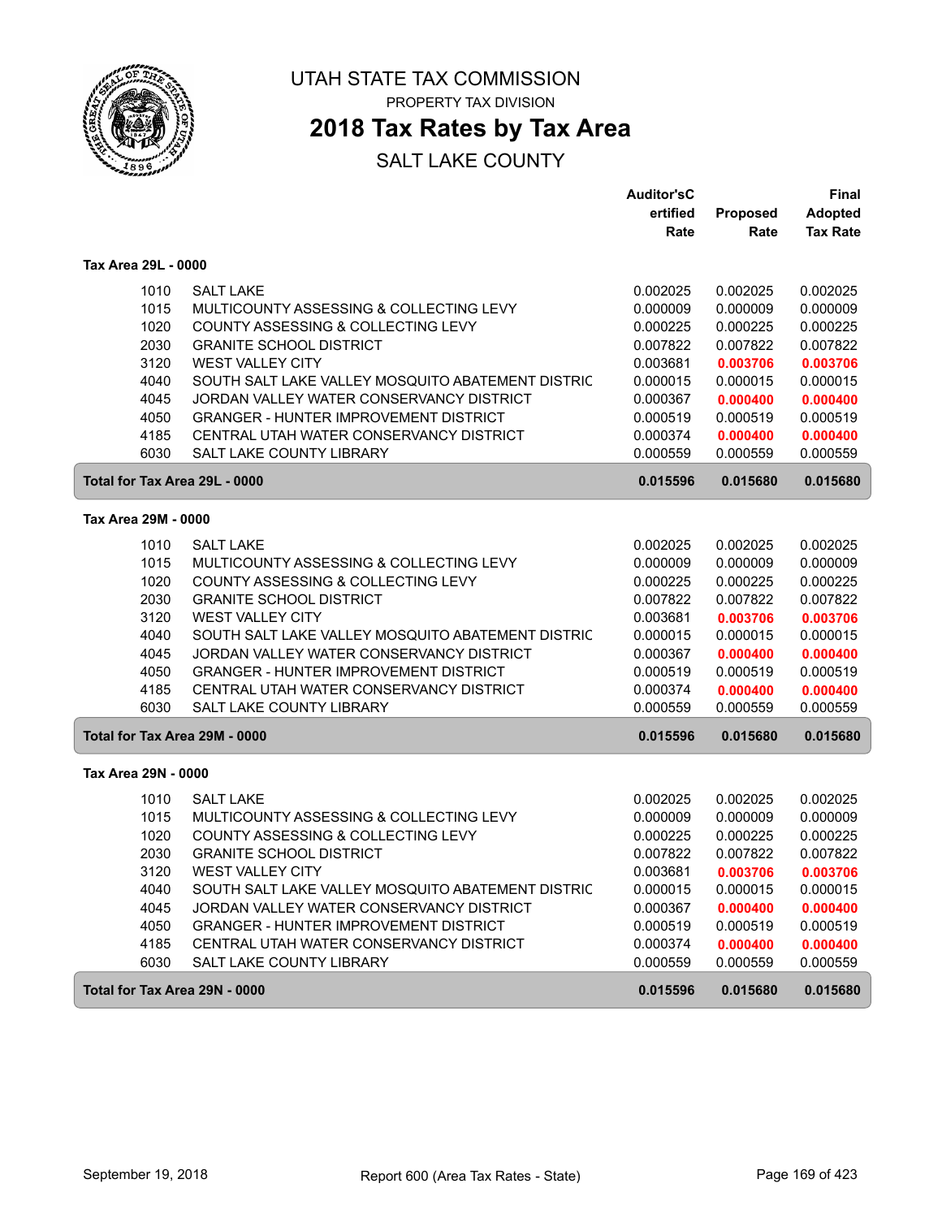# UTAH STATE TAX COMMISSION

PROPERTY TAX DIVISION

## 2018 Tax Rates by Tax Area

SALT LAKE COUNTY

| | | Auditor'sCertified Rate | Proposed Rate | Final Adopted Tax Rate |
|---|---|---|---|---|
| **Tax Area 29L - 0000** | | | | |
| 1010 | SALT LAKE | 0.002025 | 0.002025 | 0.002025 |
| 1015 | MULTICOUNTY ASSESSING & COLLECTING LEVY | 0.000009 | 0.000009 | 0.000009 |
| 1020 | COUNTY ASSESSING & COLLECTING LEVY | 0.000225 | 0.000225 | 0.000225 |
| 2030 | GRANITE SCHOOL DISTRICT | 0.007822 | 0.007822 | 0.007822 |
| 3120 | WEST VALLEY CITY | 0.003681 | **0.003706** | **0.003706** |
| 4040 | SOUTH SALT LAKE VALLEY MOSQUITO ABATEMENT DISTRIC | 0.000015 | 0.000015 | 0.000015 |
| 4045 | JORDAN VALLEY WATER CONSERVANCY DISTRICT | 0.000367 | **0.000400** | **0.000400** |
| 4050 | GRANGER - HUNTER IMPROVEMENT DISTRICT | 0.000519 | 0.000519 | 0.000519 |
| 4185 | CENTRAL UTAH WATER CONSERVANCY DISTRICT | 0.000374 | **0.000400** | **0.000400** |
| 6030 | SALT LAKE COUNTY LIBRARY | 0.000559 | 0.000559 | 0.000559 |
| **Total for Tax Area 29L - 0000** | | **0.015596** | **0.015680** | **0.015680** |
| **Tax Area 29M - 0000** | | | | |
| 1010 | SALT LAKE | 0.002025 | 0.002025 | 0.002025 |
| 1015 | MULTICOUNTY ASSESSING & COLLECTING LEVY | 0.000009 | 0.000009 | 0.000009 |
| 1020 | COUNTY ASSESSING & COLLECTING LEVY | 0.000225 | 0.000225 | 0.000225 |
| 2030 | GRANITE SCHOOL DISTRICT | 0.007822 | 0.007822 | 0.007822 |
| 3120 | WEST VALLEY CITY | 0.003681 | **0.003706** | **0.003706** |
| 4040 | SOUTH SALT LAKE VALLEY MOSQUITO ABATEMENT DISTRIC | 0.000015 | 0.000015 | 0.000015 |
| 4045 | JORDAN VALLEY WATER CONSERVANCY DISTRICT | 0.000367 | **0.000400** | **0.000400** |
| 4050 | GRANGER - HUNTER IMPROVEMENT DISTRICT | 0.000519 | 0.000519 | 0.000519 |
| 4185 | CENTRAL UTAH WATER CONSERVANCY DISTRICT | 0.000374 | **0.000400** | **0.000400** |
| 6030 | SALT LAKE COUNTY LIBRARY | 0.000559 | 0.000559 | 0.000559 |
| **Total for Tax Area 29M - 0000** | | **0.015596** | **0.015680** | **0.015680** |
| **Tax Area 29N - 0000** | | | | |
| 1010 | SALT LAKE | 0.002025 | 0.002025 | 0.002025 |
| 1015 | MULTICOUNTY ASSESSING & COLLECTING LEVY | 0.000009 | 0.000009 | 0.000009 |
| 1020 | COUNTY ASSESSING & COLLECTING LEVY | 0.000225 | 0.000225 | 0.000225 |
| 2030 | GRANITE SCHOOL DISTRICT | 0.007822 | 0.007822 | 0.007822 |
| 3120 | WEST VALLEY CITY | 0.003681 | **0.003706** | **0.003706** |
| 4040 | SOUTH SALT LAKE VALLEY MOSQUITO ABATEMENT DISTRIC | 0.000015 | 0.000015 | 0.000015 |
| 4045 | JORDAN VALLEY WATER CONSERVANCY DISTRICT | 0.000367 | **0.000400** | **0.000400** |
| 4050 | GRANGER - HUNTER IMPROVEMENT DISTRICT | 0.000519 | 0.000519 | 0.000519 |
| 4185 | CENTRAL UTAH WATER CONSERVANCY DISTRICT | 0.000374 | **0.000400** | **0.000400** |
| 6030 | SALT LAKE COUNTY LIBRARY | 0.000559 | 0.000559 | 0.000559 |
| **Total for Tax Area 29N - 0000** | | **0.015596** | **0.015680** | **0.015680** |

September 19, 2018 Report 600 (Area Tax Rates - State)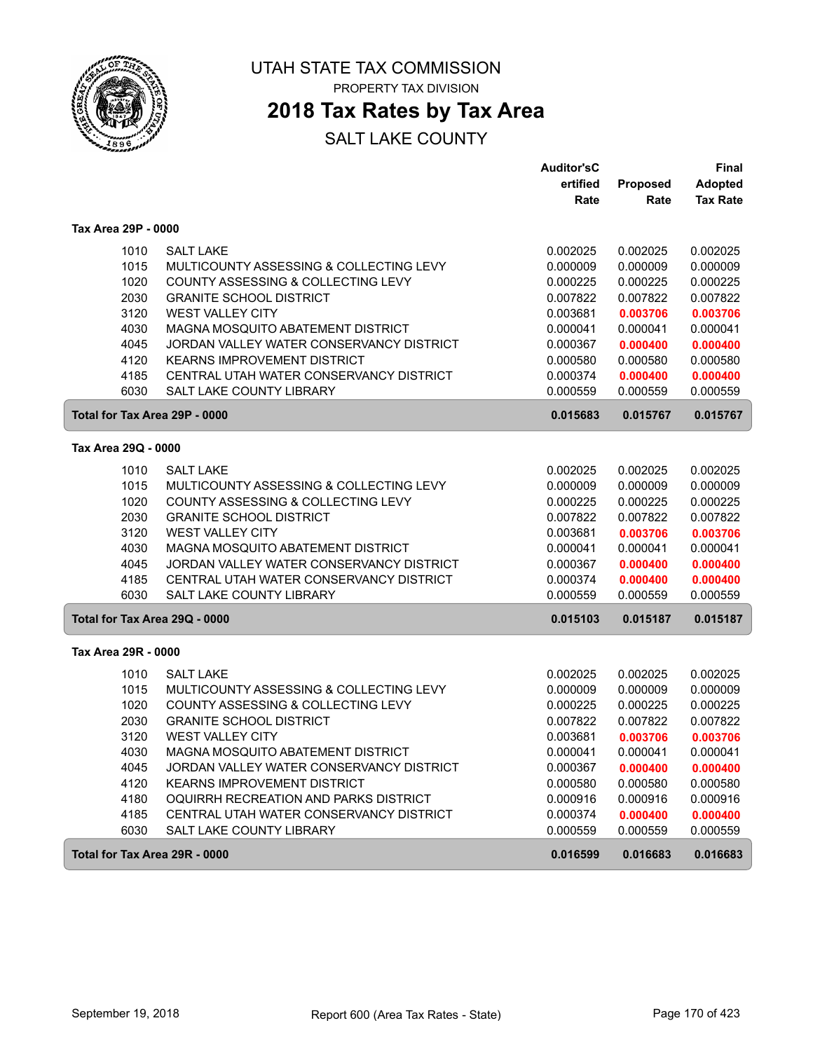# UTAH STATE TAX COMMISSION

PROPERTY TAX DIVISION

## 2018 Tax Rates by Tax Area

SALT LAKE COUNTY

### Tax Area 29P - 0000

| Code | Description | Auditor's Certified Rate | Proposed Rate | Final Adopted Tax Rate |
|---|---|---|---|---|
| 1010 | SALT LAKE | 0.002025 | 0.002025 | 0.002025 |
| 1015 | MULTICOUNTY ASSESSING & COLLECTING LEVY | 0.000009 | 0.000009 | 0.000009 |
| 1020 | COUNTY ASSESSING & COLLECTING LEVY | 0.000225 | 0.000225 | 0.000225 |
| 2030 | GRANITE SCHOOL DISTRICT | 0.007822 | 0.007822 | 0.007822 |
| 3120 | WEST VALLEY CITY | 0.003681 | **0.003706** | **0.003706** |
| 4030 | MAGNA MOSQUITO ABATEMENT DISTRICT | 0.000041 | 0.000041 | 0.000041 |
| 4045 | JORDAN VALLEY WATER CONSERVANCY DISTRICT | 0.000367 | **0.000400** | **0.000400** |
| 4120 | KEARNS IMPROVEMENT DISTRICT | 0.000580 | 0.000580 | 0.000580 |
| 4185 | CENTRAL UTAH WATER CONSERVANCY DISTRICT | 0.000374 | **0.000400** | **0.000400** |
| 6030 | SALT LAKE COUNTY LIBRARY | 0.000559 | 0.000559 | 0.000559 |
| **Total for Tax Area 29P - 0000** | | **0.015683** | **0.015767** | **0.015767** |

### Tax Area 29Q - 0000

| Code | Description | Auditor's Certified Rate | Proposed Rate | Final Adopted Tax Rate |
|---|---|---|---|---|
| 1010 | SALT LAKE | 0.002025 | 0.002025 | 0.002025 |
| 1015 | MULTICOUNTY ASSESSING & COLLECTING LEVY | 0.000009 | 0.000009 | 0.000009 |
| 1020 | COUNTY ASSESSING & COLLECTING LEVY | 0.000225 | 0.000225 | 0.000225 |
| 2030 | GRANITE SCHOOL DISTRICT | 0.007822 | 0.007822 | 0.007822 |
| 3120 | WEST VALLEY CITY | 0.003681 | **0.003706** | **0.003706** |
| 4030 | MAGNA MOSQUITO ABATEMENT DISTRICT | 0.000041 | 0.000041 | 0.000041 |
| 4045 | JORDAN VALLEY WATER CONSERVANCY DISTRICT | 0.000367 | **0.000400** | **0.000400** |
| 4185 | CENTRAL UTAH WATER CONSERVANCY DISTRICT | 0.000374 | **0.000400** | **0.000400** |
| 6030 | SALT LAKE COUNTY LIBRARY | 0.000559 | 0.000559 | 0.000559 |
| **Total for Tax Area 29Q - 0000** | | **0.015103** | **0.015187** | **0.015187** |

### Tax Area 29R - 0000

| Code | Description | Auditor's Certified Rate | Proposed Rate | Final Adopted Tax Rate |
|---|---|---|---|---|
| 1010 | SALT LAKE | 0.002025 | 0.002025 | 0.002025 |
| 1015 | MULTICOUNTY ASSESSING & COLLECTING LEVY | 0.000009 | 0.000009 | 0.000009 |
| 1020 | COUNTY ASSESSING & COLLECTING LEVY | 0.000225 | 0.000225 | 0.000225 |
| 2030 | GRANITE SCHOOL DISTRICT | 0.007822 | 0.007822 | 0.007822 |
| 3120 | WEST VALLEY CITY | 0.003681 | **0.003706** | **0.003706** |
| 4030 | MAGNA MOSQUITO ABATEMENT DISTRICT | 0.000041 | 0.000041 | 0.000041 |
| 4045 | JORDAN VALLEY WATER CONSERVANCY DISTRICT | 0.000367 | **0.000400** | **0.000400** |
| 4120 | KEARNS IMPROVEMENT DISTRICT | 0.000580 | 0.000580 | 0.000580 |
| 4180 | OQUIRRH RECREATION AND PARKS DISTRICT | 0.000916 | 0.000916 | 0.000916 |
| 4185 | CENTRAL UTAH WATER CONSERVANCY DISTRICT | 0.000374 | **0.000400** | **0.000400** |
| 6030 | SALT LAKE COUNTY LIBRARY | 0.000559 | 0.000559 | 0.000559 |
| **Total for Tax Area 29R - 0000** | | **0.016599** | **0.016683** | **0.016683** |

September 19, 2018 — Report 600 (Area Tax Rates - State)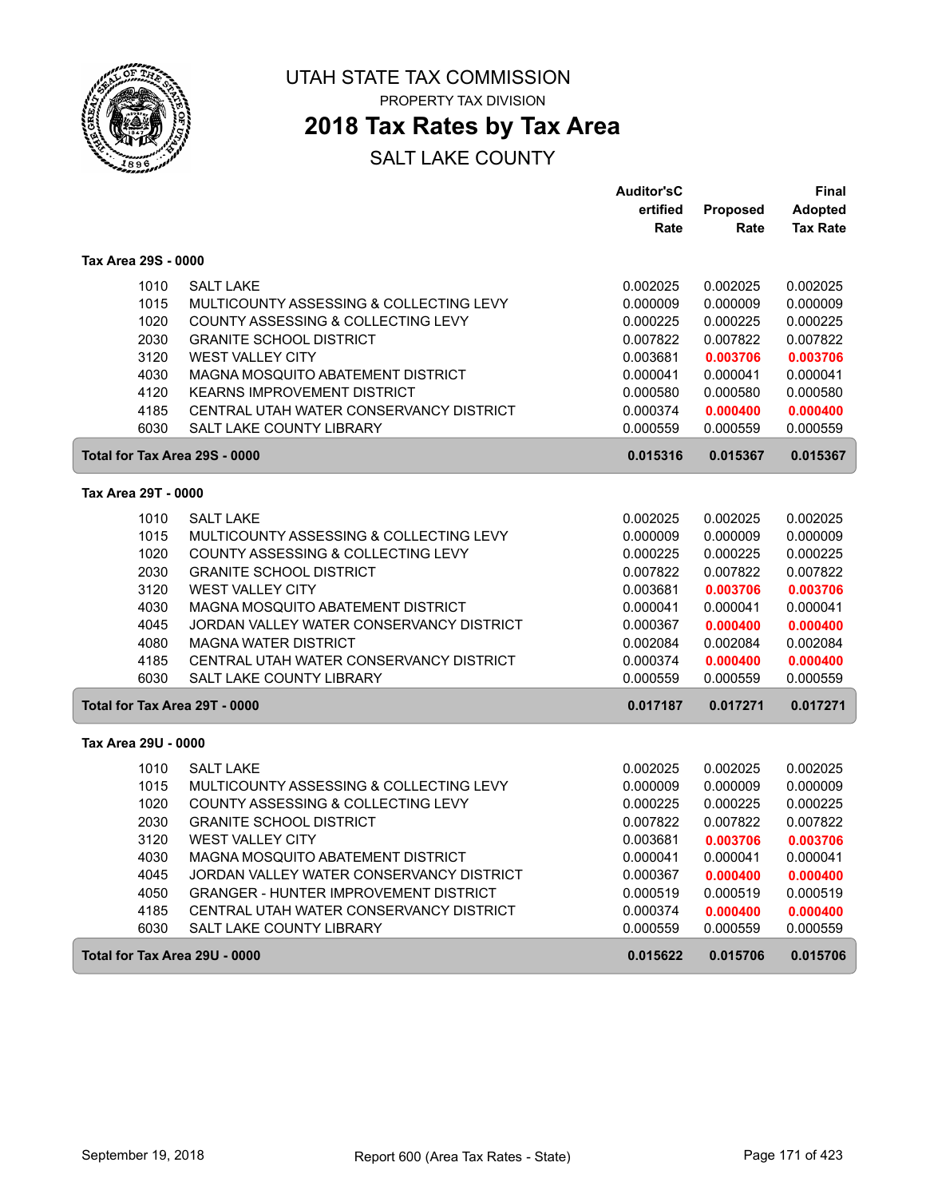# UTAH STATE TAX COMMISSION

PROPERTY TAX DIVISION

## 2018 Tax Rates by Tax Area

SALT LAKE COUNTY

| | | Auditor'sC ertified Rate | Proposed Rate | Final Adopted Tax Rate |
|---|---|---|---|---|
| **Tax Area 29S - 0000** | | | | |
| 1010 | SALT LAKE | 0.002025 | 0.002025 | 0.002025 |
| 1015 | MULTICOUNTY ASSESSING & COLLECTING LEVY | 0.000009 | 0.000009 | 0.000009 |
| 1020 | COUNTY ASSESSING & COLLECTING LEVY | 0.000225 | 0.000225 | 0.000225 |
| 2030 | GRANITE SCHOOL DISTRICT | 0.007822 | 0.007822 | 0.007822 |
| 3120 | WEST VALLEY CITY | 0.003681 | **0.003706** | **0.003706** |
| 4030 | MAGNA MOSQUITO ABATEMENT DISTRICT | 0.000041 | 0.000041 | 0.000041 |
| 4120 | KEARNS IMPROVEMENT DISTRICT | 0.000580 | 0.000580 | 0.000580 |
| 4185 | CENTRAL UTAH WATER CONSERVANCY DISTRICT | 0.000374 | **0.000400** | **0.000400** |
| 6030 | SALT LAKE COUNTY LIBRARY | 0.000559 | 0.000559 | 0.000559 |
| **Total for Tax Area 29S - 0000** | | **0.015316** | **0.015367** | **0.015367** |
| **Tax Area 29T - 0000** | | | | |
| 1010 | SALT LAKE | 0.002025 | 0.002025 | 0.002025 |
| 1015 | MULTICOUNTY ASSESSING & COLLECTING LEVY | 0.000009 | 0.000009 | 0.000009 |
| 1020 | COUNTY ASSESSING & COLLECTING LEVY | 0.000225 | 0.000225 | 0.000225 |
| 2030 | GRANITE SCHOOL DISTRICT | 0.007822 | 0.007822 | 0.007822 |
| 3120 | WEST VALLEY CITY | 0.003681 | **0.003706** | **0.003706** |
| 4030 | MAGNA MOSQUITO ABATEMENT DISTRICT | 0.000041 | 0.000041 | 0.000041 |
| 4045 | JORDAN VALLEY WATER CONSERVANCY DISTRICT | 0.000367 | **0.000400** | **0.000400** |
| 4080 | MAGNA WATER DISTRICT | 0.002084 | 0.002084 | 0.002084 |
| 4185 | CENTRAL UTAH WATER CONSERVANCY DISTRICT | 0.000374 | **0.000400** | **0.000400** |
| 6030 | SALT LAKE COUNTY LIBRARY | 0.000559 | 0.000559 | 0.000559 |
| **Total for Tax Area 29T - 0000** | | **0.017187** | **0.017271** | **0.017271** |
| **Tax Area 29U - 0000** | | | | |
| 1010 | SALT LAKE | 0.002025 | 0.002025 | 0.002025 |
| 1015 | MULTICOUNTY ASSESSING & COLLECTING LEVY | 0.000009 | 0.000009 | 0.000009 |
| 1020 | COUNTY ASSESSING & COLLECTING LEVY | 0.000225 | 0.000225 | 0.000225 |
| 2030 | GRANITE SCHOOL DISTRICT | 0.007822 | 0.007822 | 0.007822 |
| 3120 | WEST VALLEY CITY | 0.003681 | **0.003706** | **0.003706** |
| 4030 | MAGNA MOSQUITO ABATEMENT DISTRICT | 0.000041 | 0.000041 | 0.000041 |
| 4045 | JORDAN VALLEY WATER CONSERVANCY DISTRICT | 0.000367 | **0.000400** | **0.000400** |
| 4050 | GRANGER - HUNTER IMPROVEMENT DISTRICT | 0.000519 | 0.000519 | 0.000519 |
| 4185 | CENTRAL UTAH WATER CONSERVANCY DISTRICT | 0.000374 | **0.000400** | **0.000400** |
| 6030 | SALT LAKE COUNTY LIBRARY | 0.000559 | 0.000559 | 0.000559 |
| **Total for Tax Area 29U - 0000** | | **0.015622** | **0.015706** | **0.015706** |

September 19, 2018 — Report 600 (Area Tax Rates - State)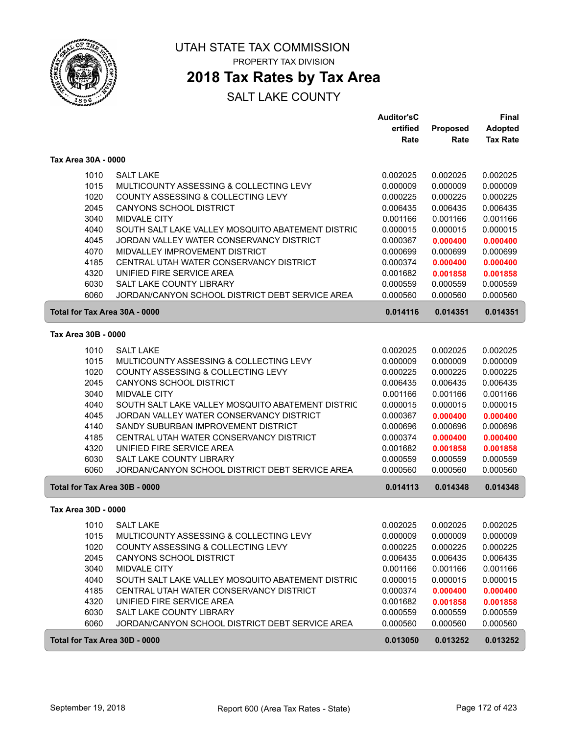# UTAH STATE TAX COMMISSION

PROPERTY TAX DIVISION

## 2018 Tax Rates by Tax Area

SALT LAKE COUNTY

### Tax Area 30A - 0000

| | | Auditor'sCertified Rate | Proposed Rate | Final Adopted Tax Rate |
|---|---|---|---|---|
| 1010 | SALT LAKE | 0.002025 | 0.002025 | 0.002025 |
| 1015 | MULTICOUNTY ASSESSING & COLLECTING LEVY | 0.000009 | 0.000009 | 0.000009 |
| 1020 | COUNTY ASSESSING & COLLECTING LEVY | 0.000225 | 0.000225 | 0.000225 |
| 2045 | CANYONS SCHOOL DISTRICT | 0.006435 | 0.006435 | 0.006435 |
| 3040 | MIDVALE CITY | 0.001166 | 0.001166 | 0.001166 |
| 4040 | SOUTH SALT LAKE VALLEY MOSQUITO ABATEMENT DISTRIC | 0.000015 | 0.000015 | 0.000015 |
| 4045 | JORDAN VALLEY WATER CONSERVANCY DISTRICT | 0.000367 | **0.000400** | **0.000400** |
| 4070 | MIDVALLEY IMPROVEMENT DISTRICT | 0.000699 | 0.000699 | 0.000699 |
| 4185 | CENTRAL UTAH WATER CONSERVANCY DISTRICT | 0.000374 | **0.000400** | **0.000400** |
| 4320 | UNIFIED FIRE SERVICE AREA | 0.001682 | **0.001858** | **0.001858** |
| 6030 | SALT LAKE COUNTY LIBRARY | 0.000559 | 0.000559 | 0.000559 |
| 6060 | JORDAN/CANYON SCHOOL DISTRICT DEBT SERVICE AREA | 0.000560 | 0.000560 | 0.000560 |
| **Total for Tax Area 30A - 0000** | | **0.014116** | **0.014351** | **0.014351** |

### Tax Area 30B - 0000

| | | Auditor'sCertified Rate | Proposed Rate | Final Adopted Tax Rate |
|---|---|---|---|---|
| 1010 | SALT LAKE | 0.002025 | 0.002025 | 0.002025 |
| 1015 | MULTICOUNTY ASSESSING & COLLECTING LEVY | 0.000009 | 0.000009 | 0.000009 |
| 1020 | COUNTY ASSESSING & COLLECTING LEVY | 0.000225 | 0.000225 | 0.000225 |
| 2045 | CANYONS SCHOOL DISTRICT | 0.006435 | 0.006435 | 0.006435 |
| 3040 | MIDVALE CITY | 0.001166 | 0.001166 | 0.001166 |
| 4040 | SOUTH SALT LAKE VALLEY MOSQUITO ABATEMENT DISTRIC | 0.000015 | 0.000015 | 0.000015 |
| 4045 | JORDAN VALLEY WATER CONSERVANCY DISTRICT | 0.000367 | **0.000400** | **0.000400** |
| 4140 | SANDY SUBURBAN IMPROVEMENT DISTRICT | 0.000696 | 0.000696 | 0.000696 |
| 4185 | CENTRAL UTAH WATER CONSERVANCY DISTRICT | 0.000374 | **0.000400** | **0.000400** |
| 4320 | UNIFIED FIRE SERVICE AREA | 0.001682 | **0.001858** | **0.001858** |
| 6030 | SALT LAKE COUNTY LIBRARY | 0.000559 | 0.000559 | 0.000559 |
| 6060 | JORDAN/CANYON SCHOOL DISTRICT DEBT SERVICE AREA | 0.000560 | 0.000560 | 0.000560 |
| **Total for Tax Area 30B - 0000** | | **0.014113** | **0.014348** | **0.014348** |

### Tax Area 30D - 0000

| | | Auditor'sCertified Rate | Proposed Rate | Final Adopted Tax Rate |
|---|---|---|---|---|
| 1010 | SALT LAKE | 0.002025 | 0.002025 | 0.002025 |
| 1015 | MULTICOUNTY ASSESSING & COLLECTING LEVY | 0.000009 | 0.000009 | 0.000009 |
| 1020 | COUNTY ASSESSING & COLLECTING LEVY | 0.000225 | 0.000225 | 0.000225 |
| 2045 | CANYONS SCHOOL DISTRICT | 0.006435 | 0.006435 | 0.006435 |
| 3040 | MIDVALE CITY | 0.001166 | 0.001166 | 0.001166 |
| 4040 | SOUTH SALT LAKE VALLEY MOSQUITO ABATEMENT DISTRIC | 0.000015 | 0.000015 | 0.000015 |
| 4185 | CENTRAL UTAH WATER CONSERVANCY DISTRICT | 0.000374 | **0.000400** | **0.000400** |
| 4320 | UNIFIED FIRE SERVICE AREA | 0.001682 | **0.001858** | **0.001858** |
| 6030 | SALT LAKE COUNTY LIBRARY | 0.000559 | 0.000559 | 0.000559 |
| 6060 | JORDAN/CANYON SCHOOL DISTRICT DEBT SERVICE AREA | 0.000560 | 0.000560 | 0.000560 |
| **Total for Tax Area 30D - 0000** | | **0.013050** | **0.013252** | **0.013252** |

September 19, 2018 — Report 600 (Area Tax Rates - State)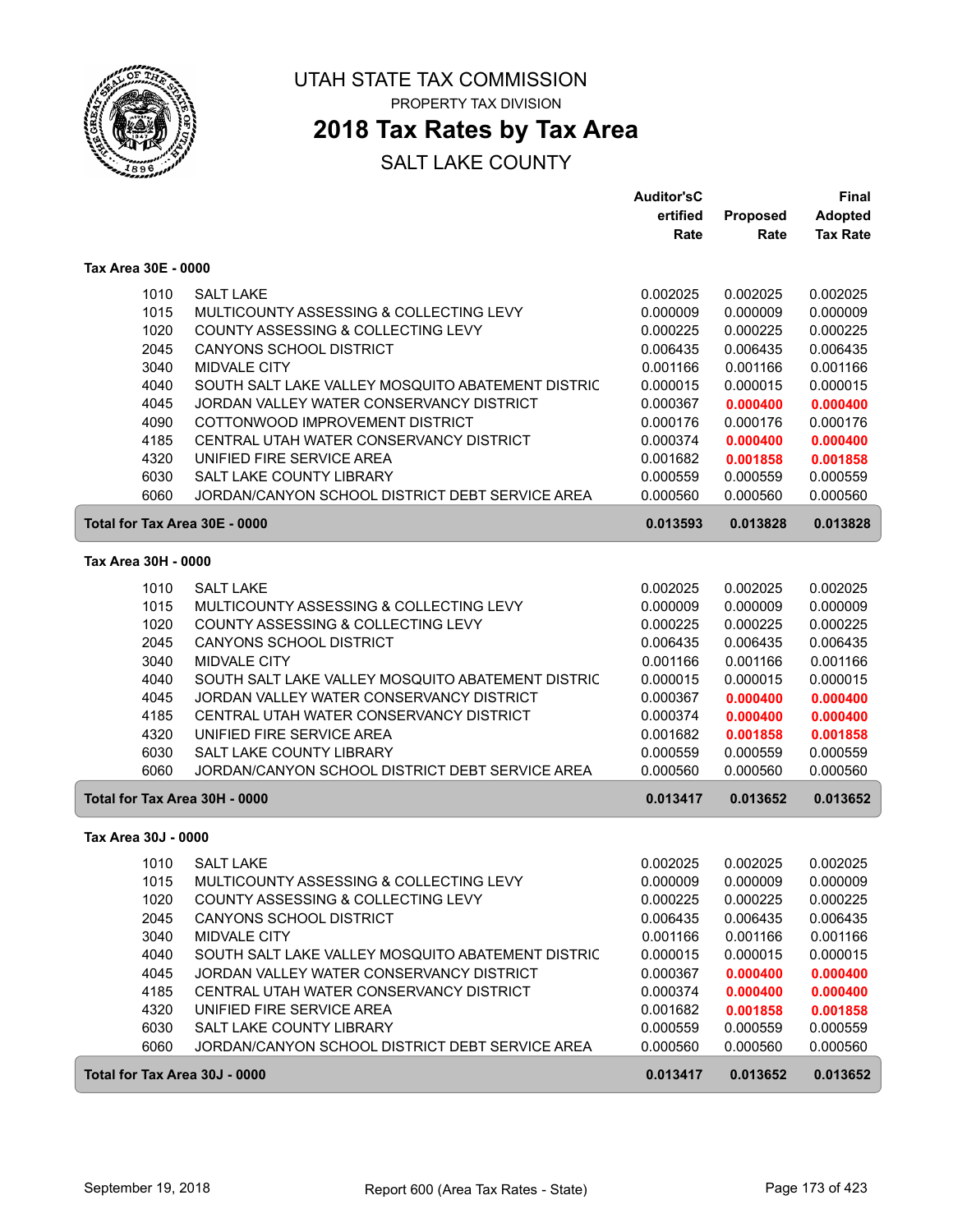# UTAH STATE TAX COMMISSION

PROPERTY TAX DIVISION

## 2018 Tax Rates by Tax Area

SALT LAKE COUNTY

| | | Auditor'sC ertified Rate | Proposed Rate | Final Adopted Tax Rate |
|---|---|---|---|---|
| **Tax Area 30E - 0000** | | | | |
| 1010 | SALT LAKE | 0.002025 | 0.002025 | 0.002025 |
| 1015 | MULTICOUNTY ASSESSING & COLLECTING LEVY | 0.000009 | 0.000009 | 0.000009 |
| 1020 | COUNTY ASSESSING & COLLECTING LEVY | 0.000225 | 0.000225 | 0.000225 |
| 2045 | CANYONS SCHOOL DISTRICT | 0.006435 | 0.006435 | 0.006435 |
| 3040 | MIDVALE CITY | 0.001166 | 0.001166 | 0.001166 |
| 4040 | SOUTH SALT LAKE VALLEY MOSQUITO ABATEMENT DISTRIC | 0.000015 | 0.000015 | 0.000015 |
| 4045 | JORDAN VALLEY WATER CONSERVANCY DISTRICT | 0.000367 | **0.000400** | **0.000400** |
| 4090 | COTTONWOOD IMPROVEMENT DISTRICT | 0.000176 | 0.000176 | 0.000176 |
| 4185 | CENTRAL UTAH WATER CONSERVANCY DISTRICT | 0.000374 | **0.000400** | **0.000400** |
| 4320 | UNIFIED FIRE SERVICE AREA | 0.001682 | **0.001858** | **0.001858** |
| 6030 | SALT LAKE COUNTY LIBRARY | 0.000559 | 0.000559 | 0.000559 |
| 6060 | JORDAN/CANYON SCHOOL DISTRICT DEBT SERVICE AREA | 0.000560 | 0.000560 | 0.000560 |
| **Total for Tax Area 30E - 0000** | | **0.013593** | **0.013828** | **0.013828** |
| **Tax Area 30H - 0000** | | | | |
| 1010 | SALT LAKE | 0.002025 | 0.002025 | 0.002025 |
| 1015 | MULTICOUNTY ASSESSING & COLLECTING LEVY | 0.000009 | 0.000009 | 0.000009 |
| 1020 | COUNTY ASSESSING & COLLECTING LEVY | 0.000225 | 0.000225 | 0.000225 |
| 2045 | CANYONS SCHOOL DISTRICT | 0.006435 | 0.006435 | 0.006435 |
| 3040 | MIDVALE CITY | 0.001166 | 0.001166 | 0.001166 |
| 4040 | SOUTH SALT LAKE VALLEY MOSQUITO ABATEMENT DISTRIC | 0.000015 | 0.000015 | 0.000015 |
| 4045 | JORDAN VALLEY WATER CONSERVANCY DISTRICT | 0.000367 | **0.000400** | **0.000400** |
| 4185 | CENTRAL UTAH WATER CONSERVANCY DISTRICT | 0.000374 | **0.000400** | **0.000400** |
| 4320 | UNIFIED FIRE SERVICE AREA | 0.001682 | **0.001858** | **0.001858** |
| 6030 | SALT LAKE COUNTY LIBRARY | 0.000559 | 0.000559 | 0.000559 |
| 6060 | JORDAN/CANYON SCHOOL DISTRICT DEBT SERVICE AREA | 0.000560 | 0.000560 | 0.000560 |
| **Total for Tax Area 30H - 0000** | | **0.013417** | **0.013652** | **0.013652** |
| **Tax Area 30J - 0000** | | | | |
| 1010 | SALT LAKE | 0.002025 | 0.002025 | 0.002025 |
| 1015 | MULTICOUNTY ASSESSING & COLLECTING LEVY | 0.000009 | 0.000009 | 0.000009 |
| 1020 | COUNTY ASSESSING & COLLECTING LEVY | 0.000225 | 0.000225 | 0.000225 |
| 2045 | CANYONS SCHOOL DISTRICT | 0.006435 | 0.006435 | 0.006435 |
| 3040 | MIDVALE CITY | 0.001166 | 0.001166 | 0.001166 |
| 4040 | SOUTH SALT LAKE VALLEY MOSQUITO ABATEMENT DISTRIC | 0.000015 | 0.000015 | 0.000015 |
| 4045 | JORDAN VALLEY WATER CONSERVANCY DISTRICT | 0.000367 | **0.000400** | **0.000400** |
| 4185 | CENTRAL UTAH WATER CONSERVANCY DISTRICT | 0.000374 | **0.000400** | **0.000400** |
| 4320 | UNIFIED FIRE SERVICE AREA | 0.001682 | **0.001858** | **0.001858** |
| 6030 | SALT LAKE COUNTY LIBRARY | 0.000559 | 0.000559 | 0.000559 |
| 6060 | JORDAN/CANYON SCHOOL DISTRICT DEBT SERVICE AREA | 0.000560 | 0.000560 | 0.000560 |
| **Total for Tax Area 30J - 0000** | | **0.013417** | **0.013652** | **0.013652** |

September 19, 2018 — Report 600 (Area Tax Rates - State)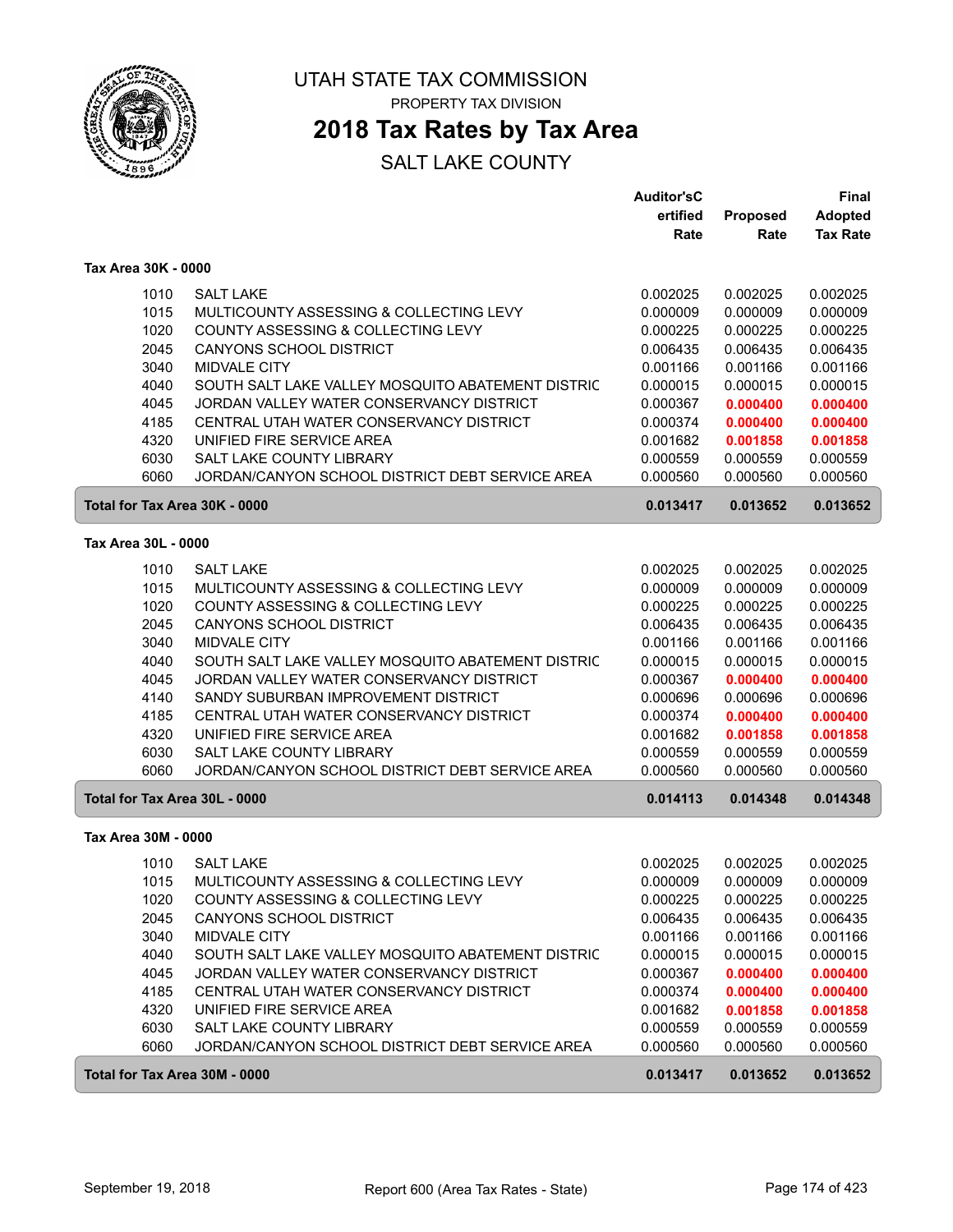# UTAH STATE TAX COMMISSION

PROPERTY TAX DIVISION

## 2018 Tax Rates by Tax Area

SALT LAKE COUNTY

### Tax Area 30K - 0000

| Code | Entity | Auditor's Certified Rate | Proposed Rate | Final Adopted Tax Rate |
|---|---|---|---|---|
| 1010 | SALT LAKE | 0.002025 | 0.002025 | 0.002025 |
| 1015 | MULTICOUNTY ASSESSING & COLLECTING LEVY | 0.000009 | 0.000009 | 0.000009 |
| 1020 | COUNTY ASSESSING & COLLECTING LEVY | 0.000225 | 0.000225 | 0.000225 |
| 2045 | CANYONS SCHOOL DISTRICT | 0.006435 | 0.006435 | 0.006435 |
| 3040 | MIDVALE CITY | 0.001166 | 0.001166 | 0.001166 |
| 4040 | SOUTH SALT LAKE VALLEY MOSQUITO ABATEMENT DISTRIC | 0.000015 | 0.000015 | 0.000015 |
| 4045 | JORDAN VALLEY WATER CONSERVANCY DISTRICT | 0.000367 | **0.000400** | **0.000400** |
| 4185 | CENTRAL UTAH WATER CONSERVANCY DISTRICT | 0.000374 | **0.000400** | **0.000400** |
| 4320 | UNIFIED FIRE SERVICE AREA | 0.001682 | **0.001858** | **0.001858** |
| 6030 | SALT LAKE COUNTY LIBRARY | 0.000559 | 0.000559 | 0.000559 |
| 6060 | JORDAN/CANYON SCHOOL DISTRICT DEBT SERVICE AREA | 0.000560 | 0.000560 | 0.000560 |
| **Total for Tax Area 30K - 0000** | | **0.013417** | **0.013652** | **0.013652** |

### Tax Area 30L - 0000

| Code | Entity | Auditor's Certified Rate | Proposed Rate | Final Adopted Tax Rate |
|---|---|---|---|---|
| 1010 | SALT LAKE | 0.002025 | 0.002025 | 0.002025 |
| 1015 | MULTICOUNTY ASSESSING & COLLECTING LEVY | 0.000009 | 0.000009 | 0.000009 |
| 1020 | COUNTY ASSESSING & COLLECTING LEVY | 0.000225 | 0.000225 | 0.000225 |
| 2045 | CANYONS SCHOOL DISTRICT | 0.006435 | 0.006435 | 0.006435 |
| 3040 | MIDVALE CITY | 0.001166 | 0.001166 | 0.001166 |
| 4040 | SOUTH SALT LAKE VALLEY MOSQUITO ABATEMENT DISTRIC | 0.000015 | 0.000015 | 0.000015 |
| 4045 | JORDAN VALLEY WATER CONSERVANCY DISTRICT | 0.000367 | **0.000400** | **0.000400** |
| 4140 | SANDY SUBURBAN IMPROVEMENT DISTRICT | 0.000696 | 0.000696 | 0.000696 |
| 4185 | CENTRAL UTAH WATER CONSERVANCY DISTRICT | 0.000374 | **0.000400** | **0.000400** |
| 4320 | UNIFIED FIRE SERVICE AREA | 0.001682 | **0.001858** | **0.001858** |
| 6030 | SALT LAKE COUNTY LIBRARY | 0.000559 | 0.000559 | 0.000559 |
| 6060 | JORDAN/CANYON SCHOOL DISTRICT DEBT SERVICE AREA | 0.000560 | 0.000560 | 0.000560 |
| **Total for Tax Area 30L - 0000** | | **0.014113** | **0.014348** | **0.014348** |

### Tax Area 30M - 0000

| Code | Entity | Auditor's Certified Rate | Proposed Rate | Final Adopted Tax Rate |
|---|---|---|---|---|
| 1010 | SALT LAKE | 0.002025 | 0.002025 | 0.002025 |
| 1015 | MULTICOUNTY ASSESSING & COLLECTING LEVY | 0.000009 | 0.000009 | 0.000009 |
| 1020 | COUNTY ASSESSING & COLLECTING LEVY | 0.000225 | 0.000225 | 0.000225 |
| 2045 | CANYONS SCHOOL DISTRICT | 0.006435 | 0.006435 | 0.006435 |
| 3040 | MIDVALE CITY | 0.001166 | 0.001166 | 0.001166 |
| 4040 | SOUTH SALT LAKE VALLEY MOSQUITO ABATEMENT DISTRIC | 0.000015 | 0.000015 | 0.000015 |
| 4045 | JORDAN VALLEY WATER CONSERVANCY DISTRICT | 0.000367 | **0.000400** | **0.000400** |
| 4185 | CENTRAL UTAH WATER CONSERVANCY DISTRICT | 0.000374 | **0.000400** | **0.000400** |
| 4320 | UNIFIED FIRE SERVICE AREA | 0.001682 | **0.001858** | **0.001858** |
| 6030 | SALT LAKE COUNTY LIBRARY | 0.000559 | 0.000559 | 0.000559 |
| 6060 | JORDAN/CANYON SCHOOL DISTRICT DEBT SERVICE AREA | 0.000560 | 0.000560 | 0.000560 |
| **Total for Tax Area 30M - 0000** | | **0.013417** | **0.013652** | **0.013652** |

September 19, 2018 — Report 600 (Area Tax Rates - State)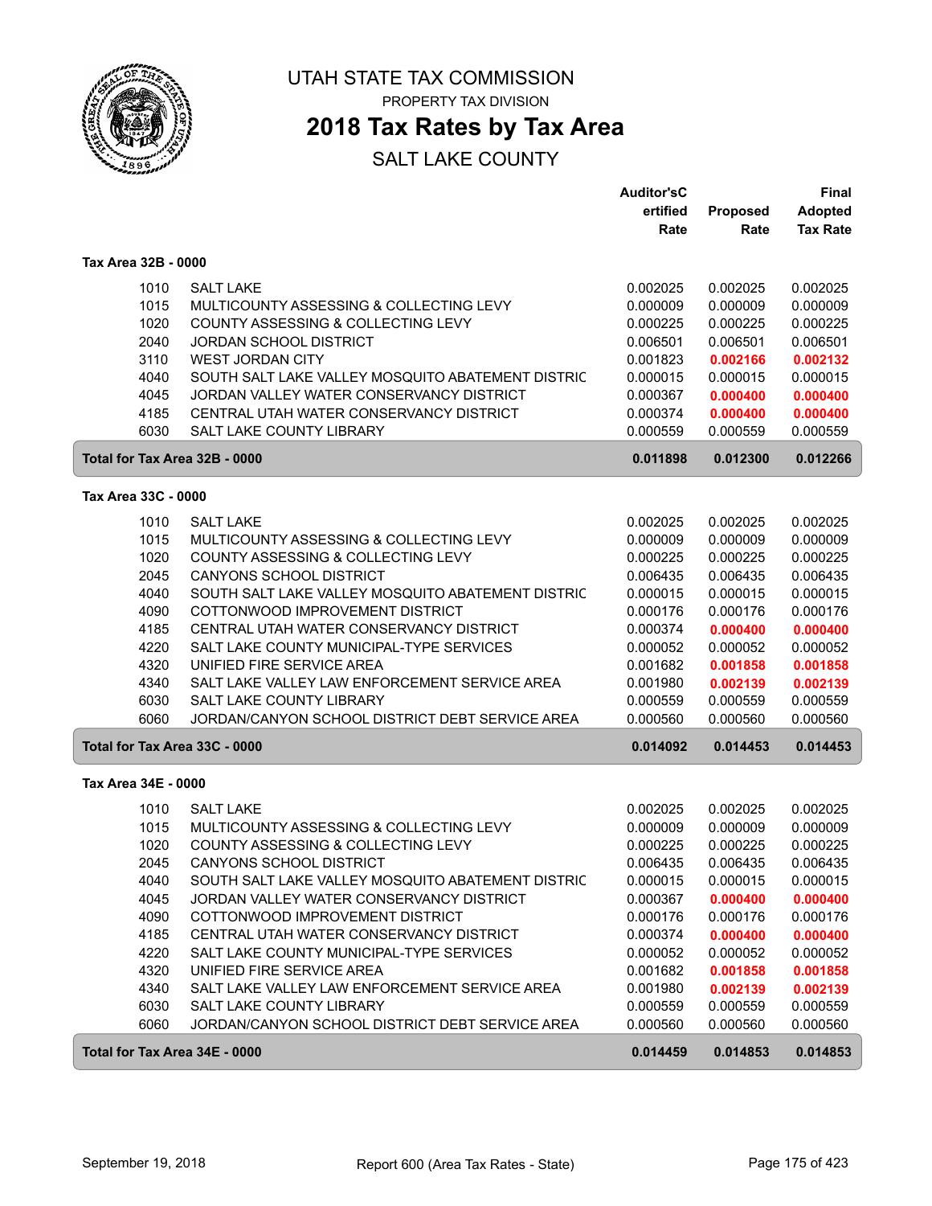# UTAH STATE TAX COMMISSION

PROPERTY TAX DIVISION

## 2018 Tax Rates by Tax Area

SALT LAKE COUNTY

| | | Auditor'sCertified Rate | Proposed Rate | Final Adopted Tax Rate |
|---|---|---|---|---|
| **Tax Area 32B - 0000** | | | | |
| 1010 | SALT LAKE | 0.002025 | 0.002025 | 0.002025 |
| 1015 | MULTICOUNTY ASSESSING & COLLECTING LEVY | 0.000009 | 0.000009 | 0.000009 |
| 1020 | COUNTY ASSESSING & COLLECTING LEVY | 0.000225 | 0.000225 | 0.000225 |
| 2040 | JORDAN SCHOOL DISTRICT | 0.006501 | 0.006501 | 0.006501 |
| 3110 | WEST JORDAN CITY | 0.001823 | **0.002166** | **0.002132** |
| 4040 | SOUTH SALT LAKE VALLEY MOSQUITO ABATEMENT DISTRIC | 0.000015 | 0.000015 | 0.000015 |
| 4045 | JORDAN VALLEY WATER CONSERVANCY DISTRICT | 0.000367 | **0.000400** | **0.000400** |
| 4185 | CENTRAL UTAH WATER CONSERVANCY DISTRICT | 0.000374 | **0.000400** | **0.000400** |
| 6030 | SALT LAKE COUNTY LIBRARY | 0.000559 | 0.000559 | 0.000559 |
| **Total for Tax Area 32B - 0000** | | **0.011898** | **0.012300** | **0.012266** |
| **Tax Area 33C - 0000** | | | | |
| 1010 | SALT LAKE | 0.002025 | 0.002025 | 0.002025 |
| 1015 | MULTICOUNTY ASSESSING & COLLECTING LEVY | 0.000009 | 0.000009 | 0.000009 |
| 1020 | COUNTY ASSESSING & COLLECTING LEVY | 0.000225 | 0.000225 | 0.000225 |
| 2045 | CANYONS SCHOOL DISTRICT | 0.006435 | 0.006435 | 0.006435 |
| 4040 | SOUTH SALT LAKE VALLEY MOSQUITO ABATEMENT DISTRIC | 0.000015 | 0.000015 | 0.000015 |
| 4090 | COTTONWOOD IMPROVEMENT DISTRICT | 0.000176 | 0.000176 | 0.000176 |
| 4185 | CENTRAL UTAH WATER CONSERVANCY DISTRICT | 0.000374 | **0.000400** | **0.000400** |
| 4220 | SALT LAKE COUNTY MUNICIPAL-TYPE SERVICES | 0.000052 | 0.000052 | 0.000052 |
| 4320 | UNIFIED FIRE SERVICE AREA | 0.001682 | **0.001858** | **0.001858** |
| 4340 | SALT LAKE VALLEY LAW ENFORCEMENT SERVICE AREA | 0.001980 | **0.002139** | **0.002139** |
| 6030 | SALT LAKE COUNTY LIBRARY | 0.000559 | 0.000559 | 0.000559 |
| 6060 | JORDAN/CANYON SCHOOL DISTRICT DEBT SERVICE AREA | 0.000560 | 0.000560 | 0.000560 |
| **Total for Tax Area 33C - 0000** | | **0.014092** | **0.014453** | **0.014453** |
| **Tax Area 34E - 0000** | | | | |
| 1010 | SALT LAKE | 0.002025 | 0.002025 | 0.002025 |
| 1015 | MULTICOUNTY ASSESSING & COLLECTING LEVY | 0.000009 | 0.000009 | 0.000009 |
| 1020 | COUNTY ASSESSING & COLLECTING LEVY | 0.000225 | 0.000225 | 0.000225 |
| 2045 | CANYONS SCHOOL DISTRICT | 0.006435 | 0.006435 | 0.006435 |
| 4040 | SOUTH SALT LAKE VALLEY MOSQUITO ABATEMENT DISTRIC | 0.000015 | 0.000015 | 0.000015 |
| 4045 | JORDAN VALLEY WATER CONSERVANCY DISTRICT | 0.000367 | **0.000400** | **0.000400** |
| 4090 | COTTONWOOD IMPROVEMENT DISTRICT | 0.000176 | 0.000176 | 0.000176 |
| 4185 | CENTRAL UTAH WATER CONSERVANCY DISTRICT | 0.000374 | **0.000400** | **0.000400** |
| 4220 | SALT LAKE COUNTY MUNICIPAL-TYPE SERVICES | 0.000052 | 0.000052 | 0.000052 |
| 4320 | UNIFIED FIRE SERVICE AREA | 0.001682 | **0.001858** | **0.001858** |
| 4340 | SALT LAKE VALLEY LAW ENFORCEMENT SERVICE AREA | 0.001980 | **0.002139** | **0.002139** |
| 6030 | SALT LAKE COUNTY LIBRARY | 0.000559 | 0.000559 | 0.000559 |
| 6060 | JORDAN/CANYON SCHOOL DISTRICT DEBT SERVICE AREA | 0.000560 | 0.000560 | 0.000560 |
| **Total for Tax Area 34E - 0000** | | **0.014459** | **0.014853** | **0.014853** |

September 19, 2018 — Report 600 (Area Tax Rates - State)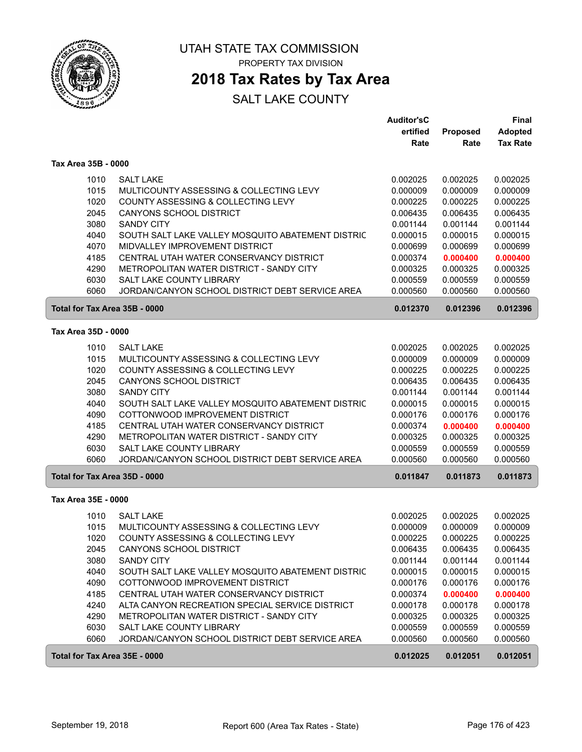# UTAH STATE TAX COMMISSION

PROPERTY TAX DIVISION

## 2018 Tax Rates by Tax Area

SALT LAKE COUNTY

| | | Auditor'sCertified Rate | Proposed Rate | Final Adopted Tax Rate |
|---|---|---|---|---|
| **Tax Area 35B - 0000** | | | | |
| 1010 | SALT LAKE | 0.002025 | 0.002025 | 0.002025 |
| 1015 | MULTICOUNTY ASSESSING & COLLECTING LEVY | 0.000009 | 0.000009 | 0.000009 |
| 1020 | COUNTY ASSESSING & COLLECTING LEVY | 0.000225 | 0.000225 | 0.000225 |
| 2045 | CANYONS SCHOOL DISTRICT | 0.006435 | 0.006435 | 0.006435 |
| 3080 | SANDY CITY | 0.001144 | 0.001144 | 0.001144 |
| 4040 | SOUTH SALT LAKE VALLEY MOSQUITO ABATEMENT DISTRIC | 0.000015 | 0.000015 | 0.000015 |
| 4070 | MIDVALLEY IMPROVEMENT DISTRICT | 0.000699 | 0.000699 | 0.000699 |
| 4185 | CENTRAL UTAH WATER CONSERVANCY DISTRICT | 0.000374 | **0.000400** | **0.000400** |
| 4290 | METROPOLITAN WATER DISTRICT - SANDY CITY | 0.000325 | 0.000325 | 0.000325 |
| 6030 | SALT LAKE COUNTY LIBRARY | 0.000559 | 0.000559 | 0.000559 |
| 6060 | JORDAN/CANYON SCHOOL DISTRICT DEBT SERVICE AREA | 0.000560 | 0.000560 | 0.000560 |
| **Total for Tax Area 35B - 0000** | | **0.012370** | **0.012396** | **0.012396** |
| **Tax Area 35D - 0000** | | | | |
| 1010 | SALT LAKE | 0.002025 | 0.002025 | 0.002025 |
| 1015 | MULTICOUNTY ASSESSING & COLLECTING LEVY | 0.000009 | 0.000009 | 0.000009 |
| 1020 | COUNTY ASSESSING & COLLECTING LEVY | 0.000225 | 0.000225 | 0.000225 |
| 2045 | CANYONS SCHOOL DISTRICT | 0.006435 | 0.006435 | 0.006435 |
| 3080 | SANDY CITY | 0.001144 | 0.001144 | 0.001144 |
| 4040 | SOUTH SALT LAKE VALLEY MOSQUITO ABATEMENT DISTRIC | 0.000015 | 0.000015 | 0.000015 |
| 4090 | COTTONWOOD IMPROVEMENT DISTRICT | 0.000176 | 0.000176 | 0.000176 |
| 4185 | CENTRAL UTAH WATER CONSERVANCY DISTRICT | 0.000374 | **0.000400** | **0.000400** |
| 4290 | METROPOLITAN WATER DISTRICT - SANDY CITY | 0.000325 | 0.000325 | 0.000325 |
| 6030 | SALT LAKE COUNTY LIBRARY | 0.000559 | 0.000559 | 0.000559 |
| 6060 | JORDAN/CANYON SCHOOL DISTRICT DEBT SERVICE AREA | 0.000560 | 0.000560 | 0.000560 |
| **Total for Tax Area 35D - 0000** | | **0.011847** | **0.011873** | **0.011873** |
| **Tax Area 35E - 0000** | | | | |
| 1010 | SALT LAKE | 0.002025 | 0.002025 | 0.002025 |
| 1015 | MULTICOUNTY ASSESSING & COLLECTING LEVY | 0.000009 | 0.000009 | 0.000009 |
| 1020 | COUNTY ASSESSING & COLLECTING LEVY | 0.000225 | 0.000225 | 0.000225 |
| 2045 | CANYONS SCHOOL DISTRICT | 0.006435 | 0.006435 | 0.006435 |
| 3080 | SANDY CITY | 0.001144 | 0.001144 | 0.001144 |
| 4040 | SOUTH SALT LAKE VALLEY MOSQUITO ABATEMENT DISTRIC | 0.000015 | 0.000015 | 0.000015 |
| 4090 | COTTONWOOD IMPROVEMENT DISTRICT | 0.000176 | 0.000176 | 0.000176 |
| 4185 | CENTRAL UTAH WATER CONSERVANCY DISTRICT | 0.000374 | **0.000400** | **0.000400** |
| 4240 | ALTA CANYON RECREATION SPECIAL SERVICE DISTRICT | 0.000178 | 0.000178 | 0.000178 |
| 4290 | METROPOLITAN WATER DISTRICT - SANDY CITY | 0.000325 | 0.000325 | 0.000325 |
| 6030 | SALT LAKE COUNTY LIBRARY | 0.000559 | 0.000559 | 0.000559 |
| 6060 | JORDAN/CANYON SCHOOL DISTRICT DEBT SERVICE AREA | 0.000560 | 0.000560 | 0.000560 |
| **Total for Tax Area 35E - 0000** | | **0.012025** | **0.012051** | **0.012051** |

September 19, 2018 — Report 600 (Area Tax Rates - State)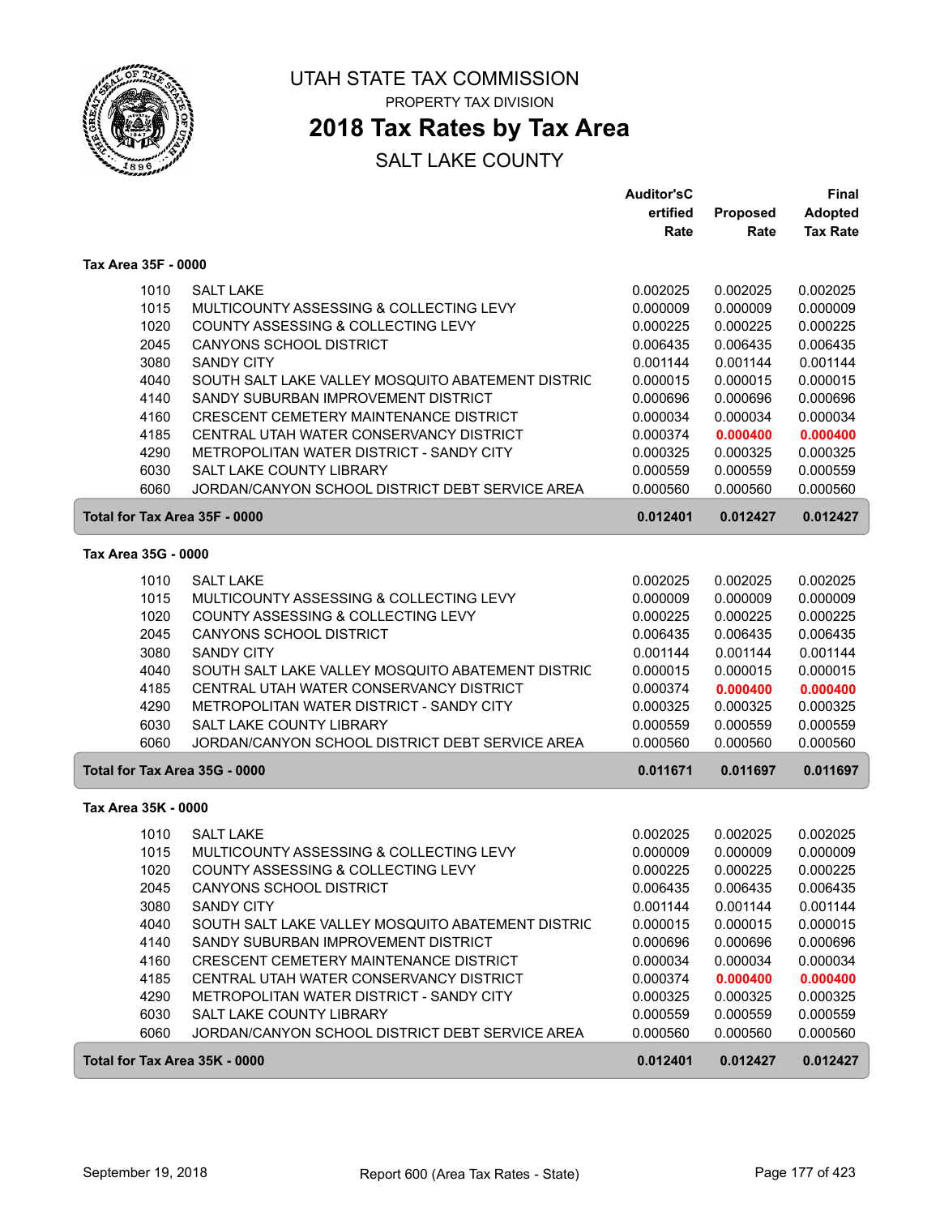# UTAH STATE TAX COMMISSION

PROPERTY TAX DIVISION

## 2018 Tax Rates by Tax Area

SALT LAKE COUNTY

| | | Auditor'sCertified Rate | Proposed Rate | Final Adopted Tax Rate |
|---|---|---|---|---|
| **Tax Area 35F - 0000** | | | | |
| 1010 | SALT LAKE | 0.002025 | 0.002025 | 0.002025 |
| 1015 | MULTICOUNTY ASSESSING & COLLECTING LEVY | 0.000009 | 0.000009 | 0.000009 |
| 1020 | COUNTY ASSESSING & COLLECTING LEVY | 0.000225 | 0.000225 | 0.000225 |
| 2045 | CANYONS SCHOOL DISTRICT | 0.006435 | 0.006435 | 0.006435 |
| 3080 | SANDY CITY | 0.001144 | 0.001144 | 0.001144 |
| 4040 | SOUTH SALT LAKE VALLEY MOSQUITO ABATEMENT DISTRIC | 0.000015 | 0.000015 | 0.000015 |
| 4140 | SANDY SUBURBAN IMPROVEMENT DISTRICT | 0.000696 | 0.000696 | 0.000696 |
| 4160 | CRESCENT CEMETERY MAINTENANCE DISTRICT | 0.000034 | 0.000034 | 0.000034 |
| 4185 | CENTRAL UTAH WATER CONSERVANCY DISTRICT | 0.000374 | **0.000400** | **0.000400** |
| 4290 | METROPOLITAN WATER DISTRICT - SANDY CITY | 0.000325 | 0.000325 | 0.000325 |
| 6030 | SALT LAKE COUNTY LIBRARY | 0.000559 | 0.000559 | 0.000559 |
| 6060 | JORDAN/CANYON SCHOOL DISTRICT DEBT SERVICE AREA | 0.000560 | 0.000560 | 0.000560 |
| **Total for Tax Area 35F - 0000** | | **0.012401** | **0.012427** | **0.012427** |
| **Tax Area 35G - 0000** | | | | |
| 1010 | SALT LAKE | 0.002025 | 0.002025 | 0.002025 |
| 1015 | MULTICOUNTY ASSESSING & COLLECTING LEVY | 0.000009 | 0.000009 | 0.000009 |
| 1020 | COUNTY ASSESSING & COLLECTING LEVY | 0.000225 | 0.000225 | 0.000225 |
| 2045 | CANYONS SCHOOL DISTRICT | 0.006435 | 0.006435 | 0.006435 |
| 3080 | SANDY CITY | 0.001144 | 0.001144 | 0.001144 |
| 4040 | SOUTH SALT LAKE VALLEY MOSQUITO ABATEMENT DISTRIC | 0.000015 | 0.000015 | 0.000015 |
| 4185 | CENTRAL UTAH WATER CONSERVANCY DISTRICT | 0.000374 | **0.000400** | **0.000400** |
| 4290 | METROPOLITAN WATER DISTRICT - SANDY CITY | 0.000325 | 0.000325 | 0.000325 |
| 6030 | SALT LAKE COUNTY LIBRARY | 0.000559 | 0.000559 | 0.000559 |
| 6060 | JORDAN/CANYON SCHOOL DISTRICT DEBT SERVICE AREA | 0.000560 | 0.000560 | 0.000560 |
| **Total for Tax Area 35G - 0000** | | **0.011671** | **0.011697** | **0.011697** |
| **Tax Area 35K - 0000** | | | | |
| 1010 | SALT LAKE | 0.002025 | 0.002025 | 0.002025 |
| 1015 | MULTICOUNTY ASSESSING & COLLECTING LEVY | 0.000009 | 0.000009 | 0.000009 |
| 1020 | COUNTY ASSESSING & COLLECTING LEVY | 0.000225 | 0.000225 | 0.000225 |
| 2045 | CANYONS SCHOOL DISTRICT | 0.006435 | 0.006435 | 0.006435 |
| 3080 | SANDY CITY | 0.001144 | 0.001144 | 0.001144 |
| 4040 | SOUTH SALT LAKE VALLEY MOSQUITO ABATEMENT DISTRIC | 0.000015 | 0.000015 | 0.000015 |
| 4140 | SANDY SUBURBAN IMPROVEMENT DISTRICT | 0.000696 | 0.000696 | 0.000696 |
| 4160 | CRESCENT CEMETERY MAINTENANCE DISTRICT | 0.000034 | 0.000034 | 0.000034 |
| 4185 | CENTRAL UTAH WATER CONSERVANCY DISTRICT | 0.000374 | **0.000400** | **0.000400** |
| 4290 | METROPOLITAN WATER DISTRICT - SANDY CITY | 0.000325 | 0.000325 | 0.000325 |
| 6030 | SALT LAKE COUNTY LIBRARY | 0.000559 | 0.000559 | 0.000559 |
| 6060 | JORDAN/CANYON SCHOOL DISTRICT DEBT SERVICE AREA | 0.000560 | 0.000560 | 0.000560 |
| **Total for Tax Area 35K - 0000** | | **0.012401** | **0.012427** | **0.012427** |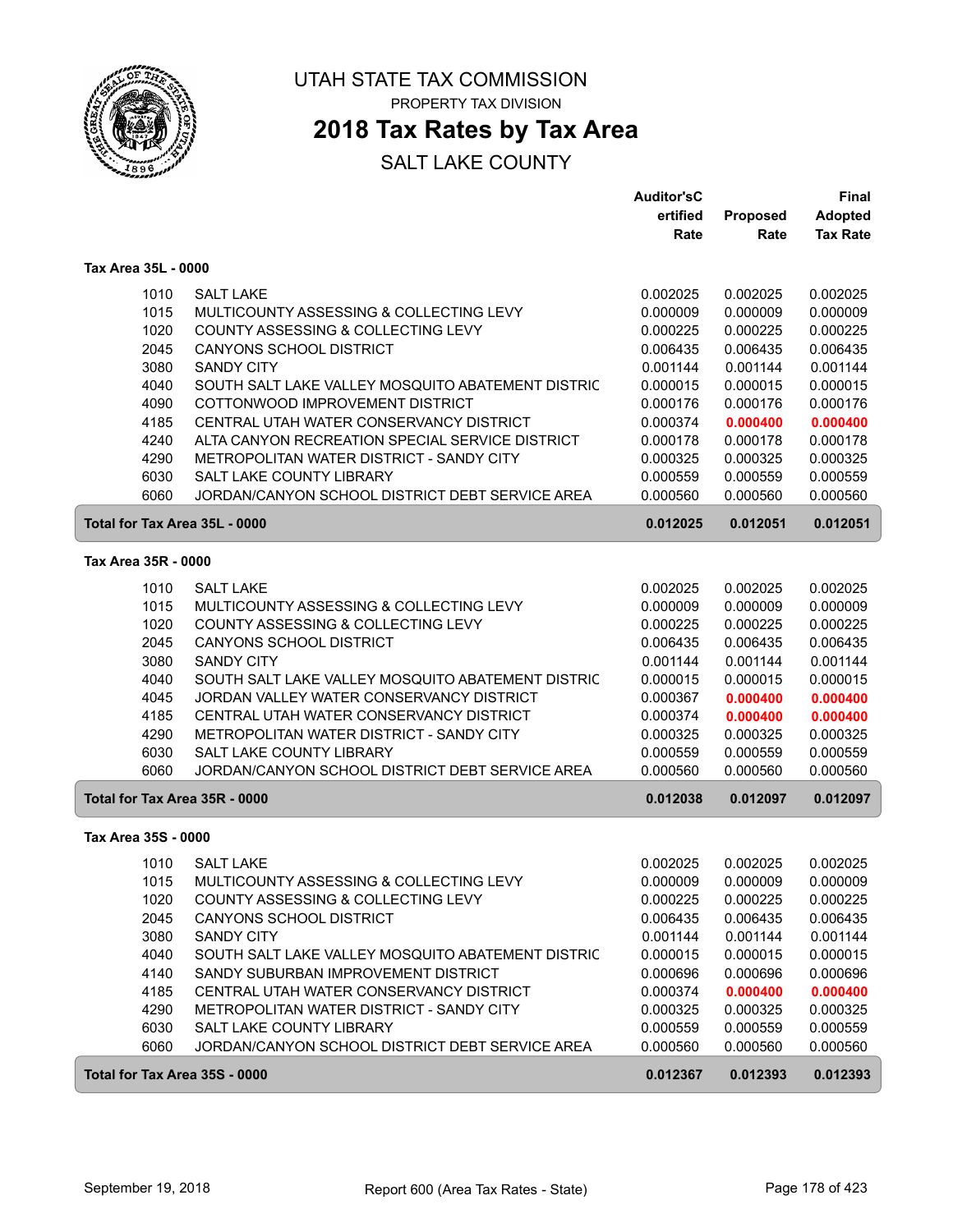# UTAH STATE TAX COMMISSION

PROPERTY TAX DIVISION

## 2018 Tax Rates by Tax Area

SALT LAKE COUNTY

### Tax Area 35L - 0000

| | | Auditor'sCertified Rate | Proposed Rate | Final Adopted Tax Rate |
|---|---|---|---|---|
| 1010 | SALT LAKE | 0.002025 | 0.002025 | 0.002025 |
| 1015 | MULTICOUNTY ASSESSING & COLLECTING LEVY | 0.000009 | 0.000009 | 0.000009 |
| 1020 | COUNTY ASSESSING & COLLECTING LEVY | 0.000225 | 0.000225 | 0.000225 |
| 2045 | CANYONS SCHOOL DISTRICT | 0.006435 | 0.006435 | 0.006435 |
| 3080 | SANDY CITY | 0.001144 | 0.001144 | 0.001144 |
| 4040 | SOUTH SALT LAKE VALLEY MOSQUITO ABATEMENT DISTRIC | 0.000015 | 0.000015 | 0.000015 |
| 4090 | COTTONWOOD IMPROVEMENT DISTRICT | 0.000176 | 0.000176 | 0.000176 |
| 4185 | CENTRAL UTAH WATER CONSERVANCY DISTRICT | 0.000374 | **0.000400** | **0.000400** |
| 4240 | ALTA CANYON RECREATION SPECIAL SERVICE DISTRICT | 0.000178 | 0.000178 | 0.000178 |
| 4290 | METROPOLITAN WATER DISTRICT - SANDY CITY | 0.000325 | 0.000325 | 0.000325 |
| 6030 | SALT LAKE COUNTY LIBRARY | 0.000559 | 0.000559 | 0.000559 |
| 6060 | JORDAN/CANYON SCHOOL DISTRICT DEBT SERVICE AREA | 0.000560 | 0.000560 | 0.000560 |
| **Total for Tax Area 35L - 0000** | | **0.012025** | **0.012051** | **0.012051** |

### Tax Area 35R - 0000

| | | Auditor'sCertified Rate | Proposed Rate | Final Adopted Tax Rate |
|---|---|---|---|---|
| 1010 | SALT LAKE | 0.002025 | 0.002025 | 0.002025 |
| 1015 | MULTICOUNTY ASSESSING & COLLECTING LEVY | 0.000009 | 0.000009 | 0.000009 |
| 1020 | COUNTY ASSESSING & COLLECTING LEVY | 0.000225 | 0.000225 | 0.000225 |
| 2045 | CANYONS SCHOOL DISTRICT | 0.006435 | 0.006435 | 0.006435 |
| 3080 | SANDY CITY | 0.001144 | 0.001144 | 0.001144 |
| 4040 | SOUTH SALT LAKE VALLEY MOSQUITO ABATEMENT DISTRIC | 0.000015 | 0.000015 | 0.000015 |
| 4045 | JORDAN VALLEY WATER CONSERVANCY DISTRICT | 0.000367 | **0.000400** | **0.000400** |
| 4185 | CENTRAL UTAH WATER CONSERVANCY DISTRICT | 0.000374 | **0.000400** | **0.000400** |
| 4290 | METROPOLITAN WATER DISTRICT - SANDY CITY | 0.000325 | 0.000325 | 0.000325 |
| 6030 | SALT LAKE COUNTY LIBRARY | 0.000559 | 0.000559 | 0.000559 |
| 6060 | JORDAN/CANYON SCHOOL DISTRICT DEBT SERVICE AREA | 0.000560 | 0.000560 | 0.000560 |
| **Total for Tax Area 35R - 0000** | | **0.012038** | **0.012097** | **0.012097** |

### Tax Area 35S - 0000

| | | Auditor'sCertified Rate | Proposed Rate | Final Adopted Tax Rate |
|---|---|---|---|---|
| 1010 | SALT LAKE | 0.002025 | 0.002025 | 0.002025 |
| 1015 | MULTICOUNTY ASSESSING & COLLECTING LEVY | 0.000009 | 0.000009 | 0.000009 |
| 1020 | COUNTY ASSESSING & COLLECTING LEVY | 0.000225 | 0.000225 | 0.000225 |
| 2045 | CANYONS SCHOOL DISTRICT | 0.006435 | 0.006435 | 0.006435 |
| 3080 | SANDY CITY | 0.001144 | 0.001144 | 0.001144 |
| 4040 | SOUTH SALT LAKE VALLEY MOSQUITO ABATEMENT DISTRIC | 0.000015 | 0.000015 | 0.000015 |
| 4140 | SANDY SUBURBAN IMPROVEMENT DISTRICT | 0.000696 | 0.000696 | 0.000696 |
| 4185 | CENTRAL UTAH WATER CONSERVANCY DISTRICT | 0.000374 | **0.000400** | **0.000400** |
| 4290 | METROPOLITAN WATER DISTRICT - SANDY CITY | 0.000325 | 0.000325 | 0.000325 |
| 6030 | SALT LAKE COUNTY LIBRARY | 0.000559 | 0.000559 | 0.000559 |
| 6060 | JORDAN/CANYON SCHOOL DISTRICT DEBT SERVICE AREA | 0.000560 | 0.000560 | 0.000560 |
| **Total for Tax Area 35S - 0000** | | **0.012367** | **0.012393** | **0.012393** |

September 19, 2018 — Report 600 (Area Tax Rates - State)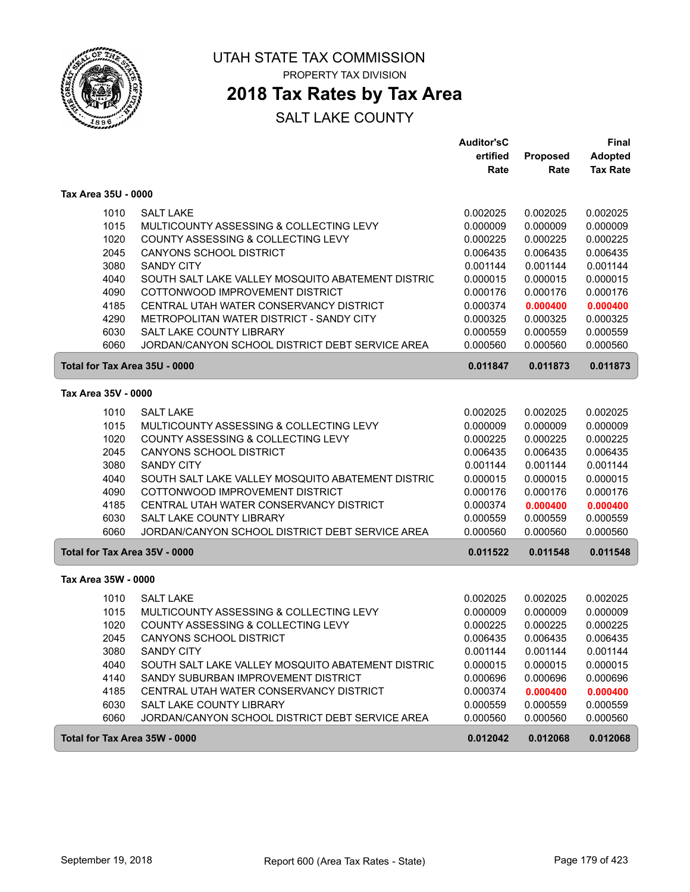# UTAH STATE TAX COMMISSION

PROPERTY TAX DIVISION

## 2018 Tax Rates by Tax Area

SALT LAKE COUNTY

| | | Auditor'sCertified Rate | Proposed Rate | Final Adopted Tax Rate |
|---|---|---|---|---|
| **Tax Area 35U - 0000** | | | | |
| 1010 | SALT LAKE | 0.002025 | 0.002025 | 0.002025 |
| 1015 | MULTICOUNTY ASSESSING & COLLECTING LEVY | 0.000009 | 0.000009 | 0.000009 |
| 1020 | COUNTY ASSESSING & COLLECTING LEVY | 0.000225 | 0.000225 | 0.000225 |
| 2045 | CANYONS SCHOOL DISTRICT | 0.006435 | 0.006435 | 0.006435 |
| 3080 | SANDY CITY | 0.001144 | 0.001144 | 0.001144 |
| 4040 | SOUTH SALT LAKE VALLEY MOSQUITO ABATEMENT DISTRIC | 0.000015 | 0.000015 | 0.000015 |
| 4090 | COTTONWOOD IMPROVEMENT DISTRICT | 0.000176 | 0.000176 | 0.000176 |
| 4185 | CENTRAL UTAH WATER CONSERVANCY DISTRICT | 0.000374 | **0.000400** | **0.000400** |
| 4290 | METROPOLITAN WATER DISTRICT - SANDY CITY | 0.000325 | 0.000325 | 0.000325 |
| 6030 | SALT LAKE COUNTY LIBRARY | 0.000559 | 0.000559 | 0.000559 |
| 6060 | JORDAN/CANYON SCHOOL DISTRICT DEBT SERVICE AREA | 0.000560 | 0.000560 | 0.000560 |
| **Total for Tax Area 35U - 0000** | | **0.011847** | **0.011873** | **0.011873** |
| **Tax Area 35V - 0000** | | | | |
| 1010 | SALT LAKE | 0.002025 | 0.002025 | 0.002025 |
| 1015 | MULTICOUNTY ASSESSING & COLLECTING LEVY | 0.000009 | 0.000009 | 0.000009 |
| 1020 | COUNTY ASSESSING & COLLECTING LEVY | 0.000225 | 0.000225 | 0.000225 |
| 2045 | CANYONS SCHOOL DISTRICT | 0.006435 | 0.006435 | 0.006435 |
| 3080 | SANDY CITY | 0.001144 | 0.001144 | 0.001144 |
| 4040 | SOUTH SALT LAKE VALLEY MOSQUITO ABATEMENT DISTRIC | 0.000015 | 0.000015 | 0.000015 |
| 4090 | COTTONWOOD IMPROVEMENT DISTRICT | 0.000176 | 0.000176 | 0.000176 |
| 4185 | CENTRAL UTAH WATER CONSERVANCY DISTRICT | 0.000374 | **0.000400** | **0.000400** |
| 6030 | SALT LAKE COUNTY LIBRARY | 0.000559 | 0.000559 | 0.000559 |
| 6060 | JORDAN/CANYON SCHOOL DISTRICT DEBT SERVICE AREA | 0.000560 | 0.000560 | 0.000560 |
| **Total for Tax Area 35V - 0000** | | **0.011522** | **0.011548** | **0.011548** |
| **Tax Area 35W - 0000** | | | | |
| 1010 | SALT LAKE | 0.002025 | 0.002025 | 0.002025 |
| 1015 | MULTICOUNTY ASSESSING & COLLECTING LEVY | 0.000009 | 0.000009 | 0.000009 |
| 1020 | COUNTY ASSESSING & COLLECTING LEVY | 0.000225 | 0.000225 | 0.000225 |
| 2045 | CANYONS SCHOOL DISTRICT | 0.006435 | 0.006435 | 0.006435 |
| 3080 | SANDY CITY | 0.001144 | 0.001144 | 0.001144 |
| 4040 | SOUTH SALT LAKE VALLEY MOSQUITO ABATEMENT DISTRIC | 0.000015 | 0.000015 | 0.000015 |
| 4140 | SANDY SUBURBAN IMPROVEMENT DISTRICT | 0.000696 | 0.000696 | 0.000696 |
| 4185 | CENTRAL UTAH WATER CONSERVANCY DISTRICT | 0.000374 | **0.000400** | **0.000400** |
| 6030 | SALT LAKE COUNTY LIBRARY | 0.000559 | 0.000559 | 0.000559 |
| 6060 | JORDAN/CANYON SCHOOL DISTRICT DEBT SERVICE AREA | 0.000560 | 0.000560 | 0.000560 |
| **Total for Tax Area 35W - 0000** | | **0.012042** | **0.012068** | **0.012068** |

September 19, 2018 — Report 600 (Area Tax Rates - State)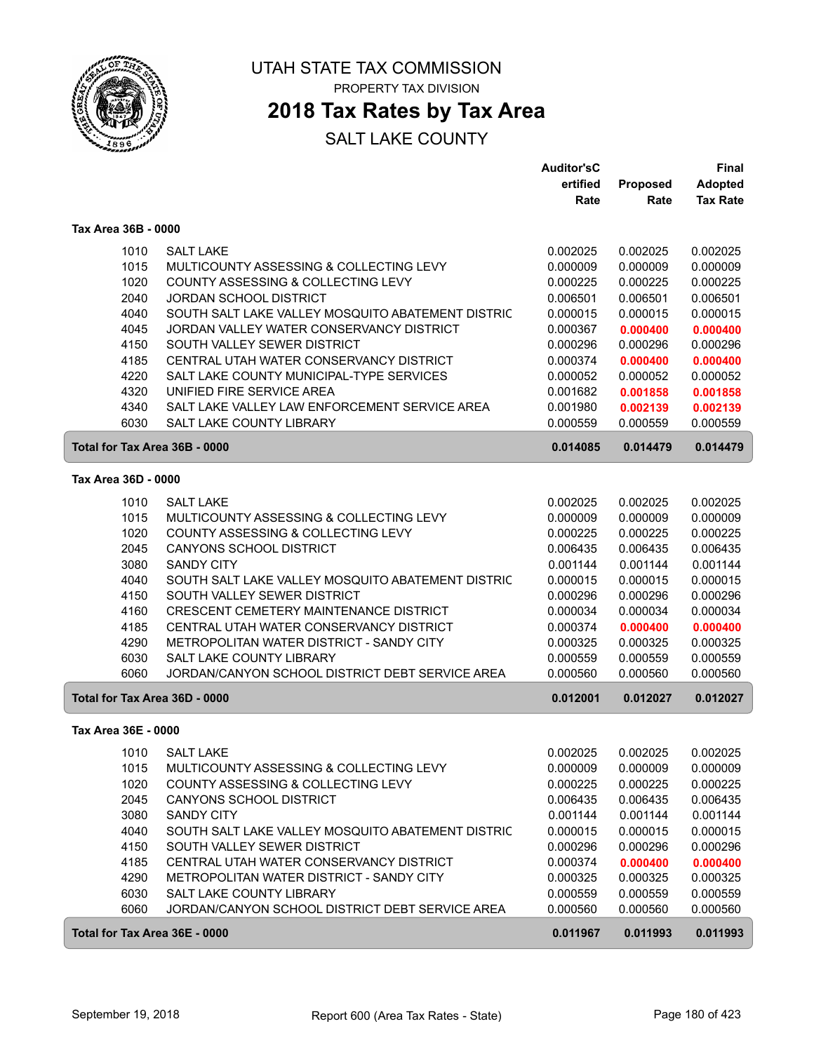# UTAH STATE TAX COMMISSION

PROPERTY TAX DIVISION

## 2018 Tax Rates by Tax Area

SALT LAKE COUNTY

| | | Auditor'sCertified Rate | Proposed Rate | Final Adopted Tax Rate |
|---|---|---|---|---|
| **Tax Area 36B - 0000** | | | | |
| 1010 | SALT LAKE | 0.002025 | 0.002025 | 0.002025 |
| 1015 | MULTICOUNTY ASSESSING & COLLECTING LEVY | 0.000009 | 0.000009 | 0.000009 |
| 1020 | COUNTY ASSESSING & COLLECTING LEVY | 0.000225 | 0.000225 | 0.000225 |
| 2040 | JORDAN SCHOOL DISTRICT | 0.006501 | 0.006501 | 0.006501 |
| 4040 | SOUTH SALT LAKE VALLEY MOSQUITO ABATEMENT DISTRIC | 0.000015 | 0.000015 | 0.000015 |
| 4045 | JORDAN VALLEY WATER CONSERVANCY DISTRICT | 0.000367 | **0.000400** | **0.000400** |
| 4150 | SOUTH VALLEY SEWER DISTRICT | 0.000296 | 0.000296 | 0.000296 |
| 4185 | CENTRAL UTAH WATER CONSERVANCY DISTRICT | 0.000374 | **0.000400** | **0.000400** |
| 4220 | SALT LAKE COUNTY MUNICIPAL-TYPE SERVICES | 0.000052 | 0.000052 | 0.000052 |
| 4320 | UNIFIED FIRE SERVICE AREA | 0.001682 | **0.001858** | **0.001858** |
| 4340 | SALT LAKE VALLEY LAW ENFORCEMENT SERVICE AREA | 0.001980 | **0.002139** | **0.002139** |
| 6030 | SALT LAKE COUNTY LIBRARY | 0.000559 | 0.000559 | 0.000559 |
| **Total for Tax Area 36B - 0000** | | **0.014085** | **0.014479** | **0.014479** |
| **Tax Area 36D - 0000** | | | | |
| 1010 | SALT LAKE | 0.002025 | 0.002025 | 0.002025 |
| 1015 | MULTICOUNTY ASSESSING & COLLECTING LEVY | 0.000009 | 0.000009 | 0.000009 |
| 1020 | COUNTY ASSESSING & COLLECTING LEVY | 0.000225 | 0.000225 | 0.000225 |
| 2045 | CANYONS SCHOOL DISTRICT | 0.006435 | 0.006435 | 0.006435 |
| 3080 | SANDY CITY | 0.001144 | 0.001144 | 0.001144 |
| 4040 | SOUTH SALT LAKE VALLEY MOSQUITO ABATEMENT DISTRIC | 0.000015 | 0.000015 | 0.000015 |
| 4150 | SOUTH VALLEY SEWER DISTRICT | 0.000296 | 0.000296 | 0.000296 |
| 4160 | CRESCENT CEMETERY MAINTENANCE DISTRICT | 0.000034 | 0.000034 | 0.000034 |
| 4185 | CENTRAL UTAH WATER CONSERVANCY DISTRICT | 0.000374 | **0.000400** | **0.000400** |
| 4290 | METROPOLITAN WATER DISTRICT - SANDY CITY | 0.000325 | 0.000325 | 0.000325 |
| 6030 | SALT LAKE COUNTY LIBRARY | 0.000559 | 0.000559 | 0.000559 |
| 6060 | JORDAN/CANYON SCHOOL DISTRICT DEBT SERVICE AREA | 0.000560 | 0.000560 | 0.000560 |
| **Total for Tax Area 36D - 0000** | | **0.012001** | **0.012027** | **0.012027** |
| **Tax Area 36E - 0000** | | | | |
| 1010 | SALT LAKE | 0.002025 | 0.002025 | 0.002025 |
| 1015 | MULTICOUNTY ASSESSING & COLLECTING LEVY | 0.000009 | 0.000009 | 0.000009 |
| 1020 | COUNTY ASSESSING & COLLECTING LEVY | 0.000225 | 0.000225 | 0.000225 |
| 2045 | CANYONS SCHOOL DISTRICT | 0.006435 | 0.006435 | 0.006435 |
| 3080 | SANDY CITY | 0.001144 | 0.001144 | 0.001144 |
| 4040 | SOUTH SALT LAKE VALLEY MOSQUITO ABATEMENT DISTRIC | 0.000015 | 0.000015 | 0.000015 |
| 4150 | SOUTH VALLEY SEWER DISTRICT | 0.000296 | 0.000296 | 0.000296 |
| 4185 | CENTRAL UTAH WATER CONSERVANCY DISTRICT | 0.000374 | **0.000400** | **0.000400** |
| 4290 | METROPOLITAN WATER DISTRICT - SANDY CITY | 0.000325 | 0.000325 | 0.000325 |
| 6030 | SALT LAKE COUNTY LIBRARY | 0.000559 | 0.000559 | 0.000559 |
| 6060 | JORDAN/CANYON SCHOOL DISTRICT DEBT SERVICE AREA | 0.000560 | 0.000560 | 0.000560 |
| **Total for Tax Area 36E - 0000** | | **0.011967** | **0.011993** | **0.011993** |

September 19, 2018 — Report 600 (Area Tax Rates - State)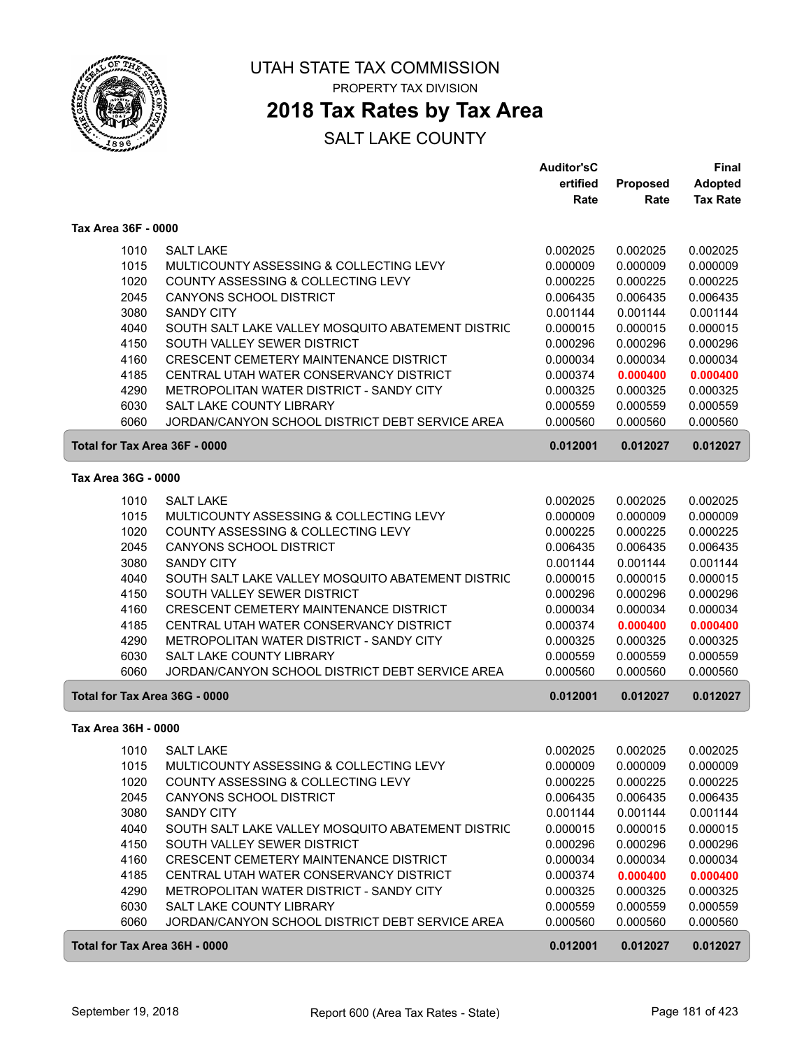# UTAH STATE TAX COMMISSION

PROPERTY TAX DIVISION

## 2018 Tax Rates by Tax Area

SALT LAKE COUNTY

### Tax Area 36F - 0000

| Code | Entity | Auditor's Certified Rate | Proposed Rate | Final Adopted Tax Rate |
|---|---|---|---|---|
| 1010 | SALT LAKE | 0.002025 | 0.002025 | 0.002025 |
| 1015 | MULTICOUNTY ASSESSING & COLLECTING LEVY | 0.000009 | 0.000009 | 0.000009 |
| 1020 | COUNTY ASSESSING & COLLECTING LEVY | 0.000225 | 0.000225 | 0.000225 |
| 2045 | CANYONS SCHOOL DISTRICT | 0.006435 | 0.006435 | 0.006435 |
| 3080 | SANDY CITY | 0.001144 | 0.001144 | 0.001144 |
| 4040 | SOUTH SALT LAKE VALLEY MOSQUITO ABATEMENT DISTRIC | 0.000015 | 0.000015 | 0.000015 |
| 4150 | SOUTH VALLEY SEWER DISTRICT | 0.000296 | 0.000296 | 0.000296 |
| 4160 | CRESCENT CEMETERY MAINTENANCE DISTRICT | 0.000034 | 0.000034 | 0.000034 |
| 4185 | CENTRAL UTAH WATER CONSERVANCY DISTRICT | 0.000374 | **0.000400** | **0.000400** |
| 4290 | METROPOLITAN WATER DISTRICT - SANDY CITY | 0.000325 | 0.000325 | 0.000325 |
| 6030 | SALT LAKE COUNTY LIBRARY | 0.000559 | 0.000559 | 0.000559 |
| 6060 | JORDAN/CANYON SCHOOL DISTRICT DEBT SERVICE AREA | 0.000560 | 0.000560 | 0.000560 |
| **Total for Tax Area 36F - 0000** | | **0.012001** | **0.012027** | **0.012027** |

### Tax Area 36G - 0000

| Code | Entity | Auditor's Certified Rate | Proposed Rate | Final Adopted Tax Rate |
|---|---|---|---|---|
| 1010 | SALT LAKE | 0.002025 | 0.002025 | 0.002025 |
| 1015 | MULTICOUNTY ASSESSING & COLLECTING LEVY | 0.000009 | 0.000009 | 0.000009 |
| 1020 | COUNTY ASSESSING & COLLECTING LEVY | 0.000225 | 0.000225 | 0.000225 |
| 2045 | CANYONS SCHOOL DISTRICT | 0.006435 | 0.006435 | 0.006435 |
| 3080 | SANDY CITY | 0.001144 | 0.001144 | 0.001144 |
| 4040 | SOUTH SALT LAKE VALLEY MOSQUITO ABATEMENT DISTRIC | 0.000015 | 0.000015 | 0.000015 |
| 4150 | SOUTH VALLEY SEWER DISTRICT | 0.000296 | 0.000296 | 0.000296 |
| 4160 | CRESCENT CEMETERY MAINTENANCE DISTRICT | 0.000034 | 0.000034 | 0.000034 |
| 4185 | CENTRAL UTAH WATER CONSERVANCY DISTRICT | 0.000374 | **0.000400** | **0.000400** |
| 4290 | METROPOLITAN WATER DISTRICT - SANDY CITY | 0.000325 | 0.000325 | 0.000325 |
| 6030 | SALT LAKE COUNTY LIBRARY | 0.000559 | 0.000559 | 0.000559 |
| 6060 | JORDAN/CANYON SCHOOL DISTRICT DEBT SERVICE AREA | 0.000560 | 0.000560 | 0.000560 |
| **Total for Tax Area 36G - 0000** | | **0.012001** | **0.012027** | **0.012027** |

### Tax Area 36H - 0000

| Code | Entity | Auditor's Certified Rate | Proposed Rate | Final Adopted Tax Rate |
|---|---|---|---|---|
| 1010 | SALT LAKE | 0.002025 | 0.002025 | 0.002025 |
| 1015 | MULTICOUNTY ASSESSING & COLLECTING LEVY | 0.000009 | 0.000009 | 0.000009 |
| 1020 | COUNTY ASSESSING & COLLECTING LEVY | 0.000225 | 0.000225 | 0.000225 |
| 2045 | CANYONS SCHOOL DISTRICT | 0.006435 | 0.006435 | 0.006435 |
| 3080 | SANDY CITY | 0.001144 | 0.001144 | 0.001144 |
| 4040 | SOUTH SALT LAKE VALLEY MOSQUITO ABATEMENT DISTRIC | 0.000015 | 0.000015 | 0.000015 |
| 4150 | SOUTH VALLEY SEWER DISTRICT | 0.000296 | 0.000296 | 0.000296 |
| 4160 | CRESCENT CEMETERY MAINTENANCE DISTRICT | 0.000034 | 0.000034 | 0.000034 |
| 4185 | CENTRAL UTAH WATER CONSERVANCY DISTRICT | 0.000374 | **0.000400** | **0.000400** |
| 4290 | METROPOLITAN WATER DISTRICT - SANDY CITY | 0.000325 | 0.000325 | 0.000325 |
| 6030 | SALT LAKE COUNTY LIBRARY | 0.000559 | 0.000559 | 0.000559 |
| 6060 | JORDAN/CANYON SCHOOL DISTRICT DEBT SERVICE AREA | 0.000560 | 0.000560 | 0.000560 |
| **Total for Tax Area 36H - 0000** | | **0.012001** | **0.012027** | **0.012027** |

September 19, 2018 — Report 600 (Area Tax Rates - State)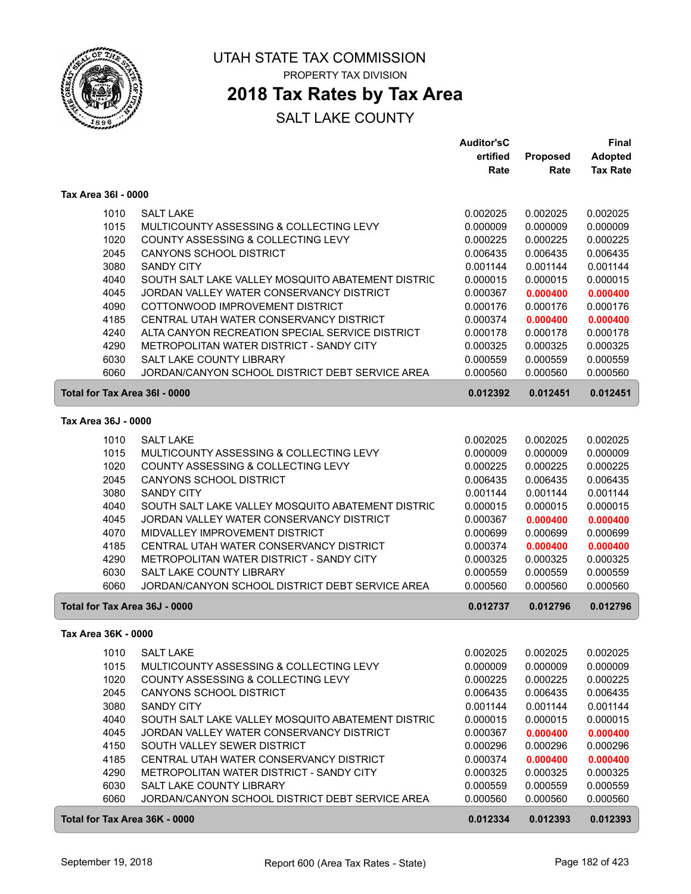# UTAH STATE TAX COMMISSION

PROPERTY TAX DIVISION

## 2018 Tax Rates by Tax Area

SALT LAKE COUNTY

| | | Auditor's Certified Rate | Proposed Rate | Final Adopted Tax Rate |
|---|---|---|---|---|
| **Tax Area 36I - 0000** | | | | |
| 1010 | SALT LAKE | 0.002025 | 0.002025 | 0.002025 |
| 1015 | MULTICOUNTY ASSESSING & COLLECTING LEVY | 0.000009 | 0.000009 | 0.000009 |
| 1020 | COUNTY ASSESSING & COLLECTING LEVY | 0.000225 | 0.000225 | 0.000225 |
| 2045 | CANYONS SCHOOL DISTRICT | 0.006435 | 0.006435 | 0.006435 |
| 3080 | SANDY CITY | 0.001144 | 0.001144 | 0.001144 |
| 4040 | SOUTH SALT LAKE VALLEY MOSQUITO ABATEMENT DISTRIC | 0.000015 | 0.000015 | 0.000015 |
| 4045 | JORDAN VALLEY WATER CONSERVANCY DISTRICT | 0.000367 | **0.000400** | **0.000400** |
| 4090 | COTTONWOOD IMPROVEMENT DISTRICT | 0.000176 | 0.000176 | 0.000176 |
| 4185 | CENTRAL UTAH WATER CONSERVANCY DISTRICT | 0.000374 | **0.000400** | **0.000400** |
| 4240 | ALTA CANYON RECREATION SPECIAL SERVICE DISTRICT | 0.000178 | 0.000178 | 0.000178 |
| 4290 | METROPOLITAN WATER DISTRICT - SANDY CITY | 0.000325 | 0.000325 | 0.000325 |
| 6030 | SALT LAKE COUNTY LIBRARY | 0.000559 | 0.000559 | 0.000559 |
| 6060 | JORDAN/CANYON SCHOOL DISTRICT DEBT SERVICE AREA | 0.000560 | 0.000560 | 0.000560 |
| **Total for Tax Area 36I - 0000** | | **0.012392** | **0.012451** | **0.012451** |
| **Tax Area 36J - 0000** | | | | |
| 1010 | SALT LAKE | 0.002025 | 0.002025 | 0.002025 |
| 1015 | MULTICOUNTY ASSESSING & COLLECTING LEVY | 0.000009 | 0.000009 | 0.000009 |
| 1020 | COUNTY ASSESSING & COLLECTING LEVY | 0.000225 | 0.000225 | 0.000225 |
| 2045 | CANYONS SCHOOL DISTRICT | 0.006435 | 0.006435 | 0.006435 |
| 3080 | SANDY CITY | 0.001144 | 0.001144 | 0.001144 |
| 4040 | SOUTH SALT LAKE VALLEY MOSQUITO ABATEMENT DISTRIC | 0.000015 | 0.000015 | 0.000015 |
| 4045 | JORDAN VALLEY WATER CONSERVANCY DISTRICT | 0.000367 | **0.000400** | **0.000400** |
| 4070 | MIDVALLEY IMPROVEMENT DISTRICT | 0.000699 | 0.000699 | 0.000699 |
| 4185 | CENTRAL UTAH WATER CONSERVANCY DISTRICT | 0.000374 | **0.000400** | **0.000400** |
| 4290 | METROPOLITAN WATER DISTRICT - SANDY CITY | 0.000325 | 0.000325 | 0.000325 |
| 6030 | SALT LAKE COUNTY LIBRARY | 0.000559 | 0.000559 | 0.000559 |
| 6060 | JORDAN/CANYON SCHOOL DISTRICT DEBT SERVICE AREA | 0.000560 | 0.000560 | 0.000560 |
| **Total for Tax Area 36J - 0000** | | **0.012737** | **0.012796** | **0.012796** |
| **Tax Area 36K - 0000** | | | | |
| 1010 | SALT LAKE | 0.002025 | 0.002025 | 0.002025 |
| 1015 | MULTICOUNTY ASSESSING & COLLECTING LEVY | 0.000009 | 0.000009 | 0.000009 |
| 1020 | COUNTY ASSESSING & COLLECTING LEVY | 0.000225 | 0.000225 | 0.000225 |
| 2045 | CANYONS SCHOOL DISTRICT | 0.006435 | 0.006435 | 0.006435 |
| 3080 | SANDY CITY | 0.001144 | 0.001144 | 0.001144 |
| 4040 | SOUTH SALT LAKE VALLEY MOSQUITO ABATEMENT DISTRIC | 0.000015 | 0.000015 | 0.000015 |
| 4045 | JORDAN VALLEY WATER CONSERVANCY DISTRICT | 0.000367 | **0.000400** | **0.000400** |
| 4150 | SOUTH VALLEY SEWER DISTRICT | 0.000296 | 0.000296 | 0.000296 |
| 4185 | CENTRAL UTAH WATER CONSERVANCY DISTRICT | 0.000374 | **0.000400** | **0.000400** |
| 4290 | METROPOLITAN WATER DISTRICT - SANDY CITY | 0.000325 | 0.000325 | 0.000325 |
| 6030 | SALT LAKE COUNTY LIBRARY | 0.000559 | 0.000559 | 0.000559 |
| 6060 | JORDAN/CANYON SCHOOL DISTRICT DEBT SERVICE AREA | 0.000560 | 0.000560 | 0.000560 |
| **Total for Tax Area 36K - 0000** | | **0.012334** | **0.012393** | **0.012393** |

September 19, 2018 — Report 600 (Area Tax Rates - State)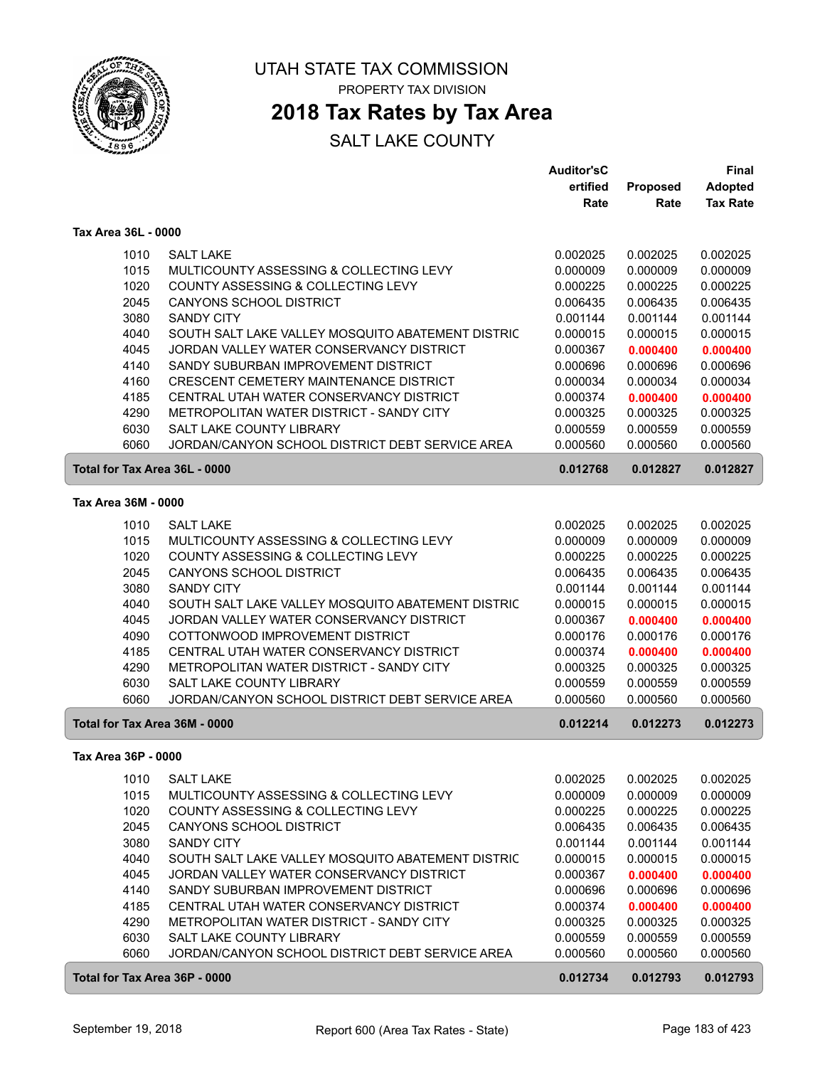# UTAH STATE TAX COMMISSION

PROPERTY TAX DIVISION

## 2018 Tax Rates by Tax Area

SALT LAKE COUNTY

| | | Auditor'sCertified Rate | Proposed Rate | Final Adopted Tax Rate |
|---|---|---|---|---|
| **Tax Area 36L - 0000** | | | | |
| 1010 | SALT LAKE | 0.002025 | 0.002025 | 0.002025 |
| 1015 | MULTICOUNTY ASSESSING & COLLECTING LEVY | 0.000009 | 0.000009 | 0.000009 |
| 1020 | COUNTY ASSESSING & COLLECTING LEVY | 0.000225 | 0.000225 | 0.000225 |
| 2045 | CANYONS SCHOOL DISTRICT | 0.006435 | 0.006435 | 0.006435 |
| 3080 | SANDY CITY | 0.001144 | 0.001144 | 0.001144 |
| 4040 | SOUTH SALT LAKE VALLEY MOSQUITO ABATEMENT DISTRIC | 0.000015 | 0.000015 | 0.000015 |
| 4045 | JORDAN VALLEY WATER CONSERVANCY DISTRICT | 0.000367 | **0.000400** | **0.000400** |
| 4140 | SANDY SUBURBAN IMPROVEMENT DISTRICT | 0.000696 | 0.000696 | 0.000696 |
| 4160 | CRESCENT CEMETERY MAINTENANCE DISTRICT | 0.000034 | 0.000034 | 0.000034 |
| 4185 | CENTRAL UTAH WATER CONSERVANCY DISTRICT | 0.000374 | **0.000400** | **0.000400** |
| 4290 | METROPOLITAN WATER DISTRICT - SANDY CITY | 0.000325 | 0.000325 | 0.000325 |
| 6030 | SALT LAKE COUNTY LIBRARY | 0.000559 | 0.000559 | 0.000559 |
| 6060 | JORDAN/CANYON SCHOOL DISTRICT DEBT SERVICE AREA | 0.000560 | 0.000560 | 0.000560 |
| **Total for Tax Area 36L - 0000** | | **0.012768** | **0.012827** | **0.012827** |
| **Tax Area 36M - 0000** | | | | |
| 1010 | SALT LAKE | 0.002025 | 0.002025 | 0.002025 |
| 1015 | MULTICOUNTY ASSESSING & COLLECTING LEVY | 0.000009 | 0.000009 | 0.000009 |
| 1020 | COUNTY ASSESSING & COLLECTING LEVY | 0.000225 | 0.000225 | 0.000225 |
| 2045 | CANYONS SCHOOL DISTRICT | 0.006435 | 0.006435 | 0.006435 |
| 3080 | SANDY CITY | 0.001144 | 0.001144 | 0.001144 |
| 4040 | SOUTH SALT LAKE VALLEY MOSQUITO ABATEMENT DISTRIC | 0.000015 | 0.000015 | 0.000015 |
| 4045 | JORDAN VALLEY WATER CONSERVANCY DISTRICT | 0.000367 | **0.000400** | **0.000400** |
| 4090 | COTTONWOOD IMPROVEMENT DISTRICT | 0.000176 | 0.000176 | 0.000176 |
| 4185 | CENTRAL UTAH WATER CONSERVANCY DISTRICT | 0.000374 | **0.000400** | **0.000400** |
| 4290 | METROPOLITAN WATER DISTRICT - SANDY CITY | 0.000325 | 0.000325 | 0.000325 |
| 6030 | SALT LAKE COUNTY LIBRARY | 0.000559 | 0.000559 | 0.000559 |
| 6060 | JORDAN/CANYON SCHOOL DISTRICT DEBT SERVICE AREA | 0.000560 | 0.000560 | 0.000560 |
| **Total for Tax Area 36M - 0000** | | **0.012214** | **0.012273** | **0.012273** |
| **Tax Area 36P - 0000** | | | | |
| 1010 | SALT LAKE | 0.002025 | 0.002025 | 0.002025 |
| 1015 | MULTICOUNTY ASSESSING & COLLECTING LEVY | 0.000009 | 0.000009 | 0.000009 |
| 1020 | COUNTY ASSESSING & COLLECTING LEVY | 0.000225 | 0.000225 | 0.000225 |
| 2045 | CANYONS SCHOOL DISTRICT | 0.006435 | 0.006435 | 0.006435 |
| 3080 | SANDY CITY | 0.001144 | 0.001144 | 0.001144 |
| 4040 | SOUTH SALT LAKE VALLEY MOSQUITO ABATEMENT DISTRIC | 0.000015 | 0.000015 | 0.000015 |
| 4045 | JORDAN VALLEY WATER CONSERVANCY DISTRICT | 0.000367 | **0.000400** | **0.000400** |
| 4140 | SANDY SUBURBAN IMPROVEMENT DISTRICT | 0.000696 | 0.000696 | 0.000696 |
| 4185 | CENTRAL UTAH WATER CONSERVANCY DISTRICT | 0.000374 | **0.000400** | **0.000400** |
| 4290 | METROPOLITAN WATER DISTRICT - SANDY CITY | 0.000325 | 0.000325 | 0.000325 |
| 6030 | SALT LAKE COUNTY LIBRARY | 0.000559 | 0.000559 | 0.000559 |
| 6060 | JORDAN/CANYON SCHOOL DISTRICT DEBT SERVICE AREA | 0.000560 | 0.000560 | 0.000560 |
| **Total for Tax Area 36P - 0000** | | **0.012734** | **0.012793** | **0.012793** |

September 19, 2018 — Report 600 (Area Tax Rates - State)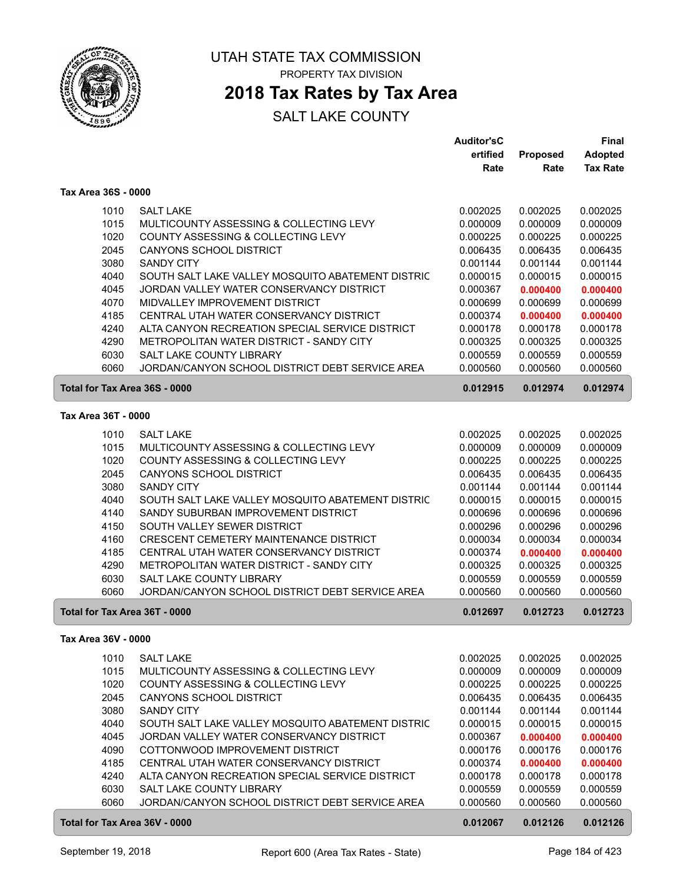# UTAH STATE TAX COMMISSION

PROPERTY TAX DIVISION

## 2018 Tax Rates by Tax Area

SALT LAKE COUNTY

| | | Auditor'sCertified Rate | Proposed Rate | Final Adopted Tax Rate |
|---|---|---|---|---|
| **Tax Area 36S - 0000** | | | | |
| 1010 | SALT LAKE | 0.002025 | 0.002025 | 0.002025 |
| 1015 | MULTICOUNTY ASSESSING & COLLECTING LEVY | 0.000009 | 0.000009 | 0.000009 |
| 1020 | COUNTY ASSESSING & COLLECTING LEVY | 0.000225 | 0.000225 | 0.000225 |
| 2045 | CANYONS SCHOOL DISTRICT | 0.006435 | 0.006435 | 0.006435 |
| 3080 | SANDY CITY | 0.001144 | 0.001144 | 0.001144 |
| 4040 | SOUTH SALT LAKE VALLEY MOSQUITO ABATEMENT DISTRIC | 0.000015 | 0.000015 | 0.000015 |
| 4045 | JORDAN VALLEY WATER CONSERVANCY DISTRICT | 0.000367 | **0.000400** | **0.000400** |
| 4070 | MIDVALLEY IMPROVEMENT DISTRICT | 0.000699 | 0.000699 | 0.000699 |
| 4185 | CENTRAL UTAH WATER CONSERVANCY DISTRICT | 0.000374 | **0.000400** | **0.000400** |
| 4240 | ALTA CANYON RECREATION SPECIAL SERVICE DISTRICT | 0.000178 | 0.000178 | 0.000178 |
| 4290 | METROPOLITAN WATER DISTRICT - SANDY CITY | 0.000325 | 0.000325 | 0.000325 |
| 6030 | SALT LAKE COUNTY LIBRARY | 0.000559 | 0.000559 | 0.000559 |
| 6060 | JORDAN/CANYON SCHOOL DISTRICT DEBT SERVICE AREA | 0.000560 | 0.000560 | 0.000560 |
| **Total for Tax Area 36S - 0000** | | **0.012915** | **0.012974** | **0.012974** |
| **Tax Area 36T - 0000** | | | | |
| 1010 | SALT LAKE | 0.002025 | 0.002025 | 0.002025 |
| 1015 | MULTICOUNTY ASSESSING & COLLECTING LEVY | 0.000009 | 0.000009 | 0.000009 |
| 1020 | COUNTY ASSESSING & COLLECTING LEVY | 0.000225 | 0.000225 | 0.000225 |
| 2045 | CANYONS SCHOOL DISTRICT | 0.006435 | 0.006435 | 0.006435 |
| 3080 | SANDY CITY | 0.001144 | 0.001144 | 0.001144 |
| 4040 | SOUTH SALT LAKE VALLEY MOSQUITO ABATEMENT DISTRIC | 0.000015 | 0.000015 | 0.000015 |
| 4140 | SANDY SUBURBAN IMPROVEMENT DISTRICT | 0.000696 | 0.000696 | 0.000696 |
| 4150 | SOUTH VALLEY SEWER DISTRICT | 0.000296 | 0.000296 | 0.000296 |
| 4160 | CRESCENT CEMETERY MAINTENANCE DISTRICT | 0.000034 | 0.000034 | 0.000034 |
| 4185 | CENTRAL UTAH WATER CONSERVANCY DISTRICT | 0.000374 | **0.000400** | **0.000400** |
| 4290 | METROPOLITAN WATER DISTRICT - SANDY CITY | 0.000325 | 0.000325 | 0.000325 |
| 6030 | SALT LAKE COUNTY LIBRARY | 0.000559 | 0.000559 | 0.000559 |
| 6060 | JORDAN/CANYON SCHOOL DISTRICT DEBT SERVICE AREA | 0.000560 | 0.000560 | 0.000560 |
| **Total for Tax Area 36T - 0000** | | **0.012697** | **0.012723** | **0.012723** |
| **Tax Area 36V - 0000** | | | | |
| 1010 | SALT LAKE | 0.002025 | 0.002025 | 0.002025 |
| 1015 | MULTICOUNTY ASSESSING & COLLECTING LEVY | 0.000009 | 0.000009 | 0.000009 |
| 1020 | COUNTY ASSESSING & COLLECTING LEVY | 0.000225 | 0.000225 | 0.000225 |
| 2045 | CANYONS SCHOOL DISTRICT | 0.006435 | 0.006435 | 0.006435 |
| 3080 | SANDY CITY | 0.001144 | 0.001144 | 0.001144 |
| 4040 | SOUTH SALT LAKE VALLEY MOSQUITO ABATEMENT DISTRIC | 0.000015 | 0.000015 | 0.000015 |
| 4045 | JORDAN VALLEY WATER CONSERVANCY DISTRICT | 0.000367 | **0.000400** | **0.000400** |
| 4090 | COTTONWOOD IMPROVEMENT DISTRICT | 0.000176 | 0.000176 | 0.000176 |
| 4185 | CENTRAL UTAH WATER CONSERVANCY DISTRICT | 0.000374 | **0.000400** | **0.000400** |
| 4240 | ALTA CANYON RECREATION SPECIAL SERVICE DISTRICT | 0.000178 | 0.000178 | 0.000178 |
| 6030 | SALT LAKE COUNTY LIBRARY | 0.000559 | 0.000559 | 0.000559 |
| 6060 | JORDAN/CANYON SCHOOL DISTRICT DEBT SERVICE AREA | 0.000560 | 0.000560 | 0.000560 |
| **Total for Tax Area 36V - 0000** | | **0.012067** | **0.012126** | **0.012126** |

September 19, 2018 — Report 600 (Area Tax Rates - State)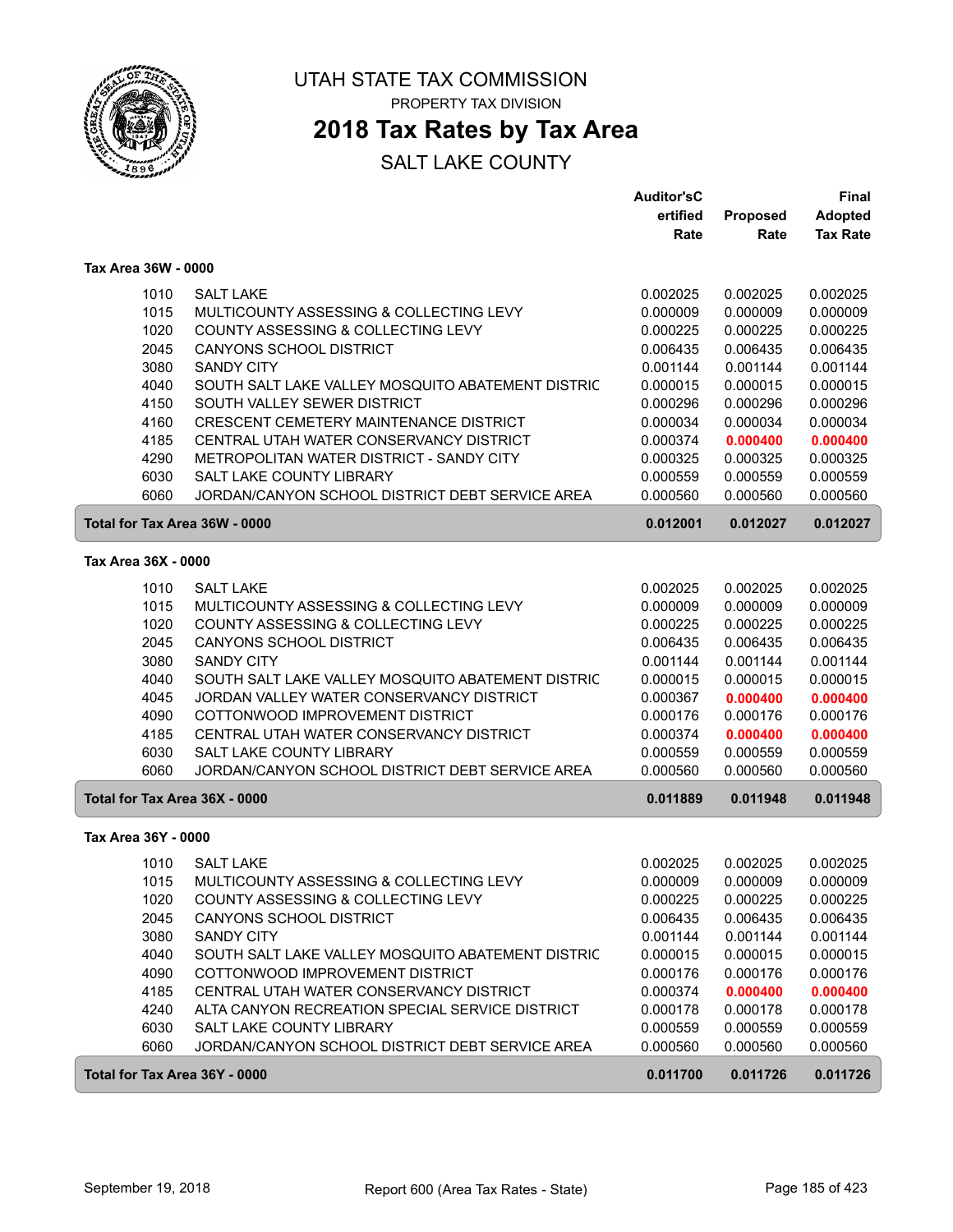# UTAH STATE TAX COMMISSION

PROPERTY TAX DIVISION

## 2018 Tax Rates by Tax Area

SALT LAKE COUNTY

### Tax Area 36W - 0000

| | | Auditor'sCertified Rate | Proposed Rate | Final Adopted Tax Rate |
|---|---|---|---|---|
| 1010 | SALT LAKE | 0.002025 | 0.002025 | 0.002025 |
| 1015 | MULTICOUNTY ASSESSING & COLLECTING LEVY | 0.000009 | 0.000009 | 0.000009 |
| 1020 | COUNTY ASSESSING & COLLECTING LEVY | 0.000225 | 0.000225 | 0.000225 |
| 2045 | CANYONS SCHOOL DISTRICT | 0.006435 | 0.006435 | 0.006435 |
| 3080 | SANDY CITY | 0.001144 | 0.001144 | 0.001144 |
| 4040 | SOUTH SALT LAKE VALLEY MOSQUITO ABATEMENT DISTRIC | 0.000015 | 0.000015 | 0.000015 |
| 4150 | SOUTH VALLEY SEWER DISTRICT | 0.000296 | 0.000296 | 0.000296 |
| 4160 | CRESCENT CEMETERY MAINTENANCE DISTRICT | 0.000034 | 0.000034 | 0.000034 |
| 4185 | CENTRAL UTAH WATER CONSERVANCY DISTRICT | 0.000374 | **0.000400** | **0.000400** |
| 4290 | METROPOLITAN WATER DISTRICT - SANDY CITY | 0.000325 | 0.000325 | 0.000325 |
| 6030 | SALT LAKE COUNTY LIBRARY | 0.000559 | 0.000559 | 0.000559 |
| 6060 | JORDAN/CANYON SCHOOL DISTRICT DEBT SERVICE AREA | 0.000560 | 0.000560 | 0.000560 |
| **Total for Tax Area 36W - 0000** | | **0.012001** | **0.012027** | **0.012027** |

### Tax Area 36X - 0000

| | | Auditor'sCertified Rate | Proposed Rate | Final Adopted Tax Rate |
|---|---|---|---|---|
| 1010 | SALT LAKE | 0.002025 | 0.002025 | 0.002025 |
| 1015 | MULTICOUNTY ASSESSING & COLLECTING LEVY | 0.000009 | 0.000009 | 0.000009 |
| 1020 | COUNTY ASSESSING & COLLECTING LEVY | 0.000225 | 0.000225 | 0.000225 |
| 2045 | CANYONS SCHOOL DISTRICT | 0.006435 | 0.006435 | 0.006435 |
| 3080 | SANDY CITY | 0.001144 | 0.001144 | 0.001144 |
| 4040 | SOUTH SALT LAKE VALLEY MOSQUITO ABATEMENT DISTRIC | 0.000015 | 0.000015 | 0.000015 |
| 4045 | JORDAN VALLEY WATER CONSERVANCY DISTRICT | 0.000367 | **0.000400** | **0.000400** |
| 4090 | COTTONWOOD IMPROVEMENT DISTRICT | 0.000176 | 0.000176 | 0.000176 |
| 4185 | CENTRAL UTAH WATER CONSERVANCY DISTRICT | 0.000374 | **0.000400** | **0.000400** |
| 6030 | SALT LAKE COUNTY LIBRARY | 0.000559 | 0.000559 | 0.000559 |
| 6060 | JORDAN/CANYON SCHOOL DISTRICT DEBT SERVICE AREA | 0.000560 | 0.000560 | 0.000560 |
| **Total for Tax Area 36X - 0000** | | **0.011889** | **0.011948** | **0.011948** |

### Tax Area 36Y - 0000

| | | Auditor'sCertified Rate | Proposed Rate | Final Adopted Tax Rate |
|---|---|---|---|---|
| 1010 | SALT LAKE | 0.002025 | 0.002025 | 0.002025 |
| 1015 | MULTICOUNTY ASSESSING & COLLECTING LEVY | 0.000009 | 0.000009 | 0.000009 |
| 1020 | COUNTY ASSESSING & COLLECTING LEVY | 0.000225 | 0.000225 | 0.000225 |
| 2045 | CANYONS SCHOOL DISTRICT | 0.006435 | 0.006435 | 0.006435 |
| 3080 | SANDY CITY | 0.001144 | 0.001144 | 0.001144 |
| 4040 | SOUTH SALT LAKE VALLEY MOSQUITO ABATEMENT DISTRIC | 0.000015 | 0.000015 | 0.000015 |
| 4090 | COTTONWOOD IMPROVEMENT DISTRICT | 0.000176 | 0.000176 | 0.000176 |
| 4185 | CENTRAL UTAH WATER CONSERVANCY DISTRICT | 0.000374 | **0.000400** | **0.000400** |
| 4240 | ALTA CANYON RECREATION SPECIAL SERVICE DISTRICT | 0.000178 | 0.000178 | 0.000178 |
| 6030 | SALT LAKE COUNTY LIBRARY | 0.000559 | 0.000559 | 0.000559 |
| 6060 | JORDAN/CANYON SCHOOL DISTRICT DEBT SERVICE AREA | 0.000560 | 0.000560 | 0.000560 |
| **Total for Tax Area 36Y - 0000** | | **0.011700** | **0.011726** | **0.011726** |

September 19, 2018 — Report 600 (Area Tax Rates - State)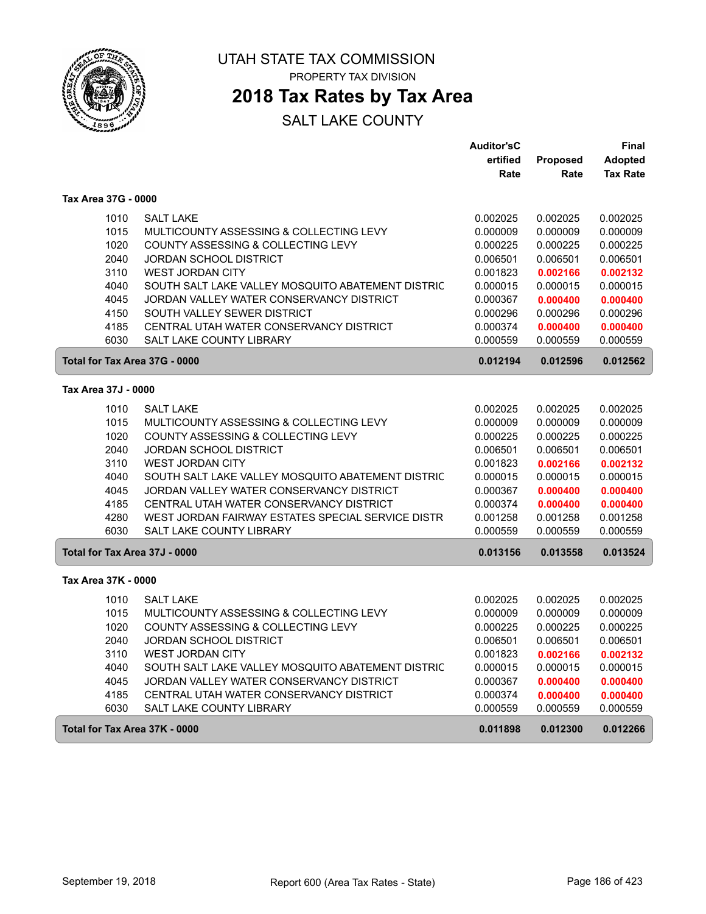UTAH STATE TAX COMMISSION

PROPERTY TAX DIVISION

# 2018 Tax Rates by Tax Area

## SALT LAKE COUNTY

| | | Auditor'sCertified Rate | Proposed Rate | Final Adopted Tax Rate |
|---|---|---|---|---|
| **Tax Area 37G - 0000** | | | | |
| 1010 | SALT LAKE | 0.002025 | 0.002025 | 0.002025 |
| 1015 | MULTICOUNTY ASSESSING & COLLECTING LEVY | 0.000009 | 0.000009 | 0.000009 |
| 1020 | COUNTY ASSESSING & COLLECTING LEVY | 0.000225 | 0.000225 | 0.000225 |
| 2040 | JORDAN SCHOOL DISTRICT | 0.006501 | 0.006501 | 0.006501 |
| 3110 | WEST JORDAN CITY | 0.001823 | **0.002166** | **0.002132** |
| 4040 | SOUTH SALT LAKE VALLEY MOSQUITO ABATEMENT DISTRIC | 0.000015 | 0.000015 | 0.000015 |
| 4045 | JORDAN VALLEY WATER CONSERVANCY DISTRICT | 0.000367 | **0.000400** | **0.000400** |
| 4150 | SOUTH VALLEY SEWER DISTRICT | 0.000296 | 0.000296 | 0.000296 |
| 4185 | CENTRAL UTAH WATER CONSERVANCY DISTRICT | 0.000374 | **0.000400** | **0.000400** |
| 6030 | SALT LAKE COUNTY LIBRARY | 0.000559 | 0.000559 | 0.000559 |
| **Total for Tax Area 37G - 0000** | | **0.012194** | **0.012596** | **0.012562** |
| **Tax Area 37J - 0000** | | | | |
| 1010 | SALT LAKE | 0.002025 | 0.002025 | 0.002025 |
| 1015 | MULTICOUNTY ASSESSING & COLLECTING LEVY | 0.000009 | 0.000009 | 0.000009 |
| 1020 | COUNTY ASSESSING & COLLECTING LEVY | 0.000225 | 0.000225 | 0.000225 |
| 2040 | JORDAN SCHOOL DISTRICT | 0.006501 | 0.006501 | 0.006501 |
| 3110 | WEST JORDAN CITY | 0.001823 | **0.002166** | **0.002132** |
| 4040 | SOUTH SALT LAKE VALLEY MOSQUITO ABATEMENT DISTRIC | 0.000015 | 0.000015 | 0.000015 |
| 4045 | JORDAN VALLEY WATER CONSERVANCY DISTRICT | 0.000367 | **0.000400** | **0.000400** |
| 4185 | CENTRAL UTAH WATER CONSERVANCY DISTRICT | 0.000374 | **0.000400** | **0.000400** |
| 4280 | WEST JORDAN FAIRWAY ESTATES SPECIAL SERVICE DISTR | 0.001258 | 0.001258 | 0.001258 |
| 6030 | SALT LAKE COUNTY LIBRARY | 0.000559 | 0.000559 | 0.000559 |
| **Total for Tax Area 37J - 0000** | | **0.013156** | **0.013558** | **0.013524** |
| **Tax Area 37K - 0000** | | | | |
| 1010 | SALT LAKE | 0.002025 | 0.002025 | 0.002025 |
| 1015 | MULTICOUNTY ASSESSING & COLLECTING LEVY | 0.000009 | 0.000009 | 0.000009 |
| 1020 | COUNTY ASSESSING & COLLECTING LEVY | 0.000225 | 0.000225 | 0.000225 |
| 2040 | JORDAN SCHOOL DISTRICT | 0.006501 | 0.006501 | 0.006501 |
| 3110 | WEST JORDAN CITY | 0.001823 | **0.002166** | **0.002132** |
| 4040 | SOUTH SALT LAKE VALLEY MOSQUITO ABATEMENT DISTRIC | 0.000015 | 0.000015 | 0.000015 |
| 4045 | JORDAN VALLEY WATER CONSERVANCY DISTRICT | 0.000367 | **0.000400** | **0.000400** |
| 4185 | CENTRAL UTAH WATER CONSERVANCY DISTRICT | 0.000374 | **0.000400** | **0.000400** |
| 6030 | SALT LAKE COUNTY LIBRARY | 0.000559 | 0.000559 | 0.000559 |
| **Total for Tax Area 37K - 0000** | | **0.011898** | **0.012300** | **0.012266** |

September 19, 2018 — Report 600 (Area Tax Rates - State)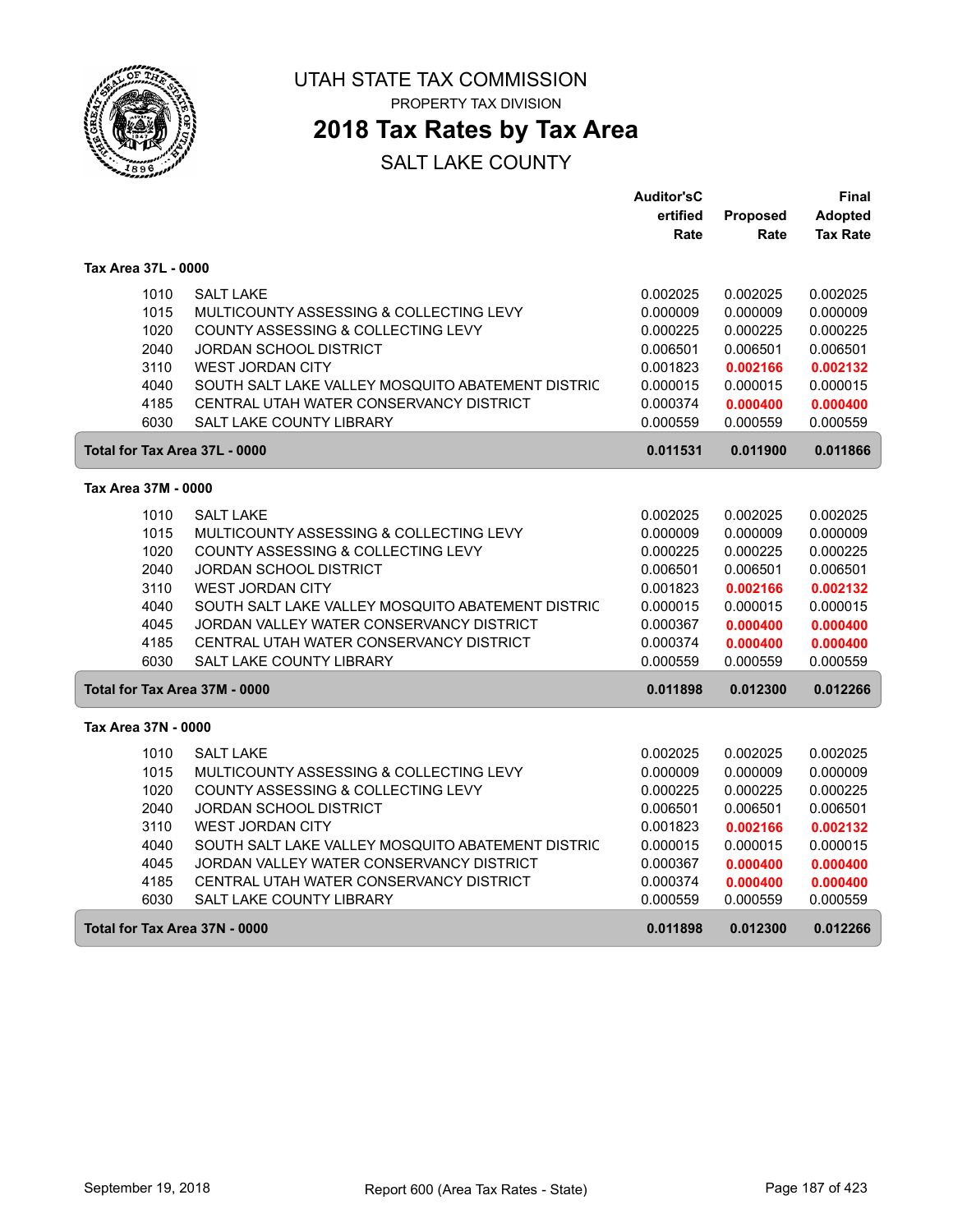# UTAH STATE TAX COMMISSION

PROPERTY TAX DIVISION

## 2018 Tax Rates by Tax Area

SALT LAKE COUNTY

| | | Auditor'sCertified Rate | Proposed Rate | Final Adopted Tax Rate |
|---|---|---|---|---|
| **Tax Area 37L - 0000** | | | | |
| 1010 | SALT LAKE | 0.002025 | 0.002025 | 0.002025 |
| 1015 | MULTICOUNTY ASSESSING & COLLECTING LEVY | 0.000009 | 0.000009 | 0.000009 |
| 1020 | COUNTY ASSESSING & COLLECTING LEVY | 0.000225 | 0.000225 | 0.000225 |
| 2040 | JORDAN SCHOOL DISTRICT | 0.006501 | 0.006501 | 0.006501 |
| 3110 | WEST JORDAN CITY | 0.001823 | 0.002166 | 0.002132 |
| 4040 | SOUTH SALT LAKE VALLEY MOSQUITO ABATEMENT DISTRIC | 0.000015 | 0.000015 | 0.000015 |
| 4185 | CENTRAL UTAH WATER CONSERVANCY DISTRICT | 0.000374 | 0.000400 | 0.000400 |
| 6030 | SALT LAKE COUNTY LIBRARY | 0.000559 | 0.000559 | 0.000559 |
| **Total for Tax Area 37L - 0000** | | **0.011531** | **0.011900** | **0.011866** |
| **Tax Area 37M - 0000** | | | | |
| 1010 | SALT LAKE | 0.002025 | 0.002025 | 0.002025 |
| 1015 | MULTICOUNTY ASSESSING & COLLECTING LEVY | 0.000009 | 0.000009 | 0.000009 |
| 1020 | COUNTY ASSESSING & COLLECTING LEVY | 0.000225 | 0.000225 | 0.000225 |
| 2040 | JORDAN SCHOOL DISTRICT | 0.006501 | 0.006501 | 0.006501 |
| 3110 | WEST JORDAN CITY | 0.001823 | 0.002166 | 0.002132 |
| 4040 | SOUTH SALT LAKE VALLEY MOSQUITO ABATEMENT DISTRIC | 0.000015 | 0.000015 | 0.000015 |
| 4045 | JORDAN VALLEY WATER CONSERVANCY DISTRICT | 0.000367 | 0.000400 | 0.000400 |
| 4185 | CENTRAL UTAH WATER CONSERVANCY DISTRICT | 0.000374 | 0.000400 | 0.000400 |
| 6030 | SALT LAKE COUNTY LIBRARY | 0.000559 | 0.000559 | 0.000559 |
| **Total for Tax Area 37M - 0000** | | **0.011898** | **0.012300** | **0.012266** |
| **Tax Area 37N - 0000** | | | | |
| 1010 | SALT LAKE | 0.002025 | 0.002025 | 0.002025 |
| 1015 | MULTICOUNTY ASSESSING & COLLECTING LEVY | 0.000009 | 0.000009 | 0.000009 |
| 1020 | COUNTY ASSESSING & COLLECTING LEVY | 0.000225 | 0.000225 | 0.000225 |
| 2040 | JORDAN SCHOOL DISTRICT | 0.006501 | 0.006501 | 0.006501 |
| 3110 | WEST JORDAN CITY | 0.001823 | 0.002166 | 0.002132 |
| 4040 | SOUTH SALT LAKE VALLEY MOSQUITO ABATEMENT DISTRIC | 0.000015 | 0.000015 | 0.000015 |
| 4045 | JORDAN VALLEY WATER CONSERVANCY DISTRICT | 0.000367 | 0.000400 | 0.000400 |
| 4185 | CENTRAL UTAH WATER CONSERVANCY DISTRICT | 0.000374 | 0.000400 | 0.000400 |
| 6030 | SALT LAKE COUNTY LIBRARY | 0.000559 | 0.000559 | 0.000559 |
| **Total for Tax Area 37N - 0000** | | **0.011898** | **0.012300** | **0.012266** |

September 19, 2018 — Report 600 (Area Tax Rates - State)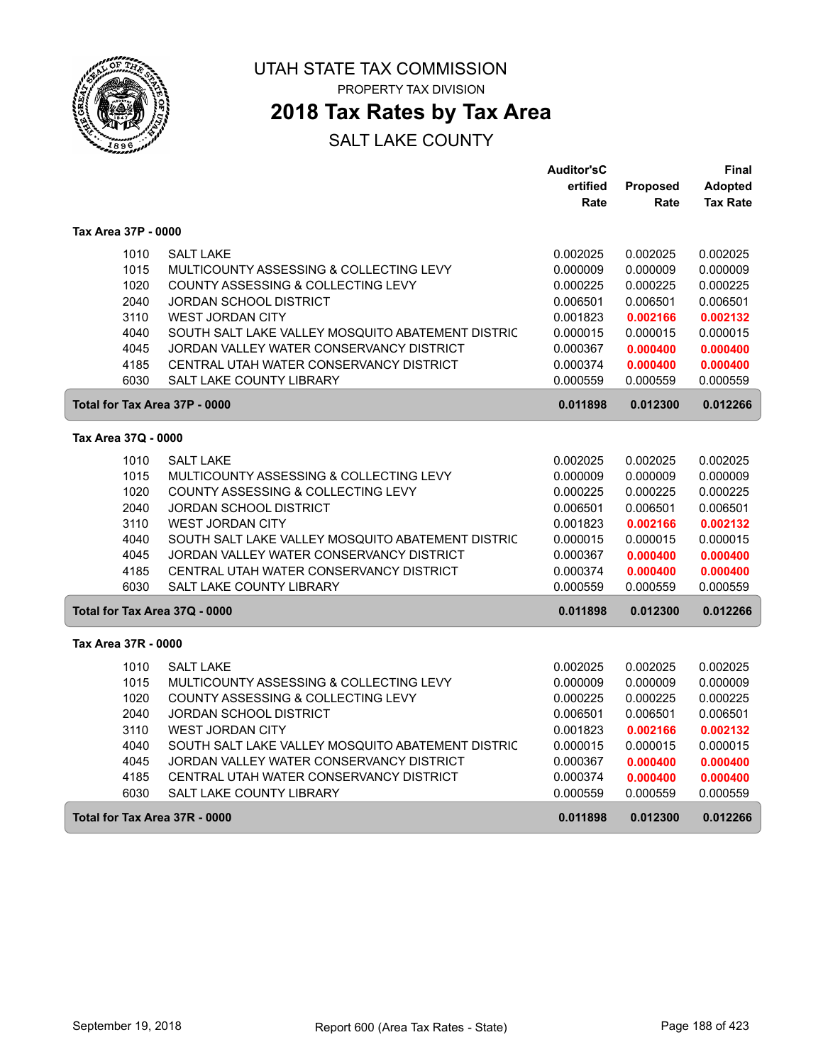# UTAH STATE TAX COMMISSION

PROPERTY TAX DIVISION

## 2018 Tax Rates by Tax Area

SALT LAKE COUNTY

| | | Auditor'sCertified Rate | Proposed Rate | Final Adopted Tax Rate |
|---|---|---|---|---|
| **Tax Area 37P - 0000** | | | | |
| 1010 | SALT LAKE | 0.002025 | 0.002025 | 0.002025 |
| 1015 | MULTICOUNTY ASSESSING & COLLECTING LEVY | 0.000009 | 0.000009 | 0.000009 |
| 1020 | COUNTY ASSESSING & COLLECTING LEVY | 0.000225 | 0.000225 | 0.000225 |
| 2040 | JORDAN SCHOOL DISTRICT | 0.006501 | 0.006501 | 0.006501 |
| 3110 | WEST JORDAN CITY | 0.001823 | **0.002166** | **0.002132** |
| 4040 | SOUTH SALT LAKE VALLEY MOSQUITO ABATEMENT DISTRIC | 0.000015 | 0.000015 | 0.000015 |
| 4045 | JORDAN VALLEY WATER CONSERVANCY DISTRICT | 0.000367 | **0.000400** | **0.000400** |
| 4185 | CENTRAL UTAH WATER CONSERVANCY DISTRICT | 0.000374 | **0.000400** | **0.000400** |
| 6030 | SALT LAKE COUNTY LIBRARY | 0.000559 | 0.000559 | 0.000559 |
| **Total for Tax Area 37P - 0000** | | **0.011898** | **0.012300** | **0.012266** |
| **Tax Area 37Q - 0000** | | | | |
| 1010 | SALT LAKE | 0.002025 | 0.002025 | 0.002025 |
| 1015 | MULTICOUNTY ASSESSING & COLLECTING LEVY | 0.000009 | 0.000009 | 0.000009 |
| 1020 | COUNTY ASSESSING & COLLECTING LEVY | 0.000225 | 0.000225 | 0.000225 |
| 2040 | JORDAN SCHOOL DISTRICT | 0.006501 | 0.006501 | 0.006501 |
| 3110 | WEST JORDAN CITY | 0.001823 | **0.002166** | **0.002132** |
| 4040 | SOUTH SALT LAKE VALLEY MOSQUITO ABATEMENT DISTRIC | 0.000015 | 0.000015 | 0.000015 |
| 4045 | JORDAN VALLEY WATER CONSERVANCY DISTRICT | 0.000367 | **0.000400** | **0.000400** |
| 4185 | CENTRAL UTAH WATER CONSERVANCY DISTRICT | 0.000374 | **0.000400** | **0.000400** |
| 6030 | SALT LAKE COUNTY LIBRARY | 0.000559 | 0.000559 | 0.000559 |
| **Total for Tax Area 37Q - 0000** | | **0.011898** | **0.012300** | **0.012266** |
| **Tax Area 37R - 0000** | | | | |
| 1010 | SALT LAKE | 0.002025 | 0.002025 | 0.002025 |
| 1015 | MULTICOUNTY ASSESSING & COLLECTING LEVY | 0.000009 | 0.000009 | 0.000009 |
| 1020 | COUNTY ASSESSING & COLLECTING LEVY | 0.000225 | 0.000225 | 0.000225 |
| 2040 | JORDAN SCHOOL DISTRICT | 0.006501 | 0.006501 | 0.006501 |
| 3110 | WEST JORDAN CITY | 0.001823 | **0.002166** | **0.002132** |
| 4040 | SOUTH SALT LAKE VALLEY MOSQUITO ABATEMENT DISTRIC | 0.000015 | 0.000015 | 0.000015 |
| 4045 | JORDAN VALLEY WATER CONSERVANCY DISTRICT | 0.000367 | **0.000400** | **0.000400** |
| 4185 | CENTRAL UTAH WATER CONSERVANCY DISTRICT | 0.000374 | **0.000400** | **0.000400** |
| 6030 | SALT LAKE COUNTY LIBRARY | 0.000559 | 0.000559 | 0.000559 |
| **Total for Tax Area 37R - 0000** | | **0.011898** | **0.012300** | **0.012266** |

September 19, 2018 — Report 600 (Area Tax Rates - State)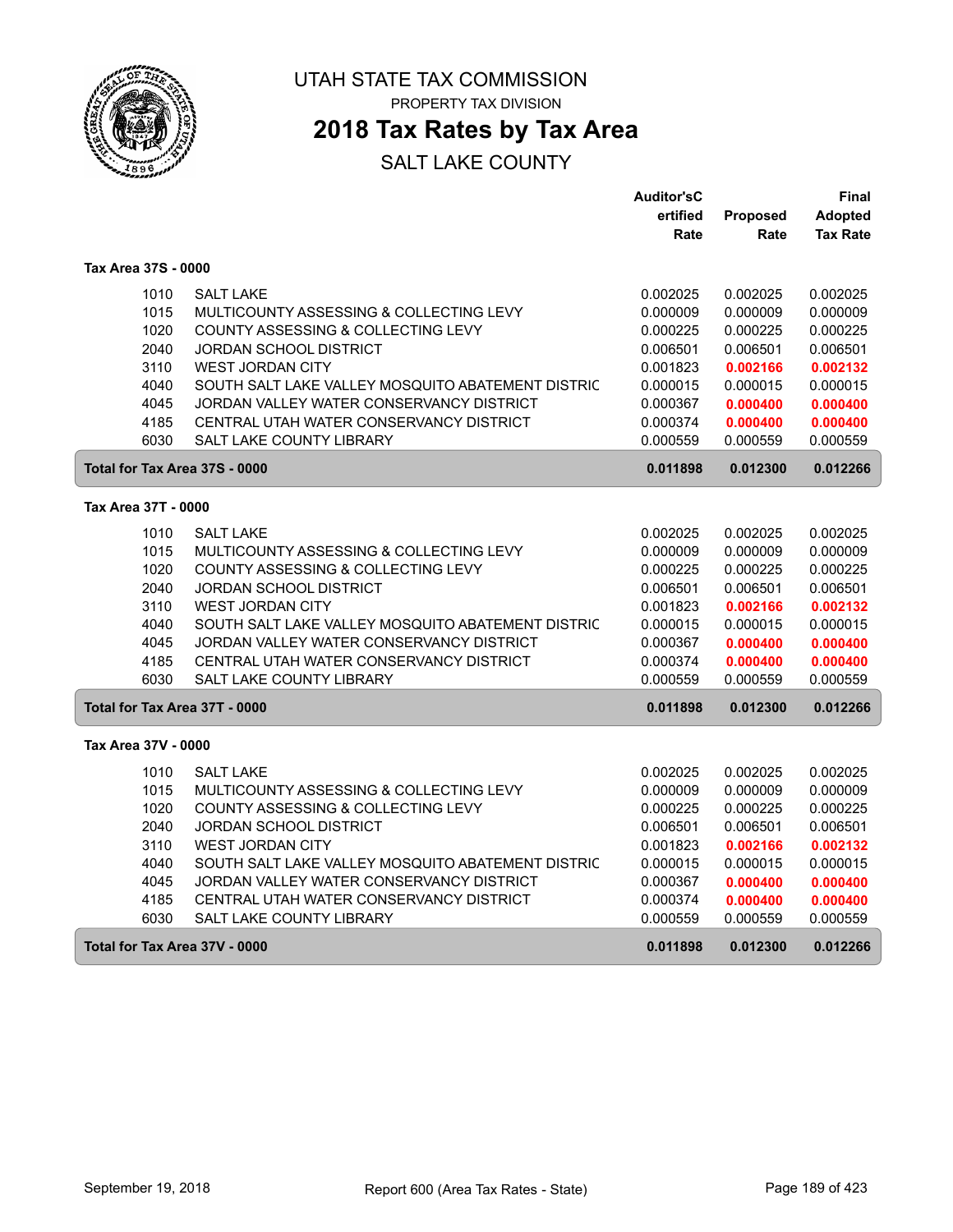# UTAH STATE TAX COMMISSION

PROPERTY TAX DIVISION

## 2018 Tax Rates by Tax Area

SALT LAKE COUNTY

| | | Auditor'sCertified Rate | Proposed Rate | Final Adopted Tax Rate |
|---|---|---|---|---|
| **Tax Area 37S - 0000** | | | | |
| 1010 | SALT LAKE | 0.002025 | 0.002025 | 0.002025 |
| 1015 | MULTICOUNTY ASSESSING & COLLECTING LEVY | 0.000009 | 0.000009 | 0.000009 |
| 1020 | COUNTY ASSESSING & COLLECTING LEVY | 0.000225 | 0.000225 | 0.000225 |
| 2040 | JORDAN SCHOOL DISTRICT | 0.006501 | 0.006501 | 0.006501 |
| 3110 | WEST JORDAN CITY | 0.001823 | **0.002166** | **0.002132** |
| 4040 | SOUTH SALT LAKE VALLEY MOSQUITO ABATEMENT DISTRIC | 0.000015 | 0.000015 | 0.000015 |
| 4045 | JORDAN VALLEY WATER CONSERVANCY DISTRICT | 0.000367 | **0.000400** | **0.000400** |
| 4185 | CENTRAL UTAH WATER CONSERVANCY DISTRICT | 0.000374 | **0.000400** | **0.000400** |
| 6030 | SALT LAKE COUNTY LIBRARY | 0.000559 | 0.000559 | 0.000559 |
| **Total for Tax Area 37S - 0000** | | **0.011898** | **0.012300** | **0.012266** |
| **Tax Area 37T - 0000** | | | | |
| 1010 | SALT LAKE | 0.002025 | 0.002025 | 0.002025 |
| 1015 | MULTICOUNTY ASSESSING & COLLECTING LEVY | 0.000009 | 0.000009 | 0.000009 |
| 1020 | COUNTY ASSESSING & COLLECTING LEVY | 0.000225 | 0.000225 | 0.000225 |
| 2040 | JORDAN SCHOOL DISTRICT | 0.006501 | 0.006501 | 0.006501 |
| 3110 | WEST JORDAN CITY | 0.001823 | **0.002166** | **0.002132** |
| 4040 | SOUTH SALT LAKE VALLEY MOSQUITO ABATEMENT DISTRIC | 0.000015 | 0.000015 | 0.000015 |
| 4045 | JORDAN VALLEY WATER CONSERVANCY DISTRICT | 0.000367 | **0.000400** | **0.000400** |
| 4185 | CENTRAL UTAH WATER CONSERVANCY DISTRICT | 0.000374 | **0.000400** | **0.000400** |
| 6030 | SALT LAKE COUNTY LIBRARY | 0.000559 | 0.000559 | 0.000559 |
| **Total for Tax Area 37T - 0000** | | **0.011898** | **0.012300** | **0.012266** |
| **Tax Area 37V - 0000** | | | | |
| 1010 | SALT LAKE | 0.002025 | 0.002025 | 0.002025 |
| 1015 | MULTICOUNTY ASSESSING & COLLECTING LEVY | 0.000009 | 0.000009 | 0.000009 |
| 1020 | COUNTY ASSESSING & COLLECTING LEVY | 0.000225 | 0.000225 | 0.000225 |
| 2040 | JORDAN SCHOOL DISTRICT | 0.006501 | 0.006501 | 0.006501 |
| 3110 | WEST JORDAN CITY | 0.001823 | **0.002166** | **0.002132** |
| 4040 | SOUTH SALT LAKE VALLEY MOSQUITO ABATEMENT DISTRIC | 0.000015 | 0.000015 | 0.000015 |
| 4045 | JORDAN VALLEY WATER CONSERVANCY DISTRICT | 0.000367 | **0.000400** | **0.000400** |
| 4185 | CENTRAL UTAH WATER CONSERVANCY DISTRICT | 0.000374 | **0.000400** | **0.000400** |
| 6030 | SALT LAKE COUNTY LIBRARY | 0.000559 | 0.000559 | 0.000559 |
| **Total for Tax Area 37V - 0000** | | **0.011898** | **0.012300** | **0.012266** |

September 19, 2018 Report 600 (Area Tax Rates - State)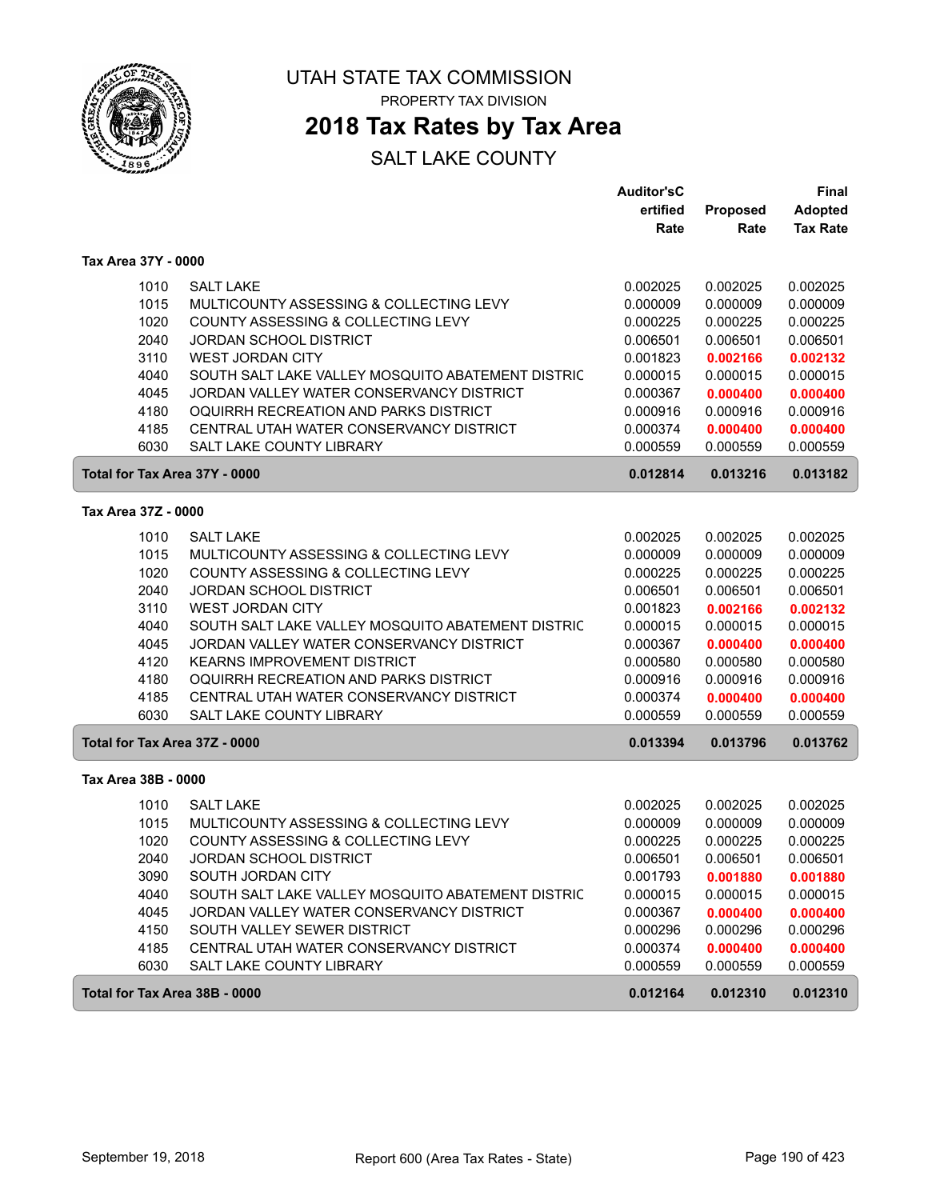# UTAH STATE TAX COMMISSION

PROPERTY TAX DIVISION

## 2018 Tax Rates by Tax Area

SALT LAKE COUNTY

### Tax Area 37Y - 0000

| | | Auditor'sC ertified Rate | Proposed Rate | Final Adopted Tax Rate |
|---|---|---|---|---|
| 1010 | SALT LAKE | 0.002025 | 0.002025 | 0.002025 |
| 1015 | MULTICOUNTY ASSESSING & COLLECTING LEVY | 0.000009 | 0.000009 | 0.000009 |
| 1020 | COUNTY ASSESSING & COLLECTING LEVY | 0.000225 | 0.000225 | 0.000225 |
| 2040 | JORDAN SCHOOL DISTRICT | 0.006501 | 0.006501 | 0.006501 |
| 3110 | WEST JORDAN CITY | 0.001823 | **0.002166** | **0.002132** |
| 4040 | SOUTH SALT LAKE VALLEY MOSQUITO ABATEMENT DISTRIC | 0.000015 | 0.000015 | 0.000015 |
| 4045 | JORDAN VALLEY WATER CONSERVANCY DISTRICT | 0.000367 | **0.000400** | **0.000400** |
| 4180 | OQUIRRH RECREATION AND PARKS DISTRICT | 0.000916 | 0.000916 | 0.000916 |
| 4185 | CENTRAL UTAH WATER CONSERVANCY DISTRICT | 0.000374 | **0.000400** | **0.000400** |
| 6030 | SALT LAKE COUNTY LIBRARY | 0.000559 | 0.000559 | 0.000559 |
| **Total for Tax Area 37Y - 0000** | | **0.012814** | **0.013216** | **0.013182** |

### Tax Area 37Z - 0000

| | | Auditor'sC ertified Rate | Proposed Rate | Final Adopted Tax Rate |
|---|---|---|---|---|
| 1010 | SALT LAKE | 0.002025 | 0.002025 | 0.002025 |
| 1015 | MULTICOUNTY ASSESSING & COLLECTING LEVY | 0.000009 | 0.000009 | 0.000009 |
| 1020 | COUNTY ASSESSING & COLLECTING LEVY | 0.000225 | 0.000225 | 0.000225 |
| 2040 | JORDAN SCHOOL DISTRICT | 0.006501 | 0.006501 | 0.006501 |
| 3110 | WEST JORDAN CITY | 0.001823 | **0.002166** | **0.002132** |
| 4040 | SOUTH SALT LAKE VALLEY MOSQUITO ABATEMENT DISTRIC | 0.000015 | 0.000015 | 0.000015 |
| 4045 | JORDAN VALLEY WATER CONSERVANCY DISTRICT | 0.000367 | **0.000400** | **0.000400** |
| 4120 | KEARNS IMPROVEMENT DISTRICT | 0.000580 | 0.000580 | 0.000580 |
| 4180 | OQUIRRH RECREATION AND PARKS DISTRICT | 0.000916 | 0.000916 | 0.000916 |
| 4185 | CENTRAL UTAH WATER CONSERVANCY DISTRICT | 0.000374 | **0.000400** | **0.000400** |
| 6030 | SALT LAKE COUNTY LIBRARY | 0.000559 | 0.000559 | 0.000559 |
| **Total for Tax Area 37Z - 0000** | | **0.013394** | **0.013796** | **0.013762** |

### Tax Area 38B - 0000

| | | Auditor'sC ertified Rate | Proposed Rate | Final Adopted Tax Rate |
|---|---|---|---|---|
| 1010 | SALT LAKE | 0.002025 | 0.002025 | 0.002025 |
| 1015 | MULTICOUNTY ASSESSING & COLLECTING LEVY | 0.000009 | 0.000009 | 0.000009 |
| 1020 | COUNTY ASSESSING & COLLECTING LEVY | 0.000225 | 0.000225 | 0.000225 |
| 2040 | JORDAN SCHOOL DISTRICT | 0.006501 | 0.006501 | 0.006501 |
| 3090 | SOUTH JORDAN CITY | 0.001793 | **0.001880** | **0.001880** |
| 4040 | SOUTH SALT LAKE VALLEY MOSQUITO ABATEMENT DISTRIC | 0.000015 | 0.000015 | 0.000015 |
| 4045 | JORDAN VALLEY WATER CONSERVANCY DISTRICT | 0.000367 | **0.000400** | **0.000400** |
| 4150 | SOUTH VALLEY SEWER DISTRICT | 0.000296 | 0.000296 | 0.000296 |
| 4185 | CENTRAL UTAH WATER CONSERVANCY DISTRICT | 0.000374 | **0.000400** | **0.000400** |
| 6030 | SALT LAKE COUNTY LIBRARY | 0.000559 | 0.000559 | 0.000559 |
| **Total for Tax Area 38B - 0000** | | **0.012164** | **0.012310** | **0.012310** |

September 19, 2018 — Report 600 (Area Tax Rates - State)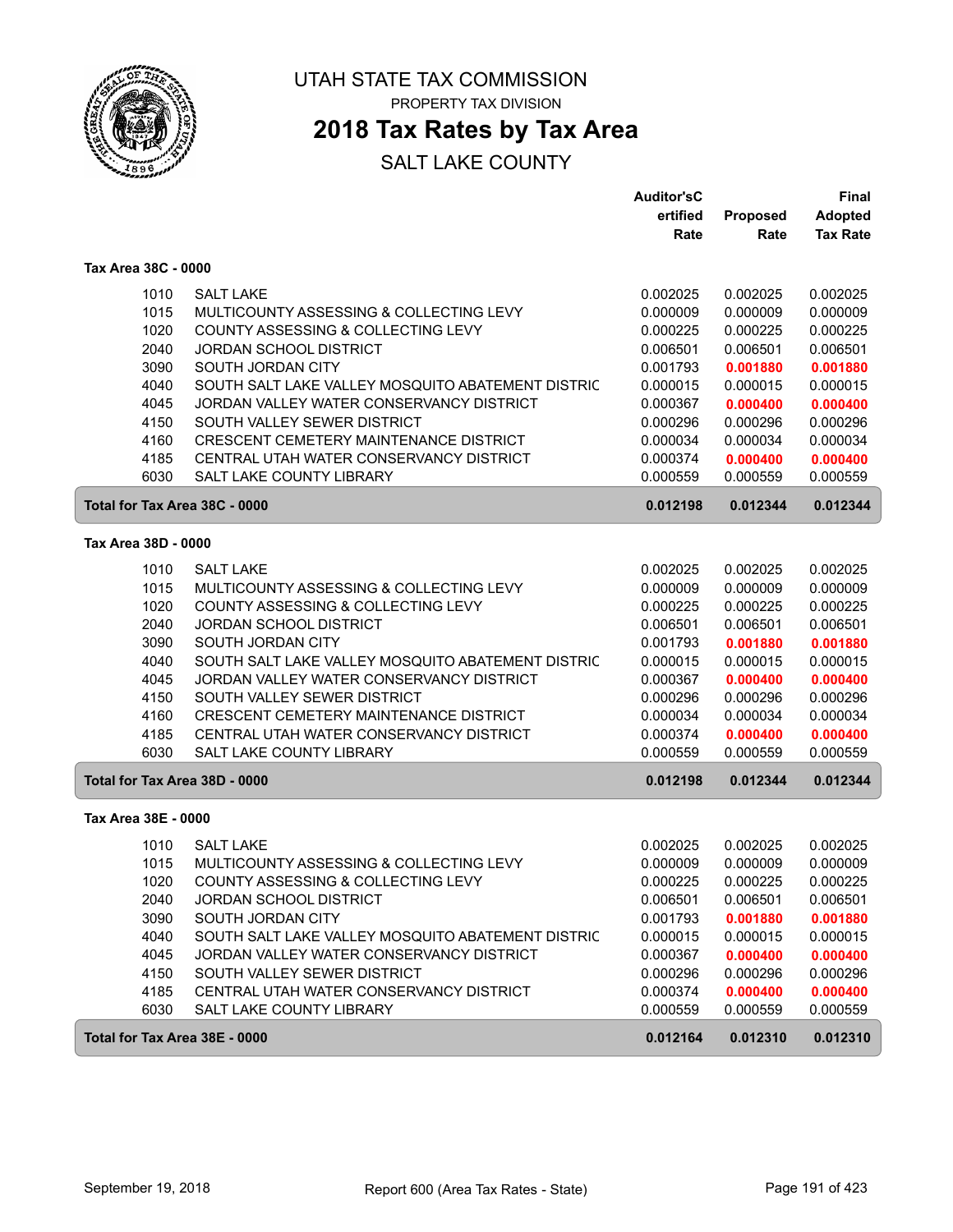# UTAH STATE TAX COMMISSION

PROPERTY TAX DIVISION

## 2018 Tax Rates by Tax Area

SALT LAKE COUNTY

| | | Auditor'sC ertified Rate | Proposed Rate | Final Adopted Tax Rate |
|---|---|---|---|---|
| **Tax Area 38C - 0000** | | | | |
| 1010 | SALT LAKE | 0.002025 | 0.002025 | 0.002025 |
| 1015 | MULTICOUNTY ASSESSING & COLLECTING LEVY | 0.000009 | 0.000009 | 0.000009 |
| 1020 | COUNTY ASSESSING & COLLECTING LEVY | 0.000225 | 0.000225 | 0.000225 |
| 2040 | JORDAN SCHOOL DISTRICT | 0.006501 | 0.006501 | 0.006501 |
| 3090 | SOUTH JORDAN CITY | 0.001793 | **0.001880** | **0.001880** |
| 4040 | SOUTH SALT LAKE VALLEY MOSQUITO ABATEMENT DISTRIC | 0.000015 | 0.000015 | 0.000015 |
| 4045 | JORDAN VALLEY WATER CONSERVANCY DISTRICT | 0.000367 | **0.000400** | **0.000400** |
| 4150 | SOUTH VALLEY SEWER DISTRICT | 0.000296 | 0.000296 | 0.000296 |
| 4160 | CRESCENT CEMETERY MAINTENANCE DISTRICT | 0.000034 | 0.000034 | 0.000034 |
| 4185 | CENTRAL UTAH WATER CONSERVANCY DISTRICT | 0.000374 | **0.000400** | **0.000400** |
| 6030 | SALT LAKE COUNTY LIBRARY | 0.000559 | 0.000559 | 0.000559 |
| **Total for Tax Area 38C - 0000** | | **0.012198** | **0.012344** | **0.012344** |
| **Tax Area 38D - 0000** | | | | |
| 1010 | SALT LAKE | 0.002025 | 0.002025 | 0.002025 |
| 1015 | MULTICOUNTY ASSESSING & COLLECTING LEVY | 0.000009 | 0.000009 | 0.000009 |
| 1020 | COUNTY ASSESSING & COLLECTING LEVY | 0.000225 | 0.000225 | 0.000225 |
| 2040 | JORDAN SCHOOL DISTRICT | 0.006501 | 0.006501 | 0.006501 |
| 3090 | SOUTH JORDAN CITY | 0.001793 | **0.001880** | **0.001880** |
| 4040 | SOUTH SALT LAKE VALLEY MOSQUITO ABATEMENT DISTRIC | 0.000015 | 0.000015 | 0.000015 |
| 4045 | JORDAN VALLEY WATER CONSERVANCY DISTRICT | 0.000367 | **0.000400** | **0.000400** |
| 4150 | SOUTH VALLEY SEWER DISTRICT | 0.000296 | 0.000296 | 0.000296 |
| 4160 | CRESCENT CEMETERY MAINTENANCE DISTRICT | 0.000034 | 0.000034 | 0.000034 |
| 4185 | CENTRAL UTAH WATER CONSERVANCY DISTRICT | 0.000374 | **0.000400** | **0.000400** |
| 6030 | SALT LAKE COUNTY LIBRARY | 0.000559 | 0.000559 | 0.000559 |
| **Total for Tax Area 38D - 0000** | | **0.012198** | **0.012344** | **0.012344** |
| **Tax Area 38E - 0000** | | | | |
| 1010 | SALT LAKE | 0.002025 | 0.002025 | 0.002025 |
| 1015 | MULTICOUNTY ASSESSING & COLLECTING LEVY | 0.000009 | 0.000009 | 0.000009 |
| 1020 | COUNTY ASSESSING & COLLECTING LEVY | 0.000225 | 0.000225 | 0.000225 |
| 2040 | JORDAN SCHOOL DISTRICT | 0.006501 | 0.006501 | 0.006501 |
| 3090 | SOUTH JORDAN CITY | 0.001793 | **0.001880** | **0.001880** |
| 4040 | SOUTH SALT LAKE VALLEY MOSQUITO ABATEMENT DISTRIC | 0.000015 | 0.000015 | 0.000015 |
| 4045 | JORDAN VALLEY WATER CONSERVANCY DISTRICT | 0.000367 | **0.000400** | **0.000400** |
| 4150 | SOUTH VALLEY SEWER DISTRICT | 0.000296 | 0.000296 | 0.000296 |
| 4185 | CENTRAL UTAH WATER CONSERVANCY DISTRICT | 0.000374 | **0.000400** | **0.000400** |
| 6030 | SALT LAKE COUNTY LIBRARY | 0.000559 | 0.000559 | 0.000559 |
| **Total for Tax Area 38E - 0000** | | **0.012164** | **0.012310** | **0.012310** |

September 19, 2018 — Report 600 (Area Tax Rates - State)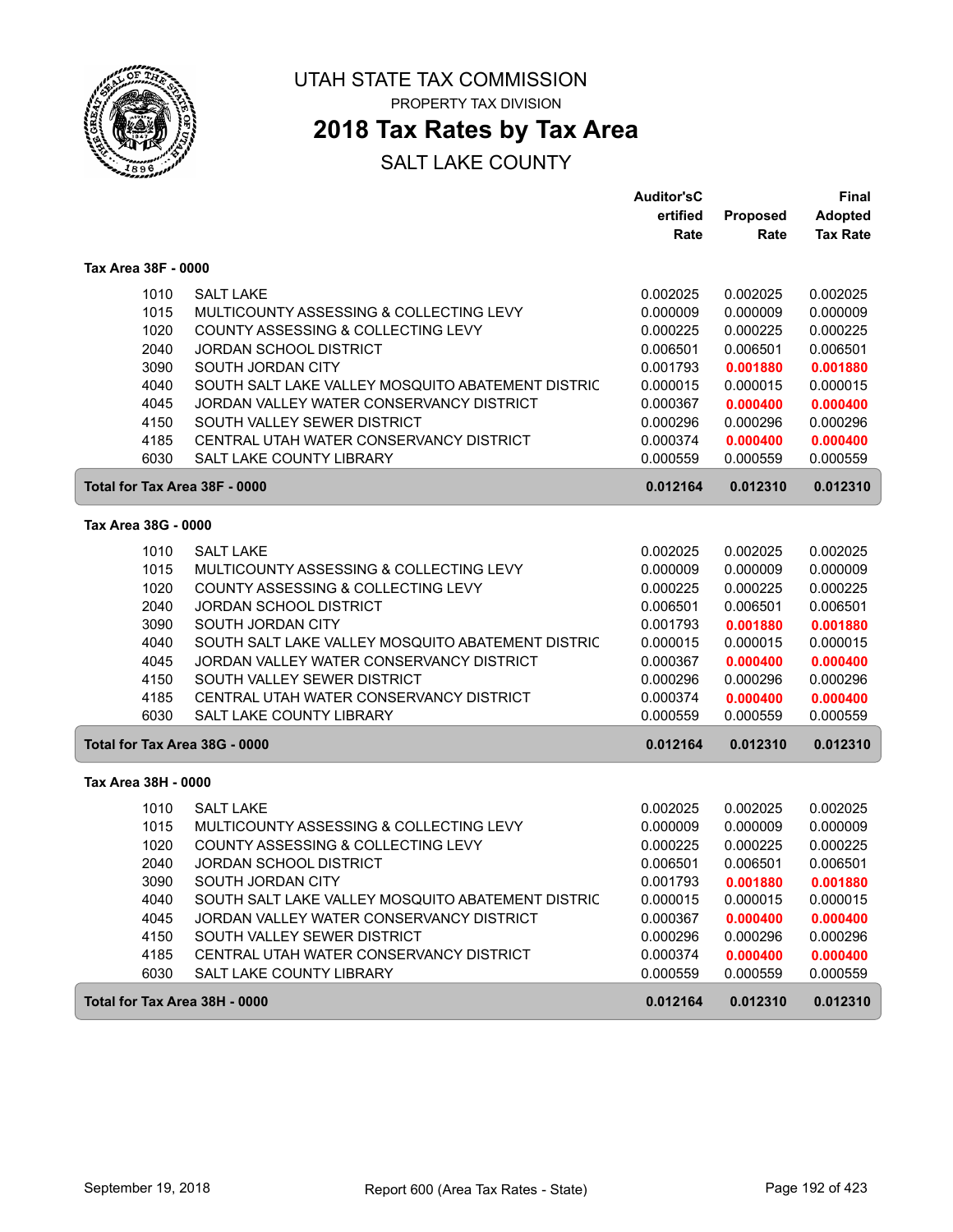# UTAH STATE TAX COMMISSION

PROPERTY TAX DIVISION

## 2018 Tax Rates by Tax Area

SALT LAKE COUNTY

| | | Auditor'sCertified Rate | Proposed Rate | Final Adopted Tax Rate |
|---|---|---|---|---|
| **Tax Area 38F - 0000** | | | | |
| 1010 | SALT LAKE | 0.002025 | 0.002025 | 0.002025 |
| 1015 | MULTICOUNTY ASSESSING & COLLECTING LEVY | 0.000009 | 0.000009 | 0.000009 |
| 1020 | COUNTY ASSESSING & COLLECTING LEVY | 0.000225 | 0.000225 | 0.000225 |
| 2040 | JORDAN SCHOOL DISTRICT | 0.006501 | 0.006501 | 0.006501 |
| 3090 | SOUTH JORDAN CITY | 0.001793 | **0.001880** | **0.001880** |
| 4040 | SOUTH SALT LAKE VALLEY MOSQUITO ABATEMENT DISTRIC | 0.000015 | 0.000015 | 0.000015 |
| 4045 | JORDAN VALLEY WATER CONSERVANCY DISTRICT | 0.000367 | **0.000400** | **0.000400** |
| 4150 | SOUTH VALLEY SEWER DISTRICT | 0.000296 | 0.000296 | 0.000296 |
| 4185 | CENTRAL UTAH WATER CONSERVANCY DISTRICT | 0.000374 | **0.000400** | **0.000400** |
| 6030 | SALT LAKE COUNTY LIBRARY | 0.000559 | 0.000559 | 0.000559 |
| **Total for Tax Area 38F - 0000** | | **0.012164** | **0.012310** | **0.012310** |
| **Tax Area 38G - 0000** | | | | |
| 1010 | SALT LAKE | 0.002025 | 0.002025 | 0.002025 |
| 1015 | MULTICOUNTY ASSESSING & COLLECTING LEVY | 0.000009 | 0.000009 | 0.000009 |
| 1020 | COUNTY ASSESSING & COLLECTING LEVY | 0.000225 | 0.000225 | 0.000225 |
| 2040 | JORDAN SCHOOL DISTRICT | 0.006501 | 0.006501 | 0.006501 |
| 3090 | SOUTH JORDAN CITY | 0.001793 | **0.001880** | **0.001880** |
| 4040 | SOUTH SALT LAKE VALLEY MOSQUITO ABATEMENT DISTRIC | 0.000015 | 0.000015 | 0.000015 |
| 4045 | JORDAN VALLEY WATER CONSERVANCY DISTRICT | 0.000367 | **0.000400** | **0.000400** |
| 4150 | SOUTH VALLEY SEWER DISTRICT | 0.000296 | 0.000296 | 0.000296 |
| 4185 | CENTRAL UTAH WATER CONSERVANCY DISTRICT | 0.000374 | **0.000400** | **0.000400** |
| 6030 | SALT LAKE COUNTY LIBRARY | 0.000559 | 0.000559 | 0.000559 |
| **Total for Tax Area 38G - 0000** | | **0.012164** | **0.012310** | **0.012310** |
| **Tax Area 38H - 0000** | | | | |
| 1010 | SALT LAKE | 0.002025 | 0.002025 | 0.002025 |
| 1015 | MULTICOUNTY ASSESSING & COLLECTING LEVY | 0.000009 | 0.000009 | 0.000009 |
| 1020 | COUNTY ASSESSING & COLLECTING LEVY | 0.000225 | 0.000225 | 0.000225 |
| 2040 | JORDAN SCHOOL DISTRICT | 0.006501 | 0.006501 | 0.006501 |
| 3090 | SOUTH JORDAN CITY | 0.001793 | **0.001880** | **0.001880** |
| 4040 | SOUTH SALT LAKE VALLEY MOSQUITO ABATEMENT DISTRIC | 0.000015 | 0.000015 | 0.000015 |
| 4045 | JORDAN VALLEY WATER CONSERVANCY DISTRICT | 0.000367 | **0.000400** | **0.000400** |
| 4150 | SOUTH VALLEY SEWER DISTRICT | 0.000296 | 0.000296 | 0.000296 |
| 4185 | CENTRAL UTAH WATER CONSERVANCY DISTRICT | 0.000374 | **0.000400** | **0.000400** |
| 6030 | SALT LAKE COUNTY LIBRARY | 0.000559 | 0.000559 | 0.000559 |
| **Total for Tax Area 38H - 0000** | | **0.012164** | **0.012310** | **0.012310** |

September 19, 2018 — Report 600 (Area Tax Rates - State)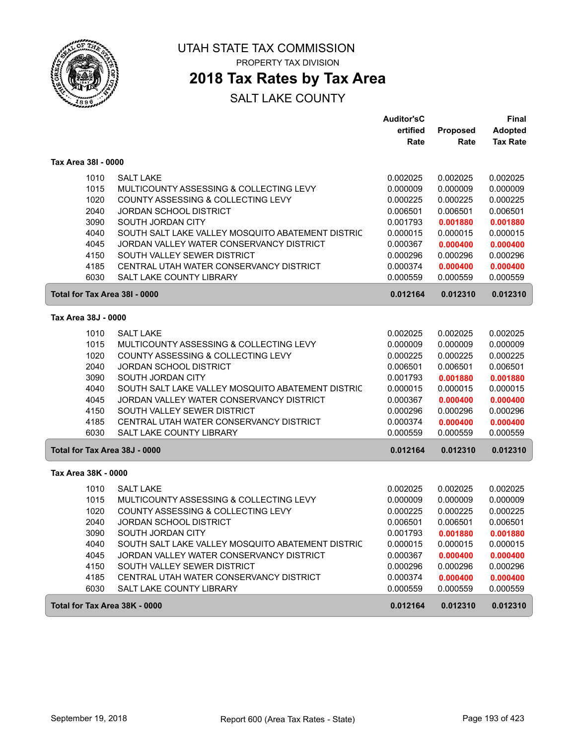# UTAH STATE TAX COMMISSION

PROPERTY TAX DIVISION

## 2018 Tax Rates by Tax Area

SALT LAKE COUNTY

### Tax Area 38I - 0000

| | | Auditor's Certified Rate | Proposed Rate | Final Adopted Tax Rate |
|---|---|---|---|---|
| 1010 | SALT LAKE | 0.002025 | 0.002025 | 0.002025 |
| 1015 | MULTICOUNTY ASSESSING & COLLECTING LEVY | 0.000009 | 0.000009 | 0.000009 |
| 1020 | COUNTY ASSESSING & COLLECTING LEVY | 0.000225 | 0.000225 | 0.000225 |
| 2040 | JORDAN SCHOOL DISTRICT | 0.006501 | 0.006501 | 0.006501 |
| 3090 | SOUTH JORDAN CITY | 0.001793 | **0.001880** | **0.001880** |
| 4040 | SOUTH SALT LAKE VALLEY MOSQUITO ABATEMENT DISTRIC | 0.000015 | 0.000015 | 0.000015 |
| 4045 | JORDAN VALLEY WATER CONSERVANCY DISTRICT | 0.000367 | **0.000400** | **0.000400** |
| 4150 | SOUTH VALLEY SEWER DISTRICT | 0.000296 | 0.000296 | 0.000296 |
| 4185 | CENTRAL UTAH WATER CONSERVANCY DISTRICT | 0.000374 | **0.000400** | **0.000400** |
| 6030 | SALT LAKE COUNTY LIBRARY | 0.000559 | 0.000559 | 0.000559 |
| **Total for Tax Area 38I - 0000** | | **0.012164** | **0.012310** | **0.012310** |

### Tax Area 38J - 0000

| | | Auditor's Certified Rate | Proposed Rate | Final Adopted Tax Rate |
|---|---|---|---|---|
| 1010 | SALT LAKE | 0.002025 | 0.002025 | 0.002025 |
| 1015 | MULTICOUNTY ASSESSING & COLLECTING LEVY | 0.000009 | 0.000009 | 0.000009 |
| 1020 | COUNTY ASSESSING & COLLECTING LEVY | 0.000225 | 0.000225 | 0.000225 |
| 2040 | JORDAN SCHOOL DISTRICT | 0.006501 | 0.006501 | 0.006501 |
| 3090 | SOUTH JORDAN CITY | 0.001793 | **0.001880** | **0.001880** |
| 4040 | SOUTH SALT LAKE VALLEY MOSQUITO ABATEMENT DISTRIC | 0.000015 | 0.000015 | 0.000015 |
| 4045 | JORDAN VALLEY WATER CONSERVANCY DISTRICT | 0.000367 | **0.000400** | **0.000400** |
| 4150 | SOUTH VALLEY SEWER DISTRICT | 0.000296 | 0.000296 | 0.000296 |
| 4185 | CENTRAL UTAH WATER CONSERVANCY DISTRICT | 0.000374 | **0.000400** | **0.000400** |
| 6030 | SALT LAKE COUNTY LIBRARY | 0.000559 | 0.000559 | 0.000559 |
| **Total for Tax Area 38J - 0000** | | **0.012164** | **0.012310** | **0.012310** |

### Tax Area 38K - 0000

| | | Auditor's Certified Rate | Proposed Rate | Final Adopted Tax Rate |
|---|---|---|---|---|
| 1010 | SALT LAKE | 0.002025 | 0.002025 | 0.002025 |
| 1015 | MULTICOUNTY ASSESSING & COLLECTING LEVY | 0.000009 | 0.000009 | 0.000009 |
| 1020 | COUNTY ASSESSING & COLLECTING LEVY | 0.000225 | 0.000225 | 0.000225 |
| 2040 | JORDAN SCHOOL DISTRICT | 0.006501 | 0.006501 | 0.006501 |
| 3090 | SOUTH JORDAN CITY | 0.001793 | **0.001880** | **0.001880** |
| 4040 | SOUTH SALT LAKE VALLEY MOSQUITO ABATEMENT DISTRIC | 0.000015 | 0.000015 | 0.000015 |
| 4045 | JORDAN VALLEY WATER CONSERVANCY DISTRICT | 0.000367 | **0.000400** | **0.000400** |
| 4150 | SOUTH VALLEY SEWER DISTRICT | 0.000296 | 0.000296 | 0.000296 |
| 4185 | CENTRAL UTAH WATER CONSERVANCY DISTRICT | 0.000374 | **0.000400** | **0.000400** |
| 6030 | SALT LAKE COUNTY LIBRARY | 0.000559 | 0.000559 | 0.000559 |
| **Total for Tax Area 38K - 0000** | | **0.012164** | **0.012310** | **0.012310** |

September 19, 2018 — Report 600 (Area Tax Rates - State)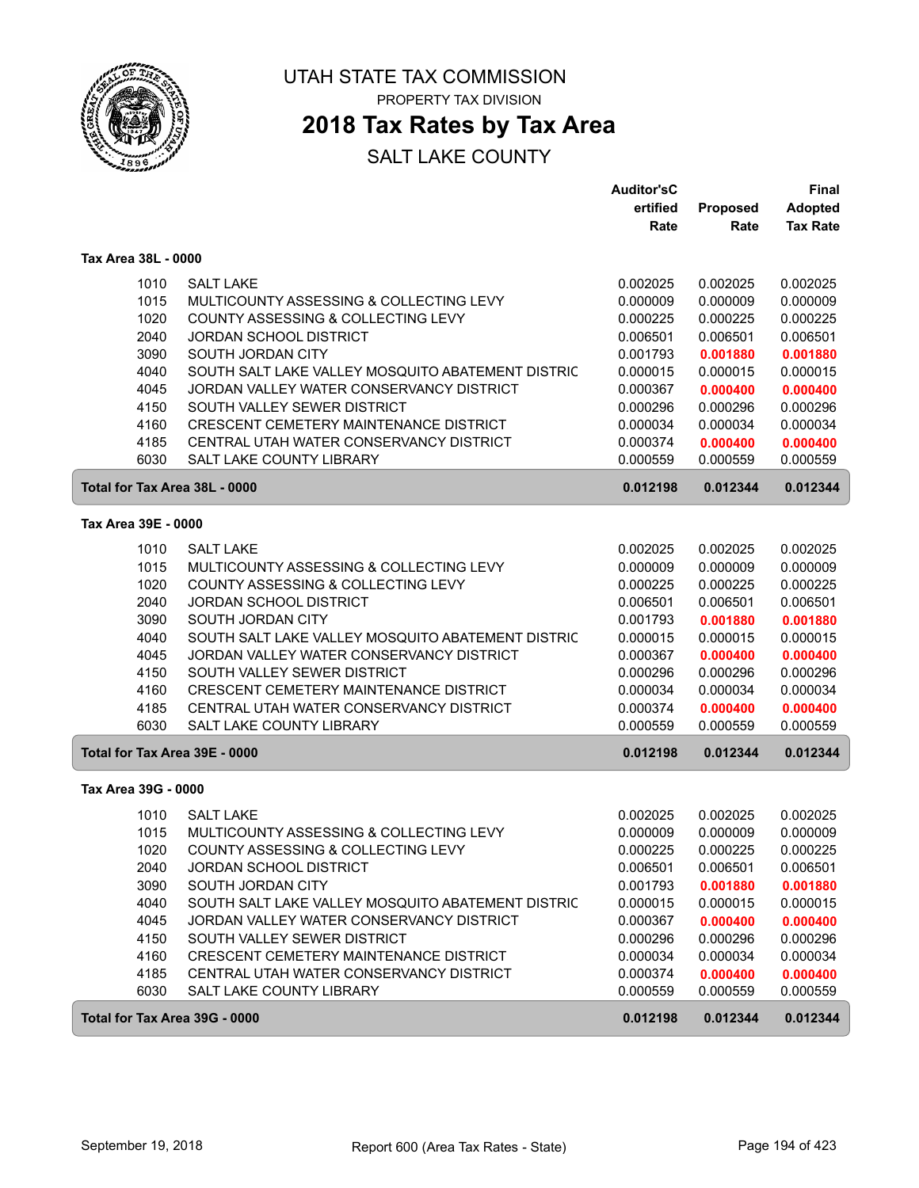# UTAH STATE TAX COMMISSION

PROPERTY TAX DIVISION

## 2018 Tax Rates by Tax Area

SALT LAKE COUNTY

| | | Auditor'sCertified Rate | Proposed Rate | Final Adopted Tax Rate |
|---|---|---|---|---|
| **Tax Area 38L - 0000** | | | | |
| 1010 | SALT LAKE | 0.002025 | 0.002025 | 0.002025 |
| 1015 | MULTICOUNTY ASSESSING & COLLECTING LEVY | 0.000009 | 0.000009 | 0.000009 |
| 1020 | COUNTY ASSESSING & COLLECTING LEVY | 0.000225 | 0.000225 | 0.000225 |
| 2040 | JORDAN SCHOOL DISTRICT | 0.006501 | 0.006501 | 0.006501 |
| 3090 | SOUTH JORDAN CITY | 0.001793 | **0.001880** | **0.001880** |
| 4040 | SOUTH SALT LAKE VALLEY MOSQUITO ABATEMENT DISTRIC | 0.000015 | 0.000015 | 0.000015 |
| 4045 | JORDAN VALLEY WATER CONSERVANCY DISTRICT | 0.000367 | **0.000400** | **0.000400** |
| 4150 | SOUTH VALLEY SEWER DISTRICT | 0.000296 | 0.000296 | 0.000296 |
| 4160 | CRESCENT CEMETERY MAINTENANCE DISTRICT | 0.000034 | 0.000034 | 0.000034 |
| 4185 | CENTRAL UTAH WATER CONSERVANCY DISTRICT | 0.000374 | **0.000400** | **0.000400** |
| 6030 | SALT LAKE COUNTY LIBRARY | 0.000559 | 0.000559 | 0.000559 |
| **Total for Tax Area 38L - 0000** | | **0.012198** | **0.012344** | **0.012344** |
| **Tax Area 39E - 0000** | | | | |
| 1010 | SALT LAKE | 0.002025 | 0.002025 | 0.002025 |
| 1015 | MULTICOUNTY ASSESSING & COLLECTING LEVY | 0.000009 | 0.000009 | 0.000009 |
| 1020 | COUNTY ASSESSING & COLLECTING LEVY | 0.000225 | 0.000225 | 0.000225 |
| 2040 | JORDAN SCHOOL DISTRICT | 0.006501 | 0.006501 | 0.006501 |
| 3090 | SOUTH JORDAN CITY | 0.001793 | **0.001880** | **0.001880** |
| 4040 | SOUTH SALT LAKE VALLEY MOSQUITO ABATEMENT DISTRIC | 0.000015 | 0.000015 | 0.000015 |
| 4045 | JORDAN VALLEY WATER CONSERVANCY DISTRICT | 0.000367 | **0.000400** | **0.000400** |
| 4150 | SOUTH VALLEY SEWER DISTRICT | 0.000296 | 0.000296 | 0.000296 |
| 4160 | CRESCENT CEMETERY MAINTENANCE DISTRICT | 0.000034 | 0.000034 | 0.000034 |
| 4185 | CENTRAL UTAH WATER CONSERVANCY DISTRICT | 0.000374 | **0.000400** | **0.000400** |
| 6030 | SALT LAKE COUNTY LIBRARY | 0.000559 | 0.000559 | 0.000559 |
| **Total for Tax Area 39E - 0000** | | **0.012198** | **0.012344** | **0.012344** |
| **Tax Area 39G - 0000** | | | | |
| 1010 | SALT LAKE | 0.002025 | 0.002025 | 0.002025 |
| 1015 | MULTICOUNTY ASSESSING & COLLECTING LEVY | 0.000009 | 0.000009 | 0.000009 |
| 1020 | COUNTY ASSESSING & COLLECTING LEVY | 0.000225 | 0.000225 | 0.000225 |
| 2040 | JORDAN SCHOOL DISTRICT | 0.006501 | 0.006501 | 0.006501 |
| 3090 | SOUTH JORDAN CITY | 0.001793 | **0.001880** | **0.001880** |
| 4040 | SOUTH SALT LAKE VALLEY MOSQUITO ABATEMENT DISTRIC | 0.000015 | 0.000015 | 0.000015 |
| 4045 | JORDAN VALLEY WATER CONSERVANCY DISTRICT | 0.000367 | **0.000400** | **0.000400** |
| 4150 | SOUTH VALLEY SEWER DISTRICT | 0.000296 | 0.000296 | 0.000296 |
| 4160 | CRESCENT CEMETERY MAINTENANCE DISTRICT | 0.000034 | 0.000034 | 0.000034 |
| 4185 | CENTRAL UTAH WATER CONSERVANCY DISTRICT | 0.000374 | **0.000400** | **0.000400** |
| 6030 | SALT LAKE COUNTY LIBRARY | 0.000559 | 0.000559 | 0.000559 |
| **Total for Tax Area 39G - 0000** | | **0.012198** | **0.012344** | **0.012344** |

September 19, 2018 — Report 600 (Area Tax Rates - State)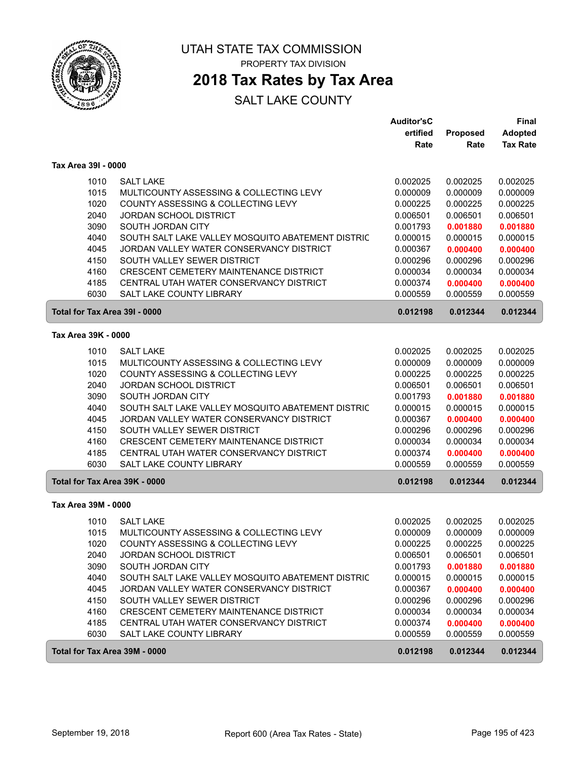# UTAH STATE TAX COMMISSION

PROPERTY TAX DIVISION

## 2018 Tax Rates by Tax Area

SALT LAKE COUNTY

| | | Auditor'sCertified Rate | Proposed Rate | Final Adopted Tax Rate |
|---|---|---|---|---|
| **Tax Area 39I - 0000** | | | | |
| 1010 | SALT LAKE | 0.002025 | 0.002025 | 0.002025 |
| 1015 | MULTICOUNTY ASSESSING & COLLECTING LEVY | 0.000009 | 0.000009 | 0.000009 |
| 1020 | COUNTY ASSESSING & COLLECTING LEVY | 0.000225 | 0.000225 | 0.000225 |
| 2040 | JORDAN SCHOOL DISTRICT | 0.006501 | 0.006501 | 0.006501 |
| 3090 | SOUTH JORDAN CITY | 0.001793 | **0.001880** | **0.001880** |
| 4040 | SOUTH SALT LAKE VALLEY MOSQUITO ABATEMENT DISTRIC | 0.000015 | 0.000015 | 0.000015 |
| 4045 | JORDAN VALLEY WATER CONSERVANCY DISTRICT | 0.000367 | **0.000400** | **0.000400** |
| 4150 | SOUTH VALLEY SEWER DISTRICT | 0.000296 | 0.000296 | 0.000296 |
| 4160 | CRESCENT CEMETERY MAINTENANCE DISTRICT | 0.000034 | 0.000034 | 0.000034 |
| 4185 | CENTRAL UTAH WATER CONSERVANCY DISTRICT | 0.000374 | **0.000400** | **0.000400** |
| 6030 | SALT LAKE COUNTY LIBRARY | 0.000559 | 0.000559 | 0.000559 |
| **Total for Tax Area 39I - 0000** | | **0.012198** | **0.012344** | **0.012344** |
| **Tax Area 39K - 0000** | | | | |
| 1010 | SALT LAKE | 0.002025 | 0.002025 | 0.002025 |
| 1015 | MULTICOUNTY ASSESSING & COLLECTING LEVY | 0.000009 | 0.000009 | 0.000009 |
| 1020 | COUNTY ASSESSING & COLLECTING LEVY | 0.000225 | 0.000225 | 0.000225 |
| 2040 | JORDAN SCHOOL DISTRICT | 0.006501 | 0.006501 | 0.006501 |
| 3090 | SOUTH JORDAN CITY | 0.001793 | **0.001880** | **0.001880** |
| 4040 | SOUTH SALT LAKE VALLEY MOSQUITO ABATEMENT DISTRIC | 0.000015 | 0.000015 | 0.000015 |
| 4045 | JORDAN VALLEY WATER CONSERVANCY DISTRICT | 0.000367 | **0.000400** | **0.000400** |
| 4150 | SOUTH VALLEY SEWER DISTRICT | 0.000296 | 0.000296 | 0.000296 |
| 4160 | CRESCENT CEMETERY MAINTENANCE DISTRICT | 0.000034 | 0.000034 | 0.000034 |
| 4185 | CENTRAL UTAH WATER CONSERVANCY DISTRICT | 0.000374 | **0.000400** | **0.000400** |
| 6030 | SALT LAKE COUNTY LIBRARY | 0.000559 | 0.000559 | 0.000559 |
| **Total for Tax Area 39K - 0000** | | **0.012198** | **0.012344** | **0.012344** |
| **Tax Area 39M - 0000** | | | | |
| 1010 | SALT LAKE | 0.002025 | 0.002025 | 0.002025 |
| 1015 | MULTICOUNTY ASSESSING & COLLECTING LEVY | 0.000009 | 0.000009 | 0.000009 |
| 1020 | COUNTY ASSESSING & COLLECTING LEVY | 0.000225 | 0.000225 | 0.000225 |
| 2040 | JORDAN SCHOOL DISTRICT | 0.006501 | 0.006501 | 0.006501 |
| 3090 | SOUTH JORDAN CITY | 0.001793 | **0.001880** | **0.001880** |
| 4040 | SOUTH SALT LAKE VALLEY MOSQUITO ABATEMENT DISTRIC | 0.000015 | 0.000015 | 0.000015 |
| 4045 | JORDAN VALLEY WATER CONSERVANCY DISTRICT | 0.000367 | **0.000400** | **0.000400** |
| 4150 | SOUTH VALLEY SEWER DISTRICT | 0.000296 | 0.000296 | 0.000296 |
| 4160 | CRESCENT CEMETERY MAINTENANCE DISTRICT | 0.000034 | 0.000034 | 0.000034 |
| 4185 | CENTRAL UTAH WATER CONSERVANCY DISTRICT | 0.000374 | **0.000400** | **0.000400** |
| 6030 | SALT LAKE COUNTY LIBRARY | 0.000559 | 0.000559 | 0.000559 |
| **Total for Tax Area 39M - 0000** | | **0.012198** | **0.012344** | **0.012344** |

September 19, 2018 — Report 600 (Area Tax Rates - State)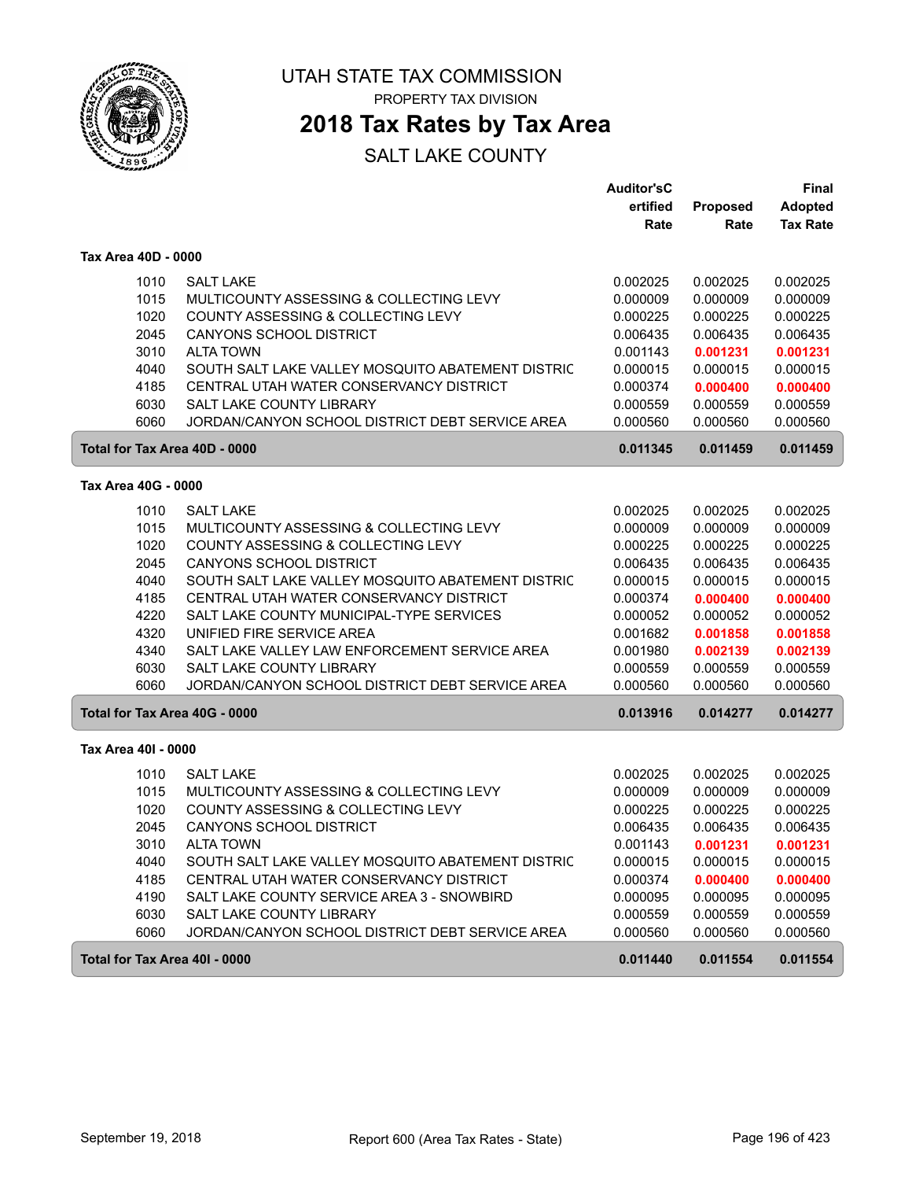# UTAH STATE TAX COMMISSION

PROPERTY TAX DIVISION

## 2018 Tax Rates by Tax Area

SALT LAKE COUNTY

### Tax Area 40D - 0000

| | | Auditor's Certified Rate | Proposed Rate | Final Adopted Tax Rate |
|---|---|---|---|---|
| 1010 | SALT LAKE | 0.002025 | 0.002025 | 0.002025 |
| 1015 | MULTICOUNTY ASSESSING & COLLECTING LEVY | 0.000009 | 0.000009 | 0.000009 |
| 1020 | COUNTY ASSESSING & COLLECTING LEVY | 0.000225 | 0.000225 | 0.000225 |
| 2045 | CANYONS SCHOOL DISTRICT | 0.006435 | 0.006435 | 0.006435 |
| 3010 | ALTA TOWN | 0.001143 | **0.001231** | **0.001231** |
| 4040 | SOUTH SALT LAKE VALLEY MOSQUITO ABATEMENT DISTRIC | 0.000015 | 0.000015 | 0.000015 |
| 4185 | CENTRAL UTAH WATER CONSERVANCY DISTRICT | 0.000374 | **0.000400** | **0.000400** |
| 6030 | SALT LAKE COUNTY LIBRARY | 0.000559 | 0.000559 | 0.000559 |
| 6060 | JORDAN/CANYON SCHOOL DISTRICT DEBT SERVICE AREA | 0.000560 | 0.000560 | 0.000560 |
| **Total for Tax Area 40D - 0000** | | **0.011345** | **0.011459** | **0.011459** |

### Tax Area 40G - 0000

| | | Auditor's Certified Rate | Proposed Rate | Final Adopted Tax Rate |
|---|---|---|---|---|
| 1010 | SALT LAKE | 0.002025 | 0.002025 | 0.002025 |
| 1015 | MULTICOUNTY ASSESSING & COLLECTING LEVY | 0.000009 | 0.000009 | 0.000009 |
| 1020 | COUNTY ASSESSING & COLLECTING LEVY | 0.000225 | 0.000225 | 0.000225 |
| 2045 | CANYONS SCHOOL DISTRICT | 0.006435 | 0.006435 | 0.006435 |
| 4040 | SOUTH SALT LAKE VALLEY MOSQUITO ABATEMENT DISTRIC | 0.000015 | 0.000015 | 0.000015 |
| 4185 | CENTRAL UTAH WATER CONSERVANCY DISTRICT | 0.000374 | **0.000400** | **0.000400** |
| 4220 | SALT LAKE COUNTY MUNICIPAL-TYPE SERVICES | 0.000052 | 0.000052 | 0.000052 |
| 4320 | UNIFIED FIRE SERVICE AREA | 0.001682 | **0.001858** | **0.001858** |
| 4340 | SALT LAKE VALLEY LAW ENFORCEMENT SERVICE AREA | 0.001980 | **0.002139** | **0.002139** |
| 6030 | SALT LAKE COUNTY LIBRARY | 0.000559 | 0.000559 | 0.000559 |
| 6060 | JORDAN/CANYON SCHOOL DISTRICT DEBT SERVICE AREA | 0.000560 | 0.000560 | 0.000560 |
| **Total for Tax Area 40G - 0000** | | **0.013916** | **0.014277** | **0.014277** |

### Tax Area 40I - 0000

| | | Auditor's Certified Rate | Proposed Rate | Final Adopted Tax Rate |
|---|---|---|---|---|
| 1010 | SALT LAKE | 0.002025 | 0.002025 | 0.002025 |
| 1015 | MULTICOUNTY ASSESSING & COLLECTING LEVY | 0.000009 | 0.000009 | 0.000009 |
| 1020 | COUNTY ASSESSING & COLLECTING LEVY | 0.000225 | 0.000225 | 0.000225 |
| 2045 | CANYONS SCHOOL DISTRICT | 0.006435 | 0.006435 | 0.006435 |
| 3010 | ALTA TOWN | 0.001143 | **0.001231** | **0.001231** |
| 4040 | SOUTH SALT LAKE VALLEY MOSQUITO ABATEMENT DISTRIC | 0.000015 | 0.000015 | 0.000015 |
| 4185 | CENTRAL UTAH WATER CONSERVANCY DISTRICT | 0.000374 | **0.000400** | **0.000400** |
| 4190 | SALT LAKE COUNTY SERVICE AREA 3 - SNOWBIRD | 0.000095 | 0.000095 | 0.000095 |
| 6030 | SALT LAKE COUNTY LIBRARY | 0.000559 | 0.000559 | 0.000559 |
| 6060 | JORDAN/CANYON SCHOOL DISTRICT DEBT SERVICE AREA | 0.000560 | 0.000560 | 0.000560 |
| **Total for Tax Area 40I - 0000** | | **0.011440** | **0.011554** | **0.011554** |

September 19, 2018 Report 600 (Area Tax Rates - State)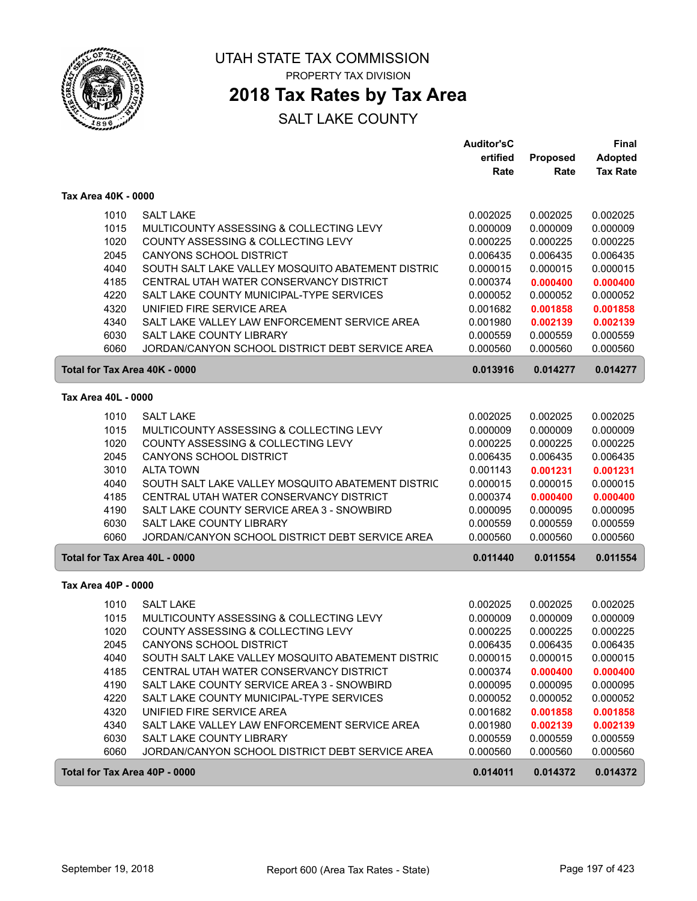# UTAH STATE TAX COMMISSION

PROPERTY TAX DIVISION

## 2018 Tax Rates by Tax Area

SALT LAKE COUNTY

| | | Auditor'sC ertified Rate | Proposed Rate | Final Adopted Tax Rate |
|---|---|---|---|---|
| **Tax Area 40K - 0000** | | | | |
| 1010 | SALT LAKE | 0.002025 | 0.002025 | 0.002025 |
| 1015 | MULTICOUNTY ASSESSING & COLLECTING LEVY | 0.000009 | 0.000009 | 0.000009 |
| 1020 | COUNTY ASSESSING & COLLECTING LEVY | 0.000225 | 0.000225 | 0.000225 |
| 2045 | CANYONS SCHOOL DISTRICT | 0.006435 | 0.006435 | 0.006435 |
| 4040 | SOUTH SALT LAKE VALLEY MOSQUITO ABATEMENT DISTRIC | 0.000015 | 0.000015 | 0.000015 |
| 4185 | CENTRAL UTAH WATER CONSERVANCY DISTRICT | 0.000374 | **0.000400** | **0.000400** |
| 4220 | SALT LAKE COUNTY MUNICIPAL-TYPE SERVICES | 0.000052 | 0.000052 | 0.000052 |
| 4320 | UNIFIED FIRE SERVICE AREA | 0.001682 | **0.001858** | **0.001858** |
| 4340 | SALT LAKE VALLEY LAW ENFORCEMENT SERVICE AREA | 0.001980 | **0.002139** | **0.002139** |
| 6030 | SALT LAKE COUNTY LIBRARY | 0.000559 | 0.000559 | 0.000559 |
| 6060 | JORDAN/CANYON SCHOOL DISTRICT DEBT SERVICE AREA | 0.000560 | 0.000560 | 0.000560 |
| **Total for Tax Area 40K - 0000** | | **0.013916** | **0.014277** | **0.014277** |
| **Tax Area 40L - 0000** | | | | |
| 1010 | SALT LAKE | 0.002025 | 0.002025 | 0.002025 |
| 1015 | MULTICOUNTY ASSESSING & COLLECTING LEVY | 0.000009 | 0.000009 | 0.000009 |
| 1020 | COUNTY ASSESSING & COLLECTING LEVY | 0.000225 | 0.000225 | 0.000225 |
| 2045 | CANYONS SCHOOL DISTRICT | 0.006435 | 0.006435 | 0.006435 |
| 3010 | ALTA TOWN | 0.001143 | **0.001231** | **0.001231** |
| 4040 | SOUTH SALT LAKE VALLEY MOSQUITO ABATEMENT DISTRIC | 0.000015 | 0.000015 | 0.000015 |
| 4185 | CENTRAL UTAH WATER CONSERVANCY DISTRICT | 0.000374 | **0.000400** | **0.000400** |
| 4190 | SALT LAKE COUNTY SERVICE AREA 3 - SNOWBIRD | 0.000095 | 0.000095 | 0.000095 |
| 6030 | SALT LAKE COUNTY LIBRARY | 0.000559 | 0.000559 | 0.000559 |
| 6060 | JORDAN/CANYON SCHOOL DISTRICT DEBT SERVICE AREA | 0.000560 | 0.000560 | 0.000560 |
| **Total for Tax Area 40L - 0000** | | **0.011440** | **0.011554** | **0.011554** |
| **Tax Area 40P - 0000** | | | | |
| 1010 | SALT LAKE | 0.002025 | 0.002025 | 0.002025 |
| 1015 | MULTICOUNTY ASSESSING & COLLECTING LEVY | 0.000009 | 0.000009 | 0.000009 |
| 1020 | COUNTY ASSESSING & COLLECTING LEVY | 0.000225 | 0.000225 | 0.000225 |
| 2045 | CANYONS SCHOOL DISTRICT | 0.006435 | 0.006435 | 0.006435 |
| 4040 | SOUTH SALT LAKE VALLEY MOSQUITO ABATEMENT DISTRIC | 0.000015 | 0.000015 | 0.000015 |
| 4185 | CENTRAL UTAH WATER CONSERVANCY DISTRICT | 0.000374 | **0.000400** | **0.000400** |
| 4190 | SALT LAKE COUNTY SERVICE AREA 3 - SNOWBIRD | 0.000095 | 0.000095 | 0.000095 |
| 4220 | SALT LAKE COUNTY MUNICIPAL-TYPE SERVICES | 0.000052 | 0.000052 | 0.000052 |
| 4320 | UNIFIED FIRE SERVICE AREA | 0.001682 | **0.001858** | **0.001858** |
| 4340 | SALT LAKE VALLEY LAW ENFORCEMENT SERVICE AREA | 0.001980 | **0.002139** | **0.002139** |
| 6030 | SALT LAKE COUNTY LIBRARY | 0.000559 | 0.000559 | 0.000559 |
| 6060 | JORDAN/CANYON SCHOOL DISTRICT DEBT SERVICE AREA | 0.000560 | 0.000560 | 0.000560 |
| **Total for Tax Area 40P - 0000** | | **0.014011** | **0.014372** | **0.014372** |

September 19, 2018 Report 600 (Area Tax Rates - State)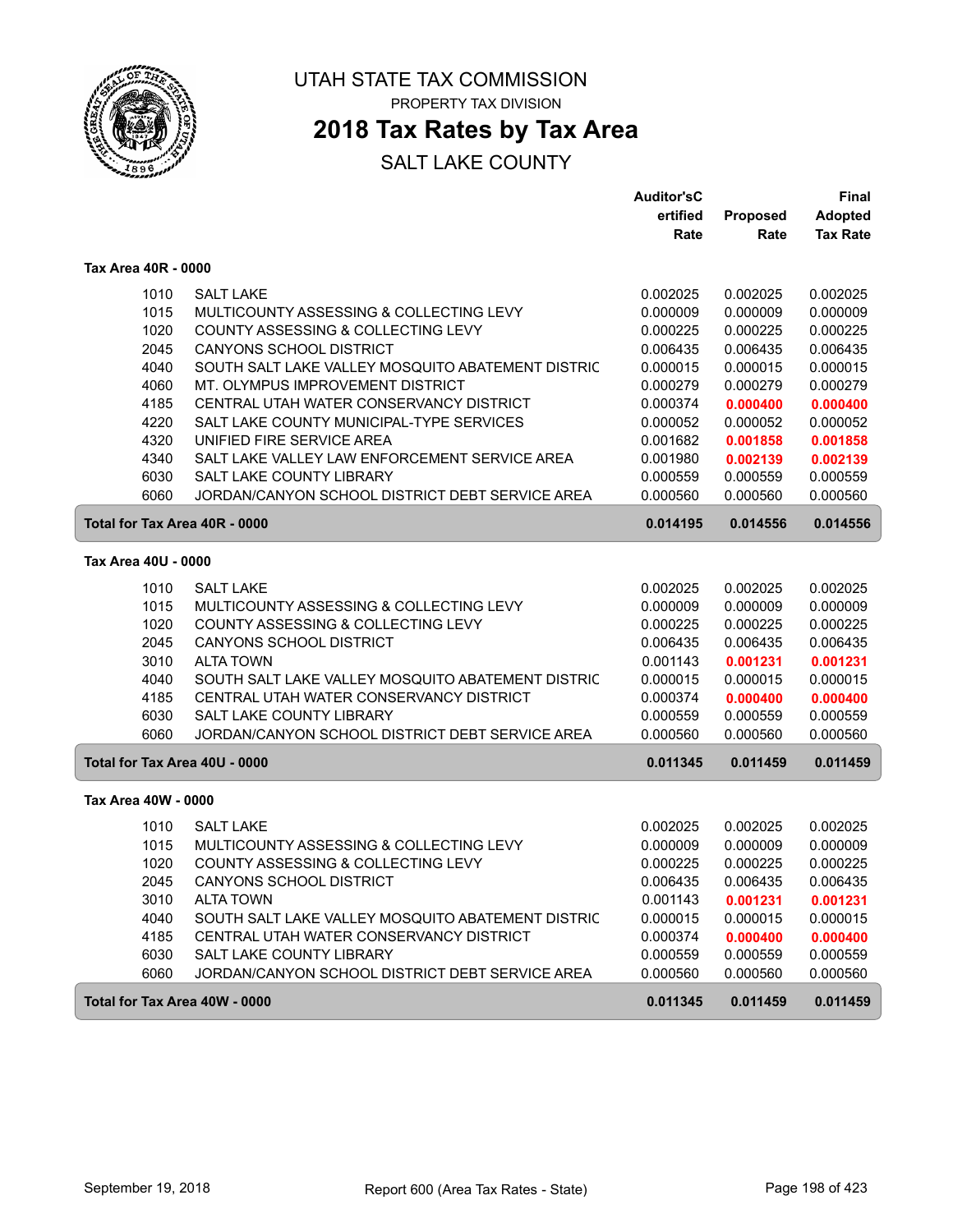# UTAH STATE TAX COMMISSION

PROPERTY TAX DIVISION

## 2018 Tax Rates by Tax Area

SALT LAKE COUNTY

### Tax Area 40R - 0000

| | | Auditor'sCertified Rate | Proposed Rate | Final Adopted Tax Rate |
|---|---|---|---|---|
| 1010 | SALT LAKE | 0.002025 | 0.002025 | 0.002025 |
| 1015 | MULTICOUNTY ASSESSING & COLLECTING LEVY | 0.000009 | 0.000009 | 0.000009 |
| 1020 | COUNTY ASSESSING & COLLECTING LEVY | 0.000225 | 0.000225 | 0.000225 |
| 2045 | CANYONS SCHOOL DISTRICT | 0.006435 | 0.006435 | 0.006435 |
| 4040 | SOUTH SALT LAKE VALLEY MOSQUITO ABATEMENT DISTRIC | 0.000015 | 0.000015 | 0.000015 |
| 4060 | MT. OLYMPUS IMPROVEMENT DISTRICT | 0.000279 | 0.000279 | 0.000279 |
| 4185 | CENTRAL UTAH WATER CONSERVANCY DISTRICT | 0.000374 | **0.000400** | **0.000400** |
| 4220 | SALT LAKE COUNTY MUNICIPAL-TYPE SERVICES | 0.000052 | 0.000052 | 0.000052 |
| 4320 | UNIFIED FIRE SERVICE AREA | 0.001682 | **0.001858** | **0.001858** |
| 4340 | SALT LAKE VALLEY LAW ENFORCEMENT SERVICE AREA | 0.001980 | **0.002139** | **0.002139** |
| 6030 | SALT LAKE COUNTY LIBRARY | 0.000559 | 0.000559 | 0.000559 |
| 6060 | JORDAN/CANYON SCHOOL DISTRICT DEBT SERVICE AREA | 0.000560 | 0.000560 | 0.000560 |
| **Total for Tax Area 40R - 0000** | | **0.014195** | **0.014556** | **0.014556** |

### Tax Area 40U - 0000

| | | Auditor'sCertified Rate | Proposed Rate | Final Adopted Tax Rate |
|---|---|---|---|---|
| 1010 | SALT LAKE | 0.002025 | 0.002025 | 0.002025 |
| 1015 | MULTICOUNTY ASSESSING & COLLECTING LEVY | 0.000009 | 0.000009 | 0.000009 |
| 1020 | COUNTY ASSESSING & COLLECTING LEVY | 0.000225 | 0.000225 | 0.000225 |
| 2045 | CANYONS SCHOOL DISTRICT | 0.006435 | 0.006435 | 0.006435 |
| 3010 | ALTA TOWN | 0.001143 | **0.001231** | **0.001231** |
| 4040 | SOUTH SALT LAKE VALLEY MOSQUITO ABATEMENT DISTRIC | 0.000015 | 0.000015 | 0.000015 |
| 4185 | CENTRAL UTAH WATER CONSERVANCY DISTRICT | 0.000374 | **0.000400** | **0.000400** |
| 6030 | SALT LAKE COUNTY LIBRARY | 0.000559 | 0.000559 | 0.000559 |
| 6060 | JORDAN/CANYON SCHOOL DISTRICT DEBT SERVICE AREA | 0.000560 | 0.000560 | 0.000560 |
| **Total for Tax Area 40U - 0000** | | **0.011345** | **0.011459** | **0.011459** |

### Tax Area 40W - 0000

| | | Auditor'sCertified Rate | Proposed Rate | Final Adopted Tax Rate |
|---|---|---|---|---|
| 1010 | SALT LAKE | 0.002025 | 0.002025 | 0.002025 |
| 1015 | MULTICOUNTY ASSESSING & COLLECTING LEVY | 0.000009 | 0.000009 | 0.000009 |
| 1020 | COUNTY ASSESSING & COLLECTING LEVY | 0.000225 | 0.000225 | 0.000225 |
| 2045 | CANYONS SCHOOL DISTRICT | 0.006435 | 0.006435 | 0.006435 |
| 3010 | ALTA TOWN | 0.001143 | **0.001231** | **0.001231** |
| 4040 | SOUTH SALT LAKE VALLEY MOSQUITO ABATEMENT DISTRIC | 0.000015 | 0.000015 | 0.000015 |
| 4185 | CENTRAL UTAH WATER CONSERVANCY DISTRICT | 0.000374 | **0.000400** | **0.000400** |
| 6030 | SALT LAKE COUNTY LIBRARY | 0.000559 | 0.000559 | 0.000559 |
| 6060 | JORDAN/CANYON SCHOOL DISTRICT DEBT SERVICE AREA | 0.000560 | 0.000560 | 0.000560 |
| **Total for Tax Area 40W - 0000** | | **0.011345** | **0.011459** | **0.011459** |

September 19, 2018 — Report 600 (Area Tax Rates - State)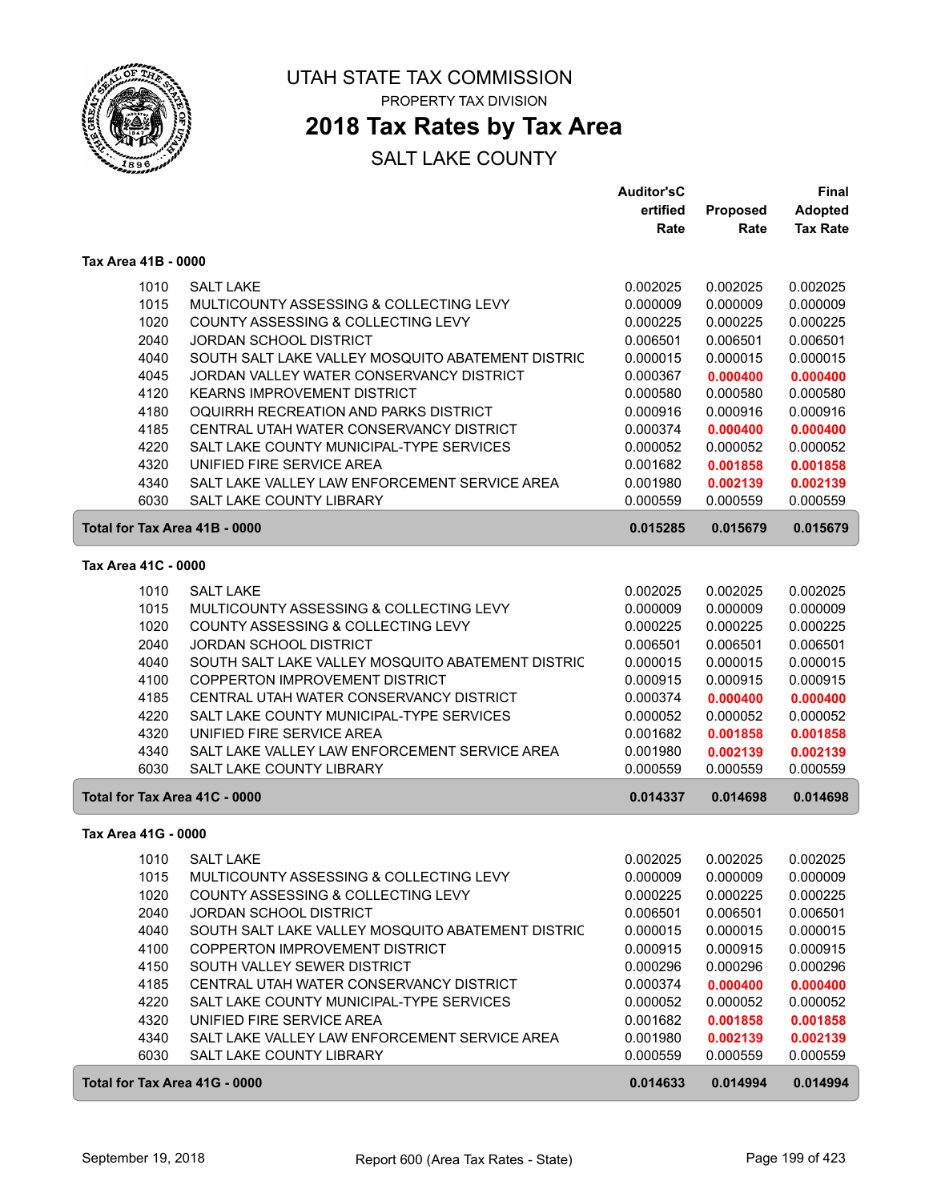# UTAH STATE TAX COMMISSION

PROPERTY TAX DIVISION

## 2018 Tax Rates by Tax Area

SALT LAKE COUNTY

### Tax Area 41B - 0000

| Code | Entity | Auditor's Certified Rate | Proposed Rate | Final Adopted Tax Rate |
|---|---|---|---|---|
| 1010 | SALT LAKE | 0.002025 | 0.002025 | 0.002025 |
| 1015 | MULTICOUNTY ASSESSING & COLLECTING LEVY | 0.000009 | 0.000009 | 0.000009 |
| 1020 | COUNTY ASSESSING & COLLECTING LEVY | 0.000225 | 0.000225 | 0.000225 |
| 2040 | JORDAN SCHOOL DISTRICT | 0.006501 | 0.006501 | 0.006501 |
| 4040 | SOUTH SALT LAKE VALLEY MOSQUITO ABATEMENT DISTRIC | 0.000015 | 0.000015 | 0.000015 |
| 4045 | JORDAN VALLEY WATER CONSERVANCY DISTRICT | 0.000367 | **0.000400** | **0.000400** |
| 4120 | KEARNS IMPROVEMENT DISTRICT | 0.000580 | 0.000580 | 0.000580 |
| 4180 | OQUIRRH RECREATION AND PARKS DISTRICT | 0.000916 | 0.000916 | 0.000916 |
| 4185 | CENTRAL UTAH WATER CONSERVANCY DISTRICT | 0.000374 | **0.000400** | **0.000400** |
| 4220 | SALT LAKE COUNTY MUNICIPAL-TYPE SERVICES | 0.000052 | 0.000052 | 0.000052 |
| 4320 | UNIFIED FIRE SERVICE AREA | 0.001682 | **0.001858** | **0.001858** |
| 4340 | SALT LAKE VALLEY LAW ENFORCEMENT SERVICE AREA | 0.001980 | **0.002139** | **0.002139** |
| 6030 | SALT LAKE COUNTY LIBRARY | 0.000559 | 0.000559 | 0.000559 |
| **Total for Tax Area 41B - 0000** | | **0.015285** | **0.015679** | **0.015679** |

### Tax Area 41C - 0000

| Code | Entity | Auditor's Certified Rate | Proposed Rate | Final Adopted Tax Rate |
|---|---|---|---|---|
| 1010 | SALT LAKE | 0.002025 | 0.002025 | 0.002025 |
| 1015 | MULTICOUNTY ASSESSING & COLLECTING LEVY | 0.000009 | 0.000009 | 0.000009 |
| 1020 | COUNTY ASSESSING & COLLECTING LEVY | 0.000225 | 0.000225 | 0.000225 |
| 2040 | JORDAN SCHOOL DISTRICT | 0.006501 | 0.006501 | 0.006501 |
| 4040 | SOUTH SALT LAKE VALLEY MOSQUITO ABATEMENT DISTRIC | 0.000015 | 0.000015 | 0.000015 |
| 4100 | COPPERTON IMPROVEMENT DISTRICT | 0.000915 | 0.000915 | 0.000915 |
| 4185 | CENTRAL UTAH WATER CONSERVANCY DISTRICT | 0.000374 | **0.000400** | **0.000400** |
| 4220 | SALT LAKE COUNTY MUNICIPAL-TYPE SERVICES | 0.000052 | 0.000052 | 0.000052 |
| 4320 | UNIFIED FIRE SERVICE AREA | 0.001682 | **0.001858** | **0.001858** |
| 4340 | SALT LAKE VALLEY LAW ENFORCEMENT SERVICE AREA | 0.001980 | **0.002139** | **0.002139** |
| 6030 | SALT LAKE COUNTY LIBRARY | 0.000559 | 0.000559 | 0.000559 |
| **Total for Tax Area 41C - 0000** | | **0.014337** | **0.014698** | **0.014698** |

### Tax Area 41G - 0000

| Code | Entity | Auditor's Certified Rate | Proposed Rate | Final Adopted Tax Rate |
|---|---|---|---|---|
| 1010 | SALT LAKE | 0.002025 | 0.002025 | 0.002025 |
| 1015 | MULTICOUNTY ASSESSING & COLLECTING LEVY | 0.000009 | 0.000009 | 0.000009 |
| 1020 | COUNTY ASSESSING & COLLECTING LEVY | 0.000225 | 0.000225 | 0.000225 |
| 2040 | JORDAN SCHOOL DISTRICT | 0.006501 | 0.006501 | 0.006501 |
| 4040 | SOUTH SALT LAKE VALLEY MOSQUITO ABATEMENT DISTRIC | 0.000015 | 0.000015 | 0.000015 |
| 4100 | COPPERTON IMPROVEMENT DISTRICT | 0.000915 | 0.000915 | 0.000915 |
| 4150 | SOUTH VALLEY SEWER DISTRICT | 0.000296 | 0.000296 | 0.000296 |
| 4185 | CENTRAL UTAH WATER CONSERVANCY DISTRICT | 0.000374 | **0.000400** | **0.000400** |
| 4220 | SALT LAKE COUNTY MUNICIPAL-TYPE SERVICES | 0.000052 | 0.000052 | 0.000052 |
| 4320 | UNIFIED FIRE SERVICE AREA | 0.001682 | **0.001858** | **0.001858** |
| 4340 | SALT LAKE VALLEY LAW ENFORCEMENT SERVICE AREA | 0.001980 | **0.002139** | **0.002139** |
| 6030 | SALT LAKE COUNTY LIBRARY | 0.000559 | 0.000559 | 0.000559 |
| **Total for Tax Area 41G - 0000** | | **0.014633** | **0.014994** | **0.014994** |

September 19, 2018 — Report 600 (Area Tax Rates - State)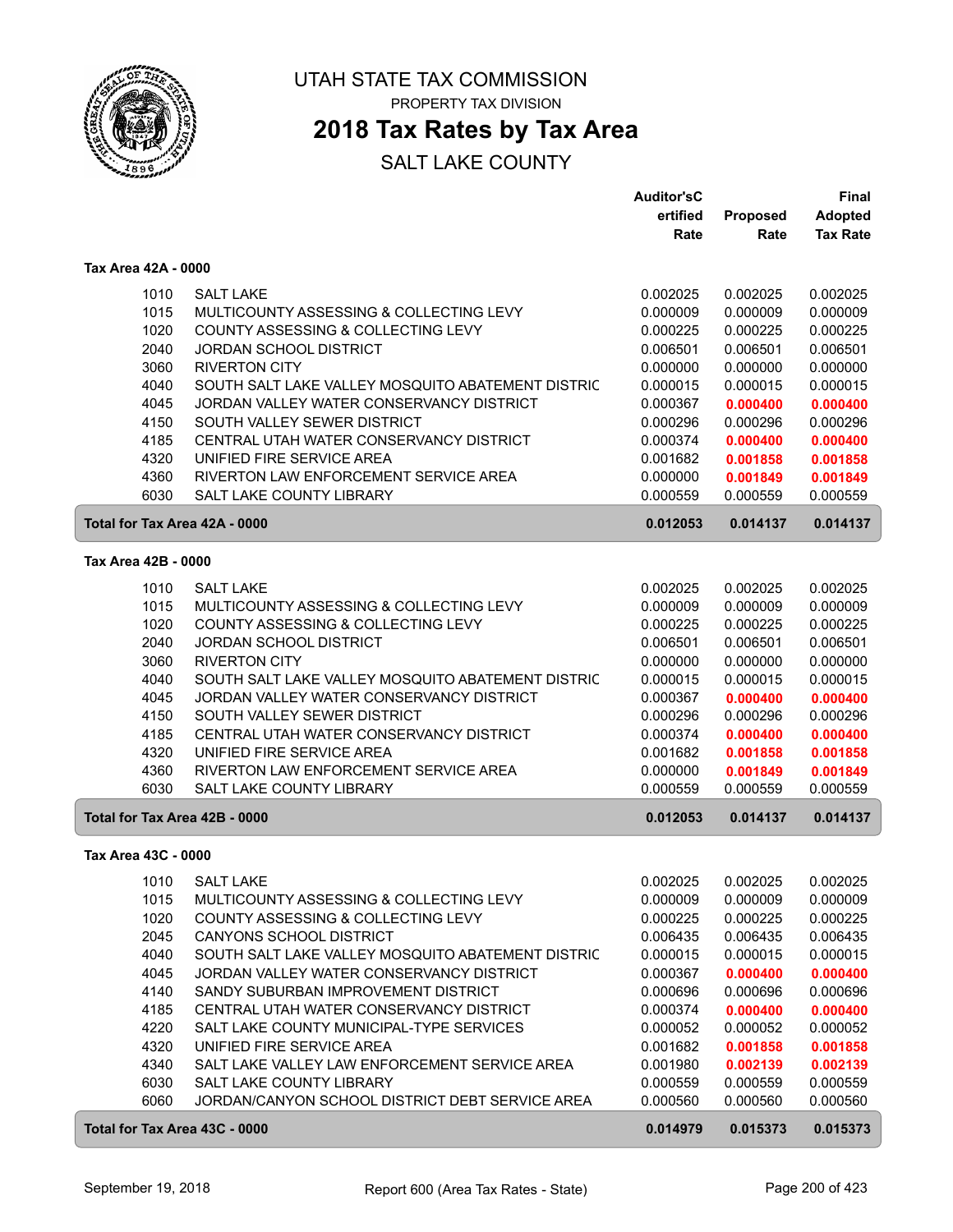# UTAH STATE TAX COMMISSION

PROPERTY TAX DIVISION

## 2018 Tax Rates by Tax Area

SALT LAKE COUNTY

| | | Auditor'sCertified Rate | Proposed Rate | Final Adopted Tax Rate |
|---|---|---|---|---|
| **Tax Area 42A - 0000** | | | | |
| 1010 | SALT LAKE | 0.002025 | 0.002025 | 0.002025 |
| 1015 | MULTICOUNTY ASSESSING & COLLECTING LEVY | 0.000009 | 0.000009 | 0.000009 |
| 1020 | COUNTY ASSESSING & COLLECTING LEVY | 0.000225 | 0.000225 | 0.000225 |
| 2040 | JORDAN SCHOOL DISTRICT | 0.006501 | 0.006501 | 0.006501 |
| 3060 | RIVERTON CITY | 0.000000 | 0.000000 | 0.000000 |
| 4040 | SOUTH SALT LAKE VALLEY MOSQUITO ABATEMENT DISTRIC | 0.000015 | 0.000015 | 0.000015 |
| 4045 | JORDAN VALLEY WATER CONSERVANCY DISTRICT | 0.000367 | **0.000400** | **0.000400** |
| 4150 | SOUTH VALLEY SEWER DISTRICT | 0.000296 | 0.000296 | 0.000296 |
| 4185 | CENTRAL UTAH WATER CONSERVANCY DISTRICT | 0.000374 | **0.000400** | **0.000400** |
| 4320 | UNIFIED FIRE SERVICE AREA | 0.001682 | **0.001858** | **0.001858** |
| 4360 | RIVERTON LAW ENFORCEMENT SERVICE AREA | 0.000000 | **0.001849** | **0.001849** |
| 6030 | SALT LAKE COUNTY LIBRARY | 0.000559 | 0.000559 | 0.000559 |
| **Total for Tax Area 42A - 0000** | | **0.012053** | **0.014137** | **0.014137** |
| **Tax Area 42B - 0000** | | | | |
| 1010 | SALT LAKE | 0.002025 | 0.002025 | 0.002025 |
| 1015 | MULTICOUNTY ASSESSING & COLLECTING LEVY | 0.000009 | 0.000009 | 0.000009 |
| 1020 | COUNTY ASSESSING & COLLECTING LEVY | 0.000225 | 0.000225 | 0.000225 |
| 2040 | JORDAN SCHOOL DISTRICT | 0.006501 | 0.006501 | 0.006501 |
| 3060 | RIVERTON CITY | 0.000000 | 0.000000 | 0.000000 |
| 4040 | SOUTH SALT LAKE VALLEY MOSQUITO ABATEMENT DISTRIC | 0.000015 | 0.000015 | 0.000015 |
| 4045 | JORDAN VALLEY WATER CONSERVANCY DISTRICT | 0.000367 | **0.000400** | **0.000400** |
| 4150 | SOUTH VALLEY SEWER DISTRICT | 0.000296 | 0.000296 | 0.000296 |
| 4185 | CENTRAL UTAH WATER CONSERVANCY DISTRICT | 0.000374 | **0.000400** | **0.000400** |
| 4320 | UNIFIED FIRE SERVICE AREA | 0.001682 | **0.001858** | **0.001858** |
| 4360 | RIVERTON LAW ENFORCEMENT SERVICE AREA | 0.000000 | **0.001849** | **0.001849** |
| 6030 | SALT LAKE COUNTY LIBRARY | 0.000559 | 0.000559 | 0.000559 |
| **Total for Tax Area 42B - 0000** | | **0.012053** | **0.014137** | **0.014137** |
| **Tax Area 43C - 0000** | | | | |
| 1010 | SALT LAKE | 0.002025 | 0.002025 | 0.002025 |
| 1015 | MULTICOUNTY ASSESSING & COLLECTING LEVY | 0.000009 | 0.000009 | 0.000009 |
| 1020 | COUNTY ASSESSING & COLLECTING LEVY | 0.000225 | 0.000225 | 0.000225 |
| 2045 | CANYONS SCHOOL DISTRICT | 0.006435 | 0.006435 | 0.006435 |
| 4040 | SOUTH SALT LAKE VALLEY MOSQUITO ABATEMENT DISTRIC | 0.000015 | 0.000015 | 0.000015 |
| 4045 | JORDAN VALLEY WATER CONSERVANCY DISTRICT | 0.000367 | **0.000400** | **0.000400** |
| 4140 | SANDY SUBURBAN IMPROVEMENT DISTRICT | 0.000696 | 0.000696 | 0.000696 |
| 4185 | CENTRAL UTAH WATER CONSERVANCY DISTRICT | 0.000374 | **0.000400** | **0.000400** |
| 4220 | SALT LAKE COUNTY MUNICIPAL-TYPE SERVICES | 0.000052 | 0.000052 | 0.000052 |
| 4320 | UNIFIED FIRE SERVICE AREA | 0.001682 | **0.001858** | **0.001858** |
| 4340 | SALT LAKE VALLEY LAW ENFORCEMENT SERVICE AREA | 0.001980 | **0.002139** | **0.002139** |
| 6030 | SALT LAKE COUNTY LIBRARY | 0.000559 | 0.000559 | 0.000559 |
| 6060 | JORDAN/CANYON SCHOOL DISTRICT DEBT SERVICE AREA | 0.000560 | 0.000560 | 0.000560 |
| **Total for Tax Area 43C - 0000** | | **0.014979** | **0.015373** | **0.015373** |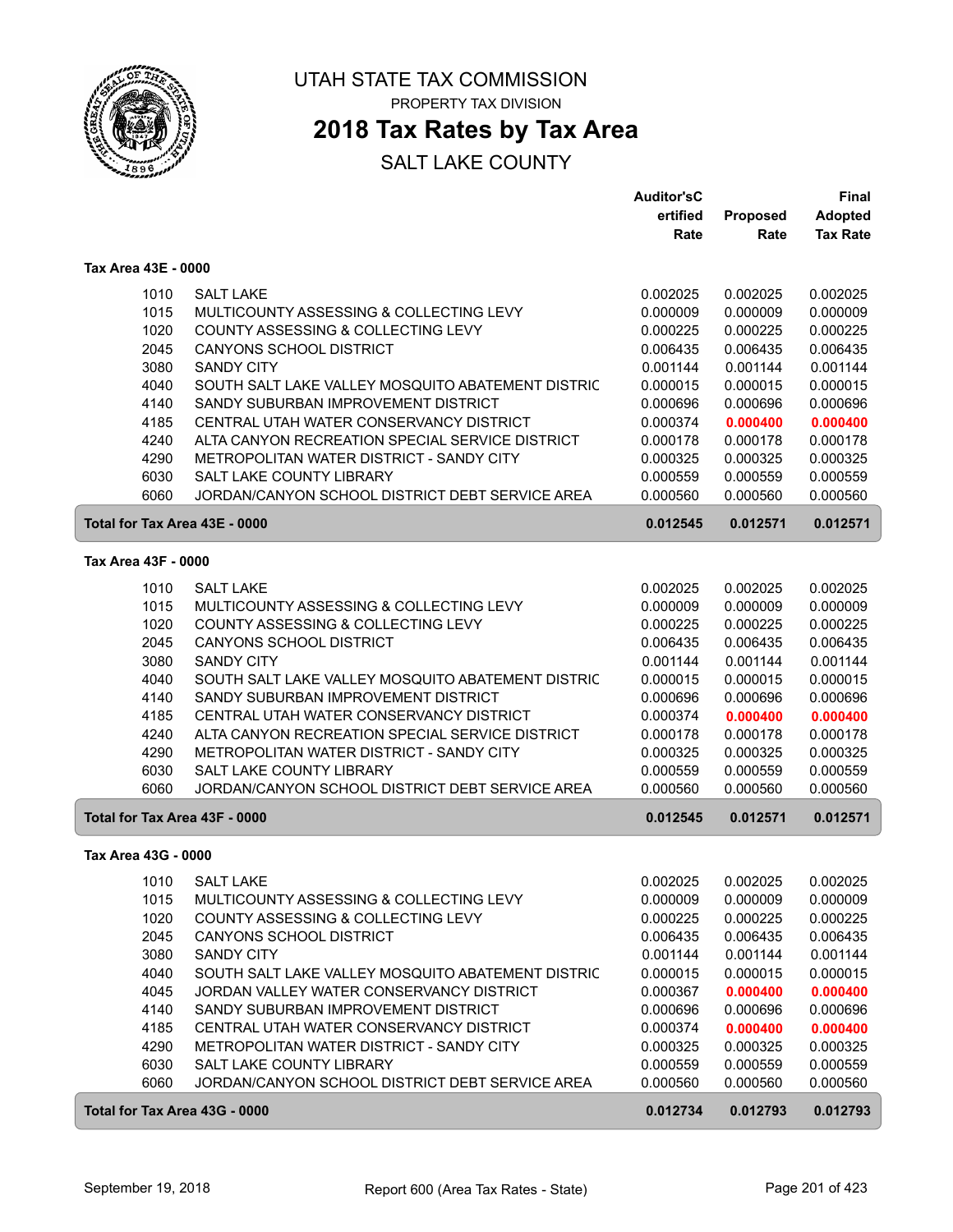# UTAH STATE TAX COMMISSION

PROPERTY TAX DIVISION

## 2018 Tax Rates by Tax Area

SALT LAKE COUNTY

| | | Auditor'sCertified Rate | Proposed Rate | Final Adopted Tax Rate |
|---|---|---|---|---|
| **Tax Area 43E - 0000** | | | | |
| 1010 | SALT LAKE | 0.002025 | 0.002025 | 0.002025 |
| 1015 | MULTICOUNTY ASSESSING & COLLECTING LEVY | 0.000009 | 0.000009 | 0.000009 |
| 1020 | COUNTY ASSESSING & COLLECTING LEVY | 0.000225 | 0.000225 | 0.000225 |
| 2045 | CANYONS SCHOOL DISTRICT | 0.006435 | 0.006435 | 0.006435 |
| 3080 | SANDY CITY | 0.001144 | 0.001144 | 0.001144 |
| 4040 | SOUTH SALT LAKE VALLEY MOSQUITO ABATEMENT DISTRIC | 0.000015 | 0.000015 | 0.000015 |
| 4140 | SANDY SUBURBAN IMPROVEMENT DISTRICT | 0.000696 | 0.000696 | 0.000696 |
| 4185 | CENTRAL UTAH WATER CONSERVANCY DISTRICT | 0.000374 | **0.000400** | **0.000400** |
| 4240 | ALTA CANYON RECREATION SPECIAL SERVICE DISTRICT | 0.000178 | 0.000178 | 0.000178 |
| 4290 | METROPOLITAN WATER DISTRICT - SANDY CITY | 0.000325 | 0.000325 | 0.000325 |
| 6030 | SALT LAKE COUNTY LIBRARY | 0.000559 | 0.000559 | 0.000559 |
| 6060 | JORDAN/CANYON SCHOOL DISTRICT DEBT SERVICE AREA | 0.000560 | 0.000560 | 0.000560 |
| **Total for Tax Area 43E - 0000** | | **0.012545** | **0.012571** | **0.012571** |
| **Tax Area 43F - 0000** | | | | |
| 1010 | SALT LAKE | 0.002025 | 0.002025 | 0.002025 |
| 1015 | MULTICOUNTY ASSESSING & COLLECTING LEVY | 0.000009 | 0.000009 | 0.000009 |
| 1020 | COUNTY ASSESSING & COLLECTING LEVY | 0.000225 | 0.000225 | 0.000225 |
| 2045 | CANYONS SCHOOL DISTRICT | 0.006435 | 0.006435 | 0.006435 |
| 3080 | SANDY CITY | 0.001144 | 0.001144 | 0.001144 |
| 4040 | SOUTH SALT LAKE VALLEY MOSQUITO ABATEMENT DISTRIC | 0.000015 | 0.000015 | 0.000015 |
| 4140 | SANDY SUBURBAN IMPROVEMENT DISTRICT | 0.000696 | 0.000696 | 0.000696 |
| 4185 | CENTRAL UTAH WATER CONSERVANCY DISTRICT | 0.000374 | **0.000400** | **0.000400** |
| 4240 | ALTA CANYON RECREATION SPECIAL SERVICE DISTRICT | 0.000178 | 0.000178 | 0.000178 |
| 4290 | METROPOLITAN WATER DISTRICT - SANDY CITY | 0.000325 | 0.000325 | 0.000325 |
| 6030 | SALT LAKE COUNTY LIBRARY | 0.000559 | 0.000559 | 0.000559 |
| 6060 | JORDAN/CANYON SCHOOL DISTRICT DEBT SERVICE AREA | 0.000560 | 0.000560 | 0.000560 |
| **Total for Tax Area 43F - 0000** | | **0.012545** | **0.012571** | **0.012571** |
| **Tax Area 43G - 0000** | | | | |
| 1010 | SALT LAKE | 0.002025 | 0.002025 | 0.002025 |
| 1015 | MULTICOUNTY ASSESSING & COLLECTING LEVY | 0.000009 | 0.000009 | 0.000009 |
| 1020 | COUNTY ASSESSING & COLLECTING LEVY | 0.000225 | 0.000225 | 0.000225 |
| 2045 | CANYONS SCHOOL DISTRICT | 0.006435 | 0.006435 | 0.006435 |
| 3080 | SANDY CITY | 0.001144 | 0.001144 | 0.001144 |
| 4040 | SOUTH SALT LAKE VALLEY MOSQUITO ABATEMENT DISTRIC | 0.000015 | 0.000015 | 0.000015 |
| 4045 | JORDAN VALLEY WATER CONSERVANCY DISTRICT | 0.000367 | **0.000400** | **0.000400** |
| 4140 | SANDY SUBURBAN IMPROVEMENT DISTRICT | 0.000696 | 0.000696 | 0.000696 |
| 4185 | CENTRAL UTAH WATER CONSERVANCY DISTRICT | 0.000374 | **0.000400** | **0.000400** |
| 4290 | METROPOLITAN WATER DISTRICT - SANDY CITY | 0.000325 | 0.000325 | 0.000325 |
| 6030 | SALT LAKE COUNTY LIBRARY | 0.000559 | 0.000559 | 0.000559 |
| 6060 | JORDAN/CANYON SCHOOL DISTRICT DEBT SERVICE AREA | 0.000560 | 0.000560 | 0.000560 |
| **Total for Tax Area 43G - 0000** | | **0.012734** | **0.012793** | **0.012793** |

September 19, 2018 — Report 600 (Area Tax Rates - State)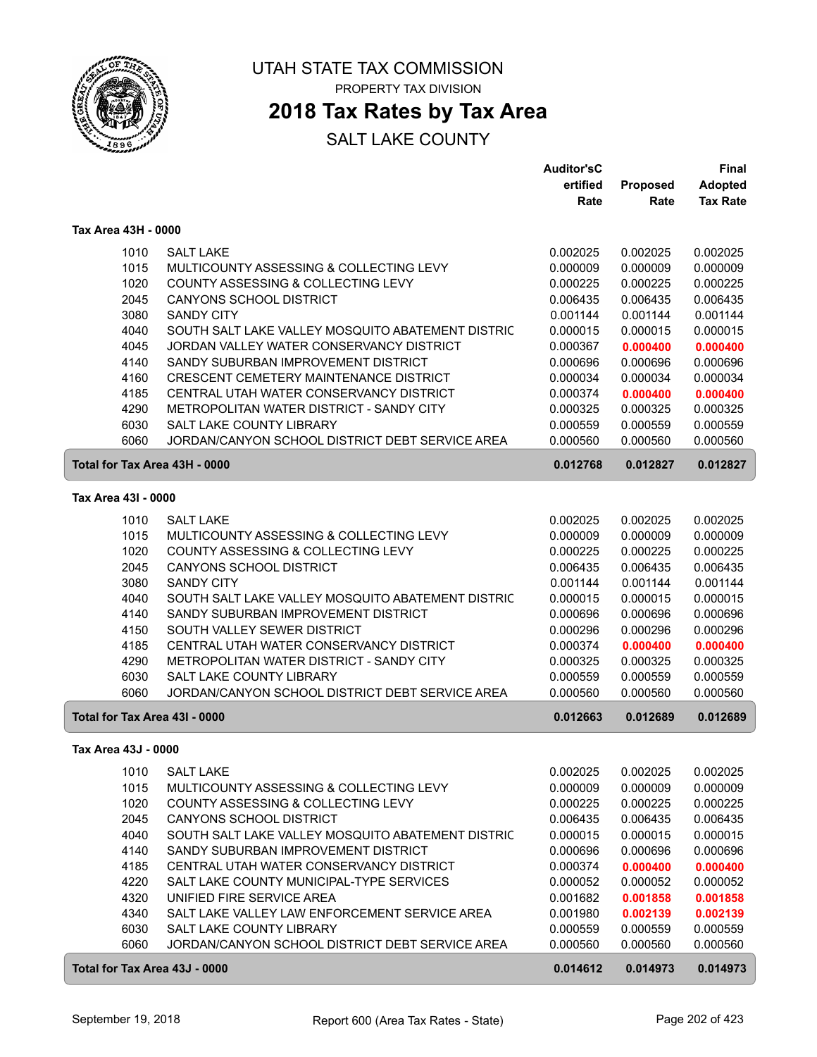# UTAH STATE TAX COMMISSION

PROPERTY TAX DIVISION

## 2018 Tax Rates by Tax Area

SALT LAKE COUNTY

| | | Auditor'sC ertified Rate | Proposed Rate | Final Adopted Tax Rate |
|---|---|---|---|---|
| **Tax Area 43H - 0000** | | | | |
| 1010 | SALT LAKE | 0.002025 | 0.002025 | 0.002025 |
| 1015 | MULTICOUNTY ASSESSING & COLLECTING LEVY | 0.000009 | 0.000009 | 0.000009 |
| 1020 | COUNTY ASSESSING & COLLECTING LEVY | 0.000225 | 0.000225 | 0.000225 |
| 2045 | CANYONS SCHOOL DISTRICT | 0.006435 | 0.006435 | 0.006435 |
| 3080 | SANDY CITY | 0.001144 | 0.001144 | 0.001144 |
| 4040 | SOUTH SALT LAKE VALLEY MOSQUITO ABATEMENT DISTRIC | 0.000015 | 0.000015 | 0.000015 |
| 4045 | JORDAN VALLEY WATER CONSERVANCY DISTRICT | 0.000367 | **0.000400** | **0.000400** |
| 4140 | SANDY SUBURBAN IMPROVEMENT DISTRICT | 0.000696 | 0.000696 | 0.000696 |
| 4160 | CRESCENT CEMETERY MAINTENANCE DISTRICT | 0.000034 | 0.000034 | 0.000034 |
| 4185 | CENTRAL UTAH WATER CONSERVANCY DISTRICT | 0.000374 | **0.000400** | **0.000400** |
| 4290 | METROPOLITAN WATER DISTRICT - SANDY CITY | 0.000325 | 0.000325 | 0.000325 |
| 6030 | SALT LAKE COUNTY LIBRARY | 0.000559 | 0.000559 | 0.000559 |
| 6060 | JORDAN/CANYON SCHOOL DISTRICT DEBT SERVICE AREA | 0.000560 | 0.000560 | 0.000560 |
| **Total for Tax Area 43H - 0000** | | **0.012768** | **0.012827** | **0.012827** |
| **Tax Area 43I - 0000** | | | | |
| 1010 | SALT LAKE | 0.002025 | 0.002025 | 0.002025 |
| 1015 | MULTICOUNTY ASSESSING & COLLECTING LEVY | 0.000009 | 0.000009 | 0.000009 |
| 1020 | COUNTY ASSESSING & COLLECTING LEVY | 0.000225 | 0.000225 | 0.000225 |
| 2045 | CANYONS SCHOOL DISTRICT | 0.006435 | 0.006435 | 0.006435 |
| 3080 | SANDY CITY | 0.001144 | 0.001144 | 0.001144 |
| 4040 | SOUTH SALT LAKE VALLEY MOSQUITO ABATEMENT DISTRIC | 0.000015 | 0.000015 | 0.000015 |
| 4140 | SANDY SUBURBAN IMPROVEMENT DISTRICT | 0.000696 | 0.000696 | 0.000696 |
| 4150 | SOUTH VALLEY SEWER DISTRICT | 0.000296 | 0.000296 | 0.000296 |
| 4185 | CENTRAL UTAH WATER CONSERVANCY DISTRICT | 0.000374 | **0.000400** | **0.000400** |
| 4290 | METROPOLITAN WATER DISTRICT - SANDY CITY | 0.000325 | 0.000325 | 0.000325 |
| 6030 | SALT LAKE COUNTY LIBRARY | 0.000559 | 0.000559 | 0.000559 |
| 6060 | JORDAN/CANYON SCHOOL DISTRICT DEBT SERVICE AREA | 0.000560 | 0.000560 | 0.000560 |
| **Total for Tax Area 43I - 0000** | | **0.012663** | **0.012689** | **0.012689** |
| **Tax Area 43J - 0000** | | | | |
| 1010 | SALT LAKE | 0.002025 | 0.002025 | 0.002025 |
| 1015 | MULTICOUNTY ASSESSING & COLLECTING LEVY | 0.000009 | 0.000009 | 0.000009 |
| 1020 | COUNTY ASSESSING & COLLECTING LEVY | 0.000225 | 0.000225 | 0.000225 |
| 2045 | CANYONS SCHOOL DISTRICT | 0.006435 | 0.006435 | 0.006435 |
| 4040 | SOUTH SALT LAKE VALLEY MOSQUITO ABATEMENT DISTRIC | 0.000015 | 0.000015 | 0.000015 |
| 4140 | SANDY SUBURBAN IMPROVEMENT DISTRICT | 0.000696 | 0.000696 | 0.000696 |
| 4185 | CENTRAL UTAH WATER CONSERVANCY DISTRICT | 0.000374 | **0.000400** | **0.000400** |
| 4220 | SALT LAKE COUNTY MUNICIPAL-TYPE SERVICES | 0.000052 | 0.000052 | 0.000052 |
| 4320 | UNIFIED FIRE SERVICE AREA | 0.001682 | **0.001858** | **0.001858** |
| 4340 | SALT LAKE VALLEY LAW ENFORCEMENT SERVICE AREA | 0.001980 | **0.002139** | **0.002139** |
| 6030 | SALT LAKE COUNTY LIBRARY | 0.000559 | 0.000559 | 0.000559 |
| 6060 | JORDAN/CANYON SCHOOL DISTRICT DEBT SERVICE AREA | 0.000560 | 0.000560 | 0.000560 |
| **Total for Tax Area 43J - 0000** | | **0.014612** | **0.014973** | **0.014973** |

September 19, 2018 — Report 600 (Area Tax Rates - State)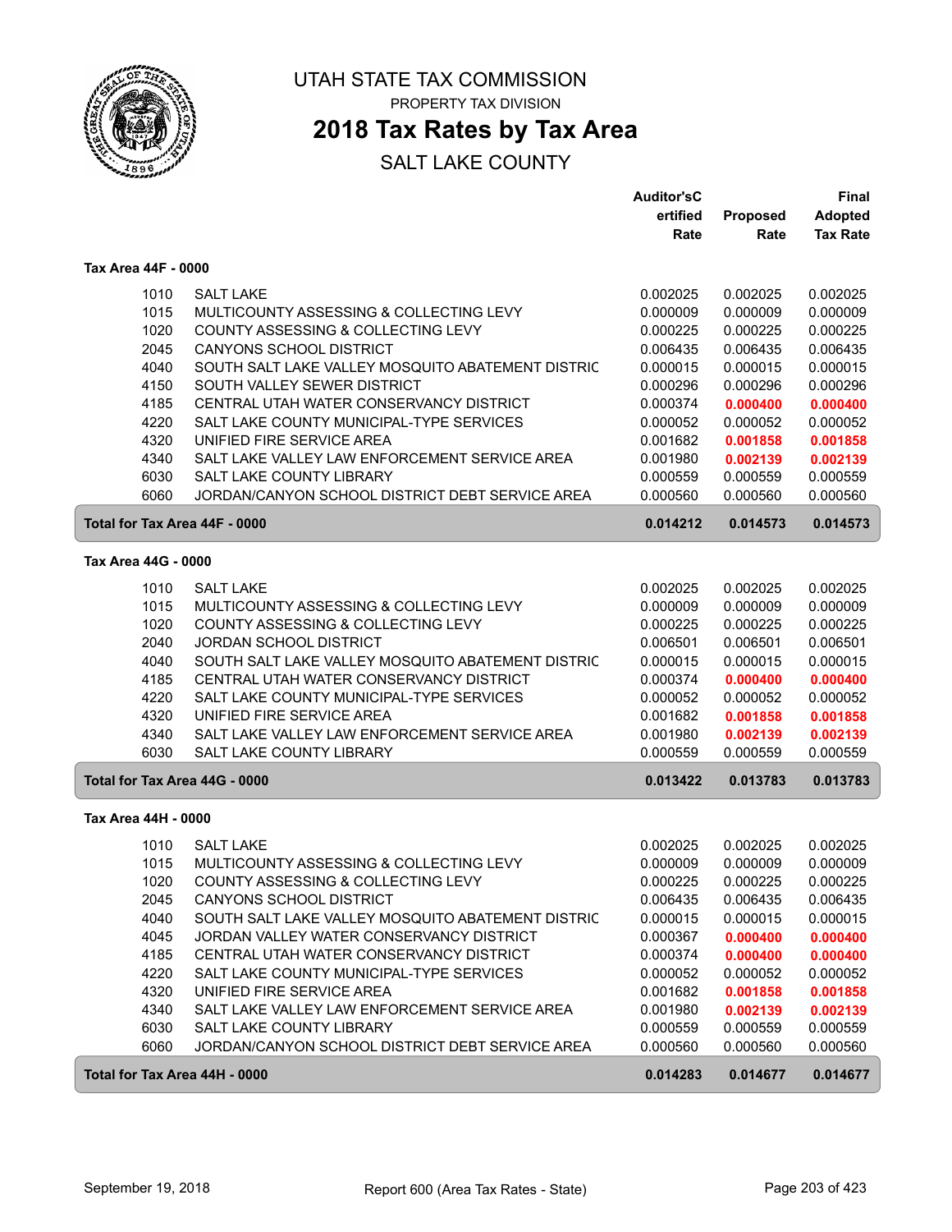# UTAH STATE TAX COMMISSION

PROPERTY TAX DIVISION

## 2018 Tax Rates by Tax Area

SALT LAKE COUNTY

### Tax Area 44F - 0000

| | | Auditor's Certified Rate | Proposed Rate | Final Adopted Tax Rate |
|---|---|---|---|---|
| 1010 | SALT LAKE | 0.002025 | 0.002025 | 0.002025 |
| 1015 | MULTICOUNTY ASSESSING & COLLECTING LEVY | 0.000009 | 0.000009 | 0.000009 |
| 1020 | COUNTY ASSESSING & COLLECTING LEVY | 0.000225 | 0.000225 | 0.000225 |
| 2045 | CANYONS SCHOOL DISTRICT | 0.006435 | 0.006435 | 0.006435 |
| 4040 | SOUTH SALT LAKE VALLEY MOSQUITO ABATEMENT DISTRIC | 0.000015 | 0.000015 | 0.000015 |
| 4150 | SOUTH VALLEY SEWER DISTRICT | 0.000296 | 0.000296 | 0.000296 |
| 4185 | CENTRAL UTAH WATER CONSERVANCY DISTRICT | 0.000374 | **0.000400** | **0.000400** |
| 4220 | SALT LAKE COUNTY MUNICIPAL-TYPE SERVICES | 0.000052 | 0.000052 | 0.000052 |
| 4320 | UNIFIED FIRE SERVICE AREA | 0.001682 | **0.001858** | **0.001858** |
| 4340 | SALT LAKE VALLEY LAW ENFORCEMENT SERVICE AREA | 0.001980 | **0.002139** | **0.002139** |
| 6030 | SALT LAKE COUNTY LIBRARY | 0.000559 | 0.000559 | 0.000559 |
| 6060 | JORDAN/CANYON SCHOOL DISTRICT DEBT SERVICE AREA | 0.000560 | 0.000560 | 0.000560 |
| **Total for Tax Area 44F - 0000** | | **0.014212** | **0.014573** | **0.014573** |

### Tax Area 44G - 0000

| | | Auditor's Certified Rate | Proposed Rate | Final Adopted Tax Rate |
|---|---|---|---|---|
| 1010 | SALT LAKE | 0.002025 | 0.002025 | 0.002025 |
| 1015 | MULTICOUNTY ASSESSING & COLLECTING LEVY | 0.000009 | 0.000009 | 0.000009 |
| 1020 | COUNTY ASSESSING & COLLECTING LEVY | 0.000225 | 0.000225 | 0.000225 |
| 2040 | JORDAN SCHOOL DISTRICT | 0.006501 | 0.006501 | 0.006501 |
| 4040 | SOUTH SALT LAKE VALLEY MOSQUITO ABATEMENT DISTRIC | 0.000015 | 0.000015 | 0.000015 |
| 4185 | CENTRAL UTAH WATER CONSERVANCY DISTRICT | 0.000374 | **0.000400** | **0.000400** |
| 4220 | SALT LAKE COUNTY MUNICIPAL-TYPE SERVICES | 0.000052 | 0.000052 | 0.000052 |
| 4320 | UNIFIED FIRE SERVICE AREA | 0.001682 | **0.001858** | **0.001858** |
| 4340 | SALT LAKE VALLEY LAW ENFORCEMENT SERVICE AREA | 0.001980 | **0.002139** | **0.002139** |
| 6030 | SALT LAKE COUNTY LIBRARY | 0.000559 | 0.000559 | 0.000559 |
| **Total for Tax Area 44G - 0000** | | **0.013422** | **0.013783** | **0.013783** |

### Tax Area 44H - 0000

| | | Auditor's Certified Rate | Proposed Rate | Final Adopted Tax Rate |
|---|---|---|---|---|
| 1010 | SALT LAKE | 0.002025 | 0.002025 | 0.002025 |
| 1015 | MULTICOUNTY ASSESSING & COLLECTING LEVY | 0.000009 | 0.000009 | 0.000009 |
| 1020 | COUNTY ASSESSING & COLLECTING LEVY | 0.000225 | 0.000225 | 0.000225 |
| 2045 | CANYONS SCHOOL DISTRICT | 0.006435 | 0.006435 | 0.006435 |
| 4040 | SOUTH SALT LAKE VALLEY MOSQUITO ABATEMENT DISTRIC | 0.000015 | 0.000015 | 0.000015 |
| 4045 | JORDAN VALLEY WATER CONSERVANCY DISTRICT | 0.000367 | **0.000400** | **0.000400** |
| 4185 | CENTRAL UTAH WATER CONSERVANCY DISTRICT | 0.000374 | **0.000400** | **0.000400** |
| 4220 | SALT LAKE COUNTY MUNICIPAL-TYPE SERVICES | 0.000052 | 0.000052 | 0.000052 |
| 4320 | UNIFIED FIRE SERVICE AREA | 0.001682 | **0.001858** | **0.001858** |
| 4340 | SALT LAKE VALLEY LAW ENFORCEMENT SERVICE AREA | 0.001980 | **0.002139** | **0.002139** |
| 6030 | SALT LAKE COUNTY LIBRARY | 0.000559 | 0.000559 | 0.000559 |
| 6060 | JORDAN/CANYON SCHOOL DISTRICT DEBT SERVICE AREA | 0.000560 | 0.000560 | 0.000560 |
| **Total for Tax Area 44H - 0000** | | **0.014283** | **0.014677** | **0.014677** |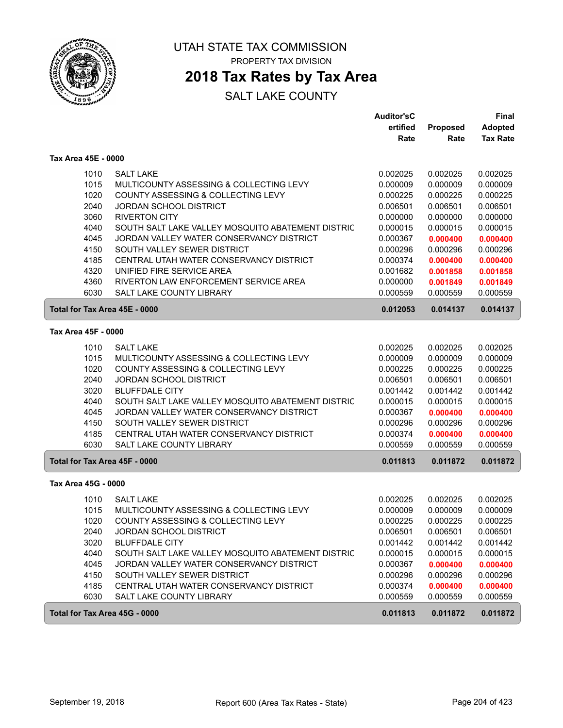# UTAH STATE TAX COMMISSION

PROPERTY TAX DIVISION

## 2018 Tax Rates by Tax Area

SALT LAKE COUNTY

### Tax Area 45E - 0000

| | | Auditor'sCertified Rate | Proposed Rate | Final Adopted Tax Rate |
|---|---|---|---|---|
| 1010 | SALT LAKE | 0.002025 | 0.002025 | 0.002025 |
| 1015 | MULTICOUNTY ASSESSING & COLLECTING LEVY | 0.000009 | 0.000009 | 0.000009 |
| 1020 | COUNTY ASSESSING & COLLECTING LEVY | 0.000225 | 0.000225 | 0.000225 |
| 2040 | JORDAN SCHOOL DISTRICT | 0.006501 | 0.006501 | 0.006501 |
| 3060 | RIVERTON CITY | 0.000000 | 0.000000 | 0.000000 |
| 4040 | SOUTH SALT LAKE VALLEY MOSQUITO ABATEMENT DISTRIC | 0.000015 | 0.000015 | 0.000015 |
| 4045 | JORDAN VALLEY WATER CONSERVANCY DISTRICT | 0.000367 | **0.000400** | **0.000400** |
| 4150 | SOUTH VALLEY SEWER DISTRICT | 0.000296 | 0.000296 | 0.000296 |
| 4185 | CENTRAL UTAH WATER CONSERVANCY DISTRICT | 0.000374 | **0.000400** | **0.000400** |
| 4320 | UNIFIED FIRE SERVICE AREA | 0.001682 | **0.001858** | **0.001858** |
| 4360 | RIVERTON LAW ENFORCEMENT SERVICE AREA | 0.000000 | **0.001849** | **0.001849** |
| 6030 | SALT LAKE COUNTY LIBRARY | 0.000559 | 0.000559 | 0.000559 |
| **Total for Tax Area 45E - 0000** | | **0.012053** | **0.014137** | **0.014137** |

### Tax Area 45F - 0000

| | | Auditor'sCertified Rate | Proposed Rate | Final Adopted Tax Rate |
|---|---|---|---|---|
| 1010 | SALT LAKE | 0.002025 | 0.002025 | 0.002025 |
| 1015 | MULTICOUNTY ASSESSING & COLLECTING LEVY | 0.000009 | 0.000009 | 0.000009 |
| 1020 | COUNTY ASSESSING & COLLECTING LEVY | 0.000225 | 0.000225 | 0.000225 |
| 2040 | JORDAN SCHOOL DISTRICT | 0.006501 | 0.006501 | 0.006501 |
| 3020 | BLUFFDALE CITY | 0.001442 | 0.001442 | 0.001442 |
| 4040 | SOUTH SALT LAKE VALLEY MOSQUITO ABATEMENT DISTRIC | 0.000015 | 0.000015 | 0.000015 |
| 4045 | JORDAN VALLEY WATER CONSERVANCY DISTRICT | 0.000367 | **0.000400** | **0.000400** |
| 4150 | SOUTH VALLEY SEWER DISTRICT | 0.000296 | 0.000296 | 0.000296 |
| 4185 | CENTRAL UTAH WATER CONSERVANCY DISTRICT | 0.000374 | **0.000400** | **0.000400** |
| 6030 | SALT LAKE COUNTY LIBRARY | 0.000559 | 0.000559 | 0.000559 |
| **Total for Tax Area 45F - 0000** | | **0.011813** | **0.011872** | **0.011872** |

### Tax Area 45G - 0000

| | | Auditor'sCertified Rate | Proposed Rate | Final Adopted Tax Rate |
|---|---|---|---|---|
| 1010 | SALT LAKE | 0.002025 | 0.002025 | 0.002025 |
| 1015 | MULTICOUNTY ASSESSING & COLLECTING LEVY | 0.000009 | 0.000009 | 0.000009 |
| 1020 | COUNTY ASSESSING & COLLECTING LEVY | 0.000225 | 0.000225 | 0.000225 |
| 2040 | JORDAN SCHOOL DISTRICT | 0.006501 | 0.006501 | 0.006501 |
| 3020 | BLUFFDALE CITY | 0.001442 | 0.001442 | 0.001442 |
| 4040 | SOUTH SALT LAKE VALLEY MOSQUITO ABATEMENT DISTRIC | 0.000015 | 0.000015 | 0.000015 |
| 4045 | JORDAN VALLEY WATER CONSERVANCY DISTRICT | 0.000367 | **0.000400** | **0.000400** |
| 4150 | SOUTH VALLEY SEWER DISTRICT | 0.000296 | 0.000296 | 0.000296 |
| 4185 | CENTRAL UTAH WATER CONSERVANCY DISTRICT | 0.000374 | **0.000400** | **0.000400** |
| 6030 | SALT LAKE COUNTY LIBRARY | 0.000559 | 0.000559 | 0.000559 |
| **Total for Tax Area 45G - 0000** | | **0.011813** | **0.011872** | **0.011872** |

September 19, 2018 — Report 600 (Area Tax Rates - State)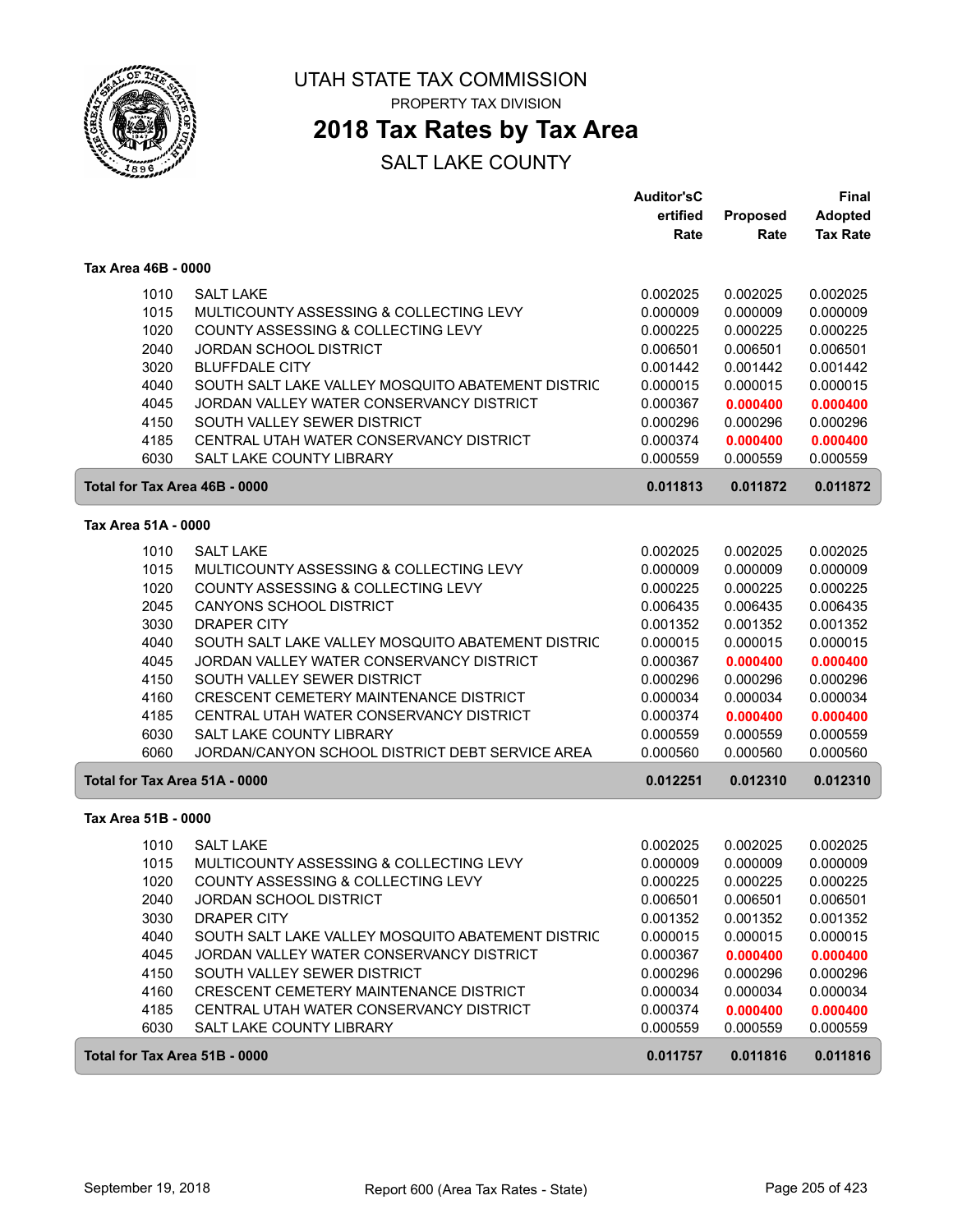# UTAH STATE TAX COMMISSION

PROPERTY TAX DIVISION

## 2018 Tax Rates by Tax Area

SALT LAKE COUNTY

| | | Auditor'sCertified Rate | Proposed Rate | Final Adopted Tax Rate |
|---|---|---|---|---|
| **Tax Area 46B - 0000** | | | | |
| 1010 | SALT LAKE | 0.002025 | 0.002025 | 0.002025 |
| 1015 | MULTICOUNTY ASSESSING & COLLECTING LEVY | 0.000009 | 0.000009 | 0.000009 |
| 1020 | COUNTY ASSESSING & COLLECTING LEVY | 0.000225 | 0.000225 | 0.000225 |
| 2040 | JORDAN SCHOOL DISTRICT | 0.006501 | 0.006501 | 0.006501 |
| 3020 | BLUFFDALE CITY | 0.001442 | 0.001442 | 0.001442 |
| 4040 | SOUTH SALT LAKE VALLEY MOSQUITO ABATEMENT DISTRIC | 0.000015 | 0.000015 | 0.000015 |
| 4045 | JORDAN VALLEY WATER CONSERVANCY DISTRICT | 0.000367 | **0.000400** | **0.000400** |
| 4150 | SOUTH VALLEY SEWER DISTRICT | 0.000296 | 0.000296 | 0.000296 |
| 4185 | CENTRAL UTAH WATER CONSERVANCY DISTRICT | 0.000374 | **0.000400** | **0.000400** |
| 6030 | SALT LAKE COUNTY LIBRARY | 0.000559 | 0.000559 | 0.000559 |
| **Total for Tax Area 46B - 0000** | | **0.011813** | **0.011872** | **0.011872** |
| **Tax Area 51A - 0000** | | | | |
| 1010 | SALT LAKE | 0.002025 | 0.002025 | 0.002025 |
| 1015 | MULTICOUNTY ASSESSING & COLLECTING LEVY | 0.000009 | 0.000009 | 0.000009 |
| 1020 | COUNTY ASSESSING & COLLECTING LEVY | 0.000225 | 0.000225 | 0.000225 |
| 2045 | CANYONS SCHOOL DISTRICT | 0.006435 | 0.006435 | 0.006435 |
| 3030 | DRAPER CITY | 0.001352 | 0.001352 | 0.001352 |
| 4040 | SOUTH SALT LAKE VALLEY MOSQUITO ABATEMENT DISTRIC | 0.000015 | 0.000015 | 0.000015 |
| 4045 | JORDAN VALLEY WATER CONSERVANCY DISTRICT | 0.000367 | **0.000400** | **0.000400** |
| 4150 | SOUTH VALLEY SEWER DISTRICT | 0.000296 | 0.000296 | 0.000296 |
| 4160 | CRESCENT CEMETERY MAINTENANCE DISTRICT | 0.000034 | 0.000034 | 0.000034 |
| 4185 | CENTRAL UTAH WATER CONSERVANCY DISTRICT | 0.000374 | **0.000400** | **0.000400** |
| 6030 | SALT LAKE COUNTY LIBRARY | 0.000559 | 0.000559 | 0.000559 |
| 6060 | JORDAN/CANYON SCHOOL DISTRICT DEBT SERVICE AREA | 0.000560 | 0.000560 | 0.000560 |
| **Total for Tax Area 51A - 0000** | | **0.012251** | **0.012310** | **0.012310** |
| **Tax Area 51B - 0000** | | | | |
| 1010 | SALT LAKE | 0.002025 | 0.002025 | 0.002025 |
| 1015 | MULTICOUNTY ASSESSING & COLLECTING LEVY | 0.000009 | 0.000009 | 0.000009 |
| 1020 | COUNTY ASSESSING & COLLECTING LEVY | 0.000225 | 0.000225 | 0.000225 |
| 2040 | JORDAN SCHOOL DISTRICT | 0.006501 | 0.006501 | 0.006501 |
| 3030 | DRAPER CITY | 0.001352 | 0.001352 | 0.001352 |
| 4040 | SOUTH SALT LAKE VALLEY MOSQUITO ABATEMENT DISTRIC | 0.000015 | 0.000015 | 0.000015 |
| 4045 | JORDAN VALLEY WATER CONSERVANCY DISTRICT | 0.000367 | **0.000400** | **0.000400** |
| 4150 | SOUTH VALLEY SEWER DISTRICT | 0.000296 | 0.000296 | 0.000296 |
| 4160 | CRESCENT CEMETERY MAINTENANCE DISTRICT | 0.000034 | 0.000034 | 0.000034 |
| 4185 | CENTRAL UTAH WATER CONSERVANCY DISTRICT | 0.000374 | **0.000400** | **0.000400** |
| 6030 | SALT LAKE COUNTY LIBRARY | 0.000559 | 0.000559 | 0.000559 |
| **Total for Tax Area 51B - 0000** | | **0.011757** | **0.011816** | **0.011816** |

September 19, 2018 — Report 600 (Area Tax Rates - State)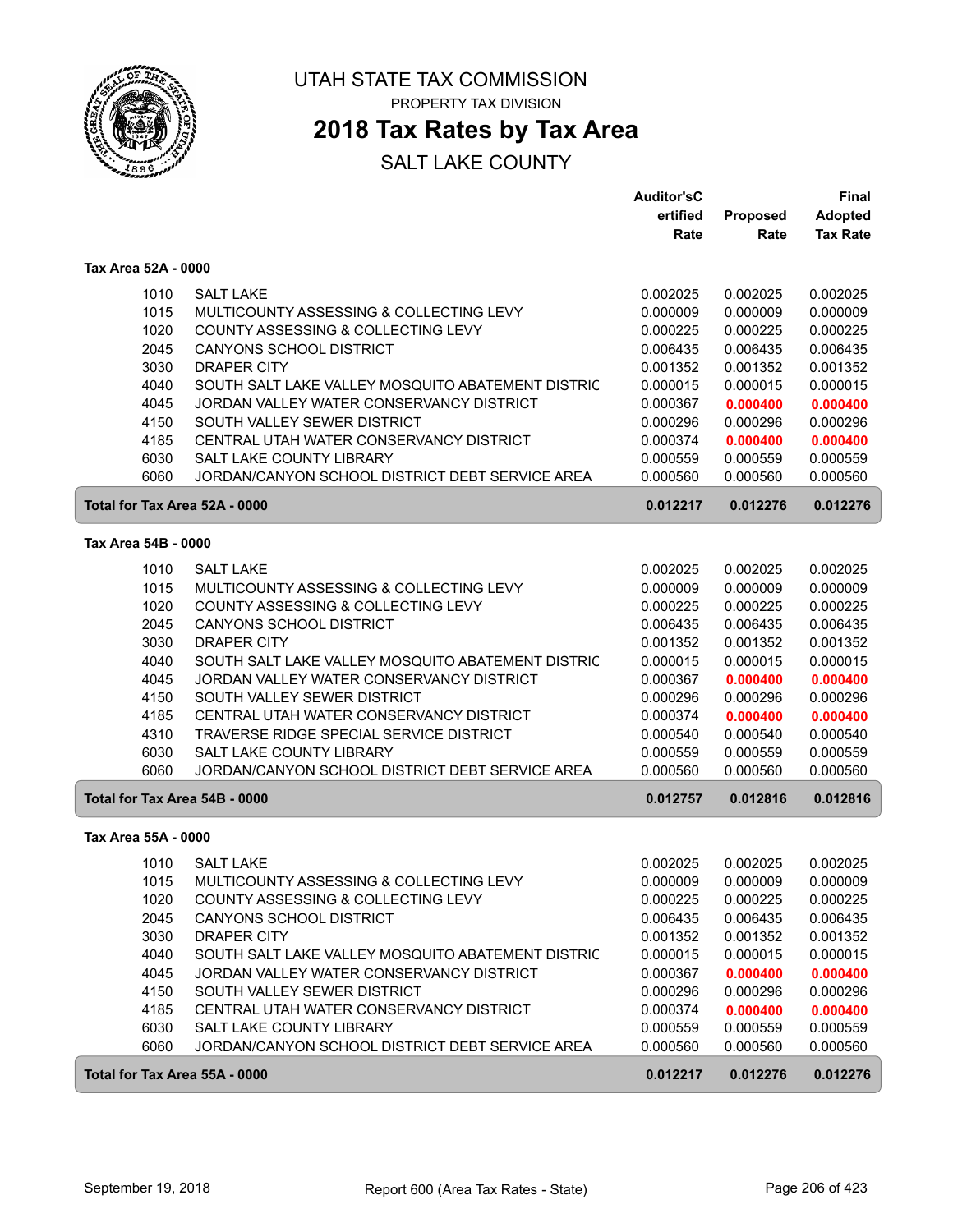# UTAH STATE TAX COMMISSION

PROPERTY TAX DIVISION

## 2018 Tax Rates by Tax Area

SALT LAKE COUNTY

### Tax Area 52A - 0000

| Code | Entity | Auditor's Certified Rate | Proposed Rate | Final Adopted Tax Rate |
|---|---|---|---|---|
| 1010 | SALT LAKE | 0.002025 | 0.002025 | 0.002025 |
| 1015 | MULTICOUNTY ASSESSING & COLLECTING LEVY | 0.000009 | 0.000009 | 0.000009 |
| 1020 | COUNTY ASSESSING & COLLECTING LEVY | 0.000225 | 0.000225 | 0.000225 |
| 2045 | CANYONS SCHOOL DISTRICT | 0.006435 | 0.006435 | 0.006435 |
| 3030 | DRAPER CITY | 0.001352 | 0.001352 | 0.001352 |
| 4040 | SOUTH SALT LAKE VALLEY MOSQUITO ABATEMENT DISTRIC | 0.000015 | 0.000015 | 0.000015 |
| 4045 | JORDAN VALLEY WATER CONSERVANCY DISTRICT | 0.000367 | **0.000400** | **0.000400** |
| 4150 | SOUTH VALLEY SEWER DISTRICT | 0.000296 | 0.000296 | 0.000296 |
| 4185 | CENTRAL UTAH WATER CONSERVANCY DISTRICT | 0.000374 | **0.000400** | **0.000400** |
| 6030 | SALT LAKE COUNTY LIBRARY | 0.000559 | 0.000559 | 0.000559 |
| 6060 | JORDAN/CANYON SCHOOL DISTRICT DEBT SERVICE AREA | 0.000560 | 0.000560 | 0.000560 |
| **Total for Tax Area 52A - 0000** | | **0.012217** | **0.012276** | **0.012276** |

### Tax Area 54B - 0000

| Code | Entity | Auditor's Certified Rate | Proposed Rate | Final Adopted Tax Rate |
|---|---|---|---|---|
| 1010 | SALT LAKE | 0.002025 | 0.002025 | 0.002025 |
| 1015 | MULTICOUNTY ASSESSING & COLLECTING LEVY | 0.000009 | 0.000009 | 0.000009 |
| 1020 | COUNTY ASSESSING & COLLECTING LEVY | 0.000225 | 0.000225 | 0.000225 |
| 2045 | CANYONS SCHOOL DISTRICT | 0.006435 | 0.006435 | 0.006435 |
| 3030 | DRAPER CITY | 0.001352 | 0.001352 | 0.001352 |
| 4040 | SOUTH SALT LAKE VALLEY MOSQUITO ABATEMENT DISTRIC | 0.000015 | 0.000015 | 0.000015 |
| 4045 | JORDAN VALLEY WATER CONSERVANCY DISTRICT | 0.000367 | **0.000400** | **0.000400** |
| 4150 | SOUTH VALLEY SEWER DISTRICT | 0.000296 | 0.000296 | 0.000296 |
| 4185 | CENTRAL UTAH WATER CONSERVANCY DISTRICT | 0.000374 | **0.000400** | **0.000400** |
| 4310 | TRAVERSE RIDGE SPECIAL SERVICE DISTRICT | 0.000540 | 0.000540 | 0.000540 |
| 6030 | SALT LAKE COUNTY LIBRARY | 0.000559 | 0.000559 | 0.000559 |
| 6060 | JORDAN/CANYON SCHOOL DISTRICT DEBT SERVICE AREA | 0.000560 | 0.000560 | 0.000560 |
| **Total for Tax Area 54B - 0000** | | **0.012757** | **0.012816** | **0.012816** |

### Tax Area 55A - 0000

| Code | Entity | Auditor's Certified Rate | Proposed Rate | Final Adopted Tax Rate |
|---|---|---|---|---|
| 1010 | SALT LAKE | 0.002025 | 0.002025 | 0.002025 |
| 1015 | MULTICOUNTY ASSESSING & COLLECTING LEVY | 0.000009 | 0.000009 | 0.000009 |
| 1020 | COUNTY ASSESSING & COLLECTING LEVY | 0.000225 | 0.000225 | 0.000225 |
| 2045 | CANYONS SCHOOL DISTRICT | 0.006435 | 0.006435 | 0.006435 |
| 3030 | DRAPER CITY | 0.001352 | 0.001352 | 0.001352 |
| 4040 | SOUTH SALT LAKE VALLEY MOSQUITO ABATEMENT DISTRIC | 0.000015 | 0.000015 | 0.000015 |
| 4045 | JORDAN VALLEY WATER CONSERVANCY DISTRICT | 0.000367 | **0.000400** | **0.000400** |
| 4150 | SOUTH VALLEY SEWER DISTRICT | 0.000296 | 0.000296 | 0.000296 |
| 4185 | CENTRAL UTAH WATER CONSERVANCY DISTRICT | 0.000374 | **0.000400** | **0.000400** |
| 6030 | SALT LAKE COUNTY LIBRARY | 0.000559 | 0.000559 | 0.000559 |
| 6060 | JORDAN/CANYON SCHOOL DISTRICT DEBT SERVICE AREA | 0.000560 | 0.000560 | 0.000560 |
| **Total for Tax Area 55A - 0000** | | **0.012217** | **0.012276** | **0.012276** |

September 19, 2018 — Report 600 (Area Tax Rates - State)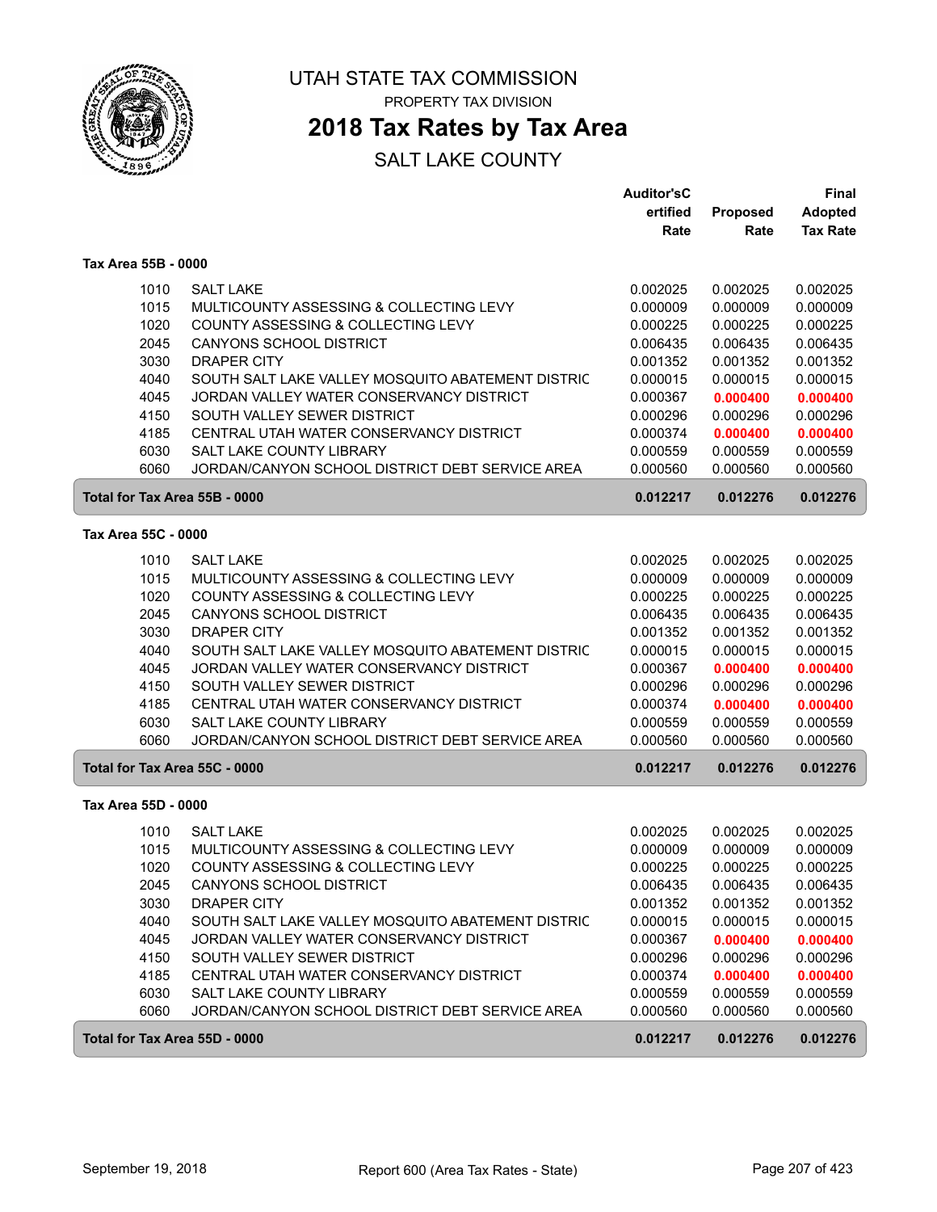UTAH STATE TAX COMMISSION

PROPERTY TAX DIVISION

# 2018 Tax Rates by Tax Area

## SALT LAKE COUNTY

### Tax Area 55B - 0000

| | | Auditor'sCertified Rate | Proposed Rate | Final Adopted Tax Rate |
|---|---|---|---|---|
| 1010 | SALT LAKE | 0.002025 | 0.002025 | 0.002025 |
| 1015 | MULTICOUNTY ASSESSING & COLLECTING LEVY | 0.000009 | 0.000009 | 0.000009 |
| 1020 | COUNTY ASSESSING & COLLECTING LEVY | 0.000225 | 0.000225 | 0.000225 |
| 2045 | CANYONS SCHOOL DISTRICT | 0.006435 | 0.006435 | 0.006435 |
| 3030 | DRAPER CITY | 0.001352 | 0.001352 | 0.001352 |
| 4040 | SOUTH SALT LAKE VALLEY MOSQUITO ABATEMENT DISTRIC | 0.000015 | 0.000015 | 0.000015 |
| 4045 | JORDAN VALLEY WATER CONSERVANCY DISTRICT | 0.000367 | **0.000400** | **0.000400** |
| 4150 | SOUTH VALLEY SEWER DISTRICT | 0.000296 | 0.000296 | 0.000296 |
| 4185 | CENTRAL UTAH WATER CONSERVANCY DISTRICT | 0.000374 | **0.000400** | **0.000400** |
| 6030 | SALT LAKE COUNTY LIBRARY | 0.000559 | 0.000559 | 0.000559 |
| 6060 | JORDAN/CANYON SCHOOL DISTRICT DEBT SERVICE AREA | 0.000560 | 0.000560 | 0.000560 |
| **Total for Tax Area 55B - 0000** | | **0.012217** | **0.012276** | **0.012276** |

### Tax Area 55C - 0000

| | | Auditor'sCertified Rate | Proposed Rate | Final Adopted Tax Rate |
|---|---|---|---|---|
| 1010 | SALT LAKE | 0.002025 | 0.002025 | 0.002025 |
| 1015 | MULTICOUNTY ASSESSING & COLLECTING LEVY | 0.000009 | 0.000009 | 0.000009 |
| 1020 | COUNTY ASSESSING & COLLECTING LEVY | 0.000225 | 0.000225 | 0.000225 |
| 2045 | CANYONS SCHOOL DISTRICT | 0.006435 | 0.006435 | 0.006435 |
| 3030 | DRAPER CITY | 0.001352 | 0.001352 | 0.001352 |
| 4040 | SOUTH SALT LAKE VALLEY MOSQUITO ABATEMENT DISTRIC | 0.000015 | 0.000015 | 0.000015 |
| 4045 | JORDAN VALLEY WATER CONSERVANCY DISTRICT | 0.000367 | **0.000400** | **0.000400** |
| 4150 | SOUTH VALLEY SEWER DISTRICT | 0.000296 | 0.000296 | 0.000296 |
| 4185 | CENTRAL UTAH WATER CONSERVANCY DISTRICT | 0.000374 | **0.000400** | **0.000400** |
| 6030 | SALT LAKE COUNTY LIBRARY | 0.000559 | 0.000559 | 0.000559 |
| 6060 | JORDAN/CANYON SCHOOL DISTRICT DEBT SERVICE AREA | 0.000560 | 0.000560 | 0.000560 |
| **Total for Tax Area 55C - 0000** | | **0.012217** | **0.012276** | **0.012276** |

### Tax Area 55D - 0000

| | | Auditor'sCertified Rate | Proposed Rate | Final Adopted Tax Rate |
|---|---|---|---|---|
| 1010 | SALT LAKE | 0.002025 | 0.002025 | 0.002025 |
| 1015 | MULTICOUNTY ASSESSING & COLLECTING LEVY | 0.000009 | 0.000009 | 0.000009 |
| 1020 | COUNTY ASSESSING & COLLECTING LEVY | 0.000225 | 0.000225 | 0.000225 |
| 2045 | CANYONS SCHOOL DISTRICT | 0.006435 | 0.006435 | 0.006435 |
| 3030 | DRAPER CITY | 0.001352 | 0.001352 | 0.001352 |
| 4040 | SOUTH SALT LAKE VALLEY MOSQUITO ABATEMENT DISTRIC | 0.000015 | 0.000015 | 0.000015 |
| 4045 | JORDAN VALLEY WATER CONSERVANCY DISTRICT | 0.000367 | **0.000400** | **0.000400** |
| 4150 | SOUTH VALLEY SEWER DISTRICT | 0.000296 | 0.000296 | 0.000296 |
| 4185 | CENTRAL UTAH WATER CONSERVANCY DISTRICT | 0.000374 | **0.000400** | **0.000400** |
| 6030 | SALT LAKE COUNTY LIBRARY | 0.000559 | 0.000559 | 0.000559 |
| 6060 | JORDAN/CANYON SCHOOL DISTRICT DEBT SERVICE AREA | 0.000560 | 0.000560 | 0.000560 |
| **Total for Tax Area 55D - 0000** | | **0.012217** | **0.012276** | **0.012276** |

September 19, 2018 Report 600 (Area Tax Rates - State)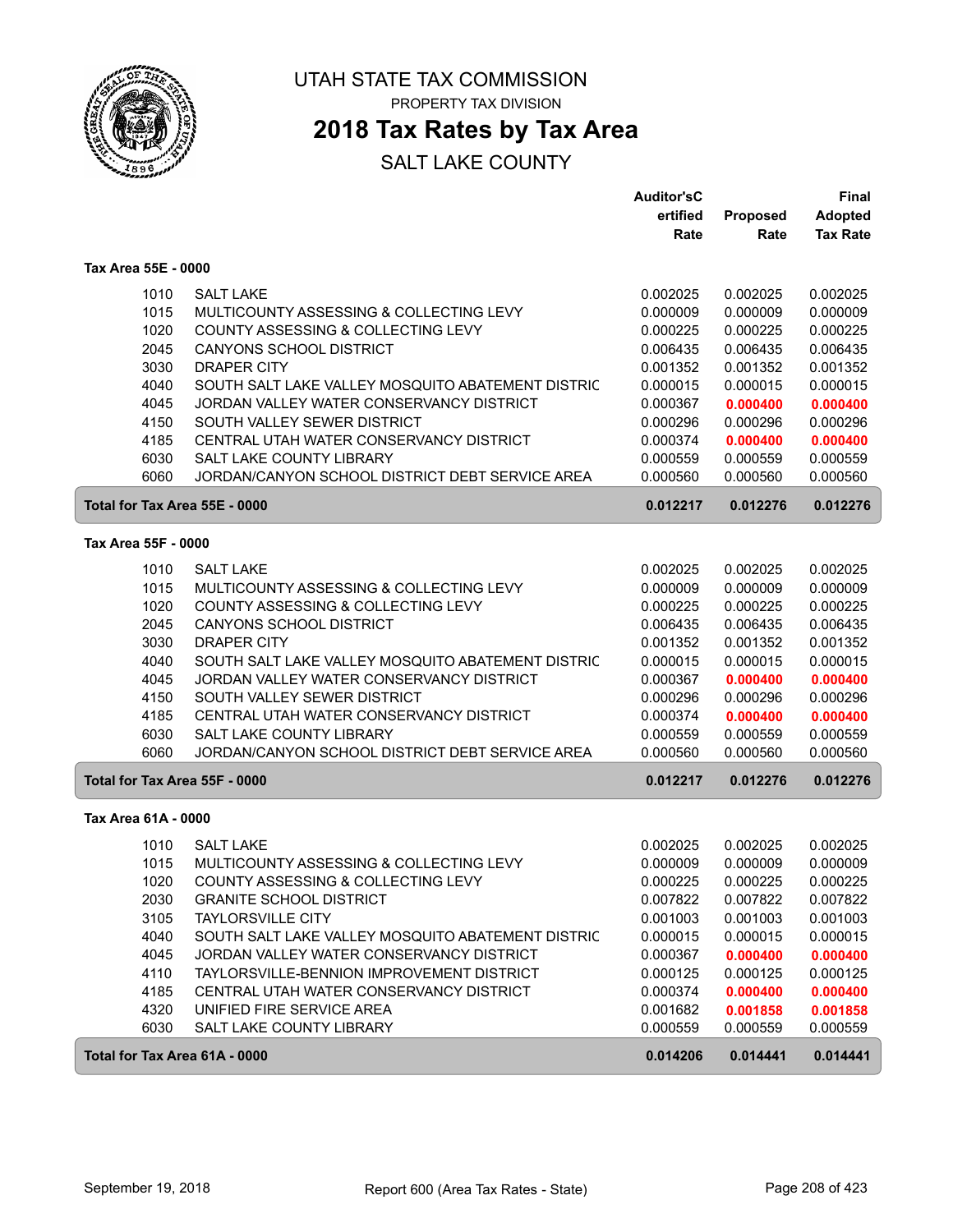# UTAH STATE TAX COMMISSION

PROPERTY TAX DIVISION

## 2018 Tax Rates by Tax Area

SALT LAKE COUNTY

### Tax Area 55E - 0000

| | | Auditor'sCertified Rate | Proposed Rate | Final Adopted Tax Rate |
|---|---|---|---|---|
| 1010 | SALT LAKE | 0.002025 | 0.002025 | 0.002025 |
| 1015 | MULTICOUNTY ASSESSING & COLLECTING LEVY | 0.000009 | 0.000009 | 0.000009 |
| 1020 | COUNTY ASSESSING & COLLECTING LEVY | 0.000225 | 0.000225 | 0.000225 |
| 2045 | CANYONS SCHOOL DISTRICT | 0.006435 | 0.006435 | 0.006435 |
| 3030 | DRAPER CITY | 0.001352 | 0.001352 | 0.001352 |
| 4040 | SOUTH SALT LAKE VALLEY MOSQUITO ABATEMENT DISTRIC | 0.000015 | 0.000015 | 0.000015 |
| 4045 | JORDAN VALLEY WATER CONSERVANCY DISTRICT | 0.000367 | **0.000400** | **0.000400** |
| 4150 | SOUTH VALLEY SEWER DISTRICT | 0.000296 | 0.000296 | 0.000296 |
| 4185 | CENTRAL UTAH WATER CONSERVANCY DISTRICT | 0.000374 | **0.000400** | **0.000400** |
| 6030 | SALT LAKE COUNTY LIBRARY | 0.000559 | 0.000559 | 0.000559 |
| 6060 | JORDAN/CANYON SCHOOL DISTRICT DEBT SERVICE AREA | 0.000560 | 0.000560 | 0.000560 |
| **Total for Tax Area 55E - 0000** | | **0.012217** | **0.012276** | **0.012276** |

### Tax Area 55F - 0000

| | | Auditor'sCertified Rate | Proposed Rate | Final Adopted Tax Rate |
|---|---|---|---|---|
| 1010 | SALT LAKE | 0.002025 | 0.002025 | 0.002025 |
| 1015 | MULTICOUNTY ASSESSING & COLLECTING LEVY | 0.000009 | 0.000009 | 0.000009 |
| 1020 | COUNTY ASSESSING & COLLECTING LEVY | 0.000225 | 0.000225 | 0.000225 |
| 2045 | CANYONS SCHOOL DISTRICT | 0.006435 | 0.006435 | 0.006435 |
| 3030 | DRAPER CITY | 0.001352 | 0.001352 | 0.001352 |
| 4040 | SOUTH SALT LAKE VALLEY MOSQUITO ABATEMENT DISTRIC | 0.000015 | 0.000015 | 0.000015 |
| 4045 | JORDAN VALLEY WATER CONSERVANCY DISTRICT | 0.000367 | **0.000400** | **0.000400** |
| 4150 | SOUTH VALLEY SEWER DISTRICT | 0.000296 | 0.000296 | 0.000296 |
| 4185 | CENTRAL UTAH WATER CONSERVANCY DISTRICT | 0.000374 | **0.000400** | **0.000400** |
| 6030 | SALT LAKE COUNTY LIBRARY | 0.000559 | 0.000559 | 0.000559 |
| 6060 | JORDAN/CANYON SCHOOL DISTRICT DEBT SERVICE AREA | 0.000560 | 0.000560 | 0.000560 |
| **Total for Tax Area 55F - 0000** | | **0.012217** | **0.012276** | **0.012276** |

### Tax Area 61A - 0000

| | | Auditor'sCertified Rate | Proposed Rate | Final Adopted Tax Rate |
|---|---|---|---|---|
| 1010 | SALT LAKE | 0.002025 | 0.002025 | 0.002025 |
| 1015 | MULTICOUNTY ASSESSING & COLLECTING LEVY | 0.000009 | 0.000009 | 0.000009 |
| 1020 | COUNTY ASSESSING & COLLECTING LEVY | 0.000225 | 0.000225 | 0.000225 |
| 2030 | GRANITE SCHOOL DISTRICT | 0.007822 | 0.007822 | 0.007822 |
| 3105 | TAYLORSVILLE CITY | 0.001003 | 0.001003 | 0.001003 |
| 4040 | SOUTH SALT LAKE VALLEY MOSQUITO ABATEMENT DISTRIC | 0.000015 | 0.000015 | 0.000015 |
| 4045 | JORDAN VALLEY WATER CONSERVANCY DISTRICT | 0.000367 | **0.000400** | **0.000400** |
| 4110 | TAYLORSVILLE-BENNION IMPROVEMENT DISTRICT | 0.000125 | 0.000125 | 0.000125 |
| 4185 | CENTRAL UTAH WATER CONSERVANCY DISTRICT | 0.000374 | **0.000400** | **0.000400** |
| 4320 | UNIFIED FIRE SERVICE AREA | 0.001682 | **0.001858** | **0.001858** |
| 6030 | SALT LAKE COUNTY LIBRARY | 0.000559 | 0.000559 | 0.000559 |
| **Total for Tax Area 61A - 0000** | | **0.014206** | **0.014441** | **0.014441** |

September 19, 2018 — Report 600 (Area Tax Rates - State)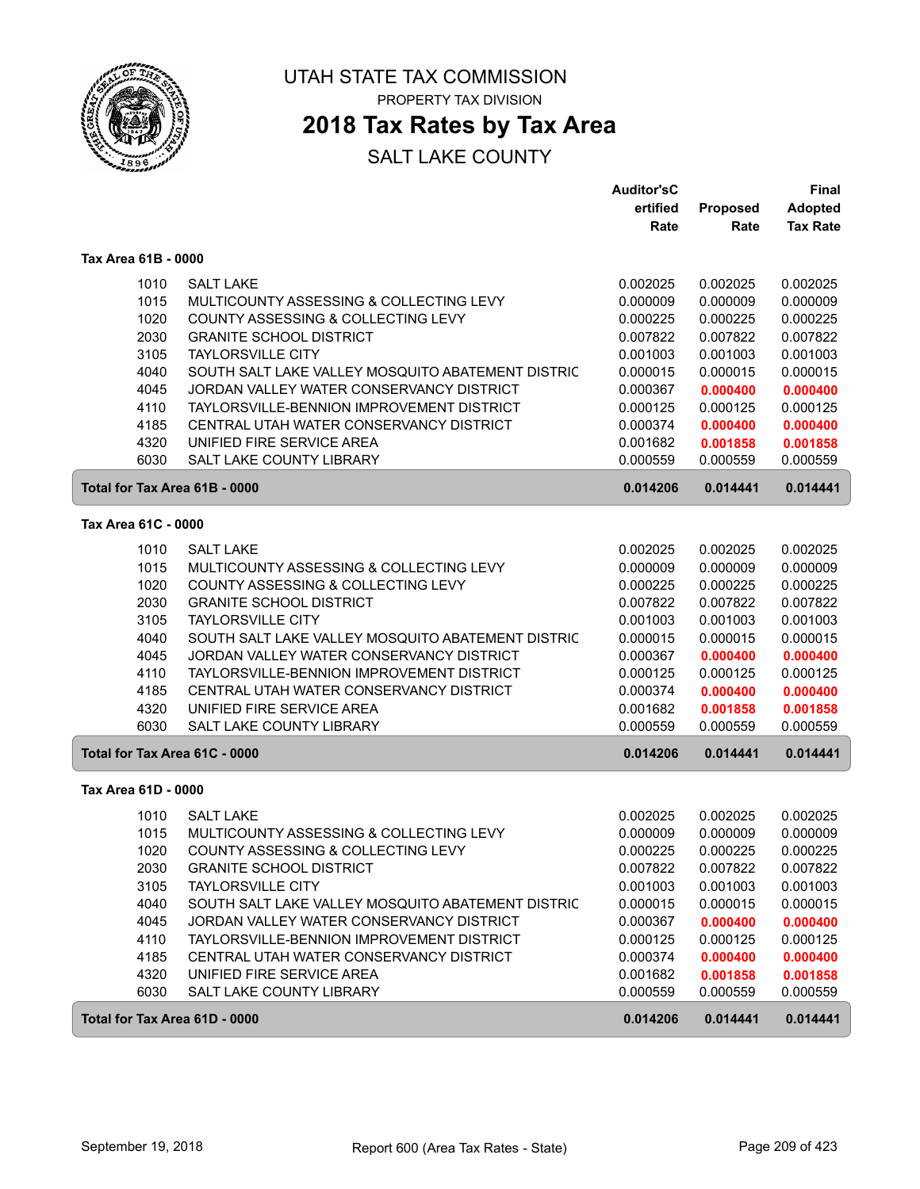# UTAH STATE TAX COMMISSION

PROPERTY TAX DIVISION

## 2018 Tax Rates by Tax Area

SALT LAKE COUNTY

### Tax Area 61B - 0000

| | | Auditor'sCertified Rate | Proposed Rate | Final Adopted Tax Rate |
|---|---|---|---|---|
| 1010 | SALT LAKE | 0.002025 | 0.002025 | 0.002025 |
| 1015 | MULTICOUNTY ASSESSING & COLLECTING LEVY | 0.000009 | 0.000009 | 0.000009 |
| 1020 | COUNTY ASSESSING & COLLECTING LEVY | 0.000225 | 0.000225 | 0.000225 |
| 2030 | GRANITE SCHOOL DISTRICT | 0.007822 | 0.007822 | 0.007822 |
| 3105 | TAYLORSVILLE CITY | 0.001003 | 0.001003 | 0.001003 |
| 4040 | SOUTH SALT LAKE VALLEY MOSQUITO ABATEMENT DISTRIC | 0.000015 | 0.000015 | 0.000015 |
| 4045 | JORDAN VALLEY WATER CONSERVANCY DISTRICT | 0.000367 | **0.000400** | **0.000400** |
| 4110 | TAYLORSVILLE-BENNION IMPROVEMENT DISTRICT | 0.000125 | 0.000125 | 0.000125 |
| 4185 | CENTRAL UTAH WATER CONSERVANCY DISTRICT | 0.000374 | **0.000400** | **0.000400** |
| 4320 | UNIFIED FIRE SERVICE AREA | 0.001682 | **0.001858** | **0.001858** |
| 6030 | SALT LAKE COUNTY LIBRARY | 0.000559 | 0.000559 | 0.000559 |
| **Total for Tax Area 61B - 0000** | | **0.014206** | **0.014441** | **0.014441** |

### Tax Area 61C - 0000

| | | Auditor'sCertified Rate | Proposed Rate | Final Adopted Tax Rate |
|---|---|---|---|---|
| 1010 | SALT LAKE | 0.002025 | 0.002025 | 0.002025 |
| 1015 | MULTICOUNTY ASSESSING & COLLECTING LEVY | 0.000009 | 0.000009 | 0.000009 |
| 1020 | COUNTY ASSESSING & COLLECTING LEVY | 0.000225 | 0.000225 | 0.000225 |
| 2030 | GRANITE SCHOOL DISTRICT | 0.007822 | 0.007822 | 0.007822 |
| 3105 | TAYLORSVILLE CITY | 0.001003 | 0.001003 | 0.001003 |
| 4040 | SOUTH SALT LAKE VALLEY MOSQUITO ABATEMENT DISTRIC | 0.000015 | 0.000015 | 0.000015 |
| 4045 | JORDAN VALLEY WATER CONSERVANCY DISTRICT | 0.000367 | **0.000400** | **0.000400** |
| 4110 | TAYLORSVILLE-BENNION IMPROVEMENT DISTRICT | 0.000125 | 0.000125 | 0.000125 |
| 4185 | CENTRAL UTAH WATER CONSERVANCY DISTRICT | 0.000374 | **0.000400** | **0.000400** |
| 4320 | UNIFIED FIRE SERVICE AREA | 0.001682 | **0.001858** | **0.001858** |
| 6030 | SALT LAKE COUNTY LIBRARY | 0.000559 | 0.000559 | 0.000559 |
| **Total for Tax Area 61C - 0000** | | **0.014206** | **0.014441** | **0.014441** |

### Tax Area 61D - 0000

| | | Auditor'sCertified Rate | Proposed Rate | Final Adopted Tax Rate |
|---|---|---|---|---|
| 1010 | SALT LAKE | 0.002025 | 0.002025 | 0.002025 |
| 1015 | MULTICOUNTY ASSESSING & COLLECTING LEVY | 0.000009 | 0.000009 | 0.000009 |
| 1020 | COUNTY ASSESSING & COLLECTING LEVY | 0.000225 | 0.000225 | 0.000225 |
| 2030 | GRANITE SCHOOL DISTRICT | 0.007822 | 0.007822 | 0.007822 |
| 3105 | TAYLORSVILLE CITY | 0.001003 | 0.001003 | 0.001003 |
| 4040 | SOUTH SALT LAKE VALLEY MOSQUITO ABATEMENT DISTRIC | 0.000015 | 0.000015 | 0.000015 |
| 4045 | JORDAN VALLEY WATER CONSERVANCY DISTRICT | 0.000367 | **0.000400** | **0.000400** |
| 4110 | TAYLORSVILLE-BENNION IMPROVEMENT DISTRICT | 0.000125 | 0.000125 | 0.000125 |
| 4185 | CENTRAL UTAH WATER CONSERVANCY DISTRICT | 0.000374 | **0.000400** | **0.000400** |
| 4320 | UNIFIED FIRE SERVICE AREA | 0.001682 | **0.001858** | **0.001858** |
| 6030 | SALT LAKE COUNTY LIBRARY | 0.000559 | 0.000559 | 0.000559 |
| **Total for Tax Area 61D - 0000** | | **0.014206** | **0.014441** | **0.014441** |

September 19, 2018 Report 600 (Area Tax Rates - State)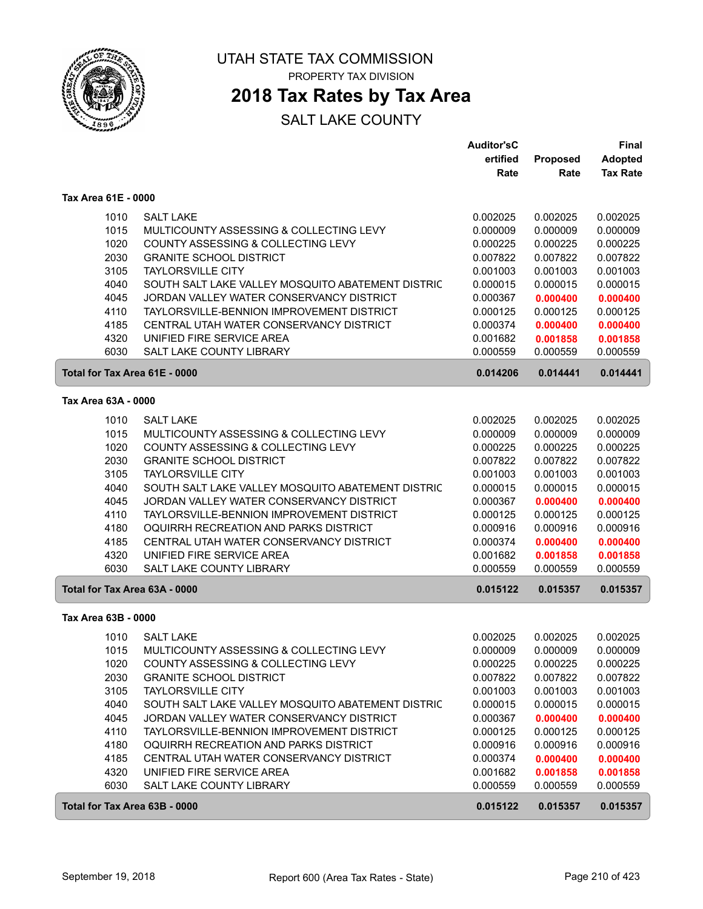# UTAH STATE TAX COMMISSION

PROPERTY TAX DIVISION

## 2018 Tax Rates by Tax Area

SALT LAKE COUNTY

### Tax Area 61E - 0000

| | | Auditor'sCertified Rate | Proposed Rate | Final Adopted Tax Rate |
|---|---|---|---|---|
| 1010 | SALT LAKE | 0.002025 | 0.002025 | 0.002025 |
| 1015 | MULTICOUNTY ASSESSING & COLLECTING LEVY | 0.000009 | 0.000009 | 0.000009 |
| 1020 | COUNTY ASSESSING & COLLECTING LEVY | 0.000225 | 0.000225 | 0.000225 |
| 2030 | GRANITE SCHOOL DISTRICT | 0.007822 | 0.007822 | 0.007822 |
| 3105 | TAYLORSVILLE CITY | 0.001003 | 0.001003 | 0.001003 |
| 4040 | SOUTH SALT LAKE VALLEY MOSQUITO ABATEMENT DISTRIC | 0.000015 | 0.000015 | 0.000015 |
| 4045 | JORDAN VALLEY WATER CONSERVANCY DISTRICT | 0.000367 | **0.000400** | **0.000400** |
| 4110 | TAYLORSVILLE-BENNION IMPROVEMENT DISTRICT | 0.000125 | 0.000125 | 0.000125 |
| 4185 | CENTRAL UTAH WATER CONSERVANCY DISTRICT | 0.000374 | **0.000400** | **0.000400** |
| 4320 | UNIFIED FIRE SERVICE AREA | 0.001682 | **0.001858** | **0.001858** |
| 6030 | SALT LAKE COUNTY LIBRARY | 0.000559 | 0.000559 | 0.000559 |
| **Total for Tax Area 61E - 0000** | | **0.014206** | **0.014441** | **0.014441** |

### Tax Area 63A - 0000

| | | Auditor'sCertified Rate | Proposed Rate | Final Adopted Tax Rate |
|---|---|---|---|---|
| 1010 | SALT LAKE | 0.002025 | 0.002025 | 0.002025 |
| 1015 | MULTICOUNTY ASSESSING & COLLECTING LEVY | 0.000009 | 0.000009 | 0.000009 |
| 1020 | COUNTY ASSESSING & COLLECTING LEVY | 0.000225 | 0.000225 | 0.000225 |
| 2030 | GRANITE SCHOOL DISTRICT | 0.007822 | 0.007822 | 0.007822 |
| 3105 | TAYLORSVILLE CITY | 0.001003 | 0.001003 | 0.001003 |
| 4040 | SOUTH SALT LAKE VALLEY MOSQUITO ABATEMENT DISTRIC | 0.000015 | 0.000015 | 0.000015 |
| 4045 | JORDAN VALLEY WATER CONSERVANCY DISTRICT | 0.000367 | **0.000400** | **0.000400** |
| 4110 | TAYLORSVILLE-BENNION IMPROVEMENT DISTRICT | 0.000125 | 0.000125 | 0.000125 |
| 4180 | OQUIRRH RECREATION AND PARKS DISTRICT | 0.000916 | 0.000916 | 0.000916 |
| 4185 | CENTRAL UTAH WATER CONSERVANCY DISTRICT | 0.000374 | **0.000400** | **0.000400** |
| 4320 | UNIFIED FIRE SERVICE AREA | 0.001682 | **0.001858** | **0.001858** |
| 6030 | SALT LAKE COUNTY LIBRARY | 0.000559 | 0.000559 | 0.000559 |
| **Total for Tax Area 63A - 0000** | | **0.015122** | **0.015357** | **0.015357** |

### Tax Area 63B - 0000

| | | Auditor'sCertified Rate | Proposed Rate | Final Adopted Tax Rate |
|---|---|---|---|---|
| 1010 | SALT LAKE | 0.002025 | 0.002025 | 0.002025 |
| 1015 | MULTICOUNTY ASSESSING & COLLECTING LEVY | 0.000009 | 0.000009 | 0.000009 |
| 1020 | COUNTY ASSESSING & COLLECTING LEVY | 0.000225 | 0.000225 | 0.000225 |
| 2030 | GRANITE SCHOOL DISTRICT | 0.007822 | 0.007822 | 0.007822 |
| 3105 | TAYLORSVILLE CITY | 0.001003 | 0.001003 | 0.001003 |
| 4040 | SOUTH SALT LAKE VALLEY MOSQUITO ABATEMENT DISTRIC | 0.000015 | 0.000015 | 0.000015 |
| 4045 | JORDAN VALLEY WATER CONSERVANCY DISTRICT | 0.000367 | **0.000400** | **0.000400** |
| 4110 | TAYLORSVILLE-BENNION IMPROVEMENT DISTRICT | 0.000125 | 0.000125 | 0.000125 |
| 4180 | OQUIRRH RECREATION AND PARKS DISTRICT | 0.000916 | 0.000916 | 0.000916 |
| 4185 | CENTRAL UTAH WATER CONSERVANCY DISTRICT | 0.000374 | **0.000400** | **0.000400** |
| 4320 | UNIFIED FIRE SERVICE AREA | 0.001682 | **0.001858** | **0.001858** |
| 6030 | SALT LAKE COUNTY LIBRARY | 0.000559 | 0.000559 | 0.000559 |
| **Total for Tax Area 63B - 0000** | | **0.015122** | **0.015357** | **0.015357** |

September 19, 2018 — Report 600 (Area Tax Rates - State)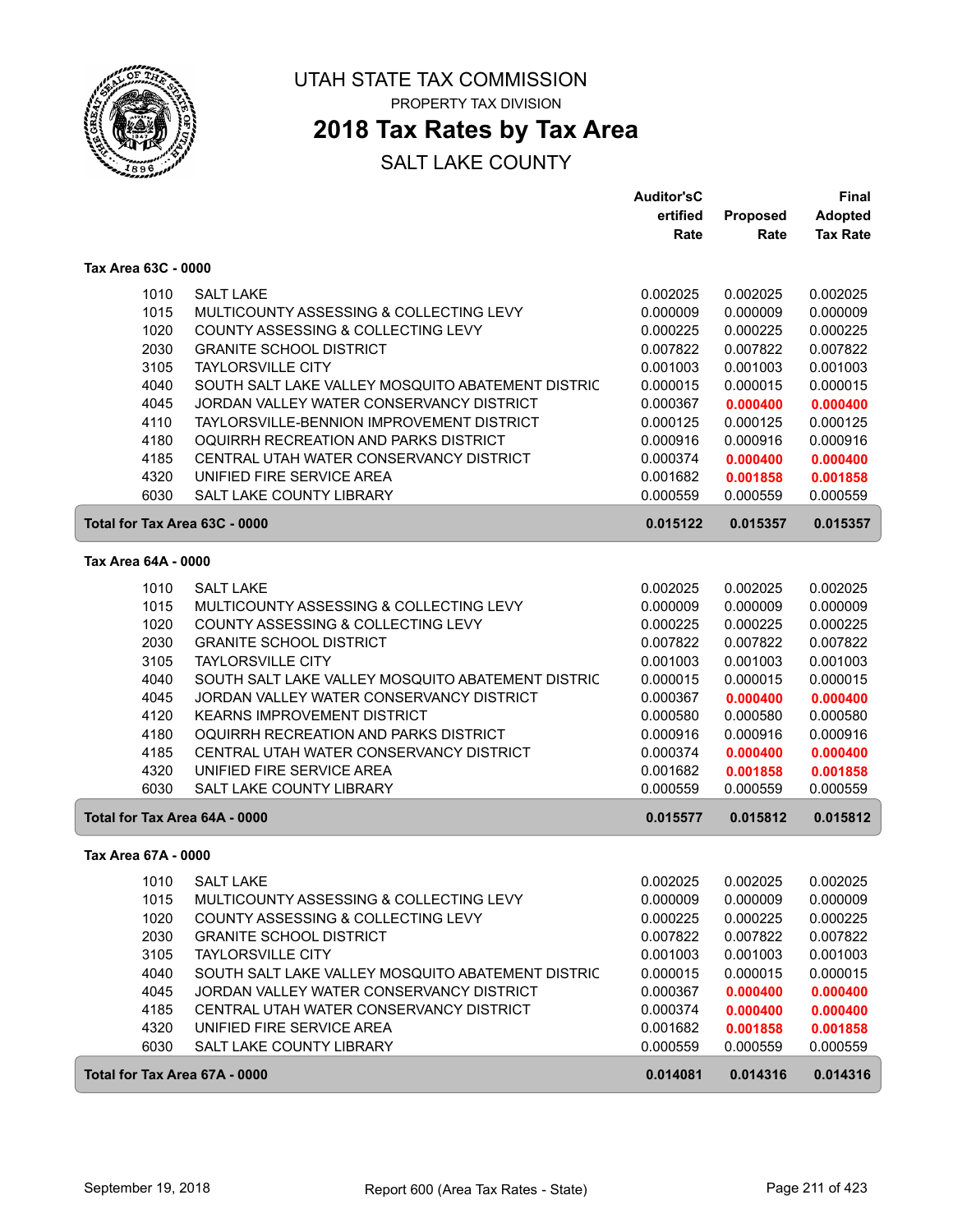UTAH STATE TAX COMMISSION

PROPERTY TAX DIVISION

# 2018 Tax Rates by Tax Area

## SALT LAKE COUNTY

| | | Auditor'sCertified Rate | Proposed Rate | Final Adopted Tax Rate |
|---|---|---|---|---|
| **Tax Area 63C - 0000** | | | | |
| 1010 | SALT LAKE | 0.002025 | 0.002025 | 0.002025 |
| 1015 | MULTICOUNTY ASSESSING & COLLECTING LEVY | 0.000009 | 0.000009 | 0.000009 |
| 1020 | COUNTY ASSESSING & COLLECTING LEVY | 0.000225 | 0.000225 | 0.000225 |
| 2030 | GRANITE SCHOOL DISTRICT | 0.007822 | 0.007822 | 0.007822 |
| 3105 | TAYLORSVILLE CITY | 0.001003 | 0.001003 | 0.001003 |
| 4040 | SOUTH SALT LAKE VALLEY MOSQUITO ABATEMENT DISTRIC | 0.000015 | 0.000015 | 0.000015 |
| 4045 | JORDAN VALLEY WATER CONSERVANCY DISTRICT | 0.000367 | **0.000400** | **0.000400** |
| 4110 | TAYLORSVILLE-BENNION IMPROVEMENT DISTRICT | 0.000125 | 0.000125 | 0.000125 |
| 4180 | OQUIRRH RECREATION AND PARKS DISTRICT | 0.000916 | 0.000916 | 0.000916 |
| 4185 | CENTRAL UTAH WATER CONSERVANCY DISTRICT | 0.000374 | **0.000400** | **0.000400** |
| 4320 | UNIFIED FIRE SERVICE AREA | 0.001682 | **0.001858** | **0.001858** |
| 6030 | SALT LAKE COUNTY LIBRARY | 0.000559 | 0.000559 | 0.000559 |
| **Total for Tax Area 63C - 0000** | | **0.015122** | **0.015357** | **0.015357** |
| **Tax Area 64A - 0000** | | | | |
| 1010 | SALT LAKE | 0.002025 | 0.002025 | 0.002025 |
| 1015 | MULTICOUNTY ASSESSING & COLLECTING LEVY | 0.000009 | 0.000009 | 0.000009 |
| 1020 | COUNTY ASSESSING & COLLECTING LEVY | 0.000225 | 0.000225 | 0.000225 |
| 2030 | GRANITE SCHOOL DISTRICT | 0.007822 | 0.007822 | 0.007822 |
| 3105 | TAYLORSVILLE CITY | 0.001003 | 0.001003 | 0.001003 |
| 4040 | SOUTH SALT LAKE VALLEY MOSQUITO ABATEMENT DISTRIC | 0.000015 | 0.000015 | 0.000015 |
| 4045 | JORDAN VALLEY WATER CONSERVANCY DISTRICT | 0.000367 | **0.000400** | **0.000400** |
| 4120 | KEARNS IMPROVEMENT DISTRICT | 0.000580 | 0.000580 | 0.000580 |
| 4180 | OQUIRRH RECREATION AND PARKS DISTRICT | 0.000916 | 0.000916 | 0.000916 |
| 4185 | CENTRAL UTAH WATER CONSERVANCY DISTRICT | 0.000374 | **0.000400** | **0.000400** |
| 4320 | UNIFIED FIRE SERVICE AREA | 0.001682 | **0.001858** | **0.001858** |
| 6030 | SALT LAKE COUNTY LIBRARY | 0.000559 | 0.000559 | 0.000559 |
| **Total for Tax Area 64A - 0000** | | **0.015577** | **0.015812** | **0.015812** |
| **Tax Area 67A - 0000** | | | | |
| 1010 | SALT LAKE | 0.002025 | 0.002025 | 0.002025 |
| 1015 | MULTICOUNTY ASSESSING & COLLECTING LEVY | 0.000009 | 0.000009 | 0.000009 |
| 1020 | COUNTY ASSESSING & COLLECTING LEVY | 0.000225 | 0.000225 | 0.000225 |
| 2030 | GRANITE SCHOOL DISTRICT | 0.007822 | 0.007822 | 0.007822 |
| 3105 | TAYLORSVILLE CITY | 0.001003 | 0.001003 | 0.001003 |
| 4040 | SOUTH SALT LAKE VALLEY MOSQUITO ABATEMENT DISTRIC | 0.000015 | 0.000015 | 0.000015 |
| 4045 | JORDAN VALLEY WATER CONSERVANCY DISTRICT | 0.000367 | **0.000400** | **0.000400** |
| 4185 | CENTRAL UTAH WATER CONSERVANCY DISTRICT | 0.000374 | **0.000400** | **0.000400** |
| 4320 | UNIFIED FIRE SERVICE AREA | 0.001682 | **0.001858** | **0.001858** |
| 6030 | SALT LAKE COUNTY LIBRARY | 0.000559 | 0.000559 | 0.000559 |
| **Total for Tax Area 67A - 0000** | | **0.014081** | **0.014316** | **0.014316** |

September 19, 2018 — Report 600 (Area Tax Rates - State)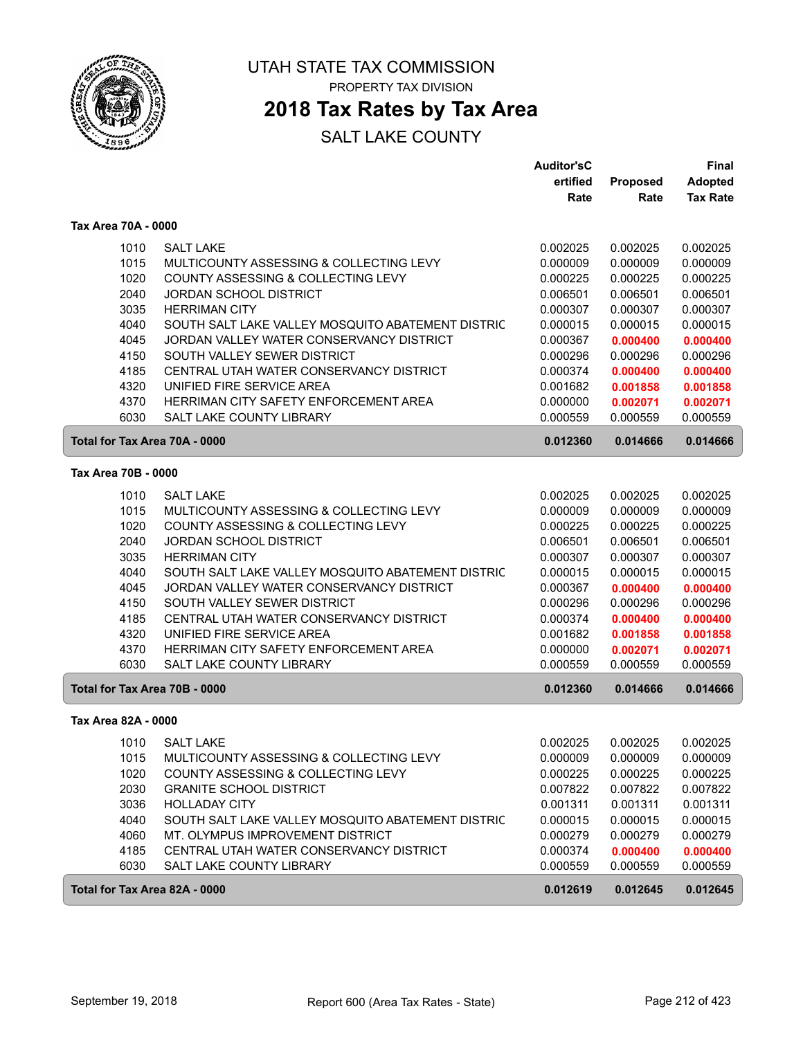# UTAH STATE TAX COMMISSION

PROPERTY TAX DIVISION

## 2018 Tax Rates by Tax Area

SALT LAKE COUNTY

| | | Auditor'sC ertified Rate | Proposed Rate | Final Adopted Tax Rate |
|---|---|---|---|---|
| **Tax Area 70A - 0000** | | | | |
| 1010 | SALT LAKE | 0.002025 | 0.002025 | 0.002025 |
| 1015 | MULTICOUNTY ASSESSING & COLLECTING LEVY | 0.000009 | 0.000009 | 0.000009 |
| 1020 | COUNTY ASSESSING & COLLECTING LEVY | 0.000225 | 0.000225 | 0.000225 |
| 2040 | JORDAN SCHOOL DISTRICT | 0.006501 | 0.006501 | 0.006501 |
| 3035 | HERRIMAN CITY | 0.000307 | 0.000307 | 0.000307 |
| 4040 | SOUTH SALT LAKE VALLEY MOSQUITO ABATEMENT DISTRIC | 0.000015 | 0.000015 | 0.000015 |
| 4045 | JORDAN VALLEY WATER CONSERVANCY DISTRICT | 0.000367 | **0.000400** | **0.000400** |
| 4150 | SOUTH VALLEY SEWER DISTRICT | 0.000296 | 0.000296 | 0.000296 |
| 4185 | CENTRAL UTAH WATER CONSERVANCY DISTRICT | 0.000374 | **0.000400** | **0.000400** |
| 4320 | UNIFIED FIRE SERVICE AREA | 0.001682 | **0.001858** | **0.001858** |
| 4370 | HERRIMAN CITY SAFETY ENFORCEMENT AREA | 0.000000 | **0.002071** | **0.002071** |
| 6030 | SALT LAKE COUNTY LIBRARY | 0.000559 | 0.000559 | 0.000559 |
| **Total for Tax Area 70A - 0000** | | **0.012360** | **0.014666** | **0.014666** |
| **Tax Area 70B - 0000** | | | | |
| 1010 | SALT LAKE | 0.002025 | 0.002025 | 0.002025 |
| 1015 | MULTICOUNTY ASSESSING & COLLECTING LEVY | 0.000009 | 0.000009 | 0.000009 |
| 1020 | COUNTY ASSESSING & COLLECTING LEVY | 0.000225 | 0.000225 | 0.000225 |
| 2040 | JORDAN SCHOOL DISTRICT | 0.006501 | 0.006501 | 0.006501 |
| 3035 | HERRIMAN CITY | 0.000307 | 0.000307 | 0.000307 |
| 4040 | SOUTH SALT LAKE VALLEY MOSQUITO ABATEMENT DISTRIC | 0.000015 | 0.000015 | 0.000015 |
| 4045 | JORDAN VALLEY WATER CONSERVANCY DISTRICT | 0.000367 | **0.000400** | **0.000400** |
| 4150 | SOUTH VALLEY SEWER DISTRICT | 0.000296 | 0.000296 | 0.000296 |
| 4185 | CENTRAL UTAH WATER CONSERVANCY DISTRICT | 0.000374 | **0.000400** | **0.000400** |
| 4320 | UNIFIED FIRE SERVICE AREA | 0.001682 | **0.001858** | **0.001858** |
| 4370 | HERRIMAN CITY SAFETY ENFORCEMENT AREA | 0.000000 | **0.002071** | **0.002071** |
| 6030 | SALT LAKE COUNTY LIBRARY | 0.000559 | 0.000559 | 0.000559 |
| **Total for Tax Area 70B - 0000** | | **0.012360** | **0.014666** | **0.014666** |
| **Tax Area 82A - 0000** | | | | |
| 1010 | SALT LAKE | 0.002025 | 0.002025 | 0.002025 |
| 1015 | MULTICOUNTY ASSESSING & COLLECTING LEVY | 0.000009 | 0.000009 | 0.000009 |
| 1020 | COUNTY ASSESSING & COLLECTING LEVY | 0.000225 | 0.000225 | 0.000225 |
| 2030 | GRANITE SCHOOL DISTRICT | 0.007822 | 0.007822 | 0.007822 |
| 3036 | HOLLADAY CITY | 0.001311 | 0.001311 | 0.001311 |
| 4040 | SOUTH SALT LAKE VALLEY MOSQUITO ABATEMENT DISTRIC | 0.000015 | 0.000015 | 0.000015 |
| 4060 | MT. OLYMPUS IMPROVEMENT DISTRICT | 0.000279 | 0.000279 | 0.000279 |
| 4185 | CENTRAL UTAH WATER CONSERVANCY DISTRICT | 0.000374 | **0.000400** | **0.000400** |
| 6030 | SALT LAKE COUNTY LIBRARY | 0.000559 | 0.000559 | 0.000559 |
| **Total for Tax Area 82A - 0000** | | **0.012619** | **0.012645** | **0.012645** |

September 19, 2018 | Report 600 (Area Tax Rates - State)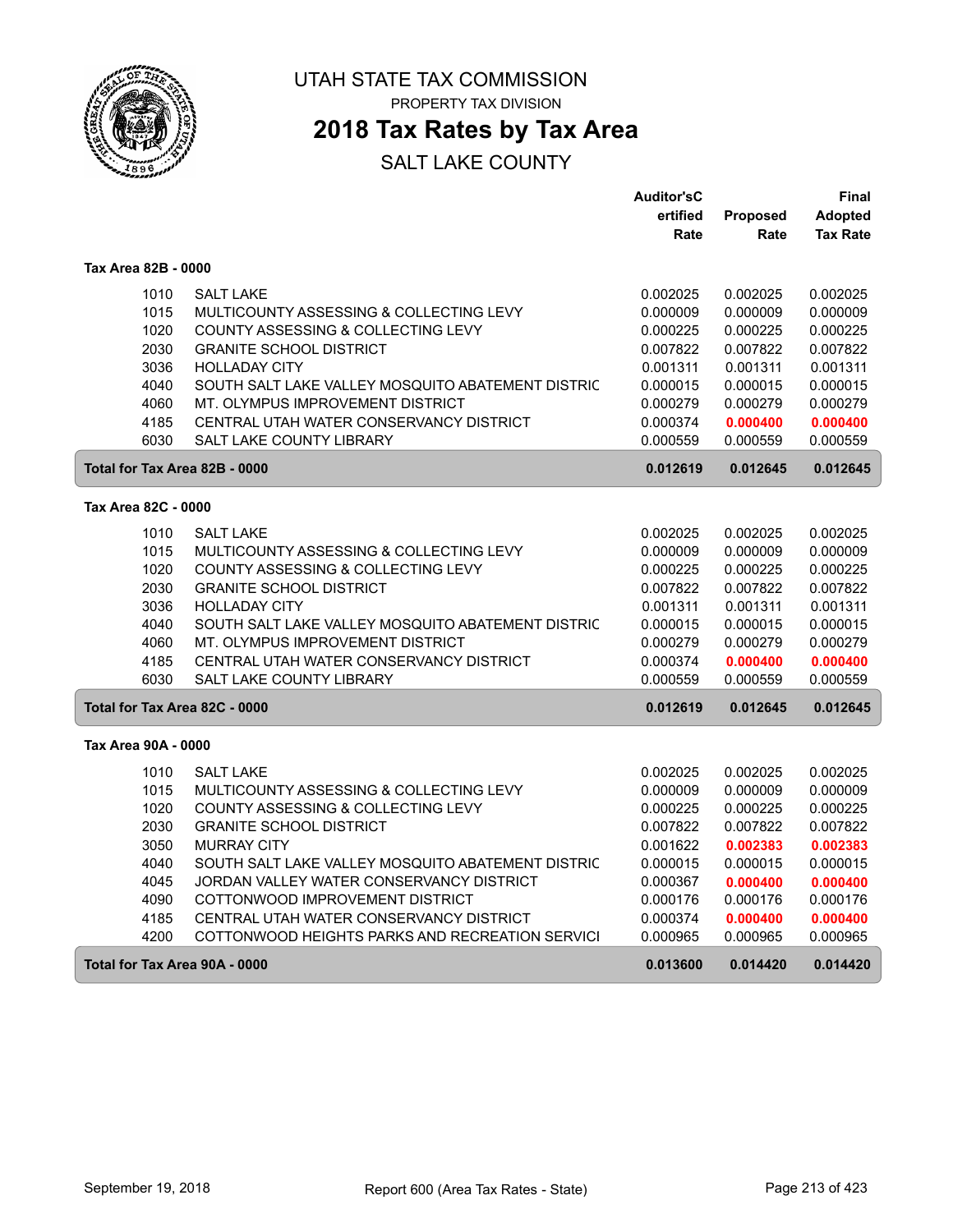UTAH STATE TAX COMMISSION

PROPERTY TAX DIVISION

# 2018 Tax Rates by Tax Area

SALT LAKE COUNTY

| | | Auditor'sCertified Rate | Proposed Rate | Final Adopted Tax Rate |
|---|---|---|---|---|
| **Tax Area 82B - 0000** | | | | |
| 1010 | SALT LAKE | 0.002025 | 0.002025 | 0.002025 |
| 1015 | MULTICOUNTY ASSESSING & COLLECTING LEVY | 0.000009 | 0.000009 | 0.000009 |
| 1020 | COUNTY ASSESSING & COLLECTING LEVY | 0.000225 | 0.000225 | 0.000225 |
| 2030 | GRANITE SCHOOL DISTRICT | 0.007822 | 0.007822 | 0.007822 |
| 3036 | HOLLADAY CITY | 0.001311 | 0.001311 | 0.001311 |
| 4040 | SOUTH SALT LAKE VALLEY MOSQUITO ABATEMENT DISTRIC | 0.000015 | 0.000015 | 0.000015 |
| 4060 | MT. OLYMPUS IMPROVEMENT DISTRICT | 0.000279 | 0.000279 | 0.000279 |
| 4185 | CENTRAL UTAH WATER CONSERVANCY DISTRICT | 0.000374 | **0.000400** | **0.000400** |
| 6030 | SALT LAKE COUNTY LIBRARY | 0.000559 | 0.000559 | 0.000559 |
| **Total for Tax Area 82B - 0000** | | **0.012619** | **0.012645** | **0.012645** |
| **Tax Area 82C - 0000** | | | | |
| 1010 | SALT LAKE | 0.002025 | 0.002025 | 0.002025 |
| 1015 | MULTICOUNTY ASSESSING & COLLECTING LEVY | 0.000009 | 0.000009 | 0.000009 |
| 1020 | COUNTY ASSESSING & COLLECTING LEVY | 0.000225 | 0.000225 | 0.000225 |
| 2030 | GRANITE SCHOOL DISTRICT | 0.007822 | 0.007822 | 0.007822 |
| 3036 | HOLLADAY CITY | 0.001311 | 0.001311 | 0.001311 |
| 4040 | SOUTH SALT LAKE VALLEY MOSQUITO ABATEMENT DISTRIC | 0.000015 | 0.000015 | 0.000015 |
| 4060 | MT. OLYMPUS IMPROVEMENT DISTRICT | 0.000279 | 0.000279 | 0.000279 |
| 4185 | CENTRAL UTAH WATER CONSERVANCY DISTRICT | 0.000374 | **0.000400** | **0.000400** |
| 6030 | SALT LAKE COUNTY LIBRARY | 0.000559 | 0.000559 | 0.000559 |
| **Total for Tax Area 82C - 0000** | | **0.012619** | **0.012645** | **0.012645** |
| **Tax Area 90A - 0000** | | | | |
| 1010 | SALT LAKE | 0.002025 | 0.002025 | 0.002025 |
| 1015 | MULTICOUNTY ASSESSING & COLLECTING LEVY | 0.000009 | 0.000009 | 0.000009 |
| 1020 | COUNTY ASSESSING & COLLECTING LEVY | 0.000225 | 0.000225 | 0.000225 |
| 2030 | GRANITE SCHOOL DISTRICT | 0.007822 | 0.007822 | 0.007822 |
| 3050 | MURRAY CITY | 0.001622 | **0.002383** | **0.002383** |
| 4040 | SOUTH SALT LAKE VALLEY MOSQUITO ABATEMENT DISTRIC | 0.000015 | 0.000015 | 0.000015 |
| 4045 | JORDAN VALLEY WATER CONSERVANCY DISTRICT | 0.000367 | **0.000400** | **0.000400** |
| 4090 | COTTONWOOD IMPROVEMENT DISTRICT | 0.000176 | 0.000176 | 0.000176 |
| 4185 | CENTRAL UTAH WATER CONSERVANCY DISTRICT | 0.000374 | **0.000400** | **0.000400** |
| 4200 | COTTONWOOD HEIGHTS PARKS AND RECREATION SERVICI | 0.000965 | 0.000965 | 0.000965 |
| **Total for Tax Area 90A - 0000** | | **0.013600** | **0.014420** | **0.014420** |

September 19, 2018 Report 600 (Area Tax Rates - State)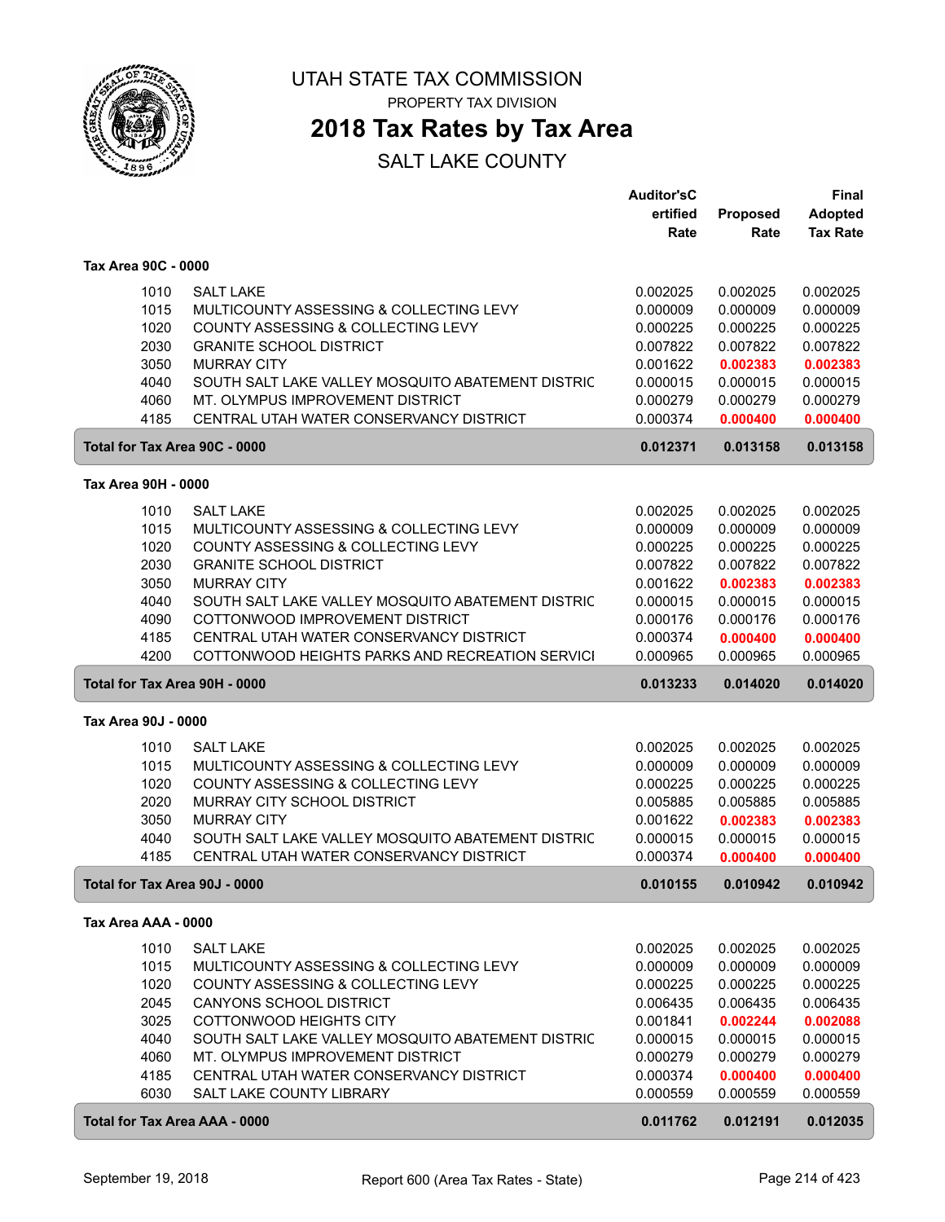UTAH STATE TAX COMMISSION

PROPERTY TAX DIVISION

# 2018 Tax Rates by Tax Area

## SALT LAKE COUNTY

| | | Auditor'sCertified Rate | Proposed Rate | Final Adopted Tax Rate |
|---|---|---|---|---|
| **Tax Area 90C - 0000** | | | | |
| 1010 | SALT LAKE | 0.002025 | 0.002025 | 0.002025 |
| 1015 | MULTICOUNTY ASSESSING & COLLECTING LEVY | 0.000009 | 0.000009 | 0.000009 |
| 1020 | COUNTY ASSESSING & COLLECTING LEVY | 0.000225 | 0.000225 | 0.000225 |
| 2030 | GRANITE SCHOOL DISTRICT | 0.007822 | 0.007822 | 0.007822 |
| 3050 | MURRAY CITY | 0.001622 | **0.002383** | **0.002383** |
| 4040 | SOUTH SALT LAKE VALLEY MOSQUITO ABATEMENT DISTRIC | 0.000015 | 0.000015 | 0.000015 |
| 4060 | MT. OLYMPUS IMPROVEMENT DISTRICT | 0.000279 | 0.000279 | 0.000279 |
| 4185 | CENTRAL UTAH WATER CONSERVANCY DISTRICT | 0.000374 | **0.000400** | **0.000400** |
| **Total for Tax Area 90C - 0000** | | **0.012371** | **0.013158** | **0.013158** |
| **Tax Area 90H - 0000** | | | | |
| 1010 | SALT LAKE | 0.002025 | 0.002025 | 0.002025 |
| 1015 | MULTICOUNTY ASSESSING & COLLECTING LEVY | 0.000009 | 0.000009 | 0.000009 |
| 1020 | COUNTY ASSESSING & COLLECTING LEVY | 0.000225 | 0.000225 | 0.000225 |
| 2030 | GRANITE SCHOOL DISTRICT | 0.007822 | 0.007822 | 0.007822 |
| 3050 | MURRAY CITY | 0.001622 | **0.002383** | **0.002383** |
| 4040 | SOUTH SALT LAKE VALLEY MOSQUITO ABATEMENT DISTRIC | 0.000015 | 0.000015 | 0.000015 |
| 4090 | COTTONWOOD IMPROVEMENT DISTRICT | 0.000176 | 0.000176 | 0.000176 |
| 4185 | CENTRAL UTAH WATER CONSERVANCY DISTRICT | 0.000374 | **0.000400** | **0.000400** |
| 4200 | COTTONWOOD HEIGHTS PARKS AND RECREATION SERVICI | 0.000965 | 0.000965 | 0.000965 |
| **Total for Tax Area 90H - 0000** | | **0.013233** | **0.014020** | **0.014020** |
| **Tax Area 90J - 0000** | | | | |
| 1010 | SALT LAKE | 0.002025 | 0.002025 | 0.002025 |
| 1015 | MULTICOUNTY ASSESSING & COLLECTING LEVY | 0.000009 | 0.000009 | 0.000009 |
| 1020 | COUNTY ASSESSING & COLLECTING LEVY | 0.000225 | 0.000225 | 0.000225 |
| 2020 | MURRAY CITY SCHOOL DISTRICT | 0.005885 | 0.005885 | 0.005885 |
| 3050 | MURRAY CITY | 0.001622 | **0.002383** | **0.002383** |
| 4040 | SOUTH SALT LAKE VALLEY MOSQUITO ABATEMENT DISTRIC | 0.000015 | 0.000015 | 0.000015 |
| 4185 | CENTRAL UTAH WATER CONSERVANCY DISTRICT | 0.000374 | **0.000400** | **0.000400** |
| **Total for Tax Area 90J - 0000** | | **0.010155** | **0.010942** | **0.010942** |
| **Tax Area AAA - 0000** | | | | |
| 1010 | SALT LAKE | 0.002025 | 0.002025 | 0.002025 |
| 1015 | MULTICOUNTY ASSESSING & COLLECTING LEVY | 0.000009 | 0.000009 | 0.000009 |
| 1020 | COUNTY ASSESSING & COLLECTING LEVY | 0.000225 | 0.000225 | 0.000225 |
| 2045 | CANYONS SCHOOL DISTRICT | 0.006435 | 0.006435 | 0.006435 |
| 3025 | COTTONWOOD HEIGHTS CITY | 0.001841 | **0.002244** | **0.002088** |
| 4040 | SOUTH SALT LAKE VALLEY MOSQUITO ABATEMENT DISTRIC | 0.000015 | 0.000015 | 0.000015 |
| 4060 | MT. OLYMPUS IMPROVEMENT DISTRICT | 0.000279 | 0.000279 | 0.000279 |
| 4185 | CENTRAL UTAH WATER CONSERVANCY DISTRICT | 0.000374 | **0.000400** | **0.000400** |
| 6030 | SALT LAKE COUNTY LIBRARY | 0.000559 | 0.000559 | 0.000559 |
| **Total for Tax Area AAA - 0000** | | **0.011762** | **0.012191** | **0.012035** |

September 19, 2018 — Report 600 (Area Tax Rates - State)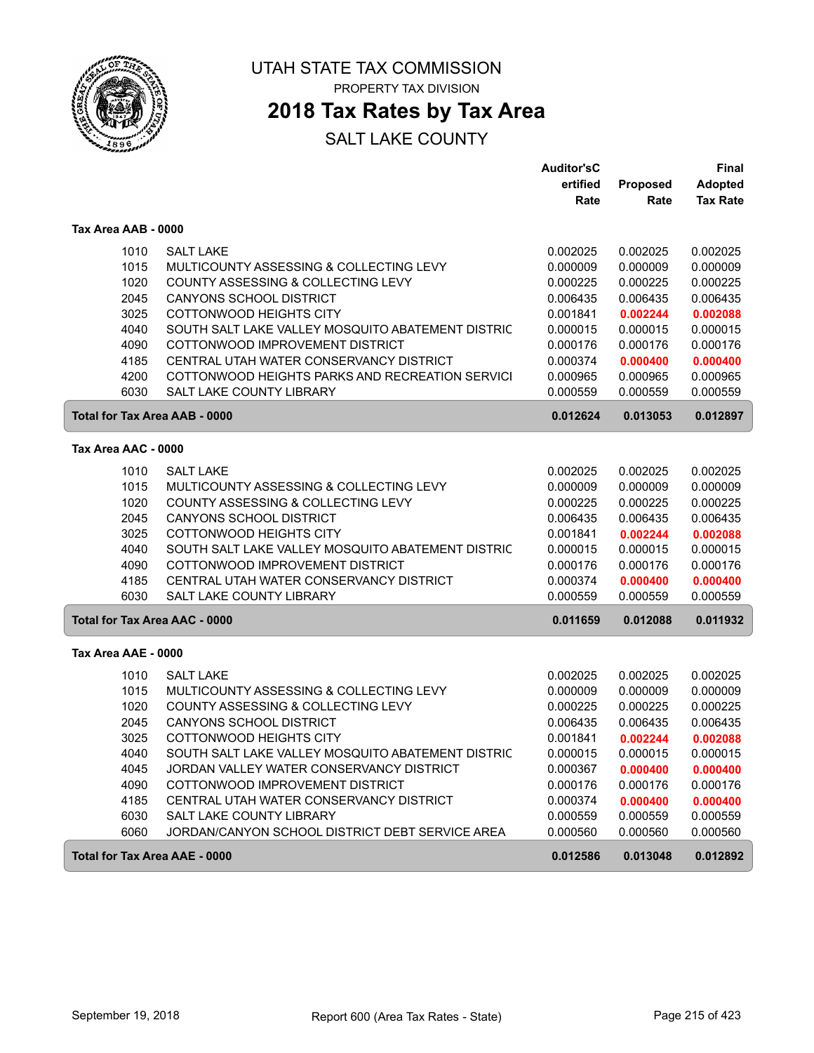# UTAH STATE TAX COMMISSION

PROPERTY TAX DIVISION

## 2018 Tax Rates by Tax Area

SALT LAKE COUNTY

| | | Auditor'sC ertified Rate | Proposed Rate | Final Adopted Tax Rate |
|---|---|---|---|---|
| **Tax Area AAB - 0000** | | | | |
| 1010 | SALT LAKE | 0.002025 | 0.002025 | 0.002025 |
| 1015 | MULTICOUNTY ASSESSING & COLLECTING LEVY | 0.000009 | 0.000009 | 0.000009 |
| 1020 | COUNTY ASSESSING & COLLECTING LEVY | 0.000225 | 0.000225 | 0.000225 |
| 2045 | CANYONS SCHOOL DISTRICT | 0.006435 | 0.006435 | 0.006435 |
| 3025 | COTTONWOOD HEIGHTS CITY | 0.001841 | **0.002244** | **0.002088** |
| 4040 | SOUTH SALT LAKE VALLEY MOSQUITO ABATEMENT DISTRIC | 0.000015 | 0.000015 | 0.000015 |
| 4090 | COTTONWOOD IMPROVEMENT DISTRICT | 0.000176 | 0.000176 | 0.000176 |
| 4185 | CENTRAL UTAH WATER CONSERVANCY DISTRICT | 0.000374 | **0.000400** | **0.000400** |
| 4200 | COTTONWOOD HEIGHTS PARKS AND RECREATION SERVICI | 0.000965 | 0.000965 | 0.000965 |
| 6030 | SALT LAKE COUNTY LIBRARY | 0.000559 | 0.000559 | 0.000559 |
| **Total for Tax Area AAB - 0000** | | **0.012624** | **0.013053** | **0.012897** |
| **Tax Area AAC - 0000** | | | | |
| 1010 | SALT LAKE | 0.002025 | 0.002025 | 0.002025 |
| 1015 | MULTICOUNTY ASSESSING & COLLECTING LEVY | 0.000009 | 0.000009 | 0.000009 |
| 1020 | COUNTY ASSESSING & COLLECTING LEVY | 0.000225 | 0.000225 | 0.000225 |
| 2045 | CANYONS SCHOOL DISTRICT | 0.006435 | 0.006435 | 0.006435 |
| 3025 | COTTONWOOD HEIGHTS CITY | 0.001841 | **0.002244** | **0.002088** |
| 4040 | SOUTH SALT LAKE VALLEY MOSQUITO ABATEMENT DISTRIC | 0.000015 | 0.000015 | 0.000015 |
| 4090 | COTTONWOOD IMPROVEMENT DISTRICT | 0.000176 | 0.000176 | 0.000176 |
| 4185 | CENTRAL UTAH WATER CONSERVANCY DISTRICT | 0.000374 | **0.000400** | **0.000400** |
| 6030 | SALT LAKE COUNTY LIBRARY | 0.000559 | 0.000559 | 0.000559 |
| **Total for Tax Area AAC - 0000** | | **0.011659** | **0.012088** | **0.011932** |
| **Tax Area AAE - 0000** | | | | |
| 1010 | SALT LAKE | 0.002025 | 0.002025 | 0.002025 |
| 1015 | MULTICOUNTY ASSESSING & COLLECTING LEVY | 0.000009 | 0.000009 | 0.000009 |
| 1020 | COUNTY ASSESSING & COLLECTING LEVY | 0.000225 | 0.000225 | 0.000225 |
| 2045 | CANYONS SCHOOL DISTRICT | 0.006435 | 0.006435 | 0.006435 |
| 3025 | COTTONWOOD HEIGHTS CITY | 0.001841 | **0.002244** | **0.002088** |
| 4040 | SOUTH SALT LAKE VALLEY MOSQUITO ABATEMENT DISTRIC | 0.000015 | 0.000015 | 0.000015 |
| 4045 | JORDAN VALLEY WATER CONSERVANCY DISTRICT | 0.000367 | **0.000400** | **0.000400** |
| 4090 | COTTONWOOD IMPROVEMENT DISTRICT | 0.000176 | 0.000176 | 0.000176 |
| 4185 | CENTRAL UTAH WATER CONSERVANCY DISTRICT | 0.000374 | **0.000400** | **0.000400** |
| 6030 | SALT LAKE COUNTY LIBRARY | 0.000559 | 0.000559 | 0.000559 |
| 6060 | JORDAN/CANYON SCHOOL DISTRICT DEBT SERVICE AREA | 0.000560 | 0.000560 | 0.000560 |
| **Total for Tax Area AAE - 0000** | | **0.012586** | **0.013048** | **0.012892** |

September 19, 2018 — Report 600 (Area Tax Rates - State)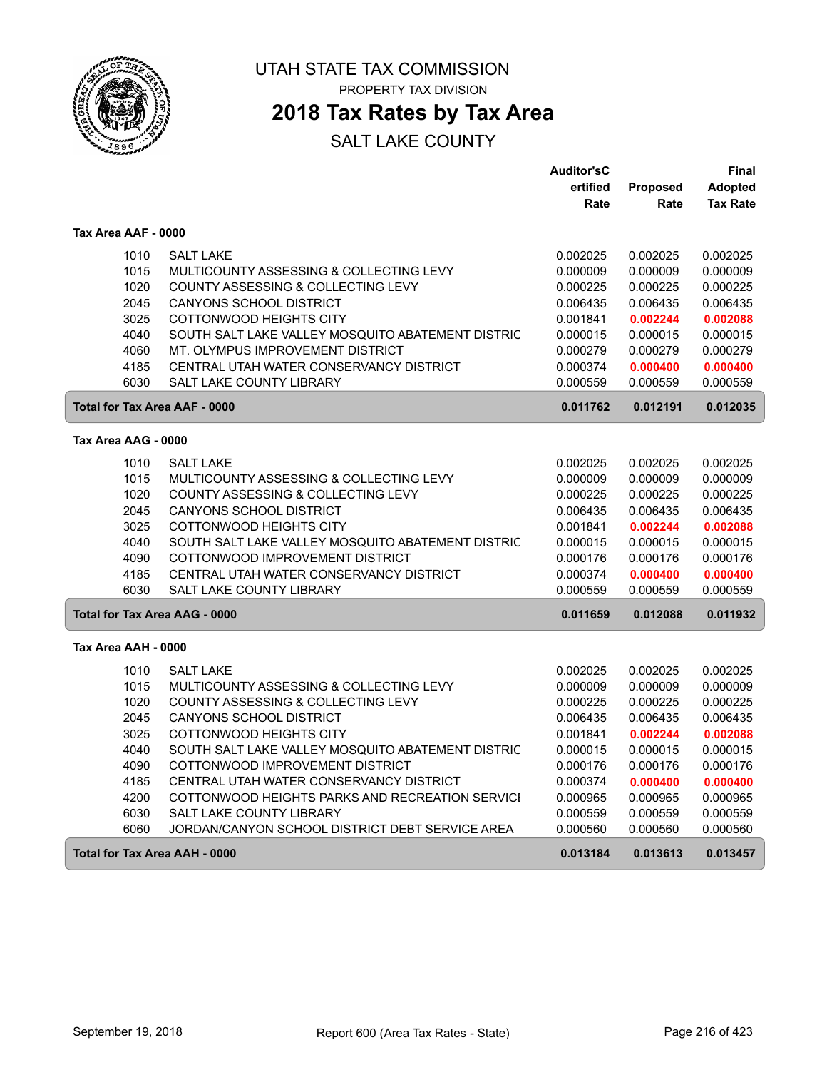# UTAH STATE TAX COMMISSION

PROPERTY TAX DIVISION

## 2018 Tax Rates by Tax Area

SALT LAKE COUNTY

| | | Auditor'sCertified Rate | Proposed Rate | Final Adopted Tax Rate |
|---|---|---|---|---|
| **Tax Area AAF - 0000** | | | | |
| 1010 | SALT LAKE | 0.002025 | 0.002025 | 0.002025 |
| 1015 | MULTICOUNTY ASSESSING & COLLECTING LEVY | 0.000009 | 0.000009 | 0.000009 |
| 1020 | COUNTY ASSESSING & COLLECTING LEVY | 0.000225 | 0.000225 | 0.000225 |
| 2045 | CANYONS SCHOOL DISTRICT | 0.006435 | 0.006435 | 0.006435 |
| 3025 | COTTONWOOD HEIGHTS CITY | 0.001841 | **0.002244** | **0.002088** |
| 4040 | SOUTH SALT LAKE VALLEY MOSQUITO ABATEMENT DISTRIC | 0.000015 | 0.000015 | 0.000015 |
| 4060 | MT. OLYMPUS IMPROVEMENT DISTRICT | 0.000279 | 0.000279 | 0.000279 |
| 4185 | CENTRAL UTAH WATER CONSERVANCY DISTRICT | 0.000374 | **0.000400** | **0.000400** |
| 6030 | SALT LAKE COUNTY LIBRARY | 0.000559 | 0.000559 | 0.000559 |
| **Total for Tax Area AAF - 0000** | | **0.011762** | **0.012191** | **0.012035** |
| **Tax Area AAG - 0000** | | | | |
| 1010 | SALT LAKE | 0.002025 | 0.002025 | 0.002025 |
| 1015 | MULTICOUNTY ASSESSING & COLLECTING LEVY | 0.000009 | 0.000009 | 0.000009 |
| 1020 | COUNTY ASSESSING & COLLECTING LEVY | 0.000225 | 0.000225 | 0.000225 |
| 2045 | CANYONS SCHOOL DISTRICT | 0.006435 | 0.006435 | 0.006435 |
| 3025 | COTTONWOOD HEIGHTS CITY | 0.001841 | **0.002244** | **0.002088** |
| 4040 | SOUTH SALT LAKE VALLEY MOSQUITO ABATEMENT DISTRIC | 0.000015 | 0.000015 | 0.000015 |
| 4090 | COTTONWOOD IMPROVEMENT DISTRICT | 0.000176 | 0.000176 | 0.000176 |
| 4185 | CENTRAL UTAH WATER CONSERVANCY DISTRICT | 0.000374 | **0.000400** | **0.000400** |
| 6030 | SALT LAKE COUNTY LIBRARY | 0.000559 | 0.000559 | 0.000559 |
| **Total for Tax Area AAG - 0000** | | **0.011659** | **0.012088** | **0.011932** |
| **Tax Area AAH - 0000** | | | | |
| 1010 | SALT LAKE | 0.002025 | 0.002025 | 0.002025 |
| 1015 | MULTICOUNTY ASSESSING & COLLECTING LEVY | 0.000009 | 0.000009 | 0.000009 |
| 1020 | COUNTY ASSESSING & COLLECTING LEVY | 0.000225 | 0.000225 | 0.000225 |
| 2045 | CANYONS SCHOOL DISTRICT | 0.006435 | 0.006435 | 0.006435 |
| 3025 | COTTONWOOD HEIGHTS CITY | 0.001841 | **0.002244** | **0.002088** |
| 4040 | SOUTH SALT LAKE VALLEY MOSQUITO ABATEMENT DISTRIC | 0.000015 | 0.000015 | 0.000015 |
| 4090 | COTTONWOOD IMPROVEMENT DISTRICT | 0.000176 | 0.000176 | 0.000176 |
| 4185 | CENTRAL UTAH WATER CONSERVANCY DISTRICT | 0.000374 | **0.000400** | **0.000400** |
| 4200 | COTTONWOOD HEIGHTS PARKS AND RECREATION SERVICI | 0.000965 | 0.000965 | 0.000965 |
| 6030 | SALT LAKE COUNTY LIBRARY | 0.000559 | 0.000559 | 0.000559 |
| 6060 | JORDAN/CANYON SCHOOL DISTRICT DEBT SERVICE AREA | 0.000560 | 0.000560 | 0.000560 |
| **Total for Tax Area AAH - 0000** | | **0.013184** | **0.013613** | **0.013457** |

September 19, 2018 — Report 600 (Area Tax Rates - State)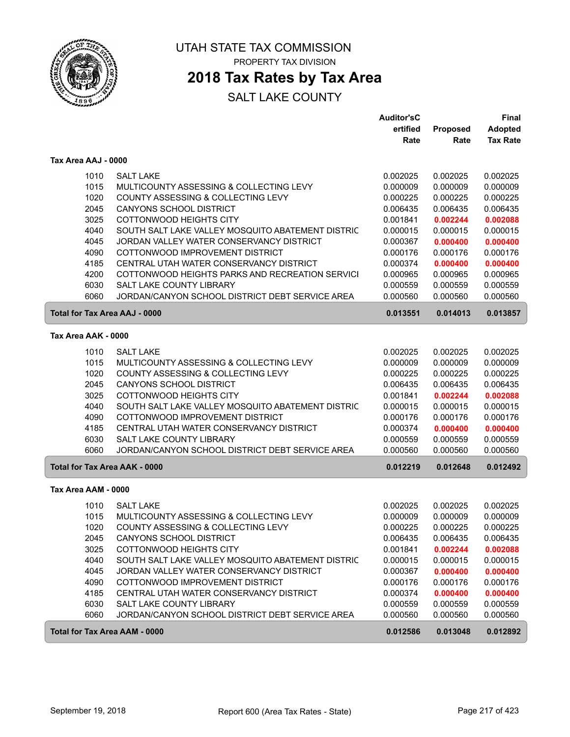# UTAH STATE TAX COMMISSION

PROPERTY TAX DIVISION

## 2018 Tax Rates by Tax Area

SALT LAKE COUNTY

| | | Auditor'sCertified Rate | Proposed Rate | Final Adopted Tax Rate |
|---|---|---|---|---|
| **Tax Area AAJ - 0000** | | | | |
| 1010 | SALT LAKE | 0.002025 | 0.002025 | 0.002025 |
| 1015 | MULTICOUNTY ASSESSING & COLLECTING LEVY | 0.000009 | 0.000009 | 0.000009 |
| 1020 | COUNTY ASSESSING & COLLECTING LEVY | 0.000225 | 0.000225 | 0.000225 |
| 2045 | CANYONS SCHOOL DISTRICT | 0.006435 | 0.006435 | 0.006435 |
| 3025 | COTTONWOOD HEIGHTS CITY | 0.001841 | **0.002244** | **0.002088** |
| 4040 | SOUTH SALT LAKE VALLEY MOSQUITO ABATEMENT DISTRIC | 0.000015 | 0.000015 | 0.000015 |
| 4045 | JORDAN VALLEY WATER CONSERVANCY DISTRICT | 0.000367 | **0.000400** | **0.000400** |
| 4090 | COTTONWOOD IMPROVEMENT DISTRICT | 0.000176 | 0.000176 | 0.000176 |
| 4185 | CENTRAL UTAH WATER CONSERVANCY DISTRICT | 0.000374 | **0.000400** | **0.000400** |
| 4200 | COTTONWOOD HEIGHTS PARKS AND RECREATION SERVICI | 0.000965 | 0.000965 | 0.000965 |
| 6030 | SALT LAKE COUNTY LIBRARY | 0.000559 | 0.000559 | 0.000559 |
| 6060 | JORDAN/CANYON SCHOOL DISTRICT DEBT SERVICE AREA | 0.000560 | 0.000560 | 0.000560 |
| **Total for Tax Area AAJ - 0000** | | **0.013551** | **0.014013** | **0.013857** |
| **Tax Area AAK - 0000** | | | | |
| 1010 | SALT LAKE | 0.002025 | 0.002025 | 0.002025 |
| 1015 | MULTICOUNTY ASSESSING & COLLECTING LEVY | 0.000009 | 0.000009 | 0.000009 |
| 1020 | COUNTY ASSESSING & COLLECTING LEVY | 0.000225 | 0.000225 | 0.000225 |
| 2045 | CANYONS SCHOOL DISTRICT | 0.006435 | 0.006435 | 0.006435 |
| 3025 | COTTONWOOD HEIGHTS CITY | 0.001841 | **0.002244** | **0.002088** |
| 4040 | SOUTH SALT LAKE VALLEY MOSQUITO ABATEMENT DISTRIC | 0.000015 | 0.000015 | 0.000015 |
| 4090 | COTTONWOOD IMPROVEMENT DISTRICT | 0.000176 | 0.000176 | 0.000176 |
| 4185 | CENTRAL UTAH WATER CONSERVANCY DISTRICT | 0.000374 | **0.000400** | **0.000400** |
| 6030 | SALT LAKE COUNTY LIBRARY | 0.000559 | 0.000559 | 0.000559 |
| 6060 | JORDAN/CANYON SCHOOL DISTRICT DEBT SERVICE AREA | 0.000560 | 0.000560 | 0.000560 |
| **Total for Tax Area AAK - 0000** | | **0.012219** | **0.012648** | **0.012492** |
| **Tax Area AAM - 0000** | | | | |
| 1010 | SALT LAKE | 0.002025 | 0.002025 | 0.002025 |
| 1015 | MULTICOUNTY ASSESSING & COLLECTING LEVY | 0.000009 | 0.000009 | 0.000009 |
| 1020 | COUNTY ASSESSING & COLLECTING LEVY | 0.000225 | 0.000225 | 0.000225 |
| 2045 | CANYONS SCHOOL DISTRICT | 0.006435 | 0.006435 | 0.006435 |
| 3025 | COTTONWOOD HEIGHTS CITY | 0.001841 | **0.002244** | **0.002088** |
| 4040 | SOUTH SALT LAKE VALLEY MOSQUITO ABATEMENT DISTRIC | 0.000015 | 0.000015 | 0.000015 |
| 4045 | JORDAN VALLEY WATER CONSERVANCY DISTRICT | 0.000367 | **0.000400** | **0.000400** |
| 4090 | COTTONWOOD IMPROVEMENT DISTRICT | 0.000176 | 0.000176 | 0.000176 |
| 4185 | CENTRAL UTAH WATER CONSERVANCY DISTRICT | 0.000374 | **0.000400** | **0.000400** |
| 6030 | SALT LAKE COUNTY LIBRARY | 0.000559 | 0.000559 | 0.000559 |
| 6060 | JORDAN/CANYON SCHOOL DISTRICT DEBT SERVICE AREA | 0.000560 | 0.000560 | 0.000560 |
| **Total for Tax Area AAM - 0000** | | **0.012586** | **0.013048** | **0.012892** |

September 19, 2018 — Report 600 (Area Tax Rates - State)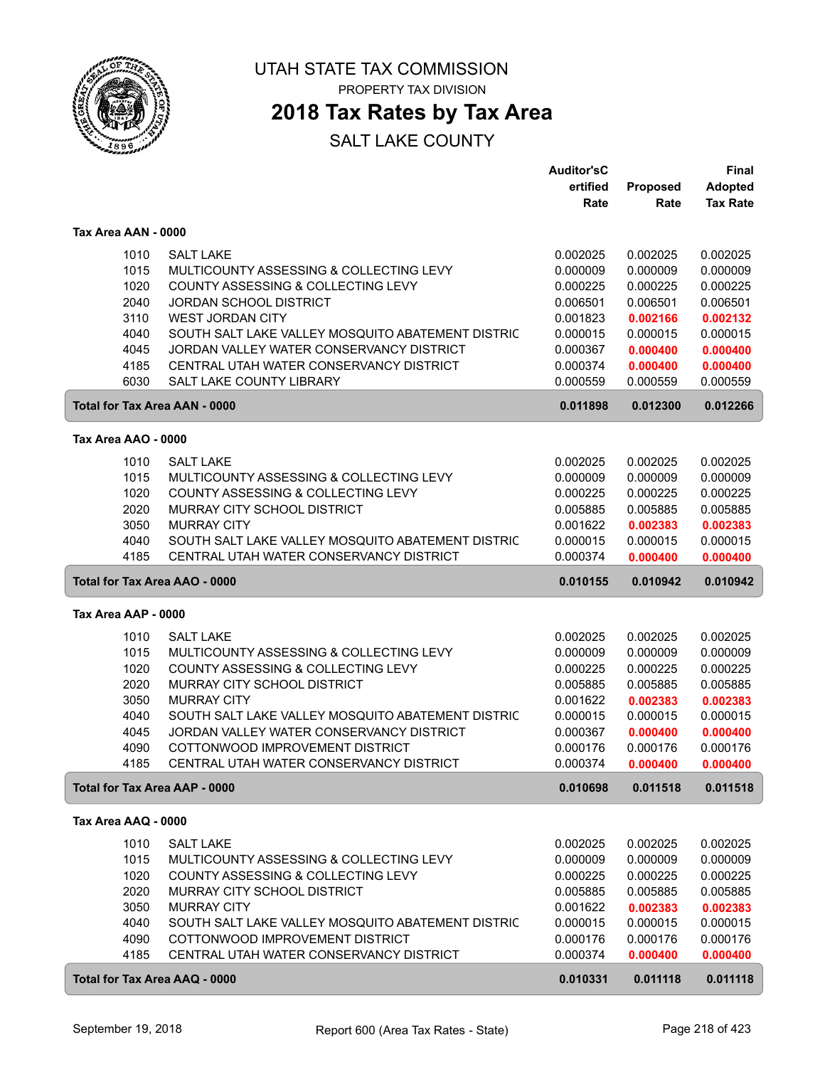# UTAH STATE TAX COMMISSION

PROPERTY TAX DIVISION

## 2018 Tax Rates by Tax Area

SALT LAKE COUNTY

### Tax Area AAN - 0000

| | | Auditor'sCertified Rate | Proposed Rate | Final Adopted Tax Rate |
|---|---|---|---|---|
| 1010 | SALT LAKE | 0.002025 | 0.002025 | 0.002025 |
| 1015 | MULTICOUNTY ASSESSING & COLLECTING LEVY | 0.000009 | 0.000009 | 0.000009 |
| 1020 | COUNTY ASSESSING & COLLECTING LEVY | 0.000225 | 0.000225 | 0.000225 |
| 2040 | JORDAN SCHOOL DISTRICT | 0.006501 | 0.006501 | 0.006501 |
| 3110 | WEST JORDAN CITY | 0.001823 | **0.002166** | **0.002132** |
| 4040 | SOUTH SALT LAKE VALLEY MOSQUITO ABATEMENT DISTRIC | 0.000015 | 0.000015 | 0.000015 |
| 4045 | JORDAN VALLEY WATER CONSERVANCY DISTRICT | 0.000367 | **0.000400** | **0.000400** |
| 4185 | CENTRAL UTAH WATER CONSERVANCY DISTRICT | 0.000374 | **0.000400** | **0.000400** |
| 6030 | SALT LAKE COUNTY LIBRARY | 0.000559 | 0.000559 | 0.000559 |
| **Total for Tax Area AAN - 0000** | | **0.011898** | **0.012300** | **0.012266** |

### Tax Area AAO - 0000

| | | Auditor'sCertified Rate | Proposed Rate | Final Adopted Tax Rate |
|---|---|---|---|---|
| 1010 | SALT LAKE | 0.002025 | 0.002025 | 0.002025 |
| 1015 | MULTICOUNTY ASSESSING & COLLECTING LEVY | 0.000009 | 0.000009 | 0.000009 |
| 1020 | COUNTY ASSESSING & COLLECTING LEVY | 0.000225 | 0.000225 | 0.000225 |
| 2020 | MURRAY CITY SCHOOL DISTRICT | 0.005885 | 0.005885 | 0.005885 |
| 3050 | MURRAY CITY | 0.001622 | **0.002383** | **0.002383** |
| 4040 | SOUTH SALT LAKE VALLEY MOSQUITO ABATEMENT DISTRIC | 0.000015 | 0.000015 | 0.000015 |
| 4185 | CENTRAL UTAH WATER CONSERVANCY DISTRICT | 0.000374 | **0.000400** | **0.000400** |
| **Total for Tax Area AAO - 0000** | | **0.010155** | **0.010942** | **0.010942** |

### Tax Area AAP - 0000

| | | Auditor'sCertified Rate | Proposed Rate | Final Adopted Tax Rate |
|---|---|---|---|---|
| 1010 | SALT LAKE | 0.002025 | 0.002025 | 0.002025 |
| 1015 | MULTICOUNTY ASSESSING & COLLECTING LEVY | 0.000009 | 0.000009 | 0.000009 |
| 1020 | COUNTY ASSESSING & COLLECTING LEVY | 0.000225 | 0.000225 | 0.000225 |
| 2020 | MURRAY CITY SCHOOL DISTRICT | 0.005885 | 0.005885 | 0.005885 |
| 3050 | MURRAY CITY | 0.001622 | **0.002383** | **0.002383** |
| 4040 | SOUTH SALT LAKE VALLEY MOSQUITO ABATEMENT DISTRIC | 0.000015 | 0.000015 | 0.000015 |
| 4045 | JORDAN VALLEY WATER CONSERVANCY DISTRICT | 0.000367 | **0.000400** | **0.000400** |
| 4090 | COTTONWOOD IMPROVEMENT DISTRICT | 0.000176 | 0.000176 | 0.000176 |
| 4185 | CENTRAL UTAH WATER CONSERVANCY DISTRICT | 0.000374 | **0.000400** | **0.000400** |
| **Total for Tax Area AAP - 0000** | | **0.010698** | **0.011518** | **0.011518** |

### Tax Area AAQ - 0000

| | | Auditor'sCertified Rate | Proposed Rate | Final Adopted Tax Rate |
|---|---|---|---|---|
| 1010 | SALT LAKE | 0.002025 | 0.002025 | 0.002025 |
| 1015 | MULTICOUNTY ASSESSING & COLLECTING LEVY | 0.000009 | 0.000009 | 0.000009 |
| 1020 | COUNTY ASSESSING & COLLECTING LEVY | 0.000225 | 0.000225 | 0.000225 |
| 2020 | MURRAY CITY SCHOOL DISTRICT | 0.005885 | 0.005885 | 0.005885 |
| 3050 | MURRAY CITY | 0.001622 | **0.002383** | **0.002383** |
| 4040 | SOUTH SALT LAKE VALLEY MOSQUITO ABATEMENT DISTRIC | 0.000015 | 0.000015 | 0.000015 |
| 4090 | COTTONWOOD IMPROVEMENT DISTRICT | 0.000176 | 0.000176 | 0.000176 |
| 4185 | CENTRAL UTAH WATER CONSERVANCY DISTRICT | 0.000374 | **0.000400** | **0.000400** |
| **Total for Tax Area AAQ - 0000** | | **0.010331** | **0.011118** | **0.011118** |

September 19, 2018 — Report 600 (Area Tax Rates - State)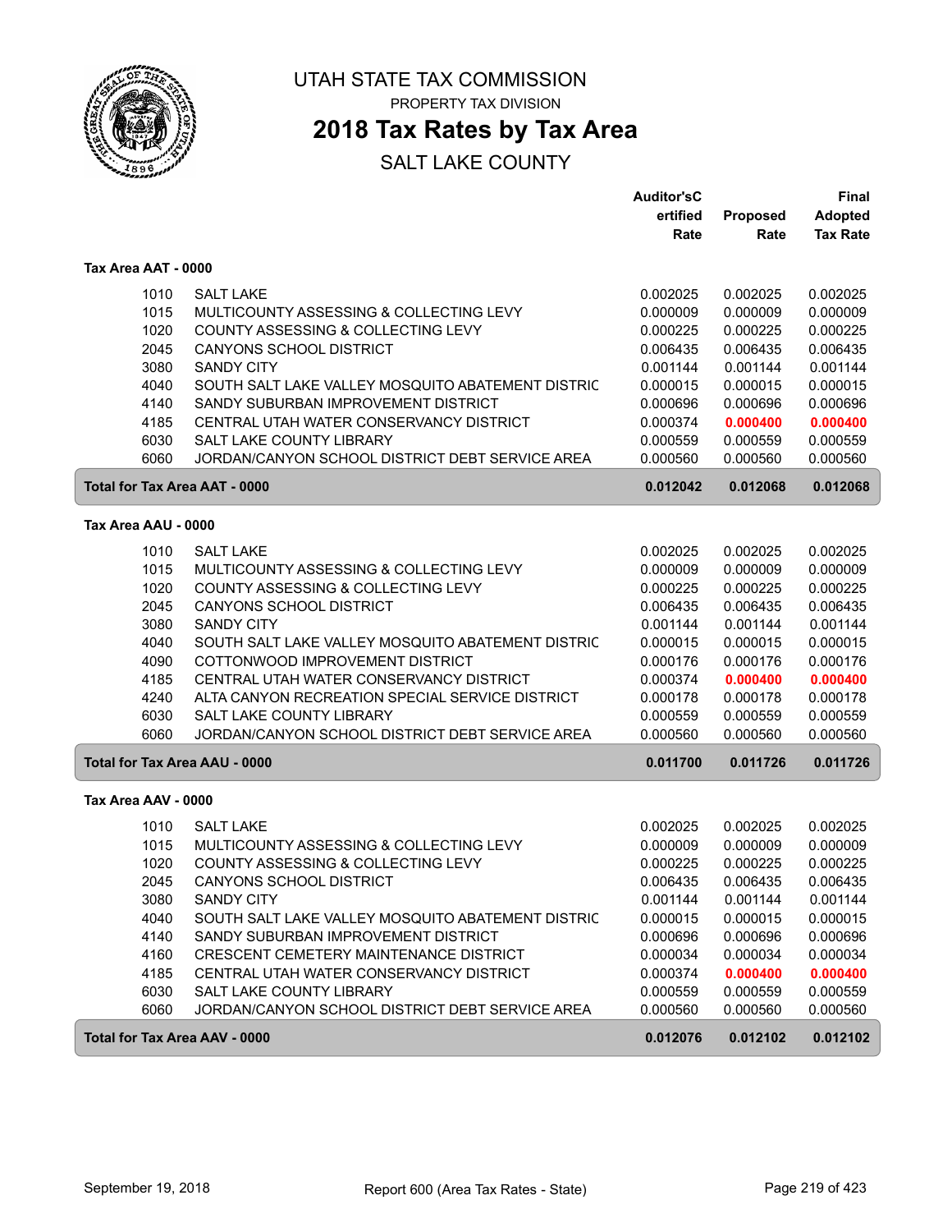# UTAH STATE TAX COMMISSION

PROPERTY TAX DIVISION

## 2018 Tax Rates by Tax Area

SALT LAKE COUNTY

### Tax Area AAT - 0000

| | | Auditor'sCertified Rate | Proposed Rate | Final Adopted Tax Rate |
|---|---|---|---|---|
| 1010 | SALT LAKE | 0.002025 | 0.002025 | 0.002025 |
| 1015 | MULTICOUNTY ASSESSING & COLLECTING LEVY | 0.000009 | 0.000009 | 0.000009 |
| 1020 | COUNTY ASSESSING & COLLECTING LEVY | 0.000225 | 0.000225 | 0.000225 |
| 2045 | CANYONS SCHOOL DISTRICT | 0.006435 | 0.006435 | 0.006435 |
| 3080 | SANDY CITY | 0.001144 | 0.001144 | 0.001144 |
| 4040 | SOUTH SALT LAKE VALLEY MOSQUITO ABATEMENT DISTRIC | 0.000015 | 0.000015 | 0.000015 |
| 4140 | SANDY SUBURBAN IMPROVEMENT DISTRICT | 0.000696 | 0.000696 | 0.000696 |
| 4185 | CENTRAL UTAH WATER CONSERVANCY DISTRICT | 0.000374 | **0.000400** | **0.000400** |
| 6030 | SALT LAKE COUNTY LIBRARY | 0.000559 | 0.000559 | 0.000559 |
| 6060 | JORDAN/CANYON SCHOOL DISTRICT DEBT SERVICE AREA | 0.000560 | 0.000560 | 0.000560 |
| **Total for Tax Area AAT - 0000** | | **0.012042** | **0.012068** | **0.012068** |

### Tax Area AAU - 0000

| | | Auditor'sCertified Rate | Proposed Rate | Final Adopted Tax Rate |
|---|---|---|---|---|
| 1010 | SALT LAKE | 0.002025 | 0.002025 | 0.002025 |
| 1015 | MULTICOUNTY ASSESSING & COLLECTING LEVY | 0.000009 | 0.000009 | 0.000009 |
| 1020 | COUNTY ASSESSING & COLLECTING LEVY | 0.000225 | 0.000225 | 0.000225 |
| 2045 | CANYONS SCHOOL DISTRICT | 0.006435 | 0.006435 | 0.006435 |
| 3080 | SANDY CITY | 0.001144 | 0.001144 | 0.001144 |
| 4040 | SOUTH SALT LAKE VALLEY MOSQUITO ABATEMENT DISTRIC | 0.000015 | 0.000015 | 0.000015 |
| 4090 | COTTONWOOD IMPROVEMENT DISTRICT | 0.000176 | 0.000176 | 0.000176 |
| 4185 | CENTRAL UTAH WATER CONSERVANCY DISTRICT | 0.000374 | **0.000400** | **0.000400** |
| 4240 | ALTA CANYON RECREATION SPECIAL SERVICE DISTRICT | 0.000178 | 0.000178 | 0.000178 |
| 6030 | SALT LAKE COUNTY LIBRARY | 0.000559 | 0.000559 | 0.000559 |
| 6060 | JORDAN/CANYON SCHOOL DISTRICT DEBT SERVICE AREA | 0.000560 | 0.000560 | 0.000560 |
| **Total for Tax Area AAU - 0000** | | **0.011700** | **0.011726** | **0.011726** |

### Tax Area AAV - 0000

| | | Auditor'sCertified Rate | Proposed Rate | Final Adopted Tax Rate |
|---|---|---|---|---|
| 1010 | SALT LAKE | 0.002025 | 0.002025 | 0.002025 |
| 1015 | MULTICOUNTY ASSESSING & COLLECTING LEVY | 0.000009 | 0.000009 | 0.000009 |
| 1020 | COUNTY ASSESSING & COLLECTING LEVY | 0.000225 | 0.000225 | 0.000225 |
| 2045 | CANYONS SCHOOL DISTRICT | 0.006435 | 0.006435 | 0.006435 |
| 3080 | SANDY CITY | 0.001144 | 0.001144 | 0.001144 |
| 4040 | SOUTH SALT LAKE VALLEY MOSQUITO ABATEMENT DISTRIC | 0.000015 | 0.000015 | 0.000015 |
| 4140 | SANDY SUBURBAN IMPROVEMENT DISTRICT | 0.000696 | 0.000696 | 0.000696 |
| 4160 | CRESCENT CEMETERY MAINTENANCE DISTRICT | 0.000034 | 0.000034 | 0.000034 |
| 4185 | CENTRAL UTAH WATER CONSERVANCY DISTRICT | 0.000374 | **0.000400** | **0.000400** |
| 6030 | SALT LAKE COUNTY LIBRARY | 0.000559 | 0.000559 | 0.000559 |
| 6060 | JORDAN/CANYON SCHOOL DISTRICT DEBT SERVICE AREA | 0.000560 | 0.000560 | 0.000560 |
| **Total for Tax Area AAV - 0000** | | **0.012076** | **0.012102** | **0.012102** |

September 19, 2018 Report 600 (Area Tax Rates - State)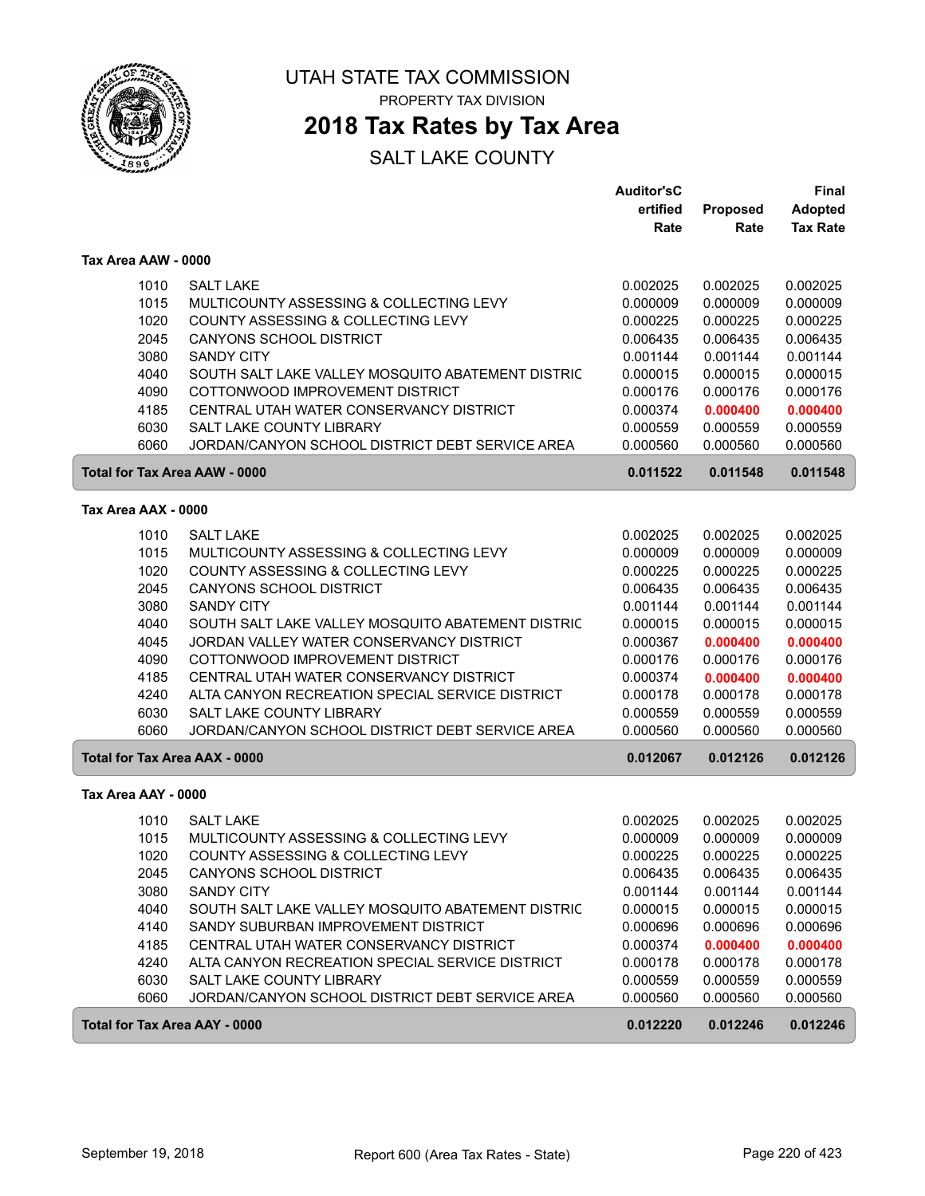# UTAH STATE TAX COMMISSION

PROPERTY TAX DIVISION

## 2018 Tax Rates by Tax Area

SALT LAKE COUNTY

### Tax Area AAW - 0000

| Code | Entity | Auditor's Certified Rate | Proposed Rate | Final Adopted Tax Rate |
|---|---|---|---|---|
| 1010 | SALT LAKE | 0.002025 | 0.002025 | 0.002025 |
| 1015 | MULTICOUNTY ASSESSING & COLLECTING LEVY | 0.000009 | 0.000009 | 0.000009 |
| 1020 | COUNTY ASSESSING & COLLECTING LEVY | 0.000225 | 0.000225 | 0.000225 |
| 2045 | CANYONS SCHOOL DISTRICT | 0.006435 | 0.006435 | 0.006435 |
| 3080 | SANDY CITY | 0.001144 | 0.001144 | 0.001144 |
| 4040 | SOUTH SALT LAKE VALLEY MOSQUITO ABATEMENT DISTRIC | 0.000015 | 0.000015 | 0.000015 |
| 4090 | COTTONWOOD IMPROVEMENT DISTRICT | 0.000176 | 0.000176 | 0.000176 |
| 4185 | CENTRAL UTAH WATER CONSERVANCY DISTRICT | 0.000374 | **0.000400** | **0.000400** |
| 6030 | SALT LAKE COUNTY LIBRARY | 0.000559 | 0.000559 | 0.000559 |
| 6060 | JORDAN/CANYON SCHOOL DISTRICT DEBT SERVICE AREA | 0.000560 | 0.000560 | 0.000560 |
| **Total for Tax Area AAW - 0000** | | **0.011522** | **0.011548** | **0.011548** |

### Tax Area AAX - 0000

| Code | Entity | Auditor's Certified Rate | Proposed Rate | Final Adopted Tax Rate |
|---|---|---|---|---|
| 1010 | SALT LAKE | 0.002025 | 0.002025 | 0.002025 |
| 1015 | MULTICOUNTY ASSESSING & COLLECTING LEVY | 0.000009 | 0.000009 | 0.000009 |
| 1020 | COUNTY ASSESSING & COLLECTING LEVY | 0.000225 | 0.000225 | 0.000225 |
| 2045 | CANYONS SCHOOL DISTRICT | 0.006435 | 0.006435 | 0.006435 |
| 3080 | SANDY CITY | 0.001144 | 0.001144 | 0.001144 |
| 4040 | SOUTH SALT LAKE VALLEY MOSQUITO ABATEMENT DISTRIC | 0.000015 | 0.000015 | 0.000015 |
| 4045 | JORDAN VALLEY WATER CONSERVANCY DISTRICT | 0.000367 | **0.000400** | **0.000400** |
| 4090 | COTTONWOOD IMPROVEMENT DISTRICT | 0.000176 | 0.000176 | 0.000176 |
| 4185 | CENTRAL UTAH WATER CONSERVANCY DISTRICT | 0.000374 | **0.000400** | **0.000400** |
| 4240 | ALTA CANYON RECREATION SPECIAL SERVICE DISTRICT | 0.000178 | 0.000178 | 0.000178 |
| 6030 | SALT LAKE COUNTY LIBRARY | 0.000559 | 0.000559 | 0.000559 |
| 6060 | JORDAN/CANYON SCHOOL DISTRICT DEBT SERVICE AREA | 0.000560 | 0.000560 | 0.000560 |
| **Total for Tax Area AAX - 0000** | | **0.012067** | **0.012126** | **0.012126** |

### Tax Area AAY - 0000

| Code | Entity | Auditor's Certified Rate | Proposed Rate | Final Adopted Tax Rate |
|---|---|---|---|---|
| 1010 | SALT LAKE | 0.002025 | 0.002025 | 0.002025 |
| 1015 | MULTICOUNTY ASSESSING & COLLECTING LEVY | 0.000009 | 0.000009 | 0.000009 |
| 1020 | COUNTY ASSESSING & COLLECTING LEVY | 0.000225 | 0.000225 | 0.000225 |
| 2045 | CANYONS SCHOOL DISTRICT | 0.006435 | 0.006435 | 0.006435 |
| 3080 | SANDY CITY | 0.001144 | 0.001144 | 0.001144 |
| 4040 | SOUTH SALT LAKE VALLEY MOSQUITO ABATEMENT DISTRIC | 0.000015 | 0.000015 | 0.000015 |
| 4140 | SANDY SUBURBAN IMPROVEMENT DISTRICT | 0.000696 | 0.000696 | 0.000696 |
| 4185 | CENTRAL UTAH WATER CONSERVANCY DISTRICT | 0.000374 | **0.000400** | **0.000400** |
| 4240 | ALTA CANYON RECREATION SPECIAL SERVICE DISTRICT | 0.000178 | 0.000178 | 0.000178 |
| 6030 | SALT LAKE COUNTY LIBRARY | 0.000559 | 0.000559 | 0.000559 |
| 6060 | JORDAN/CANYON SCHOOL DISTRICT DEBT SERVICE AREA | 0.000560 | 0.000560 | 0.000560 |
| **Total for Tax Area AAY - 0000** | | **0.012220** | **0.012246** | **0.012246** |

September 19, 2018 — Report 600 (Area Tax Rates - State)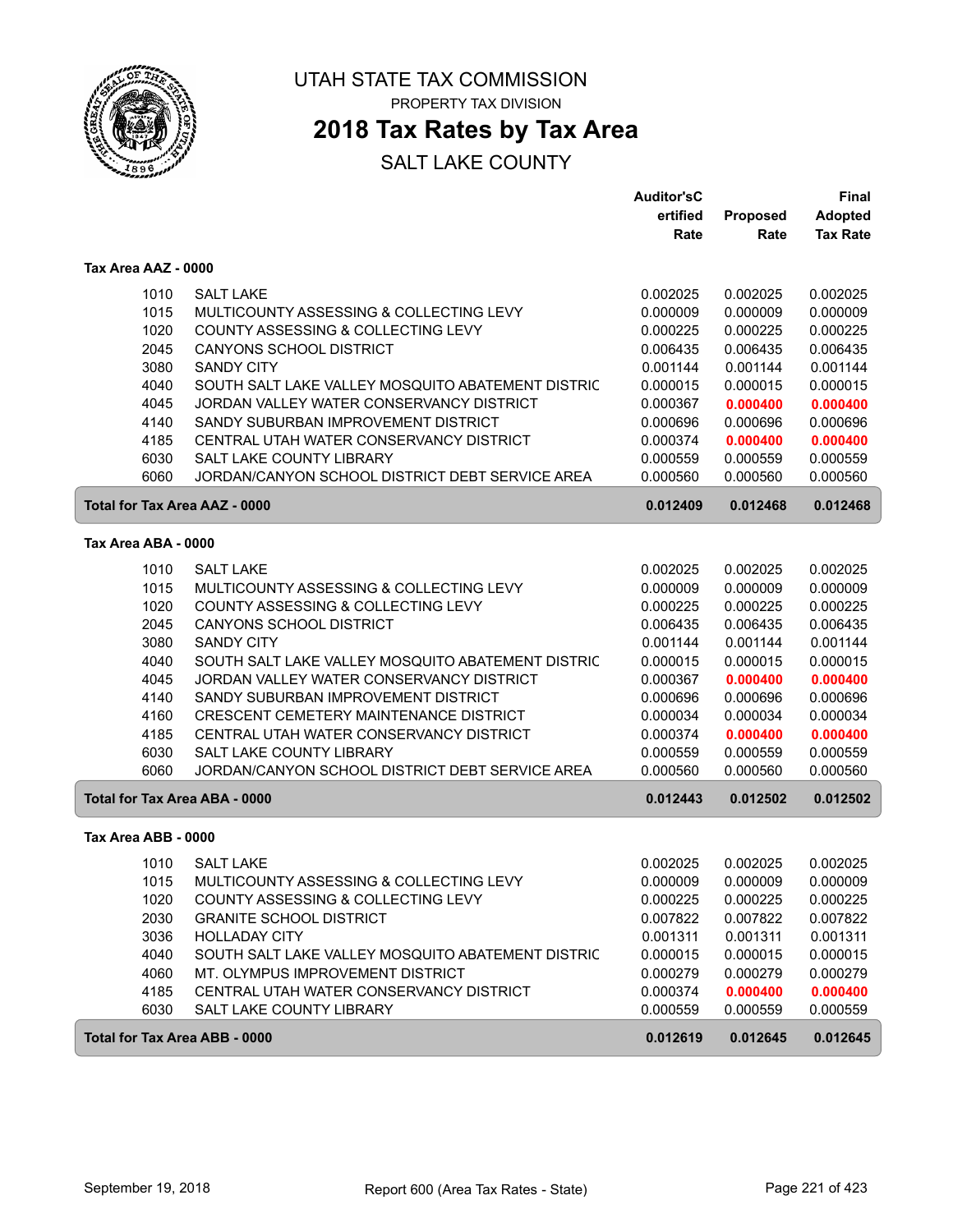# UTAH STATE TAX COMMISSION

PROPERTY TAX DIVISION

## 2018 Tax Rates by Tax Area

SALT LAKE COUNTY

| | | Auditor'sCertified Rate | Proposed Rate | Final Adopted Tax Rate |
|---|---|---|---|---|
| **Tax Area AAZ - 0000** | | | | |
| 1010 | SALT LAKE | 0.002025 | 0.002025 | 0.002025 |
| 1015 | MULTICOUNTY ASSESSING & COLLECTING LEVY | 0.000009 | 0.000009 | 0.000009 |
| 1020 | COUNTY ASSESSING & COLLECTING LEVY | 0.000225 | 0.000225 | 0.000225 |
| 2045 | CANYONS SCHOOL DISTRICT | 0.006435 | 0.006435 | 0.006435 |
| 3080 | SANDY CITY | 0.001144 | 0.001144 | 0.001144 |
| 4040 | SOUTH SALT LAKE VALLEY MOSQUITO ABATEMENT DISTRIC | 0.000015 | 0.000015 | 0.000015 |
| 4045 | JORDAN VALLEY WATER CONSERVANCY DISTRICT | 0.000367 | **0.000400** | **0.000400** |
| 4140 | SANDY SUBURBAN IMPROVEMENT DISTRICT | 0.000696 | 0.000696 | 0.000696 |
| 4185 | CENTRAL UTAH WATER CONSERVANCY DISTRICT | 0.000374 | **0.000400** | **0.000400** |
| 6030 | SALT LAKE COUNTY LIBRARY | 0.000559 | 0.000559 | 0.000559 |
| 6060 | JORDAN/CANYON SCHOOL DISTRICT DEBT SERVICE AREA | 0.000560 | 0.000560 | 0.000560 |
| **Total for Tax Area AAZ - 0000** | | **0.012409** | **0.012468** | **0.012468** |
| **Tax Area ABA - 0000** | | | | |
| 1010 | SALT LAKE | 0.002025 | 0.002025 | 0.002025 |
| 1015 | MULTICOUNTY ASSESSING & COLLECTING LEVY | 0.000009 | 0.000009 | 0.000009 |
| 1020 | COUNTY ASSESSING & COLLECTING LEVY | 0.000225 | 0.000225 | 0.000225 |
| 2045 | CANYONS SCHOOL DISTRICT | 0.006435 | 0.006435 | 0.006435 |
| 3080 | SANDY CITY | 0.001144 | 0.001144 | 0.001144 |
| 4040 | SOUTH SALT LAKE VALLEY MOSQUITO ABATEMENT DISTRIC | 0.000015 | 0.000015 | 0.000015 |
| 4045 | JORDAN VALLEY WATER CONSERVANCY DISTRICT | 0.000367 | **0.000400** | **0.000400** |
| 4140 | SANDY SUBURBAN IMPROVEMENT DISTRICT | 0.000696 | 0.000696 | 0.000696 |
| 4160 | CRESCENT CEMETERY MAINTENANCE DISTRICT | 0.000034 | 0.000034 | 0.000034 |
| 4185 | CENTRAL UTAH WATER CONSERVANCY DISTRICT | 0.000374 | **0.000400** | **0.000400** |
| 6030 | SALT LAKE COUNTY LIBRARY | 0.000559 | 0.000559 | 0.000559 |
| 6060 | JORDAN/CANYON SCHOOL DISTRICT DEBT SERVICE AREA | 0.000560 | 0.000560 | 0.000560 |
| **Total for Tax Area ABA - 0000** | | **0.012443** | **0.012502** | **0.012502** |
| **Tax Area ABB - 0000** | | | | |
| 1010 | SALT LAKE | 0.002025 | 0.002025 | 0.002025 |
| 1015 | MULTICOUNTY ASSESSING & COLLECTING LEVY | 0.000009 | 0.000009 | 0.000009 |
| 1020 | COUNTY ASSESSING & COLLECTING LEVY | 0.000225 | 0.000225 | 0.000225 |
| 2030 | GRANITE SCHOOL DISTRICT | 0.007822 | 0.007822 | 0.007822 |
| 3036 | HOLLADAY CITY | 0.001311 | 0.001311 | 0.001311 |
| 4040 | SOUTH SALT LAKE VALLEY MOSQUITO ABATEMENT DISTRIC | 0.000015 | 0.000015 | 0.000015 |
| 4060 | MT. OLYMPUS IMPROVEMENT DISTRICT | 0.000279 | 0.000279 | 0.000279 |
| 4185 | CENTRAL UTAH WATER CONSERVANCY DISTRICT | 0.000374 | **0.000400** | **0.000400** |
| 6030 | SALT LAKE COUNTY LIBRARY | 0.000559 | 0.000559 | 0.000559 |
| **Total for Tax Area ABB - 0000** | | **0.012619** | **0.012645** | **0.012645** |

September 19, 2018 — Report 600 (Area Tax Rates - State)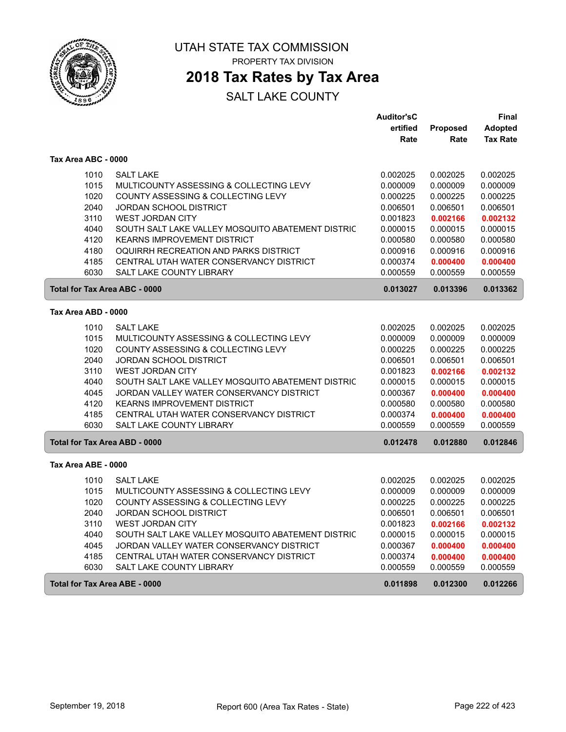# UTAH STATE TAX COMMISSION

PROPERTY TAX DIVISION

## 2018 Tax Rates by Tax Area

SALT LAKE COUNTY

| | | Auditor'sCertified Rate | Proposed Rate | Final Adopted Tax Rate |
|---|---|---|---|---|
| **Tax Area ABC - 0000** | | | | |
| 1010 | SALT LAKE | 0.002025 | 0.002025 | 0.002025 |
| 1015 | MULTICOUNTY ASSESSING & COLLECTING LEVY | 0.000009 | 0.000009 | 0.000009 |
| 1020 | COUNTY ASSESSING & COLLECTING LEVY | 0.000225 | 0.000225 | 0.000225 |
| 2040 | JORDAN SCHOOL DISTRICT | 0.006501 | 0.006501 | 0.006501 |
| 3110 | WEST JORDAN CITY | 0.001823 | **0.002166** | **0.002132** |
| 4040 | SOUTH SALT LAKE VALLEY MOSQUITO ABATEMENT DISTRIC | 0.000015 | 0.000015 | 0.000015 |
| 4120 | KEARNS IMPROVEMENT DISTRICT | 0.000580 | 0.000580 | 0.000580 |
| 4180 | OQUIRRH RECREATION AND PARKS DISTRICT | 0.000916 | 0.000916 | 0.000916 |
| 4185 | CENTRAL UTAH WATER CONSERVANCY DISTRICT | 0.000374 | **0.000400** | **0.000400** |
| 6030 | SALT LAKE COUNTY LIBRARY | 0.000559 | 0.000559 | 0.000559 |
| **Total for Tax Area ABC - 0000** | | **0.013027** | **0.013396** | **0.013362** |
| **Tax Area ABD - 0000** | | | | |
| 1010 | SALT LAKE | 0.002025 | 0.002025 | 0.002025 |
| 1015 | MULTICOUNTY ASSESSING & COLLECTING LEVY | 0.000009 | 0.000009 | 0.000009 |
| 1020 | COUNTY ASSESSING & COLLECTING LEVY | 0.000225 | 0.000225 | 0.000225 |
| 2040 | JORDAN SCHOOL DISTRICT | 0.006501 | 0.006501 | 0.006501 |
| 3110 | WEST JORDAN CITY | 0.001823 | **0.002166** | **0.002132** |
| 4040 | SOUTH SALT LAKE VALLEY MOSQUITO ABATEMENT DISTRIC | 0.000015 | 0.000015 | 0.000015 |
| 4045 | JORDAN VALLEY WATER CONSERVANCY DISTRICT | 0.000367 | **0.000400** | **0.000400** |
| 4120 | KEARNS IMPROVEMENT DISTRICT | 0.000580 | 0.000580 | 0.000580 |
| 4185 | CENTRAL UTAH WATER CONSERVANCY DISTRICT | 0.000374 | **0.000400** | **0.000400** |
| 6030 | SALT LAKE COUNTY LIBRARY | 0.000559 | 0.000559 | 0.000559 |
| **Total for Tax Area ABD - 0000** | | **0.012478** | **0.012880** | **0.012846** |
| **Tax Area ABE - 0000** | | | | |
| 1010 | SALT LAKE | 0.002025 | 0.002025 | 0.002025 |
| 1015 | MULTICOUNTY ASSESSING & COLLECTING LEVY | 0.000009 | 0.000009 | 0.000009 |
| 1020 | COUNTY ASSESSING & COLLECTING LEVY | 0.000225 | 0.000225 | 0.000225 |
| 2040 | JORDAN SCHOOL DISTRICT | 0.006501 | 0.006501 | 0.006501 |
| 3110 | WEST JORDAN CITY | 0.001823 | **0.002166** | **0.002132** |
| 4040 | SOUTH SALT LAKE VALLEY MOSQUITO ABATEMENT DISTRIC | 0.000015 | 0.000015 | 0.000015 |
| 4045 | JORDAN VALLEY WATER CONSERVANCY DISTRICT | 0.000367 | **0.000400** | **0.000400** |
| 4185 | CENTRAL UTAH WATER CONSERVANCY DISTRICT | 0.000374 | **0.000400** | **0.000400** |
| 6030 | SALT LAKE COUNTY LIBRARY | 0.000559 | 0.000559 | 0.000559 |
| **Total for Tax Area ABE - 0000** | | **0.011898** | **0.012300** | **0.012266** |

September 19, 2018 — Report 600 (Area Tax Rates - State)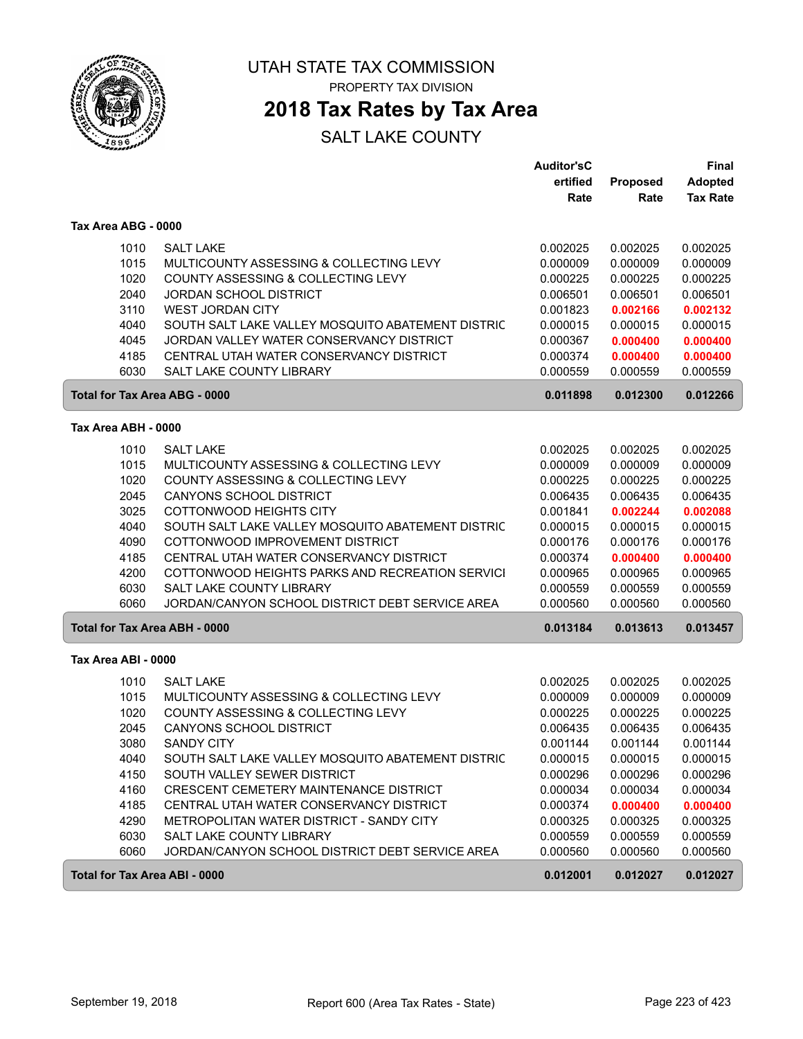# UTAH STATE TAX COMMISSION

PROPERTY TAX DIVISION

## 2018 Tax Rates by Tax Area

SALT LAKE COUNTY

| | | Auditor'sCertified Rate | Proposed Rate | Final Adopted Tax Rate |
|---|---|---|---|---|
| **Tax Area ABG - 0000** | | | | |
| 1010 | SALT LAKE | 0.002025 | 0.002025 | 0.002025 |
| 1015 | MULTICOUNTY ASSESSING & COLLECTING LEVY | 0.000009 | 0.000009 | 0.000009 |
| 1020 | COUNTY ASSESSING & COLLECTING LEVY | 0.000225 | 0.000225 | 0.000225 |
| 2040 | JORDAN SCHOOL DISTRICT | 0.006501 | 0.006501 | 0.006501 |
| 3110 | WEST JORDAN CITY | 0.001823 | **0.002166** | **0.002132** |
| 4040 | SOUTH SALT LAKE VALLEY MOSQUITO ABATEMENT DISTRIC | 0.000015 | 0.000015 | 0.000015 |
| 4045 | JORDAN VALLEY WATER CONSERVANCY DISTRICT | 0.000367 | **0.000400** | **0.000400** |
| 4185 | CENTRAL UTAH WATER CONSERVANCY DISTRICT | 0.000374 | **0.000400** | **0.000400** |
| 6030 | SALT LAKE COUNTY LIBRARY | 0.000559 | 0.000559 | 0.000559 |
| **Total for Tax Area ABG - 0000** | | **0.011898** | **0.012300** | **0.012266** |
| **Tax Area ABH - 0000** | | | | |
| 1010 | SALT LAKE | 0.002025 | 0.002025 | 0.002025 |
| 1015 | MULTICOUNTY ASSESSING & COLLECTING LEVY | 0.000009 | 0.000009 | 0.000009 |
| 1020 | COUNTY ASSESSING & COLLECTING LEVY | 0.000225 | 0.000225 | 0.000225 |
| 2045 | CANYONS SCHOOL DISTRICT | 0.006435 | 0.006435 | 0.006435 |
| 3025 | COTTONWOOD HEIGHTS CITY | 0.001841 | **0.002244** | **0.002088** |
| 4040 | SOUTH SALT LAKE VALLEY MOSQUITO ABATEMENT DISTRIC | 0.000015 | 0.000015 | 0.000015 |
| 4090 | COTTONWOOD IMPROVEMENT DISTRICT | 0.000176 | 0.000176 | 0.000176 |
| 4185 | CENTRAL UTAH WATER CONSERVANCY DISTRICT | 0.000374 | **0.000400** | **0.000400** |
| 4200 | COTTONWOOD HEIGHTS PARKS AND RECREATION SERVICI | 0.000965 | 0.000965 | 0.000965 |
| 6030 | SALT LAKE COUNTY LIBRARY | 0.000559 | 0.000559 | 0.000559 |
| 6060 | JORDAN/CANYON SCHOOL DISTRICT DEBT SERVICE AREA | 0.000560 | 0.000560 | 0.000560 |
| **Total for Tax Area ABH - 0000** | | **0.013184** | **0.013613** | **0.013457** |
| **Tax Area ABI - 0000** | | | | |
| 1010 | SALT LAKE | 0.002025 | 0.002025 | 0.002025 |
| 1015 | MULTICOUNTY ASSESSING & COLLECTING LEVY | 0.000009 | 0.000009 | 0.000009 |
| 1020 | COUNTY ASSESSING & COLLECTING LEVY | 0.000225 | 0.000225 | 0.000225 |
| 2045 | CANYONS SCHOOL DISTRICT | 0.006435 | 0.006435 | 0.006435 |
| 3080 | SANDY CITY | 0.001144 | 0.001144 | 0.001144 |
| 4040 | SOUTH SALT LAKE VALLEY MOSQUITO ABATEMENT DISTRIC | 0.000015 | 0.000015 | 0.000015 |
| 4150 | SOUTH VALLEY SEWER DISTRICT | 0.000296 | 0.000296 | 0.000296 |
| 4160 | CRESCENT CEMETERY MAINTENANCE DISTRICT | 0.000034 | 0.000034 | 0.000034 |
| 4185 | CENTRAL UTAH WATER CONSERVANCY DISTRICT | 0.000374 | **0.000400** | **0.000400** |
| 4290 | METROPOLITAN WATER DISTRICT - SANDY CITY | 0.000325 | 0.000325 | 0.000325 |
| 6030 | SALT LAKE COUNTY LIBRARY | 0.000559 | 0.000559 | 0.000559 |
| 6060 | JORDAN/CANYON SCHOOL DISTRICT DEBT SERVICE AREA | 0.000560 | 0.000560 | 0.000560 |
| **Total for Tax Area ABI - 0000** | | **0.012001** | **0.012027** | **0.012027** |

September 19, 2018 — Report 600 (Area Tax Rates - State)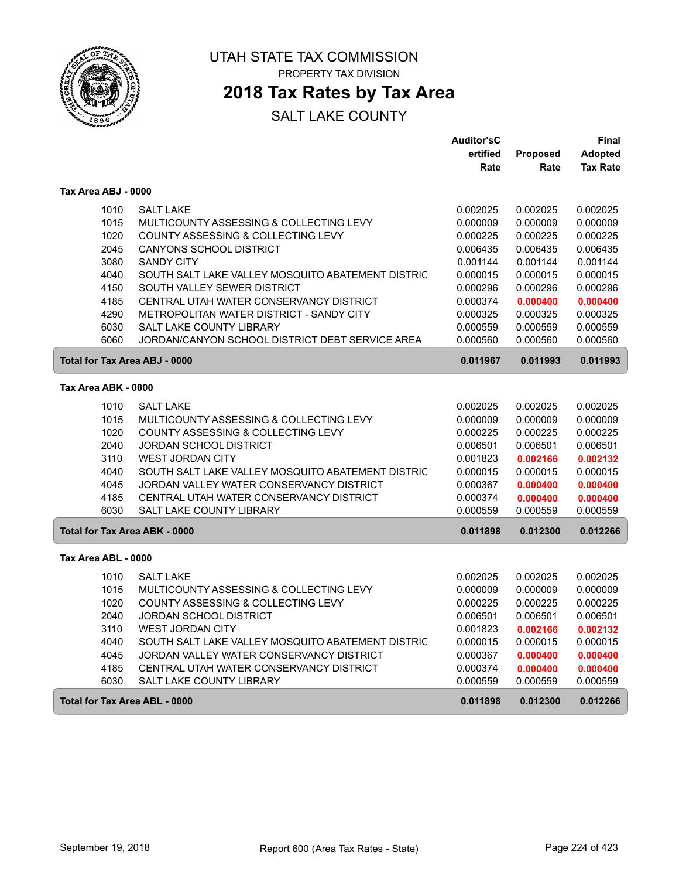# UTAH STATE TAX COMMISSION

PROPERTY TAX DIVISION

## 2018 Tax Rates by Tax Area

SALT LAKE COUNTY

| | | Auditor'sCertified Rate | Proposed Rate | Final Adopted Tax Rate |
|---|---|---|---|---|
| **Tax Area ABJ - 0000** | | | | |
| 1010 | SALT LAKE | 0.002025 | 0.002025 | 0.002025 |
| 1015 | MULTICOUNTY ASSESSING & COLLECTING LEVY | 0.000009 | 0.000009 | 0.000009 |
| 1020 | COUNTY ASSESSING & COLLECTING LEVY | 0.000225 | 0.000225 | 0.000225 |
| 2045 | CANYONS SCHOOL DISTRICT | 0.006435 | 0.006435 | 0.006435 |
| 3080 | SANDY CITY | 0.001144 | 0.001144 | 0.001144 |
| 4040 | SOUTH SALT LAKE VALLEY MOSQUITO ABATEMENT DISTRIC | 0.000015 | 0.000015 | 0.000015 |
| 4150 | SOUTH VALLEY SEWER DISTRICT | 0.000296 | 0.000296 | 0.000296 |
| 4185 | CENTRAL UTAH WATER CONSERVANCY DISTRICT | 0.000374 | **0.000400** | **0.000400** |
| 4290 | METROPOLITAN WATER DISTRICT - SANDY CITY | 0.000325 | 0.000325 | 0.000325 |
| 6030 | SALT LAKE COUNTY LIBRARY | 0.000559 | 0.000559 | 0.000559 |
| 6060 | JORDAN/CANYON SCHOOL DISTRICT DEBT SERVICE AREA | 0.000560 | 0.000560 | 0.000560 |
| **Total for Tax Area ABJ - 0000** | | **0.011967** | **0.011993** | **0.011993** |
| **Tax Area ABK - 0000** | | | | |
| 1010 | SALT LAKE | 0.002025 | 0.002025 | 0.002025 |
| 1015 | MULTICOUNTY ASSESSING & COLLECTING LEVY | 0.000009 | 0.000009 | 0.000009 |
| 1020 | COUNTY ASSESSING & COLLECTING LEVY | 0.000225 | 0.000225 | 0.000225 |
| 2040 | JORDAN SCHOOL DISTRICT | 0.006501 | 0.006501 | 0.006501 |
| 3110 | WEST JORDAN CITY | 0.001823 | **0.002166** | **0.002132** |
| 4040 | SOUTH SALT LAKE VALLEY MOSQUITO ABATEMENT DISTRIC | 0.000015 | 0.000015 | 0.000015 |
| 4045 | JORDAN VALLEY WATER CONSERVANCY DISTRICT | 0.000367 | **0.000400** | **0.000400** |
| 4185 | CENTRAL UTAH WATER CONSERVANCY DISTRICT | 0.000374 | **0.000400** | **0.000400** |
| 6030 | SALT LAKE COUNTY LIBRARY | 0.000559 | 0.000559 | 0.000559 |
| **Total for Tax Area ABK - 0000** | | **0.011898** | **0.012300** | **0.012266** |
| **Tax Area ABL - 0000** | | | | |
| 1010 | SALT LAKE | 0.002025 | 0.002025 | 0.002025 |
| 1015 | MULTICOUNTY ASSESSING & COLLECTING LEVY | 0.000009 | 0.000009 | 0.000009 |
| 1020 | COUNTY ASSESSING & COLLECTING LEVY | 0.000225 | 0.000225 | 0.000225 |
| 2040 | JORDAN SCHOOL DISTRICT | 0.006501 | 0.006501 | 0.006501 |
| 3110 | WEST JORDAN CITY | 0.001823 | **0.002166** | **0.002132** |
| 4040 | SOUTH SALT LAKE VALLEY MOSQUITO ABATEMENT DISTRIC | 0.000015 | 0.000015 | 0.000015 |
| 4045 | JORDAN VALLEY WATER CONSERVANCY DISTRICT | 0.000367 | **0.000400** | **0.000400** |
| 4185 | CENTRAL UTAH WATER CONSERVANCY DISTRICT | 0.000374 | **0.000400** | **0.000400** |
| 6030 | SALT LAKE COUNTY LIBRARY | 0.000559 | 0.000559 | 0.000559 |
| **Total for Tax Area ABL - 0000** | | **0.011898** | **0.012300** | **0.012266** |

September 19, 2018 — Report 600 (Area Tax Rates - State)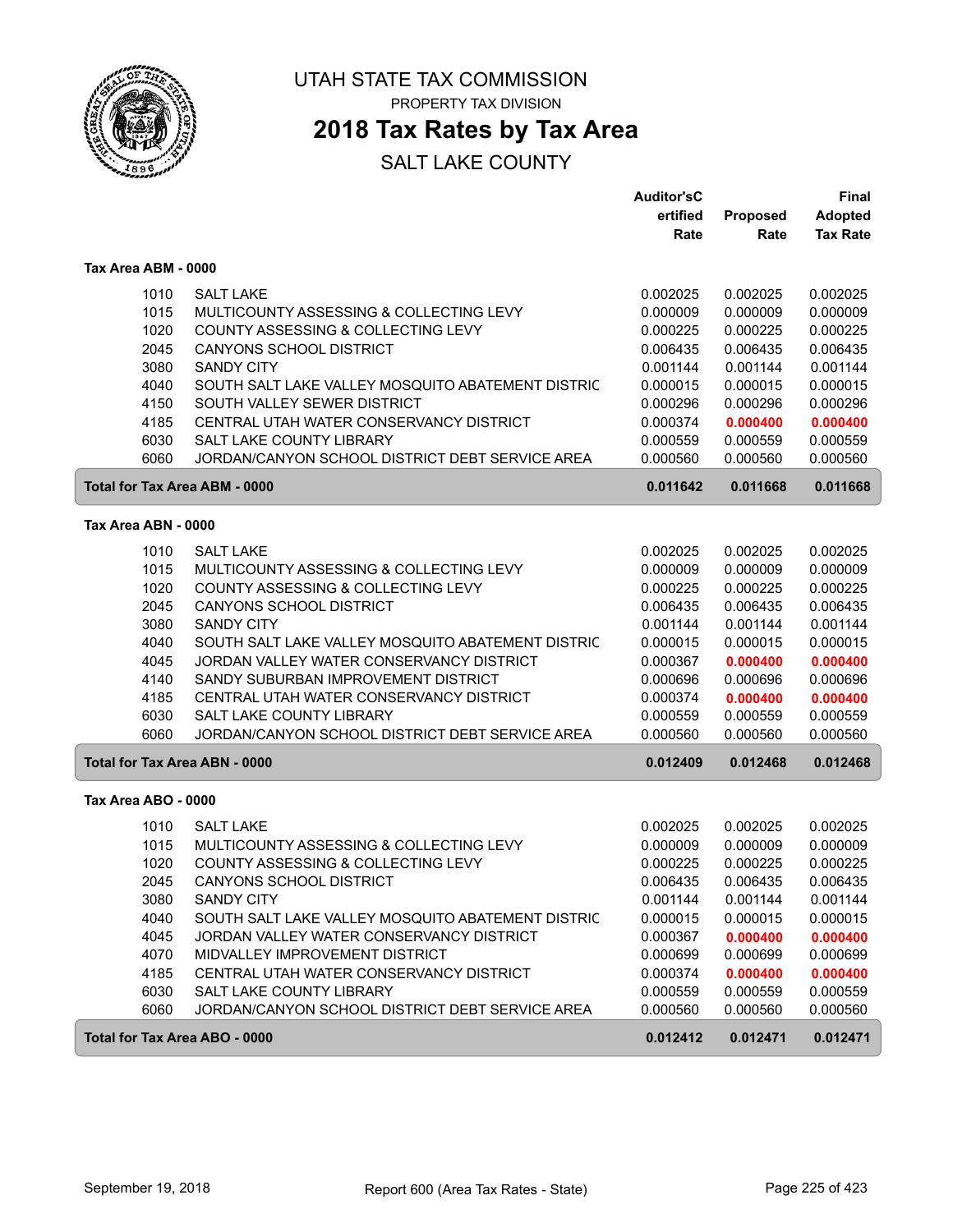# UTAH STATE TAX COMMISSION

PROPERTY TAX DIVISION

## 2018 Tax Rates by Tax Area

SALT LAKE COUNTY

| | | Auditor'sCertified Rate | Proposed Rate | Final Adopted Tax Rate |
|---|---|---|---|---|
| **Tax Area ABM - 0000** | | | | |
| 1010 | SALT LAKE | 0.002025 | 0.002025 | 0.002025 |
| 1015 | MULTICOUNTY ASSESSING & COLLECTING LEVY | 0.000009 | 0.000009 | 0.000009 |
| 1020 | COUNTY ASSESSING & COLLECTING LEVY | 0.000225 | 0.000225 | 0.000225 |
| 2045 | CANYONS SCHOOL DISTRICT | 0.006435 | 0.006435 | 0.006435 |
| 3080 | SANDY CITY | 0.001144 | 0.001144 | 0.001144 |
| 4040 | SOUTH SALT LAKE VALLEY MOSQUITO ABATEMENT DISTRIC | 0.000015 | 0.000015 | 0.000015 |
| 4150 | SOUTH VALLEY SEWER DISTRICT | 0.000296 | 0.000296 | 0.000296 |
| 4185 | CENTRAL UTAH WATER CONSERVANCY DISTRICT | 0.000374 | **0.000400** | **0.000400** |
| 6030 | SALT LAKE COUNTY LIBRARY | 0.000559 | 0.000559 | 0.000559 |
| 6060 | JORDAN/CANYON SCHOOL DISTRICT DEBT SERVICE AREA | 0.000560 | 0.000560 | 0.000560 |
| **Total for Tax Area ABM - 0000** | | **0.011642** | **0.011668** | **0.011668** |
| **Tax Area ABN - 0000** | | | | |
| 1010 | SALT LAKE | 0.002025 | 0.002025 | 0.002025 |
| 1015 | MULTICOUNTY ASSESSING & COLLECTING LEVY | 0.000009 | 0.000009 | 0.000009 |
| 1020 | COUNTY ASSESSING & COLLECTING LEVY | 0.000225 | 0.000225 | 0.000225 |
| 2045 | CANYONS SCHOOL DISTRICT | 0.006435 | 0.006435 | 0.006435 |
| 3080 | SANDY CITY | 0.001144 | 0.001144 | 0.001144 |
| 4040 | SOUTH SALT LAKE VALLEY MOSQUITO ABATEMENT DISTRIC | 0.000015 | 0.000015 | 0.000015 |
| 4045 | JORDAN VALLEY WATER CONSERVANCY DISTRICT | 0.000367 | **0.000400** | **0.000400** |
| 4140 | SANDY SUBURBAN IMPROVEMENT DISTRICT | 0.000696 | 0.000696 | 0.000696 |
| 4185 | CENTRAL UTAH WATER CONSERVANCY DISTRICT | 0.000374 | **0.000400** | **0.000400** |
| 6030 | SALT LAKE COUNTY LIBRARY | 0.000559 | 0.000559 | 0.000559 |
| 6060 | JORDAN/CANYON SCHOOL DISTRICT DEBT SERVICE AREA | 0.000560 | 0.000560 | 0.000560 |
| **Total for Tax Area ABN - 0000** | | **0.012409** | **0.012468** | **0.012468** |
| **Tax Area ABO - 0000** | | | | |
| 1010 | SALT LAKE | 0.002025 | 0.002025 | 0.002025 |
| 1015 | MULTICOUNTY ASSESSING & COLLECTING LEVY | 0.000009 | 0.000009 | 0.000009 |
| 1020 | COUNTY ASSESSING & COLLECTING LEVY | 0.000225 | 0.000225 | 0.000225 |
| 2045 | CANYONS SCHOOL DISTRICT | 0.006435 | 0.006435 | 0.006435 |
| 3080 | SANDY CITY | 0.001144 | 0.001144 | 0.001144 |
| 4040 | SOUTH SALT LAKE VALLEY MOSQUITO ABATEMENT DISTRIC | 0.000015 | 0.000015 | 0.000015 |
| 4045 | JORDAN VALLEY WATER CONSERVANCY DISTRICT | 0.000367 | **0.000400** | **0.000400** |
| 4070 | MIDVALLEY IMPROVEMENT DISTRICT | 0.000699 | 0.000699 | 0.000699 |
| 4185 | CENTRAL UTAH WATER CONSERVANCY DISTRICT | 0.000374 | **0.000400** | **0.000400** |
| 6030 | SALT LAKE COUNTY LIBRARY | 0.000559 | 0.000559 | 0.000559 |
| 6060 | JORDAN/CANYON SCHOOL DISTRICT DEBT SERVICE AREA | 0.000560 | 0.000560 | 0.000560 |
| **Total for Tax Area ABO - 0000** | | **0.012412** | **0.012471** | **0.012471** |

September 19, 2018 — Report 600 (Area Tax Rates - State)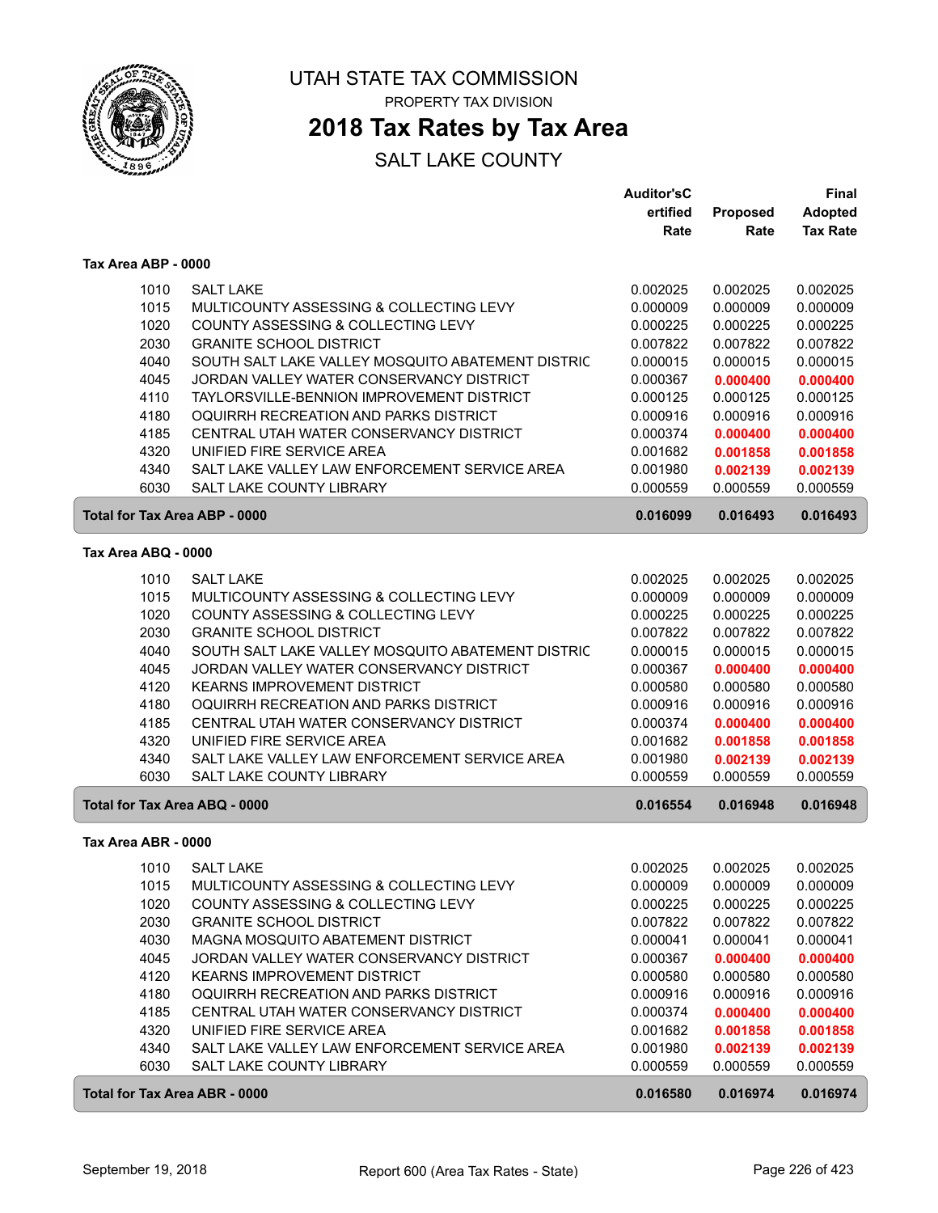# UTAH STATE TAX COMMISSION

PROPERTY TAX DIVISION

## 2018 Tax Rates by Tax Area

SALT LAKE COUNTY

| | | Auditor'sCertified Rate | Proposed Rate | Final Adopted Tax Rate |
|---|---|---|---|---|
| **Tax Area ABP - 0000** | | | | |
| 1010 | SALT LAKE | 0.002025 | 0.002025 | 0.002025 |
| 1015 | MULTICOUNTY ASSESSING & COLLECTING LEVY | 0.000009 | 0.000009 | 0.000009 |
| 1020 | COUNTY ASSESSING & COLLECTING LEVY | 0.000225 | 0.000225 | 0.000225 |
| 2030 | GRANITE SCHOOL DISTRICT | 0.007822 | 0.007822 | 0.007822 |
| 4040 | SOUTH SALT LAKE VALLEY MOSQUITO ABATEMENT DISTRIC | 0.000015 | 0.000015 | 0.000015 |
| 4045 | JORDAN VALLEY WATER CONSERVANCY DISTRICT | 0.000367 | **0.000400** | **0.000400** |
| 4110 | TAYLORSVILLE-BENNION IMPROVEMENT DISTRICT | 0.000125 | 0.000125 | 0.000125 |
| 4180 | OQUIRRH RECREATION AND PARKS DISTRICT | 0.000916 | 0.000916 | 0.000916 |
| 4185 | CENTRAL UTAH WATER CONSERVANCY DISTRICT | 0.000374 | **0.000400** | **0.000400** |
| 4320 | UNIFIED FIRE SERVICE AREA | 0.001682 | **0.001858** | **0.001858** |
| 4340 | SALT LAKE VALLEY LAW ENFORCEMENT SERVICE AREA | 0.001980 | **0.002139** | **0.002139** |
| 6030 | SALT LAKE COUNTY LIBRARY | 0.000559 | 0.000559 | 0.000559 |
| **Total for Tax Area ABP - 0000** | | **0.016099** | **0.016493** | **0.016493** |
| **Tax Area ABQ - 0000** | | | | |
| 1010 | SALT LAKE | 0.002025 | 0.002025 | 0.002025 |
| 1015 | MULTICOUNTY ASSESSING & COLLECTING LEVY | 0.000009 | 0.000009 | 0.000009 |
| 1020 | COUNTY ASSESSING & COLLECTING LEVY | 0.000225 | 0.000225 | 0.000225 |
| 2030 | GRANITE SCHOOL DISTRICT | 0.007822 | 0.007822 | 0.007822 |
| 4040 | SOUTH SALT LAKE VALLEY MOSQUITO ABATEMENT DISTRIC | 0.000015 | 0.000015 | 0.000015 |
| 4045 | JORDAN VALLEY WATER CONSERVANCY DISTRICT | 0.000367 | **0.000400** | **0.000400** |
| 4120 | KEARNS IMPROVEMENT DISTRICT | 0.000580 | 0.000580 | 0.000580 |
| 4180 | OQUIRRH RECREATION AND PARKS DISTRICT | 0.000916 | 0.000916 | 0.000916 |
| 4185 | CENTRAL UTAH WATER CONSERVANCY DISTRICT | 0.000374 | **0.000400** | **0.000400** |
| 4320 | UNIFIED FIRE SERVICE AREA | 0.001682 | **0.001858** | **0.001858** |
| 4340 | SALT LAKE VALLEY LAW ENFORCEMENT SERVICE AREA | 0.001980 | **0.002139** | **0.002139** |
| 6030 | SALT LAKE COUNTY LIBRARY | 0.000559 | 0.000559 | 0.000559 |
| **Total for Tax Area ABQ - 0000** | | **0.016554** | **0.016948** | **0.016948** |
| **Tax Area ABR - 0000** | | | | |
| 1010 | SALT LAKE | 0.002025 | 0.002025 | 0.002025 |
| 1015 | MULTICOUNTY ASSESSING & COLLECTING LEVY | 0.000009 | 0.000009 | 0.000009 |
| 1020 | COUNTY ASSESSING & COLLECTING LEVY | 0.000225 | 0.000225 | 0.000225 |
| 2030 | GRANITE SCHOOL DISTRICT | 0.007822 | 0.007822 | 0.007822 |
| 4030 | MAGNA MOSQUITO ABATEMENT DISTRICT | 0.000041 | 0.000041 | 0.000041 |
| 4045 | JORDAN VALLEY WATER CONSERVANCY DISTRICT | 0.000367 | **0.000400** | **0.000400** |
| 4120 | KEARNS IMPROVEMENT DISTRICT | 0.000580 | 0.000580 | 0.000580 |
| 4180 | OQUIRRH RECREATION AND PARKS DISTRICT | 0.000916 | 0.000916 | 0.000916 |
| 4185 | CENTRAL UTAH WATER CONSERVANCY DISTRICT | 0.000374 | **0.000400** | **0.000400** |
| 4320 | UNIFIED FIRE SERVICE AREA | 0.001682 | **0.001858** | **0.001858** |
| 4340 | SALT LAKE VALLEY LAW ENFORCEMENT SERVICE AREA | 0.001980 | **0.002139** | **0.002139** |
| 6030 | SALT LAKE COUNTY LIBRARY | 0.000559 | 0.000559 | 0.000559 |
| **Total for Tax Area ABR - 0000** | | **0.016580** | **0.016974** | **0.016974** |

September 19, 2018 — Report 600 (Area Tax Rates - State)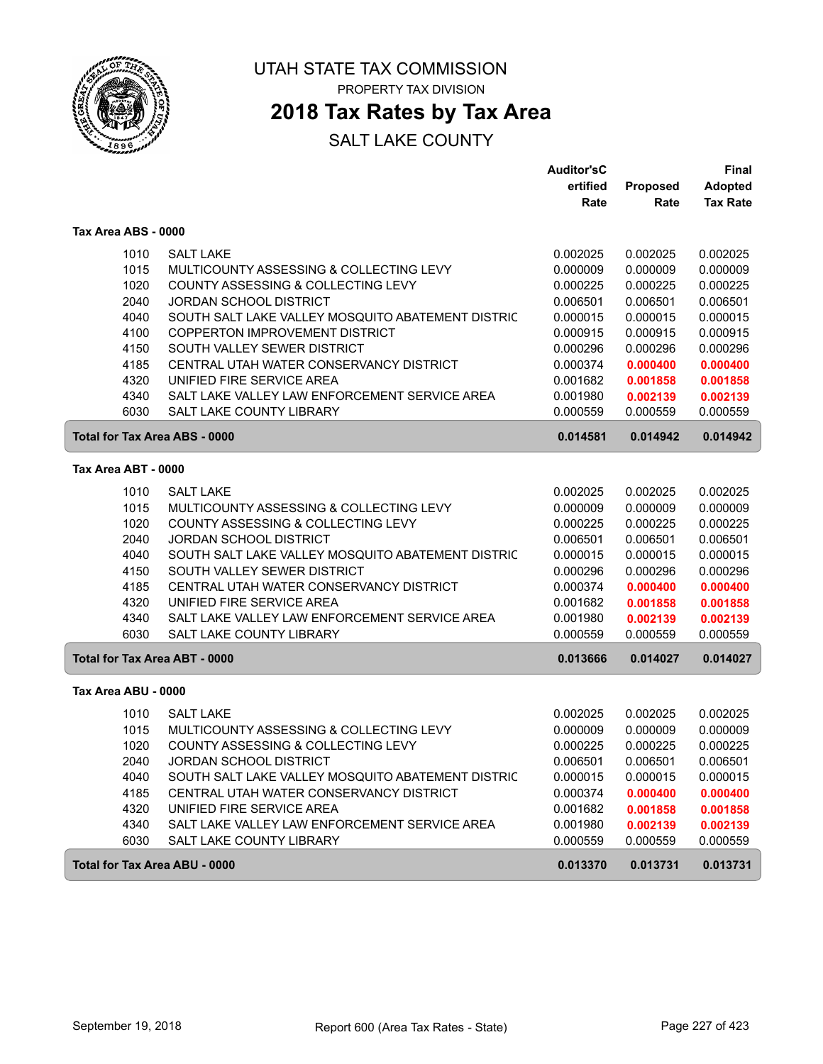# UTAH STATE TAX COMMISSION

PROPERTY TAX DIVISION

## 2018 Tax Rates by Tax Area

SALT LAKE COUNTY

| | | Auditor'sCertified Rate | Proposed Rate | Final Adopted Tax Rate |
|---|---|---|---|---|
| **Tax Area ABS - 0000** | | | | |
| 1010 | SALT LAKE | 0.002025 | 0.002025 | 0.002025 |
| 1015 | MULTICOUNTY ASSESSING & COLLECTING LEVY | 0.000009 | 0.000009 | 0.000009 |
| 1020 | COUNTY ASSESSING & COLLECTING LEVY | 0.000225 | 0.000225 | 0.000225 |
| 2040 | JORDAN SCHOOL DISTRICT | 0.006501 | 0.006501 | 0.006501 |
| 4040 | SOUTH SALT LAKE VALLEY MOSQUITO ABATEMENT DISTRIC | 0.000015 | 0.000015 | 0.000015 |
| 4100 | COPPERTON IMPROVEMENT DISTRICT | 0.000915 | 0.000915 | 0.000915 |
| 4150 | SOUTH VALLEY SEWER DISTRICT | 0.000296 | 0.000296 | 0.000296 |
| 4185 | CENTRAL UTAH WATER CONSERVANCY DISTRICT | 0.000374 | **0.000400** | **0.000400** |
| 4320 | UNIFIED FIRE SERVICE AREA | 0.001682 | **0.001858** | **0.001858** |
| 4340 | SALT LAKE VALLEY LAW ENFORCEMENT SERVICE AREA | 0.001980 | **0.002139** | **0.002139** |
| 6030 | SALT LAKE COUNTY LIBRARY | 0.000559 | 0.000559 | 0.000559 |
| **Total for Tax Area ABS - 0000** | | **0.014581** | **0.014942** | **0.014942** |
| **Tax Area ABT - 0000** | | | | |
| 1010 | SALT LAKE | 0.002025 | 0.002025 | 0.002025 |
| 1015 | MULTICOUNTY ASSESSING & COLLECTING LEVY | 0.000009 | 0.000009 | 0.000009 |
| 1020 | COUNTY ASSESSING & COLLECTING LEVY | 0.000225 | 0.000225 | 0.000225 |
| 2040 | JORDAN SCHOOL DISTRICT | 0.006501 | 0.006501 | 0.006501 |
| 4040 | SOUTH SALT LAKE VALLEY MOSQUITO ABATEMENT DISTRIC | 0.000015 | 0.000015 | 0.000015 |
| 4150 | SOUTH VALLEY SEWER DISTRICT | 0.000296 | 0.000296 | 0.000296 |
| 4185 | CENTRAL UTAH WATER CONSERVANCY DISTRICT | 0.000374 | **0.000400** | **0.000400** |
| 4320 | UNIFIED FIRE SERVICE AREA | 0.001682 | **0.001858** | **0.001858** |
| 4340 | SALT LAKE VALLEY LAW ENFORCEMENT SERVICE AREA | 0.001980 | **0.002139** | **0.002139** |
| 6030 | SALT LAKE COUNTY LIBRARY | 0.000559 | 0.000559 | 0.000559 |
| **Total for Tax Area ABT - 0000** | | **0.013666** | **0.014027** | **0.014027** |
| **Tax Area ABU - 0000** | | | | |
| 1010 | SALT LAKE | 0.002025 | 0.002025 | 0.002025 |
| 1015 | MULTICOUNTY ASSESSING & COLLECTING LEVY | 0.000009 | 0.000009 | 0.000009 |
| 1020 | COUNTY ASSESSING & COLLECTING LEVY | 0.000225 | 0.000225 | 0.000225 |
| 2040 | JORDAN SCHOOL DISTRICT | 0.006501 | 0.006501 | 0.006501 |
| 4040 | SOUTH SALT LAKE VALLEY MOSQUITO ABATEMENT DISTRIC | 0.000015 | 0.000015 | 0.000015 |
| 4185 | CENTRAL UTAH WATER CONSERVANCY DISTRICT | 0.000374 | **0.000400** | **0.000400** |
| 4320 | UNIFIED FIRE SERVICE AREA | 0.001682 | **0.001858** | **0.001858** |
| 4340 | SALT LAKE VALLEY LAW ENFORCEMENT SERVICE AREA | 0.001980 | **0.002139** | **0.002139** |
| 6030 | SALT LAKE COUNTY LIBRARY | 0.000559 | 0.000559 | 0.000559 |
| **Total for Tax Area ABU - 0000** | | **0.013370** | **0.013731** | **0.013731** |

September 19, 2018 — Report 600 (Area Tax Rates - State)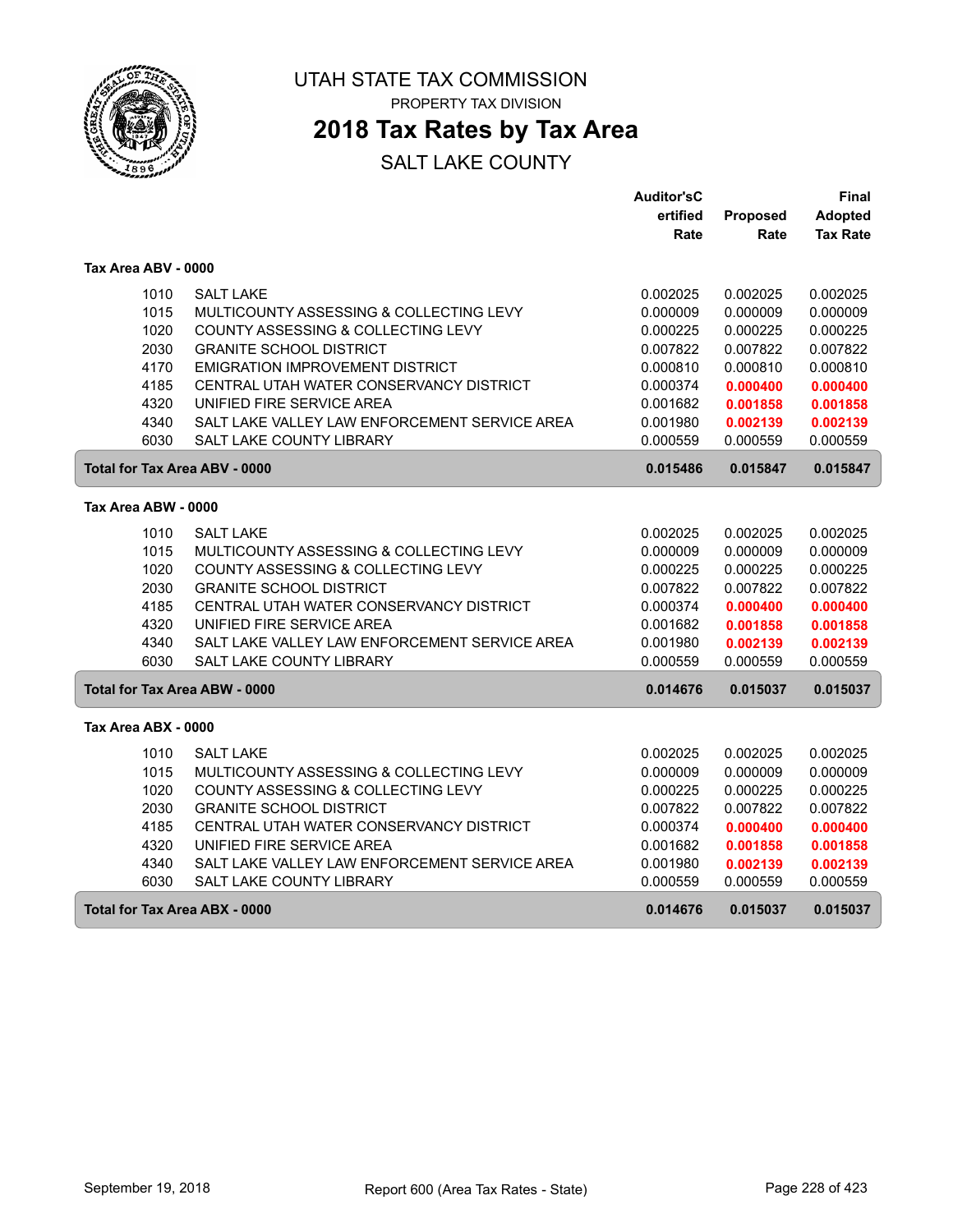# UTAH STATE TAX COMMISSION

PROPERTY TAX DIVISION

## 2018 Tax Rates by Tax Area

SALT LAKE COUNTY

| | | Auditor'sCertified Rate | Proposed Rate | Final Adopted Tax Rate |
|---|---|---|---|---|
| **Tax Area ABV - 0000** | | | | |
| 1010 | SALT LAKE | 0.002025 | 0.002025 | 0.002025 |
| 1015 | MULTICOUNTY ASSESSING & COLLECTING LEVY | 0.000009 | 0.000009 | 0.000009 |
| 1020 | COUNTY ASSESSING & COLLECTING LEVY | 0.000225 | 0.000225 | 0.000225 |
| 2030 | GRANITE SCHOOL DISTRICT | 0.007822 | 0.007822 | 0.007822 |
| 4170 | EMIGRATION IMPROVEMENT DISTRICT | 0.000810 | 0.000810 | 0.000810 |
| 4185 | CENTRAL UTAH WATER CONSERVANCY DISTRICT | 0.000374 | **0.000400** | **0.000400** |
| 4320 | UNIFIED FIRE SERVICE AREA | 0.001682 | **0.001858** | **0.001858** |
| 4340 | SALT LAKE VALLEY LAW ENFORCEMENT SERVICE AREA | 0.001980 | **0.002139** | **0.002139** |
| 6030 | SALT LAKE COUNTY LIBRARY | 0.000559 | 0.000559 | 0.000559 |
| **Total for Tax Area ABV - 0000** | | **0.015486** | **0.015847** | **0.015847** |
| **Tax Area ABW - 0000** | | | | |
| 1010 | SALT LAKE | 0.002025 | 0.002025 | 0.002025 |
| 1015 | MULTICOUNTY ASSESSING & COLLECTING LEVY | 0.000009 | 0.000009 | 0.000009 |
| 1020 | COUNTY ASSESSING & COLLECTING LEVY | 0.000225 | 0.000225 | 0.000225 |
| 2030 | GRANITE SCHOOL DISTRICT | 0.007822 | 0.007822 | 0.007822 |
| 4185 | CENTRAL UTAH WATER CONSERVANCY DISTRICT | 0.000374 | **0.000400** | **0.000400** |
| 4320 | UNIFIED FIRE SERVICE AREA | 0.001682 | **0.001858** | **0.001858** |
| 4340 | SALT LAKE VALLEY LAW ENFORCEMENT SERVICE AREA | 0.001980 | **0.002139** | **0.002139** |
| 6030 | SALT LAKE COUNTY LIBRARY | 0.000559 | 0.000559 | 0.000559 |
| **Total for Tax Area ABW - 0000** | | **0.014676** | **0.015037** | **0.015037** |
| **Tax Area ABX - 0000** | | | | |
| 1010 | SALT LAKE | 0.002025 | 0.002025 | 0.002025 |
| 1015 | MULTICOUNTY ASSESSING & COLLECTING LEVY | 0.000009 | 0.000009 | 0.000009 |
| 1020 | COUNTY ASSESSING & COLLECTING LEVY | 0.000225 | 0.000225 | 0.000225 |
| 2030 | GRANITE SCHOOL DISTRICT | 0.007822 | 0.007822 | 0.007822 |
| 4185 | CENTRAL UTAH WATER CONSERVANCY DISTRICT | 0.000374 | **0.000400** | **0.000400** |
| 4320 | UNIFIED FIRE SERVICE AREA | 0.001682 | **0.001858** | **0.001858** |
| 4340 | SALT LAKE VALLEY LAW ENFORCEMENT SERVICE AREA | 0.001980 | **0.002139** | **0.002139** |
| 6030 | SALT LAKE COUNTY LIBRARY | 0.000559 | 0.000559 | 0.000559 |
| **Total for Tax Area ABX - 0000** | | **0.014676** | **0.015037** | **0.015037** |

September 19, 2018 — Report 600 (Area Tax Rates - State)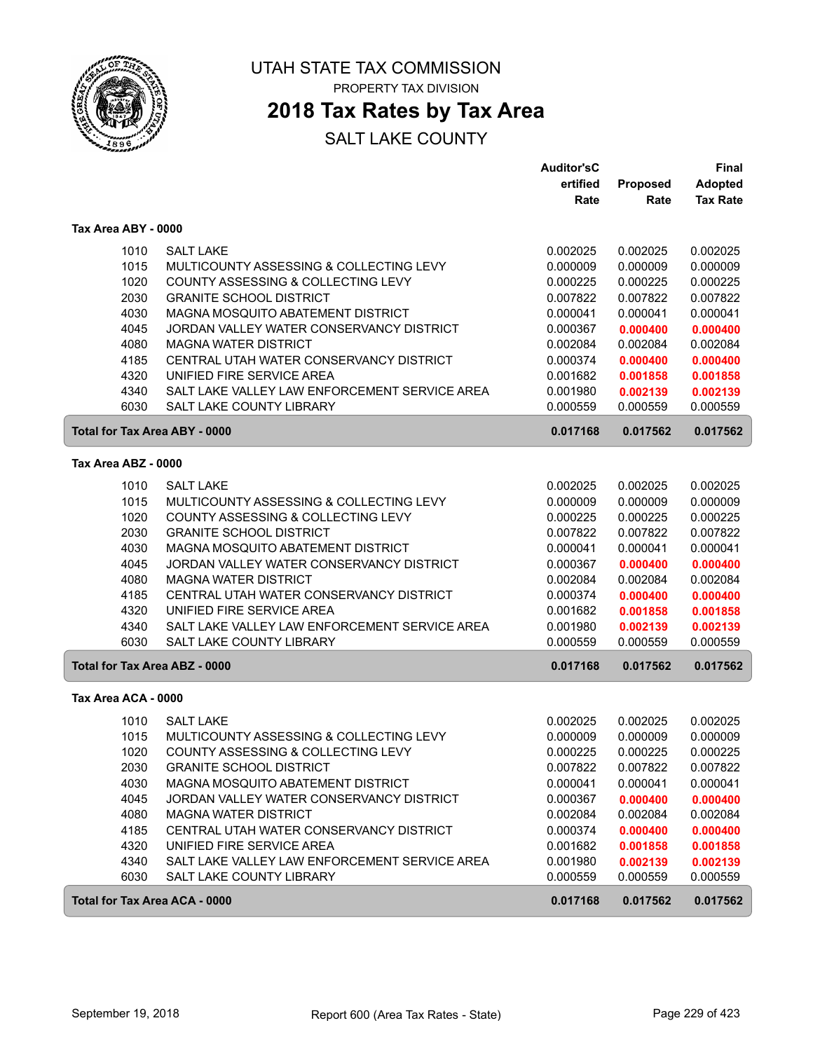# UTAH STATE TAX COMMISSION

PROPERTY TAX DIVISION

## 2018 Tax Rates by Tax Area

SALT LAKE COUNTY

### Tax Area ABY - 0000

| | | Auditor'sCertified Rate | Proposed Rate | Final Adopted Tax Rate |
|---|---|---|---|---|
| 1010 | SALT LAKE | 0.002025 | 0.002025 | 0.002025 |
| 1015 | MULTICOUNTY ASSESSING & COLLECTING LEVY | 0.000009 | 0.000009 | 0.000009 |
| 1020 | COUNTY ASSESSING & COLLECTING LEVY | 0.000225 | 0.000225 | 0.000225 |
| 2030 | GRANITE SCHOOL DISTRICT | 0.007822 | 0.007822 | 0.007822 |
| 4030 | MAGNA MOSQUITO ABATEMENT DISTRICT | 0.000041 | 0.000041 | 0.000041 |
| 4045 | JORDAN VALLEY WATER CONSERVANCY DISTRICT | 0.000367 | **0.000400** | **0.000400** |
| 4080 | MAGNA WATER DISTRICT | 0.002084 | 0.002084 | 0.002084 |
| 4185 | CENTRAL UTAH WATER CONSERVANCY DISTRICT | 0.000374 | **0.000400** | **0.000400** |
| 4320 | UNIFIED FIRE SERVICE AREA | 0.001682 | **0.001858** | **0.001858** |
| 4340 | SALT LAKE VALLEY LAW ENFORCEMENT SERVICE AREA | 0.001980 | **0.002139** | **0.002139** |
| 6030 | SALT LAKE COUNTY LIBRARY | 0.000559 | 0.000559 | 0.000559 |
| **Total for Tax Area ABY - 0000** | | **0.017168** | **0.017562** | **0.017562** |

### Tax Area ABZ - 0000

| | | Auditor'sCertified Rate | Proposed Rate | Final Adopted Tax Rate |
|---|---|---|---|---|
| 1010 | SALT LAKE | 0.002025 | 0.002025 | 0.002025 |
| 1015 | MULTICOUNTY ASSESSING & COLLECTING LEVY | 0.000009 | 0.000009 | 0.000009 |
| 1020 | COUNTY ASSESSING & COLLECTING LEVY | 0.000225 | 0.000225 | 0.000225 |
| 2030 | GRANITE SCHOOL DISTRICT | 0.007822 | 0.007822 | 0.007822 |
| 4030 | MAGNA MOSQUITO ABATEMENT DISTRICT | 0.000041 | 0.000041 | 0.000041 |
| 4045 | JORDAN VALLEY WATER CONSERVANCY DISTRICT | 0.000367 | **0.000400** | **0.000400** |
| 4080 | MAGNA WATER DISTRICT | 0.002084 | 0.002084 | 0.002084 |
| 4185 | CENTRAL UTAH WATER CONSERVANCY DISTRICT | 0.000374 | **0.000400** | **0.000400** |
| 4320 | UNIFIED FIRE SERVICE AREA | 0.001682 | **0.001858** | **0.001858** |
| 4340 | SALT LAKE VALLEY LAW ENFORCEMENT SERVICE AREA | 0.001980 | **0.002139** | **0.002139** |
| 6030 | SALT LAKE COUNTY LIBRARY | 0.000559 | 0.000559 | 0.000559 |
| **Total for Tax Area ABZ - 0000** | | **0.017168** | **0.017562** | **0.017562** |

### Tax Area ACA - 0000

| | | Auditor'sCertified Rate | Proposed Rate | Final Adopted Tax Rate |
|---|---|---|---|---|
| 1010 | SALT LAKE | 0.002025 | 0.002025 | 0.002025 |
| 1015 | MULTICOUNTY ASSESSING & COLLECTING LEVY | 0.000009 | 0.000009 | 0.000009 |
| 1020 | COUNTY ASSESSING & COLLECTING LEVY | 0.000225 | 0.000225 | 0.000225 |
| 2030 | GRANITE SCHOOL DISTRICT | 0.007822 | 0.007822 | 0.007822 |
| 4030 | MAGNA MOSQUITO ABATEMENT DISTRICT | 0.000041 | 0.000041 | 0.000041 |
| 4045 | JORDAN VALLEY WATER CONSERVANCY DISTRICT | 0.000367 | **0.000400** | **0.000400** |
| 4080 | MAGNA WATER DISTRICT | 0.002084 | 0.002084 | 0.002084 |
| 4185 | CENTRAL UTAH WATER CONSERVANCY DISTRICT | 0.000374 | **0.000400** | **0.000400** |
| 4320 | UNIFIED FIRE SERVICE AREA | 0.001682 | **0.001858** | **0.001858** |
| 4340 | SALT LAKE VALLEY LAW ENFORCEMENT SERVICE AREA | 0.001980 | **0.002139** | **0.002139** |
| 6030 | SALT LAKE COUNTY LIBRARY | 0.000559 | 0.000559 | 0.000559 |
| **Total for Tax Area ACA - 0000** | | **0.017168** | **0.017562** | **0.017562** |

September 19, 2018 — Report 600 (Area Tax Rates - State)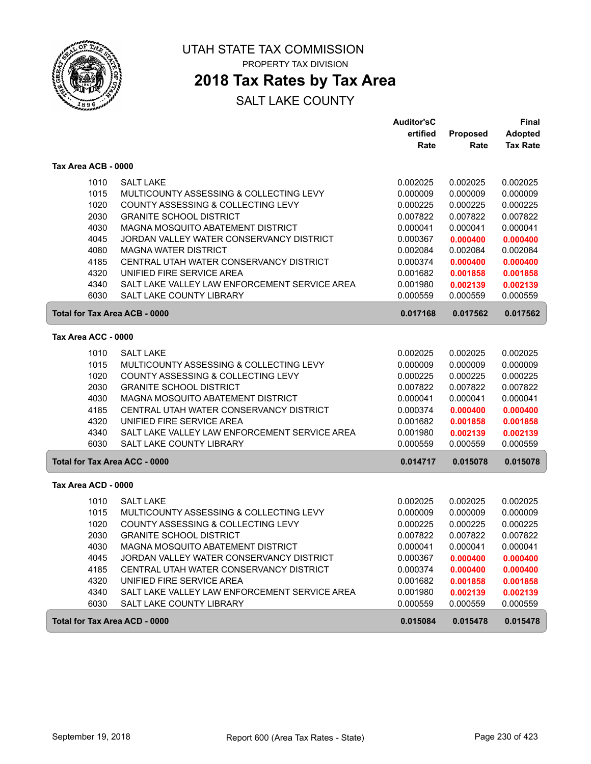# UTAH STATE TAX COMMISSION

PROPERTY TAX DIVISION

## 2018 Tax Rates by Tax Area

SALT LAKE COUNTY

### Tax Area ACB - 0000

| | | Auditor'sCertified Rate | Proposed Rate | Final Adopted Tax Rate |
|---|---|---|---|---|
| 1010 | SALT LAKE | 0.002025 | 0.002025 | 0.002025 |
| 1015 | MULTICOUNTY ASSESSING & COLLECTING LEVY | 0.000009 | 0.000009 | 0.000009 |
| 1020 | COUNTY ASSESSING & COLLECTING LEVY | 0.000225 | 0.000225 | 0.000225 |
| 2030 | GRANITE SCHOOL DISTRICT | 0.007822 | 0.007822 | 0.007822 |
| 4030 | MAGNA MOSQUITO ABATEMENT DISTRICT | 0.000041 | 0.000041 | 0.000041 |
| 4045 | JORDAN VALLEY WATER CONSERVANCY DISTRICT | 0.000367 | **0.000400** | **0.000400** |
| 4080 | MAGNA WATER DISTRICT | 0.002084 | 0.002084 | 0.002084 |
| 4185 | CENTRAL UTAH WATER CONSERVANCY DISTRICT | 0.000374 | **0.000400** | **0.000400** |
| 4320 | UNIFIED FIRE SERVICE AREA | 0.001682 | **0.001858** | **0.001858** |
| 4340 | SALT LAKE VALLEY LAW ENFORCEMENT SERVICE AREA | 0.001980 | **0.002139** | **0.002139** |
| 6030 | SALT LAKE COUNTY LIBRARY | 0.000559 | 0.000559 | 0.000559 |
| **Total for Tax Area ACB - 0000** | | **0.017168** | **0.017562** | **0.017562** |

### Tax Area ACC - 0000

| | | Auditor'sCertified Rate | Proposed Rate | Final Adopted Tax Rate |
|---|---|---|---|---|
| 1010 | SALT LAKE | 0.002025 | 0.002025 | 0.002025 |
| 1015 | MULTICOUNTY ASSESSING & COLLECTING LEVY | 0.000009 | 0.000009 | 0.000009 |
| 1020 | COUNTY ASSESSING & COLLECTING LEVY | 0.000225 | 0.000225 | 0.000225 |
| 2030 | GRANITE SCHOOL DISTRICT | 0.007822 | 0.007822 | 0.007822 |
| 4030 | MAGNA MOSQUITO ABATEMENT DISTRICT | 0.000041 | 0.000041 | 0.000041 |
| 4185 | CENTRAL UTAH WATER CONSERVANCY DISTRICT | 0.000374 | **0.000400** | **0.000400** |
| 4320 | UNIFIED FIRE SERVICE AREA | 0.001682 | **0.001858** | **0.001858** |
| 4340 | SALT LAKE VALLEY LAW ENFORCEMENT SERVICE AREA | 0.001980 | **0.002139** | **0.002139** |
| 6030 | SALT LAKE COUNTY LIBRARY | 0.000559 | 0.000559 | 0.000559 |
| **Total for Tax Area ACC - 0000** | | **0.014717** | **0.015078** | **0.015078** |

### Tax Area ACD - 0000

| | | Auditor'sCertified Rate | Proposed Rate | Final Adopted Tax Rate |
|---|---|---|---|---|
| 1010 | SALT LAKE | 0.002025 | 0.002025 | 0.002025 |
| 1015 | MULTICOUNTY ASSESSING & COLLECTING LEVY | 0.000009 | 0.000009 | 0.000009 |
| 1020 | COUNTY ASSESSING & COLLECTING LEVY | 0.000225 | 0.000225 | 0.000225 |
| 2030 | GRANITE SCHOOL DISTRICT | 0.007822 | 0.007822 | 0.007822 |
| 4030 | MAGNA MOSQUITO ABATEMENT DISTRICT | 0.000041 | 0.000041 | 0.000041 |
| 4045 | JORDAN VALLEY WATER CONSERVANCY DISTRICT | 0.000367 | **0.000400** | **0.000400** |
| 4185 | CENTRAL UTAH WATER CONSERVANCY DISTRICT | 0.000374 | **0.000400** | **0.000400** |
| 4320 | UNIFIED FIRE SERVICE AREA | 0.001682 | **0.001858** | **0.001858** |
| 4340 | SALT LAKE VALLEY LAW ENFORCEMENT SERVICE AREA | 0.001980 | **0.002139** | **0.002139** |
| 6030 | SALT LAKE COUNTY LIBRARY | 0.000559 | 0.000559 | 0.000559 |
| **Total for Tax Area ACD - 0000** | | **0.015084** | **0.015478** | **0.015478** |

September 19, 2018 — Report 600 (Area Tax Rates - State)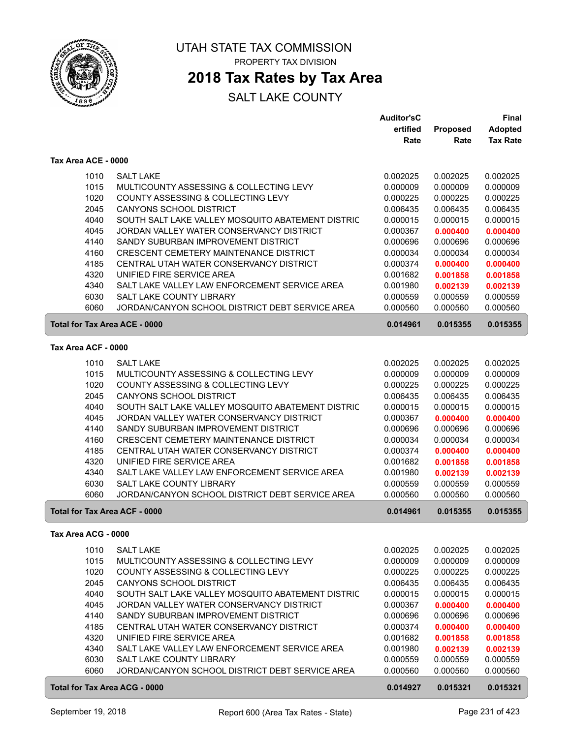# UTAH STATE TAX COMMISSION

PROPERTY TAX DIVISION

## 2018 Tax Rates by Tax Area

SALT LAKE COUNTY

### Tax Area ACE - 0000

| | | Auditor's Certified Rate | Proposed Rate | Final Adopted Tax Rate |
|---|---|---|---|---|
| 1010 | SALT LAKE | 0.002025 | 0.002025 | 0.002025 |
| 1015 | MULTICOUNTY ASSESSING & COLLECTING LEVY | 0.000009 | 0.000009 | 0.000009 |
| 1020 | COUNTY ASSESSING & COLLECTING LEVY | 0.000225 | 0.000225 | 0.000225 |
| 2045 | CANYONS SCHOOL DISTRICT | 0.006435 | 0.006435 | 0.006435 |
| 4040 | SOUTH SALT LAKE VALLEY MOSQUITO ABATEMENT DISTRIC | 0.000015 | 0.000015 | 0.000015 |
| 4045 | JORDAN VALLEY WATER CONSERVANCY DISTRICT | 0.000367 | **0.000400** | **0.000400** |
| 4140 | SANDY SUBURBAN IMPROVEMENT DISTRICT | 0.000696 | 0.000696 | 0.000696 |
| 4160 | CRESCENT CEMETERY MAINTENANCE DISTRICT | 0.000034 | 0.000034 | 0.000034 |
| 4185 | CENTRAL UTAH WATER CONSERVANCY DISTRICT | 0.000374 | **0.000400** | **0.000400** |
| 4320 | UNIFIED FIRE SERVICE AREA | 0.001682 | **0.001858** | **0.001858** |
| 4340 | SALT LAKE VALLEY LAW ENFORCEMENT SERVICE AREA | 0.001980 | **0.002139** | **0.002139** |
| 6030 | SALT LAKE COUNTY LIBRARY | 0.000559 | 0.000559 | 0.000559 |
| 6060 | JORDAN/CANYON SCHOOL DISTRICT DEBT SERVICE AREA | 0.000560 | 0.000560 | 0.000560 |
| **Total for Tax Area ACE - 0000** | | **0.014961** | **0.015355** | **0.015355** |

### Tax Area ACF - 0000

| | | Auditor's Certified Rate | Proposed Rate | Final Adopted Tax Rate |
|---|---|---|---|---|
| 1010 | SALT LAKE | 0.002025 | 0.002025 | 0.002025 |
| 1015 | MULTICOUNTY ASSESSING & COLLECTING LEVY | 0.000009 | 0.000009 | 0.000009 |
| 1020 | COUNTY ASSESSING & COLLECTING LEVY | 0.000225 | 0.000225 | 0.000225 |
| 2045 | CANYONS SCHOOL DISTRICT | 0.006435 | 0.006435 | 0.006435 |
| 4040 | SOUTH SALT LAKE VALLEY MOSQUITO ABATEMENT DISTRIC | 0.000015 | 0.000015 | 0.000015 |
| 4045 | JORDAN VALLEY WATER CONSERVANCY DISTRICT | 0.000367 | **0.000400** | **0.000400** |
| 4140 | SANDY SUBURBAN IMPROVEMENT DISTRICT | 0.000696 | 0.000696 | 0.000696 |
| 4160 | CRESCENT CEMETERY MAINTENANCE DISTRICT | 0.000034 | 0.000034 | 0.000034 |
| 4185 | CENTRAL UTAH WATER CONSERVANCY DISTRICT | 0.000374 | **0.000400** | **0.000400** |
| 4320 | UNIFIED FIRE SERVICE AREA | 0.001682 | **0.001858** | **0.001858** |
| 4340 | SALT LAKE VALLEY LAW ENFORCEMENT SERVICE AREA | 0.001980 | **0.002139** | **0.002139** |
| 6030 | SALT LAKE COUNTY LIBRARY | 0.000559 | 0.000559 | 0.000559 |
| 6060 | JORDAN/CANYON SCHOOL DISTRICT DEBT SERVICE AREA | 0.000560 | 0.000560 | 0.000560 |
| **Total for Tax Area ACF - 0000** | | **0.014961** | **0.015355** | **0.015355** |

### Tax Area ACG - 0000

| | | Auditor's Certified Rate | Proposed Rate | Final Adopted Tax Rate |
|---|---|---|---|---|
| 1010 | SALT LAKE | 0.002025 | 0.002025 | 0.002025 |
| 1015 | MULTICOUNTY ASSESSING & COLLECTING LEVY | 0.000009 | 0.000009 | 0.000009 |
| 1020 | COUNTY ASSESSING & COLLECTING LEVY | 0.000225 | 0.000225 | 0.000225 |
| 2045 | CANYONS SCHOOL DISTRICT | 0.006435 | 0.006435 | 0.006435 |
| 4040 | SOUTH SALT LAKE VALLEY MOSQUITO ABATEMENT DISTRIC | 0.000015 | 0.000015 | 0.000015 |
| 4045 | JORDAN VALLEY WATER CONSERVANCY DISTRICT | 0.000367 | **0.000400** | **0.000400** |
| 4140 | SANDY SUBURBAN IMPROVEMENT DISTRICT | 0.000696 | 0.000696 | 0.000696 |
| 4185 | CENTRAL UTAH WATER CONSERVANCY DISTRICT | 0.000374 | **0.000400** | **0.000400** |
| 4320 | UNIFIED FIRE SERVICE AREA | 0.001682 | **0.001858** | **0.001858** |
| 4340 | SALT LAKE VALLEY LAW ENFORCEMENT SERVICE AREA | 0.001980 | **0.002139** | **0.002139** |
| 6030 | SALT LAKE COUNTY LIBRARY | 0.000559 | 0.000559 | 0.000559 |
| 6060 | JORDAN/CANYON SCHOOL DISTRICT DEBT SERVICE AREA | 0.000560 | 0.000560 | 0.000560 |
| **Total for Tax Area ACG - 0000** | | **0.014927** | **0.015321** | **0.015321** |

September 19, 2018 — Report 600 (Area Tax Rates - State)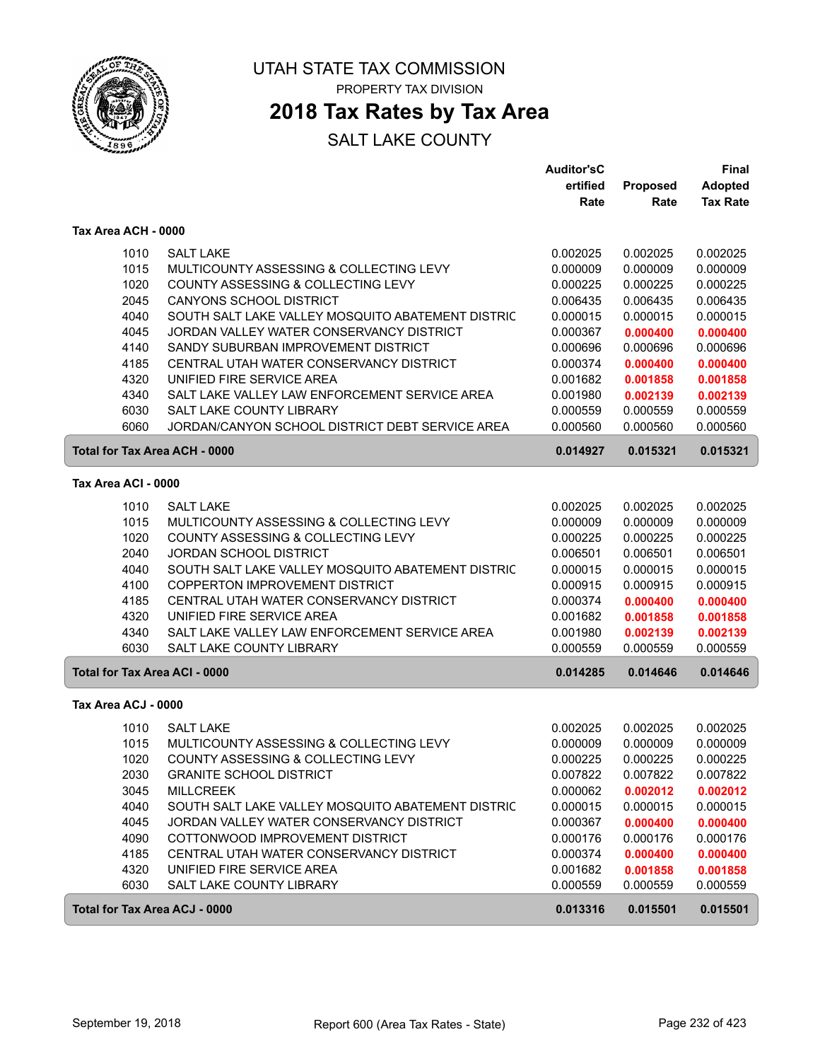# UTAH STATE TAX COMMISSION

PROPERTY TAX DIVISION

## 2018 Tax Rates by Tax Area

SALT LAKE COUNTY

### Tax Area ACH - 0000

| | | Auditor'sCertified Rate | Proposed Rate | Final Adopted Tax Rate |
|---|---|---|---|---|
| 1010 | SALT LAKE | 0.002025 | 0.002025 | 0.002025 |
| 1015 | MULTICOUNTY ASSESSING & COLLECTING LEVY | 0.000009 | 0.000009 | 0.000009 |
| 1020 | COUNTY ASSESSING & COLLECTING LEVY | 0.000225 | 0.000225 | 0.000225 |
| 2045 | CANYONS SCHOOL DISTRICT | 0.006435 | 0.006435 | 0.006435 |
| 4040 | SOUTH SALT LAKE VALLEY MOSQUITO ABATEMENT DISTRIC | 0.000015 | 0.000015 | 0.000015 |
| 4045 | JORDAN VALLEY WATER CONSERVANCY DISTRICT | 0.000367 | **0.000400** | **0.000400** |
| 4140 | SANDY SUBURBAN IMPROVEMENT DISTRICT | 0.000696 | 0.000696 | 0.000696 |
| 4185 | CENTRAL UTAH WATER CONSERVANCY DISTRICT | 0.000374 | **0.000400** | **0.000400** |
| 4320 | UNIFIED FIRE SERVICE AREA | 0.001682 | **0.001858** | **0.001858** |
| 4340 | SALT LAKE VALLEY LAW ENFORCEMENT SERVICE AREA | 0.001980 | **0.002139** | **0.002139** |
| 6030 | SALT LAKE COUNTY LIBRARY | 0.000559 | 0.000559 | 0.000559 |
| 6060 | JORDAN/CANYON SCHOOL DISTRICT DEBT SERVICE AREA | 0.000560 | 0.000560 | 0.000560 |
| **Total for Tax Area ACH - 0000** | | **0.014927** | **0.015321** | **0.015321** |

### Tax Area ACI - 0000

| | | Auditor'sCertified Rate | Proposed Rate | Final Adopted Tax Rate |
|---|---|---|---|---|
| 1010 | SALT LAKE | 0.002025 | 0.002025 | 0.002025 |
| 1015 | MULTICOUNTY ASSESSING & COLLECTING LEVY | 0.000009 | 0.000009 | 0.000009 |
| 1020 | COUNTY ASSESSING & COLLECTING LEVY | 0.000225 | 0.000225 | 0.000225 |
| 2040 | JORDAN SCHOOL DISTRICT | 0.006501 | 0.006501 | 0.006501 |
| 4040 | SOUTH SALT LAKE VALLEY MOSQUITO ABATEMENT DISTRIC | 0.000015 | 0.000015 | 0.000015 |
| 4100 | COPPERTON IMPROVEMENT DISTRICT | 0.000915 | 0.000915 | 0.000915 |
| 4185 | CENTRAL UTAH WATER CONSERVANCY DISTRICT | 0.000374 | **0.000400** | **0.000400** |
| 4320 | UNIFIED FIRE SERVICE AREA | 0.001682 | **0.001858** | **0.001858** |
| 4340 | SALT LAKE VALLEY LAW ENFORCEMENT SERVICE AREA | 0.001980 | **0.002139** | **0.002139** |
| 6030 | SALT LAKE COUNTY LIBRARY | 0.000559 | 0.000559 | 0.000559 |
| **Total for Tax Area ACI - 0000** | | **0.014285** | **0.014646** | **0.014646** |

### Tax Area ACJ - 0000

| | | Auditor'sCertified Rate | Proposed Rate | Final Adopted Tax Rate |
|---|---|---|---|---|
| 1010 | SALT LAKE | 0.002025 | 0.002025 | 0.002025 |
| 1015 | MULTICOUNTY ASSESSING & COLLECTING LEVY | 0.000009 | 0.000009 | 0.000009 |
| 1020 | COUNTY ASSESSING & COLLECTING LEVY | 0.000225 | 0.000225 | 0.000225 |
| 2030 | GRANITE SCHOOL DISTRICT | 0.007822 | 0.007822 | 0.007822 |
| 3045 | MILLCREEK | 0.000062 | **0.002012** | **0.002012** |
| 4040 | SOUTH SALT LAKE VALLEY MOSQUITO ABATEMENT DISTRIC | 0.000015 | 0.000015 | 0.000015 |
| 4045 | JORDAN VALLEY WATER CONSERVANCY DISTRICT | 0.000367 | **0.000400** | **0.000400** |
| 4090 | COTTONWOOD IMPROVEMENT DISTRICT | 0.000176 | 0.000176 | 0.000176 |
| 4185 | CENTRAL UTAH WATER CONSERVANCY DISTRICT | 0.000374 | **0.000400** | **0.000400** |
| 4320 | UNIFIED FIRE SERVICE AREA | 0.001682 | **0.001858** | **0.001858** |
| 6030 | SALT LAKE COUNTY LIBRARY | 0.000559 | 0.000559 | 0.000559 |
| **Total for Tax Area ACJ - 0000** | | **0.013316** | **0.015501** | **0.015501** |

September 19, 2018 — Report 600 (Area Tax Rates - State)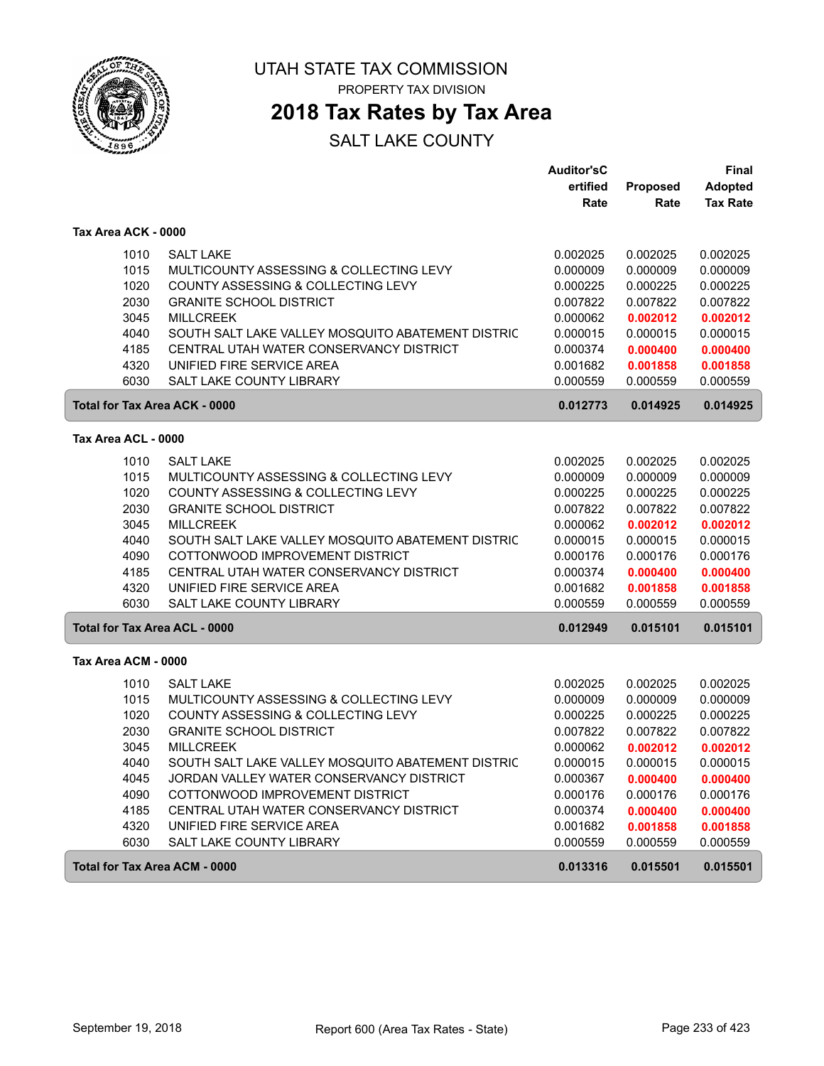# UTAH STATE TAX COMMISSION

PROPERTY TAX DIVISION

## 2018 Tax Rates by Tax Area

SALT LAKE COUNTY

### Tax Area ACK - 0000

| | | Auditor'sCertified Rate | Proposed Rate | Final Adopted Tax Rate |
|---|---|---|---|---|
| 1010 | SALT LAKE | 0.002025 | 0.002025 | 0.002025 |
| 1015 | MULTICOUNTY ASSESSING & COLLECTING LEVY | 0.000009 | 0.000009 | 0.000009 |
| 1020 | COUNTY ASSESSING & COLLECTING LEVY | 0.000225 | 0.000225 | 0.000225 |
| 2030 | GRANITE SCHOOL DISTRICT | 0.007822 | 0.007822 | 0.007822 |
| 3045 | MILLCREEK | 0.000062 | **0.002012** | **0.002012** |
| 4040 | SOUTH SALT LAKE VALLEY MOSQUITO ABATEMENT DISTRIC | 0.000015 | 0.000015 | 0.000015 |
| 4185 | CENTRAL UTAH WATER CONSERVANCY DISTRICT | 0.000374 | **0.000400** | **0.000400** |
| 4320 | UNIFIED FIRE SERVICE AREA | 0.001682 | **0.001858** | **0.001858** |
| 6030 | SALT LAKE COUNTY LIBRARY | 0.000559 | 0.000559 | 0.000559 |
| **Total for Tax Area ACK - 0000** | | **0.012773** | **0.014925** | **0.014925** |

### Tax Area ACL - 0000

| | | Auditor'sCertified Rate | Proposed Rate | Final Adopted Tax Rate |
|---|---|---|---|---|
| 1010 | SALT LAKE | 0.002025 | 0.002025 | 0.002025 |
| 1015 | MULTICOUNTY ASSESSING & COLLECTING LEVY | 0.000009 | 0.000009 | 0.000009 |
| 1020 | COUNTY ASSESSING & COLLECTING LEVY | 0.000225 | 0.000225 | 0.000225 |
| 2030 | GRANITE SCHOOL DISTRICT | 0.007822 | 0.007822 | 0.007822 |
| 3045 | MILLCREEK | 0.000062 | **0.002012** | **0.002012** |
| 4040 | SOUTH SALT LAKE VALLEY MOSQUITO ABATEMENT DISTRIC | 0.000015 | 0.000015 | 0.000015 |
| 4090 | COTTONWOOD IMPROVEMENT DISTRICT | 0.000176 | 0.000176 | 0.000176 |
| 4185 | CENTRAL UTAH WATER CONSERVANCY DISTRICT | 0.000374 | **0.000400** | **0.000400** |
| 4320 | UNIFIED FIRE SERVICE AREA | 0.001682 | **0.001858** | **0.001858** |
| 6030 | SALT LAKE COUNTY LIBRARY | 0.000559 | 0.000559 | 0.000559 |
| **Total for Tax Area ACL - 0000** | | **0.012949** | **0.015101** | **0.015101** |

### Tax Area ACM - 0000

| | | Auditor'sCertified Rate | Proposed Rate | Final Adopted Tax Rate |
|---|---|---|---|---|
| 1010 | SALT LAKE | 0.002025 | 0.002025 | 0.002025 |
| 1015 | MULTICOUNTY ASSESSING & COLLECTING LEVY | 0.000009 | 0.000009 | 0.000009 |
| 1020 | COUNTY ASSESSING & COLLECTING LEVY | 0.000225 | 0.000225 | 0.000225 |
| 2030 | GRANITE SCHOOL DISTRICT | 0.007822 | 0.007822 | 0.007822 |
| 3045 | MILLCREEK | 0.000062 | **0.002012** | **0.002012** |
| 4040 | SOUTH SALT LAKE VALLEY MOSQUITO ABATEMENT DISTRIC | 0.000015 | 0.000015 | 0.000015 |
| 4045 | JORDAN VALLEY WATER CONSERVANCY DISTRICT | 0.000367 | **0.000400** | **0.000400** |
| 4090 | COTTONWOOD IMPROVEMENT DISTRICT | 0.000176 | 0.000176 | 0.000176 |
| 4185 | CENTRAL UTAH WATER CONSERVANCY DISTRICT | 0.000374 | **0.000400** | **0.000400** |
| 4320 | UNIFIED FIRE SERVICE AREA | 0.001682 | **0.001858** | **0.001858** |
| 6030 | SALT LAKE COUNTY LIBRARY | 0.000559 | 0.000559 | 0.000559 |
| **Total for Tax Area ACM - 0000** | | **0.013316** | **0.015501** | **0.015501** |

September 19, 2018 — Report 600 (Area Tax Rates - State)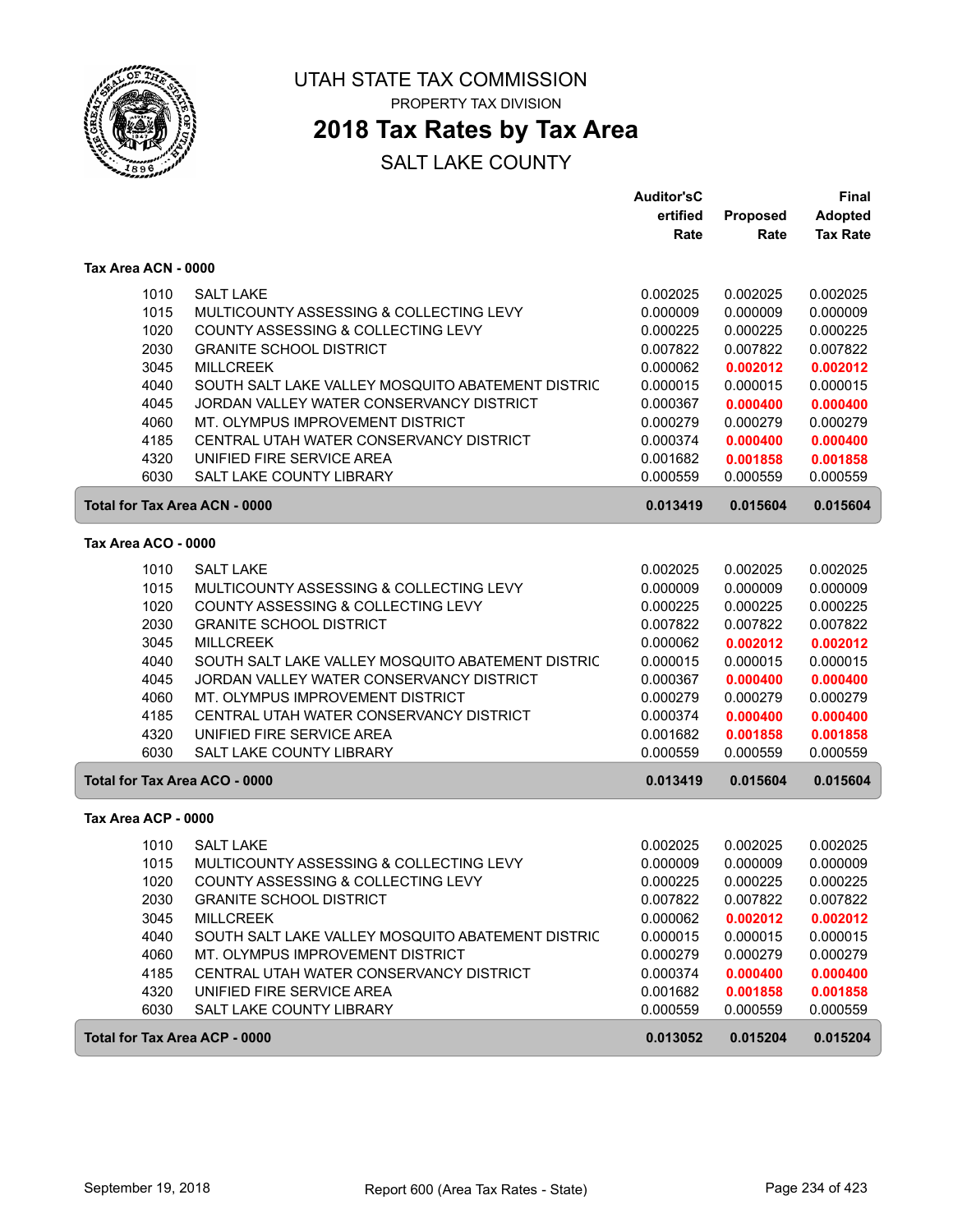# UTAH STATE TAX COMMISSION

PROPERTY TAX DIVISION

## 2018 Tax Rates by Tax Area

SALT LAKE COUNTY

| | | Auditor'sCertified Rate | Proposed Rate | Final Adopted Tax Rate |
|---|---|---|---|---|
| **Tax Area ACN - 0000** | | | | |
| 1010 | SALT LAKE | 0.002025 | 0.002025 | 0.002025 |
| 1015 | MULTICOUNTY ASSESSING & COLLECTING LEVY | 0.000009 | 0.000009 | 0.000009 |
| 1020 | COUNTY ASSESSING & COLLECTING LEVY | 0.000225 | 0.000225 | 0.000225 |
| 2030 | GRANITE SCHOOL DISTRICT | 0.007822 | 0.007822 | 0.007822 |
| 3045 | MILLCREEK | 0.000062 | **0.002012** | **0.002012** |
| 4040 | SOUTH SALT LAKE VALLEY MOSQUITO ABATEMENT DISTRIC | 0.000015 | 0.000015 | 0.000015 |
| 4045 | JORDAN VALLEY WATER CONSERVANCY DISTRICT | 0.000367 | **0.000400** | **0.000400** |
| 4060 | MT. OLYMPUS IMPROVEMENT DISTRICT | 0.000279 | 0.000279 | 0.000279 |
| 4185 | CENTRAL UTAH WATER CONSERVANCY DISTRICT | 0.000374 | **0.000400** | **0.000400** |
| 4320 | UNIFIED FIRE SERVICE AREA | 0.001682 | **0.001858** | **0.001858** |
| 6030 | SALT LAKE COUNTY LIBRARY | 0.000559 | 0.000559 | 0.000559 |
| **Total for Tax Area ACN - 0000** | | **0.013419** | **0.015604** | **0.015604** |
| **Tax Area ACO - 0000** | | | | |
| 1010 | SALT LAKE | 0.002025 | 0.002025 | 0.002025 |
| 1015 | MULTICOUNTY ASSESSING & COLLECTING LEVY | 0.000009 | 0.000009 | 0.000009 |
| 1020 | COUNTY ASSESSING & COLLECTING LEVY | 0.000225 | 0.000225 | 0.000225 |
| 2030 | GRANITE SCHOOL DISTRICT | 0.007822 | 0.007822 | 0.007822 |
| 3045 | MILLCREEK | 0.000062 | **0.002012** | **0.002012** |
| 4040 | SOUTH SALT LAKE VALLEY MOSQUITO ABATEMENT DISTRIC | 0.000015 | 0.000015 | 0.000015 |
| 4045 | JORDAN VALLEY WATER CONSERVANCY DISTRICT | 0.000367 | **0.000400** | **0.000400** |
| 4060 | MT. OLYMPUS IMPROVEMENT DISTRICT | 0.000279 | 0.000279 | 0.000279 |
| 4185 | CENTRAL UTAH WATER CONSERVANCY DISTRICT | 0.000374 | **0.000400** | **0.000400** |
| 4320 | UNIFIED FIRE SERVICE AREA | 0.001682 | **0.001858** | **0.001858** |
| 6030 | SALT LAKE COUNTY LIBRARY | 0.000559 | 0.000559 | 0.000559 |
| **Total for Tax Area ACO - 0000** | | **0.013419** | **0.015604** | **0.015604** |
| **Tax Area ACP - 0000** | | | | |
| 1010 | SALT LAKE | 0.002025 | 0.002025 | 0.002025 |
| 1015 | MULTICOUNTY ASSESSING & COLLECTING LEVY | 0.000009 | 0.000009 | 0.000009 |
| 1020 | COUNTY ASSESSING & COLLECTING LEVY | 0.000225 | 0.000225 | 0.000225 |
| 2030 | GRANITE SCHOOL DISTRICT | 0.007822 | 0.007822 | 0.007822 |
| 3045 | MILLCREEK | 0.000062 | **0.002012** | **0.002012** |
| 4040 | SOUTH SALT LAKE VALLEY MOSQUITO ABATEMENT DISTRIC | 0.000015 | 0.000015 | 0.000015 |
| 4060 | MT. OLYMPUS IMPROVEMENT DISTRICT | 0.000279 | 0.000279 | 0.000279 |
| 4185 | CENTRAL UTAH WATER CONSERVANCY DISTRICT | 0.000374 | **0.000400** | **0.000400** |
| 4320 | UNIFIED FIRE SERVICE AREA | 0.001682 | **0.001858** | **0.001858** |
| 6030 | SALT LAKE COUNTY LIBRARY | 0.000559 | 0.000559 | 0.000559 |
| **Total for Tax Area ACP - 0000** | | **0.013052** | **0.015204** | **0.015204** |

September 19, 2018 — Report 600 (Area Tax Rates - State)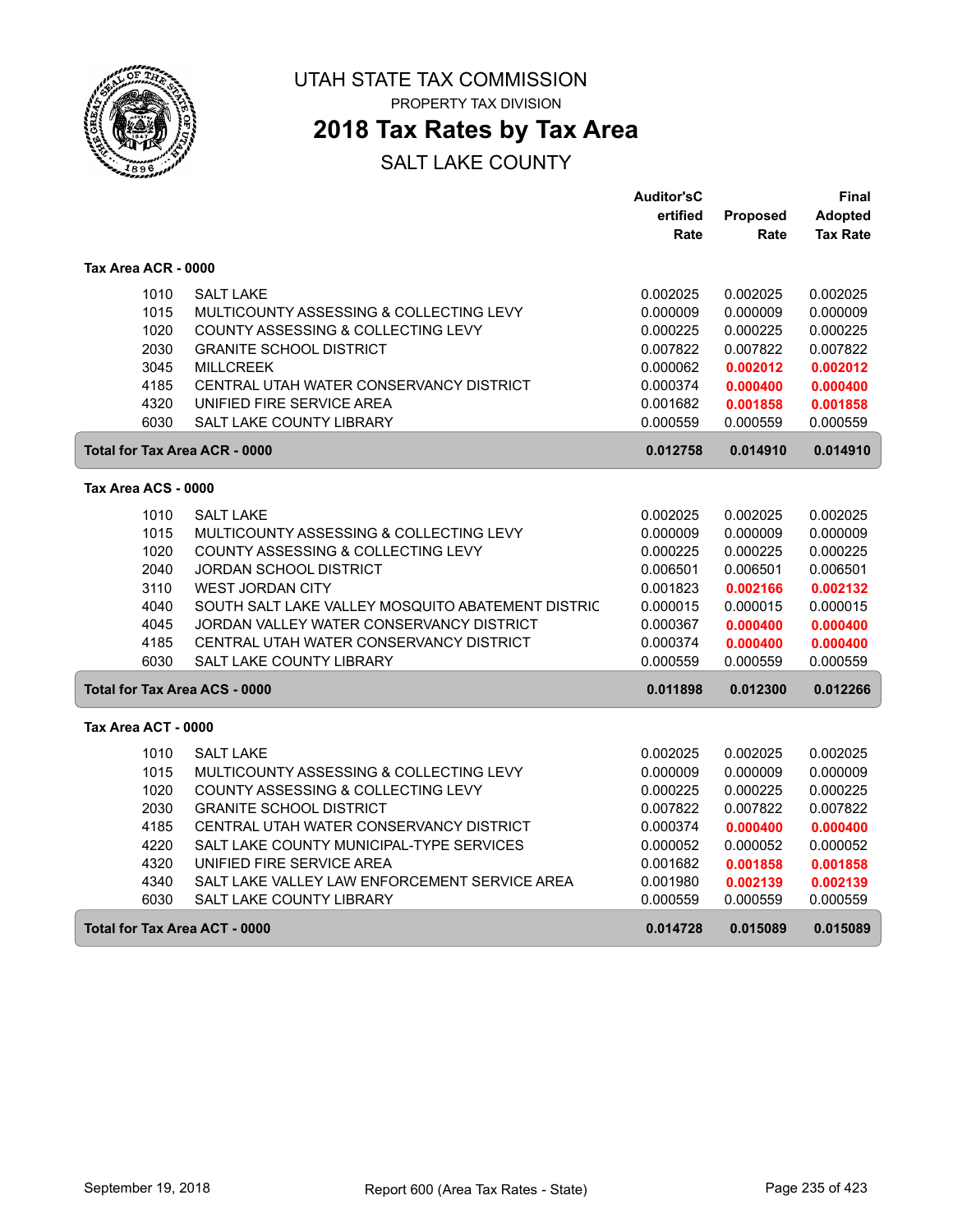# UTAH STATE TAX COMMISSION

PROPERTY TAX DIVISION

## 2018 Tax Rates by Tax Area

SALT LAKE COUNTY

### Tax Area ACR - 0000

| | | Auditor'sCertified Rate | Proposed Rate | Final Adopted Tax Rate |
|---|---|---|---|---|
| 1010 | SALT LAKE | 0.002025 | 0.002025 | 0.002025 |
| 1015 | MULTICOUNTY ASSESSING & COLLECTING LEVY | 0.000009 | 0.000009 | 0.000009 |
| 1020 | COUNTY ASSESSING & COLLECTING LEVY | 0.000225 | 0.000225 | 0.000225 |
| 2030 | GRANITE SCHOOL DISTRICT | 0.007822 | 0.007822 | 0.007822 |
| 3045 | MILLCREEK | 0.000062 | **0.002012** | **0.002012** |
| 4185 | CENTRAL UTAH WATER CONSERVANCY DISTRICT | 0.000374 | **0.000400** | **0.000400** |
| 4320 | UNIFIED FIRE SERVICE AREA | 0.001682 | **0.001858** | **0.001858** |
| 6030 | SALT LAKE COUNTY LIBRARY | 0.000559 | 0.000559 | 0.000559 |
| **Total for Tax Area ACR - 0000** | | **0.012758** | **0.014910** | **0.014910** |

### Tax Area ACS - 0000

| | | Auditor'sCertified Rate | Proposed Rate | Final Adopted Tax Rate |
|---|---|---|---|---|
| 1010 | SALT LAKE | 0.002025 | 0.002025 | 0.002025 |
| 1015 | MULTICOUNTY ASSESSING & COLLECTING LEVY | 0.000009 | 0.000009 | 0.000009 |
| 1020 | COUNTY ASSESSING & COLLECTING LEVY | 0.000225 | 0.000225 | 0.000225 |
| 2040 | JORDAN SCHOOL DISTRICT | 0.006501 | 0.006501 | 0.006501 |
| 3110 | WEST JORDAN CITY | 0.001823 | **0.002166** | **0.002132** |
| 4040 | SOUTH SALT LAKE VALLEY MOSQUITO ABATEMENT DISTRIC | 0.000015 | 0.000015 | 0.000015 |
| 4045 | JORDAN VALLEY WATER CONSERVANCY DISTRICT | 0.000367 | **0.000400** | **0.000400** |
| 4185 | CENTRAL UTAH WATER CONSERVANCY DISTRICT | 0.000374 | **0.000400** | **0.000400** |
| 6030 | SALT LAKE COUNTY LIBRARY | 0.000559 | 0.000559 | 0.000559 |
| **Total for Tax Area ACS - 0000** | | **0.011898** | **0.012300** | **0.012266** |

### Tax Area ACT - 0000

| | | Auditor'sCertified Rate | Proposed Rate | Final Adopted Tax Rate |
|---|---|---|---|---|
| 1010 | SALT LAKE | 0.002025 | 0.002025 | 0.002025 |
| 1015 | MULTICOUNTY ASSESSING & COLLECTING LEVY | 0.000009 | 0.000009 | 0.000009 |
| 1020 | COUNTY ASSESSING & COLLECTING LEVY | 0.000225 | 0.000225 | 0.000225 |
| 2030 | GRANITE SCHOOL DISTRICT | 0.007822 | 0.007822 | 0.007822 |
| 4185 | CENTRAL UTAH WATER CONSERVANCY DISTRICT | 0.000374 | **0.000400** | **0.000400** |
| 4220 | SALT LAKE COUNTY MUNICIPAL-TYPE SERVICES | 0.000052 | 0.000052 | 0.000052 |
| 4320 | UNIFIED FIRE SERVICE AREA | 0.001682 | **0.001858** | **0.001858** |
| 4340 | SALT LAKE VALLEY LAW ENFORCEMENT SERVICE AREA | 0.001980 | **0.002139** | **0.002139** |
| 6030 | SALT LAKE COUNTY LIBRARY | 0.000559 | 0.000559 | 0.000559 |
| **Total for Tax Area ACT - 0000** | | **0.014728** | **0.015089** | **0.015089** |

September 19, 2018 Report 600 (Area Tax Rates - State)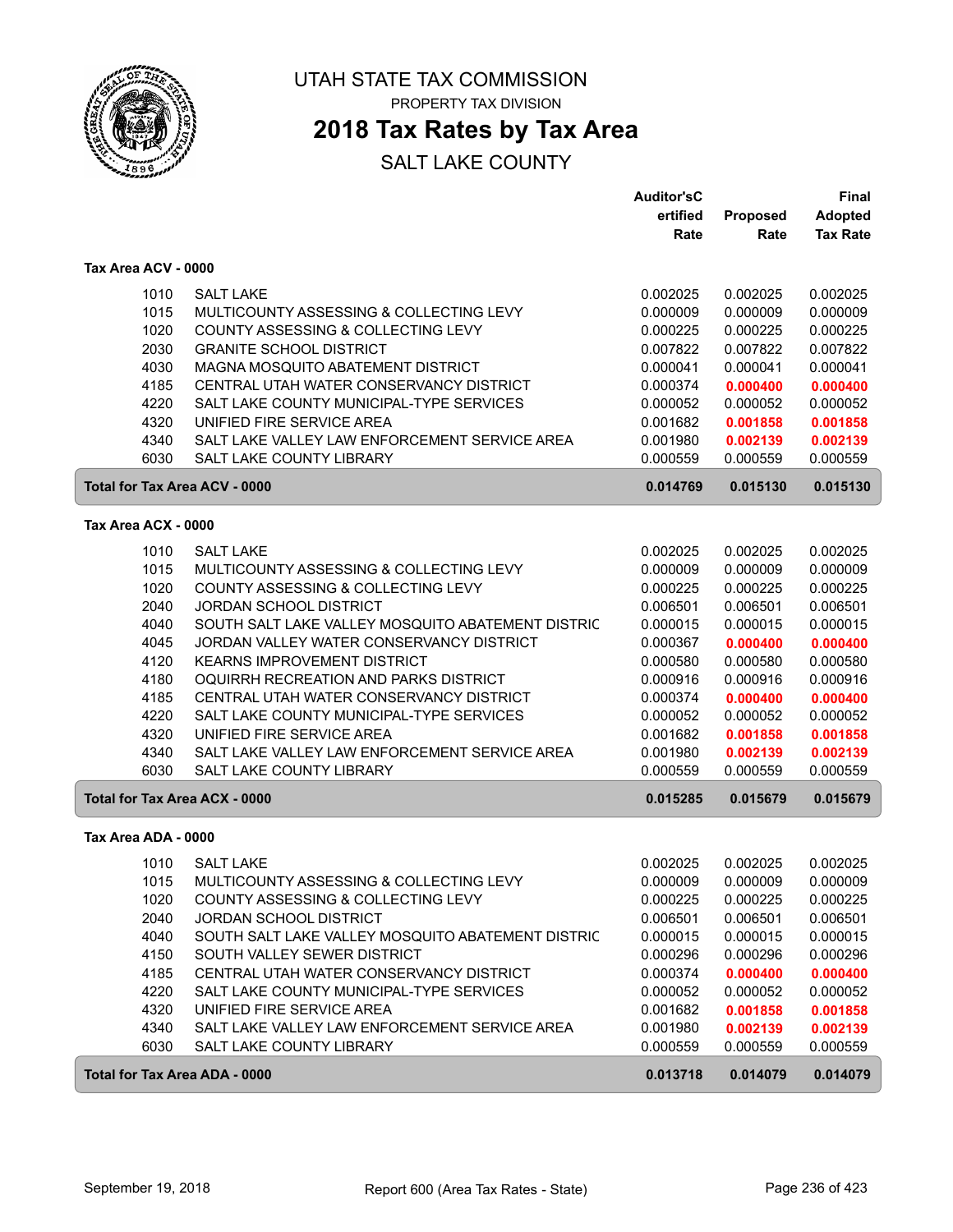# UTAH STATE TAX COMMISSION

PROPERTY TAX DIVISION

## 2018 Tax Rates by Tax Area

SALT LAKE COUNTY

| | | Auditor'sCertified Rate | Proposed Rate | Final Adopted Tax Rate |
|---|---|---|---|---|
| **Tax Area ACV - 0000** | | | | |
| 1010 | SALT LAKE | 0.002025 | 0.002025 | 0.002025 |
| 1015 | MULTICOUNTY ASSESSING & COLLECTING LEVY | 0.000009 | 0.000009 | 0.000009 |
| 1020 | COUNTY ASSESSING & COLLECTING LEVY | 0.000225 | 0.000225 | 0.000225 |
| 2030 | GRANITE SCHOOL DISTRICT | 0.007822 | 0.007822 | 0.007822 |
| 4030 | MAGNA MOSQUITO ABATEMENT DISTRICT | 0.000041 | 0.000041 | 0.000041 |
| 4185 | CENTRAL UTAH WATER CONSERVANCY DISTRICT | 0.000374 | **0.000400** | **0.000400** |
| 4220 | SALT LAKE COUNTY MUNICIPAL-TYPE SERVICES | 0.000052 | 0.000052 | 0.000052 |
| 4320 | UNIFIED FIRE SERVICE AREA | 0.001682 | **0.001858** | **0.001858** |
| 4340 | SALT LAKE VALLEY LAW ENFORCEMENT SERVICE AREA | 0.001980 | **0.002139** | **0.002139** |
| 6030 | SALT LAKE COUNTY LIBRARY | 0.000559 | 0.000559 | 0.000559 |
| **Total for Tax Area ACV - 0000** | | **0.014769** | **0.015130** | **0.015130** |
| **Tax Area ACX - 0000** | | | | |
| 1010 | SALT LAKE | 0.002025 | 0.002025 | 0.002025 |
| 1015 | MULTICOUNTY ASSESSING & COLLECTING LEVY | 0.000009 | 0.000009 | 0.000009 |
| 1020 | COUNTY ASSESSING & COLLECTING LEVY | 0.000225 | 0.000225 | 0.000225 |
| 2040 | JORDAN SCHOOL DISTRICT | 0.006501 | 0.006501 | 0.006501 |
| 4040 | SOUTH SALT LAKE VALLEY MOSQUITO ABATEMENT DISTRIC | 0.000015 | 0.000015 | 0.000015 |
| 4045 | JORDAN VALLEY WATER CONSERVANCY DISTRICT | 0.000367 | **0.000400** | **0.000400** |
| 4120 | KEARNS IMPROVEMENT DISTRICT | 0.000580 | 0.000580 | 0.000580 |
| 4180 | OQUIRRH RECREATION AND PARKS DISTRICT | 0.000916 | 0.000916 | 0.000916 |
| 4185 | CENTRAL UTAH WATER CONSERVANCY DISTRICT | 0.000374 | **0.000400** | **0.000400** |
| 4220 | SALT LAKE COUNTY MUNICIPAL-TYPE SERVICES | 0.000052 | 0.000052 | 0.000052 |
| 4320 | UNIFIED FIRE SERVICE AREA | 0.001682 | **0.001858** | **0.001858** |
| 4340 | SALT LAKE VALLEY LAW ENFORCEMENT SERVICE AREA | 0.001980 | **0.002139** | **0.002139** |
| 6030 | SALT LAKE COUNTY LIBRARY | 0.000559 | 0.000559 | 0.000559 |
| **Total for Tax Area ACX - 0000** | | **0.015285** | **0.015679** | **0.015679** |
| **Tax Area ADA - 0000** | | | | |
| 1010 | SALT LAKE | 0.002025 | 0.002025 | 0.002025 |
| 1015 | MULTICOUNTY ASSESSING & COLLECTING LEVY | 0.000009 | 0.000009 | 0.000009 |
| 1020 | COUNTY ASSESSING & COLLECTING LEVY | 0.000225 | 0.000225 | 0.000225 |
| 2040 | JORDAN SCHOOL DISTRICT | 0.006501 | 0.006501 | 0.006501 |
| 4040 | SOUTH SALT LAKE VALLEY MOSQUITO ABATEMENT DISTRIC | 0.000015 | 0.000015 | 0.000015 |
| 4150 | SOUTH VALLEY SEWER DISTRICT | 0.000296 | 0.000296 | 0.000296 |
| 4185 | CENTRAL UTAH WATER CONSERVANCY DISTRICT | 0.000374 | **0.000400** | **0.000400** |
| 4220 | SALT LAKE COUNTY MUNICIPAL-TYPE SERVICES | 0.000052 | 0.000052 | 0.000052 |
| 4320 | UNIFIED FIRE SERVICE AREA | 0.001682 | **0.001858** | **0.001858** |
| 4340 | SALT LAKE VALLEY LAW ENFORCEMENT SERVICE AREA | 0.001980 | **0.002139** | **0.002139** |
| 6030 | SALT LAKE COUNTY LIBRARY | 0.000559 | 0.000559 | 0.000559 |
| **Total for Tax Area ADA - 0000** | | **0.013718** | **0.014079** | **0.014079** |

September 19, 2018 — Report 600 (Area Tax Rates - State)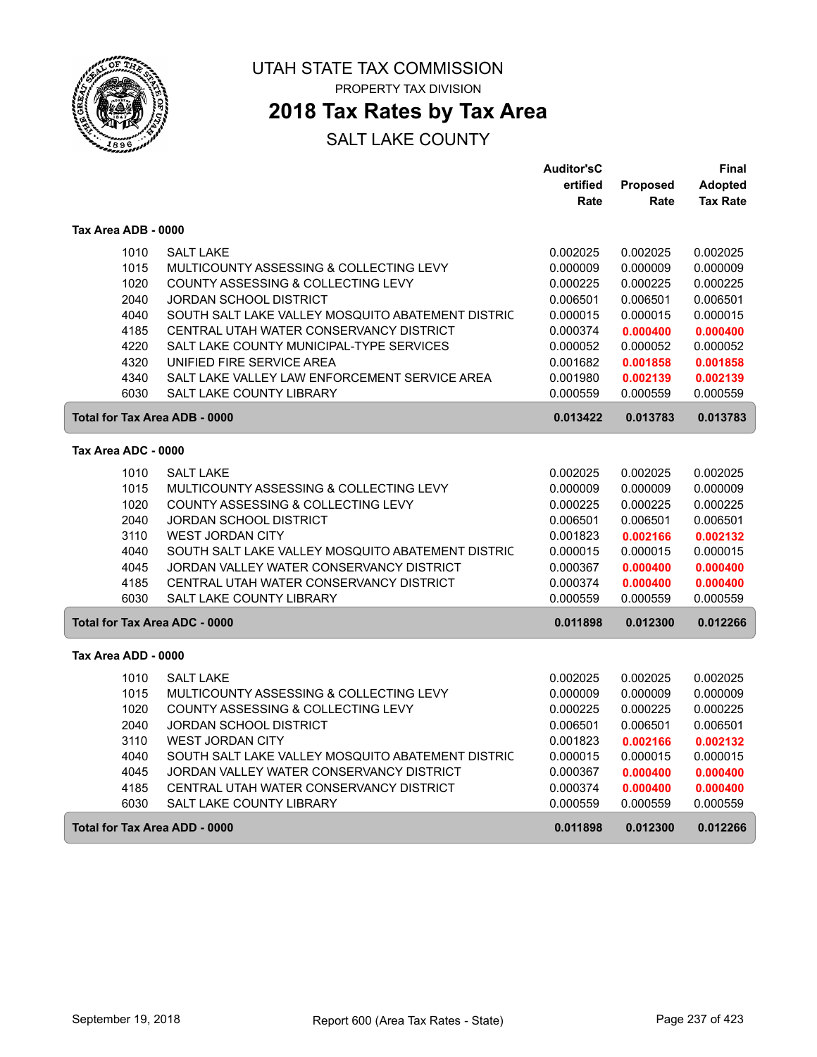# UTAH STATE TAX COMMISSION

PROPERTY TAX DIVISION

## 2018 Tax Rates by Tax Area

SALT LAKE COUNTY

| | | Auditor'sCertified Rate | Proposed Rate | Final Adopted Tax Rate |
|---|---|---|---|---|
| **Tax Area ADB - 0000** | | | | |
| 1010 | SALT LAKE | 0.002025 | 0.002025 | 0.002025 |
| 1015 | MULTICOUNTY ASSESSING & COLLECTING LEVY | 0.000009 | 0.000009 | 0.000009 |
| 1020 | COUNTY ASSESSING & COLLECTING LEVY | 0.000225 | 0.000225 | 0.000225 |
| 2040 | JORDAN SCHOOL DISTRICT | 0.006501 | 0.006501 | 0.006501 |
| 4040 | SOUTH SALT LAKE VALLEY MOSQUITO ABATEMENT DISTRIC | 0.000015 | 0.000015 | 0.000015 |
| 4185 | CENTRAL UTAH WATER CONSERVANCY DISTRICT | 0.000374 | **0.000400** | **0.000400** |
| 4220 | SALT LAKE COUNTY MUNICIPAL-TYPE SERVICES | 0.000052 | 0.000052 | 0.000052 |
| 4320 | UNIFIED FIRE SERVICE AREA | 0.001682 | **0.001858** | **0.001858** |
| 4340 | SALT LAKE VALLEY LAW ENFORCEMENT SERVICE AREA | 0.001980 | **0.002139** | **0.002139** |
| 6030 | SALT LAKE COUNTY LIBRARY | 0.000559 | 0.000559 | 0.000559 |
| **Total for Tax Area ADB - 0000** | | **0.013422** | **0.013783** | **0.013783** |
| **Tax Area ADC - 0000** | | | | |
| 1010 | SALT LAKE | 0.002025 | 0.002025 | 0.002025 |
| 1015 | MULTICOUNTY ASSESSING & COLLECTING LEVY | 0.000009 | 0.000009 | 0.000009 |
| 1020 | COUNTY ASSESSING & COLLECTING LEVY | 0.000225 | 0.000225 | 0.000225 |
| 2040 | JORDAN SCHOOL DISTRICT | 0.006501 | 0.006501 | 0.006501 |
| 3110 | WEST JORDAN CITY | 0.001823 | **0.002166** | **0.002132** |
| 4040 | SOUTH SALT LAKE VALLEY MOSQUITO ABATEMENT DISTRIC | 0.000015 | 0.000015 | 0.000015 |
| 4045 | JORDAN VALLEY WATER CONSERVANCY DISTRICT | 0.000367 | **0.000400** | **0.000400** |
| 4185 | CENTRAL UTAH WATER CONSERVANCY DISTRICT | 0.000374 | **0.000400** | **0.000400** |
| 6030 | SALT LAKE COUNTY LIBRARY | 0.000559 | 0.000559 | 0.000559 |
| **Total for Tax Area ADC - 0000** | | **0.011898** | **0.012300** | **0.012266** |
| **Tax Area ADD - 0000** | | | | |
| 1010 | SALT LAKE | 0.002025 | 0.002025 | 0.002025 |
| 1015 | MULTICOUNTY ASSESSING & COLLECTING LEVY | 0.000009 | 0.000009 | 0.000009 |
| 1020 | COUNTY ASSESSING & COLLECTING LEVY | 0.000225 | 0.000225 | 0.000225 |
| 2040 | JORDAN SCHOOL DISTRICT | 0.006501 | 0.006501 | 0.006501 |
| 3110 | WEST JORDAN CITY | 0.001823 | **0.002166** | **0.002132** |
| 4040 | SOUTH SALT LAKE VALLEY MOSQUITO ABATEMENT DISTRIC | 0.000015 | 0.000015 | 0.000015 |
| 4045 | JORDAN VALLEY WATER CONSERVANCY DISTRICT | 0.000367 | **0.000400** | **0.000400** |
| 4185 | CENTRAL UTAH WATER CONSERVANCY DISTRICT | 0.000374 | **0.000400** | **0.000400** |
| 6030 | SALT LAKE COUNTY LIBRARY | 0.000559 | 0.000559 | 0.000559 |
| **Total for Tax Area ADD - 0000** | | **0.011898** | **0.012300** | **0.012266** |

September 19, 2018 — Report 600 (Area Tax Rates - State)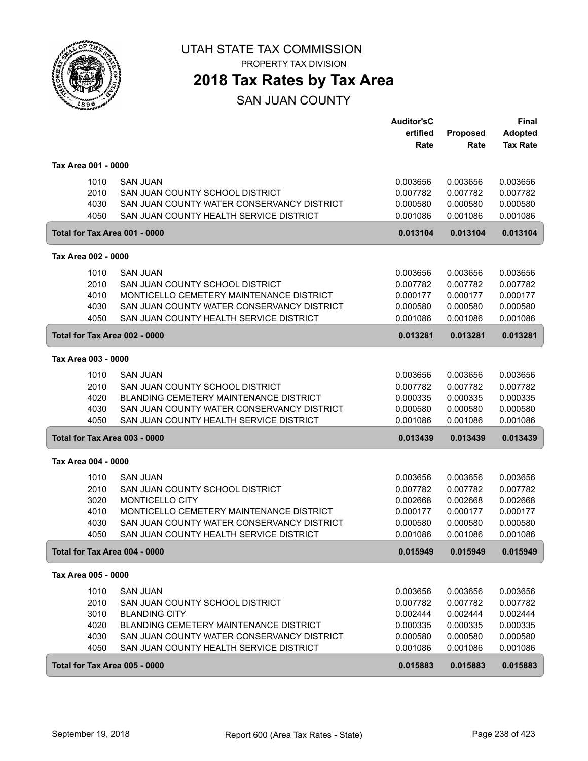# UTAH STATE TAX COMMISSION

PROPERTY TAX DIVISION

## 2018 Tax Rates by Tax Area

SAN JUAN COUNTY

| | | Auditor's Certified Rate | Proposed Rate | Final Adopted Tax Rate |
|---|---|---|---|---|
| **Tax Area 001 - 0000** | | | | |
| 1010 | SAN JUAN | 0.003656 | 0.003656 | 0.003656 |
| 2010 | SAN JUAN COUNTY SCHOOL DISTRICT | 0.007782 | 0.007782 | 0.007782 |
| 4030 | SAN JUAN COUNTY WATER CONSERVANCY DISTRICT | 0.000580 | 0.000580 | 0.000580 |
| 4050 | SAN JUAN COUNTY HEALTH SERVICE DISTRICT | 0.001086 | 0.001086 | 0.001086 |
| **Total for Tax Area 001 - 0000** | | **0.013104** | **0.013104** | **0.013104** |
| **Tax Area 002 - 0000** | | | | |
| 1010 | SAN JUAN | 0.003656 | 0.003656 | 0.003656 |
| 2010 | SAN JUAN COUNTY SCHOOL DISTRICT | 0.007782 | 0.007782 | 0.007782 |
| 4010 | MONTICELLO CEMETERY MAINTENANCE DISTRICT | 0.000177 | 0.000177 | 0.000177 |
| 4030 | SAN JUAN COUNTY WATER CONSERVANCY DISTRICT | 0.000580 | 0.000580 | 0.000580 |
| 4050 | SAN JUAN COUNTY HEALTH SERVICE DISTRICT | 0.001086 | 0.001086 | 0.001086 |
| **Total for Tax Area 002 - 0000** | | **0.013281** | **0.013281** | **0.013281** |
| **Tax Area 003 - 0000** | | | | |
| 1010 | SAN JUAN | 0.003656 | 0.003656 | 0.003656 |
| 2010 | SAN JUAN COUNTY SCHOOL DISTRICT | 0.007782 | 0.007782 | 0.007782 |
| 4020 | BLANDING CEMETERY MAINTENANCE DISTRICT | 0.000335 | 0.000335 | 0.000335 |
| 4030 | SAN JUAN COUNTY WATER CONSERVANCY DISTRICT | 0.000580 | 0.000580 | 0.000580 |
| 4050 | SAN JUAN COUNTY HEALTH SERVICE DISTRICT | 0.001086 | 0.001086 | 0.001086 |
| **Total for Tax Area 003 - 0000** | | **0.013439** | **0.013439** | **0.013439** |
| **Tax Area 004 - 0000** | | | | |
| 1010 | SAN JUAN | 0.003656 | 0.003656 | 0.003656 |
| 2010 | SAN JUAN COUNTY SCHOOL DISTRICT | 0.007782 | 0.007782 | 0.007782 |
| 3020 | MONTICELLO CITY | 0.002668 | 0.002668 | 0.002668 |
| 4010 | MONTICELLO CEMETERY MAINTENANCE DISTRICT | 0.000177 | 0.000177 | 0.000177 |
| 4030 | SAN JUAN COUNTY WATER CONSERVANCY DISTRICT | 0.000580 | 0.000580 | 0.000580 |
| 4050 | SAN JUAN COUNTY HEALTH SERVICE DISTRICT | 0.001086 | 0.001086 | 0.001086 |
| **Total for Tax Area 004 - 0000** | | **0.015949** | **0.015949** | **0.015949** |
| **Tax Area 005 - 0000** | | | | |
| 1010 | SAN JUAN | 0.003656 | 0.003656 | 0.003656 |
| 2010 | SAN JUAN COUNTY SCHOOL DISTRICT | 0.007782 | 0.007782 | 0.007782 |
| 3010 | BLANDING CITY | 0.002444 | 0.002444 | 0.002444 |
| 4020 | BLANDING CEMETERY MAINTENANCE DISTRICT | 0.000335 | 0.000335 | 0.000335 |
| 4030 | SAN JUAN COUNTY WATER CONSERVANCY DISTRICT | 0.000580 | 0.000580 | 0.000580 |
| 4050 | SAN JUAN COUNTY HEALTH SERVICE DISTRICT | 0.001086 | 0.001086 | 0.001086 |
| **Total for Tax Area 005 - 0000** | | **0.015883** | **0.015883** | **0.015883** |

September 19, 2018 Report 600 (Area Tax Rates - State)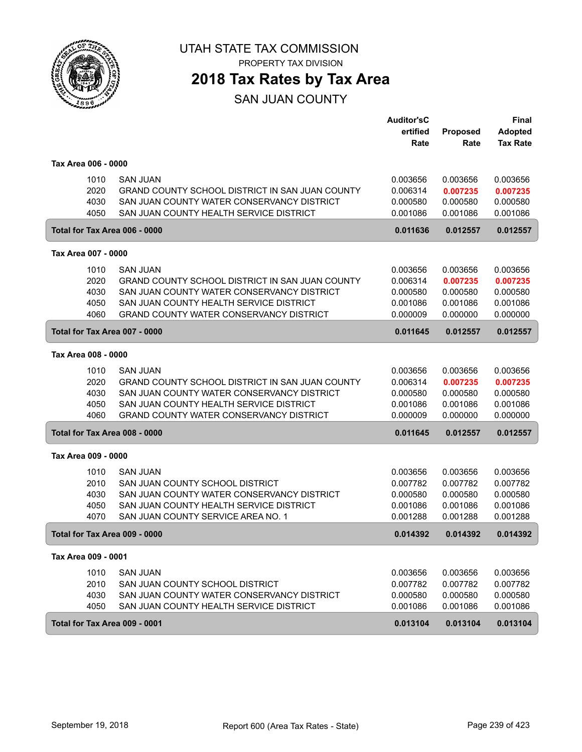# UTAH STATE TAX COMMISSION

PROPERTY TAX DIVISION

## 2018 Tax Rates by Tax Area

### SAN JUAN COUNTY

| | | Auditor's Certified Rate | Proposed Rate | Final Adopted Tax Rate |
|---|---|---|---|---|
| **Tax Area 006 - 0000** | | | | |
| 1010 | SAN JUAN | 0.003656 | 0.003656 | 0.003656 |
| 2020 | GRAND COUNTY SCHOOL DISTRICT IN SAN JUAN COUNTY | 0.006314 | **0.007235** | **0.007235** |
| 4030 | SAN JUAN COUNTY WATER CONSERVANCY DISTRICT | 0.000580 | 0.000580 | 0.000580 |
| 4050 | SAN JUAN COUNTY HEALTH SERVICE DISTRICT | 0.001086 | 0.001086 | 0.001086 |
| **Total for Tax Area 006 - 0000** | | **0.011636** | **0.012557** | **0.012557** |
| **Tax Area 007 - 0000** | | | | |
| 1010 | SAN JUAN | 0.003656 | 0.003656 | 0.003656 |
| 2020 | GRAND COUNTY SCHOOL DISTRICT IN SAN JUAN COUNTY | 0.006314 | **0.007235** | **0.007235** |
| 4030 | SAN JUAN COUNTY WATER CONSERVANCY DISTRICT | 0.000580 | 0.000580 | 0.000580 |
| 4050 | SAN JUAN COUNTY HEALTH SERVICE DISTRICT | 0.001086 | 0.001086 | 0.001086 |
| 4060 | GRAND COUNTY WATER CONSERVANCY DISTRICT | 0.000009 | 0.000000 | 0.000000 |
| **Total for Tax Area 007 - 0000** | | **0.011645** | **0.012557** | **0.012557** |
| **Tax Area 008 - 0000** | | | | |
| 1010 | SAN JUAN | 0.003656 | 0.003656 | 0.003656 |
| 2020 | GRAND COUNTY SCHOOL DISTRICT IN SAN JUAN COUNTY | 0.006314 | **0.007235** | **0.007235** |
| 4030 | SAN JUAN COUNTY WATER CONSERVANCY DISTRICT | 0.000580 | 0.000580 | 0.000580 |
| 4050 | SAN JUAN COUNTY HEALTH SERVICE DISTRICT | 0.001086 | 0.001086 | 0.001086 |
| 4060 | GRAND COUNTY WATER CONSERVANCY DISTRICT | 0.000009 | 0.000000 | 0.000000 |
| **Total for Tax Area 008 - 0000** | | **0.011645** | **0.012557** | **0.012557** |
| **Tax Area 009 - 0000** | | | | |
| 1010 | SAN JUAN | 0.003656 | 0.003656 | 0.003656 |
| 2010 | SAN JUAN COUNTY SCHOOL DISTRICT | 0.007782 | 0.007782 | 0.007782 |
| 4030 | SAN JUAN COUNTY WATER CONSERVANCY DISTRICT | 0.000580 | 0.000580 | 0.000580 |
| 4050 | SAN JUAN COUNTY HEALTH SERVICE DISTRICT | 0.001086 | 0.001086 | 0.001086 |
| 4070 | SAN JUAN COUNTY SERVICE AREA NO. 1 | 0.001288 | 0.001288 | 0.001288 |
| **Total for Tax Area 009 - 0000** | | **0.014392** | **0.014392** | **0.014392** |
| **Tax Area 009 - 0001** | | | | |
| 1010 | SAN JUAN | 0.003656 | 0.003656 | 0.003656 |
| 2010 | SAN JUAN COUNTY SCHOOL DISTRICT | 0.007782 | 0.007782 | 0.007782 |
| 4030 | SAN JUAN COUNTY WATER CONSERVANCY DISTRICT | 0.000580 | 0.000580 | 0.000580 |
| 4050 | SAN JUAN COUNTY HEALTH SERVICE DISTRICT | 0.001086 | 0.001086 | 0.001086 |
| **Total for Tax Area 009 - 0001** | | **0.013104** | **0.013104** | **0.013104** |

September 19, 2018 — Report 600 (Area Tax Rates - State)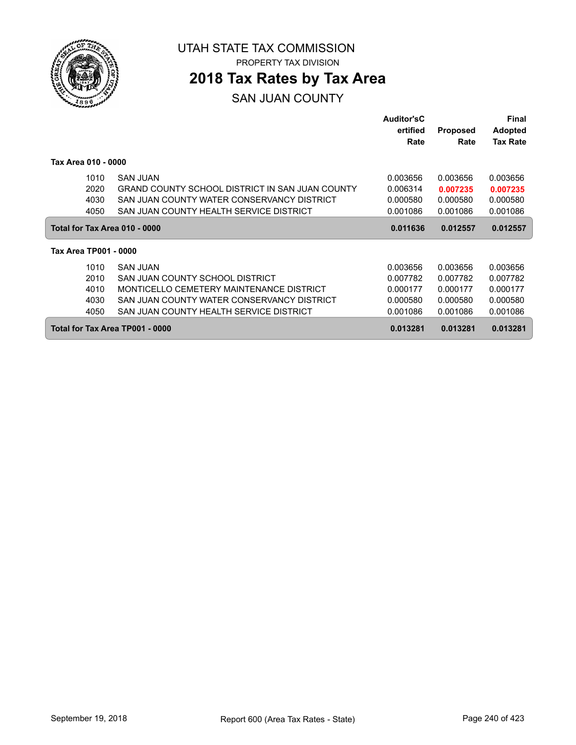UTAH STATE TAX COMMISSION

PROPERTY TAX DIVISION

# 2018 Tax Rates by Tax Area

## SAN JUAN COUNTY

| | | Auditor'sCertified Rate | Proposed Rate | Final Adopted Tax Rate |
|---|---|---|---|---|
| **Tax Area 010 - 0000** | | | | |
| 1010 | SAN JUAN | 0.003656 | 0.003656 | 0.003656 |
| 2020 | GRAND COUNTY SCHOOL DISTRICT IN SAN JUAN COUNTY | 0.006314 | **0.007235** | **0.007235** |
| 4030 | SAN JUAN COUNTY WATER CONSERVANCY DISTRICT | 0.000580 | 0.000580 | 0.000580 |
| 4050 | SAN JUAN COUNTY HEALTH SERVICE DISTRICT | 0.001086 | 0.001086 | 0.001086 |
| **Total for Tax Area 010 - 0000** | | **0.011636** | **0.012557** | **0.012557** |
| **Tax Area TP001 - 0000** | | | | |
| 1010 | SAN JUAN | 0.003656 | 0.003656 | 0.003656 |
| 2010 | SAN JUAN COUNTY SCHOOL DISTRICT | 0.007782 | 0.007782 | 0.007782 |
| 4010 | MONTICELLO CEMETERY MAINTENANCE DISTRICT | 0.000177 | 0.000177 | 0.000177 |
| 4030 | SAN JUAN COUNTY WATER CONSERVANCY DISTRICT | 0.000580 | 0.000580 | 0.000580 |
| 4050 | SAN JUAN COUNTY HEALTH SERVICE DISTRICT | 0.001086 | 0.001086 | 0.001086 |
| **Total for Tax Area TP001 - 0000** | | **0.013281** | **0.013281** | **0.013281** |

September 19, 2018 — Report 600 (Area Tax Rates - State)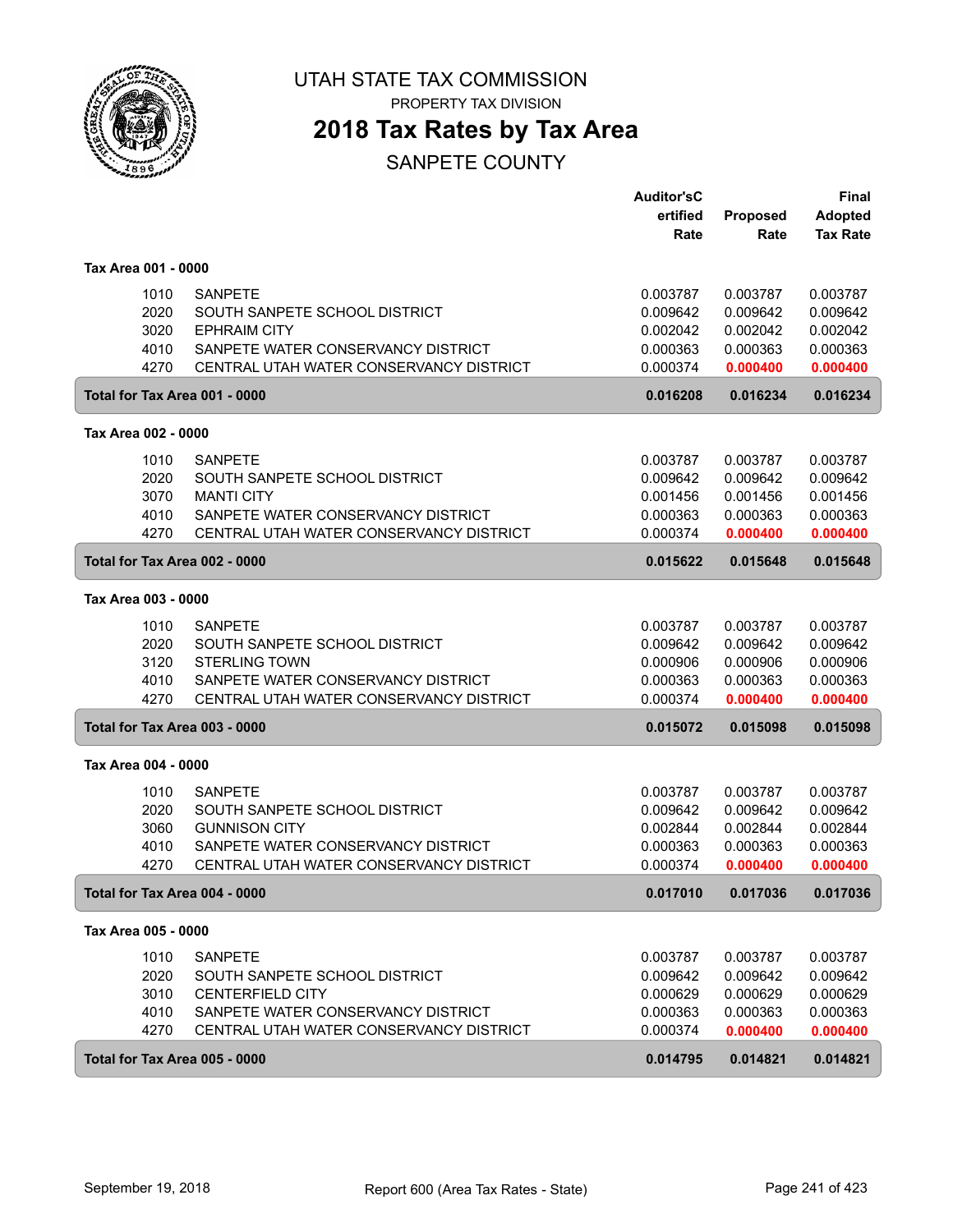# UTAH STATE TAX COMMISSION

PROPERTY TAX DIVISION

## 2018 Tax Rates by Tax Area

SANPETE COUNTY

| | | Auditor's Certified Rate | Proposed Rate | Final Adopted Tax Rate |
|---|---|---|---|---|
| **Tax Area 001 - 0000** | | | | |
| 1010 | SANPETE | 0.003787 | 0.003787 | 0.003787 |
| 2020 | SOUTH SANPETE SCHOOL DISTRICT | 0.009642 | 0.009642 | 0.009642 |
| 3020 | EPHRAIM CITY | 0.002042 | 0.002042 | 0.002042 |
| 4010 | SANPETE WATER CONSERVANCY DISTRICT | 0.000363 | 0.000363 | 0.000363 |
| 4270 | CENTRAL UTAH WATER CONSERVANCY DISTRICT | 0.000374 | 0.000400 | 0.000400 |
| **Total for Tax Area 001 - 0000** | | **0.016208** | **0.016234** | **0.016234** |
| **Tax Area 002 - 0000** | | | | |
| 1010 | SANPETE | 0.003787 | 0.003787 | 0.003787 |
| 2020 | SOUTH SANPETE SCHOOL DISTRICT | 0.009642 | 0.009642 | 0.009642 |
| 3070 | MANTI CITY | 0.001456 | 0.001456 | 0.001456 |
| 4010 | SANPETE WATER CONSERVANCY DISTRICT | 0.000363 | 0.000363 | 0.000363 |
| 4270 | CENTRAL UTAH WATER CONSERVANCY DISTRICT | 0.000374 | 0.000400 | 0.000400 |
| **Total for Tax Area 002 - 0000** | | **0.015622** | **0.015648** | **0.015648** |
| **Tax Area 003 - 0000** | | | | |
| 1010 | SANPETE | 0.003787 | 0.003787 | 0.003787 |
| 2020 | SOUTH SANPETE SCHOOL DISTRICT | 0.009642 | 0.009642 | 0.009642 |
| 3120 | STERLING TOWN | 0.000906 | 0.000906 | 0.000906 |
| 4010 | SANPETE WATER CONSERVANCY DISTRICT | 0.000363 | 0.000363 | 0.000363 |
| 4270 | CENTRAL UTAH WATER CONSERVANCY DISTRICT | 0.000374 | 0.000400 | 0.000400 |
| **Total for Tax Area 003 - 0000** | | **0.015072** | **0.015098** | **0.015098** |
| **Tax Area 004 - 0000** | | | | |
| 1010 | SANPETE | 0.003787 | 0.003787 | 0.003787 |
| 2020 | SOUTH SANPETE SCHOOL DISTRICT | 0.009642 | 0.009642 | 0.009642 |
| 3060 | GUNNISON CITY | 0.002844 | 0.002844 | 0.002844 |
| 4010 | SANPETE WATER CONSERVANCY DISTRICT | 0.000363 | 0.000363 | 0.000363 |
| 4270 | CENTRAL UTAH WATER CONSERVANCY DISTRICT | 0.000374 | 0.000400 | 0.000400 |
| **Total for Tax Area 004 - 0000** | | **0.017010** | **0.017036** | **0.017036** |
| **Tax Area 005 - 0000** | | | | |
| 1010 | SANPETE | 0.003787 | 0.003787 | 0.003787 |
| 2020 | SOUTH SANPETE SCHOOL DISTRICT | 0.009642 | 0.009642 | 0.009642 |
| 3010 | CENTERFIELD CITY | 0.000629 | 0.000629 | 0.000629 |
| 4010 | SANPETE WATER CONSERVANCY DISTRICT | 0.000363 | 0.000363 | 0.000363 |
| 4270 | CENTRAL UTAH WATER CONSERVANCY DISTRICT | 0.000374 | 0.000400 | 0.000400 |
| **Total for Tax Area 005 - 0000** | | **0.014795** | **0.014821** | **0.014821** |

September 19, 2018 — Report 600 (Area Tax Rates - State)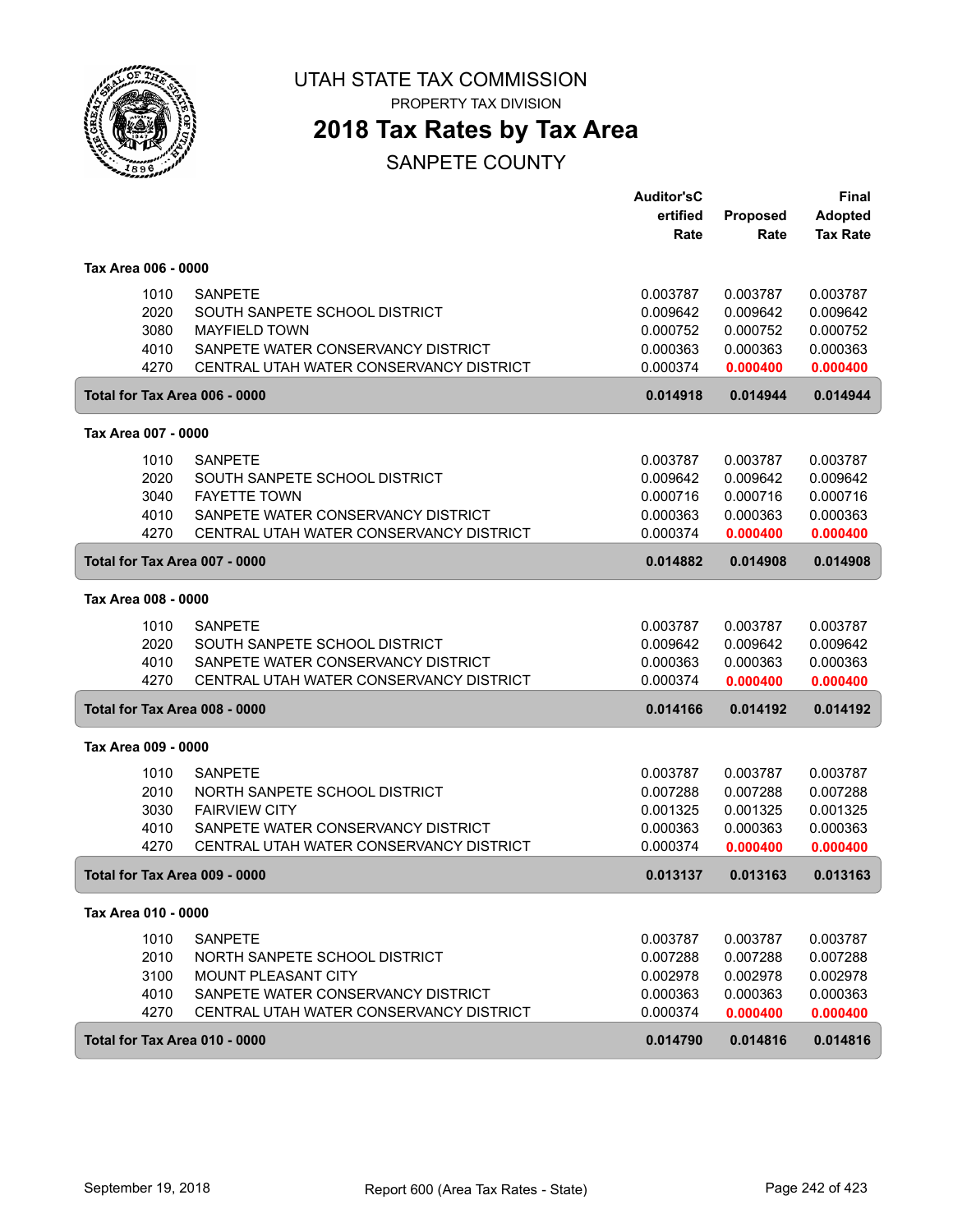# UTAH STATE TAX COMMISSION

PROPERTY TAX DIVISION

## 2018 Tax Rates by Tax Area

SANPETE COUNTY

| | | Auditor'sCertified Rate | Proposed Rate | Final Adopted Tax Rate |
|---|---|---|---|---|
| **Tax Area 006 - 0000** | | | | |
| 1010 | SANPETE | 0.003787 | 0.003787 | 0.003787 |
| 2020 | SOUTH SANPETE SCHOOL DISTRICT | 0.009642 | 0.009642 | 0.009642 |
| 3080 | MAYFIELD TOWN | 0.000752 | 0.000752 | 0.000752 |
| 4010 | SANPETE WATER CONSERVANCY DISTRICT | 0.000363 | 0.000363 | 0.000363 |
| 4270 | CENTRAL UTAH WATER CONSERVANCY DISTRICT | 0.000374 | **0.000400** | **0.000400** |
| **Total for Tax Area 006 - 0000** | | **0.014918** | **0.014944** | **0.014944** |
| **Tax Area 007 - 0000** | | | | |
| 1010 | SANPETE | 0.003787 | 0.003787 | 0.003787 |
| 2020 | SOUTH SANPETE SCHOOL DISTRICT | 0.009642 | 0.009642 | 0.009642 |
| 3040 | FAYETTE TOWN | 0.000716 | 0.000716 | 0.000716 |
| 4010 | SANPETE WATER CONSERVANCY DISTRICT | 0.000363 | 0.000363 | 0.000363 |
| 4270 | CENTRAL UTAH WATER CONSERVANCY DISTRICT | 0.000374 | **0.000400** | **0.000400** |
| **Total for Tax Area 007 - 0000** | | **0.014882** | **0.014908** | **0.014908** |
| **Tax Area 008 - 0000** | | | | |
| 1010 | SANPETE | 0.003787 | 0.003787 | 0.003787 |
| 2020 | SOUTH SANPETE SCHOOL DISTRICT | 0.009642 | 0.009642 | 0.009642 |
| 4010 | SANPETE WATER CONSERVANCY DISTRICT | 0.000363 | 0.000363 | 0.000363 |
| 4270 | CENTRAL UTAH WATER CONSERVANCY DISTRICT | 0.000374 | **0.000400** | **0.000400** |
| **Total for Tax Area 008 - 0000** | | **0.014166** | **0.014192** | **0.014192** |
| **Tax Area 009 - 0000** | | | | |
| 1010 | SANPETE | 0.003787 | 0.003787 | 0.003787 |
| 2010 | NORTH SANPETE SCHOOL DISTRICT | 0.007288 | 0.007288 | 0.007288 |
| 3030 | FAIRVIEW CITY | 0.001325 | 0.001325 | 0.001325 |
| 4010 | SANPETE WATER CONSERVANCY DISTRICT | 0.000363 | 0.000363 | 0.000363 |
| 4270 | CENTRAL UTAH WATER CONSERVANCY DISTRICT | 0.000374 | **0.000400** | **0.000400** |
| **Total for Tax Area 009 - 0000** | | **0.013137** | **0.013163** | **0.013163** |
| **Tax Area 010 - 0000** | | | | |
| 1010 | SANPETE | 0.003787 | 0.003787 | 0.003787 |
| 2010 | NORTH SANPETE SCHOOL DISTRICT | 0.007288 | 0.007288 | 0.007288 |
| 3100 | MOUNT PLEASANT CITY | 0.002978 | 0.002978 | 0.002978 |
| 4010 | SANPETE WATER CONSERVANCY DISTRICT | 0.000363 | 0.000363 | 0.000363 |
| 4270 | CENTRAL UTAH WATER CONSERVANCY DISTRICT | 0.000374 | **0.000400** | **0.000400** |
| **Total for Tax Area 010 - 0000** | | **0.014790** | **0.014816** | **0.014816** |

September 19, 2018 — Report 600 (Area Tax Rates - State)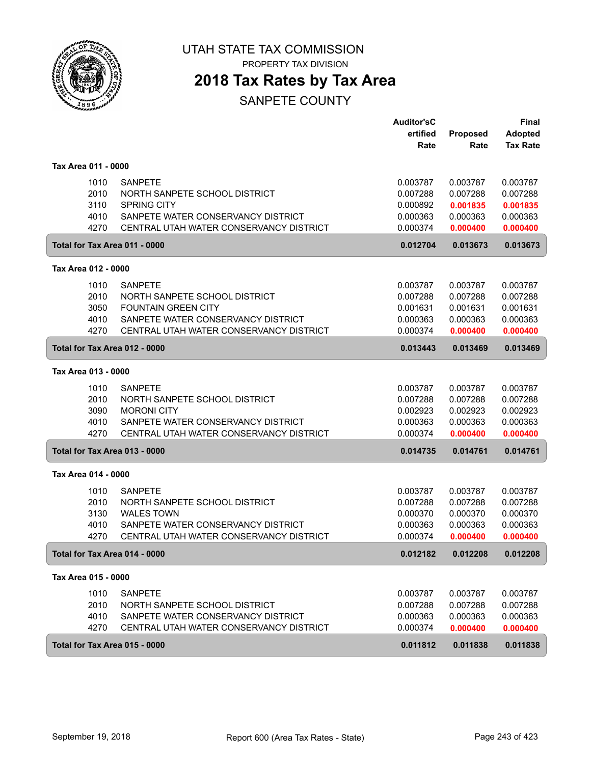# UTAH STATE TAX COMMISSION

PROPERTY TAX DIVISION

## 2018 Tax Rates by Tax Area

SANPETE COUNTY

| | | Auditor'sCertified Rate | Proposed Rate | Final Adopted Tax Rate |
|---|---|---|---|---|
| **Tax Area 011 - 0000** | | | | |
| 1010 | SANPETE | 0.003787 | 0.003787 | 0.003787 |
| 2010 | NORTH SANPETE SCHOOL DISTRICT | 0.007288 | 0.007288 | 0.007288 |
| 3110 | SPRING CITY | 0.000892 | **0.001835** | **0.001835** |
| 4010 | SANPETE WATER CONSERVANCY DISTRICT | 0.000363 | 0.000363 | 0.000363 |
| 4270 | CENTRAL UTAH WATER CONSERVANCY DISTRICT | 0.000374 | **0.000400** | **0.000400** |
| **Total for Tax Area 011 - 0000** | | **0.012704** | **0.013673** | **0.013673** |
| **Tax Area 012 - 0000** | | | | |
| 1010 | SANPETE | 0.003787 | 0.003787 | 0.003787 |
| 2010 | NORTH SANPETE SCHOOL DISTRICT | 0.007288 | 0.007288 | 0.007288 |
| 3050 | FOUNTAIN GREEN CITY | 0.001631 | 0.001631 | 0.001631 |
| 4010 | SANPETE WATER CONSERVANCY DISTRICT | 0.000363 | 0.000363 | 0.000363 |
| 4270 | CENTRAL UTAH WATER CONSERVANCY DISTRICT | 0.000374 | **0.000400** | **0.000400** |
| **Total for Tax Area 012 - 0000** | | **0.013443** | **0.013469** | **0.013469** |
| **Tax Area 013 - 0000** | | | | |
| 1010 | SANPETE | 0.003787 | 0.003787 | 0.003787 |
| 2010 | NORTH SANPETE SCHOOL DISTRICT | 0.007288 | 0.007288 | 0.007288 |
| 3090 | MORONI CITY | 0.002923 | 0.002923 | 0.002923 |
| 4010 | SANPETE WATER CONSERVANCY DISTRICT | 0.000363 | 0.000363 | 0.000363 |
| 4270 | CENTRAL UTAH WATER CONSERVANCY DISTRICT | 0.000374 | **0.000400** | **0.000400** |
| **Total for Tax Area 013 - 0000** | | **0.014735** | **0.014761** | **0.014761** |
| **Tax Area 014 - 0000** | | | | |
| 1010 | SANPETE | 0.003787 | 0.003787 | 0.003787 |
| 2010 | NORTH SANPETE SCHOOL DISTRICT | 0.007288 | 0.007288 | 0.007288 |
| 3130 | WALES TOWN | 0.000370 | 0.000370 | 0.000370 |
| 4010 | SANPETE WATER CONSERVANCY DISTRICT | 0.000363 | 0.000363 | 0.000363 |
| 4270 | CENTRAL UTAH WATER CONSERVANCY DISTRICT | 0.000374 | **0.000400** | **0.000400** |
| **Total for Tax Area 014 - 0000** | | **0.012182** | **0.012208** | **0.012208** |
| **Tax Area 015 - 0000** | | | | |
| 1010 | SANPETE | 0.003787 | 0.003787 | 0.003787 |
| 2010 | NORTH SANPETE SCHOOL DISTRICT | 0.007288 | 0.007288 | 0.007288 |
| 4010 | SANPETE WATER CONSERVANCY DISTRICT | 0.000363 | 0.000363 | 0.000363 |
| 4270 | CENTRAL UTAH WATER CONSERVANCY DISTRICT | 0.000374 | **0.000400** | **0.000400** |
| **Total for Tax Area 015 - 0000** | | **0.011812** | **0.011838** | **0.011838** |

September 19, 2018 — Report 600 (Area Tax Rates - State)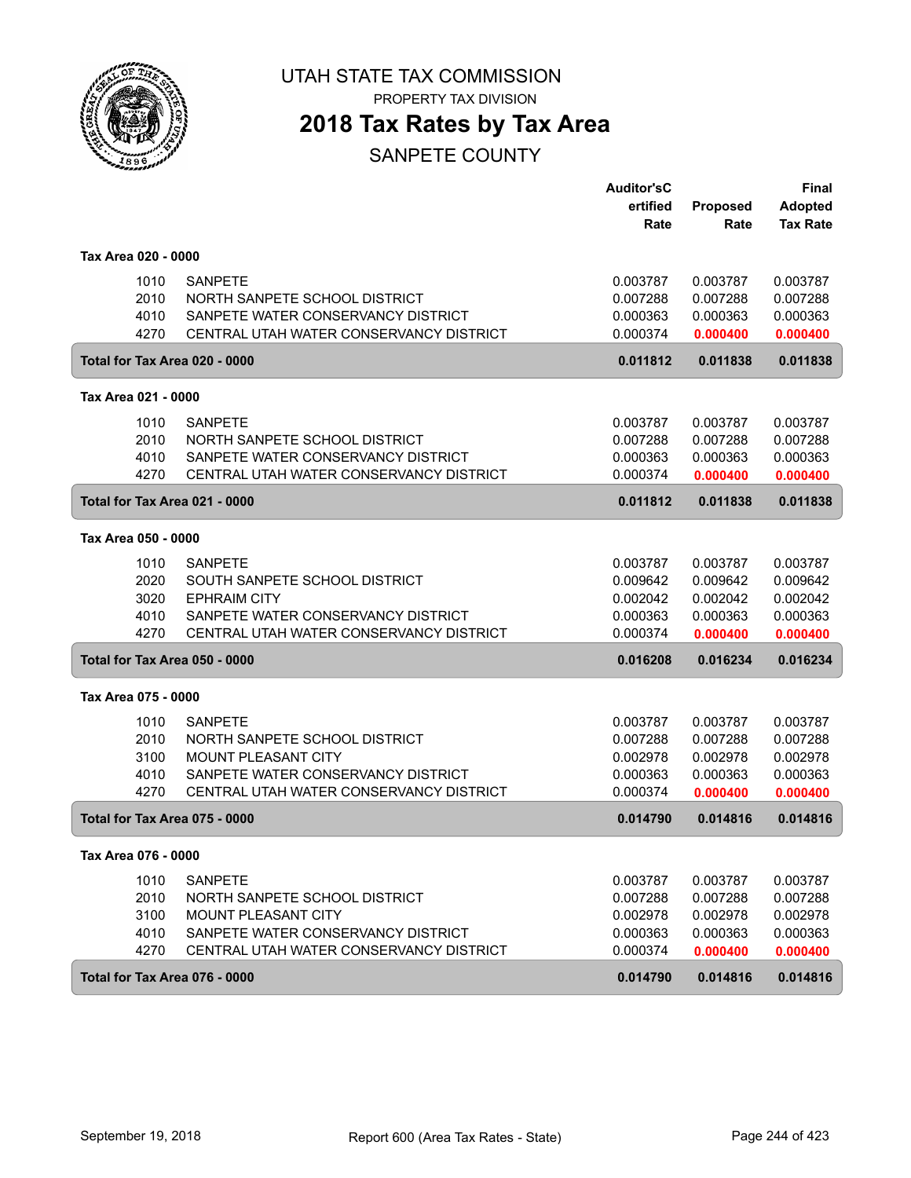# UTAH STATE TAX COMMISSION

PROPERTY TAX DIVISION

## 2018 Tax Rates by Tax Area

SANPETE COUNTY

| | | Auditor'sCertified Rate | Proposed Rate | Final Adopted Tax Rate |
|---|---|---|---|---|
| **Tax Area 020 - 0000** | | | | |
| 1010 | SANPETE | 0.003787 | 0.003787 | 0.003787 |
| 2010 | NORTH SANPETE SCHOOL DISTRICT | 0.007288 | 0.007288 | 0.007288 |
| 4010 | SANPETE WATER CONSERVANCY DISTRICT | 0.000363 | 0.000363 | 0.000363 |
| 4270 | CENTRAL UTAH WATER CONSERVANCY DISTRICT | 0.000374 | 0.000400 | 0.000400 |
| **Total for Tax Area 020 - 0000** | | **0.011812** | **0.011838** | **0.011838** |
| **Tax Area 021 - 0000** | | | | |
| 1010 | SANPETE | 0.003787 | 0.003787 | 0.003787 |
| 2010 | NORTH SANPETE SCHOOL DISTRICT | 0.007288 | 0.007288 | 0.007288 |
| 4010 | SANPETE WATER CONSERVANCY DISTRICT | 0.000363 | 0.000363 | 0.000363 |
| 4270 | CENTRAL UTAH WATER CONSERVANCY DISTRICT | 0.000374 | 0.000400 | 0.000400 |
| **Total for Tax Area 021 - 0000** | | **0.011812** | **0.011838** | **0.011838** |
| **Tax Area 050 - 0000** | | | | |
| 1010 | SANPETE | 0.003787 | 0.003787 | 0.003787 |
| 2020 | SOUTH SANPETE SCHOOL DISTRICT | 0.009642 | 0.009642 | 0.009642 |
| 3020 | EPHRAIM CITY | 0.002042 | 0.002042 | 0.002042 |
| 4010 | SANPETE WATER CONSERVANCY DISTRICT | 0.000363 | 0.000363 | 0.000363 |
| 4270 | CENTRAL UTAH WATER CONSERVANCY DISTRICT | 0.000374 | 0.000400 | 0.000400 |
| **Total for Tax Area 050 - 0000** | | **0.016208** | **0.016234** | **0.016234** |
| **Tax Area 075 - 0000** | | | | |
| 1010 | SANPETE | 0.003787 | 0.003787 | 0.003787 |
| 2010 | NORTH SANPETE SCHOOL DISTRICT | 0.007288 | 0.007288 | 0.007288 |
| 3100 | MOUNT PLEASANT CITY | 0.002978 | 0.002978 | 0.002978 |
| 4010 | SANPETE WATER CONSERVANCY DISTRICT | 0.000363 | 0.000363 | 0.000363 |
| 4270 | CENTRAL UTAH WATER CONSERVANCY DISTRICT | 0.000374 | 0.000400 | 0.000400 |
| **Total for Tax Area 075 - 0000** | | **0.014790** | **0.014816** | **0.014816** |
| **Tax Area 076 - 0000** | | | | |
| 1010 | SANPETE | 0.003787 | 0.003787 | 0.003787 |
| 2010 | NORTH SANPETE SCHOOL DISTRICT | 0.007288 | 0.007288 | 0.007288 |
| 3100 | MOUNT PLEASANT CITY | 0.002978 | 0.002978 | 0.002978 |
| 4010 | SANPETE WATER CONSERVANCY DISTRICT | 0.000363 | 0.000363 | 0.000363 |
| 4270 | CENTRAL UTAH WATER CONSERVANCY DISTRICT | 0.000374 | 0.000400 | 0.000400 |
| **Total for Tax Area 076 - 0000** | | **0.014790** | **0.014816** | **0.014816** |

September 19, 2018 — Report 600 (Area Tax Rates - State)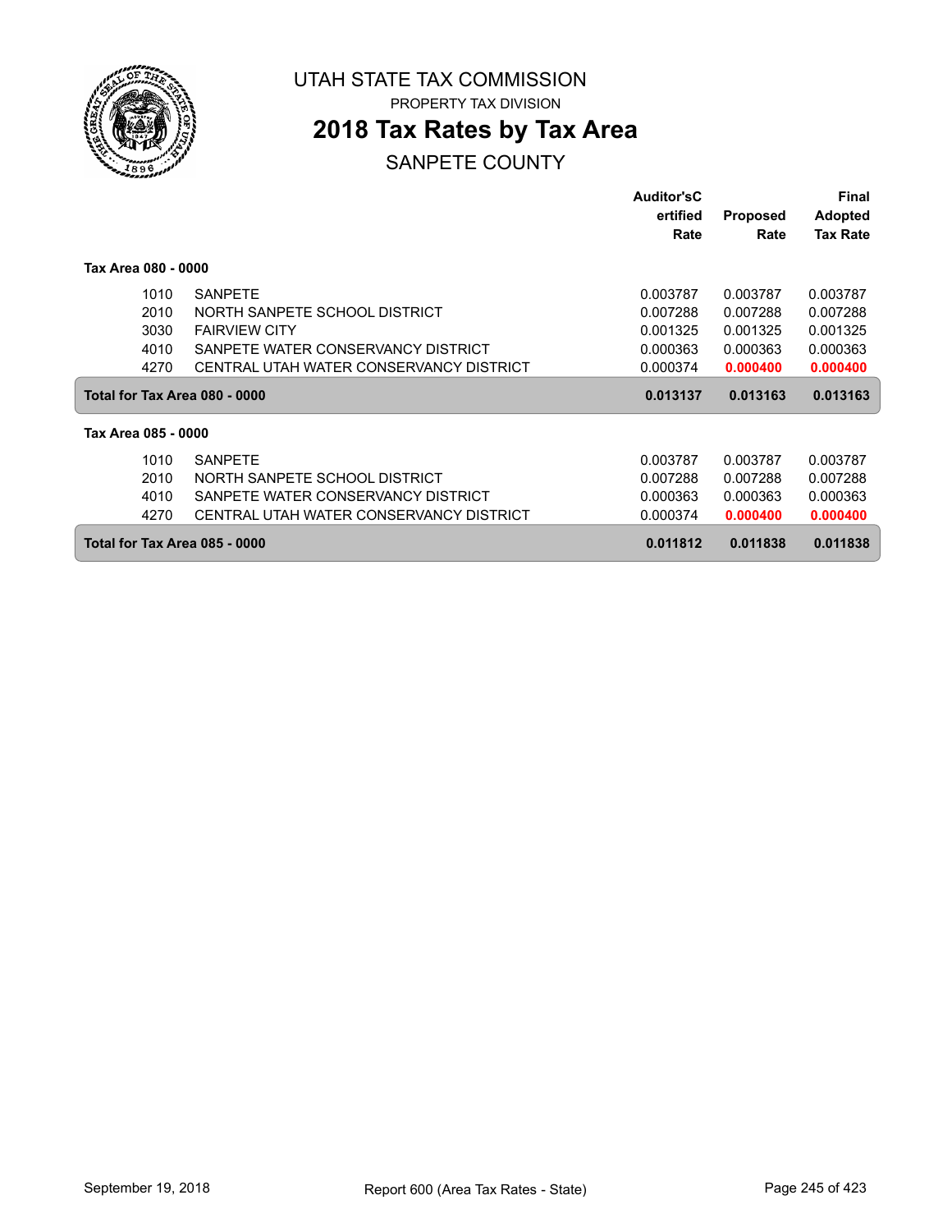# UTAH STATE TAX COMMISSION

PROPERTY TAX DIVISION

## 2018 Tax Rates by Tax Area

SANPETE COUNTY

| | | Auditor'sCertified Rate | Proposed Rate | Final Adopted Tax Rate |
|---|---|---|---|---|
| **Tax Area 080 - 0000** | | | | |
| 1010 | SANPETE | 0.003787 | 0.003787 | 0.003787 |
| 2010 | NORTH SANPETE SCHOOL DISTRICT | 0.007288 | 0.007288 | 0.007288 |
| 3030 | FAIRVIEW CITY | 0.001325 | 0.001325 | 0.001325 |
| 4010 | SANPETE WATER CONSERVANCY DISTRICT | 0.000363 | 0.000363 | 0.000363 |
| 4270 | CENTRAL UTAH WATER CONSERVANCY DISTRICT | 0.000374 | **0.000400** | **0.000400** |
| **Total for Tax Area 080 - 0000** | | **0.013137** | **0.013163** | **0.013163** |
| **Tax Area 085 - 0000** | | | | |
| 1010 | SANPETE | 0.003787 | 0.003787 | 0.003787 |
| 2010 | NORTH SANPETE SCHOOL DISTRICT | 0.007288 | 0.007288 | 0.007288 |
| 4010 | SANPETE WATER CONSERVANCY DISTRICT | 0.000363 | 0.000363 | 0.000363 |
| 4270 | CENTRAL UTAH WATER CONSERVANCY DISTRICT | 0.000374 | **0.000400** | **0.000400** |
| **Total for Tax Area 085 - 0000** | | **0.011812** | **0.011838** | **0.011838** |

September 19, 2018 — Report 600 (Area Tax Rates - State)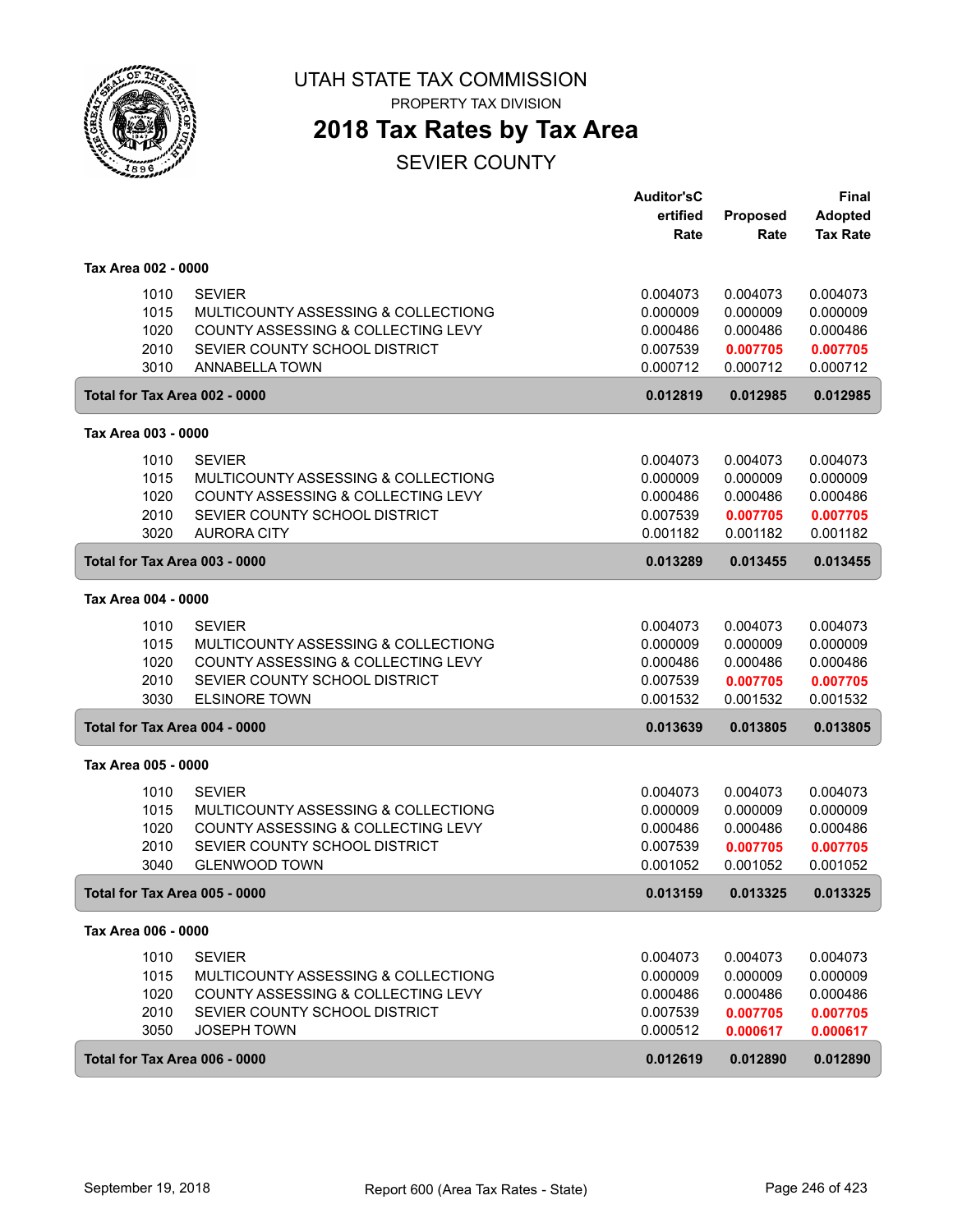# UTAH STATE TAX COMMISSION

PROPERTY TAX DIVISION

## 2018 Tax Rates by Tax Area

SEVIER COUNTY

| | | Auditor'sCertified Rate | Proposed Rate | Final Adopted Tax Rate |
|---|---|---|---|---|
| **Tax Area 002 - 0000** | | | | |
| 1010 | SEVIER | 0.004073 | 0.004073 | 0.004073 |
| 1015 | MULTICOUNTY ASSESSING & COLLECTING | 0.000009 | 0.000009 | 0.000009 |
| 1020 | COUNTY ASSESSING & COLLECTING LEVY | 0.000486 | 0.000486 | 0.000486 |
| 2010 | SEVIER COUNTY SCHOOL DISTRICT | 0.007539 | 0.007705 | 0.007705 |
| 3010 | ANNABELLA TOWN | 0.000712 | 0.000712 | 0.000712 |
| **Total for Tax Area 002 - 0000** | | **0.012819** | **0.012985** | **0.012985** |
| **Tax Area 003 - 0000** | | | | |
| 1010 | SEVIER | 0.004073 | 0.004073 | 0.004073 |
| 1015 | MULTICOUNTY ASSESSING & COLLECTING | 0.000009 | 0.000009 | 0.000009 |
| 1020 | COUNTY ASSESSING & COLLECTING LEVY | 0.000486 | 0.000486 | 0.000486 |
| 2010 | SEVIER COUNTY SCHOOL DISTRICT | 0.007539 | 0.007705 | 0.007705 |
| 3020 | AURORA CITY | 0.001182 | 0.001182 | 0.001182 |
| **Total for Tax Area 003 - 0000** | | **0.013289** | **0.013455** | **0.013455** |
| **Tax Area 004 - 0000** | | | | |
| 1010 | SEVIER | 0.004073 | 0.004073 | 0.004073 |
| 1015 | MULTICOUNTY ASSESSING & COLLECTING | 0.000009 | 0.000009 | 0.000009 |
| 1020 | COUNTY ASSESSING & COLLECTING LEVY | 0.000486 | 0.000486 | 0.000486 |
| 2010 | SEVIER COUNTY SCHOOL DISTRICT | 0.007539 | 0.007705 | 0.007705 |
| 3030 | ELSINORE TOWN | 0.001532 | 0.001532 | 0.001532 |
| **Total for Tax Area 004 - 0000** | | **0.013639** | **0.013805** | **0.013805** |
| **Tax Area 005 - 0000** | | | | |
| 1010 | SEVIER | 0.004073 | 0.004073 | 0.004073 |
| 1015 | MULTICOUNTY ASSESSING & COLLECTING | 0.000009 | 0.000009 | 0.000009 |
| 1020 | COUNTY ASSESSING & COLLECTING LEVY | 0.000486 | 0.000486 | 0.000486 |
| 2010 | SEVIER COUNTY SCHOOL DISTRICT | 0.007539 | 0.007705 | 0.007705 |
| 3040 | GLENWOOD TOWN | 0.001052 | 0.001052 | 0.001052 |
| **Total for Tax Area 005 - 0000** | | **0.013159** | **0.013325** | **0.013325** |
| **Tax Area 006 - 0000** | | | | |
| 1010 | SEVIER | 0.004073 | 0.004073 | 0.004073 |
| 1015 | MULTICOUNTY ASSESSING & COLLECTING | 0.000009 | 0.000009 | 0.000009 |
| 1020 | COUNTY ASSESSING & COLLECTING LEVY | 0.000486 | 0.000486 | 0.000486 |
| 2010 | SEVIER COUNTY SCHOOL DISTRICT | 0.007539 | 0.007705 | 0.007705 |
| 3050 | JOSEPH TOWN | 0.000512 | 0.000617 | 0.000617 |
| **Total for Tax Area 006 - 0000** | | **0.012619** | **0.012890** | **0.012890** |

September 19, 2018 — Report 600 (Area Tax Rates - State)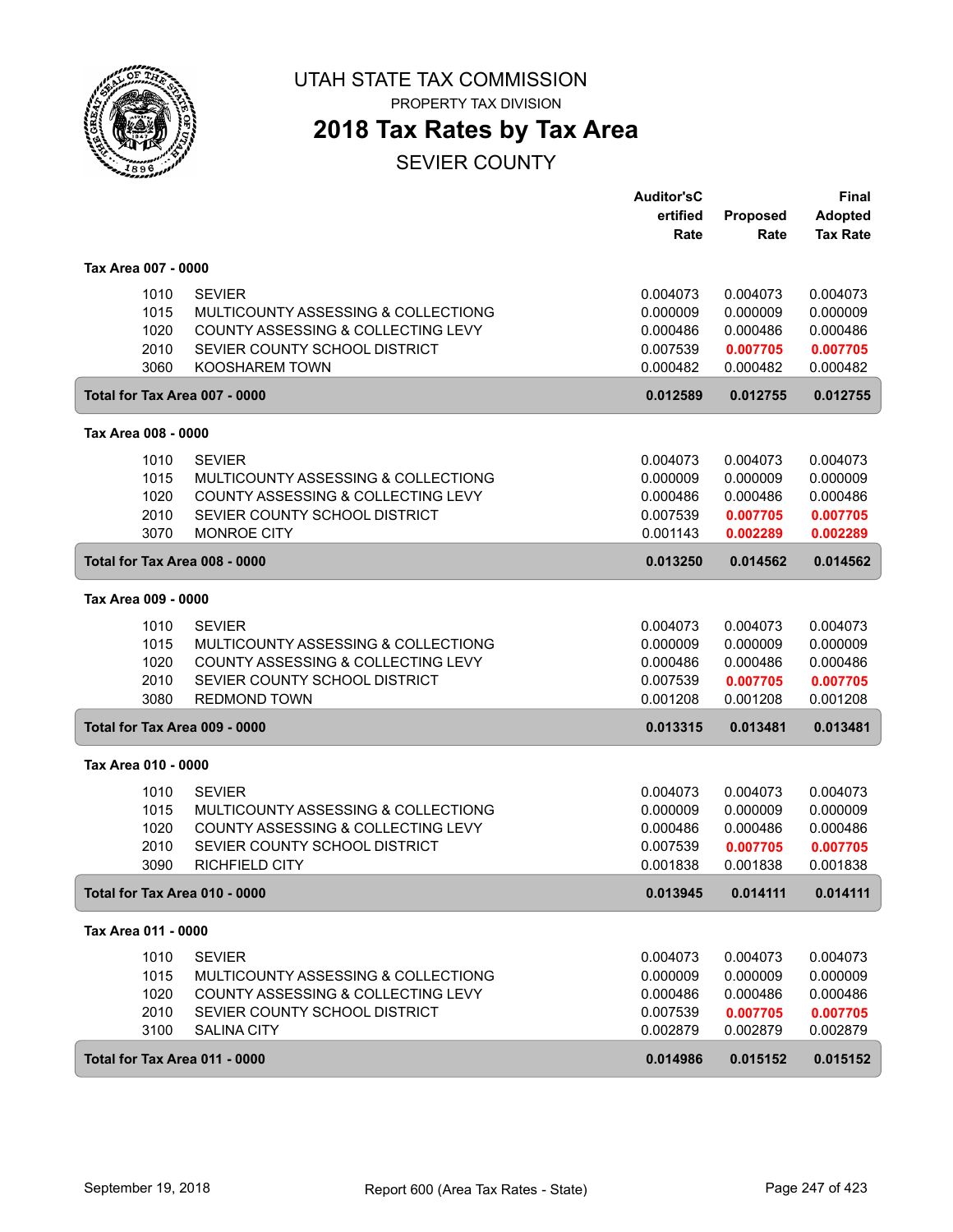# UTAH STATE TAX COMMISSION

PROPERTY TAX DIVISION

## 2018 Tax Rates by Tax Area

### SEVIER COUNTY

| | | Auditor'sCertified Rate | Proposed Rate | Final Adopted Tax Rate |
|---|---|---|---|---|
| **Tax Area 007 - 0000** | | | | |
| 1010 | SEVIER | 0.004073 | 0.004073 | 0.004073 |
| 1015 | MULTICOUNTY ASSESSING & COLLECTIONG | 0.000009 | 0.000009 | 0.000009 |
| 1020 | COUNTY ASSESSING & COLLECTING LEVY | 0.000486 | 0.000486 | 0.000486 |
| 2010 | SEVIER COUNTY SCHOOL DISTRICT | 0.007539 | **0.007705** | **0.007705** |
| 3060 | KOOSHAREM TOWN | 0.000482 | 0.000482 | 0.000482 |
| **Total for Tax Area 007 - 0000** | | **0.012589** | **0.012755** | **0.012755** |
| **Tax Area 008 - 0000** | | | | |
| 1010 | SEVIER | 0.004073 | 0.004073 | 0.004073 |
| 1015 | MULTICOUNTY ASSESSING & COLLECTIONG | 0.000009 | 0.000009 | 0.000009 |
| 1020 | COUNTY ASSESSING & COLLECTING LEVY | 0.000486 | 0.000486 | 0.000486 |
| 2010 | SEVIER COUNTY SCHOOL DISTRICT | 0.007539 | **0.007705** | **0.007705** |
| 3070 | MONROE CITY | 0.001143 | **0.002289** | **0.002289** |
| **Total for Tax Area 008 - 0000** | | **0.013250** | **0.014562** | **0.014562** |
| **Tax Area 009 - 0000** | | | | |
| 1010 | SEVIER | 0.004073 | 0.004073 | 0.004073 |
| 1015 | MULTICOUNTY ASSESSING & COLLECTIONG | 0.000009 | 0.000009 | 0.000009 |
| 1020 | COUNTY ASSESSING & COLLECTING LEVY | 0.000486 | 0.000486 | 0.000486 |
| 2010 | SEVIER COUNTY SCHOOL DISTRICT | 0.007539 | **0.007705** | **0.007705** |
| 3080 | REDMOND TOWN | 0.001208 | 0.001208 | 0.001208 |
| **Total for Tax Area 009 - 0000** | | **0.013315** | **0.013481** | **0.013481** |
| **Tax Area 010 - 0000** | | | | |
| 1010 | SEVIER | 0.004073 | 0.004073 | 0.004073 |
| 1015 | MULTICOUNTY ASSESSING & COLLECTIONG | 0.000009 | 0.000009 | 0.000009 |
| 1020 | COUNTY ASSESSING & COLLECTING LEVY | 0.000486 | 0.000486 | 0.000486 |
| 2010 | SEVIER COUNTY SCHOOL DISTRICT | 0.007539 | **0.007705** | **0.007705** |
| 3090 | RICHFIELD CITY | 0.001838 | 0.001838 | 0.001838 |
| **Total for Tax Area 010 - 0000** | | **0.013945** | **0.014111** | **0.014111** |
| **Tax Area 011 - 0000** | | | | |
| 1010 | SEVIER | 0.004073 | 0.004073 | 0.004073 |
| 1015 | MULTICOUNTY ASSESSING & COLLECTIONG | 0.000009 | 0.000009 | 0.000009 |
| 1020 | COUNTY ASSESSING & COLLECTING LEVY | 0.000486 | 0.000486 | 0.000486 |
| 2010 | SEVIER COUNTY SCHOOL DISTRICT | 0.007539 | **0.007705** | **0.007705** |
| 3100 | SALINA CITY | 0.002879 | 0.002879 | 0.002879 |
| **Total for Tax Area 011 - 0000** | | **0.014986** | **0.015152** | **0.015152** |

September 19, 2018 — Report 600 (Area Tax Rates - State)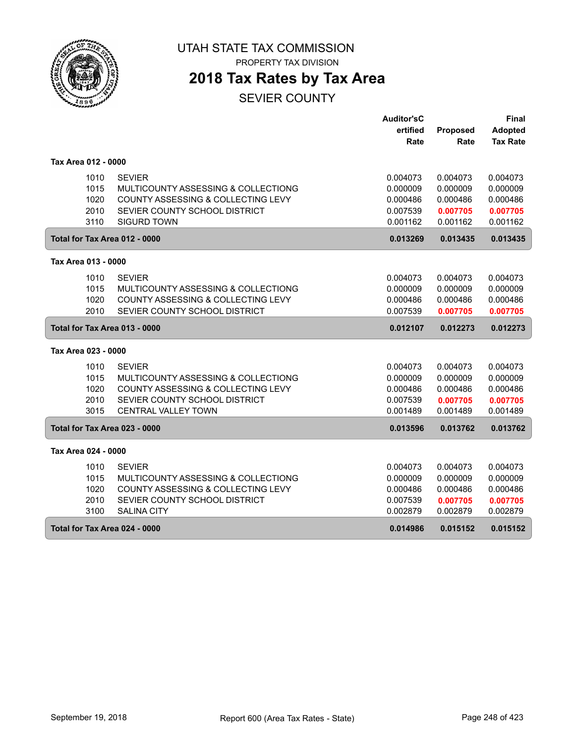# UTAH STATE TAX COMMISSION

PROPERTY TAX DIVISION

## 2018 Tax Rates by Tax Area

SEVIER COUNTY

| | | Auditor'sCertified Rate | Proposed Rate | Final Adopted Tax Rate |
|---|---|---|---|---|
| **Tax Area 012 - 0000** | | | | |
| 1010 | SEVIER | 0.004073 | 0.004073 | 0.004073 |
| 1015 | MULTICOUNTY ASSESSING & COLLECTIONG | 0.000009 | 0.000009 | 0.000009 |
| 1020 | COUNTY ASSESSING & COLLECTING LEVY | 0.000486 | 0.000486 | 0.000486 |
| 2010 | SEVIER COUNTY SCHOOL DISTRICT | 0.007539 | **0.007705** | **0.007705** |
| 3110 | SIGURD TOWN | 0.001162 | 0.001162 | 0.001162 |
| **Total for Tax Area 012 - 0000** | | **0.013269** | **0.013435** | **0.013435** |
| **Tax Area 013 - 0000** | | | | |
| 1010 | SEVIER | 0.004073 | 0.004073 | 0.004073 |
| 1015 | MULTICOUNTY ASSESSING & COLLECTIONG | 0.000009 | 0.000009 | 0.000009 |
| 1020 | COUNTY ASSESSING & COLLECTING LEVY | 0.000486 | 0.000486 | 0.000486 |
| 2010 | SEVIER COUNTY SCHOOL DISTRICT | 0.007539 | **0.007705** | **0.007705** |
| **Total for Tax Area 013 - 0000** | | **0.012107** | **0.012273** | **0.012273** |
| **Tax Area 023 - 0000** | | | | |
| 1010 | SEVIER | 0.004073 | 0.004073 | 0.004073 |
| 1015 | MULTICOUNTY ASSESSING & COLLECTIONG | 0.000009 | 0.000009 | 0.000009 |
| 1020 | COUNTY ASSESSING & COLLECTING LEVY | 0.000486 | 0.000486 | 0.000486 |
| 2010 | SEVIER COUNTY SCHOOL DISTRICT | 0.007539 | **0.007705** | **0.007705** |
| 3015 | CENTRAL VALLEY TOWN | 0.001489 | 0.001489 | 0.001489 |
| **Total for Tax Area 023 - 0000** | | **0.013596** | **0.013762** | **0.013762** |
| **Tax Area 024 - 0000** | | | | |
| 1010 | SEVIER | 0.004073 | 0.004073 | 0.004073 |
| 1015 | MULTICOUNTY ASSESSING & COLLECTIONG | 0.000009 | 0.000009 | 0.000009 |
| 1020 | COUNTY ASSESSING & COLLECTING LEVY | 0.000486 | 0.000486 | 0.000486 |
| 2010 | SEVIER COUNTY SCHOOL DISTRICT | 0.007539 | **0.007705** | **0.007705** |
| 3100 | SALINA CITY | 0.002879 | 0.002879 | 0.002879 |
| **Total for Tax Area 024 - 0000** | | **0.014986** | **0.015152** | **0.015152** |

September 19, 2018 — Report 600 (Area Tax Rates - State)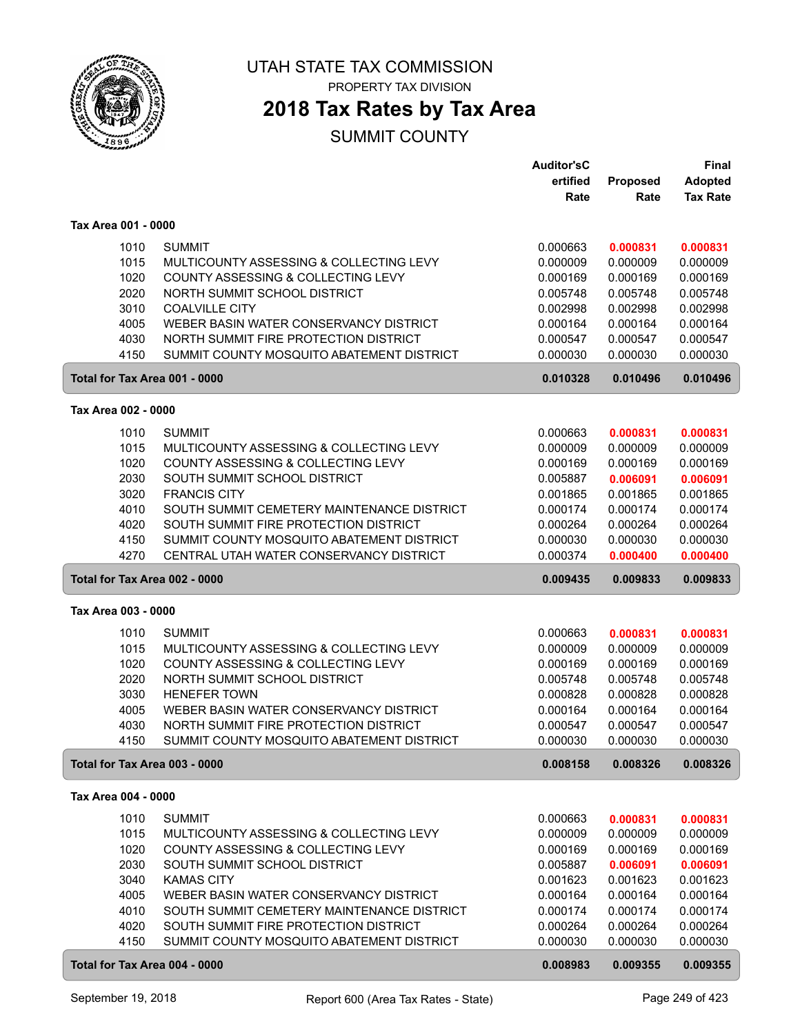# UTAH STATE TAX COMMISSION

PROPERTY TAX DIVISION

## 2018 Tax Rates by Tax Area

SUMMIT COUNTY

| | | Auditor'sCertified Rate | Proposed Rate | Final Adopted Tax Rate |
|---|---|---|---|---|
| **Tax Area 001 - 0000** | | | | |
| 1010 | SUMMIT | 0.000663 | **0.000831** | **0.000831** |
| 1015 | MULTICOUNTY ASSESSING & COLLECTING LEVY | 0.000009 | 0.000009 | 0.000009 |
| 1020 | COUNTY ASSESSING & COLLECTING LEVY | 0.000169 | 0.000169 | 0.000169 |
| 2020 | NORTH SUMMIT SCHOOL DISTRICT | 0.005748 | 0.005748 | 0.005748 |
| 3010 | COALVILLE CITY | 0.002998 | 0.002998 | 0.002998 |
| 4005 | WEBER BASIN WATER CONSERVANCY DISTRICT | 0.000164 | 0.000164 | 0.000164 |
| 4030 | NORTH SUMMIT FIRE PROTECTION DISTRICT | 0.000547 | 0.000547 | 0.000547 |
| 4150 | SUMMIT COUNTY MOSQUITO ABATEMENT DISTRICT | 0.000030 | 0.000030 | 0.000030 |
| **Total for Tax Area 001 - 0000** | | **0.010328** | **0.010496** | **0.010496** |
| **Tax Area 002 - 0000** | | | | |
| 1010 | SUMMIT | 0.000663 | **0.000831** | **0.000831** |
| 1015 | MULTICOUNTY ASSESSING & COLLECTING LEVY | 0.000009 | 0.000009 | 0.000009 |
| 1020 | COUNTY ASSESSING & COLLECTING LEVY | 0.000169 | 0.000169 | 0.000169 |
| 2030 | SOUTH SUMMIT SCHOOL DISTRICT | 0.005887 | **0.006091** | **0.006091** |
| 3020 | FRANCIS CITY | 0.001865 | 0.001865 | 0.001865 |
| 4010 | SOUTH SUMMIT CEMETERY MAINTENANCE DISTRICT | 0.000174 | 0.000174 | 0.000174 |
| 4020 | SOUTH SUMMIT FIRE PROTECTION DISTRICT | 0.000264 | 0.000264 | 0.000264 |
| 4150 | SUMMIT COUNTY MOSQUITO ABATEMENT DISTRICT | 0.000030 | 0.000030 | 0.000030 |
| 4270 | CENTRAL UTAH WATER CONSERVANCY DISTRICT | 0.000374 | **0.000400** | **0.000400** |
| **Total for Tax Area 002 - 0000** | | **0.009435** | **0.009833** | **0.009833** |
| **Tax Area 003 - 0000** | | | | |
| 1010 | SUMMIT | 0.000663 | **0.000831** | **0.000831** |
| 1015 | MULTICOUNTY ASSESSING & COLLECTING LEVY | 0.000009 | 0.000009 | 0.000009 |
| 1020 | COUNTY ASSESSING & COLLECTING LEVY | 0.000169 | 0.000169 | 0.000169 |
| 2020 | NORTH SUMMIT SCHOOL DISTRICT | 0.005748 | 0.005748 | 0.005748 |
| 3030 | HENEFER TOWN | 0.000828 | 0.000828 | 0.000828 |
| 4005 | WEBER BASIN WATER CONSERVANCY DISTRICT | 0.000164 | 0.000164 | 0.000164 |
| 4030 | NORTH SUMMIT FIRE PROTECTION DISTRICT | 0.000547 | 0.000547 | 0.000547 |
| 4150 | SUMMIT COUNTY MOSQUITO ABATEMENT DISTRICT | 0.000030 | 0.000030 | 0.000030 |
| **Total for Tax Area 003 - 0000** | | **0.008158** | **0.008326** | **0.008326** |
| **Tax Area 004 - 0000** | | | | |
| 1010 | SUMMIT | 0.000663 | **0.000831** | **0.000831** |
| 1015 | MULTICOUNTY ASSESSING & COLLECTING LEVY | 0.000009 | 0.000009 | 0.000009 |
| 1020 | COUNTY ASSESSING & COLLECTING LEVY | 0.000169 | 0.000169 | 0.000169 |
| 2030 | SOUTH SUMMIT SCHOOL DISTRICT | 0.005887 | **0.006091** | **0.006091** |
| 3040 | KAMAS CITY | 0.001623 | 0.001623 | 0.001623 |
| 4005 | WEBER BASIN WATER CONSERVANCY DISTRICT | 0.000164 | 0.000164 | 0.000164 |
| 4010 | SOUTH SUMMIT CEMETERY MAINTENANCE DISTRICT | 0.000174 | 0.000174 | 0.000174 |
| 4020 | SOUTH SUMMIT FIRE PROTECTION DISTRICT | 0.000264 | 0.000264 | 0.000264 |
| 4150 | SUMMIT COUNTY MOSQUITO ABATEMENT DISTRICT | 0.000030 | 0.000030 | 0.000030 |
| **Total for Tax Area 004 - 0000** | | **0.008983** | **0.009355** | **0.009355** |

September 19, 2018 Report 600 (Area Tax Rates - State)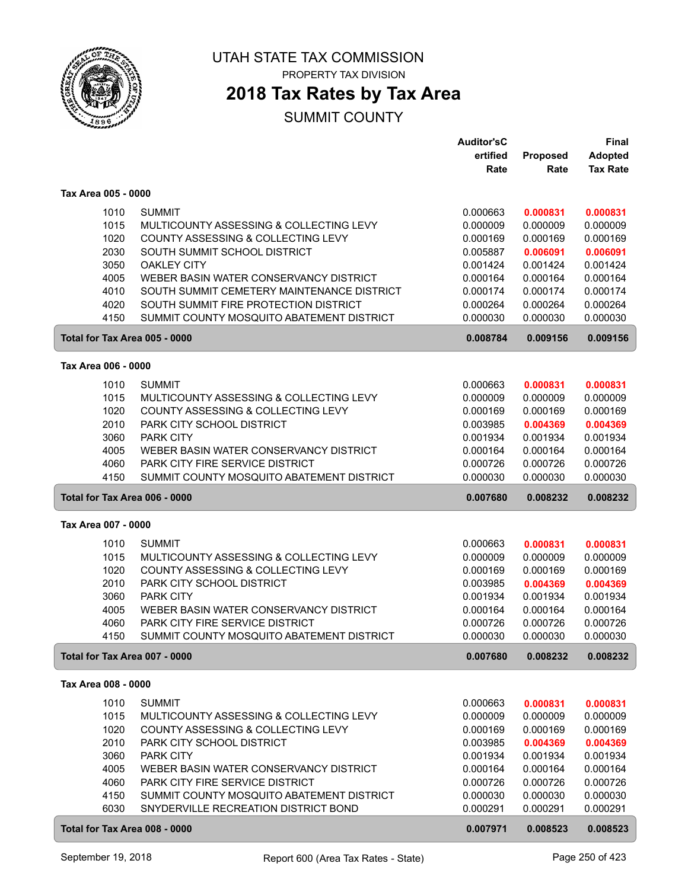# UTAH STATE TAX COMMISSION

PROPERTY TAX DIVISION

## 2018 Tax Rates by Tax Area

SUMMIT COUNTY

| | | Auditor'sCertified Rate | Proposed Rate | Final Adopted Tax Rate |
|---|---|---|---|---|
| **Tax Area 005 - 0000** | | | | |
| 1010 | SUMMIT | 0.000663 | **0.000831** | **0.000831** |
| 1015 | MULTICOUNTY ASSESSING & COLLECTING LEVY | 0.000009 | 0.000009 | 0.000009 |
| 1020 | COUNTY ASSESSING & COLLECTING LEVY | 0.000169 | 0.000169 | 0.000169 |
| 2030 | SOUTH SUMMIT SCHOOL DISTRICT | 0.005887 | **0.006091** | **0.006091** |
| 3050 | OAKLEY CITY | 0.001424 | 0.001424 | 0.001424 |
| 4005 | WEBER BASIN WATER CONSERVANCY DISTRICT | 0.000164 | 0.000164 | 0.000164 |
| 4010 | SOUTH SUMMIT CEMETERY MAINTENANCE DISTRICT | 0.000174 | 0.000174 | 0.000174 |
| 4020 | SOUTH SUMMIT FIRE PROTECTION DISTRICT | 0.000264 | 0.000264 | 0.000264 |
| 4150 | SUMMIT COUNTY MOSQUITO ABATEMENT DISTRICT | 0.000030 | 0.000030 | 0.000030 |
| **Total for Tax Area 005 - 0000** | | **0.008784** | **0.009156** | **0.009156** |
| **Tax Area 006 - 0000** | | | | |
| 1010 | SUMMIT | 0.000663 | **0.000831** | **0.000831** |
| 1015 | MULTICOUNTY ASSESSING & COLLECTING LEVY | 0.000009 | 0.000009 | 0.000009 |
| 1020 | COUNTY ASSESSING & COLLECTING LEVY | 0.000169 | 0.000169 | 0.000169 |
| 2010 | PARK CITY SCHOOL DISTRICT | 0.003985 | **0.004369** | **0.004369** |
| 3060 | PARK CITY | 0.001934 | 0.001934 | 0.001934 |
| 4005 | WEBER BASIN WATER CONSERVANCY DISTRICT | 0.000164 | 0.000164 | 0.000164 |
| 4060 | PARK CITY FIRE SERVICE DISTRICT | 0.000726 | 0.000726 | 0.000726 |
| 4150 | SUMMIT COUNTY MOSQUITO ABATEMENT DISTRICT | 0.000030 | 0.000030 | 0.000030 |
| **Total for Tax Area 006 - 0000** | | **0.007680** | **0.008232** | **0.008232** |
| **Tax Area 007 - 0000** | | | | |
| 1010 | SUMMIT | 0.000663 | **0.000831** | **0.000831** |
| 1015 | MULTICOUNTY ASSESSING & COLLECTING LEVY | 0.000009 | 0.000009 | 0.000009 |
| 1020 | COUNTY ASSESSING & COLLECTING LEVY | 0.000169 | 0.000169 | 0.000169 |
| 2010 | PARK CITY SCHOOL DISTRICT | 0.003985 | **0.004369** | **0.004369** |
| 3060 | PARK CITY | 0.001934 | 0.001934 | 0.001934 |
| 4005 | WEBER BASIN WATER CONSERVANCY DISTRICT | 0.000164 | 0.000164 | 0.000164 |
| 4060 | PARK CITY FIRE SERVICE DISTRICT | 0.000726 | 0.000726 | 0.000726 |
| 4150 | SUMMIT COUNTY MOSQUITO ABATEMENT DISTRICT | 0.000030 | 0.000030 | 0.000030 |
| **Total for Tax Area 007 - 0000** | | **0.007680** | **0.008232** | **0.008232** |
| **Tax Area 008 - 0000** | | | | |
| 1010 | SUMMIT | 0.000663 | **0.000831** | **0.000831** |
| 1015 | MULTICOUNTY ASSESSING & COLLECTING LEVY | 0.000009 | 0.000009 | 0.000009 |
| 1020 | COUNTY ASSESSING & COLLECTING LEVY | 0.000169 | 0.000169 | 0.000169 |
| 2010 | PARK CITY SCHOOL DISTRICT | 0.003985 | **0.004369** | **0.004369** |
| 3060 | PARK CITY | 0.001934 | 0.001934 | 0.001934 |
| 4005 | WEBER BASIN WATER CONSERVANCY DISTRICT | 0.000164 | 0.000164 | 0.000164 |
| 4060 | PARK CITY FIRE SERVICE DISTRICT | 0.000726 | 0.000726 | 0.000726 |
| 4150 | SUMMIT COUNTY MOSQUITO ABATEMENT DISTRICT | 0.000030 | 0.000030 | 0.000030 |
| 6030 | SNYDERVILLE RECREATION DISTRICT BOND | 0.000291 | 0.000291 | 0.000291 |
| **Total for Tax Area 008 - 0000** | | **0.007971** | **0.008523** | **0.008523** |

September 19, 2018 — Report 600 (Area Tax Rates - State)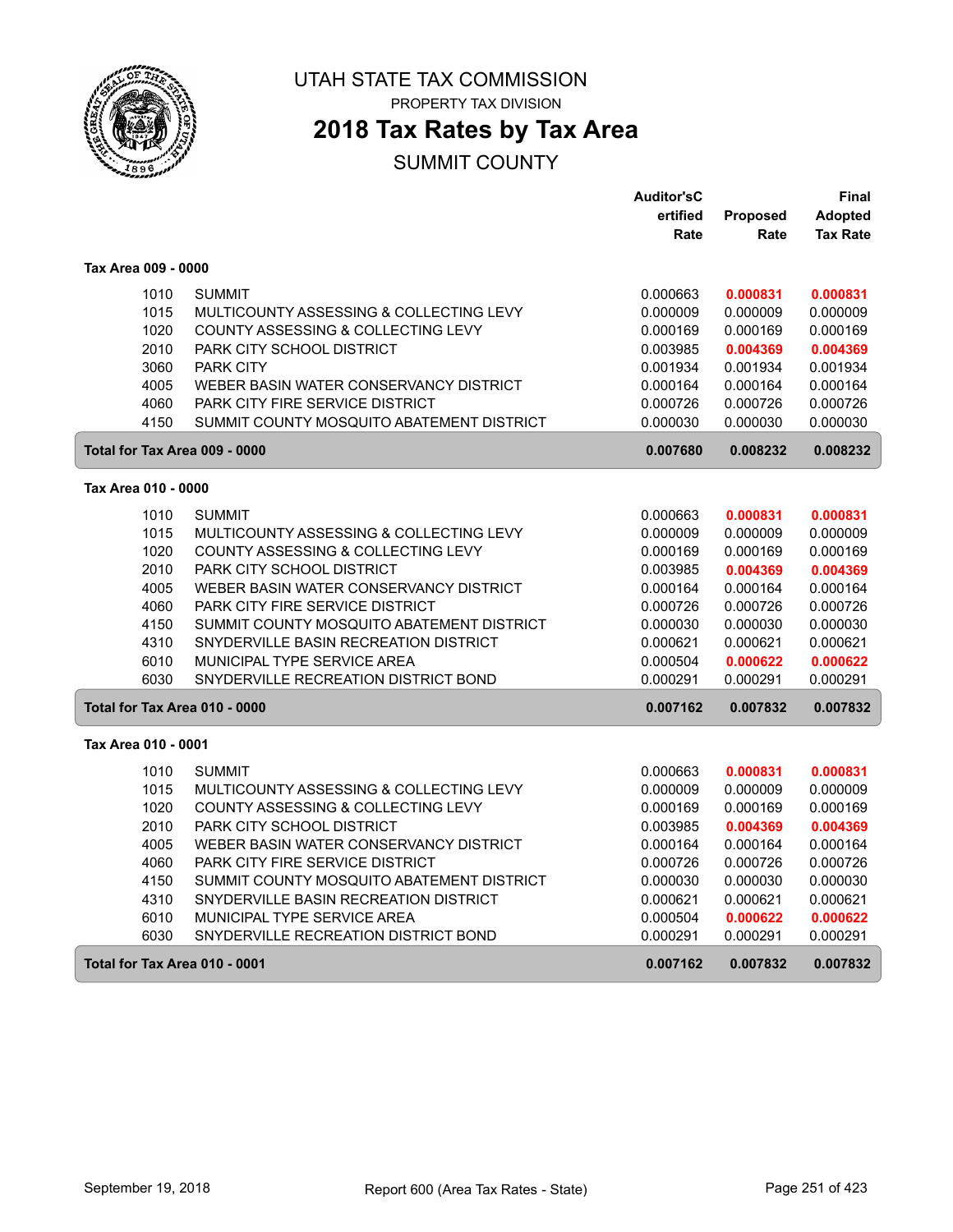# UTAH STATE TAX COMMISSION

PROPERTY TAX DIVISION

## 2018 Tax Rates by Tax Area

SUMMIT COUNTY

| | | Auditor'sCertified Rate | Proposed Rate | Final Adopted Tax Rate |
|---|---|---|---|---|
| **Tax Area 009 - 0000** | | | | |
| 1010 | SUMMIT | 0.000663 | **0.000831** | **0.000831** |
| 1015 | MULTICOUNTY ASSESSING & COLLECTING LEVY | 0.000009 | 0.000009 | 0.000009 |
| 1020 | COUNTY ASSESSING & COLLECTING LEVY | 0.000169 | 0.000169 | 0.000169 |
| 2010 | PARK CITY SCHOOL DISTRICT | 0.003985 | **0.004369** | **0.004369** |
| 3060 | PARK CITY | 0.001934 | 0.001934 | 0.001934 |
| 4005 | WEBER BASIN WATER CONSERVANCY DISTRICT | 0.000164 | 0.000164 | 0.000164 |
| 4060 | PARK CITY FIRE SERVICE DISTRICT | 0.000726 | 0.000726 | 0.000726 |
| 4150 | SUMMIT COUNTY MOSQUITO ABATEMENT DISTRICT | 0.000030 | 0.000030 | 0.000030 |
| **Total for Tax Area 009 - 0000** | | **0.007680** | **0.008232** | **0.008232** |
| **Tax Area 010 - 0000** | | | | |
| 1010 | SUMMIT | 0.000663 | **0.000831** | **0.000831** |
| 1015 | MULTICOUNTY ASSESSING & COLLECTING LEVY | 0.000009 | 0.000009 | 0.000009 |
| 1020 | COUNTY ASSESSING & COLLECTING LEVY | 0.000169 | 0.000169 | 0.000169 |
| 2010 | PARK CITY SCHOOL DISTRICT | 0.003985 | **0.004369** | **0.004369** |
| 4005 | WEBER BASIN WATER CONSERVANCY DISTRICT | 0.000164 | 0.000164 | 0.000164 |
| 4060 | PARK CITY FIRE SERVICE DISTRICT | 0.000726 | 0.000726 | 0.000726 |
| 4150 | SUMMIT COUNTY MOSQUITO ABATEMENT DISTRICT | 0.000030 | 0.000030 | 0.000030 |
| 4310 | SNYDERVILLE BASIN RECREATION DISTRICT | 0.000621 | 0.000621 | 0.000621 |
| 6010 | MUNICIPAL TYPE SERVICE AREA | 0.000504 | **0.000622** | **0.000622** |
| 6030 | SNYDERVILLE RECREATION DISTRICT BOND | 0.000291 | 0.000291 | 0.000291 |
| **Total for Tax Area 010 - 0000** | | **0.007162** | **0.007832** | **0.007832** |
| **Tax Area 010 - 0001** | | | | |
| 1010 | SUMMIT | 0.000663 | **0.000831** | **0.000831** |
| 1015 | MULTICOUNTY ASSESSING & COLLECTING LEVY | 0.000009 | 0.000009 | 0.000009 |
| 1020 | COUNTY ASSESSING & COLLECTING LEVY | 0.000169 | 0.000169 | 0.000169 |
| 2010 | PARK CITY SCHOOL DISTRICT | 0.003985 | **0.004369** | **0.004369** |
| 4005 | WEBER BASIN WATER CONSERVANCY DISTRICT | 0.000164 | 0.000164 | 0.000164 |
| 4060 | PARK CITY FIRE SERVICE DISTRICT | 0.000726 | 0.000726 | 0.000726 |
| 4150 | SUMMIT COUNTY MOSQUITO ABATEMENT DISTRICT | 0.000030 | 0.000030 | 0.000030 |
| 4310 | SNYDERVILLE BASIN RECREATION DISTRICT | 0.000621 | 0.000621 | 0.000621 |
| 6010 | MUNICIPAL TYPE SERVICE AREA | 0.000504 | **0.000622** | **0.000622** |
| 6030 | SNYDERVILLE RECREATION DISTRICT BOND | 0.000291 | 0.000291 | 0.000291 |
| **Total for Tax Area 010 - 0001** | | **0.007162** | **0.007832** | **0.007832** |

September 19, 2018 — Report 600 (Area Tax Rates - State)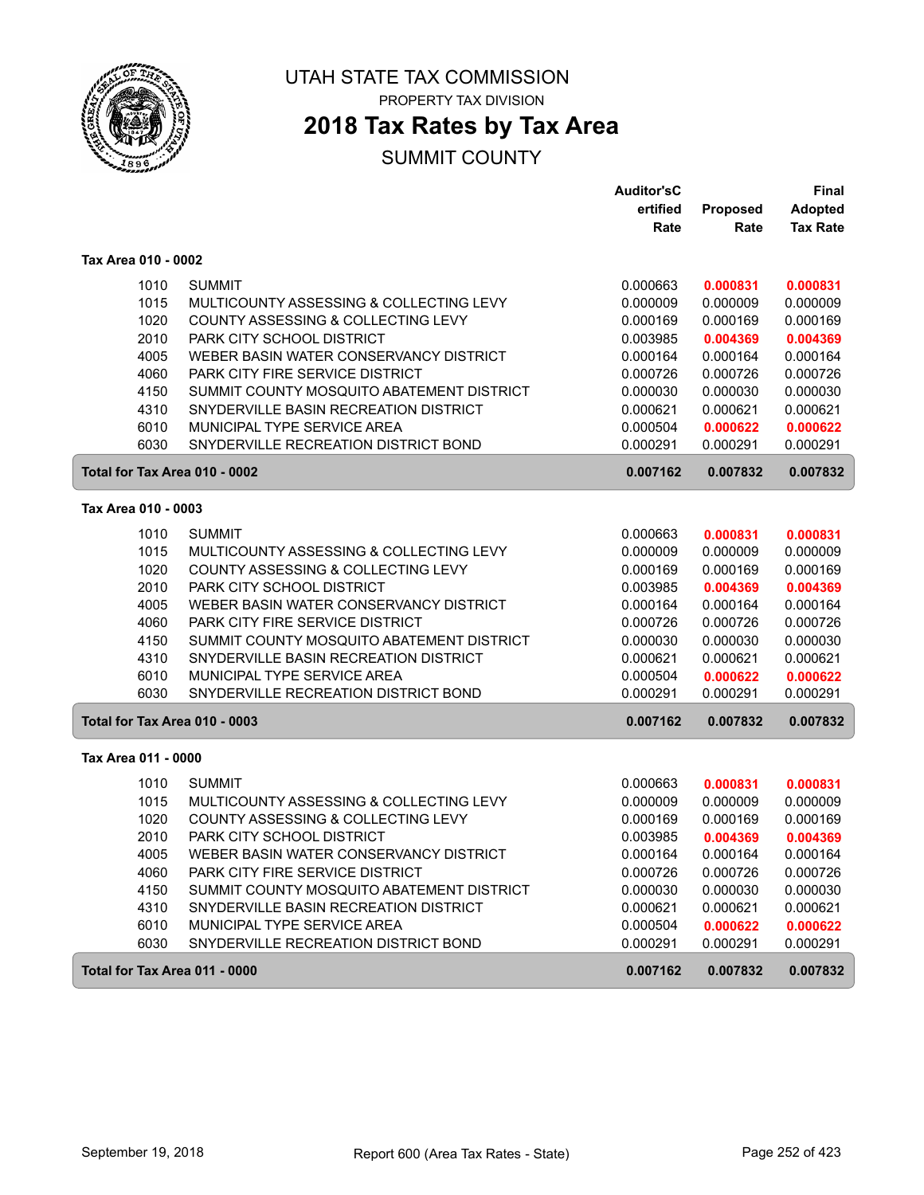# UTAH STATE TAX COMMISSION

PROPERTY TAX DIVISION

## 2018 Tax Rates by Tax Area

SUMMIT COUNTY

| | | Auditor'sCertified Rate | Proposed Rate | Final Adopted Tax Rate |
|---|---|---|---|---|
| **Tax Area 010 - 0002** | | | | |
| 1010 | SUMMIT | 0.000663 | **0.000831** | **0.000831** |
| 1015 | MULTICOUNTY ASSESSING & COLLECTING LEVY | 0.000009 | 0.000009 | 0.000009 |
| 1020 | COUNTY ASSESSING & COLLECTING LEVY | 0.000169 | 0.000169 | 0.000169 |
| 2010 | PARK CITY SCHOOL DISTRICT | 0.003985 | **0.004369** | **0.004369** |
| 4005 | WEBER BASIN WATER CONSERVANCY DISTRICT | 0.000164 | 0.000164 | 0.000164 |
| 4060 | PARK CITY FIRE SERVICE DISTRICT | 0.000726 | 0.000726 | 0.000726 |
| 4150 | SUMMIT COUNTY MOSQUITO ABATEMENT DISTRICT | 0.000030 | 0.000030 | 0.000030 |
| 4310 | SNYDERVILLE BASIN RECREATION DISTRICT | 0.000621 | 0.000621 | 0.000621 |
| 6010 | MUNICIPAL TYPE SERVICE AREA | 0.000504 | **0.000622** | **0.000622** |
| 6030 | SNYDERVILLE RECREATION DISTRICT BOND | 0.000291 | 0.000291 | 0.000291 |
| **Total for Tax Area 010 - 0002** | | **0.007162** | **0.007832** | **0.007832** |
| **Tax Area 010 - 0003** | | | | |
| 1010 | SUMMIT | 0.000663 | **0.000831** | **0.000831** |
| 1015 | MULTICOUNTY ASSESSING & COLLECTING LEVY | 0.000009 | 0.000009 | 0.000009 |
| 1020 | COUNTY ASSESSING & COLLECTING LEVY | 0.000169 | 0.000169 | 0.000169 |
| 2010 | PARK CITY SCHOOL DISTRICT | 0.003985 | **0.004369** | **0.004369** |
| 4005 | WEBER BASIN WATER CONSERVANCY DISTRICT | 0.000164 | 0.000164 | 0.000164 |
| 4060 | PARK CITY FIRE SERVICE DISTRICT | 0.000726 | 0.000726 | 0.000726 |
| 4150 | SUMMIT COUNTY MOSQUITO ABATEMENT DISTRICT | 0.000030 | 0.000030 | 0.000030 |
| 4310 | SNYDERVILLE BASIN RECREATION DISTRICT | 0.000621 | 0.000621 | 0.000621 |
| 6010 | MUNICIPAL TYPE SERVICE AREA | 0.000504 | **0.000622** | **0.000622** |
| 6030 | SNYDERVILLE RECREATION DISTRICT BOND | 0.000291 | 0.000291 | 0.000291 |
| **Total for Tax Area 010 - 0003** | | **0.007162** | **0.007832** | **0.007832** |
| **Tax Area 011 - 0000** | | | | |
| 1010 | SUMMIT | 0.000663 | **0.000831** | **0.000831** |
| 1015 | MULTICOUNTY ASSESSING & COLLECTING LEVY | 0.000009 | 0.000009 | 0.000009 |
| 1020 | COUNTY ASSESSING & COLLECTING LEVY | 0.000169 | 0.000169 | 0.000169 |
| 2010 | PARK CITY SCHOOL DISTRICT | 0.003985 | **0.004369** | **0.004369** |
| 4005 | WEBER BASIN WATER CONSERVANCY DISTRICT | 0.000164 | 0.000164 | 0.000164 |
| 4060 | PARK CITY FIRE SERVICE DISTRICT | 0.000726 | 0.000726 | 0.000726 |
| 4150 | SUMMIT COUNTY MOSQUITO ABATEMENT DISTRICT | 0.000030 | 0.000030 | 0.000030 |
| 4310 | SNYDERVILLE BASIN RECREATION DISTRICT | 0.000621 | 0.000621 | 0.000621 |
| 6010 | MUNICIPAL TYPE SERVICE AREA | 0.000504 | **0.000622** | **0.000622** |
| 6030 | SNYDERVILLE RECREATION DISTRICT BOND | 0.000291 | 0.000291 | 0.000291 |
| **Total for Tax Area 011 - 0000** | | **0.007162** | **0.007832** | **0.007832** |

September 19, 2018 — Report 600 (Area Tax Rates - State)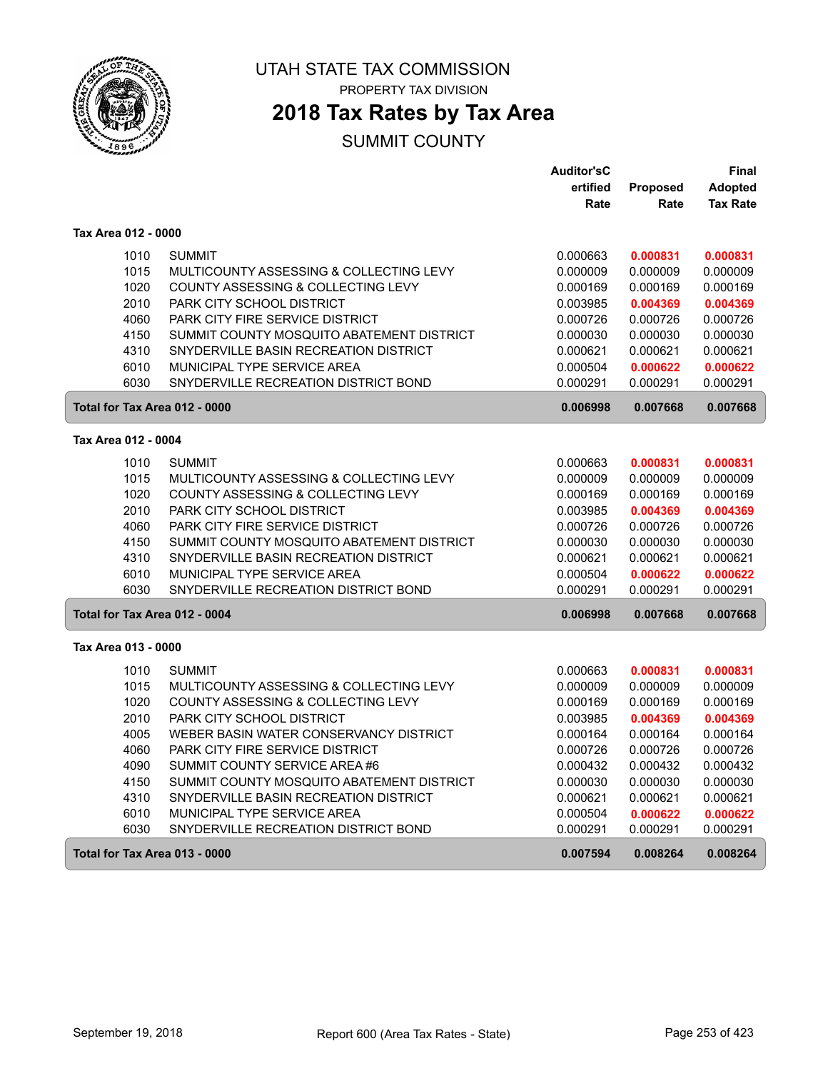# UTAH STATE TAX COMMISSION

PROPERTY TAX DIVISION

## 2018 Tax Rates by Tax Area

SUMMIT COUNTY

### Tax Area 012 - 0000

| Code | Entity | Auditor's Certified Rate | Proposed Rate | Final Adopted Tax Rate |
|---|---|---|---|---|
| 1010 | SUMMIT | 0.000663 | **0.000831** | **0.000831** |
| 1015 | MULTICOUNTY ASSESSING & COLLECTING LEVY | 0.000009 | 0.000009 | 0.000009 |
| 1020 | COUNTY ASSESSING & COLLECTING LEVY | 0.000169 | 0.000169 | 0.000169 |
| 2010 | PARK CITY SCHOOL DISTRICT | 0.003985 | **0.004369** | **0.004369** |
| 4060 | PARK CITY FIRE SERVICE DISTRICT | 0.000726 | 0.000726 | 0.000726 |
| 4150 | SUMMIT COUNTY MOSQUITO ABATEMENT DISTRICT | 0.000030 | 0.000030 | 0.000030 |
| 4310 | SNYDERVILLE BASIN RECREATION DISTRICT | 0.000621 | 0.000621 | 0.000621 |
| 6010 | MUNICIPAL TYPE SERVICE AREA | 0.000504 | **0.000622** | **0.000622** |
| 6030 | SNYDERVILLE RECREATION DISTRICT BOND | 0.000291 | 0.000291 | 0.000291 |
| **Total for Tax Area 012 - 0000** | | **0.006998** | **0.007668** | **0.007668** |

### Tax Area 012 - 0004

| Code | Entity | Auditor's Certified Rate | Proposed Rate | Final Adopted Tax Rate |
|---|---|---|---|---|
| 1010 | SUMMIT | 0.000663 | **0.000831** | **0.000831** |
| 1015 | MULTICOUNTY ASSESSING & COLLECTING LEVY | 0.000009 | 0.000009 | 0.000009 |
| 1020 | COUNTY ASSESSING & COLLECTING LEVY | 0.000169 | 0.000169 | 0.000169 |
| 2010 | PARK CITY SCHOOL DISTRICT | 0.003985 | **0.004369** | **0.004369** |
| 4060 | PARK CITY FIRE SERVICE DISTRICT | 0.000726 | 0.000726 | 0.000726 |
| 4150 | SUMMIT COUNTY MOSQUITO ABATEMENT DISTRICT | 0.000030 | 0.000030 | 0.000030 |
| 4310 | SNYDERVILLE BASIN RECREATION DISTRICT | 0.000621 | 0.000621 | 0.000621 |
| 6010 | MUNICIPAL TYPE SERVICE AREA | 0.000504 | **0.000622** | **0.000622** |
| 6030 | SNYDERVILLE RECREATION DISTRICT BOND | 0.000291 | 0.000291 | 0.000291 |
| **Total for Tax Area 012 - 0004** | | **0.006998** | **0.007668** | **0.007668** |

### Tax Area 013 - 0000

| Code | Entity | Auditor's Certified Rate | Proposed Rate | Final Adopted Tax Rate |
|---|---|---|---|---|
| 1010 | SUMMIT | 0.000663 | **0.000831** | **0.000831** |
| 1015 | MULTICOUNTY ASSESSING & COLLECTING LEVY | 0.000009 | 0.000009 | 0.000009 |
| 1020 | COUNTY ASSESSING & COLLECTING LEVY | 0.000169 | 0.000169 | 0.000169 |
| 2010 | PARK CITY SCHOOL DISTRICT | 0.003985 | **0.004369** | **0.004369** |
| 4005 | WEBER BASIN WATER CONSERVANCY DISTRICT | 0.000164 | 0.000164 | 0.000164 |
| 4060 | PARK CITY FIRE SERVICE DISTRICT | 0.000726 | 0.000726 | 0.000726 |
| 4090 | SUMMIT COUNTY SERVICE AREA #6 | 0.000432 | 0.000432 | 0.000432 |
| 4150 | SUMMIT COUNTY MOSQUITO ABATEMENT DISTRICT | 0.000030 | 0.000030 | 0.000030 |
| 4310 | SNYDERVILLE BASIN RECREATION DISTRICT | 0.000621 | 0.000621 | 0.000621 |
| 6010 | MUNICIPAL TYPE SERVICE AREA | 0.000504 | **0.000622** | **0.000622** |
| 6030 | SNYDERVILLE RECREATION DISTRICT BOND | 0.000291 | 0.000291 | 0.000291 |
| **Total for Tax Area 013 - 0000** | | **0.007594** | **0.008264** | **0.008264** |

September 19, 2018 — Report 600 (Area Tax Rates - State)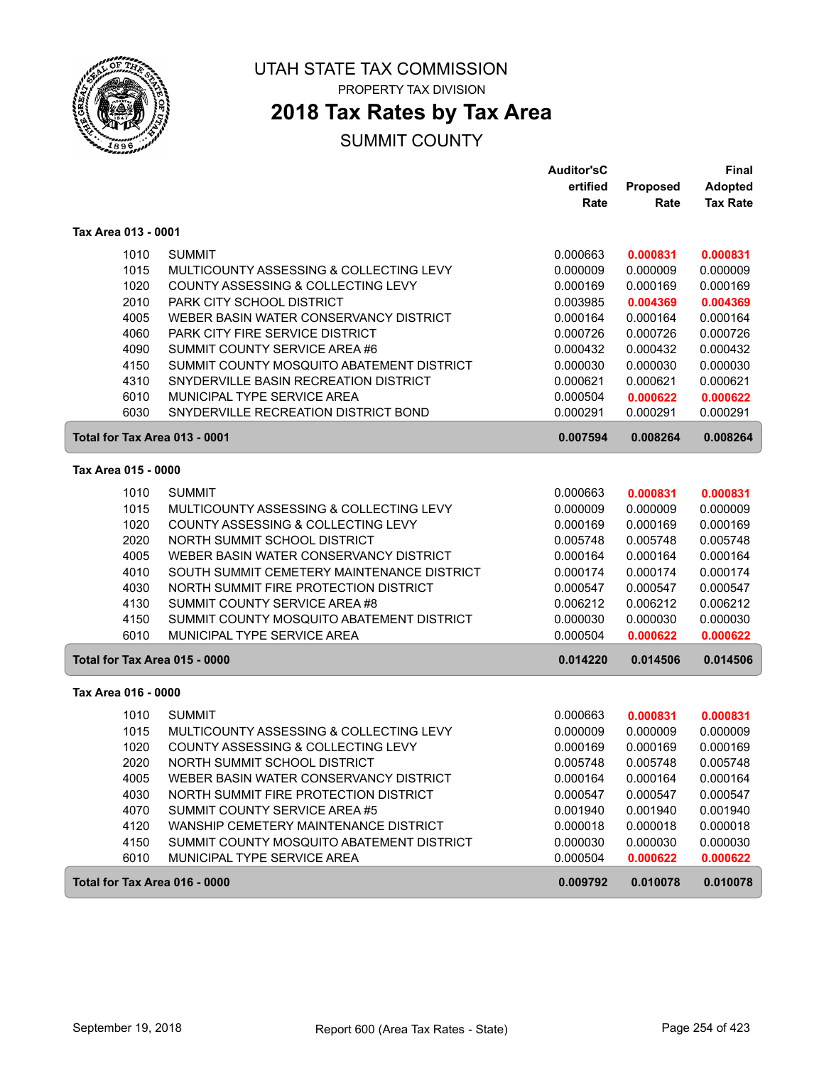# UTAH STATE TAX COMMISSION

PROPERTY TAX DIVISION

## 2018 Tax Rates by Tax Area

SUMMIT COUNTY

| | | Auditor'sCertified Rate | Proposed Rate | Final Adopted Tax Rate |
|---|---|---|---|---|
| **Tax Area 013 - 0001** | | | | |
| 1010 | SUMMIT | 0.000663 | **0.000831** | **0.000831** |
| 1015 | MULTICOUNTY ASSESSING & COLLECTING LEVY | 0.000009 | 0.000009 | 0.000009 |
| 1020 | COUNTY ASSESSING & COLLECTING LEVY | 0.000169 | 0.000169 | 0.000169 |
| 2010 | PARK CITY SCHOOL DISTRICT | 0.003985 | **0.004369** | **0.004369** |
| 4005 | WEBER BASIN WATER CONSERVANCY DISTRICT | 0.000164 | 0.000164 | 0.000164 |
| 4060 | PARK CITY FIRE SERVICE DISTRICT | 0.000726 | 0.000726 | 0.000726 |
| 4090 | SUMMIT COUNTY SERVICE AREA #6 | 0.000432 | 0.000432 | 0.000432 |
| 4150 | SUMMIT COUNTY MOSQUITO ABATEMENT DISTRICT | 0.000030 | 0.000030 | 0.000030 |
| 4310 | SNYDERVILLE BASIN RECREATION DISTRICT | 0.000621 | 0.000621 | 0.000621 |
| 6010 | MUNICIPAL TYPE SERVICE AREA | 0.000504 | **0.000622** | **0.000622** |
| 6030 | SNYDERVILLE RECREATION DISTRICT BOND | 0.000291 | 0.000291 | 0.000291 |
| **Total for Tax Area 013 - 0001** | | **0.007594** | **0.008264** | **0.008264** |
| **Tax Area 015 - 0000** | | | | |
| 1010 | SUMMIT | 0.000663 | **0.000831** | **0.000831** |
| 1015 | MULTICOUNTY ASSESSING & COLLECTING LEVY | 0.000009 | 0.000009 | 0.000009 |
| 1020 | COUNTY ASSESSING & COLLECTING LEVY | 0.000169 | 0.000169 | 0.000169 |
| 2020 | NORTH SUMMIT SCHOOL DISTRICT | 0.005748 | 0.005748 | 0.005748 |
| 4005 | WEBER BASIN WATER CONSERVANCY DISTRICT | 0.000164 | 0.000164 | 0.000164 |
| 4010 | SOUTH SUMMIT CEMETERY MAINTENANCE DISTRICT | 0.000174 | 0.000174 | 0.000174 |
| 4030 | NORTH SUMMIT FIRE PROTECTION DISTRICT | 0.000547 | 0.000547 | 0.000547 |
| 4130 | SUMMIT COUNTY SERVICE AREA #8 | 0.006212 | 0.006212 | 0.006212 |
| 4150 | SUMMIT COUNTY MOSQUITO ABATEMENT DISTRICT | 0.000030 | 0.000030 | 0.000030 |
| 6010 | MUNICIPAL TYPE SERVICE AREA | 0.000504 | **0.000622** | **0.000622** |
| **Total for Tax Area 015 - 0000** | | **0.014220** | **0.014506** | **0.014506** |
| **Tax Area 016 - 0000** | | | | |
| 1010 | SUMMIT | 0.000663 | **0.000831** | **0.000831** |
| 1015 | MULTICOUNTY ASSESSING & COLLECTING LEVY | 0.000009 | 0.000009 | 0.000009 |
| 1020 | COUNTY ASSESSING & COLLECTING LEVY | 0.000169 | 0.000169 | 0.000169 |
| 2020 | NORTH SUMMIT SCHOOL DISTRICT | 0.005748 | 0.005748 | 0.005748 |
| 4005 | WEBER BASIN WATER CONSERVANCY DISTRICT | 0.000164 | 0.000164 | 0.000164 |
| 4030 | NORTH SUMMIT FIRE PROTECTION DISTRICT | 0.000547 | 0.000547 | 0.000547 |
| 4070 | SUMMIT COUNTY SERVICE AREA #5 | 0.001940 | 0.001940 | 0.001940 |
| 4120 | WANSHIP CEMETERY MAINTENANCE DISTRICT | 0.000018 | 0.000018 | 0.000018 |
| 4150 | SUMMIT COUNTY MOSQUITO ABATEMENT DISTRICT | 0.000030 | 0.000030 | 0.000030 |
| 6010 | MUNICIPAL TYPE SERVICE AREA | 0.000504 | **0.000622** | **0.000622** |
| **Total for Tax Area 016 - 0000** | | **0.009792** | **0.010078** | **0.010078** |

September 19, 2018 — Report 600 (Area Tax Rates - State)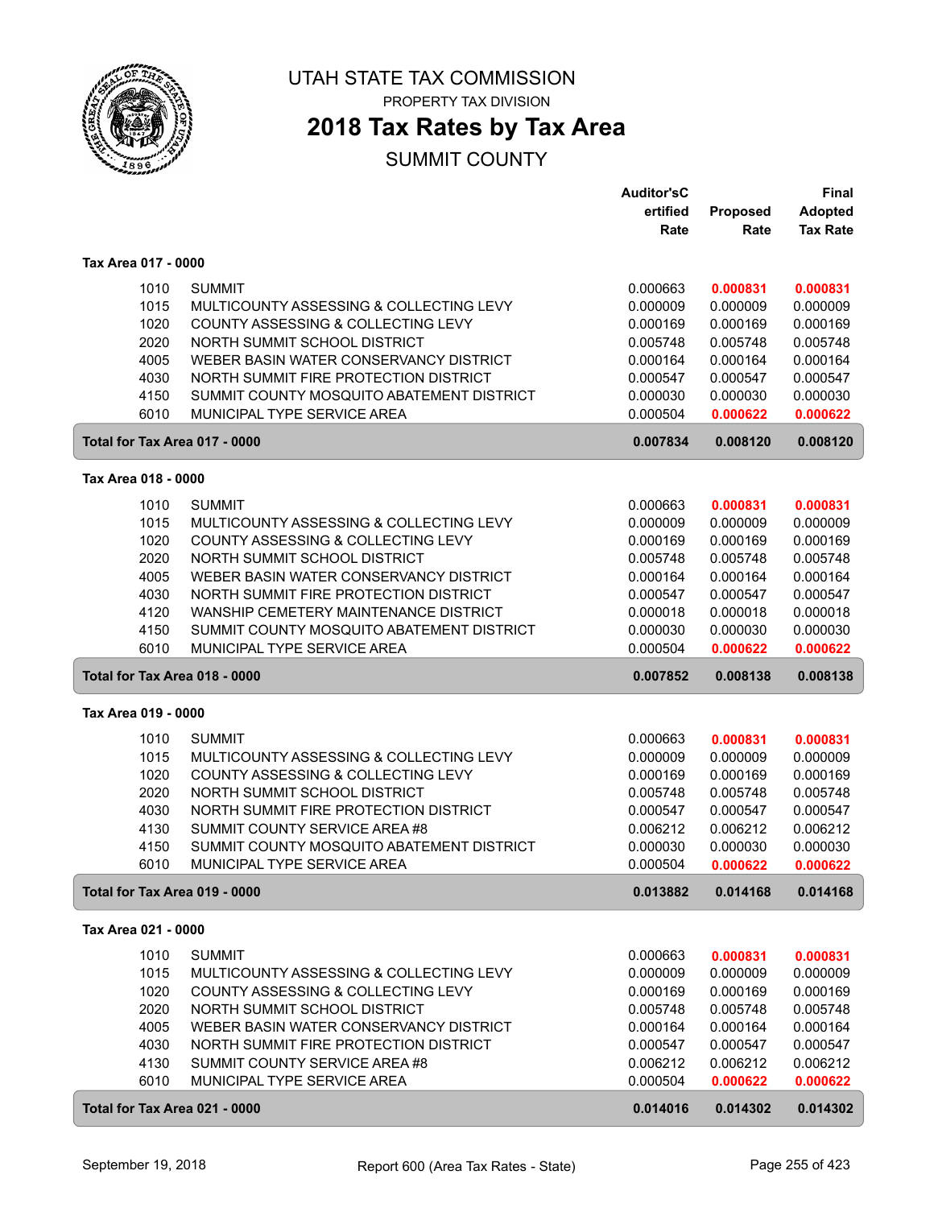# UTAH STATE TAX COMMISSION

PROPERTY TAX DIVISION

## 2018 Tax Rates by Tax Area

SUMMIT COUNTY

| | | Auditor'sC ertified Rate | Proposed Rate | Final Adopted Tax Rate |
|---|---|---|---|---|
| **Tax Area 017 - 0000** | | | | |
| 1010 | SUMMIT | 0.000663 | **0.000831** | **0.000831** |
| 1015 | MULTICOUNTY ASSESSING & COLLECTING LEVY | 0.000009 | 0.000009 | 0.000009 |
| 1020 | COUNTY ASSESSING & COLLECTING LEVY | 0.000169 | 0.000169 | 0.000169 |
| 2020 | NORTH SUMMIT SCHOOL DISTRICT | 0.005748 | 0.005748 | 0.005748 |
| 4005 | WEBER BASIN WATER CONSERVANCY DISTRICT | 0.000164 | 0.000164 | 0.000164 |
| 4030 | NORTH SUMMIT FIRE PROTECTION DISTRICT | 0.000547 | 0.000547 | 0.000547 |
| 4150 | SUMMIT COUNTY MOSQUITO ABATEMENT DISTRICT | 0.000030 | 0.000030 | 0.000030 |
| 6010 | MUNICIPAL TYPE SERVICE AREA | 0.000504 | **0.000622** | **0.000622** |
| **Total for Tax Area 017 - 0000** | | **0.007834** | **0.008120** | **0.008120** |
| **Tax Area 018 - 0000** | | | | |
| 1010 | SUMMIT | 0.000663 | **0.000831** | **0.000831** |
| 1015 | MULTICOUNTY ASSESSING & COLLECTING LEVY | 0.000009 | 0.000009 | 0.000009 |
| 1020 | COUNTY ASSESSING & COLLECTING LEVY | 0.000169 | 0.000169 | 0.000169 |
| 2020 | NORTH SUMMIT SCHOOL DISTRICT | 0.005748 | 0.005748 | 0.005748 |
| 4005 | WEBER BASIN WATER CONSERVANCY DISTRICT | 0.000164 | 0.000164 | 0.000164 |
| 4030 | NORTH SUMMIT FIRE PROTECTION DISTRICT | 0.000547 | 0.000547 | 0.000547 |
| 4120 | WANSHIP CEMETERY MAINTENANCE DISTRICT | 0.000018 | 0.000018 | 0.000018 |
| 4150 | SUMMIT COUNTY MOSQUITO ABATEMENT DISTRICT | 0.000030 | 0.000030 | 0.000030 |
| 6010 | MUNICIPAL TYPE SERVICE AREA | 0.000504 | **0.000622** | **0.000622** |
| **Total for Tax Area 018 - 0000** | | **0.007852** | **0.008138** | **0.008138** |
| **Tax Area 019 - 0000** | | | | |
| 1010 | SUMMIT | 0.000663 | **0.000831** | **0.000831** |
| 1015 | MULTICOUNTY ASSESSING & COLLECTING LEVY | 0.000009 | 0.000009 | 0.000009 |
| 1020 | COUNTY ASSESSING & COLLECTING LEVY | 0.000169 | 0.000169 | 0.000169 |
| 2020 | NORTH SUMMIT SCHOOL DISTRICT | 0.005748 | 0.005748 | 0.005748 |
| 4030 | NORTH SUMMIT FIRE PROTECTION DISTRICT | 0.000547 | 0.000547 | 0.000547 |
| 4130 | SUMMIT COUNTY SERVICE AREA #8 | 0.006212 | 0.006212 | 0.006212 |
| 4150 | SUMMIT COUNTY MOSQUITO ABATEMENT DISTRICT | 0.000030 | 0.000030 | 0.000030 |
| 6010 | MUNICIPAL TYPE SERVICE AREA | 0.000504 | **0.000622** | **0.000622** |
| **Total for Tax Area 019 - 0000** | | **0.013882** | **0.014168** | **0.014168** |
| **Tax Area 021 - 0000** | | | | |
| 1010 | SUMMIT | 0.000663 | **0.000831** | **0.000831** |
| 1015 | MULTICOUNTY ASSESSING & COLLECTING LEVY | 0.000009 | 0.000009 | 0.000009 |
| 1020 | COUNTY ASSESSING & COLLECTING LEVY | 0.000169 | 0.000169 | 0.000169 |
| 2020 | NORTH SUMMIT SCHOOL DISTRICT | 0.005748 | 0.005748 | 0.005748 |
| 4005 | WEBER BASIN WATER CONSERVANCY DISTRICT | 0.000164 | 0.000164 | 0.000164 |
| 4030 | NORTH SUMMIT FIRE PROTECTION DISTRICT | 0.000547 | 0.000547 | 0.000547 |
| 4130 | SUMMIT COUNTY SERVICE AREA #8 | 0.006212 | 0.006212 | 0.006212 |
| 6010 | MUNICIPAL TYPE SERVICE AREA | 0.000504 | **0.000622** | **0.000622** |
| **Total for Tax Area 021 - 0000** | | **0.014016** | **0.014302** | **0.014302** |

September 19, 2018 — Report 600 (Area Tax Rates - State)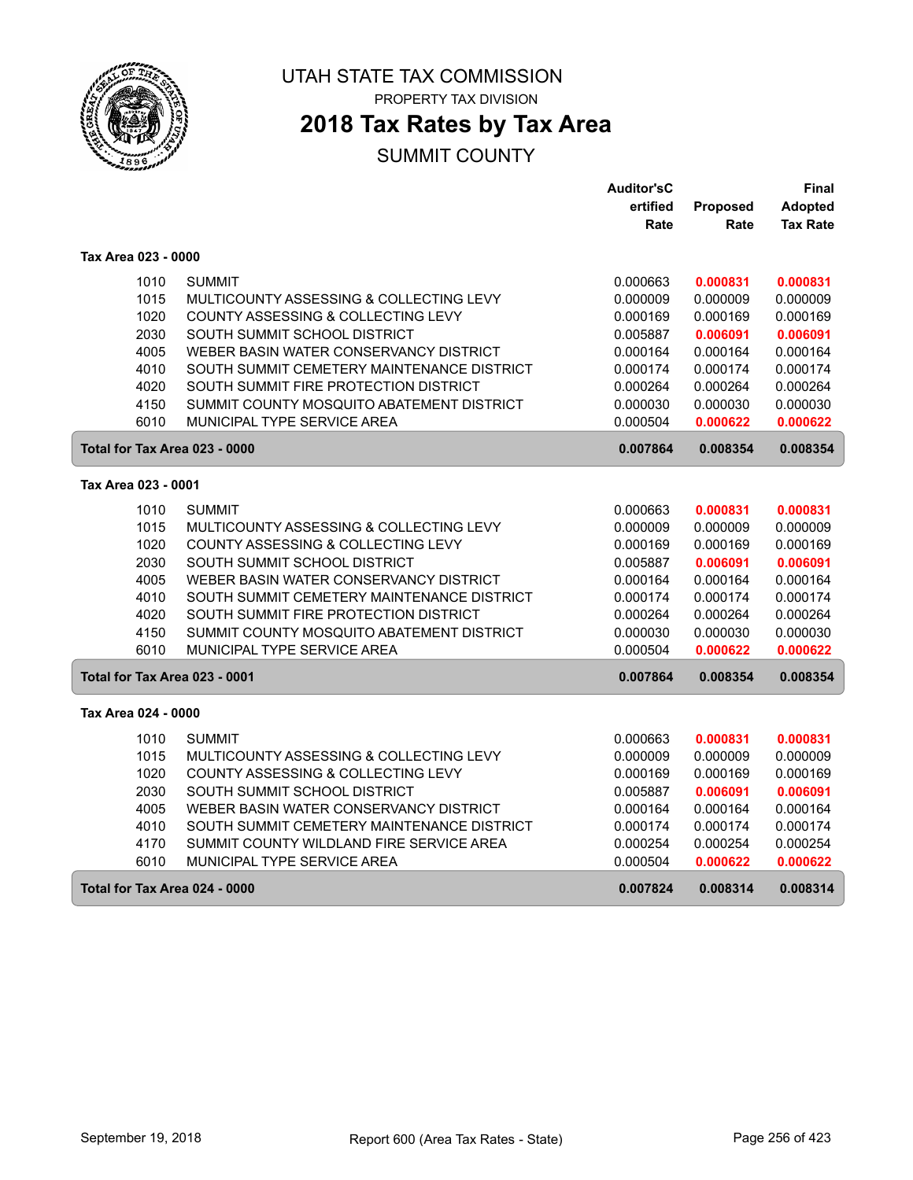# UTAH STATE TAX COMMISSION

PROPERTY TAX DIVISION

## 2018 Tax Rates by Tax Area

SUMMIT COUNTY

| | | Auditor'sCertified Rate | Proposed Rate | Final Adopted Tax Rate |
|---|---|---|---|---|
| **Tax Area 023 - 0000** | | | | |
| 1010 | SUMMIT | 0.000663 | **0.000831** | **0.000831** |
| 1015 | MULTICOUNTY ASSESSING & COLLECTING LEVY | 0.000009 | 0.000009 | 0.000009 |
| 1020 | COUNTY ASSESSING & COLLECTING LEVY | 0.000169 | 0.000169 | 0.000169 |
| 2030 | SOUTH SUMMIT SCHOOL DISTRICT | 0.005887 | **0.006091** | **0.006091** |
| 4005 | WEBER BASIN WATER CONSERVANCY DISTRICT | 0.000164 | 0.000164 | 0.000164 |
| 4010 | SOUTH SUMMIT CEMETERY MAINTENANCE DISTRICT | 0.000174 | 0.000174 | 0.000174 |
| 4020 | SOUTH SUMMIT FIRE PROTECTION DISTRICT | 0.000264 | 0.000264 | 0.000264 |
| 4150 | SUMMIT COUNTY MOSQUITO ABATEMENT DISTRICT | 0.000030 | 0.000030 | 0.000030 |
| 6010 | MUNICIPAL TYPE SERVICE AREA | 0.000504 | **0.000622** | **0.000622** |
| **Total for Tax Area 023 - 0000** | | **0.007864** | **0.008354** | **0.008354** |
| **Tax Area 023 - 0001** | | | | |
| 1010 | SUMMIT | 0.000663 | **0.000831** | **0.000831** |
| 1015 | MULTICOUNTY ASSESSING & COLLECTING LEVY | 0.000009 | 0.000009 | 0.000009 |
| 1020 | COUNTY ASSESSING & COLLECTING LEVY | 0.000169 | 0.000169 | 0.000169 |
| 2030 | SOUTH SUMMIT SCHOOL DISTRICT | 0.005887 | **0.006091** | **0.006091** |
| 4005 | WEBER BASIN WATER CONSERVANCY DISTRICT | 0.000164 | 0.000164 | 0.000164 |
| 4010 | SOUTH SUMMIT CEMETERY MAINTENANCE DISTRICT | 0.000174 | 0.000174 | 0.000174 |
| 4020 | SOUTH SUMMIT FIRE PROTECTION DISTRICT | 0.000264 | 0.000264 | 0.000264 |
| 4150 | SUMMIT COUNTY MOSQUITO ABATEMENT DISTRICT | 0.000030 | 0.000030 | 0.000030 |
| 6010 | MUNICIPAL TYPE SERVICE AREA | 0.000504 | **0.000622** | **0.000622** |
| **Total for Tax Area 023 - 0001** | | **0.007864** | **0.008354** | **0.008354** |
| **Tax Area 024 - 0000** | | | | |
| 1010 | SUMMIT | 0.000663 | **0.000831** | **0.000831** |
| 1015 | MULTICOUNTY ASSESSING & COLLECTING LEVY | 0.000009 | 0.000009 | 0.000009 |
| 1020 | COUNTY ASSESSING & COLLECTING LEVY | 0.000169 | 0.000169 | 0.000169 |
| 2030 | SOUTH SUMMIT SCHOOL DISTRICT | 0.005887 | **0.006091** | **0.006091** |
| 4005 | WEBER BASIN WATER CONSERVANCY DISTRICT | 0.000164 | 0.000164 | 0.000164 |
| 4010 | SOUTH SUMMIT CEMETERY MAINTENANCE DISTRICT | 0.000174 | 0.000174 | 0.000174 |
| 4170 | SUMMIT COUNTY WILDLAND FIRE SERVICE AREA | 0.000254 | 0.000254 | 0.000254 |
| 6010 | MUNICIPAL TYPE SERVICE AREA | 0.000504 | **0.000622** | **0.000622** |
| **Total for Tax Area 024 - 0000** | | **0.007824** | **0.008314** | **0.008314** |

September 19, 2018 — Report 600 (Area Tax Rates - State)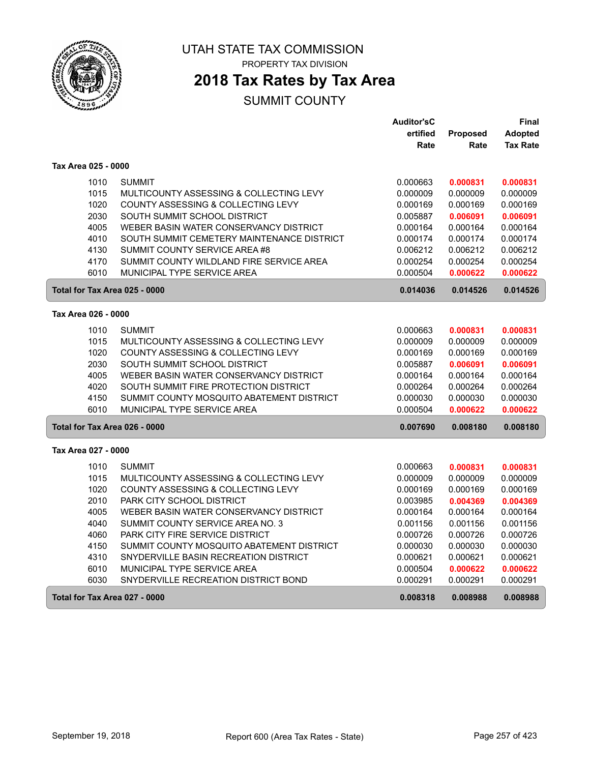# UTAH STATE TAX COMMISSION

PROPERTY TAX DIVISION

## 2018 Tax Rates by Tax Area

SUMMIT COUNTY

| | | Auditor'sCertified Rate | Proposed Rate | Final Adopted Tax Rate |
|---|---|---|---|---|
| **Tax Area 025 - 0000** | | | | |
| 1010 | SUMMIT | 0.000663 | **0.000831** | **0.000831** |
| 1015 | MULTICOUNTY ASSESSING & COLLECTING LEVY | 0.000009 | 0.000009 | 0.000009 |
| 1020 | COUNTY ASSESSING & COLLECTING LEVY | 0.000169 | 0.000169 | 0.000169 |
| 2030 | SOUTH SUMMIT SCHOOL DISTRICT | 0.005887 | **0.006091** | **0.006091** |
| 4005 | WEBER BASIN WATER CONSERVANCY DISTRICT | 0.000164 | 0.000164 | 0.000164 |
| 4010 | SOUTH SUMMIT CEMETERY MAINTENANCE DISTRICT | 0.000174 | 0.000174 | 0.000174 |
| 4130 | SUMMIT COUNTY SERVICE AREA #8 | 0.006212 | 0.006212 | 0.006212 |
| 4170 | SUMMIT COUNTY WILDLAND FIRE SERVICE AREA | 0.000254 | 0.000254 | 0.000254 |
| 6010 | MUNICIPAL TYPE SERVICE AREA | 0.000504 | **0.000622** | **0.000622** |
| **Total for Tax Area 025 - 0000** | | **0.014036** | **0.014526** | **0.014526** |
| **Tax Area 026 - 0000** | | | | |
| 1010 | SUMMIT | 0.000663 | **0.000831** | **0.000831** |
| 1015 | MULTICOUNTY ASSESSING & COLLECTING LEVY | 0.000009 | 0.000009 | 0.000009 |
| 1020 | COUNTY ASSESSING & COLLECTING LEVY | 0.000169 | 0.000169 | 0.000169 |
| 2030 | SOUTH SUMMIT SCHOOL DISTRICT | 0.005887 | **0.006091** | **0.006091** |
| 4005 | WEBER BASIN WATER CONSERVANCY DISTRICT | 0.000164 | 0.000164 | 0.000164 |
| 4020 | SOUTH SUMMIT FIRE PROTECTION DISTRICT | 0.000264 | 0.000264 | 0.000264 |
| 4150 | SUMMIT COUNTY MOSQUITO ABATEMENT DISTRICT | 0.000030 | 0.000030 | 0.000030 |
| 6010 | MUNICIPAL TYPE SERVICE AREA | 0.000504 | **0.000622** | **0.000622** |
| **Total for Tax Area 026 - 0000** | | **0.007690** | **0.008180** | **0.008180** |
| **Tax Area 027 - 0000** | | | | |
| 1010 | SUMMIT | 0.000663 | **0.000831** | **0.000831** |
| 1015 | MULTICOUNTY ASSESSING & COLLECTING LEVY | 0.000009 | 0.000009 | 0.000009 |
| 1020 | COUNTY ASSESSING & COLLECTING LEVY | 0.000169 | 0.000169 | 0.000169 |
| 2010 | PARK CITY SCHOOL DISTRICT | 0.003985 | **0.004369** | **0.004369** |
| 4005 | WEBER BASIN WATER CONSERVANCY DISTRICT | 0.000164 | 0.000164 | 0.000164 |
| 4040 | SUMMIT COUNTY SERVICE AREA NO. 3 | 0.001156 | 0.001156 | 0.001156 |
| 4060 | PARK CITY FIRE SERVICE DISTRICT | 0.000726 | 0.000726 | 0.000726 |
| 4150 | SUMMIT COUNTY MOSQUITO ABATEMENT DISTRICT | 0.000030 | 0.000030 | 0.000030 |
| 4310 | SNYDERVILLE BASIN RECREATION DISTRICT | 0.000621 | 0.000621 | 0.000621 |
| 6010 | MUNICIPAL TYPE SERVICE AREA | 0.000504 | **0.000622** | **0.000622** |
| 6030 | SNYDERVILLE RECREATION DISTRICT BOND | 0.000291 | 0.000291 | 0.000291 |
| **Total for Tax Area 027 - 0000** | | **0.008318** | **0.008988** | **0.008988** |

September 19, 2018 — Report 600 (Area Tax Rates - State)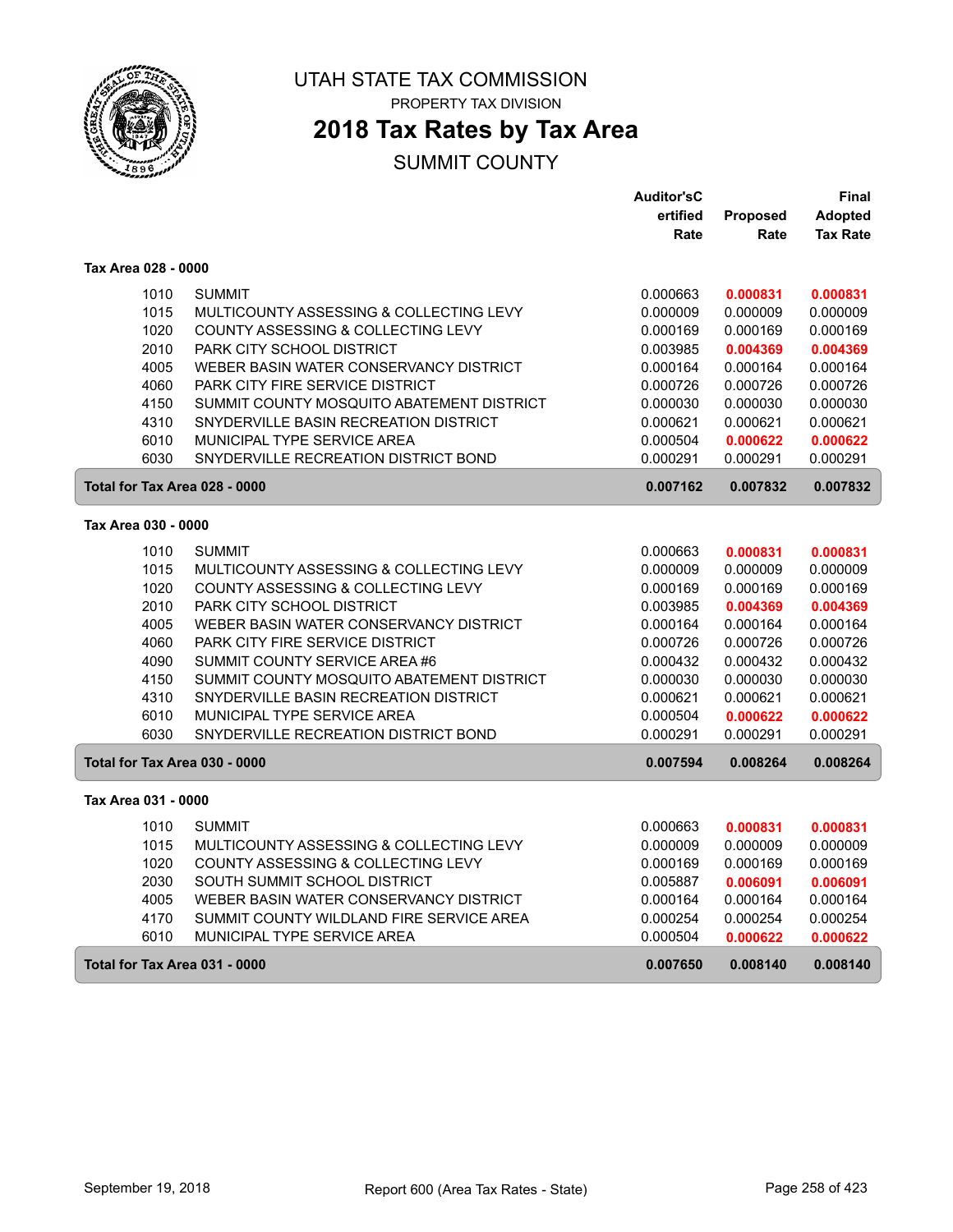UTAH STATE TAX COMMISSION

PROPERTY TAX DIVISION

# 2018 Tax Rates by Tax Area

## SUMMIT COUNTY

| | | Auditor'sCertified Rate | Proposed Rate | Final Adopted Tax Rate |
|---|---|---|---|---|
| **Tax Area 028 - 0000** | | | | |
| 1010 | SUMMIT | 0.000663 | **0.000831** | **0.000831** |
| 1015 | MULTICOUNTY ASSESSING & COLLECTING LEVY | 0.000009 | 0.000009 | 0.000009 |
| 1020 | COUNTY ASSESSING & COLLECTING LEVY | 0.000169 | 0.000169 | 0.000169 |
| 2010 | PARK CITY SCHOOL DISTRICT | 0.003985 | **0.004369** | **0.004369** |
| 4005 | WEBER BASIN WATER CONSERVANCY DISTRICT | 0.000164 | 0.000164 | 0.000164 |
| 4060 | PARK CITY FIRE SERVICE DISTRICT | 0.000726 | 0.000726 | 0.000726 |
| 4150 | SUMMIT COUNTY MOSQUITO ABATEMENT DISTRICT | 0.000030 | 0.000030 | 0.000030 |
| 4310 | SNYDERVILLE BASIN RECREATION DISTRICT | 0.000621 | 0.000621 | 0.000621 |
| 6010 | MUNICIPAL TYPE SERVICE AREA | 0.000504 | **0.000622** | **0.000622** |
| 6030 | SNYDERVILLE RECREATION DISTRICT BOND | 0.000291 | 0.000291 | 0.000291 |
| **Total for Tax Area 028 - 0000** | | **0.007162** | **0.007832** | **0.007832** |
| **Tax Area 030 - 0000** | | | | |
| 1010 | SUMMIT | 0.000663 | **0.000831** | **0.000831** |
| 1015 | MULTICOUNTY ASSESSING & COLLECTING LEVY | 0.000009 | 0.000009 | 0.000009 |
| 1020 | COUNTY ASSESSING & COLLECTING LEVY | 0.000169 | 0.000169 | 0.000169 |
| 2010 | PARK CITY SCHOOL DISTRICT | 0.003985 | **0.004369** | **0.004369** |
| 4005 | WEBER BASIN WATER CONSERVANCY DISTRICT | 0.000164 | 0.000164 | 0.000164 |
| 4060 | PARK CITY FIRE SERVICE DISTRICT | 0.000726 | 0.000726 | 0.000726 |
| 4090 | SUMMIT COUNTY SERVICE AREA #6 | 0.000432 | 0.000432 | 0.000432 |
| 4150 | SUMMIT COUNTY MOSQUITO ABATEMENT DISTRICT | 0.000030 | 0.000030 | 0.000030 |
| 4310 | SNYDERVILLE BASIN RECREATION DISTRICT | 0.000621 | 0.000621 | 0.000621 |
| 6010 | MUNICIPAL TYPE SERVICE AREA | 0.000504 | **0.000622** | **0.000622** |
| 6030 | SNYDERVILLE RECREATION DISTRICT BOND | 0.000291 | 0.000291 | 0.000291 |
| **Total for Tax Area 030 - 0000** | | **0.007594** | **0.008264** | **0.008264** |
| **Tax Area 031 - 0000** | | | | |
| 1010 | SUMMIT | 0.000663 | **0.000831** | **0.000831** |
| 1015 | MULTICOUNTY ASSESSING & COLLECTING LEVY | 0.000009 | 0.000009 | 0.000009 |
| 1020 | COUNTY ASSESSING & COLLECTING LEVY | 0.000169 | 0.000169 | 0.000169 |
| 2030 | SOUTH SUMMIT SCHOOL DISTRICT | 0.005887 | **0.006091** | **0.006091** |
| 4005 | WEBER BASIN WATER CONSERVANCY DISTRICT | 0.000164 | 0.000164 | 0.000164 |
| 4170 | SUMMIT COUNTY WILDLAND FIRE SERVICE AREA | 0.000254 | 0.000254 | 0.000254 |
| 6010 | MUNICIPAL TYPE SERVICE AREA | 0.000504 | **0.000622** | **0.000622** |
| **Total for Tax Area 031 - 0000** | | **0.007650** | **0.008140** | **0.008140** |

September 19, 2018 — Report 600 (Area Tax Rates - State)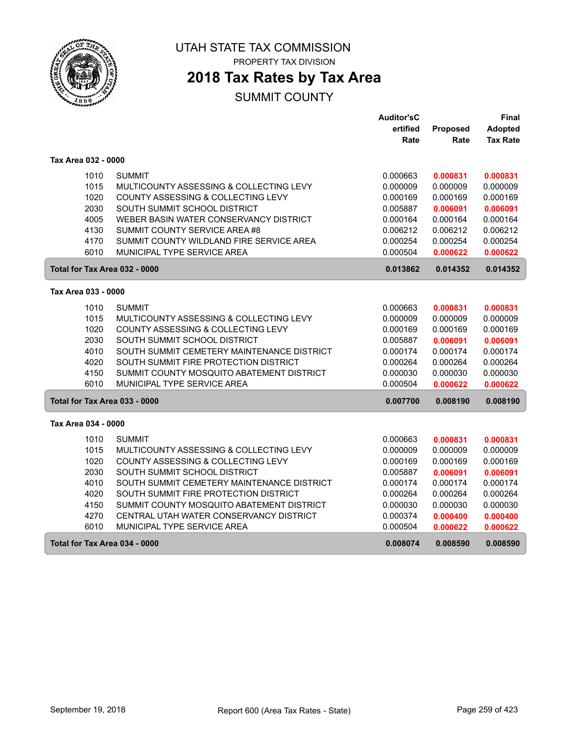# UTAH STATE TAX COMMISSION

PROPERTY TAX DIVISION

## 2018 Tax Rates by Tax Area

SUMMIT COUNTY

| | | Auditor'sCertified Rate | Proposed Rate | Final Adopted Tax Rate |
|---|---|---|---|---|
| **Tax Area 032 - 0000** | | | | |
| 1010 | SUMMIT | 0.000663 | **0.000831** | **0.000831** |
| 1015 | MULTICOUNTY ASSESSING & COLLECTING LEVY | 0.000009 | 0.000009 | 0.000009 |
| 1020 | COUNTY ASSESSING & COLLECTING LEVY | 0.000169 | 0.000169 | 0.000169 |
| 2030 | SOUTH SUMMIT SCHOOL DISTRICT | 0.005887 | **0.006091** | **0.006091** |
| 4005 | WEBER BASIN WATER CONSERVANCY DISTRICT | 0.000164 | 0.000164 | 0.000164 |
| 4130 | SUMMIT COUNTY SERVICE AREA #8 | 0.006212 | 0.006212 | 0.006212 |
| 4170 | SUMMIT COUNTY WILDLAND FIRE SERVICE AREA | 0.000254 | 0.000254 | 0.000254 |
| 6010 | MUNICIPAL TYPE SERVICE AREA | 0.000504 | **0.000622** | **0.000622** |
| **Total for Tax Area 032 - 0000** | | **0.013862** | **0.014352** | **0.014352** |
| **Tax Area 033 - 0000** | | | | |
| 1010 | SUMMIT | 0.000663 | **0.000831** | **0.000831** |
| 1015 | MULTICOUNTY ASSESSING & COLLECTING LEVY | 0.000009 | 0.000009 | 0.000009 |
| 1020 | COUNTY ASSESSING & COLLECTING LEVY | 0.000169 | 0.000169 | 0.000169 |
| 2030 | SOUTH SUMMIT SCHOOL DISTRICT | 0.005887 | **0.006091** | **0.006091** |
| 4010 | SOUTH SUMMIT CEMETERY MAINTENANCE DISTRICT | 0.000174 | 0.000174 | 0.000174 |
| 4020 | SOUTH SUMMIT FIRE PROTECTION DISTRICT | 0.000264 | 0.000264 | 0.000264 |
| 4150 | SUMMIT COUNTY MOSQUITO ABATEMENT DISTRICT | 0.000030 | 0.000030 | 0.000030 |
| 6010 | MUNICIPAL TYPE SERVICE AREA | 0.000504 | **0.000622** | **0.000622** |
| **Total for Tax Area 033 - 0000** | | **0.007700** | **0.008190** | **0.008190** |
| **Tax Area 034 - 0000** | | | | |
| 1010 | SUMMIT | 0.000663 | **0.000831** | **0.000831** |
| 1015 | MULTICOUNTY ASSESSING & COLLECTING LEVY | 0.000009 | 0.000009 | 0.000009 |
| 1020 | COUNTY ASSESSING & COLLECTING LEVY | 0.000169 | 0.000169 | 0.000169 |
| 2030 | SOUTH SUMMIT SCHOOL DISTRICT | 0.005887 | **0.006091** | **0.006091** |
| 4010 | SOUTH SUMMIT CEMETERY MAINTENANCE DISTRICT | 0.000174 | 0.000174 | 0.000174 |
| 4020 | SOUTH SUMMIT FIRE PROTECTION DISTRICT | 0.000264 | 0.000264 | 0.000264 |
| 4150 | SUMMIT COUNTY MOSQUITO ABATEMENT DISTRICT | 0.000030 | 0.000030 | 0.000030 |
| 4270 | CENTRAL UTAH WATER CONSERVANCY DISTRICT | 0.000374 | **0.000400** | **0.000400** |
| 6010 | MUNICIPAL TYPE SERVICE AREA | 0.000504 | **0.000622** | **0.000622** |
| **Total for Tax Area 034 - 0000** | | **0.008074** | **0.008590** | **0.008590** |

September 19, 2018 — Report 600 (Area Tax Rates - State)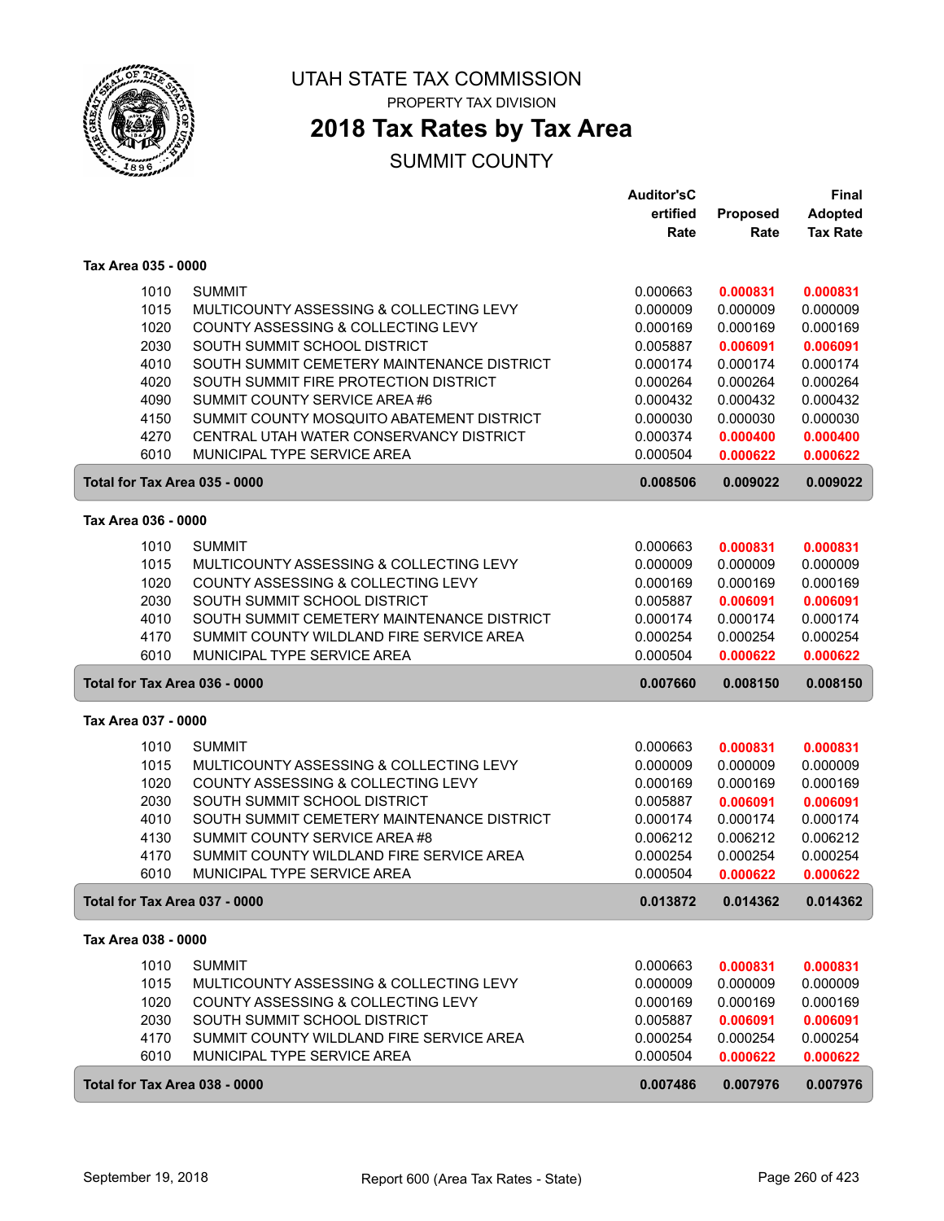# UTAH STATE TAX COMMISSION

PROPERTY TAX DIVISION

## 2018 Tax Rates by Tax Area

SUMMIT COUNTY

| | | Auditor'sCertified Rate | Proposed Rate | Final Adopted Tax Rate |
|---|---|---|---|---|
| **Tax Area 035 - 0000** | | | | |
| 1010 | SUMMIT | 0.000663 | **0.000831** | **0.000831** |
| 1015 | MULTICOUNTY ASSESSING & COLLECTING LEVY | 0.000009 | 0.000009 | 0.000009 |
| 1020 | COUNTY ASSESSING & COLLECTING LEVY | 0.000169 | 0.000169 | 0.000169 |
| 2030 | SOUTH SUMMIT SCHOOL DISTRICT | 0.005887 | **0.006091** | **0.006091** |
| 4010 | SOUTH SUMMIT CEMETERY MAINTENANCE DISTRICT | 0.000174 | 0.000174 | 0.000174 |
| 4020 | SOUTH SUMMIT FIRE PROTECTION DISTRICT | 0.000264 | 0.000264 | 0.000264 |
| 4090 | SUMMIT COUNTY SERVICE AREA #6 | 0.000432 | 0.000432 | 0.000432 |
| 4150 | SUMMIT COUNTY MOSQUITO ABATEMENT DISTRICT | 0.000030 | 0.000030 | 0.000030 |
| 4270 | CENTRAL UTAH WATER CONSERVANCY DISTRICT | 0.000374 | **0.000400** | **0.000400** |
| 6010 | MUNICIPAL TYPE SERVICE AREA | 0.000504 | **0.000622** | **0.000622** |
| **Total for Tax Area 035 - 0000** | | **0.008506** | **0.009022** | **0.009022** |
| **Tax Area 036 - 0000** | | | | |
| 1010 | SUMMIT | 0.000663 | **0.000831** | **0.000831** |
| 1015 | MULTICOUNTY ASSESSING & COLLECTING LEVY | 0.000009 | 0.000009 | 0.000009 |
| 1020 | COUNTY ASSESSING & COLLECTING LEVY | 0.000169 | 0.000169 | 0.000169 |
| 2030 | SOUTH SUMMIT SCHOOL DISTRICT | 0.005887 | **0.006091** | **0.006091** |
| 4010 | SOUTH SUMMIT CEMETERY MAINTENANCE DISTRICT | 0.000174 | 0.000174 | 0.000174 |
| 4170 | SUMMIT COUNTY WILDLAND FIRE SERVICE AREA | 0.000254 | 0.000254 | 0.000254 |
| 6010 | MUNICIPAL TYPE SERVICE AREA | 0.000504 | **0.000622** | **0.000622** |
| **Total for Tax Area 036 - 0000** | | **0.007660** | **0.008150** | **0.008150** |
| **Tax Area 037 - 0000** | | | | |
| 1010 | SUMMIT | 0.000663 | **0.000831** | **0.000831** |
| 1015 | MULTICOUNTY ASSESSING & COLLECTING LEVY | 0.000009 | 0.000009 | 0.000009 |
| 1020 | COUNTY ASSESSING & COLLECTING LEVY | 0.000169 | 0.000169 | 0.000169 |
| 2030 | SOUTH SUMMIT SCHOOL DISTRICT | 0.005887 | **0.006091** | **0.006091** |
| 4010 | SOUTH SUMMIT CEMETERY MAINTENANCE DISTRICT | 0.000174 | 0.000174 | 0.000174 |
| 4130 | SUMMIT COUNTY SERVICE AREA #8 | 0.006212 | 0.006212 | 0.006212 |
| 4170 | SUMMIT COUNTY WILDLAND FIRE SERVICE AREA | 0.000254 | 0.000254 | 0.000254 |
| 6010 | MUNICIPAL TYPE SERVICE AREA | 0.000504 | **0.000622** | **0.000622** |
| **Total for Tax Area 037 - 0000** | | **0.013872** | **0.014362** | **0.014362** |
| **Tax Area 038 - 0000** | | | | |
| 1010 | SUMMIT | 0.000663 | **0.000831** | **0.000831** |
| 1015 | MULTICOUNTY ASSESSING & COLLECTING LEVY | 0.000009 | 0.000009 | 0.000009 |
| 1020 | COUNTY ASSESSING & COLLECTING LEVY | 0.000169 | 0.000169 | 0.000169 |
| 2030 | SOUTH SUMMIT SCHOOL DISTRICT | 0.005887 | **0.006091** | **0.006091** |
| 4170 | SUMMIT COUNTY WILDLAND FIRE SERVICE AREA | 0.000254 | 0.000254 | 0.000254 |
| 6010 | MUNICIPAL TYPE SERVICE AREA | 0.000504 | **0.000622** | **0.000622** |
| **Total for Tax Area 038 - 0000** | | **0.007486** | **0.007976** | **0.007976** |

September 19, 2018 — Report 600 (Area Tax Rates - State)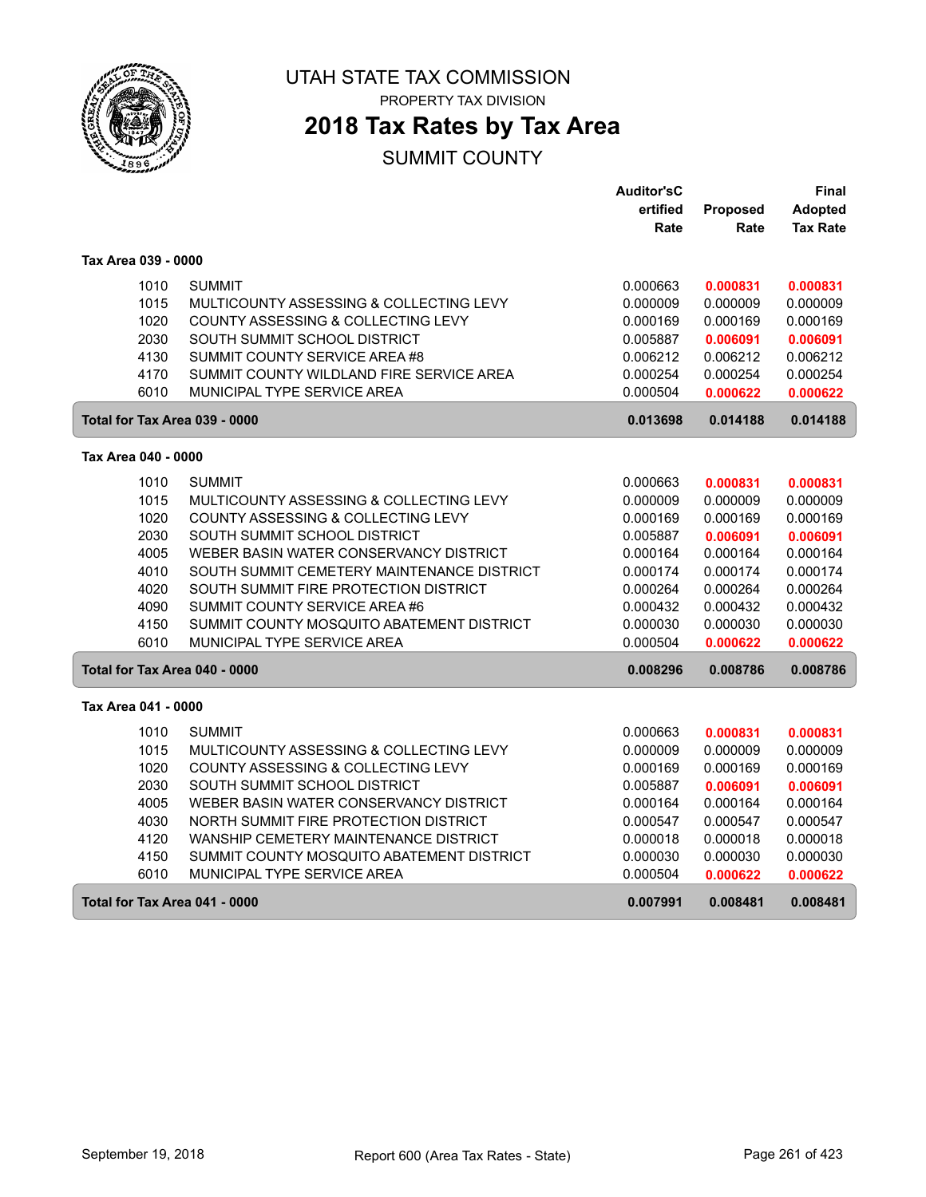# UTAH STATE TAX COMMISSION

PROPERTY TAX DIVISION

## 2018 Tax Rates by Tax Area

SUMMIT COUNTY

| | | Auditor'sCertified Rate | Proposed Rate | Final Adopted Tax Rate |
|---|---|---|---|---|
| **Tax Area 039 - 0000** | | | | |
| 1010 | SUMMIT | 0.000663 | **0.000831** | **0.000831** |
| 1015 | MULTICOUNTY ASSESSING & COLLECTING LEVY | 0.000009 | 0.000009 | 0.000009 |
| 1020 | COUNTY ASSESSING & COLLECTING LEVY | 0.000169 | 0.000169 | 0.000169 |
| 2030 | SOUTH SUMMIT SCHOOL DISTRICT | 0.005887 | **0.006091** | **0.006091** |
| 4130 | SUMMIT COUNTY SERVICE AREA #8 | 0.006212 | 0.006212 | 0.006212 |
| 4170 | SUMMIT COUNTY WILDLAND FIRE SERVICE AREA | 0.000254 | 0.000254 | 0.000254 |
| 6010 | MUNICIPAL TYPE SERVICE AREA | 0.000504 | **0.000622** | **0.000622** |
| **Total for Tax Area 039 - 0000** | | **0.013698** | **0.014188** | **0.014188** |
| **Tax Area 040 - 0000** | | | | |
| 1010 | SUMMIT | 0.000663 | **0.000831** | **0.000831** |
| 1015 | MULTICOUNTY ASSESSING & COLLECTING LEVY | 0.000009 | 0.000009 | 0.000009 |
| 1020 | COUNTY ASSESSING & COLLECTING LEVY | 0.000169 | 0.000169 | 0.000169 |
| 2030 | SOUTH SUMMIT SCHOOL DISTRICT | 0.005887 | **0.006091** | **0.006091** |
| 4005 | WEBER BASIN WATER CONSERVANCY DISTRICT | 0.000164 | 0.000164 | 0.000164 |
| 4010 | SOUTH SUMMIT CEMETERY MAINTENANCE DISTRICT | 0.000174 | 0.000174 | 0.000174 |
| 4020 | SOUTH SUMMIT FIRE PROTECTION DISTRICT | 0.000264 | 0.000264 | 0.000264 |
| 4090 | SUMMIT COUNTY SERVICE AREA #6 | 0.000432 | 0.000432 | 0.000432 |
| 4150 | SUMMIT COUNTY MOSQUITO ABATEMENT DISTRICT | 0.000030 | 0.000030 | 0.000030 |
| 6010 | MUNICIPAL TYPE SERVICE AREA | 0.000504 | **0.000622** | **0.000622** |
| **Total for Tax Area 040 - 0000** | | **0.008296** | **0.008786** | **0.008786** |
| **Tax Area 041 - 0000** | | | | |
| 1010 | SUMMIT | 0.000663 | **0.000831** | **0.000831** |
| 1015 | MULTICOUNTY ASSESSING & COLLECTING LEVY | 0.000009 | 0.000009 | 0.000009 |
| 1020 | COUNTY ASSESSING & COLLECTING LEVY | 0.000169 | 0.000169 | 0.000169 |
| 2030 | SOUTH SUMMIT SCHOOL DISTRICT | 0.005887 | **0.006091** | **0.006091** |
| 4005 | WEBER BASIN WATER CONSERVANCY DISTRICT | 0.000164 | 0.000164 | 0.000164 |
| 4030 | NORTH SUMMIT FIRE PROTECTION DISTRICT | 0.000547 | 0.000547 | 0.000547 |
| 4120 | WANSHIP CEMETERY MAINTENANCE DISTRICT | 0.000018 | 0.000018 | 0.000018 |
| 4150 | SUMMIT COUNTY MOSQUITO ABATEMENT DISTRICT | 0.000030 | 0.000030 | 0.000030 |
| 6010 | MUNICIPAL TYPE SERVICE AREA | 0.000504 | **0.000622** | **0.000622** |
| **Total for Tax Area 041 - 0000** | | **0.007991** | **0.008481** | **0.008481** |

September 19, 2018 — Report 600 (Area Tax Rates - State)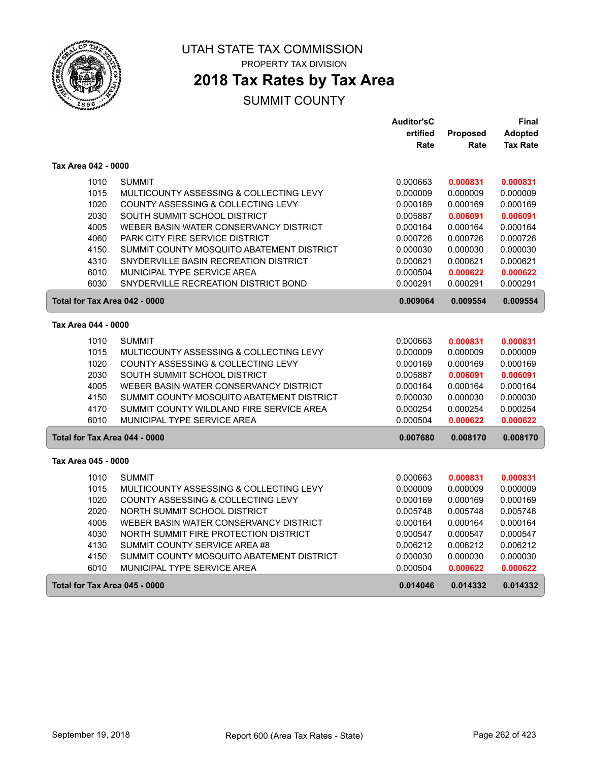# UTAH STATE TAX COMMISSION

PROPERTY TAX DIVISION

## 2018 Tax Rates by Tax Area

SUMMIT COUNTY

| | | Auditor'sCertified Rate | Proposed Rate | Final Adopted Tax Rate |
|---|---|---|---|---|
| **Tax Area 042 - 0000** | | | | |
| 1010 | SUMMIT | 0.000663 | **0.000831** | **0.000831** |
| 1015 | MULTICOUNTY ASSESSING & COLLECTING LEVY | 0.000009 | 0.000009 | 0.000009 |
| 1020 | COUNTY ASSESSING & COLLECTING LEVY | 0.000169 | 0.000169 | 0.000169 |
| 2030 | SOUTH SUMMIT SCHOOL DISTRICT | 0.005887 | **0.006091** | **0.006091** |
| 4005 | WEBER BASIN WATER CONSERVANCY DISTRICT | 0.000164 | 0.000164 | 0.000164 |
| 4060 | PARK CITY FIRE SERVICE DISTRICT | 0.000726 | 0.000726 | 0.000726 |
| 4150 | SUMMIT COUNTY MOSQUITO ABATEMENT DISTRICT | 0.000030 | 0.000030 | 0.000030 |
| 4310 | SNYDERVILLE BASIN RECREATION DISTRICT | 0.000621 | 0.000621 | 0.000621 |
| 6010 | MUNICIPAL TYPE SERVICE AREA | 0.000504 | **0.000622** | **0.000622** |
| 6030 | SNYDERVILLE RECREATION DISTRICT BOND | 0.000291 | 0.000291 | 0.000291 |
| **Total for Tax Area 042 - 0000** | | **0.009064** | **0.009554** | **0.009554** |
| **Tax Area 044 - 0000** | | | | |
| 1010 | SUMMIT | 0.000663 | **0.000831** | **0.000831** |
| 1015 | MULTICOUNTY ASSESSING & COLLECTING LEVY | 0.000009 | 0.000009 | 0.000009 |
| 1020 | COUNTY ASSESSING & COLLECTING LEVY | 0.000169 | 0.000169 | 0.000169 |
| 2030 | SOUTH SUMMIT SCHOOL DISTRICT | 0.005887 | **0.006091** | **0.006091** |
| 4005 | WEBER BASIN WATER CONSERVANCY DISTRICT | 0.000164 | 0.000164 | 0.000164 |
| 4150 | SUMMIT COUNTY MOSQUITO ABATEMENT DISTRICT | 0.000030 | 0.000030 | 0.000030 |
| 4170 | SUMMIT COUNTY WILDLAND FIRE SERVICE AREA | 0.000254 | 0.000254 | 0.000254 |
| 6010 | MUNICIPAL TYPE SERVICE AREA | 0.000504 | **0.000622** | **0.000622** |
| **Total for Tax Area 044 - 0000** | | **0.007680** | **0.008170** | **0.008170** |
| **Tax Area 045 - 0000** | | | | |
| 1010 | SUMMIT | 0.000663 | **0.000831** | **0.000831** |
| 1015 | MULTICOUNTY ASSESSING & COLLECTING LEVY | 0.000009 | 0.000009 | 0.000009 |
| 1020 | COUNTY ASSESSING & COLLECTING LEVY | 0.000169 | 0.000169 | 0.000169 |
| 2020 | NORTH SUMMIT SCHOOL DISTRICT | 0.005748 | 0.005748 | 0.005748 |
| 4005 | WEBER BASIN WATER CONSERVANCY DISTRICT | 0.000164 | 0.000164 | 0.000164 |
| 4030 | NORTH SUMMIT FIRE PROTECTION DISTRICT | 0.000547 | 0.000547 | 0.000547 |
| 4130 | SUMMIT COUNTY SERVICE AREA #8 | 0.006212 | 0.006212 | 0.006212 |
| 4150 | SUMMIT COUNTY MOSQUITO ABATEMENT DISTRICT | 0.000030 | 0.000030 | 0.000030 |
| 6010 | MUNICIPAL TYPE SERVICE AREA | 0.000504 | **0.000622** | **0.000622** |
| **Total for Tax Area 045 - 0000** | | **0.014046** | **0.014332** | **0.014332** |

September 19, 2018 — Report 600 (Area Tax Rates - State)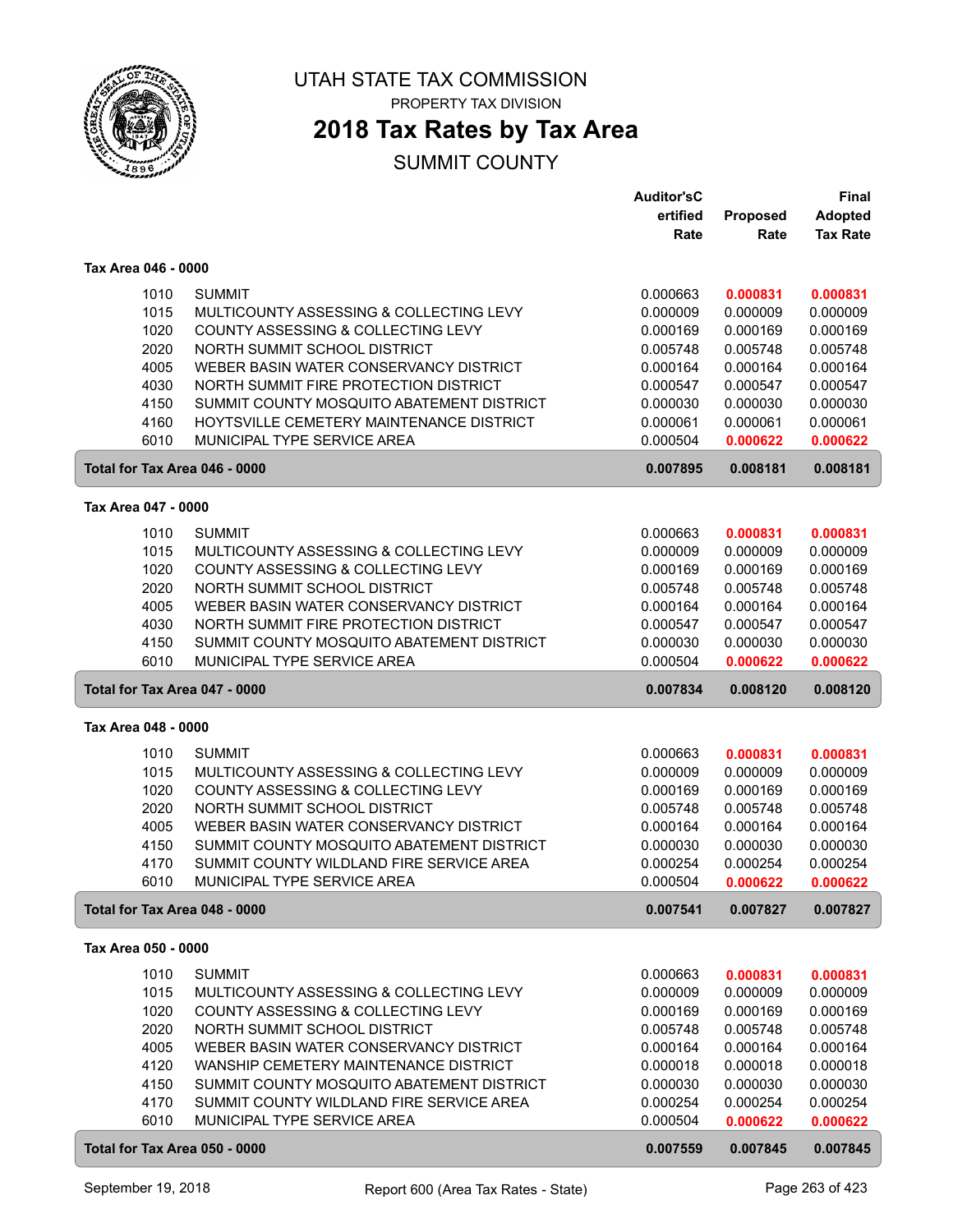# UTAH STATE TAX COMMISSION

PROPERTY TAX DIVISION

## 2018 Tax Rates by Tax Area

SUMMIT COUNTY

| | | Auditor's Certified Rate | Proposed Rate | Final Adopted Tax Rate |
|---|---|---|---|---|
| **Tax Area 046 - 0000** | | | | |
| 1010 | SUMMIT | 0.000663 | **0.000831** | **0.000831** |
| 1015 | MULTICOUNTY ASSESSING & COLLECTING LEVY | 0.000009 | 0.000009 | 0.000009 |
| 1020 | COUNTY ASSESSING & COLLECTING LEVY | 0.000169 | 0.000169 | 0.000169 |
| 2020 | NORTH SUMMIT SCHOOL DISTRICT | 0.005748 | 0.005748 | 0.005748 |
| 4005 | WEBER BASIN WATER CONSERVANCY DISTRICT | 0.000164 | 0.000164 | 0.000164 |
| 4030 | NORTH SUMMIT FIRE PROTECTION DISTRICT | 0.000547 | 0.000547 | 0.000547 |
| 4150 | SUMMIT COUNTY MOSQUITO ABATEMENT DISTRICT | 0.000030 | 0.000030 | 0.000030 |
| 4160 | HOYTSVILLE CEMETERY MAINTENANCE DISTRICT | 0.000061 | 0.000061 | 0.000061 |
| 6010 | MUNICIPAL TYPE SERVICE AREA | 0.000504 | **0.000622** | **0.000622** |
| **Total for Tax Area 046 - 0000** | | **0.007895** | **0.008181** | **0.008181** |
| **Tax Area 047 - 0000** | | | | |
| 1010 | SUMMIT | 0.000663 | **0.000831** | **0.000831** |
| 1015 | MULTICOUNTY ASSESSING & COLLECTING LEVY | 0.000009 | 0.000009 | 0.000009 |
| 1020 | COUNTY ASSESSING & COLLECTING LEVY | 0.000169 | 0.000169 | 0.000169 |
| 2020 | NORTH SUMMIT SCHOOL DISTRICT | 0.005748 | 0.005748 | 0.005748 |
| 4005 | WEBER BASIN WATER CONSERVANCY DISTRICT | 0.000164 | 0.000164 | 0.000164 |
| 4030 | NORTH SUMMIT FIRE PROTECTION DISTRICT | 0.000547 | 0.000547 | 0.000547 |
| 4150 | SUMMIT COUNTY MOSQUITO ABATEMENT DISTRICT | 0.000030 | 0.000030 | 0.000030 |
| 6010 | MUNICIPAL TYPE SERVICE AREA | 0.000504 | **0.000622** | **0.000622** |
| **Total for Tax Area 047 - 0000** | | **0.007834** | **0.008120** | **0.008120** |
| **Tax Area 048 - 0000** | | | | |
| 1010 | SUMMIT | 0.000663 | **0.000831** | **0.000831** |
| 1015 | MULTICOUNTY ASSESSING & COLLECTING LEVY | 0.000009 | 0.000009 | 0.000009 |
| 1020 | COUNTY ASSESSING & COLLECTING LEVY | 0.000169 | 0.000169 | 0.000169 |
| 2020 | NORTH SUMMIT SCHOOL DISTRICT | 0.005748 | 0.005748 | 0.005748 |
| 4005 | WEBER BASIN WATER CONSERVANCY DISTRICT | 0.000164 | 0.000164 | 0.000164 |
| 4150 | SUMMIT COUNTY MOSQUITO ABATEMENT DISTRICT | 0.000030 | 0.000030 | 0.000030 |
| 4170 | SUMMIT COUNTY WILDLAND FIRE SERVICE AREA | 0.000254 | 0.000254 | 0.000254 |
| 6010 | MUNICIPAL TYPE SERVICE AREA | 0.000504 | **0.000622** | **0.000622** |
| **Total for Tax Area 048 - 0000** | | **0.007541** | **0.007827** | **0.007827** |
| **Tax Area 050 - 0000** | | | | |
| 1010 | SUMMIT | 0.000663 | **0.000831** | **0.000831** |
| 1015 | MULTICOUNTY ASSESSING & COLLECTING LEVY | 0.000009 | 0.000009 | 0.000009 |
| 1020 | COUNTY ASSESSING & COLLECTING LEVY | 0.000169 | 0.000169 | 0.000169 |
| 2020 | NORTH SUMMIT SCHOOL DISTRICT | 0.005748 | 0.005748 | 0.005748 |
| 4005 | WEBER BASIN WATER CONSERVANCY DISTRICT | 0.000164 | 0.000164 | 0.000164 |
| 4120 | WANSHIP CEMETERY MAINTENANCE DISTRICT | 0.000018 | 0.000018 | 0.000018 |
| 4150 | SUMMIT COUNTY MOSQUITO ABATEMENT DISTRICT | 0.000030 | 0.000030 | 0.000030 |
| 4170 | SUMMIT COUNTY WILDLAND FIRE SERVICE AREA | 0.000254 | 0.000254 | 0.000254 |
| 6010 | MUNICIPAL TYPE SERVICE AREA | 0.000504 | **0.000622** | **0.000622** |
| **Total for Tax Area 050 - 0000** | | **0.007559** | **0.007845** | **0.007845** |

September 19, 2018 — Report 600 (Area Tax Rates - State)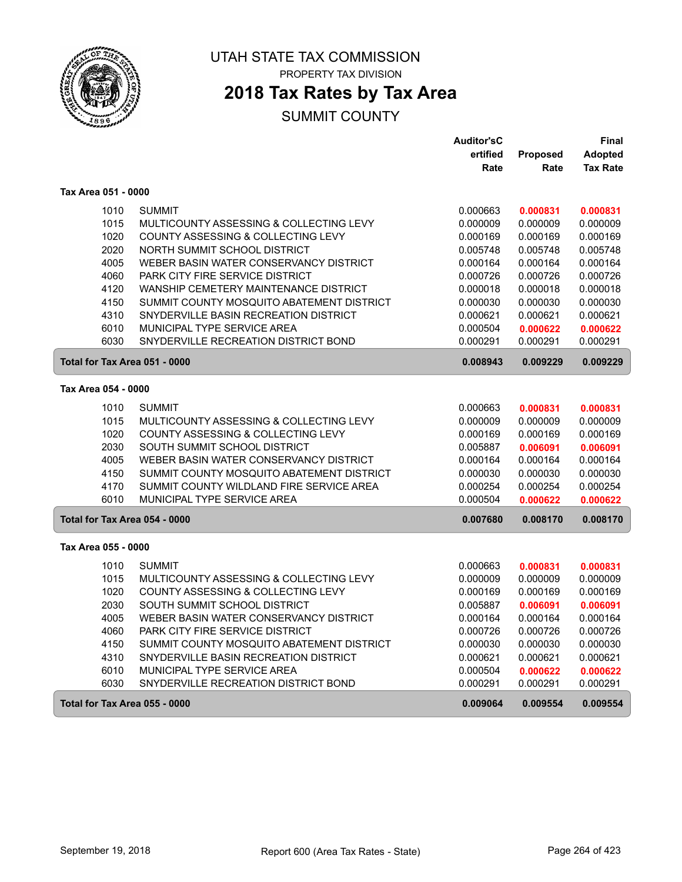# UTAH STATE TAX COMMISSION

PROPERTY TAX DIVISION

## 2018 Tax Rates by Tax Area

SUMMIT COUNTY

| | | Auditor'sCertified Rate | Proposed Rate | Final Adopted Tax Rate |
|---|---|---|---|---|
| **Tax Area 051 - 0000** | | | | |
| 1010 | SUMMIT | 0.000663 | **0.000831** | **0.000831** |
| 1015 | MULTICOUNTY ASSESSING & COLLECTING LEVY | 0.000009 | 0.000009 | 0.000009 |
| 1020 | COUNTY ASSESSING & COLLECTING LEVY | 0.000169 | 0.000169 | 0.000169 |
| 2020 | NORTH SUMMIT SCHOOL DISTRICT | 0.005748 | 0.005748 | 0.005748 |
| 4005 | WEBER BASIN WATER CONSERVANCY DISTRICT | 0.000164 | 0.000164 | 0.000164 |
| 4060 | PARK CITY FIRE SERVICE DISTRICT | 0.000726 | 0.000726 | 0.000726 |
| 4120 | WANSHIP CEMETERY MAINTENANCE DISTRICT | 0.000018 | 0.000018 | 0.000018 |
| 4150 | SUMMIT COUNTY MOSQUITO ABATEMENT DISTRICT | 0.000030 | 0.000030 | 0.000030 |
| 4310 | SNYDERVILLE BASIN RECREATION DISTRICT | 0.000621 | 0.000621 | 0.000621 |
| 6010 | MUNICIPAL TYPE SERVICE AREA | 0.000504 | **0.000622** | **0.000622** |
| 6030 | SNYDERVILLE RECREATION DISTRICT BOND | 0.000291 | 0.000291 | 0.000291 |
| **Total for Tax Area 051 - 0000** | | **0.008943** | **0.009229** | **0.009229** |
| **Tax Area 054 - 0000** | | | | |
| 1010 | SUMMIT | 0.000663 | **0.000831** | **0.000831** |
| 1015 | MULTICOUNTY ASSESSING & COLLECTING LEVY | 0.000009 | 0.000009 | 0.000009 |
| 1020 | COUNTY ASSESSING & COLLECTING LEVY | 0.000169 | 0.000169 | 0.000169 |
| 2030 | SOUTH SUMMIT SCHOOL DISTRICT | 0.005887 | **0.006091** | **0.006091** |
| 4005 | WEBER BASIN WATER CONSERVANCY DISTRICT | 0.000164 | 0.000164 | 0.000164 |
| 4150 | SUMMIT COUNTY MOSQUITO ABATEMENT DISTRICT | 0.000030 | 0.000030 | 0.000030 |
| 4170 | SUMMIT COUNTY WILDLAND FIRE SERVICE AREA | 0.000254 | 0.000254 | 0.000254 |
| 6010 | MUNICIPAL TYPE SERVICE AREA | 0.000504 | **0.000622** | **0.000622** |
| **Total for Tax Area 054 - 0000** | | **0.007680** | **0.008170** | **0.008170** |
| **Tax Area 055 - 0000** | | | | |
| 1010 | SUMMIT | 0.000663 | **0.000831** | **0.000831** |
| 1015 | MULTICOUNTY ASSESSING & COLLECTING LEVY | 0.000009 | 0.000009 | 0.000009 |
| 1020 | COUNTY ASSESSING & COLLECTING LEVY | 0.000169 | 0.000169 | 0.000169 |
| 2030 | SOUTH SUMMIT SCHOOL DISTRICT | 0.005887 | **0.006091** | **0.006091** |
| 4005 | WEBER BASIN WATER CONSERVANCY DISTRICT | 0.000164 | 0.000164 | 0.000164 |
| 4060 | PARK CITY FIRE SERVICE DISTRICT | 0.000726 | 0.000726 | 0.000726 |
| 4150 | SUMMIT COUNTY MOSQUITO ABATEMENT DISTRICT | 0.000030 | 0.000030 | 0.000030 |
| 4310 | SNYDERVILLE BASIN RECREATION DISTRICT | 0.000621 | 0.000621 | 0.000621 |
| 6010 | MUNICIPAL TYPE SERVICE AREA | 0.000504 | **0.000622** | **0.000622** |
| 6030 | SNYDERVILLE RECREATION DISTRICT BOND | 0.000291 | 0.000291 | 0.000291 |
| **Total for Tax Area 055 - 0000** | | **0.009064** | **0.009554** | **0.009554** |

September 19, 2018 — Report 600 (Area Tax Rates - State)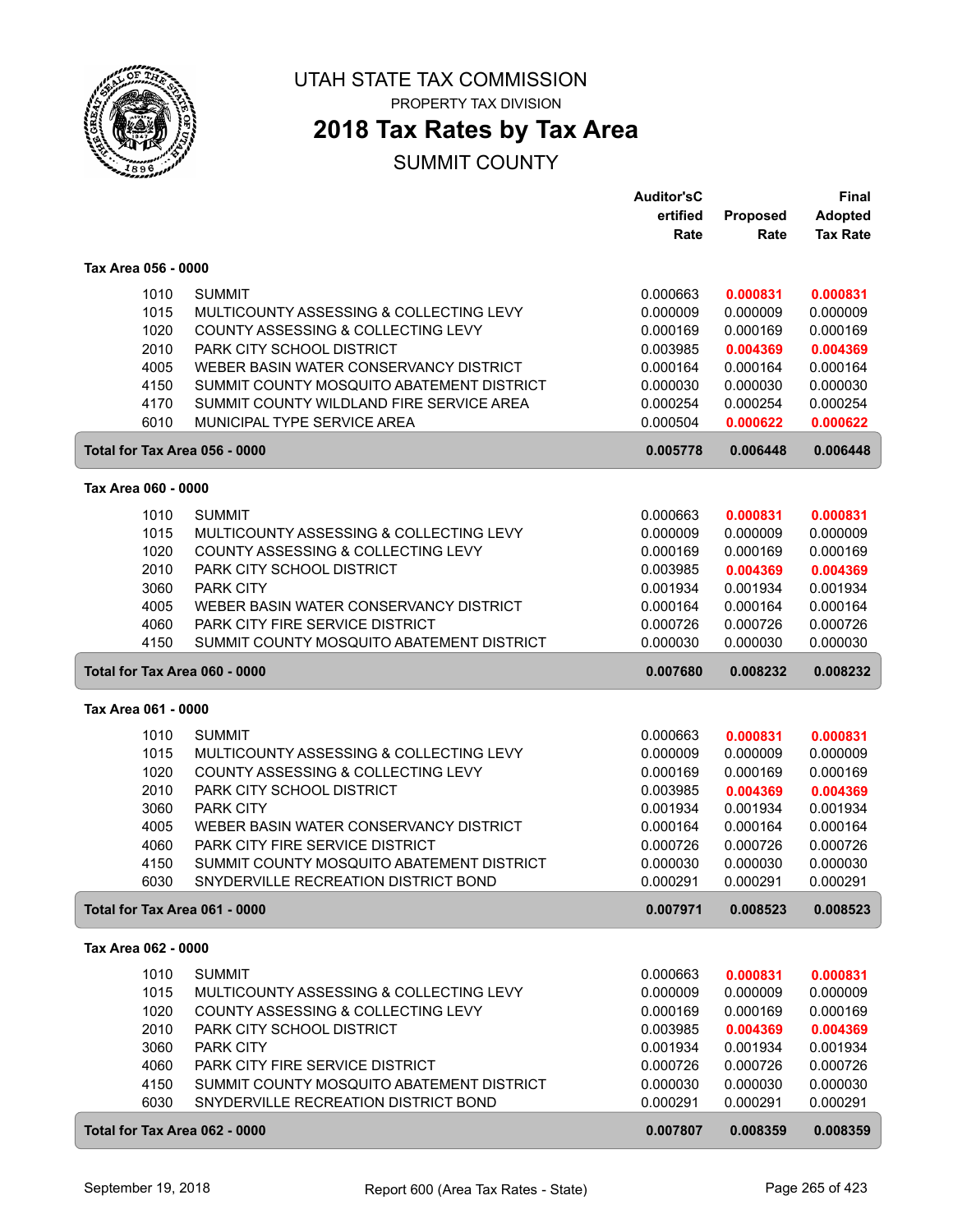# UTAH STATE TAX COMMISSION

PROPERTY TAX DIVISION

## 2018 Tax Rates by Tax Area

SUMMIT COUNTY

| | | Auditor'sCertified Rate | Proposed Rate | Final Adopted Tax Rate |
|---|---|---|---|---|
| **Tax Area 056 - 0000** | | | | |
| 1010 | SUMMIT | 0.000663 | **0.000831** | **0.000831** |
| 1015 | MULTICOUNTY ASSESSING & COLLECTING LEVY | 0.000009 | 0.000009 | 0.000009 |
| 1020 | COUNTY ASSESSING & COLLECTING LEVY | 0.000169 | 0.000169 | 0.000169 |
| 2010 | PARK CITY SCHOOL DISTRICT | 0.003985 | **0.004369** | **0.004369** |
| 4005 | WEBER BASIN WATER CONSERVANCY DISTRICT | 0.000164 | 0.000164 | 0.000164 |
| 4150 | SUMMIT COUNTY MOSQUITO ABATEMENT DISTRICT | 0.000030 | 0.000030 | 0.000030 |
| 4170 | SUMMIT COUNTY WILDLAND FIRE SERVICE AREA | 0.000254 | 0.000254 | 0.000254 |
| 6010 | MUNICIPAL TYPE SERVICE AREA | 0.000504 | **0.000622** | **0.000622** |
| **Total for Tax Area 056 - 0000** | | **0.005778** | **0.006448** | **0.006448** |
| **Tax Area 060 - 0000** | | | | |
| 1010 | SUMMIT | 0.000663 | **0.000831** | **0.000831** |
| 1015 | MULTICOUNTY ASSESSING & COLLECTING LEVY | 0.000009 | 0.000009 | 0.000009 |
| 1020 | COUNTY ASSESSING & COLLECTING LEVY | 0.000169 | 0.000169 | 0.000169 |
| 2010 | PARK CITY SCHOOL DISTRICT | 0.003985 | **0.004369** | **0.004369** |
| 3060 | PARK CITY | 0.001934 | 0.001934 | 0.001934 |
| 4005 | WEBER BASIN WATER CONSERVANCY DISTRICT | 0.000164 | 0.000164 | 0.000164 |
| 4060 | PARK CITY FIRE SERVICE DISTRICT | 0.000726 | 0.000726 | 0.000726 |
| 4150 | SUMMIT COUNTY MOSQUITO ABATEMENT DISTRICT | 0.000030 | 0.000030 | 0.000030 |
| **Total for Tax Area 060 - 0000** | | **0.007680** | **0.008232** | **0.008232** |
| **Tax Area 061 - 0000** | | | | |
| 1010 | SUMMIT | 0.000663 | **0.000831** | **0.000831** |
| 1015 | MULTICOUNTY ASSESSING & COLLECTING LEVY | 0.000009 | 0.000009 | 0.000009 |
| 1020 | COUNTY ASSESSING & COLLECTING LEVY | 0.000169 | 0.000169 | 0.000169 |
| 2010 | PARK CITY SCHOOL DISTRICT | 0.003985 | **0.004369** | **0.004369** |
| 3060 | PARK CITY | 0.001934 | 0.001934 | 0.001934 |
| 4005 | WEBER BASIN WATER CONSERVANCY DISTRICT | 0.000164 | 0.000164 | 0.000164 |
| 4060 | PARK CITY FIRE SERVICE DISTRICT | 0.000726 | 0.000726 | 0.000726 |
| 4150 | SUMMIT COUNTY MOSQUITO ABATEMENT DISTRICT | 0.000030 | 0.000030 | 0.000030 |
| 6030 | SNYDERVILLE RECREATION DISTRICT BOND | 0.000291 | 0.000291 | 0.000291 |
| **Total for Tax Area 061 - 0000** | | **0.007971** | **0.008523** | **0.008523** |
| **Tax Area 062 - 0000** | | | | |
| 1010 | SUMMIT | 0.000663 | **0.000831** | **0.000831** |
| 1015 | MULTICOUNTY ASSESSING & COLLECTING LEVY | 0.000009 | 0.000009 | 0.000009 |
| 1020 | COUNTY ASSESSING & COLLECTING LEVY | 0.000169 | 0.000169 | 0.000169 |
| 2010 | PARK CITY SCHOOL DISTRICT | 0.003985 | **0.004369** | **0.004369** |
| 3060 | PARK CITY | 0.001934 | 0.001934 | 0.001934 |
| 4060 | PARK CITY FIRE SERVICE DISTRICT | 0.000726 | 0.000726 | 0.000726 |
| 4150 | SUMMIT COUNTY MOSQUITO ABATEMENT DISTRICT | 0.000030 | 0.000030 | 0.000030 |
| 6030 | SNYDERVILLE RECREATION DISTRICT BOND | 0.000291 | 0.000291 | 0.000291 |
| **Total for Tax Area 062 - 0000** | | **0.007807** | **0.008359** | **0.008359** |

September 19, 2018 — Report 600 (Area Tax Rates - State)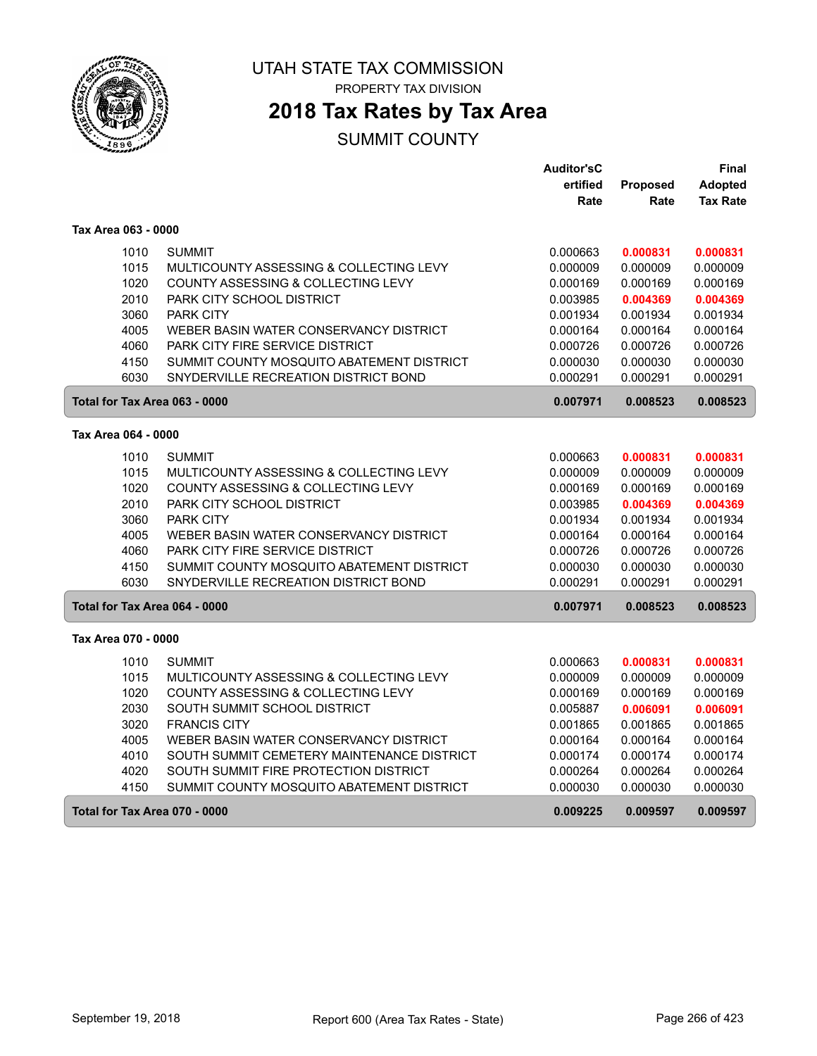# UTAH STATE TAX COMMISSION

PROPERTY TAX DIVISION

## 2018 Tax Rates by Tax Area

SUMMIT COUNTY

| | | Auditor'sCertified Rate | Proposed Rate | Final Adopted Tax Rate |
|---|---|---|---|---|
| **Tax Area 063 - 0000** | | | | |
| 1010 | SUMMIT | 0.000663 | **0.000831** | **0.000831** |
| 1015 | MULTICOUNTY ASSESSING & COLLECTING LEVY | 0.000009 | 0.000009 | 0.000009 |
| 1020 | COUNTY ASSESSING & COLLECTING LEVY | 0.000169 | 0.000169 | 0.000169 |
| 2010 | PARK CITY SCHOOL DISTRICT | 0.003985 | **0.004369** | **0.004369** |
| 3060 | PARK CITY | 0.001934 | 0.001934 | 0.001934 |
| 4005 | WEBER BASIN WATER CONSERVANCY DISTRICT | 0.000164 | 0.000164 | 0.000164 |
| 4060 | PARK CITY FIRE SERVICE DISTRICT | 0.000726 | 0.000726 | 0.000726 |
| 4150 | SUMMIT COUNTY MOSQUITO ABATEMENT DISTRICT | 0.000030 | 0.000030 | 0.000030 |
| 6030 | SNYDERVILLE RECREATION DISTRICT BOND | 0.000291 | 0.000291 | 0.000291 |
| **Total for Tax Area 063 - 0000** | | **0.007971** | **0.008523** | **0.008523** |
| **Tax Area 064 - 0000** | | | | |
| 1010 | SUMMIT | 0.000663 | **0.000831** | **0.000831** |
| 1015 | MULTICOUNTY ASSESSING & COLLECTING LEVY | 0.000009 | 0.000009 | 0.000009 |
| 1020 | COUNTY ASSESSING & COLLECTING LEVY | 0.000169 | 0.000169 | 0.000169 |
| 2010 | PARK CITY SCHOOL DISTRICT | 0.003985 | **0.004369** | **0.004369** |
| 3060 | PARK CITY | 0.001934 | 0.001934 | 0.001934 |
| 4005 | WEBER BASIN WATER CONSERVANCY DISTRICT | 0.000164 | 0.000164 | 0.000164 |
| 4060 | PARK CITY FIRE SERVICE DISTRICT | 0.000726 | 0.000726 | 0.000726 |
| 4150 | SUMMIT COUNTY MOSQUITO ABATEMENT DISTRICT | 0.000030 | 0.000030 | 0.000030 |
| 6030 | SNYDERVILLE RECREATION DISTRICT BOND | 0.000291 | 0.000291 | 0.000291 |
| **Total for Tax Area 064 - 0000** | | **0.007971** | **0.008523** | **0.008523** |
| **Tax Area 070 - 0000** | | | | |
| 1010 | SUMMIT | 0.000663 | **0.000831** | **0.000831** |
| 1015 | MULTICOUNTY ASSESSING & COLLECTING LEVY | 0.000009 | 0.000009 | 0.000009 |
| 1020 | COUNTY ASSESSING & COLLECTING LEVY | 0.000169 | 0.000169 | 0.000169 |
| 2030 | SOUTH SUMMIT SCHOOL DISTRICT | 0.005887 | **0.006091** | **0.006091** |
| 3020 | FRANCIS CITY | 0.001865 | 0.001865 | 0.001865 |
| 4005 | WEBER BASIN WATER CONSERVANCY DISTRICT | 0.000164 | 0.000164 | 0.000164 |
| 4010 | SOUTH SUMMIT CEMETERY MAINTENANCE DISTRICT | 0.000174 | 0.000174 | 0.000174 |
| 4020 | SOUTH SUMMIT FIRE PROTECTION DISTRICT | 0.000264 | 0.000264 | 0.000264 |
| 4150 | SUMMIT COUNTY MOSQUITO ABATEMENT DISTRICT | 0.000030 | 0.000030 | 0.000030 |
| **Total for Tax Area 070 - 0000** | | **0.009225** | **0.009597** | **0.009597** |

September 19, 2018 — Report 600 (Area Tax Rates - State)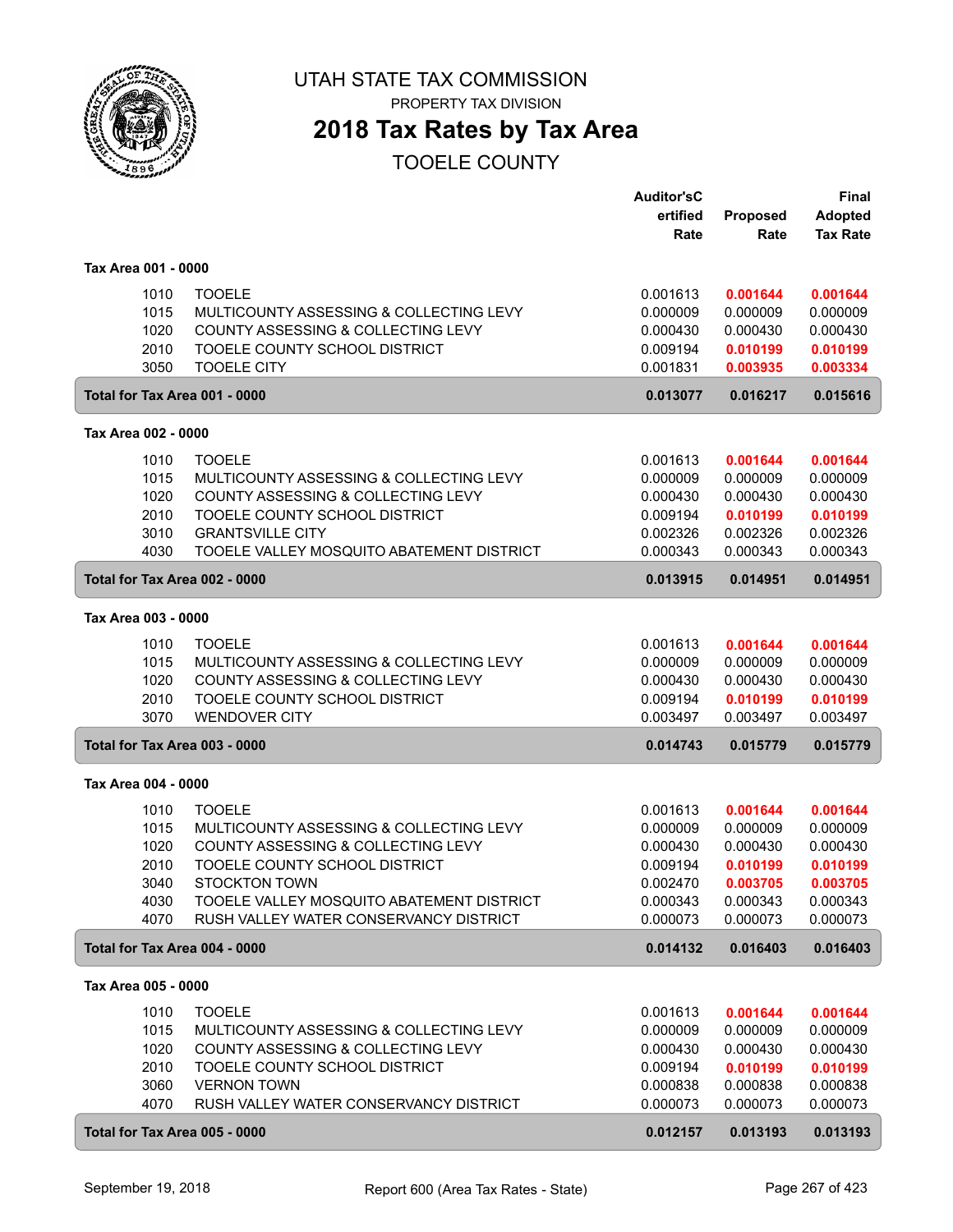# UTAH STATE TAX COMMISSION

PROPERTY TAX DIVISION

## 2018 Tax Rates by Tax Area

TOOELE COUNTY

| | | Auditor'sCertified Rate | Proposed Rate | Final Adopted Tax Rate |
|---|---|---|---|---|
| **Tax Area 001 - 0000** | | | | |
| 1010 | TOOELE | 0.001613 | **0.001644** | **0.001644** |
| 1015 | MULTICOUNTY ASSESSING & COLLECTING LEVY | 0.000009 | 0.000009 | 0.000009 |
| 1020 | COUNTY ASSESSING & COLLECTING LEVY | 0.000430 | 0.000430 | 0.000430 |
| 2010 | TOOELE COUNTY SCHOOL DISTRICT | 0.009194 | **0.010199** | **0.010199** |
| 3050 | TOOELE CITY | 0.001831 | **0.003935** | **0.003334** |
| **Total for Tax Area 001 - 0000** | | **0.013077** | **0.016217** | **0.015616** |
| **Tax Area 002 - 0000** | | | | |
| 1010 | TOOELE | 0.001613 | **0.001644** | **0.001644** |
| 1015 | MULTICOUNTY ASSESSING & COLLECTING LEVY | 0.000009 | 0.000009 | 0.000009 |
| 1020 | COUNTY ASSESSING & COLLECTING LEVY | 0.000430 | 0.000430 | 0.000430 |
| 2010 | TOOELE COUNTY SCHOOL DISTRICT | 0.009194 | **0.010199** | **0.010199** |
| 3010 | GRANTSVILLE CITY | 0.002326 | 0.002326 | 0.002326 |
| 4030 | TOOELE VALLEY MOSQUITO ABATEMENT DISTRICT | 0.000343 | 0.000343 | 0.000343 |
| **Total for Tax Area 002 - 0000** | | **0.013915** | **0.014951** | **0.014951** |
| **Tax Area 003 - 0000** | | | | |
| 1010 | TOOELE | 0.001613 | **0.001644** | **0.001644** |
| 1015 | MULTICOUNTY ASSESSING & COLLECTING LEVY | 0.000009 | 0.000009 | 0.000009 |
| 1020 | COUNTY ASSESSING & COLLECTING LEVY | 0.000430 | 0.000430 | 0.000430 |
| 2010 | TOOELE COUNTY SCHOOL DISTRICT | 0.009194 | **0.010199** | **0.010199** |
| 3070 | WENDOVER CITY | 0.003497 | 0.003497 | 0.003497 |
| **Total for Tax Area 003 - 0000** | | **0.014743** | **0.015779** | **0.015779** |
| **Tax Area 004 - 0000** | | | | |
| 1010 | TOOELE | 0.001613 | **0.001644** | **0.001644** |
| 1015 | MULTICOUNTY ASSESSING & COLLECTING LEVY | 0.000009 | 0.000009 | 0.000009 |
| 1020 | COUNTY ASSESSING & COLLECTING LEVY | 0.000430 | 0.000430 | 0.000430 |
| 2010 | TOOELE COUNTY SCHOOL DISTRICT | 0.009194 | **0.010199** | **0.010199** |
| 3040 | STOCKTON TOWN | 0.002470 | **0.003705** | **0.003705** |
| 4030 | TOOELE VALLEY MOSQUITO ABATEMENT DISTRICT | 0.000343 | 0.000343 | 0.000343 |
| 4070 | RUSH VALLEY WATER CONSERVANCY DISTRICT | 0.000073 | 0.000073 | 0.000073 |
| **Total for Tax Area 004 - 0000** | | **0.014132** | **0.016403** | **0.016403** |
| **Tax Area 005 - 0000** | | | | |
| 1010 | TOOELE | 0.001613 | **0.001644** | **0.001644** |
| 1015 | MULTICOUNTY ASSESSING & COLLECTING LEVY | 0.000009 | 0.000009 | 0.000009 |
| 1020 | COUNTY ASSESSING & COLLECTING LEVY | 0.000430 | 0.000430 | 0.000430 |
| 2010 | TOOELE COUNTY SCHOOL DISTRICT | 0.009194 | **0.010199** | **0.010199** |
| 3060 | VERNON TOWN | 0.000838 | 0.000838 | 0.000838 |
| 4070 | RUSH VALLEY WATER CONSERVANCY DISTRICT | 0.000073 | 0.000073 | 0.000073 |
| **Total for Tax Area 005 - 0000** | | **0.012157** | **0.013193** | **0.013193** |

September 19, 2018 — Report 600 (Area Tax Rates - State)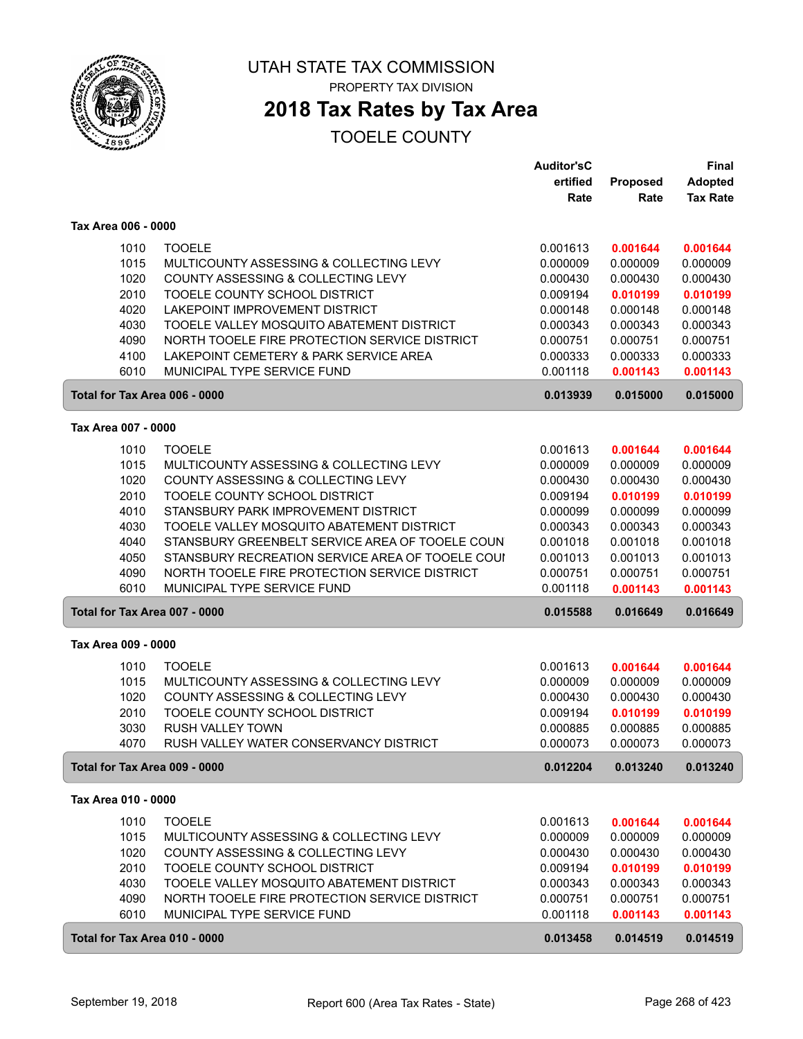# UTAH STATE TAX COMMISSION

PROPERTY TAX DIVISION

## 2018 Tax Rates by Tax Area

TOOELE COUNTY

| | | Auditor'sCertified Rate | Proposed Rate | Final Adopted Tax Rate |
|---|---|---|---|---|
| **Tax Area 006 - 0000** | | | | |
| 1010 | TOOELE | 0.001613 | 0.001644 | 0.001644 |
| 1015 | MULTICOUNTY ASSESSING & COLLECTING LEVY | 0.000009 | 0.000009 | 0.000009 |
| 1020 | COUNTY ASSESSING & COLLECTING LEVY | 0.000430 | 0.000430 | 0.000430 |
| 2010 | TOOELE COUNTY SCHOOL DISTRICT | 0.009194 | 0.010199 | 0.010199 |
| 4020 | LAKEPOINT IMPROVEMENT DISTRICT | 0.000148 | 0.000148 | 0.000148 |
| 4030 | TOOELE VALLEY MOSQUITO ABATEMENT DISTRICT | 0.000343 | 0.000343 | 0.000343 |
| 4090 | NORTH TOOELE FIRE PROTECTION SERVICE DISTRICT | 0.000751 | 0.000751 | 0.000751 |
| 4100 | LAKEPOINT CEMETERY & PARK SERVICE AREA | 0.000333 | 0.000333 | 0.000333 |
| 6010 | MUNICIPAL TYPE SERVICE FUND | 0.001118 | 0.001143 | 0.001143 |
| **Total for Tax Area 006 - 0000** | | **0.013939** | **0.015000** | **0.015000** |
| **Tax Area 007 - 0000** | | | | |
| 1010 | TOOELE | 0.001613 | 0.001644 | 0.001644 |
| 1015 | MULTICOUNTY ASSESSING & COLLECTING LEVY | 0.000009 | 0.000009 | 0.000009 |
| 1020 | COUNTY ASSESSING & COLLECTING LEVY | 0.000430 | 0.000430 | 0.000430 |
| 2010 | TOOELE COUNTY SCHOOL DISTRICT | 0.009194 | 0.010199 | 0.010199 |
| 4010 | STANSBURY PARK IMPROVEMENT DISTRICT | 0.000099 | 0.000099 | 0.000099 |
| 4030 | TOOELE VALLEY MOSQUITO ABATEMENT DISTRICT | 0.000343 | 0.000343 | 0.000343 |
| 4040 | STANSBURY GREENBELT SERVICE AREA OF TOOELE COUN | 0.001018 | 0.001018 | 0.001018 |
| 4050 | STANSBURY RECREATION SERVICE AREA OF TOOELE COUI | 0.001013 | 0.001013 | 0.001013 |
| 4090 | NORTH TOOELE FIRE PROTECTION SERVICE DISTRICT | 0.000751 | 0.000751 | 0.000751 |
| 6010 | MUNICIPAL TYPE SERVICE FUND | 0.001118 | 0.001143 | 0.001143 |
| **Total for Tax Area 007 - 0000** | | **0.015588** | **0.016649** | **0.016649** |
| **Tax Area 009 - 0000** | | | | |
| 1010 | TOOELE | 0.001613 | 0.001644 | 0.001644 |
| 1015 | MULTICOUNTY ASSESSING & COLLECTING LEVY | 0.000009 | 0.000009 | 0.000009 |
| 1020 | COUNTY ASSESSING & COLLECTING LEVY | 0.000430 | 0.000430 | 0.000430 |
| 2010 | TOOELE COUNTY SCHOOL DISTRICT | 0.009194 | 0.010199 | 0.010199 |
| 3030 | RUSH VALLEY TOWN | 0.000885 | 0.000885 | 0.000885 |
| 4070 | RUSH VALLEY WATER CONSERVANCY DISTRICT | 0.000073 | 0.000073 | 0.000073 |
| **Total for Tax Area 009 - 0000** | | **0.012204** | **0.013240** | **0.013240** |
| **Tax Area 010 - 0000** | | | | |
| 1010 | TOOELE | 0.001613 | 0.001644 | 0.001644 |
| 1015 | MULTICOUNTY ASSESSING & COLLECTING LEVY | 0.000009 | 0.000009 | 0.000009 |
| 1020 | COUNTY ASSESSING & COLLECTING LEVY | 0.000430 | 0.000430 | 0.000430 |
| 2010 | TOOELE COUNTY SCHOOL DISTRICT | 0.009194 | 0.010199 | 0.010199 |
| 4030 | TOOELE VALLEY MOSQUITO ABATEMENT DISTRICT | 0.000343 | 0.000343 | 0.000343 |
| 4090 | NORTH TOOELE FIRE PROTECTION SERVICE DISTRICT | 0.000751 | 0.000751 | 0.000751 |
| 6010 | MUNICIPAL TYPE SERVICE FUND | 0.001118 | 0.001143 | 0.001143 |
| **Total for Tax Area 010 - 0000** | | **0.013458** | **0.014519** | **0.014519** |

September 19, 2018 — Report 600 (Area Tax Rates - State)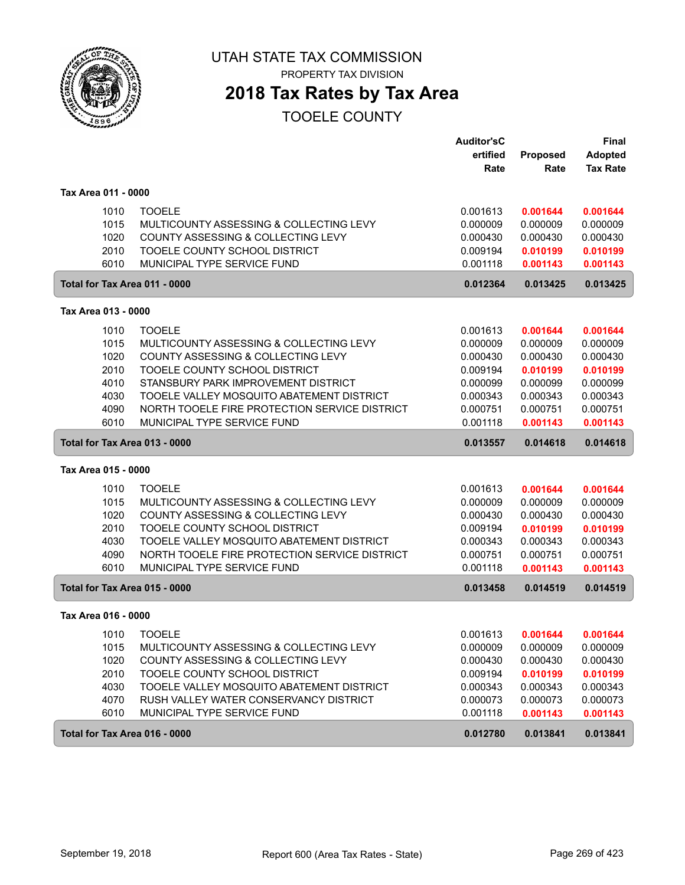# UTAH STATE TAX COMMISSION

PROPERTY TAX DIVISION

## 2018 Tax Rates by Tax Area

TOOELE COUNTY

| | | Auditor'sCertified Rate | Proposed Rate | Final Adopted Tax Rate |
|---|---|---|---|---|
| **Tax Area 011 - 0000** | | | | |
| 1010 | TOOELE | 0.001613 | **0.001644** | **0.001644** |
| 1015 | MULTICOUNTY ASSESSING & COLLECTING LEVY | 0.000009 | 0.000009 | 0.000009 |
| 1020 | COUNTY ASSESSING & COLLECTING LEVY | 0.000430 | 0.000430 | 0.000430 |
| 2010 | TOOELE COUNTY SCHOOL DISTRICT | 0.009194 | **0.010199** | **0.010199** |
| 6010 | MUNICIPAL TYPE SERVICE FUND | 0.001118 | **0.001143** | **0.001143** |
| **Total for Tax Area 011 - 0000** | | **0.012364** | **0.013425** | **0.013425** |
| **Tax Area 013 - 0000** | | | | |
| 1010 | TOOELE | 0.001613 | **0.001644** | **0.001644** |
| 1015 | MULTICOUNTY ASSESSING & COLLECTING LEVY | 0.000009 | 0.000009 | 0.000009 |
| 1020 | COUNTY ASSESSING & COLLECTING LEVY | 0.000430 | 0.000430 | 0.000430 |
| 2010 | TOOELE COUNTY SCHOOL DISTRICT | 0.009194 | **0.010199** | **0.010199** |
| 4010 | STANSBURY PARK IMPROVEMENT DISTRICT | 0.000099 | 0.000099 | 0.000099 |
| 4030 | TOOELE VALLEY MOSQUITO ABATEMENT DISTRICT | 0.000343 | 0.000343 | 0.000343 |
| 4090 | NORTH TOOELE FIRE PROTECTION SERVICE DISTRICT | 0.000751 | 0.000751 | 0.000751 |
| 6010 | MUNICIPAL TYPE SERVICE FUND | 0.001118 | **0.001143** | **0.001143** |
| **Total for Tax Area 013 - 0000** | | **0.013557** | **0.014618** | **0.014618** |
| **Tax Area 015 - 0000** | | | | |
| 1010 | TOOELE | 0.001613 | **0.001644** | **0.001644** |
| 1015 | MULTICOUNTY ASSESSING & COLLECTING LEVY | 0.000009 | 0.000009 | 0.000009 |
| 1020 | COUNTY ASSESSING & COLLECTING LEVY | 0.000430 | 0.000430 | 0.000430 |
| 2010 | TOOELE COUNTY SCHOOL DISTRICT | 0.009194 | **0.010199** | **0.010199** |
| 4030 | TOOELE VALLEY MOSQUITO ABATEMENT DISTRICT | 0.000343 | 0.000343 | 0.000343 |
| 4090 | NORTH TOOELE FIRE PROTECTION SERVICE DISTRICT | 0.000751 | 0.000751 | 0.000751 |
| 6010 | MUNICIPAL TYPE SERVICE FUND | 0.001118 | **0.001143** | **0.001143** |
| **Total for Tax Area 015 - 0000** | | **0.013458** | **0.014519** | **0.014519** |
| **Tax Area 016 - 0000** | | | | |
| 1010 | TOOELE | 0.001613 | **0.001644** | **0.001644** |
| 1015 | MULTICOUNTY ASSESSING & COLLECTING LEVY | 0.000009 | 0.000009 | 0.000009 |
| 1020 | COUNTY ASSESSING & COLLECTING LEVY | 0.000430 | 0.000430 | 0.000430 |
| 2010 | TOOELE COUNTY SCHOOL DISTRICT | 0.009194 | **0.010199** | **0.010199** |
| 4030 | TOOELE VALLEY MOSQUITO ABATEMENT DISTRICT | 0.000343 | 0.000343 | 0.000343 |
| 4070 | RUSH VALLEY WATER CONSERVANCY DISTRICT | 0.000073 | 0.000073 | 0.000073 |
| 6010 | MUNICIPAL TYPE SERVICE FUND | 0.001118 | **0.001143** | **0.001143** |
| **Total for Tax Area 016 - 0000** | | **0.012780** | **0.013841** | **0.013841** |

September 19, 2018 — Report 600 (Area Tax Rates - State)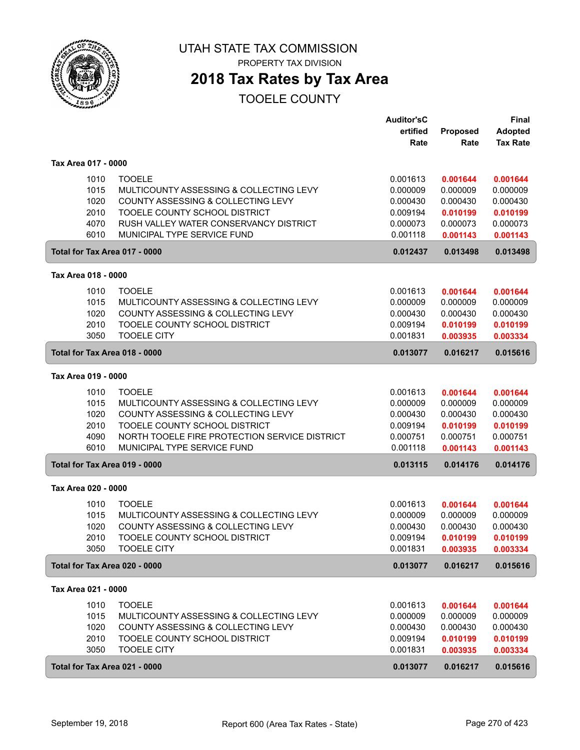# UTAH STATE TAX COMMISSION

PROPERTY TAX DIVISION

## 2018 Tax Rates by Tax Area

TOOELE COUNTY

| | | Auditor'sCertified Rate | Proposed Rate | Final Adopted Tax Rate |
|---|---|---|---|---|
| **Tax Area 017 - 0000** | | | | |
| 1010 | TOOELE | 0.001613 | 0.001644 | 0.001644 |
| 1015 | MULTICOUNTY ASSESSING & COLLECTING LEVY | 0.000009 | 0.000009 | 0.000009 |
| 1020 | COUNTY ASSESSING & COLLECTING LEVY | 0.000430 | 0.000430 | 0.000430 |
| 2010 | TOOELE COUNTY SCHOOL DISTRICT | 0.009194 | 0.010199 | 0.010199 |
| 4070 | RUSH VALLEY WATER CONSERVANCY DISTRICT | 0.000073 | 0.000073 | 0.000073 |
| 6010 | MUNICIPAL TYPE SERVICE FUND | 0.001118 | 0.001143 | 0.001143 |
| **Total for Tax Area 017 - 0000** | | **0.012437** | **0.013498** | **0.013498** |
| **Tax Area 018 - 0000** | | | | |
| 1010 | TOOELE | 0.001613 | 0.001644 | 0.001644 |
| 1015 | MULTICOUNTY ASSESSING & COLLECTING LEVY | 0.000009 | 0.000009 | 0.000009 |
| 1020 | COUNTY ASSESSING & COLLECTING LEVY | 0.000430 | 0.000430 | 0.000430 |
| 2010 | TOOELE COUNTY SCHOOL DISTRICT | 0.009194 | 0.010199 | 0.010199 |
| 3050 | TOOELE CITY | 0.001831 | 0.003935 | 0.003334 |
| **Total for Tax Area 018 - 0000** | | **0.013077** | **0.016217** | **0.015616** |
| **Tax Area 019 - 0000** | | | | |
| 1010 | TOOELE | 0.001613 | 0.001644 | 0.001644 |
| 1015 | MULTICOUNTY ASSESSING & COLLECTING LEVY | 0.000009 | 0.000009 | 0.000009 |
| 1020 | COUNTY ASSESSING & COLLECTING LEVY | 0.000430 | 0.000430 | 0.000430 |
| 2010 | TOOELE COUNTY SCHOOL DISTRICT | 0.009194 | 0.010199 | 0.010199 |
| 4090 | NORTH TOOELE FIRE PROTECTION SERVICE DISTRICT | 0.000751 | 0.000751 | 0.000751 |
| 6010 | MUNICIPAL TYPE SERVICE FUND | 0.001118 | 0.001143 | 0.001143 |
| **Total for Tax Area 019 - 0000** | | **0.013115** | **0.014176** | **0.014176** |
| **Tax Area 020 - 0000** | | | | |
| 1010 | TOOELE | 0.001613 | 0.001644 | 0.001644 |
| 1015 | MULTICOUNTY ASSESSING & COLLECTING LEVY | 0.000009 | 0.000009 | 0.000009 |
| 1020 | COUNTY ASSESSING & COLLECTING LEVY | 0.000430 | 0.000430 | 0.000430 |
| 2010 | TOOELE COUNTY SCHOOL DISTRICT | 0.009194 | 0.010199 | 0.010199 |
| 3050 | TOOELE CITY | 0.001831 | 0.003935 | 0.003334 |
| **Total for Tax Area 020 - 0000** | | **0.013077** | **0.016217** | **0.015616** |
| **Tax Area 021 - 0000** | | | | |
| 1010 | TOOELE | 0.001613 | 0.001644 | 0.001644 |
| 1015 | MULTICOUNTY ASSESSING & COLLECTING LEVY | 0.000009 | 0.000009 | 0.000009 |
| 1020 | COUNTY ASSESSING & COLLECTING LEVY | 0.000430 | 0.000430 | 0.000430 |
| 2010 | TOOELE COUNTY SCHOOL DISTRICT | 0.009194 | 0.010199 | 0.010199 |
| 3050 | TOOELE CITY | 0.001831 | 0.003935 | 0.003334 |
| **Total for Tax Area 021 - 0000** | | **0.013077** | **0.016217** | **0.015616** |

September 19, 2018 — Report 600 (Area Tax Rates - State)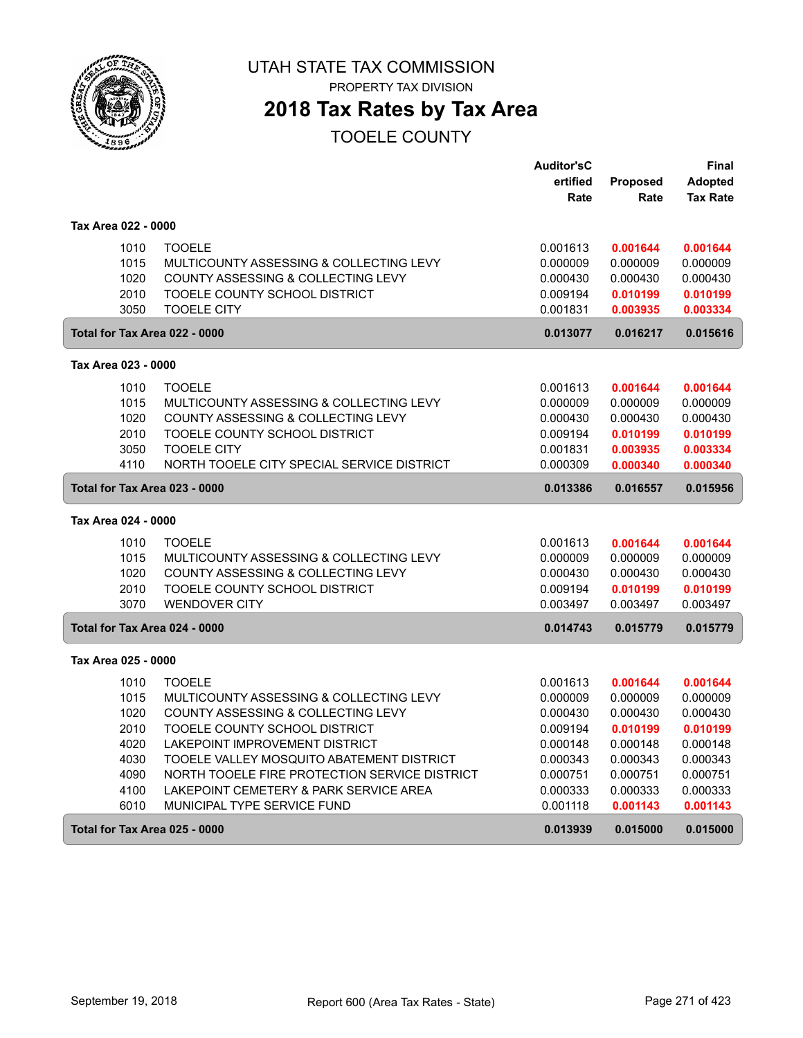# UTAH STATE TAX COMMISSION

PROPERTY TAX DIVISION

## 2018 Tax Rates by Tax Area

TOOELE COUNTY

| | | Auditor'sCertified Rate | Proposed Rate | Final Adopted Tax Rate |
|---|---|---|---|---|
| **Tax Area 022 - 0000** | | | | |
| 1010 | TOOELE | 0.001613 | **0.001644** | **0.001644** |
| 1015 | MULTICOUNTY ASSESSING & COLLECTING LEVY | 0.000009 | 0.000009 | 0.000009 |
| 1020 | COUNTY ASSESSING & COLLECTING LEVY | 0.000430 | 0.000430 | 0.000430 |
| 2010 | TOOELE COUNTY SCHOOL DISTRICT | 0.009194 | **0.010199** | **0.010199** |
| 3050 | TOOELE CITY | 0.001831 | **0.003935** | **0.003334** |
| **Total for Tax Area 022 - 0000** | | **0.013077** | **0.016217** | **0.015616** |
| **Tax Area 023 - 0000** | | | | |
| 1010 | TOOELE | 0.001613 | **0.001644** | **0.001644** |
| 1015 | MULTICOUNTY ASSESSING & COLLECTING LEVY | 0.000009 | 0.000009 | 0.000009 |
| 1020 | COUNTY ASSESSING & COLLECTING LEVY | 0.000430 | 0.000430 | 0.000430 |
| 2010 | TOOELE COUNTY SCHOOL DISTRICT | 0.009194 | **0.010199** | **0.010199** |
| 3050 | TOOELE CITY | 0.001831 | **0.003935** | **0.003334** |
| 4110 | NORTH TOOELE CITY SPECIAL SERVICE DISTRICT | 0.000309 | **0.000340** | **0.000340** |
| **Total for Tax Area 023 - 0000** | | **0.013386** | **0.016557** | **0.015956** |
| **Tax Area 024 - 0000** | | | | |
| 1010 | TOOELE | 0.001613 | **0.001644** | **0.001644** |
| 1015 | MULTICOUNTY ASSESSING & COLLECTING LEVY | 0.000009 | 0.000009 | 0.000009 |
| 1020 | COUNTY ASSESSING & COLLECTING LEVY | 0.000430 | 0.000430 | 0.000430 |
| 2010 | TOOELE COUNTY SCHOOL DISTRICT | 0.009194 | **0.010199** | **0.010199** |
| 3070 | WENDOVER CITY | 0.003497 | 0.003497 | 0.003497 |
| **Total for Tax Area 024 - 0000** | | **0.014743** | **0.015779** | **0.015779** |
| **Tax Area 025 - 0000** | | | | |
| 1010 | TOOELE | 0.001613 | **0.001644** | **0.001644** |
| 1015 | MULTICOUNTY ASSESSING & COLLECTING LEVY | 0.000009 | 0.000009 | 0.000009 |
| 1020 | COUNTY ASSESSING & COLLECTING LEVY | 0.000430 | 0.000430 | 0.000430 |
| 2010 | TOOELE COUNTY SCHOOL DISTRICT | 0.009194 | **0.010199** | **0.010199** |
| 4020 | LAKEPOINT IMPROVEMENT DISTRICT | 0.000148 | 0.000148 | 0.000148 |
| 4030 | TOOELE VALLEY MOSQUITO ABATEMENT DISTRICT | 0.000343 | 0.000343 | 0.000343 |
| 4090 | NORTH TOOELE FIRE PROTECTION SERVICE DISTRICT | 0.000751 | 0.000751 | 0.000751 |
| 4100 | LAKEPOINT CEMETERY & PARK SERVICE AREA | 0.000333 | 0.000333 | 0.000333 |
| 6010 | MUNICIPAL TYPE SERVICE FUND | 0.001118 | **0.001143** | **0.001143** |
| **Total for Tax Area 025 - 0000** | | **0.013939** | **0.015000** | **0.015000** |

September 19, 2018 — Report 600 (Area Tax Rates - State)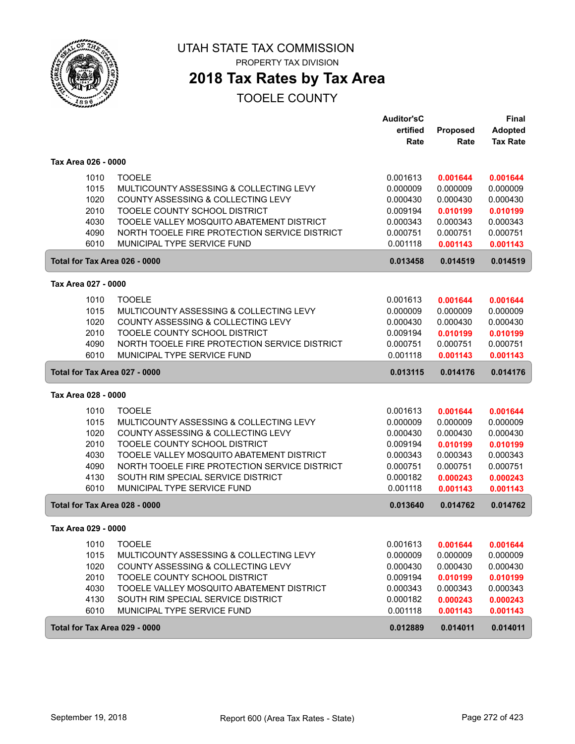# UTAH STATE TAX COMMISSION

PROPERTY TAX DIVISION

## 2018 Tax Rates by Tax Area

TOOELE COUNTY

| | | Auditor'sC ertified Rate | Proposed Rate | Final Adopted Tax Rate |
|---|---|---|---|---|
| **Tax Area 026 - 0000** | | | | |
| 1010 | TOOELE | 0.001613 | **0.001644** | **0.001644** |
| 1015 | MULTICOUNTY ASSESSING & COLLECTING LEVY | 0.000009 | 0.000009 | 0.000009 |
| 1020 | COUNTY ASSESSING & COLLECTING LEVY | 0.000430 | 0.000430 | 0.000430 |
| 2010 | TOOELE COUNTY SCHOOL DISTRICT | 0.009194 | **0.010199** | **0.010199** |
| 4030 | TOOELE VALLEY MOSQUITO ABATEMENT DISTRICT | 0.000343 | 0.000343 | 0.000343 |
| 4090 | NORTH TOOELE FIRE PROTECTION SERVICE DISTRICT | 0.000751 | 0.000751 | 0.000751 |
| 6010 | MUNICIPAL TYPE SERVICE FUND | 0.001118 | **0.001143** | **0.001143** |
| **Total for Tax Area 026 - 0000** | | **0.013458** | **0.014519** | **0.014519** |
| **Tax Area 027 - 0000** | | | | |
| 1010 | TOOELE | 0.001613 | **0.001644** | **0.001644** |
| 1015 | MULTICOUNTY ASSESSING & COLLECTING LEVY | 0.000009 | 0.000009 | 0.000009 |
| 1020 | COUNTY ASSESSING & COLLECTING LEVY | 0.000430 | 0.000430 | 0.000430 |
| 2010 | TOOELE COUNTY SCHOOL DISTRICT | 0.009194 | **0.010199** | **0.010199** |
| 4090 | NORTH TOOELE FIRE PROTECTION SERVICE DISTRICT | 0.000751 | 0.000751 | 0.000751 |
| 6010 | MUNICIPAL TYPE SERVICE FUND | 0.001118 | **0.001143** | **0.001143** |
| **Total for Tax Area 027 - 0000** | | **0.013115** | **0.014176** | **0.014176** |
| **Tax Area 028 - 0000** | | | | |
| 1010 | TOOELE | 0.001613 | **0.001644** | **0.001644** |
| 1015 | MULTICOUNTY ASSESSING & COLLECTING LEVY | 0.000009 | 0.000009 | 0.000009 |
| 1020 | COUNTY ASSESSING & COLLECTING LEVY | 0.000430 | 0.000430 | 0.000430 |
| 2010 | TOOELE COUNTY SCHOOL DISTRICT | 0.009194 | **0.010199** | **0.010199** |
| 4030 | TOOELE VALLEY MOSQUITO ABATEMENT DISTRICT | 0.000343 | 0.000343 | 0.000343 |
| 4090 | NORTH TOOELE FIRE PROTECTION SERVICE DISTRICT | 0.000751 | 0.000751 | 0.000751 |
| 4130 | SOUTH RIM SPECIAL SERVICE DISTRICT | 0.000182 | **0.000243** | **0.000243** |
| 6010 | MUNICIPAL TYPE SERVICE FUND | 0.001118 | **0.001143** | **0.001143** |
| **Total for Tax Area 028 - 0000** | | **0.013640** | **0.014762** | **0.014762** |
| **Tax Area 029 - 0000** | | | | |
| 1010 | TOOELE | 0.001613 | **0.001644** | **0.001644** |
| 1015 | MULTICOUNTY ASSESSING & COLLECTING LEVY | 0.000009 | 0.000009 | 0.000009 |
| 1020 | COUNTY ASSESSING & COLLECTING LEVY | 0.000430 | 0.000430 | 0.000430 |
| 2010 | TOOELE COUNTY SCHOOL DISTRICT | 0.009194 | **0.010199** | **0.010199** |
| 4030 | TOOELE VALLEY MOSQUITO ABATEMENT DISTRICT | 0.000343 | 0.000343 | 0.000343 |
| 4130 | SOUTH RIM SPECIAL SERVICE DISTRICT | 0.000182 | **0.000243** | **0.000243** |
| 6010 | MUNICIPAL TYPE SERVICE FUND | 0.001118 | **0.001143** | **0.001143** |
| **Total for Tax Area 029 - 0000** | | **0.012889** | **0.014011** | **0.014011** |

September 19, 2018 — Report 600 (Area Tax Rates - State)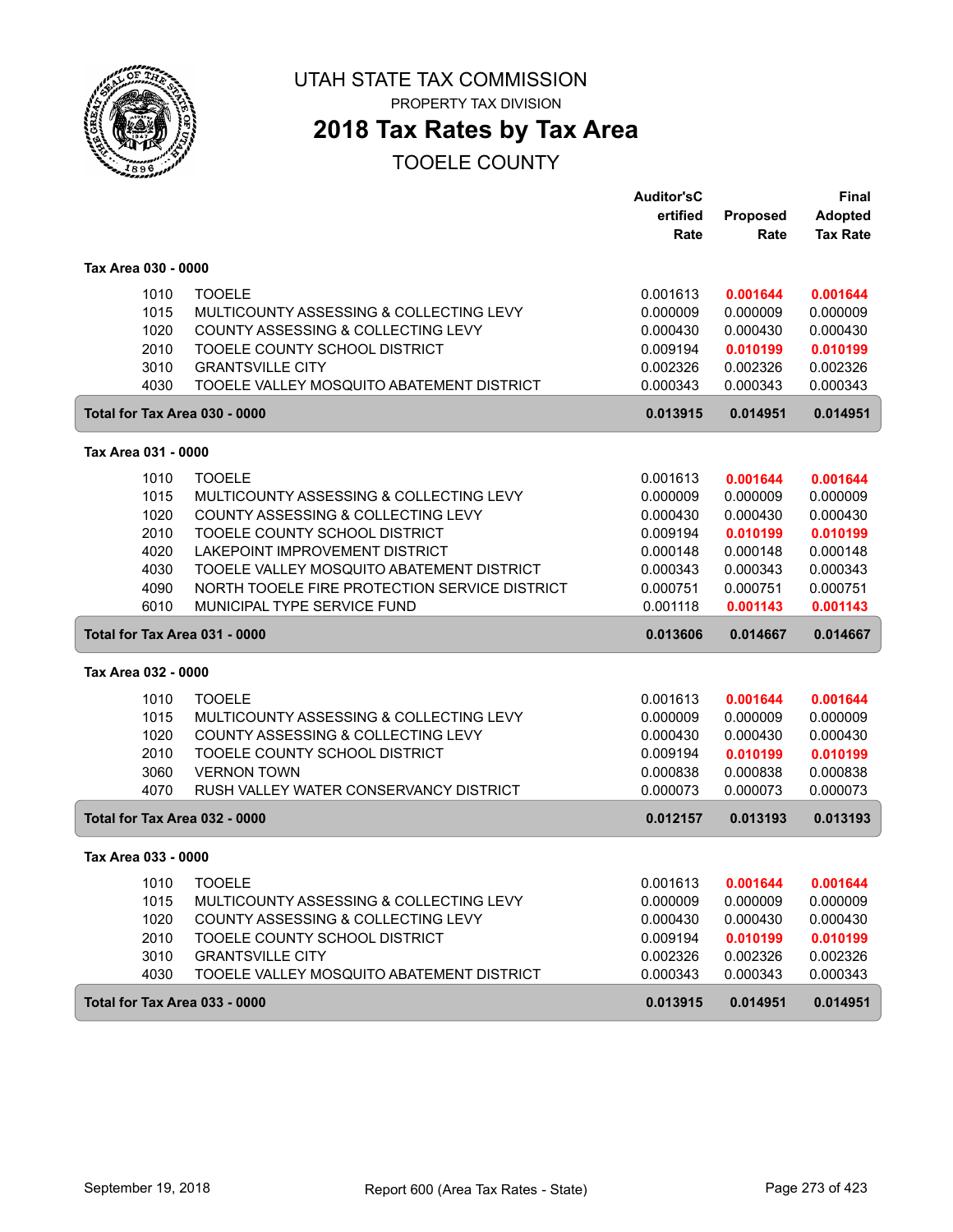# UTAH STATE TAX COMMISSION

PROPERTY TAX DIVISION

## 2018 Tax Rates by Tax Area

TOOELE COUNTY

| | | Auditor's Certified Rate | Proposed Rate | Final Adopted Tax Rate |
|---|---|---|---|---|
| **Tax Area 030 - 0000** | | | | |
| 1010 | TOOELE | 0.001613 | **0.001644** | **0.001644** |
| 1015 | MULTICOUNTY ASSESSING & COLLECTING LEVY | 0.000009 | 0.000009 | 0.000009 |
| 1020 | COUNTY ASSESSING & COLLECTING LEVY | 0.000430 | 0.000430 | 0.000430 |
| 2010 | TOOELE COUNTY SCHOOL DISTRICT | 0.009194 | **0.010199** | **0.010199** |
| 3010 | GRANTSVILLE CITY | 0.002326 | 0.002326 | 0.002326 |
| 4030 | TOOELE VALLEY MOSQUITO ABATEMENT DISTRICT | 0.000343 | 0.000343 | 0.000343 |
| **Total for Tax Area 030 - 0000** | | **0.013915** | **0.014951** | **0.014951** |
| **Tax Area 031 - 0000** | | | | |
| 1010 | TOOELE | 0.001613 | **0.001644** | **0.001644** |
| 1015 | MULTICOUNTY ASSESSING & COLLECTING LEVY | 0.000009 | 0.000009 | 0.000009 |
| 1020 | COUNTY ASSESSING & COLLECTING LEVY | 0.000430 | 0.000430 | 0.000430 |
| 2010 | TOOELE COUNTY SCHOOL DISTRICT | 0.009194 | **0.010199** | **0.010199** |
| 4020 | LAKEPOINT IMPROVEMENT DISTRICT | 0.000148 | 0.000148 | 0.000148 |
| 4030 | TOOELE VALLEY MOSQUITO ABATEMENT DISTRICT | 0.000343 | 0.000343 | 0.000343 |
| 4090 | NORTH TOOELE FIRE PROTECTION SERVICE DISTRICT | 0.000751 | 0.000751 | 0.000751 |
| 6010 | MUNICIPAL TYPE SERVICE FUND | 0.001118 | **0.001143** | **0.001143** |
| **Total for Tax Area 031 - 0000** | | **0.013606** | **0.014667** | **0.014667** |
| **Tax Area 032 - 0000** | | | | |
| 1010 | TOOELE | 0.001613 | **0.001644** | **0.001644** |
| 1015 | MULTICOUNTY ASSESSING & COLLECTING LEVY | 0.000009 | 0.000009 | 0.000009 |
| 1020 | COUNTY ASSESSING & COLLECTING LEVY | 0.000430 | 0.000430 | 0.000430 |
| 2010 | TOOELE COUNTY SCHOOL DISTRICT | 0.009194 | **0.010199** | **0.010199** |
| 3060 | VERNON TOWN | 0.000838 | 0.000838 | 0.000838 |
| 4070 | RUSH VALLEY WATER CONSERVANCY DISTRICT | 0.000073 | 0.000073 | 0.000073 |
| **Total for Tax Area 032 - 0000** | | **0.012157** | **0.013193** | **0.013193** |
| **Tax Area 033 - 0000** | | | | |
| 1010 | TOOELE | 0.001613 | **0.001644** | **0.001644** |
| 1015 | MULTICOUNTY ASSESSING & COLLECTING LEVY | 0.000009 | 0.000009 | 0.000009 |
| 1020 | COUNTY ASSESSING & COLLECTING LEVY | 0.000430 | 0.000430 | 0.000430 |
| 2010 | TOOELE COUNTY SCHOOL DISTRICT | 0.009194 | **0.010199** | **0.010199** |
| 3010 | GRANTSVILLE CITY | 0.002326 | 0.002326 | 0.002326 |
| 4030 | TOOELE VALLEY MOSQUITO ABATEMENT DISTRICT | 0.000343 | 0.000343 | 0.000343 |
| **Total for Tax Area 033 - 0000** | | **0.013915** | **0.014951** | **0.014951** |

September 19, 2018 — Report 600 (Area Tax Rates - State)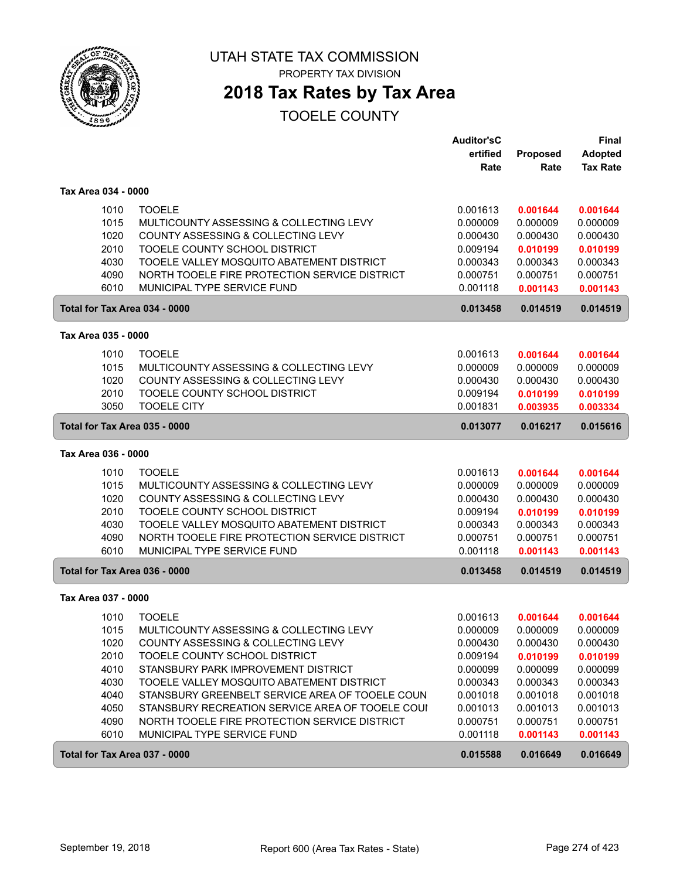# UTAH STATE TAX COMMISSION

PROPERTY TAX DIVISION

## 2018 Tax Rates by Tax Area

TOOELE COUNTY

| | | Auditor'sCertified Rate | Proposed Rate | Final Adopted Tax Rate |
|---|---|---|---|---|
| **Tax Area 034 - 0000** | | | | |
| 1010 | TOOELE | 0.001613 | **0.001644** | **0.001644** |
| 1015 | MULTICOUNTY ASSESSING & COLLECTING LEVY | 0.000009 | 0.000009 | 0.000009 |
| 1020 | COUNTY ASSESSING & COLLECTING LEVY | 0.000430 | 0.000430 | 0.000430 |
| 2010 | TOOELE COUNTY SCHOOL DISTRICT | 0.009194 | **0.010199** | **0.010199** |
| 4030 | TOOELE VALLEY MOSQUITO ABATEMENT DISTRICT | 0.000343 | 0.000343 | 0.000343 |
| 4090 | NORTH TOOELE FIRE PROTECTION SERVICE DISTRICT | 0.000751 | 0.000751 | 0.000751 |
| 6010 | MUNICIPAL TYPE SERVICE FUND | 0.001118 | **0.001143** | **0.001143** |
| **Total for Tax Area 034 - 0000** | | **0.013458** | **0.014519** | **0.014519** |
| **Tax Area 035 - 0000** | | | | |
| 1010 | TOOELE | 0.001613 | **0.001644** | **0.001644** |
| 1015 | MULTICOUNTY ASSESSING & COLLECTING LEVY | 0.000009 | 0.000009 | 0.000009 |
| 1020 | COUNTY ASSESSING & COLLECTING LEVY | 0.000430 | 0.000430 | 0.000430 |
| 2010 | TOOELE COUNTY SCHOOL DISTRICT | 0.009194 | **0.010199** | **0.010199** |
| 3050 | TOOELE CITY | 0.001831 | **0.003935** | **0.003334** |
| **Total for Tax Area 035 - 0000** | | **0.013077** | **0.016217** | **0.015616** |
| **Tax Area 036 - 0000** | | | | |
| 1010 | TOOELE | 0.001613 | **0.001644** | **0.001644** |
| 1015 | MULTICOUNTY ASSESSING & COLLECTING LEVY | 0.000009 | 0.000009 | 0.000009 |
| 1020 | COUNTY ASSESSING & COLLECTING LEVY | 0.000430 | 0.000430 | 0.000430 |
| 2010 | TOOELE COUNTY SCHOOL DISTRICT | 0.009194 | **0.010199** | **0.010199** |
| 4030 | TOOELE VALLEY MOSQUITO ABATEMENT DISTRICT | 0.000343 | 0.000343 | 0.000343 |
| 4090 | NORTH TOOELE FIRE PROTECTION SERVICE DISTRICT | 0.000751 | 0.000751 | 0.000751 |
| 6010 | MUNICIPAL TYPE SERVICE FUND | 0.001118 | **0.001143** | **0.001143** |
| **Total for Tax Area 036 - 0000** | | **0.013458** | **0.014519** | **0.014519** |
| **Tax Area 037 - 0000** | | | | |
| 1010 | TOOELE | 0.001613 | **0.001644** | **0.001644** |
| 1015 | MULTICOUNTY ASSESSING & COLLECTING LEVY | 0.000009 | 0.000009 | 0.000009 |
| 1020 | COUNTY ASSESSING & COLLECTING LEVY | 0.000430 | 0.000430 | 0.000430 |
| 2010 | TOOELE COUNTY SCHOOL DISTRICT | 0.009194 | **0.010199** | **0.010199** |
| 4010 | STANSBURY PARK IMPROVEMENT DISTRICT | 0.000099 | 0.000099 | 0.000099 |
| 4030 | TOOELE VALLEY MOSQUITO ABATEMENT DISTRICT | 0.000343 | 0.000343 | 0.000343 |
| 4040 | STANSBURY GREENBELT SERVICE AREA OF TOOELE COUN | 0.001018 | 0.001018 | 0.001018 |
| 4050 | STANSBURY RECREATION SERVICE AREA OF TOOELE COUI | 0.001013 | 0.001013 | 0.001013 |
| 4090 | NORTH TOOELE FIRE PROTECTION SERVICE DISTRICT | 0.000751 | 0.000751 | 0.000751 |
| 6010 | MUNICIPAL TYPE SERVICE FUND | 0.001118 | **0.001143** | **0.001143** |
| **Total for Tax Area 037 - 0000** | | **0.015588** | **0.016649** | **0.016649** |

September 19, 2018 — Report 600 (Area Tax Rates - State)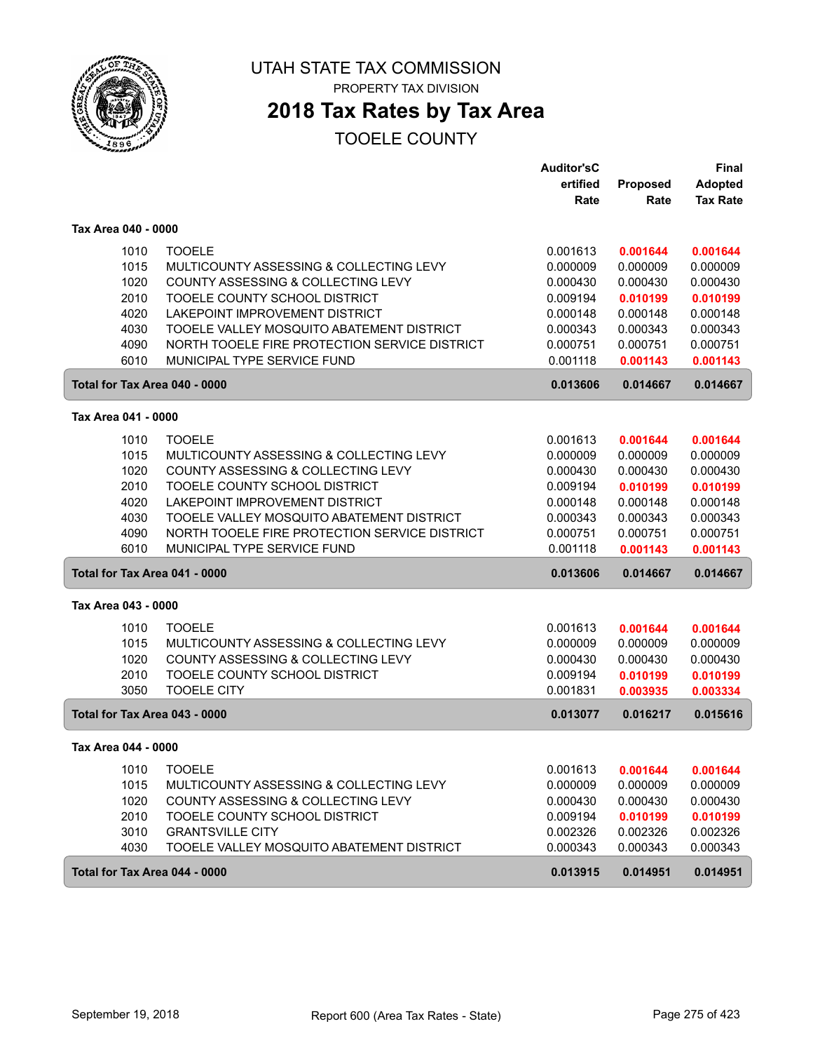# UTAH STATE TAX COMMISSION

PROPERTY TAX DIVISION

## 2018 Tax Rates by Tax Area

TOOELE COUNTY

| | | Auditor'sCertified Rate | Proposed Rate | Final Adopted Tax Rate |
|---|---|---|---|---|
| **Tax Area 040 - 0000** | | | | |
| 1010 | TOOELE | 0.001613 | **0.001644** | **0.001644** |
| 1015 | MULTICOUNTY ASSESSING & COLLECTING LEVY | 0.000009 | 0.000009 | 0.000009 |
| 1020 | COUNTY ASSESSING & COLLECTING LEVY | 0.000430 | 0.000430 | 0.000430 |
| 2010 | TOOELE COUNTY SCHOOL DISTRICT | 0.009194 | **0.010199** | **0.010199** |
| 4020 | LAKEPOINT IMPROVEMENT DISTRICT | 0.000148 | 0.000148 | 0.000148 |
| 4030 | TOOELE VALLEY MOSQUITO ABATEMENT DISTRICT | 0.000343 | 0.000343 | 0.000343 |
| 4090 | NORTH TOOELE FIRE PROTECTION SERVICE DISTRICT | 0.000751 | 0.000751 | 0.000751 |
| 6010 | MUNICIPAL TYPE SERVICE FUND | 0.001118 | **0.001143** | **0.001143** |
| **Total for Tax Area 040 - 0000** | | **0.013606** | **0.014667** | **0.014667** |
| **Tax Area 041 - 0000** | | | | |
| 1010 | TOOELE | 0.001613 | **0.001644** | **0.001644** |
| 1015 | MULTICOUNTY ASSESSING & COLLECTING LEVY | 0.000009 | 0.000009 | 0.000009 |
| 1020 | COUNTY ASSESSING & COLLECTING LEVY | 0.000430 | 0.000430 | 0.000430 |
| 2010 | TOOELE COUNTY SCHOOL DISTRICT | 0.009194 | **0.010199** | **0.010199** |
| 4020 | LAKEPOINT IMPROVEMENT DISTRICT | 0.000148 | 0.000148 | 0.000148 |
| 4030 | TOOELE VALLEY MOSQUITO ABATEMENT DISTRICT | 0.000343 | 0.000343 | 0.000343 |
| 4090 | NORTH TOOELE FIRE PROTECTION SERVICE DISTRICT | 0.000751 | 0.000751 | 0.000751 |
| 6010 | MUNICIPAL TYPE SERVICE FUND | 0.001118 | **0.001143** | **0.001143** |
| **Total for Tax Area 041 - 0000** | | **0.013606** | **0.014667** | **0.014667** |
| **Tax Area 043 - 0000** | | | | |
| 1010 | TOOELE | 0.001613 | **0.001644** | **0.001644** |
| 1015 | MULTICOUNTY ASSESSING & COLLECTING LEVY | 0.000009 | 0.000009 | 0.000009 |
| 1020 | COUNTY ASSESSING & COLLECTING LEVY | 0.000430 | 0.000430 | 0.000430 |
| 2010 | TOOELE COUNTY SCHOOL DISTRICT | 0.009194 | **0.010199** | **0.010199** |
| 3050 | TOOELE CITY | 0.001831 | **0.003935** | **0.003334** |
| **Total for Tax Area 043 - 0000** | | **0.013077** | **0.016217** | **0.015616** |
| **Tax Area 044 - 0000** | | | | |
| 1010 | TOOELE | 0.001613 | **0.001644** | **0.001644** |
| 1015 | MULTICOUNTY ASSESSING & COLLECTING LEVY | 0.000009 | 0.000009 | 0.000009 |
| 1020 | COUNTY ASSESSING & COLLECTING LEVY | 0.000430 | 0.000430 | 0.000430 |
| 2010 | TOOELE COUNTY SCHOOL DISTRICT | 0.009194 | **0.010199** | **0.010199** |
| 3010 | GRANTSVILLE CITY | 0.002326 | 0.002326 | 0.002326 |
| 4030 | TOOELE VALLEY MOSQUITO ABATEMENT DISTRICT | 0.000343 | 0.000343 | 0.000343 |
| **Total for Tax Area 044 - 0000** | | **0.013915** | **0.014951** | **0.014951** |

September 19, 2018 — Report 600 (Area Tax Rates - State)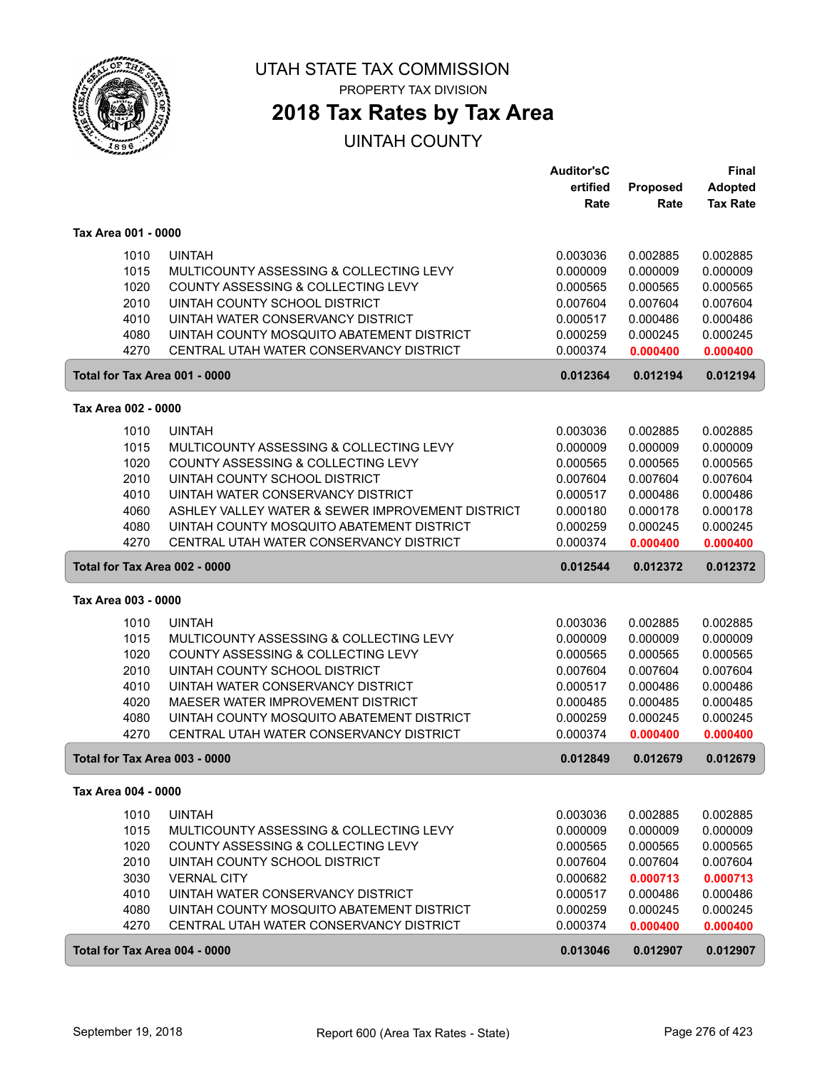# UTAH STATE TAX COMMISSION

PROPERTY TAX DIVISION

## 2018 Tax Rates by Tax Area

UINTAH COUNTY

| | | Auditor'sCertified Rate | Proposed Rate | Final Adopted Tax Rate |
|---|---|---|---|---|
| **Tax Area 001 - 0000** | | | | |
| 1010 | UINTAH | 0.003036 | 0.002885 | 0.002885 |
| 1015 | MULTICOUNTY ASSESSING & COLLECTING LEVY | 0.000009 | 0.000009 | 0.000009 |
| 1020 | COUNTY ASSESSING & COLLECTING LEVY | 0.000565 | 0.000565 | 0.000565 |
| 2010 | UINTAH COUNTY SCHOOL DISTRICT | 0.007604 | 0.007604 | 0.007604 |
| 4010 | UINTAH WATER CONSERVANCY DISTRICT | 0.000517 | 0.000486 | 0.000486 |
| 4080 | UINTAH COUNTY MOSQUITO ABATEMENT DISTRICT | 0.000259 | 0.000245 | 0.000245 |
| 4270 | CENTRAL UTAH WATER CONSERVANCY DISTRICT | 0.000374 | 0.000400 | 0.000400 |
| **Total for Tax Area 001 - 0000** | | **0.012364** | **0.012194** | **0.012194** |
| **Tax Area 002 - 0000** | | | | |
| 1010 | UINTAH | 0.003036 | 0.002885 | 0.002885 |
| 1015 | MULTICOUNTY ASSESSING & COLLECTING LEVY | 0.000009 | 0.000009 | 0.000009 |
| 1020 | COUNTY ASSESSING & COLLECTING LEVY | 0.000565 | 0.000565 | 0.000565 |
| 2010 | UINTAH COUNTY SCHOOL DISTRICT | 0.007604 | 0.007604 | 0.007604 |
| 4010 | UINTAH WATER CONSERVANCY DISTRICT | 0.000517 | 0.000486 | 0.000486 |
| 4060 | ASHLEY VALLEY WATER & SEWER IMPROVEMENT DISTRICT | 0.000180 | 0.000178 | 0.000178 |
| 4080 | UINTAH COUNTY MOSQUITO ABATEMENT DISTRICT | 0.000259 | 0.000245 | 0.000245 |
| 4270 | CENTRAL UTAH WATER CONSERVANCY DISTRICT | 0.000374 | 0.000400 | 0.000400 |
| **Total for Tax Area 002 - 0000** | | **0.012544** | **0.012372** | **0.012372** |
| **Tax Area 003 - 0000** | | | | |
| 1010 | UINTAH | 0.003036 | 0.002885 | 0.002885 |
| 1015 | MULTICOUNTY ASSESSING & COLLECTING LEVY | 0.000009 | 0.000009 | 0.000009 |
| 1020 | COUNTY ASSESSING & COLLECTING LEVY | 0.000565 | 0.000565 | 0.000565 |
| 2010 | UINTAH COUNTY SCHOOL DISTRICT | 0.007604 | 0.007604 | 0.007604 |
| 4010 | UINTAH WATER CONSERVANCY DISTRICT | 0.000517 | 0.000486 | 0.000486 |
| 4020 | MAESER WATER IMPROVEMENT DISTRICT | 0.000485 | 0.000485 | 0.000485 |
| 4080 | UINTAH COUNTY MOSQUITO ABATEMENT DISTRICT | 0.000259 | 0.000245 | 0.000245 |
| 4270 | CENTRAL UTAH WATER CONSERVANCY DISTRICT | 0.000374 | 0.000400 | 0.000400 |
| **Total for Tax Area 003 - 0000** | | **0.012849** | **0.012679** | **0.012679** |
| **Tax Area 004 - 0000** | | | | |
| 1010 | UINTAH | 0.003036 | 0.002885 | 0.002885 |
| 1015 | MULTICOUNTY ASSESSING & COLLECTING LEVY | 0.000009 | 0.000009 | 0.000009 |
| 1020 | COUNTY ASSESSING & COLLECTING LEVY | 0.000565 | 0.000565 | 0.000565 |
| 2010 | UINTAH COUNTY SCHOOL DISTRICT | 0.007604 | 0.007604 | 0.007604 |
| 3030 | VERNAL CITY | 0.000682 | 0.000713 | 0.000713 |
| 4010 | UINTAH WATER CONSERVANCY DISTRICT | 0.000517 | 0.000486 | 0.000486 |
| 4080 | UINTAH COUNTY MOSQUITO ABATEMENT DISTRICT | 0.000259 | 0.000245 | 0.000245 |
| 4270 | CENTRAL UTAH WATER CONSERVANCY DISTRICT | 0.000374 | 0.000400 | 0.000400 |
| **Total for Tax Area 004 - 0000** | | **0.013046** | **0.012907** | **0.012907** |

September 19, 2018 — Report 600 (Area Tax Rates - State)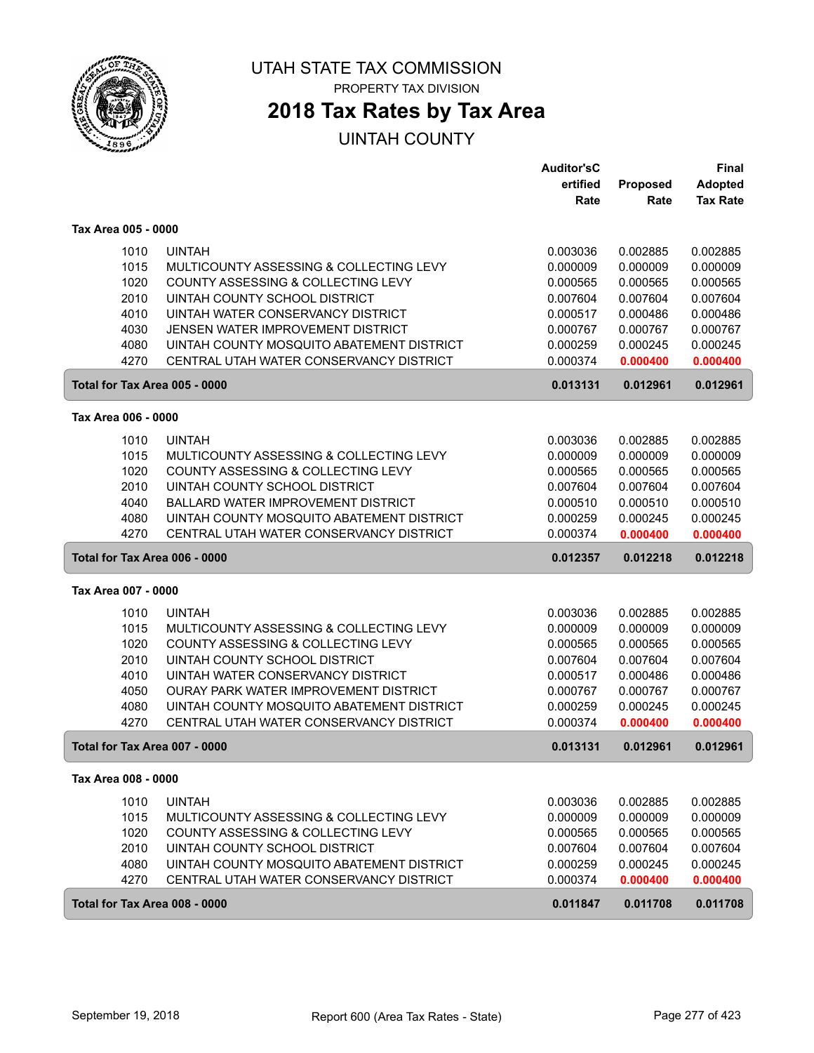# UTAH STATE TAX COMMISSION

PROPERTY TAX DIVISION

## 2018 Tax Rates by Tax Area

UINTAH COUNTY

### Tax Area 005 - 0000

| | | Auditor's Certified Rate | Proposed Rate | Final Adopted Tax Rate |
|---|---|---|---|---|
| 1010 | UINTAH | 0.003036 | 0.002885 | 0.002885 |
| 1015 | MULTICOUNTY ASSESSING & COLLECTING LEVY | 0.000009 | 0.000009 | 0.000009 |
| 1020 | COUNTY ASSESSING & COLLECTING LEVY | 0.000565 | 0.000565 | 0.000565 |
| 2010 | UINTAH COUNTY SCHOOL DISTRICT | 0.007604 | 0.007604 | 0.007604 |
| 4010 | UINTAH WATER CONSERVANCY DISTRICT | 0.000517 | 0.000486 | 0.000486 |
| 4030 | JENSEN WATER IMPROVEMENT DISTRICT | 0.000767 | 0.000767 | 0.000767 |
| 4080 | UINTAH COUNTY MOSQUITO ABATEMENT DISTRICT | 0.000259 | 0.000245 | 0.000245 |
| 4270 | CENTRAL UTAH WATER CONSERVANCY DISTRICT | 0.000374 | 0.000400 | 0.000400 |
| **Total for Tax Area 005 - 0000** | | **0.013131** | **0.012961** | **0.012961** |

### Tax Area 006 - 0000

| | | Auditor's Certified Rate | Proposed Rate | Final Adopted Tax Rate |
|---|---|---|---|---|
| 1010 | UINTAH | 0.003036 | 0.002885 | 0.002885 |
| 1015 | MULTICOUNTY ASSESSING & COLLECTING LEVY | 0.000009 | 0.000009 | 0.000009 |
| 1020 | COUNTY ASSESSING & COLLECTING LEVY | 0.000565 | 0.000565 | 0.000565 |
| 2010 | UINTAH COUNTY SCHOOL DISTRICT | 0.007604 | 0.007604 | 0.007604 |
| 4040 | BALLARD WATER IMPROVEMENT DISTRICT | 0.000510 | 0.000510 | 0.000510 |
| 4080 | UINTAH COUNTY MOSQUITO ABATEMENT DISTRICT | 0.000259 | 0.000245 | 0.000245 |
| 4270 | CENTRAL UTAH WATER CONSERVANCY DISTRICT | 0.000374 | 0.000400 | 0.000400 |
| **Total for Tax Area 006 - 0000** | | **0.012357** | **0.012218** | **0.012218** |

### Tax Area 007 - 0000

| | | Auditor's Certified Rate | Proposed Rate | Final Adopted Tax Rate |
|---|---|---|---|---|
| 1010 | UINTAH | 0.003036 | 0.002885 | 0.002885 |
| 1015 | MULTICOUNTY ASSESSING & COLLECTING LEVY | 0.000009 | 0.000009 | 0.000009 |
| 1020 | COUNTY ASSESSING & COLLECTING LEVY | 0.000565 | 0.000565 | 0.000565 |
| 2010 | UINTAH COUNTY SCHOOL DISTRICT | 0.007604 | 0.007604 | 0.007604 |
| 4010 | UINTAH WATER CONSERVANCY DISTRICT | 0.000517 | 0.000486 | 0.000486 |
| 4050 | OURAY PARK WATER IMPROVEMENT DISTRICT | 0.000767 | 0.000767 | 0.000767 |
| 4080 | UINTAH COUNTY MOSQUITO ABATEMENT DISTRICT | 0.000259 | 0.000245 | 0.000245 |
| 4270 | CENTRAL UTAH WATER CONSERVANCY DISTRICT | 0.000374 | 0.000400 | 0.000400 |
| **Total for Tax Area 007 - 0000** | | **0.013131** | **0.012961** | **0.012961** |

### Tax Area 008 - 0000

| | | Auditor's Certified Rate | Proposed Rate | Final Adopted Tax Rate |
|---|---|---|---|---|
| 1010 | UINTAH | 0.003036 | 0.002885 | 0.002885 |
| 1015 | MULTICOUNTY ASSESSING & COLLECTING LEVY | 0.000009 | 0.000009 | 0.000009 |
| 1020 | COUNTY ASSESSING & COLLECTING LEVY | 0.000565 | 0.000565 | 0.000565 |
| 2010 | UINTAH COUNTY SCHOOL DISTRICT | 0.007604 | 0.007604 | 0.007604 |
| 4080 | UINTAH COUNTY MOSQUITO ABATEMENT DISTRICT | 0.000259 | 0.000245 | 0.000245 |
| 4270 | CENTRAL UTAH WATER CONSERVANCY DISTRICT | 0.000374 | 0.000400 | 0.000400 |
| **Total for Tax Area 008 - 0000** | | **0.011847** | **0.011708** | **0.011708** |

September 19, 2018 — Report 600 (Area Tax Rates - State)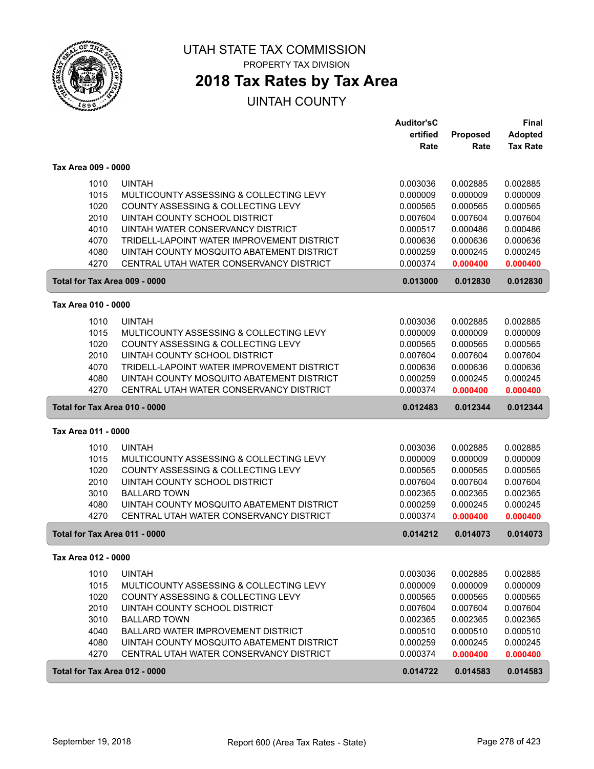# UTAH STATE TAX COMMISSION

PROPERTY TAX DIVISION

## 2018 Tax Rates by Tax Area

UINTAH COUNTY

| | | Auditor'sCertified Rate | Proposed Rate | Final Adopted Tax Rate |
|---|---|---|---|---|
| **Tax Area 009 - 0000** | | | | |
| 1010 | UINTAH | 0.003036 | 0.002885 | 0.002885 |
| 1015 | MULTICOUNTY ASSESSING & COLLECTING LEVY | 0.000009 | 0.000009 | 0.000009 |
| 1020 | COUNTY ASSESSING & COLLECTING LEVY | 0.000565 | 0.000565 | 0.000565 |
| 2010 | UINTAH COUNTY SCHOOL DISTRICT | 0.007604 | 0.007604 | 0.007604 |
| 4010 | UINTAH WATER CONSERVANCY DISTRICT | 0.000517 | 0.000486 | 0.000486 |
| 4070 | TRIDELL-LAPOINT WATER IMPROVEMENT DISTRICT | 0.000636 | 0.000636 | 0.000636 |
| 4080 | UINTAH COUNTY MOSQUITO ABATEMENT DISTRICT | 0.000259 | 0.000245 | 0.000245 |
| 4270 | CENTRAL UTAH WATER CONSERVANCY DISTRICT | 0.000374 | 0.000400 | 0.000400 |
| **Total for Tax Area 009 - 0000** | | **0.013000** | **0.012830** | **0.012830** |
| **Tax Area 010 - 0000** | | | | |
| 1010 | UINTAH | 0.003036 | 0.002885 | 0.002885 |
| 1015 | MULTICOUNTY ASSESSING & COLLECTING LEVY | 0.000009 | 0.000009 | 0.000009 |
| 1020 | COUNTY ASSESSING & COLLECTING LEVY | 0.000565 | 0.000565 | 0.000565 |
| 2010 | UINTAH COUNTY SCHOOL DISTRICT | 0.007604 | 0.007604 | 0.007604 |
| 4070 | TRIDELL-LAPOINT WATER IMPROVEMENT DISTRICT | 0.000636 | 0.000636 | 0.000636 |
| 4080 | UINTAH COUNTY MOSQUITO ABATEMENT DISTRICT | 0.000259 | 0.000245 | 0.000245 |
| 4270 | CENTRAL UTAH WATER CONSERVANCY DISTRICT | 0.000374 | 0.000400 | 0.000400 |
| **Total for Tax Area 010 - 0000** | | **0.012483** | **0.012344** | **0.012344** |
| **Tax Area 011 - 0000** | | | | |
| 1010 | UINTAH | 0.003036 | 0.002885 | 0.002885 |
| 1015 | MULTICOUNTY ASSESSING & COLLECTING LEVY | 0.000009 | 0.000009 | 0.000009 |
| 1020 | COUNTY ASSESSING & COLLECTING LEVY | 0.000565 | 0.000565 | 0.000565 |
| 2010 | UINTAH COUNTY SCHOOL DISTRICT | 0.007604 | 0.007604 | 0.007604 |
| 3010 | BALLARD TOWN | 0.002365 | 0.002365 | 0.002365 |
| 4080 | UINTAH COUNTY MOSQUITO ABATEMENT DISTRICT | 0.000259 | 0.000245 | 0.000245 |
| 4270 | CENTRAL UTAH WATER CONSERVANCY DISTRICT | 0.000374 | 0.000400 | 0.000400 |
| **Total for Tax Area 011 - 0000** | | **0.014212** | **0.014073** | **0.014073** |
| **Tax Area 012 - 0000** | | | | |
| 1010 | UINTAH | 0.003036 | 0.002885 | 0.002885 |
| 1015 | MULTICOUNTY ASSESSING & COLLECTING LEVY | 0.000009 | 0.000009 | 0.000009 |
| 1020 | COUNTY ASSESSING & COLLECTING LEVY | 0.000565 | 0.000565 | 0.000565 |
| 2010 | UINTAH COUNTY SCHOOL DISTRICT | 0.007604 | 0.007604 | 0.007604 |
| 3010 | BALLARD TOWN | 0.002365 | 0.002365 | 0.002365 |
| 4040 | BALLARD WATER IMPROVEMENT DISTRICT | 0.000510 | 0.000510 | 0.000510 |
| 4080 | UINTAH COUNTY MOSQUITO ABATEMENT DISTRICT | 0.000259 | 0.000245 | 0.000245 |
| 4270 | CENTRAL UTAH WATER CONSERVANCY DISTRICT | 0.000374 | 0.000400 | 0.000400 |
| **Total for Tax Area 012 - 0000** | | **0.014722** | **0.014583** | **0.014583** |

September 19, 2018 — Report 600 (Area Tax Rates - State)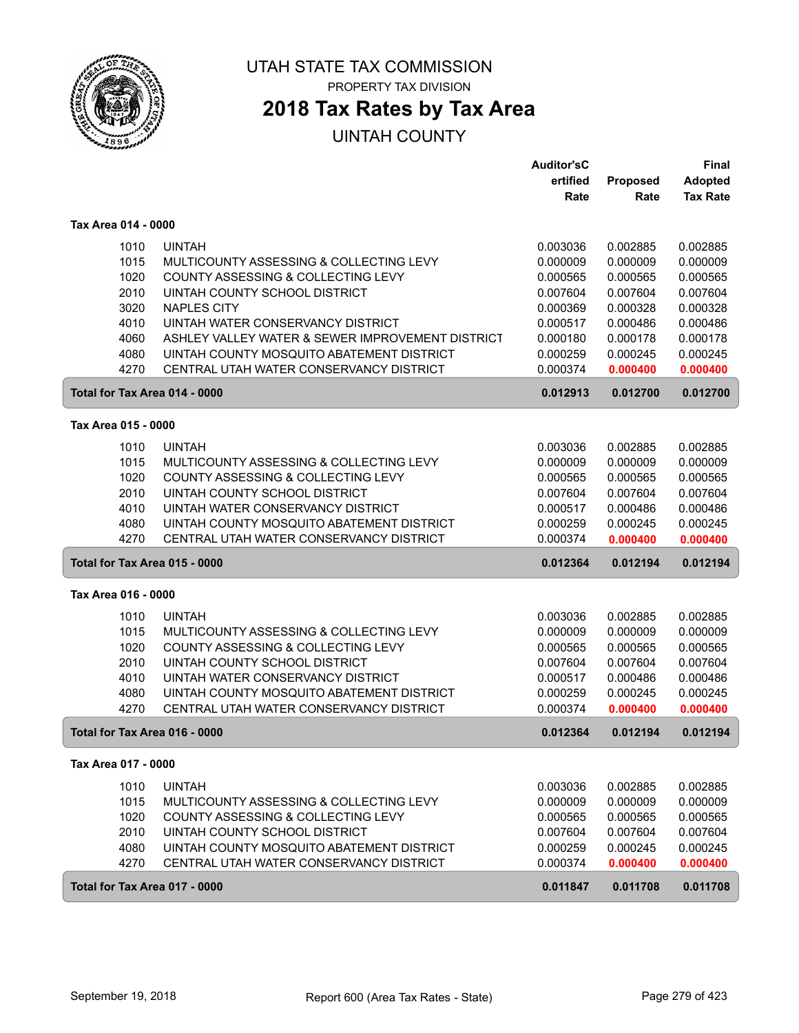# UTAH STATE TAX COMMISSION

PROPERTY TAX DIVISION

## 2018 Tax Rates by Tax Area

UINTAH COUNTY

| | | Auditor'sCertified Rate | Proposed Rate | Final Adopted Tax Rate |
|---|---|---|---|---|
| **Tax Area 014 - 0000** | | | | |
| 1010 | UINTAH | 0.003036 | 0.002885 | 0.002885 |
| 1015 | MULTICOUNTY ASSESSING & COLLECTING LEVY | 0.000009 | 0.000009 | 0.000009 |
| 1020 | COUNTY ASSESSING & COLLECTING LEVY | 0.000565 | 0.000565 | 0.000565 |
| 2010 | UINTAH COUNTY SCHOOL DISTRICT | 0.007604 | 0.007604 | 0.007604 |
| 3020 | NAPLES CITY | 0.000369 | 0.000328 | 0.000328 |
| 4010 | UINTAH WATER CONSERVANCY DISTRICT | 0.000517 | 0.000486 | 0.000486 |
| 4060 | ASHLEY VALLEY WATER & SEWER IMPROVEMENT DISTRICT | 0.000180 | 0.000178 | 0.000178 |
| 4080 | UINTAH COUNTY MOSQUITO ABATEMENT DISTRICT | 0.000259 | 0.000245 | 0.000245 |
| 4270 | CENTRAL UTAH WATER CONSERVANCY DISTRICT | 0.000374 | 0.000400 | 0.000400 |
| **Total for Tax Area 014 - 0000** | | **0.012913** | **0.012700** | **0.012700** |
| **Tax Area 015 - 0000** | | | | |
| 1010 | UINTAH | 0.003036 | 0.002885 | 0.002885 |
| 1015 | MULTICOUNTY ASSESSING & COLLECTING LEVY | 0.000009 | 0.000009 | 0.000009 |
| 1020 | COUNTY ASSESSING & COLLECTING LEVY | 0.000565 | 0.000565 | 0.000565 |
| 2010 | UINTAH COUNTY SCHOOL DISTRICT | 0.007604 | 0.007604 | 0.007604 |
| 4010 | UINTAH WATER CONSERVANCY DISTRICT | 0.000517 | 0.000486 | 0.000486 |
| 4080 | UINTAH COUNTY MOSQUITO ABATEMENT DISTRICT | 0.000259 | 0.000245 | 0.000245 |
| 4270 | CENTRAL UTAH WATER CONSERVANCY DISTRICT | 0.000374 | 0.000400 | 0.000400 |
| **Total for Tax Area 015 - 0000** | | **0.012364** | **0.012194** | **0.012194** |
| **Tax Area 016 - 0000** | | | | |
| 1010 | UINTAH | 0.003036 | 0.002885 | 0.002885 |
| 1015 | MULTICOUNTY ASSESSING & COLLECTING LEVY | 0.000009 | 0.000009 | 0.000009 |
| 1020 | COUNTY ASSESSING & COLLECTING LEVY | 0.000565 | 0.000565 | 0.000565 |
| 2010 | UINTAH COUNTY SCHOOL DISTRICT | 0.007604 | 0.007604 | 0.007604 |
| 4010 | UINTAH WATER CONSERVANCY DISTRICT | 0.000517 | 0.000486 | 0.000486 |
| 4080 | UINTAH COUNTY MOSQUITO ABATEMENT DISTRICT | 0.000259 | 0.000245 | 0.000245 |
| 4270 | CENTRAL UTAH WATER CONSERVANCY DISTRICT | 0.000374 | 0.000400 | 0.000400 |
| **Total for Tax Area 016 - 0000** | | **0.012364** | **0.012194** | **0.012194** |
| **Tax Area 017 - 0000** | | | | |
| 1010 | UINTAH | 0.003036 | 0.002885 | 0.002885 |
| 1015 | MULTICOUNTY ASSESSING & COLLECTING LEVY | 0.000009 | 0.000009 | 0.000009 |
| 1020 | COUNTY ASSESSING & COLLECTING LEVY | 0.000565 | 0.000565 | 0.000565 |
| 2010 | UINTAH COUNTY SCHOOL DISTRICT | 0.007604 | 0.007604 | 0.007604 |
| 4080 | UINTAH COUNTY MOSQUITO ABATEMENT DISTRICT | 0.000259 | 0.000245 | 0.000245 |
| 4270 | CENTRAL UTAH WATER CONSERVANCY DISTRICT | 0.000374 | 0.000400 | 0.000400 |
| **Total for Tax Area 017 - 0000** | | **0.011847** | **0.011708** | **0.011708** |

September 19, 2018 Report 600 (Area Tax Rates - State)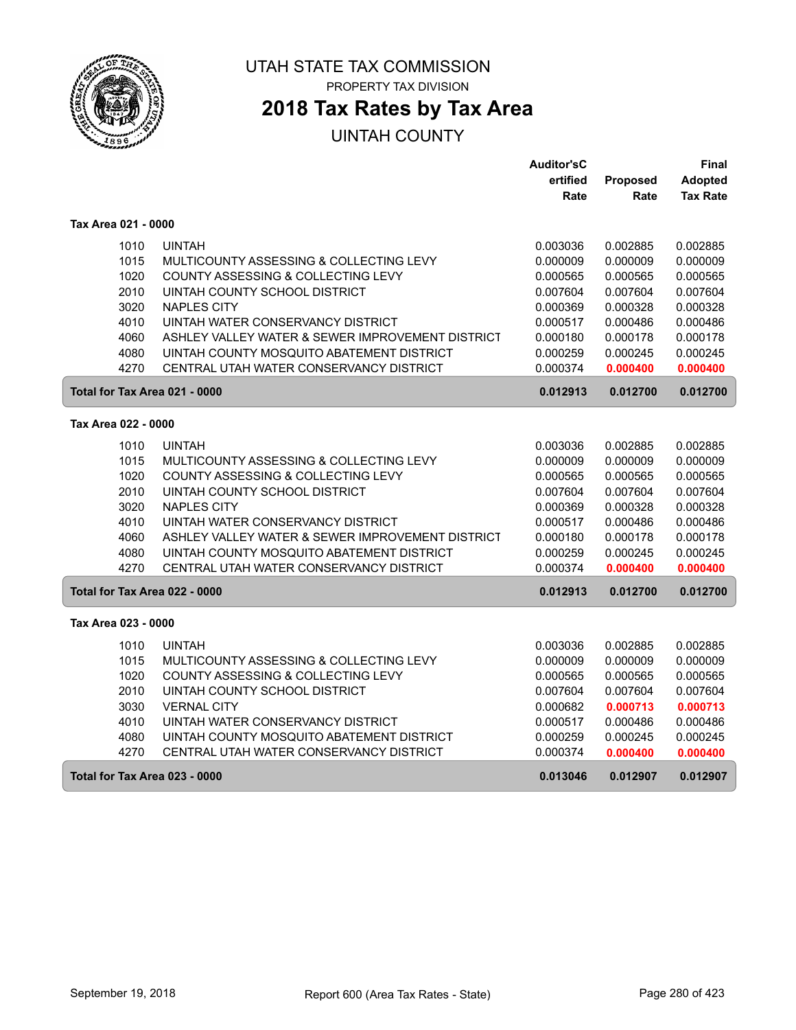# UTAH STATE TAX COMMISSION

PROPERTY TAX DIVISION

## 2018 Tax Rates by Tax Area

UINTAH COUNTY

| | | Auditor'sCertified Rate | Proposed Rate | Final Adopted Tax Rate |
|---|---|---|---|---|
| **Tax Area 021 - 0000** | | | | |
| 1010 | UINTAH | 0.003036 | 0.002885 | 0.002885 |
| 1015 | MULTICOUNTY ASSESSING & COLLECTING LEVY | 0.000009 | 0.000009 | 0.000009 |
| 1020 | COUNTY ASSESSING & COLLECTING LEVY | 0.000565 | 0.000565 | 0.000565 |
| 2010 | UINTAH COUNTY SCHOOL DISTRICT | 0.007604 | 0.007604 | 0.007604 |
| 3020 | NAPLES CITY | 0.000369 | 0.000328 | 0.000328 |
| 4010 | UINTAH WATER CONSERVANCY DISTRICT | 0.000517 | 0.000486 | 0.000486 |
| 4060 | ASHLEY VALLEY WATER & SEWER IMPROVEMENT DISTRICT | 0.000180 | 0.000178 | 0.000178 |
| 4080 | UINTAH COUNTY MOSQUITO ABATEMENT DISTRICT | 0.000259 | 0.000245 | 0.000245 |
| 4270 | CENTRAL UTAH WATER CONSERVANCY DISTRICT | 0.000374 | **0.000400** | **0.000400** |
| **Total for Tax Area 021 - 0000** | | **0.012913** | **0.012700** | **0.012700** |
| **Tax Area 022 - 0000** | | | | |
| 1010 | UINTAH | 0.003036 | 0.002885 | 0.002885 |
| 1015 | MULTICOUNTY ASSESSING & COLLECTING LEVY | 0.000009 | 0.000009 | 0.000009 |
| 1020 | COUNTY ASSESSING & COLLECTING LEVY | 0.000565 | 0.000565 | 0.000565 |
| 2010 | UINTAH COUNTY SCHOOL DISTRICT | 0.007604 | 0.007604 | 0.007604 |
| 3020 | NAPLES CITY | 0.000369 | 0.000328 | 0.000328 |
| 4010 | UINTAH WATER CONSERVANCY DISTRICT | 0.000517 | 0.000486 | 0.000486 |
| 4060 | ASHLEY VALLEY WATER & SEWER IMPROVEMENT DISTRICT | 0.000180 | 0.000178 | 0.000178 |
| 4080 | UINTAH COUNTY MOSQUITO ABATEMENT DISTRICT | 0.000259 | 0.000245 | 0.000245 |
| 4270 | CENTRAL UTAH WATER CONSERVANCY DISTRICT | 0.000374 | **0.000400** | **0.000400** |
| **Total for Tax Area 022 - 0000** | | **0.012913** | **0.012700** | **0.012700** |
| **Tax Area 023 - 0000** | | | | |
| 1010 | UINTAH | 0.003036 | 0.002885 | 0.002885 |
| 1015 | MULTICOUNTY ASSESSING & COLLECTING LEVY | 0.000009 | 0.000009 | 0.000009 |
| 1020 | COUNTY ASSESSING & COLLECTING LEVY | 0.000565 | 0.000565 | 0.000565 |
| 2010 | UINTAH COUNTY SCHOOL DISTRICT | 0.007604 | 0.007604 | 0.007604 |
| 3030 | VERNAL CITY | 0.000682 | **0.000713** | **0.000713** |
| 4010 | UINTAH WATER CONSERVANCY DISTRICT | 0.000517 | 0.000486 | 0.000486 |
| 4080 | UINTAH COUNTY MOSQUITO ABATEMENT DISTRICT | 0.000259 | 0.000245 | 0.000245 |
| 4270 | CENTRAL UTAH WATER CONSERVANCY DISTRICT | 0.000374 | **0.000400** | **0.000400** |
| **Total for Tax Area 023 - 0000** | | **0.013046** | **0.012907** | **0.012907** |

September 19, 2018 | Report 600 (Area Tax Rates - State)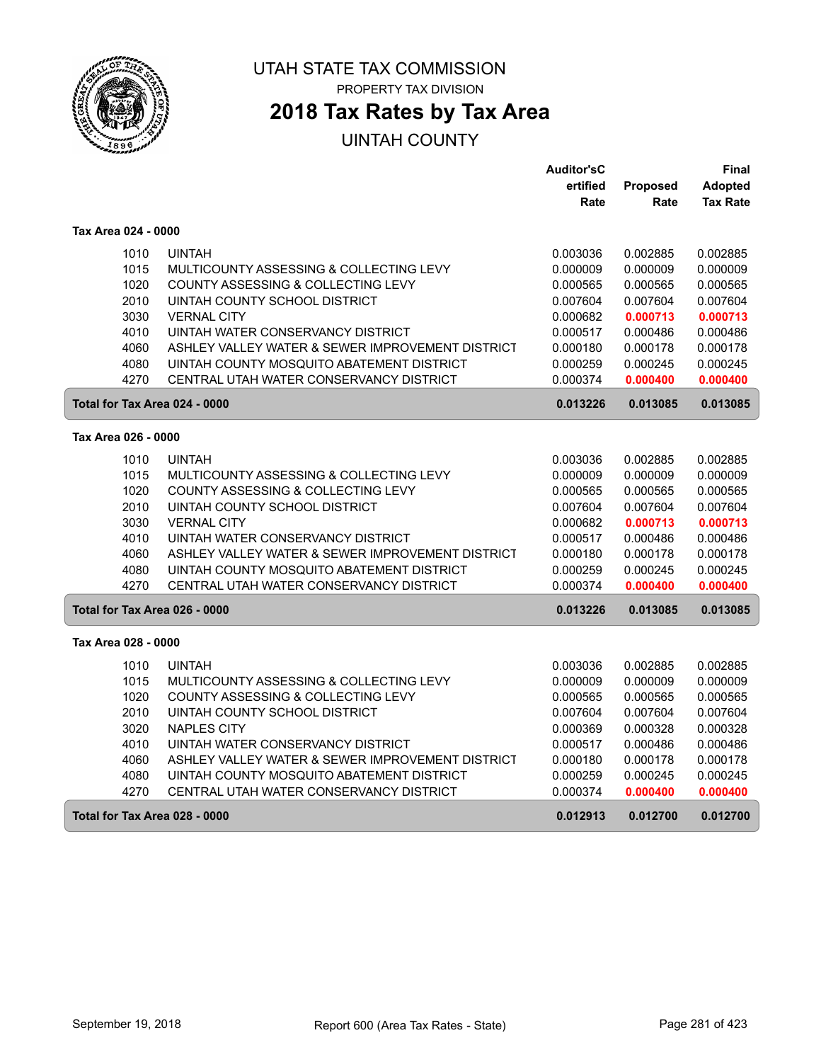# UTAH STATE TAX COMMISSION

PROPERTY TAX DIVISION

## 2018 Tax Rates by Tax Area

UINTAH COUNTY

| | | Auditor'sCertified Rate | Proposed Rate | Final Adopted Tax Rate |
|---|---|---|---|---|
| **Tax Area 024 - 0000** | | | | |
| 1010 | UINTAH | 0.003036 | 0.002885 | 0.002885 |
| 1015 | MULTICOUNTY ASSESSING & COLLECTING LEVY | 0.000009 | 0.000009 | 0.000009 |
| 1020 | COUNTY ASSESSING & COLLECTING LEVY | 0.000565 | 0.000565 | 0.000565 |
| 2010 | UINTAH COUNTY SCHOOL DISTRICT | 0.007604 | 0.007604 | 0.007604 |
| 3030 | VERNAL CITY | 0.000682 | **0.000713** | **0.000713** |
| 4010 | UINTAH WATER CONSERVANCY DISTRICT | 0.000517 | 0.000486 | 0.000486 |
| 4060 | ASHLEY VALLEY WATER & SEWER IMPROVEMENT DISTRICT | 0.000180 | 0.000178 | 0.000178 |
| 4080 | UINTAH COUNTY MOSQUITO ABATEMENT DISTRICT | 0.000259 | 0.000245 | 0.000245 |
| 4270 | CENTRAL UTAH WATER CONSERVANCY DISTRICT | 0.000374 | **0.000400** | **0.000400** |
| **Total for Tax Area 024 - 0000** | | **0.013226** | **0.013085** | **0.013085** |
| **Tax Area 026 - 0000** | | | | |
| 1010 | UINTAH | 0.003036 | 0.002885 | 0.002885 |
| 1015 | MULTICOUNTY ASSESSING & COLLECTING LEVY | 0.000009 | 0.000009 | 0.000009 |
| 1020 | COUNTY ASSESSING & COLLECTING LEVY | 0.000565 | 0.000565 | 0.000565 |
| 2010 | UINTAH COUNTY SCHOOL DISTRICT | 0.007604 | 0.007604 | 0.007604 |
| 3030 | VERNAL CITY | 0.000682 | **0.000713** | **0.000713** |
| 4010 | UINTAH WATER CONSERVANCY DISTRICT | 0.000517 | 0.000486 | 0.000486 |
| 4060 | ASHLEY VALLEY WATER & SEWER IMPROVEMENT DISTRICT | 0.000180 | 0.000178 | 0.000178 |
| 4080 | UINTAH COUNTY MOSQUITO ABATEMENT DISTRICT | 0.000259 | 0.000245 | 0.000245 |
| 4270 | CENTRAL UTAH WATER CONSERVANCY DISTRICT | 0.000374 | **0.000400** | **0.000400** |
| **Total for Tax Area 026 - 0000** | | **0.013226** | **0.013085** | **0.013085** |
| **Tax Area 028 - 0000** | | | | |
| 1010 | UINTAH | 0.003036 | 0.002885 | 0.002885 |
| 1015 | MULTICOUNTY ASSESSING & COLLECTING LEVY | 0.000009 | 0.000009 | 0.000009 |
| 1020 | COUNTY ASSESSING & COLLECTING LEVY | 0.000565 | 0.000565 | 0.000565 |
| 2010 | UINTAH COUNTY SCHOOL DISTRICT | 0.007604 | 0.007604 | 0.007604 |
| 3020 | NAPLES CITY | 0.000369 | 0.000328 | 0.000328 |
| 4010 | UINTAH WATER CONSERVANCY DISTRICT | 0.000517 | 0.000486 | 0.000486 |
| 4060 | ASHLEY VALLEY WATER & SEWER IMPROVEMENT DISTRICT | 0.000180 | 0.000178 | 0.000178 |
| 4080 | UINTAH COUNTY MOSQUITO ABATEMENT DISTRICT | 0.000259 | 0.000245 | 0.000245 |
| 4270 | CENTRAL UTAH WATER CONSERVANCY DISTRICT | 0.000374 | **0.000400** | **0.000400** |
| **Total for Tax Area 028 - 0000** | | **0.012913** | **0.012700** | **0.012700** |

September 19, 2018 — Report 600 (Area Tax Rates - State)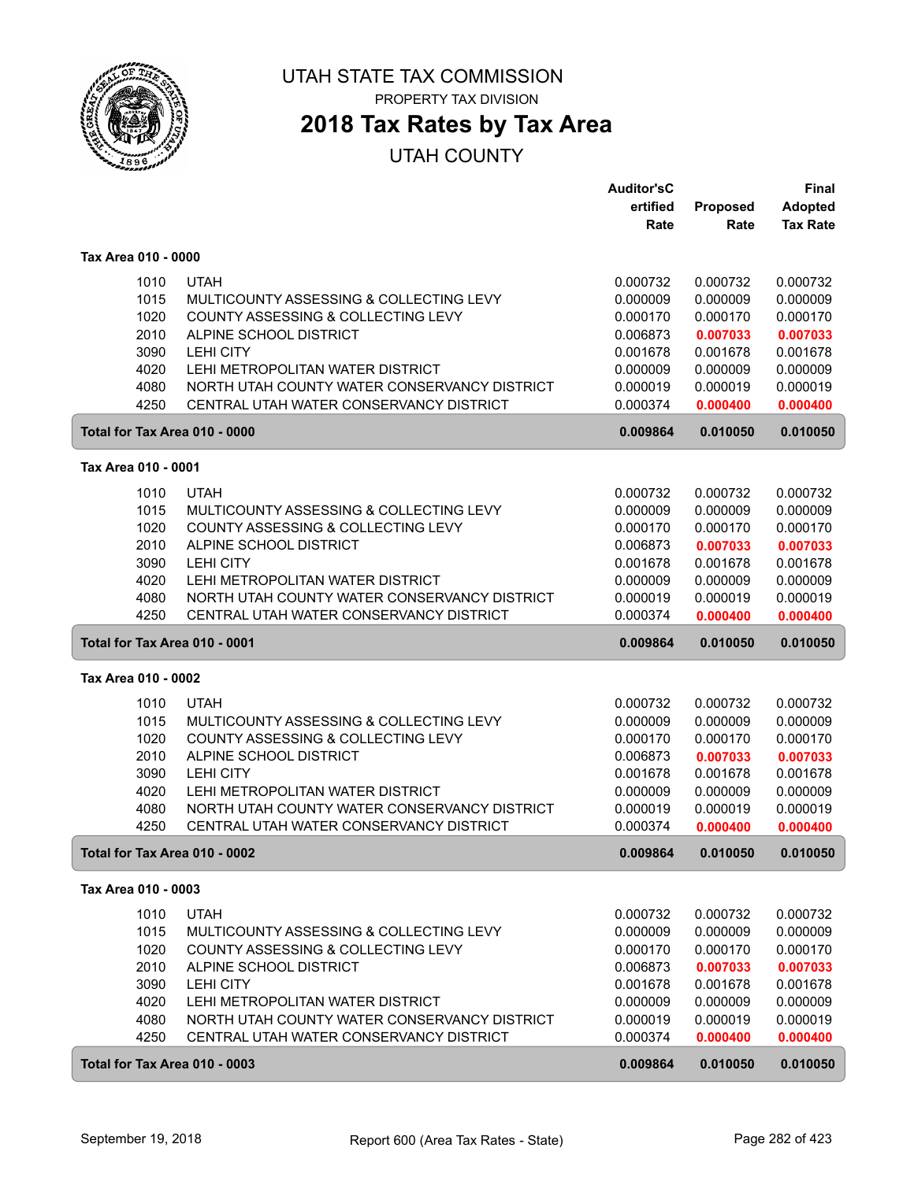# UTAH STATE TAX COMMISSION

PROPERTY TAX DIVISION

## 2018 Tax Rates by Tax Area

UTAH COUNTY

### Tax Area 010 - 0000

| | | Auditor'sCertified Rate | Proposed Rate | Final Adopted Tax Rate |
|---|---|---|---|---|
| 1010 | UTAH | 0.000732 | 0.000732 | 0.000732 |
| 1015 | MULTICOUNTY ASSESSING & COLLECTING LEVY | 0.000009 | 0.000009 | 0.000009 |
| 1020 | COUNTY ASSESSING & COLLECTING LEVY | 0.000170 | 0.000170 | 0.000170 |
| 2010 | ALPINE SCHOOL DISTRICT | 0.006873 | **0.007033** | **0.007033** |
| 3090 | LEHI CITY | 0.001678 | 0.001678 | 0.001678 |
| 4020 | LEHI METROPOLITAN WATER DISTRICT | 0.000009 | 0.000009 | 0.000009 |
| 4080 | NORTH UTAH COUNTY WATER CONSERVANCY DISTRICT | 0.000019 | 0.000019 | 0.000019 |
| 4250 | CENTRAL UTAH WATER CONSERVANCY DISTRICT | 0.000374 | **0.000400** | **0.000400** |
| **Total for Tax Area 010 - 0000** | | **0.009864** | **0.010050** | **0.010050** |

### Tax Area 010 - 0001

| | | Auditor'sCertified Rate | Proposed Rate | Final Adopted Tax Rate |
|---|---|---|---|---|
| 1010 | UTAH | 0.000732 | 0.000732 | 0.000732 |
| 1015 | MULTICOUNTY ASSESSING & COLLECTING LEVY | 0.000009 | 0.000009 | 0.000009 |
| 1020 | COUNTY ASSESSING & COLLECTING LEVY | 0.000170 | 0.000170 | 0.000170 |
| 2010 | ALPINE SCHOOL DISTRICT | 0.006873 | **0.007033** | **0.007033** |
| 3090 | LEHI CITY | 0.001678 | 0.001678 | 0.001678 |
| 4020 | LEHI METROPOLITAN WATER DISTRICT | 0.000009 | 0.000009 | 0.000009 |
| 4080 | NORTH UTAH COUNTY WATER CONSERVANCY DISTRICT | 0.000019 | 0.000019 | 0.000019 |
| 4250 | CENTRAL UTAH WATER CONSERVANCY DISTRICT | 0.000374 | **0.000400** | **0.000400** |
| **Total for Tax Area 010 - 0001** | | **0.009864** | **0.010050** | **0.010050** |

### Tax Area 010 - 0002

| | | Auditor'sCertified Rate | Proposed Rate | Final Adopted Tax Rate |
|---|---|---|---|---|
| 1010 | UTAH | 0.000732 | 0.000732 | 0.000732 |
| 1015 | MULTICOUNTY ASSESSING & COLLECTING LEVY | 0.000009 | 0.000009 | 0.000009 |
| 1020 | COUNTY ASSESSING & COLLECTING LEVY | 0.000170 | 0.000170 | 0.000170 |
| 2010 | ALPINE SCHOOL DISTRICT | 0.006873 | **0.007033** | **0.007033** |
| 3090 | LEHI CITY | 0.001678 | 0.001678 | 0.001678 |
| 4020 | LEHI METROPOLITAN WATER DISTRICT | 0.000009 | 0.000009 | 0.000009 |
| 4080 | NORTH UTAH COUNTY WATER CONSERVANCY DISTRICT | 0.000019 | 0.000019 | 0.000019 |
| 4250 | CENTRAL UTAH WATER CONSERVANCY DISTRICT | 0.000374 | **0.000400** | **0.000400** |
| **Total for Tax Area 010 - 0002** | | **0.009864** | **0.010050** | **0.010050** |

### Tax Area 010 - 0003

| | | Auditor'sCertified Rate | Proposed Rate | Final Adopted Tax Rate |
|---|---|---|---|---|
| 1010 | UTAH | 0.000732 | 0.000732 | 0.000732 |
| 1015 | MULTICOUNTY ASSESSING & COLLECTING LEVY | 0.000009 | 0.000009 | 0.000009 |
| 1020 | COUNTY ASSESSING & COLLECTING LEVY | 0.000170 | 0.000170 | 0.000170 |
| 2010 | ALPINE SCHOOL DISTRICT | 0.006873 | **0.007033** | **0.007033** |
| 3090 | LEHI CITY | 0.001678 | 0.001678 | 0.001678 |
| 4020 | LEHI METROPOLITAN WATER DISTRICT | 0.000009 | 0.000009 | 0.000009 |
| 4080 | NORTH UTAH COUNTY WATER CONSERVANCY DISTRICT | 0.000019 | 0.000019 | 0.000019 |
| 4250 | CENTRAL UTAH WATER CONSERVANCY DISTRICT | 0.000374 | **0.000400** | **0.000400** |
| **Total for Tax Area 010 - 0003** | | **0.009864** | **0.010050** | **0.010050** |

September 19, 2018 — Report 600 (Area Tax Rates - State)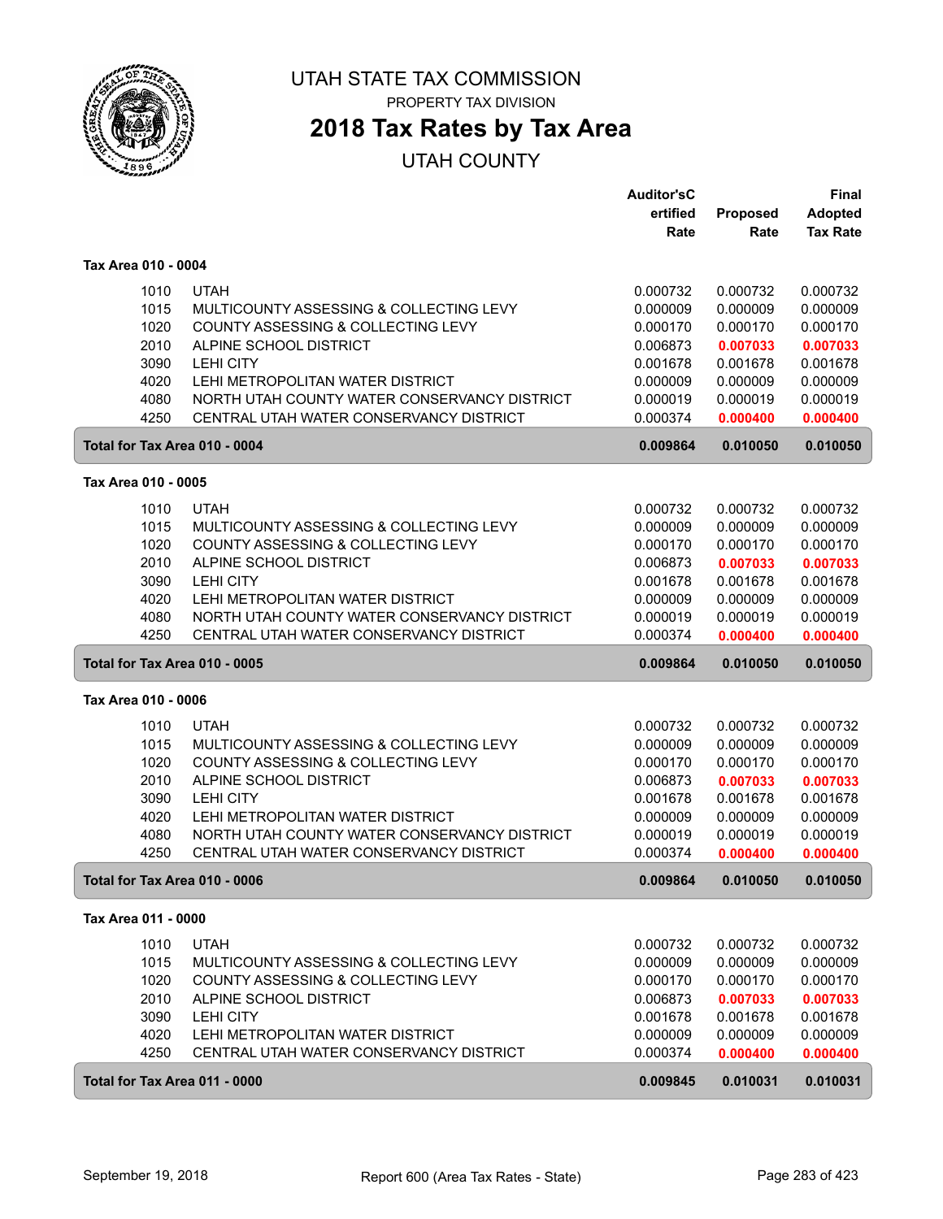# UTAH STATE TAX COMMISSION

PROPERTY TAX DIVISION

## 2018 Tax Rates by Tax Area

UTAH COUNTY

| | | Auditor'sCertified Rate | Proposed Rate | Final Adopted Tax Rate |
|---|---|---|---|---|
| **Tax Area 010 - 0004** | | | | |
| 1010 | UTAH | 0.000732 | 0.000732 | 0.000732 |
| 1015 | MULTICOUNTY ASSESSING & COLLECTING LEVY | 0.000009 | 0.000009 | 0.000009 |
| 1020 | COUNTY ASSESSING & COLLECTING LEVY | 0.000170 | 0.000170 | 0.000170 |
| 2010 | ALPINE SCHOOL DISTRICT | 0.006873 | **0.007033** | **0.007033** |
| 3090 | LEHI CITY | 0.001678 | 0.001678 | 0.001678 |
| 4020 | LEHI METROPOLITAN WATER DISTRICT | 0.000009 | 0.000009 | 0.000009 |
| 4080 | NORTH UTAH COUNTY WATER CONSERVANCY DISTRICT | 0.000019 | 0.000019 | 0.000019 |
| 4250 | CENTRAL UTAH WATER CONSERVANCY DISTRICT | 0.000374 | **0.000400** | **0.000400** |
| **Total for Tax Area 010 - 0004** | | **0.009864** | **0.010050** | **0.010050** |
| **Tax Area 010 - 0005** | | | | |
| 1010 | UTAH | 0.000732 | 0.000732 | 0.000732 |
| 1015 | MULTICOUNTY ASSESSING & COLLECTING LEVY | 0.000009 | 0.000009 | 0.000009 |
| 1020 | COUNTY ASSESSING & COLLECTING LEVY | 0.000170 | 0.000170 | 0.000170 |
| 2010 | ALPINE SCHOOL DISTRICT | 0.006873 | **0.007033** | **0.007033** |
| 3090 | LEHI CITY | 0.001678 | 0.001678 | 0.001678 |
| 4020 | LEHI METROPOLITAN WATER DISTRICT | 0.000009 | 0.000009 | 0.000009 |
| 4080 | NORTH UTAH COUNTY WATER CONSERVANCY DISTRICT | 0.000019 | 0.000019 | 0.000019 |
| 4250 | CENTRAL UTAH WATER CONSERVANCY DISTRICT | 0.000374 | **0.000400** | **0.000400** |
| **Total for Tax Area 010 - 0005** | | **0.009864** | **0.010050** | **0.010050** |
| **Tax Area 010 - 0006** | | | | |
| 1010 | UTAH | 0.000732 | 0.000732 | 0.000732 |
| 1015 | MULTICOUNTY ASSESSING & COLLECTING LEVY | 0.000009 | 0.000009 | 0.000009 |
| 1020 | COUNTY ASSESSING & COLLECTING LEVY | 0.000170 | 0.000170 | 0.000170 |
| 2010 | ALPINE SCHOOL DISTRICT | 0.006873 | **0.007033** | **0.007033** |
| 3090 | LEHI CITY | 0.001678 | 0.001678 | 0.001678 |
| 4020 | LEHI METROPOLITAN WATER DISTRICT | 0.000009 | 0.000009 | 0.000009 |
| 4080 | NORTH UTAH COUNTY WATER CONSERVANCY DISTRICT | 0.000019 | 0.000019 | 0.000019 |
| 4250 | CENTRAL UTAH WATER CONSERVANCY DISTRICT | 0.000374 | **0.000400** | **0.000400** |
| **Total for Tax Area 010 - 0006** | | **0.009864** | **0.010050** | **0.010050** |
| **Tax Area 011 - 0000** | | | | |
| 1010 | UTAH | 0.000732 | 0.000732 | 0.000732 |
| 1015 | MULTICOUNTY ASSESSING & COLLECTING LEVY | 0.000009 | 0.000009 | 0.000009 |
| 1020 | COUNTY ASSESSING & COLLECTING LEVY | 0.000170 | 0.000170 | 0.000170 |
| 2010 | ALPINE SCHOOL DISTRICT | 0.006873 | **0.007033** | **0.007033** |
| 3090 | LEHI CITY | 0.001678 | 0.001678 | 0.001678 |
| 4020 | LEHI METROPOLITAN WATER DISTRICT | 0.000009 | 0.000009 | 0.000009 |
| 4250 | CENTRAL UTAH WATER CONSERVANCY DISTRICT | 0.000374 | **0.000400** | **0.000400** |
| **Total for Tax Area 011 - 0000** | | **0.009845** | **0.010031** | **0.010031** |

September 19, 2018 — Report 600 (Area Tax Rates - State)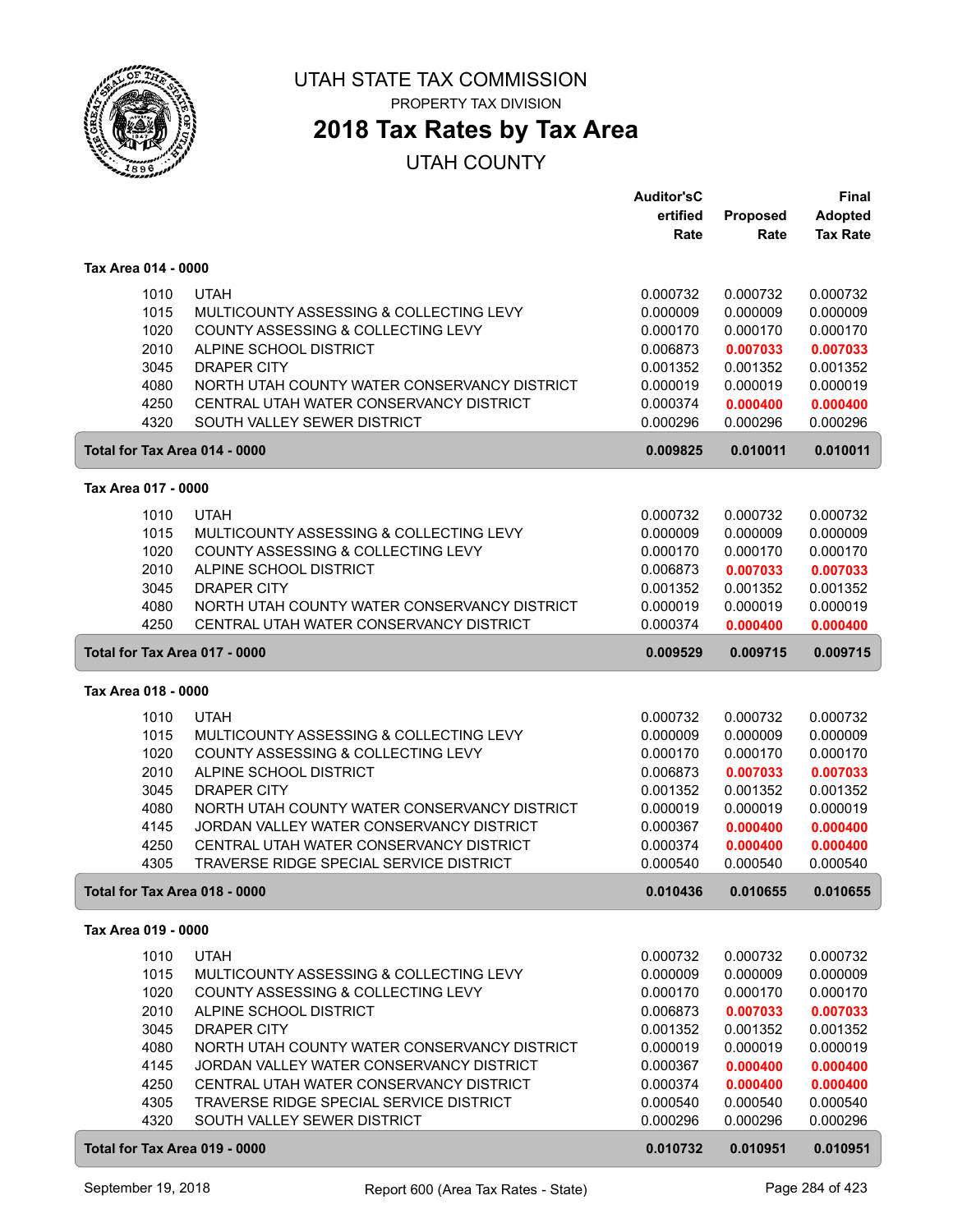# UTAH STATE TAX COMMISSION

PROPERTY TAX DIVISION

## 2018 Tax Rates by Tax Area

UTAH COUNTY

### Tax Area 014 - 0000

| Code | Entity | Auditor's Certified Rate | Proposed Rate | Final Adopted Tax Rate |
|---|---|---|---|---|
| 1010 | UTAH | 0.000732 | 0.000732 | 0.000732 |
| 1015 | MULTICOUNTY ASSESSING & COLLECTING LEVY | 0.000009 | 0.000009 | 0.000009 |
| 1020 | COUNTY ASSESSING & COLLECTING LEVY | 0.000170 | 0.000170 | 0.000170 |
| 2010 | ALPINE SCHOOL DISTRICT | 0.006873 | **0.007033** | **0.007033** |
| 3045 | DRAPER CITY | 0.001352 | 0.001352 | 0.001352 |
| 4080 | NORTH UTAH COUNTY WATER CONSERVANCY DISTRICT | 0.000019 | 0.000019 | 0.000019 |
| 4250 | CENTRAL UTAH WATER CONSERVANCY DISTRICT | 0.000374 | **0.000400** | **0.000400** |
| 4320 | SOUTH VALLEY SEWER DISTRICT | 0.000296 | 0.000296 | 0.000296 |
| **Total for Tax Area 014 - 0000** | | **0.009825** | **0.010011** | **0.010011** |

### Tax Area 017 - 0000

| Code | Entity | Auditor's Certified Rate | Proposed Rate | Final Adopted Tax Rate |
|---|---|---|---|---|
| 1010 | UTAH | 0.000732 | 0.000732 | 0.000732 |
| 1015 | MULTICOUNTY ASSESSING & COLLECTING LEVY | 0.000009 | 0.000009 | 0.000009 |
| 1020 | COUNTY ASSESSING & COLLECTING LEVY | 0.000170 | 0.000170 | 0.000170 |
| 2010 | ALPINE SCHOOL DISTRICT | 0.006873 | **0.007033** | **0.007033** |
| 3045 | DRAPER CITY | 0.001352 | 0.001352 | 0.001352 |
| 4080 | NORTH UTAH COUNTY WATER CONSERVANCY DISTRICT | 0.000019 | 0.000019 | 0.000019 |
| 4250 | CENTRAL UTAH WATER CONSERVANCY DISTRICT | 0.000374 | **0.000400** | **0.000400** |
| **Total for Tax Area 017 - 0000** | | **0.009529** | **0.009715** | **0.009715** |

### Tax Area 018 - 0000

| Code | Entity | Auditor's Certified Rate | Proposed Rate | Final Adopted Tax Rate |
|---|---|---|---|---|
| 1010 | UTAH | 0.000732 | 0.000732 | 0.000732 |
| 1015 | MULTICOUNTY ASSESSING & COLLECTING LEVY | 0.000009 | 0.000009 | 0.000009 |
| 1020 | COUNTY ASSESSING & COLLECTING LEVY | 0.000170 | 0.000170 | 0.000170 |
| 2010 | ALPINE SCHOOL DISTRICT | 0.006873 | **0.007033** | **0.007033** |
| 3045 | DRAPER CITY | 0.001352 | 0.001352 | 0.001352 |
| 4080 | NORTH UTAH COUNTY WATER CONSERVANCY DISTRICT | 0.000019 | 0.000019 | 0.000019 |
| 4145 | JORDAN VALLEY WATER CONSERVANCY DISTRICT | 0.000367 | **0.000400** | **0.000400** |
| 4250 | CENTRAL UTAH WATER CONSERVANCY DISTRICT | 0.000374 | **0.000400** | **0.000400** |
| 4305 | TRAVERSE RIDGE SPECIAL SERVICE DISTRICT | 0.000540 | 0.000540 | 0.000540 |
| **Total for Tax Area 018 - 0000** | | **0.010436** | **0.010655** | **0.010655** |

### Tax Area 019 - 0000

| Code | Entity | Auditor's Certified Rate | Proposed Rate | Final Adopted Tax Rate |
|---|---|---|---|---|
| 1010 | UTAH | 0.000732 | 0.000732 | 0.000732 |
| 1015 | MULTICOUNTY ASSESSING & COLLECTING LEVY | 0.000009 | 0.000009 | 0.000009 |
| 1020 | COUNTY ASSESSING & COLLECTING LEVY | 0.000170 | 0.000170 | 0.000170 |
| 2010 | ALPINE SCHOOL DISTRICT | 0.006873 | **0.007033** | **0.007033** |
| 3045 | DRAPER CITY | 0.001352 | 0.001352 | 0.001352 |
| 4080 | NORTH UTAH COUNTY WATER CONSERVANCY DISTRICT | 0.000019 | 0.000019 | 0.000019 |
| 4145 | JORDAN VALLEY WATER CONSERVANCY DISTRICT | 0.000367 | **0.000400** | **0.000400** |
| 4250 | CENTRAL UTAH WATER CONSERVANCY DISTRICT | 0.000374 | **0.000400** | **0.000400** |
| 4305 | TRAVERSE RIDGE SPECIAL SERVICE DISTRICT | 0.000540 | 0.000540 | 0.000540 |
| 4320 | SOUTH VALLEY SEWER DISTRICT | 0.000296 | 0.000296 | 0.000296 |
| **Total for Tax Area 019 - 0000** | | **0.010732** | **0.010951** | **0.010951** |

September 19, 2018 — Report 600 (Area Tax Rates - State)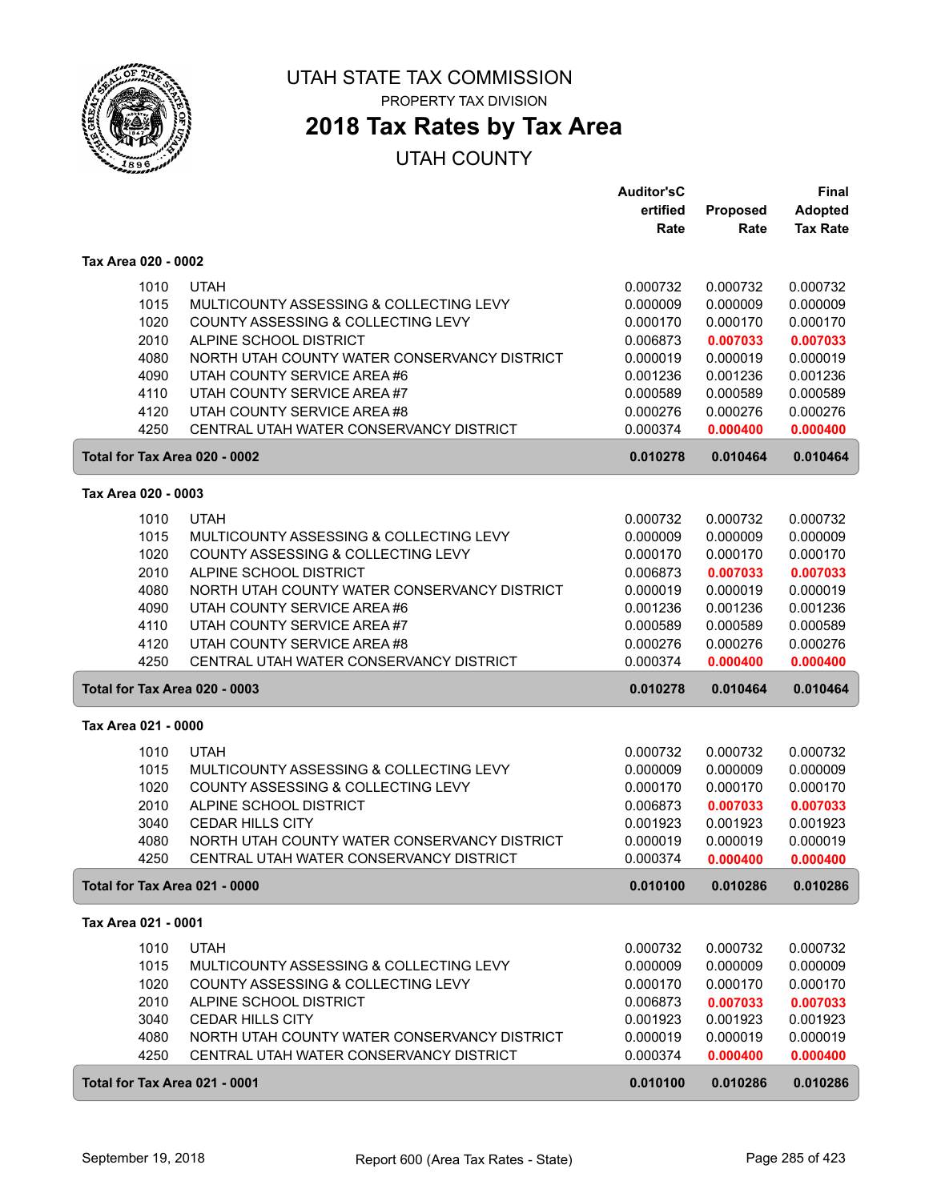# UTAH STATE TAX COMMISSION

PROPERTY TAX DIVISION

## 2018 Tax Rates by Tax Area

UTAH COUNTY

| | | Auditor's Certified Rate | Proposed Rate | Final Adopted Tax Rate |
|---|---|---|---|---|
| **Tax Area 020 - 0002** | | | | |
| 1010 | UTAH | 0.000732 | 0.000732 | 0.000732 |
| 1015 | MULTICOUNTY ASSESSING & COLLECTING LEVY | 0.000009 | 0.000009 | 0.000009 |
| 1020 | COUNTY ASSESSING & COLLECTING LEVY | 0.000170 | 0.000170 | 0.000170 |
| 2010 | ALPINE SCHOOL DISTRICT | 0.006873 | 0.007033 | 0.007033 |
| 4080 | NORTH UTAH COUNTY WATER CONSERVANCY DISTRICT | 0.000019 | 0.000019 | 0.000019 |
| 4090 | UTAH COUNTY SERVICE AREA #6 | 0.001236 | 0.001236 | 0.001236 |
| 4110 | UTAH COUNTY SERVICE AREA #7 | 0.000589 | 0.000589 | 0.000589 |
| 4120 | UTAH COUNTY SERVICE AREA #8 | 0.000276 | 0.000276 | 0.000276 |
| 4250 | CENTRAL UTAH WATER CONSERVANCY DISTRICT | 0.000374 | 0.000400 | 0.000400 |
| **Total for Tax Area 020 - 0002** | | **0.010278** | **0.010464** | **0.010464** |
| **Tax Area 020 - 0003** | | | | |
| 1010 | UTAH | 0.000732 | 0.000732 | 0.000732 |
| 1015 | MULTICOUNTY ASSESSING & COLLECTING LEVY | 0.000009 | 0.000009 | 0.000009 |
| 1020 | COUNTY ASSESSING & COLLECTING LEVY | 0.000170 | 0.000170 | 0.000170 |
| 2010 | ALPINE SCHOOL DISTRICT | 0.006873 | 0.007033 | 0.007033 |
| 4080 | NORTH UTAH COUNTY WATER CONSERVANCY DISTRICT | 0.000019 | 0.000019 | 0.000019 |
| 4090 | UTAH COUNTY SERVICE AREA #6 | 0.001236 | 0.001236 | 0.001236 |
| 4110 | UTAH COUNTY SERVICE AREA #7 | 0.000589 | 0.000589 | 0.000589 |
| 4120 | UTAH COUNTY SERVICE AREA #8 | 0.000276 | 0.000276 | 0.000276 |
| 4250 | CENTRAL UTAH WATER CONSERVANCY DISTRICT | 0.000374 | 0.000400 | 0.000400 |
| **Total for Tax Area 020 - 0003** | | **0.010278** | **0.010464** | **0.010464** |
| **Tax Area 021 - 0000** | | | | |
| 1010 | UTAH | 0.000732 | 0.000732 | 0.000732 |
| 1015 | MULTICOUNTY ASSESSING & COLLECTING LEVY | 0.000009 | 0.000009 | 0.000009 |
| 1020 | COUNTY ASSESSING & COLLECTING LEVY | 0.000170 | 0.000170 | 0.000170 |
| 2010 | ALPINE SCHOOL DISTRICT | 0.006873 | 0.007033 | 0.007033 |
| 3040 | CEDAR HILLS CITY | 0.001923 | 0.001923 | 0.001923 |
| 4080 | NORTH UTAH COUNTY WATER CONSERVANCY DISTRICT | 0.000019 | 0.000019 | 0.000019 |
| 4250 | CENTRAL UTAH WATER CONSERVANCY DISTRICT | 0.000374 | 0.000400 | 0.000400 |
| **Total for Tax Area 021 - 0000** | | **0.010100** | **0.010286** | **0.010286** |
| **Tax Area 021 - 0001** | | | | |
| 1010 | UTAH | 0.000732 | 0.000732 | 0.000732 |
| 1015 | MULTICOUNTY ASSESSING & COLLECTING LEVY | 0.000009 | 0.000009 | 0.000009 |
| 1020 | COUNTY ASSESSING & COLLECTING LEVY | 0.000170 | 0.000170 | 0.000170 |
| 2010 | ALPINE SCHOOL DISTRICT | 0.006873 | 0.007033 | 0.007033 |
| 3040 | CEDAR HILLS CITY | 0.001923 | 0.001923 | 0.001923 |
| 4080 | NORTH UTAH COUNTY WATER CONSERVANCY DISTRICT | 0.000019 | 0.000019 | 0.000019 |
| 4250 | CENTRAL UTAH WATER CONSERVANCY DISTRICT | 0.000374 | 0.000400 | 0.000400 |
| **Total for Tax Area 021 - 0001** | | **0.010100** | **0.010286** | **0.010286** |

September 19, 2018 — Report 600 (Area Tax Rates - State)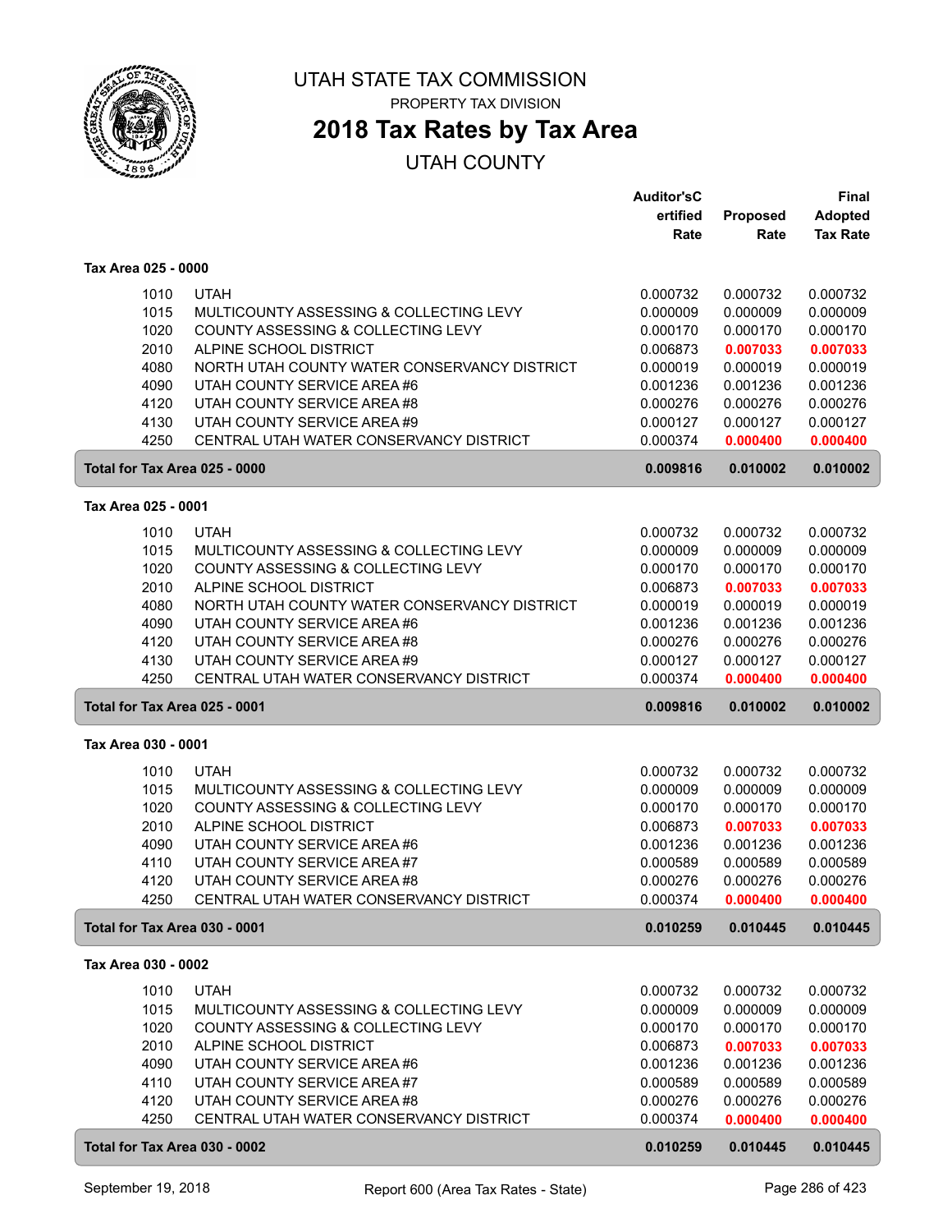# UTAH STATE TAX COMMISSION

PROPERTY TAX DIVISION

## 2018 Tax Rates by Tax Area

UTAH COUNTY

### Tax Area 025 - 0000

| | | Auditor'sCertified Rate | Proposed Rate | Final Adopted Tax Rate |
|---|---|---|---|---|
| 1010 | UTAH | 0.000732 | 0.000732 | 0.000732 |
| 1015 | MULTICOUNTY ASSESSING & COLLECTING LEVY | 0.000009 | 0.000009 | 0.000009 |
| 1020 | COUNTY ASSESSING & COLLECTING LEVY | 0.000170 | 0.000170 | 0.000170 |
| 2010 | ALPINE SCHOOL DISTRICT | 0.006873 | 0.007033 | 0.007033 |
| 4080 | NORTH UTAH COUNTY WATER CONSERVANCY DISTRICT | 0.000019 | 0.000019 | 0.000019 |
| 4090 | UTAH COUNTY SERVICE AREA #6 | 0.001236 | 0.001236 | 0.001236 |
| 4120 | UTAH COUNTY SERVICE AREA #8 | 0.000276 | 0.000276 | 0.000276 |
| 4130 | UTAH COUNTY SERVICE AREA #9 | 0.000127 | 0.000127 | 0.000127 |
| 4250 | CENTRAL UTAH WATER CONSERVANCY DISTRICT | 0.000374 | 0.000400 | 0.000400 |
| **Total for Tax Area 025 - 0000** | | **0.009816** | **0.010002** | **0.010002** |

### Tax Area 025 - 0001

| | | Auditor'sCertified Rate | Proposed Rate | Final Adopted Tax Rate |
|---|---|---|---|---|
| 1010 | UTAH | 0.000732 | 0.000732 | 0.000732 |
| 1015 | MULTICOUNTY ASSESSING & COLLECTING LEVY | 0.000009 | 0.000009 | 0.000009 |
| 1020 | COUNTY ASSESSING & COLLECTING LEVY | 0.000170 | 0.000170 | 0.000170 |
| 2010 | ALPINE SCHOOL DISTRICT | 0.006873 | 0.007033 | 0.007033 |
| 4080 | NORTH UTAH COUNTY WATER CONSERVANCY DISTRICT | 0.000019 | 0.000019 | 0.000019 |
| 4090 | UTAH COUNTY SERVICE AREA #6 | 0.001236 | 0.001236 | 0.001236 |
| 4120 | UTAH COUNTY SERVICE AREA #8 | 0.000276 | 0.000276 | 0.000276 |
| 4130 | UTAH COUNTY SERVICE AREA #9 | 0.000127 | 0.000127 | 0.000127 |
| 4250 | CENTRAL UTAH WATER CONSERVANCY DISTRICT | 0.000374 | 0.000400 | 0.000400 |
| **Total for Tax Area 025 - 0001** | | **0.009816** | **0.010002** | **0.010002** |

### Tax Area 030 - 0001

| | | Auditor'sCertified Rate | Proposed Rate | Final Adopted Tax Rate |
|---|---|---|---|---|
| 1010 | UTAH | 0.000732 | 0.000732 | 0.000732 |
| 1015 | MULTICOUNTY ASSESSING & COLLECTING LEVY | 0.000009 | 0.000009 | 0.000009 |
| 1020 | COUNTY ASSESSING & COLLECTING LEVY | 0.000170 | 0.000170 | 0.000170 |
| 2010 | ALPINE SCHOOL DISTRICT | 0.006873 | 0.007033 | 0.007033 |
| 4090 | UTAH COUNTY SERVICE AREA #6 | 0.001236 | 0.001236 | 0.001236 |
| 4110 | UTAH COUNTY SERVICE AREA #7 | 0.000589 | 0.000589 | 0.000589 |
| 4120 | UTAH COUNTY SERVICE AREA #8 | 0.000276 | 0.000276 | 0.000276 |
| 4250 | CENTRAL UTAH WATER CONSERVANCY DISTRICT | 0.000374 | 0.000400 | 0.000400 |
| **Total for Tax Area 030 - 0001** | | **0.010259** | **0.010445** | **0.010445** |

### Tax Area 030 - 0002

| | | Auditor'sCertified Rate | Proposed Rate | Final Adopted Tax Rate |
|---|---|---|---|---|
| 1010 | UTAH | 0.000732 | 0.000732 | 0.000732 |
| 1015 | MULTICOUNTY ASSESSING & COLLECTING LEVY | 0.000009 | 0.000009 | 0.000009 |
| 1020 | COUNTY ASSESSING & COLLECTING LEVY | 0.000170 | 0.000170 | 0.000170 |
| 2010 | ALPINE SCHOOL DISTRICT | 0.006873 | 0.007033 | 0.007033 |
| 4090 | UTAH COUNTY SERVICE AREA #6 | 0.001236 | 0.001236 | 0.001236 |
| 4110 | UTAH COUNTY SERVICE AREA #7 | 0.000589 | 0.000589 | 0.000589 |
| 4120 | UTAH COUNTY SERVICE AREA #8 | 0.000276 | 0.000276 | 0.000276 |
| 4250 | CENTRAL UTAH WATER CONSERVANCY DISTRICT | 0.000374 | 0.000400 | 0.000400 |
| **Total for Tax Area 030 - 0002** | | **0.010259** | **0.010445** | **0.010445** |

September 19, 2018 — Report 600 (Area Tax Rates - State)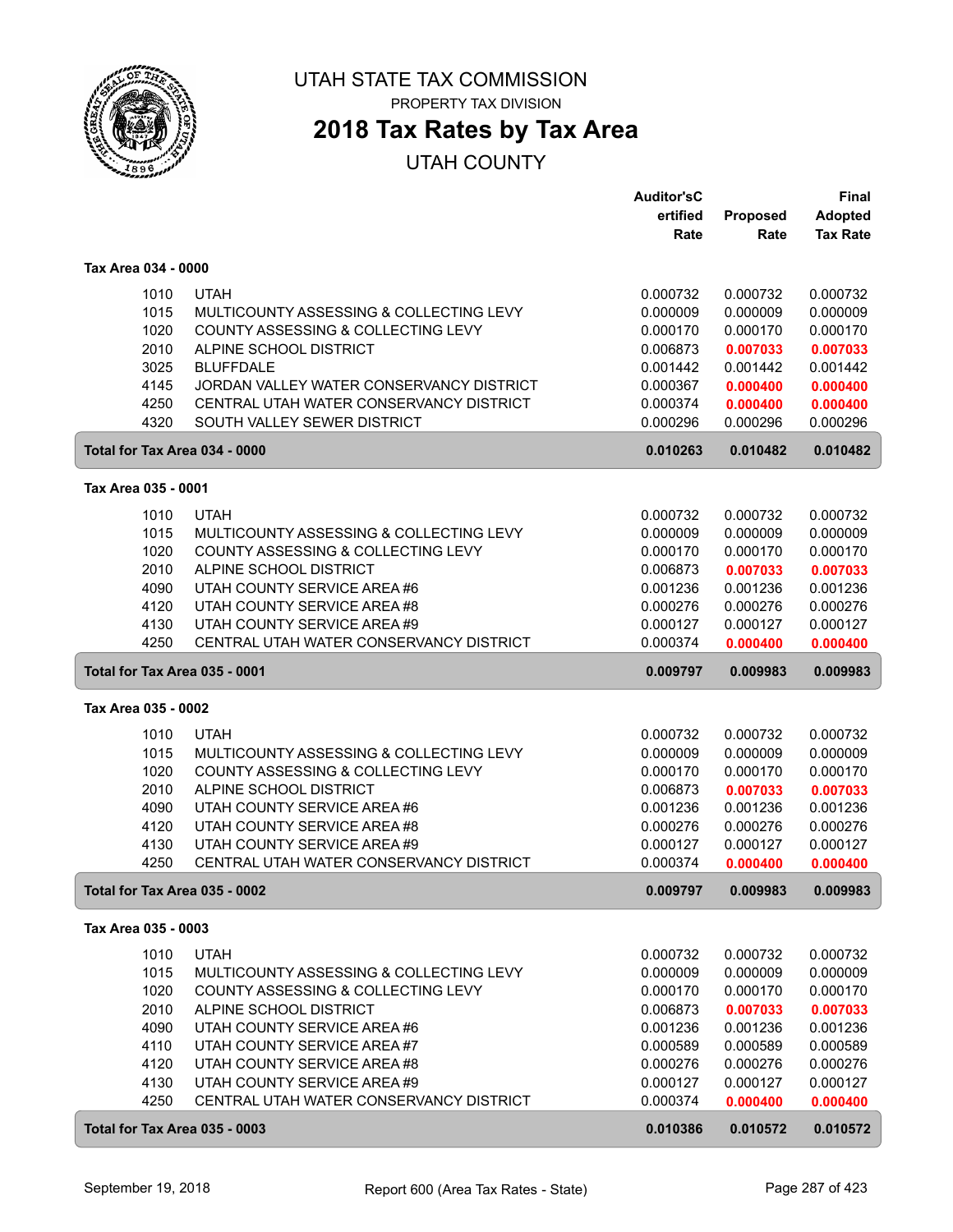# UTAH STATE TAX COMMISSION

PROPERTY TAX DIVISION

## 2018 Tax Rates by Tax Area

UTAH COUNTY

### Tax Area 034 - 0000

| Code | Description | Auditor's Certified Rate | Proposed Rate | Final Adopted Tax Rate |
|---|---|---|---|---|
| 1010 | UTAH | 0.000732 | 0.000732 | 0.000732 |
| 1015 | MULTICOUNTY ASSESSING & COLLECTING LEVY | 0.000009 | 0.000009 | 0.000009 |
| 1020 | COUNTY ASSESSING & COLLECTING LEVY | 0.000170 | 0.000170 | 0.000170 |
| 2010 | ALPINE SCHOOL DISTRICT | 0.006873 | **0.007033** | **0.007033** |
| 3025 | BLUFFDALE | 0.001442 | 0.001442 | 0.001442 |
| 4145 | JORDAN VALLEY WATER CONSERVANCY DISTRICT | 0.000367 | **0.000400** | **0.000400** |
| 4250 | CENTRAL UTAH WATER CONSERVANCY DISTRICT | 0.000374 | **0.000400** | **0.000400** |
| 4320 | SOUTH VALLEY SEWER DISTRICT | 0.000296 | 0.000296 | 0.000296 |
| **Total for Tax Area 034 - 0000** | | **0.010263** | **0.010482** | **0.010482** |

### Tax Area 035 - 0001

| Code | Description | Auditor's Certified Rate | Proposed Rate | Final Adopted Tax Rate |
|---|---|---|---|---|
| 1010 | UTAH | 0.000732 | 0.000732 | 0.000732 |
| 1015 | MULTICOUNTY ASSESSING & COLLECTING LEVY | 0.000009 | 0.000009 | 0.000009 |
| 1020 | COUNTY ASSESSING & COLLECTING LEVY | 0.000170 | 0.000170 | 0.000170 |
| 2010 | ALPINE SCHOOL DISTRICT | 0.006873 | **0.007033** | **0.007033** |
| 4090 | UTAH COUNTY SERVICE AREA #6 | 0.001236 | 0.001236 | 0.001236 |
| 4120 | UTAH COUNTY SERVICE AREA #8 | 0.000276 | 0.000276 | 0.000276 |
| 4130 | UTAH COUNTY SERVICE AREA #9 | 0.000127 | 0.000127 | 0.000127 |
| 4250 | CENTRAL UTAH WATER CONSERVANCY DISTRICT | 0.000374 | **0.000400** | **0.000400** |
| **Total for Tax Area 035 - 0001** | | **0.009797** | **0.009983** | **0.009983** |

### Tax Area 035 - 0002

| Code | Description | Auditor's Certified Rate | Proposed Rate | Final Adopted Tax Rate |
|---|---|---|---|---|
| 1010 | UTAH | 0.000732 | 0.000732 | 0.000732 |
| 1015 | MULTICOUNTY ASSESSING & COLLECTING LEVY | 0.000009 | 0.000009 | 0.000009 |
| 1020 | COUNTY ASSESSING & COLLECTING LEVY | 0.000170 | 0.000170 | 0.000170 |
| 2010 | ALPINE SCHOOL DISTRICT | 0.006873 | **0.007033** | **0.007033** |
| 4090 | UTAH COUNTY SERVICE AREA #6 | 0.001236 | 0.001236 | 0.001236 |
| 4120 | UTAH COUNTY SERVICE AREA #8 | 0.000276 | 0.000276 | 0.000276 |
| 4130 | UTAH COUNTY SERVICE AREA #9 | 0.000127 | 0.000127 | 0.000127 |
| 4250 | CENTRAL UTAH WATER CONSERVANCY DISTRICT | 0.000374 | **0.000400** | **0.000400** |
| **Total for Tax Area 035 - 0002** | | **0.009797** | **0.009983** | **0.009983** |

### Tax Area 035 - 0003

| Code | Description | Auditor's Certified Rate | Proposed Rate | Final Adopted Tax Rate |
|---|---|---|---|---|
| 1010 | UTAH | 0.000732 | 0.000732 | 0.000732 |
| 1015 | MULTICOUNTY ASSESSING & COLLECTING LEVY | 0.000009 | 0.000009 | 0.000009 |
| 1020 | COUNTY ASSESSING & COLLECTING LEVY | 0.000170 | 0.000170 | 0.000170 |
| 2010 | ALPINE SCHOOL DISTRICT | 0.006873 | **0.007033** | **0.007033** |
| 4090 | UTAH COUNTY SERVICE AREA #6 | 0.001236 | 0.001236 | 0.001236 |
| 4110 | UTAH COUNTY SERVICE AREA #7 | 0.000589 | 0.000589 | 0.000589 |
| 4120 | UTAH COUNTY SERVICE AREA #8 | 0.000276 | 0.000276 | 0.000276 |
| 4130 | UTAH COUNTY SERVICE AREA #9 | 0.000127 | 0.000127 | 0.000127 |
| 4250 | CENTRAL UTAH WATER CONSERVANCY DISTRICT | 0.000374 | **0.000400** | **0.000400** |
| **Total for Tax Area 035 - 0003** | | **0.010386** | **0.010572** | **0.010572** |

September 19, 2018 — Report 600 (Area Tax Rates - State)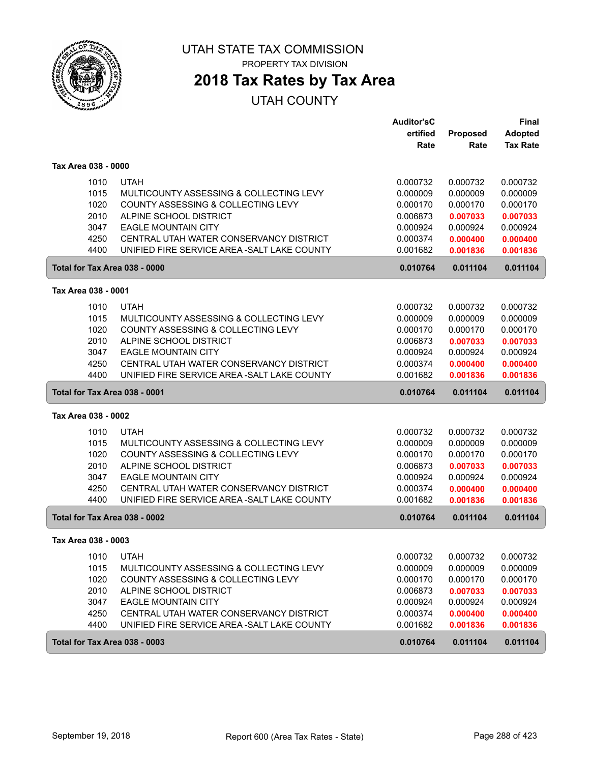# UTAH STATE TAX COMMISSION

PROPERTY TAX DIVISION

## 2018 Tax Rates by Tax Area

UTAH COUNTY

| | | Auditor'sCertified Rate | Proposed Rate | Final Adopted Tax Rate |
|---|---|---|---|---|
| **Tax Area 038 - 0000** | | | | |
| 1010 | UTAH | 0.000732 | 0.000732 | 0.000732 |
| 1015 | MULTICOUNTY ASSESSING & COLLECTING LEVY | 0.000009 | 0.000009 | 0.000009 |
| 1020 | COUNTY ASSESSING & COLLECTING LEVY | 0.000170 | 0.000170 | 0.000170 |
| 2010 | ALPINE SCHOOL DISTRICT | 0.006873 | **0.007033** | **0.007033** |
| 3047 | EAGLE MOUNTAIN CITY | 0.000924 | 0.000924 | 0.000924 |
| 4250 | CENTRAL UTAH WATER CONSERVANCY DISTRICT | 0.000374 | **0.000400** | **0.000400** |
| 4400 | UNIFIED FIRE SERVICE AREA -SALT LAKE COUNTY | 0.001682 | **0.001836** | **0.001836** |
| **Total for Tax Area 038 - 0000** | | **0.010764** | **0.011104** | **0.011104** |
| **Tax Area 038 - 0001** | | | | |
| 1010 | UTAH | 0.000732 | 0.000732 | 0.000732 |
| 1015 | MULTICOUNTY ASSESSING & COLLECTING LEVY | 0.000009 | 0.000009 | 0.000009 |
| 1020 | COUNTY ASSESSING & COLLECTING LEVY | 0.000170 | 0.000170 | 0.000170 |
| 2010 | ALPINE SCHOOL DISTRICT | 0.006873 | **0.007033** | **0.007033** |
| 3047 | EAGLE MOUNTAIN CITY | 0.000924 | 0.000924 | 0.000924 |
| 4250 | CENTRAL UTAH WATER CONSERVANCY DISTRICT | 0.000374 | **0.000400** | **0.000400** |
| 4400 | UNIFIED FIRE SERVICE AREA -SALT LAKE COUNTY | 0.001682 | **0.001836** | **0.001836** |
| **Total for Tax Area 038 - 0001** | | **0.010764** | **0.011104** | **0.011104** |
| **Tax Area 038 - 0002** | | | | |
| 1010 | UTAH | 0.000732 | 0.000732 | 0.000732 |
| 1015 | MULTICOUNTY ASSESSING & COLLECTING LEVY | 0.000009 | 0.000009 | 0.000009 |
| 1020 | COUNTY ASSESSING & COLLECTING LEVY | 0.000170 | 0.000170 | 0.000170 |
| 2010 | ALPINE SCHOOL DISTRICT | 0.006873 | **0.007033** | **0.007033** |
| 3047 | EAGLE MOUNTAIN CITY | 0.000924 | 0.000924 | 0.000924 |
| 4250 | CENTRAL UTAH WATER CONSERVANCY DISTRICT | 0.000374 | **0.000400** | **0.000400** |
| 4400 | UNIFIED FIRE SERVICE AREA -SALT LAKE COUNTY | 0.001682 | **0.001836** | **0.001836** |
| **Total for Tax Area 038 - 0002** | | **0.010764** | **0.011104** | **0.011104** |
| **Tax Area 038 - 0003** | | | | |
| 1010 | UTAH | 0.000732 | 0.000732 | 0.000732 |
| 1015 | MULTICOUNTY ASSESSING & COLLECTING LEVY | 0.000009 | 0.000009 | 0.000009 |
| 1020 | COUNTY ASSESSING & COLLECTING LEVY | 0.000170 | 0.000170 | 0.000170 |
| 2010 | ALPINE SCHOOL DISTRICT | 0.006873 | **0.007033** | **0.007033** |
| 3047 | EAGLE MOUNTAIN CITY | 0.000924 | 0.000924 | 0.000924 |
| 4250 | CENTRAL UTAH WATER CONSERVANCY DISTRICT | 0.000374 | **0.000400** | **0.000400** |
| 4400 | UNIFIED FIRE SERVICE AREA -SALT LAKE COUNTY | 0.001682 | **0.001836** | **0.001836** |
| **Total for Tax Area 038 - 0003** | | **0.010764** | **0.011104** | **0.011104** |

September 19, 2018 — Report 600 (Area Tax Rates - State)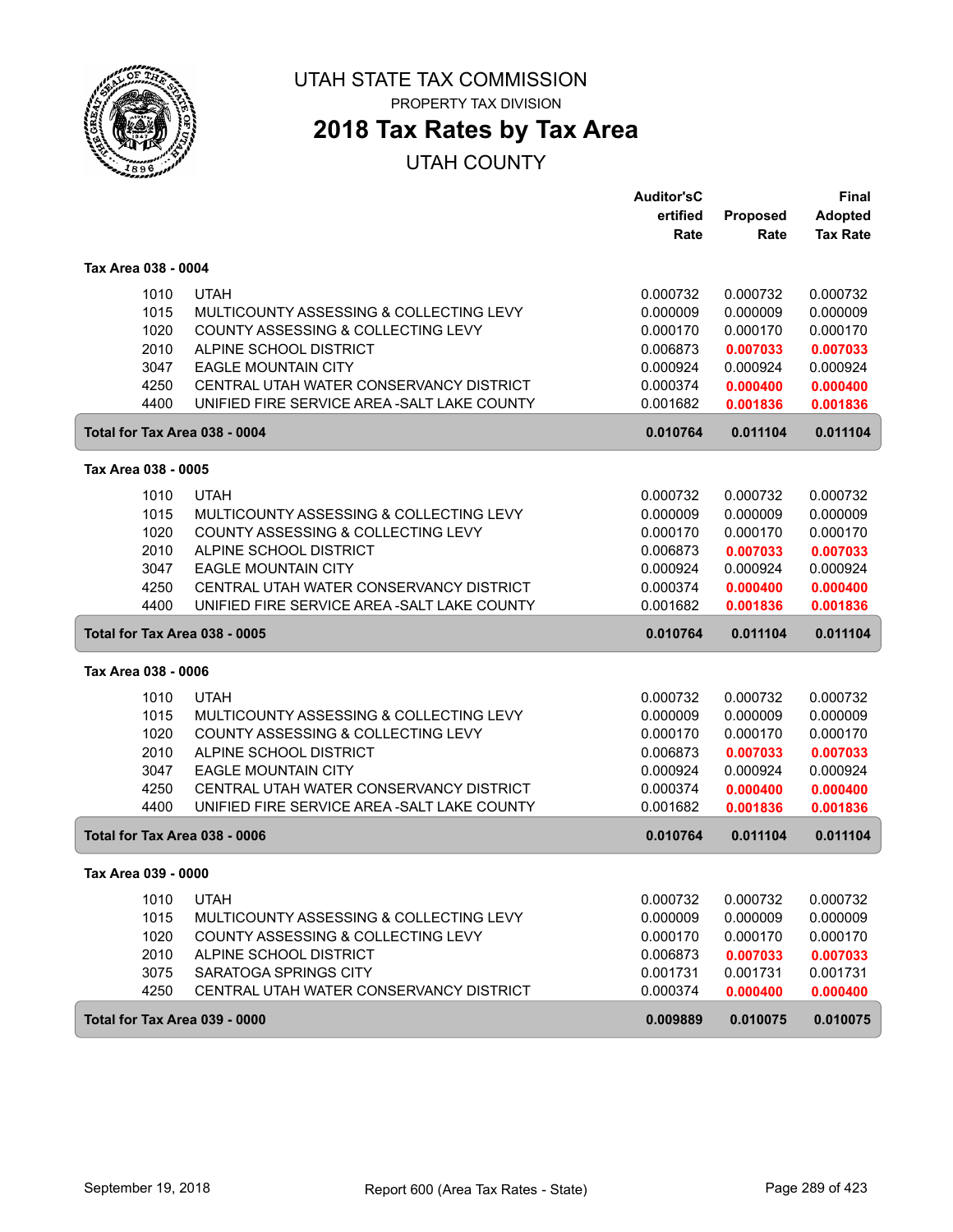# UTAH STATE TAX COMMISSION

PROPERTY TAX DIVISION

## 2018 Tax Rates by Tax Area

UTAH COUNTY

| | | Auditor'sCertified Rate | Proposed Rate | Final Adopted Tax Rate |
|---|---|---|---|---|
| **Tax Area 038 - 0004** | | | | |
| 1010 | UTAH | 0.000732 | 0.000732 | 0.000732 |
| 1015 | MULTICOUNTY ASSESSING & COLLECTING LEVY | 0.000009 | 0.000009 | 0.000009 |
| 1020 | COUNTY ASSESSING & COLLECTING LEVY | 0.000170 | 0.000170 | 0.000170 |
| 2010 | ALPINE SCHOOL DISTRICT | 0.006873 | **0.007033** | **0.007033** |
| 3047 | EAGLE MOUNTAIN CITY | 0.000924 | 0.000924 | 0.000924 |
| 4250 | CENTRAL UTAH WATER CONSERVANCY DISTRICT | 0.000374 | **0.000400** | **0.000400** |
| 4400 | UNIFIED FIRE SERVICE AREA -SALT LAKE COUNTY | 0.001682 | **0.001836** | **0.001836** |
| **Total for Tax Area 038 - 0004** | | **0.010764** | **0.011104** | **0.011104** |
| **Tax Area 038 - 0005** | | | | |
| 1010 | UTAH | 0.000732 | 0.000732 | 0.000732 |
| 1015 | MULTICOUNTY ASSESSING & COLLECTING LEVY | 0.000009 | 0.000009 | 0.000009 |
| 1020 | COUNTY ASSESSING & COLLECTING LEVY | 0.000170 | 0.000170 | 0.000170 |
| 2010 | ALPINE SCHOOL DISTRICT | 0.006873 | **0.007033** | **0.007033** |
| 3047 | EAGLE MOUNTAIN CITY | 0.000924 | 0.000924 | 0.000924 |
| 4250 | CENTRAL UTAH WATER CONSERVANCY DISTRICT | 0.000374 | **0.000400** | **0.000400** |
| 4400 | UNIFIED FIRE SERVICE AREA -SALT LAKE COUNTY | 0.001682 | **0.001836** | **0.001836** |
| **Total for Tax Area 038 - 0005** | | **0.010764** | **0.011104** | **0.011104** |
| **Tax Area 038 - 0006** | | | | |
| 1010 | UTAH | 0.000732 | 0.000732 | 0.000732 |
| 1015 | MULTICOUNTY ASSESSING & COLLECTING LEVY | 0.000009 | 0.000009 | 0.000009 |
| 1020 | COUNTY ASSESSING & COLLECTING LEVY | 0.000170 | 0.000170 | 0.000170 |
| 2010 | ALPINE SCHOOL DISTRICT | 0.006873 | **0.007033** | **0.007033** |
| 3047 | EAGLE MOUNTAIN CITY | 0.000924 | 0.000924 | 0.000924 |
| 4250 | CENTRAL UTAH WATER CONSERVANCY DISTRICT | 0.000374 | **0.000400** | **0.000400** |
| 4400 | UNIFIED FIRE SERVICE AREA -SALT LAKE COUNTY | 0.001682 | **0.001836** | **0.001836** |
| **Total for Tax Area 038 - 0006** | | **0.010764** | **0.011104** | **0.011104** |
| **Tax Area 039 - 0000** | | | | |
| 1010 | UTAH | 0.000732 | 0.000732 | 0.000732 |
| 1015 | MULTICOUNTY ASSESSING & COLLECTING LEVY | 0.000009 | 0.000009 | 0.000009 |
| 1020 | COUNTY ASSESSING & COLLECTING LEVY | 0.000170 | 0.000170 | 0.000170 |
| 2010 | ALPINE SCHOOL DISTRICT | 0.006873 | **0.007033** | **0.007033** |
| 3075 | SARATOGA SPRINGS CITY | 0.001731 | 0.001731 | 0.001731 |
| 4250 | CENTRAL UTAH WATER CONSERVANCY DISTRICT | 0.000374 | **0.000400** | **0.000400** |
| **Total for Tax Area 039 - 0000** | | **0.009889** | **0.010075** | **0.010075** |

September 19, 2018 — Report 600 (Area Tax Rates - State)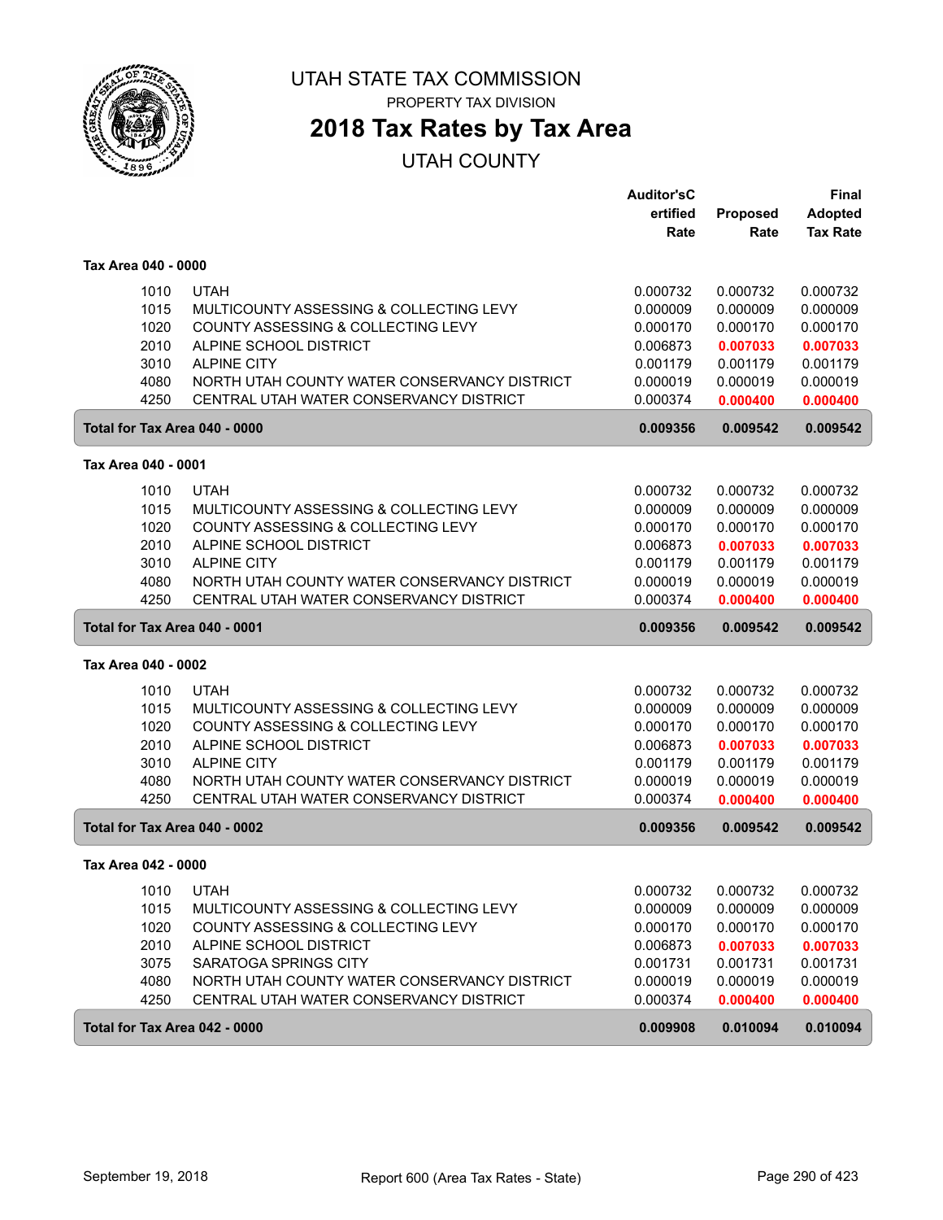# UTAH STATE TAX COMMISSION

PROPERTY TAX DIVISION

## 2018 Tax Rates by Tax Area

UTAH COUNTY

| | | Auditor'sCertified Rate | Proposed Rate | Final Adopted Tax Rate |
|---|---|---|---|---|
| **Tax Area 040 - 0000** | | | | |
| 1010 | UTAH | 0.000732 | 0.000732 | 0.000732 |
| 1015 | MULTICOUNTY ASSESSING & COLLECTING LEVY | 0.000009 | 0.000009 | 0.000009 |
| 1020 | COUNTY ASSESSING & COLLECTING LEVY | 0.000170 | 0.000170 | 0.000170 |
| 2010 | ALPINE SCHOOL DISTRICT | 0.006873 | **0.007033** | **0.007033** |
| 3010 | ALPINE CITY | 0.001179 | 0.001179 | 0.001179 |
| 4080 | NORTH UTAH COUNTY WATER CONSERVANCY DISTRICT | 0.000019 | 0.000019 | 0.000019 |
| 4250 | CENTRAL UTAH WATER CONSERVANCY DISTRICT | 0.000374 | **0.000400** | **0.000400** |
| **Total for Tax Area 040 - 0000** | | **0.009356** | **0.009542** | **0.009542** |
| **Tax Area 040 - 0001** | | | | |
| 1010 | UTAH | 0.000732 | 0.000732 | 0.000732 |
| 1015 | MULTICOUNTY ASSESSING & COLLECTING LEVY | 0.000009 | 0.000009 | 0.000009 |
| 1020 | COUNTY ASSESSING & COLLECTING LEVY | 0.000170 | 0.000170 | 0.000170 |
| 2010 | ALPINE SCHOOL DISTRICT | 0.006873 | **0.007033** | **0.007033** |
| 3010 | ALPINE CITY | 0.001179 | 0.001179 | 0.001179 |
| 4080 | NORTH UTAH COUNTY WATER CONSERVANCY DISTRICT | 0.000019 | 0.000019 | 0.000019 |
| 4250 | CENTRAL UTAH WATER CONSERVANCY DISTRICT | 0.000374 | **0.000400** | **0.000400** |
| **Total for Tax Area 040 - 0001** | | **0.009356** | **0.009542** | **0.009542** |
| **Tax Area 040 - 0002** | | | | |
| 1010 | UTAH | 0.000732 | 0.000732 | 0.000732 |
| 1015 | MULTICOUNTY ASSESSING & COLLECTING LEVY | 0.000009 | 0.000009 | 0.000009 |
| 1020 | COUNTY ASSESSING & COLLECTING LEVY | 0.000170 | 0.000170 | 0.000170 |
| 2010 | ALPINE SCHOOL DISTRICT | 0.006873 | **0.007033** | **0.007033** |
| 3010 | ALPINE CITY | 0.001179 | 0.001179 | 0.001179 |
| 4080 | NORTH UTAH COUNTY WATER CONSERVANCY DISTRICT | 0.000019 | 0.000019 | 0.000019 |
| 4250 | CENTRAL UTAH WATER CONSERVANCY DISTRICT | 0.000374 | **0.000400** | **0.000400** |
| **Total for Tax Area 040 - 0002** | | **0.009356** | **0.009542** | **0.009542** |
| **Tax Area 042 - 0000** | | | | |
| 1010 | UTAH | 0.000732 | 0.000732 | 0.000732 |
| 1015 | MULTICOUNTY ASSESSING & COLLECTING LEVY | 0.000009 | 0.000009 | 0.000009 |
| 1020 | COUNTY ASSESSING & COLLECTING LEVY | 0.000170 | 0.000170 | 0.000170 |
| 2010 | ALPINE SCHOOL DISTRICT | 0.006873 | **0.007033** | **0.007033** |
| 3075 | SARATOGA SPRINGS CITY | 0.001731 | 0.001731 | 0.001731 |
| 4080 | NORTH UTAH COUNTY WATER CONSERVANCY DISTRICT | 0.000019 | 0.000019 | 0.000019 |
| 4250 | CENTRAL UTAH WATER CONSERVANCY DISTRICT | 0.000374 | **0.000400** | **0.000400** |
| **Total for Tax Area 042 - 0000** | | **0.009908** | **0.010094** | **0.010094** |

September 19, 2018 — Report 600 (Area Tax Rates - State)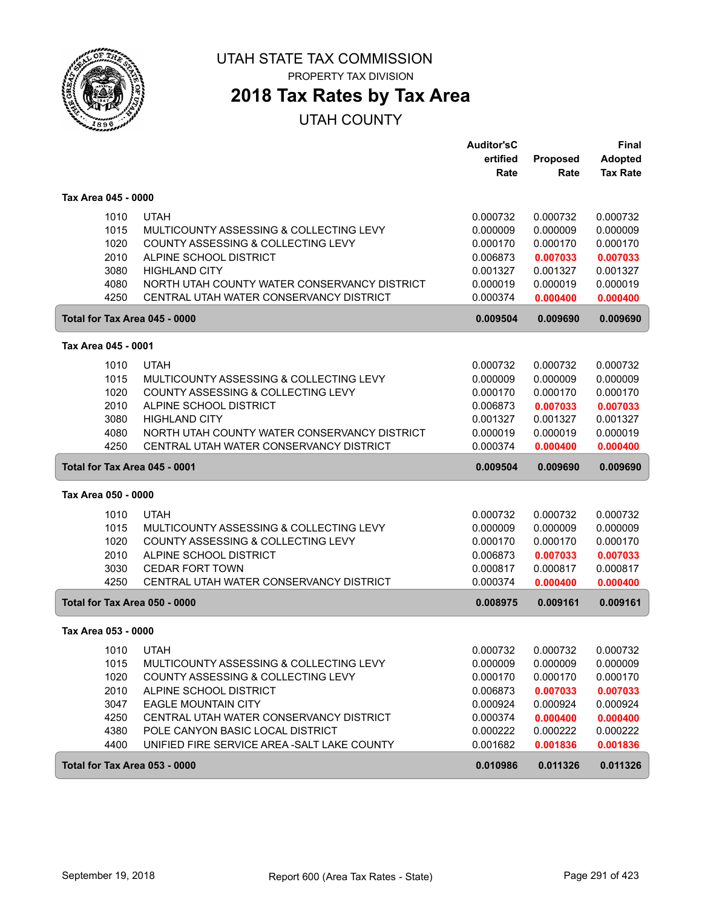# UTAH STATE TAX COMMISSION

PROPERTY TAX DIVISION

## 2018 Tax Rates by Tax Area

UTAH COUNTY

| | | Auditor's Certified Rate | Proposed Rate | Final Adopted Tax Rate |
|---|---|---|---|---|
| **Tax Area 045 - 0000** | | | | |
| 1010 | UTAH | 0.000732 | 0.000732 | 0.000732 |
| 1015 | MULTICOUNTY ASSESSING & COLLECTING LEVY | 0.000009 | 0.000009 | 0.000009 |
| 1020 | COUNTY ASSESSING & COLLECTING LEVY | 0.000170 | 0.000170 | 0.000170 |
| 2010 | ALPINE SCHOOL DISTRICT | 0.006873 | **0.007033** | **0.007033** |
| 3080 | HIGHLAND CITY | 0.001327 | 0.001327 | 0.001327 |
| 4080 | NORTH UTAH COUNTY WATER CONSERVANCY DISTRICT | 0.000019 | 0.000019 | 0.000019 |
| 4250 | CENTRAL UTAH WATER CONSERVANCY DISTRICT | 0.000374 | **0.000400** | **0.000400** |
| **Total for Tax Area 045 - 0000** | | **0.009504** | **0.009690** | **0.009690** |
| **Tax Area 045 - 0001** | | | | |
| 1010 | UTAH | 0.000732 | 0.000732 | 0.000732 |
| 1015 | MULTICOUNTY ASSESSING & COLLECTING LEVY | 0.000009 | 0.000009 | 0.000009 |
| 1020 | COUNTY ASSESSING & COLLECTING LEVY | 0.000170 | 0.000170 | 0.000170 |
| 2010 | ALPINE SCHOOL DISTRICT | 0.006873 | **0.007033** | **0.007033** |
| 3080 | HIGHLAND CITY | 0.001327 | 0.001327 | 0.001327 |
| 4080 | NORTH UTAH COUNTY WATER CONSERVANCY DISTRICT | 0.000019 | 0.000019 | 0.000019 |
| 4250 | CENTRAL UTAH WATER CONSERVANCY DISTRICT | 0.000374 | **0.000400** | **0.000400** |
| **Total for Tax Area 045 - 0001** | | **0.009504** | **0.009690** | **0.009690** |
| **Tax Area 050 - 0000** | | | | |
| 1010 | UTAH | 0.000732 | 0.000732 | 0.000732 |
| 1015 | MULTICOUNTY ASSESSING & COLLECTING LEVY | 0.000009 | 0.000009 | 0.000009 |
| 1020 | COUNTY ASSESSING & COLLECTING LEVY | 0.000170 | 0.000170 | 0.000170 |
| 2010 | ALPINE SCHOOL DISTRICT | 0.006873 | **0.007033** | **0.007033** |
| 3030 | CEDAR FORT TOWN | 0.000817 | 0.000817 | 0.000817 |
| 4250 | CENTRAL UTAH WATER CONSERVANCY DISTRICT | 0.000374 | **0.000400** | **0.000400** |
| **Total for Tax Area 050 - 0000** | | **0.008975** | **0.009161** | **0.009161** |
| **Tax Area 053 - 0000** | | | | |
| 1010 | UTAH | 0.000732 | 0.000732 | 0.000732 |
| 1015 | MULTICOUNTY ASSESSING & COLLECTING LEVY | 0.000009 | 0.000009 | 0.000009 |
| 1020 | COUNTY ASSESSING & COLLECTING LEVY | 0.000170 | 0.000170 | 0.000170 |
| 2010 | ALPINE SCHOOL DISTRICT | 0.006873 | **0.007033** | **0.007033** |
| 3047 | EAGLE MOUNTAIN CITY | 0.000924 | 0.000924 | 0.000924 |
| 4250 | CENTRAL UTAH WATER CONSERVANCY DISTRICT | 0.000374 | **0.000400** | **0.000400** |
| 4380 | POLE CANYON BASIC LOCAL DISTRICT | 0.000222 | 0.000222 | 0.000222 |
| 4400 | UNIFIED FIRE SERVICE AREA -SALT LAKE COUNTY | 0.001682 | **0.001836** | **0.001836** |
| **Total for Tax Area 053 - 0000** | | **0.010986** | **0.011326** | **0.011326** |

September 19, 2018 — Report 600 (Area Tax Rates - State)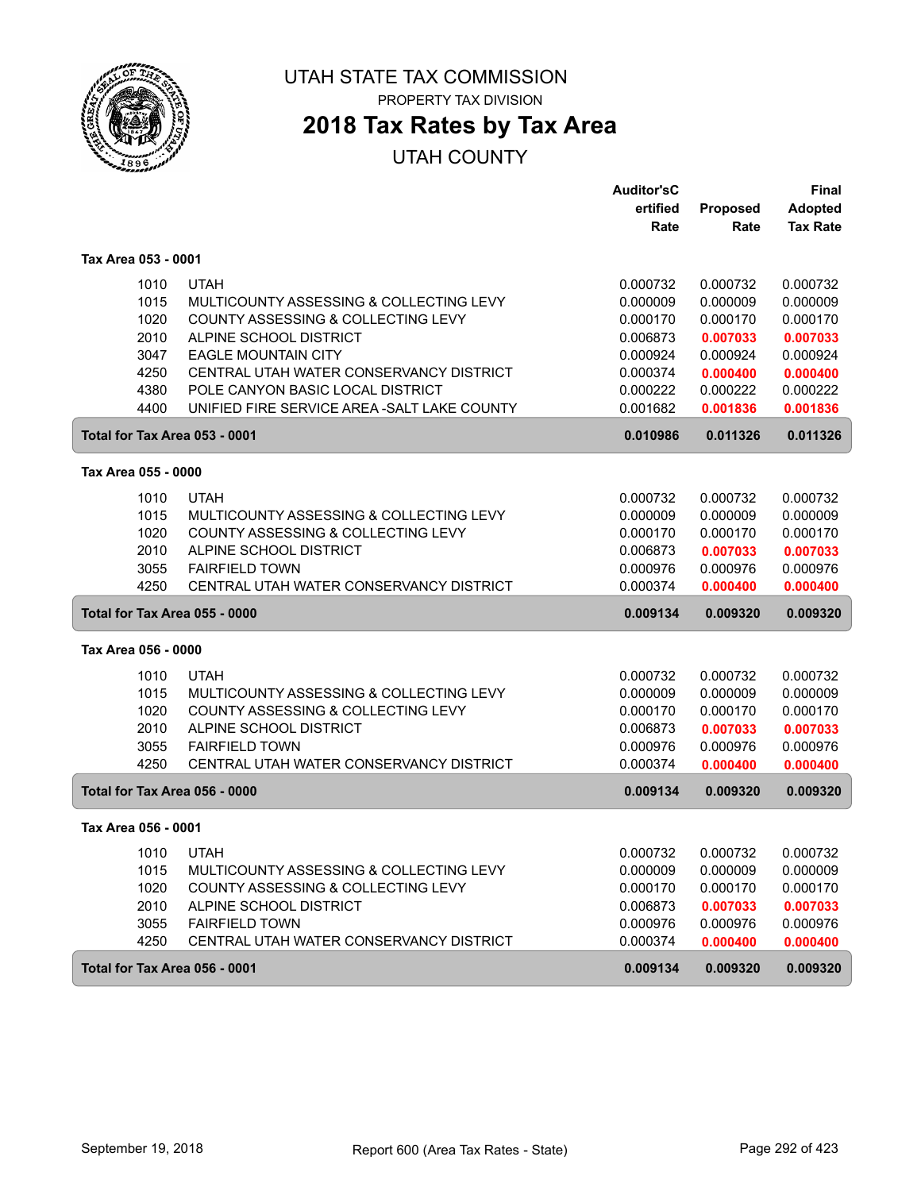# UTAH STATE TAX COMMISSION

PROPERTY TAX DIVISION

## 2018 Tax Rates by Tax Area

UTAH COUNTY

| | | Auditor'sCertified Rate | Proposed Rate | Final Adopted Tax Rate |
|---|---|---|---|---|
| **Tax Area 053 - 0001** | | | | |
| 1010 | UTAH | 0.000732 | 0.000732 | 0.000732 |
| 1015 | MULTICOUNTY ASSESSING & COLLECTING LEVY | 0.000009 | 0.000009 | 0.000009 |
| 1020 | COUNTY ASSESSING & COLLECTING LEVY | 0.000170 | 0.000170 | 0.000170 |
| 2010 | ALPINE SCHOOL DISTRICT | 0.006873 | **0.007033** | **0.007033** |
| 3047 | EAGLE MOUNTAIN CITY | 0.000924 | 0.000924 | 0.000924 |
| 4250 | CENTRAL UTAH WATER CONSERVANCY DISTRICT | 0.000374 | **0.000400** | **0.000400** |
| 4380 | POLE CANYON BASIC LOCAL DISTRICT | 0.000222 | 0.000222 | 0.000222 |
| 4400 | UNIFIED FIRE SERVICE AREA -SALT LAKE COUNTY | 0.001682 | **0.001836** | **0.001836** |
| **Total for Tax Area 053 - 0001** | | **0.010986** | **0.011326** | **0.011326** |
| **Tax Area 055 - 0000** | | | | |
| 1010 | UTAH | 0.000732 | 0.000732 | 0.000732 |
| 1015 | MULTICOUNTY ASSESSING & COLLECTING LEVY | 0.000009 | 0.000009 | 0.000009 |
| 1020 | COUNTY ASSESSING & COLLECTING LEVY | 0.000170 | 0.000170 | 0.000170 |
| 2010 | ALPINE SCHOOL DISTRICT | 0.006873 | **0.007033** | **0.007033** |
| 3055 | FAIRFIELD TOWN | 0.000976 | 0.000976 | 0.000976 |
| 4250 | CENTRAL UTAH WATER CONSERVANCY DISTRICT | 0.000374 | **0.000400** | **0.000400** |
| **Total for Tax Area 055 - 0000** | | **0.009134** | **0.009320** | **0.009320** |
| **Tax Area 056 - 0000** | | | | |
| 1010 | UTAH | 0.000732 | 0.000732 | 0.000732 |
| 1015 | MULTICOUNTY ASSESSING & COLLECTING LEVY | 0.000009 | 0.000009 | 0.000009 |
| 1020 | COUNTY ASSESSING & COLLECTING LEVY | 0.000170 | 0.000170 | 0.000170 |
| 2010 | ALPINE SCHOOL DISTRICT | 0.006873 | **0.007033** | **0.007033** |
| 3055 | FAIRFIELD TOWN | 0.000976 | 0.000976 | 0.000976 |
| 4250 | CENTRAL UTAH WATER CONSERVANCY DISTRICT | 0.000374 | **0.000400** | **0.000400** |
| **Total for Tax Area 056 - 0000** | | **0.009134** | **0.009320** | **0.009320** |
| **Tax Area 056 - 0001** | | | | |
| 1010 | UTAH | 0.000732 | 0.000732 | 0.000732 |
| 1015 | MULTICOUNTY ASSESSING & COLLECTING LEVY | 0.000009 | 0.000009 | 0.000009 |
| 1020 | COUNTY ASSESSING & COLLECTING LEVY | 0.000170 | 0.000170 | 0.000170 |
| 2010 | ALPINE SCHOOL DISTRICT | 0.006873 | **0.007033** | **0.007033** |
| 3055 | FAIRFIELD TOWN | 0.000976 | 0.000976 | 0.000976 |
| 4250 | CENTRAL UTAH WATER CONSERVANCY DISTRICT | 0.000374 | **0.000400** | **0.000400** |
| **Total for Tax Area 056 - 0001** | | **0.009134** | **0.009320** | **0.009320** |

September 19, 2018 — Report 600 (Area Tax Rates - State)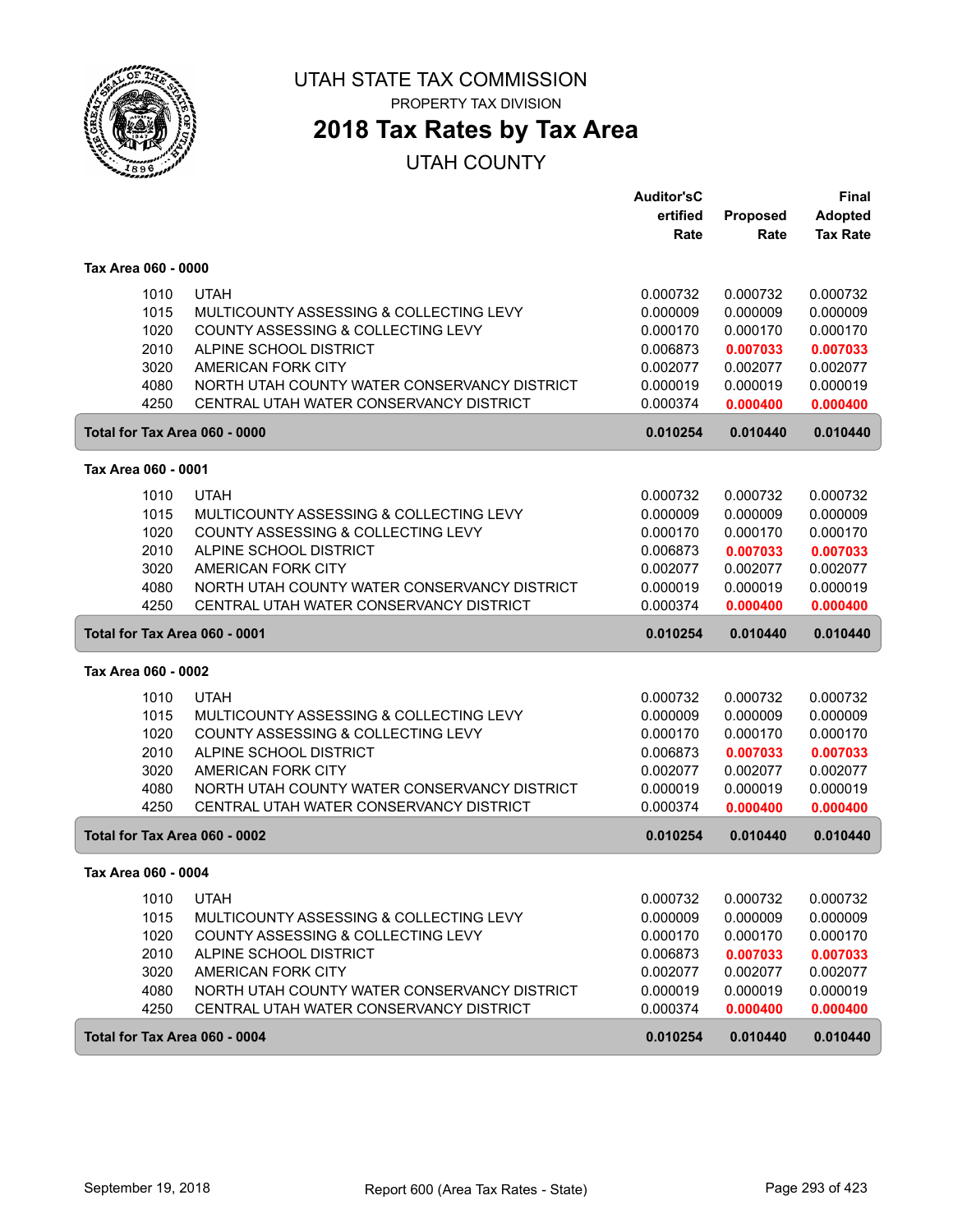# UTAH STATE TAX COMMISSION

PROPERTY TAX DIVISION

## 2018 Tax Rates by Tax Area

UTAH COUNTY

| | | Auditor's Certified Rate | Proposed Rate | Final Adopted Tax Rate |
|---|---|---|---|---|
| **Tax Area 060 - 0000** | | | | |
| 1010 | UTAH | 0.000732 | 0.000732 | 0.000732 |
| 1015 | MULTICOUNTY ASSESSING & COLLECTING LEVY | 0.000009 | 0.000009 | 0.000009 |
| 1020 | COUNTY ASSESSING & COLLECTING LEVY | 0.000170 | 0.000170 | 0.000170 |
| 2010 | ALPINE SCHOOL DISTRICT | 0.006873 | **0.007033** | **0.007033** |
| 3020 | AMERICAN FORK CITY | 0.002077 | 0.002077 | 0.002077 |
| 4080 | NORTH UTAH COUNTY WATER CONSERVANCY DISTRICT | 0.000019 | 0.000019 | 0.000019 |
| 4250 | CENTRAL UTAH WATER CONSERVANCY DISTRICT | 0.000374 | **0.000400** | **0.000400** |
| **Total for Tax Area 060 - 0000** | | **0.010254** | **0.010440** | **0.010440** |
| **Tax Area 060 - 0001** | | | | |
| 1010 | UTAH | 0.000732 | 0.000732 | 0.000732 |
| 1015 | MULTICOUNTY ASSESSING & COLLECTING LEVY | 0.000009 | 0.000009 | 0.000009 |
| 1020 | COUNTY ASSESSING & COLLECTING LEVY | 0.000170 | 0.000170 | 0.000170 |
| 2010 | ALPINE SCHOOL DISTRICT | 0.006873 | **0.007033** | **0.007033** |
| 3020 | AMERICAN FORK CITY | 0.002077 | 0.002077 | 0.002077 |
| 4080 | NORTH UTAH COUNTY WATER CONSERVANCY DISTRICT | 0.000019 | 0.000019 | 0.000019 |
| 4250 | CENTRAL UTAH WATER CONSERVANCY DISTRICT | 0.000374 | **0.000400** | **0.000400** |
| **Total for Tax Area 060 - 0001** | | **0.010254** | **0.010440** | **0.010440** |
| **Tax Area 060 - 0002** | | | | |
| 1010 | UTAH | 0.000732 | 0.000732 | 0.000732 |
| 1015 | MULTICOUNTY ASSESSING & COLLECTING LEVY | 0.000009 | 0.000009 | 0.000009 |
| 1020 | COUNTY ASSESSING & COLLECTING LEVY | 0.000170 | 0.000170 | 0.000170 |
| 2010 | ALPINE SCHOOL DISTRICT | 0.006873 | **0.007033** | **0.007033** |
| 3020 | AMERICAN FORK CITY | 0.002077 | 0.002077 | 0.002077 |
| 4080 | NORTH UTAH COUNTY WATER CONSERVANCY DISTRICT | 0.000019 | 0.000019 | 0.000019 |
| 4250 | CENTRAL UTAH WATER CONSERVANCY DISTRICT | 0.000374 | **0.000400** | **0.000400** |
| **Total for Tax Area 060 - 0002** | | **0.010254** | **0.010440** | **0.010440** |
| **Tax Area 060 - 0004** | | | | |
| 1010 | UTAH | 0.000732 | 0.000732 | 0.000732 |
| 1015 | MULTICOUNTY ASSESSING & COLLECTING LEVY | 0.000009 | 0.000009 | 0.000009 |
| 1020 | COUNTY ASSESSING & COLLECTING LEVY | 0.000170 | 0.000170 | 0.000170 |
| 2010 | ALPINE SCHOOL DISTRICT | 0.006873 | **0.007033** | **0.007033** |
| 3020 | AMERICAN FORK CITY | 0.002077 | 0.002077 | 0.002077 |
| 4080 | NORTH UTAH COUNTY WATER CONSERVANCY DISTRICT | 0.000019 | 0.000019 | 0.000019 |
| 4250 | CENTRAL UTAH WATER CONSERVANCY DISTRICT | 0.000374 | **0.000400** | **0.000400** |
| **Total for Tax Area 060 - 0004** | | **0.010254** | **0.010440** | **0.010440** |

September 19, 2018 Report 600 (Area Tax Rates - State)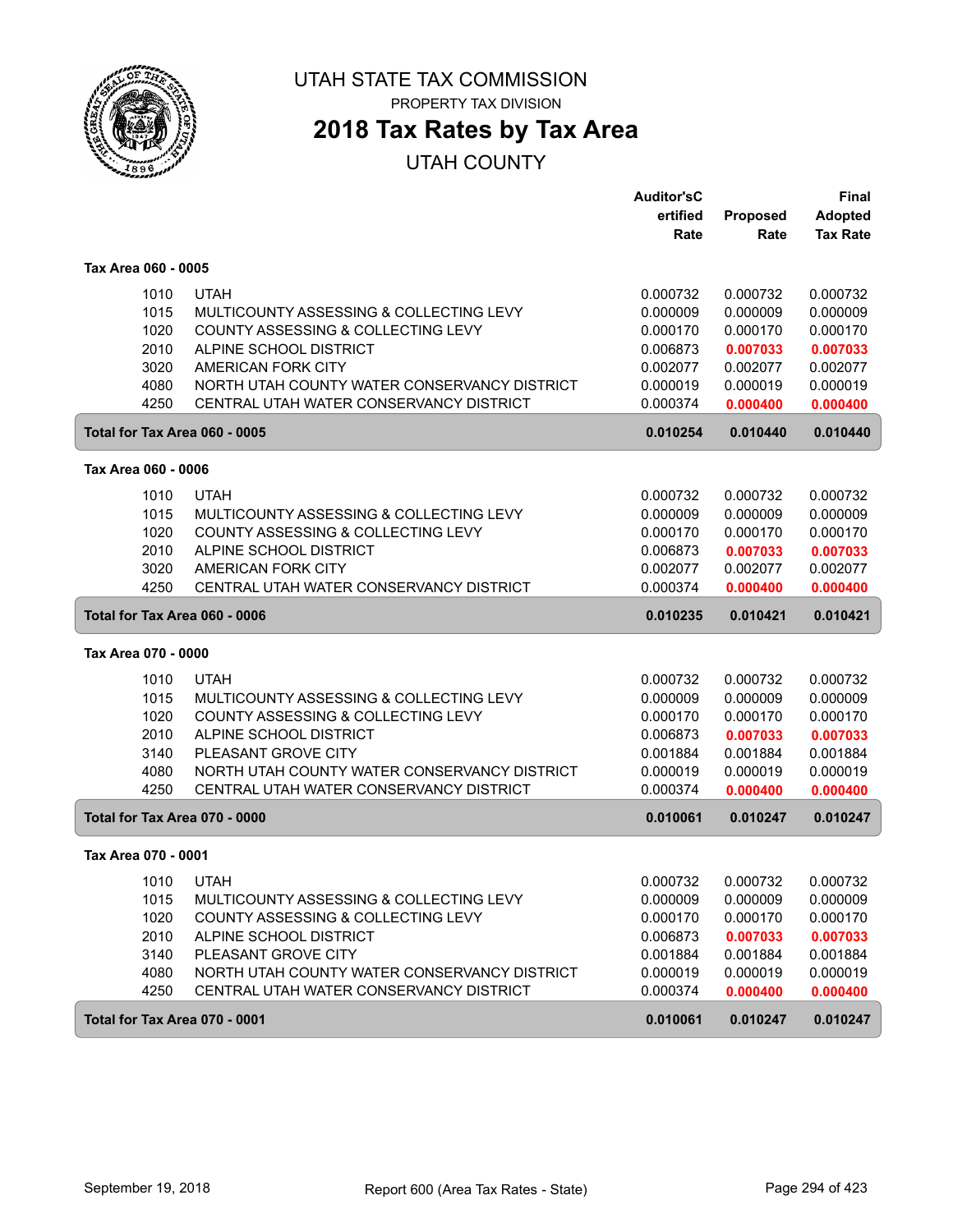# UTAH STATE TAX COMMISSION

PROPERTY TAX DIVISION

## 2018 Tax Rates by Tax Area

UTAH COUNTY

| | | Auditor'sCertified Rate | Proposed Rate | Final Adopted Tax Rate |
|---|---|---|---|---|
| **Tax Area 060 - 0005** | | | | |
| 1010 | UTAH | 0.000732 | 0.000732 | 0.000732 |
| 1015 | MULTICOUNTY ASSESSING & COLLECTING LEVY | 0.000009 | 0.000009 | 0.000009 |
| 1020 | COUNTY ASSESSING & COLLECTING LEVY | 0.000170 | 0.000170 | 0.000170 |
| 2010 | ALPINE SCHOOL DISTRICT | 0.006873 | **0.007033** | **0.007033** |
| 3020 | AMERICAN FORK CITY | 0.002077 | 0.002077 | 0.002077 |
| 4080 | NORTH UTAH COUNTY WATER CONSERVANCY DISTRICT | 0.000019 | 0.000019 | 0.000019 |
| 4250 | CENTRAL UTAH WATER CONSERVANCY DISTRICT | 0.000374 | **0.000400** | **0.000400** |
| **Total for Tax Area 060 - 0005** | | **0.010254** | **0.010440** | **0.010440** |
| **Tax Area 060 - 0006** | | | | |
| 1010 | UTAH | 0.000732 | 0.000732 | 0.000732 |
| 1015 | MULTICOUNTY ASSESSING & COLLECTING LEVY | 0.000009 | 0.000009 | 0.000009 |
| 1020 | COUNTY ASSESSING & COLLECTING LEVY | 0.000170 | 0.000170 | 0.000170 |
| 2010 | ALPINE SCHOOL DISTRICT | 0.006873 | **0.007033** | **0.007033** |
| 3020 | AMERICAN FORK CITY | 0.002077 | 0.002077 | 0.002077 |
| 4250 | CENTRAL UTAH WATER CONSERVANCY DISTRICT | 0.000374 | **0.000400** | **0.000400** |
| **Total for Tax Area 060 - 0006** | | **0.010235** | **0.010421** | **0.010421** |
| **Tax Area 070 - 0000** | | | | |
| 1010 | UTAH | 0.000732 | 0.000732 | 0.000732 |
| 1015 | MULTICOUNTY ASSESSING & COLLECTING LEVY | 0.000009 | 0.000009 | 0.000009 |
| 1020 | COUNTY ASSESSING & COLLECTING LEVY | 0.000170 | 0.000170 | 0.000170 |
| 2010 | ALPINE SCHOOL DISTRICT | 0.006873 | **0.007033** | **0.007033** |
| 3140 | PLEASANT GROVE CITY | 0.001884 | 0.001884 | 0.001884 |
| 4080 | NORTH UTAH COUNTY WATER CONSERVANCY DISTRICT | 0.000019 | 0.000019 | 0.000019 |
| 4250 | CENTRAL UTAH WATER CONSERVANCY DISTRICT | 0.000374 | **0.000400** | **0.000400** |
| **Total for Tax Area 070 - 0000** | | **0.010061** | **0.010247** | **0.010247** |
| **Tax Area 070 - 0001** | | | | |
| 1010 | UTAH | 0.000732 | 0.000732 | 0.000732 |
| 1015 | MULTICOUNTY ASSESSING & COLLECTING LEVY | 0.000009 | 0.000009 | 0.000009 |
| 1020 | COUNTY ASSESSING & COLLECTING LEVY | 0.000170 | 0.000170 | 0.000170 |
| 2010 | ALPINE SCHOOL DISTRICT | 0.006873 | **0.007033** | **0.007033** |
| 3140 | PLEASANT GROVE CITY | 0.001884 | 0.001884 | 0.001884 |
| 4080 | NORTH UTAH COUNTY WATER CONSERVANCY DISTRICT | 0.000019 | 0.000019 | 0.000019 |
| 4250 | CENTRAL UTAH WATER CONSERVANCY DISTRICT | 0.000374 | **0.000400** | **0.000400** |
| **Total for Tax Area 070 - 0001** | | **0.010061** | **0.010247** | **0.010247** |

September 19, 2018 | Report 600 (Area Tax Rates - State)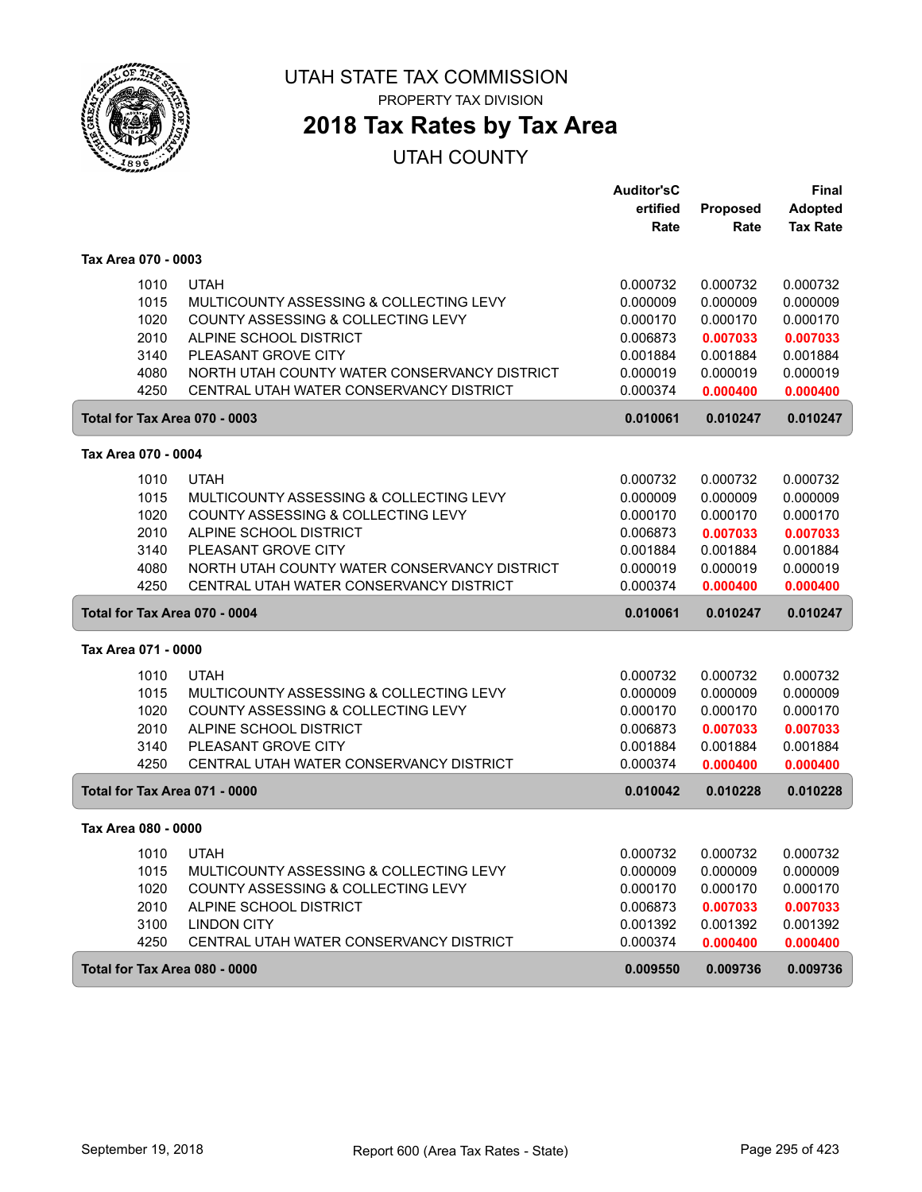# UTAH STATE TAX COMMISSION

PROPERTY TAX DIVISION

## 2018 Tax Rates by Tax Area

UTAH COUNTY

| | | Auditor'sCertified Rate | Proposed Rate | Final Adopted Tax Rate |
|---|---|---|---|---|
| **Tax Area 070 - 0003** | | | | |
| 1010 | UTAH | 0.000732 | 0.000732 | 0.000732 |
| 1015 | MULTICOUNTY ASSESSING & COLLECTING LEVY | 0.000009 | 0.000009 | 0.000009 |
| 1020 | COUNTY ASSESSING & COLLECTING LEVY | 0.000170 | 0.000170 | 0.000170 |
| 2010 | ALPINE SCHOOL DISTRICT | 0.006873 | **0.007033** | **0.007033** |
| 3140 | PLEASANT GROVE CITY | 0.001884 | 0.001884 | 0.001884 |
| 4080 | NORTH UTAH COUNTY WATER CONSERVANCY DISTRICT | 0.000019 | 0.000019 | 0.000019 |
| 4250 | CENTRAL UTAH WATER CONSERVANCY DISTRICT | 0.000374 | **0.000400** | **0.000400** |
| **Total for Tax Area 070 - 0003** | | **0.010061** | **0.010247** | **0.010247** |
| **Tax Area 070 - 0004** | | | | |
| 1010 | UTAH | 0.000732 | 0.000732 | 0.000732 |
| 1015 | MULTICOUNTY ASSESSING & COLLECTING LEVY | 0.000009 | 0.000009 | 0.000009 |
| 1020 | COUNTY ASSESSING & COLLECTING LEVY | 0.000170 | 0.000170 | 0.000170 |
| 2010 | ALPINE SCHOOL DISTRICT | 0.006873 | **0.007033** | **0.007033** |
| 3140 | PLEASANT GROVE CITY | 0.001884 | 0.001884 | 0.001884 |
| 4080 | NORTH UTAH COUNTY WATER CONSERVANCY DISTRICT | 0.000019 | 0.000019 | 0.000019 |
| 4250 | CENTRAL UTAH WATER CONSERVANCY DISTRICT | 0.000374 | **0.000400** | **0.000400** |
| **Total for Tax Area 070 - 0004** | | **0.010061** | **0.010247** | **0.010247** |
| **Tax Area 071 - 0000** | | | | |
| 1010 | UTAH | 0.000732 | 0.000732 | 0.000732 |
| 1015 | MULTICOUNTY ASSESSING & COLLECTING LEVY | 0.000009 | 0.000009 | 0.000009 |
| 1020 | COUNTY ASSESSING & COLLECTING LEVY | 0.000170 | 0.000170 | 0.000170 |
| 2010 | ALPINE SCHOOL DISTRICT | 0.006873 | **0.007033** | **0.007033** |
| 3140 | PLEASANT GROVE CITY | 0.001884 | 0.001884 | 0.001884 |
| 4250 | CENTRAL UTAH WATER CONSERVANCY DISTRICT | 0.000374 | **0.000400** | **0.000400** |
| **Total for Tax Area 071 - 0000** | | **0.010042** | **0.010228** | **0.010228** |
| **Tax Area 080 - 0000** | | | | |
| 1010 | UTAH | 0.000732 | 0.000732 | 0.000732 |
| 1015 | MULTICOUNTY ASSESSING & COLLECTING LEVY | 0.000009 | 0.000009 | 0.000009 |
| 1020 | COUNTY ASSESSING & COLLECTING LEVY | 0.000170 | 0.000170 | 0.000170 |
| 2010 | ALPINE SCHOOL DISTRICT | 0.006873 | **0.007033** | **0.007033** |
| 3100 | LINDON CITY | 0.001392 | 0.001392 | 0.001392 |
| 4250 | CENTRAL UTAH WATER CONSERVANCY DISTRICT | 0.000374 | **0.000400** | **0.000400** |
| **Total for Tax Area 080 - 0000** | | **0.009550** | **0.009736** | **0.009736** |

September 19, 2018 — Report 600 (Area Tax Rates - State)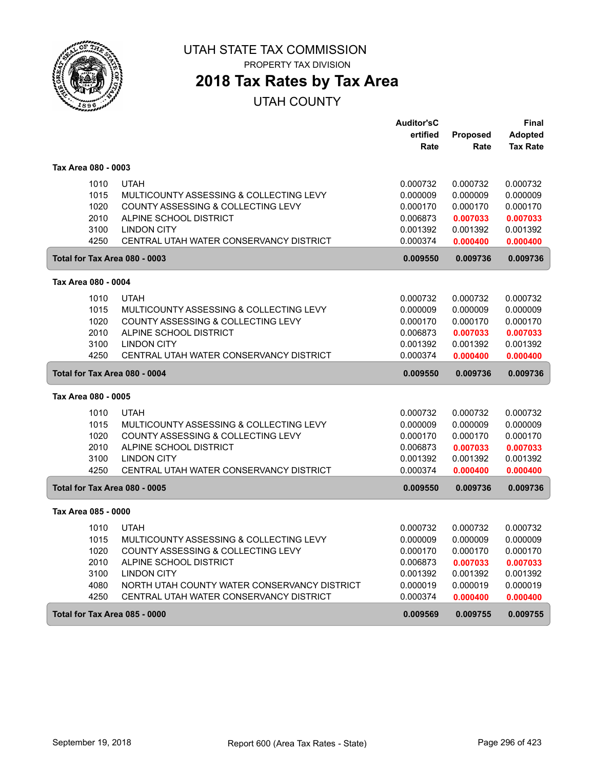# UTAH STATE TAX COMMISSION

PROPERTY TAX DIVISION

## 2018 Tax Rates by Tax Area

UTAH COUNTY

| | | Auditor's Certified Rate | Proposed Rate | Final Adopted Tax Rate |
|---|---|---|---|---|
| **Tax Area 080 - 0003** | | | | |
| 1010 | UTAH | 0.000732 | 0.000732 | 0.000732 |
| 1015 | MULTICOUNTY ASSESSING & COLLECTING LEVY | 0.000009 | 0.000009 | 0.000009 |
| 1020 | COUNTY ASSESSING & COLLECTING LEVY | 0.000170 | 0.000170 | 0.000170 |
| 2010 | ALPINE SCHOOL DISTRICT | 0.006873 | **0.007033** | **0.007033** |
| 3100 | LINDON CITY | 0.001392 | 0.001392 | 0.001392 |
| 4250 | CENTRAL UTAH WATER CONSERVANCY DISTRICT | 0.000374 | **0.000400** | **0.000400** |
| **Total for Tax Area 080 - 0003** | | **0.009550** | **0.009736** | **0.009736** |
| **Tax Area 080 - 0004** | | | | |
| 1010 | UTAH | 0.000732 | 0.000732 | 0.000732 |
| 1015 | MULTICOUNTY ASSESSING & COLLECTING LEVY | 0.000009 | 0.000009 | 0.000009 |
| 1020 | COUNTY ASSESSING & COLLECTING LEVY | 0.000170 | 0.000170 | 0.000170 |
| 2010 | ALPINE SCHOOL DISTRICT | 0.006873 | **0.007033** | **0.007033** |
| 3100 | LINDON CITY | 0.001392 | 0.001392 | 0.001392 |
| 4250 | CENTRAL UTAH WATER CONSERVANCY DISTRICT | 0.000374 | **0.000400** | **0.000400** |
| **Total for Tax Area 080 - 0004** | | **0.009550** | **0.009736** | **0.009736** |
| **Tax Area 080 - 0005** | | | | |
| 1010 | UTAH | 0.000732 | 0.000732 | 0.000732 |
| 1015 | MULTICOUNTY ASSESSING & COLLECTING LEVY | 0.000009 | 0.000009 | 0.000009 |
| 1020 | COUNTY ASSESSING & COLLECTING LEVY | 0.000170 | 0.000170 | 0.000170 |
| 2010 | ALPINE SCHOOL DISTRICT | 0.006873 | **0.007033** | **0.007033** |
| 3100 | LINDON CITY | 0.001392 | 0.001392 | 0.001392 |
| 4250 | CENTRAL UTAH WATER CONSERVANCY DISTRICT | 0.000374 | **0.000400** | **0.000400** |
| **Total for Tax Area 080 - 0005** | | **0.009550** | **0.009736** | **0.009736** |
| **Tax Area 085 - 0000** | | | | |
| 1010 | UTAH | 0.000732 | 0.000732 | 0.000732 |
| 1015 | MULTICOUNTY ASSESSING & COLLECTING LEVY | 0.000009 | 0.000009 | 0.000009 |
| 1020 | COUNTY ASSESSING & COLLECTING LEVY | 0.000170 | 0.000170 | 0.000170 |
| 2010 | ALPINE SCHOOL DISTRICT | 0.006873 | **0.007033** | **0.007033** |
| 3100 | LINDON CITY | 0.001392 | 0.001392 | 0.001392 |
| 4080 | NORTH UTAH COUNTY WATER CONSERVANCY DISTRICT | 0.000019 | 0.000019 | 0.000019 |
| 4250 | CENTRAL UTAH WATER CONSERVANCY DISTRICT | 0.000374 | **0.000400** | **0.000400** |
| **Total for Tax Area 085 - 0000** | | **0.009569** | **0.009755** | **0.009755** |

September 19, 2018 — Report 600 (Area Tax Rates - State)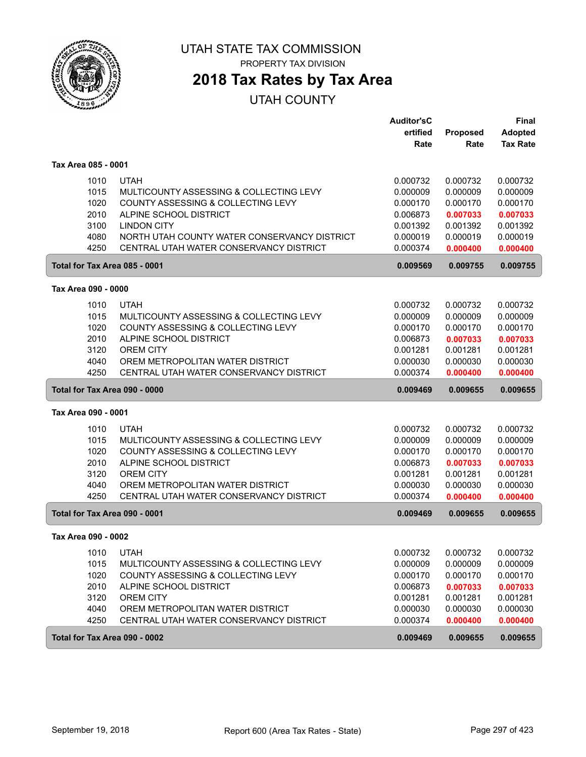# UTAH STATE TAX COMMISSION

PROPERTY TAX DIVISION

## 2018 Tax Rates by Tax Area

UTAH COUNTY

| | | Auditor's Certified Rate | Proposed Rate | Final Adopted Tax Rate |
|---|---|---|---|---|
| **Tax Area 085 - 0001** | | | | |
| 1010 | UTAH | 0.000732 | 0.000732 | 0.000732 |
| 1015 | MULTICOUNTY ASSESSING & COLLECTING LEVY | 0.000009 | 0.000009 | 0.000009 |
| 1020 | COUNTY ASSESSING & COLLECTING LEVY | 0.000170 | 0.000170 | 0.000170 |
| 2010 | ALPINE SCHOOL DISTRICT | 0.006873 | **0.007033** | **0.007033** |
| 3100 | LINDON CITY | 0.001392 | 0.001392 | 0.001392 |
| 4080 | NORTH UTAH COUNTY WATER CONSERVANCY DISTRICT | 0.000019 | 0.000019 | 0.000019 |
| 4250 | CENTRAL UTAH WATER CONSERVANCY DISTRICT | 0.000374 | **0.000400** | **0.000400** |
| **Total for Tax Area 085 - 0001** | | **0.009569** | **0.009755** | **0.009755** |
| **Tax Area 090 - 0000** | | | | |
| 1010 | UTAH | 0.000732 | 0.000732 | 0.000732 |
| 1015 | MULTICOUNTY ASSESSING & COLLECTING LEVY | 0.000009 | 0.000009 | 0.000009 |
| 1020 | COUNTY ASSESSING & COLLECTING LEVY | 0.000170 | 0.000170 | 0.000170 |
| 2010 | ALPINE SCHOOL DISTRICT | 0.006873 | **0.007033** | **0.007033** |
| 3120 | OREM CITY | 0.001281 | 0.001281 | 0.001281 |
| 4040 | OREM METROPOLITAN WATER DISTRICT | 0.000030 | 0.000030 | 0.000030 |
| 4250 | CENTRAL UTAH WATER CONSERVANCY DISTRICT | 0.000374 | **0.000400** | **0.000400** |
| **Total for Tax Area 090 - 0000** | | **0.009469** | **0.009655** | **0.009655** |
| **Tax Area 090 - 0001** | | | | |
| 1010 | UTAH | 0.000732 | 0.000732 | 0.000732 |
| 1015 | MULTICOUNTY ASSESSING & COLLECTING LEVY | 0.000009 | 0.000009 | 0.000009 |
| 1020 | COUNTY ASSESSING & COLLECTING LEVY | 0.000170 | 0.000170 | 0.000170 |
| 2010 | ALPINE SCHOOL DISTRICT | 0.006873 | **0.007033** | **0.007033** |
| 3120 | OREM CITY | 0.001281 | 0.001281 | 0.001281 |
| 4040 | OREM METROPOLITAN WATER DISTRICT | 0.000030 | 0.000030 | 0.000030 |
| 4250 | CENTRAL UTAH WATER CONSERVANCY DISTRICT | 0.000374 | **0.000400** | **0.000400** |
| **Total for Tax Area 090 - 0001** | | **0.009469** | **0.009655** | **0.009655** |
| **Tax Area 090 - 0002** | | | | |
| 1010 | UTAH | 0.000732 | 0.000732 | 0.000732 |
| 1015 | MULTICOUNTY ASSESSING & COLLECTING LEVY | 0.000009 | 0.000009 | 0.000009 |
| 1020 | COUNTY ASSESSING & COLLECTING LEVY | 0.000170 | 0.000170 | 0.000170 |
| 2010 | ALPINE SCHOOL DISTRICT | 0.006873 | **0.007033** | **0.007033** |
| 3120 | OREM CITY | 0.001281 | 0.001281 | 0.001281 |
| 4040 | OREM METROPOLITAN WATER DISTRICT | 0.000030 | 0.000030 | 0.000030 |
| 4250 | CENTRAL UTAH WATER CONSERVANCY DISTRICT | 0.000374 | **0.000400** | **0.000400** |
| **Total for Tax Area 090 - 0002** | | **0.009469** | **0.009655** | **0.009655** |

September 19, 2018 — Report 600 (Area Tax Rates - State)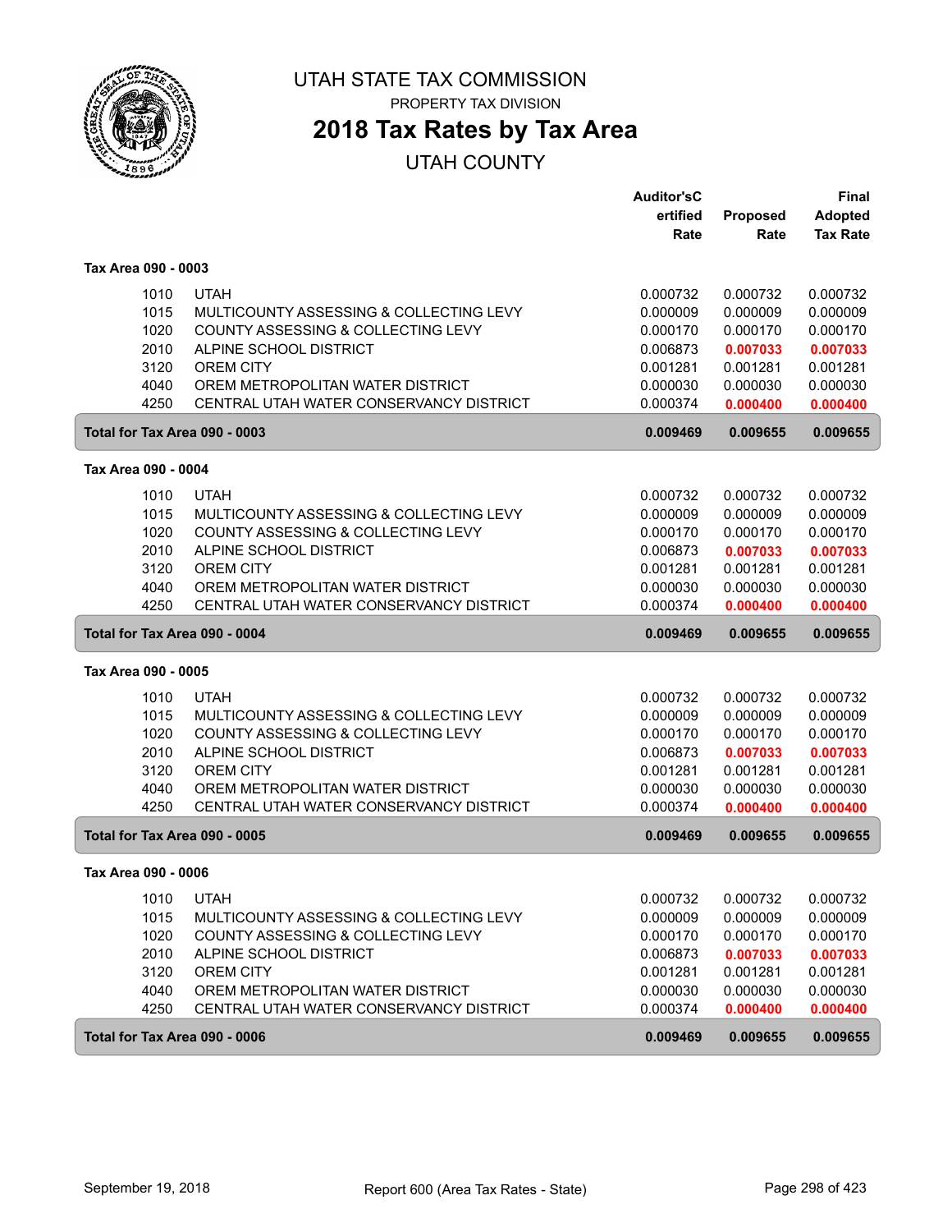# UTAH STATE TAX COMMISSION

PROPERTY TAX DIVISION

## 2018 Tax Rates by Tax Area

UTAH COUNTY

| | | Auditor'sCertified Rate | Proposed Rate | Final Adopted Tax Rate |
|---|---|---|---|---|
| **Tax Area 090 - 0003** | | | | |
| 1010 | UTAH | 0.000732 | 0.000732 | 0.000732 |
| 1015 | MULTICOUNTY ASSESSING & COLLECTING LEVY | 0.000009 | 0.000009 | 0.000009 |
| 1020 | COUNTY ASSESSING & COLLECTING LEVY | 0.000170 | 0.000170 | 0.000170 |
| 2010 | ALPINE SCHOOL DISTRICT | 0.006873 | 0.007033 | 0.007033 |
| 3120 | OREM CITY | 0.001281 | 0.001281 | 0.001281 |
| 4040 | OREM METROPOLITAN WATER DISTRICT | 0.000030 | 0.000030 | 0.000030 |
| 4250 | CENTRAL UTAH WATER CONSERVANCY DISTRICT | 0.000374 | 0.000400 | 0.000400 |
| **Total for Tax Area 090 - 0003** | | **0.009469** | **0.009655** | **0.009655** |
| **Tax Area 090 - 0004** | | | | |
| 1010 | UTAH | 0.000732 | 0.000732 | 0.000732 |
| 1015 | MULTICOUNTY ASSESSING & COLLECTING LEVY | 0.000009 | 0.000009 | 0.000009 |
| 1020 | COUNTY ASSESSING & COLLECTING LEVY | 0.000170 | 0.000170 | 0.000170 |
| 2010 | ALPINE SCHOOL DISTRICT | 0.006873 | 0.007033 | 0.007033 |
| 3120 | OREM CITY | 0.001281 | 0.001281 | 0.001281 |
| 4040 | OREM METROPOLITAN WATER DISTRICT | 0.000030 | 0.000030 | 0.000030 |
| 4250 | CENTRAL UTAH WATER CONSERVANCY DISTRICT | 0.000374 | 0.000400 | 0.000400 |
| **Total for Tax Area 090 - 0004** | | **0.009469** | **0.009655** | **0.009655** |
| **Tax Area 090 - 0005** | | | | |
| 1010 | UTAH | 0.000732 | 0.000732 | 0.000732 |
| 1015 | MULTICOUNTY ASSESSING & COLLECTING LEVY | 0.000009 | 0.000009 | 0.000009 |
| 1020 | COUNTY ASSESSING & COLLECTING LEVY | 0.000170 | 0.000170 | 0.000170 |
| 2010 | ALPINE SCHOOL DISTRICT | 0.006873 | 0.007033 | 0.007033 |
| 3120 | OREM CITY | 0.001281 | 0.001281 | 0.001281 |
| 4040 | OREM METROPOLITAN WATER DISTRICT | 0.000030 | 0.000030 | 0.000030 |
| 4250 | CENTRAL UTAH WATER CONSERVANCY DISTRICT | 0.000374 | 0.000400 | 0.000400 |
| **Total for Tax Area 090 - 0005** | | **0.009469** | **0.009655** | **0.009655** |
| **Tax Area 090 - 0006** | | | | |
| 1010 | UTAH | 0.000732 | 0.000732 | 0.000732 |
| 1015 | MULTICOUNTY ASSESSING & COLLECTING LEVY | 0.000009 | 0.000009 | 0.000009 |
| 1020 | COUNTY ASSESSING & COLLECTING LEVY | 0.000170 | 0.000170 | 0.000170 |
| 2010 | ALPINE SCHOOL DISTRICT | 0.006873 | 0.007033 | 0.007033 |
| 3120 | OREM CITY | 0.001281 | 0.001281 | 0.001281 |
| 4040 | OREM METROPOLITAN WATER DISTRICT | 0.000030 | 0.000030 | 0.000030 |
| 4250 | CENTRAL UTAH WATER CONSERVANCY DISTRICT | 0.000374 | 0.000400 | 0.000400 |
| **Total for Tax Area 090 - 0006** | | **0.009469** | **0.009655** | **0.009655** |

September 19, 2018 Report 600 (Area Tax Rates - State)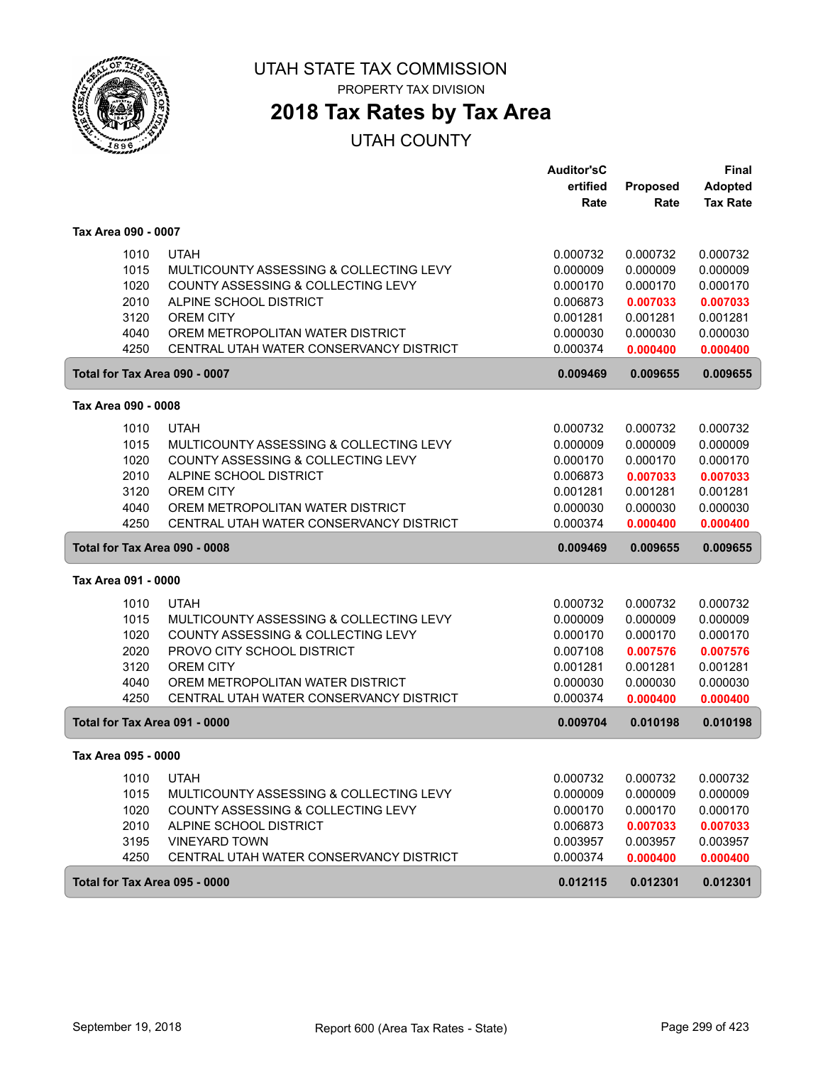# UTAH STATE TAX COMMISSION

PROPERTY TAX DIVISION

## 2018 Tax Rates by Tax Area

UTAH COUNTY

| | | Auditor'sCertified Rate | Proposed Rate | Final Adopted Tax Rate |
|---|---|---|---|---|
| **Tax Area 090 - 0007** | | | | |
| 1010 | UTAH | 0.000732 | 0.000732 | 0.000732 |
| 1015 | MULTICOUNTY ASSESSING & COLLECTING LEVY | 0.000009 | 0.000009 | 0.000009 |
| 1020 | COUNTY ASSESSING & COLLECTING LEVY | 0.000170 | 0.000170 | 0.000170 |
| 2010 | ALPINE SCHOOL DISTRICT | 0.006873 | **0.007033** | **0.007033** |
| 3120 | OREM CITY | 0.001281 | 0.001281 | 0.001281 |
| 4040 | OREM METROPOLITAN WATER DISTRICT | 0.000030 | 0.000030 | 0.000030 |
| 4250 | CENTRAL UTAH WATER CONSERVANCY DISTRICT | 0.000374 | **0.000400** | **0.000400** |
| **Total for Tax Area 090 - 0007** | | **0.009469** | **0.009655** | **0.009655** |
| **Tax Area 090 - 0008** | | | | |
| 1010 | UTAH | 0.000732 | 0.000732 | 0.000732 |
| 1015 | MULTICOUNTY ASSESSING & COLLECTING LEVY | 0.000009 | 0.000009 | 0.000009 |
| 1020 | COUNTY ASSESSING & COLLECTING LEVY | 0.000170 | 0.000170 | 0.000170 |
| 2010 | ALPINE SCHOOL DISTRICT | 0.006873 | **0.007033** | **0.007033** |
| 3120 | OREM CITY | 0.001281 | 0.001281 | 0.001281 |
| 4040 | OREM METROPOLITAN WATER DISTRICT | 0.000030 | 0.000030 | 0.000030 |
| 4250 | CENTRAL UTAH WATER CONSERVANCY DISTRICT | 0.000374 | **0.000400** | **0.000400** |
| **Total for Tax Area 090 - 0008** | | **0.009469** | **0.009655** | **0.009655** |
| **Tax Area 091 - 0000** | | | | |
| 1010 | UTAH | 0.000732 | 0.000732 | 0.000732 |
| 1015 | MULTICOUNTY ASSESSING & COLLECTING LEVY | 0.000009 | 0.000009 | 0.000009 |
| 1020 | COUNTY ASSESSING & COLLECTING LEVY | 0.000170 | 0.000170 | 0.000170 |
| 2020 | PROVO CITY SCHOOL DISTRICT | 0.007108 | **0.007576** | **0.007576** |
| 3120 | OREM CITY | 0.001281 | 0.001281 | 0.001281 |
| 4040 | OREM METROPOLITAN WATER DISTRICT | 0.000030 | 0.000030 | 0.000030 |
| 4250 | CENTRAL UTAH WATER CONSERVANCY DISTRICT | 0.000374 | **0.000400** | **0.000400** |
| **Total for Tax Area 091 - 0000** | | **0.009704** | **0.010198** | **0.010198** |
| **Tax Area 095 - 0000** | | | | |
| 1010 | UTAH | 0.000732 | 0.000732 | 0.000732 |
| 1015 | MULTICOUNTY ASSESSING & COLLECTING LEVY | 0.000009 | 0.000009 | 0.000009 |
| 1020 | COUNTY ASSESSING & COLLECTING LEVY | 0.000170 | 0.000170 | 0.000170 |
| 2010 | ALPINE SCHOOL DISTRICT | 0.006873 | **0.007033** | **0.007033** |
| 3195 | VINEYARD TOWN | 0.003957 | 0.003957 | 0.003957 |
| 4250 | CENTRAL UTAH WATER CONSERVANCY DISTRICT | 0.000374 | **0.000400** | **0.000400** |
| **Total for Tax Area 095 - 0000** | | **0.012115** | **0.012301** | **0.012301** |

September 19, 2018 — Report 600 (Area Tax Rates - State)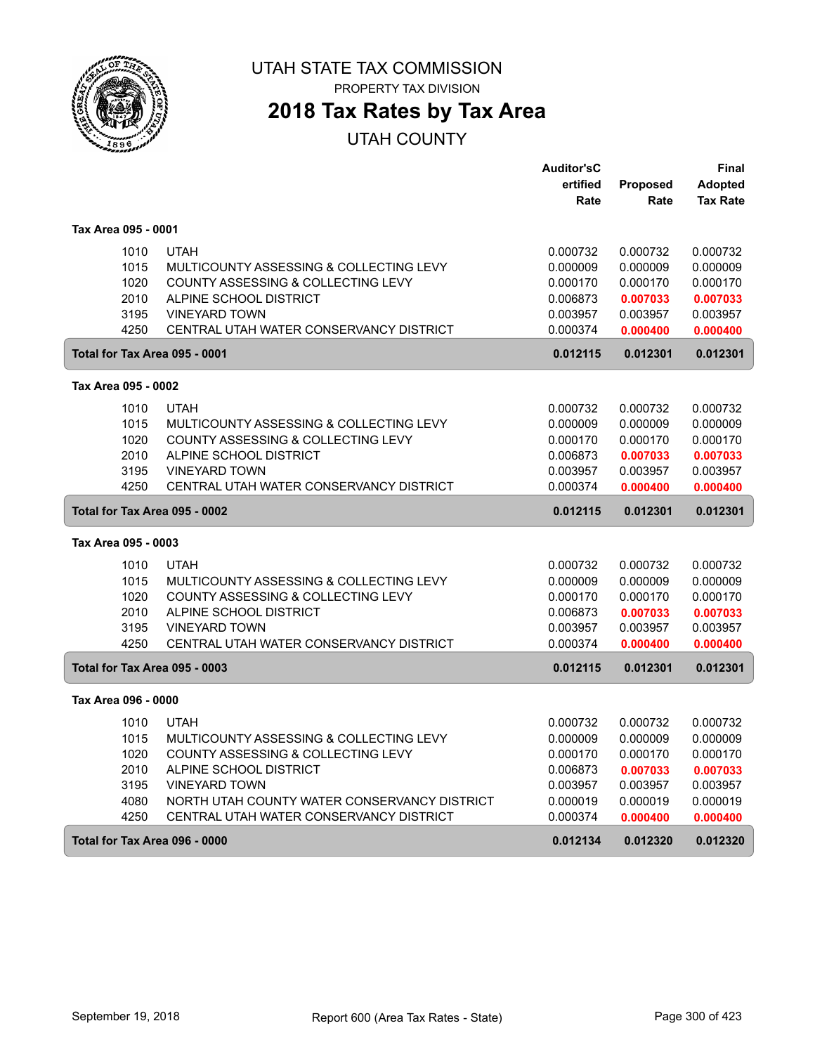# UTAH STATE TAX COMMISSION

PROPERTY TAX DIVISION

## 2018 Tax Rates by Tax Area

UTAH COUNTY

| | | Auditor'sCertified Rate | Proposed Rate | Final Adopted Tax Rate |
|---|---|---|---|---|
| **Tax Area 095 - 0001** | | | | |
| 1010 | UTAH | 0.000732 | 0.000732 | 0.000732 |
| 1015 | MULTICOUNTY ASSESSING & COLLECTING LEVY | 0.000009 | 0.000009 | 0.000009 |
| 1020 | COUNTY ASSESSING & COLLECTING LEVY | 0.000170 | 0.000170 | 0.000170 |
| 2010 | ALPINE SCHOOL DISTRICT | 0.006873 | **0.007033** | **0.007033** |
| 3195 | VINEYARD TOWN | 0.003957 | 0.003957 | 0.003957 |
| 4250 | CENTRAL UTAH WATER CONSERVANCY DISTRICT | 0.000374 | **0.000400** | **0.000400** |
| **Total for Tax Area 095 - 0001** | | **0.012115** | **0.012301** | **0.012301** |
| **Tax Area 095 - 0002** | | | | |
| 1010 | UTAH | 0.000732 | 0.000732 | 0.000732 |
| 1015 | MULTICOUNTY ASSESSING & COLLECTING LEVY | 0.000009 | 0.000009 | 0.000009 |
| 1020 | COUNTY ASSESSING & COLLECTING LEVY | 0.000170 | 0.000170 | 0.000170 |
| 2010 | ALPINE SCHOOL DISTRICT | 0.006873 | **0.007033** | **0.007033** |
| 3195 | VINEYARD TOWN | 0.003957 | 0.003957 | 0.003957 |
| 4250 | CENTRAL UTAH WATER CONSERVANCY DISTRICT | 0.000374 | **0.000400** | **0.000400** |
| **Total for Tax Area 095 - 0002** | | **0.012115** | **0.012301** | **0.012301** |
| **Tax Area 095 - 0003** | | | | |
| 1010 | UTAH | 0.000732 | 0.000732 | 0.000732 |
| 1015 | MULTICOUNTY ASSESSING & COLLECTING LEVY | 0.000009 | 0.000009 | 0.000009 |
| 1020 | COUNTY ASSESSING & COLLECTING LEVY | 0.000170 | 0.000170 | 0.000170 |
| 2010 | ALPINE SCHOOL DISTRICT | 0.006873 | **0.007033** | **0.007033** |
| 3195 | VINEYARD TOWN | 0.003957 | 0.003957 | 0.003957 |
| 4250 | CENTRAL UTAH WATER CONSERVANCY DISTRICT | 0.000374 | **0.000400** | **0.000400** |
| **Total for Tax Area 095 - 0003** | | **0.012115** | **0.012301** | **0.012301** |
| **Tax Area 096 - 0000** | | | | |
| 1010 | UTAH | 0.000732 | 0.000732 | 0.000732 |
| 1015 | MULTICOUNTY ASSESSING & COLLECTING LEVY | 0.000009 | 0.000009 | 0.000009 |
| 1020 | COUNTY ASSESSING & COLLECTING LEVY | 0.000170 | 0.000170 | 0.000170 |
| 2010 | ALPINE SCHOOL DISTRICT | 0.006873 | **0.007033** | **0.007033** |
| 3195 | VINEYARD TOWN | 0.003957 | 0.003957 | 0.003957 |
| 4080 | NORTH UTAH COUNTY WATER CONSERVANCY DISTRICT | 0.000019 | 0.000019 | 0.000019 |
| 4250 | CENTRAL UTAH WATER CONSERVANCY DISTRICT | 0.000374 | **0.000400** | **0.000400** |
| **Total for Tax Area 096 - 0000** | | **0.012134** | **0.012320** | **0.012320** |

September 19, 2018 — Report 600 (Area Tax Rates - State)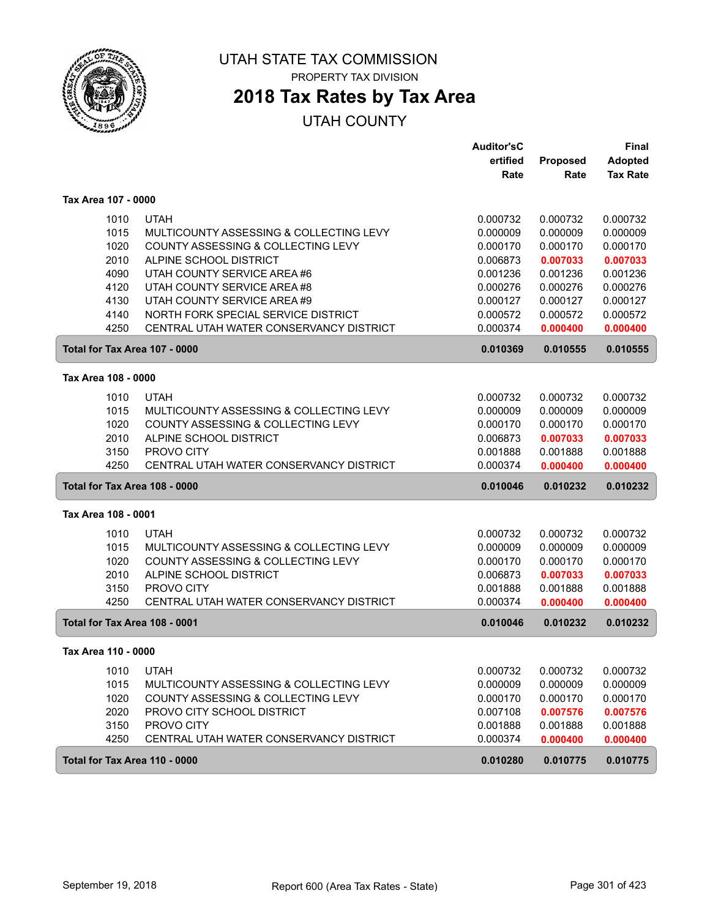# UTAH STATE TAX COMMISSION

PROPERTY TAX DIVISION

## 2018 Tax Rates by Tax Area

UTAH COUNTY

### Tax Area 107 - 0000

| | | Auditor'sCertified Rate | Proposed Rate | Final Adopted Tax Rate |
|---|---|---|---|---|
| 1010 | UTAH | 0.000732 | 0.000732 | 0.000732 |
| 1015 | MULTICOUNTY ASSESSING & COLLECTING LEVY | 0.000009 | 0.000009 | 0.000009 |
| 1020 | COUNTY ASSESSING & COLLECTING LEVY | 0.000170 | 0.000170 | 0.000170 |
| 2010 | ALPINE SCHOOL DISTRICT | 0.006873 | **0.007033** | **0.007033** |
| 4090 | UTAH COUNTY SERVICE AREA #6 | 0.001236 | 0.001236 | 0.001236 |
| 4120 | UTAH COUNTY SERVICE AREA #8 | 0.000276 | 0.000276 | 0.000276 |
| 4130 | UTAH COUNTY SERVICE AREA #9 | 0.000127 | 0.000127 | 0.000127 |
| 4140 | NORTH FORK SPECIAL SERVICE DISTRICT | 0.000572 | 0.000572 | 0.000572 |
| 4250 | CENTRAL UTAH WATER CONSERVANCY DISTRICT | 0.000374 | **0.000400** | **0.000400** |
| **Total for Tax Area 107 - 0000** | | **0.010369** | **0.010555** | **0.010555** |

### Tax Area 108 - 0000

| | | Auditor'sCertified Rate | Proposed Rate | Final Adopted Tax Rate |
|---|---|---|---|---|
| 1010 | UTAH | 0.000732 | 0.000732 | 0.000732 |
| 1015 | MULTICOUNTY ASSESSING & COLLECTING LEVY | 0.000009 | 0.000009 | 0.000009 |
| 1020 | COUNTY ASSESSING & COLLECTING LEVY | 0.000170 | 0.000170 | 0.000170 |
| 2010 | ALPINE SCHOOL DISTRICT | 0.006873 | **0.007033** | **0.007033** |
| 3150 | PROVO CITY | 0.001888 | 0.001888 | 0.001888 |
| 4250 | CENTRAL UTAH WATER CONSERVANCY DISTRICT | 0.000374 | **0.000400** | **0.000400** |
| **Total for Tax Area 108 - 0000** | | **0.010046** | **0.010232** | **0.010232** |

### Tax Area 108 - 0001

| | | Auditor'sCertified Rate | Proposed Rate | Final Adopted Tax Rate |
|---|---|---|---|---|
| 1010 | UTAH | 0.000732 | 0.000732 | 0.000732 |
| 1015 | MULTICOUNTY ASSESSING & COLLECTING LEVY | 0.000009 | 0.000009 | 0.000009 |
| 1020 | COUNTY ASSESSING & COLLECTING LEVY | 0.000170 | 0.000170 | 0.000170 |
| 2010 | ALPINE SCHOOL DISTRICT | 0.006873 | **0.007033** | **0.007033** |
| 3150 | PROVO CITY | 0.001888 | 0.001888 | 0.001888 |
| 4250 | CENTRAL UTAH WATER CONSERVANCY DISTRICT | 0.000374 | **0.000400** | **0.000400** |
| **Total for Tax Area 108 - 0001** | | **0.010046** | **0.010232** | **0.010232** |

### Tax Area 110 - 0000

| | | Auditor'sCertified Rate | Proposed Rate | Final Adopted Tax Rate |
|---|---|---|---|---|
| 1010 | UTAH | 0.000732 | 0.000732 | 0.000732 |
| 1015 | MULTICOUNTY ASSESSING & COLLECTING LEVY | 0.000009 | 0.000009 | 0.000009 |
| 1020 | COUNTY ASSESSING & COLLECTING LEVY | 0.000170 | 0.000170 | 0.000170 |
| 2020 | PROVO CITY SCHOOL DISTRICT | 0.007108 | **0.007576** | **0.007576** |
| 3150 | PROVO CITY | 0.001888 | 0.001888 | 0.001888 |
| 4250 | CENTRAL UTAH WATER CONSERVANCY DISTRICT | 0.000374 | **0.000400** | **0.000400** |
| **Total for Tax Area 110 - 0000** | | **0.010280** | **0.010775** | **0.010775** |

September 19, 2018 — Report 600 (Area Tax Rates - State)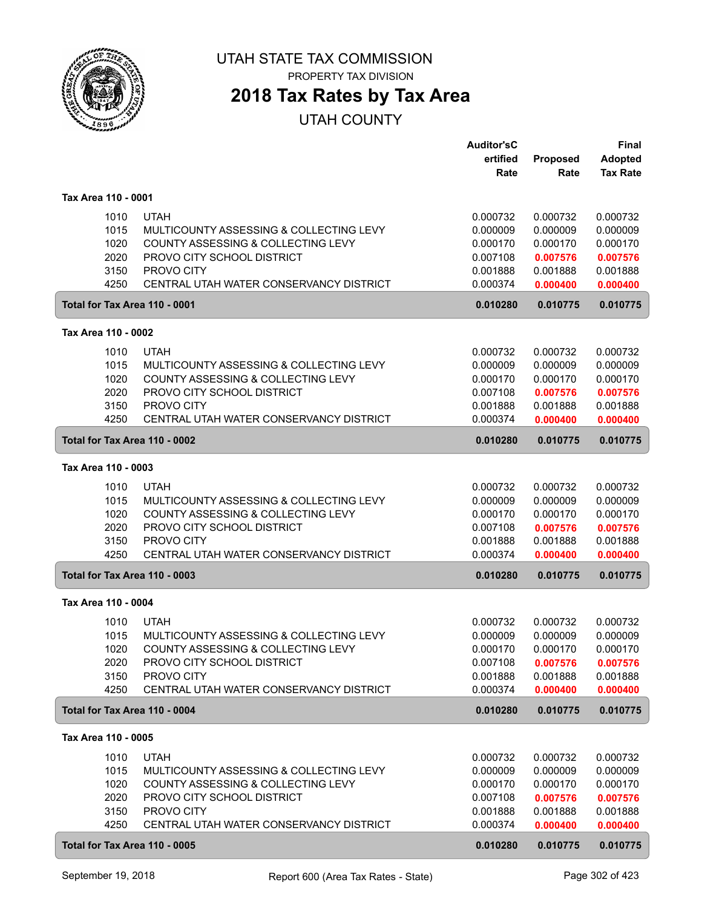UTAH STATE TAX COMMISSION

PROPERTY TAX DIVISION

# 2018 Tax Rates by Tax Area

## UTAH COUNTY

| | | Auditor'sCertified Rate | Proposed Rate | Final Adopted Tax Rate |
|---|---|---|---|---|
| **Tax Area 110 - 0001** | | | | |
| 1010 | UTAH | 0.000732 | 0.000732 | 0.000732 |
| 1015 | MULTICOUNTY ASSESSING & COLLECTING LEVY | 0.000009 | 0.000009 | 0.000009 |
| 1020 | COUNTY ASSESSING & COLLECTING LEVY | 0.000170 | 0.000170 | 0.000170 |
| 2020 | PROVO CITY SCHOOL DISTRICT | 0.007108 | **0.007576** | **0.007576** |
| 3150 | PROVO CITY | 0.001888 | 0.001888 | 0.001888 |
| 4250 | CENTRAL UTAH WATER CONSERVANCY DISTRICT | 0.000374 | **0.000400** | **0.000400** |
| **Total for Tax Area 110 - 0001** | | **0.010280** | **0.010775** | **0.010775** |
| **Tax Area 110 - 0002** | | | | |
| 1010 | UTAH | 0.000732 | 0.000732 | 0.000732 |
| 1015 | MULTICOUNTY ASSESSING & COLLECTING LEVY | 0.000009 | 0.000009 | 0.000009 |
| 1020 | COUNTY ASSESSING & COLLECTING LEVY | 0.000170 | 0.000170 | 0.000170 |
| 2020 | PROVO CITY SCHOOL DISTRICT | 0.007108 | **0.007576** | **0.007576** |
| 3150 | PROVO CITY | 0.001888 | 0.001888 | 0.001888 |
| 4250 | CENTRAL UTAH WATER CONSERVANCY DISTRICT | 0.000374 | **0.000400** | **0.000400** |
| **Total for Tax Area 110 - 0002** | | **0.010280** | **0.010775** | **0.010775** |
| **Tax Area 110 - 0003** | | | | |
| 1010 | UTAH | 0.000732 | 0.000732 | 0.000732 |
| 1015 | MULTICOUNTY ASSESSING & COLLECTING LEVY | 0.000009 | 0.000009 | 0.000009 |
| 1020 | COUNTY ASSESSING & COLLECTING LEVY | 0.000170 | 0.000170 | 0.000170 |
| 2020 | PROVO CITY SCHOOL DISTRICT | 0.007108 | **0.007576** | **0.007576** |
| 3150 | PROVO CITY | 0.001888 | 0.001888 | 0.001888 |
| 4250 | CENTRAL UTAH WATER CONSERVANCY DISTRICT | 0.000374 | **0.000400** | **0.000400** |
| **Total for Tax Area 110 - 0003** | | **0.010280** | **0.010775** | **0.010775** |
| **Tax Area 110 - 0004** | | | | |
| 1010 | UTAH | 0.000732 | 0.000732 | 0.000732 |
| 1015 | MULTICOUNTY ASSESSING & COLLECTING LEVY | 0.000009 | 0.000009 | 0.000009 |
| 1020 | COUNTY ASSESSING & COLLECTING LEVY | 0.000170 | 0.000170 | 0.000170 |
| 2020 | PROVO CITY SCHOOL DISTRICT | 0.007108 | **0.007576** | **0.007576** |
| 3150 | PROVO CITY | 0.001888 | 0.001888 | 0.001888 |
| 4250 | CENTRAL UTAH WATER CONSERVANCY DISTRICT | 0.000374 | **0.000400** | **0.000400** |
| **Total for Tax Area 110 - 0004** | | **0.010280** | **0.010775** | **0.010775** |
| **Tax Area 110 - 0005** | | | | |
| 1010 | UTAH | 0.000732 | 0.000732 | 0.000732 |
| 1015 | MULTICOUNTY ASSESSING & COLLECTING LEVY | 0.000009 | 0.000009 | 0.000009 |
| 1020 | COUNTY ASSESSING & COLLECTING LEVY | 0.000170 | 0.000170 | 0.000170 |
| 2020 | PROVO CITY SCHOOL DISTRICT | 0.007108 | **0.007576** | **0.007576** |
| 3150 | PROVO CITY | 0.001888 | 0.001888 | 0.001888 |
| 4250 | CENTRAL UTAH WATER CONSERVANCY DISTRICT | 0.000374 | **0.000400** | **0.000400** |
| **Total for Tax Area 110 - 0005** | | **0.010280** | **0.010775** | **0.010775** |

September 19, 2018 — Report 600 (Area Tax Rates - State)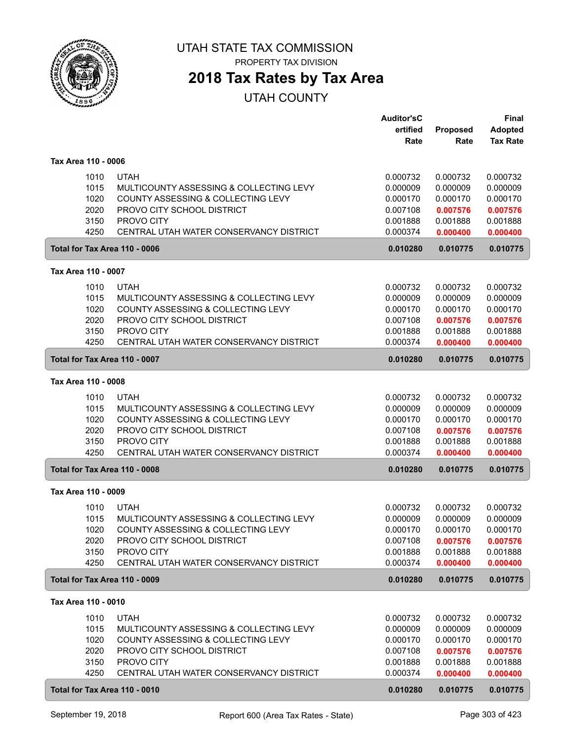# UTAH STATE TAX COMMISSION

PROPERTY TAX DIVISION

## 2018 Tax Rates by Tax Area

UTAH COUNTY

| | | Auditor'sCertified Rate | Proposed Rate | Final Adopted Tax Rate |
|---|---|---|---|---|
| **Tax Area 110 - 0006** | | | | |
| 1010 | UTAH | 0.000732 | 0.000732 | 0.000732 |
| 1015 | MULTICOUNTY ASSESSING & COLLECTING LEVY | 0.000009 | 0.000009 | 0.000009 |
| 1020 | COUNTY ASSESSING & COLLECTING LEVY | 0.000170 | 0.000170 | 0.000170 |
| 2020 | PROVO CITY SCHOOL DISTRICT | 0.007108 | **0.007576** | **0.007576** |
| 3150 | PROVO CITY | 0.001888 | 0.001888 | 0.001888 |
| 4250 | CENTRAL UTAH WATER CONSERVANCY DISTRICT | 0.000374 | **0.000400** | **0.000400** |
| **Total for Tax Area 110 - 0006** | | **0.010280** | **0.010775** | **0.010775** |
| **Tax Area 110 - 0007** | | | | |
| 1010 | UTAH | 0.000732 | 0.000732 | 0.000732 |
| 1015 | MULTICOUNTY ASSESSING & COLLECTING LEVY | 0.000009 | 0.000009 | 0.000009 |
| 1020 | COUNTY ASSESSING & COLLECTING LEVY | 0.000170 | 0.000170 | 0.000170 |
| 2020 | PROVO CITY SCHOOL DISTRICT | 0.007108 | **0.007576** | **0.007576** |
| 3150 | PROVO CITY | 0.001888 | 0.001888 | 0.001888 |
| 4250 | CENTRAL UTAH WATER CONSERVANCY DISTRICT | 0.000374 | **0.000400** | **0.000400** |
| **Total for Tax Area 110 - 0007** | | **0.010280** | **0.010775** | **0.010775** |
| **Tax Area 110 - 0008** | | | | |
| 1010 | UTAH | 0.000732 | 0.000732 | 0.000732 |
| 1015 | MULTICOUNTY ASSESSING & COLLECTING LEVY | 0.000009 | 0.000009 | 0.000009 |
| 1020 | COUNTY ASSESSING & COLLECTING LEVY | 0.000170 | 0.000170 | 0.000170 |
| 2020 | PROVO CITY SCHOOL DISTRICT | 0.007108 | **0.007576** | **0.007576** |
| 3150 | PROVO CITY | 0.001888 | 0.001888 | 0.001888 |
| 4250 | CENTRAL UTAH WATER CONSERVANCY DISTRICT | 0.000374 | **0.000400** | **0.000400** |
| **Total for Tax Area 110 - 0008** | | **0.010280** | **0.010775** | **0.010775** |
| **Tax Area 110 - 0009** | | | | |
| 1010 | UTAH | 0.000732 | 0.000732 | 0.000732 |
| 1015 | MULTICOUNTY ASSESSING & COLLECTING LEVY | 0.000009 | 0.000009 | 0.000009 |
| 1020 | COUNTY ASSESSING & COLLECTING LEVY | 0.000170 | 0.000170 | 0.000170 |
| 2020 | PROVO CITY SCHOOL DISTRICT | 0.007108 | **0.007576** | **0.007576** |
| 3150 | PROVO CITY | 0.001888 | 0.001888 | 0.001888 |
| 4250 | CENTRAL UTAH WATER CONSERVANCY DISTRICT | 0.000374 | **0.000400** | **0.000400** |
| **Total for Tax Area 110 - 0009** | | **0.010280** | **0.010775** | **0.010775** |
| **Tax Area 110 - 0010** | | | | |
| 1010 | UTAH | 0.000732 | 0.000732 | 0.000732 |
| 1015 | MULTICOUNTY ASSESSING & COLLECTING LEVY | 0.000009 | 0.000009 | 0.000009 |
| 1020 | COUNTY ASSESSING & COLLECTING LEVY | 0.000170 | 0.000170 | 0.000170 |
| 2020 | PROVO CITY SCHOOL DISTRICT | 0.007108 | **0.007576** | **0.007576** |
| 3150 | PROVO CITY | 0.001888 | 0.001888 | 0.001888 |
| 4250 | CENTRAL UTAH WATER CONSERVANCY DISTRICT | 0.000374 | **0.000400** | **0.000400** |
| **Total for Tax Area 110 - 0010** | | **0.010280** | **0.010775** | **0.010775** |

September 19, 2018 — Report 600 (Area Tax Rates - State)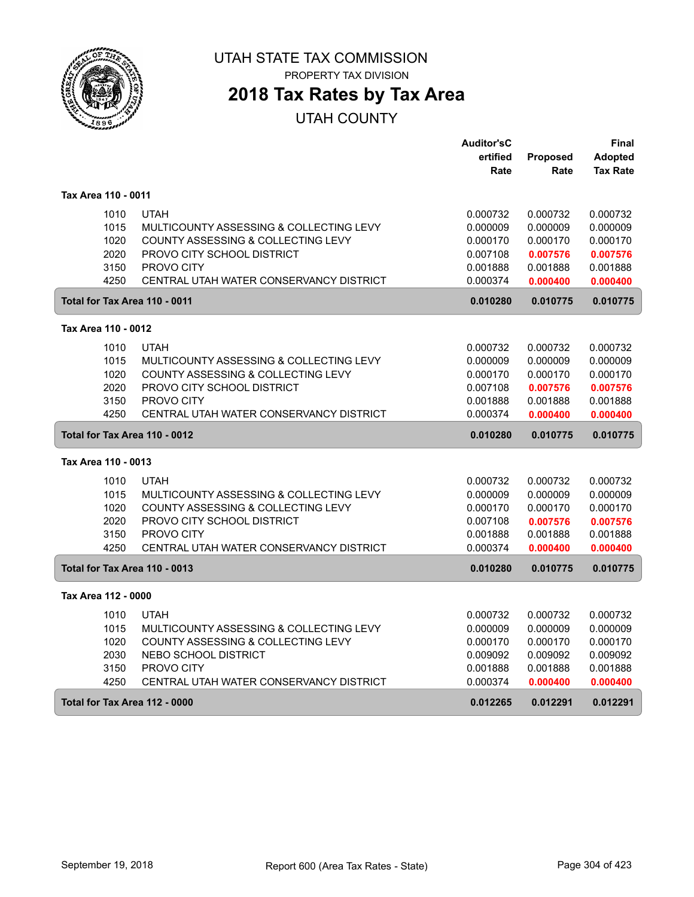# UTAH STATE TAX COMMISSION

PROPERTY TAX DIVISION

## 2018 Tax Rates by Tax Area

UTAH COUNTY

| | | Auditor'sCertified Rate | Proposed Rate | Final Adopted Tax Rate |
|---|---|---|---|---|
| **Tax Area 110 - 0011** | | | | |
| 1010 | UTAH | 0.000732 | 0.000732 | 0.000732 |
| 1015 | MULTICOUNTY ASSESSING & COLLECTING LEVY | 0.000009 | 0.000009 | 0.000009 |
| 1020 | COUNTY ASSESSING & COLLECTING LEVY | 0.000170 | 0.000170 | 0.000170 |
| 2020 | PROVO CITY SCHOOL DISTRICT | 0.007108 | **0.007576** | **0.007576** |
| 3150 | PROVO CITY | 0.001888 | 0.001888 | 0.001888 |
| 4250 | CENTRAL UTAH WATER CONSERVANCY DISTRICT | 0.000374 | **0.000400** | **0.000400** |
| **Total for Tax Area 110 - 0011** | | **0.010280** | **0.010775** | **0.010775** |
| **Tax Area 110 - 0012** | | | | |
| 1010 | UTAH | 0.000732 | 0.000732 | 0.000732 |
| 1015 | MULTICOUNTY ASSESSING & COLLECTING LEVY | 0.000009 | 0.000009 | 0.000009 |
| 1020 | COUNTY ASSESSING & COLLECTING LEVY | 0.000170 | 0.000170 | 0.000170 |
| 2020 | PROVO CITY SCHOOL DISTRICT | 0.007108 | **0.007576** | **0.007576** |
| 3150 | PROVO CITY | 0.001888 | 0.001888 | 0.001888 |
| 4250 | CENTRAL UTAH WATER CONSERVANCY DISTRICT | 0.000374 | **0.000400** | **0.000400** |
| **Total for Tax Area 110 - 0012** | | **0.010280** | **0.010775** | **0.010775** |
| **Tax Area 110 - 0013** | | | | |
| 1010 | UTAH | 0.000732 | 0.000732 | 0.000732 |
| 1015 | MULTICOUNTY ASSESSING & COLLECTING LEVY | 0.000009 | 0.000009 | 0.000009 |
| 1020 | COUNTY ASSESSING & COLLECTING LEVY | 0.000170 | 0.000170 | 0.000170 |
| 2020 | PROVO CITY SCHOOL DISTRICT | 0.007108 | **0.007576** | **0.007576** |
| 3150 | PROVO CITY | 0.001888 | 0.001888 | 0.001888 |
| 4250 | CENTRAL UTAH WATER CONSERVANCY DISTRICT | 0.000374 | **0.000400** | **0.000400** |
| **Total for Tax Area 110 - 0013** | | **0.010280** | **0.010775** | **0.010775** |
| **Tax Area 112 - 0000** | | | | |
| 1010 | UTAH | 0.000732 | 0.000732 | 0.000732 |
| 1015 | MULTICOUNTY ASSESSING & COLLECTING LEVY | 0.000009 | 0.000009 | 0.000009 |
| 1020 | COUNTY ASSESSING & COLLECTING LEVY | 0.000170 | 0.000170 | 0.000170 |
| 2030 | NEBO SCHOOL DISTRICT | 0.009092 | 0.009092 | 0.009092 |
| 3150 | PROVO CITY | 0.001888 | 0.001888 | 0.001888 |
| 4250 | CENTRAL UTAH WATER CONSERVANCY DISTRICT | 0.000374 | **0.000400** | **0.000400** |
| **Total for Tax Area 112 - 0000** | | **0.012265** | **0.012291** | **0.012291** |

September 19, 2018 — Report 600 (Area Tax Rates - State)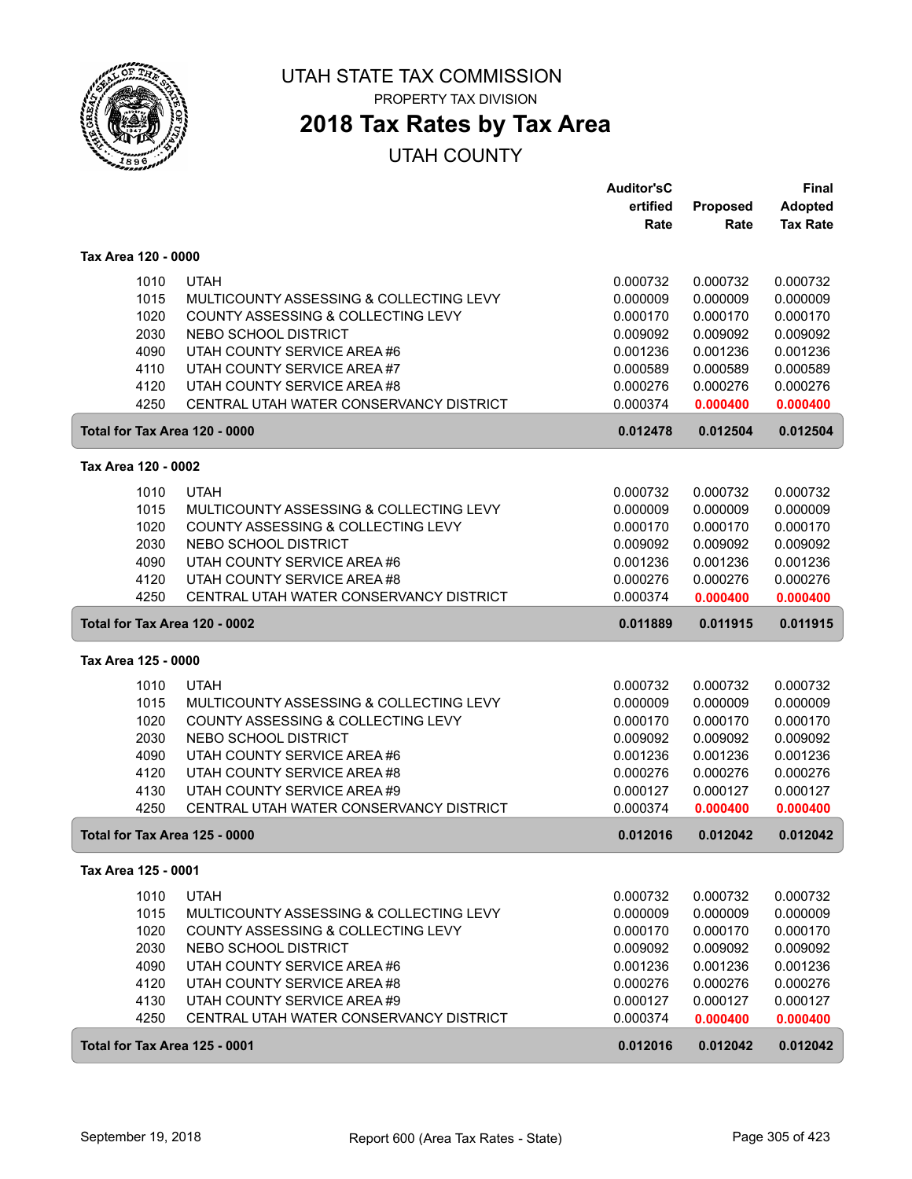# UTAH STATE TAX COMMISSION

PROPERTY TAX DIVISION

## 2018 Tax Rates by Tax Area

UTAH COUNTY

| | | Auditor'sCertified Rate | Proposed Rate | Final Adopted Tax Rate |
|---|---|---|---|---|
| **Tax Area 120 - 0000** | | | | |
| 1010 | UTAH | 0.000732 | 0.000732 | 0.000732 |
| 1015 | MULTICOUNTY ASSESSING & COLLECTING LEVY | 0.000009 | 0.000009 | 0.000009 |
| 1020 | COUNTY ASSESSING & COLLECTING LEVY | 0.000170 | 0.000170 | 0.000170 |
| 2030 | NEBO SCHOOL DISTRICT | 0.009092 | 0.009092 | 0.009092 |
| 4090 | UTAH COUNTY SERVICE AREA #6 | 0.001236 | 0.001236 | 0.001236 |
| 4110 | UTAH COUNTY SERVICE AREA #7 | 0.000589 | 0.000589 | 0.000589 |
| 4120 | UTAH COUNTY SERVICE AREA #8 | 0.000276 | 0.000276 | 0.000276 |
| 4250 | CENTRAL UTAH WATER CONSERVANCY DISTRICT | 0.000374 | 0.000400 | 0.000400 |
| **Total for Tax Area 120 - 0000** | | **0.012478** | **0.012504** | **0.012504** |
| **Tax Area 120 - 0002** | | | | |
| 1010 | UTAH | 0.000732 | 0.000732 | 0.000732 |
| 1015 | MULTICOUNTY ASSESSING & COLLECTING LEVY | 0.000009 | 0.000009 | 0.000009 |
| 1020 | COUNTY ASSESSING & COLLECTING LEVY | 0.000170 | 0.000170 | 0.000170 |
| 2030 | NEBO SCHOOL DISTRICT | 0.009092 | 0.009092 | 0.009092 |
| 4090 | UTAH COUNTY SERVICE AREA #6 | 0.001236 | 0.001236 | 0.001236 |
| 4120 | UTAH COUNTY SERVICE AREA #8 | 0.000276 | 0.000276 | 0.000276 |
| 4250 | CENTRAL UTAH WATER CONSERVANCY DISTRICT | 0.000374 | 0.000400 | 0.000400 |
| **Total for Tax Area 120 - 0002** | | **0.011889** | **0.011915** | **0.011915** |
| **Tax Area 125 - 0000** | | | | |
| 1010 | UTAH | 0.000732 | 0.000732 | 0.000732 |
| 1015 | MULTICOUNTY ASSESSING & COLLECTING LEVY | 0.000009 | 0.000009 | 0.000009 |
| 1020 | COUNTY ASSESSING & COLLECTING LEVY | 0.000170 | 0.000170 | 0.000170 |
| 2030 | NEBO SCHOOL DISTRICT | 0.009092 | 0.009092 | 0.009092 |
| 4090 | UTAH COUNTY SERVICE AREA #6 | 0.001236 | 0.001236 | 0.001236 |
| 4120 | UTAH COUNTY SERVICE AREA #8 | 0.000276 | 0.000276 | 0.000276 |
| 4130 | UTAH COUNTY SERVICE AREA #9 | 0.000127 | 0.000127 | 0.000127 |
| 4250 | CENTRAL UTAH WATER CONSERVANCY DISTRICT | 0.000374 | 0.000400 | 0.000400 |
| **Total for Tax Area 125 - 0000** | | **0.012016** | **0.012042** | **0.012042** |
| **Tax Area 125 - 0001** | | | | |
| 1010 | UTAH | 0.000732 | 0.000732 | 0.000732 |
| 1015 | MULTICOUNTY ASSESSING & COLLECTING LEVY | 0.000009 | 0.000009 | 0.000009 |
| 1020 | COUNTY ASSESSING & COLLECTING LEVY | 0.000170 | 0.000170 | 0.000170 |
| 2030 | NEBO SCHOOL DISTRICT | 0.009092 | 0.009092 | 0.009092 |
| 4090 | UTAH COUNTY SERVICE AREA #6 | 0.001236 | 0.001236 | 0.001236 |
| 4120 | UTAH COUNTY SERVICE AREA #8 | 0.000276 | 0.000276 | 0.000276 |
| 4130 | UTAH COUNTY SERVICE AREA #9 | 0.000127 | 0.000127 | 0.000127 |
| 4250 | CENTRAL UTAH WATER CONSERVANCY DISTRICT | 0.000374 | 0.000400 | 0.000400 |
| **Total for Tax Area 125 - 0001** | | **0.012016** | **0.012042** | **0.012042** |

September 19, 2018 — Report 600 (Area Tax Rates - State)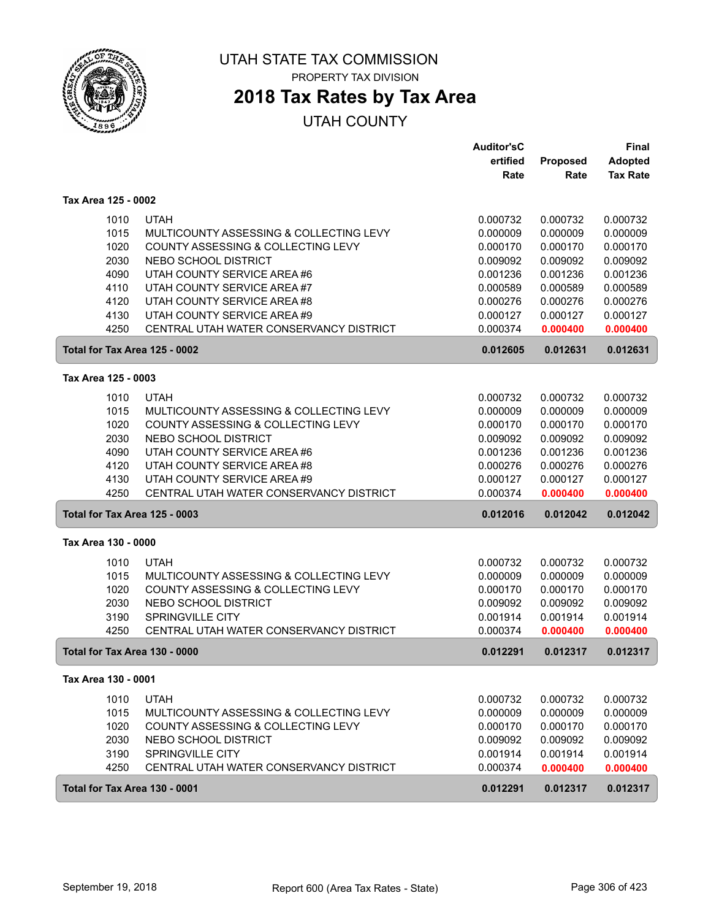# UTAH STATE TAX COMMISSION

PROPERTY TAX DIVISION

## 2018 Tax Rates by Tax Area

UTAH COUNTY

| | | Auditor'sCertified Rate | Proposed Rate | Final Adopted Tax Rate |
|---|---|---|---|---|
| **Tax Area 125 - 0002** | | | | |
| 1010 | UTAH | 0.000732 | 0.000732 | 0.000732 |
| 1015 | MULTICOUNTY ASSESSING & COLLECTING LEVY | 0.000009 | 0.000009 | 0.000009 |
| 1020 | COUNTY ASSESSING & COLLECTING LEVY | 0.000170 | 0.000170 | 0.000170 |
| 2030 | NEBO SCHOOL DISTRICT | 0.009092 | 0.009092 | 0.009092 |
| 4090 | UTAH COUNTY SERVICE AREA #6 | 0.001236 | 0.001236 | 0.001236 |
| 4110 | UTAH COUNTY SERVICE AREA #7 | 0.000589 | 0.000589 | 0.000589 |
| 4120 | UTAH COUNTY SERVICE AREA #8 | 0.000276 | 0.000276 | 0.000276 |
| 4130 | UTAH COUNTY SERVICE AREA #9 | 0.000127 | 0.000127 | 0.000127 |
| 4250 | CENTRAL UTAH WATER CONSERVANCY DISTRICT | 0.000374 | 0.000400 | 0.000400 |
| **Total for Tax Area 125 - 0002** | | **0.012605** | **0.012631** | **0.012631** |
| **Tax Area 125 - 0003** | | | | |
| 1010 | UTAH | 0.000732 | 0.000732 | 0.000732 |
| 1015 | MULTICOUNTY ASSESSING & COLLECTING LEVY | 0.000009 | 0.000009 | 0.000009 |
| 1020 | COUNTY ASSESSING & COLLECTING LEVY | 0.000170 | 0.000170 | 0.000170 |
| 2030 | NEBO SCHOOL DISTRICT | 0.009092 | 0.009092 | 0.009092 |
| 4090 | UTAH COUNTY SERVICE AREA #6 | 0.001236 | 0.001236 | 0.001236 |
| 4120 | UTAH COUNTY SERVICE AREA #8 | 0.000276 | 0.000276 | 0.000276 |
| 4130 | UTAH COUNTY SERVICE AREA #9 | 0.000127 | 0.000127 | 0.000127 |
| 4250 | CENTRAL UTAH WATER CONSERVANCY DISTRICT | 0.000374 | 0.000400 | 0.000400 |
| **Total for Tax Area 125 - 0003** | | **0.012016** | **0.012042** | **0.012042** |
| **Tax Area 130 - 0000** | | | | |
| 1010 | UTAH | 0.000732 | 0.000732 | 0.000732 |
| 1015 | MULTICOUNTY ASSESSING & COLLECTING LEVY | 0.000009 | 0.000009 | 0.000009 |
| 1020 | COUNTY ASSESSING & COLLECTING LEVY | 0.000170 | 0.000170 | 0.000170 |
| 2030 | NEBO SCHOOL DISTRICT | 0.009092 | 0.009092 | 0.009092 |
| 3190 | SPRINGVILLE CITY | 0.001914 | 0.001914 | 0.001914 |
| 4250 | CENTRAL UTAH WATER CONSERVANCY DISTRICT | 0.000374 | 0.000400 | 0.000400 |
| **Total for Tax Area 130 - 0000** | | **0.012291** | **0.012317** | **0.012317** |
| **Tax Area 130 - 0001** | | | | |
| 1010 | UTAH | 0.000732 | 0.000732 | 0.000732 |
| 1015 | MULTICOUNTY ASSESSING & COLLECTING LEVY | 0.000009 | 0.000009 | 0.000009 |
| 1020 | COUNTY ASSESSING & COLLECTING LEVY | 0.000170 | 0.000170 | 0.000170 |
| 2030 | NEBO SCHOOL DISTRICT | 0.009092 | 0.009092 | 0.009092 |
| 3190 | SPRINGVILLE CITY | 0.001914 | 0.001914 | 0.001914 |
| 4250 | CENTRAL UTAH WATER CONSERVANCY DISTRICT | 0.000374 | 0.000400 | 0.000400 |
| **Total for Tax Area 130 - 0001** | | **0.012291** | **0.012317** | **0.012317** |

September 19, 2018 — Report 600 (Area Tax Rates - State)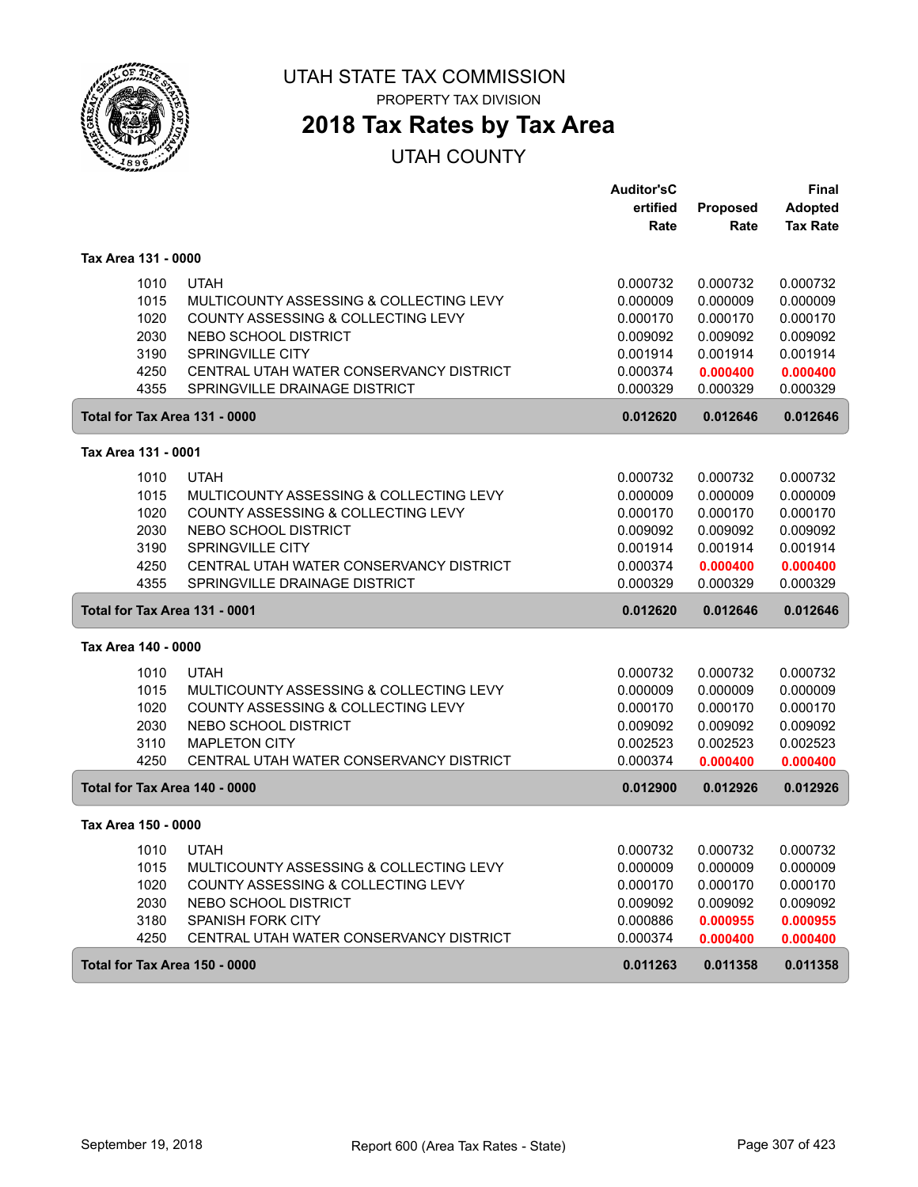# UTAH STATE TAX COMMISSION

PROPERTY TAX DIVISION

## 2018 Tax Rates by Tax Area

UTAH COUNTY

| | | Auditor's Certified Rate | Proposed Rate | Final Adopted Tax Rate |
|---|---|---|---|---|
| **Tax Area 131 - 0000** | | | | |
| 1010 | UTAH | 0.000732 | 0.000732 | 0.000732 |
| 1015 | MULTICOUNTY ASSESSING & COLLECTING LEVY | 0.000009 | 0.000009 | 0.000009 |
| 1020 | COUNTY ASSESSING & COLLECTING LEVY | 0.000170 | 0.000170 | 0.000170 |
| 2030 | NEBO SCHOOL DISTRICT | 0.009092 | 0.009092 | 0.009092 |
| 3190 | SPRINGVILLE CITY | 0.001914 | 0.001914 | 0.001914 |
| 4250 | CENTRAL UTAH WATER CONSERVANCY DISTRICT | 0.000374 | **0.000400** | **0.000400** |
| 4355 | SPRINGVILLE DRAINAGE DISTRICT | 0.000329 | 0.000329 | 0.000329 |
| **Total for Tax Area 131 - 0000** | | **0.012620** | **0.012646** | **0.012646** |
| **Tax Area 131 - 0001** | | | | |
| 1010 | UTAH | 0.000732 | 0.000732 | 0.000732 |
| 1015 | MULTICOUNTY ASSESSING & COLLECTING LEVY | 0.000009 | 0.000009 | 0.000009 |
| 1020 | COUNTY ASSESSING & COLLECTING LEVY | 0.000170 | 0.000170 | 0.000170 |
| 2030 | NEBO SCHOOL DISTRICT | 0.009092 | 0.009092 | 0.009092 |
| 3190 | SPRINGVILLE CITY | 0.001914 | 0.001914 | 0.001914 |
| 4250 | CENTRAL UTAH WATER CONSERVANCY DISTRICT | 0.000374 | **0.000400** | **0.000400** |
| 4355 | SPRINGVILLE DRAINAGE DISTRICT | 0.000329 | 0.000329 | 0.000329 |
| **Total for Tax Area 131 - 0001** | | **0.012620** | **0.012646** | **0.012646** |
| **Tax Area 140 - 0000** | | | | |
| 1010 | UTAH | 0.000732 | 0.000732 | 0.000732 |
| 1015 | MULTICOUNTY ASSESSING & COLLECTING LEVY | 0.000009 | 0.000009 | 0.000009 |
| 1020 | COUNTY ASSESSING & COLLECTING LEVY | 0.000170 | 0.000170 | 0.000170 |
| 2030 | NEBO SCHOOL DISTRICT | 0.009092 | 0.009092 | 0.009092 |
| 3110 | MAPLETON CITY | 0.002523 | 0.002523 | 0.002523 |
| 4250 | CENTRAL UTAH WATER CONSERVANCY DISTRICT | 0.000374 | **0.000400** | **0.000400** |
| **Total for Tax Area 140 - 0000** | | **0.012900** | **0.012926** | **0.012926** |
| **Tax Area 150 - 0000** | | | | |
| 1010 | UTAH | 0.000732 | 0.000732 | 0.000732 |
| 1015 | MULTICOUNTY ASSESSING & COLLECTING LEVY | 0.000009 | 0.000009 | 0.000009 |
| 1020 | COUNTY ASSESSING & COLLECTING LEVY | 0.000170 | 0.000170 | 0.000170 |
| 2030 | NEBO SCHOOL DISTRICT | 0.009092 | 0.009092 | 0.009092 |
| 3180 | SPANISH FORK CITY | 0.000886 | **0.000955** | **0.000955** |
| 4250 | CENTRAL UTAH WATER CONSERVANCY DISTRICT | 0.000374 | **0.000400** | **0.000400** |
| **Total for Tax Area 150 - 0000** | | **0.011263** | **0.011358** | **0.011358** |

September 19, 2018 — Report 600 (Area Tax Rates - State)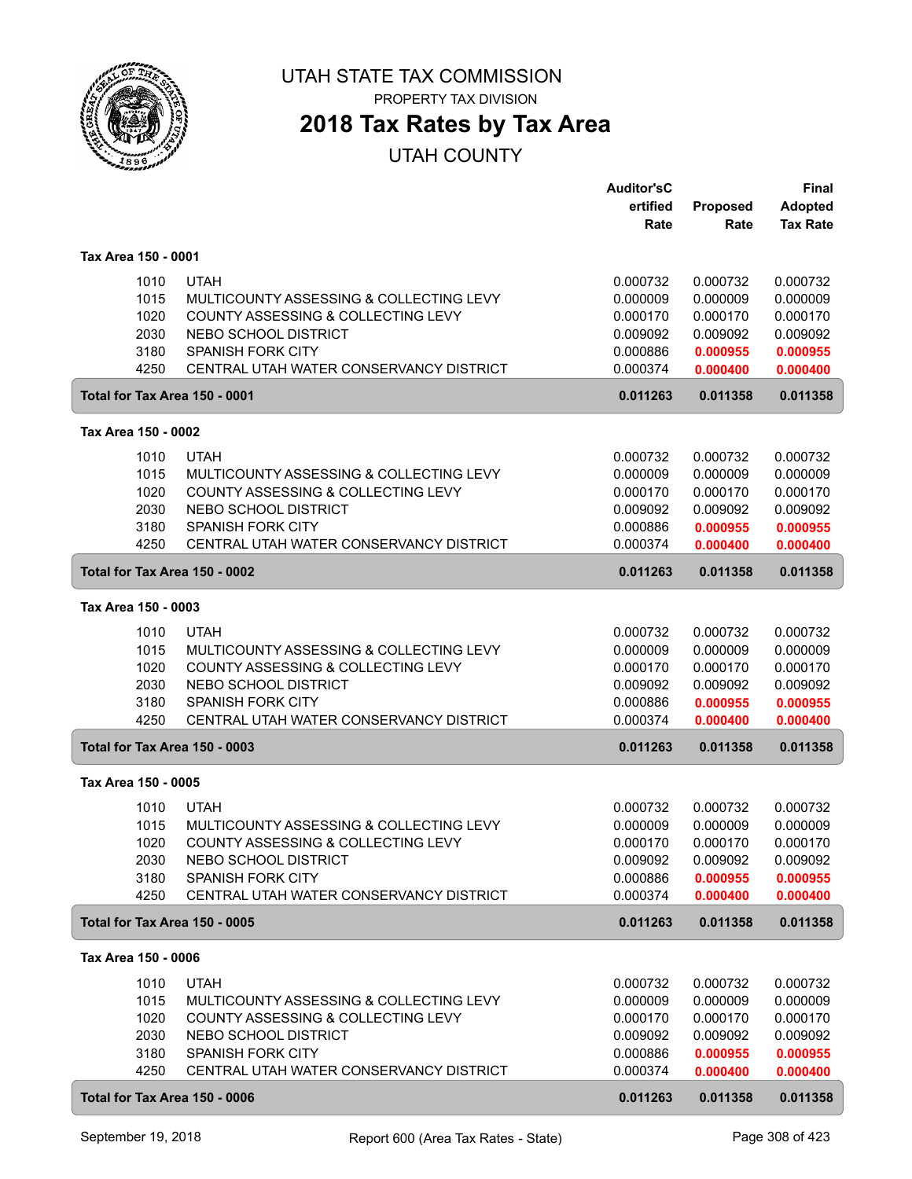# UTAH STATE TAX COMMISSION

PROPERTY TAX DIVISION

## 2018 Tax Rates by Tax Area

UTAH COUNTY

| | | Auditor'sCertified Rate | Proposed Rate | Final Adopted Tax Rate |
|---|---|---|---|---|
| **Tax Area 150 - 0001** | | | | |
| 1010 | UTAH | 0.000732 | 0.000732 | 0.000732 |
| 1015 | MULTICOUNTY ASSESSING & COLLECTING LEVY | 0.000009 | 0.000009 | 0.000009 |
| 1020 | COUNTY ASSESSING & COLLECTING LEVY | 0.000170 | 0.000170 | 0.000170 |
| 2030 | NEBO SCHOOL DISTRICT | 0.009092 | 0.009092 | 0.009092 |
| 3180 | SPANISH FORK CITY | 0.000886 | **0.000955** | **0.000955** |
| 4250 | CENTRAL UTAH WATER CONSERVANCY DISTRICT | 0.000374 | **0.000400** | **0.000400** |
| **Total for Tax Area 150 - 0001** | | **0.011263** | **0.011358** | **0.011358** |
| **Tax Area 150 - 0002** | | | | |
| 1010 | UTAH | 0.000732 | 0.000732 | 0.000732 |
| 1015 | MULTICOUNTY ASSESSING & COLLECTING LEVY | 0.000009 | 0.000009 | 0.000009 |
| 1020 | COUNTY ASSESSING & COLLECTING LEVY | 0.000170 | 0.000170 | 0.000170 |
| 2030 | NEBO SCHOOL DISTRICT | 0.009092 | 0.009092 | 0.009092 |
| 3180 | SPANISH FORK CITY | 0.000886 | **0.000955** | **0.000955** |
| 4250 | CENTRAL UTAH WATER CONSERVANCY DISTRICT | 0.000374 | **0.000400** | **0.000400** |
| **Total for Tax Area 150 - 0002** | | **0.011263** | **0.011358** | **0.011358** |
| **Tax Area 150 - 0003** | | | | |
| 1010 | UTAH | 0.000732 | 0.000732 | 0.000732 |
| 1015 | MULTICOUNTY ASSESSING & COLLECTING LEVY | 0.000009 | 0.000009 | 0.000009 |
| 1020 | COUNTY ASSESSING & COLLECTING LEVY | 0.000170 | 0.000170 | 0.000170 |
| 2030 | NEBO SCHOOL DISTRICT | 0.009092 | 0.009092 | 0.009092 |
| 3180 | SPANISH FORK CITY | 0.000886 | **0.000955** | **0.000955** |
| 4250 | CENTRAL UTAH WATER CONSERVANCY DISTRICT | 0.000374 | **0.000400** | **0.000400** |
| **Total for Tax Area 150 - 0003** | | **0.011263** | **0.011358** | **0.011358** |
| **Tax Area 150 - 0005** | | | | |
| 1010 | UTAH | 0.000732 | 0.000732 | 0.000732 |
| 1015 | MULTICOUNTY ASSESSING & COLLECTING LEVY | 0.000009 | 0.000009 | 0.000009 |
| 1020 | COUNTY ASSESSING & COLLECTING LEVY | 0.000170 | 0.000170 | 0.000170 |
| 2030 | NEBO SCHOOL DISTRICT | 0.009092 | 0.009092 | 0.009092 |
| 3180 | SPANISH FORK CITY | 0.000886 | **0.000955** | **0.000955** |
| 4250 | CENTRAL UTAH WATER CONSERVANCY DISTRICT | 0.000374 | **0.000400** | **0.000400** |
| **Total for Tax Area 150 - 0005** | | **0.011263** | **0.011358** | **0.011358** |
| **Tax Area 150 - 0006** | | | | |
| 1010 | UTAH | 0.000732 | 0.000732 | 0.000732 |
| 1015 | MULTICOUNTY ASSESSING & COLLECTING LEVY | 0.000009 | 0.000009 | 0.000009 |
| 1020 | COUNTY ASSESSING & COLLECTING LEVY | 0.000170 | 0.000170 | 0.000170 |
| 2030 | NEBO SCHOOL DISTRICT | 0.009092 | 0.009092 | 0.009092 |
| 3180 | SPANISH FORK CITY | 0.000886 | **0.000955** | **0.000955** |
| 4250 | CENTRAL UTAH WATER CONSERVANCY DISTRICT | 0.000374 | **0.000400** | **0.000400** |
| **Total for Tax Area 150 - 0006** | | **0.011263** | **0.011358** | **0.011358** |

September 19, 2018 — Report 600 (Area Tax Rates - State)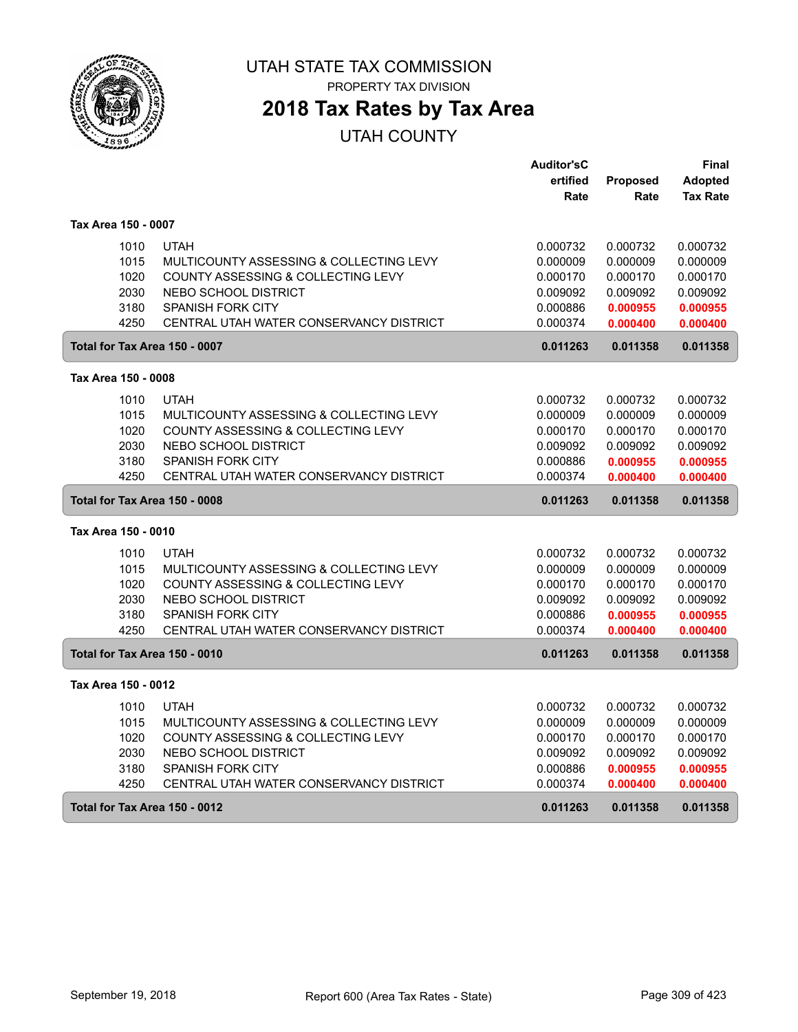# UTAH STATE TAX COMMISSION

PROPERTY TAX DIVISION

## 2018 Tax Rates by Tax Area

UTAH COUNTY

| | | Auditor'sCertified Rate | Proposed Rate | Final Adopted Tax Rate |
|---|---|---|---|---|
| **Tax Area 150 - 0007** | | | | |
| 1010 | UTAH | 0.000732 | 0.000732 | 0.000732 |
| 1015 | MULTICOUNTY ASSESSING & COLLECTING LEVY | 0.000009 | 0.000009 | 0.000009 |
| 1020 | COUNTY ASSESSING & COLLECTING LEVY | 0.000170 | 0.000170 | 0.000170 |
| 2030 | NEBO SCHOOL DISTRICT | 0.009092 | 0.009092 | 0.009092 |
| 3180 | SPANISH FORK CITY | 0.000886 | **0.000955** | **0.000955** |
| 4250 | CENTRAL UTAH WATER CONSERVANCY DISTRICT | 0.000374 | **0.000400** | **0.000400** |
| **Total for Tax Area 150 - 0007** | | **0.011263** | **0.011358** | **0.011358** |
| **Tax Area 150 - 0008** | | | | |
| 1010 | UTAH | 0.000732 | 0.000732 | 0.000732 |
| 1015 | MULTICOUNTY ASSESSING & COLLECTING LEVY | 0.000009 | 0.000009 | 0.000009 |
| 1020 | COUNTY ASSESSING & COLLECTING LEVY | 0.000170 | 0.000170 | 0.000170 |
| 2030 | NEBO SCHOOL DISTRICT | 0.009092 | 0.009092 | 0.009092 |
| 3180 | SPANISH FORK CITY | 0.000886 | **0.000955** | **0.000955** |
| 4250 | CENTRAL UTAH WATER CONSERVANCY DISTRICT | 0.000374 | **0.000400** | **0.000400** |
| **Total for Tax Area 150 - 0008** | | **0.011263** | **0.011358** | **0.011358** |
| **Tax Area 150 - 0010** | | | | |
| 1010 | UTAH | 0.000732 | 0.000732 | 0.000732 |
| 1015 | MULTICOUNTY ASSESSING & COLLECTING LEVY | 0.000009 | 0.000009 | 0.000009 |
| 1020 | COUNTY ASSESSING & COLLECTING LEVY | 0.000170 | 0.000170 | 0.000170 |
| 2030 | NEBO SCHOOL DISTRICT | 0.009092 | 0.009092 | 0.009092 |
| 3180 | SPANISH FORK CITY | 0.000886 | **0.000955** | **0.000955** |
| 4250 | CENTRAL UTAH WATER CONSERVANCY DISTRICT | 0.000374 | **0.000400** | **0.000400** |
| **Total for Tax Area 150 - 0010** | | **0.011263** | **0.011358** | **0.011358** |
| **Tax Area 150 - 0012** | | | | |
| 1010 | UTAH | 0.000732 | 0.000732 | 0.000732 |
| 1015 | MULTICOUNTY ASSESSING & COLLECTING LEVY | 0.000009 | 0.000009 | 0.000009 |
| 1020 | COUNTY ASSESSING & COLLECTING LEVY | 0.000170 | 0.000170 | 0.000170 |
| 2030 | NEBO SCHOOL DISTRICT | 0.009092 | 0.009092 | 0.009092 |
| 3180 | SPANISH FORK CITY | 0.000886 | **0.000955** | **0.000955** |
| 4250 | CENTRAL UTAH WATER CONSERVANCY DISTRICT | 0.000374 | **0.000400** | **0.000400** |
| **Total for Tax Area 150 - 0012** | | **0.011263** | **0.011358** | **0.011358** |

September 19, 2018 — Report 600 (Area Tax Rates - State)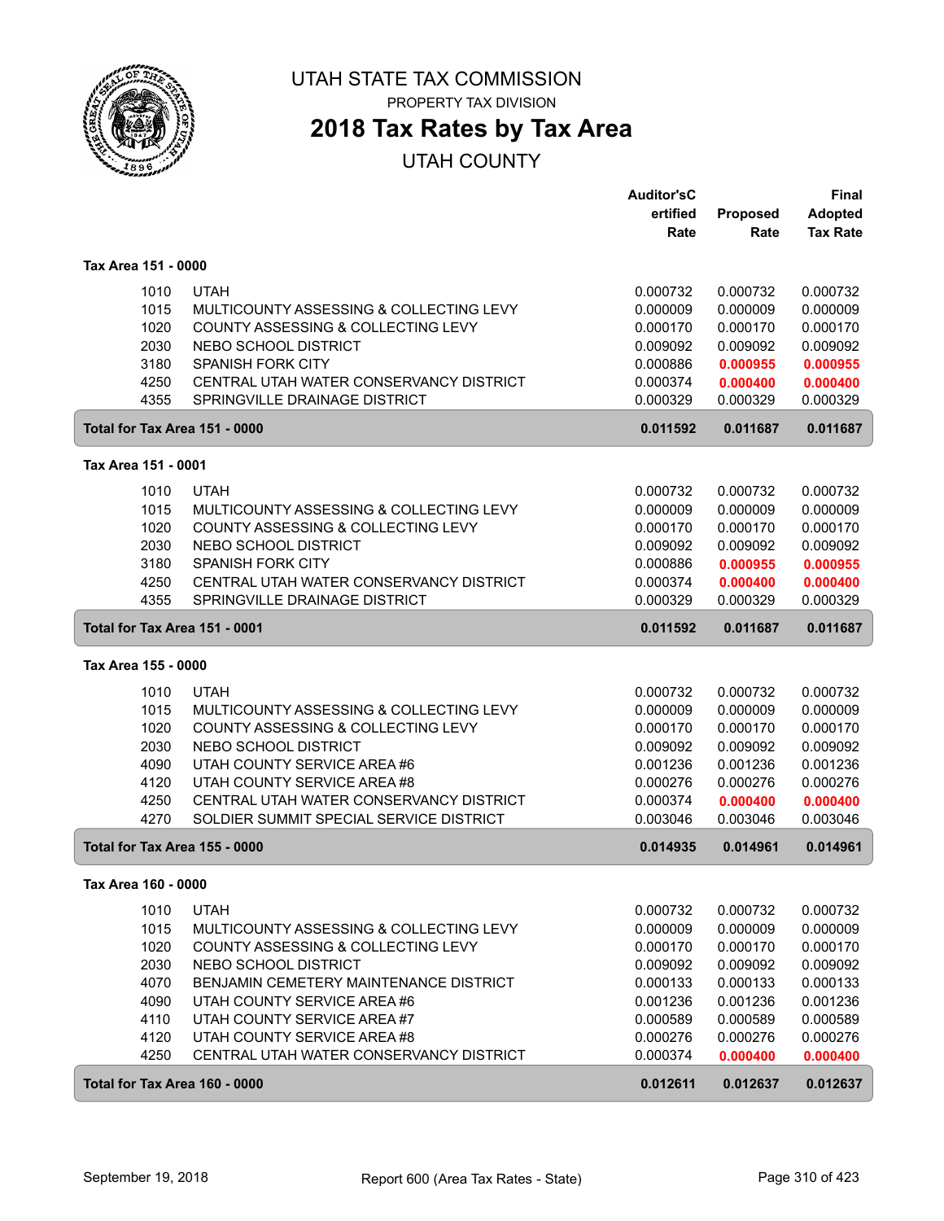# UTAH STATE TAX COMMISSION

PROPERTY TAX DIVISION

## 2018 Tax Rates by Tax Area

UTAH COUNTY

| | | Auditor's Certified Rate | Proposed Rate | Final Adopted Tax Rate |
|---|---|---|---|---|
| **Tax Area 151 - 0000** | | | | |
| 1010 | UTAH | 0.000732 | 0.000732 | 0.000732 |
| 1015 | MULTICOUNTY ASSESSING & COLLECTING LEVY | 0.000009 | 0.000009 | 0.000009 |
| 1020 | COUNTY ASSESSING & COLLECTING LEVY | 0.000170 | 0.000170 | 0.000170 |
| 2030 | NEBO SCHOOL DISTRICT | 0.009092 | 0.009092 | 0.009092 |
| 3180 | SPANISH FORK CITY | 0.000886 | **0.000955** | **0.000955** |
| 4250 | CENTRAL UTAH WATER CONSERVANCY DISTRICT | 0.000374 | **0.000400** | **0.000400** |
| 4355 | SPRINGVILLE DRAINAGE DISTRICT | 0.000329 | 0.000329 | 0.000329 |
| **Total for Tax Area 151 - 0000** | | **0.011592** | **0.011687** | **0.011687** |
| **Tax Area 151 - 0001** | | | | |
| 1010 | UTAH | 0.000732 | 0.000732 | 0.000732 |
| 1015 | MULTICOUNTY ASSESSING & COLLECTING LEVY | 0.000009 | 0.000009 | 0.000009 |
| 1020 | COUNTY ASSESSING & COLLECTING LEVY | 0.000170 | 0.000170 | 0.000170 |
| 2030 | NEBO SCHOOL DISTRICT | 0.009092 | 0.009092 | 0.009092 |
| 3180 | SPANISH FORK CITY | 0.000886 | **0.000955** | **0.000955** |
| 4250 | CENTRAL UTAH WATER CONSERVANCY DISTRICT | 0.000374 | **0.000400** | **0.000400** |
| 4355 | SPRINGVILLE DRAINAGE DISTRICT | 0.000329 | 0.000329 | 0.000329 |
| **Total for Tax Area 151 - 0001** | | **0.011592** | **0.011687** | **0.011687** |
| **Tax Area 155 - 0000** | | | | |
| 1010 | UTAH | 0.000732 | 0.000732 | 0.000732 |
| 1015 | MULTICOUNTY ASSESSING & COLLECTING LEVY | 0.000009 | 0.000009 | 0.000009 |
| 1020 | COUNTY ASSESSING & COLLECTING LEVY | 0.000170 | 0.000170 | 0.000170 |
| 2030 | NEBO SCHOOL DISTRICT | 0.009092 | 0.009092 | 0.009092 |
| 4090 | UTAH COUNTY SERVICE AREA #6 | 0.001236 | 0.001236 | 0.001236 |
| 4120 | UTAH COUNTY SERVICE AREA #8 | 0.000276 | 0.000276 | 0.000276 |
| 4250 | CENTRAL UTAH WATER CONSERVANCY DISTRICT | 0.000374 | **0.000400** | **0.000400** |
| 4270 | SOLDIER SUMMIT SPECIAL SERVICE DISTRICT | 0.003046 | 0.003046 | 0.003046 |
| **Total for Tax Area 155 - 0000** | | **0.014935** | **0.014961** | **0.014961** |
| **Tax Area 160 - 0000** | | | | |
| 1010 | UTAH | 0.000732 | 0.000732 | 0.000732 |
| 1015 | MULTICOUNTY ASSESSING & COLLECTING LEVY | 0.000009 | 0.000009 | 0.000009 |
| 1020 | COUNTY ASSESSING & COLLECTING LEVY | 0.000170 | 0.000170 | 0.000170 |
| 2030 | NEBO SCHOOL DISTRICT | 0.009092 | 0.009092 | 0.009092 |
| 4070 | BENJAMIN CEMETERY MAINTENANCE DISTRICT | 0.000133 | 0.000133 | 0.000133 |
| 4090 | UTAH COUNTY SERVICE AREA #6 | 0.001236 | 0.001236 | 0.001236 |
| 4110 | UTAH COUNTY SERVICE AREA #7 | 0.000589 | 0.000589 | 0.000589 |
| 4120 | UTAH COUNTY SERVICE AREA #8 | 0.000276 | 0.000276 | 0.000276 |
| 4250 | CENTRAL UTAH WATER CONSERVANCY DISTRICT | 0.000374 | **0.000400** | **0.000400** |
| **Total for Tax Area 160 - 0000** | | **0.012611** | **0.012637** | **0.012637** |

September 19, 2018 — Report 600 (Area Tax Rates - State)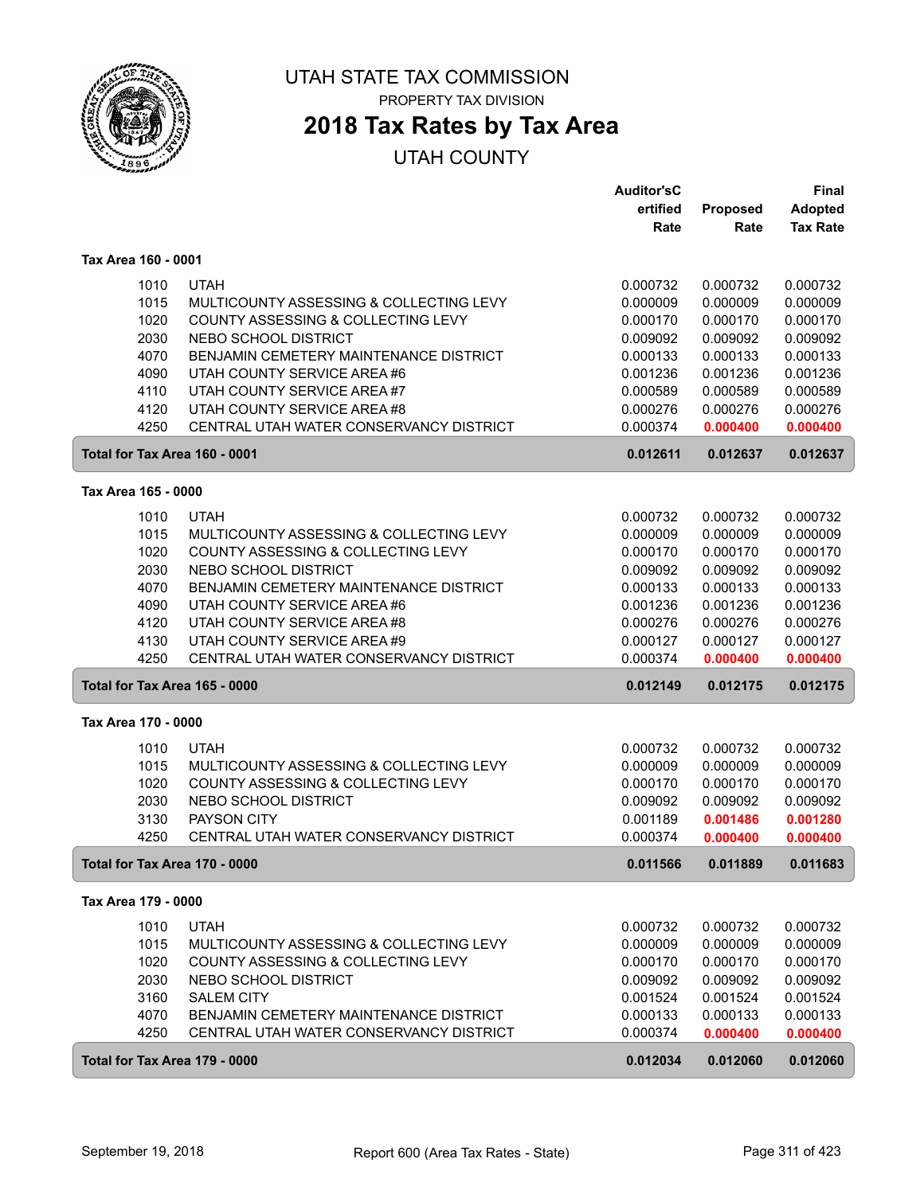# UTAH STATE TAX COMMISSION

PROPERTY TAX DIVISION

## 2018 Tax Rates by Tax Area

UTAH COUNTY

| | | Auditor'sCertified Rate | Proposed Rate | Final Adopted Tax Rate |
|---|---|---|---|---|
| **Tax Area 160 - 0001** | | | | |
| 1010 | UTAH | 0.000732 | 0.000732 | 0.000732 |
| 1015 | MULTICOUNTY ASSESSING & COLLECTING LEVY | 0.000009 | 0.000009 | 0.000009 |
| 1020 | COUNTY ASSESSING & COLLECTING LEVY | 0.000170 | 0.000170 | 0.000170 |
| 2030 | NEBO SCHOOL DISTRICT | 0.009092 | 0.009092 | 0.009092 |
| 4070 | BENJAMIN CEMETERY MAINTENANCE DISTRICT | 0.000133 | 0.000133 | 0.000133 |
| 4090 | UTAH COUNTY SERVICE AREA #6 | 0.001236 | 0.001236 | 0.001236 |
| 4110 | UTAH COUNTY SERVICE AREA #7 | 0.000589 | 0.000589 | 0.000589 |
| 4120 | UTAH COUNTY SERVICE AREA #8 | 0.000276 | 0.000276 | 0.000276 |
| 4250 | CENTRAL UTAH WATER CONSERVANCY DISTRICT | 0.000374 | 0.000400 | 0.000400 |
| **Total for Tax Area 160 - 0001** | | **0.012611** | **0.012637** | **0.012637** |
| **Tax Area 165 - 0000** | | | | |
| 1010 | UTAH | 0.000732 | 0.000732 | 0.000732 |
| 1015 | MULTICOUNTY ASSESSING & COLLECTING LEVY | 0.000009 | 0.000009 | 0.000009 |
| 1020 | COUNTY ASSESSING & COLLECTING LEVY | 0.000170 | 0.000170 | 0.000170 |
| 2030 | NEBO SCHOOL DISTRICT | 0.009092 | 0.009092 | 0.009092 |
| 4070 | BENJAMIN CEMETERY MAINTENANCE DISTRICT | 0.000133 | 0.000133 | 0.000133 |
| 4090 | UTAH COUNTY SERVICE AREA #6 | 0.001236 | 0.001236 | 0.001236 |
| 4120 | UTAH COUNTY SERVICE AREA #8 | 0.000276 | 0.000276 | 0.000276 |
| 4130 | UTAH COUNTY SERVICE AREA #9 | 0.000127 | 0.000127 | 0.000127 |
| 4250 | CENTRAL UTAH WATER CONSERVANCY DISTRICT | 0.000374 | 0.000400 | 0.000400 |
| **Total for Tax Area 165 - 0000** | | **0.012149** | **0.012175** | **0.012175** |
| **Tax Area 170 - 0000** | | | | |
| 1010 | UTAH | 0.000732 | 0.000732 | 0.000732 |
| 1015 | MULTICOUNTY ASSESSING & COLLECTING LEVY | 0.000009 | 0.000009 | 0.000009 |
| 1020 | COUNTY ASSESSING & COLLECTING LEVY | 0.000170 | 0.000170 | 0.000170 |
| 2030 | NEBO SCHOOL DISTRICT | 0.009092 | 0.009092 | 0.009092 |
| 3130 | PAYSON CITY | 0.001189 | 0.001486 | 0.001280 |
| 4250 | CENTRAL UTAH WATER CONSERVANCY DISTRICT | 0.000374 | 0.000400 | 0.000400 |
| **Total for Tax Area 170 - 0000** | | **0.011566** | **0.011889** | **0.011683** |
| **Tax Area 179 - 0000** | | | | |
| 1010 | UTAH | 0.000732 | 0.000732 | 0.000732 |
| 1015 | MULTICOUNTY ASSESSING & COLLECTING LEVY | 0.000009 | 0.000009 | 0.000009 |
| 1020 | COUNTY ASSESSING & COLLECTING LEVY | 0.000170 | 0.000170 | 0.000170 |
| 2030 | NEBO SCHOOL DISTRICT | 0.009092 | 0.009092 | 0.009092 |
| 3160 | SALEM CITY | 0.001524 | 0.001524 | 0.001524 |
| 4070 | BENJAMIN CEMETERY MAINTENANCE DISTRICT | 0.000133 | 0.000133 | 0.000133 |
| 4250 | CENTRAL UTAH WATER CONSERVANCY DISTRICT | 0.000374 | 0.000400 | 0.000400 |
| **Total for Tax Area 179 - 0000** | | **0.012034** | **0.012060** | **0.012060** |

September 19, 2018 — Report 600 (Area Tax Rates - State)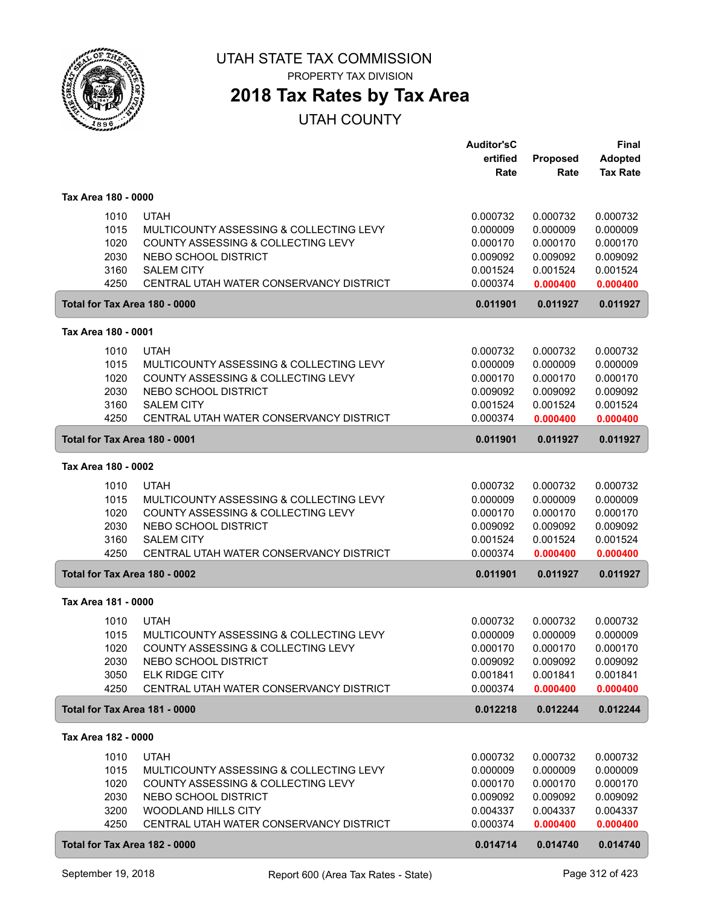UTAH STATE TAX COMMISSION

PROPERTY TAX DIVISION

# 2018 Tax Rates by Tax Area

## UTAH COUNTY

| | | Auditor'sCertified Rate | Proposed Rate | Final Adopted Tax Rate |
|---|---|---|---|---|
| **Tax Area 180 - 0000** | | | | |
| 1010 | UTAH | 0.000732 | 0.000732 | 0.000732 |
| 1015 | MULTICOUNTY ASSESSING & COLLECTING LEVY | 0.000009 | 0.000009 | 0.000009 |
| 1020 | COUNTY ASSESSING & COLLECTING LEVY | 0.000170 | 0.000170 | 0.000170 |
| 2030 | NEBO SCHOOL DISTRICT | 0.009092 | 0.009092 | 0.009092 |
| 3160 | SALEM CITY | 0.001524 | 0.001524 | 0.001524 |
| 4250 | CENTRAL UTAH WATER CONSERVANCY DISTRICT | 0.000374 | 0.000400 | 0.000400 |
| **Total for Tax Area 180 - 0000** | | **0.011901** | **0.011927** | **0.011927** |
| **Tax Area 180 - 0001** | | | | |
| 1010 | UTAH | 0.000732 | 0.000732 | 0.000732 |
| 1015 | MULTICOUNTY ASSESSING & COLLECTING LEVY | 0.000009 | 0.000009 | 0.000009 |
| 1020 | COUNTY ASSESSING & COLLECTING LEVY | 0.000170 | 0.000170 | 0.000170 |
| 2030 | NEBO SCHOOL DISTRICT | 0.009092 | 0.009092 | 0.009092 |
| 3160 | SALEM CITY | 0.001524 | 0.001524 | 0.001524 |
| 4250 | CENTRAL UTAH WATER CONSERVANCY DISTRICT | 0.000374 | 0.000400 | 0.000400 |
| **Total for Tax Area 180 - 0001** | | **0.011901** | **0.011927** | **0.011927** |
| **Tax Area 180 - 0002** | | | | |
| 1010 | UTAH | 0.000732 | 0.000732 | 0.000732 |
| 1015 | MULTICOUNTY ASSESSING & COLLECTING LEVY | 0.000009 | 0.000009 | 0.000009 |
| 1020 | COUNTY ASSESSING & COLLECTING LEVY | 0.000170 | 0.000170 | 0.000170 |
| 2030 | NEBO SCHOOL DISTRICT | 0.009092 | 0.009092 | 0.009092 |
| 3160 | SALEM CITY | 0.001524 | 0.001524 | 0.001524 |
| 4250 | CENTRAL UTAH WATER CONSERVANCY DISTRICT | 0.000374 | 0.000400 | 0.000400 |
| **Total for Tax Area 180 - 0002** | | **0.011901** | **0.011927** | **0.011927** |
| **Tax Area 181 - 0000** | | | | |
| 1010 | UTAH | 0.000732 | 0.000732 | 0.000732 |
| 1015 | MULTICOUNTY ASSESSING & COLLECTING LEVY | 0.000009 | 0.000009 | 0.000009 |
| 1020 | COUNTY ASSESSING & COLLECTING LEVY | 0.000170 | 0.000170 | 0.000170 |
| 2030 | NEBO SCHOOL DISTRICT | 0.009092 | 0.009092 | 0.009092 |
| 3050 | ELK RIDGE CITY | 0.001841 | 0.001841 | 0.001841 |
| 4250 | CENTRAL UTAH WATER CONSERVANCY DISTRICT | 0.000374 | 0.000400 | 0.000400 |
| **Total for Tax Area 181 - 0000** | | **0.012218** | **0.012244** | **0.012244** |
| **Tax Area 182 - 0000** | | | | |
| 1010 | UTAH | 0.000732 | 0.000732 | 0.000732 |
| 1015 | MULTICOUNTY ASSESSING & COLLECTING LEVY | 0.000009 | 0.000009 | 0.000009 |
| 1020 | COUNTY ASSESSING & COLLECTING LEVY | 0.000170 | 0.000170 | 0.000170 |
| 2030 | NEBO SCHOOL DISTRICT | 0.009092 | 0.009092 | 0.009092 |
| 3200 | WOODLAND HILLS CITY | 0.004337 | 0.004337 | 0.004337 |
| 4250 | CENTRAL UTAH WATER CONSERVANCY DISTRICT | 0.000374 | 0.000400 | 0.000400 |
| **Total for Tax Area 182 - 0000** | | **0.014714** | **0.014740** | **0.014740** |

September 19, 2018 — Report 600 (Area Tax Rates - State)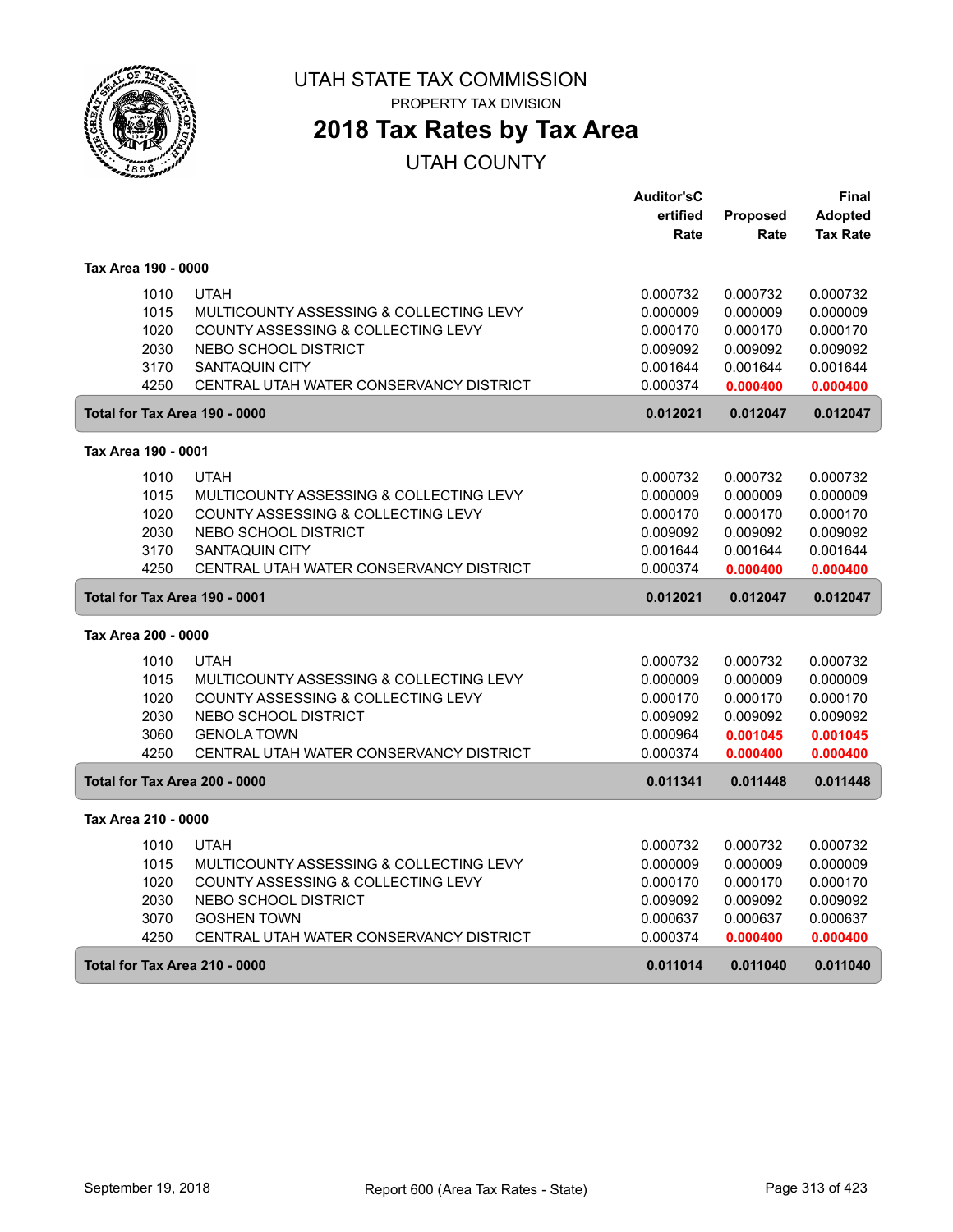# UTAH STATE TAX COMMISSION

PROPERTY TAX DIVISION

## 2018 Tax Rates by Tax Area

UTAH COUNTY

| | | Auditor'sCertified Rate | Proposed Rate | Final Adopted Tax Rate |
|---|---|---|---|---|
| **Tax Area 190 - 0000** | | | | |
| 1010 | UTAH | 0.000732 | 0.000732 | 0.000732 |
| 1015 | MULTICOUNTY ASSESSING & COLLECTING LEVY | 0.000009 | 0.000009 | 0.000009 |
| 1020 | COUNTY ASSESSING & COLLECTING LEVY | 0.000170 | 0.000170 | 0.000170 |
| 2030 | NEBO SCHOOL DISTRICT | 0.009092 | 0.009092 | 0.009092 |
| 3170 | SANTAQUIN CITY | 0.001644 | 0.001644 | 0.001644 |
| 4250 | CENTRAL UTAH WATER CONSERVANCY DISTRICT | 0.000374 | **0.000400** | **0.000400** |
| **Total for Tax Area 190 - 0000** | | **0.012021** | **0.012047** | **0.012047** |
| **Tax Area 190 - 0001** | | | | |
| 1010 | UTAH | 0.000732 | 0.000732 | 0.000732 |
| 1015 | MULTICOUNTY ASSESSING & COLLECTING LEVY | 0.000009 | 0.000009 | 0.000009 |
| 1020 | COUNTY ASSESSING & COLLECTING LEVY | 0.000170 | 0.000170 | 0.000170 |
| 2030 | NEBO SCHOOL DISTRICT | 0.009092 | 0.009092 | 0.009092 |
| 3170 | SANTAQUIN CITY | 0.001644 | 0.001644 | 0.001644 |
| 4250 | CENTRAL UTAH WATER CONSERVANCY DISTRICT | 0.000374 | **0.000400** | **0.000400** |
| **Total for Tax Area 190 - 0001** | | **0.012021** | **0.012047** | **0.012047** |
| **Tax Area 200 - 0000** | | | | |
| 1010 | UTAH | 0.000732 | 0.000732 | 0.000732 |
| 1015 | MULTICOUNTY ASSESSING & COLLECTING LEVY | 0.000009 | 0.000009 | 0.000009 |
| 1020 | COUNTY ASSESSING & COLLECTING LEVY | 0.000170 | 0.000170 | 0.000170 |
| 2030 | NEBO SCHOOL DISTRICT | 0.009092 | 0.009092 | 0.009092 |
| 3060 | GENOLA TOWN | 0.000964 | **0.001045** | **0.001045** |
| 4250 | CENTRAL UTAH WATER CONSERVANCY DISTRICT | 0.000374 | **0.000400** | **0.000400** |
| **Total for Tax Area 200 - 0000** | | **0.011341** | **0.011448** | **0.011448** |
| **Tax Area 210 - 0000** | | | | |
| 1010 | UTAH | 0.000732 | 0.000732 | 0.000732 |
| 1015 | MULTICOUNTY ASSESSING & COLLECTING LEVY | 0.000009 | 0.000009 | 0.000009 |
| 1020 | COUNTY ASSESSING & COLLECTING LEVY | 0.000170 | 0.000170 | 0.000170 |
| 2030 | NEBO SCHOOL DISTRICT | 0.009092 | 0.009092 | 0.009092 |
| 3070 | GOSHEN TOWN | 0.000637 | 0.000637 | 0.000637 |
| 4250 | CENTRAL UTAH WATER CONSERVANCY DISTRICT | 0.000374 | **0.000400** | **0.000400** |
| **Total for Tax Area 210 - 0000** | | **0.011014** | **0.011040** | **0.011040** |

September 19, 2018 Report 600 (Area Tax Rates - State)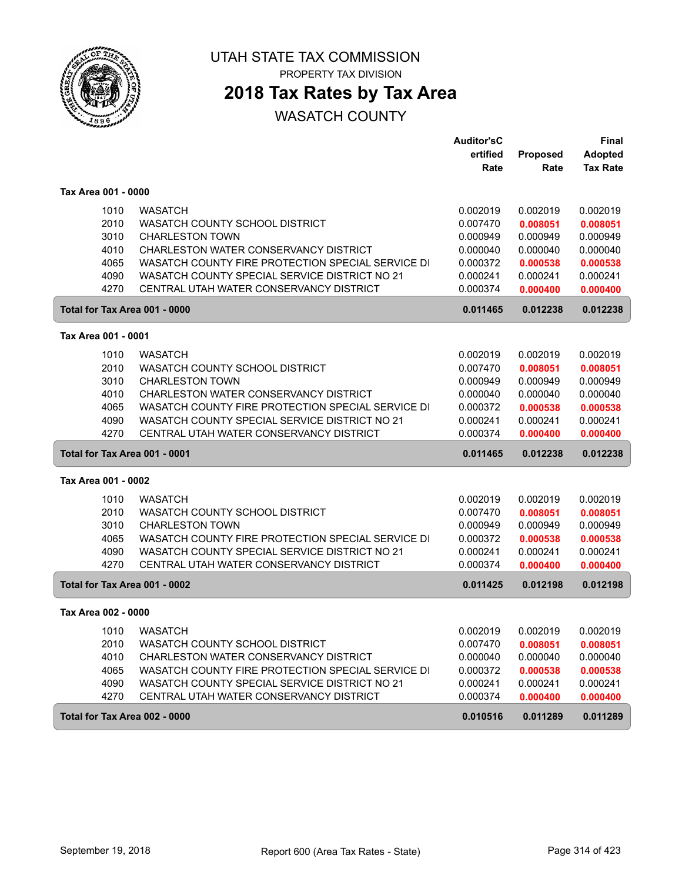# UTAH STATE TAX COMMISSION

PROPERTY TAX DIVISION

## 2018 Tax Rates by Tax Area

WASATCH COUNTY

| | | Auditor'sCertified Rate | Proposed Rate | Final Adopted Tax Rate |
|---|---|---|---|---|
| **Tax Area 001 - 0000** | | | | |
| 1010 | WASATCH | 0.002019 | 0.002019 | 0.002019 |
| 2010 | WASATCH COUNTY SCHOOL DISTRICT | 0.007470 | **0.008051** | **0.008051** |
| 3010 | CHARLESTON TOWN | 0.000949 | 0.000949 | 0.000949 |
| 4010 | CHARLESTON WATER CONSERVANCY DISTRICT | 0.000040 | 0.000040 | 0.000040 |
| 4065 | WASATCH COUNTY FIRE PROTECTION SPECIAL SERVICE DI | 0.000372 | **0.000538** | **0.000538** |
| 4090 | WASATCH COUNTY SPECIAL SERVICE DISTRICT NO 21 | 0.000241 | 0.000241 | 0.000241 |
| 4270 | CENTRAL UTAH WATER CONSERVANCY DISTRICT | 0.000374 | **0.000400** | **0.000400** |
| **Total for Tax Area 001 - 0000** | | **0.011465** | **0.012238** | **0.012238** |
| **Tax Area 001 - 0001** | | | | |
| 1010 | WASATCH | 0.002019 | 0.002019 | 0.002019 |
| 2010 | WASATCH COUNTY SCHOOL DISTRICT | 0.007470 | **0.008051** | **0.008051** |
| 3010 | CHARLESTON TOWN | 0.000949 | 0.000949 | 0.000949 |
| 4010 | CHARLESTON WATER CONSERVANCY DISTRICT | 0.000040 | 0.000040 | 0.000040 |
| 4065 | WASATCH COUNTY FIRE PROTECTION SPECIAL SERVICE DI | 0.000372 | **0.000538** | **0.000538** |
| 4090 | WASATCH COUNTY SPECIAL SERVICE DISTRICT NO 21 | 0.000241 | 0.000241 | 0.000241 |
| 4270 | CENTRAL UTAH WATER CONSERVANCY DISTRICT | 0.000374 | **0.000400** | **0.000400** |
| **Total for Tax Area 001 - 0001** | | **0.011465** | **0.012238** | **0.012238** |
| **Tax Area 001 - 0002** | | | | |
| 1010 | WASATCH | 0.002019 | 0.002019 | 0.002019 |
| 2010 | WASATCH COUNTY SCHOOL DISTRICT | 0.007470 | **0.008051** | **0.008051** |
| 3010 | CHARLESTON TOWN | 0.000949 | 0.000949 | 0.000949 |
| 4065 | WASATCH COUNTY FIRE PROTECTION SPECIAL SERVICE DI | 0.000372 | **0.000538** | **0.000538** |
| 4090 | WASATCH COUNTY SPECIAL SERVICE DISTRICT NO 21 | 0.000241 | 0.000241 | 0.000241 |
| 4270 | CENTRAL UTAH WATER CONSERVANCY DISTRICT | 0.000374 | **0.000400** | **0.000400** |
| **Total for Tax Area 001 - 0002** | | **0.011425** | **0.012198** | **0.012198** |
| **Tax Area 002 - 0000** | | | | |
| 1010 | WASATCH | 0.002019 | 0.002019 | 0.002019 |
| 2010 | WASATCH COUNTY SCHOOL DISTRICT | 0.007470 | **0.008051** | **0.008051** |
| 4010 | CHARLESTON WATER CONSERVANCY DISTRICT | 0.000040 | 0.000040 | 0.000040 |
| 4065 | WASATCH COUNTY FIRE PROTECTION SPECIAL SERVICE DI | 0.000372 | **0.000538** | **0.000538** |
| 4090 | WASATCH COUNTY SPECIAL SERVICE DISTRICT NO 21 | 0.000241 | 0.000241 | 0.000241 |
| 4270 | CENTRAL UTAH WATER CONSERVANCY DISTRICT | 0.000374 | **0.000400** | **0.000400** |
| **Total for Tax Area 002 - 0000** | | **0.010516** | **0.011289** | **0.011289** |

September 19, 2018 — Report 600 (Area Tax Rates - State)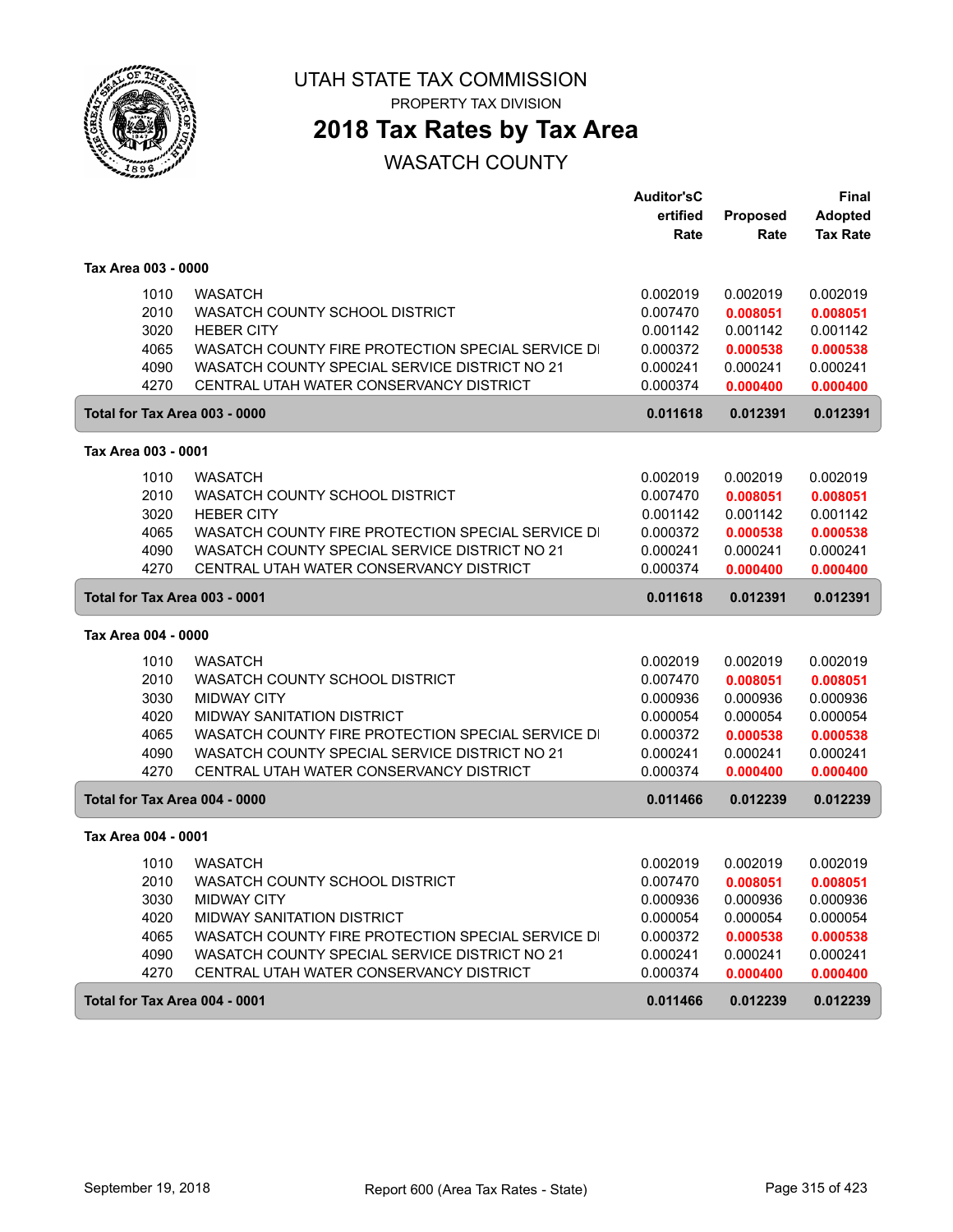# UTAH STATE TAX COMMISSION

PROPERTY TAX DIVISION

## 2018 Tax Rates by Tax Area

### WASATCH COUNTY

| | | Auditor'sCertified Rate | Proposed Rate | Final Adopted Tax Rate |
|---|---|---|---|---|
| **Tax Area 003 - 0000** | | | | |
| 1010 | WASATCH | 0.002019 | 0.002019 | 0.002019 |
| 2010 | WASATCH COUNTY SCHOOL DISTRICT | 0.007470 | **0.008051** | **0.008051** |
| 3020 | HEBER CITY | 0.001142 | 0.001142 | 0.001142 |
| 4065 | WASATCH COUNTY FIRE PROTECTION SPECIAL SERVICE DI | 0.000372 | **0.000538** | **0.000538** |
| 4090 | WASATCH COUNTY SPECIAL SERVICE DISTRICT NO 21 | 0.000241 | 0.000241 | 0.000241 |
| 4270 | CENTRAL UTAH WATER CONSERVANCY DISTRICT | 0.000374 | **0.000400** | **0.000400** |
| **Total for Tax Area 003 - 0000** | | **0.011618** | **0.012391** | **0.012391** |
| **Tax Area 003 - 0001** | | | | |
| 1010 | WASATCH | 0.002019 | 0.002019 | 0.002019 |
| 2010 | WASATCH COUNTY SCHOOL DISTRICT | 0.007470 | **0.008051** | **0.008051** |
| 3020 | HEBER CITY | 0.001142 | 0.001142 | 0.001142 |
| 4065 | WASATCH COUNTY FIRE PROTECTION SPECIAL SERVICE DI | 0.000372 | **0.000538** | **0.000538** |
| 4090 | WASATCH COUNTY SPECIAL SERVICE DISTRICT NO 21 | 0.000241 | 0.000241 | 0.000241 |
| 4270 | CENTRAL UTAH WATER CONSERVANCY DISTRICT | 0.000374 | **0.000400** | **0.000400** |
| **Total for Tax Area 003 - 0001** | | **0.011618** | **0.012391** | **0.012391** |
| **Tax Area 004 - 0000** | | | | |
| 1010 | WASATCH | 0.002019 | 0.002019 | 0.002019 |
| 2010 | WASATCH COUNTY SCHOOL DISTRICT | 0.007470 | **0.008051** | **0.008051** |
| 3030 | MIDWAY CITY | 0.000936 | 0.000936 | 0.000936 |
| 4020 | MIDWAY SANITATION DISTRICT | 0.000054 | 0.000054 | 0.000054 |
| 4065 | WASATCH COUNTY FIRE PROTECTION SPECIAL SERVICE DI | 0.000372 | **0.000538** | **0.000538** |
| 4090 | WASATCH COUNTY SPECIAL SERVICE DISTRICT NO 21 | 0.000241 | 0.000241 | 0.000241 |
| 4270 | CENTRAL UTAH WATER CONSERVANCY DISTRICT | 0.000374 | **0.000400** | **0.000400** |
| **Total for Tax Area 004 - 0000** | | **0.011466** | **0.012239** | **0.012239** |
| **Tax Area 004 - 0001** | | | | |
| 1010 | WASATCH | 0.002019 | 0.002019 | 0.002019 |
| 2010 | WASATCH COUNTY SCHOOL DISTRICT | 0.007470 | **0.008051** | **0.008051** |
| 3030 | MIDWAY CITY | 0.000936 | 0.000936 | 0.000936 |
| 4020 | MIDWAY SANITATION DISTRICT | 0.000054 | 0.000054 | 0.000054 |
| 4065 | WASATCH COUNTY FIRE PROTECTION SPECIAL SERVICE DI | 0.000372 | **0.000538** | **0.000538** |
| 4090 | WASATCH COUNTY SPECIAL SERVICE DISTRICT NO 21 | 0.000241 | 0.000241 | 0.000241 |
| 4270 | CENTRAL UTAH WATER CONSERVANCY DISTRICT | 0.000374 | **0.000400** | **0.000400** |
| **Total for Tax Area 004 - 0001** | | **0.011466** | **0.012239** | **0.012239** |

September 19, 2018 — Report 600 (Area Tax Rates - State)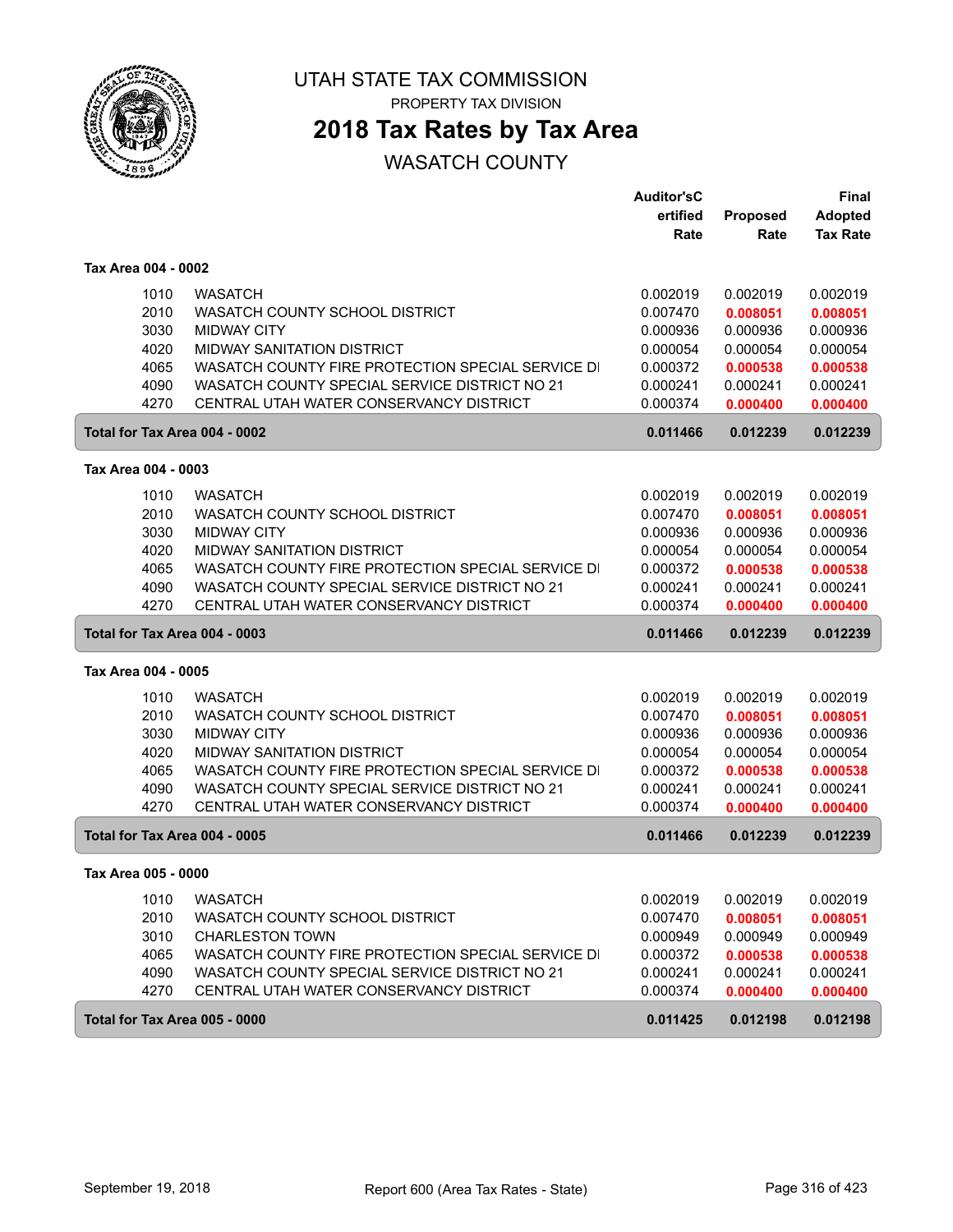# UTAH STATE TAX COMMISSION

PROPERTY TAX DIVISION

## 2018 Tax Rates by Tax Area

WASATCH COUNTY

| | | Auditor'sC ertified Rate | Proposed Rate | Final Adopted Tax Rate |
|---|---|---|---|---|
| **Tax Area 004 - 0002** | | | | |
| 1010 | WASATCH | 0.002019 | 0.002019 | 0.002019 |
| 2010 | WASATCH COUNTY SCHOOL DISTRICT | 0.007470 | **0.008051** | **0.008051** |
| 3030 | MIDWAY CITY | 0.000936 | 0.000936 | 0.000936 |
| 4020 | MIDWAY SANITATION DISTRICT | 0.000054 | 0.000054 | 0.000054 |
| 4065 | WASATCH COUNTY FIRE PROTECTION SPECIAL SERVICE DI | 0.000372 | **0.000538** | **0.000538** |
| 4090 | WASATCH COUNTY SPECIAL SERVICE DISTRICT NO 21 | 0.000241 | 0.000241 | 0.000241 |
| 4270 | CENTRAL UTAH WATER CONSERVANCY DISTRICT | 0.000374 | **0.000400** | **0.000400** |
| **Total for Tax Area 004 - 0002** | | **0.011466** | **0.012239** | **0.012239** |
| **Tax Area 004 - 0003** | | | | |
| 1010 | WASATCH | 0.002019 | 0.002019 | 0.002019 |
| 2010 | WASATCH COUNTY SCHOOL DISTRICT | 0.007470 | **0.008051** | **0.008051** |
| 3030 | MIDWAY CITY | 0.000936 | 0.000936 | 0.000936 |
| 4020 | MIDWAY SANITATION DISTRICT | 0.000054 | 0.000054 | 0.000054 |
| 4065 | WASATCH COUNTY FIRE PROTECTION SPECIAL SERVICE DI | 0.000372 | **0.000538** | **0.000538** |
| 4090 | WASATCH COUNTY SPECIAL SERVICE DISTRICT NO 21 | 0.000241 | 0.000241 | 0.000241 |
| 4270 | CENTRAL UTAH WATER CONSERVANCY DISTRICT | 0.000374 | **0.000400** | **0.000400** |
| **Total for Tax Area 004 - 0003** | | **0.011466** | **0.012239** | **0.012239** |
| **Tax Area 004 - 0005** | | | | |
| 1010 | WASATCH | 0.002019 | 0.002019 | 0.002019 |
| 2010 | WASATCH COUNTY SCHOOL DISTRICT | 0.007470 | **0.008051** | **0.008051** |
| 3030 | MIDWAY CITY | 0.000936 | 0.000936 | 0.000936 |
| 4020 | MIDWAY SANITATION DISTRICT | 0.000054 | 0.000054 | 0.000054 |
| 4065 | WASATCH COUNTY FIRE PROTECTION SPECIAL SERVICE DI | 0.000372 | **0.000538** | **0.000538** |
| 4090 | WASATCH COUNTY SPECIAL SERVICE DISTRICT NO 21 | 0.000241 | 0.000241 | 0.000241 |
| 4270 | CENTRAL UTAH WATER CONSERVANCY DISTRICT | 0.000374 | **0.000400** | **0.000400** |
| **Total for Tax Area 004 - 0005** | | **0.011466** | **0.012239** | **0.012239** |
| **Tax Area 005 - 0000** | | | | |
| 1010 | WASATCH | 0.002019 | 0.002019 | 0.002019 |
| 2010 | WASATCH COUNTY SCHOOL DISTRICT | 0.007470 | **0.008051** | **0.008051** |
| 3010 | CHARLESTON TOWN | 0.000949 | 0.000949 | 0.000949 |
| 4065 | WASATCH COUNTY FIRE PROTECTION SPECIAL SERVICE DI | 0.000372 | **0.000538** | **0.000538** |
| 4090 | WASATCH COUNTY SPECIAL SERVICE DISTRICT NO 21 | 0.000241 | 0.000241 | 0.000241 |
| 4270 | CENTRAL UTAH WATER CONSERVANCY DISTRICT | 0.000374 | **0.000400** | **0.000400** |
| **Total for Tax Area 005 - 0000** | | **0.011425** | **0.012198** | **0.012198** |

September 19, 2018 — Report 600 (Area Tax Rates - State)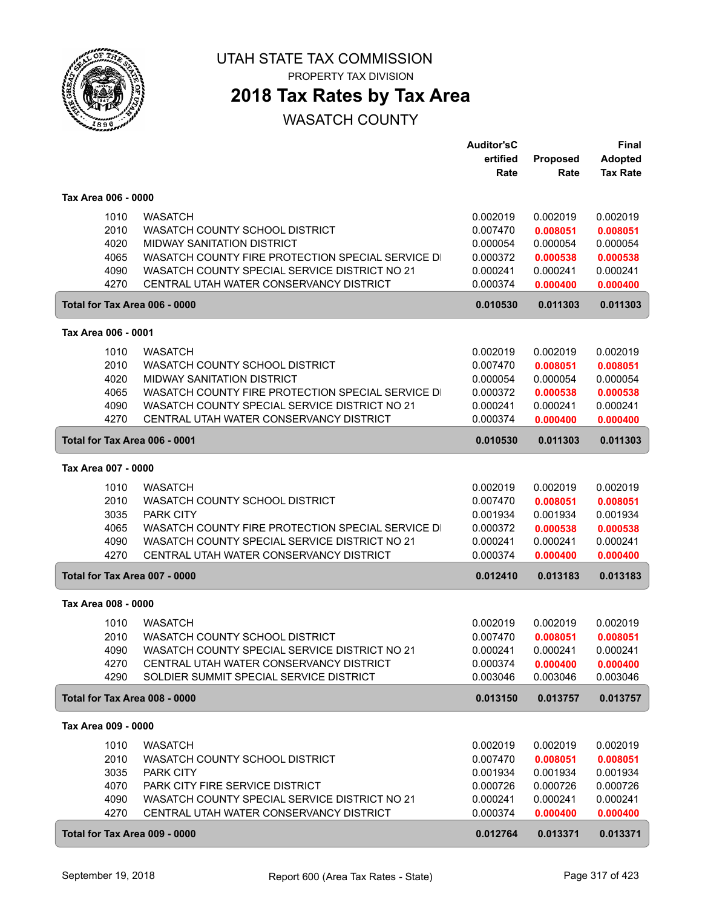# UTAH STATE TAX COMMISSION

PROPERTY TAX DIVISION

## 2018 Tax Rates by Tax Area

WASATCH COUNTY

| | | Auditor'sCertified Rate | Proposed Rate | Final Adopted Tax Rate |
|---|---|---|---|---|
| **Tax Area 006 - 0000** | | | | |
| 1010 | WASATCH | 0.002019 | 0.002019 | 0.002019 |
| 2010 | WASATCH COUNTY SCHOOL DISTRICT | 0.007470 | **0.008051** | **0.008051** |
| 4020 | MIDWAY SANITATION DISTRICT | 0.000054 | 0.000054 | 0.000054 |
| 4065 | WASATCH COUNTY FIRE PROTECTION SPECIAL SERVICE DI | 0.000372 | **0.000538** | **0.000538** |
| 4090 | WASATCH COUNTY SPECIAL SERVICE DISTRICT NO 21 | 0.000241 | 0.000241 | 0.000241 |
| 4270 | CENTRAL UTAH WATER CONSERVANCY DISTRICT | 0.000374 | **0.000400** | **0.000400** |
| **Total for Tax Area 006 - 0000** | | **0.010530** | **0.011303** | **0.011303** |
| **Tax Area 006 - 0001** | | | | |
| 1010 | WASATCH | 0.002019 | 0.002019 | 0.002019 |
| 2010 | WASATCH COUNTY SCHOOL DISTRICT | 0.007470 | **0.008051** | **0.008051** |
| 4020 | MIDWAY SANITATION DISTRICT | 0.000054 | 0.000054 | 0.000054 |
| 4065 | WASATCH COUNTY FIRE PROTECTION SPECIAL SERVICE DI | 0.000372 | **0.000538** | **0.000538** |
| 4090 | WASATCH COUNTY SPECIAL SERVICE DISTRICT NO 21 | 0.000241 | 0.000241 | 0.000241 |
| 4270 | CENTRAL UTAH WATER CONSERVANCY DISTRICT | 0.000374 | **0.000400** | **0.000400** |
| **Total for Tax Area 006 - 0001** | | **0.010530** | **0.011303** | **0.011303** |
| **Tax Area 007 - 0000** | | | | |
| 1010 | WASATCH | 0.002019 | 0.002019 | 0.002019 |
| 2010 | WASATCH COUNTY SCHOOL DISTRICT | 0.007470 | **0.008051** | **0.008051** |
| 3035 | PARK CITY | 0.001934 | 0.001934 | 0.001934 |
| 4065 | WASATCH COUNTY FIRE PROTECTION SPECIAL SERVICE DI | 0.000372 | **0.000538** | **0.000538** |
| 4090 | WASATCH COUNTY SPECIAL SERVICE DISTRICT NO 21 | 0.000241 | 0.000241 | 0.000241 |
| 4270 | CENTRAL UTAH WATER CONSERVANCY DISTRICT | 0.000374 | **0.000400** | **0.000400** |
| **Total for Tax Area 007 - 0000** | | **0.012410** | **0.013183** | **0.013183** |
| **Tax Area 008 - 0000** | | | | |
| 1010 | WASATCH | 0.002019 | 0.002019 | 0.002019 |
| 2010 | WASATCH COUNTY SCHOOL DISTRICT | 0.007470 | **0.008051** | **0.008051** |
| 4090 | WASATCH COUNTY SPECIAL SERVICE DISTRICT NO 21 | 0.000241 | 0.000241 | 0.000241 |
| 4270 | CENTRAL UTAH WATER CONSERVANCY DISTRICT | 0.000374 | **0.000400** | **0.000400** |
| 4290 | SOLDIER SUMMIT SPECIAL SERVICE DISTRICT | 0.003046 | 0.003046 | 0.003046 |
| **Total for Tax Area 008 - 0000** | | **0.013150** | **0.013757** | **0.013757** |
| **Tax Area 009 - 0000** | | | | |
| 1010 | WASATCH | 0.002019 | 0.002019 | 0.002019 |
| 2010 | WASATCH COUNTY SCHOOL DISTRICT | 0.007470 | **0.008051** | **0.008051** |
| 3035 | PARK CITY | 0.001934 | 0.001934 | 0.001934 |
| 4070 | PARK CITY FIRE SERVICE DISTRICT | 0.000726 | 0.000726 | 0.000726 |
| 4090 | WASATCH COUNTY SPECIAL SERVICE DISTRICT NO 21 | 0.000241 | 0.000241 | 0.000241 |
| 4270 | CENTRAL UTAH WATER CONSERVANCY DISTRICT | 0.000374 | **0.000400** | **0.000400** |
| **Total for Tax Area 009 - 0000** | | **0.012764** | **0.013371** | **0.013371** |

September 19, 2018 — Report 600 (Area Tax Rates - State)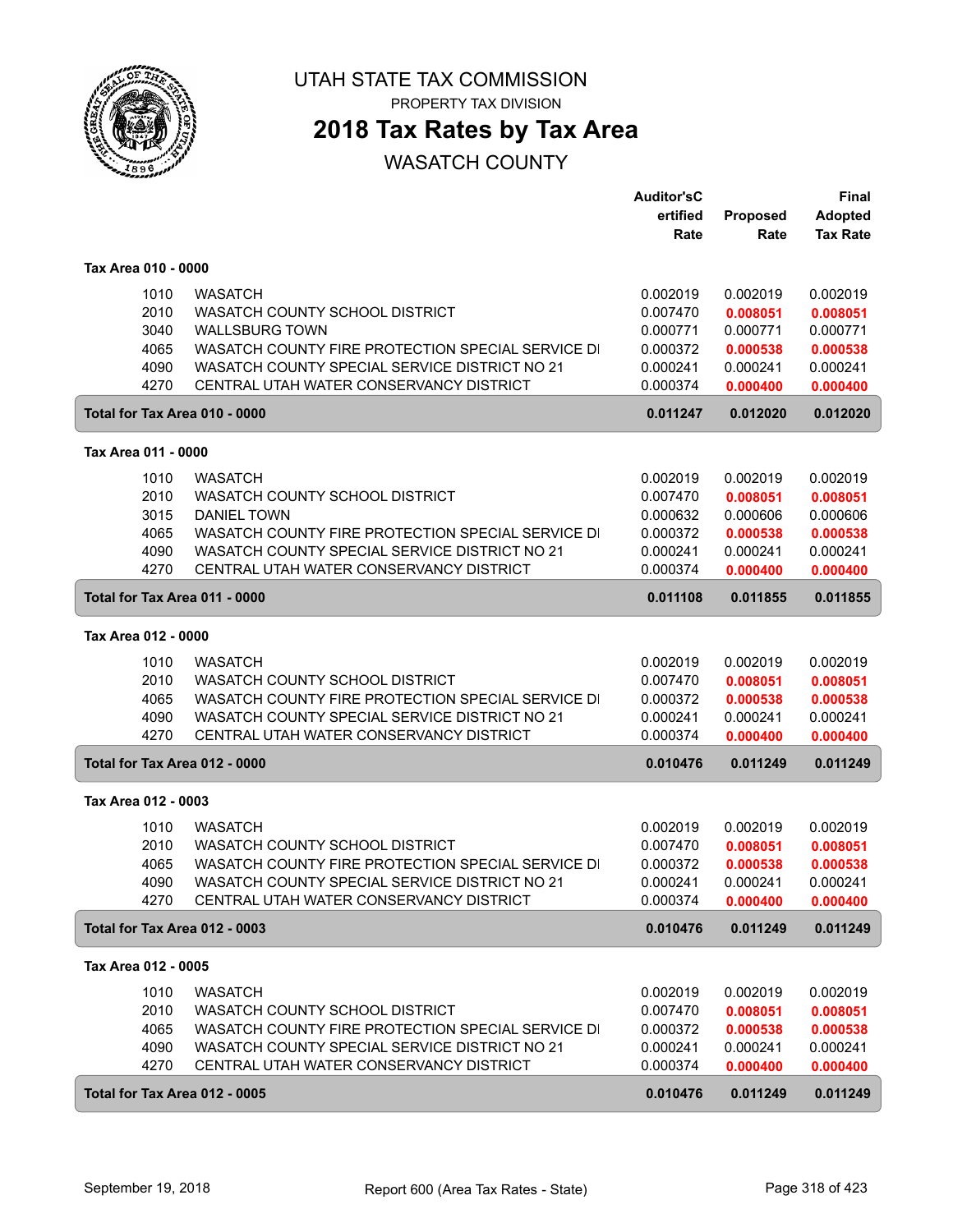# UTAH STATE TAX COMMISSION

PROPERTY TAX DIVISION

## 2018 Tax Rates by Tax Area

WASATCH COUNTY

| | | Auditor'sC ertified Rate | Proposed Rate | Final Adopted Tax Rate |
|---|---|---|---|---|
| **Tax Area 010 - 0000** | | | | |
| 1010 | WASATCH | 0.002019 | 0.002019 | 0.002019 |
| 2010 | WASATCH COUNTY SCHOOL DISTRICT | 0.007470 | 0.008051 | 0.008051 |
| 3040 | WALLSBURG TOWN | 0.000771 | 0.000771 | 0.000771 |
| 4065 | WASATCH COUNTY FIRE PROTECTION SPECIAL SERVICE DI | 0.000372 | 0.000538 | 0.000538 |
| 4090 | WASATCH COUNTY SPECIAL SERVICE DISTRICT NO 21 | 0.000241 | 0.000241 | 0.000241 |
| 4270 | CENTRAL UTAH WATER CONSERVANCY DISTRICT | 0.000374 | 0.000400 | 0.000400 |
| **Total for Tax Area 010 - 0000** | | **0.011247** | **0.012020** | **0.012020** |
| **Tax Area 011 - 0000** | | | | |
| 1010 | WASATCH | 0.002019 | 0.002019 | 0.002019 |
| 2010 | WASATCH COUNTY SCHOOL DISTRICT | 0.007470 | 0.008051 | 0.008051 |
| 3015 | DANIEL TOWN | 0.000632 | 0.000606 | 0.000606 |
| 4065 | WASATCH COUNTY FIRE PROTECTION SPECIAL SERVICE DI | 0.000372 | 0.000538 | 0.000538 |
| 4090 | WASATCH COUNTY SPECIAL SERVICE DISTRICT NO 21 | 0.000241 | 0.000241 | 0.000241 |
| 4270 | CENTRAL UTAH WATER CONSERVANCY DISTRICT | 0.000374 | 0.000400 | 0.000400 |
| **Total for Tax Area 011 - 0000** | | **0.011108** | **0.011855** | **0.011855** |
| **Tax Area 012 - 0000** | | | | |
| 1010 | WASATCH | 0.002019 | 0.002019 | 0.002019 |
| 2010 | WASATCH COUNTY SCHOOL DISTRICT | 0.007470 | 0.008051 | 0.008051 |
| 4065 | WASATCH COUNTY FIRE PROTECTION SPECIAL SERVICE DI | 0.000372 | 0.000538 | 0.000538 |
| 4090 | WASATCH COUNTY SPECIAL SERVICE DISTRICT NO 21 | 0.000241 | 0.000241 | 0.000241 |
| 4270 | CENTRAL UTAH WATER CONSERVANCY DISTRICT | 0.000374 | 0.000400 | 0.000400 |
| **Total for Tax Area 012 - 0000** | | **0.010476** | **0.011249** | **0.011249** |
| **Tax Area 012 - 0003** | | | | |
| 1010 | WASATCH | 0.002019 | 0.002019 | 0.002019 |
| 2010 | WASATCH COUNTY SCHOOL DISTRICT | 0.007470 | 0.008051 | 0.008051 |
| 4065 | WASATCH COUNTY FIRE PROTECTION SPECIAL SERVICE DI | 0.000372 | 0.000538 | 0.000538 |
| 4090 | WASATCH COUNTY SPECIAL SERVICE DISTRICT NO 21 | 0.000241 | 0.000241 | 0.000241 |
| 4270 | CENTRAL UTAH WATER CONSERVANCY DISTRICT | 0.000374 | 0.000400 | 0.000400 |
| **Total for Tax Area 012 - 0003** | | **0.010476** | **0.011249** | **0.011249** |
| **Tax Area 012 - 0005** | | | | |
| 1010 | WASATCH | 0.002019 | 0.002019 | 0.002019 |
| 2010 | WASATCH COUNTY SCHOOL DISTRICT | 0.007470 | 0.008051 | 0.008051 |
| 4065 | WASATCH COUNTY FIRE PROTECTION SPECIAL SERVICE DI | 0.000372 | 0.000538 | 0.000538 |
| 4090 | WASATCH COUNTY SPECIAL SERVICE DISTRICT NO 21 | 0.000241 | 0.000241 | 0.000241 |
| 4270 | CENTRAL UTAH WATER CONSERVANCY DISTRICT | 0.000374 | 0.000400 | 0.000400 |
| **Total for Tax Area 012 - 0005** | | **0.010476** | **0.011249** | **0.011249** |

September 19, 2018 Report 600 (Area Tax Rates - State)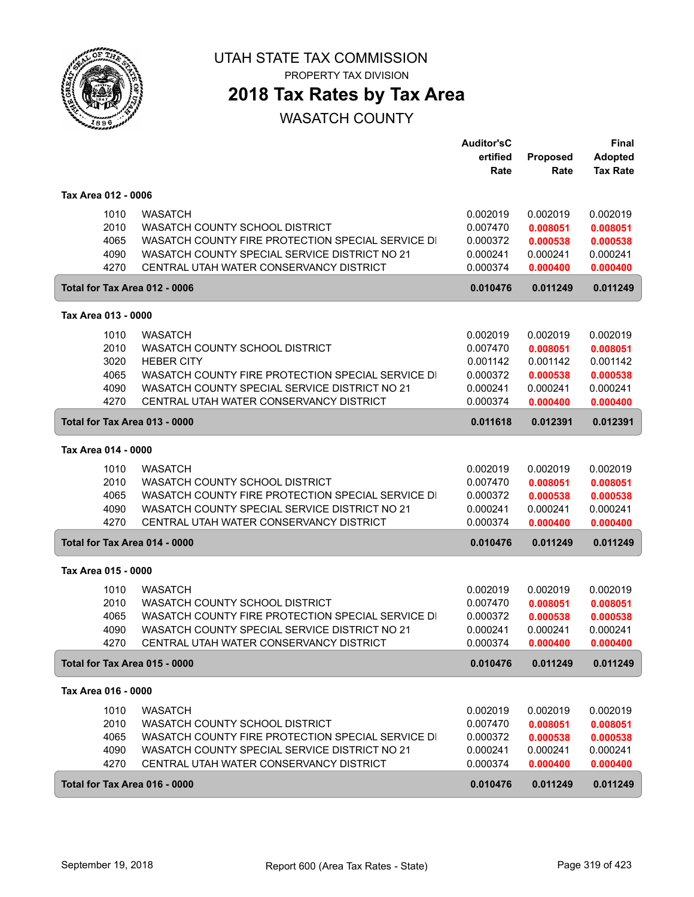# UTAH STATE TAX COMMISSION

PROPERTY TAX DIVISION

## 2018 Tax Rates by Tax Area

WASATCH COUNTY

| | | Auditor'sCertified Rate | Proposed Rate | Final Adopted Tax Rate |
|---|---|---|---|---|
| **Tax Area 012 - 0006** | | | | |
| 1010 | WASATCH | 0.002019 | 0.002019 | 0.002019 |
| 2010 | WASATCH COUNTY SCHOOL DISTRICT | 0.007470 | 0.008051 | 0.008051 |
| 4065 | WASATCH COUNTY FIRE PROTECTION SPECIAL SERVICE DI | 0.000372 | 0.000538 | 0.000538 |
| 4090 | WASATCH COUNTY SPECIAL SERVICE DISTRICT NO 21 | 0.000241 | 0.000241 | 0.000241 |
| 4270 | CENTRAL UTAH WATER CONSERVANCY DISTRICT | 0.000374 | 0.000400 | 0.000400 |
| **Total for Tax Area 012 - 0006** | | **0.010476** | **0.011249** | **0.011249** |
| **Tax Area 013 - 0000** | | | | |
| 1010 | WASATCH | 0.002019 | 0.002019 | 0.002019 |
| 2010 | WASATCH COUNTY SCHOOL DISTRICT | 0.007470 | 0.008051 | 0.008051 |
| 3020 | HEBER CITY | 0.001142 | 0.001142 | 0.001142 |
| 4065 | WASATCH COUNTY FIRE PROTECTION SPECIAL SERVICE DI | 0.000372 | 0.000538 | 0.000538 |
| 4090 | WASATCH COUNTY SPECIAL SERVICE DISTRICT NO 21 | 0.000241 | 0.000241 | 0.000241 |
| 4270 | CENTRAL UTAH WATER CONSERVANCY DISTRICT | 0.000374 | 0.000400 | 0.000400 |
| **Total for Tax Area 013 - 0000** | | **0.011618** | **0.012391** | **0.012391** |
| **Tax Area 014 - 0000** | | | | |
| 1010 | WASATCH | 0.002019 | 0.002019 | 0.002019 |
| 2010 | WASATCH COUNTY SCHOOL DISTRICT | 0.007470 | 0.008051 | 0.008051 |
| 4065 | WASATCH COUNTY FIRE PROTECTION SPECIAL SERVICE DI | 0.000372 | 0.000538 | 0.000538 |
| 4090 | WASATCH COUNTY SPECIAL SERVICE DISTRICT NO 21 | 0.000241 | 0.000241 | 0.000241 |
| 4270 | CENTRAL UTAH WATER CONSERVANCY DISTRICT | 0.000374 | 0.000400 | 0.000400 |
| **Total for Tax Area 014 - 0000** | | **0.010476** | **0.011249** | **0.011249** |
| **Tax Area 015 - 0000** | | | | |
| 1010 | WASATCH | 0.002019 | 0.002019 | 0.002019 |
| 2010 | WASATCH COUNTY SCHOOL DISTRICT | 0.007470 | 0.008051 | 0.008051 |
| 4065 | WASATCH COUNTY FIRE PROTECTION SPECIAL SERVICE DI | 0.000372 | 0.000538 | 0.000538 |
| 4090 | WASATCH COUNTY SPECIAL SERVICE DISTRICT NO 21 | 0.000241 | 0.000241 | 0.000241 |
| 4270 | CENTRAL UTAH WATER CONSERVANCY DISTRICT | 0.000374 | 0.000400 | 0.000400 |
| **Total for Tax Area 015 - 0000** | | **0.010476** | **0.011249** | **0.011249** |
| **Tax Area 016 - 0000** | | | | |
| 1010 | WASATCH | 0.002019 | 0.002019 | 0.002019 |
| 2010 | WASATCH COUNTY SCHOOL DISTRICT | 0.007470 | 0.008051 | 0.008051 |
| 4065 | WASATCH COUNTY FIRE PROTECTION SPECIAL SERVICE DI | 0.000372 | 0.000538 | 0.000538 |
| 4090 | WASATCH COUNTY SPECIAL SERVICE DISTRICT NO 21 | 0.000241 | 0.000241 | 0.000241 |
| 4270 | CENTRAL UTAH WATER CONSERVANCY DISTRICT | 0.000374 | 0.000400 | 0.000400 |
| **Total for Tax Area 016 - 0000** | | **0.010476** | **0.011249** | **0.011249** |

September 19, 2018 Report 600 (Area Tax Rates - State)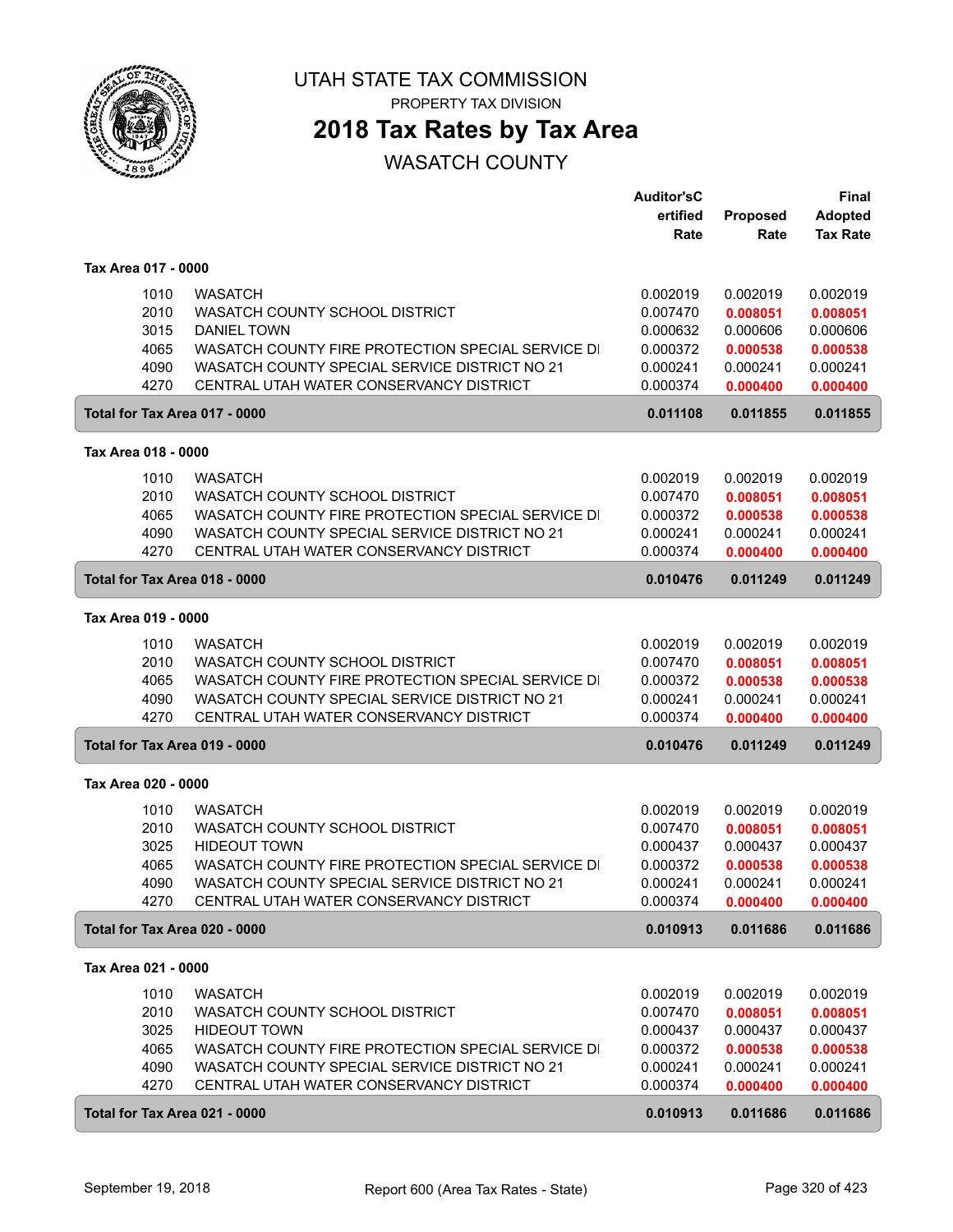UTAH STATE TAX COMMISSION

PROPERTY TAX DIVISION

# 2018 Tax Rates by Tax Area

## WASATCH COUNTY

| | | Auditor'sCertified Rate | Proposed Rate | Final Adopted Tax Rate |
|---|---|---|---|---|
| **Tax Area 017 - 0000** | | | | |
| 1010 | WASATCH | 0.002019 | 0.002019 | 0.002019 |
| 2010 | WASATCH COUNTY SCHOOL DISTRICT | 0.007470 | 0.008051 | 0.008051 |
| 3015 | DANIEL TOWN | 0.000632 | 0.000606 | 0.000606 |
| 4065 | WASATCH COUNTY FIRE PROTECTION SPECIAL SERVICE DI | 0.000372 | 0.000538 | 0.000538 |
| 4090 | WASATCH COUNTY SPECIAL SERVICE DISTRICT NO 21 | 0.000241 | 0.000241 | 0.000241 |
| 4270 | CENTRAL UTAH WATER CONSERVANCY DISTRICT | 0.000374 | 0.000400 | 0.000400 |
| **Total for Tax Area 017 - 0000** | | **0.011108** | **0.011855** | **0.011855** |
| **Tax Area 018 - 0000** | | | | |
| 1010 | WASATCH | 0.002019 | 0.002019 | 0.002019 |
| 2010 | WASATCH COUNTY SCHOOL DISTRICT | 0.007470 | 0.008051 | 0.008051 |
| 4065 | WASATCH COUNTY FIRE PROTECTION SPECIAL SERVICE DI | 0.000372 | 0.000538 | 0.000538 |
| 4090 | WASATCH COUNTY SPECIAL SERVICE DISTRICT NO 21 | 0.000241 | 0.000241 | 0.000241 |
| 4270 | CENTRAL UTAH WATER CONSERVANCY DISTRICT | 0.000374 | 0.000400 | 0.000400 |
| **Total for Tax Area 018 - 0000** | | **0.010476** | **0.011249** | **0.011249** |
| **Tax Area 019 - 0000** | | | | |
| 1010 | WASATCH | 0.002019 | 0.002019 | 0.002019 |
| 2010 | WASATCH COUNTY SCHOOL DISTRICT | 0.007470 | 0.008051 | 0.008051 |
| 4065 | WASATCH COUNTY FIRE PROTECTION SPECIAL SERVICE DI | 0.000372 | 0.000538 | 0.000538 |
| 4090 | WASATCH COUNTY SPECIAL SERVICE DISTRICT NO 21 | 0.000241 | 0.000241 | 0.000241 |
| 4270 | CENTRAL UTAH WATER CONSERVANCY DISTRICT | 0.000374 | 0.000400 | 0.000400 |
| **Total for Tax Area 019 - 0000** | | **0.010476** | **0.011249** | **0.011249** |
| **Tax Area 020 - 0000** | | | | |
| 1010 | WASATCH | 0.002019 | 0.002019 | 0.002019 |
| 2010 | WASATCH COUNTY SCHOOL DISTRICT | 0.007470 | 0.008051 | 0.008051 |
| 3025 | HIDEOUT TOWN | 0.000437 | 0.000437 | 0.000437 |
| 4065 | WASATCH COUNTY FIRE PROTECTION SPECIAL SERVICE DI | 0.000372 | 0.000538 | 0.000538 |
| 4090 | WASATCH COUNTY SPECIAL SERVICE DISTRICT NO 21 | 0.000241 | 0.000241 | 0.000241 |
| 4270 | CENTRAL UTAH WATER CONSERVANCY DISTRICT | 0.000374 | 0.000400 | 0.000400 |
| **Total for Tax Area 020 - 0000** | | **0.010913** | **0.011686** | **0.011686** |
| **Tax Area 021 - 0000** | | | | |
| 1010 | WASATCH | 0.002019 | 0.002019 | 0.002019 |
| 2010 | WASATCH COUNTY SCHOOL DISTRICT | 0.007470 | 0.008051 | 0.008051 |
| 3025 | HIDEOUT TOWN | 0.000437 | 0.000437 | 0.000437 |
| 4065 | WASATCH COUNTY FIRE PROTECTION SPECIAL SERVICE DI | 0.000372 | 0.000538 | 0.000538 |
| 4090 | WASATCH COUNTY SPECIAL SERVICE DISTRICT NO 21 | 0.000241 | 0.000241 | 0.000241 |
| 4270 | CENTRAL UTAH WATER CONSERVANCY DISTRICT | 0.000374 | 0.000400 | 0.000400 |
| **Total for Tax Area 021 - 0000** | | **0.010913** | **0.011686** | **0.011686** |

September 19, 2018 — Report 600 (Area Tax Rates - State)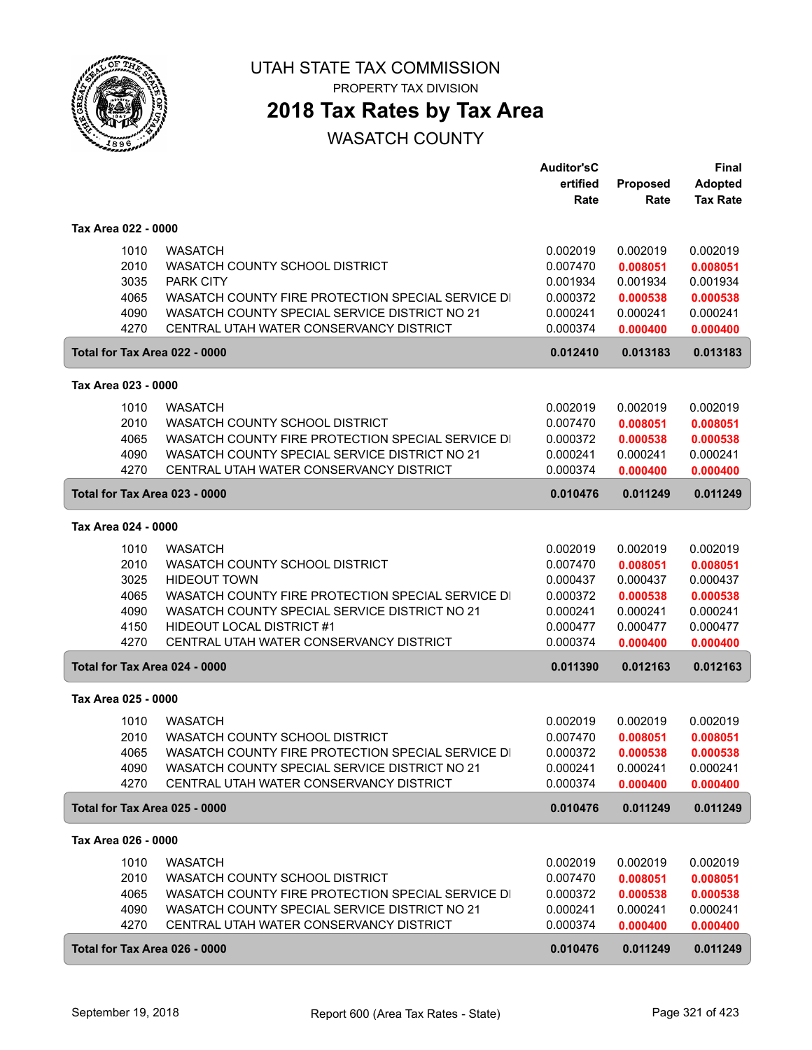# UTAH STATE TAX COMMISSION

PROPERTY TAX DIVISION

## 2018 Tax Rates by Tax Area

WASATCH COUNTY

| | | Auditor'sCertified Rate | Proposed Rate | Final Adopted Tax Rate |
|---|---|---|---|---|
| **Tax Area 022 - 0000** | | | | |
| 1010 | WASATCH | 0.002019 | 0.002019 | 0.002019 |
| 2010 | WASATCH COUNTY SCHOOL DISTRICT | 0.007470 | 0.008051 | 0.008051 |
| 3035 | PARK CITY | 0.001934 | 0.001934 | 0.001934 |
| 4065 | WASATCH COUNTY FIRE PROTECTION SPECIAL SERVICE DI | 0.000372 | 0.000538 | 0.000538 |
| 4090 | WASATCH COUNTY SPECIAL SERVICE DISTRICT NO 21 | 0.000241 | 0.000241 | 0.000241 |
| 4270 | CENTRAL UTAH WATER CONSERVANCY DISTRICT | 0.000374 | 0.000400 | 0.000400 |
| **Total for Tax Area 022 - 0000** | | **0.012410** | **0.013183** | **0.013183** |
| **Tax Area 023 - 0000** | | | | |
| 1010 | WASATCH | 0.002019 | 0.002019 | 0.002019 |
| 2010 | WASATCH COUNTY SCHOOL DISTRICT | 0.007470 | 0.008051 | 0.008051 |
| 4065 | WASATCH COUNTY FIRE PROTECTION SPECIAL SERVICE DI | 0.000372 | 0.000538 | 0.000538 |
| 4090 | WASATCH COUNTY SPECIAL SERVICE DISTRICT NO 21 | 0.000241 | 0.000241 | 0.000241 |
| 4270 | CENTRAL UTAH WATER CONSERVANCY DISTRICT | 0.000374 | 0.000400 | 0.000400 |
| **Total for Tax Area 023 - 0000** | | **0.010476** | **0.011249** | **0.011249** |
| **Tax Area 024 - 0000** | | | | |
| 1010 | WASATCH | 0.002019 | 0.002019 | 0.002019 |
| 2010 | WASATCH COUNTY SCHOOL DISTRICT | 0.007470 | 0.008051 | 0.008051 |
| 3025 | HIDEOUT TOWN | 0.000437 | 0.000437 | 0.000437 |
| 4065 | WASATCH COUNTY FIRE PROTECTION SPECIAL SERVICE DI | 0.000372 | 0.000538 | 0.000538 |
| 4090 | WASATCH COUNTY SPECIAL SERVICE DISTRICT NO 21 | 0.000241 | 0.000241 | 0.000241 |
| 4150 | HIDEOUT LOCAL DISTRICT #1 | 0.000477 | 0.000477 | 0.000477 |
| 4270 | CENTRAL UTAH WATER CONSERVANCY DISTRICT | 0.000374 | 0.000400 | 0.000400 |
| **Total for Tax Area 024 - 0000** | | **0.011390** | **0.012163** | **0.012163** |
| **Tax Area 025 - 0000** | | | | |
| 1010 | WASATCH | 0.002019 | 0.002019 | 0.002019 |
| 2010 | WASATCH COUNTY SCHOOL DISTRICT | 0.007470 | 0.008051 | 0.008051 |
| 4065 | WASATCH COUNTY FIRE PROTECTION SPECIAL SERVICE DI | 0.000372 | 0.000538 | 0.000538 |
| 4090 | WASATCH COUNTY SPECIAL SERVICE DISTRICT NO 21 | 0.000241 | 0.000241 | 0.000241 |
| 4270 | CENTRAL UTAH WATER CONSERVANCY DISTRICT | 0.000374 | 0.000400 | 0.000400 |
| **Total for Tax Area 025 - 0000** | | **0.010476** | **0.011249** | **0.011249** |
| **Tax Area 026 - 0000** | | | | |
| 1010 | WASATCH | 0.002019 | 0.002019 | 0.002019 |
| 2010 | WASATCH COUNTY SCHOOL DISTRICT | 0.007470 | 0.008051 | 0.008051 |
| 4065 | WASATCH COUNTY FIRE PROTECTION SPECIAL SERVICE DI | 0.000372 | 0.000538 | 0.000538 |
| 4090 | WASATCH COUNTY SPECIAL SERVICE DISTRICT NO 21 | 0.000241 | 0.000241 | 0.000241 |
| 4270 | CENTRAL UTAH WATER CONSERVANCY DISTRICT | 0.000374 | 0.000400 | 0.000400 |
| **Total for Tax Area 026 - 0000** | | **0.010476** | **0.011249** | **0.011249** |

September 19, 2018 — Report 600 (Area Tax Rates - State)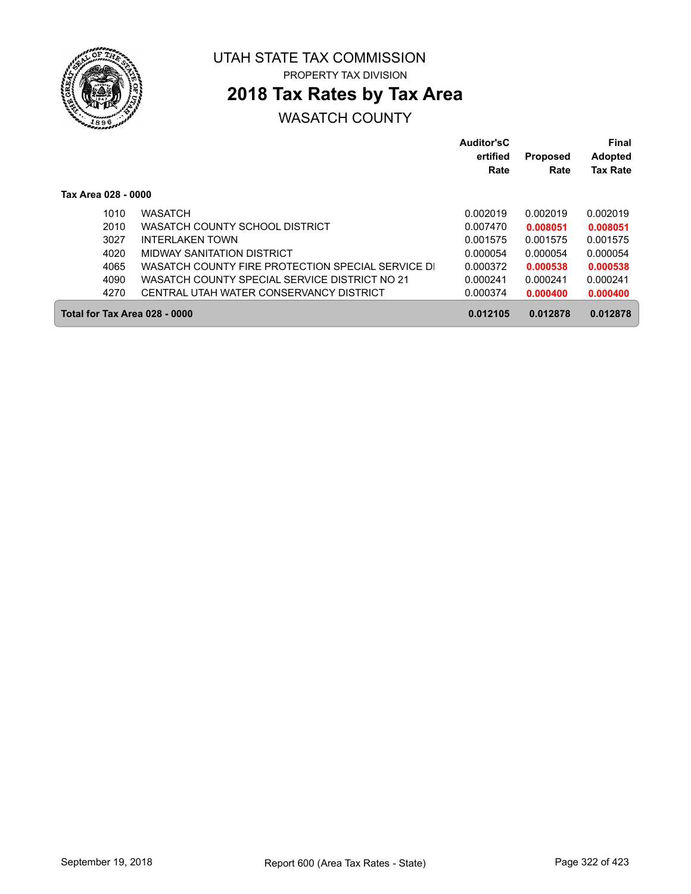# UTAH STATE TAX COMMISSION

PROPERTY TAX DIVISION

## 2018 Tax Rates by Tax Area

WASATCH COUNTY

| | | Auditor'sCertified Rate | Proposed Rate | Final Adopted Tax Rate |
|---|---|---|---|---|
| **Tax Area 028 - 0000** | | | | |
| 1010 | WASATCH | 0.002019 | 0.002019 | 0.002019 |
| 2010 | WASATCH COUNTY SCHOOL DISTRICT | 0.007470 | **0.008051** | **0.008051** |
| 3027 | INTERLAKEN TOWN | 0.001575 | 0.001575 | 0.001575 |
| 4020 | MIDWAY SANITATION DISTRICT | 0.000054 | 0.000054 | 0.000054 |
| 4065 | WASATCH COUNTY FIRE PROTECTION SPECIAL SERVICE DI | 0.000372 | **0.000538** | **0.000538** |
| 4090 | WASATCH COUNTY SPECIAL SERVICE DISTRICT NO 21 | 0.000241 | 0.000241 | 0.000241 |
| 4270 | CENTRAL UTAH WATER CONSERVANCY DISTRICT | 0.000374 | **0.000400** | **0.000400** |
| **Total for Tax Area 028 - 0000** | | **0.012105** | **0.012878** | **0.012878** |

September 19, 2018 Report 600 (Area Tax Rates - State)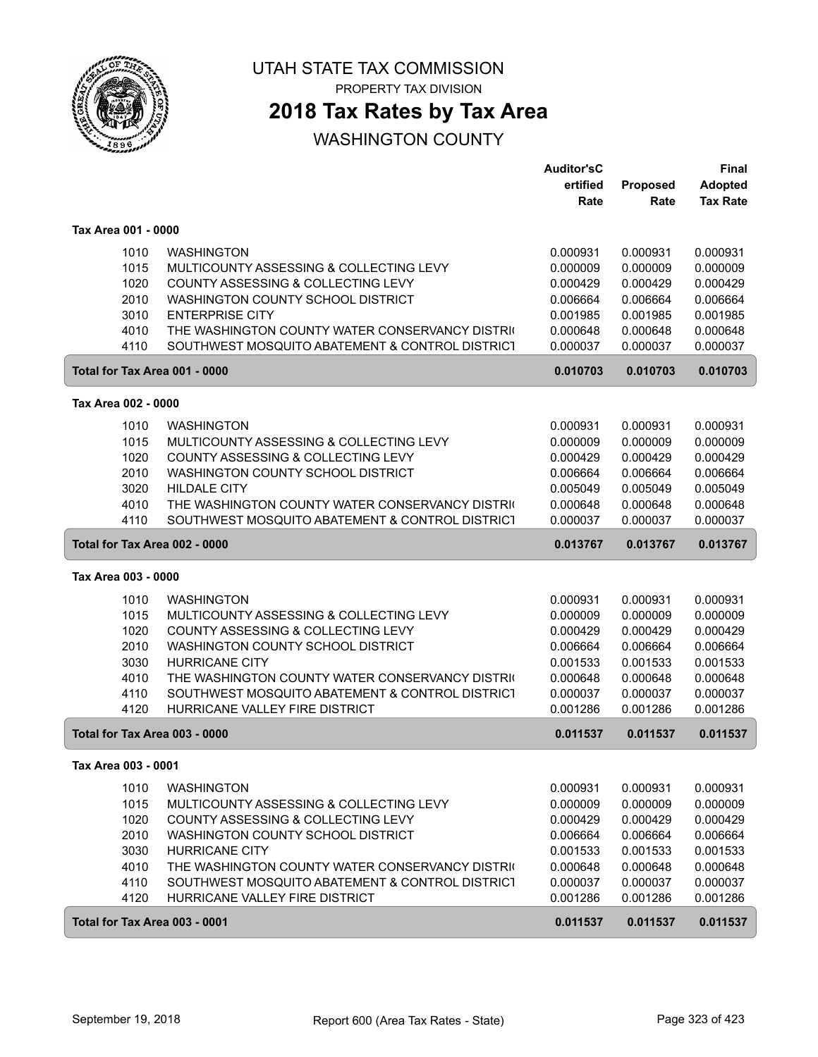UTAH STATE TAX COMMISSION

PROPERTY TAX DIVISION

# 2018 Tax Rates by Tax Area

## WASHINGTON COUNTY

| | | Auditor'sC ertified Rate | Proposed Rate | Final Adopted Tax Rate |
|---|---|---|---|---|
| **Tax Area 001 - 0000** | | | | |
| 1010 | WASHINGTON | 0.000931 | 0.000931 | 0.000931 |
| 1015 | MULTICOUNTY ASSESSING & COLLECTING LEVY | 0.000009 | 0.000009 | 0.000009 |
| 1020 | COUNTY ASSESSING & COLLECTING LEVY | 0.000429 | 0.000429 | 0.000429 |
| 2010 | WASHINGTON COUNTY SCHOOL DISTRICT | 0.006664 | 0.006664 | 0.006664 |
| 3010 | ENTERPRISE CITY | 0.001985 | 0.001985 | 0.001985 |
| 4010 | THE WASHINGTON COUNTY WATER CONSERVANCY DISTRI( | 0.000648 | 0.000648 | 0.000648 |
| 4110 | SOUTHWEST MOSQUITO ABATEMENT & CONTROL DISTRICT | 0.000037 | 0.000037 | 0.000037 |
| **Total for Tax Area 001 - 0000** | | **0.010703** | **0.010703** | **0.010703** |
| **Tax Area 002 - 0000** | | | | |
| 1010 | WASHINGTON | 0.000931 | 0.000931 | 0.000931 |
| 1015 | MULTICOUNTY ASSESSING & COLLECTING LEVY | 0.000009 | 0.000009 | 0.000009 |
| 1020 | COUNTY ASSESSING & COLLECTING LEVY | 0.000429 | 0.000429 | 0.000429 |
| 2010 | WASHINGTON COUNTY SCHOOL DISTRICT | 0.006664 | 0.006664 | 0.006664 |
| 3020 | HILDALE CITY | 0.005049 | 0.005049 | 0.005049 |
| 4010 | THE WASHINGTON COUNTY WATER CONSERVANCY DISTRI( | 0.000648 | 0.000648 | 0.000648 |
| 4110 | SOUTHWEST MOSQUITO ABATEMENT & CONTROL DISTRICT | 0.000037 | 0.000037 | 0.000037 |
| **Total for Tax Area 002 - 0000** | | **0.013767** | **0.013767** | **0.013767** |
| **Tax Area 003 - 0000** | | | | |
| 1010 | WASHINGTON | 0.000931 | 0.000931 | 0.000931 |
| 1015 | MULTICOUNTY ASSESSING & COLLECTING LEVY | 0.000009 | 0.000009 | 0.000009 |
| 1020 | COUNTY ASSESSING & COLLECTING LEVY | 0.000429 | 0.000429 | 0.000429 |
| 2010 | WASHINGTON COUNTY SCHOOL DISTRICT | 0.006664 | 0.006664 | 0.006664 |
| 3030 | HURRICANE CITY | 0.001533 | 0.001533 | 0.001533 |
| 4010 | THE WASHINGTON COUNTY WATER CONSERVANCY DISTRI( | 0.000648 | 0.000648 | 0.000648 |
| 4110 | SOUTHWEST MOSQUITO ABATEMENT & CONTROL DISTRICT | 0.000037 | 0.000037 | 0.000037 |
| 4120 | HURRICANE VALLEY FIRE DISTRICT | 0.001286 | 0.001286 | 0.001286 |
| **Total for Tax Area 003 - 0000** | | **0.011537** | **0.011537** | **0.011537** |
| **Tax Area 003 - 0001** | | | | |
| 1010 | WASHINGTON | 0.000931 | 0.000931 | 0.000931 |
| 1015 | MULTICOUNTY ASSESSING & COLLECTING LEVY | 0.000009 | 0.000009 | 0.000009 |
| 1020 | COUNTY ASSESSING & COLLECTING LEVY | 0.000429 | 0.000429 | 0.000429 |
| 2010 | WASHINGTON COUNTY SCHOOL DISTRICT | 0.006664 | 0.006664 | 0.006664 |
| 3030 | HURRICANE CITY | 0.001533 | 0.001533 | 0.001533 |
| 4010 | THE WASHINGTON COUNTY WATER CONSERVANCY DISTRI( | 0.000648 | 0.000648 | 0.000648 |
| 4110 | SOUTHWEST MOSQUITO ABATEMENT & CONTROL DISTRICT | 0.000037 | 0.000037 | 0.000037 |
| 4120 | HURRICANE VALLEY FIRE DISTRICT | 0.001286 | 0.001286 | 0.001286 |
| **Total for Tax Area 003 - 0001** | | **0.011537** | **0.011537** | **0.011537** |

September 19, 2018 — Report 600 (Area Tax Rates - State)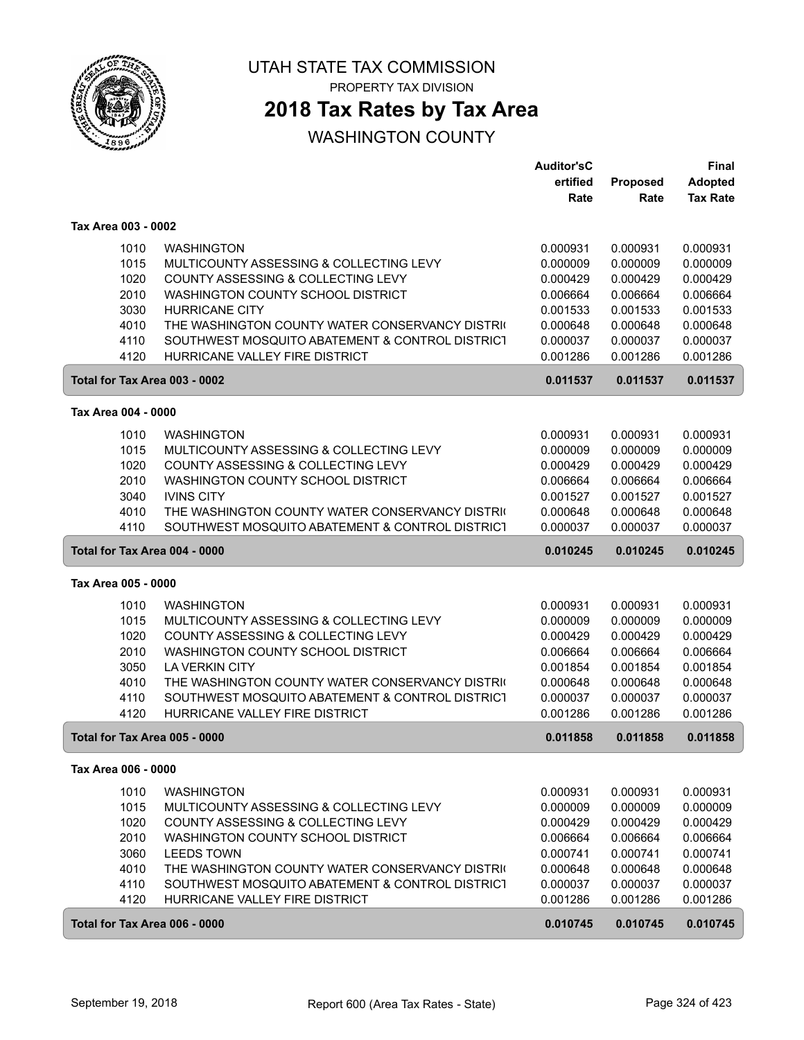# UTAH STATE TAX COMMISSION

PROPERTY TAX DIVISION

## 2018 Tax Rates by Tax Area

WASHINGTON COUNTY

| | | Auditor'sCertified Rate | Proposed Rate | Final Adopted Tax Rate |
|---|---|---|---|---|
| **Tax Area 003 - 0002** | | | | |
| 1010 | WASHINGTON | 0.000931 | 0.000931 | 0.000931 |
| 1015 | MULTICOUNTY ASSESSING & COLLECTING LEVY | 0.000009 | 0.000009 | 0.000009 |
| 1020 | COUNTY ASSESSING & COLLECTING LEVY | 0.000429 | 0.000429 | 0.000429 |
| 2010 | WASHINGTON COUNTY SCHOOL DISTRICT | 0.006664 | 0.006664 | 0.006664 |
| 3030 | HURRICANE CITY | 0.001533 | 0.001533 | 0.001533 |
| 4010 | THE WASHINGTON COUNTY WATER CONSERVANCY DISTRI( | 0.000648 | 0.000648 | 0.000648 |
| 4110 | SOUTHWEST MOSQUITO ABATEMENT & CONTROL DISTRICT | 0.000037 | 0.000037 | 0.000037 |
| 4120 | HURRICANE VALLEY FIRE DISTRICT | 0.001286 | 0.001286 | 0.001286 |
| **Total for Tax Area 003 - 0002** | | **0.011537** | **0.011537** | **0.011537** |
| **Tax Area 004 - 0000** | | | | |
| 1010 | WASHINGTON | 0.000931 | 0.000931 | 0.000931 |
| 1015 | MULTICOUNTY ASSESSING & COLLECTING LEVY | 0.000009 | 0.000009 | 0.000009 |
| 1020 | COUNTY ASSESSING & COLLECTING LEVY | 0.000429 | 0.000429 | 0.000429 |
| 2010 | WASHINGTON COUNTY SCHOOL DISTRICT | 0.006664 | 0.006664 | 0.006664 |
| 3040 | IVINS CITY | 0.001527 | 0.001527 | 0.001527 |
| 4010 | THE WASHINGTON COUNTY WATER CONSERVANCY DISTRI( | 0.000648 | 0.000648 | 0.000648 |
| 4110 | SOUTHWEST MOSQUITO ABATEMENT & CONTROL DISTRICT | 0.000037 | 0.000037 | 0.000037 |
| **Total for Tax Area 004 - 0000** | | **0.010245** | **0.010245** | **0.010245** |
| **Tax Area 005 - 0000** | | | | |
| 1010 | WASHINGTON | 0.000931 | 0.000931 | 0.000931 |
| 1015 | MULTICOUNTY ASSESSING & COLLECTING LEVY | 0.000009 | 0.000009 | 0.000009 |
| 1020 | COUNTY ASSESSING & COLLECTING LEVY | 0.000429 | 0.000429 | 0.000429 |
| 2010 | WASHINGTON COUNTY SCHOOL DISTRICT | 0.006664 | 0.006664 | 0.006664 |
| 3050 | LA VERKIN CITY | 0.001854 | 0.001854 | 0.001854 |
| 4010 | THE WASHINGTON COUNTY WATER CONSERVANCY DISTRI( | 0.000648 | 0.000648 | 0.000648 |
| 4110 | SOUTHWEST MOSQUITO ABATEMENT & CONTROL DISTRICT | 0.000037 | 0.000037 | 0.000037 |
| 4120 | HURRICANE VALLEY FIRE DISTRICT | 0.001286 | 0.001286 | 0.001286 |
| **Total for Tax Area 005 - 0000** | | **0.011858** | **0.011858** | **0.011858** |
| **Tax Area 006 - 0000** | | | | |
| 1010 | WASHINGTON | 0.000931 | 0.000931 | 0.000931 |
| 1015 | MULTICOUNTY ASSESSING & COLLECTING LEVY | 0.000009 | 0.000009 | 0.000009 |
| 1020 | COUNTY ASSESSING & COLLECTING LEVY | 0.000429 | 0.000429 | 0.000429 |
| 2010 | WASHINGTON COUNTY SCHOOL DISTRICT | 0.006664 | 0.006664 | 0.006664 |
| 3060 | LEEDS TOWN | 0.000741 | 0.000741 | 0.000741 |
| 4010 | THE WASHINGTON COUNTY WATER CONSERVANCY DISTRI( | 0.000648 | 0.000648 | 0.000648 |
| 4110 | SOUTHWEST MOSQUITO ABATEMENT & CONTROL DISTRICT | 0.000037 | 0.000037 | 0.000037 |
| 4120 | HURRICANE VALLEY FIRE DISTRICT | 0.001286 | 0.001286 | 0.001286 |
| **Total for Tax Area 006 - 0000** | | **0.010745** | **0.010745** | **0.010745** |

September 19, 2018 | Report 600 (Area Tax Rates - State)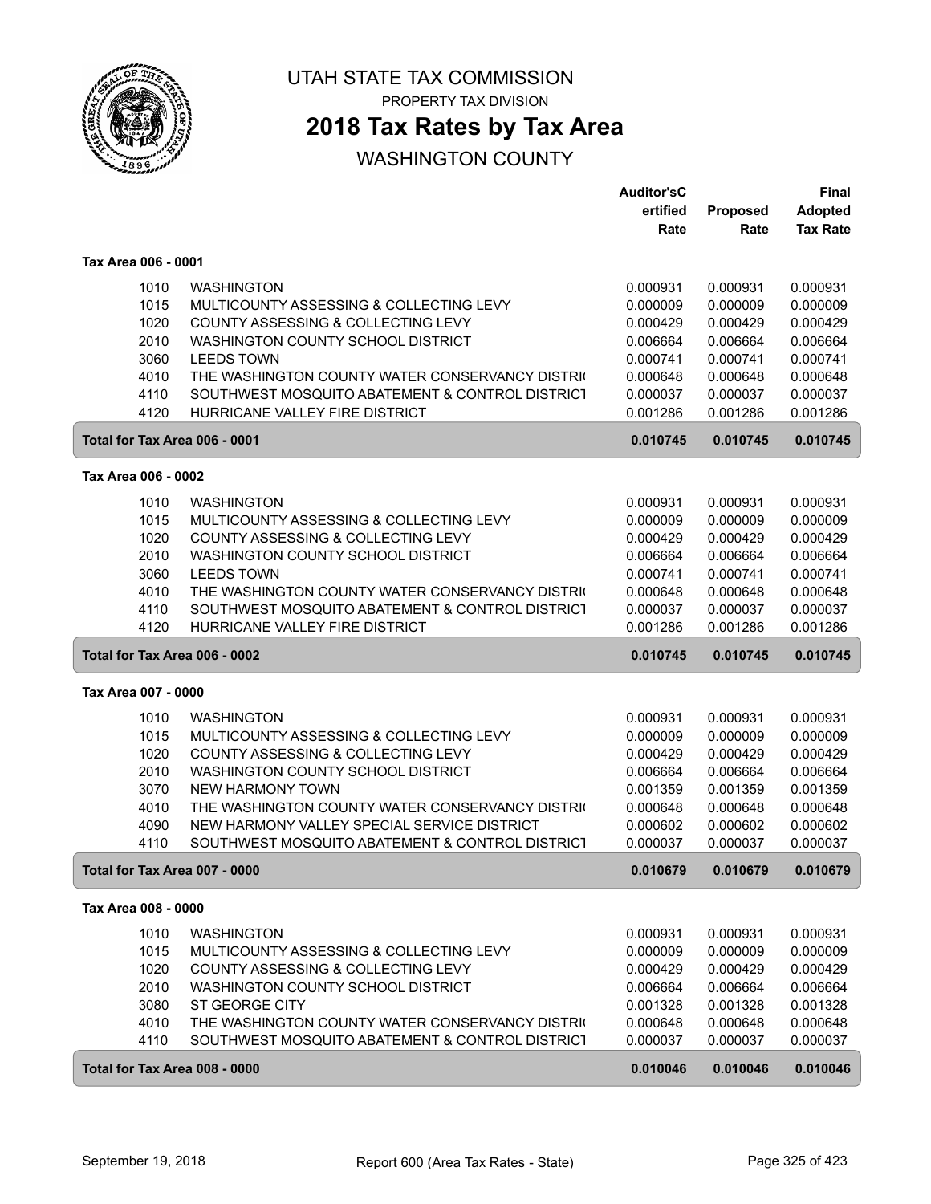# UTAH STATE TAX COMMISSION

PROPERTY TAX DIVISION

## 2018 Tax Rates by Tax Area

WASHINGTON COUNTY

| | | Auditor'sCertified Rate | Proposed Rate | Final Adopted Tax Rate |
|---|---|---|---|---|
| **Tax Area 006 - 0001** | | | | |
| 1010 | WASHINGTON | 0.000931 | 0.000931 | 0.000931 |
| 1015 | MULTICOUNTY ASSESSING & COLLECTING LEVY | 0.000009 | 0.000009 | 0.000009 |
| 1020 | COUNTY ASSESSING & COLLECTING LEVY | 0.000429 | 0.000429 | 0.000429 |
| 2010 | WASHINGTON COUNTY SCHOOL DISTRICT | 0.006664 | 0.006664 | 0.006664 |
| 3060 | LEEDS TOWN | 0.000741 | 0.000741 | 0.000741 |
| 4010 | THE WASHINGTON COUNTY WATER CONSERVANCY DISTRI( | 0.000648 | 0.000648 | 0.000648 |
| 4110 | SOUTHWEST MOSQUITO ABATEMENT & CONTROL DISTRICT | 0.000037 | 0.000037 | 0.000037 |
| 4120 | HURRICANE VALLEY FIRE DISTRICT | 0.001286 | 0.001286 | 0.001286 |
| **Total for Tax Area 006 - 0001** | | **0.010745** | **0.010745** | **0.010745** |
| **Tax Area 006 - 0002** | | | | |
| 1010 | WASHINGTON | 0.000931 | 0.000931 | 0.000931 |
| 1015 | MULTICOUNTY ASSESSING & COLLECTING LEVY | 0.000009 | 0.000009 | 0.000009 |
| 1020 | COUNTY ASSESSING & COLLECTING LEVY | 0.000429 | 0.000429 | 0.000429 |
| 2010 | WASHINGTON COUNTY SCHOOL DISTRICT | 0.006664 | 0.006664 | 0.006664 |
| 3060 | LEEDS TOWN | 0.000741 | 0.000741 | 0.000741 |
| 4010 | THE WASHINGTON COUNTY WATER CONSERVANCY DISTRI( | 0.000648 | 0.000648 | 0.000648 |
| 4110 | SOUTHWEST MOSQUITO ABATEMENT & CONTROL DISTRICT | 0.000037 | 0.000037 | 0.000037 |
| 4120 | HURRICANE VALLEY FIRE DISTRICT | 0.001286 | 0.001286 | 0.001286 |
| **Total for Tax Area 006 - 0002** | | **0.010745** | **0.010745** | **0.010745** |
| **Tax Area 007 - 0000** | | | | |
| 1010 | WASHINGTON | 0.000931 | 0.000931 | 0.000931 |
| 1015 | MULTICOUNTY ASSESSING & COLLECTING LEVY | 0.000009 | 0.000009 | 0.000009 |
| 1020 | COUNTY ASSESSING & COLLECTING LEVY | 0.000429 | 0.000429 | 0.000429 |
| 2010 | WASHINGTON COUNTY SCHOOL DISTRICT | 0.006664 | 0.006664 | 0.006664 |
| 3070 | NEW HARMONY TOWN | 0.001359 | 0.001359 | 0.001359 |
| 4010 | THE WASHINGTON COUNTY WATER CONSERVANCY DISTRI( | 0.000648 | 0.000648 | 0.000648 |
| 4090 | NEW HARMONY VALLEY SPECIAL SERVICE DISTRICT | 0.000602 | 0.000602 | 0.000602 |
| 4110 | SOUTHWEST MOSQUITO ABATEMENT & CONTROL DISTRICT | 0.000037 | 0.000037 | 0.000037 |
| **Total for Tax Area 007 - 0000** | | **0.010679** | **0.010679** | **0.010679** |
| **Tax Area 008 - 0000** | | | | |
| 1010 | WASHINGTON | 0.000931 | 0.000931 | 0.000931 |
| 1015 | MULTICOUNTY ASSESSING & COLLECTING LEVY | 0.000009 | 0.000009 | 0.000009 |
| 1020 | COUNTY ASSESSING & COLLECTING LEVY | 0.000429 | 0.000429 | 0.000429 |
| 2010 | WASHINGTON COUNTY SCHOOL DISTRICT | 0.006664 | 0.006664 | 0.006664 |
| 3080 | ST GEORGE CITY | 0.001328 | 0.001328 | 0.001328 |
| 4010 | THE WASHINGTON COUNTY WATER CONSERVANCY DISTRI( | 0.000648 | 0.000648 | 0.000648 |
| 4110 | SOUTHWEST MOSQUITO ABATEMENT & CONTROL DISTRICT | 0.000037 | 0.000037 | 0.000037 |
| **Total for Tax Area 008 - 0000** | | **0.010046** | **0.010046** | **0.010046** |

September 19, 2018 — Report 600 (Area Tax Rates - State)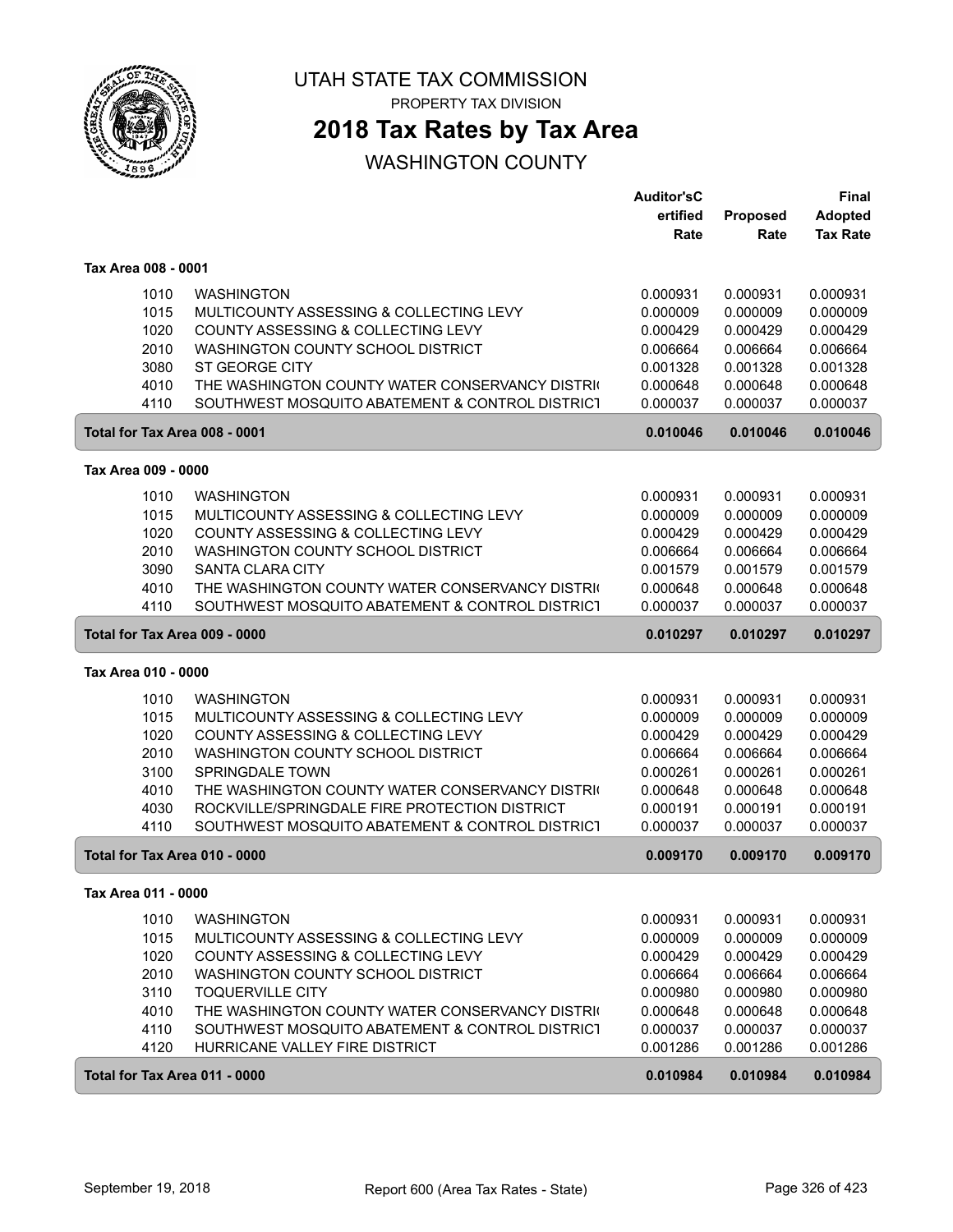# UTAH STATE TAX COMMISSION

PROPERTY TAX DIVISION

## 2018 Tax Rates by Tax Area

### WASHINGTON COUNTY

| | | Auditor'sCertified Rate | Proposed Rate | Final Adopted Tax Rate |
|---|---|---|---|---|
| **Tax Area 008 - 0001** | | | | |
| 1010 | WASHINGTON | 0.000931 | 0.000931 | 0.000931 |
| 1015 | MULTICOUNTY ASSESSING & COLLECTING LEVY | 0.000009 | 0.000009 | 0.000009 |
| 1020 | COUNTY ASSESSING & COLLECTING LEVY | 0.000429 | 0.000429 | 0.000429 |
| 2010 | WASHINGTON COUNTY SCHOOL DISTRICT | 0.006664 | 0.006664 | 0.006664 |
| 3080 | ST GEORGE CITY | 0.001328 | 0.001328 | 0.001328 |
| 4010 | THE WASHINGTON COUNTY WATER CONSERVANCY DISTRI( | 0.000648 | 0.000648 | 0.000648 |
| 4110 | SOUTHWEST MOSQUITO ABATEMENT & CONTROL DISTRICT | 0.000037 | 0.000037 | 0.000037 |
| **Total for Tax Area 008 - 0001** | | **0.010046** | **0.010046** | **0.010046** |
| **Tax Area 009 - 0000** | | | | |
| 1010 | WASHINGTON | 0.000931 | 0.000931 | 0.000931 |
| 1015 | MULTICOUNTY ASSESSING & COLLECTING LEVY | 0.000009 | 0.000009 | 0.000009 |
| 1020 | COUNTY ASSESSING & COLLECTING LEVY | 0.000429 | 0.000429 | 0.000429 |
| 2010 | WASHINGTON COUNTY SCHOOL DISTRICT | 0.006664 | 0.006664 | 0.006664 |
| 3090 | SANTA CLARA CITY | 0.001579 | 0.001579 | 0.001579 |
| 4010 | THE WASHINGTON COUNTY WATER CONSERVANCY DISTRI( | 0.000648 | 0.000648 | 0.000648 |
| 4110 | SOUTHWEST MOSQUITO ABATEMENT & CONTROL DISTRICT | 0.000037 | 0.000037 | 0.000037 |
| **Total for Tax Area 009 - 0000** | | **0.010297** | **0.010297** | **0.010297** |
| **Tax Area 010 - 0000** | | | | |
| 1010 | WASHINGTON | 0.000931 | 0.000931 | 0.000931 |
| 1015 | MULTICOUNTY ASSESSING & COLLECTING LEVY | 0.000009 | 0.000009 | 0.000009 |
| 1020 | COUNTY ASSESSING & COLLECTING LEVY | 0.000429 | 0.000429 | 0.000429 |
| 2010 | WASHINGTON COUNTY SCHOOL DISTRICT | 0.006664 | 0.006664 | 0.006664 |
| 3100 | SPRINGDALE TOWN | 0.000261 | 0.000261 | 0.000261 |
| 4010 | THE WASHINGTON COUNTY WATER CONSERVANCY DISTRI( | 0.000648 | 0.000648 | 0.000648 |
| 4030 | ROCKVILLE/SPRINGDALE FIRE PROTECTION DISTRICT | 0.000191 | 0.000191 | 0.000191 |
| 4110 | SOUTHWEST MOSQUITO ABATEMENT & CONTROL DISTRICT | 0.000037 | 0.000037 | 0.000037 |
| **Total for Tax Area 010 - 0000** | | **0.009170** | **0.009170** | **0.009170** |
| **Tax Area 011 - 0000** | | | | |
| 1010 | WASHINGTON | 0.000931 | 0.000931 | 0.000931 |
| 1015 | MULTICOUNTY ASSESSING & COLLECTING LEVY | 0.000009 | 0.000009 | 0.000009 |
| 1020 | COUNTY ASSESSING & COLLECTING LEVY | 0.000429 | 0.000429 | 0.000429 |
| 2010 | WASHINGTON COUNTY SCHOOL DISTRICT | 0.006664 | 0.006664 | 0.006664 |
| 3110 | TOQUERVILLE CITY | 0.000980 | 0.000980 | 0.000980 |
| 4010 | THE WASHINGTON COUNTY WATER CONSERVANCY DISTRI( | 0.000648 | 0.000648 | 0.000648 |
| 4110 | SOUTHWEST MOSQUITO ABATEMENT & CONTROL DISTRICT | 0.000037 | 0.000037 | 0.000037 |
| 4120 | HURRICANE VALLEY FIRE DISTRICT | 0.001286 | 0.001286 | 0.001286 |
| **Total for Tax Area 011 - 0000** | | **0.010984** | **0.010984** | **0.010984** |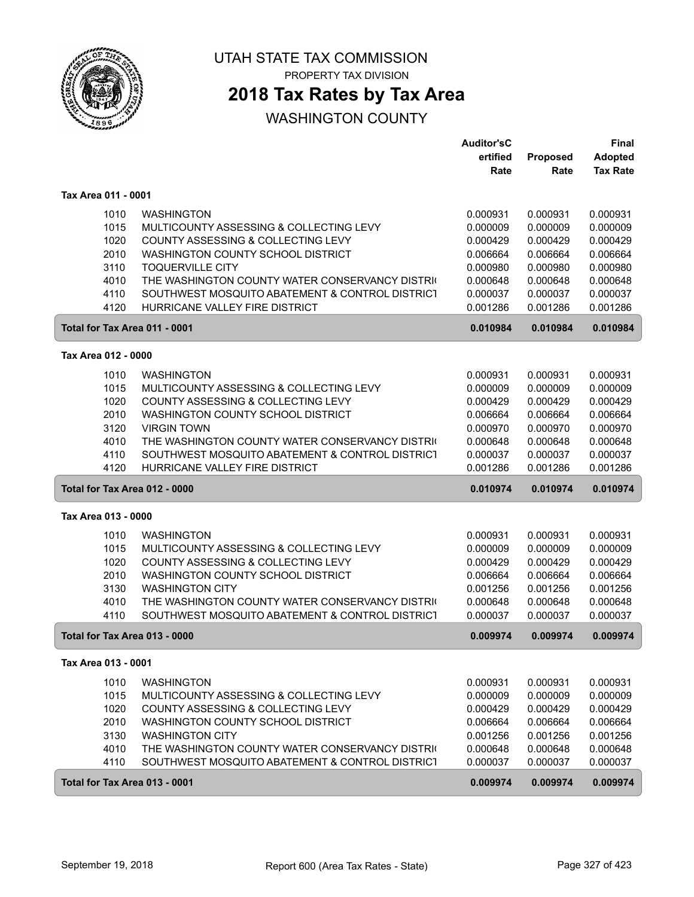# UTAH STATE TAX COMMISSION

PROPERTY TAX DIVISION

## 2018 Tax Rates by Tax Area

WASHINGTON COUNTY

| | | Auditor'sCertified Rate | Proposed Rate | Final Adopted Tax Rate |
|---|---|---|---|---|
| **Tax Area 011 - 0001** | | | | |
| 1010 | WASHINGTON | 0.000931 | 0.000931 | 0.000931 |
| 1015 | MULTICOUNTY ASSESSING & COLLECTING LEVY | 0.000009 | 0.000009 | 0.000009 |
| 1020 | COUNTY ASSESSING & COLLECTING LEVY | 0.000429 | 0.000429 | 0.000429 |
| 2010 | WASHINGTON COUNTY SCHOOL DISTRICT | 0.006664 | 0.006664 | 0.006664 |
| 3110 | TOQUERVILLE CITY | 0.000980 | 0.000980 | 0.000980 |
| 4010 | THE WASHINGTON COUNTY WATER CONSERVANCY DISTRI( | 0.000648 | 0.000648 | 0.000648 |
| 4110 | SOUTHWEST MOSQUITO ABATEMENT & CONTROL DISTRICT | 0.000037 | 0.000037 | 0.000037 |
| 4120 | HURRICANE VALLEY FIRE DISTRICT | 0.001286 | 0.001286 | 0.001286 |
| **Total for Tax Area 011 - 0001** | | **0.010984** | **0.010984** | **0.010984** |
| **Tax Area 012 - 0000** | | | | |
| 1010 | WASHINGTON | 0.000931 | 0.000931 | 0.000931 |
| 1015 | MULTICOUNTY ASSESSING & COLLECTING LEVY | 0.000009 | 0.000009 | 0.000009 |
| 1020 | COUNTY ASSESSING & COLLECTING LEVY | 0.000429 | 0.000429 | 0.000429 |
| 2010 | WASHINGTON COUNTY SCHOOL DISTRICT | 0.006664 | 0.006664 | 0.006664 |
| 3120 | VIRGIN TOWN | 0.000970 | 0.000970 | 0.000970 |
| 4010 | THE WASHINGTON COUNTY WATER CONSERVANCY DISTRI( | 0.000648 | 0.000648 | 0.000648 |
| 4110 | SOUTHWEST MOSQUITO ABATEMENT & CONTROL DISTRICT | 0.000037 | 0.000037 | 0.000037 |
| 4120 | HURRICANE VALLEY FIRE DISTRICT | 0.001286 | 0.001286 | 0.001286 |
| **Total for Tax Area 012 - 0000** | | **0.010974** | **0.010974** | **0.010974** |
| **Tax Area 013 - 0000** | | | | |
| 1010 | WASHINGTON | 0.000931 | 0.000931 | 0.000931 |
| 1015 | MULTICOUNTY ASSESSING & COLLECTING LEVY | 0.000009 | 0.000009 | 0.000009 |
| 1020 | COUNTY ASSESSING & COLLECTING LEVY | 0.000429 | 0.000429 | 0.000429 |
| 2010 | WASHINGTON COUNTY SCHOOL DISTRICT | 0.006664 | 0.006664 | 0.006664 |
| 3130 | WASHINGTON CITY | 0.001256 | 0.001256 | 0.001256 |
| 4010 | THE WASHINGTON COUNTY WATER CONSERVANCY DISTRI( | 0.000648 | 0.000648 | 0.000648 |
| 4110 | SOUTHWEST MOSQUITO ABATEMENT & CONTROL DISTRICT | 0.000037 | 0.000037 | 0.000037 |
| **Total for Tax Area 013 - 0000** | | **0.009974** | **0.009974** | **0.009974** |
| **Tax Area 013 - 0001** | | | | |
| 1010 | WASHINGTON | 0.000931 | 0.000931 | 0.000931 |
| 1015 | MULTICOUNTY ASSESSING & COLLECTING LEVY | 0.000009 | 0.000009 | 0.000009 |
| 1020 | COUNTY ASSESSING & COLLECTING LEVY | 0.000429 | 0.000429 | 0.000429 |
| 2010 | WASHINGTON COUNTY SCHOOL DISTRICT | 0.006664 | 0.006664 | 0.006664 |
| 3130 | WASHINGTON CITY | 0.001256 | 0.001256 | 0.001256 |
| 4010 | THE WASHINGTON COUNTY WATER CONSERVANCY DISTRI( | 0.000648 | 0.000648 | 0.000648 |
| 4110 | SOUTHWEST MOSQUITO ABATEMENT & CONTROL DISTRICT | 0.000037 | 0.000037 | 0.000037 |
| **Total for Tax Area 013 - 0001** | | **0.009974** | **0.009974** | **0.009974** |

September 19, 2018 — Report 600 (Area Tax Rates - State)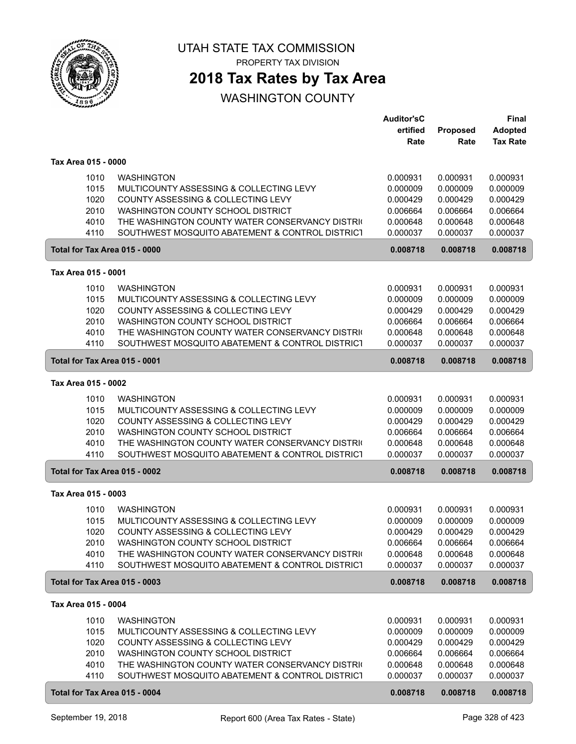# UTAH STATE TAX COMMISSION

PROPERTY TAX DIVISION

## 2018 Tax Rates by Tax Area

WASHINGTON COUNTY

| | | Auditor'sCertified Rate | Proposed Rate | Final Adopted Tax Rate |
|---|---|---|---|---|
| **Tax Area 015 - 0000** | | | | |
| 1010 | WASHINGTON | 0.000931 | 0.000931 | 0.000931 |
| 1015 | MULTICOUNTY ASSESSING & COLLECTING LEVY | 0.000009 | 0.000009 | 0.000009 |
| 1020 | COUNTY ASSESSING & COLLECTING LEVY | 0.000429 | 0.000429 | 0.000429 |
| 2010 | WASHINGTON COUNTY SCHOOL DISTRICT | 0.006664 | 0.006664 | 0.006664 |
| 4010 | THE WASHINGTON COUNTY WATER CONSERVANCY DISTRI( | 0.000648 | 0.000648 | 0.000648 |
| 4110 | SOUTHWEST MOSQUITO ABATEMENT & CONTROL DISTRICT | 0.000037 | 0.000037 | 0.000037 |
| **Total for Tax Area 015 - 0000** | | **0.008718** | **0.008718** | **0.008718** |
| **Tax Area 015 - 0001** | | | | |
| 1010 | WASHINGTON | 0.000931 | 0.000931 | 0.000931 |
| 1015 | MULTICOUNTY ASSESSING & COLLECTING LEVY | 0.000009 | 0.000009 | 0.000009 |
| 1020 | COUNTY ASSESSING & COLLECTING LEVY | 0.000429 | 0.000429 | 0.000429 |
| 2010 | WASHINGTON COUNTY SCHOOL DISTRICT | 0.006664 | 0.006664 | 0.006664 |
| 4010 | THE WASHINGTON COUNTY WATER CONSERVANCY DISTRI( | 0.000648 | 0.000648 | 0.000648 |
| 4110 | SOUTHWEST MOSQUITO ABATEMENT & CONTROL DISTRICT | 0.000037 | 0.000037 | 0.000037 |
| **Total for Tax Area 015 - 0001** | | **0.008718** | **0.008718** | **0.008718** |
| **Tax Area 015 - 0002** | | | | |
| 1010 | WASHINGTON | 0.000931 | 0.000931 | 0.000931 |
| 1015 | MULTICOUNTY ASSESSING & COLLECTING LEVY | 0.000009 | 0.000009 | 0.000009 |
| 1020 | COUNTY ASSESSING & COLLECTING LEVY | 0.000429 | 0.000429 | 0.000429 |
| 2010 | WASHINGTON COUNTY SCHOOL DISTRICT | 0.006664 | 0.006664 | 0.006664 |
| 4010 | THE WASHINGTON COUNTY WATER CONSERVANCY DISTRI( | 0.000648 | 0.000648 | 0.000648 |
| 4110 | SOUTHWEST MOSQUITO ABATEMENT & CONTROL DISTRICT | 0.000037 | 0.000037 | 0.000037 |
| **Total for Tax Area 015 - 0002** | | **0.008718** | **0.008718** | **0.008718** |
| **Tax Area 015 - 0003** | | | | |
| 1010 | WASHINGTON | 0.000931 | 0.000931 | 0.000931 |
| 1015 | MULTICOUNTY ASSESSING & COLLECTING LEVY | 0.000009 | 0.000009 | 0.000009 |
| 1020 | COUNTY ASSESSING & COLLECTING LEVY | 0.000429 | 0.000429 | 0.000429 |
| 2010 | WASHINGTON COUNTY SCHOOL DISTRICT | 0.006664 | 0.006664 | 0.006664 |
| 4010 | THE WASHINGTON COUNTY WATER CONSERVANCY DISTRI( | 0.000648 | 0.000648 | 0.000648 |
| 4110 | SOUTHWEST MOSQUITO ABATEMENT & CONTROL DISTRICT | 0.000037 | 0.000037 | 0.000037 |
| **Total for Tax Area 015 - 0003** | | **0.008718** | **0.008718** | **0.008718** |
| **Tax Area 015 - 0004** | | | | |
| 1010 | WASHINGTON | 0.000931 | 0.000931 | 0.000931 |
| 1015 | MULTICOUNTY ASSESSING & COLLECTING LEVY | 0.000009 | 0.000009 | 0.000009 |
| 1020 | COUNTY ASSESSING & COLLECTING LEVY | 0.000429 | 0.000429 | 0.000429 |
| 2010 | WASHINGTON COUNTY SCHOOL DISTRICT | 0.006664 | 0.006664 | 0.006664 |
| 4010 | THE WASHINGTON COUNTY WATER CONSERVANCY DISTRI( | 0.000648 | 0.000648 | 0.000648 |
| 4110 | SOUTHWEST MOSQUITO ABATEMENT & CONTROL DISTRICT | 0.000037 | 0.000037 | 0.000037 |
| **Total for Tax Area 015 - 0004** | | **0.008718** | **0.008718** | **0.008718** |

September 19, 2018 — Report 600 (Area Tax Rates - State)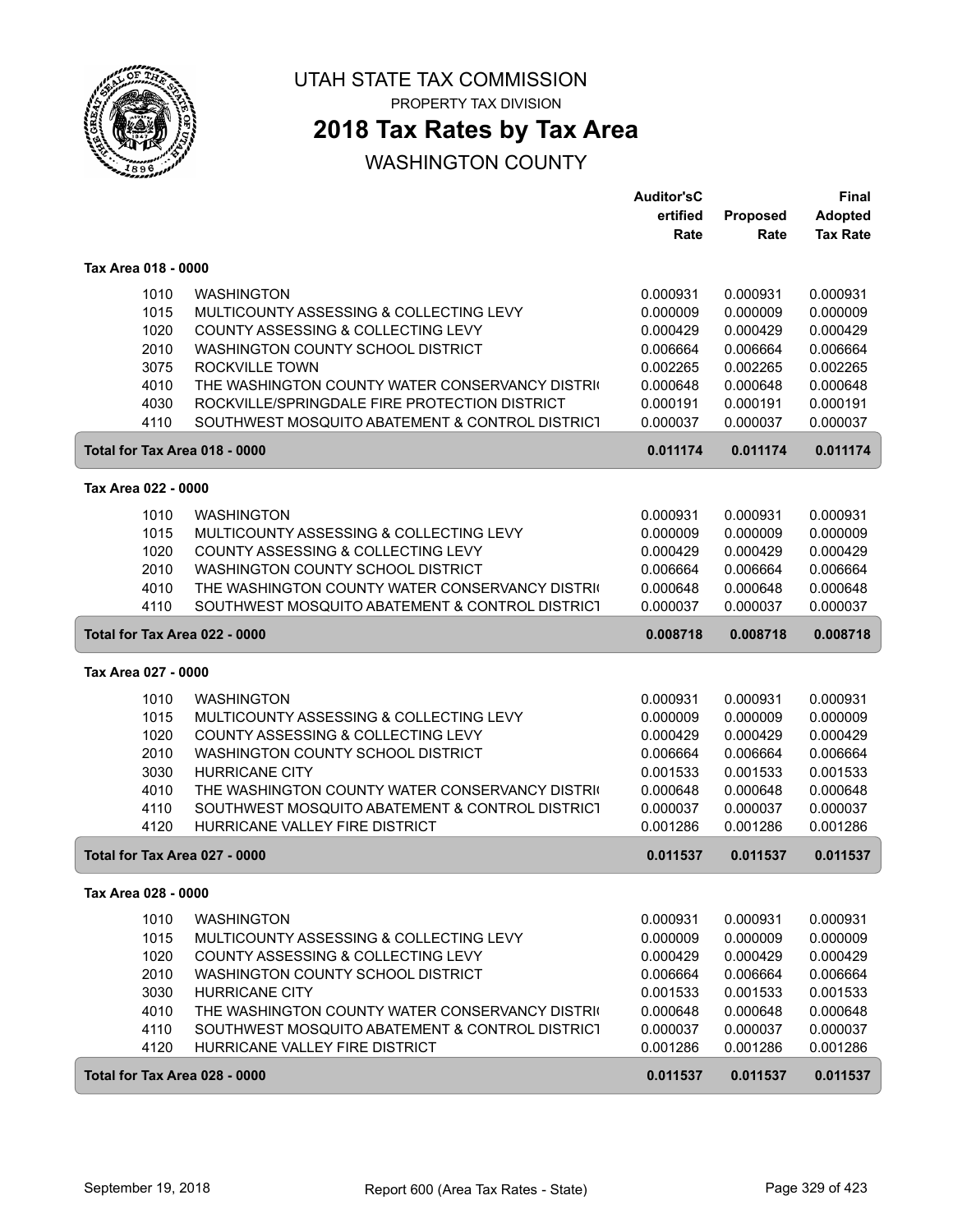UTAH STATE TAX COMMISSION

PROPERTY TAX DIVISION

# 2018 Tax Rates by Tax Area

## WASHINGTON COUNTY

| | | Auditor'sC ertified Rate | Proposed Rate | Final Adopted Tax Rate |
|---|---|---|---|---|
| **Tax Area 018 - 0000** | | | | |
| 1010 | WASHINGTON | 0.000931 | 0.000931 | 0.000931 |
| 1015 | MULTICOUNTY ASSESSING & COLLECTING LEVY | 0.000009 | 0.000009 | 0.000009 |
| 1020 | COUNTY ASSESSING & COLLECTING LEVY | 0.000429 | 0.000429 | 0.000429 |
| 2010 | WASHINGTON COUNTY SCHOOL DISTRICT | 0.006664 | 0.006664 | 0.006664 |
| 3075 | ROCKVILLE TOWN | 0.002265 | 0.002265 | 0.002265 |
| 4010 | THE WASHINGTON COUNTY WATER CONSERVANCY DISTRI( | 0.000648 | 0.000648 | 0.000648 |
| 4030 | ROCKVILLE/SPRINGDALE FIRE PROTECTION DISTRICT | 0.000191 | 0.000191 | 0.000191 |
| 4110 | SOUTHWEST MOSQUITO ABATEMENT & CONTROL DISTRICT | 0.000037 | 0.000037 | 0.000037 |
| **Total for Tax Area 018 - 0000** | | **0.011174** | **0.011174** | **0.011174** |
| **Tax Area 022 - 0000** | | | | |
| 1010 | WASHINGTON | 0.000931 | 0.000931 | 0.000931 |
| 1015 | MULTICOUNTY ASSESSING & COLLECTING LEVY | 0.000009 | 0.000009 | 0.000009 |
| 1020 | COUNTY ASSESSING & COLLECTING LEVY | 0.000429 | 0.000429 | 0.000429 |
| 2010 | WASHINGTON COUNTY SCHOOL DISTRICT | 0.006664 | 0.006664 | 0.006664 |
| 4010 | THE WASHINGTON COUNTY WATER CONSERVANCY DISTRI( | 0.000648 | 0.000648 | 0.000648 |
| 4110 | SOUTHWEST MOSQUITO ABATEMENT & CONTROL DISTRICT | 0.000037 | 0.000037 | 0.000037 |
| **Total for Tax Area 022 - 0000** | | **0.008718** | **0.008718** | **0.008718** |
| **Tax Area 027 - 0000** | | | | |
| 1010 | WASHINGTON | 0.000931 | 0.000931 | 0.000931 |
| 1015 | MULTICOUNTY ASSESSING & COLLECTING LEVY | 0.000009 | 0.000009 | 0.000009 |
| 1020 | COUNTY ASSESSING & COLLECTING LEVY | 0.000429 | 0.000429 | 0.000429 |
| 2010 | WASHINGTON COUNTY SCHOOL DISTRICT | 0.006664 | 0.006664 | 0.006664 |
| 3030 | HURRICANE CITY | 0.001533 | 0.001533 | 0.001533 |
| 4010 | THE WASHINGTON COUNTY WATER CONSERVANCY DISTRI( | 0.000648 | 0.000648 | 0.000648 |
| 4110 | SOUTHWEST MOSQUITO ABATEMENT & CONTROL DISTRICT | 0.000037 | 0.000037 | 0.000037 |
| 4120 | HURRICANE VALLEY FIRE DISTRICT | 0.001286 | 0.001286 | 0.001286 |
| **Total for Tax Area 027 - 0000** | | **0.011537** | **0.011537** | **0.011537** |
| **Tax Area 028 - 0000** | | | | |
| 1010 | WASHINGTON | 0.000931 | 0.000931 | 0.000931 |
| 1015 | MULTICOUNTY ASSESSING & COLLECTING LEVY | 0.000009 | 0.000009 | 0.000009 |
| 1020 | COUNTY ASSESSING & COLLECTING LEVY | 0.000429 | 0.000429 | 0.000429 |
| 2010 | WASHINGTON COUNTY SCHOOL DISTRICT | 0.006664 | 0.006664 | 0.006664 |
| 3030 | HURRICANE CITY | 0.001533 | 0.001533 | 0.001533 |
| 4010 | THE WASHINGTON COUNTY WATER CONSERVANCY DISTRI( | 0.000648 | 0.000648 | 0.000648 |
| 4110 | SOUTHWEST MOSQUITO ABATEMENT & CONTROL DISTRICT | 0.000037 | 0.000037 | 0.000037 |
| 4120 | HURRICANE VALLEY FIRE DISTRICT | 0.001286 | 0.001286 | 0.001286 |
| **Total for Tax Area 028 - 0000** | | **0.011537** | **0.011537** | **0.011537** |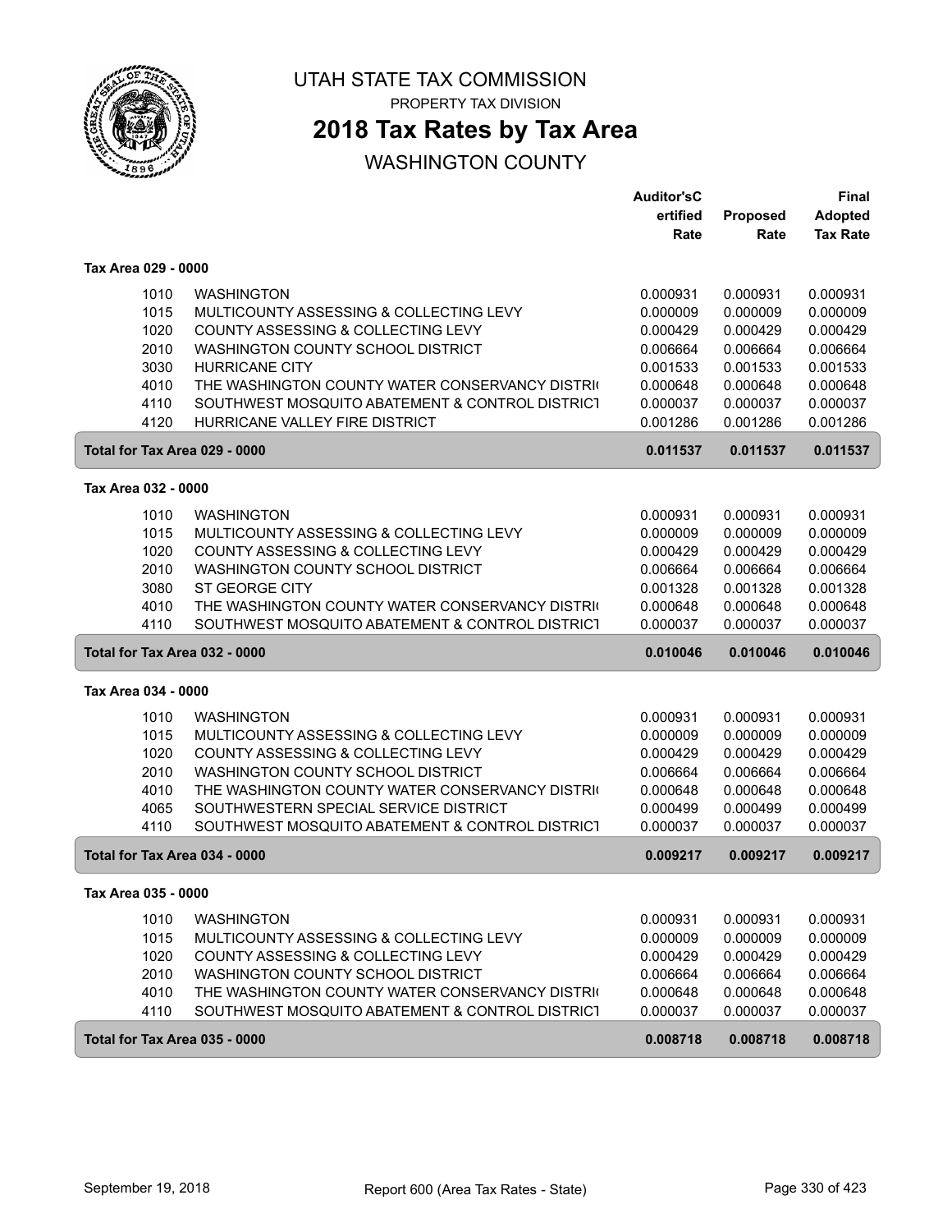UTAH STATE TAX COMMISSION

PROPERTY TAX DIVISION

# 2018 Tax Rates by Tax Area

## WASHINGTON COUNTY

| | | Auditor'sC ertified Rate | Proposed Rate | Final Adopted Tax Rate |
|---|---|---|---|---|
| **Tax Area 029 - 0000** | | | | |
| 1010 | WASHINGTON | 0.000931 | 0.000931 | 0.000931 |
| 1015 | MULTICOUNTY ASSESSING & COLLECTING LEVY | 0.000009 | 0.000009 | 0.000009 |
| 1020 | COUNTY ASSESSING & COLLECTING LEVY | 0.000429 | 0.000429 | 0.000429 |
| 2010 | WASHINGTON COUNTY SCHOOL DISTRICT | 0.006664 | 0.006664 | 0.006664 |
| 3030 | HURRICANE CITY | 0.001533 | 0.001533 | 0.001533 |
| 4010 | THE WASHINGTON COUNTY WATER CONSERVANCY DISTRI( | 0.000648 | 0.000648 | 0.000648 |
| 4110 | SOUTHWEST MOSQUITO ABATEMENT & CONTROL DISTRICT | 0.000037 | 0.000037 | 0.000037 |
| 4120 | HURRICANE VALLEY FIRE DISTRICT | 0.001286 | 0.001286 | 0.001286 |
| **Total for Tax Area 029 - 0000** | | **0.011537** | **0.011537** | **0.011537** |
| **Tax Area 032 - 0000** | | | | |
| 1010 | WASHINGTON | 0.000931 | 0.000931 | 0.000931 |
| 1015 | MULTICOUNTY ASSESSING & COLLECTING LEVY | 0.000009 | 0.000009 | 0.000009 |
| 1020 | COUNTY ASSESSING & COLLECTING LEVY | 0.000429 | 0.000429 | 0.000429 |
| 2010 | WASHINGTON COUNTY SCHOOL DISTRICT | 0.006664 | 0.006664 | 0.006664 |
| 3080 | ST GEORGE CITY | 0.001328 | 0.001328 | 0.001328 |
| 4010 | THE WASHINGTON COUNTY WATER CONSERVANCY DISTRI( | 0.000648 | 0.000648 | 0.000648 |
| 4110 | SOUTHWEST MOSQUITO ABATEMENT & CONTROL DISTRICT | 0.000037 | 0.000037 | 0.000037 |
| **Total for Tax Area 032 - 0000** | | **0.010046** | **0.010046** | **0.010046** |
| **Tax Area 034 - 0000** | | | | |
| 1010 | WASHINGTON | 0.000931 | 0.000931 | 0.000931 |
| 1015 | MULTICOUNTY ASSESSING & COLLECTING LEVY | 0.000009 | 0.000009 | 0.000009 |
| 1020 | COUNTY ASSESSING & COLLECTING LEVY | 0.000429 | 0.000429 | 0.000429 |
| 2010 | WASHINGTON COUNTY SCHOOL DISTRICT | 0.006664 | 0.006664 | 0.006664 |
| 4010 | THE WASHINGTON COUNTY WATER CONSERVANCY DISTRI( | 0.000648 | 0.000648 | 0.000648 |
| 4065 | SOUTHWESTERN SPECIAL SERVICE DISTRICT | 0.000499 | 0.000499 | 0.000499 |
| 4110 | SOUTHWEST MOSQUITO ABATEMENT & CONTROL DISTRICT | 0.000037 | 0.000037 | 0.000037 |
| **Total for Tax Area 034 - 0000** | | **0.009217** | **0.009217** | **0.009217** |
| **Tax Area 035 - 0000** | | | | |
| 1010 | WASHINGTON | 0.000931 | 0.000931 | 0.000931 |
| 1015 | MULTICOUNTY ASSESSING & COLLECTING LEVY | 0.000009 | 0.000009 | 0.000009 |
| 1020 | COUNTY ASSESSING & COLLECTING LEVY | 0.000429 | 0.000429 | 0.000429 |
| 2010 | WASHINGTON COUNTY SCHOOL DISTRICT | 0.006664 | 0.006664 | 0.006664 |
| 4010 | THE WASHINGTON COUNTY WATER CONSERVANCY DISTRI( | 0.000648 | 0.000648 | 0.000648 |
| 4110 | SOUTHWEST MOSQUITO ABATEMENT & CONTROL DISTRICT | 0.000037 | 0.000037 | 0.000037 |
| **Total for Tax Area 035 - 0000** | | **0.008718** | **0.008718** | **0.008718** |

September 19, 2018 — Report 600 (Area Tax Rates - State)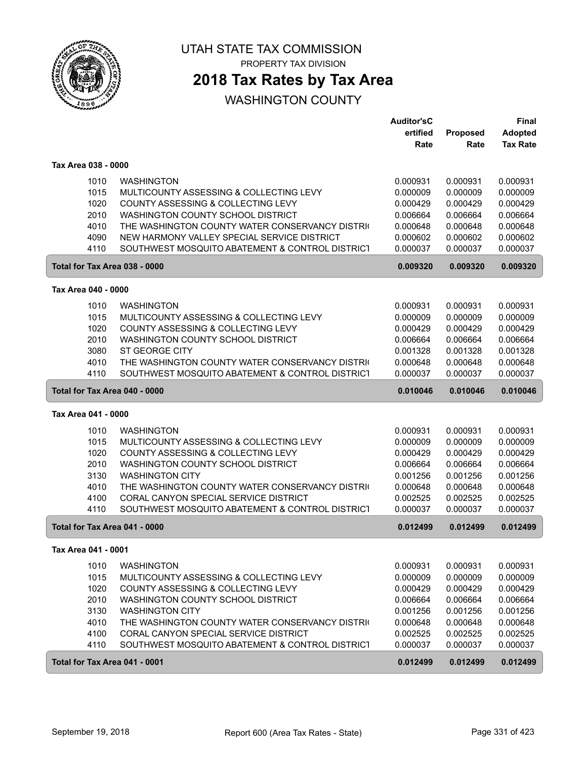# UTAH STATE TAX COMMISSION

PROPERTY TAX DIVISION

## 2018 Tax Rates by Tax Area

WASHINGTON COUNTY

| | | Auditor'sCertified Rate | Proposed Rate | Final Adopted Tax Rate |
|---|---|---|---|---|
| **Tax Area 038 - 0000** | | | | |
| 1010 | WASHINGTON | 0.000931 | 0.000931 | 0.000931 |
| 1015 | MULTICOUNTY ASSESSING & COLLECTING LEVY | 0.000009 | 0.000009 | 0.000009 |
| 1020 | COUNTY ASSESSING & COLLECTING LEVY | 0.000429 | 0.000429 | 0.000429 |
| 2010 | WASHINGTON COUNTY SCHOOL DISTRICT | 0.006664 | 0.006664 | 0.006664 |
| 4010 | THE WASHINGTON COUNTY WATER CONSERVANCY DISTRI( | 0.000648 | 0.000648 | 0.000648 |
| 4090 | NEW HARMONY VALLEY SPECIAL SERVICE DISTRICT | 0.000602 | 0.000602 | 0.000602 |
| 4110 | SOUTHWEST MOSQUITO ABATEMENT & CONTROL DISTRICT | 0.000037 | 0.000037 | 0.000037 |
| **Total for Tax Area 038 - 0000** | | **0.009320** | **0.009320** | **0.009320** |
| **Tax Area 040 - 0000** | | | | |
| 1010 | WASHINGTON | 0.000931 | 0.000931 | 0.000931 |
| 1015 | MULTICOUNTY ASSESSING & COLLECTING LEVY | 0.000009 | 0.000009 | 0.000009 |
| 1020 | COUNTY ASSESSING & COLLECTING LEVY | 0.000429 | 0.000429 | 0.000429 |
| 2010 | WASHINGTON COUNTY SCHOOL DISTRICT | 0.006664 | 0.006664 | 0.006664 |
| 3080 | ST GEORGE CITY | 0.001328 | 0.001328 | 0.001328 |
| 4010 | THE WASHINGTON COUNTY WATER CONSERVANCY DISTRI( | 0.000648 | 0.000648 | 0.000648 |
| 4110 | SOUTHWEST MOSQUITO ABATEMENT & CONTROL DISTRICT | 0.000037 | 0.000037 | 0.000037 |
| **Total for Tax Area 040 - 0000** | | **0.010046** | **0.010046** | **0.010046** |
| **Tax Area 041 - 0000** | | | | |
| 1010 | WASHINGTON | 0.000931 | 0.000931 | 0.000931 |
| 1015 | MULTICOUNTY ASSESSING & COLLECTING LEVY | 0.000009 | 0.000009 | 0.000009 |
| 1020 | COUNTY ASSESSING & COLLECTING LEVY | 0.000429 | 0.000429 | 0.000429 |
| 2010 | WASHINGTON COUNTY SCHOOL DISTRICT | 0.006664 | 0.006664 | 0.006664 |
| 3130 | WASHINGTON CITY | 0.001256 | 0.001256 | 0.001256 |
| 4010 | THE WASHINGTON COUNTY WATER CONSERVANCY DISTRI( | 0.000648 | 0.000648 | 0.000648 |
| 4100 | CORAL CANYON SPECIAL SERVICE DISTRICT | 0.002525 | 0.002525 | 0.002525 |
| 4110 | SOUTHWEST MOSQUITO ABATEMENT & CONTROL DISTRICT | 0.000037 | 0.000037 | 0.000037 |
| **Total for Tax Area 041 - 0000** | | **0.012499** | **0.012499** | **0.012499** |
| **Tax Area 041 - 0001** | | | | |
| 1010 | WASHINGTON | 0.000931 | 0.000931 | 0.000931 |
| 1015 | MULTICOUNTY ASSESSING & COLLECTING LEVY | 0.000009 | 0.000009 | 0.000009 |
| 1020 | COUNTY ASSESSING & COLLECTING LEVY | 0.000429 | 0.000429 | 0.000429 |
| 2010 | WASHINGTON COUNTY SCHOOL DISTRICT | 0.006664 | 0.006664 | 0.006664 |
| 3130 | WASHINGTON CITY | 0.001256 | 0.001256 | 0.001256 |
| 4010 | THE WASHINGTON COUNTY WATER CONSERVANCY DISTRI( | 0.000648 | 0.000648 | 0.000648 |
| 4100 | CORAL CANYON SPECIAL SERVICE DISTRICT | 0.002525 | 0.002525 | 0.002525 |
| 4110 | SOUTHWEST MOSQUITO ABATEMENT & CONTROL DISTRICT | 0.000037 | 0.000037 | 0.000037 |
| **Total for Tax Area 041 - 0001** | | **0.012499** | **0.012499** | **0.012499** |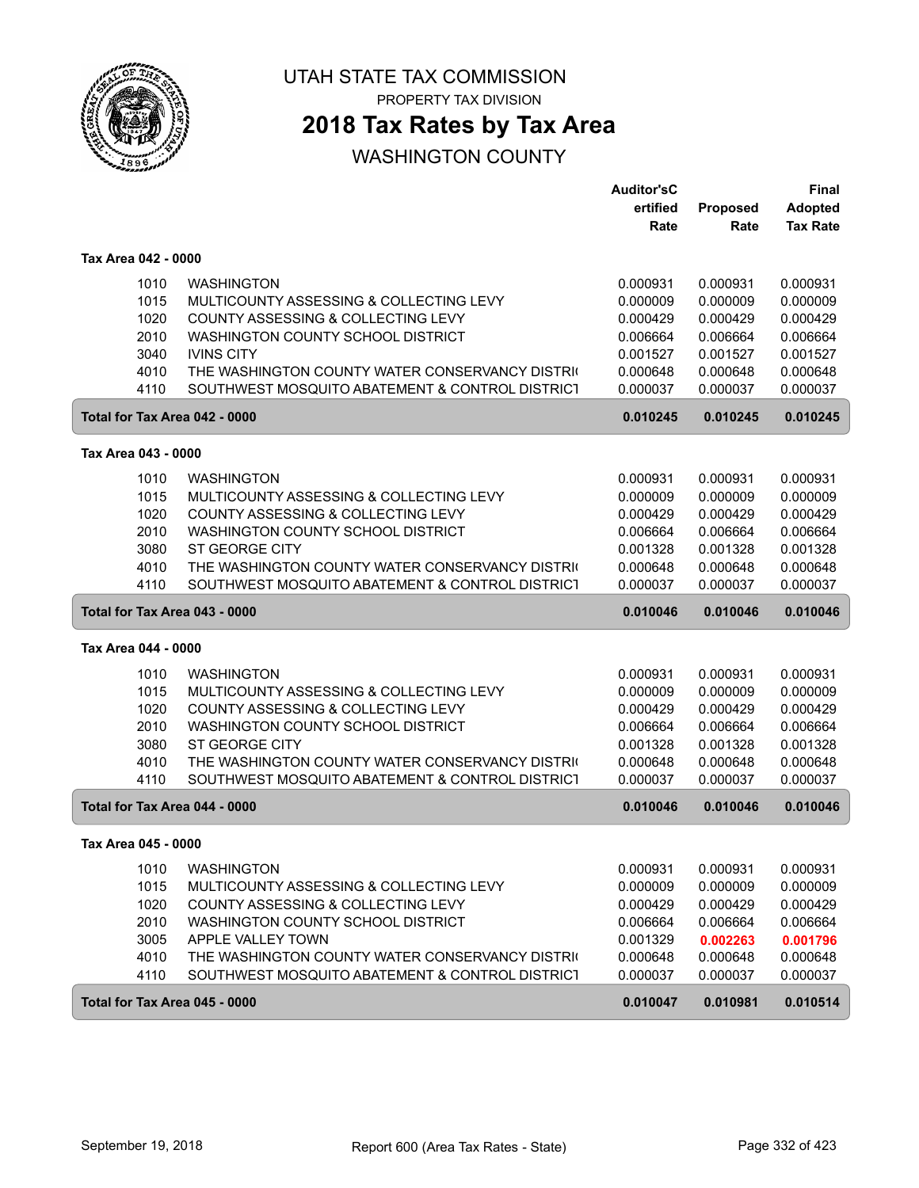UTAH STATE TAX COMMISSION

PROPERTY TAX DIVISION

# 2018 Tax Rates by Tax Area

## WASHINGTON COUNTY

| | | Auditor'sCertified Rate | Proposed Rate | Final Adopted Tax Rate |
|---|---|---|---|---|
| **Tax Area 042 - 0000** | | | | |
| 1010 | WASHINGTON | 0.000931 | 0.000931 | 0.000931 |
| 1015 | MULTICOUNTY ASSESSING & COLLECTING LEVY | 0.000009 | 0.000009 | 0.000009 |
| 1020 | COUNTY ASSESSING & COLLECTING LEVY | 0.000429 | 0.000429 | 0.000429 |
| 2010 | WASHINGTON COUNTY SCHOOL DISTRICT | 0.006664 | 0.006664 | 0.006664 |
| 3040 | IVINS CITY | 0.001527 | 0.001527 | 0.001527 |
| 4010 | THE WASHINGTON COUNTY WATER CONSERVANCY DISTRI | 0.000648 | 0.000648 | 0.000648 |
| 4110 | SOUTHWEST MOSQUITO ABATEMENT & CONTROL DISTRICT | 0.000037 | 0.000037 | 0.000037 |
| **Total for Tax Area 042 - 0000** | | **0.010245** | **0.010245** | **0.010245** |
| **Tax Area 043 - 0000** | | | | |
| 1010 | WASHINGTON | 0.000931 | 0.000931 | 0.000931 |
| 1015 | MULTICOUNTY ASSESSING & COLLECTING LEVY | 0.000009 | 0.000009 | 0.000009 |
| 1020 | COUNTY ASSESSING & COLLECTING LEVY | 0.000429 | 0.000429 | 0.000429 |
| 2010 | WASHINGTON COUNTY SCHOOL DISTRICT | 0.006664 | 0.006664 | 0.006664 |
| 3080 | ST GEORGE CITY | 0.001328 | 0.001328 | 0.001328 |
| 4010 | THE WASHINGTON COUNTY WATER CONSERVANCY DISTRI | 0.000648 | 0.000648 | 0.000648 |
| 4110 | SOUTHWEST MOSQUITO ABATEMENT & CONTROL DISTRICT | 0.000037 | 0.000037 | 0.000037 |
| **Total for Tax Area 043 - 0000** | | **0.010046** | **0.010046** | **0.010046** |
| **Tax Area 044 - 0000** | | | | |
| 1010 | WASHINGTON | 0.000931 | 0.000931 | 0.000931 |
| 1015 | MULTICOUNTY ASSESSING & COLLECTING LEVY | 0.000009 | 0.000009 | 0.000009 |
| 1020 | COUNTY ASSESSING & COLLECTING LEVY | 0.000429 | 0.000429 | 0.000429 |
| 2010 | WASHINGTON COUNTY SCHOOL DISTRICT | 0.006664 | 0.006664 | 0.006664 |
| 3080 | ST GEORGE CITY | 0.001328 | 0.001328 | 0.001328 |
| 4010 | THE WASHINGTON COUNTY WATER CONSERVANCY DISTRI | 0.000648 | 0.000648 | 0.000648 |
| 4110 | SOUTHWEST MOSQUITO ABATEMENT & CONTROL DISTRICT | 0.000037 | 0.000037 | 0.000037 |
| **Total for Tax Area 044 - 0000** | | **0.010046** | **0.010046** | **0.010046** |
| **Tax Area 045 - 0000** | | | | |
| 1010 | WASHINGTON | 0.000931 | 0.000931 | 0.000931 |
| 1015 | MULTICOUNTY ASSESSING & COLLECTING LEVY | 0.000009 | 0.000009 | 0.000009 |
| 1020 | COUNTY ASSESSING & COLLECTING LEVY | 0.000429 | 0.000429 | 0.000429 |
| 2010 | WASHINGTON COUNTY SCHOOL DISTRICT | 0.006664 | 0.006664 | 0.006664 |
| 3005 | APPLE VALLEY TOWN | 0.001329 | **0.002263** | **0.001796** |
| 4010 | THE WASHINGTON COUNTY WATER CONSERVANCY DISTRI | 0.000648 | 0.000648 | 0.000648 |
| 4110 | SOUTHWEST MOSQUITO ABATEMENT & CONTROL DISTRICT | 0.000037 | 0.000037 | 0.000037 |
| **Total for Tax Area 045 - 0000** | | **0.010047** | **0.010981** | **0.010514** |

September 19, 2018 Report 600 (Area Tax Rates - State)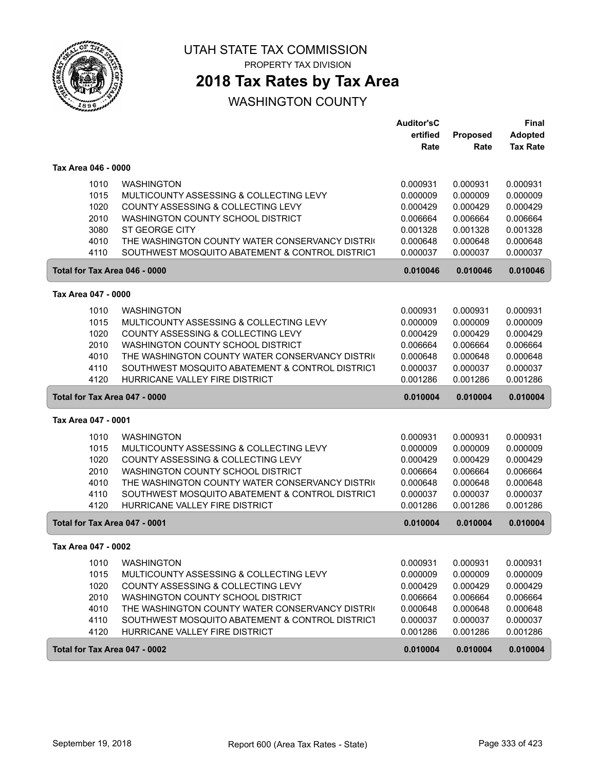# UTAH STATE TAX COMMISSION

PROPERTY TAX DIVISION

## 2018 Tax Rates by Tax Area

WASHINGTON COUNTY

| | | Auditor'sCertified Rate | Proposed Rate | Final Adopted Tax Rate |
|---|---|---|---|---|
| **Tax Area 046 - 0000** | | | | |
| 1010 | WASHINGTON | 0.000931 | 0.000931 | 0.000931 |
| 1015 | MULTICOUNTY ASSESSING & COLLECTING LEVY | 0.000009 | 0.000009 | 0.000009 |
| 1020 | COUNTY ASSESSING & COLLECTING LEVY | 0.000429 | 0.000429 | 0.000429 |
| 2010 | WASHINGTON COUNTY SCHOOL DISTRICT | 0.006664 | 0.006664 | 0.006664 |
| 3080 | ST GEORGE CITY | 0.001328 | 0.001328 | 0.001328 |
| 4010 | THE WASHINGTON COUNTY WATER CONSERVANCY DISTRI( | 0.000648 | 0.000648 | 0.000648 |
| 4110 | SOUTHWEST MOSQUITO ABATEMENT & CONTROL DISTRICT | 0.000037 | 0.000037 | 0.000037 |
| **Total for Tax Area 046 - 0000** | | **0.010046** | **0.010046** | **0.010046** |
| **Tax Area 047 - 0000** | | | | |
| 1010 | WASHINGTON | 0.000931 | 0.000931 | 0.000931 |
| 1015 | MULTICOUNTY ASSESSING & COLLECTING LEVY | 0.000009 | 0.000009 | 0.000009 |
| 1020 | COUNTY ASSESSING & COLLECTING LEVY | 0.000429 | 0.000429 | 0.000429 |
| 2010 | WASHINGTON COUNTY SCHOOL DISTRICT | 0.006664 | 0.006664 | 0.006664 |
| 4010 | THE WASHINGTON COUNTY WATER CONSERVANCY DISTRI( | 0.000648 | 0.000648 | 0.000648 |
| 4110 | SOUTHWEST MOSQUITO ABATEMENT & CONTROL DISTRICT | 0.000037 | 0.000037 | 0.000037 |
| 4120 | HURRICANE VALLEY FIRE DISTRICT | 0.001286 | 0.001286 | 0.001286 |
| **Total for Tax Area 047 - 0000** | | **0.010004** | **0.010004** | **0.010004** |
| **Tax Area 047 - 0001** | | | | |
| 1010 | WASHINGTON | 0.000931 | 0.000931 | 0.000931 |
| 1015 | MULTICOUNTY ASSESSING & COLLECTING LEVY | 0.000009 | 0.000009 | 0.000009 |
| 1020 | COUNTY ASSESSING & COLLECTING LEVY | 0.000429 | 0.000429 | 0.000429 |
| 2010 | WASHINGTON COUNTY SCHOOL DISTRICT | 0.006664 | 0.006664 | 0.006664 |
| 4010 | THE WASHINGTON COUNTY WATER CONSERVANCY DISTRI( | 0.000648 | 0.000648 | 0.000648 |
| 4110 | SOUTHWEST MOSQUITO ABATEMENT & CONTROL DISTRICT | 0.000037 | 0.000037 | 0.000037 |
| 4120 | HURRICANE VALLEY FIRE DISTRICT | 0.001286 | 0.001286 | 0.001286 |
| **Total for Tax Area 047 - 0001** | | **0.010004** | **0.010004** | **0.010004** |
| **Tax Area 047 - 0002** | | | | |
| 1010 | WASHINGTON | 0.000931 | 0.000931 | 0.000931 |
| 1015 | MULTICOUNTY ASSESSING & COLLECTING LEVY | 0.000009 | 0.000009 | 0.000009 |
| 1020 | COUNTY ASSESSING & COLLECTING LEVY | 0.000429 | 0.000429 | 0.000429 |
| 2010 | WASHINGTON COUNTY SCHOOL DISTRICT | 0.006664 | 0.006664 | 0.006664 |
| 4010 | THE WASHINGTON COUNTY WATER CONSERVANCY DISTRI( | 0.000648 | 0.000648 | 0.000648 |
| 4110 | SOUTHWEST MOSQUITO ABATEMENT & CONTROL DISTRICT | 0.000037 | 0.000037 | 0.000037 |
| 4120 | HURRICANE VALLEY FIRE DISTRICT | 0.001286 | 0.001286 | 0.001286 |
| **Total for Tax Area 047 - 0002** | | **0.010004** | **0.010004** | **0.010004** |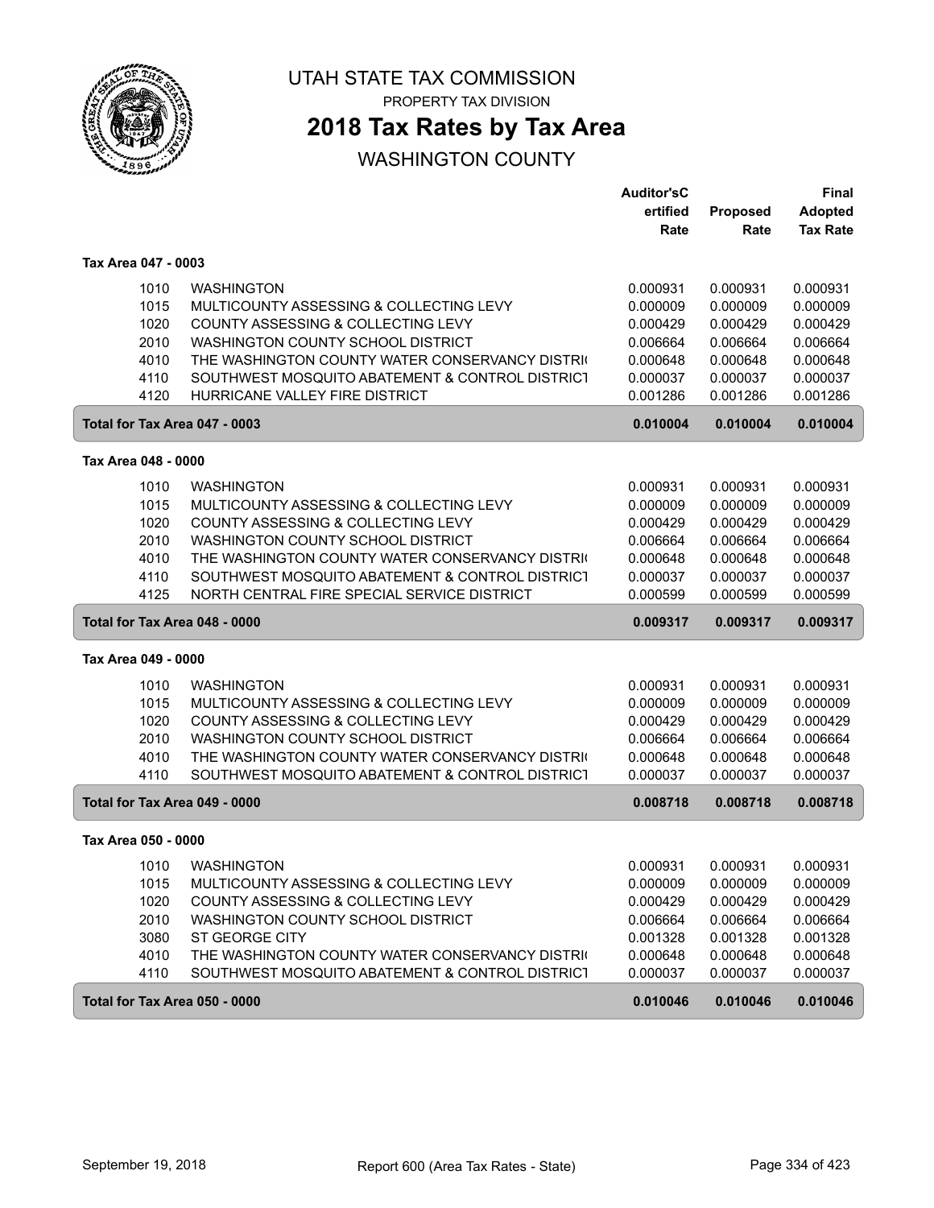UTAH STATE TAX COMMISSION

PROPERTY TAX DIVISION

# 2018 Tax Rates by Tax Area

## WASHINGTON COUNTY

| | | Auditor'sCertified Rate | Proposed Rate | Final Adopted Tax Rate |
|---|---|---|---|---|
| **Tax Area 047 - 0003** | | | | |
| 1010 | WASHINGTON | 0.000931 | 0.000931 | 0.000931 |
| 1015 | MULTICOUNTY ASSESSING & COLLECTING LEVY | 0.000009 | 0.000009 | 0.000009 |
| 1020 | COUNTY ASSESSING & COLLECTING LEVY | 0.000429 | 0.000429 | 0.000429 |
| 2010 | WASHINGTON COUNTY SCHOOL DISTRICT | 0.006664 | 0.006664 | 0.006664 |
| 4010 | THE WASHINGTON COUNTY WATER CONSERVANCY DISTRI( | 0.000648 | 0.000648 | 0.000648 |
| 4110 | SOUTHWEST MOSQUITO ABATEMENT & CONTROL DISTRICT | 0.000037 | 0.000037 | 0.000037 |
| 4120 | HURRICANE VALLEY FIRE DISTRICT | 0.001286 | 0.001286 | 0.001286 |
| **Total for Tax Area 047 - 0003** | | **0.010004** | **0.010004** | **0.010004** |
| **Tax Area 048 - 0000** | | | | |
| 1010 | WASHINGTON | 0.000931 | 0.000931 | 0.000931 |
| 1015 | MULTICOUNTY ASSESSING & COLLECTING LEVY | 0.000009 | 0.000009 | 0.000009 |
| 1020 | COUNTY ASSESSING & COLLECTING LEVY | 0.000429 | 0.000429 | 0.000429 |
| 2010 | WASHINGTON COUNTY SCHOOL DISTRICT | 0.006664 | 0.006664 | 0.006664 |
| 4010 | THE WASHINGTON COUNTY WATER CONSERVANCY DISTRI( | 0.000648 | 0.000648 | 0.000648 |
| 4110 | SOUTHWEST MOSQUITO ABATEMENT & CONTROL DISTRICT | 0.000037 | 0.000037 | 0.000037 |
| 4125 | NORTH CENTRAL FIRE SPECIAL SERVICE DISTRICT | 0.000599 | 0.000599 | 0.000599 |
| **Total for Tax Area 048 - 0000** | | **0.009317** | **0.009317** | **0.009317** |
| **Tax Area 049 - 0000** | | | | |
| 1010 | WASHINGTON | 0.000931 | 0.000931 | 0.000931 |
| 1015 | MULTICOUNTY ASSESSING & COLLECTING LEVY | 0.000009 | 0.000009 | 0.000009 |
| 1020 | COUNTY ASSESSING & COLLECTING LEVY | 0.000429 | 0.000429 | 0.000429 |
| 2010 | WASHINGTON COUNTY SCHOOL DISTRICT | 0.006664 | 0.006664 | 0.006664 |
| 4010 | THE WASHINGTON COUNTY WATER CONSERVANCY DISTRI( | 0.000648 | 0.000648 | 0.000648 |
| 4110 | SOUTHWEST MOSQUITO ABATEMENT & CONTROL DISTRICT | 0.000037 | 0.000037 | 0.000037 |
| **Total for Tax Area 049 - 0000** | | **0.008718** | **0.008718** | **0.008718** |
| **Tax Area 050 - 0000** | | | | |
| 1010 | WASHINGTON | 0.000931 | 0.000931 | 0.000931 |
| 1015 | MULTICOUNTY ASSESSING & COLLECTING LEVY | 0.000009 | 0.000009 | 0.000009 |
| 1020 | COUNTY ASSESSING & COLLECTING LEVY | 0.000429 | 0.000429 | 0.000429 |
| 2010 | WASHINGTON COUNTY SCHOOL DISTRICT | 0.006664 | 0.006664 | 0.006664 |
| 3080 | ST GEORGE CITY | 0.001328 | 0.001328 | 0.001328 |
| 4010 | THE WASHINGTON COUNTY WATER CONSERVANCY DISTRI( | 0.000648 | 0.000648 | 0.000648 |
| 4110 | SOUTHWEST MOSQUITO ABATEMENT & CONTROL DISTRICT | 0.000037 | 0.000037 | 0.000037 |
| **Total for Tax Area 050 - 0000** | | **0.010046** | **0.010046** | **0.010046** |

September 19, 2018 — Report 600 (Area Tax Rates - State)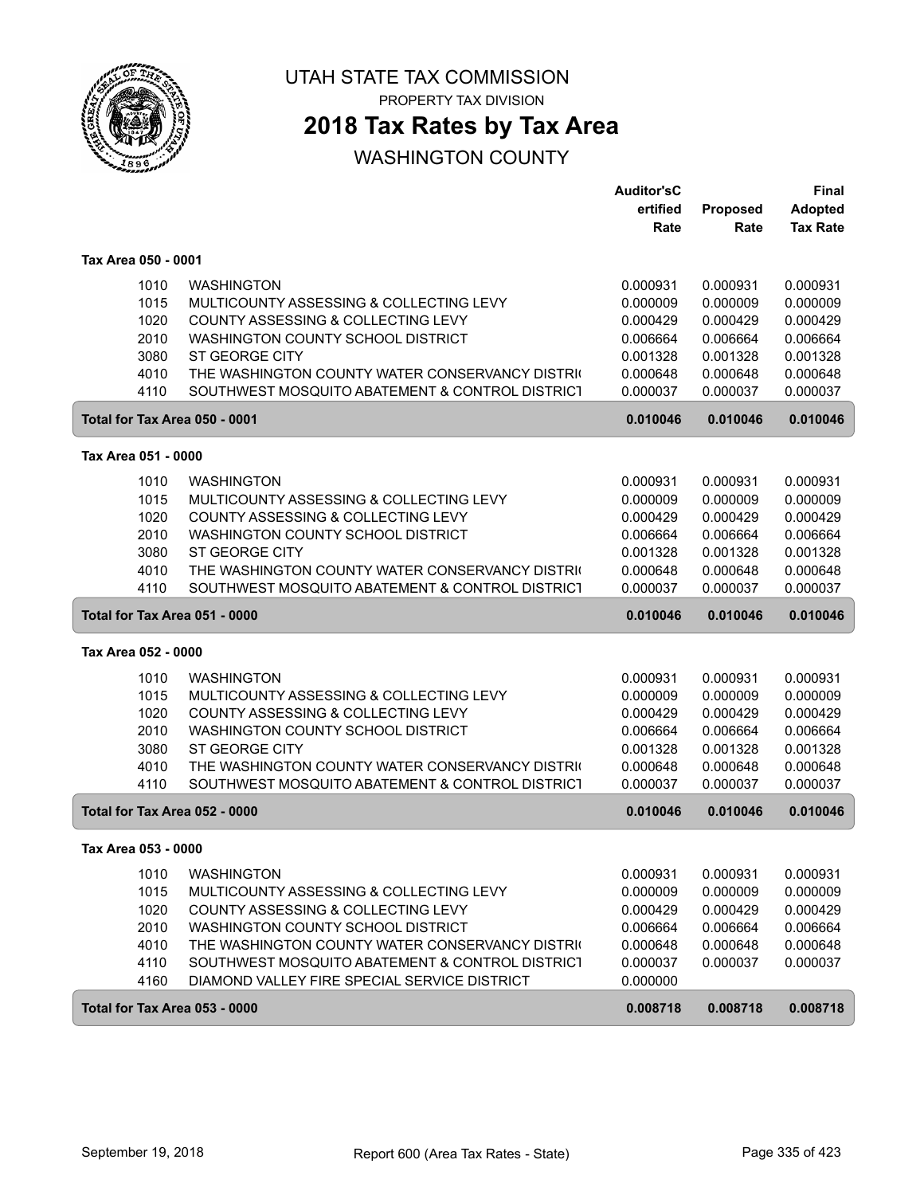# UTAH STATE TAX COMMISSION

PROPERTY TAX DIVISION

## 2018 Tax Rates by Tax Area

WASHINGTON COUNTY

| | | Auditor'sCertified Rate | Proposed Rate | Final Adopted Tax Rate |
|---|---|---|---|---|
| **Tax Area 050 - 0001** | | | | |
| 1010 | WASHINGTON | 0.000931 | 0.000931 | 0.000931 |
| 1015 | MULTICOUNTY ASSESSING & COLLECTING LEVY | 0.000009 | 0.000009 | 0.000009 |
| 1020 | COUNTY ASSESSING & COLLECTING LEVY | 0.000429 | 0.000429 | 0.000429 |
| 2010 | WASHINGTON COUNTY SCHOOL DISTRICT | 0.006664 | 0.006664 | 0.006664 |
| 3080 | ST GEORGE CITY | 0.001328 | 0.001328 | 0.001328 |
| 4010 | THE WASHINGTON COUNTY WATER CONSERVANCY DISTRI( | 0.000648 | 0.000648 | 0.000648 |
| 4110 | SOUTHWEST MOSQUITO ABATEMENT & CONTROL DISTRICT | 0.000037 | 0.000037 | 0.000037 |
| **Total for Tax Area 050 - 0001** | | **0.010046** | **0.010046** | **0.010046** |
| **Tax Area 051 - 0000** | | | | |
| 1010 | WASHINGTON | 0.000931 | 0.000931 | 0.000931 |
| 1015 | MULTICOUNTY ASSESSING & COLLECTING LEVY | 0.000009 | 0.000009 | 0.000009 |
| 1020 | COUNTY ASSESSING & COLLECTING LEVY | 0.000429 | 0.000429 | 0.000429 |
| 2010 | WASHINGTON COUNTY SCHOOL DISTRICT | 0.006664 | 0.006664 | 0.006664 |
| 3080 | ST GEORGE CITY | 0.001328 | 0.001328 | 0.001328 |
| 4010 | THE WASHINGTON COUNTY WATER CONSERVANCY DISTRI( | 0.000648 | 0.000648 | 0.000648 |
| 4110 | SOUTHWEST MOSQUITO ABATEMENT & CONTROL DISTRICT | 0.000037 | 0.000037 | 0.000037 |
| **Total for Tax Area 051 - 0000** | | **0.010046** | **0.010046** | **0.010046** |
| **Tax Area 052 - 0000** | | | | |
| 1010 | WASHINGTON | 0.000931 | 0.000931 | 0.000931 |
| 1015 | MULTICOUNTY ASSESSING & COLLECTING LEVY | 0.000009 | 0.000009 | 0.000009 |
| 1020 | COUNTY ASSESSING & COLLECTING LEVY | 0.000429 | 0.000429 | 0.000429 |
| 2010 | WASHINGTON COUNTY SCHOOL DISTRICT | 0.006664 | 0.006664 | 0.006664 |
| 3080 | ST GEORGE CITY | 0.001328 | 0.001328 | 0.001328 |
| 4010 | THE WASHINGTON COUNTY WATER CONSERVANCY DISTRI( | 0.000648 | 0.000648 | 0.000648 |
| 4110 | SOUTHWEST MOSQUITO ABATEMENT & CONTROL DISTRICT | 0.000037 | 0.000037 | 0.000037 |
| **Total for Tax Area 052 - 0000** | | **0.010046** | **0.010046** | **0.010046** |
| **Tax Area 053 - 0000** | | | | |
| 1010 | WASHINGTON | 0.000931 | 0.000931 | 0.000931 |
| 1015 | MULTICOUNTY ASSESSING & COLLECTING LEVY | 0.000009 | 0.000009 | 0.000009 |
| 1020 | COUNTY ASSESSING & COLLECTING LEVY | 0.000429 | 0.000429 | 0.000429 |
| 2010 | WASHINGTON COUNTY SCHOOL DISTRICT | 0.006664 | 0.006664 | 0.006664 |
| 4010 | THE WASHINGTON COUNTY WATER CONSERVANCY DISTRI( | 0.000648 | 0.000648 | 0.000648 |
| 4110 | SOUTHWEST MOSQUITO ABATEMENT & CONTROL DISTRICT | 0.000037 | 0.000037 | 0.000037 |
| 4160 | DIAMOND VALLEY FIRE SPECIAL SERVICE DISTRICT | 0.000000 | | |
| **Total for Tax Area 053 - 0000** | | **0.008718** | **0.008718** | **0.008718** |

September 19, 2018 | Report 600 (Area Tax Rates - State)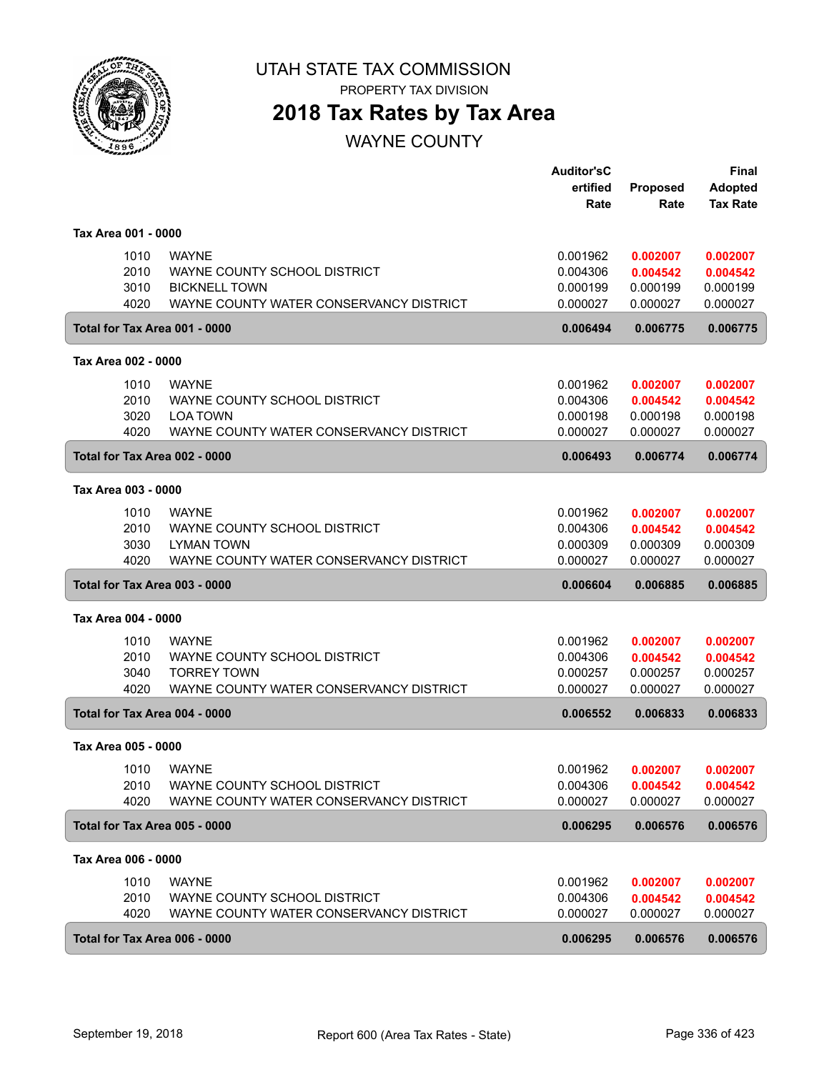# UTAH STATE TAX COMMISSION

PROPERTY TAX DIVISION

## 2018 Tax Rates by Tax Area

WAYNE COUNTY

| | | Auditor'sCertified Rate | Proposed Rate | Final Adopted Tax Rate |
|---|---|---|---|---|
| **Tax Area 001 - 0000** | | | | |
| 1010 | WAYNE | 0.001962 | **0.002007** | **0.002007** |
| 2010 | WAYNE COUNTY SCHOOL DISTRICT | 0.004306 | **0.004542** | **0.004542** |
| 3010 | BICKNELL TOWN | 0.000199 | 0.000199 | 0.000199 |
| 4020 | WAYNE COUNTY WATER CONSERVANCY DISTRICT | 0.000027 | 0.000027 | 0.000027 |
| **Total for Tax Area 001 - 0000** | | **0.006494** | **0.006775** | **0.006775** |
| **Tax Area 002 - 0000** | | | | |
| 1010 | WAYNE | 0.001962 | **0.002007** | **0.002007** |
| 2010 | WAYNE COUNTY SCHOOL DISTRICT | 0.004306 | **0.004542** | **0.004542** |
| 3020 | LOA TOWN | 0.000198 | 0.000198 | 0.000198 |
| 4020 | WAYNE COUNTY WATER CONSERVANCY DISTRICT | 0.000027 | 0.000027 | 0.000027 |
| **Total for Tax Area 002 - 0000** | | **0.006493** | **0.006774** | **0.006774** |
| **Tax Area 003 - 0000** | | | | |
| 1010 | WAYNE | 0.001962 | **0.002007** | **0.002007** |
| 2010 | WAYNE COUNTY SCHOOL DISTRICT | 0.004306 | **0.004542** | **0.004542** |
| 3030 | LYMAN TOWN | 0.000309 | 0.000309 | 0.000309 |
| 4020 | WAYNE COUNTY WATER CONSERVANCY DISTRICT | 0.000027 | 0.000027 | 0.000027 |
| **Total for Tax Area 003 - 0000** | | **0.006604** | **0.006885** | **0.006885** |
| **Tax Area 004 - 0000** | | | | |
| 1010 | WAYNE | 0.001962 | **0.002007** | **0.002007** |
| 2010 | WAYNE COUNTY SCHOOL DISTRICT | 0.004306 | **0.004542** | **0.004542** |
| 3040 | TORREY TOWN | 0.000257 | 0.000257 | 0.000257 |
| 4020 | WAYNE COUNTY WATER CONSERVANCY DISTRICT | 0.000027 | 0.000027 | 0.000027 |
| **Total for Tax Area 004 - 0000** | | **0.006552** | **0.006833** | **0.006833** |
| **Tax Area 005 - 0000** | | | | |
| 1010 | WAYNE | 0.001962 | **0.002007** | **0.002007** |
| 2010 | WAYNE COUNTY SCHOOL DISTRICT | 0.004306 | **0.004542** | **0.004542** |
| 4020 | WAYNE COUNTY WATER CONSERVANCY DISTRICT | 0.000027 | 0.000027 | 0.000027 |
| **Total for Tax Area 005 - 0000** | | **0.006295** | **0.006576** | **0.006576** |
| **Tax Area 006 - 0000** | | | | |
| 1010 | WAYNE | 0.001962 | **0.002007** | **0.002007** |
| 2010 | WAYNE COUNTY SCHOOL DISTRICT | 0.004306 | **0.004542** | **0.004542** |
| 4020 | WAYNE COUNTY WATER CONSERVANCY DISTRICT | 0.000027 | 0.000027 | 0.000027 |
| **Total for Tax Area 006 - 0000** | | **0.006295** | **0.006576** | **0.006576** |

September 19, 2018 — Report 600 (Area Tax Rates - State)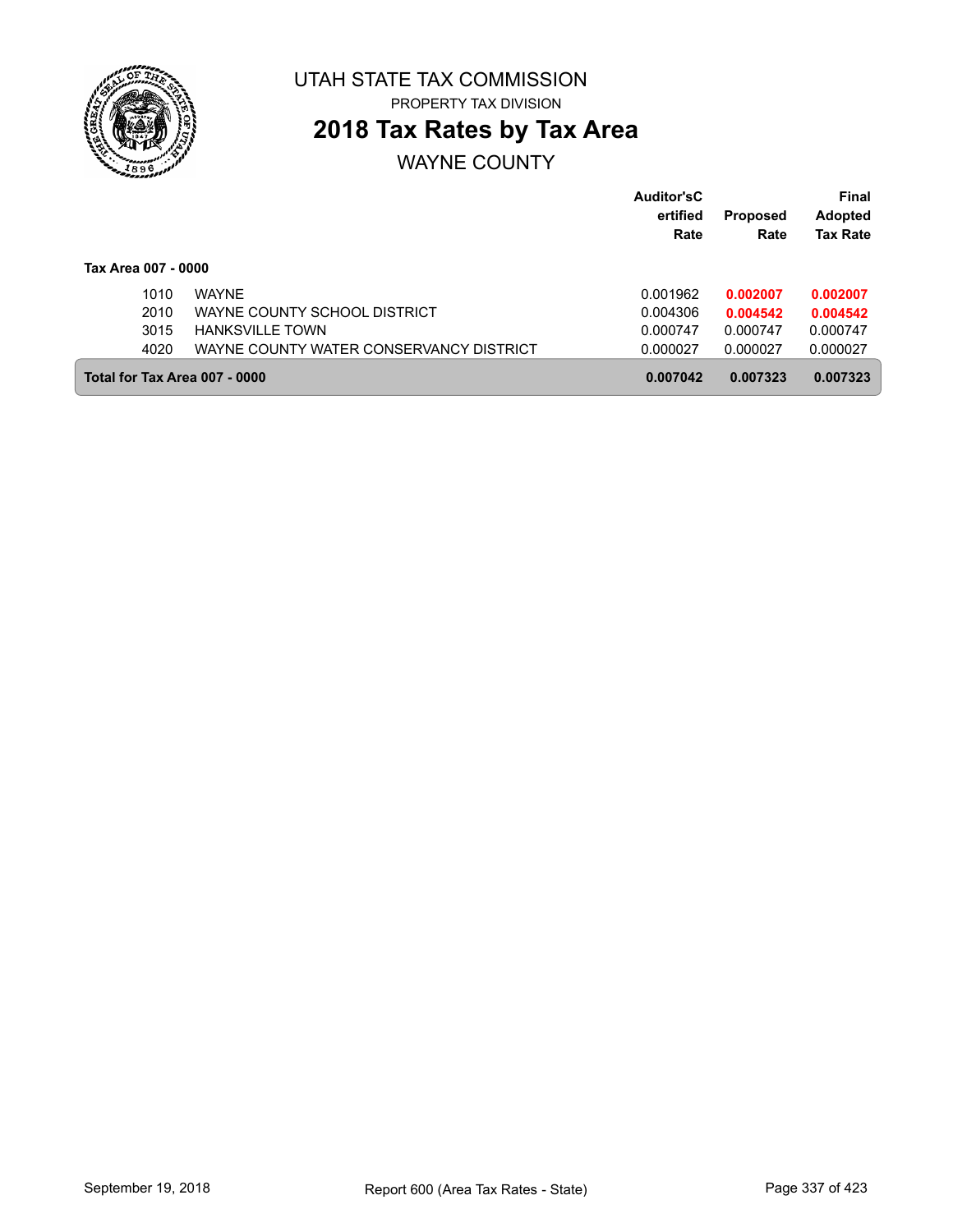UTAH STATE TAX COMMISSION

PROPERTY TAX DIVISION

# 2018 Tax Rates by Tax Area

## WAYNE COUNTY

| | | Auditor'sCertified Rate | Proposed Rate | Final Adopted Tax Rate |
|---|---|---|---|---|
| **Tax Area 007 - 0000** | | | | |
| 1010 | WAYNE | 0.001962 | **0.002007** | **0.002007** |
| 2010 | WAYNE COUNTY SCHOOL DISTRICT | 0.004306 | **0.004542** | **0.004542** |
| 3015 | HANKSVILLE TOWN | 0.000747 | 0.000747 | 0.000747 |
| 4020 | WAYNE COUNTY WATER CONSERVANCY DISTRICT | 0.000027 | 0.000027 | 0.000027 |
| **Total for Tax Area 007 - 0000** | | **0.007042** | **0.007323** | **0.007323** |

September 19, 2018 Report 600 (Area Tax Rates - State)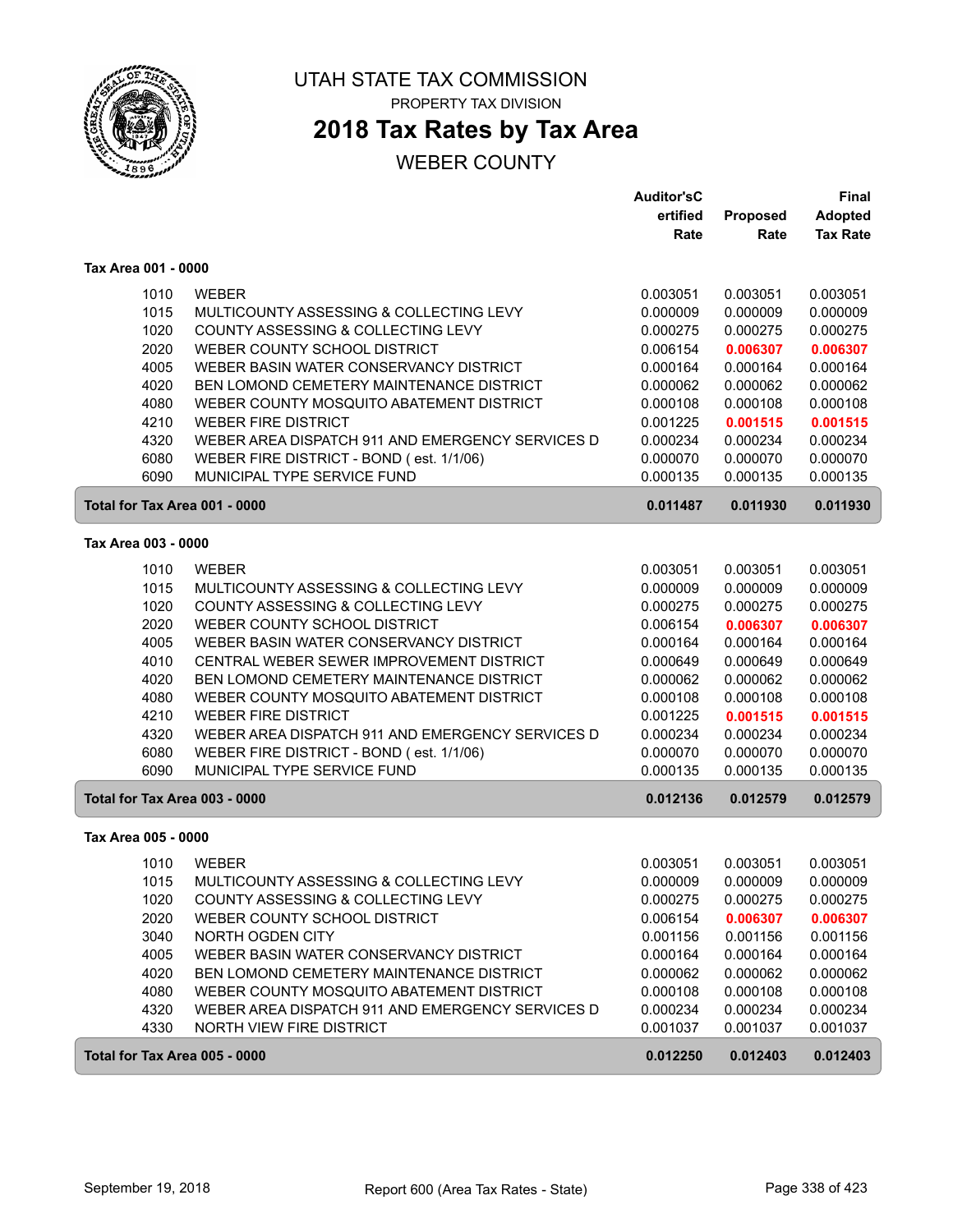# UTAH STATE TAX COMMISSION

PROPERTY TAX DIVISION

## 2018 Tax Rates by Tax Area

WEBER COUNTY

| | | Auditor'sCertified Rate | Proposed Rate | Final Adopted Tax Rate |
|---|---|---|---|---|
| **Tax Area 001 - 0000** | | | | |
| 1010 | WEBER | 0.003051 | 0.003051 | 0.003051 |
| 1015 | MULTICOUNTY ASSESSING & COLLECTING LEVY | 0.000009 | 0.000009 | 0.000009 |
| 1020 | COUNTY ASSESSING & COLLECTING LEVY | 0.000275 | 0.000275 | 0.000275 |
| 2020 | WEBER COUNTY SCHOOL DISTRICT | 0.006154 | **0.006307** | **0.006307** |
| 4005 | WEBER BASIN WATER CONSERVANCY DISTRICT | 0.000164 | 0.000164 | 0.000164 |
| 4020 | BEN LOMOND CEMETERY MAINTENANCE DISTRICT | 0.000062 | 0.000062 | 0.000062 |
| 4080 | WEBER COUNTY MOSQUITO ABATEMENT DISTRICT | 0.000108 | 0.000108 | 0.000108 |
| 4210 | WEBER FIRE DISTRICT | 0.001225 | **0.001515** | **0.001515** |
| 4320 | WEBER AREA DISPATCH 911 AND EMERGENCY SERVICES D | 0.000234 | 0.000234 | 0.000234 |
| 6080 | WEBER FIRE DISTRICT - BOND ( est. 1/1/06) | 0.000070 | 0.000070 | 0.000070 |
| 6090 | MUNICIPAL TYPE SERVICE FUND | 0.000135 | 0.000135 | 0.000135 |
| **Total for Tax Area 001 - 0000** | | **0.011487** | **0.011930** | **0.011930** |
| **Tax Area 003 - 0000** | | | | |
| 1010 | WEBER | 0.003051 | 0.003051 | 0.003051 |
| 1015 | MULTICOUNTY ASSESSING & COLLECTING LEVY | 0.000009 | 0.000009 | 0.000009 |
| 1020 | COUNTY ASSESSING & COLLECTING LEVY | 0.000275 | 0.000275 | 0.000275 |
| 2020 | WEBER COUNTY SCHOOL DISTRICT | 0.006154 | **0.006307** | **0.006307** |
| 4005 | WEBER BASIN WATER CONSERVANCY DISTRICT | 0.000164 | 0.000164 | 0.000164 |
| 4010 | CENTRAL WEBER SEWER IMPROVEMENT DISTRICT | 0.000649 | 0.000649 | 0.000649 |
| 4020 | BEN LOMOND CEMETERY MAINTENANCE DISTRICT | 0.000062 | 0.000062 | 0.000062 |
| 4080 | WEBER COUNTY MOSQUITO ABATEMENT DISTRICT | 0.000108 | 0.000108 | 0.000108 |
| 4210 | WEBER FIRE DISTRICT | 0.001225 | **0.001515** | **0.001515** |
| 4320 | WEBER AREA DISPATCH 911 AND EMERGENCY SERVICES D | 0.000234 | 0.000234 | 0.000234 |
| 6080 | WEBER FIRE DISTRICT - BOND ( est. 1/1/06) | 0.000070 | 0.000070 | 0.000070 |
| 6090 | MUNICIPAL TYPE SERVICE FUND | 0.000135 | 0.000135 | 0.000135 |
| **Total for Tax Area 003 - 0000** | | **0.012136** | **0.012579** | **0.012579** |
| **Tax Area 005 - 0000** | | | | |
| 1010 | WEBER | 0.003051 | 0.003051 | 0.003051 |
| 1015 | MULTICOUNTY ASSESSING & COLLECTING LEVY | 0.000009 | 0.000009 | 0.000009 |
| 1020 | COUNTY ASSESSING & COLLECTING LEVY | 0.000275 | 0.000275 | 0.000275 |
| 2020 | WEBER COUNTY SCHOOL DISTRICT | 0.006154 | **0.006307** | **0.006307** |
| 3040 | NORTH OGDEN CITY | 0.001156 | 0.001156 | 0.001156 |
| 4005 | WEBER BASIN WATER CONSERVANCY DISTRICT | 0.000164 | 0.000164 | 0.000164 |
| 4020 | BEN LOMOND CEMETERY MAINTENANCE DISTRICT | 0.000062 | 0.000062 | 0.000062 |
| 4080 | WEBER COUNTY MOSQUITO ABATEMENT DISTRICT | 0.000108 | 0.000108 | 0.000108 |
| 4320 | WEBER AREA DISPATCH 911 AND EMERGENCY SERVICES D | 0.000234 | 0.000234 | 0.000234 |
| 4330 | NORTH VIEW FIRE DISTRICT | 0.001037 | 0.001037 | 0.001037 |
| **Total for Tax Area 005 - 0000** | | **0.012250** | **0.012403** | **0.012403** |

September 19, 2018 — Report 600 (Area Tax Rates - State)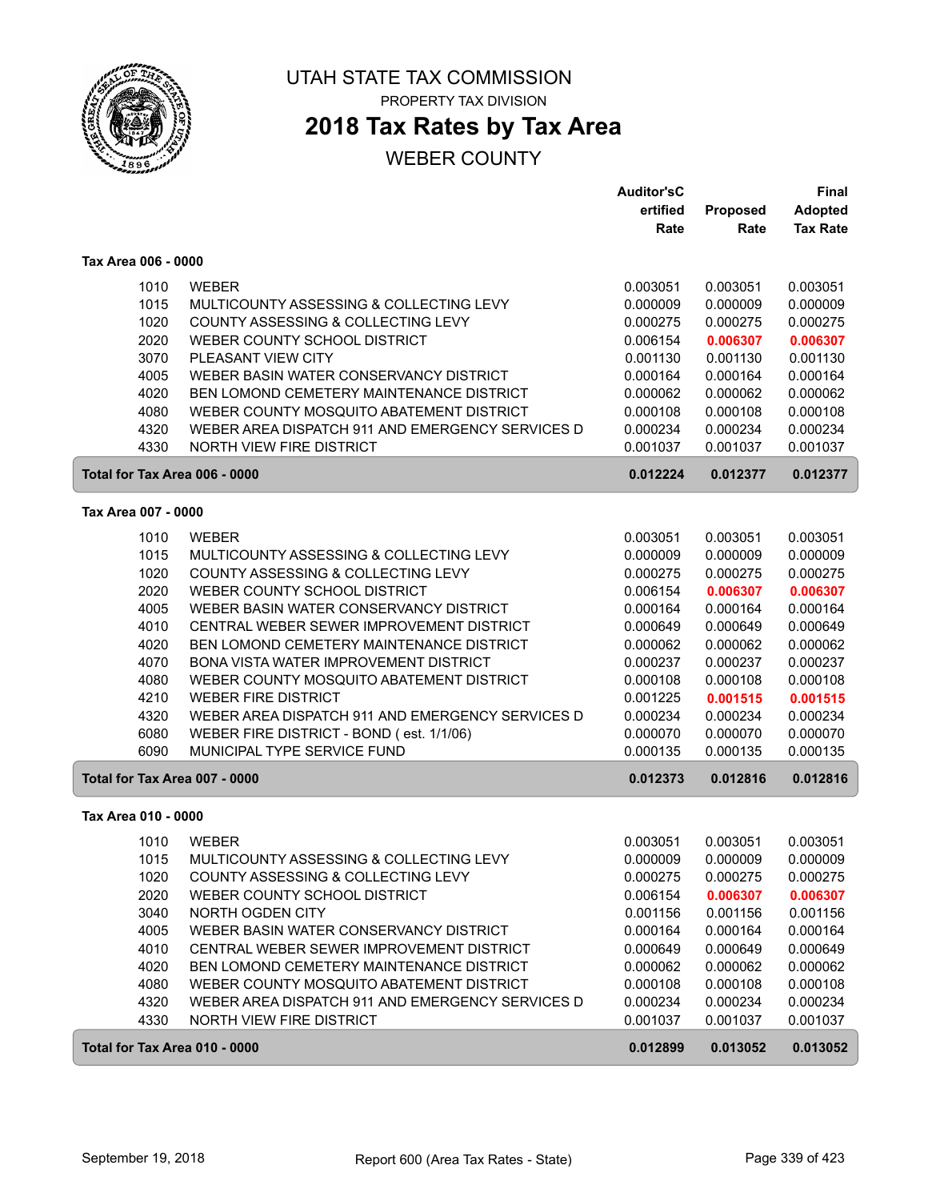UTAH STATE TAX COMMISSION

PROPERTY TAX DIVISION

# 2018 Tax Rates by Tax Area

## WEBER COUNTY

| | | Auditor'sCertified Rate | Proposed Rate | Final Adopted Tax Rate |
|---|---|---|---|---|
| **Tax Area 006 - 0000** | | | | |
| 1010 | WEBER | 0.003051 | 0.003051 | 0.003051 |
| 1015 | MULTICOUNTY ASSESSING & COLLECTING LEVY | 0.000009 | 0.000009 | 0.000009 |
| 1020 | COUNTY ASSESSING & COLLECTING LEVY | 0.000275 | 0.000275 | 0.000275 |
| 2020 | WEBER COUNTY SCHOOL DISTRICT | 0.006154 | **0.006307** | **0.006307** |
| 3070 | PLEASANT VIEW CITY | 0.001130 | 0.001130 | 0.001130 |
| 4005 | WEBER BASIN WATER CONSERVANCY DISTRICT | 0.000164 | 0.000164 | 0.000164 |
| 4020 | BEN LOMOND CEMETERY MAINTENANCE DISTRICT | 0.000062 | 0.000062 | 0.000062 |
| 4080 | WEBER COUNTY MOSQUITO ABATEMENT DISTRICT | 0.000108 | 0.000108 | 0.000108 |
| 4320 | WEBER AREA DISPATCH 911 AND EMERGENCY SERVICES D | 0.000234 | 0.000234 | 0.000234 |
| 4330 | NORTH VIEW FIRE DISTRICT | 0.001037 | 0.001037 | 0.001037 |
| **Total for Tax Area 006 - 0000** | | **0.012224** | **0.012377** | **0.012377** |
| **Tax Area 007 - 0000** | | | | |
| 1010 | WEBER | 0.003051 | 0.003051 | 0.003051 |
| 1015 | MULTICOUNTY ASSESSING & COLLECTING LEVY | 0.000009 | 0.000009 | 0.000009 |
| 1020 | COUNTY ASSESSING & COLLECTING LEVY | 0.000275 | 0.000275 | 0.000275 |
| 2020 | WEBER COUNTY SCHOOL DISTRICT | 0.006154 | **0.006307** | **0.006307** |
| 4005 | WEBER BASIN WATER CONSERVANCY DISTRICT | 0.000164 | 0.000164 | 0.000164 |
| 4010 | CENTRAL WEBER SEWER IMPROVEMENT DISTRICT | 0.000649 | 0.000649 | 0.000649 |
| 4020 | BEN LOMOND CEMETERY MAINTENANCE DISTRICT | 0.000062 | 0.000062 | 0.000062 |
| 4070 | BONA VISTA WATER IMPROVEMENT DISTRICT | 0.000237 | 0.000237 | 0.000237 |
| 4080 | WEBER COUNTY MOSQUITO ABATEMENT DISTRICT | 0.000108 | 0.000108 | 0.000108 |
| 4210 | WEBER FIRE DISTRICT | 0.001225 | **0.001515** | **0.001515** |
| 4320 | WEBER AREA DISPATCH 911 AND EMERGENCY SERVICES D | 0.000234 | 0.000234 | 0.000234 |
| 6080 | WEBER FIRE DISTRICT - BOND ( est. 1/1/06) | 0.000070 | 0.000070 | 0.000070 |
| 6090 | MUNICIPAL TYPE SERVICE FUND | 0.000135 | 0.000135 | 0.000135 |
| **Total for Tax Area 007 - 0000** | | **0.012373** | **0.012816** | **0.012816** |
| **Tax Area 010 - 0000** | | | | |
| 1010 | WEBER | 0.003051 | 0.003051 | 0.003051 |
| 1015 | MULTICOUNTY ASSESSING & COLLECTING LEVY | 0.000009 | 0.000009 | 0.000009 |
| 1020 | COUNTY ASSESSING & COLLECTING LEVY | 0.000275 | 0.000275 | 0.000275 |
| 2020 | WEBER COUNTY SCHOOL DISTRICT | 0.006154 | **0.006307** | **0.006307** |
| 3040 | NORTH OGDEN CITY | 0.001156 | 0.001156 | 0.001156 |
| 4005 | WEBER BASIN WATER CONSERVANCY DISTRICT | 0.000164 | 0.000164 | 0.000164 |
| 4010 | CENTRAL WEBER SEWER IMPROVEMENT DISTRICT | 0.000649 | 0.000649 | 0.000649 |
| 4020 | BEN LOMOND CEMETERY MAINTENANCE DISTRICT | 0.000062 | 0.000062 | 0.000062 |
| 4080 | WEBER COUNTY MOSQUITO ABATEMENT DISTRICT | 0.000108 | 0.000108 | 0.000108 |
| 4320 | WEBER AREA DISPATCH 911 AND EMERGENCY SERVICES D | 0.000234 | 0.000234 | 0.000234 |
| 4330 | NORTH VIEW FIRE DISTRICT | 0.001037 | 0.001037 | 0.001037 |
| **Total for Tax Area 010 - 0000** | | **0.012899** | **0.013052** | **0.013052** |

September 19, 2018 — Report 600 (Area Tax Rates - State)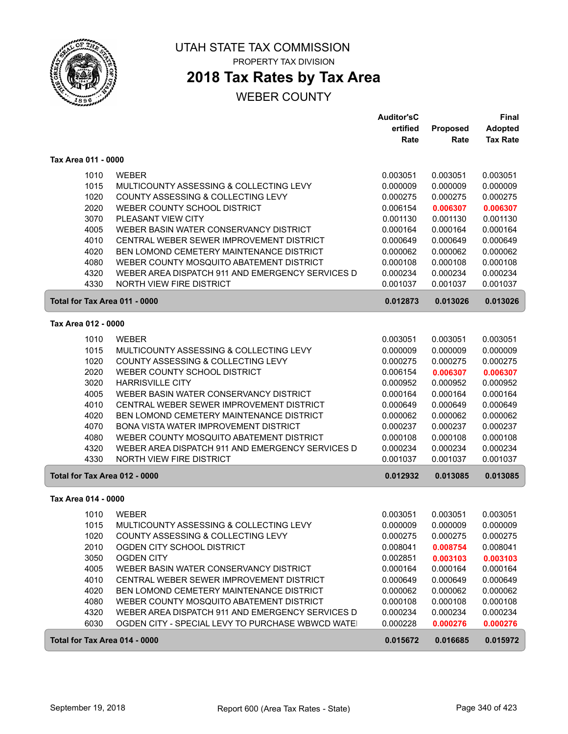# UTAH STATE TAX COMMISSION

PROPERTY TAX DIVISION

## 2018 Tax Rates by Tax Area

WEBER COUNTY

| | | Auditor'sCertified Rate | Proposed Rate | Final Adopted Tax Rate |
|---|---|---|---|---|
| **Tax Area 011 - 0000** | | | | |
| 1010 | WEBER | 0.003051 | 0.003051 | 0.003051 |
| 1015 | MULTICOUNTY ASSESSING & COLLECTING LEVY | 0.000009 | 0.000009 | 0.000009 |
| 1020 | COUNTY ASSESSING & COLLECTING LEVY | 0.000275 | 0.000275 | 0.000275 |
| 2020 | WEBER COUNTY SCHOOL DISTRICT | 0.006154 | **0.006307** | **0.006307** |
| 3070 | PLEASANT VIEW CITY | 0.001130 | 0.001130 | 0.001130 |
| 4005 | WEBER BASIN WATER CONSERVANCY DISTRICT | 0.000164 | 0.000164 | 0.000164 |
| 4010 | CENTRAL WEBER SEWER IMPROVEMENT DISTRICT | 0.000649 | 0.000649 | 0.000649 |
| 4020 | BEN LOMOND CEMETERY MAINTENANCE DISTRICT | 0.000062 | 0.000062 | 0.000062 |
| 4080 | WEBER COUNTY MOSQUITO ABATEMENT DISTRICT | 0.000108 | 0.000108 | 0.000108 |
| 4320 | WEBER AREA DISPATCH 911 AND EMERGENCY SERVICES D | 0.000234 | 0.000234 | 0.000234 |
| 4330 | NORTH VIEW FIRE DISTRICT | 0.001037 | 0.001037 | 0.001037 |
| **Total for Tax Area 011 - 0000** | | **0.012873** | **0.013026** | **0.013026** |
| **Tax Area 012 - 0000** | | | | |
| 1010 | WEBER | 0.003051 | 0.003051 | 0.003051 |
| 1015 | MULTICOUNTY ASSESSING & COLLECTING LEVY | 0.000009 | 0.000009 | 0.000009 |
| 1020 | COUNTY ASSESSING & COLLECTING LEVY | 0.000275 | 0.000275 | 0.000275 |
| 2020 | WEBER COUNTY SCHOOL DISTRICT | 0.006154 | **0.006307** | **0.006307** |
| 3020 | HARRISVILLE CITY | 0.000952 | 0.000952 | 0.000952 |
| 4005 | WEBER BASIN WATER CONSERVANCY DISTRICT | 0.000164 | 0.000164 | 0.000164 |
| 4010 | CENTRAL WEBER SEWER IMPROVEMENT DISTRICT | 0.000649 | 0.000649 | 0.000649 |
| 4020 | BEN LOMOND CEMETERY MAINTENANCE DISTRICT | 0.000062 | 0.000062 | 0.000062 |
| 4070 | BONA VISTA WATER IMPROVEMENT DISTRICT | 0.000237 | 0.000237 | 0.000237 |
| 4080 | WEBER COUNTY MOSQUITO ABATEMENT DISTRICT | 0.000108 | 0.000108 | 0.000108 |
| 4320 | WEBER AREA DISPATCH 911 AND EMERGENCY SERVICES D | 0.000234 | 0.000234 | 0.000234 |
| 4330 | NORTH VIEW FIRE DISTRICT | 0.001037 | 0.001037 | 0.001037 |
| **Total for Tax Area 012 - 0000** | | **0.012932** | **0.013085** | **0.013085** |
| **Tax Area 014 - 0000** | | | | |
| 1010 | WEBER | 0.003051 | 0.003051 | 0.003051 |
| 1015 | MULTICOUNTY ASSESSING & COLLECTING LEVY | 0.000009 | 0.000009 | 0.000009 |
| 1020 | COUNTY ASSESSING & COLLECTING LEVY | 0.000275 | 0.000275 | 0.000275 |
| 2010 | OGDEN CITY SCHOOL DISTRICT | 0.008041 | **0.008754** | 0.008041 |
| 3050 | OGDEN CITY | 0.002851 | **0.003103** | **0.003103** |
| 4005 | WEBER BASIN WATER CONSERVANCY DISTRICT | 0.000164 | 0.000164 | 0.000164 |
| 4010 | CENTRAL WEBER SEWER IMPROVEMENT DISTRICT | 0.000649 | 0.000649 | 0.000649 |
| 4020 | BEN LOMOND CEMETERY MAINTENANCE DISTRICT | 0.000062 | 0.000062 | 0.000062 |
| 4080 | WEBER COUNTY MOSQUITO ABATEMENT DISTRICT | 0.000108 | 0.000108 | 0.000108 |
| 4320 | WEBER AREA DISPATCH 911 AND EMERGENCY SERVICES D | 0.000234 | 0.000234 | 0.000234 |
| 6030 | OGDEN CITY - SPECIAL LEVY TO PURCHASE WBWCD WATE | 0.000228 | **0.000276** | **0.000276** |
| **Total for Tax Area 014 - 0000** | | **0.015672** | **0.016685** | **0.015972** |

September 19, 2018 — Report 600 (Area Tax Rates - State)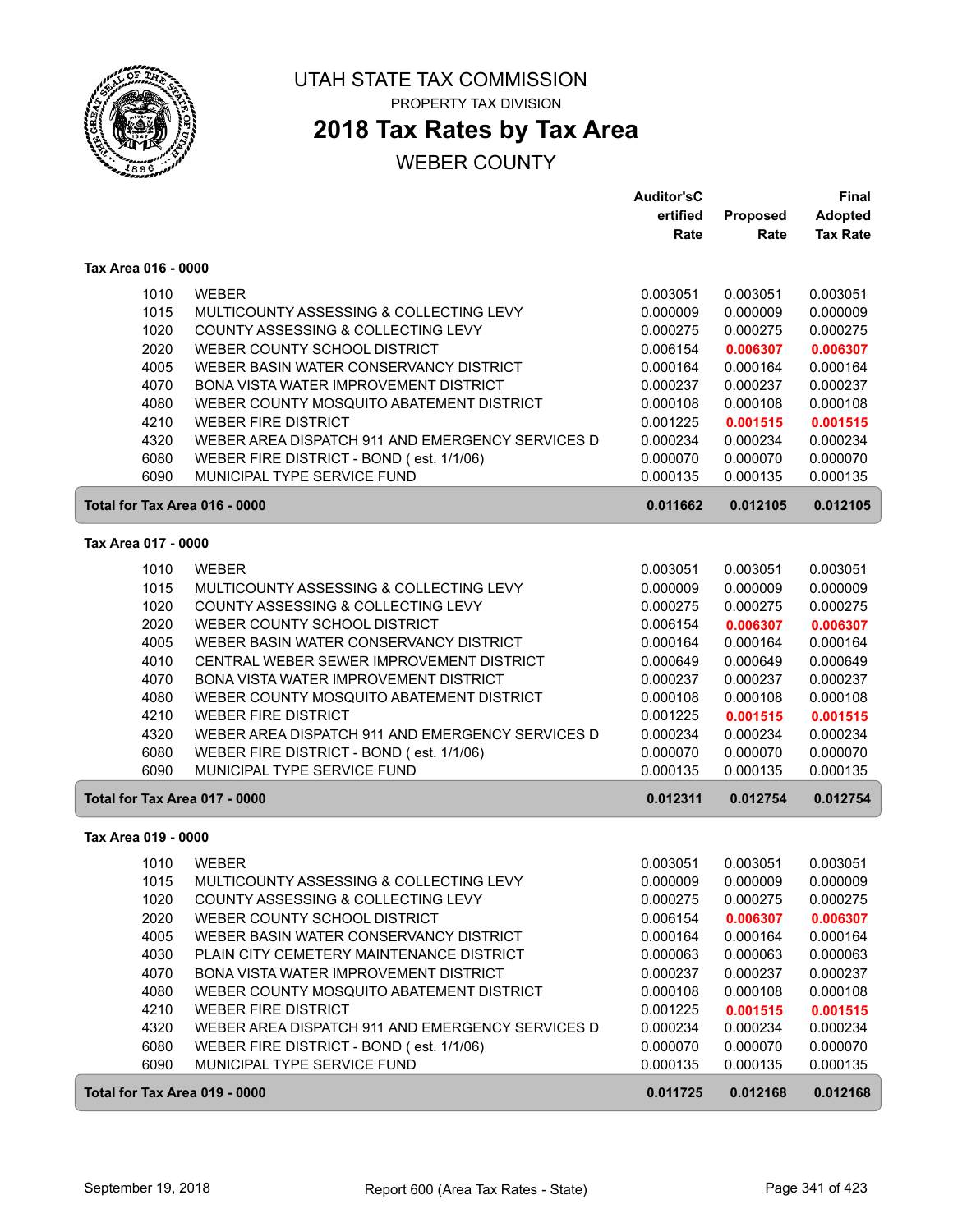# UTAH STATE TAX COMMISSION

PROPERTY TAX DIVISION

## 2018 Tax Rates by Tax Area

WEBER COUNTY

| | | Auditor'sCertified Rate | Proposed Rate | Final Adopted Tax Rate |
|---|---|---|---|---|
| **Tax Area 016 - 0000** | | | | |
| 1010 | WEBER | 0.003051 | 0.003051 | 0.003051 |
| 1015 | MULTICOUNTY ASSESSING & COLLECTING LEVY | 0.000009 | 0.000009 | 0.000009 |
| 1020 | COUNTY ASSESSING & COLLECTING LEVY | 0.000275 | 0.000275 | 0.000275 |
| 2020 | WEBER COUNTY SCHOOL DISTRICT | 0.006154 | **0.006307** | **0.006307** |
| 4005 | WEBER BASIN WATER CONSERVANCY DISTRICT | 0.000164 | 0.000164 | 0.000164 |
| 4070 | BONA VISTA WATER IMPROVEMENT DISTRICT | 0.000237 | 0.000237 | 0.000237 |
| 4080 | WEBER COUNTY MOSQUITO ABATEMENT DISTRICT | 0.000108 | 0.000108 | 0.000108 |
| 4210 | WEBER FIRE DISTRICT | 0.001225 | **0.001515** | **0.001515** |
| 4320 | WEBER AREA DISPATCH 911 AND EMERGENCY SERVICES D | 0.000234 | 0.000234 | 0.000234 |
| 6080 | WEBER FIRE DISTRICT - BOND ( est. 1/1/06) | 0.000070 | 0.000070 | 0.000070 |
| 6090 | MUNICIPAL TYPE SERVICE FUND | 0.000135 | 0.000135 | 0.000135 |
| **Total for Tax Area 016 - 0000** | | **0.011662** | **0.012105** | **0.012105** |
| **Tax Area 017 - 0000** | | | | |
| 1010 | WEBER | 0.003051 | 0.003051 | 0.003051 |
| 1015 | MULTICOUNTY ASSESSING & COLLECTING LEVY | 0.000009 | 0.000009 | 0.000009 |
| 1020 | COUNTY ASSESSING & COLLECTING LEVY | 0.000275 | 0.000275 | 0.000275 |
| 2020 | WEBER COUNTY SCHOOL DISTRICT | 0.006154 | **0.006307** | **0.006307** |
| 4005 | WEBER BASIN WATER CONSERVANCY DISTRICT | 0.000164 | 0.000164 | 0.000164 |
| 4010 | CENTRAL WEBER SEWER IMPROVEMENT DISTRICT | 0.000649 | 0.000649 | 0.000649 |
| 4070 | BONA VISTA WATER IMPROVEMENT DISTRICT | 0.000237 | 0.000237 | 0.000237 |
| 4080 | WEBER COUNTY MOSQUITO ABATEMENT DISTRICT | 0.000108 | 0.000108 | 0.000108 |
| 4210 | WEBER FIRE DISTRICT | 0.001225 | **0.001515** | **0.001515** |
| 4320 | WEBER AREA DISPATCH 911 AND EMERGENCY SERVICES D | 0.000234 | 0.000234 | 0.000234 |
| 6080 | WEBER FIRE DISTRICT - BOND ( est. 1/1/06) | 0.000070 | 0.000070 | 0.000070 |
| 6090 | MUNICIPAL TYPE SERVICE FUND | 0.000135 | 0.000135 | 0.000135 |
| **Total for Tax Area 017 - 0000** | | **0.012311** | **0.012754** | **0.012754** |
| **Tax Area 019 - 0000** | | | | |
| 1010 | WEBER | 0.003051 | 0.003051 | 0.003051 |
| 1015 | MULTICOUNTY ASSESSING & COLLECTING LEVY | 0.000009 | 0.000009 | 0.000009 |
| 1020 | COUNTY ASSESSING & COLLECTING LEVY | 0.000275 | 0.000275 | 0.000275 |
| 2020 | WEBER COUNTY SCHOOL DISTRICT | 0.006154 | **0.006307** | **0.006307** |
| 4005 | WEBER BASIN WATER CONSERVANCY DISTRICT | 0.000164 | 0.000164 | 0.000164 |
| 4030 | PLAIN CITY CEMETERY MAINTENANCE DISTRICT | 0.000063 | 0.000063 | 0.000063 |
| 4070 | BONA VISTA WATER IMPROVEMENT DISTRICT | 0.000237 | 0.000237 | 0.000237 |
| 4080 | WEBER COUNTY MOSQUITO ABATEMENT DISTRICT | 0.000108 | 0.000108 | 0.000108 |
| 4210 | WEBER FIRE DISTRICT | 0.001225 | **0.001515** | **0.001515** |
| 4320 | WEBER AREA DISPATCH 911 AND EMERGENCY SERVICES D | 0.000234 | 0.000234 | 0.000234 |
| 6080 | WEBER FIRE DISTRICT - BOND ( est. 1/1/06) | 0.000070 | 0.000070 | 0.000070 |
| 6090 | MUNICIPAL TYPE SERVICE FUND | 0.000135 | 0.000135 | 0.000135 |
| **Total for Tax Area 019 - 0000** | | **0.011725** | **0.012168** | **0.012168** |

September 19, 2018 — Report 600 (Area Tax Rates - State)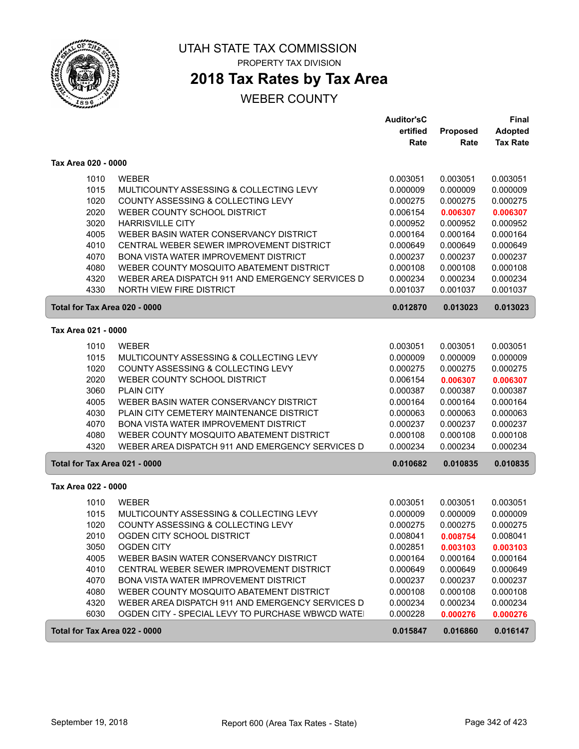# UTAH STATE TAX COMMISSION

PROPERTY TAX DIVISION

## 2018 Tax Rates by Tax Area

WEBER COUNTY

| | | Auditor'sCertified Rate | Proposed Rate | Final Adopted Tax Rate |
|---|---|---|---|---|
| **Tax Area 020 - 0000** | | | | |
| 1010 | WEBER | 0.003051 | 0.003051 | 0.003051 |
| 1015 | MULTICOUNTY ASSESSING & COLLECTING LEVY | 0.000009 | 0.000009 | 0.000009 |
| 1020 | COUNTY ASSESSING & COLLECTING LEVY | 0.000275 | 0.000275 | 0.000275 |
| 2020 | WEBER COUNTY SCHOOL DISTRICT | 0.006154 | **0.006307** | **0.006307** |
| 3020 | HARRISVILLE CITY | 0.000952 | 0.000952 | 0.000952 |
| 4005 | WEBER BASIN WATER CONSERVANCY DISTRICT | 0.000164 | 0.000164 | 0.000164 |
| 4010 | CENTRAL WEBER SEWER IMPROVEMENT DISTRICT | 0.000649 | 0.000649 | 0.000649 |
| 4070 | BONA VISTA WATER IMPROVEMENT DISTRICT | 0.000237 | 0.000237 | 0.000237 |
| 4080 | WEBER COUNTY MOSQUITO ABATEMENT DISTRICT | 0.000108 | 0.000108 | 0.000108 |
| 4320 | WEBER AREA DISPATCH 911 AND EMERGENCY SERVICES D | 0.000234 | 0.000234 | 0.000234 |
| 4330 | NORTH VIEW FIRE DISTRICT | 0.001037 | 0.001037 | 0.001037 |
| **Total for Tax Area 020 - 0000** | | **0.012870** | **0.013023** | **0.013023** |
| **Tax Area 021 - 0000** | | | | |
| 1010 | WEBER | 0.003051 | 0.003051 | 0.003051 |
| 1015 | MULTICOUNTY ASSESSING & COLLECTING LEVY | 0.000009 | 0.000009 | 0.000009 |
| 1020 | COUNTY ASSESSING & COLLECTING LEVY | 0.000275 | 0.000275 | 0.000275 |
| 2020 | WEBER COUNTY SCHOOL DISTRICT | 0.006154 | **0.006307** | **0.006307** |
| 3060 | PLAIN CITY | 0.000387 | 0.000387 | 0.000387 |
| 4005 | WEBER BASIN WATER CONSERVANCY DISTRICT | 0.000164 | 0.000164 | 0.000164 |
| 4030 | PLAIN CITY CEMETERY MAINTENANCE DISTRICT | 0.000063 | 0.000063 | 0.000063 |
| 4070 | BONA VISTA WATER IMPROVEMENT DISTRICT | 0.000237 | 0.000237 | 0.000237 |
| 4080 | WEBER COUNTY MOSQUITO ABATEMENT DISTRICT | 0.000108 | 0.000108 | 0.000108 |
| 4320 | WEBER AREA DISPATCH 911 AND EMERGENCY SERVICES D | 0.000234 | 0.000234 | 0.000234 |
| **Total for Tax Area 021 - 0000** | | **0.010682** | **0.010835** | **0.010835** |
| **Tax Area 022 - 0000** | | | | |
| 1010 | WEBER | 0.003051 | 0.003051 | 0.003051 |
| 1015 | MULTICOUNTY ASSESSING & COLLECTING LEVY | 0.000009 | 0.000009 | 0.000009 |
| 1020 | COUNTY ASSESSING & COLLECTING LEVY | 0.000275 | 0.000275 | 0.000275 |
| 2010 | OGDEN CITY SCHOOL DISTRICT | 0.008041 | **0.008754** | 0.008041 |
| 3050 | OGDEN CITY | 0.002851 | **0.003103** | **0.003103** |
| 4005 | WEBER BASIN WATER CONSERVANCY DISTRICT | 0.000164 | 0.000164 | 0.000164 |
| 4010 | CENTRAL WEBER SEWER IMPROVEMENT DISTRICT | 0.000649 | 0.000649 | 0.000649 |
| 4070 | BONA VISTA WATER IMPROVEMENT DISTRICT | 0.000237 | 0.000237 | 0.000237 |
| 4080 | WEBER COUNTY MOSQUITO ABATEMENT DISTRICT | 0.000108 | 0.000108 | 0.000108 |
| 4320 | WEBER AREA DISPATCH 911 AND EMERGENCY SERVICES D | 0.000234 | 0.000234 | 0.000234 |
| 6030 | OGDEN CITY - SPECIAL LEVY TO PURCHASE WBWCD WATE | 0.000228 | **0.000276** | **0.000276** |
| **Total for Tax Area 022 - 0000** | | **0.015847** | **0.016860** | **0.016147** |

September 19, 2018 — Report 600 (Area Tax Rates - State)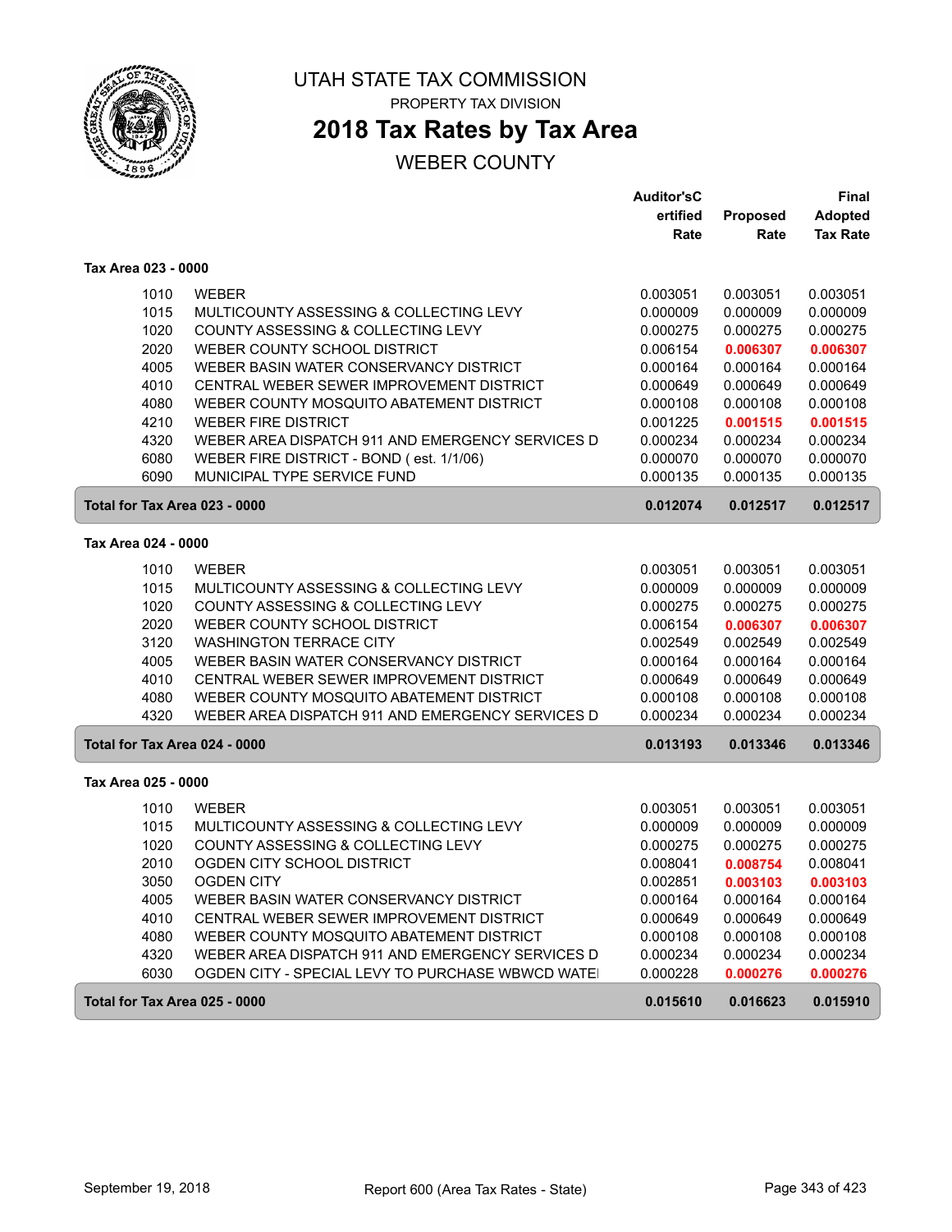# UTAH STATE TAX COMMISSION

PROPERTY TAX DIVISION

## 2018 Tax Rates by Tax Area

WEBER COUNTY

| | | Auditor'sCertified Rate | Proposed Rate | Final Adopted Tax Rate |
|---|---|---|---|---|
| **Tax Area 023 - 0000** | | | | |
| 1010 | WEBER | 0.003051 | 0.003051 | 0.003051 |
| 1015 | MULTICOUNTY ASSESSING & COLLECTING LEVY | 0.000009 | 0.000009 | 0.000009 |
| 1020 | COUNTY ASSESSING & COLLECTING LEVY | 0.000275 | 0.000275 | 0.000275 |
| 2020 | WEBER COUNTY SCHOOL DISTRICT | 0.006154 | **0.006307** | **0.006307** |
| 4005 | WEBER BASIN WATER CONSERVANCY DISTRICT | 0.000164 | 0.000164 | 0.000164 |
| 4010 | CENTRAL WEBER SEWER IMPROVEMENT DISTRICT | 0.000649 | 0.000649 | 0.000649 |
| 4080 | WEBER COUNTY MOSQUITO ABATEMENT DISTRICT | 0.000108 | 0.000108 | 0.000108 |
| 4210 | WEBER FIRE DISTRICT | 0.001225 | **0.001515** | **0.001515** |
| 4320 | WEBER AREA DISPATCH 911 AND EMERGENCY SERVICES D | 0.000234 | 0.000234 | 0.000234 |
| 6080 | WEBER FIRE DISTRICT - BOND ( est. 1/1/06) | 0.000070 | 0.000070 | 0.000070 |
| 6090 | MUNICIPAL TYPE SERVICE FUND | 0.000135 | 0.000135 | 0.000135 |
| **Total for Tax Area 023 - 0000** | | **0.012074** | **0.012517** | **0.012517** |
| **Tax Area 024 - 0000** | | | | |
| 1010 | WEBER | 0.003051 | 0.003051 | 0.003051 |
| 1015 | MULTICOUNTY ASSESSING & COLLECTING LEVY | 0.000009 | 0.000009 | 0.000009 |
| 1020 | COUNTY ASSESSING & COLLECTING LEVY | 0.000275 | 0.000275 | 0.000275 |
| 2020 | WEBER COUNTY SCHOOL DISTRICT | 0.006154 | **0.006307** | **0.006307** |
| 3120 | WASHINGTON TERRACE CITY | 0.002549 | 0.002549 | 0.002549 |
| 4005 | WEBER BASIN WATER CONSERVANCY DISTRICT | 0.000164 | 0.000164 | 0.000164 |
| 4010 | CENTRAL WEBER SEWER IMPROVEMENT DISTRICT | 0.000649 | 0.000649 | 0.000649 |
| 4080 | WEBER COUNTY MOSQUITO ABATEMENT DISTRICT | 0.000108 | 0.000108 | 0.000108 |
| 4320 | WEBER AREA DISPATCH 911 AND EMERGENCY SERVICES D | 0.000234 | 0.000234 | 0.000234 |
| **Total for Tax Area 024 - 0000** | | **0.013193** | **0.013346** | **0.013346** |
| **Tax Area 025 - 0000** | | | | |
| 1010 | WEBER | 0.003051 | 0.003051 | 0.003051 |
| 1015 | MULTICOUNTY ASSESSING & COLLECTING LEVY | 0.000009 | 0.000009 | 0.000009 |
| 1020 | COUNTY ASSESSING & COLLECTING LEVY | 0.000275 | 0.000275 | 0.000275 |
| 2010 | OGDEN CITY SCHOOL DISTRICT | 0.008041 | **0.008754** | 0.008041 |
| 3050 | OGDEN CITY | 0.002851 | **0.003103** | **0.003103** |
| 4005 | WEBER BASIN WATER CONSERVANCY DISTRICT | 0.000164 | 0.000164 | 0.000164 |
| 4010 | CENTRAL WEBER SEWER IMPROVEMENT DISTRICT | 0.000649 | 0.000649 | 0.000649 |
| 4080 | WEBER COUNTY MOSQUITO ABATEMENT DISTRICT | 0.000108 | 0.000108 | 0.000108 |
| 4320 | WEBER AREA DISPATCH 911 AND EMERGENCY SERVICES D | 0.000234 | 0.000234 | 0.000234 |
| 6030 | OGDEN CITY - SPECIAL LEVY TO PURCHASE WBWCD WATEI | 0.000228 | **0.000276** | **0.000276** |
| **Total for Tax Area 025 - 0000** | | **0.015610** | **0.016623** | **0.015910** |

September 19, 2018 Report 600 (Area Tax Rates - State)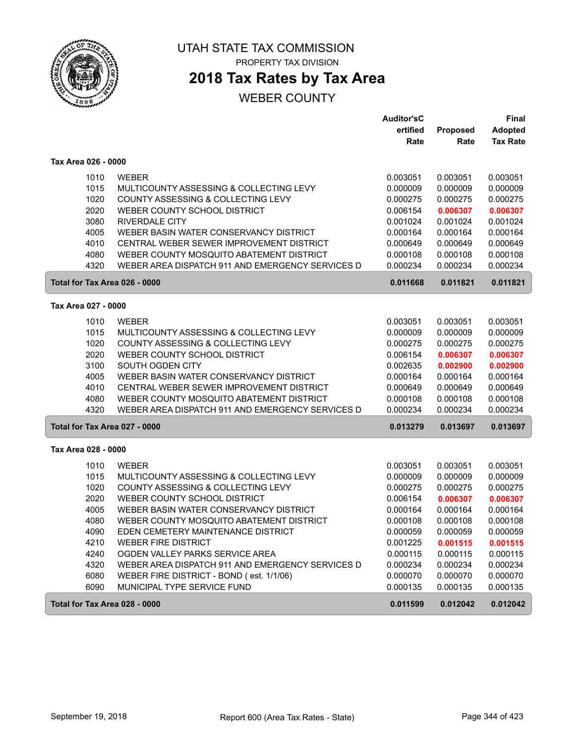# UTAH STATE TAX COMMISSION

PROPERTY TAX DIVISION

## 2018 Tax Rates by Tax Area

WEBER COUNTY

### Tax Area 026 - 0000

| | | Auditor'sCertified Rate | Proposed Rate | Final Adopted Tax Rate |
|---|---|---|---|---|
| 1010 | WEBER | 0.003051 | 0.003051 | 0.003051 |
| 1015 | MULTICOUNTY ASSESSING & COLLECTING LEVY | 0.000009 | 0.000009 | 0.000009 |
| 1020 | COUNTY ASSESSING & COLLECTING LEVY | 0.000275 | 0.000275 | 0.000275 |
| 2020 | WEBER COUNTY SCHOOL DISTRICT | 0.006154 | **0.006307** | **0.006307** |
| 3080 | RIVERDALE CITY | 0.001024 | 0.001024 | 0.001024 |
| 4005 | WEBER BASIN WATER CONSERVANCY DISTRICT | 0.000164 | 0.000164 | 0.000164 |
| 4010 | CENTRAL WEBER SEWER IMPROVEMENT DISTRICT | 0.000649 | 0.000649 | 0.000649 |
| 4080 | WEBER COUNTY MOSQUITO ABATEMENT DISTRICT | 0.000108 | 0.000108 | 0.000108 |
| 4320 | WEBER AREA DISPATCH 911 AND EMERGENCY SERVICES D | 0.000234 | 0.000234 | 0.000234 |
| **Total for Tax Area 026 - 0000** | | **0.011668** | **0.011821** | **0.011821** |

### Tax Area 027 - 0000

| | | Auditor'sCertified Rate | Proposed Rate | Final Adopted Tax Rate |
|---|---|---|---|---|
| 1010 | WEBER | 0.003051 | 0.003051 | 0.003051 |
| 1015 | MULTICOUNTY ASSESSING & COLLECTING LEVY | 0.000009 | 0.000009 | 0.000009 |
| 1020 | COUNTY ASSESSING & COLLECTING LEVY | 0.000275 | 0.000275 | 0.000275 |
| 2020 | WEBER COUNTY SCHOOL DISTRICT | 0.006154 | **0.006307** | **0.006307** |
| 3100 | SOUTH OGDEN CITY | 0.002635 | **0.002900** | **0.002900** |
| 4005 | WEBER BASIN WATER CONSERVANCY DISTRICT | 0.000164 | 0.000164 | 0.000164 |
| 4010 | CENTRAL WEBER SEWER IMPROVEMENT DISTRICT | 0.000649 | 0.000649 | 0.000649 |
| 4080 | WEBER COUNTY MOSQUITO ABATEMENT DISTRICT | 0.000108 | 0.000108 | 0.000108 |
| 4320 | WEBER AREA DISPATCH 911 AND EMERGENCY SERVICES D | 0.000234 | 0.000234 | 0.000234 |
| **Total for Tax Area 027 - 0000** | | **0.013279** | **0.013697** | **0.013697** |

### Tax Area 028 - 0000

| | | Auditor'sCertified Rate | Proposed Rate | Final Adopted Tax Rate |
|---|---|---|---|---|
| 1010 | WEBER | 0.003051 | 0.003051 | 0.003051 |
| 1015 | MULTICOUNTY ASSESSING & COLLECTING LEVY | 0.000009 | 0.000009 | 0.000009 |
| 1020 | COUNTY ASSESSING & COLLECTING LEVY | 0.000275 | 0.000275 | 0.000275 |
| 2020 | WEBER COUNTY SCHOOL DISTRICT | 0.006154 | **0.006307** | **0.006307** |
| 4005 | WEBER BASIN WATER CONSERVANCY DISTRICT | 0.000164 | 0.000164 | 0.000164 |
| 4080 | WEBER COUNTY MOSQUITO ABATEMENT DISTRICT | 0.000108 | 0.000108 | 0.000108 |
| 4090 | EDEN CEMETERY MAINTENANCE DISTRICT | 0.000059 | 0.000059 | 0.000059 |
| 4210 | WEBER FIRE DISTRICT | 0.001225 | **0.001515** | **0.001515** |
| 4240 | OGDEN VALLEY PARKS SERVICE AREA | 0.000115 | 0.000115 | 0.000115 |
| 4320 | WEBER AREA DISPATCH 911 AND EMERGENCY SERVICES D | 0.000234 | 0.000234 | 0.000234 |
| 6080 | WEBER FIRE DISTRICT - BOND ( est. 1/1/06) | 0.000070 | 0.000070 | 0.000070 |
| 6090 | MUNICIPAL TYPE SERVICE FUND | 0.000135 | 0.000135 | 0.000135 |
| **Total for Tax Area 028 - 0000** | | **0.011599** | **0.012042** | **0.012042** |

September 19, 2018 | Report 600 (Area Tax Rates - State)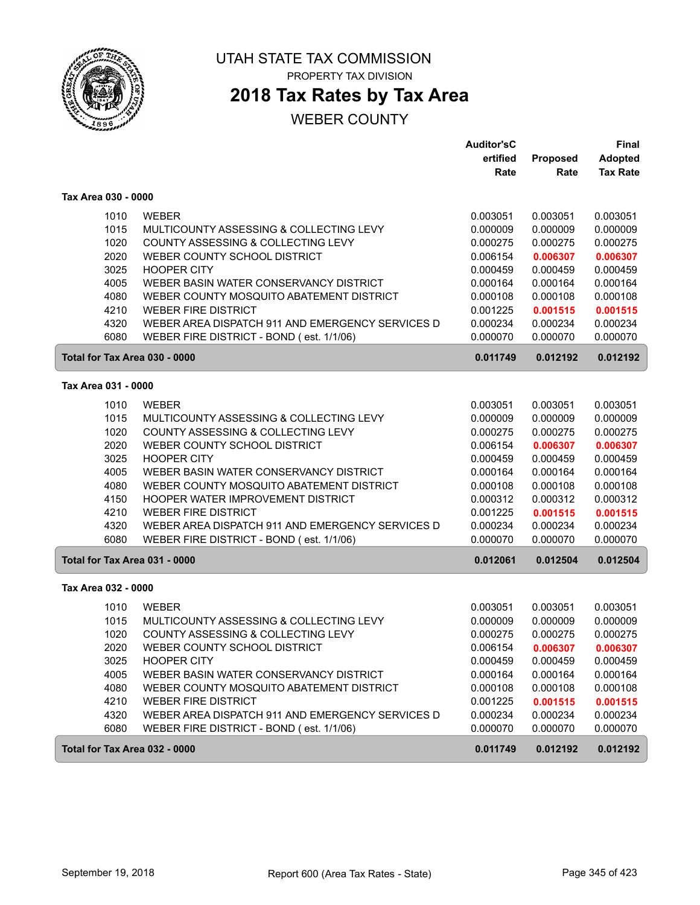# UTAH STATE TAX COMMISSION

PROPERTY TAX DIVISION

## 2018 Tax Rates by Tax Area

WEBER COUNTY

| | | Auditor's Certified Rate | Proposed Rate | Final Adopted Tax Rate |
|---|---|---|---|---|
| **Tax Area 030 - 0000** | | | | |
| 1010 | WEBER | 0.003051 | 0.003051 | 0.003051 |
| 1015 | MULTICOUNTY ASSESSING & COLLECTING LEVY | 0.000009 | 0.000009 | 0.000009 |
| 1020 | COUNTY ASSESSING & COLLECTING LEVY | 0.000275 | 0.000275 | 0.000275 |
| 2020 | WEBER COUNTY SCHOOL DISTRICT | 0.006154 | **0.006307** | **0.006307** |
| 3025 | HOOPER CITY | 0.000459 | 0.000459 | 0.000459 |
| 4005 | WEBER BASIN WATER CONSERVANCY DISTRICT | 0.000164 | 0.000164 | 0.000164 |
| 4080 | WEBER COUNTY MOSQUITO ABATEMENT DISTRICT | 0.000108 | 0.000108 | 0.000108 |
| 4210 | WEBER FIRE DISTRICT | 0.001225 | **0.001515** | **0.001515** |
| 4320 | WEBER AREA DISPATCH 911 AND EMERGENCY SERVICES D | 0.000234 | 0.000234 | 0.000234 |
| 6080 | WEBER FIRE DISTRICT - BOND ( est. 1/1/06) | 0.000070 | 0.000070 | 0.000070 |
| **Total for Tax Area 030 - 0000** | | **0.011749** | **0.012192** | **0.012192** |
| **Tax Area 031 - 0000** | | | | |
| 1010 | WEBER | 0.003051 | 0.003051 | 0.003051 |
| 1015 | MULTICOUNTY ASSESSING & COLLECTING LEVY | 0.000009 | 0.000009 | 0.000009 |
| 1020 | COUNTY ASSESSING & COLLECTING LEVY | 0.000275 | 0.000275 | 0.000275 |
| 2020 | WEBER COUNTY SCHOOL DISTRICT | 0.006154 | **0.006307** | **0.006307** |
| 3025 | HOOPER CITY | 0.000459 | 0.000459 | 0.000459 |
| 4005 | WEBER BASIN WATER CONSERVANCY DISTRICT | 0.000164 | 0.000164 | 0.000164 |
| 4080 | WEBER COUNTY MOSQUITO ABATEMENT DISTRICT | 0.000108 | 0.000108 | 0.000108 |
| 4150 | HOOPER WATER IMPROVEMENT DISTRICT | 0.000312 | 0.000312 | 0.000312 |
| 4210 | WEBER FIRE DISTRICT | 0.001225 | **0.001515** | **0.001515** |
| 4320 | WEBER AREA DISPATCH 911 AND EMERGENCY SERVICES D | 0.000234 | 0.000234 | 0.000234 |
| 6080 | WEBER FIRE DISTRICT - BOND ( est. 1/1/06) | 0.000070 | 0.000070 | 0.000070 |
| **Total for Tax Area 031 - 0000** | | **0.012061** | **0.012504** | **0.012504** |
| **Tax Area 032 - 0000** | | | | |
| 1010 | WEBER | 0.003051 | 0.003051 | 0.003051 |
| 1015 | MULTICOUNTY ASSESSING & COLLECTING LEVY | 0.000009 | 0.000009 | 0.000009 |
| 1020 | COUNTY ASSESSING & COLLECTING LEVY | 0.000275 | 0.000275 | 0.000275 |
| 2020 | WEBER COUNTY SCHOOL DISTRICT | 0.006154 | **0.006307** | **0.006307** |
| 3025 | HOOPER CITY | 0.000459 | 0.000459 | 0.000459 |
| 4005 | WEBER BASIN WATER CONSERVANCY DISTRICT | 0.000164 | 0.000164 | 0.000164 |
| 4080 | WEBER COUNTY MOSQUITO ABATEMENT DISTRICT | 0.000108 | 0.000108 | 0.000108 |
| 4210 | WEBER FIRE DISTRICT | 0.001225 | **0.001515** | **0.001515** |
| 4320 | WEBER AREA DISPATCH 911 AND EMERGENCY SERVICES D | 0.000234 | 0.000234 | 0.000234 |
| 6080 | WEBER FIRE DISTRICT - BOND ( est. 1/1/06) | 0.000070 | 0.000070 | 0.000070 |
| **Total for Tax Area 032 - 0000** | | **0.011749** | **0.012192** | **0.012192** |

September 19, 2018 — Report 600 (Area Tax Rates - State)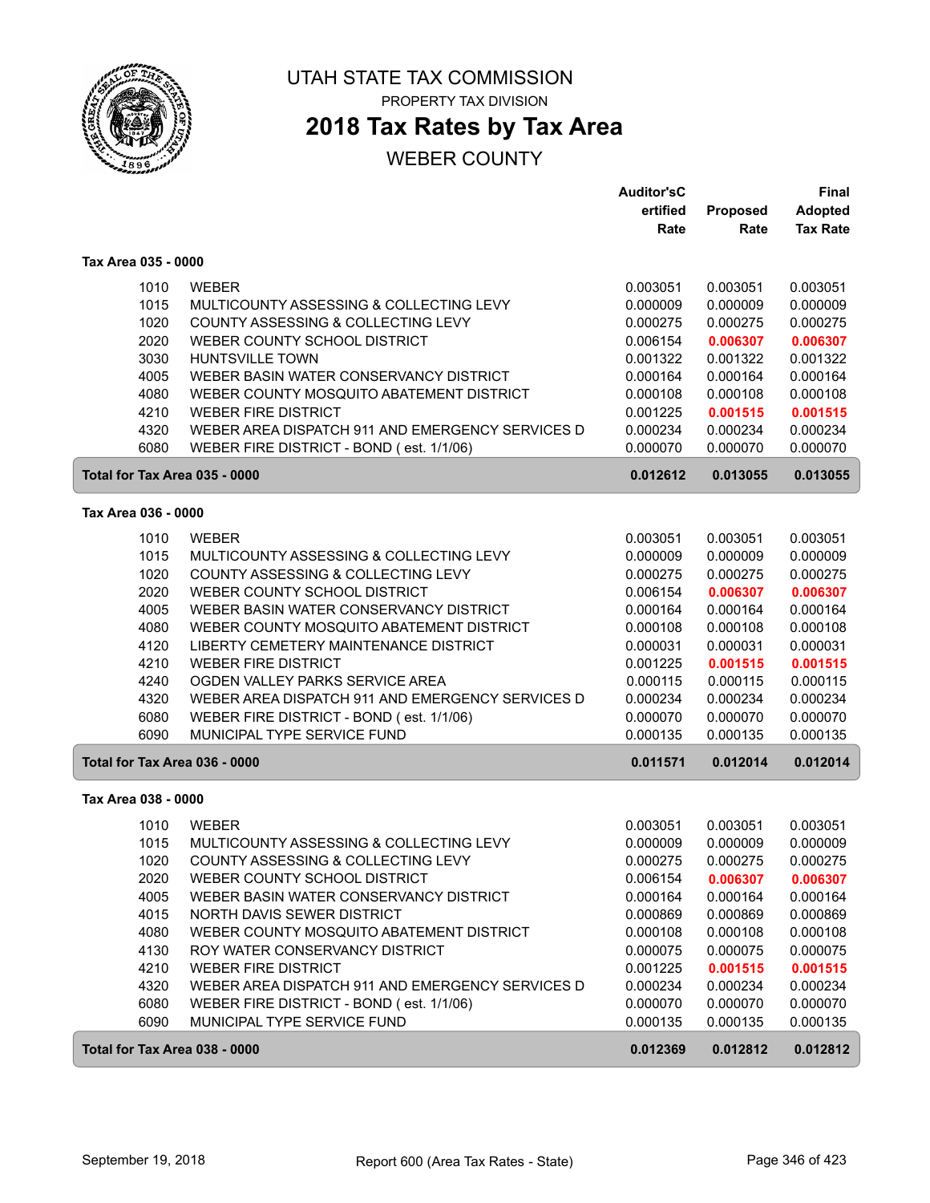# UTAH STATE TAX COMMISSION

PROPERTY TAX DIVISION

## 2018 Tax Rates by Tax Area

WEBER COUNTY

| | | Auditor'sC ertified Rate | Proposed Rate | Final Adopted Tax Rate |
|---|---|---|---|---|
| **Tax Area 035 - 0000** | | | | |
| 1010 | WEBER | 0.003051 | 0.003051 | 0.003051 |
| 1015 | MULTICOUNTY ASSESSING & COLLECTING LEVY | 0.000009 | 0.000009 | 0.000009 |
| 1020 | COUNTY ASSESSING & COLLECTING LEVY | 0.000275 | 0.000275 | 0.000275 |
| 2020 | WEBER COUNTY SCHOOL DISTRICT | 0.006154 | **0.006307** | **0.006307** |
| 3030 | HUNTSVILLE TOWN | 0.001322 | 0.001322 | 0.001322 |
| 4005 | WEBER BASIN WATER CONSERVANCY DISTRICT | 0.000164 | 0.000164 | 0.000164 |
| 4080 | WEBER COUNTY MOSQUITO ABATEMENT DISTRICT | 0.000108 | 0.000108 | 0.000108 |
| 4210 | WEBER FIRE DISTRICT | 0.001225 | **0.001515** | **0.001515** |
| 4320 | WEBER AREA DISPATCH 911 AND EMERGENCY SERVICES D | 0.000234 | 0.000234 | 0.000234 |
| 6080 | WEBER FIRE DISTRICT - BOND ( est. 1/1/06) | 0.000070 | 0.000070 | 0.000070 |
| **Total for Tax Area 035 - 0000** | | **0.012612** | **0.013055** | **0.013055** |
| **Tax Area 036 - 0000** | | | | |
| 1010 | WEBER | 0.003051 | 0.003051 | 0.003051 |
| 1015 | MULTICOUNTY ASSESSING & COLLECTING LEVY | 0.000009 | 0.000009 | 0.000009 |
| 1020 | COUNTY ASSESSING & COLLECTING LEVY | 0.000275 | 0.000275 | 0.000275 |
| 2020 | WEBER COUNTY SCHOOL DISTRICT | 0.006154 | **0.006307** | **0.006307** |
| 4005 | WEBER BASIN WATER CONSERVANCY DISTRICT | 0.000164 | 0.000164 | 0.000164 |
| 4080 | WEBER COUNTY MOSQUITO ABATEMENT DISTRICT | 0.000108 | 0.000108 | 0.000108 |
| 4120 | LIBERTY CEMETERY MAINTENANCE DISTRICT | 0.000031 | 0.000031 | 0.000031 |
| 4210 | WEBER FIRE DISTRICT | 0.001225 | **0.001515** | **0.001515** |
| 4240 | OGDEN VALLEY PARKS SERVICE AREA | 0.000115 | 0.000115 | 0.000115 |
| 4320 | WEBER AREA DISPATCH 911 AND EMERGENCY SERVICES D | 0.000234 | 0.000234 | 0.000234 |
| 6080 | WEBER FIRE DISTRICT - BOND ( est. 1/1/06) | 0.000070 | 0.000070 | 0.000070 |
| 6090 | MUNICIPAL TYPE SERVICE FUND | 0.000135 | 0.000135 | 0.000135 |
| **Total for Tax Area 036 - 0000** | | **0.011571** | **0.012014** | **0.012014** |
| **Tax Area 038 - 0000** | | | | |
| 1010 | WEBER | 0.003051 | 0.003051 | 0.003051 |
| 1015 | MULTICOUNTY ASSESSING & COLLECTING LEVY | 0.000009 | 0.000009 | 0.000009 |
| 1020 | COUNTY ASSESSING & COLLECTING LEVY | 0.000275 | 0.000275 | 0.000275 |
| 2020 | WEBER COUNTY SCHOOL DISTRICT | 0.006154 | **0.006307** | **0.006307** |
| 4005 | WEBER BASIN WATER CONSERVANCY DISTRICT | 0.000164 | 0.000164 | 0.000164 |
| 4015 | NORTH DAVIS SEWER DISTRICT | 0.000869 | 0.000869 | 0.000869 |
| 4080 | WEBER COUNTY MOSQUITO ABATEMENT DISTRICT | 0.000108 | 0.000108 | 0.000108 |
| 4130 | ROY WATER CONSERVANCY DISTRICT | 0.000075 | 0.000075 | 0.000075 |
| 4210 | WEBER FIRE DISTRICT | 0.001225 | **0.001515** | **0.001515** |
| 4320 | WEBER AREA DISPATCH 911 AND EMERGENCY SERVICES D | 0.000234 | 0.000234 | 0.000234 |
| 6080 | WEBER FIRE DISTRICT - BOND ( est. 1/1/06) | 0.000070 | 0.000070 | 0.000070 |
| 6090 | MUNICIPAL TYPE SERVICE FUND | 0.000135 | 0.000135 | 0.000135 |
| **Total for Tax Area 038 - 0000** | | **0.012369** | **0.012812** | **0.012812** |

September 19, 2018 — Report 600 (Area Tax Rates - State)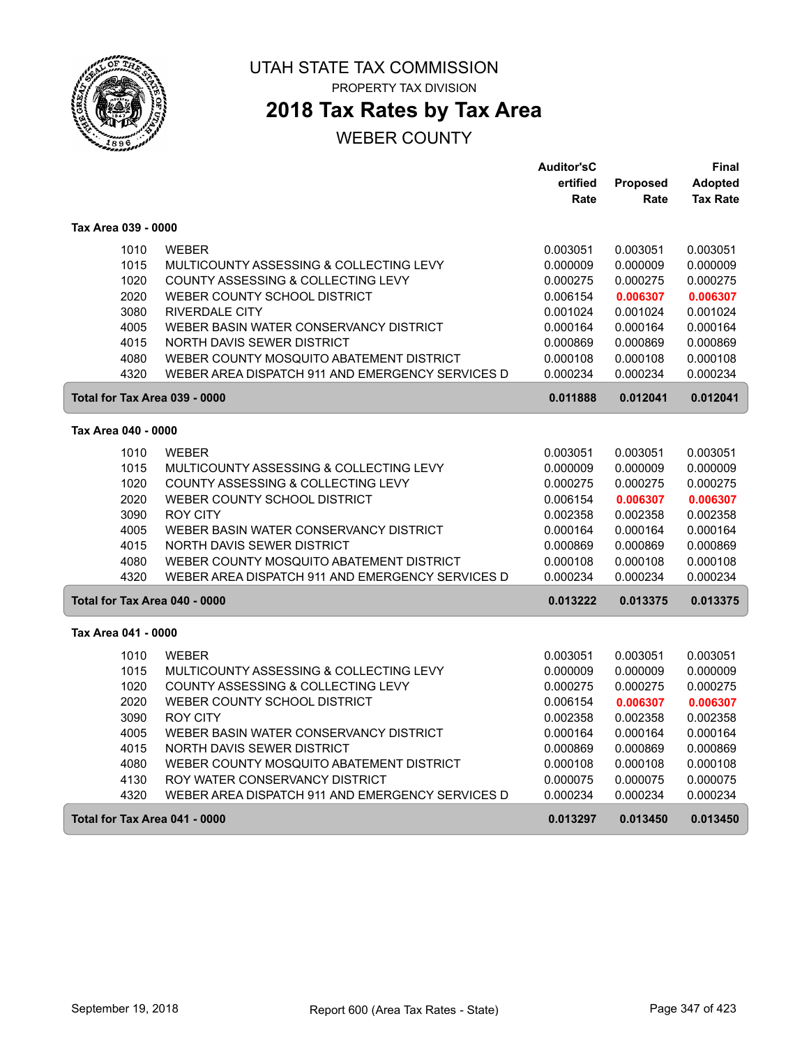# UTAH STATE TAX COMMISSION

PROPERTY TAX DIVISION

## 2018 Tax Rates by Tax Area

WEBER COUNTY

### Tax Area 039 - 0000

| | | Auditor's Certified Rate | Proposed Rate | Final Adopted Tax Rate |
|---|---|---|---|---|
| 1010 | WEBER | 0.003051 | 0.003051 | 0.003051 |
| 1015 | MULTICOUNTY ASSESSING & COLLECTING LEVY | 0.000009 | 0.000009 | 0.000009 |
| 1020 | COUNTY ASSESSING & COLLECTING LEVY | 0.000275 | 0.000275 | 0.000275 |
| 2020 | WEBER COUNTY SCHOOL DISTRICT | 0.006154 | 0.006307 | 0.006307 |
| 3080 | RIVERDALE CITY | 0.001024 | 0.001024 | 0.001024 |
| 4005 | WEBER BASIN WATER CONSERVANCY DISTRICT | 0.000164 | 0.000164 | 0.000164 |
| 4015 | NORTH DAVIS SEWER DISTRICT | 0.000869 | 0.000869 | 0.000869 |
| 4080 | WEBER COUNTY MOSQUITO ABATEMENT DISTRICT | 0.000108 | 0.000108 | 0.000108 |
| 4320 | WEBER AREA DISPATCH 911 AND EMERGENCY SERVICES D | 0.000234 | 0.000234 | 0.000234 |
| **Total for Tax Area 039 - 0000** | | **0.011888** | **0.012041** | **0.012041** |

### Tax Area 040 - 0000

| | | Auditor's Certified Rate | Proposed Rate | Final Adopted Tax Rate |
|---|---|---|---|---|
| 1010 | WEBER | 0.003051 | 0.003051 | 0.003051 |
| 1015 | MULTICOUNTY ASSESSING & COLLECTING LEVY | 0.000009 | 0.000009 | 0.000009 |
| 1020 | COUNTY ASSESSING & COLLECTING LEVY | 0.000275 | 0.000275 | 0.000275 |
| 2020 | WEBER COUNTY SCHOOL DISTRICT | 0.006154 | 0.006307 | 0.006307 |
| 3090 | ROY CITY | 0.002358 | 0.002358 | 0.002358 |
| 4005 | WEBER BASIN WATER CONSERVANCY DISTRICT | 0.000164 | 0.000164 | 0.000164 |
| 4015 | NORTH DAVIS SEWER DISTRICT | 0.000869 | 0.000869 | 0.000869 |
| 4080 | WEBER COUNTY MOSQUITO ABATEMENT DISTRICT | 0.000108 | 0.000108 | 0.000108 |
| 4320 | WEBER AREA DISPATCH 911 AND EMERGENCY SERVICES D | 0.000234 | 0.000234 | 0.000234 |
| **Total for Tax Area 040 - 0000** | | **0.013222** | **0.013375** | **0.013375** |

### Tax Area 041 - 0000

| | | Auditor's Certified Rate | Proposed Rate | Final Adopted Tax Rate |
|---|---|---|---|---|
| 1010 | WEBER | 0.003051 | 0.003051 | 0.003051 |
| 1015 | MULTICOUNTY ASSESSING & COLLECTING LEVY | 0.000009 | 0.000009 | 0.000009 |
| 1020 | COUNTY ASSESSING & COLLECTING LEVY | 0.000275 | 0.000275 | 0.000275 |
| 2020 | WEBER COUNTY SCHOOL DISTRICT | 0.006154 | 0.006307 | 0.006307 |
| 3090 | ROY CITY | 0.002358 | 0.002358 | 0.002358 |
| 4005 | WEBER BASIN WATER CONSERVANCY DISTRICT | 0.000164 | 0.000164 | 0.000164 |
| 4015 | NORTH DAVIS SEWER DISTRICT | 0.000869 | 0.000869 | 0.000869 |
| 4080 | WEBER COUNTY MOSQUITO ABATEMENT DISTRICT | 0.000108 | 0.000108 | 0.000108 |
| 4130 | ROY WATER CONSERVANCY DISTRICT | 0.000075 | 0.000075 | 0.000075 |
| 4320 | WEBER AREA DISPATCH 911 AND EMERGENCY SERVICES D | 0.000234 | 0.000234 | 0.000234 |
| **Total for Tax Area 041 - 0000** | | **0.013297** | **0.013450** | **0.013450** |

September 19, 2018 — Report 600 (Area Tax Rates - State)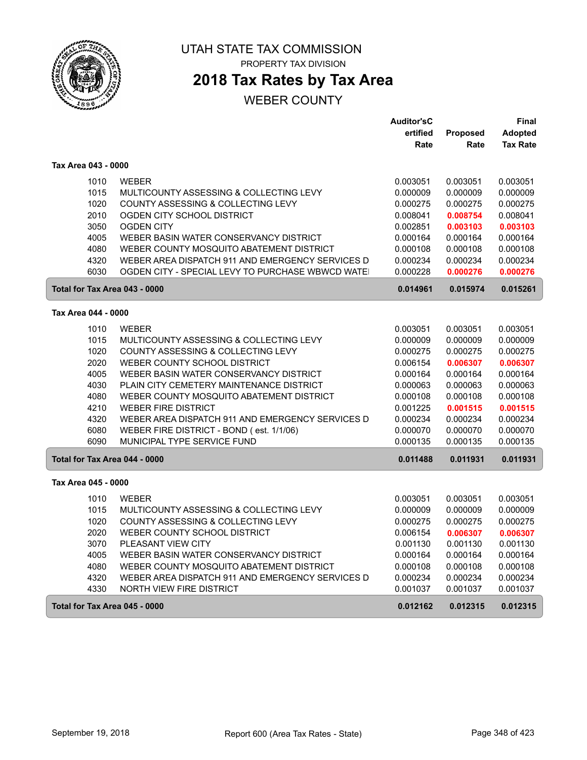# UTAH STATE TAX COMMISSION

PROPERTY TAX DIVISION

## 2018 Tax Rates by Tax Area

WEBER COUNTY

| | | Auditor'sCertified Rate | Proposed Rate | Final Adopted Tax Rate |
|---|---|---|---|---|
| **Tax Area 043 - 0000** | | | | |
| 1010 | WEBER | 0.003051 | 0.003051 | 0.003051 |
| 1015 | MULTICOUNTY ASSESSING & COLLECTING LEVY | 0.000009 | 0.000009 | 0.000009 |
| 1020 | COUNTY ASSESSING & COLLECTING LEVY | 0.000275 | 0.000275 | 0.000275 |
| 2010 | OGDEN CITY SCHOOL DISTRICT | 0.008041 | **0.008754** | 0.008041 |
| 3050 | OGDEN CITY | 0.002851 | **0.003103** | **0.003103** |
| 4005 | WEBER BASIN WATER CONSERVANCY DISTRICT | 0.000164 | 0.000164 | 0.000164 |
| 4080 | WEBER COUNTY MOSQUITO ABATEMENT DISTRICT | 0.000108 | 0.000108 | 0.000108 |
| 4320 | WEBER AREA DISPATCH 911 AND EMERGENCY SERVICES D | 0.000234 | 0.000234 | 0.000234 |
| 6030 | OGDEN CITY - SPECIAL LEVY TO PURCHASE WBWCD WATE | 0.000228 | **0.000276** | **0.000276** |
| **Total for Tax Area 043 - 0000** | | **0.014961** | **0.015974** | **0.015261** |
| **Tax Area 044 - 0000** | | | | |
| 1010 | WEBER | 0.003051 | 0.003051 | 0.003051 |
| 1015 | MULTICOUNTY ASSESSING & COLLECTING LEVY | 0.000009 | 0.000009 | 0.000009 |
| 1020 | COUNTY ASSESSING & COLLECTING LEVY | 0.000275 | 0.000275 | 0.000275 |
| 2020 | WEBER COUNTY SCHOOL DISTRICT | 0.006154 | **0.006307** | **0.006307** |
| 4005 | WEBER BASIN WATER CONSERVANCY DISTRICT | 0.000164 | 0.000164 | 0.000164 |
| 4030 | PLAIN CITY CEMETERY MAINTENANCE DISTRICT | 0.000063 | 0.000063 | 0.000063 |
| 4080 | WEBER COUNTY MOSQUITO ABATEMENT DISTRICT | 0.000108 | 0.000108 | 0.000108 |
| 4210 | WEBER FIRE DISTRICT | 0.001225 | **0.001515** | **0.001515** |
| 4320 | WEBER AREA DISPATCH 911 AND EMERGENCY SERVICES D | 0.000234 | 0.000234 | 0.000234 |
| 6080 | WEBER FIRE DISTRICT - BOND ( est. 1/1/06) | 0.000070 | 0.000070 | 0.000070 |
| 6090 | MUNICIPAL TYPE SERVICE FUND | 0.000135 | 0.000135 | 0.000135 |
| **Total for Tax Area 044 - 0000** | | **0.011488** | **0.011931** | **0.011931** |
| **Tax Area 045 - 0000** | | | | |
| 1010 | WEBER | 0.003051 | 0.003051 | 0.003051 |
| 1015 | MULTICOUNTY ASSESSING & COLLECTING LEVY | 0.000009 | 0.000009 | 0.000009 |
| 1020 | COUNTY ASSESSING & COLLECTING LEVY | 0.000275 | 0.000275 | 0.000275 |
| 2020 | WEBER COUNTY SCHOOL DISTRICT | 0.006154 | **0.006307** | **0.006307** |
| 3070 | PLEASANT VIEW CITY | 0.001130 | 0.001130 | 0.001130 |
| 4005 | WEBER BASIN WATER CONSERVANCY DISTRICT | 0.000164 | 0.000164 | 0.000164 |
| 4080 | WEBER COUNTY MOSQUITO ABATEMENT DISTRICT | 0.000108 | 0.000108 | 0.000108 |
| 4320 | WEBER AREA DISPATCH 911 AND EMERGENCY SERVICES D | 0.000234 | 0.000234 | 0.000234 |
| 4330 | NORTH VIEW FIRE DISTRICT | 0.001037 | 0.001037 | 0.001037 |
| **Total for Tax Area 045 - 0000** | | **0.012162** | **0.012315** | **0.012315** |

September 19, 2018 — Report 600 (Area Tax Rates - State)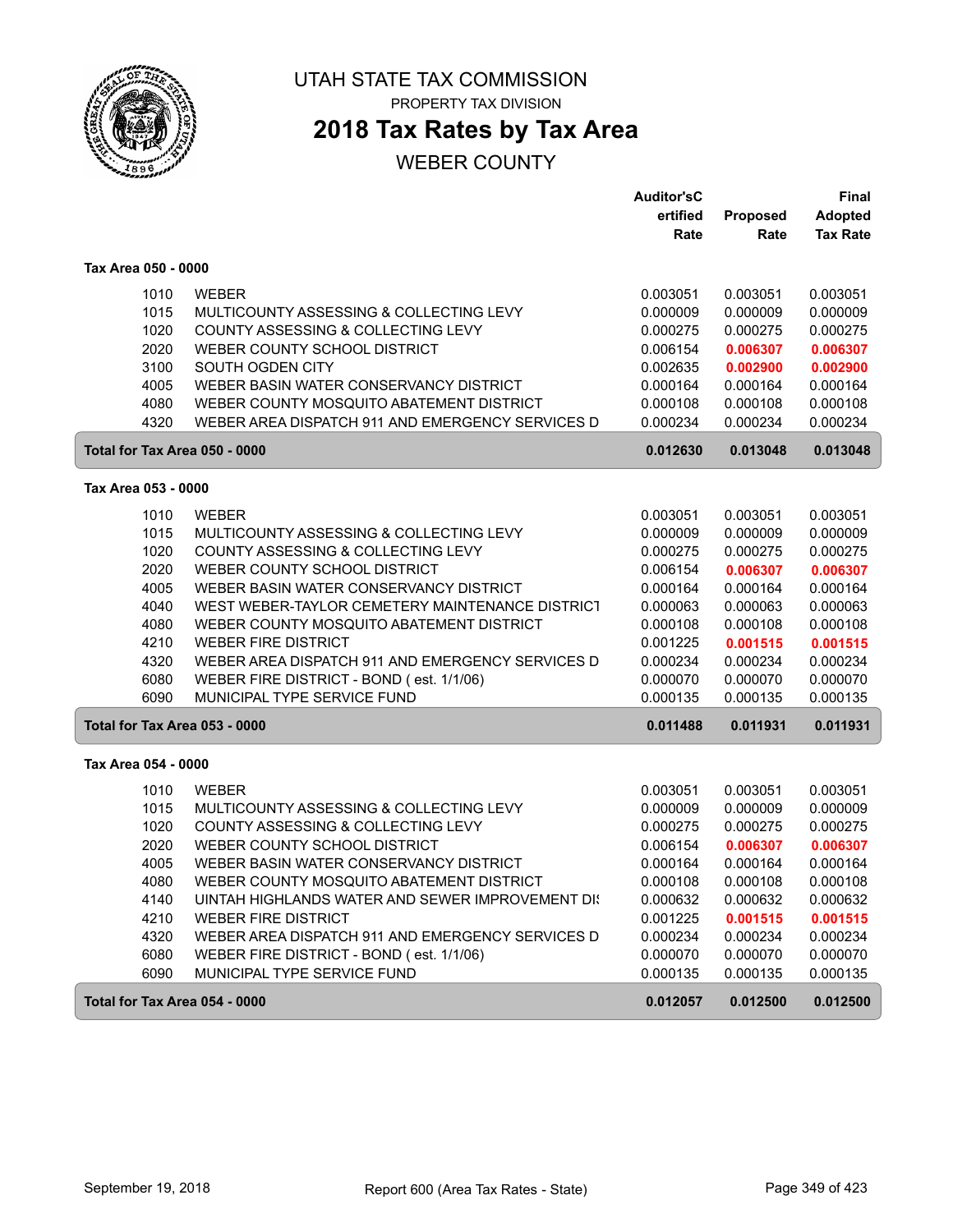# UTAH STATE TAX COMMISSION

PROPERTY TAX DIVISION

## 2018 Tax Rates by Tax Area

WEBER COUNTY

| | | Auditor'sCertified Rate | Proposed Rate | Final Adopted Tax Rate |
|---|---|---|---|---|
| **Tax Area 050 - 0000** | | | | |
| 1010 | WEBER | 0.003051 | 0.003051 | 0.003051 |
| 1015 | MULTICOUNTY ASSESSING & COLLECTING LEVY | 0.000009 | 0.000009 | 0.000009 |
| 1020 | COUNTY ASSESSING & COLLECTING LEVY | 0.000275 | 0.000275 | 0.000275 |
| 2020 | WEBER COUNTY SCHOOL DISTRICT | 0.006154 | **0.006307** | **0.006307** |
| 3100 | SOUTH OGDEN CITY | 0.002635 | **0.002900** | **0.002900** |
| 4005 | WEBER BASIN WATER CONSERVANCY DISTRICT | 0.000164 | 0.000164 | 0.000164 |
| 4080 | WEBER COUNTY MOSQUITO ABATEMENT DISTRICT | 0.000108 | 0.000108 | 0.000108 |
| 4320 | WEBER AREA DISPATCH 911 AND EMERGENCY SERVICES D | 0.000234 | 0.000234 | 0.000234 |
| **Total for Tax Area 050 - 0000** | | **0.012630** | **0.013048** | **0.013048** |
| **Tax Area 053 - 0000** | | | | |
| 1010 | WEBER | 0.003051 | 0.003051 | 0.003051 |
| 1015 | MULTICOUNTY ASSESSING & COLLECTING LEVY | 0.000009 | 0.000009 | 0.000009 |
| 1020 | COUNTY ASSESSING & COLLECTING LEVY | 0.000275 | 0.000275 | 0.000275 |
| 2020 | WEBER COUNTY SCHOOL DISTRICT | 0.006154 | **0.006307** | **0.006307** |
| 4005 | WEBER BASIN WATER CONSERVANCY DISTRICT | 0.000164 | 0.000164 | 0.000164 |
| 4040 | WEST WEBER-TAYLOR CEMETERY MAINTENANCE DISTRICT | 0.000063 | 0.000063 | 0.000063 |
| 4080 | WEBER COUNTY MOSQUITO ABATEMENT DISTRICT | 0.000108 | 0.000108 | 0.000108 |
| 4210 | WEBER FIRE DISTRICT | 0.001225 | **0.001515** | **0.001515** |
| 4320 | WEBER AREA DISPATCH 911 AND EMERGENCY SERVICES D | 0.000234 | 0.000234 | 0.000234 |
| 6080 | WEBER FIRE DISTRICT - BOND ( est. 1/1/06) | 0.000070 | 0.000070 | 0.000070 |
| 6090 | MUNICIPAL TYPE SERVICE FUND | 0.000135 | 0.000135 | 0.000135 |
| **Total for Tax Area 053 - 0000** | | **0.011488** | **0.011931** | **0.011931** |
| **Tax Area 054 - 0000** | | | | |
| 1010 | WEBER | 0.003051 | 0.003051 | 0.003051 |
| 1015 | MULTICOUNTY ASSESSING & COLLECTING LEVY | 0.000009 | 0.000009 | 0.000009 |
| 1020 | COUNTY ASSESSING & COLLECTING LEVY | 0.000275 | 0.000275 | 0.000275 |
| 2020 | WEBER COUNTY SCHOOL DISTRICT | 0.006154 | **0.006307** | **0.006307** |
| 4005 | WEBER BASIN WATER CONSERVANCY DISTRICT | 0.000164 | 0.000164 | 0.000164 |
| 4080 | WEBER COUNTY MOSQUITO ABATEMENT DISTRICT | 0.000108 | 0.000108 | 0.000108 |
| 4140 | UINTAH HIGHLANDS WATER AND SEWER IMPROVEMENT DI | 0.000632 | 0.000632 | 0.000632 |
| 4210 | WEBER FIRE DISTRICT | 0.001225 | **0.001515** | **0.001515** |
| 4320 | WEBER AREA DISPATCH 911 AND EMERGENCY SERVICES D | 0.000234 | 0.000234 | 0.000234 |
| 6080 | WEBER FIRE DISTRICT - BOND ( est. 1/1/06) | 0.000070 | 0.000070 | 0.000070 |
| 6090 | MUNICIPAL TYPE SERVICE FUND | 0.000135 | 0.000135 | 0.000135 |
| **Total for Tax Area 054 - 0000** | | **0.012057** | **0.012500** | **0.012500** |

September 19, 2018 — Report 600 (Area Tax Rates - State)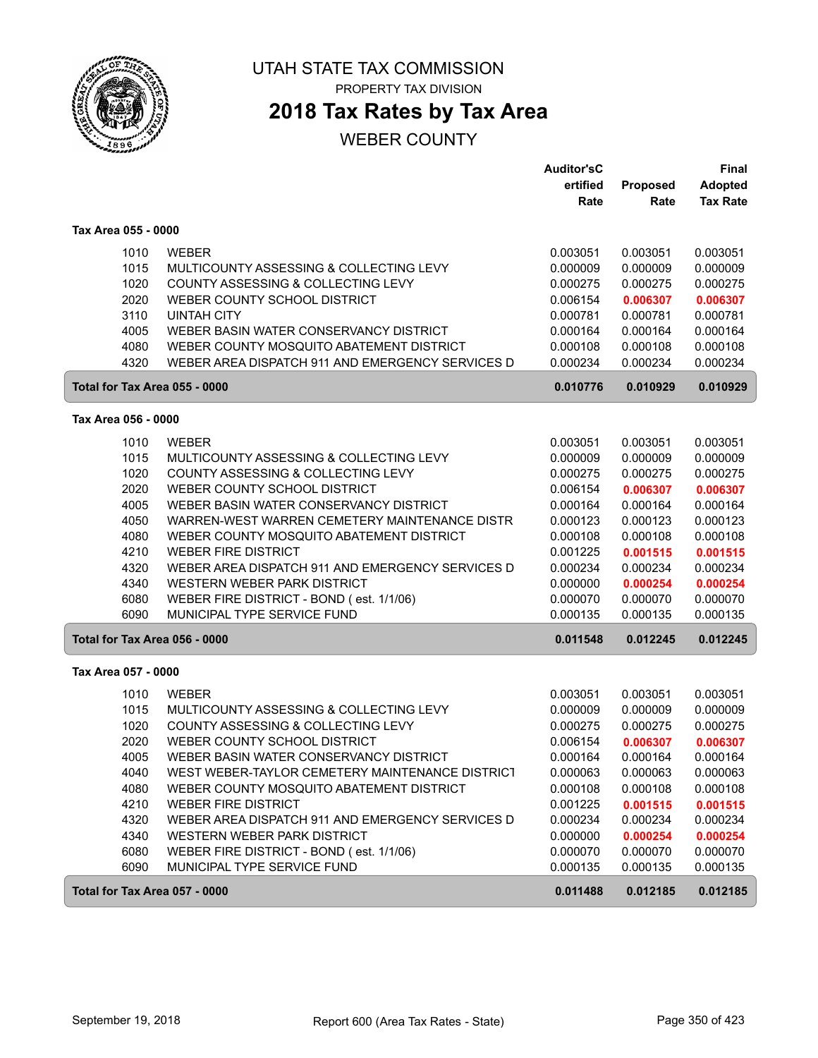# UTAH STATE TAX COMMISSION

PROPERTY TAX DIVISION

## 2018 Tax Rates by Tax Area

WEBER COUNTY

| | | Auditor'sCertified Rate | Proposed Rate | Final Adopted Tax Rate |
|---|---|---|---|---|
| **Tax Area 055 - 0000** | | | | |
| 1010 | WEBER | 0.003051 | 0.003051 | 0.003051 |
| 1015 | MULTICOUNTY ASSESSING & COLLECTING LEVY | 0.000009 | 0.000009 | 0.000009 |
| 1020 | COUNTY ASSESSING & COLLECTING LEVY | 0.000275 | 0.000275 | 0.000275 |
| 2020 | WEBER COUNTY SCHOOL DISTRICT | 0.006154 | **0.006307** | **0.006307** |
| 3110 | UINTAH CITY | 0.000781 | 0.000781 | 0.000781 |
| 4005 | WEBER BASIN WATER CONSERVANCY DISTRICT | 0.000164 | 0.000164 | 0.000164 |
| 4080 | WEBER COUNTY MOSQUITO ABATEMENT DISTRICT | 0.000108 | 0.000108 | 0.000108 |
| 4320 | WEBER AREA DISPATCH 911 AND EMERGENCY SERVICES D | 0.000234 | 0.000234 | 0.000234 |
| **Total for Tax Area 055 - 0000** | | **0.010776** | **0.010929** | **0.010929** |
| **Tax Area 056 - 0000** | | | | |
| 1010 | WEBER | 0.003051 | 0.003051 | 0.003051 |
| 1015 | MULTICOUNTY ASSESSING & COLLECTING LEVY | 0.000009 | 0.000009 | 0.000009 |
| 1020 | COUNTY ASSESSING & COLLECTING LEVY | 0.000275 | 0.000275 | 0.000275 |
| 2020 | WEBER COUNTY SCHOOL DISTRICT | 0.006154 | **0.006307** | **0.006307** |
| 4005 | WEBER BASIN WATER CONSERVANCY DISTRICT | 0.000164 | 0.000164 | 0.000164 |
| 4050 | WARREN-WEST WARREN CEMETERY MAINTENANCE DISTR | 0.000123 | 0.000123 | 0.000123 |
| 4080 | WEBER COUNTY MOSQUITO ABATEMENT DISTRICT | 0.000108 | 0.000108 | 0.000108 |
| 4210 | WEBER FIRE DISTRICT | 0.001225 | **0.001515** | **0.001515** |
| 4320 | WEBER AREA DISPATCH 911 AND EMERGENCY SERVICES D | 0.000234 | 0.000234 | 0.000234 |
| 4340 | WESTERN WEBER PARK DISTRICT | 0.000000 | **0.000254** | **0.000254** |
| 6080 | WEBER FIRE DISTRICT - BOND ( est. 1/1/06) | 0.000070 | 0.000070 | 0.000070 |
| 6090 | MUNICIPAL TYPE SERVICE FUND | 0.000135 | 0.000135 | 0.000135 |
| **Total for Tax Area 056 - 0000** | | **0.011548** | **0.012245** | **0.012245** |
| **Tax Area 057 - 0000** | | | | |
| 1010 | WEBER | 0.003051 | 0.003051 | 0.003051 |
| 1015 | MULTICOUNTY ASSESSING & COLLECTING LEVY | 0.000009 | 0.000009 | 0.000009 |
| 1020 | COUNTY ASSESSING & COLLECTING LEVY | 0.000275 | 0.000275 | 0.000275 |
| 2020 | WEBER COUNTY SCHOOL DISTRICT | 0.006154 | **0.006307** | **0.006307** |
| 4005 | WEBER BASIN WATER CONSERVANCY DISTRICT | 0.000164 | 0.000164 | 0.000164 |
| 4040 | WEST WEBER-TAYLOR CEMETERY MAINTENANCE DISTRICT | 0.000063 | 0.000063 | 0.000063 |
| 4080 | WEBER COUNTY MOSQUITO ABATEMENT DISTRICT | 0.000108 | 0.000108 | 0.000108 |
| 4210 | WEBER FIRE DISTRICT | 0.001225 | **0.001515** | **0.001515** |
| 4320 | WEBER AREA DISPATCH 911 AND EMERGENCY SERVICES D | 0.000234 | 0.000234 | 0.000234 |
| 4340 | WESTERN WEBER PARK DISTRICT | 0.000000 | **0.000254** | **0.000254** |
| 6080 | WEBER FIRE DISTRICT - BOND ( est. 1/1/06) | 0.000070 | 0.000070 | 0.000070 |
| 6090 | MUNICIPAL TYPE SERVICE FUND | 0.000135 | 0.000135 | 0.000135 |
| **Total for Tax Area 057 - 0000** | | **0.011488** | **0.012185** | **0.012185** |

September 19, 2018 — Report 600 (Area Tax Rates - State)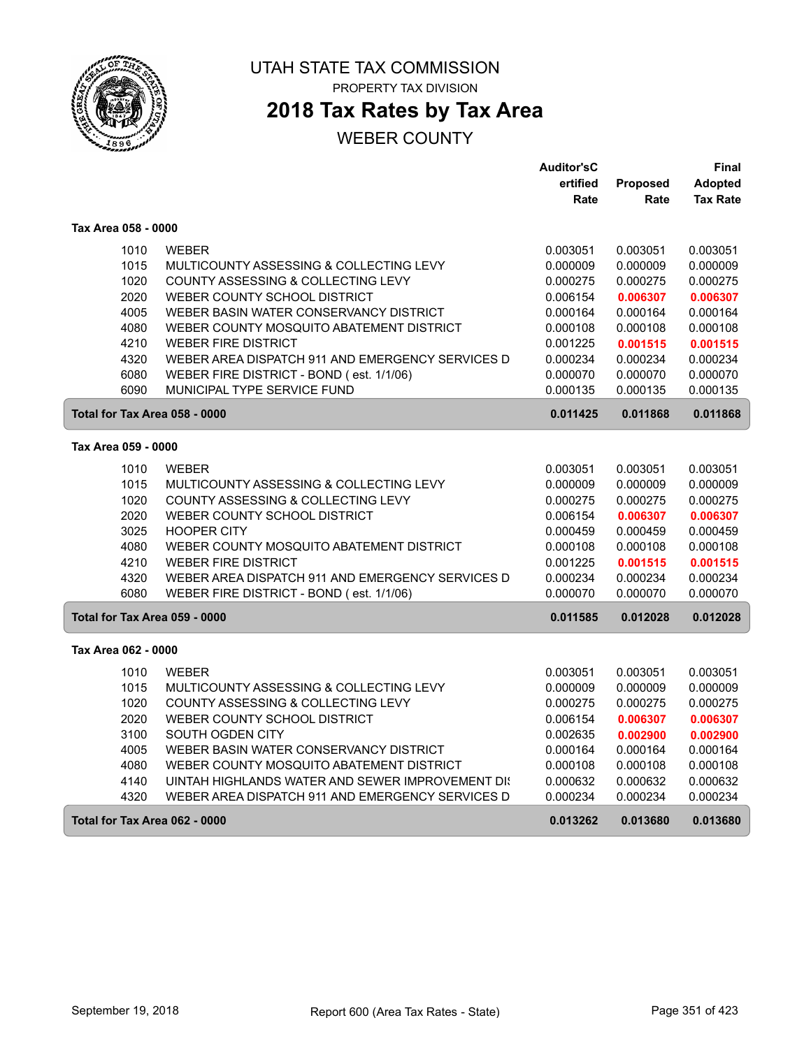# UTAH STATE TAX COMMISSION

PROPERTY TAX DIVISION

## 2018 Tax Rates by Tax Area

WEBER COUNTY

### Tax Area 058 - 0000

| | | Auditor'sCertified Rate | Proposed Rate | Final Adopted Tax Rate |
|---|---|---|---|---|
| 1010 | WEBER | 0.003051 | 0.003051 | 0.003051 |
| 1015 | MULTICOUNTY ASSESSING & COLLECTING LEVY | 0.000009 | 0.000009 | 0.000009 |
| 1020 | COUNTY ASSESSING & COLLECTING LEVY | 0.000275 | 0.000275 | 0.000275 |
| 2020 | WEBER COUNTY SCHOOL DISTRICT | 0.006154 | **0.006307** | **0.006307** |
| 4005 | WEBER BASIN WATER CONSERVANCY DISTRICT | 0.000164 | 0.000164 | 0.000164 |
| 4080 | WEBER COUNTY MOSQUITO ABATEMENT DISTRICT | 0.000108 | 0.000108 | 0.000108 |
| 4210 | WEBER FIRE DISTRICT | 0.001225 | **0.001515** | **0.001515** |
| 4320 | WEBER AREA DISPATCH 911 AND EMERGENCY SERVICES D | 0.000234 | 0.000234 | 0.000234 |
| 6080 | WEBER FIRE DISTRICT - BOND ( est. 1/1/06) | 0.000070 | 0.000070 | 0.000070 |
| 6090 | MUNICIPAL TYPE SERVICE FUND | 0.000135 | 0.000135 | 0.000135 |
| **Total for Tax Area 058 - 0000** | | **0.011425** | **0.011868** | **0.011868** |

### Tax Area 059 - 0000

| | | Auditor'sCertified Rate | Proposed Rate | Final Adopted Tax Rate |
|---|---|---|---|---|
| 1010 | WEBER | 0.003051 | 0.003051 | 0.003051 |
| 1015 | MULTICOUNTY ASSESSING & COLLECTING LEVY | 0.000009 | 0.000009 | 0.000009 |
| 1020 | COUNTY ASSESSING & COLLECTING LEVY | 0.000275 | 0.000275 | 0.000275 |
| 2020 | WEBER COUNTY SCHOOL DISTRICT | 0.006154 | **0.006307** | **0.006307** |
| 3025 | HOOPER CITY | 0.000459 | 0.000459 | 0.000459 |
| 4080 | WEBER COUNTY MOSQUITO ABATEMENT DISTRICT | 0.000108 | 0.000108 | 0.000108 |
| 4210 | WEBER FIRE DISTRICT | 0.001225 | **0.001515** | **0.001515** |
| 4320 | WEBER AREA DISPATCH 911 AND EMERGENCY SERVICES D | 0.000234 | 0.000234 | 0.000234 |
| 6080 | WEBER FIRE DISTRICT - BOND ( est. 1/1/06) | 0.000070 | 0.000070 | 0.000070 |
| **Total for Tax Area 059 - 0000** | | **0.011585** | **0.012028** | **0.012028** |

### Tax Area 062 - 0000

| | | Auditor'sCertified Rate | Proposed Rate | Final Adopted Tax Rate |
|---|---|---|---|---|
| 1010 | WEBER | 0.003051 | 0.003051 | 0.003051 |
| 1015 | MULTICOUNTY ASSESSING & COLLECTING LEVY | 0.000009 | 0.000009 | 0.000009 |
| 1020 | COUNTY ASSESSING & COLLECTING LEVY | 0.000275 | 0.000275 | 0.000275 |
| 2020 | WEBER COUNTY SCHOOL DISTRICT | 0.006154 | **0.006307** | **0.006307** |
| 3100 | SOUTH OGDEN CITY | 0.002635 | **0.002900** | **0.002900** |
| 4005 | WEBER BASIN WATER CONSERVANCY DISTRICT | 0.000164 | 0.000164 | 0.000164 |
| 4080 | WEBER COUNTY MOSQUITO ABATEMENT DISTRICT | 0.000108 | 0.000108 | 0.000108 |
| 4140 | UINTAH HIGHLANDS WATER AND SEWER IMPROVEMENT DI! | 0.000632 | 0.000632 | 0.000632 |
| 4320 | WEBER AREA DISPATCH 911 AND EMERGENCY SERVICES D | 0.000234 | 0.000234 | 0.000234 |
| **Total for Tax Area 062 - 0000** | | **0.013262** | **0.013680** | **0.013680** |

September 19, 2018 — Report 600 (Area Tax Rates - State)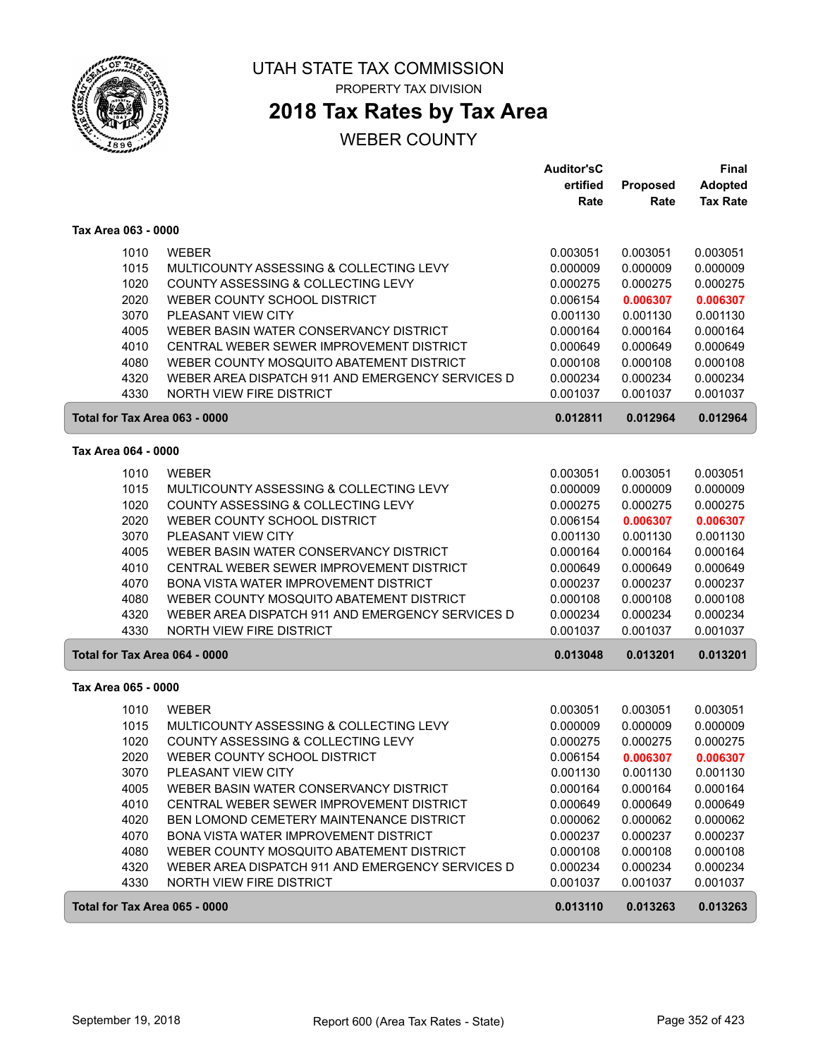# UTAH STATE TAX COMMISSION

PROPERTY TAX DIVISION

## 2018 Tax Rates by Tax Area

WEBER COUNTY

| | | Auditor'sCertified Rate | Proposed Rate | Final Adopted Tax Rate |
|---|---|---|---|---|
| **Tax Area 063 - 0000** | | | | |
| 1010 | WEBER | 0.003051 | 0.003051 | 0.003051 |
| 1015 | MULTICOUNTY ASSESSING & COLLECTING LEVY | 0.000009 | 0.000009 | 0.000009 |
| 1020 | COUNTY ASSESSING & COLLECTING LEVY | 0.000275 | 0.000275 | 0.000275 |
| 2020 | WEBER COUNTY SCHOOL DISTRICT | 0.006154 | **0.006307** | **0.006307** |
| 3070 | PLEASANT VIEW CITY | 0.001130 | 0.001130 | 0.001130 |
| 4005 | WEBER BASIN WATER CONSERVANCY DISTRICT | 0.000164 | 0.000164 | 0.000164 |
| 4010 | CENTRAL WEBER SEWER IMPROVEMENT DISTRICT | 0.000649 | 0.000649 | 0.000649 |
| 4080 | WEBER COUNTY MOSQUITO ABATEMENT DISTRICT | 0.000108 | 0.000108 | 0.000108 |
| 4320 | WEBER AREA DISPATCH 911 AND EMERGENCY SERVICES D | 0.000234 | 0.000234 | 0.000234 |
| 4330 | NORTH VIEW FIRE DISTRICT | 0.001037 | 0.001037 | 0.001037 |
| **Total for Tax Area 063 - 0000** | | **0.012811** | **0.012964** | **0.012964** |
| **Tax Area 064 - 0000** | | | | |
| 1010 | WEBER | 0.003051 | 0.003051 | 0.003051 |
| 1015 | MULTICOUNTY ASSESSING & COLLECTING LEVY | 0.000009 | 0.000009 | 0.000009 |
| 1020 | COUNTY ASSESSING & COLLECTING LEVY | 0.000275 | 0.000275 | 0.000275 |
| 2020 | WEBER COUNTY SCHOOL DISTRICT | 0.006154 | **0.006307** | **0.006307** |
| 3070 | PLEASANT VIEW CITY | 0.001130 | 0.001130 | 0.001130 |
| 4005 | WEBER BASIN WATER CONSERVANCY DISTRICT | 0.000164 | 0.000164 | 0.000164 |
| 4010 | CENTRAL WEBER SEWER IMPROVEMENT DISTRICT | 0.000649 | 0.000649 | 0.000649 |
| 4070 | BONA VISTA WATER IMPROVEMENT DISTRICT | 0.000237 | 0.000237 | 0.000237 |
| 4080 | WEBER COUNTY MOSQUITO ABATEMENT DISTRICT | 0.000108 | 0.000108 | 0.000108 |
| 4320 | WEBER AREA DISPATCH 911 AND EMERGENCY SERVICES D | 0.000234 | 0.000234 | 0.000234 |
| 4330 | NORTH VIEW FIRE DISTRICT | 0.001037 | 0.001037 | 0.001037 |
| **Total for Tax Area 064 - 0000** | | **0.013048** | **0.013201** | **0.013201** |
| **Tax Area 065 - 0000** | | | | |
| 1010 | WEBER | 0.003051 | 0.003051 | 0.003051 |
| 1015 | MULTICOUNTY ASSESSING & COLLECTING LEVY | 0.000009 | 0.000009 | 0.000009 |
| 1020 | COUNTY ASSESSING & COLLECTING LEVY | 0.000275 | 0.000275 | 0.000275 |
| 2020 | WEBER COUNTY SCHOOL DISTRICT | 0.006154 | **0.006307** | **0.006307** |
| 3070 | PLEASANT VIEW CITY | 0.001130 | 0.001130 | 0.001130 |
| 4005 | WEBER BASIN WATER CONSERVANCY DISTRICT | 0.000164 | 0.000164 | 0.000164 |
| 4010 | CENTRAL WEBER SEWER IMPROVEMENT DISTRICT | 0.000649 | 0.000649 | 0.000649 |
| 4020 | BEN LOMOND CEMETERY MAINTENANCE DISTRICT | 0.000062 | 0.000062 | 0.000062 |
| 4070 | BONA VISTA WATER IMPROVEMENT DISTRICT | 0.000237 | 0.000237 | 0.000237 |
| 4080 | WEBER COUNTY MOSQUITO ABATEMENT DISTRICT | 0.000108 | 0.000108 | 0.000108 |
| 4320 | WEBER AREA DISPATCH 911 AND EMERGENCY SERVICES D | 0.000234 | 0.000234 | 0.000234 |
| 4330 | NORTH VIEW FIRE DISTRICT | 0.001037 | 0.001037 | 0.001037 |
| **Total for Tax Area 065 - 0000** | | **0.013110** | **0.013263** | **0.013263** |

September 19, 2018 — Report 600 (Area Tax Rates - State)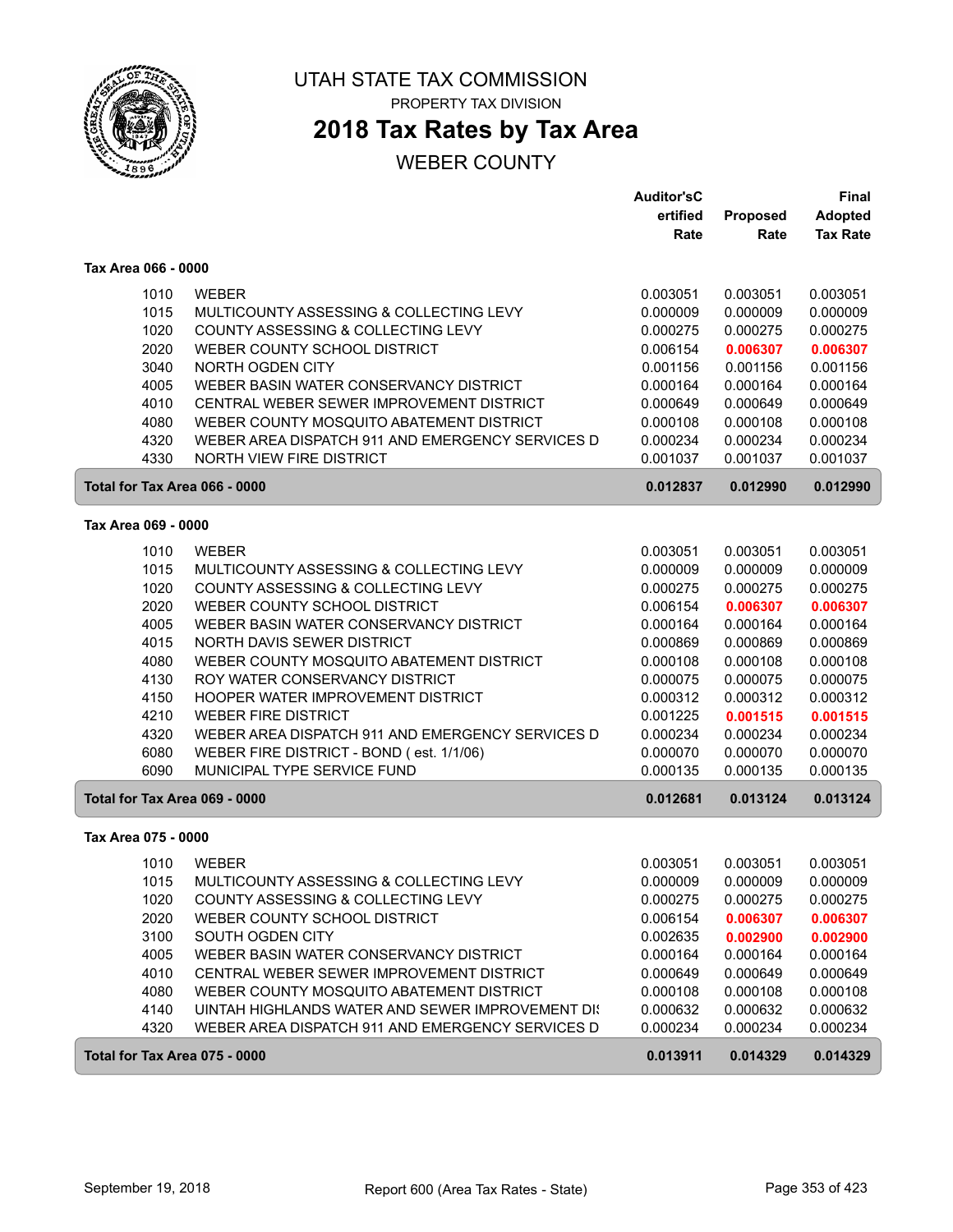# UTAH STATE TAX COMMISSION

PROPERTY TAX DIVISION

## 2018 Tax Rates by Tax Area

WEBER COUNTY

| | | Auditor'sCertified Rate | Proposed Rate | Final Adopted Tax Rate |
|---|---|---|---|---|
| **Tax Area 066 - 0000** | | | | |
| 1010 | WEBER | 0.003051 | 0.003051 | 0.003051 |
| 1015 | MULTICOUNTY ASSESSING & COLLECTING LEVY | 0.000009 | 0.000009 | 0.000009 |
| 1020 | COUNTY ASSESSING & COLLECTING LEVY | 0.000275 | 0.000275 | 0.000275 |
| 2020 | WEBER COUNTY SCHOOL DISTRICT | 0.006154 | **0.006307** | **0.006307** |
| 3040 | NORTH OGDEN CITY | 0.001156 | 0.001156 | 0.001156 |
| 4005 | WEBER BASIN WATER CONSERVANCY DISTRICT | 0.000164 | 0.000164 | 0.000164 |
| 4010 | CENTRAL WEBER SEWER IMPROVEMENT DISTRICT | 0.000649 | 0.000649 | 0.000649 |
| 4080 | WEBER COUNTY MOSQUITO ABATEMENT DISTRICT | 0.000108 | 0.000108 | 0.000108 |
| 4320 | WEBER AREA DISPATCH 911 AND EMERGENCY SERVICES D | 0.000234 | 0.000234 | 0.000234 |
| 4330 | NORTH VIEW FIRE DISTRICT | 0.001037 | 0.001037 | 0.001037 |
| **Total for Tax Area 066 - 0000** | | **0.012837** | **0.012990** | **0.012990** |
| **Tax Area 069 - 0000** | | | | |
| 1010 | WEBER | 0.003051 | 0.003051 | 0.003051 |
| 1015 | MULTICOUNTY ASSESSING & COLLECTING LEVY | 0.000009 | 0.000009 | 0.000009 |
| 1020 | COUNTY ASSESSING & COLLECTING LEVY | 0.000275 | 0.000275 | 0.000275 |
| 2020 | WEBER COUNTY SCHOOL DISTRICT | 0.006154 | **0.006307** | **0.006307** |
| 4005 | WEBER BASIN WATER CONSERVANCY DISTRICT | 0.000164 | 0.000164 | 0.000164 |
| 4015 | NORTH DAVIS SEWER DISTRICT | 0.000869 | 0.000869 | 0.000869 |
| 4080 | WEBER COUNTY MOSQUITO ABATEMENT DISTRICT | 0.000108 | 0.000108 | 0.000108 |
| 4130 | ROY WATER CONSERVANCY DISTRICT | 0.000075 | 0.000075 | 0.000075 |
| 4150 | HOOPER WATER IMPROVEMENT DISTRICT | 0.000312 | 0.000312 | 0.000312 |
| 4210 | WEBER FIRE DISTRICT | 0.001225 | **0.001515** | **0.001515** |
| 4320 | WEBER AREA DISPATCH 911 AND EMERGENCY SERVICES D | 0.000234 | 0.000234 | 0.000234 |
| 6080 | WEBER FIRE DISTRICT - BOND ( est. 1/1/06) | 0.000070 | 0.000070 | 0.000070 |
| 6090 | MUNICIPAL TYPE SERVICE FUND | 0.000135 | 0.000135 | 0.000135 |
| **Total for Tax Area 069 - 0000** | | **0.012681** | **0.013124** | **0.013124** |
| **Tax Area 075 - 0000** | | | | |
| 1010 | WEBER | 0.003051 | 0.003051 | 0.003051 |
| 1015 | MULTICOUNTY ASSESSING & COLLECTING LEVY | 0.000009 | 0.000009 | 0.000009 |
| 1020 | COUNTY ASSESSING & COLLECTING LEVY | 0.000275 | 0.000275 | 0.000275 |
| 2020 | WEBER COUNTY SCHOOL DISTRICT | 0.006154 | **0.006307** | **0.006307** |
| 3100 | SOUTH OGDEN CITY | 0.002635 | **0.002900** | **0.002900** |
| 4005 | WEBER BASIN WATER CONSERVANCY DISTRICT | 0.000164 | 0.000164 | 0.000164 |
| 4010 | CENTRAL WEBER SEWER IMPROVEMENT DISTRICT | 0.000649 | 0.000649 | 0.000649 |
| 4080 | WEBER COUNTY MOSQUITO ABATEMENT DISTRICT | 0.000108 | 0.000108 | 0.000108 |
| 4140 | UINTAH HIGHLANDS WATER AND SEWER IMPROVEMENT DI: | 0.000632 | 0.000632 | 0.000632 |
| 4320 | WEBER AREA DISPATCH 911 AND EMERGENCY SERVICES D | 0.000234 | 0.000234 | 0.000234 |
| **Total for Tax Area 075 - 0000** | | **0.013911** | **0.014329** | **0.014329** |

September 19, 2018 — Report 600 (Area Tax Rates - State)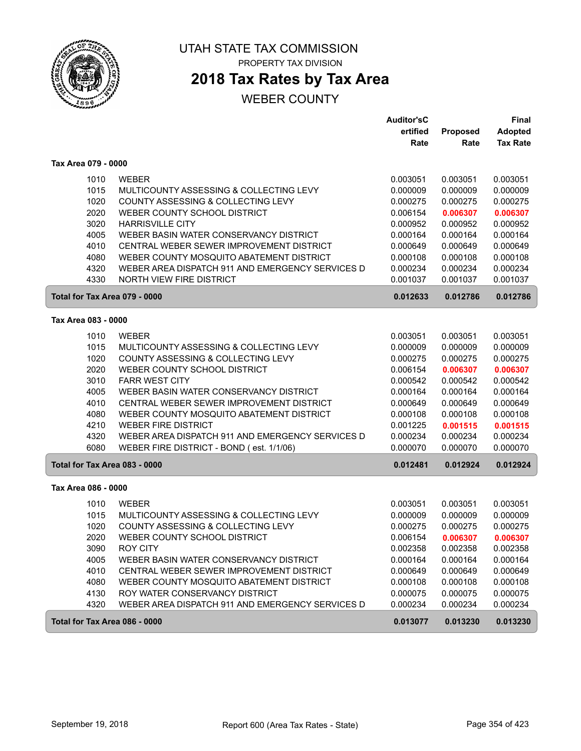# UTAH STATE TAX COMMISSION

PROPERTY TAX DIVISION

## 2018 Tax Rates by Tax Area

WEBER COUNTY

| | | Auditor'sCertified Rate | Proposed Rate | Final Adopted Tax Rate |
|---|---|---|---|---|
| **Tax Area 079 - 0000** | | | | |
| 1010 | WEBER | 0.003051 | 0.003051 | 0.003051 |
| 1015 | MULTICOUNTY ASSESSING & COLLECTING LEVY | 0.000009 | 0.000009 | 0.000009 |
| 1020 | COUNTY ASSESSING & COLLECTING LEVY | 0.000275 | 0.000275 | 0.000275 |
| 2020 | WEBER COUNTY SCHOOL DISTRICT | 0.006154 | **0.006307** | **0.006307** |
| 3020 | HARRISVILLE CITY | 0.000952 | 0.000952 | 0.000952 |
| 4005 | WEBER BASIN WATER CONSERVANCY DISTRICT | 0.000164 | 0.000164 | 0.000164 |
| 4010 | CENTRAL WEBER SEWER IMPROVEMENT DISTRICT | 0.000649 | 0.000649 | 0.000649 |
| 4080 | WEBER COUNTY MOSQUITO ABATEMENT DISTRICT | 0.000108 | 0.000108 | 0.000108 |
| 4320 | WEBER AREA DISPATCH 911 AND EMERGENCY SERVICES D | 0.000234 | 0.000234 | 0.000234 |
| 4330 | NORTH VIEW FIRE DISTRICT | 0.001037 | 0.001037 | 0.001037 |
| **Total for Tax Area 079 - 0000** | | **0.012633** | **0.012786** | **0.012786** |
| **Tax Area 083 - 0000** | | | | |
| 1010 | WEBER | 0.003051 | 0.003051 | 0.003051 |
| 1015 | MULTICOUNTY ASSESSING & COLLECTING LEVY | 0.000009 | 0.000009 | 0.000009 |
| 1020 | COUNTY ASSESSING & COLLECTING LEVY | 0.000275 | 0.000275 | 0.000275 |
| 2020 | WEBER COUNTY SCHOOL DISTRICT | 0.006154 | **0.006307** | **0.006307** |
| 3010 | FARR WEST CITY | 0.000542 | 0.000542 | 0.000542 |
| 4005 | WEBER BASIN WATER CONSERVANCY DISTRICT | 0.000164 | 0.000164 | 0.000164 |
| 4010 | CENTRAL WEBER SEWER IMPROVEMENT DISTRICT | 0.000649 | 0.000649 | 0.000649 |
| 4080 | WEBER COUNTY MOSQUITO ABATEMENT DISTRICT | 0.000108 | 0.000108 | 0.000108 |
| 4210 | WEBER FIRE DISTRICT | 0.001225 | **0.001515** | **0.001515** |
| 4320 | WEBER AREA DISPATCH 911 AND EMERGENCY SERVICES D | 0.000234 | 0.000234 | 0.000234 |
| 6080 | WEBER FIRE DISTRICT - BOND ( est. 1/1/06) | 0.000070 | 0.000070 | 0.000070 |
| **Total for Tax Area 083 - 0000** | | **0.012481** | **0.012924** | **0.012924** |
| **Tax Area 086 - 0000** | | | | |
| 1010 | WEBER | 0.003051 | 0.003051 | 0.003051 |
| 1015 | MULTICOUNTY ASSESSING & COLLECTING LEVY | 0.000009 | 0.000009 | 0.000009 |
| 1020 | COUNTY ASSESSING & COLLECTING LEVY | 0.000275 | 0.000275 | 0.000275 |
| 2020 | WEBER COUNTY SCHOOL DISTRICT | 0.006154 | **0.006307** | **0.006307** |
| 3090 | ROY CITY | 0.002358 | 0.002358 | 0.002358 |
| 4005 | WEBER BASIN WATER CONSERVANCY DISTRICT | 0.000164 | 0.000164 | 0.000164 |
| 4010 | CENTRAL WEBER SEWER IMPROVEMENT DISTRICT | 0.000649 | 0.000649 | 0.000649 |
| 4080 | WEBER COUNTY MOSQUITO ABATEMENT DISTRICT | 0.000108 | 0.000108 | 0.000108 |
| 4130 | ROY WATER CONSERVANCY DISTRICT | 0.000075 | 0.000075 | 0.000075 |
| 4320 | WEBER AREA DISPATCH 911 AND EMERGENCY SERVICES D | 0.000234 | 0.000234 | 0.000234 |
| **Total for Tax Area 086 - 0000** | | **0.013077** | **0.013230** | **0.013230** |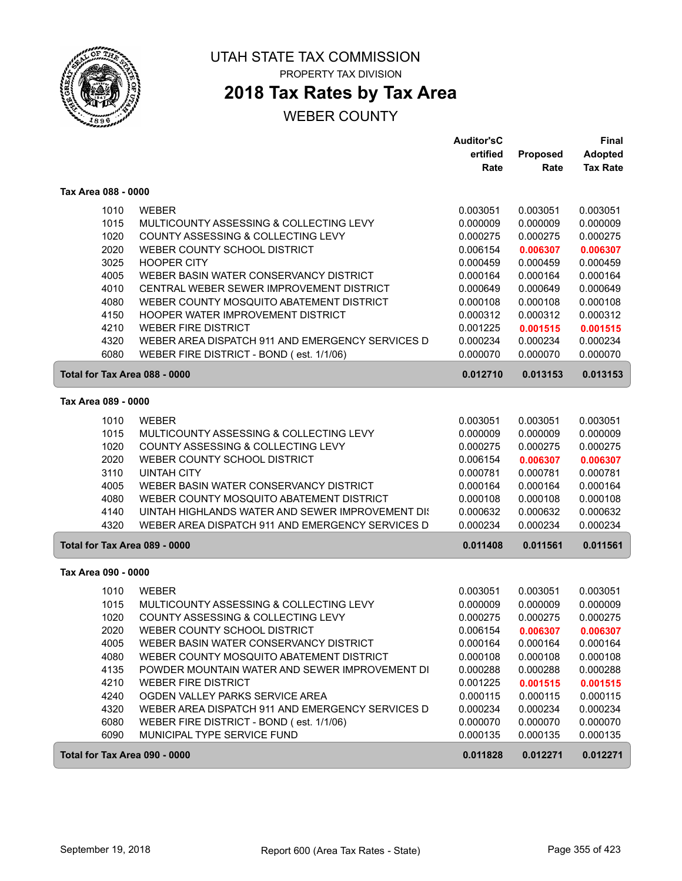# UTAH STATE TAX COMMISSION

PROPERTY TAX DIVISION

## 2018 Tax Rates by Tax Area

WEBER COUNTY

### Tax Area 088 - 0000

| | | Auditor'sCertified Rate | Proposed Rate | Final Adopted Tax Rate |
|---|---|---|---|---|
| 1010 | WEBER | 0.003051 | 0.003051 | 0.003051 |
| 1015 | MULTICOUNTY ASSESSING & COLLECTING LEVY | 0.000009 | 0.000009 | 0.000009 |
| 1020 | COUNTY ASSESSING & COLLECTING LEVY | 0.000275 | 0.000275 | 0.000275 |
| 2020 | WEBER COUNTY SCHOOL DISTRICT | 0.006154 | **0.006307** | **0.006307** |
| 3025 | HOOPER CITY | 0.000459 | 0.000459 | 0.000459 |
| 4005 | WEBER BASIN WATER CONSERVANCY DISTRICT | 0.000164 | 0.000164 | 0.000164 |
| 4010 | CENTRAL WEBER SEWER IMPROVEMENT DISTRICT | 0.000649 | 0.000649 | 0.000649 |
| 4080 | WEBER COUNTY MOSQUITO ABATEMENT DISTRICT | 0.000108 | 0.000108 | 0.000108 |
| 4150 | HOOPER WATER IMPROVEMENT DISTRICT | 0.000312 | 0.000312 | 0.000312 |
| 4210 | WEBER FIRE DISTRICT | 0.001225 | **0.001515** | **0.001515** |
| 4320 | WEBER AREA DISPATCH 911 AND EMERGENCY SERVICES D | 0.000234 | 0.000234 | 0.000234 |
| 6080 | WEBER FIRE DISTRICT - BOND ( est. 1/1/06) | 0.000070 | 0.000070 | 0.000070 |
| **Total for Tax Area 088 - 0000** | | **0.012710** | **0.013153** | **0.013153** |

### Tax Area 089 - 0000

| | | Auditor'sCertified Rate | Proposed Rate | Final Adopted Tax Rate |
|---|---|---|---|---|
| 1010 | WEBER | 0.003051 | 0.003051 | 0.003051 |
| 1015 | MULTICOUNTY ASSESSING & COLLECTING LEVY | 0.000009 | 0.000009 | 0.000009 |
| 1020 | COUNTY ASSESSING & COLLECTING LEVY | 0.000275 | 0.000275 | 0.000275 |
| 2020 | WEBER COUNTY SCHOOL DISTRICT | 0.006154 | **0.006307** | **0.006307** |
| 3110 | UINTAH CITY | 0.000781 | 0.000781 | 0.000781 |
| 4005 | WEBER BASIN WATER CONSERVANCY DISTRICT | 0.000164 | 0.000164 | 0.000164 |
| 4080 | WEBER COUNTY MOSQUITO ABATEMENT DISTRICT | 0.000108 | 0.000108 | 0.000108 |
| 4140 | UINTAH HIGHLANDS WATER AND SEWER IMPROVEMENT DI | 0.000632 | 0.000632 | 0.000632 |
| 4320 | WEBER AREA DISPATCH 911 AND EMERGENCY SERVICES D | 0.000234 | 0.000234 | 0.000234 |
| **Total for Tax Area 089 - 0000** | | **0.011408** | **0.011561** | **0.011561** |

### Tax Area 090 - 0000

| | | Auditor'sCertified Rate | Proposed Rate | Final Adopted Tax Rate |
|---|---|---|---|---|
| 1010 | WEBER | 0.003051 | 0.003051 | 0.003051 |
| 1015 | MULTICOUNTY ASSESSING & COLLECTING LEVY | 0.000009 | 0.000009 | 0.000009 |
| 1020 | COUNTY ASSESSING & COLLECTING LEVY | 0.000275 | 0.000275 | 0.000275 |
| 2020 | WEBER COUNTY SCHOOL DISTRICT | 0.006154 | **0.006307** | **0.006307** |
| 4005 | WEBER BASIN WATER CONSERVANCY DISTRICT | 0.000164 | 0.000164 | 0.000164 |
| 4080 | WEBER COUNTY MOSQUITO ABATEMENT DISTRICT | 0.000108 | 0.000108 | 0.000108 |
| 4135 | POWDER MOUNTAIN WATER AND SEWER IMPROVEMENT DI | 0.000288 | 0.000288 | 0.000288 |
| 4210 | WEBER FIRE DISTRICT | 0.001225 | **0.001515** | **0.001515** |
| 4240 | OGDEN VALLEY PARKS SERVICE AREA | 0.000115 | 0.000115 | 0.000115 |
| 4320 | WEBER AREA DISPATCH 911 AND EMERGENCY SERVICES D | 0.000234 | 0.000234 | 0.000234 |
| 6080 | WEBER FIRE DISTRICT - BOND ( est. 1/1/06) | 0.000070 | 0.000070 | 0.000070 |
| 6090 | MUNICIPAL TYPE SERVICE FUND | 0.000135 | 0.000135 | 0.000135 |
| **Total for Tax Area 090 - 0000** | | **0.011828** | **0.012271** | **0.012271** |

September 19, 2018 — Report 600 (Area Tax Rates - State)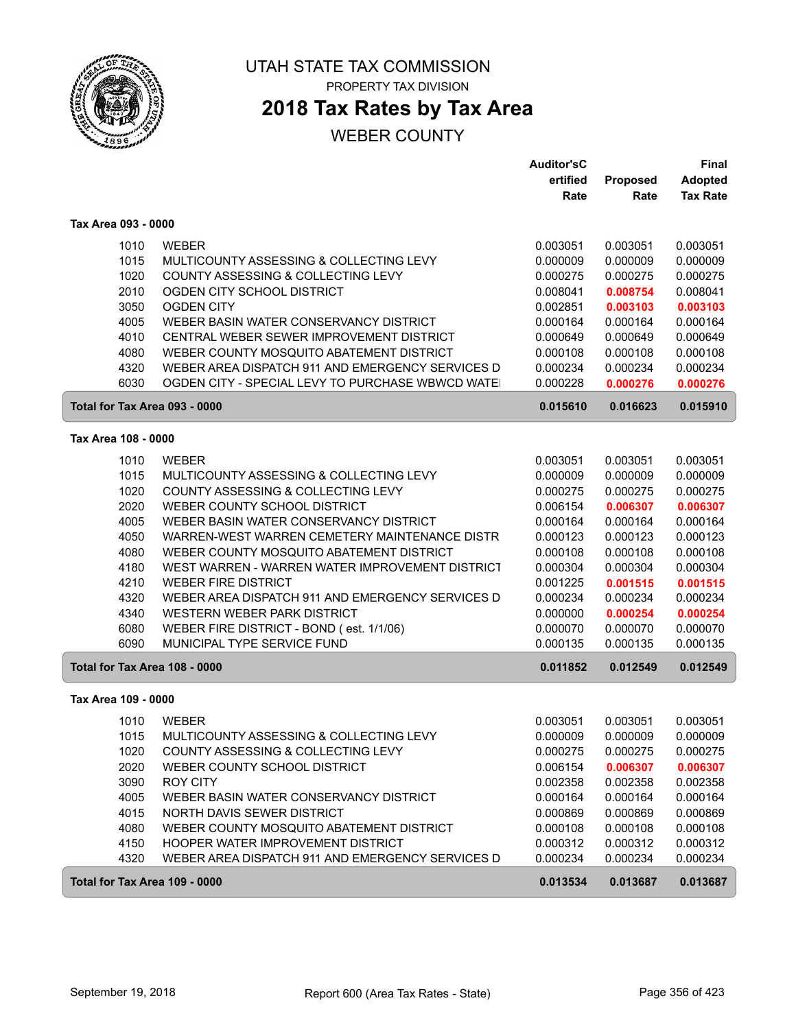# UTAH STATE TAX COMMISSION

PROPERTY TAX DIVISION

## 2018 Tax Rates by Tax Area

WEBER COUNTY

| | | Auditor'sCertified Rate | Proposed Rate | Final Adopted Tax Rate |
|---|---|---|---|---|
| **Tax Area 093 - 0000** | | | | |
| 1010 | WEBER | 0.003051 | 0.003051 | 0.003051 |
| 1015 | MULTICOUNTY ASSESSING & COLLECTING LEVY | 0.000009 | 0.000009 | 0.000009 |
| 1020 | COUNTY ASSESSING & COLLECTING LEVY | 0.000275 | 0.000275 | 0.000275 |
| 2010 | OGDEN CITY SCHOOL DISTRICT | 0.008041 | **0.008754** | 0.008041 |
| 3050 | OGDEN CITY | 0.002851 | **0.003103** | **0.003103** |
| 4005 | WEBER BASIN WATER CONSERVANCY DISTRICT | 0.000164 | 0.000164 | 0.000164 |
| 4010 | CENTRAL WEBER SEWER IMPROVEMENT DISTRICT | 0.000649 | 0.000649 | 0.000649 |
| 4080 | WEBER COUNTY MOSQUITO ABATEMENT DISTRICT | 0.000108 | 0.000108 | 0.000108 |
| 4320 | WEBER AREA DISPATCH 911 AND EMERGENCY SERVICES D | 0.000234 | 0.000234 | 0.000234 |
| 6030 | OGDEN CITY - SPECIAL LEVY TO PURCHASE WBWCD WATE | 0.000228 | **0.000276** | **0.000276** |
| **Total for Tax Area 093 - 0000** | | **0.015610** | **0.016623** | **0.015910** |
| **Tax Area 108 - 0000** | | | | |
| 1010 | WEBER | 0.003051 | 0.003051 | 0.003051 |
| 1015 | MULTICOUNTY ASSESSING & COLLECTING LEVY | 0.000009 | 0.000009 | 0.000009 |
| 1020 | COUNTY ASSESSING & COLLECTING LEVY | 0.000275 | 0.000275 | 0.000275 |
| 2020 | WEBER COUNTY SCHOOL DISTRICT | 0.006154 | **0.006307** | **0.006307** |
| 4005 | WEBER BASIN WATER CONSERVANCY DISTRICT | 0.000164 | 0.000164 | 0.000164 |
| 4050 | WARREN-WEST WARREN CEMETERY MAINTENANCE DISTR | 0.000123 | 0.000123 | 0.000123 |
| 4080 | WEBER COUNTY MOSQUITO ABATEMENT DISTRICT | 0.000108 | 0.000108 | 0.000108 |
| 4180 | WEST WARREN - WARREN WATER IMPROVEMENT DISTRICT | 0.000304 | 0.000304 | 0.000304 |
| 4210 | WEBER FIRE DISTRICT | 0.001225 | **0.001515** | **0.001515** |
| 4320 | WEBER AREA DISPATCH 911 AND EMERGENCY SERVICES D | 0.000234 | 0.000234 | 0.000234 |
| 4340 | WESTERN WEBER PARK DISTRICT | 0.000000 | **0.000254** | **0.000254** |
| 6080 | WEBER FIRE DISTRICT - BOND ( est. 1/1/06) | 0.000070 | 0.000070 | 0.000070 |
| 6090 | MUNICIPAL TYPE SERVICE FUND | 0.000135 | 0.000135 | 0.000135 |
| **Total for Tax Area 108 - 0000** | | **0.011852** | **0.012549** | **0.012549** |
| **Tax Area 109 - 0000** | | | | |
| 1010 | WEBER | 0.003051 | 0.003051 | 0.003051 |
| 1015 | MULTICOUNTY ASSESSING & COLLECTING LEVY | 0.000009 | 0.000009 | 0.000009 |
| 1020 | COUNTY ASSESSING & COLLECTING LEVY | 0.000275 | 0.000275 | 0.000275 |
| 2020 | WEBER COUNTY SCHOOL DISTRICT | 0.006154 | **0.006307** | **0.006307** |
| 3090 | ROY CITY | 0.002358 | 0.002358 | 0.002358 |
| 4005 | WEBER BASIN WATER CONSERVANCY DISTRICT | 0.000164 | 0.000164 | 0.000164 |
| 4015 | NORTH DAVIS SEWER DISTRICT | 0.000869 | 0.000869 | 0.000869 |
| 4080 | WEBER COUNTY MOSQUITO ABATEMENT DISTRICT | 0.000108 | 0.000108 | 0.000108 |
| 4150 | HOOPER WATER IMPROVEMENT DISTRICT | 0.000312 | 0.000312 | 0.000312 |
| 4320 | WEBER AREA DISPATCH 911 AND EMERGENCY SERVICES D | 0.000234 | 0.000234 | 0.000234 |
| **Total for Tax Area 109 - 0000** | | **0.013534** | **0.013687** | **0.013687** |

September 19, 2018 — Report 600 (Area Tax Rates - State)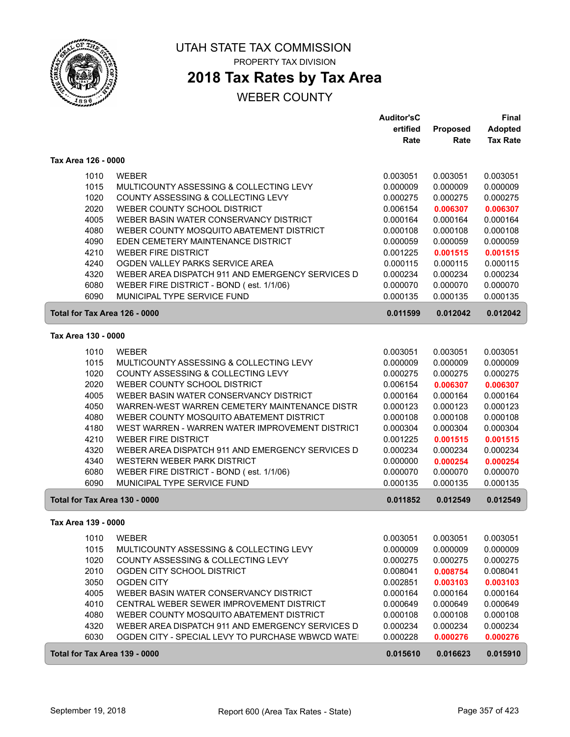# UTAH STATE TAX COMMISSION

PROPERTY TAX DIVISION

## 2018 Tax Rates by Tax Area

WEBER COUNTY

| | | Auditor'sCertified Rate | Proposed Rate | Final Adopted Tax Rate |
|---|---|---|---|---|
| **Tax Area 126 - 0000** | | | | |
| 1010 | WEBER | 0.003051 | 0.003051 | 0.003051 |
| 1015 | MULTICOUNTY ASSESSING & COLLECTING LEVY | 0.000009 | 0.000009 | 0.000009 |
| 1020 | COUNTY ASSESSING & COLLECTING LEVY | 0.000275 | 0.000275 | 0.000275 |
| 2020 | WEBER COUNTY SCHOOL DISTRICT | 0.006154 | **0.006307** | **0.006307** |
| 4005 | WEBER BASIN WATER CONSERVANCY DISTRICT | 0.000164 | 0.000164 | 0.000164 |
| 4080 | WEBER COUNTY MOSQUITO ABATEMENT DISTRICT | 0.000108 | 0.000108 | 0.000108 |
| 4090 | EDEN CEMETERY MAINTENANCE DISTRICT | 0.000059 | 0.000059 | 0.000059 |
| 4210 | WEBER FIRE DISTRICT | 0.001225 | **0.001515** | **0.001515** |
| 4240 | OGDEN VALLEY PARKS SERVICE AREA | 0.000115 | 0.000115 | 0.000115 |
| 4320 | WEBER AREA DISPATCH 911 AND EMERGENCY SERVICES D | 0.000234 | 0.000234 | 0.000234 |
| 6080 | WEBER FIRE DISTRICT - BOND ( est. 1/1/06) | 0.000070 | 0.000070 | 0.000070 |
| 6090 | MUNICIPAL TYPE SERVICE FUND | 0.000135 | 0.000135 | 0.000135 |
| **Total for Tax Area 126 - 0000** | | **0.011599** | **0.012042** | **0.012042** |
| **Tax Area 130 - 0000** | | | | |
| 1010 | WEBER | 0.003051 | 0.003051 | 0.003051 |
| 1015 | MULTICOUNTY ASSESSING & COLLECTING LEVY | 0.000009 | 0.000009 | 0.000009 |
| 1020 | COUNTY ASSESSING & COLLECTING LEVY | 0.000275 | 0.000275 | 0.000275 |
| 2020 | WEBER COUNTY SCHOOL DISTRICT | 0.006154 | **0.006307** | **0.006307** |
| 4005 | WEBER BASIN WATER CONSERVANCY DISTRICT | 0.000164 | 0.000164 | 0.000164 |
| 4050 | WARREN-WEST WARREN CEMETERY MAINTENANCE DISTR | 0.000123 | 0.000123 | 0.000123 |
| 4080 | WEBER COUNTY MOSQUITO ABATEMENT DISTRICT | 0.000108 | 0.000108 | 0.000108 |
| 4180 | WEST WARREN - WARREN WATER IMPROVEMENT DISTRICT | 0.000304 | 0.000304 | 0.000304 |
| 4210 | WEBER FIRE DISTRICT | 0.001225 | **0.001515** | **0.001515** |
| 4320 | WEBER AREA DISPATCH 911 AND EMERGENCY SERVICES D | 0.000234 | 0.000234 | 0.000234 |
| 4340 | WESTERN WEBER PARK DISTRICT | 0.000000 | **0.000254** | **0.000254** |
| 6080 | WEBER FIRE DISTRICT - BOND ( est. 1/1/06) | 0.000070 | 0.000070 | 0.000070 |
| 6090 | MUNICIPAL TYPE SERVICE FUND | 0.000135 | 0.000135 | 0.000135 |
| **Total for Tax Area 130 - 0000** | | **0.011852** | **0.012549** | **0.012549** |
| **Tax Area 139 - 0000** | | | | |
| 1010 | WEBER | 0.003051 | 0.003051 | 0.003051 |
| 1015 | MULTICOUNTY ASSESSING & COLLECTING LEVY | 0.000009 | 0.000009 | 0.000009 |
| 1020 | COUNTY ASSESSING & COLLECTING LEVY | 0.000275 | 0.000275 | 0.000275 |
| 2010 | OGDEN CITY SCHOOL DISTRICT | 0.008041 | **0.008754** | 0.008041 |
| 3050 | OGDEN CITY | 0.002851 | **0.003103** | **0.003103** |
| 4005 | WEBER BASIN WATER CONSERVANCY DISTRICT | 0.000164 | 0.000164 | 0.000164 |
| 4010 | CENTRAL WEBER SEWER IMPROVEMENT DISTRICT | 0.000649 | 0.000649 | 0.000649 |
| 4080 | WEBER COUNTY MOSQUITO ABATEMENT DISTRICT | 0.000108 | 0.000108 | 0.000108 |
| 4320 | WEBER AREA DISPATCH 911 AND EMERGENCY SERVICES D | 0.000234 | 0.000234 | 0.000234 |
| 6030 | OGDEN CITY - SPECIAL LEVY TO PURCHASE WBWCD WATE | 0.000228 | **0.000276** | **0.000276** |
| **Total for Tax Area 139 - 0000** | | **0.015610** | **0.016623** | **0.015910** |

September 19, 2018 — Report 600 (Area Tax Rates - State)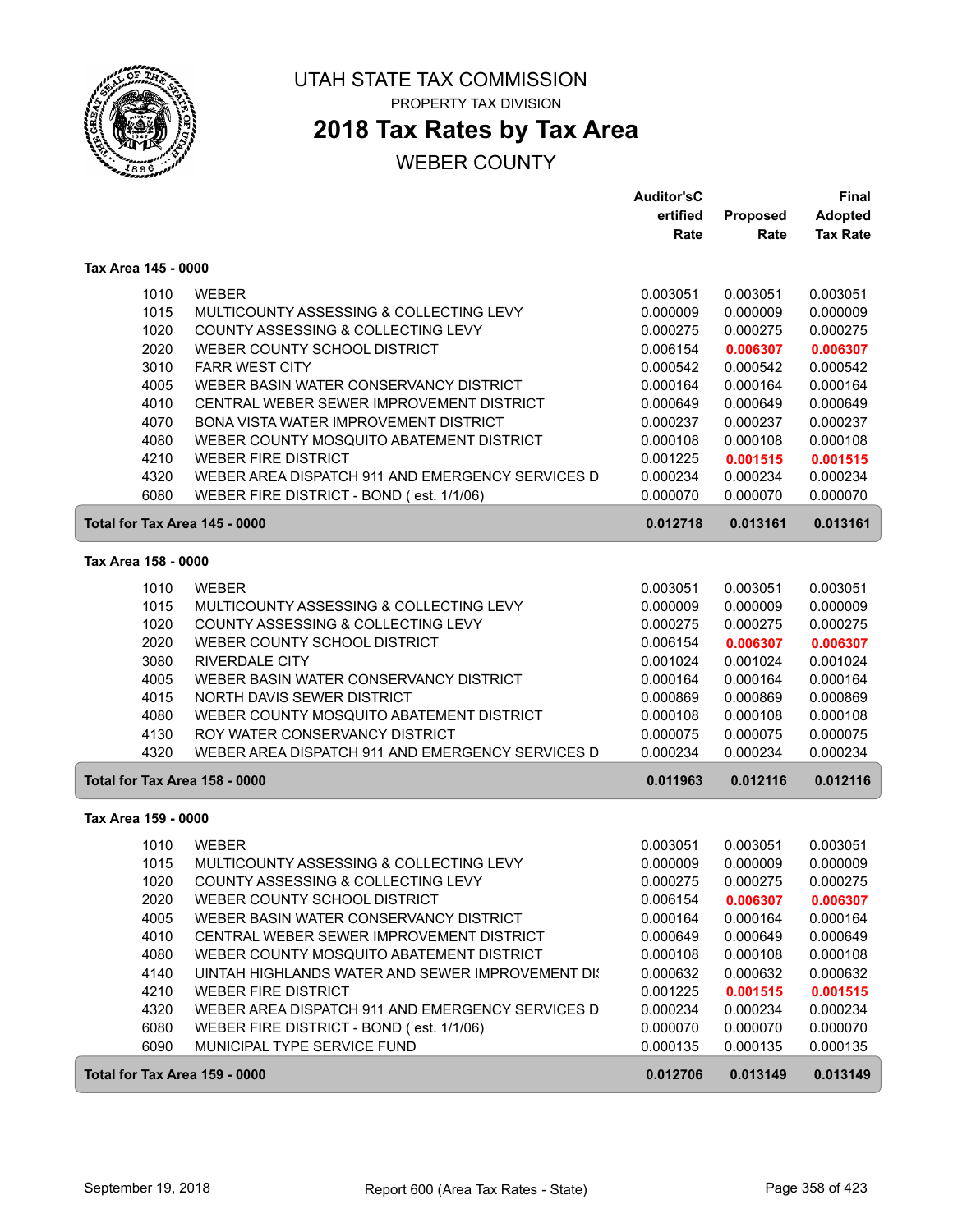# UTAH STATE TAX COMMISSION

PROPERTY TAX DIVISION

## 2018 Tax Rates by Tax Area

WEBER COUNTY

### Tax Area 145 - 0000

| | | Auditor'sCertified Rate | Proposed Rate | Final Adopted Tax Rate |
|---|---|---|---|---|
| 1010 | WEBER | 0.003051 | 0.003051 | 0.003051 |
| 1015 | MULTICOUNTY ASSESSING & COLLECTING LEVY | 0.000009 | 0.000009 | 0.000009 |
| 1020 | COUNTY ASSESSING & COLLECTING LEVY | 0.000275 | 0.000275 | 0.000275 |
| 2020 | WEBER COUNTY SCHOOL DISTRICT | 0.006154 | **0.006307** | **0.006307** |
| 3010 | FARR WEST CITY | 0.000542 | 0.000542 | 0.000542 |
| 4005 | WEBER BASIN WATER CONSERVANCY DISTRICT | 0.000164 | 0.000164 | 0.000164 |
| 4010 | CENTRAL WEBER SEWER IMPROVEMENT DISTRICT | 0.000649 | 0.000649 | 0.000649 |
| 4070 | BONA VISTA WATER IMPROVEMENT DISTRICT | 0.000237 | 0.000237 | 0.000237 |
| 4080 | WEBER COUNTY MOSQUITO ABATEMENT DISTRICT | 0.000108 | 0.000108 | 0.000108 |
| 4210 | WEBER FIRE DISTRICT | 0.001225 | **0.001515** | **0.001515** |
| 4320 | WEBER AREA DISPATCH 911 AND EMERGENCY SERVICES D | 0.000234 | 0.000234 | 0.000234 |
| 6080 | WEBER FIRE DISTRICT - BOND ( est. 1/1/06) | 0.000070 | 0.000070 | 0.000070 |
| **Total for Tax Area 145 - 0000** | | **0.012718** | **0.013161** | **0.013161** |

### Tax Area 158 - 0000

| | | Auditor'sCertified Rate | Proposed Rate | Final Adopted Tax Rate |
|---|---|---|---|---|
| 1010 | WEBER | 0.003051 | 0.003051 | 0.003051 |
| 1015 | MULTICOUNTY ASSESSING & COLLECTING LEVY | 0.000009 | 0.000009 | 0.000009 |
| 1020 | COUNTY ASSESSING & COLLECTING LEVY | 0.000275 | 0.000275 | 0.000275 |
| 2020 | WEBER COUNTY SCHOOL DISTRICT | 0.006154 | **0.006307** | **0.006307** |
| 3080 | RIVERDALE CITY | 0.001024 | 0.001024 | 0.001024 |
| 4005 | WEBER BASIN WATER CONSERVANCY DISTRICT | 0.000164 | 0.000164 | 0.000164 |
| 4015 | NORTH DAVIS SEWER DISTRICT | 0.000869 | 0.000869 | 0.000869 |
| 4080 | WEBER COUNTY MOSQUITO ABATEMENT DISTRICT | 0.000108 | 0.000108 | 0.000108 |
| 4130 | ROY WATER CONSERVANCY DISTRICT | 0.000075 | 0.000075 | 0.000075 |
| 4320 | WEBER AREA DISPATCH 911 AND EMERGENCY SERVICES D | 0.000234 | 0.000234 | 0.000234 |
| **Total for Tax Area 158 - 0000** | | **0.011963** | **0.012116** | **0.012116** |

### Tax Area 159 - 0000

| | | Auditor'sCertified Rate | Proposed Rate | Final Adopted Tax Rate |
|---|---|---|---|---|
| 1010 | WEBER | 0.003051 | 0.003051 | 0.003051 |
| 1015 | MULTICOUNTY ASSESSING & COLLECTING LEVY | 0.000009 | 0.000009 | 0.000009 |
| 1020 | COUNTY ASSESSING & COLLECTING LEVY | 0.000275 | 0.000275 | 0.000275 |
| 2020 | WEBER COUNTY SCHOOL DISTRICT | 0.006154 | **0.006307** | **0.006307** |
| 4005 | WEBER BASIN WATER CONSERVANCY DISTRICT | 0.000164 | 0.000164 | 0.000164 |
| 4010 | CENTRAL WEBER SEWER IMPROVEMENT DISTRICT | 0.000649 | 0.000649 | 0.000649 |
| 4080 | WEBER COUNTY MOSQUITO ABATEMENT DISTRICT | 0.000108 | 0.000108 | 0.000108 |
| 4140 | UINTAH HIGHLANDS WATER AND SEWER IMPROVEMENT DI: | 0.000632 | 0.000632 | 0.000632 |
| 4210 | WEBER FIRE DISTRICT | 0.001225 | **0.001515** | **0.001515** |
| 4320 | WEBER AREA DISPATCH 911 AND EMERGENCY SERVICES D | 0.000234 | 0.000234 | 0.000234 |
| 6080 | WEBER FIRE DISTRICT - BOND ( est. 1/1/06) | 0.000070 | 0.000070 | 0.000070 |
| 6090 | MUNICIPAL TYPE SERVICE FUND | 0.000135 | 0.000135 | 0.000135 |
| **Total for Tax Area 159 - 0000** | | **0.012706** | **0.013149** | **0.013149** |

September 19, 2018 — Report 600 (Area Tax Rates - State)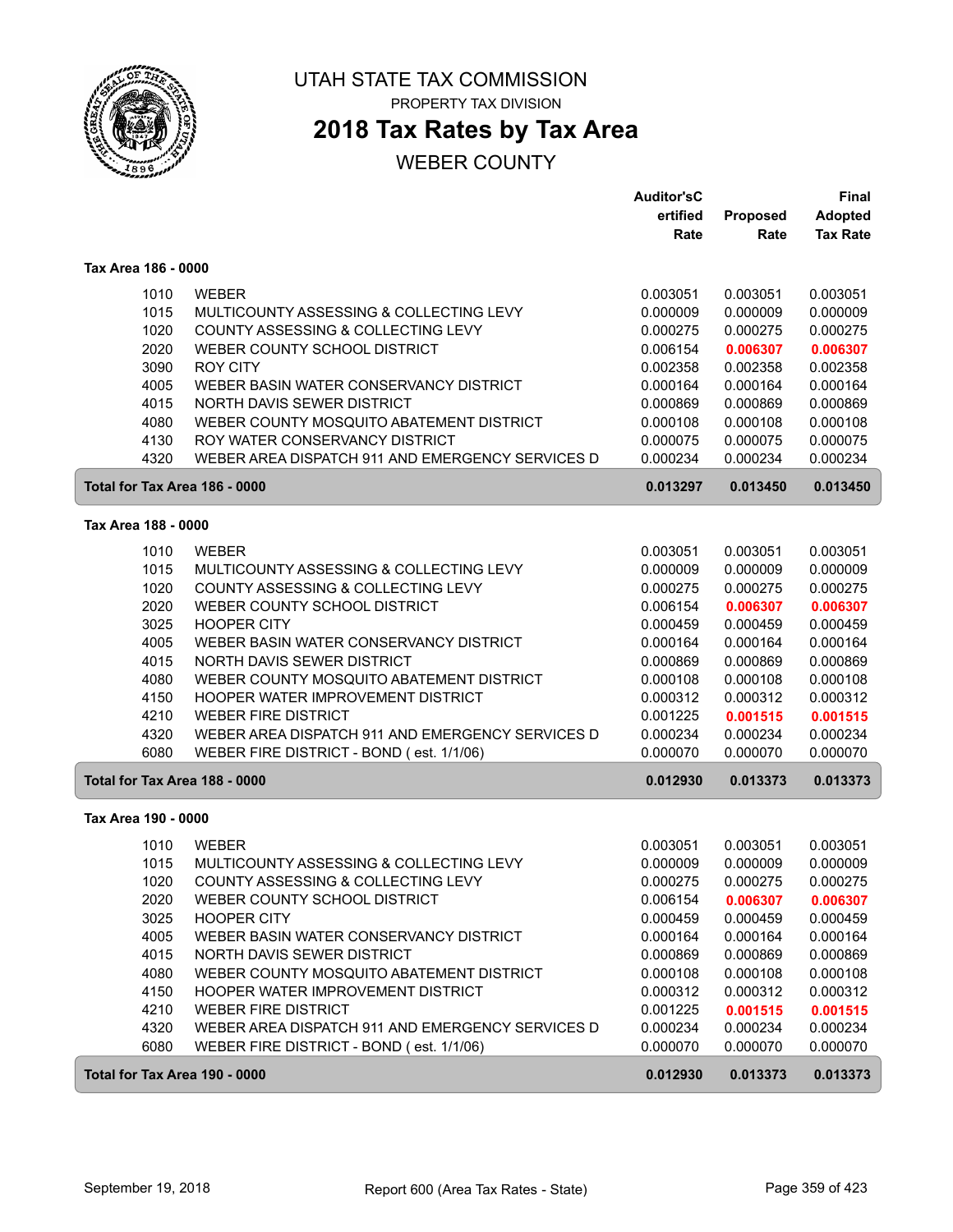# UTAH STATE TAX COMMISSION

PROPERTY TAX DIVISION

## 2018 Tax Rates by Tax Area

WEBER COUNTY

| | | Auditor'sCertified Rate | Proposed Rate | Final Adopted Tax Rate |
|---|---|---|---|---|
| **Tax Area 186 - 0000** | | | | |
| 1010 | WEBER | 0.003051 | 0.003051 | 0.003051 |
| 1015 | MULTICOUNTY ASSESSING & COLLECTING LEVY | 0.000009 | 0.000009 | 0.000009 |
| 1020 | COUNTY ASSESSING & COLLECTING LEVY | 0.000275 | 0.000275 | 0.000275 |
| 2020 | WEBER COUNTY SCHOOL DISTRICT | 0.006154 | **0.006307** | **0.006307** |
| 3090 | ROY CITY | 0.002358 | 0.002358 | 0.002358 |
| 4005 | WEBER BASIN WATER CONSERVANCY DISTRICT | 0.000164 | 0.000164 | 0.000164 |
| 4015 | NORTH DAVIS SEWER DISTRICT | 0.000869 | 0.000869 | 0.000869 |
| 4080 | WEBER COUNTY MOSQUITO ABATEMENT DISTRICT | 0.000108 | 0.000108 | 0.000108 |
| 4130 | ROY WATER CONSERVANCY DISTRICT | 0.000075 | 0.000075 | 0.000075 |
| 4320 | WEBER AREA DISPATCH 911 AND EMERGENCY SERVICES D | 0.000234 | 0.000234 | 0.000234 |
| **Total for Tax Area 186 - 0000** | | **0.013297** | **0.013450** | **0.013450** |
| **Tax Area 188 - 0000** | | | | |
| 1010 | WEBER | 0.003051 | 0.003051 | 0.003051 |
| 1015 | MULTICOUNTY ASSESSING & COLLECTING LEVY | 0.000009 | 0.000009 | 0.000009 |
| 1020 | COUNTY ASSESSING & COLLECTING LEVY | 0.000275 | 0.000275 | 0.000275 |
| 2020 | WEBER COUNTY SCHOOL DISTRICT | 0.006154 | **0.006307** | **0.006307** |
| 3025 | HOOPER CITY | 0.000459 | 0.000459 | 0.000459 |
| 4005 | WEBER BASIN WATER CONSERVANCY DISTRICT | 0.000164 | 0.000164 | 0.000164 |
| 4015 | NORTH DAVIS SEWER DISTRICT | 0.000869 | 0.000869 | 0.000869 |
| 4080 | WEBER COUNTY MOSQUITO ABATEMENT DISTRICT | 0.000108 | 0.000108 | 0.000108 |
| 4150 | HOOPER WATER IMPROVEMENT DISTRICT | 0.000312 | 0.000312 | 0.000312 |
| 4210 | WEBER FIRE DISTRICT | 0.001225 | **0.001515** | **0.001515** |
| 4320 | WEBER AREA DISPATCH 911 AND EMERGENCY SERVICES D | 0.000234 | 0.000234 | 0.000234 |
| 6080 | WEBER FIRE DISTRICT - BOND ( est. 1/1/06) | 0.000070 | 0.000070 | 0.000070 |
| **Total for Tax Area 188 - 0000** | | **0.012930** | **0.013373** | **0.013373** |
| **Tax Area 190 - 0000** | | | | |
| 1010 | WEBER | 0.003051 | 0.003051 | 0.003051 |
| 1015 | MULTICOUNTY ASSESSING & COLLECTING LEVY | 0.000009 | 0.000009 | 0.000009 |
| 1020 | COUNTY ASSESSING & COLLECTING LEVY | 0.000275 | 0.000275 | 0.000275 |
| 2020 | WEBER COUNTY SCHOOL DISTRICT | 0.006154 | **0.006307** | **0.006307** |
| 3025 | HOOPER CITY | 0.000459 | 0.000459 | 0.000459 |
| 4005 | WEBER BASIN WATER CONSERVANCY DISTRICT | 0.000164 | 0.000164 | 0.000164 |
| 4015 | NORTH DAVIS SEWER DISTRICT | 0.000869 | 0.000869 | 0.000869 |
| 4080 | WEBER COUNTY MOSQUITO ABATEMENT DISTRICT | 0.000108 | 0.000108 | 0.000108 |
| 4150 | HOOPER WATER IMPROVEMENT DISTRICT | 0.000312 | 0.000312 | 0.000312 |
| 4210 | WEBER FIRE DISTRICT | 0.001225 | **0.001515** | **0.001515** |
| 4320 | WEBER AREA DISPATCH 911 AND EMERGENCY SERVICES D | 0.000234 | 0.000234 | 0.000234 |
| 6080 | WEBER FIRE DISTRICT - BOND ( est. 1/1/06) | 0.000070 | 0.000070 | 0.000070 |
| **Total for Tax Area 190 - 0000** | | **0.012930** | **0.013373** | **0.013373** |

September 19, 2018 Report 600 (Area Tax Rates - State)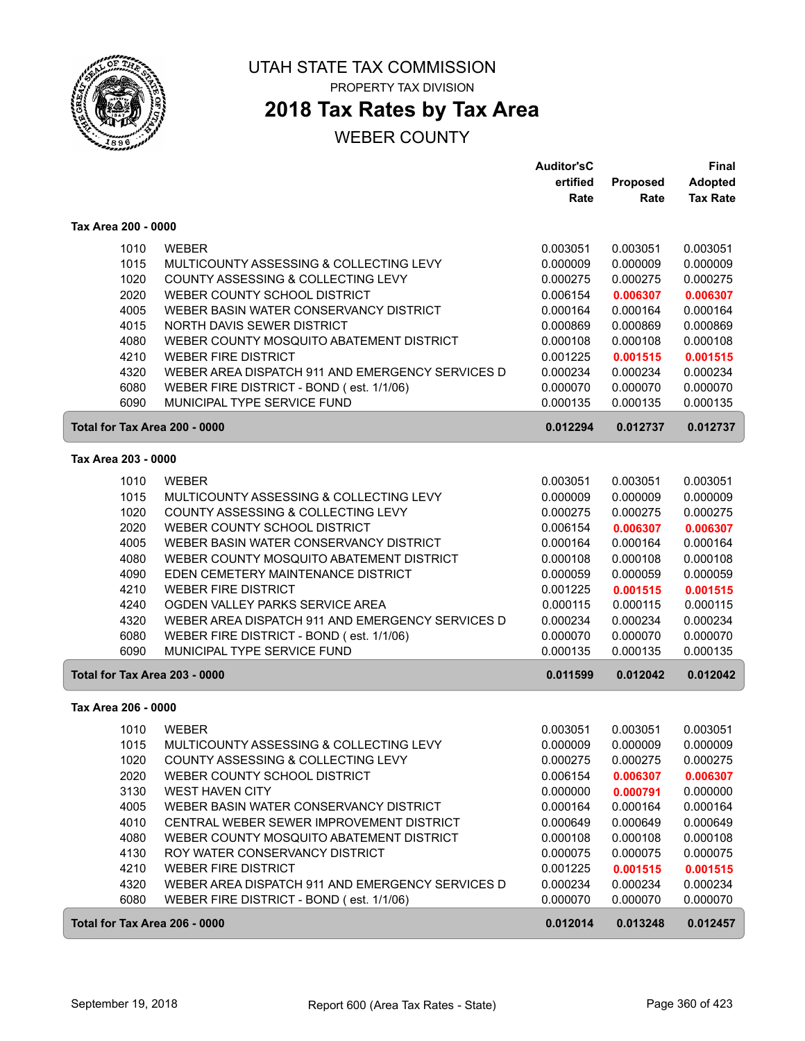# UTAH STATE TAX COMMISSION

PROPERTY TAX DIVISION

## 2018 Tax Rates by Tax Area

WEBER COUNTY

| | | Auditor'sCertified Rate | Proposed Rate | Final Adopted Tax Rate |
|---|---|---|---|---|
| **Tax Area 200 - 0000** | | | | |
| 1010 | WEBER | 0.003051 | 0.003051 | 0.003051 |
| 1015 | MULTICOUNTY ASSESSING & COLLECTING LEVY | 0.000009 | 0.000009 | 0.000009 |
| 1020 | COUNTY ASSESSING & COLLECTING LEVY | 0.000275 | 0.000275 | 0.000275 |
| 2020 | WEBER COUNTY SCHOOL DISTRICT | 0.006154 | **0.006307** | **0.006307** |
| 4005 | WEBER BASIN WATER CONSERVANCY DISTRICT | 0.000164 | 0.000164 | 0.000164 |
| 4015 | NORTH DAVIS SEWER DISTRICT | 0.000869 | 0.000869 | 0.000869 |
| 4080 | WEBER COUNTY MOSQUITO ABATEMENT DISTRICT | 0.000108 | 0.000108 | 0.000108 |
| 4210 | WEBER FIRE DISTRICT | 0.001225 | **0.001515** | **0.001515** |
| 4320 | WEBER AREA DISPATCH 911 AND EMERGENCY SERVICES D | 0.000234 | 0.000234 | 0.000234 |
| 6080 | WEBER FIRE DISTRICT - BOND ( est. 1/1/06) | 0.000070 | 0.000070 | 0.000070 |
| 6090 | MUNICIPAL TYPE SERVICE FUND | 0.000135 | 0.000135 | 0.000135 |
| **Total for Tax Area 200 - 0000** | | **0.012294** | **0.012737** | **0.012737** |
| **Tax Area 203 - 0000** | | | | |
| 1010 | WEBER | 0.003051 | 0.003051 | 0.003051 |
| 1015 | MULTICOUNTY ASSESSING & COLLECTING LEVY | 0.000009 | 0.000009 | 0.000009 |
| 1020 | COUNTY ASSESSING & COLLECTING LEVY | 0.000275 | 0.000275 | 0.000275 |
| 2020 | WEBER COUNTY SCHOOL DISTRICT | 0.006154 | **0.006307** | **0.006307** |
| 4005 | WEBER BASIN WATER CONSERVANCY DISTRICT | 0.000164 | 0.000164 | 0.000164 |
| 4080 | WEBER COUNTY MOSQUITO ABATEMENT DISTRICT | 0.000108 | 0.000108 | 0.000108 |
| 4090 | EDEN CEMETERY MAINTENANCE DISTRICT | 0.000059 | 0.000059 | 0.000059 |
| 4210 | WEBER FIRE DISTRICT | 0.001225 | **0.001515** | **0.001515** |
| 4240 | OGDEN VALLEY PARKS SERVICE AREA | 0.000115 | 0.000115 | 0.000115 |
| 4320 | WEBER AREA DISPATCH 911 AND EMERGENCY SERVICES D | 0.000234 | 0.000234 | 0.000234 |
| 6080 | WEBER FIRE DISTRICT - BOND ( est. 1/1/06) | 0.000070 | 0.000070 | 0.000070 |
| 6090 | MUNICIPAL TYPE SERVICE FUND | 0.000135 | 0.000135 | 0.000135 |
| **Total for Tax Area 203 - 0000** | | **0.011599** | **0.012042** | **0.012042** |
| **Tax Area 206 - 0000** | | | | |
| 1010 | WEBER | 0.003051 | 0.003051 | 0.003051 |
| 1015 | MULTICOUNTY ASSESSING & COLLECTING LEVY | 0.000009 | 0.000009 | 0.000009 |
| 1020 | COUNTY ASSESSING & COLLECTING LEVY | 0.000275 | 0.000275 | 0.000275 |
| 2020 | WEBER COUNTY SCHOOL DISTRICT | 0.006154 | **0.006307** | **0.006307** |
| 3130 | WEST HAVEN CITY | 0.000000 | **0.000791** | 0.000000 |
| 4005 | WEBER BASIN WATER CONSERVANCY DISTRICT | 0.000164 | 0.000164 | 0.000164 |
| 4010 | CENTRAL WEBER SEWER IMPROVEMENT DISTRICT | 0.000649 | 0.000649 | 0.000649 |
| 4080 | WEBER COUNTY MOSQUITO ABATEMENT DISTRICT | 0.000108 | 0.000108 | 0.000108 |
| 4130 | ROY WATER CONSERVANCY DISTRICT | 0.000075 | 0.000075 | 0.000075 |
| 4210 | WEBER FIRE DISTRICT | 0.001225 | **0.001515** | **0.001515** |
| 4320 | WEBER AREA DISPATCH 911 AND EMERGENCY SERVICES D | 0.000234 | 0.000234 | 0.000234 |
| 6080 | WEBER FIRE DISTRICT - BOND ( est. 1/1/06) | 0.000070 | 0.000070 | 0.000070 |
| **Total for Tax Area 206 - 0000** | | **0.012014** | **0.013248** | **0.012457** |

September 19, 2018 — Report 600 (Area Tax Rates - State)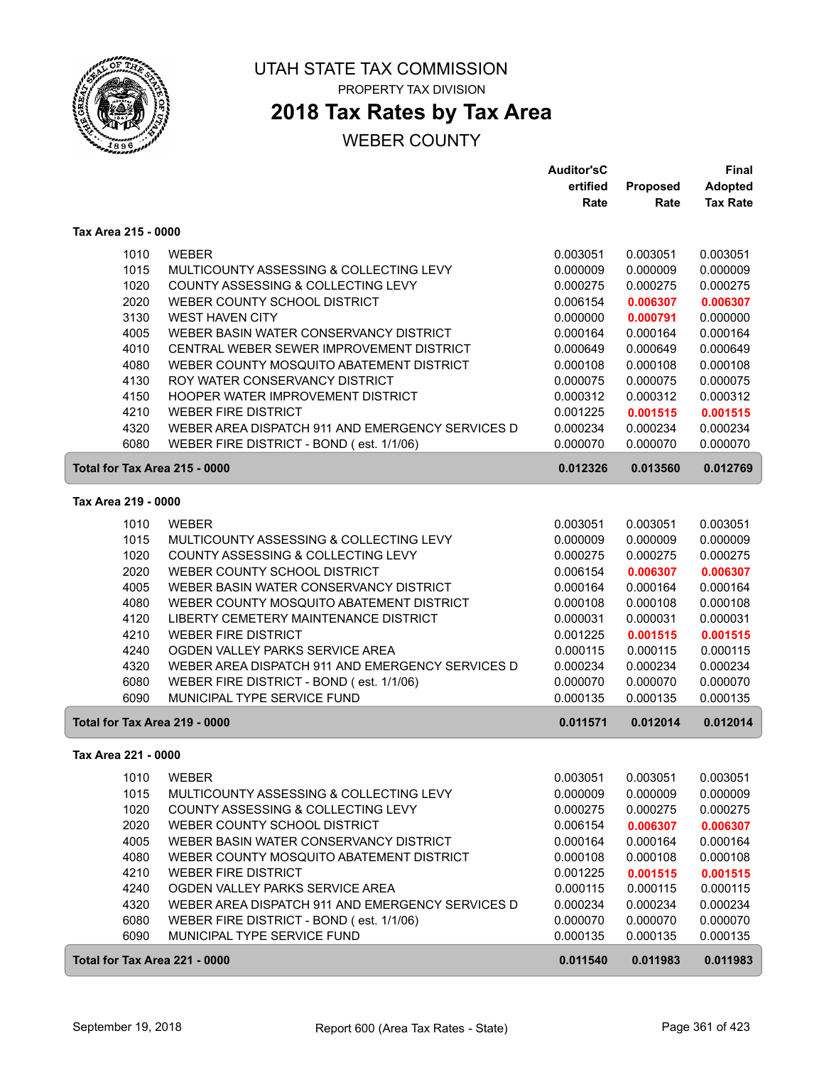# UTAH STATE TAX COMMISSION

PROPERTY TAX DIVISION

## 2018 Tax Rates by Tax Area

WEBER COUNTY

| | | Auditor's Certified Rate | Proposed Rate | Final Adopted Tax Rate |
|---|---|---|---|---|
| **Tax Area 215 - 0000** | | | | |
| 1010 | WEBER | 0.003051 | 0.003051 | 0.003051 |
| 1015 | MULTICOUNTY ASSESSING & COLLECTING LEVY | 0.000009 | 0.000009 | 0.000009 |
| 1020 | COUNTY ASSESSING & COLLECTING LEVY | 0.000275 | 0.000275 | 0.000275 |
| 2020 | WEBER COUNTY SCHOOL DISTRICT | 0.006154 | **0.006307** | **0.006307** |
| 3130 | WEST HAVEN CITY | 0.000000 | **0.000791** | 0.000000 |
| 4005 | WEBER BASIN WATER CONSERVANCY DISTRICT | 0.000164 | 0.000164 | 0.000164 |
| 4010 | CENTRAL WEBER SEWER IMPROVEMENT DISTRICT | 0.000649 | 0.000649 | 0.000649 |
| 4080 | WEBER COUNTY MOSQUITO ABATEMENT DISTRICT | 0.000108 | 0.000108 | 0.000108 |
| 4130 | ROY WATER CONSERVANCY DISTRICT | 0.000075 | 0.000075 | 0.000075 |
| 4150 | HOOPER WATER IMPROVEMENT DISTRICT | 0.000312 | 0.000312 | 0.000312 |
| 4210 | WEBER FIRE DISTRICT | 0.001225 | **0.001515** | **0.001515** |
| 4320 | WEBER AREA DISPATCH 911 AND EMERGENCY SERVICES D | 0.000234 | 0.000234 | 0.000234 |
| 6080 | WEBER FIRE DISTRICT - BOND ( est. 1/1/06) | 0.000070 | 0.000070 | 0.000070 |
| **Total for Tax Area 215 - 0000** | | **0.012326** | **0.013560** | **0.012769** |
| **Tax Area 219 - 0000** | | | | |
| 1010 | WEBER | 0.003051 | 0.003051 | 0.003051 |
| 1015 | MULTICOUNTY ASSESSING & COLLECTING LEVY | 0.000009 | 0.000009 | 0.000009 |
| 1020 | COUNTY ASSESSING & COLLECTING LEVY | 0.000275 | 0.000275 | 0.000275 |
| 2020 | WEBER COUNTY SCHOOL DISTRICT | 0.006154 | **0.006307** | **0.006307** |
| 4005 | WEBER BASIN WATER CONSERVANCY DISTRICT | 0.000164 | 0.000164 | 0.000164 |
| 4080 | WEBER COUNTY MOSQUITO ABATEMENT DISTRICT | 0.000108 | 0.000108 | 0.000108 |
| 4120 | LIBERTY CEMETERY MAINTENANCE DISTRICT | 0.000031 | 0.000031 | 0.000031 |
| 4210 | WEBER FIRE DISTRICT | 0.001225 | **0.001515** | **0.001515** |
| 4240 | OGDEN VALLEY PARKS SERVICE AREA | 0.000115 | 0.000115 | 0.000115 |
| 4320 | WEBER AREA DISPATCH 911 AND EMERGENCY SERVICES D | 0.000234 | 0.000234 | 0.000234 |
| 6080 | WEBER FIRE DISTRICT - BOND ( est. 1/1/06) | 0.000070 | 0.000070 | 0.000070 |
| 6090 | MUNICIPAL TYPE SERVICE FUND | 0.000135 | 0.000135 | 0.000135 |
| **Total for Tax Area 219 - 0000** | | **0.011571** | **0.012014** | **0.012014** |
| **Tax Area 221 - 0000** | | | | |
| 1010 | WEBER | 0.003051 | 0.003051 | 0.003051 |
| 1015 | MULTICOUNTY ASSESSING & COLLECTING LEVY | 0.000009 | 0.000009 | 0.000009 |
| 1020 | COUNTY ASSESSING & COLLECTING LEVY | 0.000275 | 0.000275 | 0.000275 |
| 2020 | WEBER COUNTY SCHOOL DISTRICT | 0.006154 | **0.006307** | **0.006307** |
| 4005 | WEBER BASIN WATER CONSERVANCY DISTRICT | 0.000164 | 0.000164 | 0.000164 |
| 4080 | WEBER COUNTY MOSQUITO ABATEMENT DISTRICT | 0.000108 | 0.000108 | 0.000108 |
| 4210 | WEBER FIRE DISTRICT | 0.001225 | **0.001515** | **0.001515** |
| 4240 | OGDEN VALLEY PARKS SERVICE AREA | 0.000115 | 0.000115 | 0.000115 |
| 4320 | WEBER AREA DISPATCH 911 AND EMERGENCY SERVICES D | 0.000234 | 0.000234 | 0.000234 |
| 6080 | WEBER FIRE DISTRICT - BOND ( est. 1/1/06) | 0.000070 | 0.000070 | 0.000070 |
| 6090 | MUNICIPAL TYPE SERVICE FUND | 0.000135 | 0.000135 | 0.000135 |
| **Total for Tax Area 221 - 0000** | | **0.011540** | **0.011983** | **0.011983** |

September 19, 2018 — Report 600 (Area Tax Rates - State)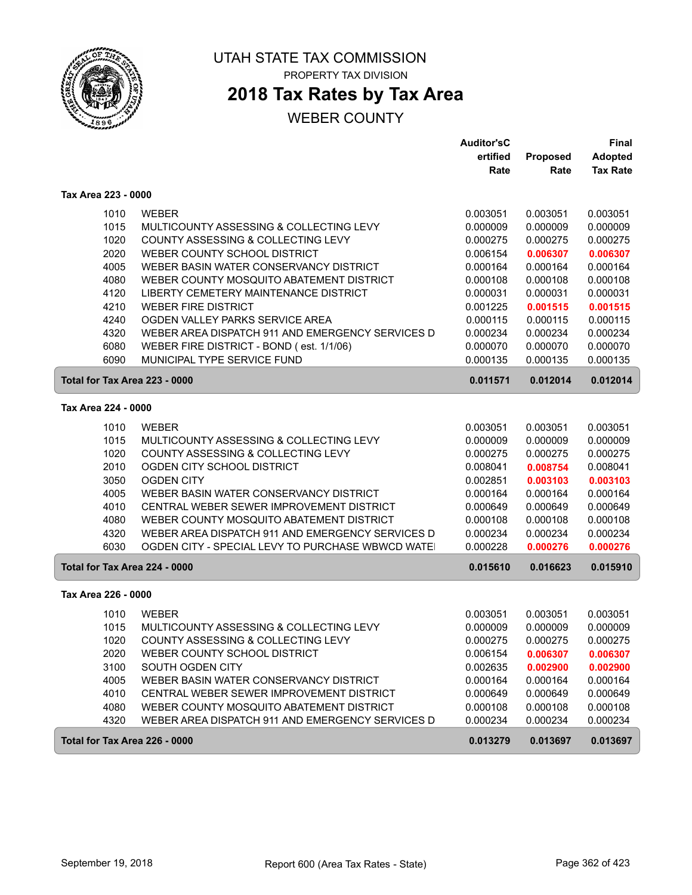# UTAH STATE TAX COMMISSION

PROPERTY TAX DIVISION

## 2018 Tax Rates by Tax Area

WEBER COUNTY

| | | Auditor's Certified Rate | Proposed Rate | Final Adopted Tax Rate |
|---|---|---|---|---|
| **Tax Area 223 - 0000** | | | | |
| 1010 | WEBER | 0.003051 | 0.003051 | 0.003051 |
| 1015 | MULTICOUNTY ASSESSING & COLLECTING LEVY | 0.000009 | 0.000009 | 0.000009 |
| 1020 | COUNTY ASSESSING & COLLECTING LEVY | 0.000275 | 0.000275 | 0.000275 |
| 2020 | WEBER COUNTY SCHOOL DISTRICT | 0.006154 | **0.006307** | **0.006307** |
| 4005 | WEBER BASIN WATER CONSERVANCY DISTRICT | 0.000164 | 0.000164 | 0.000164 |
| 4080 | WEBER COUNTY MOSQUITO ABATEMENT DISTRICT | 0.000108 | 0.000108 | 0.000108 |
| 4120 | LIBERTY CEMETERY MAINTENANCE DISTRICT | 0.000031 | 0.000031 | 0.000031 |
| 4210 | WEBER FIRE DISTRICT | 0.001225 | **0.001515** | **0.001515** |
| 4240 | OGDEN VALLEY PARKS SERVICE AREA | 0.000115 | 0.000115 | 0.000115 |
| 4320 | WEBER AREA DISPATCH 911 AND EMERGENCY SERVICES D | 0.000234 | 0.000234 | 0.000234 |
| 6080 | WEBER FIRE DISTRICT - BOND ( est. 1/1/06) | 0.000070 | 0.000070 | 0.000070 |
| 6090 | MUNICIPAL TYPE SERVICE FUND | 0.000135 | 0.000135 | 0.000135 |
| **Total for Tax Area 223 - 0000** | | **0.011571** | **0.012014** | **0.012014** |
| **Tax Area 224 - 0000** | | | | |
| 1010 | WEBER | 0.003051 | 0.003051 | 0.003051 |
| 1015 | MULTICOUNTY ASSESSING & COLLECTING LEVY | 0.000009 | 0.000009 | 0.000009 |
| 1020 | COUNTY ASSESSING & COLLECTING LEVY | 0.000275 | 0.000275 | 0.000275 |
| 2010 | OGDEN CITY SCHOOL DISTRICT | 0.008041 | **0.008754** | 0.008041 |
| 3050 | OGDEN CITY | 0.002851 | **0.003103** | **0.003103** |
| 4005 | WEBER BASIN WATER CONSERVANCY DISTRICT | 0.000164 | 0.000164 | 0.000164 |
| 4010 | CENTRAL WEBER SEWER IMPROVEMENT DISTRICT | 0.000649 | 0.000649 | 0.000649 |
| 4080 | WEBER COUNTY MOSQUITO ABATEMENT DISTRICT | 0.000108 | 0.000108 | 0.000108 |
| 4320 | WEBER AREA DISPATCH 911 AND EMERGENCY SERVICES D | 0.000234 | 0.000234 | 0.000234 |
| 6030 | OGDEN CITY - SPECIAL LEVY TO PURCHASE WBWCD WATE | 0.000228 | **0.000276** | **0.000276** |
| **Total for Tax Area 224 - 0000** | | **0.015610** | **0.016623** | **0.015910** |
| **Tax Area 226 - 0000** | | | | |
| 1010 | WEBER | 0.003051 | 0.003051 | 0.003051 |
| 1015 | MULTICOUNTY ASSESSING & COLLECTING LEVY | 0.000009 | 0.000009 | 0.000009 |
| 1020 | COUNTY ASSESSING & COLLECTING LEVY | 0.000275 | 0.000275 | 0.000275 |
| 2020 | WEBER COUNTY SCHOOL DISTRICT | 0.006154 | **0.006307** | **0.006307** |
| 3100 | SOUTH OGDEN CITY | 0.002635 | **0.002900** | **0.002900** |
| 4005 | WEBER BASIN WATER CONSERVANCY DISTRICT | 0.000164 | 0.000164 | 0.000164 |
| 4010 | CENTRAL WEBER SEWER IMPROVEMENT DISTRICT | 0.000649 | 0.000649 | 0.000649 |
| 4080 | WEBER COUNTY MOSQUITO ABATEMENT DISTRICT | 0.000108 | 0.000108 | 0.000108 |
| 4320 | WEBER AREA DISPATCH 911 AND EMERGENCY SERVICES D | 0.000234 | 0.000234 | 0.000234 |
| **Total for Tax Area 226 - 0000** | | **0.013279** | **0.013697** | **0.013697** |

September 19, 2018 — Report 600 (Area Tax Rates - State)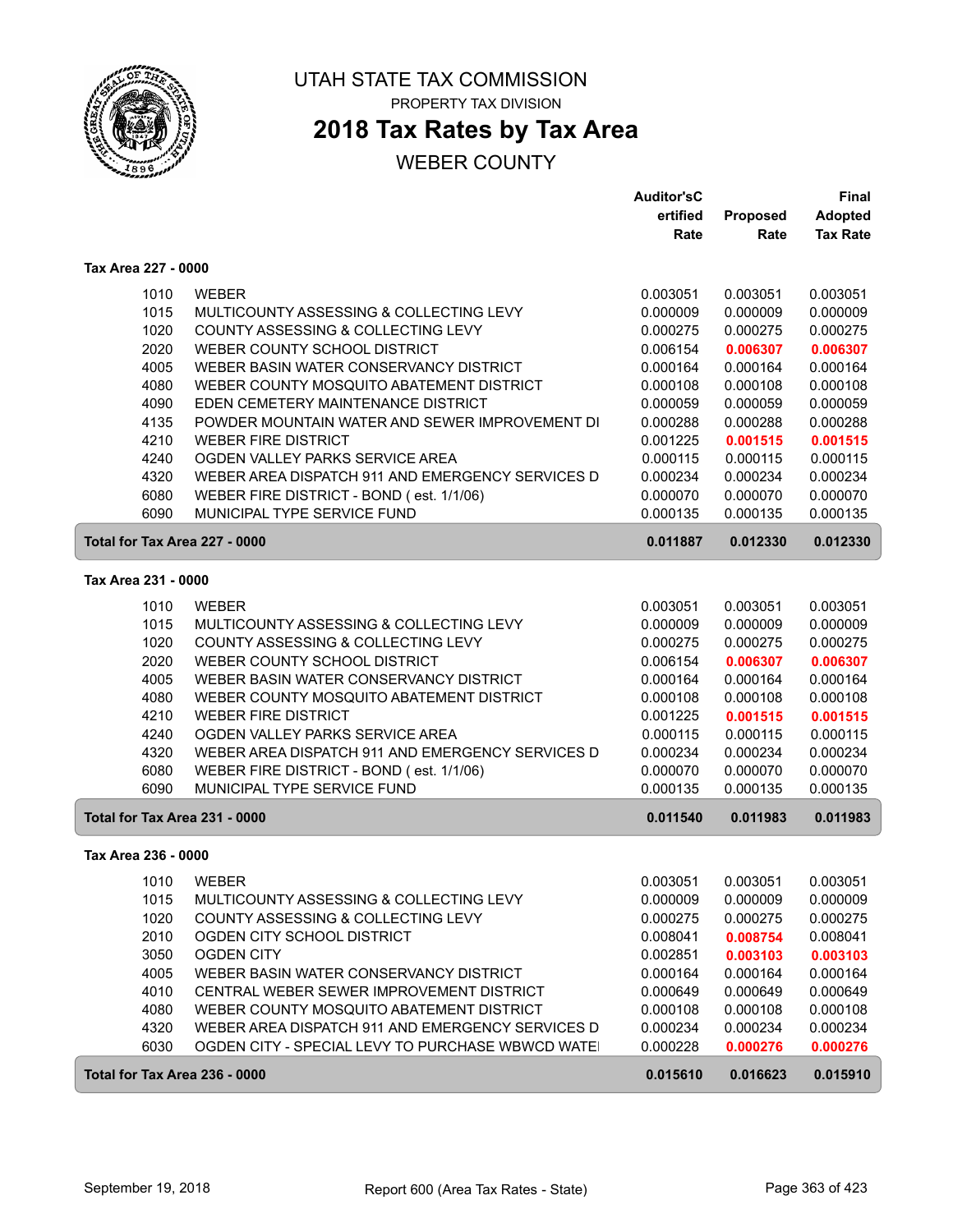# UTAH STATE TAX COMMISSION

PROPERTY TAX DIVISION

## 2018 Tax Rates by Tax Area

WEBER COUNTY

| | | Auditor'sCertified Rate | Proposed Rate | Final Adopted Tax Rate |
|---|---|---|---|---|
| **Tax Area 227 - 0000** | | | | |
| 1010 | WEBER | 0.003051 | 0.003051 | 0.003051 |
| 1015 | MULTICOUNTY ASSESSING & COLLECTING LEVY | 0.000009 | 0.000009 | 0.000009 |
| 1020 | COUNTY ASSESSING & COLLECTING LEVY | 0.000275 | 0.000275 | 0.000275 |
| 2020 | WEBER COUNTY SCHOOL DISTRICT | 0.006154 | **0.006307** | **0.006307** |
| 4005 | WEBER BASIN WATER CONSERVANCY DISTRICT | 0.000164 | 0.000164 | 0.000164 |
| 4080 | WEBER COUNTY MOSQUITO ABATEMENT DISTRICT | 0.000108 | 0.000108 | 0.000108 |
| 4090 | EDEN CEMETERY MAINTENANCE DISTRICT | 0.000059 | 0.000059 | 0.000059 |
| 4135 | POWDER MOUNTAIN WATER AND SEWER IMPROVEMENT DI | 0.000288 | 0.000288 | 0.000288 |
| 4210 | WEBER FIRE DISTRICT | 0.001225 | **0.001515** | **0.001515** |
| 4240 | OGDEN VALLEY PARKS SERVICE AREA | 0.000115 | 0.000115 | 0.000115 |
| 4320 | WEBER AREA DISPATCH 911 AND EMERGENCY SERVICES D | 0.000234 | 0.000234 | 0.000234 |
| 6080 | WEBER FIRE DISTRICT - BOND ( est. 1/1/06) | 0.000070 | 0.000070 | 0.000070 |
| 6090 | MUNICIPAL TYPE SERVICE FUND | 0.000135 | 0.000135 | 0.000135 |
| **Total for Tax Area 227 - 0000** | | **0.011887** | **0.012330** | **0.012330** |
| **Tax Area 231 - 0000** | | | | |
| 1010 | WEBER | 0.003051 | 0.003051 | 0.003051 |
| 1015 | MULTICOUNTY ASSESSING & COLLECTING LEVY | 0.000009 | 0.000009 | 0.000009 |
| 1020 | COUNTY ASSESSING & COLLECTING LEVY | 0.000275 | 0.000275 | 0.000275 |
| 2020 | WEBER COUNTY SCHOOL DISTRICT | 0.006154 | **0.006307** | **0.006307** |
| 4005 | WEBER BASIN WATER CONSERVANCY DISTRICT | 0.000164 | 0.000164 | 0.000164 |
| 4080 | WEBER COUNTY MOSQUITO ABATEMENT DISTRICT | 0.000108 | 0.000108 | 0.000108 |
| 4210 | WEBER FIRE DISTRICT | 0.001225 | **0.001515** | **0.001515** |
| 4240 | OGDEN VALLEY PARKS SERVICE AREA | 0.000115 | 0.000115 | 0.000115 |
| 4320 | WEBER AREA DISPATCH 911 AND EMERGENCY SERVICES D | 0.000234 | 0.000234 | 0.000234 |
| 6080 | WEBER FIRE DISTRICT - BOND ( est. 1/1/06) | 0.000070 | 0.000070 | 0.000070 |
| 6090 | MUNICIPAL TYPE SERVICE FUND | 0.000135 | 0.000135 | 0.000135 |
| **Total for Tax Area 231 - 0000** | | **0.011540** | **0.011983** | **0.011983** |
| **Tax Area 236 - 0000** | | | | |
| 1010 | WEBER | 0.003051 | 0.003051 | 0.003051 |
| 1015 | MULTICOUNTY ASSESSING & COLLECTING LEVY | 0.000009 | 0.000009 | 0.000009 |
| 1020 | COUNTY ASSESSING & COLLECTING LEVY | 0.000275 | 0.000275 | 0.000275 |
| 2010 | OGDEN CITY SCHOOL DISTRICT | 0.008041 | **0.008754** | 0.008041 |
| 3050 | OGDEN CITY | 0.002851 | **0.003103** | **0.003103** |
| 4005 | WEBER BASIN WATER CONSERVANCY DISTRICT | 0.000164 | 0.000164 | 0.000164 |
| 4010 | CENTRAL WEBER SEWER IMPROVEMENT DISTRICT | 0.000649 | 0.000649 | 0.000649 |
| 4080 | WEBER COUNTY MOSQUITO ABATEMENT DISTRICT | 0.000108 | 0.000108 | 0.000108 |
| 4320 | WEBER AREA DISPATCH 911 AND EMERGENCY SERVICES D | 0.000234 | 0.000234 | 0.000234 |
| 6030 | OGDEN CITY - SPECIAL LEVY TO PURCHASE WBWCD WATE | 0.000228 | **0.000276** | **0.000276** |
| **Total for Tax Area 236 - 0000** | | **0.015610** | **0.016623** | **0.015910** |

September 19, 2018 — Report 600 (Area Tax Rates - State)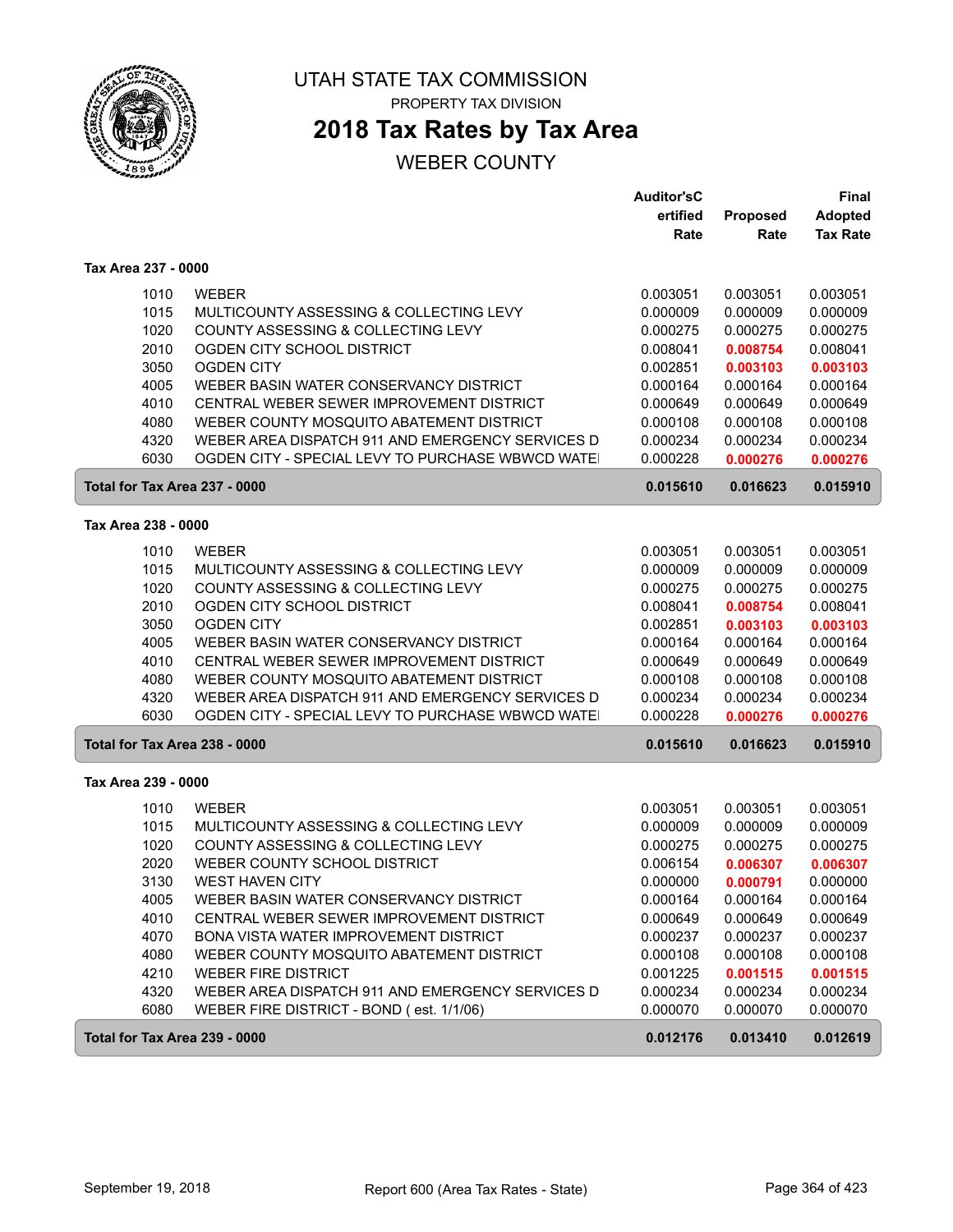# UTAH STATE TAX COMMISSION

PROPERTY TAX DIVISION

## 2018 Tax Rates by Tax Area

WEBER COUNTY

| | | Auditor'sCertified Rate | Proposed Rate | Final Adopted Tax Rate |
|---|---|---|---|---|
| **Tax Area 237 - 0000** | | | | |
| 1010 | WEBER | 0.003051 | 0.003051 | 0.003051 |
| 1015 | MULTICOUNTY ASSESSING & COLLECTING LEVY | 0.000009 | 0.000009 | 0.000009 |
| 1020 | COUNTY ASSESSING & COLLECTING LEVY | 0.000275 | 0.000275 | 0.000275 |
| 2010 | OGDEN CITY SCHOOL DISTRICT | 0.008041 | **0.008754** | 0.008041 |
| 3050 | OGDEN CITY | 0.002851 | **0.003103** | **0.003103** |
| 4005 | WEBER BASIN WATER CONSERVANCY DISTRICT | 0.000164 | 0.000164 | 0.000164 |
| 4010 | CENTRAL WEBER SEWER IMPROVEMENT DISTRICT | 0.000649 | 0.000649 | 0.000649 |
| 4080 | WEBER COUNTY MOSQUITO ABATEMENT DISTRICT | 0.000108 | 0.000108 | 0.000108 |
| 4320 | WEBER AREA DISPATCH 911 AND EMERGENCY SERVICES D | 0.000234 | 0.000234 | 0.000234 |
| 6030 | OGDEN CITY - SPECIAL LEVY TO PURCHASE WBWCD WATE | 0.000228 | **0.000276** | **0.000276** |
| **Total for Tax Area 237 - 0000** | | **0.015610** | **0.016623** | **0.015910** |
| **Tax Area 238 - 0000** | | | | |
| 1010 | WEBER | 0.003051 | 0.003051 | 0.003051 |
| 1015 | MULTICOUNTY ASSESSING & COLLECTING LEVY | 0.000009 | 0.000009 | 0.000009 |
| 1020 | COUNTY ASSESSING & COLLECTING LEVY | 0.000275 | 0.000275 | 0.000275 |
| 2010 | OGDEN CITY SCHOOL DISTRICT | 0.008041 | **0.008754** | 0.008041 |
| 3050 | OGDEN CITY | 0.002851 | **0.003103** | **0.003103** |
| 4005 | WEBER BASIN WATER CONSERVANCY DISTRICT | 0.000164 | 0.000164 | 0.000164 |
| 4010 | CENTRAL WEBER SEWER IMPROVEMENT DISTRICT | 0.000649 | 0.000649 | 0.000649 |
| 4080 | WEBER COUNTY MOSQUITO ABATEMENT DISTRICT | 0.000108 | 0.000108 | 0.000108 |
| 4320 | WEBER AREA DISPATCH 911 AND EMERGENCY SERVICES D | 0.000234 | 0.000234 | 0.000234 |
| 6030 | OGDEN CITY - SPECIAL LEVY TO PURCHASE WBWCD WATE | 0.000228 | **0.000276** | **0.000276** |
| **Total for Tax Area 238 - 0000** | | **0.015610** | **0.016623** | **0.015910** |
| **Tax Area 239 - 0000** | | | | |
| 1010 | WEBER | 0.003051 | 0.003051 | 0.003051 |
| 1015 | MULTICOUNTY ASSESSING & COLLECTING LEVY | 0.000009 | 0.000009 | 0.000009 |
| 1020 | COUNTY ASSESSING & COLLECTING LEVY | 0.000275 | 0.000275 | 0.000275 |
| 2020 | WEBER COUNTY SCHOOL DISTRICT | 0.006154 | **0.006307** | **0.006307** |
| 3130 | WEST HAVEN CITY | 0.000000 | **0.000791** | 0.000000 |
| 4005 | WEBER BASIN WATER CONSERVANCY DISTRICT | 0.000164 | 0.000164 | 0.000164 |
| 4010 | CENTRAL WEBER SEWER IMPROVEMENT DISTRICT | 0.000649 | 0.000649 | 0.000649 |
| 4070 | BONA VISTA WATER IMPROVEMENT DISTRICT | 0.000237 | 0.000237 | 0.000237 |
| 4080 | WEBER COUNTY MOSQUITO ABATEMENT DISTRICT | 0.000108 | 0.000108 | 0.000108 |
| 4210 | WEBER FIRE DISTRICT | 0.001225 | **0.001515** | **0.001515** |
| 4320 | WEBER AREA DISPATCH 911 AND EMERGENCY SERVICES D | 0.000234 | 0.000234 | 0.000234 |
| 6080 | WEBER FIRE DISTRICT - BOND ( est. 1/1/06) | 0.000070 | 0.000070 | 0.000070 |
| **Total for Tax Area 239 - 0000** | | **0.012176** | **0.013410** | **0.012619** |

September 19, 2018 — Report 600 (Area Tax Rates - State)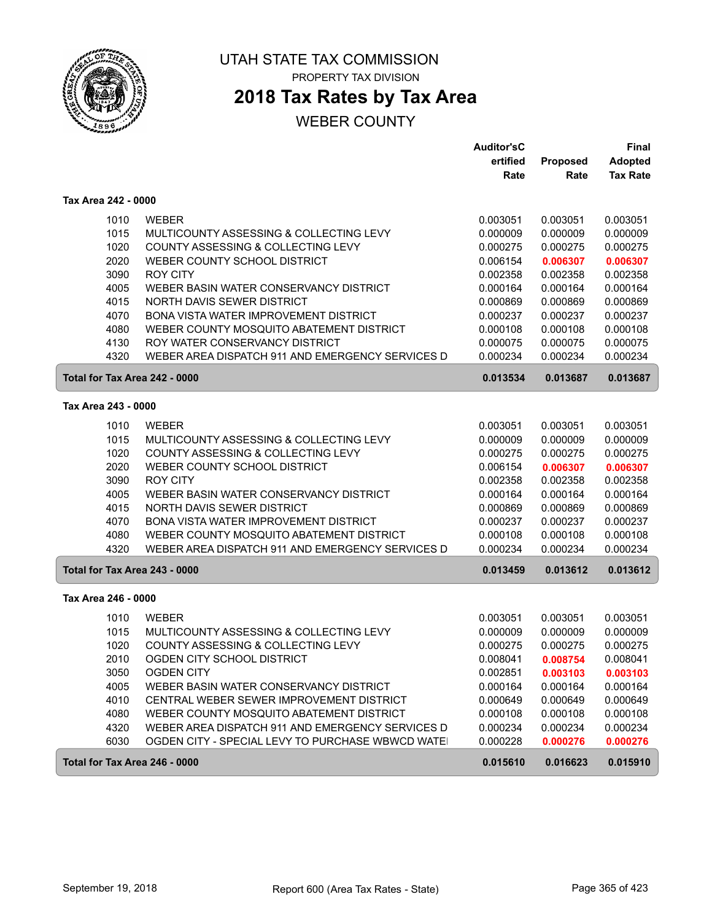UTAH STATE TAX COMMISSION

PROPERTY TAX DIVISION

# 2018 Tax Rates by Tax Area

## WEBER COUNTY

| | | Auditor'sCertified Rate | Proposed Rate | Final Adopted Tax Rate |
|---|---|---|---|---|
| **Tax Area 242 - 0000** | | | | |
| 1010 | WEBER | 0.003051 | 0.003051 | 0.003051 |
| 1015 | MULTICOUNTY ASSESSING & COLLECTING LEVY | 0.000009 | 0.000009 | 0.000009 |
| 1020 | COUNTY ASSESSING & COLLECTING LEVY | 0.000275 | 0.000275 | 0.000275 |
| 2020 | WEBER COUNTY SCHOOL DISTRICT | 0.006154 | **0.006307** | **0.006307** |
| 3090 | ROY CITY | 0.002358 | 0.002358 | 0.002358 |
| 4005 | WEBER BASIN WATER CONSERVANCY DISTRICT | 0.000164 | 0.000164 | 0.000164 |
| 4015 | NORTH DAVIS SEWER DISTRICT | 0.000869 | 0.000869 | 0.000869 |
| 4070 | BONA VISTA WATER IMPROVEMENT DISTRICT | 0.000237 | 0.000237 | 0.000237 |
| 4080 | WEBER COUNTY MOSQUITO ABATEMENT DISTRICT | 0.000108 | 0.000108 | 0.000108 |
| 4130 | ROY WATER CONSERVANCY DISTRICT | 0.000075 | 0.000075 | 0.000075 |
| 4320 | WEBER AREA DISPATCH 911 AND EMERGENCY SERVICES D | 0.000234 | 0.000234 | 0.000234 |
| **Total for Tax Area 242 - 0000** | | **0.013534** | **0.013687** | **0.013687** |
| **Tax Area 243 - 0000** | | | | |
| 1010 | WEBER | 0.003051 | 0.003051 | 0.003051 |
| 1015 | MULTICOUNTY ASSESSING & COLLECTING LEVY | 0.000009 | 0.000009 | 0.000009 |
| 1020 | COUNTY ASSESSING & COLLECTING LEVY | 0.000275 | 0.000275 | 0.000275 |
| 2020 | WEBER COUNTY SCHOOL DISTRICT | 0.006154 | **0.006307** | **0.006307** |
| 3090 | ROY CITY | 0.002358 | 0.002358 | 0.002358 |
| 4005 | WEBER BASIN WATER CONSERVANCY DISTRICT | 0.000164 | 0.000164 | 0.000164 |
| 4015 | NORTH DAVIS SEWER DISTRICT | 0.000869 | 0.000869 | 0.000869 |
| 4070 | BONA VISTA WATER IMPROVEMENT DISTRICT | 0.000237 | 0.000237 | 0.000237 |
| 4080 | WEBER COUNTY MOSQUITO ABATEMENT DISTRICT | 0.000108 | 0.000108 | 0.000108 |
| 4320 | WEBER AREA DISPATCH 911 AND EMERGENCY SERVICES D | 0.000234 | 0.000234 | 0.000234 |
| **Total for Tax Area 243 - 0000** | | **0.013459** | **0.013612** | **0.013612** |
| **Tax Area 246 - 0000** | | | | |
| 1010 | WEBER | 0.003051 | 0.003051 | 0.003051 |
| 1015 | MULTICOUNTY ASSESSING & COLLECTING LEVY | 0.000009 | 0.000009 | 0.000009 |
| 1020 | COUNTY ASSESSING & COLLECTING LEVY | 0.000275 | 0.000275 | 0.000275 |
| 2010 | OGDEN CITY SCHOOL DISTRICT | 0.008041 | **0.008754** | 0.008041 |
| 3050 | OGDEN CITY | 0.002851 | **0.003103** | **0.003103** |
| 4005 | WEBER BASIN WATER CONSERVANCY DISTRICT | 0.000164 | 0.000164 | 0.000164 |
| 4010 | CENTRAL WEBER SEWER IMPROVEMENT DISTRICT | 0.000649 | 0.000649 | 0.000649 |
| 4080 | WEBER COUNTY MOSQUITO ABATEMENT DISTRICT | 0.000108 | 0.000108 | 0.000108 |
| 4320 | WEBER AREA DISPATCH 911 AND EMERGENCY SERVICES D | 0.000234 | 0.000234 | 0.000234 |
| 6030 | OGDEN CITY - SPECIAL LEVY TO PURCHASE WBWCD WATE | 0.000228 | **0.000276** | **0.000276** |
| **Total for Tax Area 246 - 0000** | | **0.015610** | **0.016623** | **0.015910** |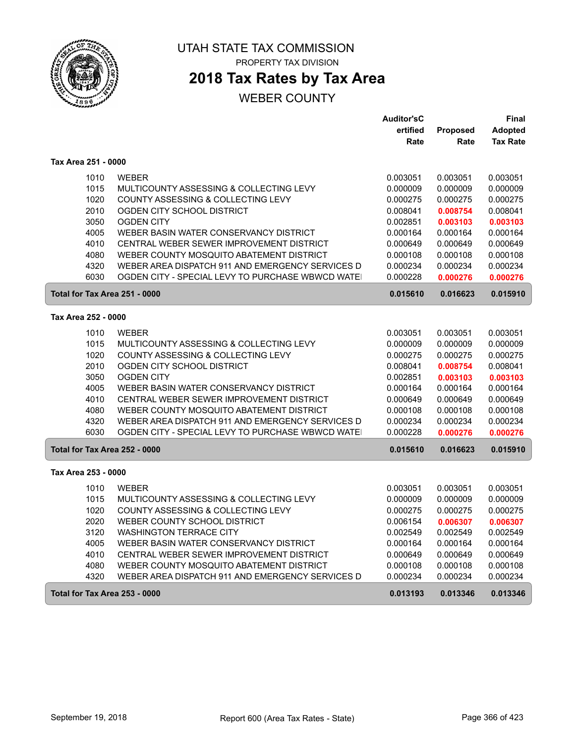# UTAH STATE TAX COMMISSION

PROPERTY TAX DIVISION

## 2018 Tax Rates by Tax Area

WEBER COUNTY

| | | Auditor'sCertified Rate | Proposed Rate | Final Adopted Tax Rate |
|---|---|---|---|---|
| **Tax Area 251 - 0000** | | | | |
| 1010 | WEBER | 0.003051 | 0.003051 | 0.003051 |
| 1015 | MULTICOUNTY ASSESSING & COLLECTING LEVY | 0.000009 | 0.000009 | 0.000009 |
| 1020 | COUNTY ASSESSING & COLLECTING LEVY | 0.000275 | 0.000275 | 0.000275 |
| 2010 | OGDEN CITY SCHOOL DISTRICT | 0.008041 | **0.008754** | 0.008041 |
| 3050 | OGDEN CITY | 0.002851 | **0.003103** | **0.003103** |
| 4005 | WEBER BASIN WATER CONSERVANCY DISTRICT | 0.000164 | 0.000164 | 0.000164 |
| 4010 | CENTRAL WEBER SEWER IMPROVEMENT DISTRICT | 0.000649 | 0.000649 | 0.000649 |
| 4080 | WEBER COUNTY MOSQUITO ABATEMENT DISTRICT | 0.000108 | 0.000108 | 0.000108 |
| 4320 | WEBER AREA DISPATCH 911 AND EMERGENCY SERVICES D | 0.000234 | 0.000234 | 0.000234 |
| 6030 | OGDEN CITY - SPECIAL LEVY TO PURCHASE WBWCD WATE | 0.000228 | **0.000276** | **0.000276** |
| **Total for Tax Area 251 - 0000** | | **0.015610** | **0.016623** | **0.015910** |
| **Tax Area 252 - 0000** | | | | |
| 1010 | WEBER | 0.003051 | 0.003051 | 0.003051 |
| 1015 | MULTICOUNTY ASSESSING & COLLECTING LEVY | 0.000009 | 0.000009 | 0.000009 |
| 1020 | COUNTY ASSESSING & COLLECTING LEVY | 0.000275 | 0.000275 | 0.000275 |
| 2010 | OGDEN CITY SCHOOL DISTRICT | 0.008041 | **0.008754** | 0.008041 |
| 3050 | OGDEN CITY | 0.002851 | **0.003103** | **0.003103** |
| 4005 | WEBER BASIN WATER CONSERVANCY DISTRICT | 0.000164 | 0.000164 | 0.000164 |
| 4010 | CENTRAL WEBER SEWER IMPROVEMENT DISTRICT | 0.000649 | 0.000649 | 0.000649 |
| 4080 | WEBER COUNTY MOSQUITO ABATEMENT DISTRICT | 0.000108 | 0.000108 | 0.000108 |
| 4320 | WEBER AREA DISPATCH 911 AND EMERGENCY SERVICES D | 0.000234 | 0.000234 | 0.000234 |
| 6030 | OGDEN CITY - SPECIAL LEVY TO PURCHASE WBWCD WATE | 0.000228 | **0.000276** | **0.000276** |
| **Total for Tax Area 252 - 0000** | | **0.015610** | **0.016623** | **0.015910** |
| **Tax Area 253 - 0000** | | | | |
| 1010 | WEBER | 0.003051 | 0.003051 | 0.003051 |
| 1015 | MULTICOUNTY ASSESSING & COLLECTING LEVY | 0.000009 | 0.000009 | 0.000009 |
| 1020 | COUNTY ASSESSING & COLLECTING LEVY | 0.000275 | 0.000275 | 0.000275 |
| 2020 | WEBER COUNTY SCHOOL DISTRICT | 0.006154 | **0.006307** | **0.006307** |
| 3120 | WASHINGTON TERRACE CITY | 0.002549 | 0.002549 | 0.002549 |
| 4005 | WEBER BASIN WATER CONSERVANCY DISTRICT | 0.000164 | 0.000164 | 0.000164 |
| 4010 | CENTRAL WEBER SEWER IMPROVEMENT DISTRICT | 0.000649 | 0.000649 | 0.000649 |
| 4080 | WEBER COUNTY MOSQUITO ABATEMENT DISTRICT | 0.000108 | 0.000108 | 0.000108 |
| 4320 | WEBER AREA DISPATCH 911 AND EMERGENCY SERVICES D | 0.000234 | 0.000234 | 0.000234 |
| **Total for Tax Area 253 - 0000** | | **0.013193** | **0.013346** | **0.013346** |

September 19, 2018 — Report 600 (Area Tax Rates - State)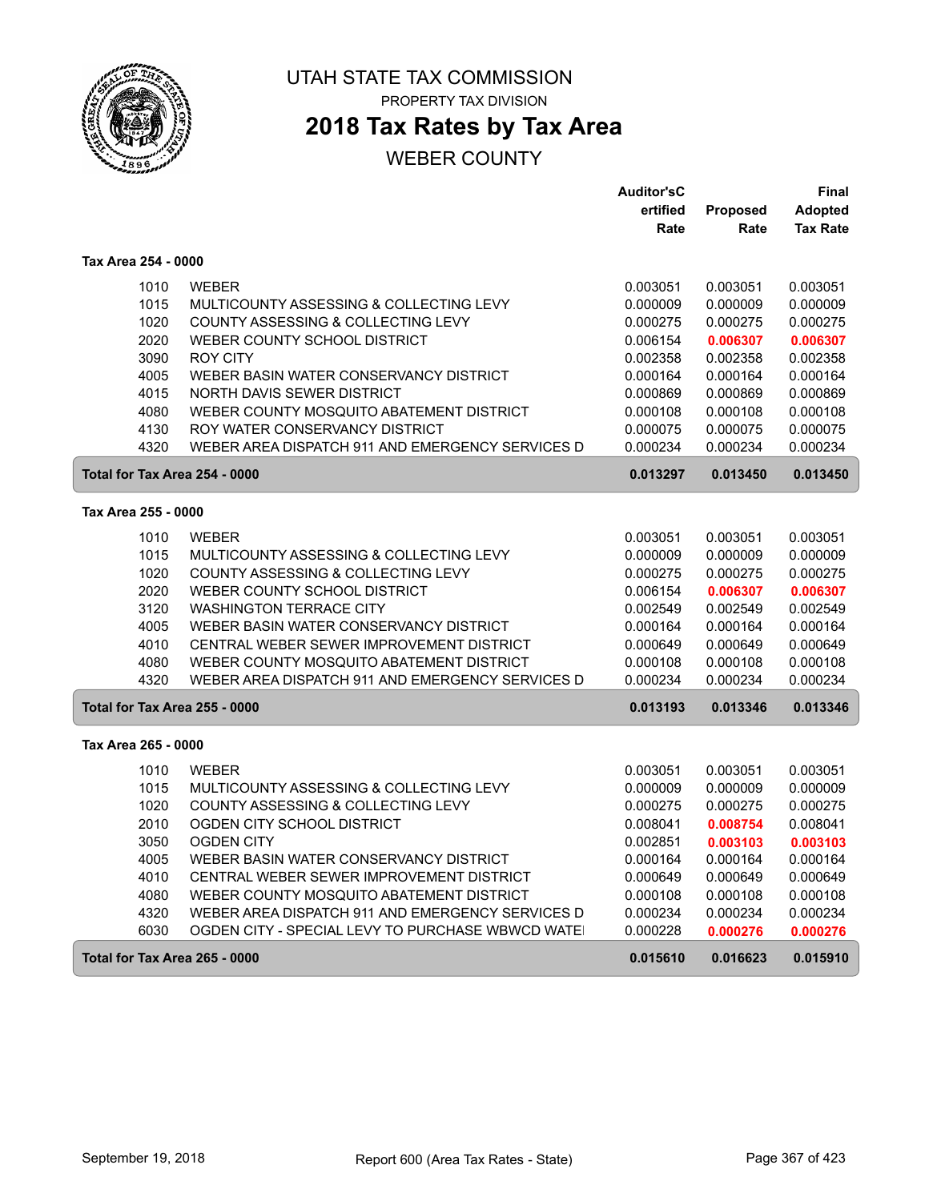# UTAH STATE TAX COMMISSION

PROPERTY TAX DIVISION

## 2018 Tax Rates by Tax Area

WEBER COUNTY

| | | Auditor'sCertified Rate | Proposed Rate | Final Adopted Tax Rate |
|---|---|---|---|---|
| **Tax Area 254 - 0000** | | | | |
| 1010 | WEBER | 0.003051 | 0.003051 | 0.003051 |
| 1015 | MULTICOUNTY ASSESSING & COLLECTING LEVY | 0.000009 | 0.000009 | 0.000009 |
| 1020 | COUNTY ASSESSING & COLLECTING LEVY | 0.000275 | 0.000275 | 0.000275 |
| 2020 | WEBER COUNTY SCHOOL DISTRICT | 0.006154 | **0.006307** | **0.006307** |
| 3090 | ROY CITY | 0.002358 | 0.002358 | 0.002358 |
| 4005 | WEBER BASIN WATER CONSERVANCY DISTRICT | 0.000164 | 0.000164 | 0.000164 |
| 4015 | NORTH DAVIS SEWER DISTRICT | 0.000869 | 0.000869 | 0.000869 |
| 4080 | WEBER COUNTY MOSQUITO ABATEMENT DISTRICT | 0.000108 | 0.000108 | 0.000108 |
| 4130 | ROY WATER CONSERVANCY DISTRICT | 0.000075 | 0.000075 | 0.000075 |
| 4320 | WEBER AREA DISPATCH 911 AND EMERGENCY SERVICES D | 0.000234 | 0.000234 | 0.000234 |
| **Total for Tax Area 254 - 0000** | | **0.013297** | **0.013450** | **0.013450** |
| **Tax Area 255 - 0000** | | | | |
| 1010 | WEBER | 0.003051 | 0.003051 | 0.003051 |
| 1015 | MULTICOUNTY ASSESSING & COLLECTING LEVY | 0.000009 | 0.000009 | 0.000009 |
| 1020 | COUNTY ASSESSING & COLLECTING LEVY | 0.000275 | 0.000275 | 0.000275 |
| 2020 | WEBER COUNTY SCHOOL DISTRICT | 0.006154 | **0.006307** | **0.006307** |
| 3120 | WASHINGTON TERRACE CITY | 0.002549 | 0.002549 | 0.002549 |
| 4005 | WEBER BASIN WATER CONSERVANCY DISTRICT | 0.000164 | 0.000164 | 0.000164 |
| 4010 | CENTRAL WEBER SEWER IMPROVEMENT DISTRICT | 0.000649 | 0.000649 | 0.000649 |
| 4080 | WEBER COUNTY MOSQUITO ABATEMENT DISTRICT | 0.000108 | 0.000108 | 0.000108 |
| 4320 | WEBER AREA DISPATCH 911 AND EMERGENCY SERVICES D | 0.000234 | 0.000234 | 0.000234 |
| **Total for Tax Area 255 - 0000** | | **0.013193** | **0.013346** | **0.013346** |
| **Tax Area 265 - 0000** | | | | |
| 1010 | WEBER | 0.003051 | 0.003051 | 0.003051 |
| 1015 | MULTICOUNTY ASSESSING & COLLECTING LEVY | 0.000009 | 0.000009 | 0.000009 |
| 1020 | COUNTY ASSESSING & COLLECTING LEVY | 0.000275 | 0.000275 | 0.000275 |
| 2010 | OGDEN CITY SCHOOL DISTRICT | 0.008041 | **0.008754** | 0.008041 |
| 3050 | OGDEN CITY | 0.002851 | **0.003103** | **0.003103** |
| 4005 | WEBER BASIN WATER CONSERVANCY DISTRICT | 0.000164 | 0.000164 | 0.000164 |
| 4010 | CENTRAL WEBER SEWER IMPROVEMENT DISTRICT | 0.000649 | 0.000649 | 0.000649 |
| 4080 | WEBER COUNTY MOSQUITO ABATEMENT DISTRICT | 0.000108 | 0.000108 | 0.000108 |
| 4320 | WEBER AREA DISPATCH 911 AND EMERGENCY SERVICES D | 0.000234 | 0.000234 | 0.000234 |
| 6030 | OGDEN CITY - SPECIAL LEVY TO PURCHASE WBWCD WATEI | 0.000228 | **0.000276** | **0.000276** |
| **Total for Tax Area 265 - 0000** | | **0.015610** | **0.016623** | **0.015910** |

September 19, 2018 Report 600 (Area Tax Rates - State)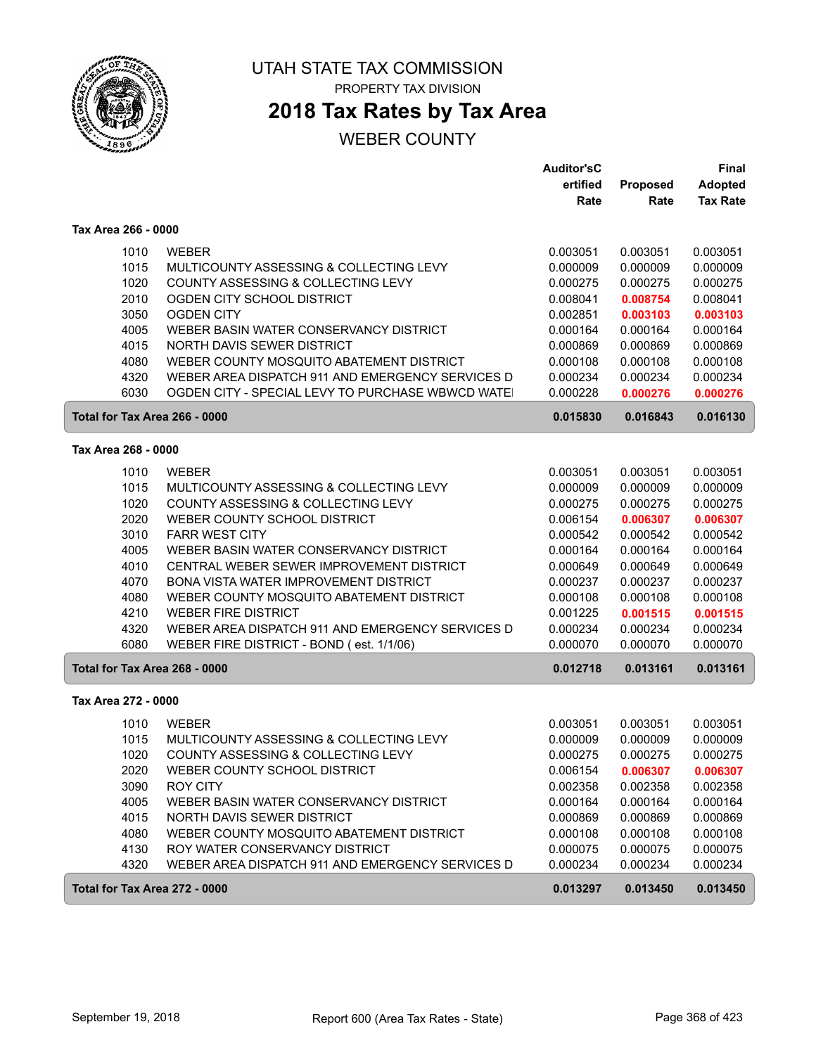# UTAH STATE TAX COMMISSION

PROPERTY TAX DIVISION

## 2018 Tax Rates by Tax Area

WEBER COUNTY

| | | Auditor'sCertified Rate | Proposed Rate | Final Adopted Tax Rate |
|---|---|---|---|---|
| **Tax Area 266 - 0000** | | | | |
| 1010 | WEBER | 0.003051 | 0.003051 | 0.003051 |
| 1015 | MULTICOUNTY ASSESSING & COLLECTING LEVY | 0.000009 | 0.000009 | 0.000009 |
| 1020 | COUNTY ASSESSING & COLLECTING LEVY | 0.000275 | 0.000275 | 0.000275 |
| 2010 | OGDEN CITY SCHOOL DISTRICT | 0.008041 | **0.008754** | 0.008041 |
| 3050 | OGDEN CITY | 0.002851 | **0.003103** | **0.003103** |
| 4005 | WEBER BASIN WATER CONSERVANCY DISTRICT | 0.000164 | 0.000164 | 0.000164 |
| 4015 | NORTH DAVIS SEWER DISTRICT | 0.000869 | 0.000869 | 0.000869 |
| 4080 | WEBER COUNTY MOSQUITO ABATEMENT DISTRICT | 0.000108 | 0.000108 | 0.000108 |
| 4320 | WEBER AREA DISPATCH 911 AND EMERGENCY SERVICES D | 0.000234 | 0.000234 | 0.000234 |
| 6030 | OGDEN CITY - SPECIAL LEVY TO PURCHASE WBWCD WATE | 0.000228 | **0.000276** | **0.000276** |
| **Total for Tax Area 266 - 0000** | | **0.015830** | **0.016843** | **0.016130** |
| **Tax Area 268 - 0000** | | | | |
| 1010 | WEBER | 0.003051 | 0.003051 | 0.003051 |
| 1015 | MULTICOUNTY ASSESSING & COLLECTING LEVY | 0.000009 | 0.000009 | 0.000009 |
| 1020 | COUNTY ASSESSING & COLLECTING LEVY | 0.000275 | 0.000275 | 0.000275 |
| 2020 | WEBER COUNTY SCHOOL DISTRICT | 0.006154 | **0.006307** | **0.006307** |
| 3010 | FARR WEST CITY | 0.000542 | 0.000542 | 0.000542 |
| 4005 | WEBER BASIN WATER CONSERVANCY DISTRICT | 0.000164 | 0.000164 | 0.000164 |
| 4010 | CENTRAL WEBER SEWER IMPROVEMENT DISTRICT | 0.000649 | 0.000649 | 0.000649 |
| 4070 | BONA VISTA WATER IMPROVEMENT DISTRICT | 0.000237 | 0.000237 | 0.000237 |
| 4080 | WEBER COUNTY MOSQUITO ABATEMENT DISTRICT | 0.000108 | 0.000108 | 0.000108 |
| 4210 | WEBER FIRE DISTRICT | 0.001225 | **0.001515** | **0.001515** |
| 4320 | WEBER AREA DISPATCH 911 AND EMERGENCY SERVICES D | 0.000234 | 0.000234 | 0.000234 |
| 6080 | WEBER FIRE DISTRICT - BOND ( est. 1/1/06) | 0.000070 | 0.000070 | 0.000070 |
| **Total for Tax Area 268 - 0000** | | **0.012718** | **0.013161** | **0.013161** |
| **Tax Area 272 - 0000** | | | | |
| 1010 | WEBER | 0.003051 | 0.003051 | 0.003051 |
| 1015 | MULTICOUNTY ASSESSING & COLLECTING LEVY | 0.000009 | 0.000009 | 0.000009 |
| 1020 | COUNTY ASSESSING & COLLECTING LEVY | 0.000275 | 0.000275 | 0.000275 |
| 2020 | WEBER COUNTY SCHOOL DISTRICT | 0.006154 | **0.006307** | **0.006307** |
| 3090 | ROY CITY | 0.002358 | 0.002358 | 0.002358 |
| 4005 | WEBER BASIN WATER CONSERVANCY DISTRICT | 0.000164 | 0.000164 | 0.000164 |
| 4015 | NORTH DAVIS SEWER DISTRICT | 0.000869 | 0.000869 | 0.000869 |
| 4080 | WEBER COUNTY MOSQUITO ABATEMENT DISTRICT | 0.000108 | 0.000108 | 0.000108 |
| 4130 | ROY WATER CONSERVANCY DISTRICT | 0.000075 | 0.000075 | 0.000075 |
| 4320 | WEBER AREA DISPATCH 911 AND EMERGENCY SERVICES D | 0.000234 | 0.000234 | 0.000234 |
| **Total for Tax Area 272 - 0000** | | **0.013297** | **0.013450** | **0.013450** |

September 19, 2018 Report 600 (Area Tax Rates - State)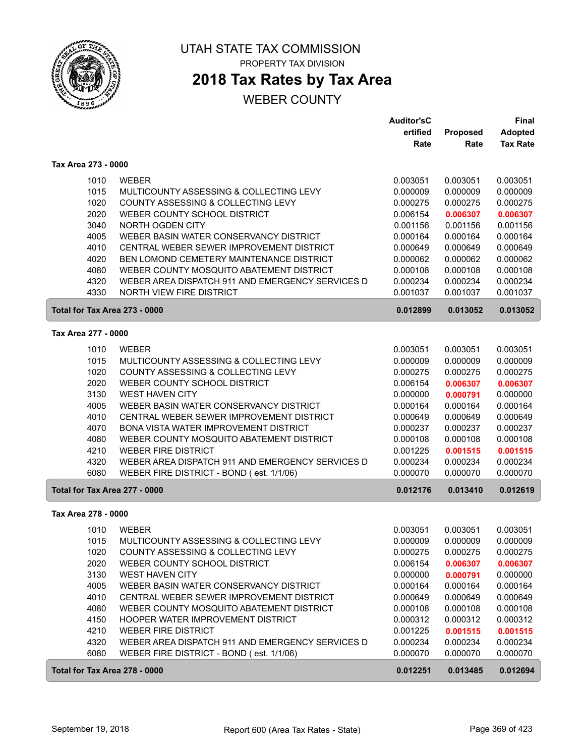# UTAH STATE TAX COMMISSION

PROPERTY TAX DIVISION

## 2018 Tax Rates by Tax Area

WEBER COUNTY

| | | Auditor'sCertified Rate | Proposed Rate | Final Adopted Tax Rate |
|---|---|---|---|---|
| **Tax Area 273 - 0000** | | | | |
| 1010 | WEBER | 0.003051 | 0.003051 | 0.003051 |
| 1015 | MULTICOUNTY ASSESSING & COLLECTING LEVY | 0.000009 | 0.000009 | 0.000009 |
| 1020 | COUNTY ASSESSING & COLLECTING LEVY | 0.000275 | 0.000275 | 0.000275 |
| 2020 | WEBER COUNTY SCHOOL DISTRICT | 0.006154 | **0.006307** | **0.006307** |
| 3040 | NORTH OGDEN CITY | 0.001156 | 0.001156 | 0.001156 |
| 4005 | WEBER BASIN WATER CONSERVANCY DISTRICT | 0.000164 | 0.000164 | 0.000164 |
| 4010 | CENTRAL WEBER SEWER IMPROVEMENT DISTRICT | 0.000649 | 0.000649 | 0.000649 |
| 4020 | BEN LOMOND CEMETERY MAINTENANCE DISTRICT | 0.000062 | 0.000062 | 0.000062 |
| 4080 | WEBER COUNTY MOSQUITO ABATEMENT DISTRICT | 0.000108 | 0.000108 | 0.000108 |
| 4320 | WEBER AREA DISPATCH 911 AND EMERGENCY SERVICES D | 0.000234 | 0.000234 | 0.000234 |
| 4330 | NORTH VIEW FIRE DISTRICT | 0.001037 | 0.001037 | 0.001037 |
| **Total for Tax Area 273 - 0000** | | **0.012899** | **0.013052** | **0.013052** |
| **Tax Area 277 - 0000** | | | | |
| 1010 | WEBER | 0.003051 | 0.003051 | 0.003051 |
| 1015 | MULTICOUNTY ASSESSING & COLLECTING LEVY | 0.000009 | 0.000009 | 0.000009 |
| 1020 | COUNTY ASSESSING & COLLECTING LEVY | 0.000275 | 0.000275 | 0.000275 |
| 2020 | WEBER COUNTY SCHOOL DISTRICT | 0.006154 | **0.006307** | **0.006307** |
| 3130 | WEST HAVEN CITY | 0.000000 | **0.000791** | 0.000000 |
| 4005 | WEBER BASIN WATER CONSERVANCY DISTRICT | 0.000164 | 0.000164 | 0.000164 |
| 4010 | CENTRAL WEBER SEWER IMPROVEMENT DISTRICT | 0.000649 | 0.000649 | 0.000649 |
| 4070 | BONA VISTA WATER IMPROVEMENT DISTRICT | 0.000237 | 0.000237 | 0.000237 |
| 4080 | WEBER COUNTY MOSQUITO ABATEMENT DISTRICT | 0.000108 | 0.000108 | 0.000108 |
| 4210 | WEBER FIRE DISTRICT | 0.001225 | **0.001515** | **0.001515** |
| 4320 | WEBER AREA DISPATCH 911 AND EMERGENCY SERVICES D | 0.000234 | 0.000234 | 0.000234 |
| 6080 | WEBER FIRE DISTRICT - BOND ( est. 1/1/06) | 0.000070 | 0.000070 | 0.000070 |
| **Total for Tax Area 277 - 0000** | | **0.012176** | **0.013410** | **0.012619** |
| **Tax Area 278 - 0000** | | | | |
| 1010 | WEBER | 0.003051 | 0.003051 | 0.003051 |
| 1015 | MULTICOUNTY ASSESSING & COLLECTING LEVY | 0.000009 | 0.000009 | 0.000009 |
| 1020 | COUNTY ASSESSING & COLLECTING LEVY | 0.000275 | 0.000275 | 0.000275 |
| 2020 | WEBER COUNTY SCHOOL DISTRICT | 0.006154 | **0.006307** | **0.006307** |
| 3130 | WEST HAVEN CITY | 0.000000 | **0.000791** | 0.000000 |
| 4005 | WEBER BASIN WATER CONSERVANCY DISTRICT | 0.000164 | 0.000164 | 0.000164 |
| 4010 | CENTRAL WEBER SEWER IMPROVEMENT DISTRICT | 0.000649 | 0.000649 | 0.000649 |
| 4080 | WEBER COUNTY MOSQUITO ABATEMENT DISTRICT | 0.000108 | 0.000108 | 0.000108 |
| 4150 | HOOPER WATER IMPROVEMENT DISTRICT | 0.000312 | 0.000312 | 0.000312 |
| 4210 | WEBER FIRE DISTRICT | 0.001225 | **0.001515** | **0.001515** |
| 4320 | WEBER AREA DISPATCH 911 AND EMERGENCY SERVICES D | 0.000234 | 0.000234 | 0.000234 |
| 6080 | WEBER FIRE DISTRICT - BOND ( est. 1/1/06) | 0.000070 | 0.000070 | 0.000070 |
| **Total for Tax Area 278 - 0000** | | **0.012251** | **0.013485** | **0.012694** |

September 19, 2018 — Report 600 (Area Tax Rates - State)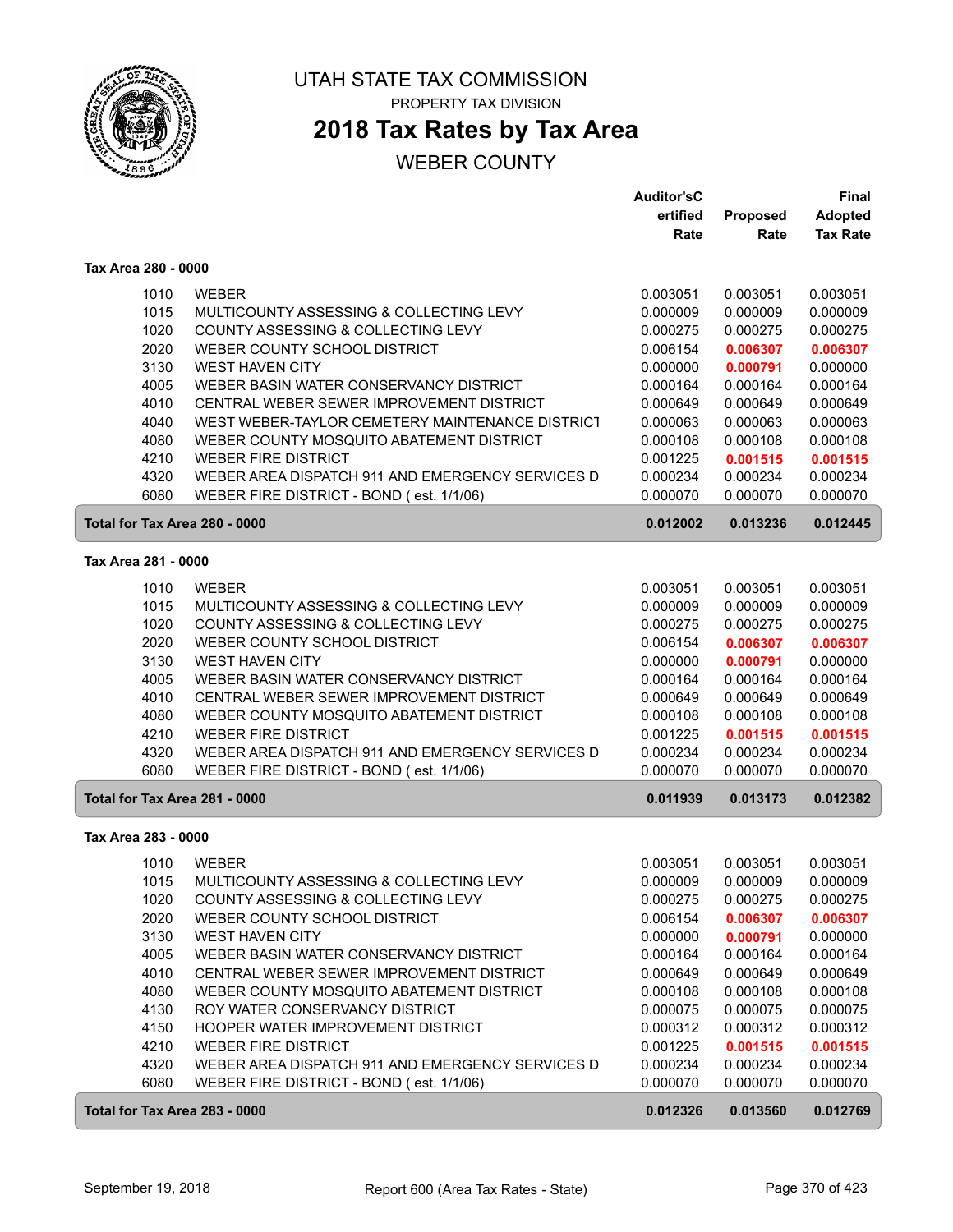# UTAH STATE TAX COMMISSION

PROPERTY TAX DIVISION

## 2018 Tax Rates by Tax Area

WEBER COUNTY

### Tax Area 280 - 0000

| | | Auditor's Certified Rate | Proposed Rate | Final Adopted Tax Rate |
|---|---|---|---|---|
| 1010 | WEBER | 0.003051 | 0.003051 | 0.003051 |
| 1015 | MULTICOUNTY ASSESSING & COLLECTING LEVY | 0.000009 | 0.000009 | 0.000009 |
| 1020 | COUNTY ASSESSING & COLLECTING LEVY | 0.000275 | 0.000275 | 0.000275 |
| 2020 | WEBER COUNTY SCHOOL DISTRICT | 0.006154 | **0.006307** | **0.006307** |
| 3130 | WEST HAVEN CITY | 0.000000 | **0.000791** | 0.000000 |
| 4005 | WEBER BASIN WATER CONSERVANCY DISTRICT | 0.000164 | 0.000164 | 0.000164 |
| 4010 | CENTRAL WEBER SEWER IMPROVEMENT DISTRICT | 0.000649 | 0.000649 | 0.000649 |
| 4040 | WEST WEBER-TAYLOR CEMETERY MAINTENANCE DISTRICT | 0.000063 | 0.000063 | 0.000063 |
| 4080 | WEBER COUNTY MOSQUITO ABATEMENT DISTRICT | 0.000108 | 0.000108 | 0.000108 |
| 4210 | WEBER FIRE DISTRICT | 0.001225 | **0.001515** | **0.001515** |
| 4320 | WEBER AREA DISPATCH 911 AND EMERGENCY SERVICES D | 0.000234 | 0.000234 | 0.000234 |
| 6080 | WEBER FIRE DISTRICT - BOND ( est. 1/1/06) | 0.000070 | 0.000070 | 0.000070 |
| **Total for Tax Area 280 - 0000** | | **0.012002** | **0.013236** | **0.012445** |

### Tax Area 281 - 0000

| | | Auditor's Certified Rate | Proposed Rate | Final Adopted Tax Rate |
|---|---|---|---|---|
| 1010 | WEBER | 0.003051 | 0.003051 | 0.003051 |
| 1015 | MULTICOUNTY ASSESSING & COLLECTING LEVY | 0.000009 | 0.000009 | 0.000009 |
| 1020 | COUNTY ASSESSING & COLLECTING LEVY | 0.000275 | 0.000275 | 0.000275 |
| 2020 | WEBER COUNTY SCHOOL DISTRICT | 0.006154 | **0.006307** | **0.006307** |
| 3130 | WEST HAVEN CITY | 0.000000 | **0.000791** | 0.000000 |
| 4005 | WEBER BASIN WATER CONSERVANCY DISTRICT | 0.000164 | 0.000164 | 0.000164 |
| 4010 | CENTRAL WEBER SEWER IMPROVEMENT DISTRICT | 0.000649 | 0.000649 | 0.000649 |
| 4080 | WEBER COUNTY MOSQUITO ABATEMENT DISTRICT | 0.000108 | 0.000108 | 0.000108 |
| 4210 | WEBER FIRE DISTRICT | 0.001225 | **0.001515** | **0.001515** |
| 4320 | WEBER AREA DISPATCH 911 AND EMERGENCY SERVICES D | 0.000234 | 0.000234 | 0.000234 |
| 6080 | WEBER FIRE DISTRICT - BOND ( est. 1/1/06) | 0.000070 | 0.000070 | 0.000070 |
| **Total for Tax Area 281 - 0000** | | **0.011939** | **0.013173** | **0.012382** |

### Tax Area 283 - 0000

| | | Auditor's Certified Rate | Proposed Rate | Final Adopted Tax Rate |
|---|---|---|---|---|
| 1010 | WEBER | 0.003051 | 0.003051 | 0.003051 |
| 1015 | MULTICOUNTY ASSESSING & COLLECTING LEVY | 0.000009 | 0.000009 | 0.000009 |
| 1020 | COUNTY ASSESSING & COLLECTING LEVY | 0.000275 | 0.000275 | 0.000275 |
| 2020 | WEBER COUNTY SCHOOL DISTRICT | 0.006154 | **0.006307** | **0.006307** |
| 3130 | WEST HAVEN CITY | 0.000000 | **0.000791** | 0.000000 |
| 4005 | WEBER BASIN WATER CONSERVANCY DISTRICT | 0.000164 | 0.000164 | 0.000164 |
| 4010 | CENTRAL WEBER SEWER IMPROVEMENT DISTRICT | 0.000649 | 0.000649 | 0.000649 |
| 4080 | WEBER COUNTY MOSQUITO ABATEMENT DISTRICT | 0.000108 | 0.000108 | 0.000108 |
| 4130 | ROY WATER CONSERVANCY DISTRICT | 0.000075 | 0.000075 | 0.000075 |
| 4150 | HOOPER WATER IMPROVEMENT DISTRICT | 0.000312 | 0.000312 | 0.000312 |
| 4210 | WEBER FIRE DISTRICT | 0.001225 | **0.001515** | **0.001515** |
| 4320 | WEBER AREA DISPATCH 911 AND EMERGENCY SERVICES D | 0.000234 | 0.000234 | 0.000234 |
| 6080 | WEBER FIRE DISTRICT - BOND ( est. 1/1/06) | 0.000070 | 0.000070 | 0.000070 |
| **Total for Tax Area 283 - 0000** | | **0.012326** | **0.013560** | **0.012769** |

September 19, 2018 — Report 600 (Area Tax Rates - State)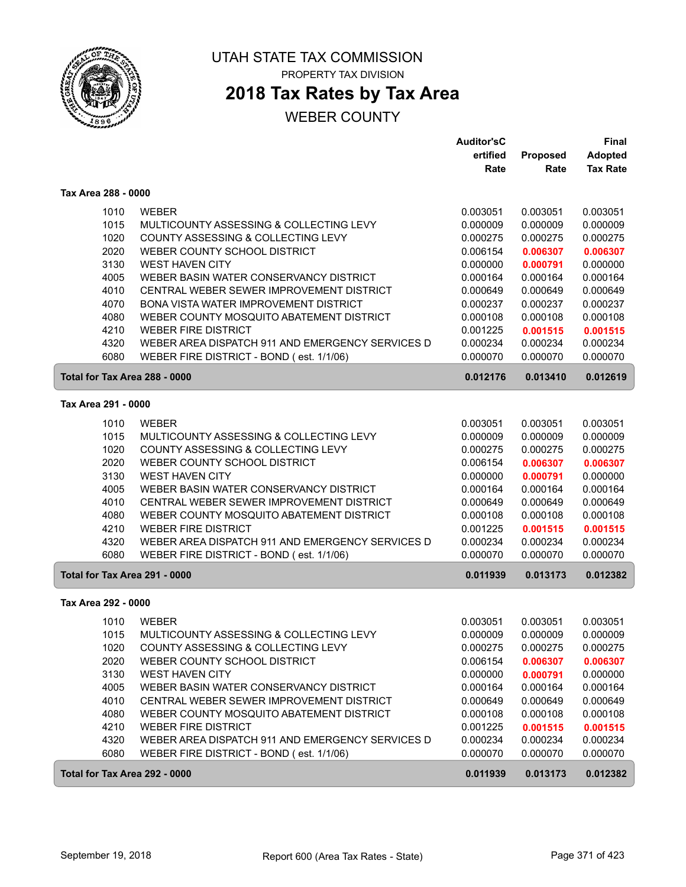# UTAH STATE TAX COMMISSION

PROPERTY TAX DIVISION

## 2018 Tax Rates by Tax Area

WEBER COUNTY

| | | Auditor'sCertified Rate | Proposed Rate | Final Adopted Tax Rate |
|---|---|---|---|---|
| **Tax Area 288 - 0000** | | | | |
| 1010 | WEBER | 0.003051 | 0.003051 | 0.003051 |
| 1015 | MULTICOUNTY ASSESSING & COLLECTING LEVY | 0.000009 | 0.000009 | 0.000009 |
| 1020 | COUNTY ASSESSING & COLLECTING LEVY | 0.000275 | 0.000275 | 0.000275 |
| 2020 | WEBER COUNTY SCHOOL DISTRICT | 0.006154 | **0.006307** | **0.006307** |
| 3130 | WEST HAVEN CITY | 0.000000 | **0.000791** | 0.000000 |
| 4005 | WEBER BASIN WATER CONSERVANCY DISTRICT | 0.000164 | 0.000164 | 0.000164 |
| 4010 | CENTRAL WEBER SEWER IMPROVEMENT DISTRICT | 0.000649 | 0.000649 | 0.000649 |
| 4070 | BONA VISTA WATER IMPROVEMENT DISTRICT | 0.000237 | 0.000237 | 0.000237 |
| 4080 | WEBER COUNTY MOSQUITO ABATEMENT DISTRICT | 0.000108 | 0.000108 | 0.000108 |
| 4210 | WEBER FIRE DISTRICT | 0.001225 | **0.001515** | **0.001515** |
| 4320 | WEBER AREA DISPATCH 911 AND EMERGENCY SERVICES D | 0.000234 | 0.000234 | 0.000234 |
| 6080 | WEBER FIRE DISTRICT - BOND ( est. 1/1/06) | 0.000070 | 0.000070 | 0.000070 |
| **Total for Tax Area 288 - 0000** | | **0.012176** | **0.013410** | **0.012619** |
| **Tax Area 291 - 0000** | | | | |
| 1010 | WEBER | 0.003051 | 0.003051 | 0.003051 |
| 1015 | MULTICOUNTY ASSESSING & COLLECTING LEVY | 0.000009 | 0.000009 | 0.000009 |
| 1020 | COUNTY ASSESSING & COLLECTING LEVY | 0.000275 | 0.000275 | 0.000275 |
| 2020 | WEBER COUNTY SCHOOL DISTRICT | 0.006154 | **0.006307** | **0.006307** |
| 3130 | WEST HAVEN CITY | 0.000000 | **0.000791** | 0.000000 |
| 4005 | WEBER BASIN WATER CONSERVANCY DISTRICT | 0.000164 | 0.000164 | 0.000164 |
| 4010 | CENTRAL WEBER SEWER IMPROVEMENT DISTRICT | 0.000649 | 0.000649 | 0.000649 |
| 4080 | WEBER COUNTY MOSQUITO ABATEMENT DISTRICT | 0.000108 | 0.000108 | 0.000108 |
| 4210 | WEBER FIRE DISTRICT | 0.001225 | **0.001515** | **0.001515** |
| 4320 | WEBER AREA DISPATCH 911 AND EMERGENCY SERVICES D | 0.000234 | 0.000234 | 0.000234 |
| 6080 | WEBER FIRE DISTRICT - BOND ( est. 1/1/06) | 0.000070 | 0.000070 | 0.000070 |
| **Total for Tax Area 291 - 0000** | | **0.011939** | **0.013173** | **0.012382** |
| **Tax Area 292 - 0000** | | | | |
| 1010 | WEBER | 0.003051 | 0.003051 | 0.003051 |
| 1015 | MULTICOUNTY ASSESSING & COLLECTING LEVY | 0.000009 | 0.000009 | 0.000009 |
| 1020 | COUNTY ASSESSING & COLLECTING LEVY | 0.000275 | 0.000275 | 0.000275 |
| 2020 | WEBER COUNTY SCHOOL DISTRICT | 0.006154 | **0.006307** | **0.006307** |
| 3130 | WEST HAVEN CITY | 0.000000 | **0.000791** | 0.000000 |
| 4005 | WEBER BASIN WATER CONSERVANCY DISTRICT | 0.000164 | 0.000164 | 0.000164 |
| 4010 | CENTRAL WEBER SEWER IMPROVEMENT DISTRICT | 0.000649 | 0.000649 | 0.000649 |
| 4080 | WEBER COUNTY MOSQUITO ABATEMENT DISTRICT | 0.000108 | 0.000108 | 0.000108 |
| 4210 | WEBER FIRE DISTRICT | 0.001225 | **0.001515** | **0.001515** |
| 4320 | WEBER AREA DISPATCH 911 AND EMERGENCY SERVICES D | 0.000234 | 0.000234 | 0.000234 |
| 6080 | WEBER FIRE DISTRICT - BOND ( est. 1/1/06) | 0.000070 | 0.000070 | 0.000070 |
| **Total for Tax Area 292 - 0000** | | **0.011939** | **0.013173** | **0.012382** |

September 19, 2018 — Report 600 (Area Tax Rates - State)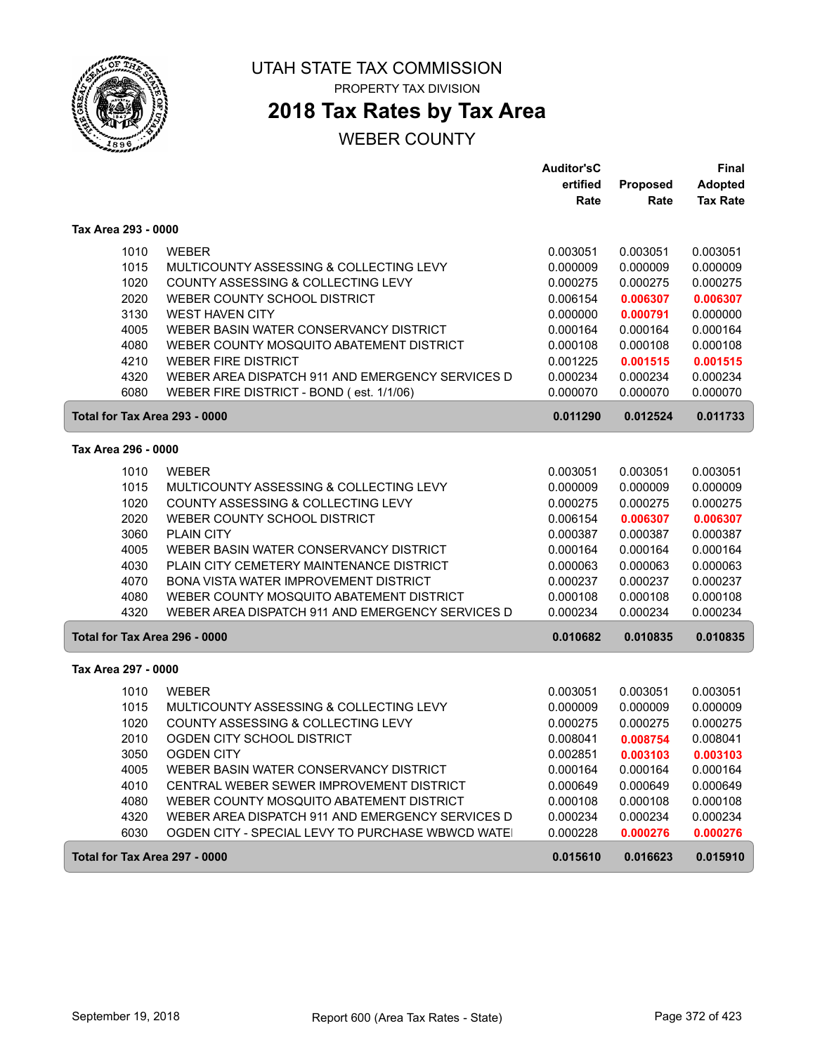# UTAH STATE TAX COMMISSION

PROPERTY TAX DIVISION

## 2018 Tax Rates by Tax Area

WEBER COUNTY

| | | Auditor'sCertified Rate | Proposed Rate | Final Adopted Tax Rate |
|---|---|---|---|---|
| **Tax Area 293 - 0000** | | | | |
| 1010 | WEBER | 0.003051 | 0.003051 | 0.003051 |
| 1015 | MULTICOUNTY ASSESSING & COLLECTING LEVY | 0.000009 | 0.000009 | 0.000009 |
| 1020 | COUNTY ASSESSING & COLLECTING LEVY | 0.000275 | 0.000275 | 0.000275 |
| 2020 | WEBER COUNTY SCHOOL DISTRICT | 0.006154 | **0.006307** | **0.006307** |
| 3130 | WEST HAVEN CITY | 0.000000 | **0.000791** | 0.000000 |
| 4005 | WEBER BASIN WATER CONSERVANCY DISTRICT | 0.000164 | 0.000164 | 0.000164 |
| 4080 | WEBER COUNTY MOSQUITO ABATEMENT DISTRICT | 0.000108 | 0.000108 | 0.000108 |
| 4210 | WEBER FIRE DISTRICT | 0.001225 | **0.001515** | **0.001515** |
| 4320 | WEBER AREA DISPATCH 911 AND EMERGENCY SERVICES D | 0.000234 | 0.000234 | 0.000234 |
| 6080 | WEBER FIRE DISTRICT - BOND ( est. 1/1/06) | 0.000070 | 0.000070 | 0.000070 |
| **Total for Tax Area 293 - 0000** | | **0.011290** | **0.012524** | **0.011733** |
| **Tax Area 296 - 0000** | | | | |
| 1010 | WEBER | 0.003051 | 0.003051 | 0.003051 |
| 1015 | MULTICOUNTY ASSESSING & COLLECTING LEVY | 0.000009 | 0.000009 | 0.000009 |
| 1020 | COUNTY ASSESSING & COLLECTING LEVY | 0.000275 | 0.000275 | 0.000275 |
| 2020 | WEBER COUNTY SCHOOL DISTRICT | 0.006154 | **0.006307** | **0.006307** |
| 3060 | PLAIN CITY | 0.000387 | 0.000387 | 0.000387 |
| 4005 | WEBER BASIN WATER CONSERVANCY DISTRICT | 0.000164 | 0.000164 | 0.000164 |
| 4030 | PLAIN CITY CEMETERY MAINTENANCE DISTRICT | 0.000063 | 0.000063 | 0.000063 |
| 4070 | BONA VISTA WATER IMPROVEMENT DISTRICT | 0.000237 | 0.000237 | 0.000237 |
| 4080 | WEBER COUNTY MOSQUITO ABATEMENT DISTRICT | 0.000108 | 0.000108 | 0.000108 |
| 4320 | WEBER AREA DISPATCH 911 AND EMERGENCY SERVICES D | 0.000234 | 0.000234 | 0.000234 |
| **Total for Tax Area 296 - 0000** | | **0.010682** | **0.010835** | **0.010835** |
| **Tax Area 297 - 0000** | | | | |
| 1010 | WEBER | 0.003051 | 0.003051 | 0.003051 |
| 1015 | MULTICOUNTY ASSESSING & COLLECTING LEVY | 0.000009 | 0.000009 | 0.000009 |
| 1020 | COUNTY ASSESSING & COLLECTING LEVY | 0.000275 | 0.000275 | 0.000275 |
| 2010 | OGDEN CITY SCHOOL DISTRICT | 0.008041 | **0.008754** | 0.008041 |
| 3050 | OGDEN CITY | 0.002851 | **0.003103** | **0.003103** |
| 4005 | WEBER BASIN WATER CONSERVANCY DISTRICT | 0.000164 | 0.000164 | 0.000164 |
| 4010 | CENTRAL WEBER SEWER IMPROVEMENT DISTRICT | 0.000649 | 0.000649 | 0.000649 |
| 4080 | WEBER COUNTY MOSQUITO ABATEMENT DISTRICT | 0.000108 | 0.000108 | 0.000108 |
| 4320 | WEBER AREA DISPATCH 911 AND EMERGENCY SERVICES D | 0.000234 | 0.000234 | 0.000234 |
| 6030 | OGDEN CITY - SPECIAL LEVY TO PURCHASE WBWCD WATE | 0.000228 | **0.000276** | **0.000276** |
| **Total for Tax Area 297 - 0000** | | **0.015610** | **0.016623** | **0.015910** |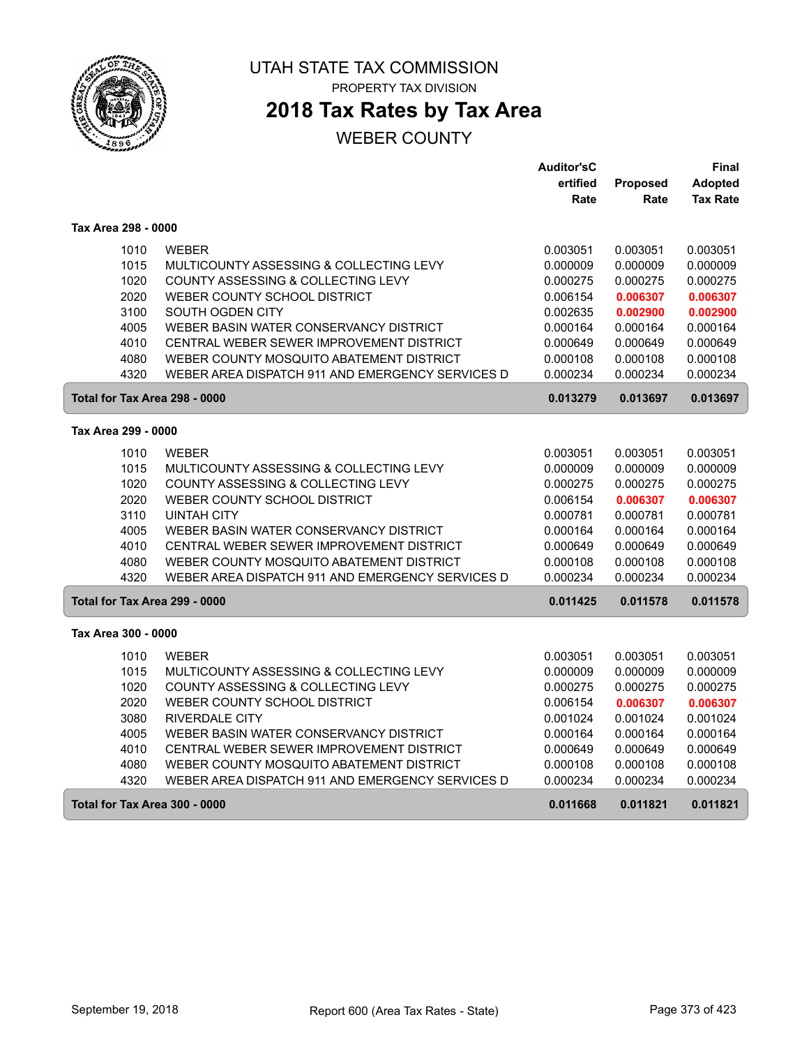# UTAH STATE TAX COMMISSION

PROPERTY TAX DIVISION

## 2018 Tax Rates by Tax Area

WEBER COUNTY

| | | Auditor'sCertified Rate | Proposed Rate | Final Adopted Tax Rate |
|---|---|---|---|---|
| **Tax Area 298 - 0000** | | | | |
| 1010 | WEBER | 0.003051 | 0.003051 | 0.003051 |
| 1015 | MULTICOUNTY ASSESSING & COLLECTING LEVY | 0.000009 | 0.000009 | 0.000009 |
| 1020 | COUNTY ASSESSING & COLLECTING LEVY | 0.000275 | 0.000275 | 0.000275 |
| 2020 | WEBER COUNTY SCHOOL DISTRICT | 0.006154 | 0.006307 | 0.006307 |
| 3100 | SOUTH OGDEN CITY | 0.002635 | 0.002900 | 0.002900 |
| 4005 | WEBER BASIN WATER CONSERVANCY DISTRICT | 0.000164 | 0.000164 | 0.000164 |
| 4010 | CENTRAL WEBER SEWER IMPROVEMENT DISTRICT | 0.000649 | 0.000649 | 0.000649 |
| 4080 | WEBER COUNTY MOSQUITO ABATEMENT DISTRICT | 0.000108 | 0.000108 | 0.000108 |
| 4320 | WEBER AREA DISPATCH 911 AND EMERGENCY SERVICES D | 0.000234 | 0.000234 | 0.000234 |
| **Total for Tax Area 298 - 0000** | | **0.013279** | **0.013697** | **0.013697** |
| **Tax Area 299 - 0000** | | | | |
| 1010 | WEBER | 0.003051 | 0.003051 | 0.003051 |
| 1015 | MULTICOUNTY ASSESSING & COLLECTING LEVY | 0.000009 | 0.000009 | 0.000009 |
| 1020 | COUNTY ASSESSING & COLLECTING LEVY | 0.000275 | 0.000275 | 0.000275 |
| 2020 | WEBER COUNTY SCHOOL DISTRICT | 0.006154 | 0.006307 | 0.006307 |
| 3110 | UINTAH CITY | 0.000781 | 0.000781 | 0.000781 |
| 4005 | WEBER BASIN WATER CONSERVANCY DISTRICT | 0.000164 | 0.000164 | 0.000164 |
| 4010 | CENTRAL WEBER SEWER IMPROVEMENT DISTRICT | 0.000649 | 0.000649 | 0.000649 |
| 4080 | WEBER COUNTY MOSQUITO ABATEMENT DISTRICT | 0.000108 | 0.000108 | 0.000108 |
| 4320 | WEBER AREA DISPATCH 911 AND EMERGENCY SERVICES D | 0.000234 | 0.000234 | 0.000234 |
| **Total for Tax Area 299 - 0000** | | **0.011425** | **0.011578** | **0.011578** |
| **Tax Area 300 - 0000** | | | | |
| 1010 | WEBER | 0.003051 | 0.003051 | 0.003051 |
| 1015 | MULTICOUNTY ASSESSING & COLLECTING LEVY | 0.000009 | 0.000009 | 0.000009 |
| 1020 | COUNTY ASSESSING & COLLECTING LEVY | 0.000275 | 0.000275 | 0.000275 |
| 2020 | WEBER COUNTY SCHOOL DISTRICT | 0.006154 | 0.006307 | 0.006307 |
| 3080 | RIVERDALE CITY | 0.001024 | 0.001024 | 0.001024 |
| 4005 | WEBER BASIN WATER CONSERVANCY DISTRICT | 0.000164 | 0.000164 | 0.000164 |
| 4010 | CENTRAL WEBER SEWER IMPROVEMENT DISTRICT | 0.000649 | 0.000649 | 0.000649 |
| 4080 | WEBER COUNTY MOSQUITO ABATEMENT DISTRICT | 0.000108 | 0.000108 | 0.000108 |
| 4320 | WEBER AREA DISPATCH 911 AND EMERGENCY SERVICES D | 0.000234 | 0.000234 | 0.000234 |
| **Total for Tax Area 300 - 0000** | | **0.011668** | **0.011821** | **0.011821** |

September 19, 2018 — Report 600 (Area Tax Rates - State)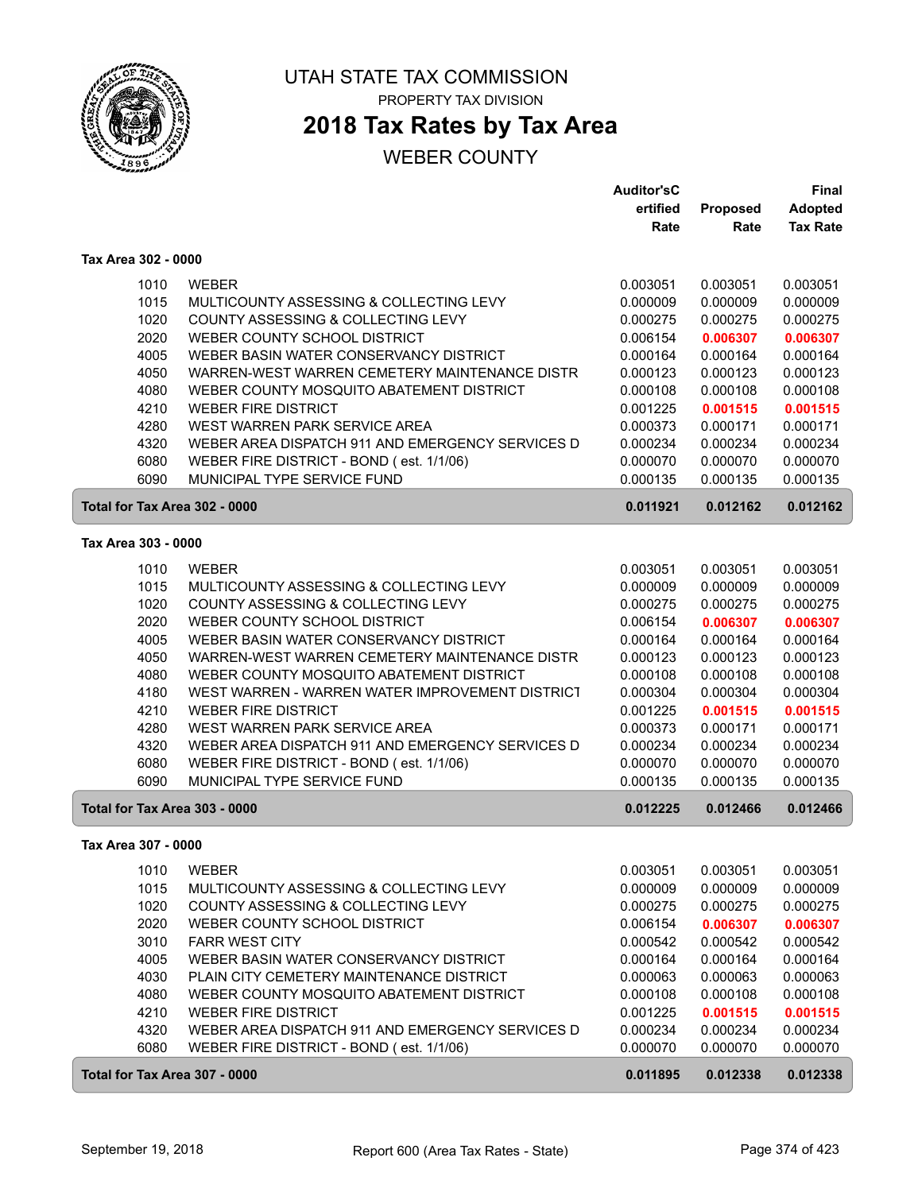# UTAH STATE TAX COMMISSION

PROPERTY TAX DIVISION

## 2018 Tax Rates by Tax Area

WEBER COUNTY

### Tax Area 302 - 0000

| | | Auditor's Certified Rate | Proposed Rate | Final Adopted Tax Rate |
|---|---|---|---|---|
| 1010 | WEBER | 0.003051 | 0.003051 | 0.003051 |
| 1015 | MULTICOUNTY ASSESSING & COLLECTING LEVY | 0.000009 | 0.000009 | 0.000009 |
| 1020 | COUNTY ASSESSING & COLLECTING LEVY | 0.000275 | 0.000275 | 0.000275 |
| 2020 | WEBER COUNTY SCHOOL DISTRICT | 0.006154 | **0.006307** | **0.006307** |
| 4005 | WEBER BASIN WATER CONSERVANCY DISTRICT | 0.000164 | 0.000164 | 0.000164 |
| 4050 | WARREN-WEST WARREN CEMETERY MAINTENANCE DISTR | 0.000123 | 0.000123 | 0.000123 |
| 4080 | WEBER COUNTY MOSQUITO ABATEMENT DISTRICT | 0.000108 | 0.000108 | 0.000108 |
| 4210 | WEBER FIRE DISTRICT | 0.001225 | **0.001515** | **0.001515** |
| 4280 | WEST WARREN PARK SERVICE AREA | 0.000373 | 0.000171 | 0.000171 |
| 4320 | WEBER AREA DISPATCH 911 AND EMERGENCY SERVICES D | 0.000234 | 0.000234 | 0.000234 |
| 6080 | WEBER FIRE DISTRICT - BOND ( est. 1/1/06) | 0.000070 | 0.000070 | 0.000070 |
| 6090 | MUNICIPAL TYPE SERVICE FUND | 0.000135 | 0.000135 | 0.000135 |
| **Total for Tax Area 302 - 0000** | | **0.011921** | **0.012162** | **0.012162** |

### Tax Area 303 - 0000

| | | Auditor's Certified Rate | Proposed Rate | Final Adopted Tax Rate |
|---|---|---|---|---|
| 1010 | WEBER | 0.003051 | 0.003051 | 0.003051 |
| 1015 | MULTICOUNTY ASSESSING & COLLECTING LEVY | 0.000009 | 0.000009 | 0.000009 |
| 1020 | COUNTY ASSESSING & COLLECTING LEVY | 0.000275 | 0.000275 | 0.000275 |
| 2020 | WEBER COUNTY SCHOOL DISTRICT | 0.006154 | **0.006307** | **0.006307** |
| 4005 | WEBER BASIN WATER CONSERVANCY DISTRICT | 0.000164 | 0.000164 | 0.000164 |
| 4050 | WARREN-WEST WARREN CEMETERY MAINTENANCE DISTR | 0.000123 | 0.000123 | 0.000123 |
| 4080 | WEBER COUNTY MOSQUITO ABATEMENT DISTRICT | 0.000108 | 0.000108 | 0.000108 |
| 4180 | WEST WARREN - WARREN WATER IMPROVEMENT DISTRICT | 0.000304 | 0.000304 | 0.000304 |
| 4210 | WEBER FIRE DISTRICT | 0.001225 | **0.001515** | **0.001515** |
| 4280 | WEST WARREN PARK SERVICE AREA | 0.000373 | 0.000171 | 0.000171 |
| 4320 | WEBER AREA DISPATCH 911 AND EMERGENCY SERVICES D | 0.000234 | 0.000234 | 0.000234 |
| 6080 | WEBER FIRE DISTRICT - BOND ( est. 1/1/06) | 0.000070 | 0.000070 | 0.000070 |
| 6090 | MUNICIPAL TYPE SERVICE FUND | 0.000135 | 0.000135 | 0.000135 |
| **Total for Tax Area 303 - 0000** | | **0.012225** | **0.012466** | **0.012466** |

### Tax Area 307 - 0000

| | | Auditor's Certified Rate | Proposed Rate | Final Adopted Tax Rate |
|---|---|---|---|---|
| 1010 | WEBER | 0.003051 | 0.003051 | 0.003051 |
| 1015 | MULTICOUNTY ASSESSING & COLLECTING LEVY | 0.000009 | 0.000009 | 0.000009 |
| 1020 | COUNTY ASSESSING & COLLECTING LEVY | 0.000275 | 0.000275 | 0.000275 |
| 2020 | WEBER COUNTY SCHOOL DISTRICT | 0.006154 | **0.006307** | **0.006307** |
| 3010 | FARR WEST CITY | 0.000542 | 0.000542 | 0.000542 |
| 4005 | WEBER BASIN WATER CONSERVANCY DISTRICT | 0.000164 | 0.000164 | 0.000164 |
| 4030 | PLAIN CITY CEMETERY MAINTENANCE DISTRICT | 0.000063 | 0.000063 | 0.000063 |
| 4080 | WEBER COUNTY MOSQUITO ABATEMENT DISTRICT | 0.000108 | 0.000108 | 0.000108 |
| 4210 | WEBER FIRE DISTRICT | 0.001225 | **0.001515** | **0.001515** |
| 4320 | WEBER AREA DISPATCH 911 AND EMERGENCY SERVICES D | 0.000234 | 0.000234 | 0.000234 |
| 6080 | WEBER FIRE DISTRICT - BOND ( est. 1/1/06) | 0.000070 | 0.000070 | 0.000070 |
| **Total for Tax Area 307 - 0000** | | **0.011895** | **0.012338** | **0.012338** |

September 19, 2018 Report 600 (Area Tax Rates - State)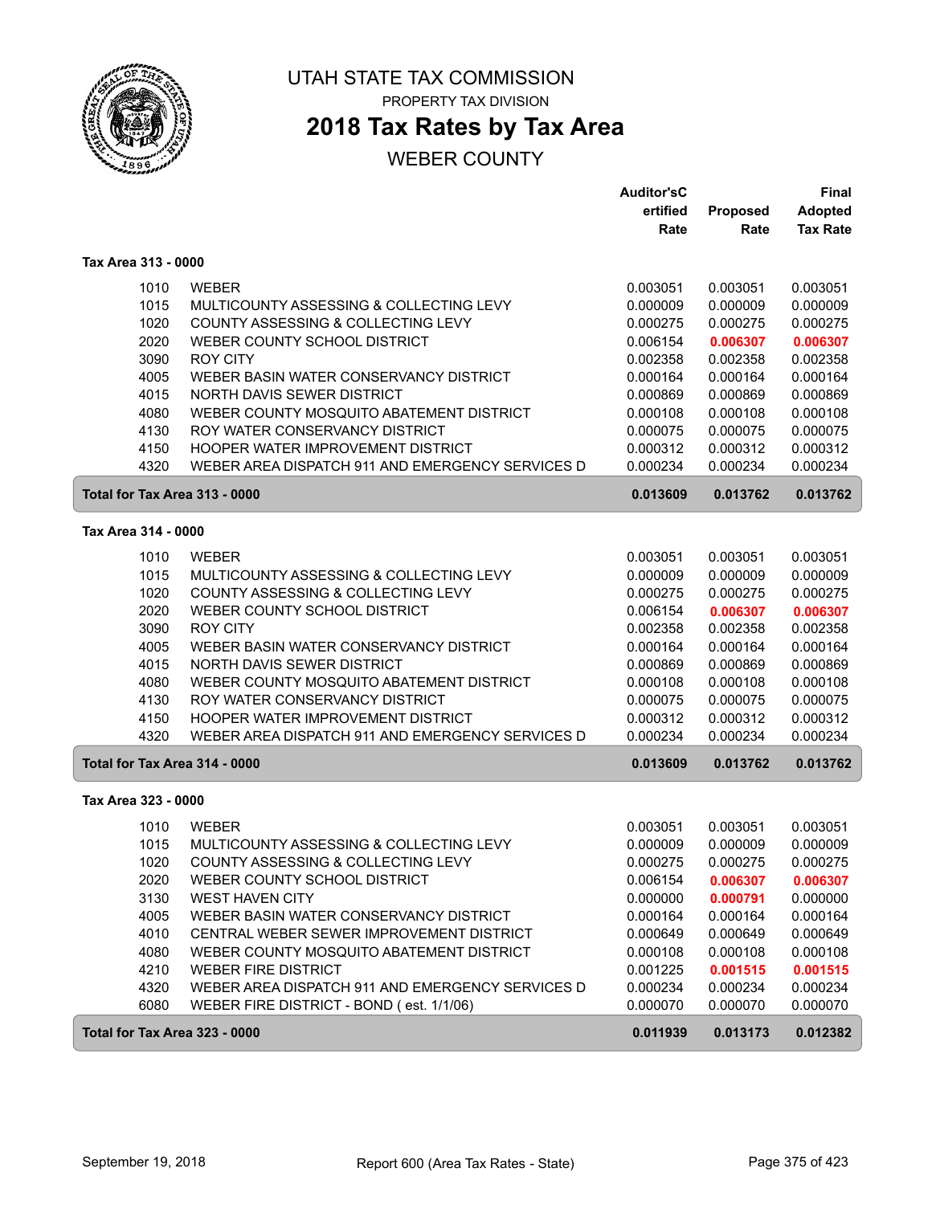# UTAH STATE TAX COMMISSION

PROPERTY TAX DIVISION

## 2018 Tax Rates by Tax Area

WEBER COUNTY

| | | Auditor'sC ertified Rate | Proposed Rate | Final Adopted Tax Rate |
|---|---|---|---|---|
| **Tax Area 313 - 0000** | | | | |
| 1010 | WEBER | 0.003051 | 0.003051 | 0.003051 |
| 1015 | MULTICOUNTY ASSESSING & COLLECTING LEVY | 0.000009 | 0.000009 | 0.000009 |
| 1020 | COUNTY ASSESSING & COLLECTING LEVY | 0.000275 | 0.000275 | 0.000275 |
| 2020 | WEBER COUNTY SCHOOL DISTRICT | 0.006154 | **0.006307** | **0.006307** |
| 3090 | ROY CITY | 0.002358 | 0.002358 | 0.002358 |
| 4005 | WEBER BASIN WATER CONSERVANCY DISTRICT | 0.000164 | 0.000164 | 0.000164 |
| 4015 | NORTH DAVIS SEWER DISTRICT | 0.000869 | 0.000869 | 0.000869 |
| 4080 | WEBER COUNTY MOSQUITO ABATEMENT DISTRICT | 0.000108 | 0.000108 | 0.000108 |
| 4130 | ROY WATER CONSERVANCY DISTRICT | 0.000075 | 0.000075 | 0.000075 |
| 4150 | HOOPER WATER IMPROVEMENT DISTRICT | 0.000312 | 0.000312 | 0.000312 |
| 4320 | WEBER AREA DISPATCH 911 AND EMERGENCY SERVICES D | 0.000234 | 0.000234 | 0.000234 |
| **Total for Tax Area 313 - 0000** | | **0.013609** | **0.013762** | **0.013762** |
| **Tax Area 314 - 0000** | | | | |
| 1010 | WEBER | 0.003051 | 0.003051 | 0.003051 |
| 1015 | MULTICOUNTY ASSESSING & COLLECTING LEVY | 0.000009 | 0.000009 | 0.000009 |
| 1020 | COUNTY ASSESSING & COLLECTING LEVY | 0.000275 | 0.000275 | 0.000275 |
| 2020 | WEBER COUNTY SCHOOL DISTRICT | 0.006154 | **0.006307** | **0.006307** |
| 3090 | ROY CITY | 0.002358 | 0.002358 | 0.002358 |
| 4005 | WEBER BASIN WATER CONSERVANCY DISTRICT | 0.000164 | 0.000164 | 0.000164 |
| 4015 | NORTH DAVIS SEWER DISTRICT | 0.000869 | 0.000869 | 0.000869 |
| 4080 | WEBER COUNTY MOSQUITO ABATEMENT DISTRICT | 0.000108 | 0.000108 | 0.000108 |
| 4130 | ROY WATER CONSERVANCY DISTRICT | 0.000075 | 0.000075 | 0.000075 |
| 4150 | HOOPER WATER IMPROVEMENT DISTRICT | 0.000312 | 0.000312 | 0.000312 |
| 4320 | WEBER AREA DISPATCH 911 AND EMERGENCY SERVICES D | 0.000234 | 0.000234 | 0.000234 |
| **Total for Tax Area 314 - 0000** | | **0.013609** | **0.013762** | **0.013762** |
| **Tax Area 323 - 0000** | | | | |
| 1010 | WEBER | 0.003051 | 0.003051 | 0.003051 |
| 1015 | MULTICOUNTY ASSESSING & COLLECTING LEVY | 0.000009 | 0.000009 | 0.000009 |
| 1020 | COUNTY ASSESSING & COLLECTING LEVY | 0.000275 | 0.000275 | 0.000275 |
| 2020 | WEBER COUNTY SCHOOL DISTRICT | 0.006154 | **0.006307** | **0.006307** |
| 3130 | WEST HAVEN CITY | 0.000000 | **0.000791** | 0.000000 |
| 4005 | WEBER BASIN WATER CONSERVANCY DISTRICT | 0.000164 | 0.000164 | 0.000164 |
| 4010 | CENTRAL WEBER SEWER IMPROVEMENT DISTRICT | 0.000649 | 0.000649 | 0.000649 |
| 4080 | WEBER COUNTY MOSQUITO ABATEMENT DISTRICT | 0.000108 | 0.000108 | 0.000108 |
| 4210 | WEBER FIRE DISTRICT | 0.001225 | **0.001515** | **0.001515** |
| 4320 | WEBER AREA DISPATCH 911 AND EMERGENCY SERVICES D | 0.000234 | 0.000234 | 0.000234 |
| 6080 | WEBER FIRE DISTRICT - BOND ( est. 1/1/06) | 0.000070 | 0.000070 | 0.000070 |
| **Total for Tax Area 323 - 0000** | | **0.011939** | **0.013173** | **0.012382** |

September 19, 2018 — Report 600 (Area Tax Rates - State)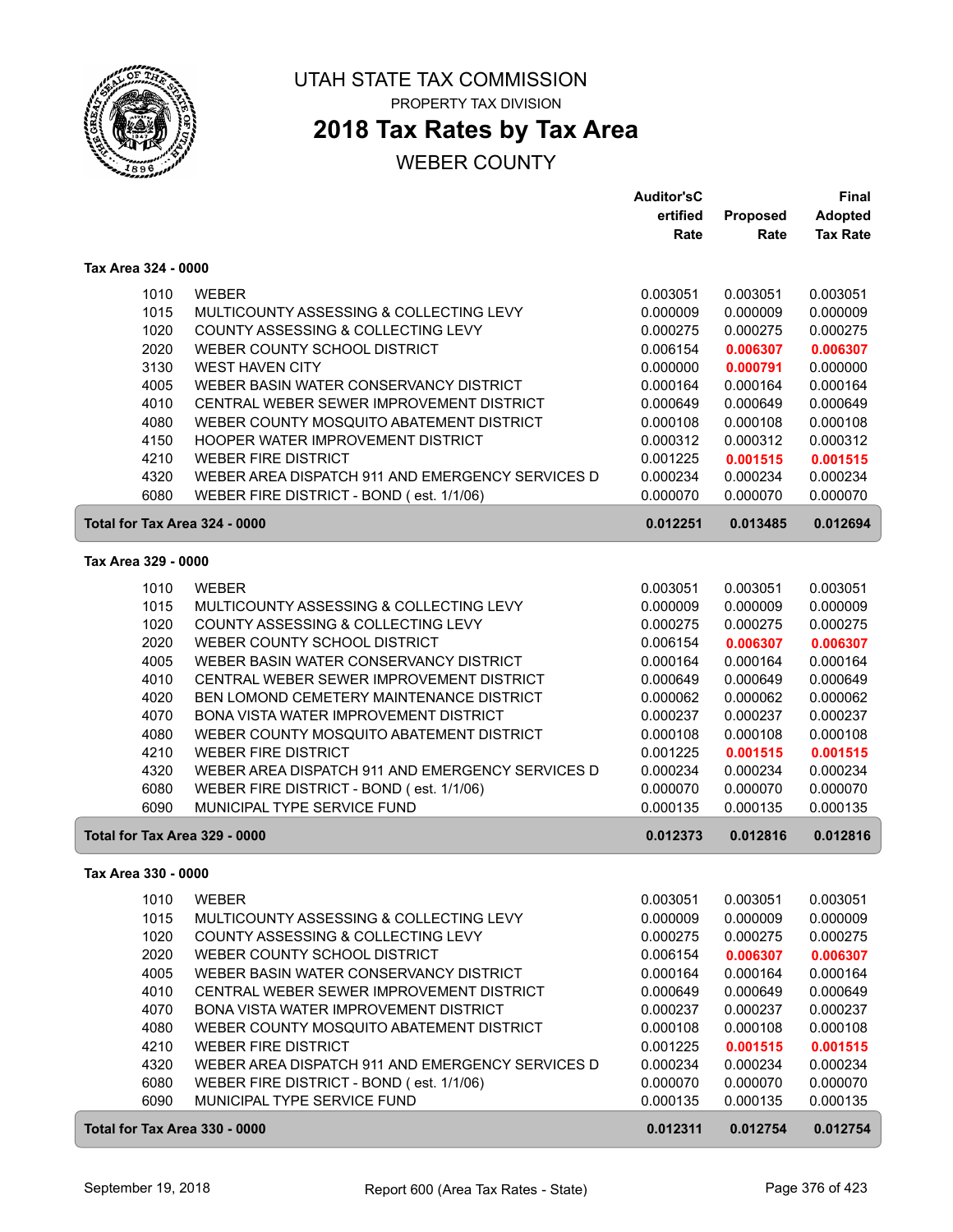# UTAH STATE TAX COMMISSION

PROPERTY TAX DIVISION

## 2018 Tax Rates by Tax Area

WEBER COUNTY

| | | Auditor'sCertified Rate | Proposed Rate | Final Adopted Tax Rate |
|---|---|---|---|---|
| **Tax Area 324 - 0000** | | | | |
| 1010 | WEBER | 0.003051 | 0.003051 | 0.003051 |
| 1015 | MULTICOUNTY ASSESSING & COLLECTING LEVY | 0.000009 | 0.000009 | 0.000009 |
| 1020 | COUNTY ASSESSING & COLLECTING LEVY | 0.000275 | 0.000275 | 0.000275 |
| 2020 | WEBER COUNTY SCHOOL DISTRICT | 0.006154 | **0.006307** | **0.006307** |
| 3130 | WEST HAVEN CITY | 0.000000 | **0.000791** | 0.000000 |
| 4005 | WEBER BASIN WATER CONSERVANCY DISTRICT | 0.000164 | 0.000164 | 0.000164 |
| 4010 | CENTRAL WEBER SEWER IMPROVEMENT DISTRICT | 0.000649 | 0.000649 | 0.000649 |
| 4080 | WEBER COUNTY MOSQUITO ABATEMENT DISTRICT | 0.000108 | 0.000108 | 0.000108 |
| 4150 | HOOPER WATER IMPROVEMENT DISTRICT | 0.000312 | 0.000312 | 0.000312 |
| 4210 | WEBER FIRE DISTRICT | 0.001225 | **0.001515** | **0.001515** |
| 4320 | WEBER AREA DISPATCH 911 AND EMERGENCY SERVICES D | 0.000234 | 0.000234 | 0.000234 |
| 6080 | WEBER FIRE DISTRICT - BOND ( est. 1/1/06) | 0.000070 | 0.000070 | 0.000070 |
| **Total for Tax Area 324 - 0000** | | **0.012251** | **0.013485** | **0.012694** |
| **Tax Area 329 - 0000** | | | | |
| 1010 | WEBER | 0.003051 | 0.003051 | 0.003051 |
| 1015 | MULTICOUNTY ASSESSING & COLLECTING LEVY | 0.000009 | 0.000009 | 0.000009 |
| 1020 | COUNTY ASSESSING & COLLECTING LEVY | 0.000275 | 0.000275 | 0.000275 |
| 2020 | WEBER COUNTY SCHOOL DISTRICT | 0.006154 | **0.006307** | **0.006307** |
| 4005 | WEBER BASIN WATER CONSERVANCY DISTRICT | 0.000164 | 0.000164 | 0.000164 |
| 4010 | CENTRAL WEBER SEWER IMPROVEMENT DISTRICT | 0.000649 | 0.000649 | 0.000649 |
| 4020 | BEN LOMOND CEMETERY MAINTENANCE DISTRICT | 0.000062 | 0.000062 | 0.000062 |
| 4070 | BONA VISTA WATER IMPROVEMENT DISTRICT | 0.000237 | 0.000237 | 0.000237 |
| 4080 | WEBER COUNTY MOSQUITO ABATEMENT DISTRICT | 0.000108 | 0.000108 | 0.000108 |
| 4210 | WEBER FIRE DISTRICT | 0.001225 | **0.001515** | **0.001515** |
| 4320 | WEBER AREA DISPATCH 911 AND EMERGENCY SERVICES D | 0.000234 | 0.000234 | 0.000234 |
| 6080 | WEBER FIRE DISTRICT - BOND ( est. 1/1/06) | 0.000070 | 0.000070 | 0.000070 |
| 6090 | MUNICIPAL TYPE SERVICE FUND | 0.000135 | 0.000135 | 0.000135 |
| **Total for Tax Area 329 - 0000** | | **0.012373** | **0.012816** | **0.012816** |
| **Tax Area 330 - 0000** | | | | |
| 1010 | WEBER | 0.003051 | 0.003051 | 0.003051 |
| 1015 | MULTICOUNTY ASSESSING & COLLECTING LEVY | 0.000009 | 0.000009 | 0.000009 |
| 1020 | COUNTY ASSESSING & COLLECTING LEVY | 0.000275 | 0.000275 | 0.000275 |
| 2020 | WEBER COUNTY SCHOOL DISTRICT | 0.006154 | **0.006307** | **0.006307** |
| 4005 | WEBER BASIN WATER CONSERVANCY DISTRICT | 0.000164 | 0.000164 | 0.000164 |
| 4010 | CENTRAL WEBER SEWER IMPROVEMENT DISTRICT | 0.000649 | 0.000649 | 0.000649 |
| 4070 | BONA VISTA WATER IMPROVEMENT DISTRICT | 0.000237 | 0.000237 | 0.000237 |
| 4080 | WEBER COUNTY MOSQUITO ABATEMENT DISTRICT | 0.000108 | 0.000108 | 0.000108 |
| 4210 | WEBER FIRE DISTRICT | 0.001225 | **0.001515** | **0.001515** |
| 4320 | WEBER AREA DISPATCH 911 AND EMERGENCY SERVICES D | 0.000234 | 0.000234 | 0.000234 |
| 6080 | WEBER FIRE DISTRICT - BOND ( est. 1/1/06) | 0.000070 | 0.000070 | 0.000070 |
| 6090 | MUNICIPAL TYPE SERVICE FUND | 0.000135 | 0.000135 | 0.000135 |
| **Total for Tax Area 330 - 0000** | | **0.012311** | **0.012754** | **0.012754** |

September 19, 2018 Report 600 (Area Tax Rates - State)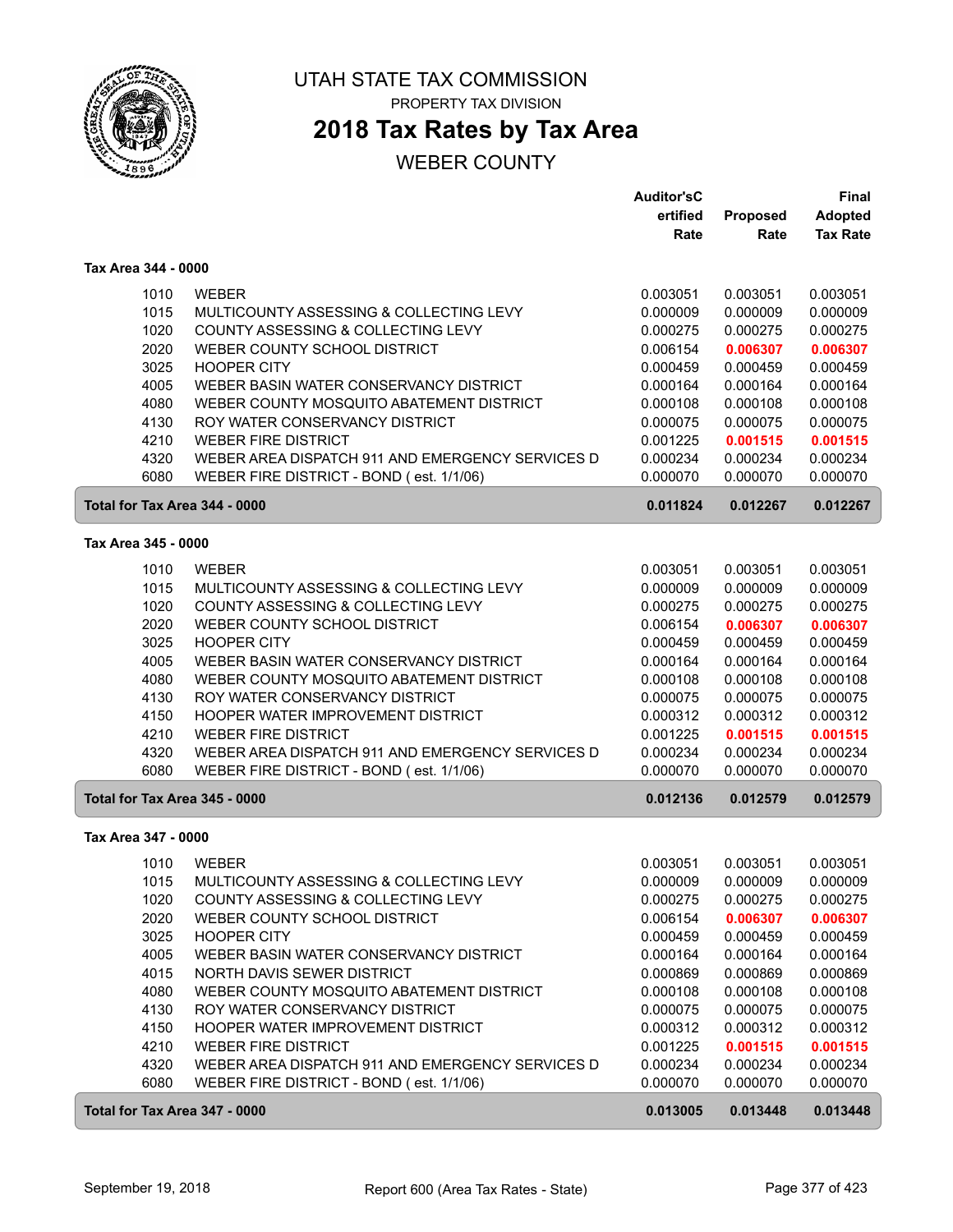# UTAH STATE TAX COMMISSION

PROPERTY TAX DIVISION

## 2018 Tax Rates by Tax Area

WEBER COUNTY

### Tax Area 344 - 0000

| | | Auditor's Certified Rate | Proposed Rate | Final Adopted Tax Rate |
|---|---|---|---|---|
| 1010 | WEBER | 0.003051 | 0.003051 | 0.003051 |
| 1015 | MULTICOUNTY ASSESSING & COLLECTING LEVY | 0.000009 | 0.000009 | 0.000009 |
| 1020 | COUNTY ASSESSING & COLLECTING LEVY | 0.000275 | 0.000275 | 0.000275 |
| 2020 | WEBER COUNTY SCHOOL DISTRICT | 0.006154 | **0.006307** | **0.006307** |
| 3025 | HOOPER CITY | 0.000459 | 0.000459 | 0.000459 |
| 4005 | WEBER BASIN WATER CONSERVANCY DISTRICT | 0.000164 | 0.000164 | 0.000164 |
| 4080 | WEBER COUNTY MOSQUITO ABATEMENT DISTRICT | 0.000108 | 0.000108 | 0.000108 |
| 4130 | ROY WATER CONSERVANCY DISTRICT | 0.000075 | 0.000075 | 0.000075 |
| 4210 | WEBER FIRE DISTRICT | 0.001225 | **0.001515** | **0.001515** |
| 4320 | WEBER AREA DISPATCH 911 AND EMERGENCY SERVICES D | 0.000234 | 0.000234 | 0.000234 |
| 6080 | WEBER FIRE DISTRICT - BOND ( est. 1/1/06) | 0.000070 | 0.000070 | 0.000070 |
| **Total for Tax Area 344 - 0000** | | **0.011824** | **0.012267** | **0.012267** |

### Tax Area 345 - 0000

| | | Auditor's Certified Rate | Proposed Rate | Final Adopted Tax Rate |
|---|---|---|---|---|
| 1010 | WEBER | 0.003051 | 0.003051 | 0.003051 |
| 1015 | MULTICOUNTY ASSESSING & COLLECTING LEVY | 0.000009 | 0.000009 | 0.000009 |
| 1020 | COUNTY ASSESSING & COLLECTING LEVY | 0.000275 | 0.000275 | 0.000275 |
| 2020 | WEBER COUNTY SCHOOL DISTRICT | 0.006154 | **0.006307** | **0.006307** |
| 3025 | HOOPER CITY | 0.000459 | 0.000459 | 0.000459 |
| 4005 | WEBER BASIN WATER CONSERVANCY DISTRICT | 0.000164 | 0.000164 | 0.000164 |
| 4080 | WEBER COUNTY MOSQUITO ABATEMENT DISTRICT | 0.000108 | 0.000108 | 0.000108 |
| 4130 | ROY WATER CONSERVANCY DISTRICT | 0.000075 | 0.000075 | 0.000075 |
| 4150 | HOOPER WATER IMPROVEMENT DISTRICT | 0.000312 | 0.000312 | 0.000312 |
| 4210 | WEBER FIRE DISTRICT | 0.001225 | **0.001515** | **0.001515** |
| 4320 | WEBER AREA DISPATCH 911 AND EMERGENCY SERVICES D | 0.000234 | 0.000234 | 0.000234 |
| 6080 | WEBER FIRE DISTRICT - BOND ( est. 1/1/06) | 0.000070 | 0.000070 | 0.000070 |
| **Total for Tax Area 345 - 0000** | | **0.012136** | **0.012579** | **0.012579** |

### Tax Area 347 - 0000

| | | Auditor's Certified Rate | Proposed Rate | Final Adopted Tax Rate |
|---|---|---|---|---|
| 1010 | WEBER | 0.003051 | 0.003051 | 0.003051 |
| 1015 | MULTICOUNTY ASSESSING & COLLECTING LEVY | 0.000009 | 0.000009 | 0.000009 |
| 1020 | COUNTY ASSESSING & COLLECTING LEVY | 0.000275 | 0.000275 | 0.000275 |
| 2020 | WEBER COUNTY SCHOOL DISTRICT | 0.006154 | **0.006307** | **0.006307** |
| 3025 | HOOPER CITY | 0.000459 | 0.000459 | 0.000459 |
| 4005 | WEBER BASIN WATER CONSERVANCY DISTRICT | 0.000164 | 0.000164 | 0.000164 |
| 4015 | NORTH DAVIS SEWER DISTRICT | 0.000869 | 0.000869 | 0.000869 |
| 4080 | WEBER COUNTY MOSQUITO ABATEMENT DISTRICT | 0.000108 | 0.000108 | 0.000108 |
| 4130 | ROY WATER CONSERVANCY DISTRICT | 0.000075 | 0.000075 | 0.000075 |
| 4150 | HOOPER WATER IMPROVEMENT DISTRICT | 0.000312 | 0.000312 | 0.000312 |
| 4210 | WEBER FIRE DISTRICT | 0.001225 | **0.001515** | **0.001515** |
| 4320 | WEBER AREA DISPATCH 911 AND EMERGENCY SERVICES D | 0.000234 | 0.000234 | 0.000234 |
| 6080 | WEBER FIRE DISTRICT - BOND ( est. 1/1/06) | 0.000070 | 0.000070 | 0.000070 |
| **Total for Tax Area 347 - 0000** | | **0.013005** | **0.013448** | **0.013448** |

September 19, 2018 — Report 600 (Area Tax Rates - State)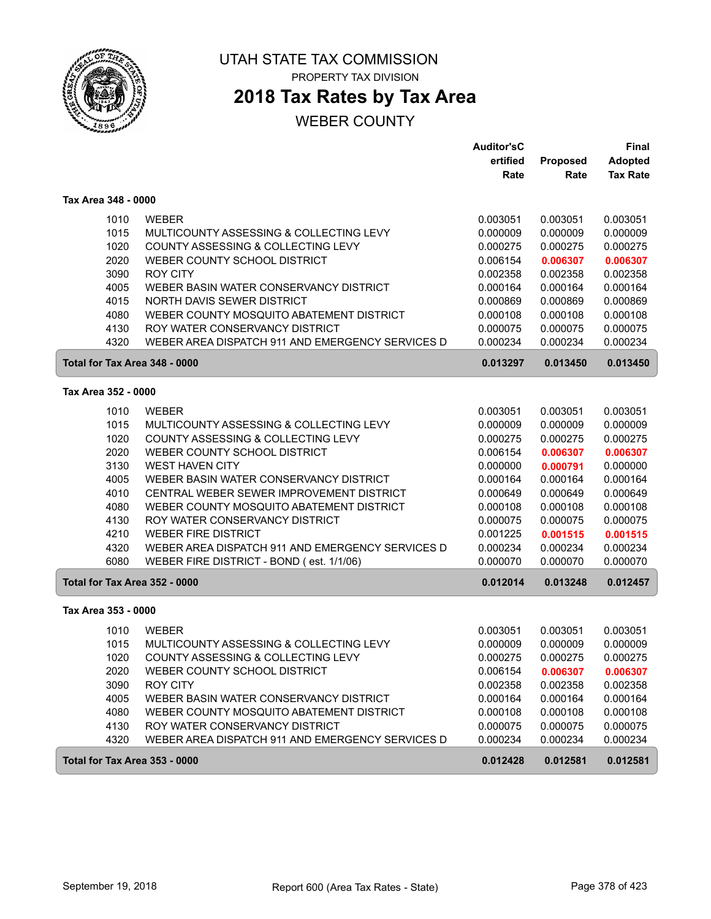# UTAH STATE TAX COMMISSION

PROPERTY TAX DIVISION

## 2018 Tax Rates by Tax Area

WEBER COUNTY

| | | Auditor'sCertified Rate | Proposed Rate | Final Adopted Tax Rate |
|---|---|---|---|---|
| **Tax Area 348 - 0000** | | | | |
| 1010 | WEBER | 0.003051 | 0.003051 | 0.003051 |
| 1015 | MULTICOUNTY ASSESSING & COLLECTING LEVY | 0.000009 | 0.000009 | 0.000009 |
| 1020 | COUNTY ASSESSING & COLLECTING LEVY | 0.000275 | 0.000275 | 0.000275 |
| 2020 | WEBER COUNTY SCHOOL DISTRICT | 0.006154 | **0.006307** | **0.006307** |
| 3090 | ROY CITY | 0.002358 | 0.002358 | 0.002358 |
| 4005 | WEBER BASIN WATER CONSERVANCY DISTRICT | 0.000164 | 0.000164 | 0.000164 |
| 4015 | NORTH DAVIS SEWER DISTRICT | 0.000869 | 0.000869 | 0.000869 |
| 4080 | WEBER COUNTY MOSQUITO ABATEMENT DISTRICT | 0.000108 | 0.000108 | 0.000108 |
| 4130 | ROY WATER CONSERVANCY DISTRICT | 0.000075 | 0.000075 | 0.000075 |
| 4320 | WEBER AREA DISPATCH 911 AND EMERGENCY SERVICES D | 0.000234 | 0.000234 | 0.000234 |
| **Total for Tax Area 348 - 0000** | | **0.013297** | **0.013450** | **0.013450** |
| **Tax Area 352 - 0000** | | | | |
| 1010 | WEBER | 0.003051 | 0.003051 | 0.003051 |
| 1015 | MULTICOUNTY ASSESSING & COLLECTING LEVY | 0.000009 | 0.000009 | 0.000009 |
| 1020 | COUNTY ASSESSING & COLLECTING LEVY | 0.000275 | 0.000275 | 0.000275 |
| 2020 | WEBER COUNTY SCHOOL DISTRICT | 0.006154 | **0.006307** | **0.006307** |
| 3130 | WEST HAVEN CITY | 0.000000 | **0.000791** | 0.000000 |
| 4005 | WEBER BASIN WATER CONSERVANCY DISTRICT | 0.000164 | 0.000164 | 0.000164 |
| 4010 | CENTRAL WEBER SEWER IMPROVEMENT DISTRICT | 0.000649 | 0.000649 | 0.000649 |
| 4080 | WEBER COUNTY MOSQUITO ABATEMENT DISTRICT | 0.000108 | 0.000108 | 0.000108 |
| 4130 | ROY WATER CONSERVANCY DISTRICT | 0.000075 | 0.000075 | 0.000075 |
| 4210 | WEBER FIRE DISTRICT | 0.001225 | **0.001515** | **0.001515** |
| 4320 | WEBER AREA DISPATCH 911 AND EMERGENCY SERVICES D | 0.000234 | 0.000234 | 0.000234 |
| 6080 | WEBER FIRE DISTRICT - BOND ( est. 1/1/06) | 0.000070 | 0.000070 | 0.000070 |
| **Total for Tax Area 352 - 0000** | | **0.012014** | **0.013248** | **0.012457** |
| **Tax Area 353 - 0000** | | | | |
| 1010 | WEBER | 0.003051 | 0.003051 | 0.003051 |
| 1015 | MULTICOUNTY ASSESSING & COLLECTING LEVY | 0.000009 | 0.000009 | 0.000009 |
| 1020 | COUNTY ASSESSING & COLLECTING LEVY | 0.000275 | 0.000275 | 0.000275 |
| 2020 | WEBER COUNTY SCHOOL DISTRICT | 0.006154 | **0.006307** | **0.006307** |
| 3090 | ROY CITY | 0.002358 | 0.002358 | 0.002358 |
| 4005 | WEBER BASIN WATER CONSERVANCY DISTRICT | 0.000164 | 0.000164 | 0.000164 |
| 4080 | WEBER COUNTY MOSQUITO ABATEMENT DISTRICT | 0.000108 | 0.000108 | 0.000108 |
| 4130 | ROY WATER CONSERVANCY DISTRICT | 0.000075 | 0.000075 | 0.000075 |
| 4320 | WEBER AREA DISPATCH 911 AND EMERGENCY SERVICES D | 0.000234 | 0.000234 | 0.000234 |
| **Total for Tax Area 353 - 0000** | | **0.012428** | **0.012581** | **0.012581** |

September 19, 2018 — Report 600 (Area Tax Rates - State)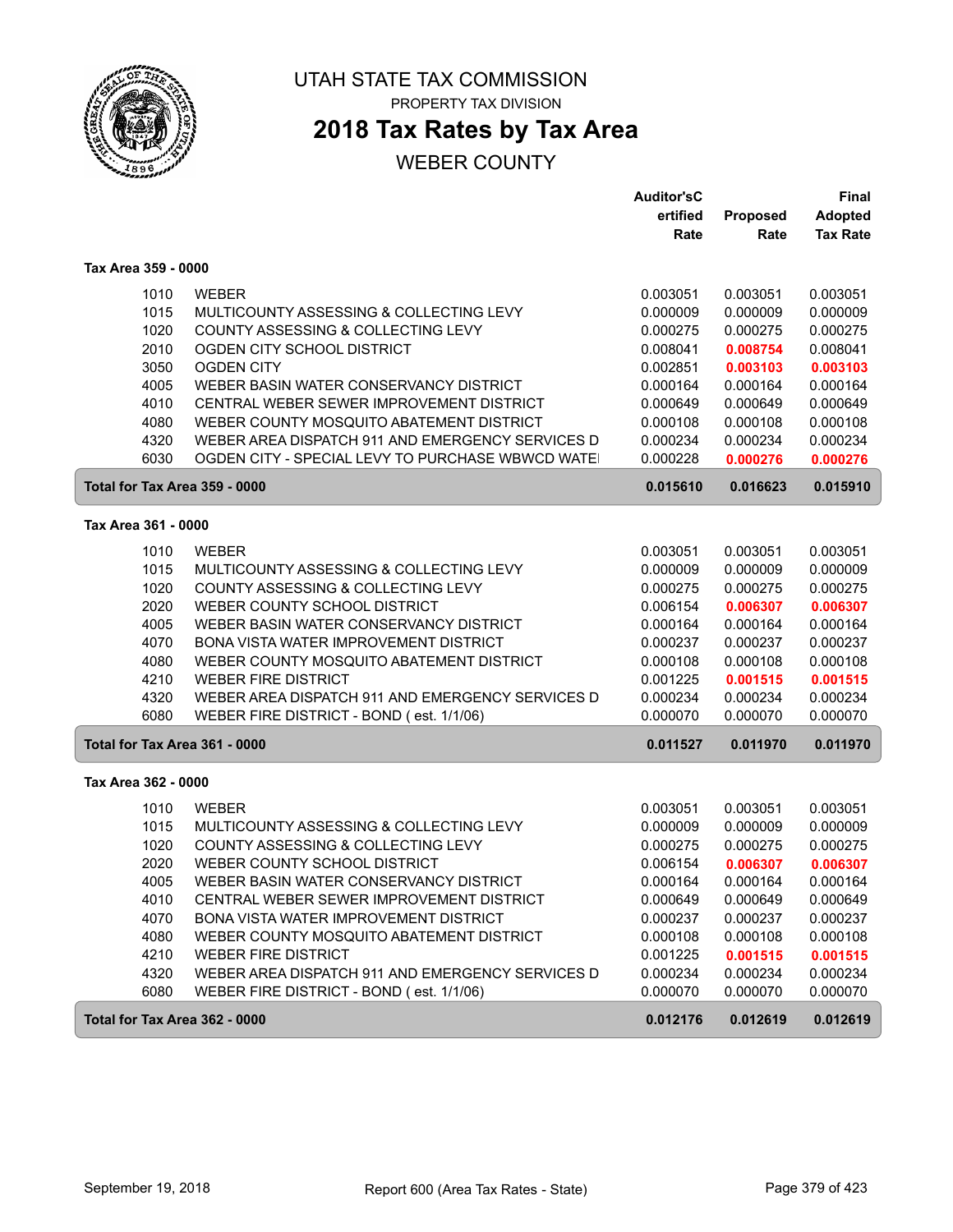# UTAH STATE TAX COMMISSION

PROPERTY TAX DIVISION

## 2018 Tax Rates by Tax Area

WEBER COUNTY

| | | Auditor'sCertified Rate | Proposed Rate | Final Adopted Tax Rate |
|---|---|---|---|---|
| **Tax Area 359 - 0000** | | | | |
| 1010 | WEBER | 0.003051 | 0.003051 | 0.003051 |
| 1015 | MULTICOUNTY ASSESSING & COLLECTING LEVY | 0.000009 | 0.000009 | 0.000009 |
| 1020 | COUNTY ASSESSING & COLLECTING LEVY | 0.000275 | 0.000275 | 0.000275 |
| 2010 | OGDEN CITY SCHOOL DISTRICT | 0.008041 | **0.008754** | 0.008041 |
| 3050 | OGDEN CITY | 0.002851 | **0.003103** | **0.003103** |
| 4005 | WEBER BASIN WATER CONSERVANCY DISTRICT | 0.000164 | 0.000164 | 0.000164 |
| 4010 | CENTRAL WEBER SEWER IMPROVEMENT DISTRICT | 0.000649 | 0.000649 | 0.000649 |
| 4080 | WEBER COUNTY MOSQUITO ABATEMENT DISTRICT | 0.000108 | 0.000108 | 0.000108 |
| 4320 | WEBER AREA DISPATCH 911 AND EMERGENCY SERVICES D | 0.000234 | 0.000234 | 0.000234 |
| 6030 | OGDEN CITY - SPECIAL LEVY TO PURCHASE WBWCD WATEI | 0.000228 | **0.000276** | **0.000276** |
| **Total for Tax Area 359 - 0000** | | **0.015610** | **0.016623** | **0.015910** |
| **Tax Area 361 - 0000** | | | | |
| 1010 | WEBER | 0.003051 | 0.003051 | 0.003051 |
| 1015 | MULTICOUNTY ASSESSING & COLLECTING LEVY | 0.000009 | 0.000009 | 0.000009 |
| 1020 | COUNTY ASSESSING & COLLECTING LEVY | 0.000275 | 0.000275 | 0.000275 |
| 2020 | WEBER COUNTY SCHOOL DISTRICT | 0.006154 | **0.006307** | **0.006307** |
| 4005 | WEBER BASIN WATER CONSERVANCY DISTRICT | 0.000164 | 0.000164 | 0.000164 |
| 4070 | BONA VISTA WATER IMPROVEMENT DISTRICT | 0.000237 | 0.000237 | 0.000237 |
| 4080 | WEBER COUNTY MOSQUITO ABATEMENT DISTRICT | 0.000108 | 0.000108 | 0.000108 |
| 4210 | WEBER FIRE DISTRICT | 0.001225 | **0.001515** | **0.001515** |
| 4320 | WEBER AREA DISPATCH 911 AND EMERGENCY SERVICES D | 0.000234 | 0.000234 | 0.000234 |
| 6080 | WEBER FIRE DISTRICT - BOND ( est. 1/1/06) | 0.000070 | 0.000070 | 0.000070 |
| **Total for Tax Area 361 - 0000** | | **0.011527** | **0.011970** | **0.011970** |
| **Tax Area 362 - 0000** | | | | |
| 1010 | WEBER | 0.003051 | 0.003051 | 0.003051 |
| 1015 | MULTICOUNTY ASSESSING & COLLECTING LEVY | 0.000009 | 0.000009 | 0.000009 |
| 1020 | COUNTY ASSESSING & COLLECTING LEVY | 0.000275 | 0.000275 | 0.000275 |
| 2020 | WEBER COUNTY SCHOOL DISTRICT | 0.006154 | **0.006307** | **0.006307** |
| 4005 | WEBER BASIN WATER CONSERVANCY DISTRICT | 0.000164 | 0.000164 | 0.000164 |
| 4010 | CENTRAL WEBER SEWER IMPROVEMENT DISTRICT | 0.000649 | 0.000649 | 0.000649 |
| 4070 | BONA VISTA WATER IMPROVEMENT DISTRICT | 0.000237 | 0.000237 | 0.000237 |
| 4080 | WEBER COUNTY MOSQUITO ABATEMENT DISTRICT | 0.000108 | 0.000108 | 0.000108 |
| 4210 | WEBER FIRE DISTRICT | 0.001225 | **0.001515** | **0.001515** |
| 4320 | WEBER AREA DISPATCH 911 AND EMERGENCY SERVICES D | 0.000234 | 0.000234 | 0.000234 |
| 6080 | WEBER FIRE DISTRICT - BOND ( est. 1/1/06) | 0.000070 | 0.000070 | 0.000070 |
| **Total for Tax Area 362 - 0000** | | **0.012176** | **0.012619** | **0.012619** |

September 19, 2018 — Report 600 (Area Tax Rates - State)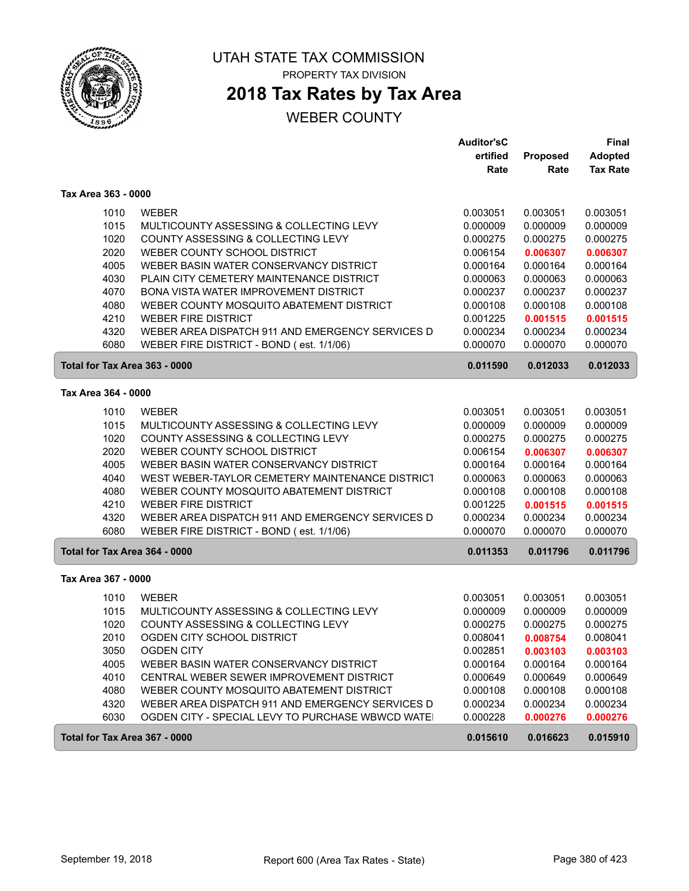# UTAH STATE TAX COMMISSION

PROPERTY TAX DIVISION

## 2018 Tax Rates by Tax Area

WEBER COUNTY

### Tax Area 363 - 0000

| Code | Description | Auditor's Certified Rate | Proposed Rate | Final Adopted Tax Rate |
|---|---|---|---|---|
| 1010 | WEBER | 0.003051 | 0.003051 | 0.003051 |
| 1015 | MULTICOUNTY ASSESSING & COLLECTING LEVY | 0.000009 | 0.000009 | 0.000009 |
| 1020 | COUNTY ASSESSING & COLLECTING LEVY | 0.000275 | 0.000275 | 0.000275 |
| 2020 | WEBER COUNTY SCHOOL DISTRICT | 0.006154 | **0.006307** | **0.006307** |
| 4005 | WEBER BASIN WATER CONSERVANCY DISTRICT | 0.000164 | 0.000164 | 0.000164 |
| 4030 | PLAIN CITY CEMETERY MAINTENANCE DISTRICT | 0.000063 | 0.000063 | 0.000063 |
| 4070 | BONA VISTA WATER IMPROVEMENT DISTRICT | 0.000237 | 0.000237 | 0.000237 |
| 4080 | WEBER COUNTY MOSQUITO ABATEMENT DISTRICT | 0.000108 | 0.000108 | 0.000108 |
| 4210 | WEBER FIRE DISTRICT | 0.001225 | **0.001515** | **0.001515** |
| 4320 | WEBER AREA DISPATCH 911 AND EMERGENCY SERVICES D | 0.000234 | 0.000234 | 0.000234 |
| 6080 | WEBER FIRE DISTRICT - BOND ( est. 1/1/06) | 0.000070 | 0.000070 | 0.000070 |
| **Total for Tax Area 363 - 0000** | | **0.011590** | **0.012033** | **0.012033** |

### Tax Area 364 - 0000

| Code | Description | Auditor's Certified Rate | Proposed Rate | Final Adopted Tax Rate |
|---|---|---|---|---|
| 1010 | WEBER | 0.003051 | 0.003051 | 0.003051 |
| 1015 | MULTICOUNTY ASSESSING & COLLECTING LEVY | 0.000009 | 0.000009 | 0.000009 |
| 1020 | COUNTY ASSESSING & COLLECTING LEVY | 0.000275 | 0.000275 | 0.000275 |
| 2020 | WEBER COUNTY SCHOOL DISTRICT | 0.006154 | **0.006307** | **0.006307** |
| 4005 | WEBER BASIN WATER CONSERVANCY DISTRICT | 0.000164 | 0.000164 | 0.000164 |
| 4040 | WEST WEBER-TAYLOR CEMETERY MAINTENANCE DISTRICT | 0.000063 | 0.000063 | 0.000063 |
| 4080 | WEBER COUNTY MOSQUITO ABATEMENT DISTRICT | 0.000108 | 0.000108 | 0.000108 |
| 4210 | WEBER FIRE DISTRICT | 0.001225 | **0.001515** | **0.001515** |
| 4320 | WEBER AREA DISPATCH 911 AND EMERGENCY SERVICES D | 0.000234 | 0.000234 | 0.000234 |
| 6080 | WEBER FIRE DISTRICT - BOND ( est. 1/1/06) | 0.000070 | 0.000070 | 0.000070 |
| **Total for Tax Area 364 - 0000** | | **0.011353** | **0.011796** | **0.011796** |

### Tax Area 367 - 0000

| Code | Description | Auditor's Certified Rate | Proposed Rate | Final Adopted Tax Rate |
|---|---|---|---|---|
| 1010 | WEBER | 0.003051 | 0.003051 | 0.003051 |
| 1015 | MULTICOUNTY ASSESSING & COLLECTING LEVY | 0.000009 | 0.000009 | 0.000009 |
| 1020 | COUNTY ASSESSING & COLLECTING LEVY | 0.000275 | 0.000275 | 0.000275 |
| 2010 | OGDEN CITY SCHOOL DISTRICT | 0.008041 | **0.008754** | 0.008041 |
| 3050 | OGDEN CITY | 0.002851 | **0.003103** | **0.003103** |
| 4005 | WEBER BASIN WATER CONSERVANCY DISTRICT | 0.000164 | 0.000164 | 0.000164 |
| 4010 | CENTRAL WEBER SEWER IMPROVEMENT DISTRICT | 0.000649 | 0.000649 | 0.000649 |
| 4080 | WEBER COUNTY MOSQUITO ABATEMENT DISTRICT | 0.000108 | 0.000108 | 0.000108 |
| 4320 | WEBER AREA DISPATCH 911 AND EMERGENCY SERVICES D | 0.000234 | 0.000234 | 0.000234 |
| 6030 | OGDEN CITY - SPECIAL LEVY TO PURCHASE WBWCD WATEI | 0.000228 | **0.000276** | **0.000276** |
| **Total for Tax Area 367 - 0000** | | **0.015610** | **0.016623** | **0.015910** |

September 19, 2018 — Report 600 (Area Tax Rates - State)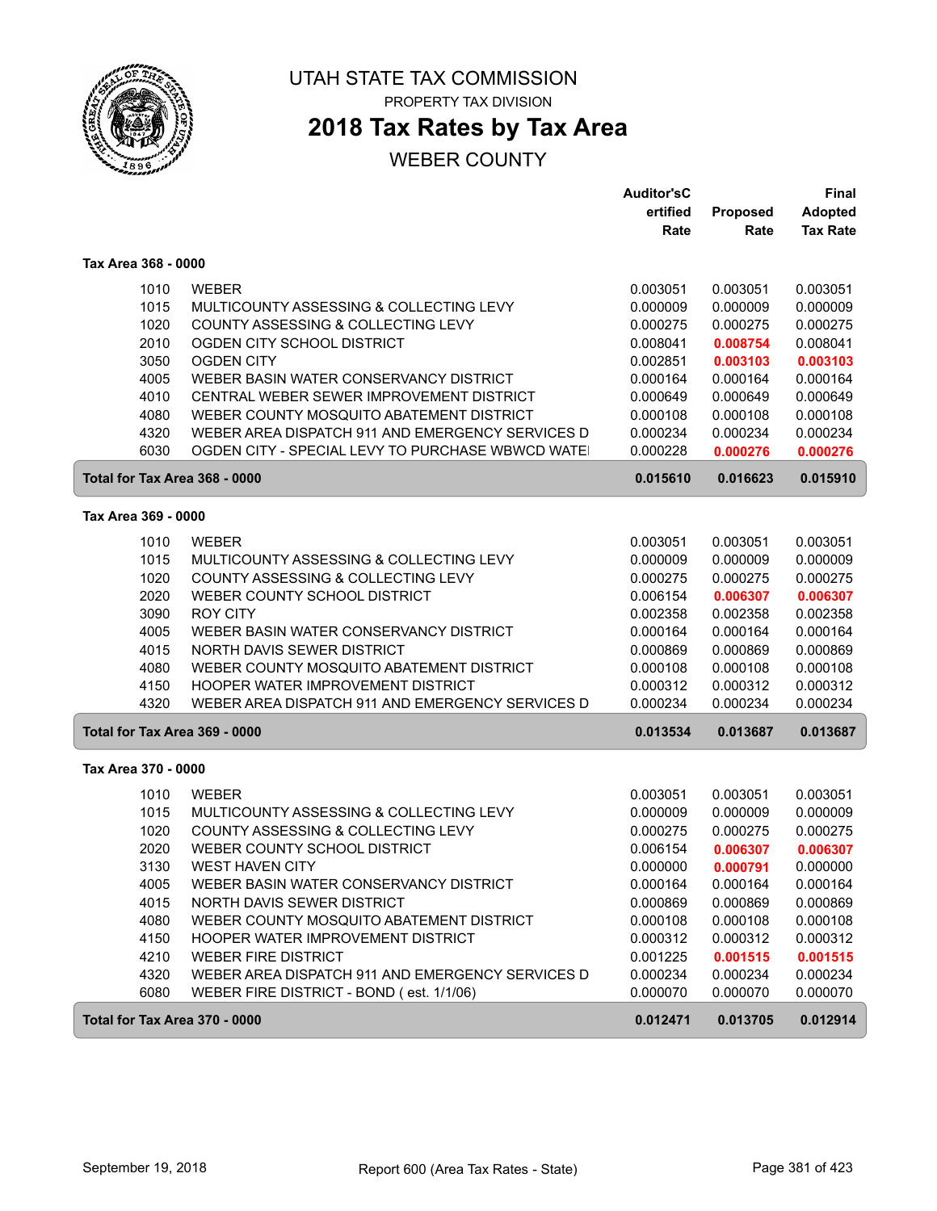# UTAH STATE TAX COMMISSION

PROPERTY TAX DIVISION

## 2018 Tax Rates by Tax Area

WEBER COUNTY

| | | Auditor'sCertified Rate | Proposed Rate | Final Adopted Tax Rate |
|---|---|---|---|---|
| **Tax Area 368 - 0000** | | | | |
| 1010 | WEBER | 0.003051 | 0.003051 | 0.003051 |
| 1015 | MULTICOUNTY ASSESSING & COLLECTING LEVY | 0.000009 | 0.000009 | 0.000009 |
| 1020 | COUNTY ASSESSING & COLLECTING LEVY | 0.000275 | 0.000275 | 0.000275 |
| 2010 | OGDEN CITY SCHOOL DISTRICT | 0.008041 | **0.008754** | 0.008041 |
| 3050 | OGDEN CITY | 0.002851 | **0.003103** | **0.003103** |
| 4005 | WEBER BASIN WATER CONSERVANCY DISTRICT | 0.000164 | 0.000164 | 0.000164 |
| 4010 | CENTRAL WEBER SEWER IMPROVEMENT DISTRICT | 0.000649 | 0.000649 | 0.000649 |
| 4080 | WEBER COUNTY MOSQUITO ABATEMENT DISTRICT | 0.000108 | 0.000108 | 0.000108 |
| 4320 | WEBER AREA DISPATCH 911 AND EMERGENCY SERVICES D | 0.000234 | 0.000234 | 0.000234 |
| 6030 | OGDEN CITY - SPECIAL LEVY TO PURCHASE WBWCD WATE | 0.000228 | **0.000276** | **0.000276** |
| **Total for Tax Area 368 - 0000** | | **0.015610** | **0.016623** | **0.015910** |
| **Tax Area 369 - 0000** | | | | |
| 1010 | WEBER | 0.003051 | 0.003051 | 0.003051 |
| 1015 | MULTICOUNTY ASSESSING & COLLECTING LEVY | 0.000009 | 0.000009 | 0.000009 |
| 1020 | COUNTY ASSESSING & COLLECTING LEVY | 0.000275 | 0.000275 | 0.000275 |
| 2020 | WEBER COUNTY SCHOOL DISTRICT | 0.006154 | **0.006307** | **0.006307** |
| 3090 | ROY CITY | 0.002358 | 0.002358 | 0.002358 |
| 4005 | WEBER BASIN WATER CONSERVANCY DISTRICT | 0.000164 | 0.000164 | 0.000164 |
| 4015 | NORTH DAVIS SEWER DISTRICT | 0.000869 | 0.000869 | 0.000869 |
| 4080 | WEBER COUNTY MOSQUITO ABATEMENT DISTRICT | 0.000108 | 0.000108 | 0.000108 |
| 4150 | HOOPER WATER IMPROVEMENT DISTRICT | 0.000312 | 0.000312 | 0.000312 |
| 4320 | WEBER AREA DISPATCH 911 AND EMERGENCY SERVICES D | 0.000234 | 0.000234 | 0.000234 |
| **Total for Tax Area 369 - 0000** | | **0.013534** | **0.013687** | **0.013687** |
| **Tax Area 370 - 0000** | | | | |
| 1010 | WEBER | 0.003051 | 0.003051 | 0.003051 |
| 1015 | MULTICOUNTY ASSESSING & COLLECTING LEVY | 0.000009 | 0.000009 | 0.000009 |
| 1020 | COUNTY ASSESSING & COLLECTING LEVY | 0.000275 | 0.000275 | 0.000275 |
| 2020 | WEBER COUNTY SCHOOL DISTRICT | 0.006154 | **0.006307** | **0.006307** |
| 3130 | WEST HAVEN CITY | 0.000000 | **0.000791** | 0.000000 |
| 4005 | WEBER BASIN WATER CONSERVANCY DISTRICT | 0.000164 | 0.000164 | 0.000164 |
| 4015 | NORTH DAVIS SEWER DISTRICT | 0.000869 | 0.000869 | 0.000869 |
| 4080 | WEBER COUNTY MOSQUITO ABATEMENT DISTRICT | 0.000108 | 0.000108 | 0.000108 |
| 4150 | HOOPER WATER IMPROVEMENT DISTRICT | 0.000312 | 0.000312 | 0.000312 |
| 4210 | WEBER FIRE DISTRICT | 0.001225 | **0.001515** | **0.001515** |
| 4320 | WEBER AREA DISPATCH 911 AND EMERGENCY SERVICES D | 0.000234 | 0.000234 | 0.000234 |
| 6080 | WEBER FIRE DISTRICT - BOND ( est. 1/1/06) | 0.000070 | 0.000070 | 0.000070 |
| **Total for Tax Area 370 - 0000** | | **0.012471** | **0.013705** | **0.012914** |

September 19, 2018 Report 600 (Area Tax Rates - State)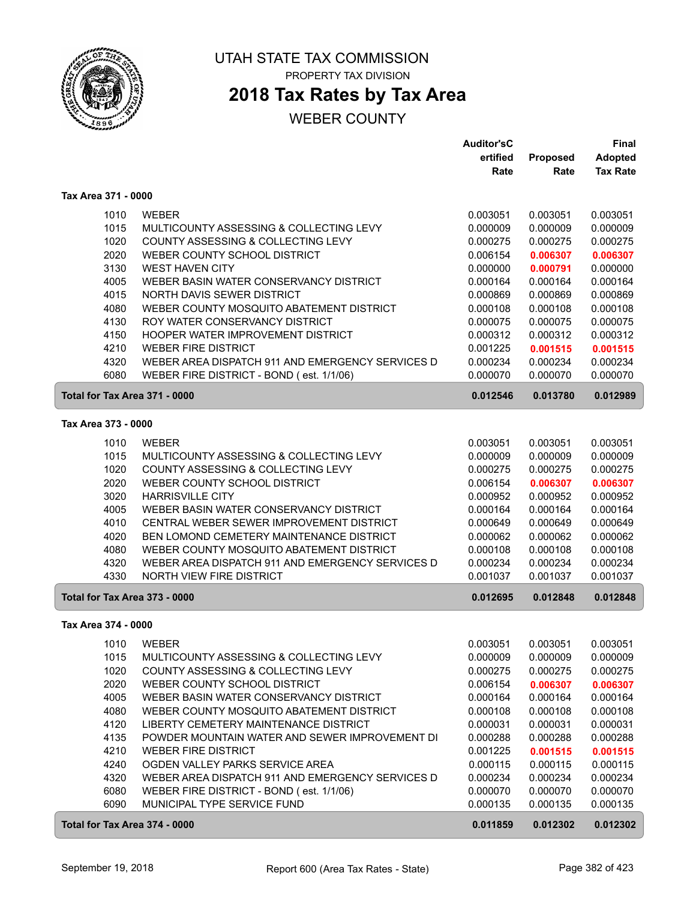# UTAH STATE TAX COMMISSION

PROPERTY TAX DIVISION

## 2018 Tax Rates by Tax Area

WEBER COUNTY

| | | Auditor'sCertified Rate | Proposed Rate | Final Adopted Tax Rate |
|---|---|---|---|---|
| **Tax Area 371 - 0000** | | | | |
| 1010 | WEBER | 0.003051 | 0.003051 | 0.003051 |
| 1015 | MULTICOUNTY ASSESSING & COLLECTING LEVY | 0.000009 | 0.000009 | 0.000009 |
| 1020 | COUNTY ASSESSING & COLLECTING LEVY | 0.000275 | 0.000275 | 0.000275 |
| 2020 | WEBER COUNTY SCHOOL DISTRICT | 0.006154 | **0.006307** | **0.006307** |
| 3130 | WEST HAVEN CITY | 0.000000 | **0.000791** | 0.000000 |
| 4005 | WEBER BASIN WATER CONSERVANCY DISTRICT | 0.000164 | 0.000164 | 0.000164 |
| 4015 | NORTH DAVIS SEWER DISTRICT | 0.000869 | 0.000869 | 0.000869 |
| 4080 | WEBER COUNTY MOSQUITO ABATEMENT DISTRICT | 0.000108 | 0.000108 | 0.000108 |
| 4130 | ROY WATER CONSERVANCY DISTRICT | 0.000075 | 0.000075 | 0.000075 |
| 4150 | HOOPER WATER IMPROVEMENT DISTRICT | 0.000312 | 0.000312 | 0.000312 |
| 4210 | WEBER FIRE DISTRICT | 0.001225 | **0.001515** | **0.001515** |
| 4320 | WEBER AREA DISPATCH 911 AND EMERGENCY SERVICES D | 0.000234 | 0.000234 | 0.000234 |
| 6080 | WEBER FIRE DISTRICT - BOND ( est. 1/1/06) | 0.000070 | 0.000070 | 0.000070 |
| **Total for Tax Area 371 - 0000** | | **0.012546** | **0.013780** | **0.012989** |
| **Tax Area 373 - 0000** | | | | |
| 1010 | WEBER | 0.003051 | 0.003051 | 0.003051 |
| 1015 | MULTICOUNTY ASSESSING & COLLECTING LEVY | 0.000009 | 0.000009 | 0.000009 |
| 1020 | COUNTY ASSESSING & COLLECTING LEVY | 0.000275 | 0.000275 | 0.000275 |
| 2020 | WEBER COUNTY SCHOOL DISTRICT | 0.006154 | **0.006307** | **0.006307** |
| 3020 | HARRISVILLE CITY | 0.000952 | 0.000952 | 0.000952 |
| 4005 | WEBER BASIN WATER CONSERVANCY DISTRICT | 0.000164 | 0.000164 | 0.000164 |
| 4010 | CENTRAL WEBER SEWER IMPROVEMENT DISTRICT | 0.000649 | 0.000649 | 0.000649 |
| 4020 | BEN LOMOND CEMETERY MAINTENANCE DISTRICT | 0.000062 | 0.000062 | 0.000062 |
| 4080 | WEBER COUNTY MOSQUITO ABATEMENT DISTRICT | 0.000108 | 0.000108 | 0.000108 |
| 4320 | WEBER AREA DISPATCH 911 AND EMERGENCY SERVICES D | 0.000234 | 0.000234 | 0.000234 |
| 4330 | NORTH VIEW FIRE DISTRICT | 0.001037 | 0.001037 | 0.001037 |
| **Total for Tax Area 373 - 0000** | | **0.012695** | **0.012848** | **0.012848** |
| **Tax Area 374 - 0000** | | | | |
| 1010 | WEBER | 0.003051 | 0.003051 | 0.003051 |
| 1015 | MULTICOUNTY ASSESSING & COLLECTING LEVY | 0.000009 | 0.000009 | 0.000009 |
| 1020 | COUNTY ASSESSING & COLLECTING LEVY | 0.000275 | 0.000275 | 0.000275 |
| 2020 | WEBER COUNTY SCHOOL DISTRICT | 0.006154 | **0.006307** | **0.006307** |
| 4005 | WEBER BASIN WATER CONSERVANCY DISTRICT | 0.000164 | 0.000164 | 0.000164 |
| 4080 | WEBER COUNTY MOSQUITO ABATEMENT DISTRICT | 0.000108 | 0.000108 | 0.000108 |
| 4120 | LIBERTY CEMETERY MAINTENANCE DISTRICT | 0.000031 | 0.000031 | 0.000031 |
| 4135 | POWDER MOUNTAIN WATER AND SEWER IMPROVEMENT DI | 0.000288 | 0.000288 | 0.000288 |
| 4210 | WEBER FIRE DISTRICT | 0.001225 | **0.001515** | **0.001515** |
| 4240 | OGDEN VALLEY PARKS SERVICE AREA | 0.000115 | 0.000115 | 0.000115 |
| 4320 | WEBER AREA DISPATCH 911 AND EMERGENCY SERVICES D | 0.000234 | 0.000234 | 0.000234 |
| 6080 | WEBER FIRE DISTRICT - BOND ( est. 1/1/06) | 0.000070 | 0.000070 | 0.000070 |
| 6090 | MUNICIPAL TYPE SERVICE FUND | 0.000135 | 0.000135 | 0.000135 |
| **Total for Tax Area 374 - 0000** | | **0.011859** | **0.012302** | **0.012302** |

September 19, 2018 — Report 600 (Area Tax Rates - State)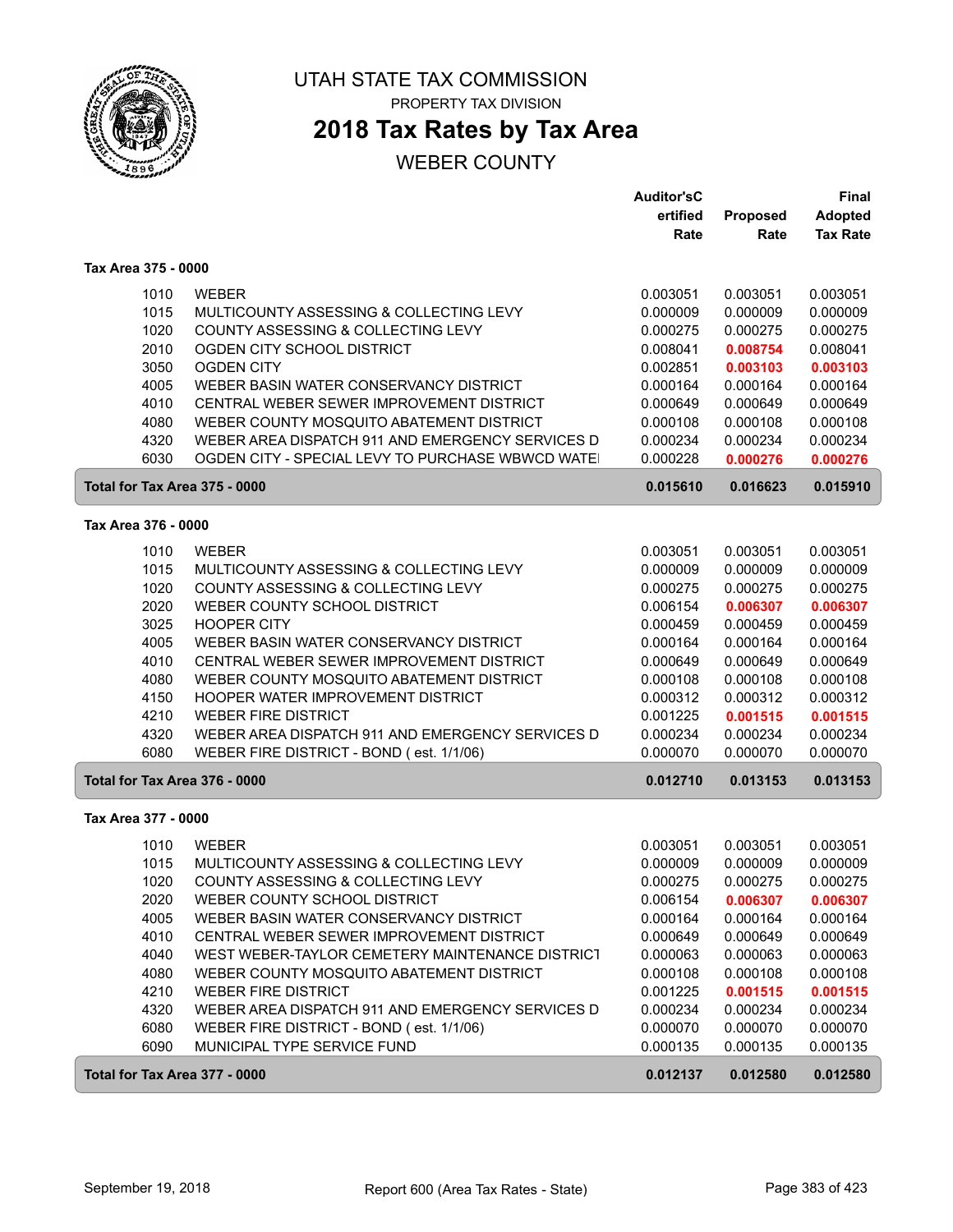# UTAH STATE TAX COMMISSION

PROPERTY TAX DIVISION

## 2018 Tax Rates by Tax Area

### WEBER COUNTY

| | | Auditor'sCertified Rate | Proposed Rate | Final Adopted Tax Rate |
|---|---|---|---|---|
| **Tax Area 375 - 0000** | | | | |
| 1010 | WEBER | 0.003051 | 0.003051 | 0.003051 |
| 1015 | MULTICOUNTY ASSESSING & COLLECTING LEVY | 0.000009 | 0.000009 | 0.000009 |
| 1020 | COUNTY ASSESSING & COLLECTING LEVY | 0.000275 | 0.000275 | 0.000275 |
| 2010 | OGDEN CITY SCHOOL DISTRICT | 0.008041 | **0.008754** | 0.008041 |
| 3050 | OGDEN CITY | 0.002851 | **0.003103** | **0.003103** |
| 4005 | WEBER BASIN WATER CONSERVANCY DISTRICT | 0.000164 | 0.000164 | 0.000164 |
| 4010 | CENTRAL WEBER SEWER IMPROVEMENT DISTRICT | 0.000649 | 0.000649 | 0.000649 |
| 4080 | WEBER COUNTY MOSQUITO ABATEMENT DISTRICT | 0.000108 | 0.000108 | 0.000108 |
| 4320 | WEBER AREA DISPATCH 911 AND EMERGENCY SERVICES D | 0.000234 | 0.000234 | 0.000234 |
| 6030 | OGDEN CITY - SPECIAL LEVY TO PURCHASE WBWCD WATE | 0.000228 | **0.000276** | **0.000276** |
| **Total for Tax Area 375 - 0000** | | **0.015610** | **0.016623** | **0.015910** |
| **Tax Area 376 - 0000** | | | | |
| 1010 | WEBER | 0.003051 | 0.003051 | 0.003051 |
| 1015 | MULTICOUNTY ASSESSING & COLLECTING LEVY | 0.000009 | 0.000009 | 0.000009 |
| 1020 | COUNTY ASSESSING & COLLECTING LEVY | 0.000275 | 0.000275 | 0.000275 |
| 2020 | WEBER COUNTY SCHOOL DISTRICT | 0.006154 | **0.006307** | **0.006307** |
| 3025 | HOOPER CITY | 0.000459 | 0.000459 | 0.000459 |
| 4005 | WEBER BASIN WATER CONSERVANCY DISTRICT | 0.000164 | 0.000164 | 0.000164 |
| 4010 | CENTRAL WEBER SEWER IMPROVEMENT DISTRICT | 0.000649 | 0.000649 | 0.000649 |
| 4080 | WEBER COUNTY MOSQUITO ABATEMENT DISTRICT | 0.000108 | 0.000108 | 0.000108 |
| 4150 | HOOPER WATER IMPROVEMENT DISTRICT | 0.000312 | 0.000312 | 0.000312 |
| 4210 | WEBER FIRE DISTRICT | 0.001225 | **0.001515** | **0.001515** |
| 4320 | WEBER AREA DISPATCH 911 AND EMERGENCY SERVICES D | 0.000234 | 0.000234 | 0.000234 |
| 6080 | WEBER FIRE DISTRICT - BOND ( est. 1/1/06) | 0.000070 | 0.000070 | 0.000070 |
| **Total for Tax Area 376 - 0000** | | **0.012710** | **0.013153** | **0.013153** |
| **Tax Area 377 - 0000** | | | | |
| 1010 | WEBER | 0.003051 | 0.003051 | 0.003051 |
| 1015 | MULTICOUNTY ASSESSING & COLLECTING LEVY | 0.000009 | 0.000009 | 0.000009 |
| 1020 | COUNTY ASSESSING & COLLECTING LEVY | 0.000275 | 0.000275 | 0.000275 |
| 2020 | WEBER COUNTY SCHOOL DISTRICT | 0.006154 | **0.006307** | **0.006307** |
| 4005 | WEBER BASIN WATER CONSERVANCY DISTRICT | 0.000164 | 0.000164 | 0.000164 |
| 4010 | CENTRAL WEBER SEWER IMPROVEMENT DISTRICT | 0.000649 | 0.000649 | 0.000649 |
| 4040 | WEST WEBER-TAYLOR CEMETERY MAINTENANCE DISTRICT | 0.000063 | 0.000063 | 0.000063 |
| 4080 | WEBER COUNTY MOSQUITO ABATEMENT DISTRICT | 0.000108 | 0.000108 | 0.000108 |
| 4210 | WEBER FIRE DISTRICT | 0.001225 | **0.001515** | **0.001515** |
| 4320 | WEBER AREA DISPATCH 911 AND EMERGENCY SERVICES D | 0.000234 | 0.000234 | 0.000234 |
| 6080 | WEBER FIRE DISTRICT - BOND ( est. 1/1/06) | 0.000070 | 0.000070 | 0.000070 |
| 6090 | MUNICIPAL TYPE SERVICE FUND | 0.000135 | 0.000135 | 0.000135 |
| **Total for Tax Area 377 - 0000** | | **0.012137** | **0.012580** | **0.012580** |

September 19, 2018 — Report 600 (Area Tax Rates - State)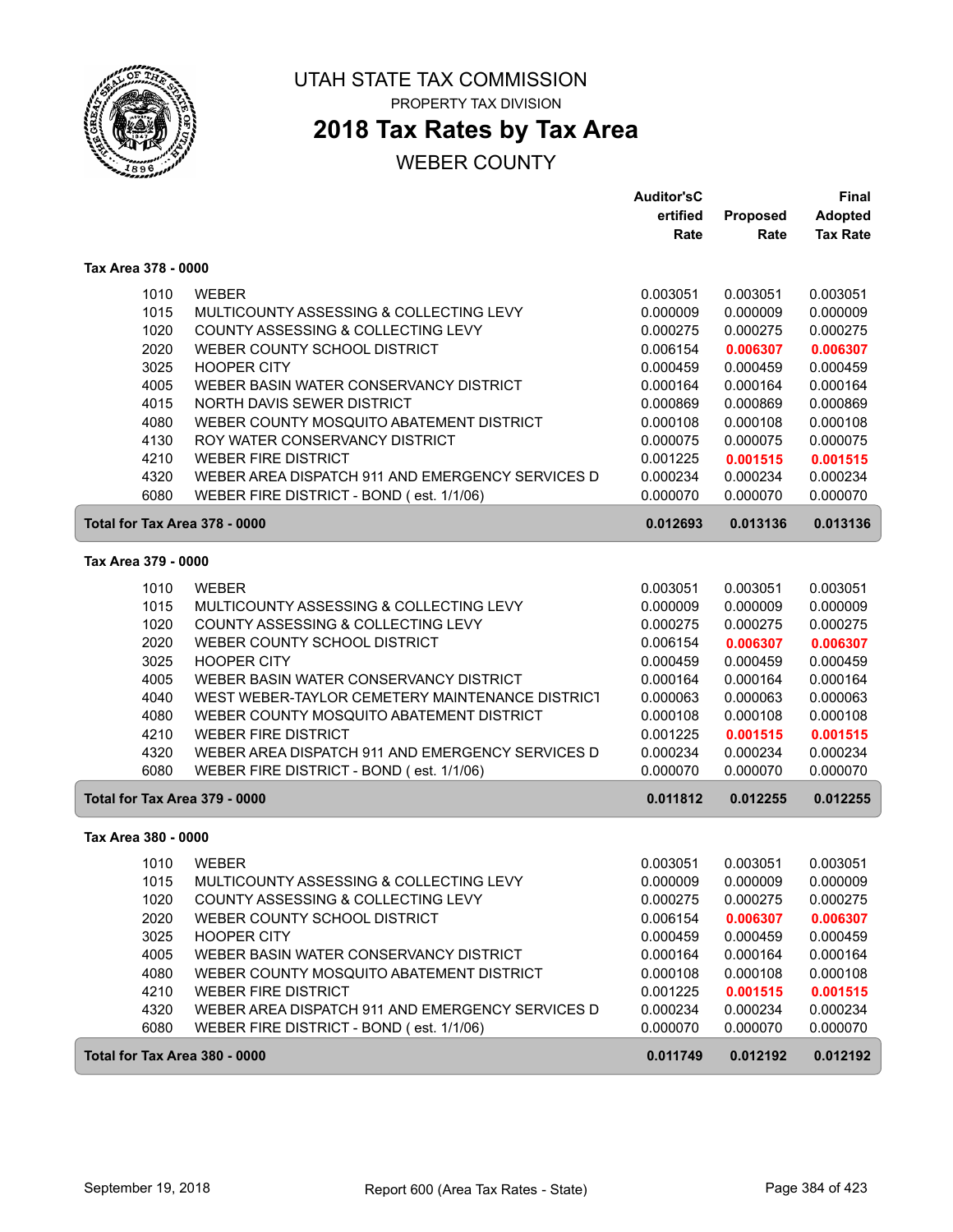# UTAH STATE TAX COMMISSION

PROPERTY TAX DIVISION

## 2018 Tax Rates by Tax Area

WEBER COUNTY

| | | Auditor'sCertified Rate | Proposed Rate | Final Adopted Tax Rate |
|---|---|---|---|---|
| **Tax Area 378 - 0000** | | | | |
| 1010 | WEBER | 0.003051 | 0.003051 | 0.003051 |
| 1015 | MULTICOUNTY ASSESSING & COLLECTING LEVY | 0.000009 | 0.000009 | 0.000009 |
| 1020 | COUNTY ASSESSING & COLLECTING LEVY | 0.000275 | 0.000275 | 0.000275 |
| 2020 | WEBER COUNTY SCHOOL DISTRICT | 0.006154 | **0.006307** | **0.006307** |
| 3025 | HOOPER CITY | 0.000459 | 0.000459 | 0.000459 |
| 4005 | WEBER BASIN WATER CONSERVANCY DISTRICT | 0.000164 | 0.000164 | 0.000164 |
| 4015 | NORTH DAVIS SEWER DISTRICT | 0.000869 | 0.000869 | 0.000869 |
| 4080 | WEBER COUNTY MOSQUITO ABATEMENT DISTRICT | 0.000108 | 0.000108 | 0.000108 |
| 4130 | ROY WATER CONSERVANCY DISTRICT | 0.000075 | 0.000075 | 0.000075 |
| 4210 | WEBER FIRE DISTRICT | 0.001225 | **0.001515** | **0.001515** |
| 4320 | WEBER AREA DISPATCH 911 AND EMERGENCY SERVICES D | 0.000234 | 0.000234 | 0.000234 |
| 6080 | WEBER FIRE DISTRICT - BOND ( est. 1/1/06) | 0.000070 | 0.000070 | 0.000070 |
| **Total for Tax Area 378 - 0000** | | **0.012693** | **0.013136** | **0.013136** |
| **Tax Area 379 - 0000** | | | | |
| 1010 | WEBER | 0.003051 | 0.003051 | 0.003051 |
| 1015 | MULTICOUNTY ASSESSING & COLLECTING LEVY | 0.000009 | 0.000009 | 0.000009 |
| 1020 | COUNTY ASSESSING & COLLECTING LEVY | 0.000275 | 0.000275 | 0.000275 |
| 2020 | WEBER COUNTY SCHOOL DISTRICT | 0.006154 | **0.006307** | **0.006307** |
| 3025 | HOOPER CITY | 0.000459 | 0.000459 | 0.000459 |
| 4005 | WEBER BASIN WATER CONSERVANCY DISTRICT | 0.000164 | 0.000164 | 0.000164 |
| 4040 | WEST WEBER-TAYLOR CEMETERY MAINTENANCE DISTRICT | 0.000063 | 0.000063 | 0.000063 |
| 4080 | WEBER COUNTY MOSQUITO ABATEMENT DISTRICT | 0.000108 | 0.000108 | 0.000108 |
| 4210 | WEBER FIRE DISTRICT | 0.001225 | **0.001515** | **0.001515** |
| 4320 | WEBER AREA DISPATCH 911 AND EMERGENCY SERVICES D | 0.000234 | 0.000234 | 0.000234 |
| 6080 | WEBER FIRE DISTRICT - BOND ( est. 1/1/06) | 0.000070 | 0.000070 | 0.000070 |
| **Total for Tax Area 379 - 0000** | | **0.011812** | **0.012255** | **0.012255** |
| **Tax Area 380 - 0000** | | | | |
| 1010 | WEBER | 0.003051 | 0.003051 | 0.003051 |
| 1015 | MULTICOUNTY ASSESSING & COLLECTING LEVY | 0.000009 | 0.000009 | 0.000009 |
| 1020 | COUNTY ASSESSING & COLLECTING LEVY | 0.000275 | 0.000275 | 0.000275 |
| 2020 | WEBER COUNTY SCHOOL DISTRICT | 0.006154 | **0.006307** | **0.006307** |
| 3025 | HOOPER CITY | 0.000459 | 0.000459 | 0.000459 |
| 4005 | WEBER BASIN WATER CONSERVANCY DISTRICT | 0.000164 | 0.000164 | 0.000164 |
| 4080 | WEBER COUNTY MOSQUITO ABATEMENT DISTRICT | 0.000108 | 0.000108 | 0.000108 |
| 4210 | WEBER FIRE DISTRICT | 0.001225 | **0.001515** | **0.001515** |
| 4320 | WEBER AREA DISPATCH 911 AND EMERGENCY SERVICES D | 0.000234 | 0.000234 | 0.000234 |
| 6080 | WEBER FIRE DISTRICT - BOND ( est. 1/1/06) | 0.000070 | 0.000070 | 0.000070 |
| **Total for Tax Area 380 - 0000** | | **0.011749** | **0.012192** | **0.012192** |

September 19, 2018 — Report 600 (Area Tax Rates - State)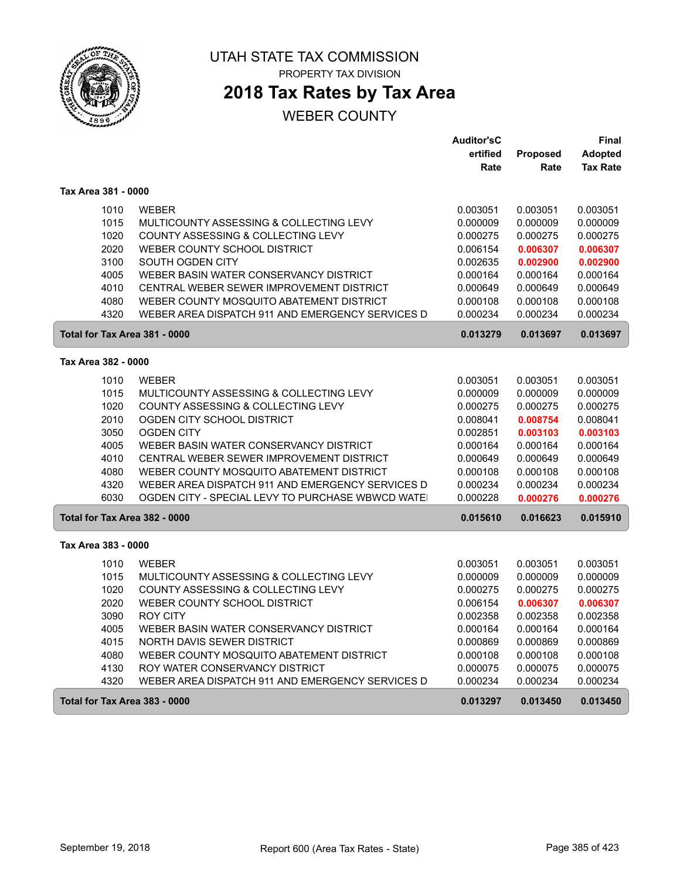# UTAH STATE TAX COMMISSION

PROPERTY TAX DIVISION

## 2018 Tax Rates by Tax Area

WEBER COUNTY

| | | Auditor'sCertified Rate | Proposed Rate | Final Adopted Tax Rate |
|---|---|---|---|---|
| **Tax Area 381 - 0000** | | | | |
| 1010 | WEBER | 0.003051 | 0.003051 | 0.003051 |
| 1015 | MULTICOUNTY ASSESSING & COLLECTING LEVY | 0.000009 | 0.000009 | 0.000009 |
| 1020 | COUNTY ASSESSING & COLLECTING LEVY | 0.000275 | 0.000275 | 0.000275 |
| 2020 | WEBER COUNTY SCHOOL DISTRICT | 0.006154 | **0.006307** | **0.006307** |
| 3100 | SOUTH OGDEN CITY | 0.002635 | **0.002900** | **0.002900** |
| 4005 | WEBER BASIN WATER CONSERVANCY DISTRICT | 0.000164 | 0.000164 | 0.000164 |
| 4010 | CENTRAL WEBER SEWER IMPROVEMENT DISTRICT | 0.000649 | 0.000649 | 0.000649 |
| 4080 | WEBER COUNTY MOSQUITO ABATEMENT DISTRICT | 0.000108 | 0.000108 | 0.000108 |
| 4320 | WEBER AREA DISPATCH 911 AND EMERGENCY SERVICES D | 0.000234 | 0.000234 | 0.000234 |
| **Total for Tax Area 381 - 0000** | | **0.013279** | **0.013697** | **0.013697** |
| **Tax Area 382 - 0000** | | | | |
| 1010 | WEBER | 0.003051 | 0.003051 | 0.003051 |
| 1015 | MULTICOUNTY ASSESSING & COLLECTING LEVY | 0.000009 | 0.000009 | 0.000009 |
| 1020 | COUNTY ASSESSING & COLLECTING LEVY | 0.000275 | 0.000275 | 0.000275 |
| 2010 | OGDEN CITY SCHOOL DISTRICT | 0.008041 | **0.008754** | 0.008041 |
| 3050 | OGDEN CITY | 0.002851 | **0.003103** | **0.003103** |
| 4005 | WEBER BASIN WATER CONSERVANCY DISTRICT | 0.000164 | 0.000164 | 0.000164 |
| 4010 | CENTRAL WEBER SEWER IMPROVEMENT DISTRICT | 0.000649 | 0.000649 | 0.000649 |
| 4080 | WEBER COUNTY MOSQUITO ABATEMENT DISTRICT | 0.000108 | 0.000108 | 0.000108 |
| 4320 | WEBER AREA DISPATCH 911 AND EMERGENCY SERVICES D | 0.000234 | 0.000234 | 0.000234 |
| 6030 | OGDEN CITY - SPECIAL LEVY TO PURCHASE WBWCD WATE | 0.000228 | **0.000276** | **0.000276** |
| **Total for Tax Area 382 - 0000** | | **0.015610** | **0.016623** | **0.015910** |
| **Tax Area 383 - 0000** | | | | |
| 1010 | WEBER | 0.003051 | 0.003051 | 0.003051 |
| 1015 | MULTICOUNTY ASSESSING & COLLECTING LEVY | 0.000009 | 0.000009 | 0.000009 |
| 1020 | COUNTY ASSESSING & COLLECTING LEVY | 0.000275 | 0.000275 | 0.000275 |
| 2020 | WEBER COUNTY SCHOOL DISTRICT | 0.006154 | **0.006307** | **0.006307** |
| 3090 | ROY CITY | 0.002358 | 0.002358 | 0.002358 |
| 4005 | WEBER BASIN WATER CONSERVANCY DISTRICT | 0.000164 | 0.000164 | 0.000164 |
| 4015 | NORTH DAVIS SEWER DISTRICT | 0.000869 | 0.000869 | 0.000869 |
| 4080 | WEBER COUNTY MOSQUITO ABATEMENT DISTRICT | 0.000108 | 0.000108 | 0.000108 |
| 4130 | ROY WATER CONSERVANCY DISTRICT | 0.000075 | 0.000075 | 0.000075 |
| 4320 | WEBER AREA DISPATCH 911 AND EMERGENCY SERVICES D | 0.000234 | 0.000234 | 0.000234 |
| **Total for Tax Area 383 - 0000** | | **0.013297** | **0.013450** | **0.013450** |

September 19, 2018 — Report 600 (Area Tax Rates - State)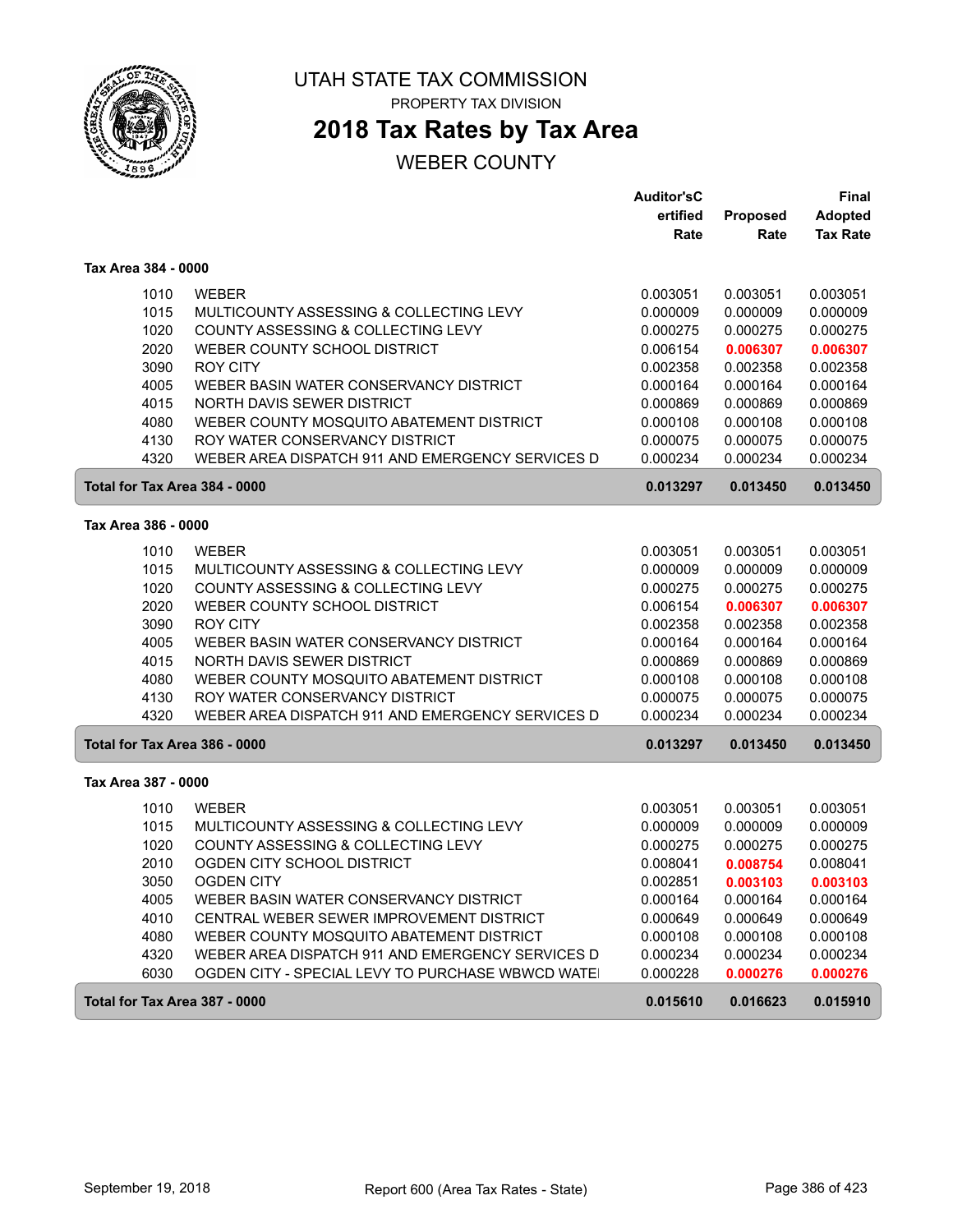# UTAH STATE TAX COMMISSION

PROPERTY TAX DIVISION

## 2018 Tax Rates by Tax Area

WEBER COUNTY

| | | Auditor'sCertified Rate | Proposed Rate | Final Adopted Tax Rate |
|---|---|---|---|---|
| **Tax Area 384 - 0000** | | | | |
| 1010 | WEBER | 0.003051 | 0.003051 | 0.003051 |
| 1015 | MULTICOUNTY ASSESSING & COLLECTING LEVY | 0.000009 | 0.000009 | 0.000009 |
| 1020 | COUNTY ASSESSING & COLLECTING LEVY | 0.000275 | 0.000275 | 0.000275 |
| 2020 | WEBER COUNTY SCHOOL DISTRICT | 0.006154 | 0.006307 | 0.006307 |
| 3090 | ROY CITY | 0.002358 | 0.002358 | 0.002358 |
| 4005 | WEBER BASIN WATER CONSERVANCY DISTRICT | 0.000164 | 0.000164 | 0.000164 |
| 4015 | NORTH DAVIS SEWER DISTRICT | 0.000869 | 0.000869 | 0.000869 |
| 4080 | WEBER COUNTY MOSQUITO ABATEMENT DISTRICT | 0.000108 | 0.000108 | 0.000108 |
| 4130 | ROY WATER CONSERVANCY DISTRICT | 0.000075 | 0.000075 | 0.000075 |
| 4320 | WEBER AREA DISPATCH 911 AND EMERGENCY SERVICES D | 0.000234 | 0.000234 | 0.000234 |
| **Total for Tax Area 384 - 0000** | | **0.013297** | **0.013450** | **0.013450** |
| **Tax Area 386 - 0000** | | | | |
| 1010 | WEBER | 0.003051 | 0.003051 | 0.003051 |
| 1015 | MULTICOUNTY ASSESSING & COLLECTING LEVY | 0.000009 | 0.000009 | 0.000009 |
| 1020 | COUNTY ASSESSING & COLLECTING LEVY | 0.000275 | 0.000275 | 0.000275 |
| 2020 | WEBER COUNTY SCHOOL DISTRICT | 0.006154 | 0.006307 | 0.006307 |
| 3090 | ROY CITY | 0.002358 | 0.002358 | 0.002358 |
| 4005 | WEBER BASIN WATER CONSERVANCY DISTRICT | 0.000164 | 0.000164 | 0.000164 |
| 4015 | NORTH DAVIS SEWER DISTRICT | 0.000869 | 0.000869 | 0.000869 |
| 4080 | WEBER COUNTY MOSQUITO ABATEMENT DISTRICT | 0.000108 | 0.000108 | 0.000108 |
| 4130 | ROY WATER CONSERVANCY DISTRICT | 0.000075 | 0.000075 | 0.000075 |
| 4320 | WEBER AREA DISPATCH 911 AND EMERGENCY SERVICES D | 0.000234 | 0.000234 | 0.000234 |
| **Total for Tax Area 386 - 0000** | | **0.013297** | **0.013450** | **0.013450** |
| **Tax Area 387 - 0000** | | | | |
| 1010 | WEBER | 0.003051 | 0.003051 | 0.003051 |
| 1015 | MULTICOUNTY ASSESSING & COLLECTING LEVY | 0.000009 | 0.000009 | 0.000009 |
| 1020 | COUNTY ASSESSING & COLLECTING LEVY | 0.000275 | 0.000275 | 0.000275 |
| 2010 | OGDEN CITY SCHOOL DISTRICT | 0.008041 | 0.008754 | 0.008041 |
| 3050 | OGDEN CITY | 0.002851 | 0.003103 | 0.003103 |
| 4005 | WEBER BASIN WATER CONSERVANCY DISTRICT | 0.000164 | 0.000164 | 0.000164 |
| 4010 | CENTRAL WEBER SEWER IMPROVEMENT DISTRICT | 0.000649 | 0.000649 | 0.000649 |
| 4080 | WEBER COUNTY MOSQUITO ABATEMENT DISTRICT | 0.000108 | 0.000108 | 0.000108 |
| 4320 | WEBER AREA DISPATCH 911 AND EMERGENCY SERVICES D | 0.000234 | 0.000234 | 0.000234 |
| 6030 | OGDEN CITY - SPECIAL LEVY TO PURCHASE WBWCD WATE | 0.000228 | 0.000276 | 0.000276 |
| **Total for Tax Area 387 - 0000** | | **0.015610** | **0.016623** | **0.015910** |

September 19, 2018 Report 600 (Area Tax Rates - State)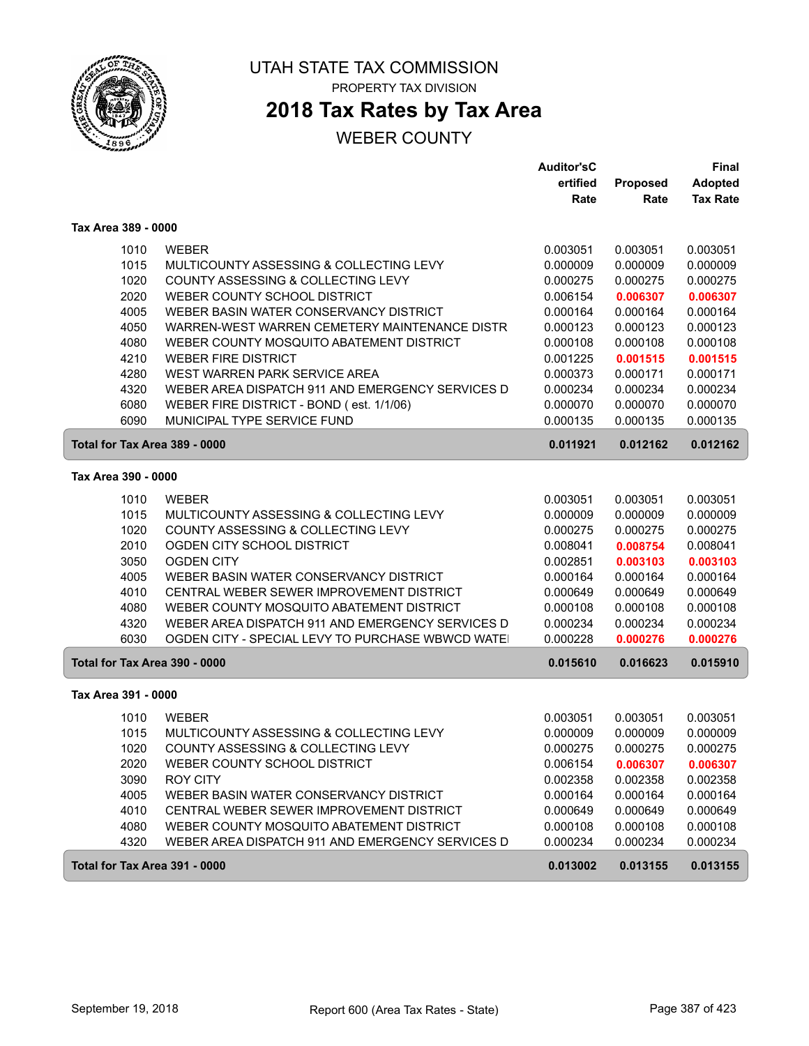# UTAH STATE TAX COMMISSION

PROPERTY TAX DIVISION

## 2018 Tax Rates by Tax Area

WEBER COUNTY

| | | Auditor's Certified Rate | Proposed Rate | Final Adopted Tax Rate |
|---|---|---|---|---|
| **Tax Area 389 - 0000** | | | | |
| 1010 | WEBER | 0.003051 | 0.003051 | 0.003051 |
| 1015 | MULTICOUNTY ASSESSING & COLLECTING LEVY | 0.000009 | 0.000009 | 0.000009 |
| 1020 | COUNTY ASSESSING & COLLECTING LEVY | 0.000275 | 0.000275 | 0.000275 |
| 2020 | WEBER COUNTY SCHOOL DISTRICT | 0.006154 | **0.006307** | **0.006307** |
| 4005 | WEBER BASIN WATER CONSERVANCY DISTRICT | 0.000164 | 0.000164 | 0.000164 |
| 4050 | WARREN-WEST WARREN CEMETERY MAINTENANCE DISTR | 0.000123 | 0.000123 | 0.000123 |
| 4080 | WEBER COUNTY MOSQUITO ABATEMENT DISTRICT | 0.000108 | 0.000108 | 0.000108 |
| 4210 | WEBER FIRE DISTRICT | 0.001225 | **0.001515** | **0.001515** |
| 4280 | WEST WARREN PARK SERVICE AREA | 0.000373 | 0.000171 | 0.000171 |
| 4320 | WEBER AREA DISPATCH 911 AND EMERGENCY SERVICES D | 0.000234 | 0.000234 | 0.000234 |
| 6080 | WEBER FIRE DISTRICT - BOND ( est. 1/1/06) | 0.000070 | 0.000070 | 0.000070 |
| 6090 | MUNICIPAL TYPE SERVICE FUND | 0.000135 | 0.000135 | 0.000135 |
| **Total for Tax Area 389 - 0000** | | **0.011921** | **0.012162** | **0.012162** |
| **Tax Area 390 - 0000** | | | | |
| 1010 | WEBER | 0.003051 | 0.003051 | 0.003051 |
| 1015 | MULTICOUNTY ASSESSING & COLLECTING LEVY | 0.000009 | 0.000009 | 0.000009 |
| 1020 | COUNTY ASSESSING & COLLECTING LEVY | 0.000275 | 0.000275 | 0.000275 |
| 2010 | OGDEN CITY SCHOOL DISTRICT | 0.008041 | **0.008754** | 0.008041 |
| 3050 | OGDEN CITY | 0.002851 | **0.003103** | **0.003103** |
| 4005 | WEBER BASIN WATER CONSERVANCY DISTRICT | 0.000164 | 0.000164 | 0.000164 |
| 4010 | CENTRAL WEBER SEWER IMPROVEMENT DISTRICT | 0.000649 | 0.000649 | 0.000649 |
| 4080 | WEBER COUNTY MOSQUITO ABATEMENT DISTRICT | 0.000108 | 0.000108 | 0.000108 |
| 4320 | WEBER AREA DISPATCH 911 AND EMERGENCY SERVICES D | 0.000234 | 0.000234 | 0.000234 |
| 6030 | OGDEN CITY - SPECIAL LEVY TO PURCHASE WBWCD WATE | 0.000228 | **0.000276** | **0.000276** |
| **Total for Tax Area 390 - 0000** | | **0.015610** | **0.016623** | **0.015910** |
| **Tax Area 391 - 0000** | | | | |
| 1010 | WEBER | 0.003051 | 0.003051 | 0.003051 |
| 1015 | MULTICOUNTY ASSESSING & COLLECTING LEVY | 0.000009 | 0.000009 | 0.000009 |
| 1020 | COUNTY ASSESSING & COLLECTING LEVY | 0.000275 | 0.000275 | 0.000275 |
| 2020 | WEBER COUNTY SCHOOL DISTRICT | 0.006154 | **0.006307** | **0.006307** |
| 3090 | ROY CITY | 0.002358 | 0.002358 | 0.002358 |
| 4005 | WEBER BASIN WATER CONSERVANCY DISTRICT | 0.000164 | 0.000164 | 0.000164 |
| 4010 | CENTRAL WEBER SEWER IMPROVEMENT DISTRICT | 0.000649 | 0.000649 | 0.000649 |
| 4080 | WEBER COUNTY MOSQUITO ABATEMENT DISTRICT | 0.000108 | 0.000108 | 0.000108 |
| 4320 | WEBER AREA DISPATCH 911 AND EMERGENCY SERVICES D | 0.000234 | 0.000234 | 0.000234 |
| **Total for Tax Area 391 - 0000** | | **0.013002** | **0.013155** | **0.013155** |

September 19, 2018 | Report 600 (Area Tax Rates - State)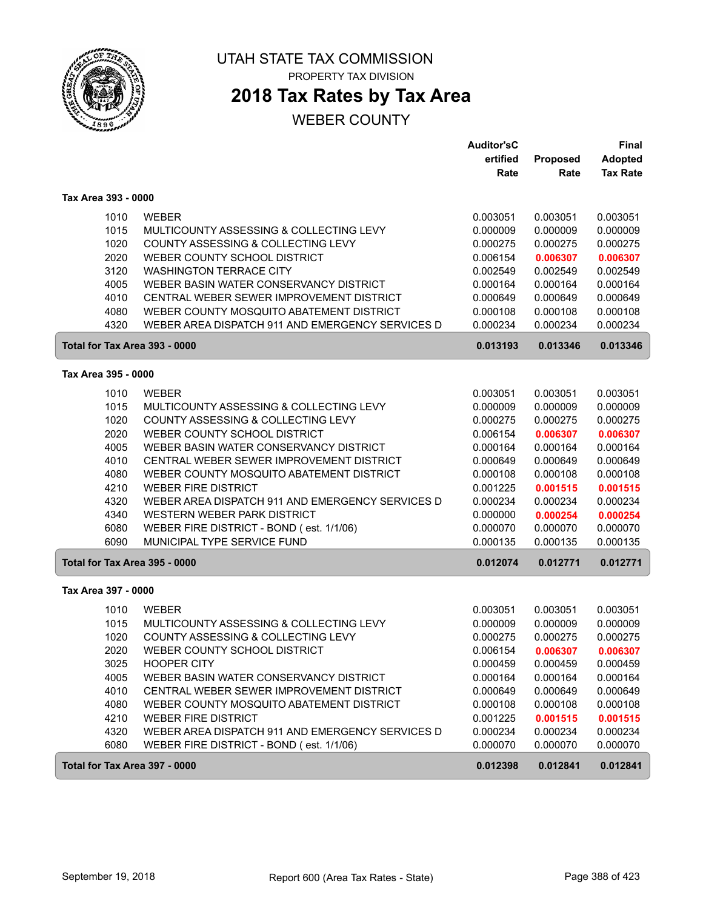UTAH STATE TAX COMMISSION

PROPERTY TAX DIVISION

# 2018 Tax Rates by Tax Area

## WEBER COUNTY

| | | Auditor'sCertified Rate | Proposed Rate | Final Adopted Tax Rate |
|---|---|---|---|---|
| **Tax Area 393 - 0000** | | | | |
| 1010 | WEBER | 0.003051 | 0.003051 | 0.003051 |
| 1015 | MULTICOUNTY ASSESSING & COLLECTING LEVY | 0.000009 | 0.000009 | 0.000009 |
| 1020 | COUNTY ASSESSING & COLLECTING LEVY | 0.000275 | 0.000275 | 0.000275 |
| 2020 | WEBER COUNTY SCHOOL DISTRICT | 0.006154 | 0.006307 | 0.006307 |
| 3120 | WASHINGTON TERRACE CITY | 0.002549 | 0.002549 | 0.002549 |
| 4005 | WEBER BASIN WATER CONSERVANCY DISTRICT | 0.000164 | 0.000164 | 0.000164 |
| 4010 | CENTRAL WEBER SEWER IMPROVEMENT DISTRICT | 0.000649 | 0.000649 | 0.000649 |
| 4080 | WEBER COUNTY MOSQUITO ABATEMENT DISTRICT | 0.000108 | 0.000108 | 0.000108 |
| 4320 | WEBER AREA DISPATCH 911 AND EMERGENCY SERVICES D | 0.000234 | 0.000234 | 0.000234 |
| **Total for Tax Area 393 - 0000** | | **0.013193** | **0.013346** | **0.013346** |
| **Tax Area 395 - 0000** | | | | |
| 1010 | WEBER | 0.003051 | 0.003051 | 0.003051 |
| 1015 | MULTICOUNTY ASSESSING & COLLECTING LEVY | 0.000009 | 0.000009 | 0.000009 |
| 1020 | COUNTY ASSESSING & COLLECTING LEVY | 0.000275 | 0.000275 | 0.000275 |
| 2020 | WEBER COUNTY SCHOOL DISTRICT | 0.006154 | 0.006307 | 0.006307 |
| 4005 | WEBER BASIN WATER CONSERVANCY DISTRICT | 0.000164 | 0.000164 | 0.000164 |
| 4010 | CENTRAL WEBER SEWER IMPROVEMENT DISTRICT | 0.000649 | 0.000649 | 0.000649 |
| 4080 | WEBER COUNTY MOSQUITO ABATEMENT DISTRICT | 0.000108 | 0.000108 | 0.000108 |
| 4210 | WEBER FIRE DISTRICT | 0.001225 | 0.001515 | 0.001515 |
| 4320 | WEBER AREA DISPATCH 911 AND EMERGENCY SERVICES D | 0.000234 | 0.000234 | 0.000234 |
| 4340 | WESTERN WEBER PARK DISTRICT | 0.000000 | 0.000254 | 0.000254 |
| 6080 | WEBER FIRE DISTRICT - BOND ( est. 1/1/06) | 0.000070 | 0.000070 | 0.000070 |
| 6090 | MUNICIPAL TYPE SERVICE FUND | 0.000135 | 0.000135 | 0.000135 |
| **Total for Tax Area 395 - 0000** | | **0.012074** | **0.012771** | **0.012771** |
| **Tax Area 397 - 0000** | | | | |
| 1010 | WEBER | 0.003051 | 0.003051 | 0.003051 |
| 1015 | MULTICOUNTY ASSESSING & COLLECTING LEVY | 0.000009 | 0.000009 | 0.000009 |
| 1020 | COUNTY ASSESSING & COLLECTING LEVY | 0.000275 | 0.000275 | 0.000275 |
| 2020 | WEBER COUNTY SCHOOL DISTRICT | 0.006154 | 0.006307 | 0.006307 |
| 3025 | HOOPER CITY | 0.000459 | 0.000459 | 0.000459 |
| 4005 | WEBER BASIN WATER CONSERVANCY DISTRICT | 0.000164 | 0.000164 | 0.000164 |
| 4010 | CENTRAL WEBER SEWER IMPROVEMENT DISTRICT | 0.000649 | 0.000649 | 0.000649 |
| 4080 | WEBER COUNTY MOSQUITO ABATEMENT DISTRICT | 0.000108 | 0.000108 | 0.000108 |
| 4210 | WEBER FIRE DISTRICT | 0.001225 | 0.001515 | 0.001515 |
| 4320 | WEBER AREA DISPATCH 911 AND EMERGENCY SERVICES D | 0.000234 | 0.000234 | 0.000234 |
| 6080 | WEBER FIRE DISTRICT - BOND ( est. 1/1/06) | 0.000070 | 0.000070 | 0.000070 |
| **Total for Tax Area 397 - 0000** | | **0.012398** | **0.012841** | **0.012841** |

September 19, 2018 — Report 600 (Area Tax Rates - State)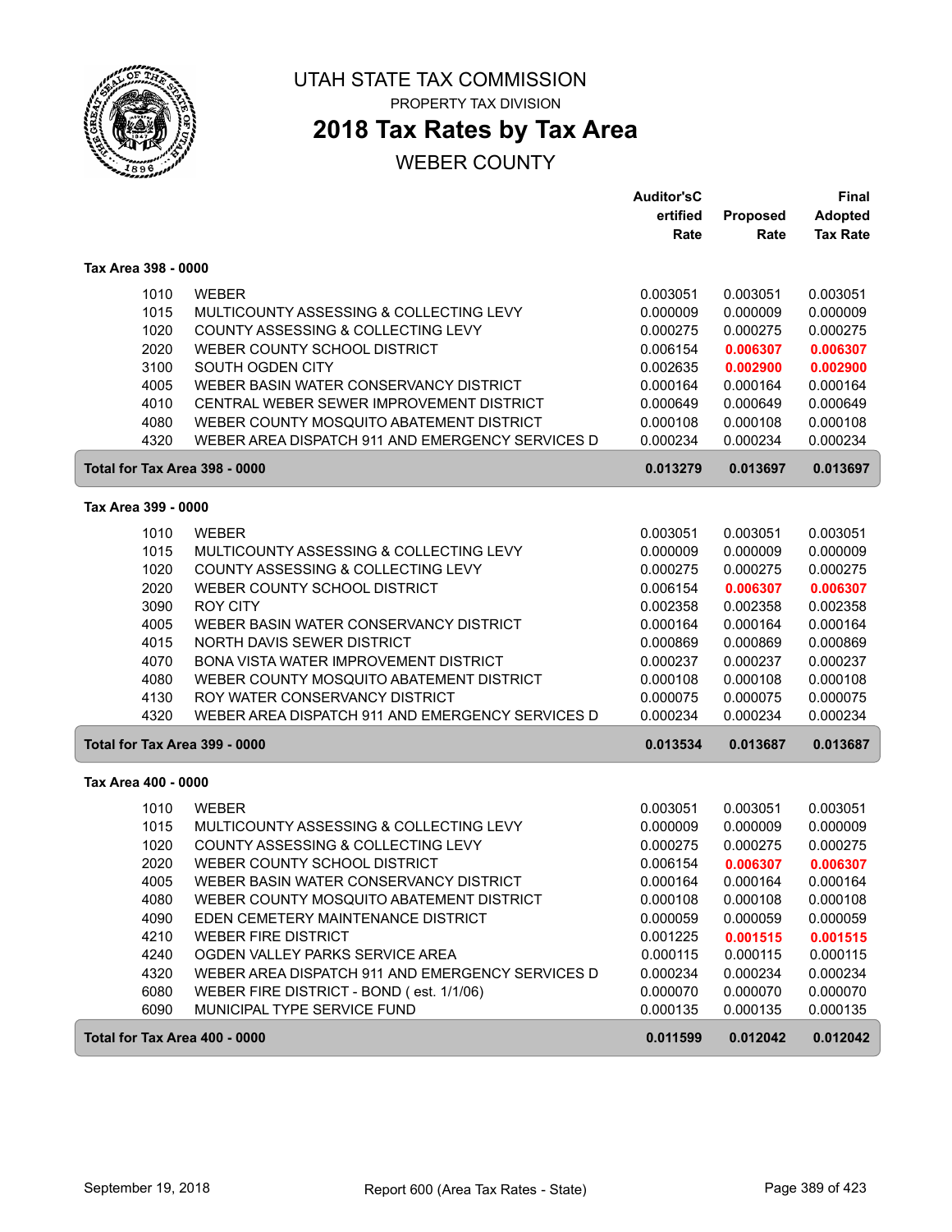# UTAH STATE TAX COMMISSION

PROPERTY TAX DIVISION

## 2018 Tax Rates by Tax Area

### WEBER COUNTY

| | | Auditor'sCertified Rate | Proposed Rate | Final Adopted Tax Rate |
|---|---|---|---|---|
| **Tax Area 398 - 0000** | | | | |
| 1010 | WEBER | 0.003051 | 0.003051 | 0.003051 |
| 1015 | MULTICOUNTY ASSESSING & COLLECTING LEVY | 0.000009 | 0.000009 | 0.000009 |
| 1020 | COUNTY ASSESSING & COLLECTING LEVY | 0.000275 | 0.000275 | 0.000275 |
| 2020 | WEBER COUNTY SCHOOL DISTRICT | 0.006154 | **0.006307** | **0.006307** |
| 3100 | SOUTH OGDEN CITY | 0.002635 | **0.002900** | **0.002900** |
| 4005 | WEBER BASIN WATER CONSERVANCY DISTRICT | 0.000164 | 0.000164 | 0.000164 |
| 4010 | CENTRAL WEBER SEWER IMPROVEMENT DISTRICT | 0.000649 | 0.000649 | 0.000649 |
| 4080 | WEBER COUNTY MOSQUITO ABATEMENT DISTRICT | 0.000108 | 0.000108 | 0.000108 |
| 4320 | WEBER AREA DISPATCH 911 AND EMERGENCY SERVICES D | 0.000234 | 0.000234 | 0.000234 |
| **Total for Tax Area 398 - 0000** | | **0.013279** | **0.013697** | **0.013697** |
| **Tax Area 399 - 0000** | | | | |
| 1010 | WEBER | 0.003051 | 0.003051 | 0.003051 |
| 1015 | MULTICOUNTY ASSESSING & COLLECTING LEVY | 0.000009 | 0.000009 | 0.000009 |
| 1020 | COUNTY ASSESSING & COLLECTING LEVY | 0.000275 | 0.000275 | 0.000275 |
| 2020 | WEBER COUNTY SCHOOL DISTRICT | 0.006154 | **0.006307** | **0.006307** |
| 3090 | ROY CITY | 0.002358 | 0.002358 | 0.002358 |
| 4005 | WEBER BASIN WATER CONSERVANCY DISTRICT | 0.000164 | 0.000164 | 0.000164 |
| 4015 | NORTH DAVIS SEWER DISTRICT | 0.000869 | 0.000869 | 0.000869 |
| 4070 | BONA VISTA WATER IMPROVEMENT DISTRICT | 0.000237 | 0.000237 | 0.000237 |
| 4080 | WEBER COUNTY MOSQUITO ABATEMENT DISTRICT | 0.000108 | 0.000108 | 0.000108 |
| 4130 | ROY WATER CONSERVANCY DISTRICT | 0.000075 | 0.000075 | 0.000075 |
| 4320 | WEBER AREA DISPATCH 911 AND EMERGENCY SERVICES D | 0.000234 | 0.000234 | 0.000234 |
| **Total for Tax Area 399 - 0000** | | **0.013534** | **0.013687** | **0.013687** |
| **Tax Area 400 - 0000** | | | | |
| 1010 | WEBER | 0.003051 | 0.003051 | 0.003051 |
| 1015 | MULTICOUNTY ASSESSING & COLLECTING LEVY | 0.000009 | 0.000009 | 0.000009 |
| 1020 | COUNTY ASSESSING & COLLECTING LEVY | 0.000275 | 0.000275 | 0.000275 |
| 2020 | WEBER COUNTY SCHOOL DISTRICT | 0.006154 | **0.006307** | **0.006307** |
| 4005 | WEBER BASIN WATER CONSERVANCY DISTRICT | 0.000164 | 0.000164 | 0.000164 |
| 4080 | WEBER COUNTY MOSQUITO ABATEMENT DISTRICT | 0.000108 | 0.000108 | 0.000108 |
| 4090 | EDEN CEMETERY MAINTENANCE DISTRICT | 0.000059 | 0.000059 | 0.000059 |
| 4210 | WEBER FIRE DISTRICT | 0.001225 | **0.001515** | **0.001515** |
| 4240 | OGDEN VALLEY PARKS SERVICE AREA | 0.000115 | 0.000115 | 0.000115 |
| 4320 | WEBER AREA DISPATCH 911 AND EMERGENCY SERVICES D | 0.000234 | 0.000234 | 0.000234 |
| 6080 | WEBER FIRE DISTRICT - BOND ( est. 1/1/06) | 0.000070 | 0.000070 | 0.000070 |
| 6090 | MUNICIPAL TYPE SERVICE FUND | 0.000135 | 0.000135 | 0.000135 |
| **Total for Tax Area 400 - 0000** | | **0.011599** | **0.012042** | **0.012042** |

September 19, 2018 — Report 600 (Area Tax Rates - State)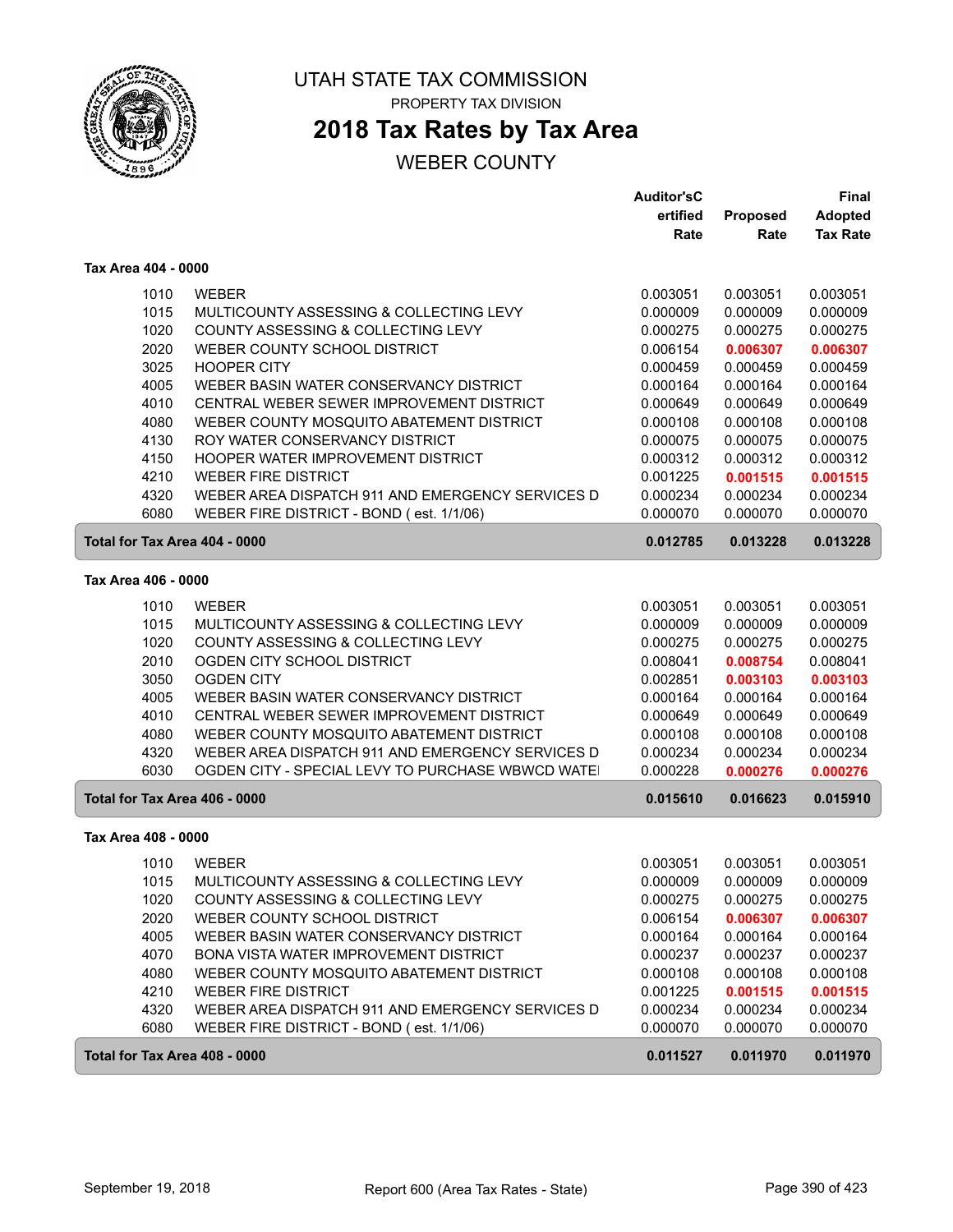# UTAH STATE TAX COMMISSION

PROPERTY TAX DIVISION

## 2018 Tax Rates by Tax Area

WEBER COUNTY

| | | Auditor'sCertified Rate | Proposed Rate | Final Adopted Tax Rate |
|---|---|---|---|---|
| **Tax Area 404 - 0000** | | | | |
| 1010 | WEBER | 0.003051 | 0.003051 | 0.003051 |
| 1015 | MULTICOUNTY ASSESSING & COLLECTING LEVY | 0.000009 | 0.000009 | 0.000009 |
| 1020 | COUNTY ASSESSING & COLLECTING LEVY | 0.000275 | 0.000275 | 0.000275 |
| 2020 | WEBER COUNTY SCHOOL DISTRICT | 0.006154 | **0.006307** | **0.006307** |
| 3025 | HOOPER CITY | 0.000459 | 0.000459 | 0.000459 |
| 4005 | WEBER BASIN WATER CONSERVANCY DISTRICT | 0.000164 | 0.000164 | 0.000164 |
| 4010 | CENTRAL WEBER SEWER IMPROVEMENT DISTRICT | 0.000649 | 0.000649 | 0.000649 |
| 4080 | WEBER COUNTY MOSQUITO ABATEMENT DISTRICT | 0.000108 | 0.000108 | 0.000108 |
| 4130 | ROY WATER CONSERVANCY DISTRICT | 0.000075 | 0.000075 | 0.000075 |
| 4150 | HOOPER WATER IMPROVEMENT DISTRICT | 0.000312 | 0.000312 | 0.000312 |
| 4210 | WEBER FIRE DISTRICT | 0.001225 | **0.001515** | **0.001515** |
| 4320 | WEBER AREA DISPATCH 911 AND EMERGENCY SERVICES D | 0.000234 | 0.000234 | 0.000234 |
| 6080 | WEBER FIRE DISTRICT - BOND ( est. 1/1/06) | 0.000070 | 0.000070 | 0.000070 |
| **Total for Tax Area 404 - 0000** | | **0.012785** | **0.013228** | **0.013228** |
| **Tax Area 406 - 0000** | | | | |
| 1010 | WEBER | 0.003051 | 0.003051 | 0.003051 |
| 1015 | MULTICOUNTY ASSESSING & COLLECTING LEVY | 0.000009 | 0.000009 | 0.000009 |
| 1020 | COUNTY ASSESSING & COLLECTING LEVY | 0.000275 | 0.000275 | 0.000275 |
| 2010 | OGDEN CITY SCHOOL DISTRICT | 0.008041 | **0.008754** | 0.008041 |
| 3050 | OGDEN CITY | 0.002851 | **0.003103** | **0.003103** |
| 4005 | WEBER BASIN WATER CONSERVANCY DISTRICT | 0.000164 | 0.000164 | 0.000164 |
| 4010 | CENTRAL WEBER SEWER IMPROVEMENT DISTRICT | 0.000649 | 0.000649 | 0.000649 |
| 4080 | WEBER COUNTY MOSQUITO ABATEMENT DISTRICT | 0.000108 | 0.000108 | 0.000108 |
| 4320 | WEBER AREA DISPATCH 911 AND EMERGENCY SERVICES D | 0.000234 | 0.000234 | 0.000234 |
| 6030 | OGDEN CITY - SPECIAL LEVY TO PURCHASE WBWCD WATE | 0.000228 | **0.000276** | **0.000276** |
| **Total for Tax Area 406 - 0000** | | **0.015610** | **0.016623** | **0.015910** |
| **Tax Area 408 - 0000** | | | | |
| 1010 | WEBER | 0.003051 | 0.003051 | 0.003051 |
| 1015 | MULTICOUNTY ASSESSING & COLLECTING LEVY | 0.000009 | 0.000009 | 0.000009 |
| 1020 | COUNTY ASSESSING & COLLECTING LEVY | 0.000275 | 0.000275 | 0.000275 |
| 2020 | WEBER COUNTY SCHOOL DISTRICT | 0.006154 | **0.006307** | **0.006307** |
| 4005 | WEBER BASIN WATER CONSERVANCY DISTRICT | 0.000164 | 0.000164 | 0.000164 |
| 4070 | BONA VISTA WATER IMPROVEMENT DISTRICT | 0.000237 | 0.000237 | 0.000237 |
| 4080 | WEBER COUNTY MOSQUITO ABATEMENT DISTRICT | 0.000108 | 0.000108 | 0.000108 |
| 4210 | WEBER FIRE DISTRICT | 0.001225 | **0.001515** | **0.001515** |
| 4320 | WEBER AREA DISPATCH 911 AND EMERGENCY SERVICES D | 0.000234 | 0.000234 | 0.000234 |
| 6080 | WEBER FIRE DISTRICT - BOND ( est. 1/1/06) | 0.000070 | 0.000070 | 0.000070 |
| **Total for Tax Area 408 - 0000** | | **0.011527** | **0.011970** | **0.011970** |

September 19, 2018 — Report 600 (Area Tax Rates - State)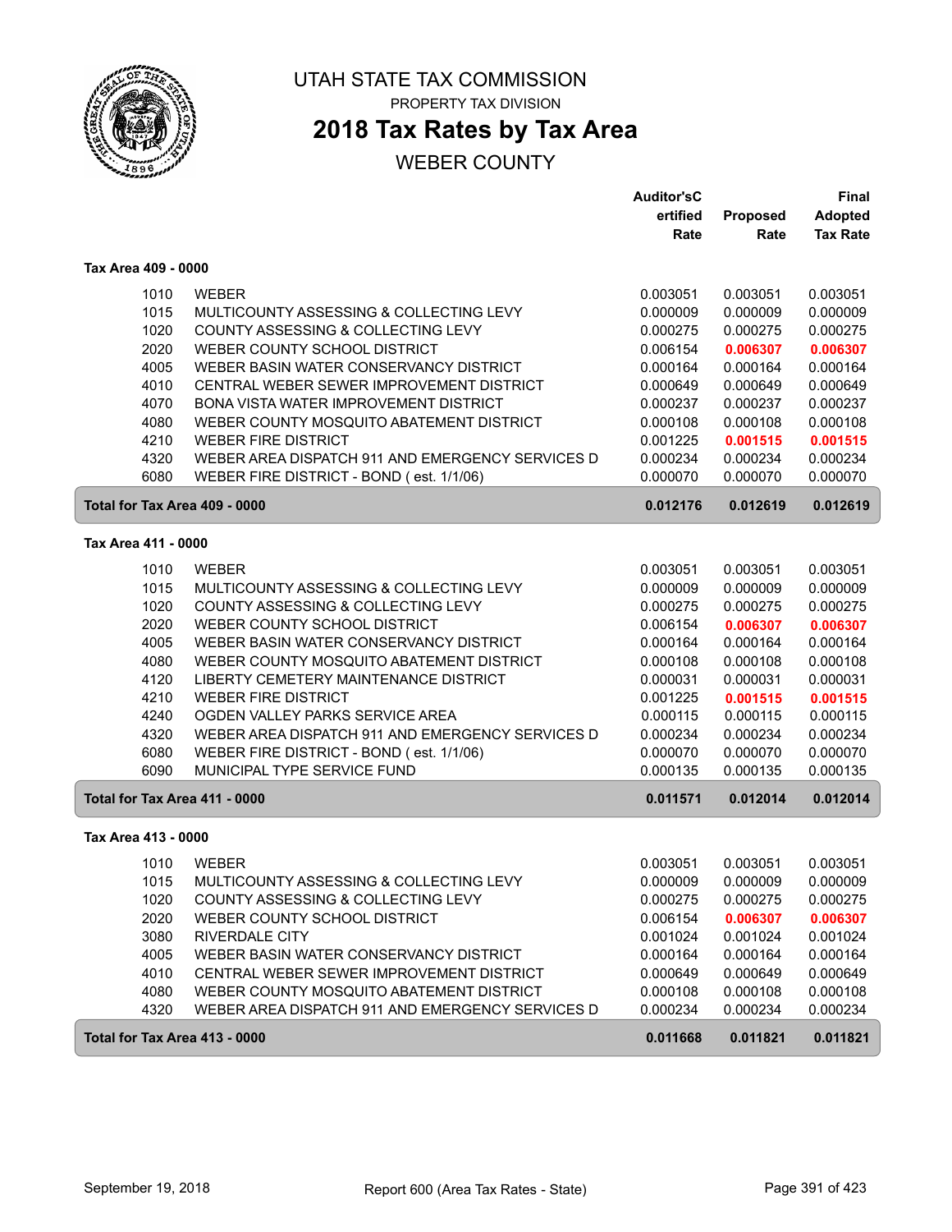# UTAH STATE TAX COMMISSION

PROPERTY TAX DIVISION

## 2018 Tax Rates by Tax Area

WEBER COUNTY

| | | Auditor'sCertified Rate | Proposed Rate | Final Adopted Tax Rate |
|---|---|---|---|---|
| **Tax Area 409 - 0000** | | | | |
| 1010 | WEBER | 0.003051 | 0.003051 | 0.003051 |
| 1015 | MULTICOUNTY ASSESSING & COLLECTING LEVY | 0.000009 | 0.000009 | 0.000009 |
| 1020 | COUNTY ASSESSING & COLLECTING LEVY | 0.000275 | 0.000275 | 0.000275 |
| 2020 | WEBER COUNTY SCHOOL DISTRICT | 0.006154 | **0.006307** | **0.006307** |
| 4005 | WEBER BASIN WATER CONSERVANCY DISTRICT | 0.000164 | 0.000164 | 0.000164 |
| 4010 | CENTRAL WEBER SEWER IMPROVEMENT DISTRICT | 0.000649 | 0.000649 | 0.000649 |
| 4070 | BONA VISTA WATER IMPROVEMENT DISTRICT | 0.000237 | 0.000237 | 0.000237 |
| 4080 | WEBER COUNTY MOSQUITO ABATEMENT DISTRICT | 0.000108 | 0.000108 | 0.000108 |
| 4210 | WEBER FIRE DISTRICT | 0.001225 | **0.001515** | **0.001515** |
| 4320 | WEBER AREA DISPATCH 911 AND EMERGENCY SERVICES D | 0.000234 | 0.000234 | 0.000234 |
| 6080 | WEBER FIRE DISTRICT - BOND ( est. 1/1/06) | 0.000070 | 0.000070 | 0.000070 |
| **Total for Tax Area 409 - 0000** | | **0.012176** | **0.012619** | **0.012619** |
| **Tax Area 411 - 0000** | | | | |
| 1010 | WEBER | 0.003051 | 0.003051 | 0.003051 |
| 1015 | MULTICOUNTY ASSESSING & COLLECTING LEVY | 0.000009 | 0.000009 | 0.000009 |
| 1020 | COUNTY ASSESSING & COLLECTING LEVY | 0.000275 | 0.000275 | 0.000275 |
| 2020 | WEBER COUNTY SCHOOL DISTRICT | 0.006154 | **0.006307** | **0.006307** |
| 4005 | WEBER BASIN WATER CONSERVANCY DISTRICT | 0.000164 | 0.000164 | 0.000164 |
| 4080 | WEBER COUNTY MOSQUITO ABATEMENT DISTRICT | 0.000108 | 0.000108 | 0.000108 |
| 4120 | LIBERTY CEMETERY MAINTENANCE DISTRICT | 0.000031 | 0.000031 | 0.000031 |
| 4210 | WEBER FIRE DISTRICT | 0.001225 | **0.001515** | **0.001515** |
| 4240 | OGDEN VALLEY PARKS SERVICE AREA | 0.000115 | 0.000115 | 0.000115 |
| 4320 | WEBER AREA DISPATCH 911 AND EMERGENCY SERVICES D | 0.000234 | 0.000234 | 0.000234 |
| 6080 | WEBER FIRE DISTRICT - BOND ( est. 1/1/06) | 0.000070 | 0.000070 | 0.000070 |
| 6090 | MUNICIPAL TYPE SERVICE FUND | 0.000135 | 0.000135 | 0.000135 |
| **Total for Tax Area 411 - 0000** | | **0.011571** | **0.012014** | **0.012014** |
| **Tax Area 413 - 0000** | | | | |
| 1010 | WEBER | 0.003051 | 0.003051 | 0.003051 |
| 1015 | MULTICOUNTY ASSESSING & COLLECTING LEVY | 0.000009 | 0.000009 | 0.000009 |
| 1020 | COUNTY ASSESSING & COLLECTING LEVY | 0.000275 | 0.000275 | 0.000275 |
| 2020 | WEBER COUNTY SCHOOL DISTRICT | 0.006154 | **0.006307** | **0.006307** |
| 3080 | RIVERDALE CITY | 0.001024 | 0.001024 | 0.001024 |
| 4005 | WEBER BASIN WATER CONSERVANCY DISTRICT | 0.000164 | 0.000164 | 0.000164 |
| 4010 | CENTRAL WEBER SEWER IMPROVEMENT DISTRICT | 0.000649 | 0.000649 | 0.000649 |
| 4080 | WEBER COUNTY MOSQUITO ABATEMENT DISTRICT | 0.000108 | 0.000108 | 0.000108 |
| 4320 | WEBER AREA DISPATCH 911 AND EMERGENCY SERVICES D | 0.000234 | 0.000234 | 0.000234 |
| **Total for Tax Area 413 - 0000** | | **0.011668** | **0.011821** | **0.011821** |

September 19, 2018 — Report 600 (Area Tax Rates - State)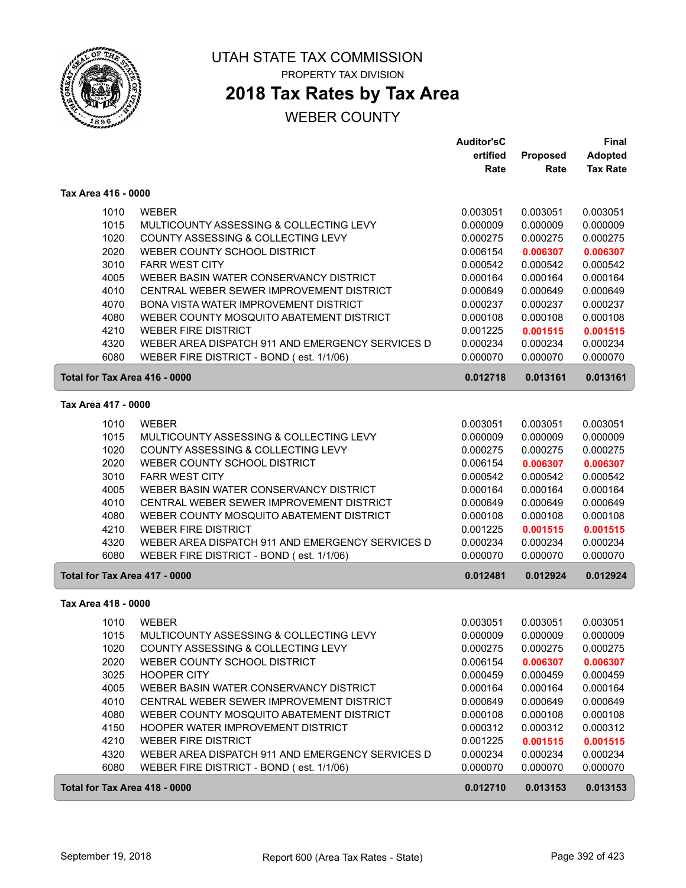# UTAH STATE TAX COMMISSION

PROPERTY TAX DIVISION

## 2018 Tax Rates by Tax Area

WEBER COUNTY

| | | Auditor's Certified Rate | Proposed Rate | Final Adopted Tax Rate |
|---|---|---|---|---|
| **Tax Area 416 - 0000** | | | | |
| 1010 | WEBER | 0.003051 | 0.003051 | 0.003051 |
| 1015 | MULTICOUNTY ASSESSING & COLLECTING LEVY | 0.000009 | 0.000009 | 0.000009 |
| 1020 | COUNTY ASSESSING & COLLECTING LEVY | 0.000275 | 0.000275 | 0.000275 |
| 2020 | WEBER COUNTY SCHOOL DISTRICT | 0.006154 | **0.006307** | **0.006307** |
| 3010 | FARR WEST CITY | 0.000542 | 0.000542 | 0.000542 |
| 4005 | WEBER BASIN WATER CONSERVANCY DISTRICT | 0.000164 | 0.000164 | 0.000164 |
| 4010 | CENTRAL WEBER SEWER IMPROVEMENT DISTRICT | 0.000649 | 0.000649 | 0.000649 |
| 4070 | BONA VISTA WATER IMPROVEMENT DISTRICT | 0.000237 | 0.000237 | 0.000237 |
| 4080 | WEBER COUNTY MOSQUITO ABATEMENT DISTRICT | 0.000108 | 0.000108 | 0.000108 |
| 4210 | WEBER FIRE DISTRICT | 0.001225 | **0.001515** | **0.001515** |
| 4320 | WEBER AREA DISPATCH 911 AND EMERGENCY SERVICES D | 0.000234 | 0.000234 | 0.000234 |
| 6080 | WEBER FIRE DISTRICT - BOND ( est. 1/1/06) | 0.000070 | 0.000070 | 0.000070 |
| **Total for Tax Area 416 - 0000** | | **0.012718** | **0.013161** | **0.013161** |
| **Tax Area 417 - 0000** | | | | |
| 1010 | WEBER | 0.003051 | 0.003051 | 0.003051 |
| 1015 | MULTICOUNTY ASSESSING & COLLECTING LEVY | 0.000009 | 0.000009 | 0.000009 |
| 1020 | COUNTY ASSESSING & COLLECTING LEVY | 0.000275 | 0.000275 | 0.000275 |
| 2020 | WEBER COUNTY SCHOOL DISTRICT | 0.006154 | **0.006307** | **0.006307** |
| 3010 | FARR WEST CITY | 0.000542 | 0.000542 | 0.000542 |
| 4005 | WEBER BASIN WATER CONSERVANCY DISTRICT | 0.000164 | 0.000164 | 0.000164 |
| 4010 | CENTRAL WEBER SEWER IMPROVEMENT DISTRICT | 0.000649 | 0.000649 | 0.000649 |
| 4080 | WEBER COUNTY MOSQUITO ABATEMENT DISTRICT | 0.000108 | 0.000108 | 0.000108 |
| 4210 | WEBER FIRE DISTRICT | 0.001225 | **0.001515** | **0.001515** |
| 4320 | WEBER AREA DISPATCH 911 AND EMERGENCY SERVICES D | 0.000234 | 0.000234 | 0.000234 |
| 6080 | WEBER FIRE DISTRICT - BOND ( est. 1/1/06) | 0.000070 | 0.000070 | 0.000070 |
| **Total for Tax Area 417 - 0000** | | **0.012481** | **0.012924** | **0.012924** |
| **Tax Area 418 - 0000** | | | | |
| 1010 | WEBER | 0.003051 | 0.003051 | 0.003051 |
| 1015 | MULTICOUNTY ASSESSING & COLLECTING LEVY | 0.000009 | 0.000009 | 0.000009 |
| 1020 | COUNTY ASSESSING & COLLECTING LEVY | 0.000275 | 0.000275 | 0.000275 |
| 2020 | WEBER COUNTY SCHOOL DISTRICT | 0.006154 | **0.006307** | **0.006307** |
| 3025 | HOOPER CITY | 0.000459 | 0.000459 | 0.000459 |
| 4005 | WEBER BASIN WATER CONSERVANCY DISTRICT | 0.000164 | 0.000164 | 0.000164 |
| 4010 | CENTRAL WEBER SEWER IMPROVEMENT DISTRICT | 0.000649 | 0.000649 | 0.000649 |
| 4080 | WEBER COUNTY MOSQUITO ABATEMENT DISTRICT | 0.000108 | 0.000108 | 0.000108 |
| 4150 | HOOPER WATER IMPROVEMENT DISTRICT | 0.000312 | 0.000312 | 0.000312 |
| 4210 | WEBER FIRE DISTRICT | 0.001225 | **0.001515** | **0.001515** |
| 4320 | WEBER AREA DISPATCH 911 AND EMERGENCY SERVICES D | 0.000234 | 0.000234 | 0.000234 |
| 6080 | WEBER FIRE DISTRICT - BOND ( est. 1/1/06) | 0.000070 | 0.000070 | 0.000070 |
| **Total for Tax Area 418 - 0000** | | **0.012710** | **0.013153** | **0.013153** |

September 19, 2018 — Report 600 (Area Tax Rates - State)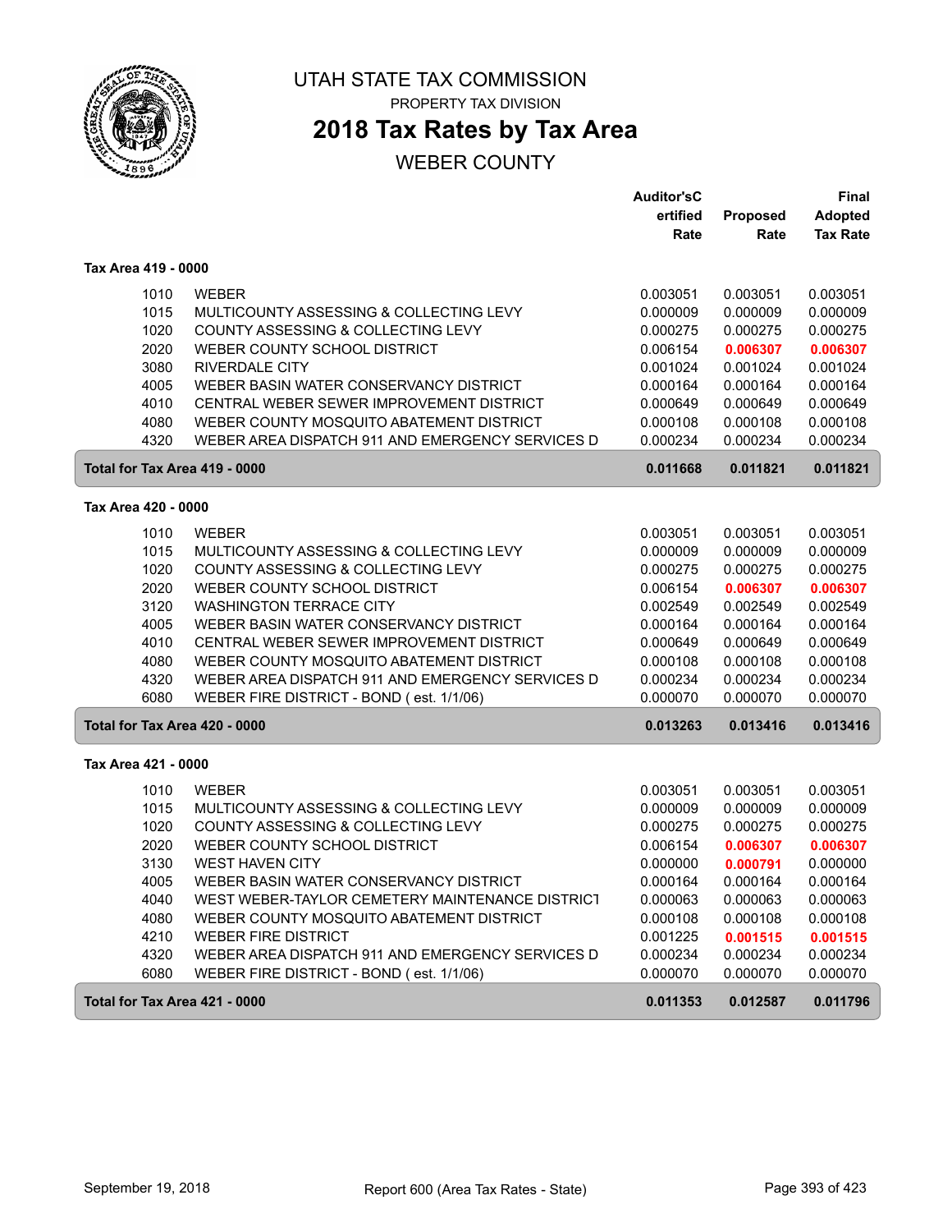# UTAH STATE TAX COMMISSION

PROPERTY TAX DIVISION

## 2018 Tax Rates by Tax Area

WEBER COUNTY

| | | Auditor'sCertified Rate | Proposed Rate | Final Adopted Tax Rate |
|---|---|---|---|---|
| **Tax Area 419 - 0000** | | | | |
| 1010 | WEBER | 0.003051 | 0.003051 | 0.003051 |
| 1015 | MULTICOUNTY ASSESSING & COLLECTING LEVY | 0.000009 | 0.000009 | 0.000009 |
| 1020 | COUNTY ASSESSING & COLLECTING LEVY | 0.000275 | 0.000275 | 0.000275 |
| 2020 | WEBER COUNTY SCHOOL DISTRICT | 0.006154 | **0.006307** | **0.006307** |
| 3080 | RIVERDALE CITY | 0.001024 | 0.001024 | 0.001024 |
| 4005 | WEBER BASIN WATER CONSERVANCY DISTRICT | 0.000164 | 0.000164 | 0.000164 |
| 4010 | CENTRAL WEBER SEWER IMPROVEMENT DISTRICT | 0.000649 | 0.000649 | 0.000649 |
| 4080 | WEBER COUNTY MOSQUITO ABATEMENT DISTRICT | 0.000108 | 0.000108 | 0.000108 |
| 4320 | WEBER AREA DISPATCH 911 AND EMERGENCY SERVICES D | 0.000234 | 0.000234 | 0.000234 |
| **Total for Tax Area 419 - 0000** | | **0.011668** | **0.011821** | **0.011821** |
| **Tax Area 420 - 0000** | | | | |
| 1010 | WEBER | 0.003051 | 0.003051 | 0.003051 |
| 1015 | MULTICOUNTY ASSESSING & COLLECTING LEVY | 0.000009 | 0.000009 | 0.000009 |
| 1020 | COUNTY ASSESSING & COLLECTING LEVY | 0.000275 | 0.000275 | 0.000275 |
| 2020 | WEBER COUNTY SCHOOL DISTRICT | 0.006154 | **0.006307** | **0.006307** |
| 3120 | WASHINGTON TERRACE CITY | 0.002549 | 0.002549 | 0.002549 |
| 4005 | WEBER BASIN WATER CONSERVANCY DISTRICT | 0.000164 | 0.000164 | 0.000164 |
| 4010 | CENTRAL WEBER SEWER IMPROVEMENT DISTRICT | 0.000649 | 0.000649 | 0.000649 |
| 4080 | WEBER COUNTY MOSQUITO ABATEMENT DISTRICT | 0.000108 | 0.000108 | 0.000108 |
| 4320 | WEBER AREA DISPATCH 911 AND EMERGENCY SERVICES D | 0.000234 | 0.000234 | 0.000234 |
| 6080 | WEBER FIRE DISTRICT - BOND ( est. 1/1/06) | 0.000070 | 0.000070 | 0.000070 |
| **Total for Tax Area 420 - 0000** | | **0.013263** | **0.013416** | **0.013416** |
| **Tax Area 421 - 0000** | | | | |
| 1010 | WEBER | 0.003051 | 0.003051 | 0.003051 |
| 1015 | MULTICOUNTY ASSESSING & COLLECTING LEVY | 0.000009 | 0.000009 | 0.000009 |
| 1020 | COUNTY ASSESSING & COLLECTING LEVY | 0.000275 | 0.000275 | 0.000275 |
| 2020 | WEBER COUNTY SCHOOL DISTRICT | 0.006154 | **0.006307** | **0.006307** |
| 3130 | WEST HAVEN CITY | 0.000000 | **0.000791** | 0.000000 |
| 4005 | WEBER BASIN WATER CONSERVANCY DISTRICT | 0.000164 | 0.000164 | 0.000164 |
| 4040 | WEST WEBER-TAYLOR CEMETERY MAINTENANCE DISTRICT | 0.000063 | 0.000063 | 0.000063 |
| 4080 | WEBER COUNTY MOSQUITO ABATEMENT DISTRICT | 0.000108 | 0.000108 | 0.000108 |
| 4210 | WEBER FIRE DISTRICT | 0.001225 | **0.001515** | **0.001515** |
| 4320 | WEBER AREA DISPATCH 911 AND EMERGENCY SERVICES D | 0.000234 | 0.000234 | 0.000234 |
| 6080 | WEBER FIRE DISTRICT - BOND ( est. 1/1/06) | 0.000070 | 0.000070 | 0.000070 |
| **Total for Tax Area 421 - 0000** | | **0.011353** | **0.012587** | **0.011796** |

September 19, 2018 — Report 600 (Area Tax Rates - State)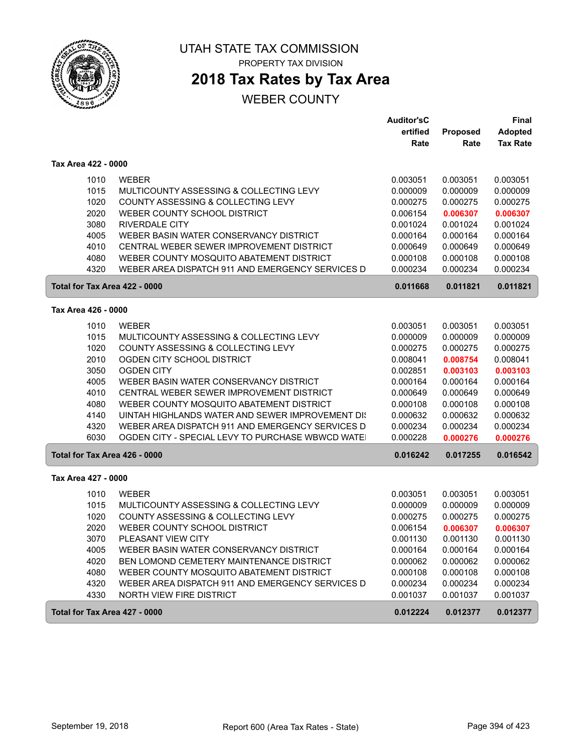# UTAH STATE TAX COMMISSION

PROPERTY TAX DIVISION

## 2018 Tax Rates by Tax Area

WEBER COUNTY

| | | Auditor'sC ertified Rate | Proposed Rate | Final Adopted Tax Rate |
|---|---|---|---|---|
| **Tax Area 422 - 0000** | | | | |
| 1010 | WEBER | 0.003051 | 0.003051 | 0.003051 |
| 1015 | MULTICOUNTY ASSESSING & COLLECTING LEVY | 0.000009 | 0.000009 | 0.000009 |
| 1020 | COUNTY ASSESSING & COLLECTING LEVY | 0.000275 | 0.000275 | 0.000275 |
| 2020 | WEBER COUNTY SCHOOL DISTRICT | 0.006154 | 0.006307 | 0.006307 |
| 3080 | RIVERDALE CITY | 0.001024 | 0.001024 | 0.001024 |
| 4005 | WEBER BASIN WATER CONSERVANCY DISTRICT | 0.000164 | 0.000164 | 0.000164 |
| 4010 | CENTRAL WEBER SEWER IMPROVEMENT DISTRICT | 0.000649 | 0.000649 | 0.000649 |
| 4080 | WEBER COUNTY MOSQUITO ABATEMENT DISTRICT | 0.000108 | 0.000108 | 0.000108 |
| 4320 | WEBER AREA DISPATCH 911 AND EMERGENCY SERVICES D | 0.000234 | 0.000234 | 0.000234 |
| **Total for Tax Area 422 - 0000** | | **0.011668** | **0.011821** | **0.011821** |
| **Tax Area 426 - 0000** | | | | |
| 1010 | WEBER | 0.003051 | 0.003051 | 0.003051 |
| 1015 | MULTICOUNTY ASSESSING & COLLECTING LEVY | 0.000009 | 0.000009 | 0.000009 |
| 1020 | COUNTY ASSESSING & COLLECTING LEVY | 0.000275 | 0.000275 | 0.000275 |
| 2010 | OGDEN CITY SCHOOL DISTRICT | 0.008041 | 0.008754 | 0.008041 |
| 3050 | OGDEN CITY | 0.002851 | 0.003103 | 0.003103 |
| 4005 | WEBER BASIN WATER CONSERVANCY DISTRICT | 0.000164 | 0.000164 | 0.000164 |
| 4010 | CENTRAL WEBER SEWER IMPROVEMENT DISTRICT | 0.000649 | 0.000649 | 0.000649 |
| 4080 | WEBER COUNTY MOSQUITO ABATEMENT DISTRICT | 0.000108 | 0.000108 | 0.000108 |
| 4140 | UINTAH HIGHLANDS WATER AND SEWER IMPROVEMENT DI | 0.000632 | 0.000632 | 0.000632 |
| 4320 | WEBER AREA DISPATCH 911 AND EMERGENCY SERVICES D | 0.000234 | 0.000234 | 0.000234 |
| 6030 | OGDEN CITY - SPECIAL LEVY TO PURCHASE WBWCD WATE | 0.000228 | 0.000276 | 0.000276 |
| **Total for Tax Area 426 - 0000** | | **0.016242** | **0.017255** | **0.016542** |
| **Tax Area 427 - 0000** | | | | |
| 1010 | WEBER | 0.003051 | 0.003051 | 0.003051 |
| 1015 | MULTICOUNTY ASSESSING & COLLECTING LEVY | 0.000009 | 0.000009 | 0.000009 |
| 1020 | COUNTY ASSESSING & COLLECTING LEVY | 0.000275 | 0.000275 | 0.000275 |
| 2020 | WEBER COUNTY SCHOOL DISTRICT | 0.006154 | 0.006307 | 0.006307 |
| 3070 | PLEASANT VIEW CITY | 0.001130 | 0.001130 | 0.001130 |
| 4005 | WEBER BASIN WATER CONSERVANCY DISTRICT | 0.000164 | 0.000164 | 0.000164 |
| 4020 | BEN LOMOND CEMETERY MAINTENANCE DISTRICT | 0.000062 | 0.000062 | 0.000062 |
| 4080 | WEBER COUNTY MOSQUITO ABATEMENT DISTRICT | 0.000108 | 0.000108 | 0.000108 |
| 4320 | WEBER AREA DISPATCH 911 AND EMERGENCY SERVICES D | 0.000234 | 0.000234 | 0.000234 |
| 4330 | NORTH VIEW FIRE DISTRICT | 0.001037 | 0.001037 | 0.001037 |
| **Total for Tax Area 427 - 0000** | | **0.012224** | **0.012377** | **0.012377** |

September 19, 2018 — Report 600 (Area Tax Rates - State)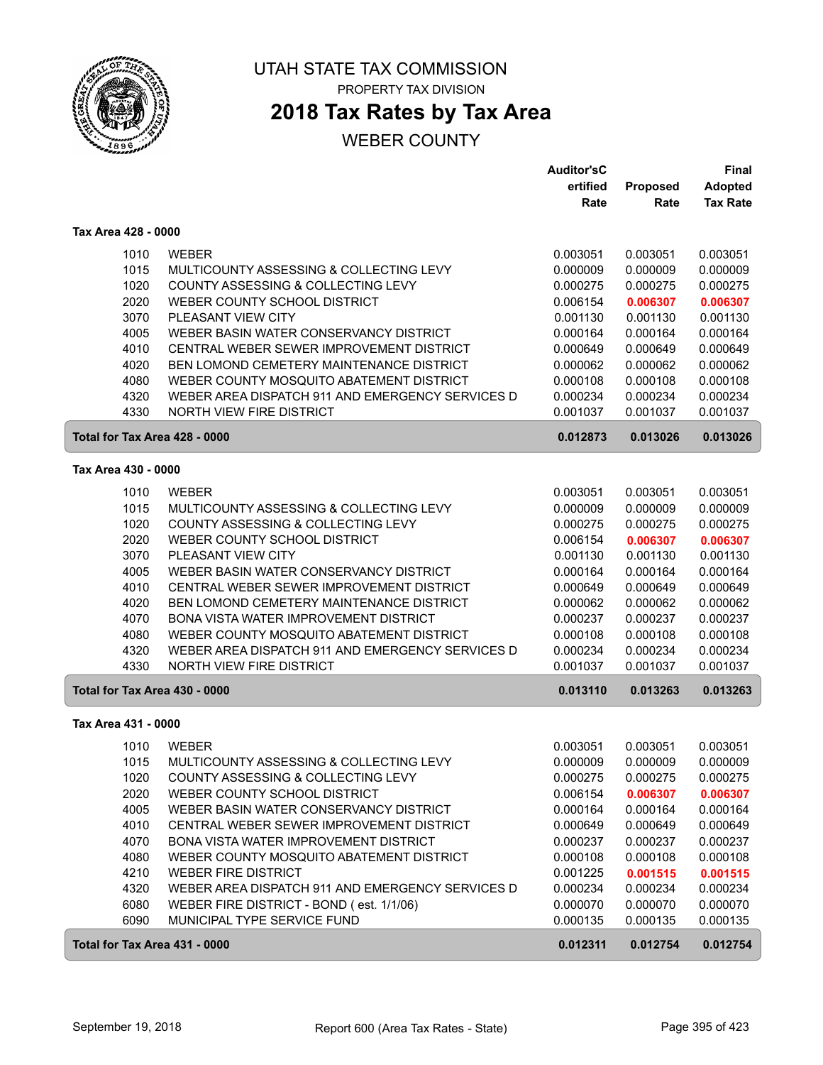# UTAH STATE TAX COMMISSION

PROPERTY TAX DIVISION

## 2018 Tax Rates by Tax Area

WEBER COUNTY

| | | Auditor'sCertified Rate | Proposed Rate | Final Adopted Tax Rate |
|---|---|---|---|---|
| **Tax Area 428 - 0000** | | | | |
| 1010 | WEBER | 0.003051 | 0.003051 | 0.003051 |
| 1015 | MULTICOUNTY ASSESSING & COLLECTING LEVY | 0.000009 | 0.000009 | 0.000009 |
| 1020 | COUNTY ASSESSING & COLLECTING LEVY | 0.000275 | 0.000275 | 0.000275 |
| 2020 | WEBER COUNTY SCHOOL DISTRICT | 0.006154 | **0.006307** | **0.006307** |
| 3070 | PLEASANT VIEW CITY | 0.001130 | 0.001130 | 0.001130 |
| 4005 | WEBER BASIN WATER CONSERVANCY DISTRICT | 0.000164 | 0.000164 | 0.000164 |
| 4010 | CENTRAL WEBER SEWER IMPROVEMENT DISTRICT | 0.000649 | 0.000649 | 0.000649 |
| 4020 | BEN LOMOND CEMETERY MAINTENANCE DISTRICT | 0.000062 | 0.000062 | 0.000062 |
| 4080 | WEBER COUNTY MOSQUITO ABATEMENT DISTRICT | 0.000108 | 0.000108 | 0.000108 |
| 4320 | WEBER AREA DISPATCH 911 AND EMERGENCY SERVICES D | 0.000234 | 0.000234 | 0.000234 |
| 4330 | NORTH VIEW FIRE DISTRICT | 0.001037 | 0.001037 | 0.001037 |
| **Total for Tax Area 428 - 0000** | | **0.012873** | **0.013026** | **0.013026** |
| **Tax Area 430 - 0000** | | | | |
| 1010 | WEBER | 0.003051 | 0.003051 | 0.003051 |
| 1015 | MULTICOUNTY ASSESSING & COLLECTING LEVY | 0.000009 | 0.000009 | 0.000009 |
| 1020 | COUNTY ASSESSING & COLLECTING LEVY | 0.000275 | 0.000275 | 0.000275 |
| 2020 | WEBER COUNTY SCHOOL DISTRICT | 0.006154 | **0.006307** | **0.006307** |
| 3070 | PLEASANT VIEW CITY | 0.001130 | 0.001130 | 0.001130 |
| 4005 | WEBER BASIN WATER CONSERVANCY DISTRICT | 0.000164 | 0.000164 | 0.000164 |
| 4010 | CENTRAL WEBER SEWER IMPROVEMENT DISTRICT | 0.000649 | 0.000649 | 0.000649 |
| 4020 | BEN LOMOND CEMETERY MAINTENANCE DISTRICT | 0.000062 | 0.000062 | 0.000062 |
| 4070 | BONA VISTA WATER IMPROVEMENT DISTRICT | 0.000237 | 0.000237 | 0.000237 |
| 4080 | WEBER COUNTY MOSQUITO ABATEMENT DISTRICT | 0.000108 | 0.000108 | 0.000108 |
| 4320 | WEBER AREA DISPATCH 911 AND EMERGENCY SERVICES D | 0.000234 | 0.000234 | 0.000234 |
| 4330 | NORTH VIEW FIRE DISTRICT | 0.001037 | 0.001037 | 0.001037 |
| **Total for Tax Area 430 - 0000** | | **0.013110** | **0.013263** | **0.013263** |
| **Tax Area 431 - 0000** | | | | |
| 1010 | WEBER | 0.003051 | 0.003051 | 0.003051 |
| 1015 | MULTICOUNTY ASSESSING & COLLECTING LEVY | 0.000009 | 0.000009 | 0.000009 |
| 1020 | COUNTY ASSESSING & COLLECTING LEVY | 0.000275 | 0.000275 | 0.000275 |
| 2020 | WEBER COUNTY SCHOOL DISTRICT | 0.006154 | **0.006307** | **0.006307** |
| 4005 | WEBER BASIN WATER CONSERVANCY DISTRICT | 0.000164 | 0.000164 | 0.000164 |
| 4010 | CENTRAL WEBER SEWER IMPROVEMENT DISTRICT | 0.000649 | 0.000649 | 0.000649 |
| 4070 | BONA VISTA WATER IMPROVEMENT DISTRICT | 0.000237 | 0.000237 | 0.000237 |
| 4080 | WEBER COUNTY MOSQUITO ABATEMENT DISTRICT | 0.000108 | 0.000108 | 0.000108 |
| 4210 | WEBER FIRE DISTRICT | 0.001225 | **0.001515** | **0.001515** |
| 4320 | WEBER AREA DISPATCH 911 AND EMERGENCY SERVICES D | 0.000234 | 0.000234 | 0.000234 |
| 6080 | WEBER FIRE DISTRICT - BOND ( est. 1/1/06) | 0.000070 | 0.000070 | 0.000070 |
| 6090 | MUNICIPAL TYPE SERVICE FUND | 0.000135 | 0.000135 | 0.000135 |
| **Total for Tax Area 431 - 0000** | | **0.012311** | **0.012754** | **0.012754** |

September 19, 2018 — Report 600 (Area Tax Rates - State)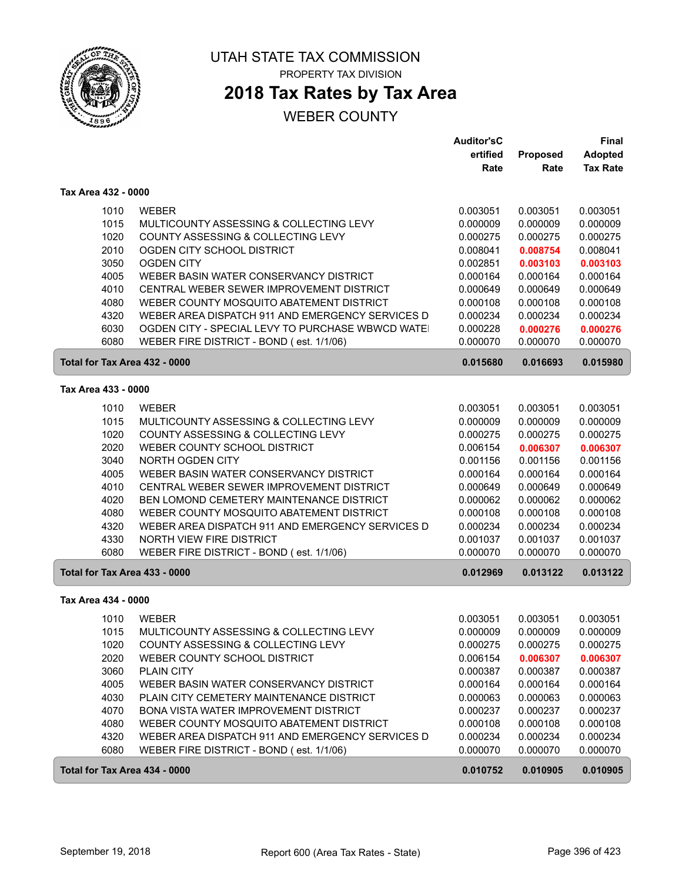# UTAH STATE TAX COMMISSION

PROPERTY TAX DIVISION

## 2018 Tax Rates by Tax Area

WEBER COUNTY

| | | Auditor'sCertified Rate | Proposed Rate | Final Adopted Tax Rate |
|---|---|---|---|---|
| **Tax Area 432 - 0000** | | | | |
| 1010 | WEBER | 0.003051 | 0.003051 | 0.003051 |
| 1015 | MULTICOUNTY ASSESSING & COLLECTING LEVY | 0.000009 | 0.000009 | 0.000009 |
| 1020 | COUNTY ASSESSING & COLLECTING LEVY | 0.000275 | 0.000275 | 0.000275 |
| 2010 | OGDEN CITY SCHOOL DISTRICT | 0.008041 | **0.008754** | 0.008041 |
| 3050 | OGDEN CITY | 0.002851 | **0.003103** | **0.003103** |
| 4005 | WEBER BASIN WATER CONSERVANCY DISTRICT | 0.000164 | 0.000164 | 0.000164 |
| 4010 | CENTRAL WEBER SEWER IMPROVEMENT DISTRICT | 0.000649 | 0.000649 | 0.000649 |
| 4080 | WEBER COUNTY MOSQUITO ABATEMENT DISTRICT | 0.000108 | 0.000108 | 0.000108 |
| 4320 | WEBER AREA DISPATCH 911 AND EMERGENCY SERVICES D | 0.000234 | 0.000234 | 0.000234 |
| 6030 | OGDEN CITY - SPECIAL LEVY TO PURCHASE WBWCD WATE | 0.000228 | **0.000276** | **0.000276** |
| 6080 | WEBER FIRE DISTRICT - BOND ( est. 1/1/06) | 0.000070 | 0.000070 | 0.000070 |
| **Total for Tax Area 432 - 0000** | | **0.015680** | **0.016693** | **0.015980** |
| **Tax Area 433 - 0000** | | | | |
| 1010 | WEBER | 0.003051 | 0.003051 | 0.003051 |
| 1015 | MULTICOUNTY ASSESSING & COLLECTING LEVY | 0.000009 | 0.000009 | 0.000009 |
| 1020 | COUNTY ASSESSING & COLLECTING LEVY | 0.000275 | 0.000275 | 0.000275 |
| 2020 | WEBER COUNTY SCHOOL DISTRICT | 0.006154 | **0.006307** | **0.006307** |
| 3040 | NORTH OGDEN CITY | 0.001156 | 0.001156 | 0.001156 |
| 4005 | WEBER BASIN WATER CONSERVANCY DISTRICT | 0.000164 | 0.000164 | 0.000164 |
| 4010 | CENTRAL WEBER SEWER IMPROVEMENT DISTRICT | 0.000649 | 0.000649 | 0.000649 |
| 4020 | BEN LOMOND CEMETERY MAINTENANCE DISTRICT | 0.000062 | 0.000062 | 0.000062 |
| 4080 | WEBER COUNTY MOSQUITO ABATEMENT DISTRICT | 0.000108 | 0.000108 | 0.000108 |
| 4320 | WEBER AREA DISPATCH 911 AND EMERGENCY SERVICES D | 0.000234 | 0.000234 | 0.000234 |
| 4330 | NORTH VIEW FIRE DISTRICT | 0.001037 | 0.001037 | 0.001037 |
| 6080 | WEBER FIRE DISTRICT - BOND ( est. 1/1/06) | 0.000070 | 0.000070 | 0.000070 |
| **Total for Tax Area 433 - 0000** | | **0.012969** | **0.013122** | **0.013122** |
| **Tax Area 434 - 0000** | | | | |
| 1010 | WEBER | 0.003051 | 0.003051 | 0.003051 |
| 1015 | MULTICOUNTY ASSESSING & COLLECTING LEVY | 0.000009 | 0.000009 | 0.000009 |
| 1020 | COUNTY ASSESSING & COLLECTING LEVY | 0.000275 | 0.000275 | 0.000275 |
| 2020 | WEBER COUNTY SCHOOL DISTRICT | 0.006154 | **0.006307** | **0.006307** |
| 3060 | PLAIN CITY | 0.000387 | 0.000387 | 0.000387 |
| 4005 | WEBER BASIN WATER CONSERVANCY DISTRICT | 0.000164 | 0.000164 | 0.000164 |
| 4030 | PLAIN CITY CEMETERY MAINTENANCE DISTRICT | 0.000063 | 0.000063 | 0.000063 |
| 4070 | BONA VISTA WATER IMPROVEMENT DISTRICT | 0.000237 | 0.000237 | 0.000237 |
| 4080 | WEBER COUNTY MOSQUITO ABATEMENT DISTRICT | 0.000108 | 0.000108 | 0.000108 |
| 4320 | WEBER AREA DISPATCH 911 AND EMERGENCY SERVICES D | 0.000234 | 0.000234 | 0.000234 |
| 6080 | WEBER FIRE DISTRICT - BOND ( est. 1/1/06) | 0.000070 | 0.000070 | 0.000070 |
| **Total for Tax Area 434 - 0000** | | **0.010752** | **0.010905** | **0.010905** |

September 19, 2018 — Report 600 (Area Tax Rates - State)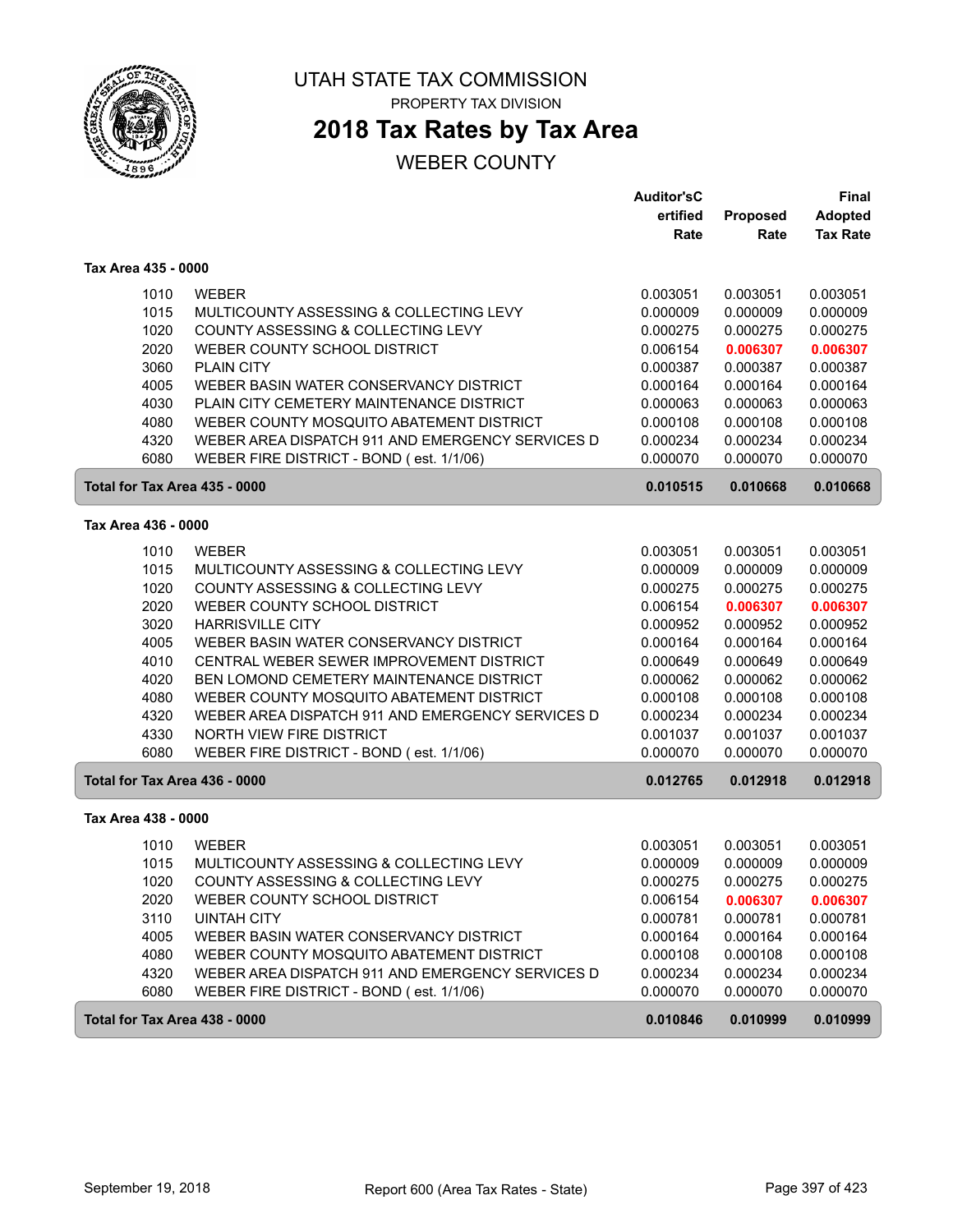# UTAH STATE TAX COMMISSION

PROPERTY TAX DIVISION

## 2018 Tax Rates by Tax Area

WEBER COUNTY

| | | Auditor'sCertified Rate | Proposed Rate | Final Adopted Tax Rate |
|---|---|---|---|---|
| **Tax Area 435 - 0000** | | | | |
| 1010 | WEBER | 0.003051 | 0.003051 | 0.003051 |
| 1015 | MULTICOUNTY ASSESSING & COLLECTING LEVY | 0.000009 | 0.000009 | 0.000009 |
| 1020 | COUNTY ASSESSING & COLLECTING LEVY | 0.000275 | 0.000275 | 0.000275 |
| 2020 | WEBER COUNTY SCHOOL DISTRICT | 0.006154 | 0.006307 | 0.006307 |
| 3060 | PLAIN CITY | 0.000387 | 0.000387 | 0.000387 |
| 4005 | WEBER BASIN WATER CONSERVANCY DISTRICT | 0.000164 | 0.000164 | 0.000164 |
| 4030 | PLAIN CITY CEMETERY MAINTENANCE DISTRICT | 0.000063 | 0.000063 | 0.000063 |
| 4080 | WEBER COUNTY MOSQUITO ABATEMENT DISTRICT | 0.000108 | 0.000108 | 0.000108 |
| 4320 | WEBER AREA DISPATCH 911 AND EMERGENCY SERVICES D | 0.000234 | 0.000234 | 0.000234 |
| 6080 | WEBER FIRE DISTRICT - BOND ( est. 1/1/06) | 0.000070 | 0.000070 | 0.000070 |
| **Total for Tax Area 435 - 0000** | | **0.010515** | **0.010668** | **0.010668** |
| **Tax Area 436 - 0000** | | | | |
| 1010 | WEBER | 0.003051 | 0.003051 | 0.003051 |
| 1015 | MULTICOUNTY ASSESSING & COLLECTING LEVY | 0.000009 | 0.000009 | 0.000009 |
| 1020 | COUNTY ASSESSING & COLLECTING LEVY | 0.000275 | 0.000275 | 0.000275 |
| 2020 | WEBER COUNTY SCHOOL DISTRICT | 0.006154 | 0.006307 | 0.006307 |
| 3020 | HARRISVILLE CITY | 0.000952 | 0.000952 | 0.000952 |
| 4005 | WEBER BASIN WATER CONSERVANCY DISTRICT | 0.000164 | 0.000164 | 0.000164 |
| 4010 | CENTRAL WEBER SEWER IMPROVEMENT DISTRICT | 0.000649 | 0.000649 | 0.000649 |
| 4020 | BEN LOMOND CEMETERY MAINTENANCE DISTRICT | 0.000062 | 0.000062 | 0.000062 |
| 4080 | WEBER COUNTY MOSQUITO ABATEMENT DISTRICT | 0.000108 | 0.000108 | 0.000108 |
| 4320 | WEBER AREA DISPATCH 911 AND EMERGENCY SERVICES D | 0.000234 | 0.000234 | 0.000234 |
| 4330 | NORTH VIEW FIRE DISTRICT | 0.001037 | 0.001037 | 0.001037 |
| 6080 | WEBER FIRE DISTRICT - BOND ( est. 1/1/06) | 0.000070 | 0.000070 | 0.000070 |
| **Total for Tax Area 436 - 0000** | | **0.012765** | **0.012918** | **0.012918** |
| **Tax Area 438 - 0000** | | | | |
| 1010 | WEBER | 0.003051 | 0.003051 | 0.003051 |
| 1015 | MULTICOUNTY ASSESSING & COLLECTING LEVY | 0.000009 | 0.000009 | 0.000009 |
| 1020 | COUNTY ASSESSING & COLLECTING LEVY | 0.000275 | 0.000275 | 0.000275 |
| 2020 | WEBER COUNTY SCHOOL DISTRICT | 0.006154 | 0.006307 | 0.006307 |
| 3110 | UINTAH CITY | 0.000781 | 0.000781 | 0.000781 |
| 4005 | WEBER BASIN WATER CONSERVANCY DISTRICT | 0.000164 | 0.000164 | 0.000164 |
| 4080 | WEBER COUNTY MOSQUITO ABATEMENT DISTRICT | 0.000108 | 0.000108 | 0.000108 |
| 4320 | WEBER AREA DISPATCH 911 AND EMERGENCY SERVICES D | 0.000234 | 0.000234 | 0.000234 |
| 6080 | WEBER FIRE DISTRICT - BOND ( est. 1/1/06) | 0.000070 | 0.000070 | 0.000070 |
| **Total for Tax Area 438 - 0000** | | **0.010846** | **0.010999** | **0.010999** |

September 19, 2018 Report 600 (Area Tax Rates - State)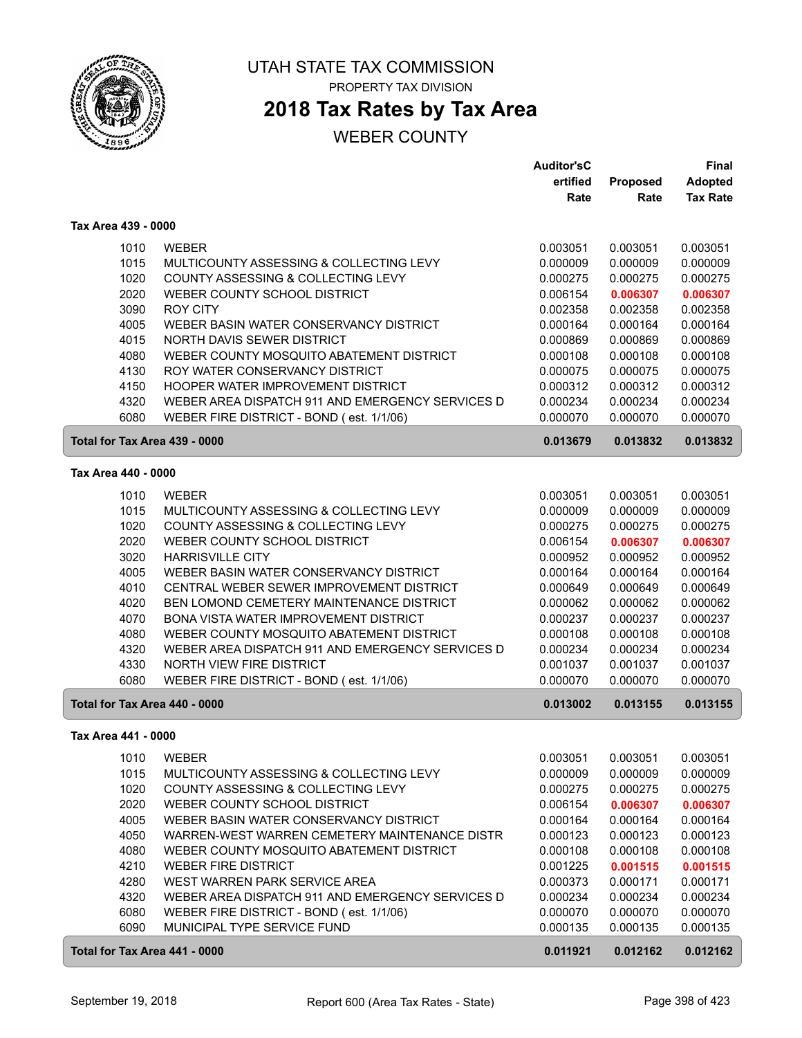# UTAH STATE TAX COMMISSION

PROPERTY TAX DIVISION

## 2018 Tax Rates by Tax Area

WEBER COUNTY

| | | Auditor'sCertified Rate | Proposed Rate | Final Adopted Tax Rate |
|---|---|---|---|---|
| **Tax Area 439 - 0000** | | | | |
| 1010 | WEBER | 0.003051 | 0.003051 | 0.003051 |
| 1015 | MULTICOUNTY ASSESSING & COLLECTING LEVY | 0.000009 | 0.000009 | 0.000009 |
| 1020 | COUNTY ASSESSING & COLLECTING LEVY | 0.000275 | 0.000275 | 0.000275 |
| 2020 | WEBER COUNTY SCHOOL DISTRICT | 0.006154 | **0.006307** | **0.006307** |
| 3090 | ROY CITY | 0.002358 | 0.002358 | 0.002358 |
| 4005 | WEBER BASIN WATER CONSERVANCY DISTRICT | 0.000164 | 0.000164 | 0.000164 |
| 4015 | NORTH DAVIS SEWER DISTRICT | 0.000869 | 0.000869 | 0.000869 |
| 4080 | WEBER COUNTY MOSQUITO ABATEMENT DISTRICT | 0.000108 | 0.000108 | 0.000108 |
| 4130 | ROY WATER CONSERVANCY DISTRICT | 0.000075 | 0.000075 | 0.000075 |
| 4150 | HOOPER WATER IMPROVEMENT DISTRICT | 0.000312 | 0.000312 | 0.000312 |
| 4320 | WEBER AREA DISPATCH 911 AND EMERGENCY SERVICES D | 0.000234 | 0.000234 | 0.000234 |
| 6080 | WEBER FIRE DISTRICT - BOND ( est. 1/1/06) | 0.000070 | 0.000070 | 0.000070 |
| **Total for Tax Area 439 - 0000** | | **0.013679** | **0.013832** | **0.013832** |
| **Tax Area 440 - 0000** | | | | |
| 1010 | WEBER | 0.003051 | 0.003051 | 0.003051 |
| 1015 | MULTICOUNTY ASSESSING & COLLECTING LEVY | 0.000009 | 0.000009 | 0.000009 |
| 1020 | COUNTY ASSESSING & COLLECTING LEVY | 0.000275 | 0.000275 | 0.000275 |
| 2020 | WEBER COUNTY SCHOOL DISTRICT | 0.006154 | **0.006307** | **0.006307** |
| 3020 | HARRISVILLE CITY | 0.000952 | 0.000952 | 0.000952 |
| 4005 | WEBER BASIN WATER CONSERVANCY DISTRICT | 0.000164 | 0.000164 | 0.000164 |
| 4010 | CENTRAL WEBER SEWER IMPROVEMENT DISTRICT | 0.000649 | 0.000649 | 0.000649 |
| 4020 | BEN LOMOND CEMETERY MAINTENANCE DISTRICT | 0.000062 | 0.000062 | 0.000062 |
| 4070 | BONA VISTA WATER IMPROVEMENT DISTRICT | 0.000237 | 0.000237 | 0.000237 |
| 4080 | WEBER COUNTY MOSQUITO ABATEMENT DISTRICT | 0.000108 | 0.000108 | 0.000108 |
| 4320 | WEBER AREA DISPATCH 911 AND EMERGENCY SERVICES D | 0.000234 | 0.000234 | 0.000234 |
| 4330 | NORTH VIEW FIRE DISTRICT | 0.001037 | 0.001037 | 0.001037 |
| 6080 | WEBER FIRE DISTRICT - BOND ( est. 1/1/06) | 0.000070 | 0.000070 | 0.000070 |
| **Total for Tax Area 440 - 0000** | | **0.013002** | **0.013155** | **0.013155** |
| **Tax Area 441 - 0000** | | | | |
| 1010 | WEBER | 0.003051 | 0.003051 | 0.003051 |
| 1015 | MULTICOUNTY ASSESSING & COLLECTING LEVY | 0.000009 | 0.000009 | 0.000009 |
| 1020 | COUNTY ASSESSING & COLLECTING LEVY | 0.000275 | 0.000275 | 0.000275 |
| 2020 | WEBER COUNTY SCHOOL DISTRICT | 0.006154 | **0.006307** | **0.006307** |
| 4005 | WEBER BASIN WATER CONSERVANCY DISTRICT | 0.000164 | 0.000164 | 0.000164 |
| 4050 | WARREN-WEST WARREN CEMETERY MAINTENANCE DISTR | 0.000123 | 0.000123 | 0.000123 |
| 4080 | WEBER COUNTY MOSQUITO ABATEMENT DISTRICT | 0.000108 | 0.000108 | 0.000108 |
| 4210 | WEBER FIRE DISTRICT | 0.001225 | **0.001515** | **0.001515** |
| 4280 | WEST WARREN PARK SERVICE AREA | 0.000373 | 0.000171 | 0.000171 |
| 4320 | WEBER AREA DISPATCH 911 AND EMERGENCY SERVICES D | 0.000234 | 0.000234 | 0.000234 |
| 6080 | WEBER FIRE DISTRICT - BOND ( est. 1/1/06) | 0.000070 | 0.000070 | 0.000070 |
| 6090 | MUNICIPAL TYPE SERVICE FUND | 0.000135 | 0.000135 | 0.000135 |
| **Total for Tax Area 441 - 0000** | | **0.011921** | **0.012162** | **0.012162** |

September 19, 2018 — Report 600 (Area Tax Rates - State)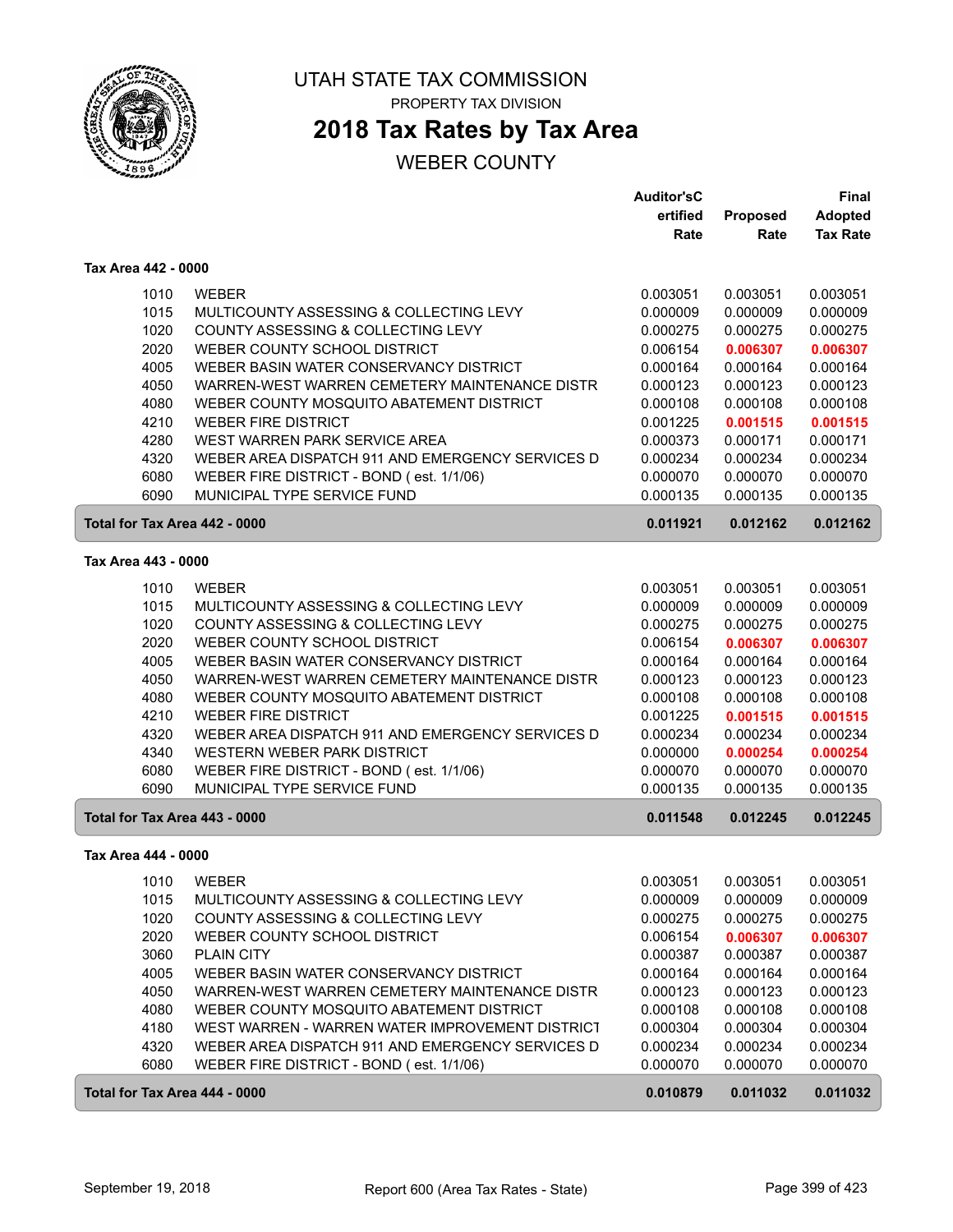# UTAH STATE TAX COMMISSION

PROPERTY TAX DIVISION

## 2018 Tax Rates by Tax Area

WEBER COUNTY

### Tax Area 442 - 0000

| | | Auditor'sCertified Rate | Proposed Rate | Final Adopted Tax Rate |
|---|---|---|---|---|
| 1010 | WEBER | 0.003051 | 0.003051 | 0.003051 |
| 1015 | MULTICOUNTY ASSESSING & COLLECTING LEVY | 0.000009 | 0.000009 | 0.000009 |
| 1020 | COUNTY ASSESSING & COLLECTING LEVY | 0.000275 | 0.000275 | 0.000275 |
| 2020 | WEBER COUNTY SCHOOL DISTRICT | 0.006154 | **0.006307** | **0.006307** |
| 4005 | WEBER BASIN WATER CONSERVANCY DISTRICT | 0.000164 | 0.000164 | 0.000164 |
| 4050 | WARREN-WEST WARREN CEMETERY MAINTENANCE DISTR | 0.000123 | 0.000123 | 0.000123 |
| 4080 | WEBER COUNTY MOSQUITO ABATEMENT DISTRICT | 0.000108 | 0.000108 | 0.000108 |
| 4210 | WEBER FIRE DISTRICT | 0.001225 | **0.001515** | **0.001515** |
| 4280 | WEST WARREN PARK SERVICE AREA | 0.000373 | 0.000171 | 0.000171 |
| 4320 | WEBER AREA DISPATCH 911 AND EMERGENCY SERVICES D | 0.000234 | 0.000234 | 0.000234 |
| 6080 | WEBER FIRE DISTRICT - BOND ( est. 1/1/06) | 0.000070 | 0.000070 | 0.000070 |
| 6090 | MUNICIPAL TYPE SERVICE FUND | 0.000135 | 0.000135 | 0.000135 |
| **Total for Tax Area 442 - 0000** | | **0.011921** | **0.012162** | **0.012162** |

### Tax Area 443 - 0000

| | | Auditor'sCertified Rate | Proposed Rate | Final Adopted Tax Rate |
|---|---|---|---|---|
| 1010 | WEBER | 0.003051 | 0.003051 | 0.003051 |
| 1015 | MULTICOUNTY ASSESSING & COLLECTING LEVY | 0.000009 | 0.000009 | 0.000009 |
| 1020 | COUNTY ASSESSING & COLLECTING LEVY | 0.000275 | 0.000275 | 0.000275 |
| 2020 | WEBER COUNTY SCHOOL DISTRICT | 0.006154 | **0.006307** | **0.006307** |
| 4005 | WEBER BASIN WATER CONSERVANCY DISTRICT | 0.000164 | 0.000164 | 0.000164 |
| 4050 | WARREN-WEST WARREN CEMETERY MAINTENANCE DISTR | 0.000123 | 0.000123 | 0.000123 |
| 4080 | WEBER COUNTY MOSQUITO ABATEMENT DISTRICT | 0.000108 | 0.000108 | 0.000108 |
| 4210 | WEBER FIRE DISTRICT | 0.001225 | **0.001515** | **0.001515** |
| 4320 | WEBER AREA DISPATCH 911 AND EMERGENCY SERVICES D | 0.000234 | 0.000234 | 0.000234 |
| 4340 | WESTERN WEBER PARK DISTRICT | 0.000000 | **0.000254** | **0.000254** |
| 6080 | WEBER FIRE DISTRICT - BOND ( est. 1/1/06) | 0.000070 | 0.000070 | 0.000070 |
| 6090 | MUNICIPAL TYPE SERVICE FUND | 0.000135 | 0.000135 | 0.000135 |
| **Total for Tax Area 443 - 0000** | | **0.011548** | **0.012245** | **0.012245** |

### Tax Area 444 - 0000

| | | Auditor'sCertified Rate | Proposed Rate | Final Adopted Tax Rate |
|---|---|---|---|---|
| 1010 | WEBER | 0.003051 | 0.003051 | 0.003051 |
| 1015 | MULTICOUNTY ASSESSING & COLLECTING LEVY | 0.000009 | 0.000009 | 0.000009 |
| 1020 | COUNTY ASSESSING & COLLECTING LEVY | 0.000275 | 0.000275 | 0.000275 |
| 2020 | WEBER COUNTY SCHOOL DISTRICT | 0.006154 | **0.006307** | **0.006307** |
| 3060 | PLAIN CITY | 0.000387 | 0.000387 | 0.000387 |
| 4005 | WEBER BASIN WATER CONSERVANCY DISTRICT | 0.000164 | 0.000164 | 0.000164 |
| 4050 | WARREN-WEST WARREN CEMETERY MAINTENANCE DISTR | 0.000123 | 0.000123 | 0.000123 |
| 4080 | WEBER COUNTY MOSQUITO ABATEMENT DISTRICT | 0.000108 | 0.000108 | 0.000108 |
| 4180 | WEST WARREN - WARREN WATER IMPROVEMENT DISTRICT | 0.000304 | 0.000304 | 0.000304 |
| 4320 | WEBER AREA DISPATCH 911 AND EMERGENCY SERVICES D | 0.000234 | 0.000234 | 0.000234 |
| 6080 | WEBER FIRE DISTRICT - BOND ( est. 1/1/06) | 0.000070 | 0.000070 | 0.000070 |
| **Total for Tax Area 444 - 0000** | | **0.010879** | **0.011032** | **0.011032** |

September 19, 2018 — Report 600 (Area Tax Rates - State)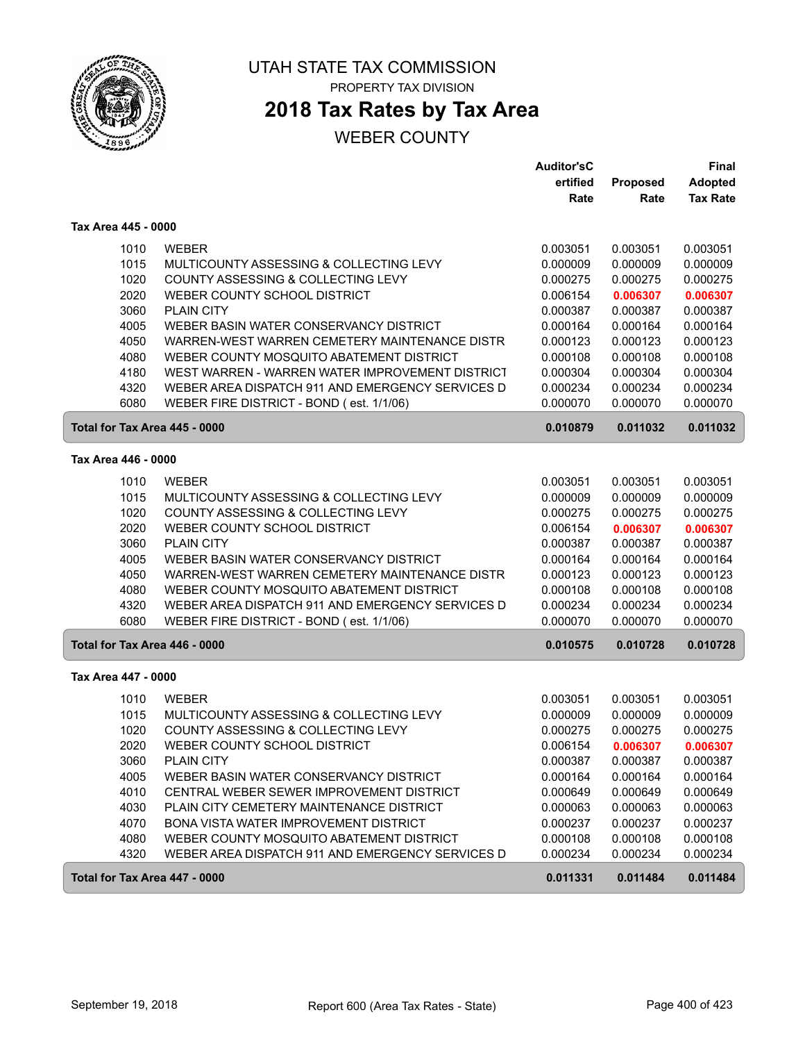# UTAH STATE TAX COMMISSION

PROPERTY TAX DIVISION

## 2018 Tax Rates by Tax Area

WEBER COUNTY

### Tax Area 445 - 0000

| | | Auditor'sCertified Rate | Proposed Rate | Final Adopted Tax Rate |
|---|---|---|---|---|
| 1010 | WEBER | 0.003051 | 0.003051 | 0.003051 |
| 1015 | MULTICOUNTY ASSESSING & COLLECTING LEVY | 0.000009 | 0.000009 | 0.000009 |
| 1020 | COUNTY ASSESSING & COLLECTING LEVY | 0.000275 | 0.000275 | 0.000275 |
| 2020 | WEBER COUNTY SCHOOL DISTRICT | 0.006154 | **0.006307** | **0.006307** |
| 3060 | PLAIN CITY | 0.000387 | 0.000387 | 0.000387 |
| 4005 | WEBER BASIN WATER CONSERVANCY DISTRICT | 0.000164 | 0.000164 | 0.000164 |
| 4050 | WARREN-WEST WARREN CEMETERY MAINTENANCE DISTR | 0.000123 | 0.000123 | 0.000123 |
| 4080 | WEBER COUNTY MOSQUITO ABATEMENT DISTRICT | 0.000108 | 0.000108 | 0.000108 |
| 4180 | WEST WARREN - WARREN WATER IMPROVEMENT DISTRICT | 0.000304 | 0.000304 | 0.000304 |
| 4320 | WEBER AREA DISPATCH 911 AND EMERGENCY SERVICES D | 0.000234 | 0.000234 | 0.000234 |
| 6080 | WEBER FIRE DISTRICT - BOND ( est. 1/1/06) | 0.000070 | 0.000070 | 0.000070 |
| **Total for Tax Area 445 - 0000** | | **0.010879** | **0.011032** | **0.011032** |

### Tax Area 446 - 0000

| | | Auditor'sCertified Rate | Proposed Rate | Final Adopted Tax Rate |
|---|---|---|---|---|
| 1010 | WEBER | 0.003051 | 0.003051 | 0.003051 |
| 1015 | MULTICOUNTY ASSESSING & COLLECTING LEVY | 0.000009 | 0.000009 | 0.000009 |
| 1020 | COUNTY ASSESSING & COLLECTING LEVY | 0.000275 | 0.000275 | 0.000275 |
| 2020 | WEBER COUNTY SCHOOL DISTRICT | 0.006154 | **0.006307** | **0.006307** |
| 3060 | PLAIN CITY | 0.000387 | 0.000387 | 0.000387 |
| 4005 | WEBER BASIN WATER CONSERVANCY DISTRICT | 0.000164 | 0.000164 | 0.000164 |
| 4050 | WARREN-WEST WARREN CEMETERY MAINTENANCE DISTR | 0.000123 | 0.000123 | 0.000123 |
| 4080 | WEBER COUNTY MOSQUITO ABATEMENT DISTRICT | 0.000108 | 0.000108 | 0.000108 |
| 4320 | WEBER AREA DISPATCH 911 AND EMERGENCY SERVICES D | 0.000234 | 0.000234 | 0.000234 |
| 6080 | WEBER FIRE DISTRICT - BOND ( est. 1/1/06) | 0.000070 | 0.000070 | 0.000070 |
| **Total for Tax Area 446 - 0000** | | **0.010575** | **0.010728** | **0.010728** |

### Tax Area 447 - 0000

| | | Auditor'sCertified Rate | Proposed Rate | Final Adopted Tax Rate |
|---|---|---|---|---|
| 1010 | WEBER | 0.003051 | 0.003051 | 0.003051 |
| 1015 | MULTICOUNTY ASSESSING & COLLECTING LEVY | 0.000009 | 0.000009 | 0.000009 |
| 1020 | COUNTY ASSESSING & COLLECTING LEVY | 0.000275 | 0.000275 | 0.000275 |
| 2020 | WEBER COUNTY SCHOOL DISTRICT | 0.006154 | **0.006307** | **0.006307** |
| 3060 | PLAIN CITY | 0.000387 | 0.000387 | 0.000387 |
| 4005 | WEBER BASIN WATER CONSERVANCY DISTRICT | 0.000164 | 0.000164 | 0.000164 |
| 4010 | CENTRAL WEBER SEWER IMPROVEMENT DISTRICT | 0.000649 | 0.000649 | 0.000649 |
| 4030 | PLAIN CITY CEMETERY MAINTENANCE DISTRICT | 0.000063 | 0.000063 | 0.000063 |
| 4070 | BONA VISTA WATER IMPROVEMENT DISTRICT | 0.000237 | 0.000237 | 0.000237 |
| 4080 | WEBER COUNTY MOSQUITO ABATEMENT DISTRICT | 0.000108 | 0.000108 | 0.000108 |
| 4320 | WEBER AREA DISPATCH 911 AND EMERGENCY SERVICES D | 0.000234 | 0.000234 | 0.000234 |
| **Total for Tax Area 447 - 0000** | | **0.011331** | **0.011484** | **0.011484** |

September 19, 2018 — Report 600 (Area Tax Rates - State)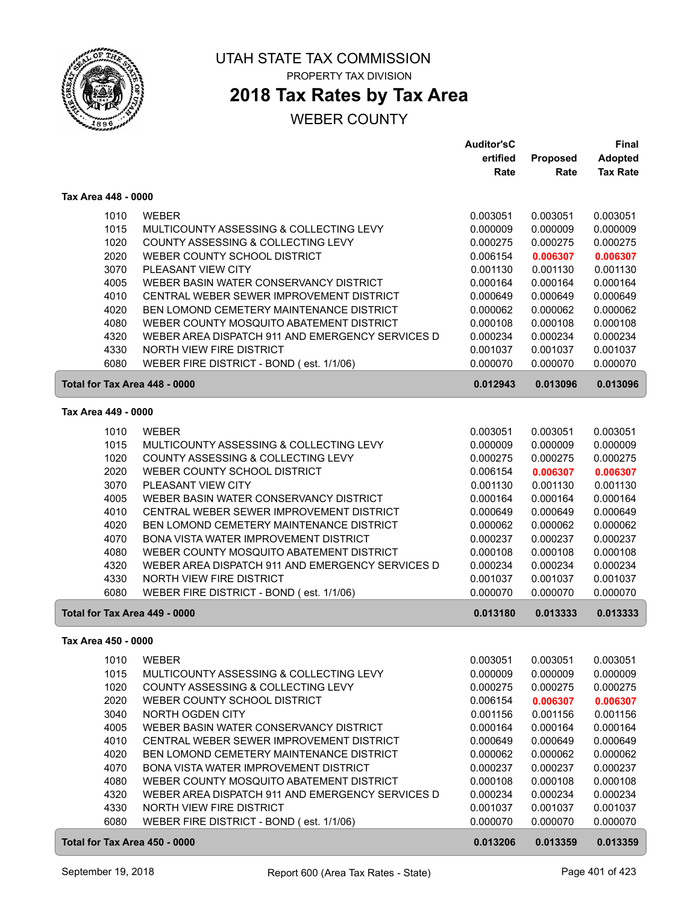# UTAH STATE TAX COMMISSION

PROPERTY TAX DIVISION

## 2018 Tax Rates by Tax Area

WEBER COUNTY

| | | Auditor's Certified Rate | Proposed Rate | Final Adopted Tax Rate |
|---|---|---|---|---|
| **Tax Area 448 - 0000** | | | | |
| 1010 | WEBER | 0.003051 | 0.003051 | 0.003051 |
| 1015 | MULTICOUNTY ASSESSING & COLLECTING LEVY | 0.000009 | 0.000009 | 0.000009 |
| 1020 | COUNTY ASSESSING & COLLECTING LEVY | 0.000275 | 0.000275 | 0.000275 |
| 2020 | WEBER COUNTY SCHOOL DISTRICT | 0.006154 | **0.006307** | **0.006307** |
| 3070 | PLEASANT VIEW CITY | 0.001130 | 0.001130 | 0.001130 |
| 4005 | WEBER BASIN WATER CONSERVANCY DISTRICT | 0.000164 | 0.000164 | 0.000164 |
| 4010 | CENTRAL WEBER SEWER IMPROVEMENT DISTRICT | 0.000649 | 0.000649 | 0.000649 |
| 4020 | BEN LOMOND CEMETERY MAINTENANCE DISTRICT | 0.000062 | 0.000062 | 0.000062 |
| 4080 | WEBER COUNTY MOSQUITO ABATEMENT DISTRICT | 0.000108 | 0.000108 | 0.000108 |
| 4320 | WEBER AREA DISPATCH 911 AND EMERGENCY SERVICES D | 0.000234 | 0.000234 | 0.000234 |
| 4330 | NORTH VIEW FIRE DISTRICT | 0.001037 | 0.001037 | 0.001037 |
| 6080 | WEBER FIRE DISTRICT - BOND ( est. 1/1/06) | 0.000070 | 0.000070 | 0.000070 |
| **Total for Tax Area 448 - 0000** | | **0.012943** | **0.013096** | **0.013096** |
| **Tax Area 449 - 0000** | | | | |
| 1010 | WEBER | 0.003051 | 0.003051 | 0.003051 |
| 1015 | MULTICOUNTY ASSESSING & COLLECTING LEVY | 0.000009 | 0.000009 | 0.000009 |
| 1020 | COUNTY ASSESSING & COLLECTING LEVY | 0.000275 | 0.000275 | 0.000275 |
| 2020 | WEBER COUNTY SCHOOL DISTRICT | 0.006154 | **0.006307** | **0.006307** |
| 3070 | PLEASANT VIEW CITY | 0.001130 | 0.001130 | 0.001130 |
| 4005 | WEBER BASIN WATER CONSERVANCY DISTRICT | 0.000164 | 0.000164 | 0.000164 |
| 4010 | CENTRAL WEBER SEWER IMPROVEMENT DISTRICT | 0.000649 | 0.000649 | 0.000649 |
| 4020 | BEN LOMOND CEMETERY MAINTENANCE DISTRICT | 0.000062 | 0.000062 | 0.000062 |
| 4070 | BONA VISTA WATER IMPROVEMENT DISTRICT | 0.000237 | 0.000237 | 0.000237 |
| 4080 | WEBER COUNTY MOSQUITO ABATEMENT DISTRICT | 0.000108 | 0.000108 | 0.000108 |
| 4320 | WEBER AREA DISPATCH 911 AND EMERGENCY SERVICES D | 0.000234 | 0.000234 | 0.000234 |
| 4330 | NORTH VIEW FIRE DISTRICT | 0.001037 | 0.001037 | 0.001037 |
| 6080 | WEBER FIRE DISTRICT - BOND ( est. 1/1/06) | 0.000070 | 0.000070 | 0.000070 |
| **Total for Tax Area 449 - 0000** | | **0.013180** | **0.013333** | **0.013333** |
| **Tax Area 450 - 0000** | | | | |
| 1010 | WEBER | 0.003051 | 0.003051 | 0.003051 |
| 1015 | MULTICOUNTY ASSESSING & COLLECTING LEVY | 0.000009 | 0.000009 | 0.000009 |
| 1020 | COUNTY ASSESSING & COLLECTING LEVY | 0.000275 | 0.000275 | 0.000275 |
| 2020 | WEBER COUNTY SCHOOL DISTRICT | 0.006154 | **0.006307** | **0.006307** |
| 3040 | NORTH OGDEN CITY | 0.001156 | 0.001156 | 0.001156 |
| 4005 | WEBER BASIN WATER CONSERVANCY DISTRICT | 0.000164 | 0.000164 | 0.000164 |
| 4010 | CENTRAL WEBER SEWER IMPROVEMENT DISTRICT | 0.000649 | 0.000649 | 0.000649 |
| 4020 | BEN LOMOND CEMETERY MAINTENANCE DISTRICT | 0.000062 | 0.000062 | 0.000062 |
| 4070 | BONA VISTA WATER IMPROVEMENT DISTRICT | 0.000237 | 0.000237 | 0.000237 |
| 4080 | WEBER COUNTY MOSQUITO ABATEMENT DISTRICT | 0.000108 | 0.000108 | 0.000108 |
| 4320 | WEBER AREA DISPATCH 911 AND EMERGENCY SERVICES D | 0.000234 | 0.000234 | 0.000234 |
| 4330 | NORTH VIEW FIRE DISTRICT | 0.001037 | 0.001037 | 0.001037 |
| 6080 | WEBER FIRE DISTRICT - BOND ( est. 1/1/06) | 0.000070 | 0.000070 | 0.000070 |
| **Total for Tax Area 450 - 0000** | | **0.013206** | **0.013359** | **0.013359** |

September 19, 2018 — Report 600 (Area Tax Rates - State)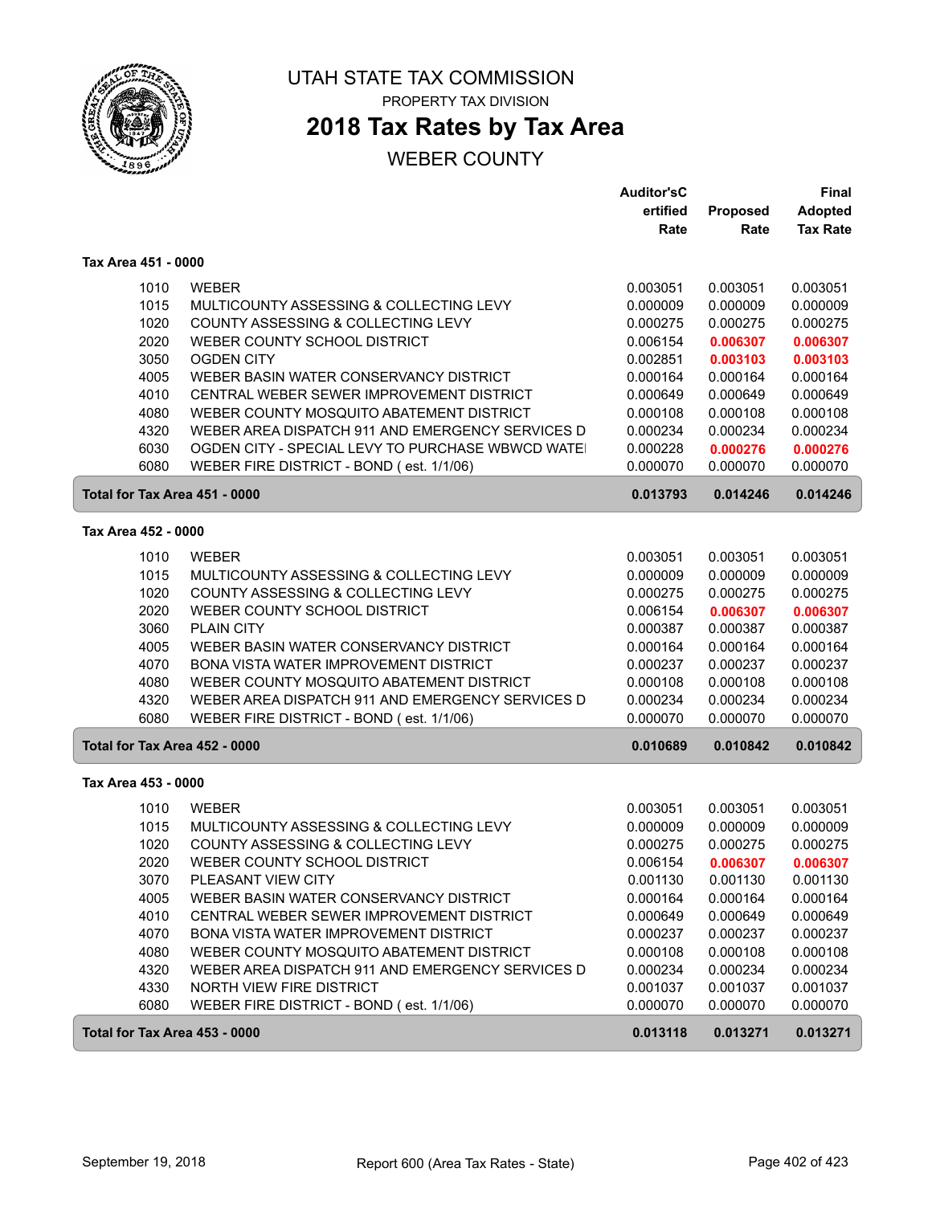# UTAH STATE TAX COMMISSION

PROPERTY TAX DIVISION

## 2018 Tax Rates by Tax Area

WEBER COUNTY

| | | Auditor'sCertified Rate | Proposed Rate | Final Adopted Tax Rate |
|---|---|---|---|---|
| **Tax Area 451 - 0000** | | | | |
| 1010 | WEBER | 0.003051 | 0.003051 | 0.003051 |
| 1015 | MULTICOUNTY ASSESSING & COLLECTING LEVY | 0.000009 | 0.000009 | 0.000009 |
| 1020 | COUNTY ASSESSING & COLLECTING LEVY | 0.000275 | 0.000275 | 0.000275 |
| 2020 | WEBER COUNTY SCHOOL DISTRICT | 0.006154 | **0.006307** | **0.006307** |
| 3050 | OGDEN CITY | 0.002851 | **0.003103** | **0.003103** |
| 4005 | WEBER BASIN WATER CONSERVANCY DISTRICT | 0.000164 | 0.000164 | 0.000164 |
| 4010 | CENTRAL WEBER SEWER IMPROVEMENT DISTRICT | 0.000649 | 0.000649 | 0.000649 |
| 4080 | WEBER COUNTY MOSQUITO ABATEMENT DISTRICT | 0.000108 | 0.000108 | 0.000108 |
| 4320 | WEBER AREA DISPATCH 911 AND EMERGENCY SERVICES D | 0.000234 | 0.000234 | 0.000234 |
| 6030 | OGDEN CITY - SPECIAL LEVY TO PURCHASE WBWCD WATE | 0.000228 | **0.000276** | **0.000276** |
| 6080 | WEBER FIRE DISTRICT - BOND ( est. 1/1/06) | 0.000070 | 0.000070 | 0.000070 |
| **Total for Tax Area 451 - 0000** | | **0.013793** | **0.014246** | **0.014246** |
| **Tax Area 452 - 0000** | | | | |
| 1010 | WEBER | 0.003051 | 0.003051 | 0.003051 |
| 1015 | MULTICOUNTY ASSESSING & COLLECTING LEVY | 0.000009 | 0.000009 | 0.000009 |
| 1020 | COUNTY ASSESSING & COLLECTING LEVY | 0.000275 | 0.000275 | 0.000275 |
| 2020 | WEBER COUNTY SCHOOL DISTRICT | 0.006154 | **0.006307** | **0.006307** |
| 3060 | PLAIN CITY | 0.000387 | 0.000387 | 0.000387 |
| 4005 | WEBER BASIN WATER CONSERVANCY DISTRICT | 0.000164 | 0.000164 | 0.000164 |
| 4070 | BONA VISTA WATER IMPROVEMENT DISTRICT | 0.000237 | 0.000237 | 0.000237 |
| 4080 | WEBER COUNTY MOSQUITO ABATEMENT DISTRICT | 0.000108 | 0.000108 | 0.000108 |
| 4320 | WEBER AREA DISPATCH 911 AND EMERGENCY SERVICES D | 0.000234 | 0.000234 | 0.000234 |
| 6080 | WEBER FIRE DISTRICT - BOND ( est. 1/1/06) | 0.000070 | 0.000070 | 0.000070 |
| **Total for Tax Area 452 - 0000** | | **0.010689** | **0.010842** | **0.010842** |
| **Tax Area 453 - 0000** | | | | |
| 1010 | WEBER | 0.003051 | 0.003051 | 0.003051 |
| 1015 | MULTICOUNTY ASSESSING & COLLECTING LEVY | 0.000009 | 0.000009 | 0.000009 |
| 1020 | COUNTY ASSESSING & COLLECTING LEVY | 0.000275 | 0.000275 | 0.000275 |
| 2020 | WEBER COUNTY SCHOOL DISTRICT | 0.006154 | **0.006307** | **0.006307** |
| 3070 | PLEASANT VIEW CITY | 0.001130 | 0.001130 | 0.001130 |
| 4005 | WEBER BASIN WATER CONSERVANCY DISTRICT | 0.000164 | 0.000164 | 0.000164 |
| 4010 | CENTRAL WEBER SEWER IMPROVEMENT DISTRICT | 0.000649 | 0.000649 | 0.000649 |
| 4070 | BONA VISTA WATER IMPROVEMENT DISTRICT | 0.000237 | 0.000237 | 0.000237 |
| 4080 | WEBER COUNTY MOSQUITO ABATEMENT DISTRICT | 0.000108 | 0.000108 | 0.000108 |
| 4320 | WEBER AREA DISPATCH 911 AND EMERGENCY SERVICES D | 0.000234 | 0.000234 | 0.000234 |
| 4330 | NORTH VIEW FIRE DISTRICT | 0.001037 | 0.001037 | 0.001037 |
| 6080 | WEBER FIRE DISTRICT - BOND ( est. 1/1/06) | 0.000070 | 0.000070 | 0.000070 |
| **Total for Tax Area 453 - 0000** | | **0.013118** | **0.013271** | **0.013271** |

September 19, 2018 — Report 600 (Area Tax Rates - State)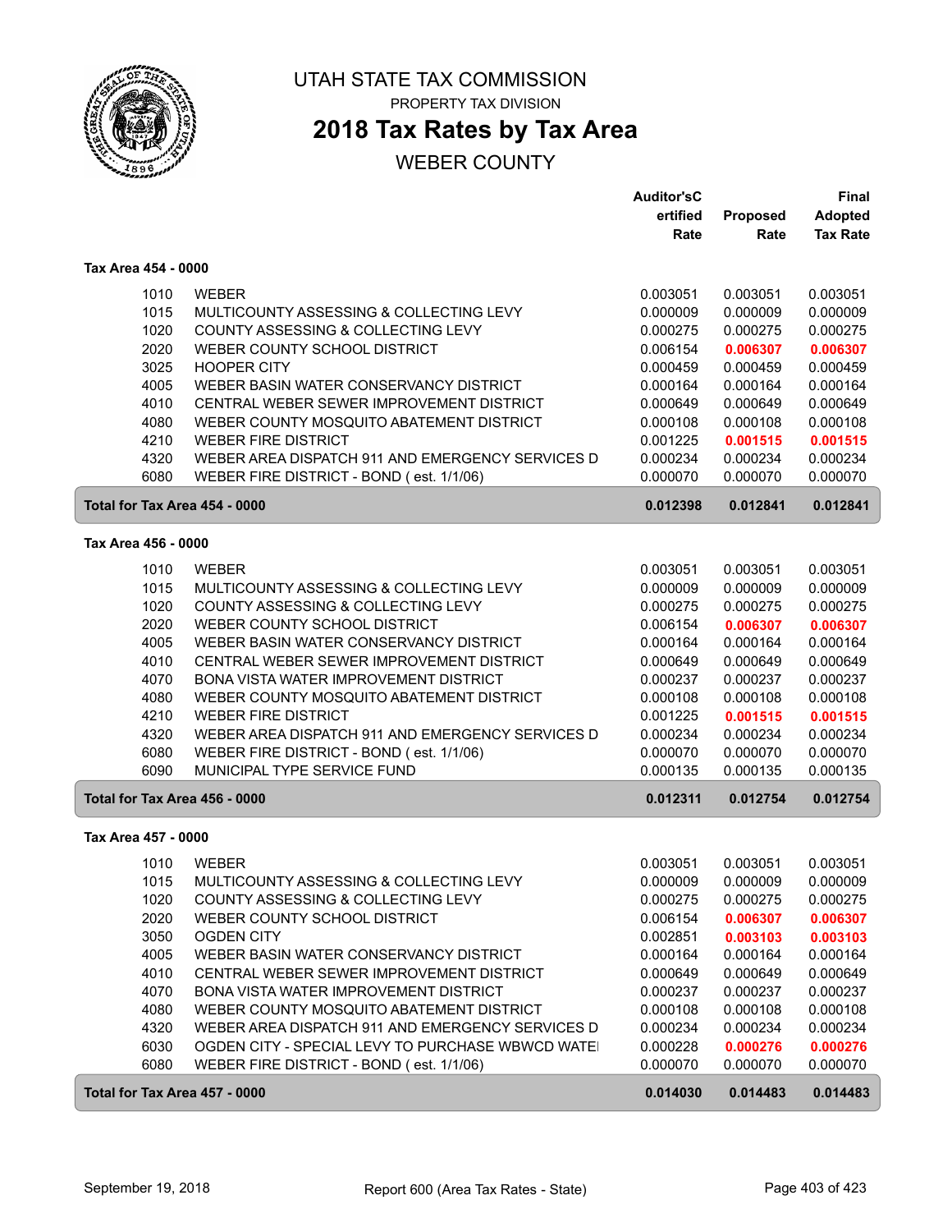# UTAH STATE TAX COMMISSION

PROPERTY TAX DIVISION

## 2018 Tax Rates by Tax Area

WEBER COUNTY

| | | Auditor'sCertified Rate | Proposed Rate | Final Adopted Tax Rate |
|---|---|---|---|---|
| **Tax Area 454 - 0000** | | | | |
| 1010 | WEBER | 0.003051 | 0.003051 | 0.003051 |
| 1015 | MULTICOUNTY ASSESSING & COLLECTING LEVY | 0.000009 | 0.000009 | 0.000009 |
| 1020 | COUNTY ASSESSING & COLLECTING LEVY | 0.000275 | 0.000275 | 0.000275 |
| 2020 | WEBER COUNTY SCHOOL DISTRICT | 0.006154 | **0.006307** | **0.006307** |
| 3025 | HOOPER CITY | 0.000459 | 0.000459 | 0.000459 |
| 4005 | WEBER BASIN WATER CONSERVANCY DISTRICT | 0.000164 | 0.000164 | 0.000164 |
| 4010 | CENTRAL WEBER SEWER IMPROVEMENT DISTRICT | 0.000649 | 0.000649 | 0.000649 |
| 4080 | WEBER COUNTY MOSQUITO ABATEMENT DISTRICT | 0.000108 | 0.000108 | 0.000108 |
| 4210 | WEBER FIRE DISTRICT | 0.001225 | **0.001515** | **0.001515** |
| 4320 | WEBER AREA DISPATCH 911 AND EMERGENCY SERVICES D | 0.000234 | 0.000234 | 0.000234 |
| 6080 | WEBER FIRE DISTRICT - BOND ( est. 1/1/06) | 0.000070 | 0.000070 | 0.000070 |
| **Total for Tax Area 454 - 0000** | | **0.012398** | **0.012841** | **0.012841** |
| **Tax Area 456 - 0000** | | | | |
| 1010 | WEBER | 0.003051 | 0.003051 | 0.003051 |
| 1015 | MULTICOUNTY ASSESSING & COLLECTING LEVY | 0.000009 | 0.000009 | 0.000009 |
| 1020 | COUNTY ASSESSING & COLLECTING LEVY | 0.000275 | 0.000275 | 0.000275 |
| 2020 | WEBER COUNTY SCHOOL DISTRICT | 0.006154 | **0.006307** | **0.006307** |
| 4005 | WEBER BASIN WATER CONSERVANCY DISTRICT | 0.000164 | 0.000164 | 0.000164 |
| 4010 | CENTRAL WEBER SEWER IMPROVEMENT DISTRICT | 0.000649 | 0.000649 | 0.000649 |
| 4070 | BONA VISTA WATER IMPROVEMENT DISTRICT | 0.000237 | 0.000237 | 0.000237 |
| 4080 | WEBER COUNTY MOSQUITO ABATEMENT DISTRICT | 0.000108 | 0.000108 | 0.000108 |
| 4210 | WEBER FIRE DISTRICT | 0.001225 | **0.001515** | **0.001515** |
| 4320 | WEBER AREA DISPATCH 911 AND EMERGENCY SERVICES D | 0.000234 | 0.000234 | 0.000234 |
| 6080 | WEBER FIRE DISTRICT - BOND ( est. 1/1/06) | 0.000070 | 0.000070 | 0.000070 |
| 6090 | MUNICIPAL TYPE SERVICE FUND | 0.000135 | 0.000135 | 0.000135 |
| **Total for Tax Area 456 - 0000** | | **0.012311** | **0.012754** | **0.012754** |
| **Tax Area 457 - 0000** | | | | |
| 1010 | WEBER | 0.003051 | 0.003051 | 0.003051 |
| 1015 | MULTICOUNTY ASSESSING & COLLECTING LEVY | 0.000009 | 0.000009 | 0.000009 |
| 1020 | COUNTY ASSESSING & COLLECTING LEVY | 0.000275 | 0.000275 | 0.000275 |
| 2020 | WEBER COUNTY SCHOOL DISTRICT | 0.006154 | **0.006307** | **0.006307** |
| 3050 | OGDEN CITY | 0.002851 | **0.003103** | **0.003103** |
| 4005 | WEBER BASIN WATER CONSERVANCY DISTRICT | 0.000164 | 0.000164 | 0.000164 |
| 4010 | CENTRAL WEBER SEWER IMPROVEMENT DISTRICT | 0.000649 | 0.000649 | 0.000649 |
| 4070 | BONA VISTA WATER IMPROVEMENT DISTRICT | 0.000237 | 0.000237 | 0.000237 |
| 4080 | WEBER COUNTY MOSQUITO ABATEMENT DISTRICT | 0.000108 | 0.000108 | 0.000108 |
| 4320 | WEBER AREA DISPATCH 911 AND EMERGENCY SERVICES D | 0.000234 | 0.000234 | 0.000234 |
| 6030 | OGDEN CITY - SPECIAL LEVY TO PURCHASE WBWCD WATE | 0.000228 | **0.000276** | **0.000276** |
| 6080 | WEBER FIRE DISTRICT - BOND ( est. 1/1/06) | 0.000070 | 0.000070 | 0.000070 |
| **Total for Tax Area 457 - 0000** | | **0.014030** | **0.014483** | **0.014483** |

September 19, 2018 — Report 600 (Area Tax Rates - State)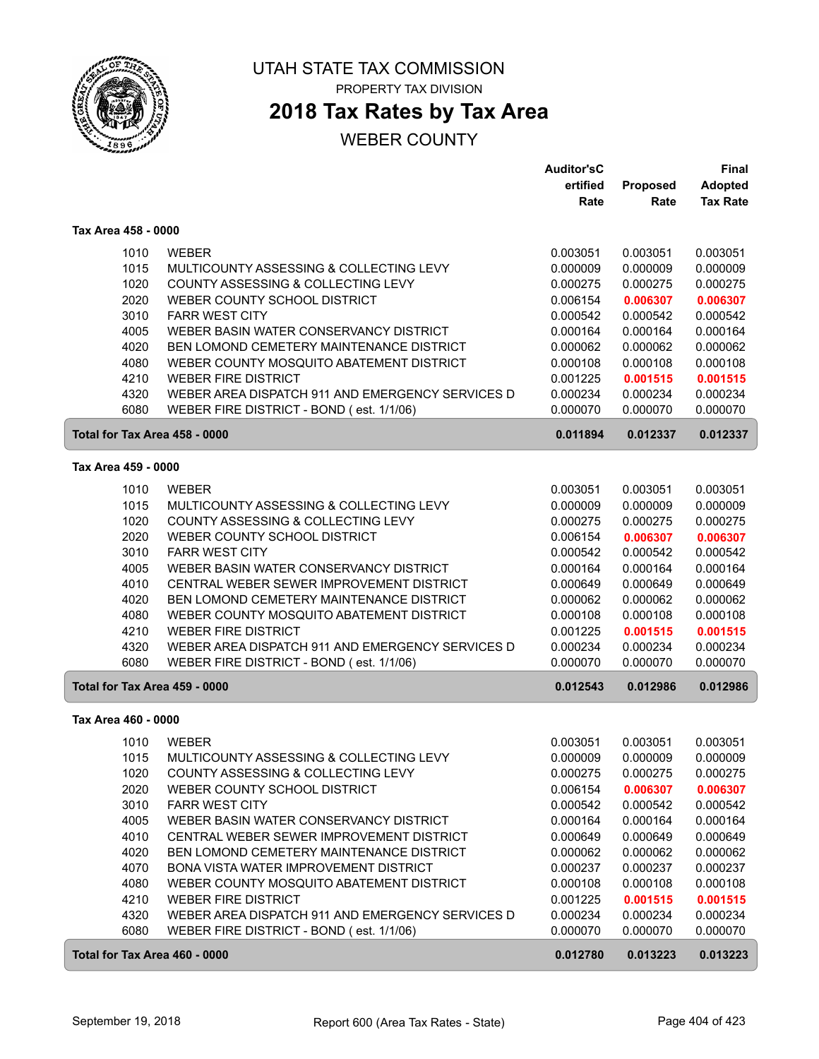# UTAH STATE TAX COMMISSION

PROPERTY TAX DIVISION

## 2018 Tax Rates by Tax Area

WEBER COUNTY

| | | Auditor's Certified Rate | Proposed Rate | Final Adopted Tax Rate |
|---|---|---|---|---|
| **Tax Area 458 - 0000** | | | | |
| 1010 | WEBER | 0.003051 | 0.003051 | 0.003051 |
| 1015 | MULTICOUNTY ASSESSING & COLLECTING LEVY | 0.000009 | 0.000009 | 0.000009 |
| 1020 | COUNTY ASSESSING & COLLECTING LEVY | 0.000275 | 0.000275 | 0.000275 |
| 2020 | WEBER COUNTY SCHOOL DISTRICT | 0.006154 | **0.006307** | **0.006307** |
| 3010 | FARR WEST CITY | 0.000542 | 0.000542 | 0.000542 |
| 4005 | WEBER BASIN WATER CONSERVANCY DISTRICT | 0.000164 | 0.000164 | 0.000164 |
| 4020 | BEN LOMOND CEMETERY MAINTENANCE DISTRICT | 0.000062 | 0.000062 | 0.000062 |
| 4080 | WEBER COUNTY MOSQUITO ABATEMENT DISTRICT | 0.000108 | 0.000108 | 0.000108 |
| 4210 | WEBER FIRE DISTRICT | 0.001225 | **0.001515** | **0.001515** |
| 4320 | WEBER AREA DISPATCH 911 AND EMERGENCY SERVICES D | 0.000234 | 0.000234 | 0.000234 |
| 6080 | WEBER FIRE DISTRICT - BOND ( est. 1/1/06) | 0.000070 | 0.000070 | 0.000070 |
| **Total for Tax Area 458 - 0000** | | **0.011894** | **0.012337** | **0.012337** |
| **Tax Area 459 - 0000** | | | | |
| 1010 | WEBER | 0.003051 | 0.003051 | 0.003051 |
| 1015 | MULTICOUNTY ASSESSING & COLLECTING LEVY | 0.000009 | 0.000009 | 0.000009 |
| 1020 | COUNTY ASSESSING & COLLECTING LEVY | 0.000275 | 0.000275 | 0.000275 |
| 2020 | WEBER COUNTY SCHOOL DISTRICT | 0.006154 | **0.006307** | **0.006307** |
| 3010 | FARR WEST CITY | 0.000542 | 0.000542 | 0.000542 |
| 4005 | WEBER BASIN WATER CONSERVANCY DISTRICT | 0.000164 | 0.000164 | 0.000164 |
| 4010 | CENTRAL WEBER SEWER IMPROVEMENT DISTRICT | 0.000649 | 0.000649 | 0.000649 |
| 4020 | BEN LOMOND CEMETERY MAINTENANCE DISTRICT | 0.000062 | 0.000062 | 0.000062 |
| 4080 | WEBER COUNTY MOSQUITO ABATEMENT DISTRICT | 0.000108 | 0.000108 | 0.000108 |
| 4210 | WEBER FIRE DISTRICT | 0.001225 | **0.001515** | **0.001515** |
| 4320 | WEBER AREA DISPATCH 911 AND EMERGENCY SERVICES D | 0.000234 | 0.000234 | 0.000234 |
| 6080 | WEBER FIRE DISTRICT - BOND ( est. 1/1/06) | 0.000070 | 0.000070 | 0.000070 |
| **Total for Tax Area 459 - 0000** | | **0.012543** | **0.012986** | **0.012986** |
| **Tax Area 460 - 0000** | | | | |
| 1010 | WEBER | 0.003051 | 0.003051 | 0.003051 |
| 1015 | MULTICOUNTY ASSESSING & COLLECTING LEVY | 0.000009 | 0.000009 | 0.000009 |
| 1020 | COUNTY ASSESSING & COLLECTING LEVY | 0.000275 | 0.000275 | 0.000275 |
| 2020 | WEBER COUNTY SCHOOL DISTRICT | 0.006154 | **0.006307** | **0.006307** |
| 3010 | FARR WEST CITY | 0.000542 | 0.000542 | 0.000542 |
| 4005 | WEBER BASIN WATER CONSERVANCY DISTRICT | 0.000164 | 0.000164 | 0.000164 |
| 4010 | CENTRAL WEBER SEWER IMPROVEMENT DISTRICT | 0.000649 | 0.000649 | 0.000649 |
| 4020 | BEN LOMOND CEMETERY MAINTENANCE DISTRICT | 0.000062 | 0.000062 | 0.000062 |
| 4070 | BONA VISTA WATER IMPROVEMENT DISTRICT | 0.000237 | 0.000237 | 0.000237 |
| 4080 | WEBER COUNTY MOSQUITO ABATEMENT DISTRICT | 0.000108 | 0.000108 | 0.000108 |
| 4210 | WEBER FIRE DISTRICT | 0.001225 | **0.001515** | **0.001515** |
| 4320 | WEBER AREA DISPATCH 911 AND EMERGENCY SERVICES D | 0.000234 | 0.000234 | 0.000234 |
| 6080 | WEBER FIRE DISTRICT - BOND ( est. 1/1/06) | 0.000070 | 0.000070 | 0.000070 |
| **Total for Tax Area 460 - 0000** | | **0.012780** | **0.013223** | **0.013223** |

September 19, 2018 — Report 600 (Area Tax Rates - State)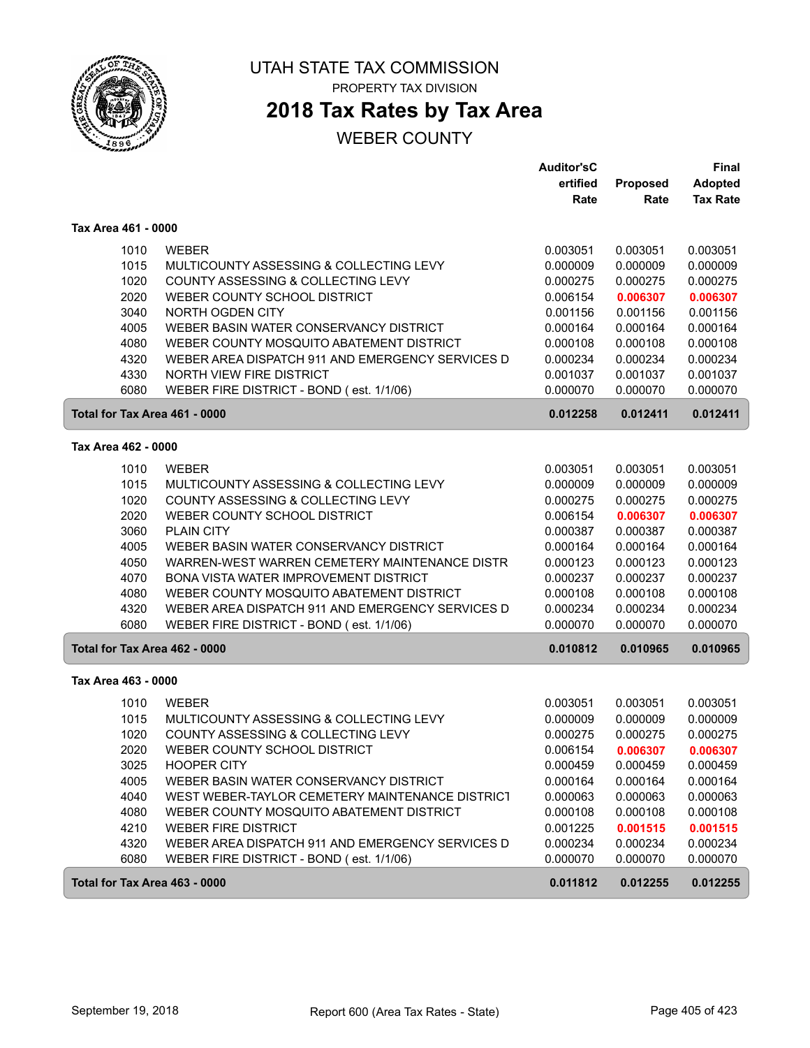# UTAH STATE TAX COMMISSION

PROPERTY TAX DIVISION

## 2018 Tax Rates by Tax Area

WEBER COUNTY

### Tax Area 461 - 0000

| Code | Entity | Auditor's Certified Rate | Proposed Rate | Final Adopted Tax Rate |
|---|---|---|---|---|
| 1010 | WEBER | 0.003051 | 0.003051 | 0.003051 |
| 1015 | MULTICOUNTY ASSESSING & COLLECTING LEVY | 0.000009 | 0.000009 | 0.000009 |
| 1020 | COUNTY ASSESSING & COLLECTING LEVY | 0.000275 | 0.000275 | 0.000275 |
| 2020 | WEBER COUNTY SCHOOL DISTRICT | 0.006154 | 0.006307 | 0.006307 |
| 3040 | NORTH OGDEN CITY | 0.001156 | 0.001156 | 0.001156 |
| 4005 | WEBER BASIN WATER CONSERVANCY DISTRICT | 0.000164 | 0.000164 | 0.000164 |
| 4080 | WEBER COUNTY MOSQUITO ABATEMENT DISTRICT | 0.000108 | 0.000108 | 0.000108 |
| 4320 | WEBER AREA DISPATCH 911 AND EMERGENCY SERVICES D | 0.000234 | 0.000234 | 0.000234 |
| 4330 | NORTH VIEW FIRE DISTRICT | 0.001037 | 0.001037 | 0.001037 |
| 6080 | WEBER FIRE DISTRICT - BOND ( est. 1/1/06) | 0.000070 | 0.000070 | 0.000070 |
| **Total for Tax Area 461 - 0000** | | **0.012258** | **0.012411** | **0.012411** |

### Tax Area 462 - 0000

| Code | Entity | Auditor's Certified Rate | Proposed Rate | Final Adopted Tax Rate |
|---|---|---|---|---|
| 1010 | WEBER | 0.003051 | 0.003051 | 0.003051 |
| 1015 | MULTICOUNTY ASSESSING & COLLECTING LEVY | 0.000009 | 0.000009 | 0.000009 |
| 1020 | COUNTY ASSESSING & COLLECTING LEVY | 0.000275 | 0.000275 | 0.000275 |
| 2020 | WEBER COUNTY SCHOOL DISTRICT | 0.006154 | 0.006307 | 0.006307 |
| 3060 | PLAIN CITY | 0.000387 | 0.000387 | 0.000387 |
| 4005 | WEBER BASIN WATER CONSERVANCY DISTRICT | 0.000164 | 0.000164 | 0.000164 |
| 4050 | WARREN-WEST WARREN CEMETERY MAINTENANCE DISTR | 0.000123 | 0.000123 | 0.000123 |
| 4070 | BONA VISTA WATER IMPROVEMENT DISTRICT | 0.000237 | 0.000237 | 0.000237 |
| 4080 | WEBER COUNTY MOSQUITO ABATEMENT DISTRICT | 0.000108 | 0.000108 | 0.000108 |
| 4320 | WEBER AREA DISPATCH 911 AND EMERGENCY SERVICES D | 0.000234 | 0.000234 | 0.000234 |
| 6080 | WEBER FIRE DISTRICT - BOND ( est. 1/1/06) | 0.000070 | 0.000070 | 0.000070 |
| **Total for Tax Area 462 - 0000** | | **0.010812** | **0.010965** | **0.010965** |

### Tax Area 463 - 0000

| Code | Entity | Auditor's Certified Rate | Proposed Rate | Final Adopted Tax Rate |
|---|---|---|---|---|
| 1010 | WEBER | 0.003051 | 0.003051 | 0.003051 |
| 1015 | MULTICOUNTY ASSESSING & COLLECTING LEVY | 0.000009 | 0.000009 | 0.000009 |
| 1020 | COUNTY ASSESSING & COLLECTING LEVY | 0.000275 | 0.000275 | 0.000275 |
| 2020 | WEBER COUNTY SCHOOL DISTRICT | 0.006154 | 0.006307 | 0.006307 |
| 3025 | HOOPER CITY | 0.000459 | 0.000459 | 0.000459 |
| 4005 | WEBER BASIN WATER CONSERVANCY DISTRICT | 0.000164 | 0.000164 | 0.000164 |
| 4040 | WEST WEBER-TAYLOR CEMETERY MAINTENANCE DISTRICT | 0.000063 | 0.000063 | 0.000063 |
| 4080 | WEBER COUNTY MOSQUITO ABATEMENT DISTRICT | 0.000108 | 0.000108 | 0.000108 |
| 4210 | WEBER FIRE DISTRICT | 0.001225 | 0.001515 | 0.001515 |
| 4320 | WEBER AREA DISPATCH 911 AND EMERGENCY SERVICES D | 0.000234 | 0.000234 | 0.000234 |
| 6080 | WEBER FIRE DISTRICT - BOND ( est. 1/1/06) | 0.000070 | 0.000070 | 0.000070 |
| **Total for Tax Area 463 - 0000** | | **0.011812** | **0.012255** | **0.012255** |

September 19, 2018 — Report 600 (Area Tax Rates - State)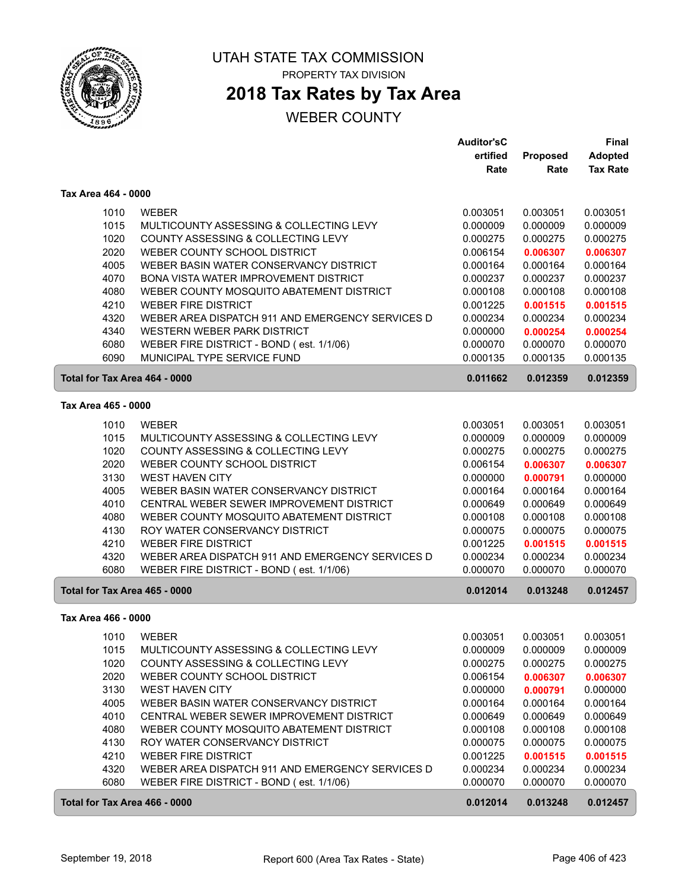# UTAH STATE TAX COMMISSION

PROPERTY TAX DIVISION

## 2018 Tax Rates by Tax Area

WEBER COUNTY

### Tax Area 464 - 0000

| | | Auditor's Certified Rate | Proposed Rate | Final Adopted Tax Rate |
|---|---|---|---|---|
| 1010 | WEBER | 0.003051 | 0.003051 | 0.003051 |
| 1015 | MULTICOUNTY ASSESSING & COLLECTING LEVY | 0.000009 | 0.000009 | 0.000009 |
| 1020 | COUNTY ASSESSING & COLLECTING LEVY | 0.000275 | 0.000275 | 0.000275 |
| 2020 | WEBER COUNTY SCHOOL DISTRICT | 0.006154 | **0.006307** | **0.006307** |
| 4005 | WEBER BASIN WATER CONSERVANCY DISTRICT | 0.000164 | 0.000164 | 0.000164 |
| 4070 | BONA VISTA WATER IMPROVEMENT DISTRICT | 0.000237 | 0.000237 | 0.000237 |
| 4080 | WEBER COUNTY MOSQUITO ABATEMENT DISTRICT | 0.000108 | 0.000108 | 0.000108 |
| 4210 | WEBER FIRE DISTRICT | 0.001225 | **0.001515** | **0.001515** |
| 4320 | WEBER AREA DISPATCH 911 AND EMERGENCY SERVICES D | 0.000234 | 0.000234 | 0.000234 |
| 4340 | WESTERN WEBER PARK DISTRICT | 0.000000 | **0.000254** | **0.000254** |
| 6080 | WEBER FIRE DISTRICT - BOND ( est. 1/1/06) | 0.000070 | 0.000070 | 0.000070 |
| 6090 | MUNICIPAL TYPE SERVICE FUND | 0.000135 | 0.000135 | 0.000135 |
| **Total for Tax Area 464 - 0000** | | **0.011662** | **0.012359** | **0.012359** |

### Tax Area 465 - 0000

| | | Auditor's Certified Rate | Proposed Rate | Final Adopted Tax Rate |
|---|---|---|---|---|
| 1010 | WEBER | 0.003051 | 0.003051 | 0.003051 |
| 1015 | MULTICOUNTY ASSESSING & COLLECTING LEVY | 0.000009 | 0.000009 | 0.000009 |
| 1020 | COUNTY ASSESSING & COLLECTING LEVY | 0.000275 | 0.000275 | 0.000275 |
| 2020 | WEBER COUNTY SCHOOL DISTRICT | 0.006154 | **0.006307** | **0.006307** |
| 3130 | WEST HAVEN CITY | 0.000000 | **0.000791** | 0.000000 |
| 4005 | WEBER BASIN WATER CONSERVANCY DISTRICT | 0.000164 | 0.000164 | 0.000164 |
| 4010 | CENTRAL WEBER SEWER IMPROVEMENT DISTRICT | 0.000649 | 0.000649 | 0.000649 |
| 4080 | WEBER COUNTY MOSQUITO ABATEMENT DISTRICT | 0.000108 | 0.000108 | 0.000108 |
| 4130 | ROY WATER CONSERVANCY DISTRICT | 0.000075 | 0.000075 | 0.000075 |
| 4210 | WEBER FIRE DISTRICT | 0.001225 | **0.001515** | **0.001515** |
| 4320 | WEBER AREA DISPATCH 911 AND EMERGENCY SERVICES D | 0.000234 | 0.000234 | 0.000234 |
| 6080 | WEBER FIRE DISTRICT - BOND ( est. 1/1/06) | 0.000070 | 0.000070 | 0.000070 |
| **Total for Tax Area 465 - 0000** | | **0.012014** | **0.013248** | **0.012457** |

### Tax Area 466 - 0000

| | | Auditor's Certified Rate | Proposed Rate | Final Adopted Tax Rate |
|---|---|---|---|---|
| 1010 | WEBER | 0.003051 | 0.003051 | 0.003051 |
| 1015 | MULTICOUNTY ASSESSING & COLLECTING LEVY | 0.000009 | 0.000009 | 0.000009 |
| 1020 | COUNTY ASSESSING & COLLECTING LEVY | 0.000275 | 0.000275 | 0.000275 |
| 2020 | WEBER COUNTY SCHOOL DISTRICT | 0.006154 | **0.006307** | **0.006307** |
| 3130 | WEST HAVEN CITY | 0.000000 | **0.000791** | 0.000000 |
| 4005 | WEBER BASIN WATER CONSERVANCY DISTRICT | 0.000164 | 0.000164 | 0.000164 |
| 4010 | CENTRAL WEBER SEWER IMPROVEMENT DISTRICT | 0.000649 | 0.000649 | 0.000649 |
| 4080 | WEBER COUNTY MOSQUITO ABATEMENT DISTRICT | 0.000108 | 0.000108 | 0.000108 |
| 4130 | ROY WATER CONSERVANCY DISTRICT | 0.000075 | 0.000075 | 0.000075 |
| 4210 | WEBER FIRE DISTRICT | 0.001225 | **0.001515** | **0.001515** |
| 4320 | WEBER AREA DISPATCH 911 AND EMERGENCY SERVICES D | 0.000234 | 0.000234 | 0.000234 |
| 6080 | WEBER FIRE DISTRICT - BOND ( est. 1/1/06) | 0.000070 | 0.000070 | 0.000070 |
| **Total for Tax Area 466 - 0000** | | **0.012014** | **0.013248** | **0.012457** |

September 19, 2018 — Report 600 (Area Tax Rates - State)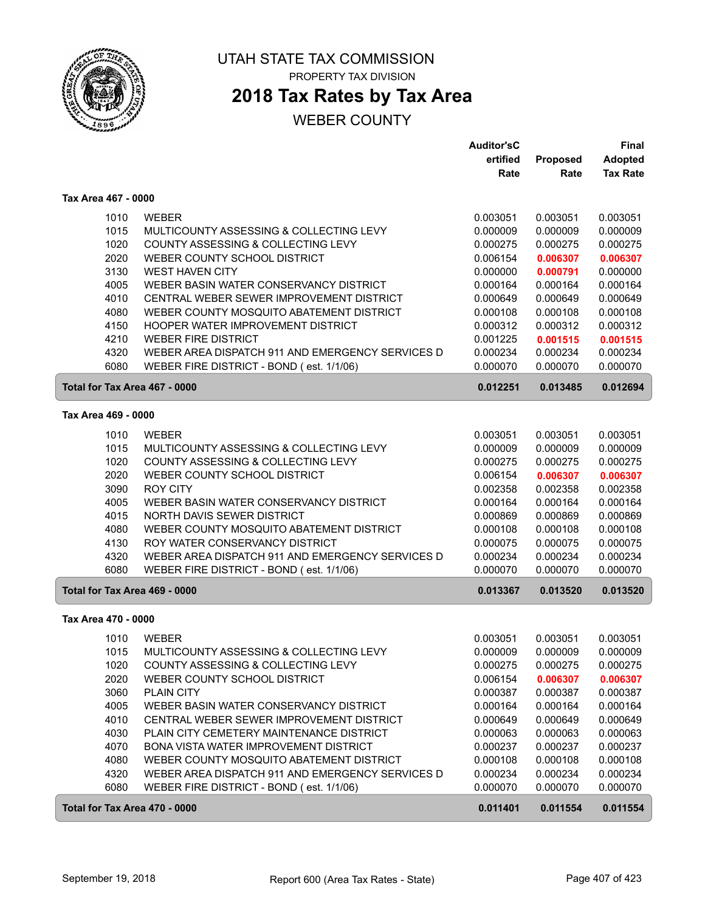# UTAH STATE TAX COMMISSION

PROPERTY TAX DIVISION

## 2018 Tax Rates by Tax Area

WEBER COUNTY

| | | Auditor'sCertified Rate | Proposed Rate | Final Adopted Tax Rate |
|---|---|---|---|---|
| **Tax Area 467 - 0000** | | | | |
| 1010 | WEBER | 0.003051 | 0.003051 | 0.003051 |
| 1015 | MULTICOUNTY ASSESSING & COLLECTING LEVY | 0.000009 | 0.000009 | 0.000009 |
| 1020 | COUNTY ASSESSING & COLLECTING LEVY | 0.000275 | 0.000275 | 0.000275 |
| 2020 | WEBER COUNTY SCHOOL DISTRICT | 0.006154 | **0.006307** | **0.006307** |
| 3130 | WEST HAVEN CITY | 0.000000 | **0.000791** | 0.000000 |
| 4005 | WEBER BASIN WATER CONSERVANCY DISTRICT | 0.000164 | 0.000164 | 0.000164 |
| 4010 | CENTRAL WEBER SEWER IMPROVEMENT DISTRICT | 0.000649 | 0.000649 | 0.000649 |
| 4080 | WEBER COUNTY MOSQUITO ABATEMENT DISTRICT | 0.000108 | 0.000108 | 0.000108 |
| 4150 | HOOPER WATER IMPROVEMENT DISTRICT | 0.000312 | 0.000312 | 0.000312 |
| 4210 | WEBER FIRE DISTRICT | 0.001225 | **0.001515** | **0.001515** |
| 4320 | WEBER AREA DISPATCH 911 AND EMERGENCY SERVICES D | 0.000234 | 0.000234 | 0.000234 |
| 6080 | WEBER FIRE DISTRICT - BOND ( est. 1/1/06) | 0.000070 | 0.000070 | 0.000070 |
| **Total for Tax Area 467 - 0000** | | **0.012251** | **0.013485** | **0.012694** |
| **Tax Area 469 - 0000** | | | | |
| 1010 | WEBER | 0.003051 | 0.003051 | 0.003051 |
| 1015 | MULTICOUNTY ASSESSING & COLLECTING LEVY | 0.000009 | 0.000009 | 0.000009 |
| 1020 | COUNTY ASSESSING & COLLECTING LEVY | 0.000275 | 0.000275 | 0.000275 |
| 2020 | WEBER COUNTY SCHOOL DISTRICT | 0.006154 | **0.006307** | **0.006307** |
| 3090 | ROY CITY | 0.002358 | 0.002358 | 0.002358 |
| 4005 | WEBER BASIN WATER CONSERVANCY DISTRICT | 0.000164 | 0.000164 | 0.000164 |
| 4015 | NORTH DAVIS SEWER DISTRICT | 0.000869 | 0.000869 | 0.000869 |
| 4080 | WEBER COUNTY MOSQUITO ABATEMENT DISTRICT | 0.000108 | 0.000108 | 0.000108 |
| 4130 | ROY WATER CONSERVANCY DISTRICT | 0.000075 | 0.000075 | 0.000075 |
| 4320 | WEBER AREA DISPATCH 911 AND EMERGENCY SERVICES D | 0.000234 | 0.000234 | 0.000234 |
| 6080 | WEBER FIRE DISTRICT - BOND ( est. 1/1/06) | 0.000070 | 0.000070 | 0.000070 |
| **Total for Tax Area 469 - 0000** | | **0.013367** | **0.013520** | **0.013520** |
| **Tax Area 470 - 0000** | | | | |
| 1010 | WEBER | 0.003051 | 0.003051 | 0.003051 |
| 1015 | MULTICOUNTY ASSESSING & COLLECTING LEVY | 0.000009 | 0.000009 | 0.000009 |
| 1020 | COUNTY ASSESSING & COLLECTING LEVY | 0.000275 | 0.000275 | 0.000275 |
| 2020 | WEBER COUNTY SCHOOL DISTRICT | 0.006154 | **0.006307** | **0.006307** |
| 3060 | PLAIN CITY | 0.000387 | 0.000387 | 0.000387 |
| 4005 | WEBER BASIN WATER CONSERVANCY DISTRICT | 0.000164 | 0.000164 | 0.000164 |
| 4010 | CENTRAL WEBER SEWER IMPROVEMENT DISTRICT | 0.000649 | 0.000649 | 0.000649 |
| 4030 | PLAIN CITY CEMETERY MAINTENANCE DISTRICT | 0.000063 | 0.000063 | 0.000063 |
| 4070 | BONA VISTA WATER IMPROVEMENT DISTRICT | 0.000237 | 0.000237 | 0.000237 |
| 4080 | WEBER COUNTY MOSQUITO ABATEMENT DISTRICT | 0.000108 | 0.000108 | 0.000108 |
| 4320 | WEBER AREA DISPATCH 911 AND EMERGENCY SERVICES D | 0.000234 | 0.000234 | 0.000234 |
| 6080 | WEBER FIRE DISTRICT - BOND ( est. 1/1/06) | 0.000070 | 0.000070 | 0.000070 |
| **Total for Tax Area 470 - 0000** | | **0.011401** | **0.011554** | **0.011554** |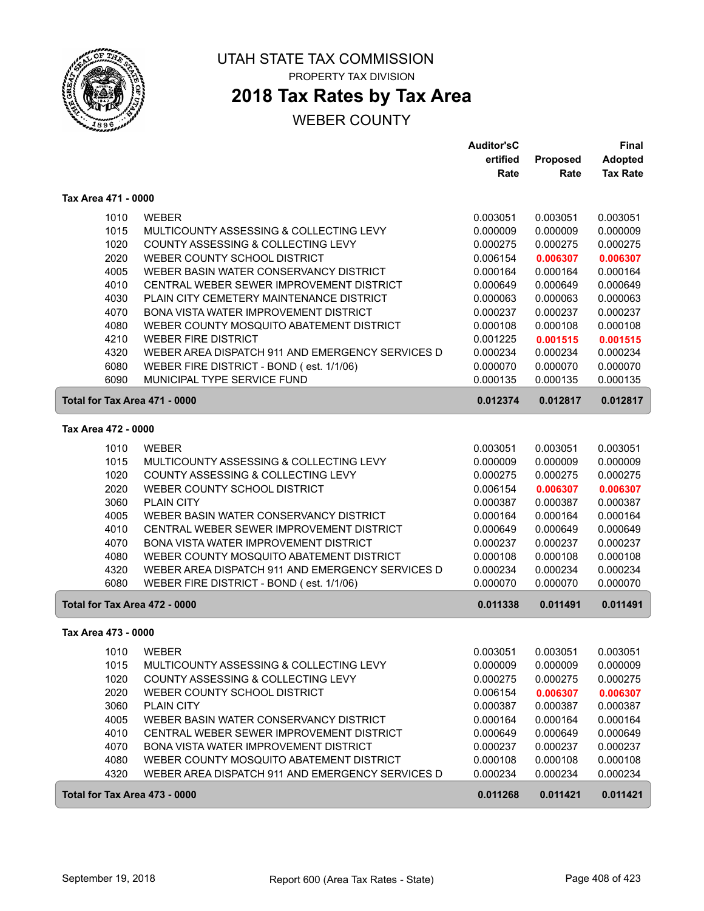# UTAH STATE TAX COMMISSION

PROPERTY TAX DIVISION

## 2018 Tax Rates by Tax Area

WEBER COUNTY

| | | Auditor'sCertified Rate | Proposed Rate | Final Adopted Tax Rate |
|---|---|---|---|---|
| **Tax Area 471 - 0000** | | | | |
| 1010 | WEBER | 0.003051 | 0.003051 | 0.003051 |
| 1015 | MULTICOUNTY ASSESSING & COLLECTING LEVY | 0.000009 | 0.000009 | 0.000009 |
| 1020 | COUNTY ASSESSING & COLLECTING LEVY | 0.000275 | 0.000275 | 0.000275 |
| 2020 | WEBER COUNTY SCHOOL DISTRICT | 0.006154 | **0.006307** | **0.006307** |
| 4005 | WEBER BASIN WATER CONSERVANCY DISTRICT | 0.000164 | 0.000164 | 0.000164 |
| 4010 | CENTRAL WEBER SEWER IMPROVEMENT DISTRICT | 0.000649 | 0.000649 | 0.000649 |
| 4030 | PLAIN CITY CEMETERY MAINTENANCE DISTRICT | 0.000063 | 0.000063 | 0.000063 |
| 4070 | BONA VISTA WATER IMPROVEMENT DISTRICT | 0.000237 | 0.000237 | 0.000237 |
| 4080 | WEBER COUNTY MOSQUITO ABATEMENT DISTRICT | 0.000108 | 0.000108 | 0.000108 |
| 4210 | WEBER FIRE DISTRICT | 0.001225 | **0.001515** | **0.001515** |
| 4320 | WEBER AREA DISPATCH 911 AND EMERGENCY SERVICES D | 0.000234 | 0.000234 | 0.000234 |
| 6080 | WEBER FIRE DISTRICT - BOND ( est. 1/1/06) | 0.000070 | 0.000070 | 0.000070 |
| 6090 | MUNICIPAL TYPE SERVICE FUND | 0.000135 | 0.000135 | 0.000135 |
| **Total for Tax Area 471 - 0000** | | **0.012374** | **0.012817** | **0.012817** |
| **Tax Area 472 - 0000** | | | | |
| 1010 | WEBER | 0.003051 | 0.003051 | 0.003051 |
| 1015 | MULTICOUNTY ASSESSING & COLLECTING LEVY | 0.000009 | 0.000009 | 0.000009 |
| 1020 | COUNTY ASSESSING & COLLECTING LEVY | 0.000275 | 0.000275 | 0.000275 |
| 2020 | WEBER COUNTY SCHOOL DISTRICT | 0.006154 | **0.006307** | **0.006307** |
| 3060 | PLAIN CITY | 0.000387 | 0.000387 | 0.000387 |
| 4005 | WEBER BASIN WATER CONSERVANCY DISTRICT | 0.000164 | 0.000164 | 0.000164 |
| 4010 | CENTRAL WEBER SEWER IMPROVEMENT DISTRICT | 0.000649 | 0.000649 | 0.000649 |
| 4070 | BONA VISTA WATER IMPROVEMENT DISTRICT | 0.000237 | 0.000237 | 0.000237 |
| 4080 | WEBER COUNTY MOSQUITO ABATEMENT DISTRICT | 0.000108 | 0.000108 | 0.000108 |
| 4320 | WEBER AREA DISPATCH 911 AND EMERGENCY SERVICES D | 0.000234 | 0.000234 | 0.000234 |
| 6080 | WEBER FIRE DISTRICT - BOND ( est. 1/1/06) | 0.000070 | 0.000070 | 0.000070 |
| **Total for Tax Area 472 - 0000** | | **0.011338** | **0.011491** | **0.011491** |
| **Tax Area 473 - 0000** | | | | |
| 1010 | WEBER | 0.003051 | 0.003051 | 0.003051 |
| 1015 | MULTICOUNTY ASSESSING & COLLECTING LEVY | 0.000009 | 0.000009 | 0.000009 |
| 1020 | COUNTY ASSESSING & COLLECTING LEVY | 0.000275 | 0.000275 | 0.000275 |
| 2020 | WEBER COUNTY SCHOOL DISTRICT | 0.006154 | **0.006307** | **0.006307** |
| 3060 | PLAIN CITY | 0.000387 | 0.000387 | 0.000387 |
| 4005 | WEBER BASIN WATER CONSERVANCY DISTRICT | 0.000164 | 0.000164 | 0.000164 |
| 4010 | CENTRAL WEBER SEWER IMPROVEMENT DISTRICT | 0.000649 | 0.000649 | 0.000649 |
| 4070 | BONA VISTA WATER IMPROVEMENT DISTRICT | 0.000237 | 0.000237 | 0.000237 |
| 4080 | WEBER COUNTY MOSQUITO ABATEMENT DISTRICT | 0.000108 | 0.000108 | 0.000108 |
| 4320 | WEBER AREA DISPATCH 911 AND EMERGENCY SERVICES D | 0.000234 | 0.000234 | 0.000234 |
| **Total for Tax Area 473 - 0000** | | **0.011268** | **0.011421** | **0.011421** |

September 19, 2018 Report 600 (Area Tax Rates - State)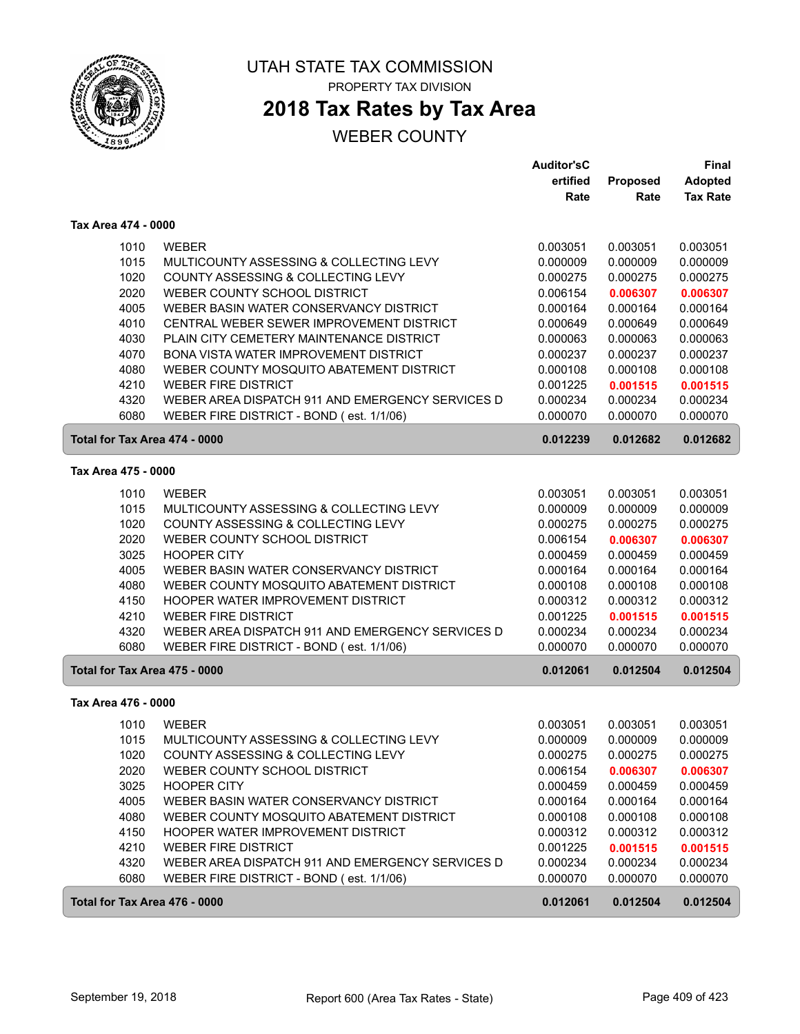# UTAH STATE TAX COMMISSION

PROPERTY TAX DIVISION

## 2018 Tax Rates by Tax Area

WEBER COUNTY

| | | Auditor'sCertified Rate | Proposed Rate | Final Adopted Tax Rate |
|---|---|---|---|---|
| **Tax Area 474 - 0000** | | | | |
| 1010 | WEBER | 0.003051 | 0.003051 | 0.003051 |
| 1015 | MULTICOUNTY ASSESSING & COLLECTING LEVY | 0.000009 | 0.000009 | 0.000009 |
| 1020 | COUNTY ASSESSING & COLLECTING LEVY | 0.000275 | 0.000275 | 0.000275 |
| 2020 | WEBER COUNTY SCHOOL DISTRICT | 0.006154 | 0.006307 | 0.006307 |
| 4005 | WEBER BASIN WATER CONSERVANCY DISTRICT | 0.000164 | 0.000164 | 0.000164 |
| 4010 | CENTRAL WEBER SEWER IMPROVEMENT DISTRICT | 0.000649 | 0.000649 | 0.000649 |
| 4030 | PLAIN CITY CEMETERY MAINTENANCE DISTRICT | 0.000063 | 0.000063 | 0.000063 |
| 4070 | BONA VISTA WATER IMPROVEMENT DISTRICT | 0.000237 | 0.000237 | 0.000237 |
| 4080 | WEBER COUNTY MOSQUITO ABATEMENT DISTRICT | 0.000108 | 0.000108 | 0.000108 |
| 4210 | WEBER FIRE DISTRICT | 0.001225 | 0.001515 | 0.001515 |
| 4320 | WEBER AREA DISPATCH 911 AND EMERGENCY SERVICES D | 0.000234 | 0.000234 | 0.000234 |
| 6080 | WEBER FIRE DISTRICT - BOND ( est. 1/1/06) | 0.000070 | 0.000070 | 0.000070 |
| **Total for Tax Area 474 - 0000** | | **0.012239** | **0.012682** | **0.012682** |
| **Tax Area 475 - 0000** | | | | |
| 1010 | WEBER | 0.003051 | 0.003051 | 0.003051 |
| 1015 | MULTICOUNTY ASSESSING & COLLECTING LEVY | 0.000009 | 0.000009 | 0.000009 |
| 1020 | COUNTY ASSESSING & COLLECTING LEVY | 0.000275 | 0.000275 | 0.000275 |
| 2020 | WEBER COUNTY SCHOOL DISTRICT | 0.006154 | 0.006307 | 0.006307 |
| 3025 | HOOPER CITY | 0.000459 | 0.000459 | 0.000459 |
| 4005 | WEBER BASIN WATER CONSERVANCY DISTRICT | 0.000164 | 0.000164 | 0.000164 |
| 4080 | WEBER COUNTY MOSQUITO ABATEMENT DISTRICT | 0.000108 | 0.000108 | 0.000108 |
| 4150 | HOOPER WATER IMPROVEMENT DISTRICT | 0.000312 | 0.000312 | 0.000312 |
| 4210 | WEBER FIRE DISTRICT | 0.001225 | 0.001515 | 0.001515 |
| 4320 | WEBER AREA DISPATCH 911 AND EMERGENCY SERVICES D | 0.000234 | 0.000234 | 0.000234 |
| 6080 | WEBER FIRE DISTRICT - BOND ( est. 1/1/06) | 0.000070 | 0.000070 | 0.000070 |
| **Total for Tax Area 475 - 0000** | | **0.012061** | **0.012504** | **0.012504** |
| **Tax Area 476 - 0000** | | | | |
| 1010 | WEBER | 0.003051 | 0.003051 | 0.003051 |
| 1015 | MULTICOUNTY ASSESSING & COLLECTING LEVY | 0.000009 | 0.000009 | 0.000009 |
| 1020 | COUNTY ASSESSING & COLLECTING LEVY | 0.000275 | 0.000275 | 0.000275 |
| 2020 | WEBER COUNTY SCHOOL DISTRICT | 0.006154 | 0.006307 | 0.006307 |
| 3025 | HOOPER CITY | 0.000459 | 0.000459 | 0.000459 |
| 4005 | WEBER BASIN WATER CONSERVANCY DISTRICT | 0.000164 | 0.000164 | 0.000164 |
| 4080 | WEBER COUNTY MOSQUITO ABATEMENT DISTRICT | 0.000108 | 0.000108 | 0.000108 |
| 4150 | HOOPER WATER IMPROVEMENT DISTRICT | 0.000312 | 0.000312 | 0.000312 |
| 4210 | WEBER FIRE DISTRICT | 0.001225 | 0.001515 | 0.001515 |
| 4320 | WEBER AREA DISPATCH 911 AND EMERGENCY SERVICES D | 0.000234 | 0.000234 | 0.000234 |
| 6080 | WEBER FIRE DISTRICT - BOND ( est. 1/1/06) | 0.000070 | 0.000070 | 0.000070 |
| **Total for Tax Area 476 - 0000** | | **0.012061** | **0.012504** | **0.012504** |

September 19, 2018 — Report 600 (Area Tax Rates - State)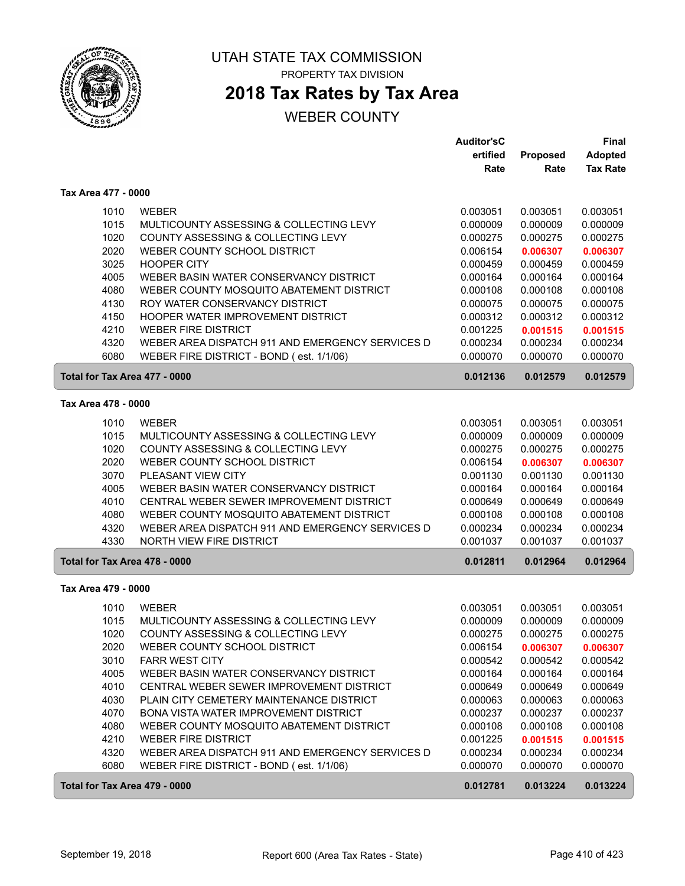# UTAH STATE TAX COMMISSION

PROPERTY TAX DIVISION

## 2018 Tax Rates by Tax Area

WEBER COUNTY

### Tax Area 477 - 0000

| | | Auditor's Certified Rate | Proposed Rate | Final Adopted Tax Rate |
|---|---|---|---|---|
| 1010 | WEBER | 0.003051 | 0.003051 | 0.003051 |
| 1015 | MULTICOUNTY ASSESSING & COLLECTING LEVY | 0.000009 | 0.000009 | 0.000009 |
| 1020 | COUNTY ASSESSING & COLLECTING LEVY | 0.000275 | 0.000275 | 0.000275 |
| 2020 | WEBER COUNTY SCHOOL DISTRICT | 0.006154 | **0.006307** | **0.006307** |
| 3025 | HOOPER CITY | 0.000459 | 0.000459 | 0.000459 |
| 4005 | WEBER BASIN WATER CONSERVANCY DISTRICT | 0.000164 | 0.000164 | 0.000164 |
| 4080 | WEBER COUNTY MOSQUITO ABATEMENT DISTRICT | 0.000108 | 0.000108 | 0.000108 |
| 4130 | ROY WATER CONSERVANCY DISTRICT | 0.000075 | 0.000075 | 0.000075 |
| 4150 | HOOPER WATER IMPROVEMENT DISTRICT | 0.000312 | 0.000312 | 0.000312 |
| 4210 | WEBER FIRE DISTRICT | 0.001225 | **0.001515** | **0.001515** |
| 4320 | WEBER AREA DISPATCH 911 AND EMERGENCY SERVICES D | 0.000234 | 0.000234 | 0.000234 |
| 6080 | WEBER FIRE DISTRICT - BOND ( est. 1/1/06) | 0.000070 | 0.000070 | 0.000070 |
| **Total for Tax Area 477 - 0000** | | **0.012136** | **0.012579** | **0.012579** |

### Tax Area 478 - 0000

| | | Auditor's Certified Rate | Proposed Rate | Final Adopted Tax Rate |
|---|---|---|---|---|
| 1010 | WEBER | 0.003051 | 0.003051 | 0.003051 |
| 1015 | MULTICOUNTY ASSESSING & COLLECTING LEVY | 0.000009 | 0.000009 | 0.000009 |
| 1020 | COUNTY ASSESSING & COLLECTING LEVY | 0.000275 | 0.000275 | 0.000275 |
| 2020 | WEBER COUNTY SCHOOL DISTRICT | 0.006154 | **0.006307** | **0.006307** |
| 3070 | PLEASANT VIEW CITY | 0.001130 | 0.001130 | 0.001130 |
| 4005 | WEBER BASIN WATER CONSERVANCY DISTRICT | 0.000164 | 0.000164 | 0.000164 |
| 4010 | CENTRAL WEBER SEWER IMPROVEMENT DISTRICT | 0.000649 | 0.000649 | 0.000649 |
| 4080 | WEBER COUNTY MOSQUITO ABATEMENT DISTRICT | 0.000108 | 0.000108 | 0.000108 |
| 4320 | WEBER AREA DISPATCH 911 AND EMERGENCY SERVICES D | 0.000234 | 0.000234 | 0.000234 |
| 4330 | NORTH VIEW FIRE DISTRICT | 0.001037 | 0.001037 | 0.001037 |
| **Total for Tax Area 478 - 0000** | | **0.012811** | **0.012964** | **0.012964** |

### Tax Area 479 - 0000

| | | Auditor's Certified Rate | Proposed Rate | Final Adopted Tax Rate |
|---|---|---|---|---|
| 1010 | WEBER | 0.003051 | 0.003051 | 0.003051 |
| 1015 | MULTICOUNTY ASSESSING & COLLECTING LEVY | 0.000009 | 0.000009 | 0.000009 |
| 1020 | COUNTY ASSESSING & COLLECTING LEVY | 0.000275 | 0.000275 | 0.000275 |
| 2020 | WEBER COUNTY SCHOOL DISTRICT | 0.006154 | **0.006307** | **0.006307** |
| 3010 | FARR WEST CITY | 0.000542 | 0.000542 | 0.000542 |
| 4005 | WEBER BASIN WATER CONSERVANCY DISTRICT | 0.000164 | 0.000164 | 0.000164 |
| 4010 | CENTRAL WEBER SEWER IMPROVEMENT DISTRICT | 0.000649 | 0.000649 | 0.000649 |
| 4030 | PLAIN CITY CEMETERY MAINTENANCE DISTRICT | 0.000063 | 0.000063 | 0.000063 |
| 4070 | BONA VISTA WATER IMPROVEMENT DISTRICT | 0.000237 | 0.000237 | 0.000237 |
| 4080 | WEBER COUNTY MOSQUITO ABATEMENT DISTRICT | 0.000108 | 0.000108 | 0.000108 |
| 4210 | WEBER FIRE DISTRICT | 0.001225 | **0.001515** | **0.001515** |
| 4320 | WEBER AREA DISPATCH 911 AND EMERGENCY SERVICES D | 0.000234 | 0.000234 | 0.000234 |
| 6080 | WEBER FIRE DISTRICT - BOND ( est. 1/1/06) | 0.000070 | 0.000070 | 0.000070 |
| **Total for Tax Area 479 - 0000** | | **0.012781** | **0.013224** | **0.013224** |

September 19, 2018 — Report 600 (Area Tax Rates - State)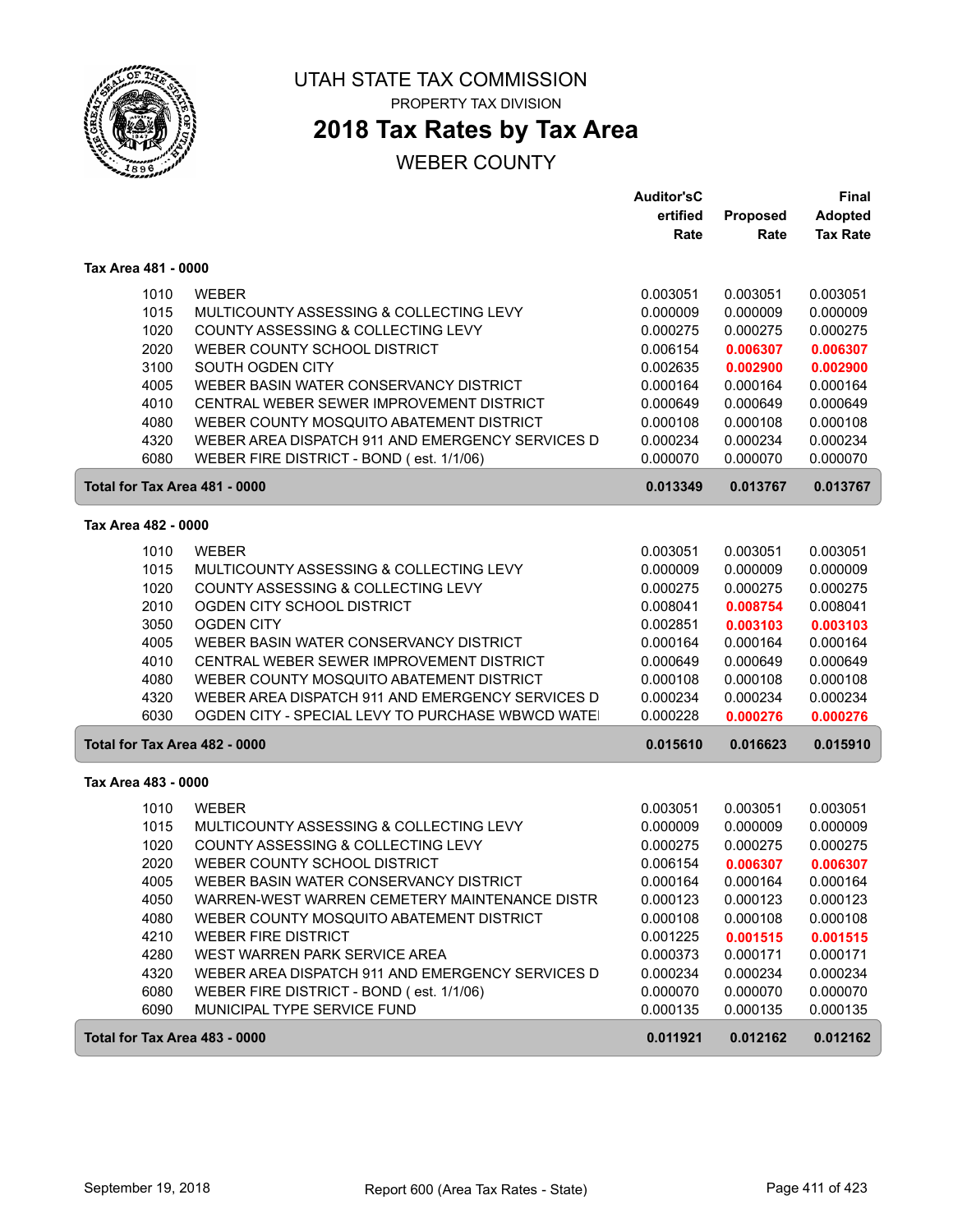# UTAH STATE TAX COMMISSION

PROPERTY TAX DIVISION

## 2018 Tax Rates by Tax Area

WEBER COUNTY

| | | Auditor'sCertified Rate | Proposed Rate | Final Adopted Tax Rate |
|---|---|---|---|---|
| **Tax Area 481 - 0000** | | | | |
| 1010 | WEBER | 0.003051 | 0.003051 | 0.003051 |
| 1015 | MULTICOUNTY ASSESSING & COLLECTING LEVY | 0.000009 | 0.000009 | 0.000009 |
| 1020 | COUNTY ASSESSING & COLLECTING LEVY | 0.000275 | 0.000275 | 0.000275 |
| 2020 | WEBER COUNTY SCHOOL DISTRICT | 0.006154 | **0.006307** | **0.006307** |
| 3100 | SOUTH OGDEN CITY | 0.002635 | **0.002900** | **0.002900** |
| 4005 | WEBER BASIN WATER CONSERVANCY DISTRICT | 0.000164 | 0.000164 | 0.000164 |
| 4010 | CENTRAL WEBER SEWER IMPROVEMENT DISTRICT | 0.000649 | 0.000649 | 0.000649 |
| 4080 | WEBER COUNTY MOSQUITO ABATEMENT DISTRICT | 0.000108 | 0.000108 | 0.000108 |
| 4320 | WEBER AREA DISPATCH 911 AND EMERGENCY SERVICES D | 0.000234 | 0.000234 | 0.000234 |
| 6080 | WEBER FIRE DISTRICT - BOND ( est. 1/1/06) | 0.000070 | 0.000070 | 0.000070 |
| **Total for Tax Area 481 - 0000** | | **0.013349** | **0.013767** | **0.013767** |
| **Tax Area 482 - 0000** | | | | |
| 1010 | WEBER | 0.003051 | 0.003051 | 0.003051 |
| 1015 | MULTICOUNTY ASSESSING & COLLECTING LEVY | 0.000009 | 0.000009 | 0.000009 |
| 1020 | COUNTY ASSESSING & COLLECTING LEVY | 0.000275 | 0.000275 | 0.000275 |
| 2010 | OGDEN CITY SCHOOL DISTRICT | 0.008041 | **0.008754** | 0.008041 |
| 3050 | OGDEN CITY | 0.002851 | **0.003103** | **0.003103** |
| 4005 | WEBER BASIN WATER CONSERVANCY DISTRICT | 0.000164 | 0.000164 | 0.000164 |
| 4010 | CENTRAL WEBER SEWER IMPROVEMENT DISTRICT | 0.000649 | 0.000649 | 0.000649 |
| 4080 | WEBER COUNTY MOSQUITO ABATEMENT DISTRICT | 0.000108 | 0.000108 | 0.000108 |
| 4320 | WEBER AREA DISPATCH 911 AND EMERGENCY SERVICES D | 0.000234 | 0.000234 | 0.000234 |
| 6030 | OGDEN CITY - SPECIAL LEVY TO PURCHASE WBWCD WATEI | 0.000228 | **0.000276** | **0.000276** |
| **Total for Tax Area 482 - 0000** | | **0.015610** | **0.016623** | **0.015910** |
| **Tax Area 483 - 0000** | | | | |
| 1010 | WEBER | 0.003051 | 0.003051 | 0.003051 |
| 1015 | MULTICOUNTY ASSESSING & COLLECTING LEVY | 0.000009 | 0.000009 | 0.000009 |
| 1020 | COUNTY ASSESSING & COLLECTING LEVY | 0.000275 | 0.000275 | 0.000275 |
| 2020 | WEBER COUNTY SCHOOL DISTRICT | 0.006154 | **0.006307** | **0.006307** |
| 4005 | WEBER BASIN WATER CONSERVANCY DISTRICT | 0.000164 | 0.000164 | 0.000164 |
| 4050 | WARREN-WEST WARREN CEMETERY MAINTENANCE DISTR | 0.000123 | 0.000123 | 0.000123 |
| 4080 | WEBER COUNTY MOSQUITO ABATEMENT DISTRICT | 0.000108 | 0.000108 | 0.000108 |
| 4210 | WEBER FIRE DISTRICT | 0.001225 | **0.001515** | **0.001515** |
| 4280 | WEST WARREN PARK SERVICE AREA | 0.000373 | 0.000171 | 0.000171 |
| 4320 | WEBER AREA DISPATCH 911 AND EMERGENCY SERVICES D | 0.000234 | 0.000234 | 0.000234 |
| 6080 | WEBER FIRE DISTRICT - BOND ( est. 1/1/06) | 0.000070 | 0.000070 | 0.000070 |
| 6090 | MUNICIPAL TYPE SERVICE FUND | 0.000135 | 0.000135 | 0.000135 |
| **Total for Tax Area 483 - 0000** | | **0.011921** | **0.012162** | **0.012162** |

September 19, 2018 — Report 600 (Area Tax Rates - State)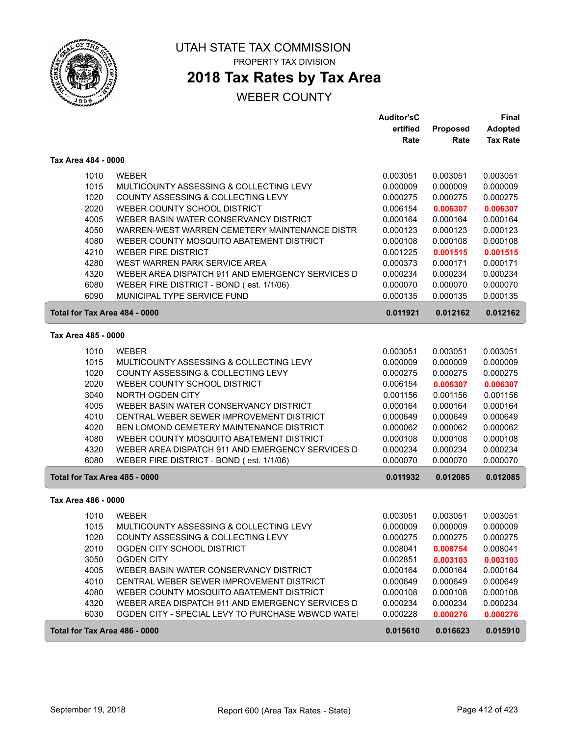# UTAH STATE TAX COMMISSION

PROPERTY TAX DIVISION

## 2018 Tax Rates by Tax Area

WEBER COUNTY

| | | Auditor'sCertified Rate | Proposed Rate | Final Adopted Tax Rate |
|---|---|---|---|---|
| **Tax Area 484 - 0000** | | | | |
| 1010 | WEBER | 0.003051 | 0.003051 | 0.003051 |
| 1015 | MULTICOUNTY ASSESSING & COLLECTING LEVY | 0.000009 | 0.000009 | 0.000009 |
| 1020 | COUNTY ASSESSING & COLLECTING LEVY | 0.000275 | 0.000275 | 0.000275 |
| 2020 | WEBER COUNTY SCHOOL DISTRICT | 0.006154 | **0.006307** | **0.006307** |
| 4005 | WEBER BASIN WATER CONSERVANCY DISTRICT | 0.000164 | 0.000164 | 0.000164 |
| 4050 | WARREN-WEST WARREN CEMETERY MAINTENANCE DISTR | 0.000123 | 0.000123 | 0.000123 |
| 4080 | WEBER COUNTY MOSQUITO ABATEMENT DISTRICT | 0.000108 | 0.000108 | 0.000108 |
| 4210 | WEBER FIRE DISTRICT | 0.001225 | **0.001515** | **0.001515** |
| 4280 | WEST WARREN PARK SERVICE AREA | 0.000373 | 0.000171 | 0.000171 |
| 4320 | WEBER AREA DISPATCH 911 AND EMERGENCY SERVICES D | 0.000234 | 0.000234 | 0.000234 |
| 6080 | WEBER FIRE DISTRICT - BOND ( est. 1/1/06) | 0.000070 | 0.000070 | 0.000070 |
| 6090 | MUNICIPAL TYPE SERVICE FUND | 0.000135 | 0.000135 | 0.000135 |
| **Total for Tax Area 484 - 0000** | | **0.011921** | **0.012162** | **0.012162** |
| **Tax Area 485 - 0000** | | | | |
| 1010 | WEBER | 0.003051 | 0.003051 | 0.003051 |
| 1015 | MULTICOUNTY ASSESSING & COLLECTING LEVY | 0.000009 | 0.000009 | 0.000009 |
| 1020 | COUNTY ASSESSING & COLLECTING LEVY | 0.000275 | 0.000275 | 0.000275 |
| 2020 | WEBER COUNTY SCHOOL DISTRICT | 0.006154 | **0.006307** | **0.006307** |
| 3040 | NORTH OGDEN CITY | 0.001156 | 0.001156 | 0.001156 |
| 4005 | WEBER BASIN WATER CONSERVANCY DISTRICT | 0.000164 | 0.000164 | 0.000164 |
| 4010 | CENTRAL WEBER SEWER IMPROVEMENT DISTRICT | 0.000649 | 0.000649 | 0.000649 |
| 4020 | BEN LOMOND CEMETERY MAINTENANCE DISTRICT | 0.000062 | 0.000062 | 0.000062 |
| 4080 | WEBER COUNTY MOSQUITO ABATEMENT DISTRICT | 0.000108 | 0.000108 | 0.000108 |
| 4320 | WEBER AREA DISPATCH 911 AND EMERGENCY SERVICES D | 0.000234 | 0.000234 | 0.000234 |
| 6080 | WEBER FIRE DISTRICT - BOND ( est. 1/1/06) | 0.000070 | 0.000070 | 0.000070 |
| **Total for Tax Area 485 - 0000** | | **0.011932** | **0.012085** | **0.012085** |
| **Tax Area 486 - 0000** | | | | |
| 1010 | WEBER | 0.003051 | 0.003051 | 0.003051 |
| 1015 | MULTICOUNTY ASSESSING & COLLECTING LEVY | 0.000009 | 0.000009 | 0.000009 |
| 1020 | COUNTY ASSESSING & COLLECTING LEVY | 0.000275 | 0.000275 | 0.000275 |
| 2010 | OGDEN CITY SCHOOL DISTRICT | 0.008041 | **0.008754** | 0.008041 |
| 3050 | OGDEN CITY | 0.002851 | **0.003103** | **0.003103** |
| 4005 | WEBER BASIN WATER CONSERVANCY DISTRICT | 0.000164 | 0.000164 | 0.000164 |
| 4010 | CENTRAL WEBER SEWER IMPROVEMENT DISTRICT | 0.000649 | 0.000649 | 0.000649 |
| 4080 | WEBER COUNTY MOSQUITO ABATEMENT DISTRICT | 0.000108 | 0.000108 | 0.000108 |
| 4320 | WEBER AREA DISPATCH 911 AND EMERGENCY SERVICES D | 0.000234 | 0.000234 | 0.000234 |
| 6030 | OGDEN CITY - SPECIAL LEVY TO PURCHASE WBWCD WATE | 0.000228 | **0.000276** | **0.000276** |
| **Total for Tax Area 486 - 0000** | | **0.015610** | **0.016623** | **0.015910** |

September 19, 2018 Report 600 (Area Tax Rates - State)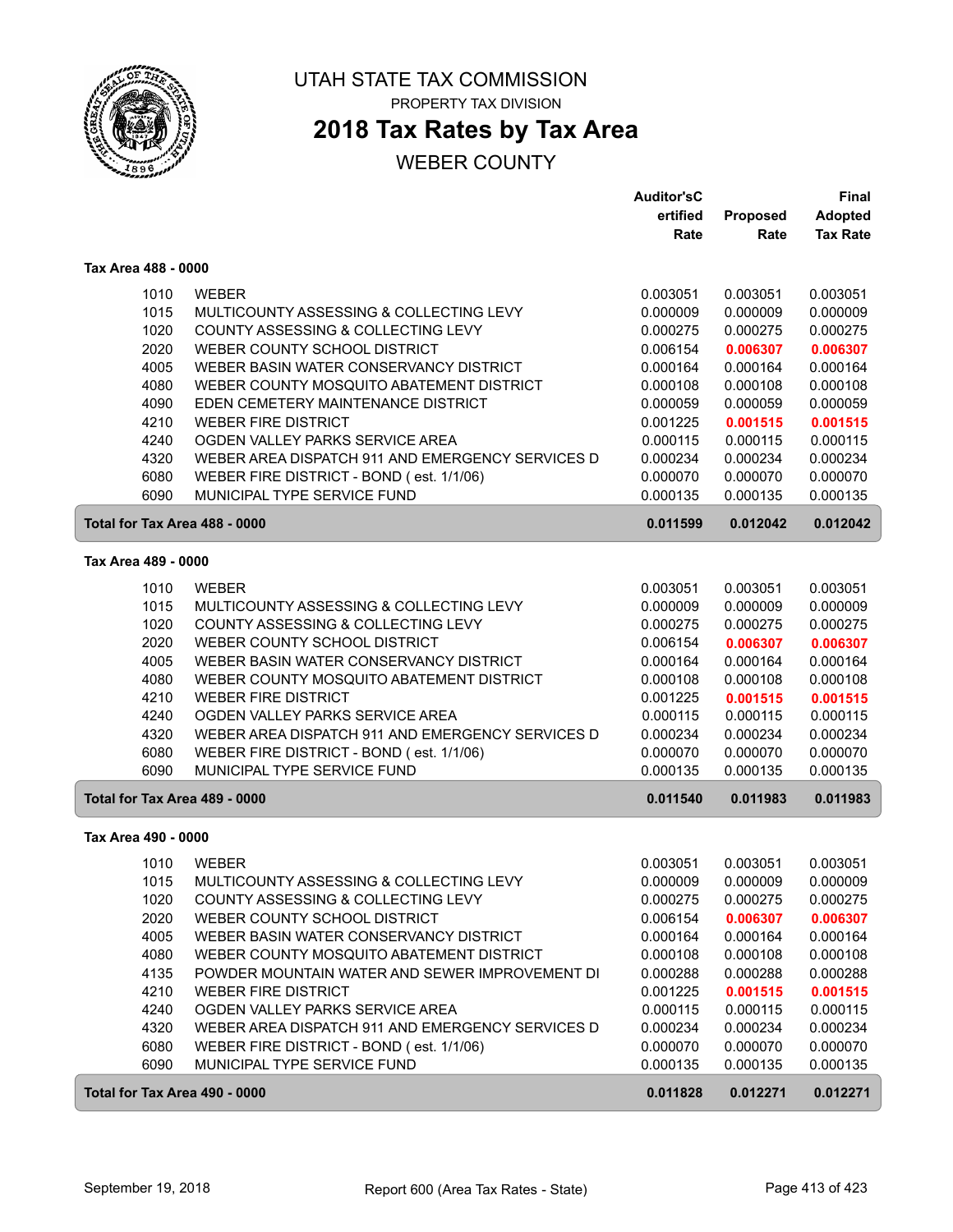# UTAH STATE TAX COMMISSION

PROPERTY TAX DIVISION

## 2018 Tax Rates by Tax Area

WEBER COUNTY

| | | Auditor'sC ertified Rate | Proposed Rate | Final Adopted Tax Rate |
|---|---|---|---|---|
| **Tax Area 488 - 0000** | | | | |
| 1010 | WEBER | 0.003051 | 0.003051 | 0.003051 |
| 1015 | MULTICOUNTY ASSESSING & COLLECTING LEVY | 0.000009 | 0.000009 | 0.000009 |
| 1020 | COUNTY ASSESSING & COLLECTING LEVY | 0.000275 | 0.000275 | 0.000275 |
| 2020 | WEBER COUNTY SCHOOL DISTRICT | 0.006154 | 0.006307 | 0.006307 |
| 4005 | WEBER BASIN WATER CONSERVANCY DISTRICT | 0.000164 | 0.000164 | 0.000164 |
| 4080 | WEBER COUNTY MOSQUITO ABATEMENT DISTRICT | 0.000108 | 0.000108 | 0.000108 |
| 4090 | EDEN CEMETERY MAINTENANCE DISTRICT | 0.000059 | 0.000059 | 0.000059 |
| 4210 | WEBER FIRE DISTRICT | 0.001225 | 0.001515 | 0.001515 |
| 4240 | OGDEN VALLEY PARKS SERVICE AREA | 0.000115 | 0.000115 | 0.000115 |
| 4320 | WEBER AREA DISPATCH 911 AND EMERGENCY SERVICES D | 0.000234 | 0.000234 | 0.000234 |
| 6080 | WEBER FIRE DISTRICT - BOND ( est. 1/1/06) | 0.000070 | 0.000070 | 0.000070 |
| 6090 | MUNICIPAL TYPE SERVICE FUND | 0.000135 | 0.000135 | 0.000135 |
| **Total for Tax Area 488 - 0000** | | **0.011599** | **0.012042** | **0.012042** |
| **Tax Area 489 - 0000** | | | | |
| 1010 | WEBER | 0.003051 | 0.003051 | 0.003051 |
| 1015 | MULTICOUNTY ASSESSING & COLLECTING LEVY | 0.000009 | 0.000009 | 0.000009 |
| 1020 | COUNTY ASSESSING & COLLECTING LEVY | 0.000275 | 0.000275 | 0.000275 |
| 2020 | WEBER COUNTY SCHOOL DISTRICT | 0.006154 | 0.006307 | 0.006307 |
| 4005 | WEBER BASIN WATER CONSERVANCY DISTRICT | 0.000164 | 0.000164 | 0.000164 |
| 4080 | WEBER COUNTY MOSQUITO ABATEMENT DISTRICT | 0.000108 | 0.000108 | 0.000108 |
| 4210 | WEBER FIRE DISTRICT | 0.001225 | 0.001515 | 0.001515 |
| 4240 | OGDEN VALLEY PARKS SERVICE AREA | 0.000115 | 0.000115 | 0.000115 |
| 4320 | WEBER AREA DISPATCH 911 AND EMERGENCY SERVICES D | 0.000234 | 0.000234 | 0.000234 |
| 6080 | WEBER FIRE DISTRICT - BOND ( est. 1/1/06) | 0.000070 | 0.000070 | 0.000070 |
| 6090 | MUNICIPAL TYPE SERVICE FUND | 0.000135 | 0.000135 | 0.000135 |
| **Total for Tax Area 489 - 0000** | | **0.011540** | **0.011983** | **0.011983** |
| **Tax Area 490 - 0000** | | | | |
| 1010 | WEBER | 0.003051 | 0.003051 | 0.003051 |
| 1015 | MULTICOUNTY ASSESSING & COLLECTING LEVY | 0.000009 | 0.000009 | 0.000009 |
| 1020 | COUNTY ASSESSING & COLLECTING LEVY | 0.000275 | 0.000275 | 0.000275 |
| 2020 | WEBER COUNTY SCHOOL DISTRICT | 0.006154 | 0.006307 | 0.006307 |
| 4005 | WEBER BASIN WATER CONSERVANCY DISTRICT | 0.000164 | 0.000164 | 0.000164 |
| 4080 | WEBER COUNTY MOSQUITO ABATEMENT DISTRICT | 0.000108 | 0.000108 | 0.000108 |
| 4135 | POWDER MOUNTAIN WATER AND SEWER IMPROVEMENT DI | 0.000288 | 0.000288 | 0.000288 |
| 4210 | WEBER FIRE DISTRICT | 0.001225 | 0.001515 | 0.001515 |
| 4240 | OGDEN VALLEY PARKS SERVICE AREA | 0.000115 | 0.000115 | 0.000115 |
| 4320 | WEBER AREA DISPATCH 911 AND EMERGENCY SERVICES D | 0.000234 | 0.000234 | 0.000234 |
| 6080 | WEBER FIRE DISTRICT - BOND ( est. 1/1/06) | 0.000070 | 0.000070 | 0.000070 |
| 6090 | MUNICIPAL TYPE SERVICE FUND | 0.000135 | 0.000135 | 0.000135 |
| **Total for Tax Area 490 - 0000** | | **0.011828** | **0.012271** | **0.012271** |

September 19, 2018 — Report 600 (Area Tax Rates - State)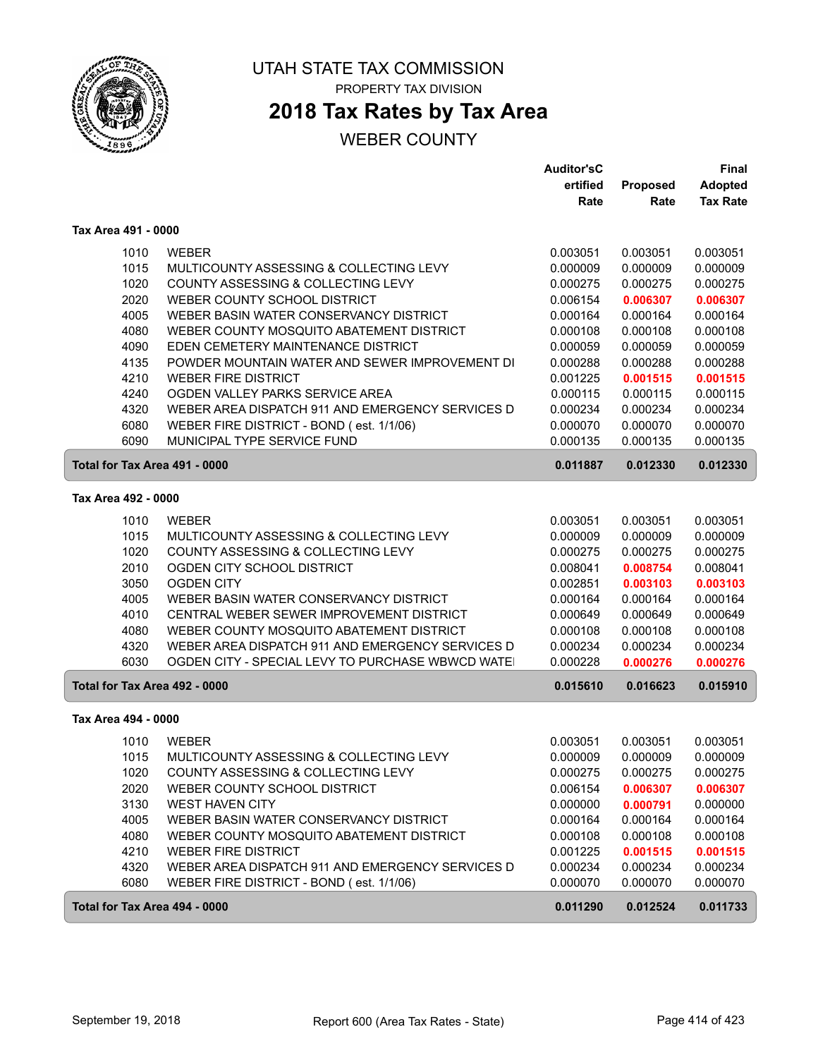# UTAH STATE TAX COMMISSION

PROPERTY TAX DIVISION

## 2018 Tax Rates by Tax Area

WEBER COUNTY

| | | Auditor'sCertified Rate | Proposed Rate | Final Adopted Tax Rate |
|---|---|---|---|---|
| **Tax Area 491 - 0000** | | | | |
| 1010 | WEBER | 0.003051 | 0.003051 | 0.003051 |
| 1015 | MULTICOUNTY ASSESSING & COLLECTING LEVY | 0.000009 | 0.000009 | 0.000009 |
| 1020 | COUNTY ASSESSING & COLLECTING LEVY | 0.000275 | 0.000275 | 0.000275 |
| 2020 | WEBER COUNTY SCHOOL DISTRICT | 0.006154 | **0.006307** | **0.006307** |
| 4005 | WEBER BASIN WATER CONSERVANCY DISTRICT | 0.000164 | 0.000164 | 0.000164 |
| 4080 | WEBER COUNTY MOSQUITO ABATEMENT DISTRICT | 0.000108 | 0.000108 | 0.000108 |
| 4090 | EDEN CEMETERY MAINTENANCE DISTRICT | 0.000059 | 0.000059 | 0.000059 |
| 4135 | POWDER MOUNTAIN WATER AND SEWER IMPROVEMENT DI | 0.000288 | 0.000288 | 0.000288 |
| 4210 | WEBER FIRE DISTRICT | 0.001225 | **0.001515** | **0.001515** |
| 4240 | OGDEN VALLEY PARKS SERVICE AREA | 0.000115 | 0.000115 | 0.000115 |
| 4320 | WEBER AREA DISPATCH 911 AND EMERGENCY SERVICES D | 0.000234 | 0.000234 | 0.000234 |
| 6080 | WEBER FIRE DISTRICT - BOND ( est. 1/1/06) | 0.000070 | 0.000070 | 0.000070 |
| 6090 | MUNICIPAL TYPE SERVICE FUND | 0.000135 | 0.000135 | 0.000135 |
| **Total for Tax Area 491 - 0000** | | **0.011887** | **0.012330** | **0.012330** |
| **Tax Area 492 - 0000** | | | | |
| 1010 | WEBER | 0.003051 | 0.003051 | 0.003051 |
| 1015 | MULTICOUNTY ASSESSING & COLLECTING LEVY | 0.000009 | 0.000009 | 0.000009 |
| 1020 | COUNTY ASSESSING & COLLECTING LEVY | 0.000275 | 0.000275 | 0.000275 |
| 2010 | OGDEN CITY SCHOOL DISTRICT | 0.008041 | **0.008754** | 0.008041 |
| 3050 | OGDEN CITY | 0.002851 | **0.003103** | **0.003103** |
| 4005 | WEBER BASIN WATER CONSERVANCY DISTRICT | 0.000164 | 0.000164 | 0.000164 |
| 4010 | CENTRAL WEBER SEWER IMPROVEMENT DISTRICT | 0.000649 | 0.000649 | 0.000649 |
| 4080 | WEBER COUNTY MOSQUITO ABATEMENT DISTRICT | 0.000108 | 0.000108 | 0.000108 |
| 4320 | WEBER AREA DISPATCH 911 AND EMERGENCY SERVICES D | 0.000234 | 0.000234 | 0.000234 |
| 6030 | OGDEN CITY - SPECIAL LEVY TO PURCHASE WBWCD WATE | 0.000228 | **0.000276** | **0.000276** |
| **Total for Tax Area 492 - 0000** | | **0.015610** | **0.016623** | **0.015910** |
| **Tax Area 494 - 0000** | | | | |
| 1010 | WEBER | 0.003051 | 0.003051 | 0.003051 |
| 1015 | MULTICOUNTY ASSESSING & COLLECTING LEVY | 0.000009 | 0.000009 | 0.000009 |
| 1020 | COUNTY ASSESSING & COLLECTING LEVY | 0.000275 | 0.000275 | 0.000275 |
| 2020 | WEBER COUNTY SCHOOL DISTRICT | 0.006154 | **0.006307** | **0.006307** |
| 3130 | WEST HAVEN CITY | 0.000000 | **0.000791** | 0.000000 |
| 4005 | WEBER BASIN WATER CONSERVANCY DISTRICT | 0.000164 | 0.000164 | 0.000164 |
| 4080 | WEBER COUNTY MOSQUITO ABATEMENT DISTRICT | 0.000108 | 0.000108 | 0.000108 |
| 4210 | WEBER FIRE DISTRICT | 0.001225 | **0.001515** | **0.001515** |
| 4320 | WEBER AREA DISPATCH 911 AND EMERGENCY SERVICES D | 0.000234 | 0.000234 | 0.000234 |
| 6080 | WEBER FIRE DISTRICT - BOND ( est. 1/1/06) | 0.000070 | 0.000070 | 0.000070 |
| **Total for Tax Area 494 - 0000** | | **0.011290** | **0.012524** | **0.011733** |

September 19, 2018 — Report 600 (Area Tax Rates - State)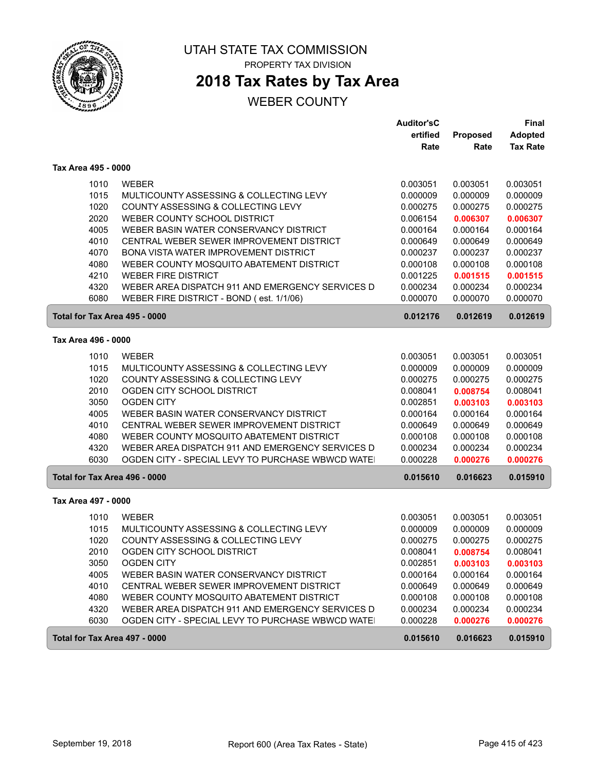# UTAH STATE TAX COMMISSION

PROPERTY TAX DIVISION

## 2018 Tax Rates by Tax Area

WEBER COUNTY

| | | Auditor'sCertified Rate | Proposed Rate | Final Adopted Tax Rate |
|---|---|---|---|---|
| **Tax Area 495 - 0000** | | | | |
| 1010 | WEBER | 0.003051 | 0.003051 | 0.003051 |
| 1015 | MULTICOUNTY ASSESSING & COLLECTING LEVY | 0.000009 | 0.000009 | 0.000009 |
| 1020 | COUNTY ASSESSING & COLLECTING LEVY | 0.000275 | 0.000275 | 0.000275 |
| 2020 | WEBER COUNTY SCHOOL DISTRICT | 0.006154 | **0.006307** | **0.006307** |
| 4005 | WEBER BASIN WATER CONSERVANCY DISTRICT | 0.000164 | 0.000164 | 0.000164 |
| 4010 | CENTRAL WEBER SEWER IMPROVEMENT DISTRICT | 0.000649 | 0.000649 | 0.000649 |
| 4070 | BONA VISTA WATER IMPROVEMENT DISTRICT | 0.000237 | 0.000237 | 0.000237 |
| 4080 | WEBER COUNTY MOSQUITO ABATEMENT DISTRICT | 0.000108 | 0.000108 | 0.000108 |
| 4210 | WEBER FIRE DISTRICT | 0.001225 | **0.001515** | **0.001515** |
| 4320 | WEBER AREA DISPATCH 911 AND EMERGENCY SERVICES D | 0.000234 | 0.000234 | 0.000234 |
| 6080 | WEBER FIRE DISTRICT - BOND ( est. 1/1/06) | 0.000070 | 0.000070 | 0.000070 |
| **Total for Tax Area 495 - 0000** | | **0.012176** | **0.012619** | **0.012619** |
| **Tax Area 496 - 0000** | | | | |
| 1010 | WEBER | 0.003051 | 0.003051 | 0.003051 |
| 1015 | MULTICOUNTY ASSESSING & COLLECTING LEVY | 0.000009 | 0.000009 | 0.000009 |
| 1020 | COUNTY ASSESSING & COLLECTING LEVY | 0.000275 | 0.000275 | 0.000275 |
| 2010 | OGDEN CITY SCHOOL DISTRICT | 0.008041 | **0.008754** | 0.008041 |
| 3050 | OGDEN CITY | 0.002851 | **0.003103** | **0.003103** |
| 4005 | WEBER BASIN WATER CONSERVANCY DISTRICT | 0.000164 | 0.000164 | 0.000164 |
| 4010 | CENTRAL WEBER SEWER IMPROVEMENT DISTRICT | 0.000649 | 0.000649 | 0.000649 |
| 4080 | WEBER COUNTY MOSQUITO ABATEMENT DISTRICT | 0.000108 | 0.000108 | 0.000108 |
| 4320 | WEBER AREA DISPATCH 911 AND EMERGENCY SERVICES D | 0.000234 | 0.000234 | 0.000234 |
| 6030 | OGDEN CITY - SPECIAL LEVY TO PURCHASE WBWCD WATEI | 0.000228 | **0.000276** | **0.000276** |
| **Total for Tax Area 496 - 0000** | | **0.015610** | **0.016623** | **0.015910** |
| **Tax Area 497 - 0000** | | | | |
| 1010 | WEBER | 0.003051 | 0.003051 | 0.003051 |
| 1015 | MULTICOUNTY ASSESSING & COLLECTING LEVY | 0.000009 | 0.000009 | 0.000009 |
| 1020 | COUNTY ASSESSING & COLLECTING LEVY | 0.000275 | 0.000275 | 0.000275 |
| 2010 | OGDEN CITY SCHOOL DISTRICT | 0.008041 | **0.008754** | 0.008041 |
| 3050 | OGDEN CITY | 0.002851 | **0.003103** | **0.003103** |
| 4005 | WEBER BASIN WATER CONSERVANCY DISTRICT | 0.000164 | 0.000164 | 0.000164 |
| 4010 | CENTRAL WEBER SEWER IMPROVEMENT DISTRICT | 0.000649 | 0.000649 | 0.000649 |
| 4080 | WEBER COUNTY MOSQUITO ABATEMENT DISTRICT | 0.000108 | 0.000108 | 0.000108 |
| 4320 | WEBER AREA DISPATCH 911 AND EMERGENCY SERVICES D | 0.000234 | 0.000234 | 0.000234 |
| 6030 | OGDEN CITY - SPECIAL LEVY TO PURCHASE WBWCD WATEI | 0.000228 | **0.000276** | **0.000276** |
| **Total for Tax Area 497 - 0000** | | **0.015610** | **0.016623** | **0.015910** |

September 19, 2018 | Report 600 (Area Tax Rates - State)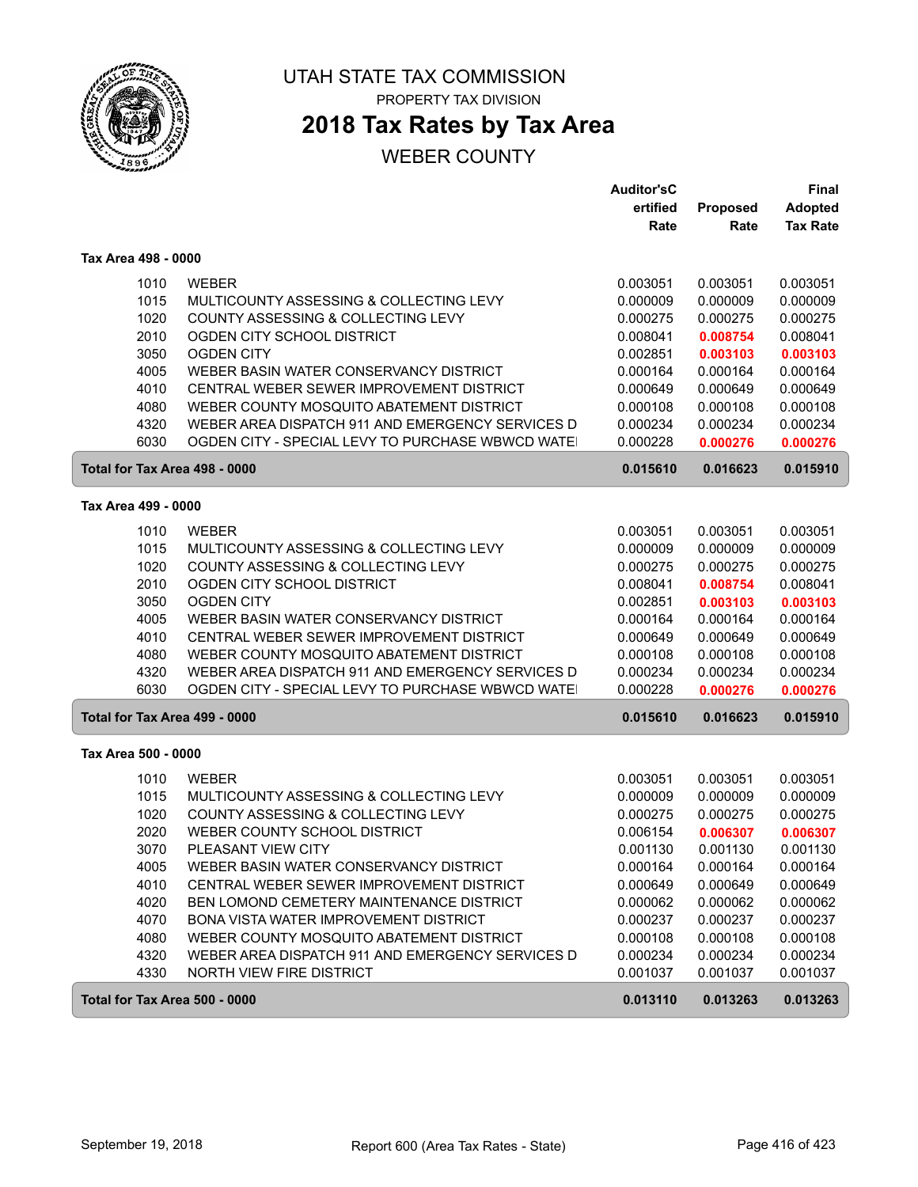# UTAH STATE TAX COMMISSION

PROPERTY TAX DIVISION

## 2018 Tax Rates by Tax Area

WEBER COUNTY

| | | Auditor'sCertified Rate | Proposed Rate | Final Adopted Tax Rate |
|---|---|---|---|---|
| **Tax Area 498 - 0000** | | | | |
| 1010 | WEBER | 0.003051 | 0.003051 | 0.003051 |
| 1015 | MULTICOUNTY ASSESSING & COLLECTING LEVY | 0.000009 | 0.000009 | 0.000009 |
| 1020 | COUNTY ASSESSING & COLLECTING LEVY | 0.000275 | 0.000275 | 0.000275 |
| 2010 | OGDEN CITY SCHOOL DISTRICT | 0.008041 | **0.008754** | 0.008041 |
| 3050 | OGDEN CITY | 0.002851 | **0.003103** | **0.003103** |
| 4005 | WEBER BASIN WATER CONSERVANCY DISTRICT | 0.000164 | 0.000164 | 0.000164 |
| 4010 | CENTRAL WEBER SEWER IMPROVEMENT DISTRICT | 0.000649 | 0.000649 | 0.000649 |
| 4080 | WEBER COUNTY MOSQUITO ABATEMENT DISTRICT | 0.000108 | 0.000108 | 0.000108 |
| 4320 | WEBER AREA DISPATCH 911 AND EMERGENCY SERVICES D | 0.000234 | 0.000234 | 0.000234 |
| 6030 | OGDEN CITY - SPECIAL LEVY TO PURCHASE WBWCD WATE | 0.000228 | **0.000276** | **0.000276** |
| **Total for Tax Area 498 - 0000** | | **0.015610** | **0.016623** | **0.015910** |
| **Tax Area 499 - 0000** | | | | |
| 1010 | WEBER | 0.003051 | 0.003051 | 0.003051 |
| 1015 | MULTICOUNTY ASSESSING & COLLECTING LEVY | 0.000009 | 0.000009 | 0.000009 |
| 1020 | COUNTY ASSESSING & COLLECTING LEVY | 0.000275 | 0.000275 | 0.000275 |
| 2010 | OGDEN CITY SCHOOL DISTRICT | 0.008041 | **0.008754** | 0.008041 |
| 3050 | OGDEN CITY | 0.002851 | **0.003103** | **0.003103** |
| 4005 | WEBER BASIN WATER CONSERVANCY DISTRICT | 0.000164 | 0.000164 | 0.000164 |
| 4010 | CENTRAL WEBER SEWER IMPROVEMENT DISTRICT | 0.000649 | 0.000649 | 0.000649 |
| 4080 | WEBER COUNTY MOSQUITO ABATEMENT DISTRICT | 0.000108 | 0.000108 | 0.000108 |
| 4320 | WEBER AREA DISPATCH 911 AND EMERGENCY SERVICES D | 0.000234 | 0.000234 | 0.000234 |
| 6030 | OGDEN CITY - SPECIAL LEVY TO PURCHASE WBWCD WATE | 0.000228 | **0.000276** | **0.000276** |
| **Total for Tax Area 499 - 0000** | | **0.015610** | **0.016623** | **0.015910** |
| **Tax Area 500 - 0000** | | | | |
| 1010 | WEBER | 0.003051 | 0.003051 | 0.003051 |
| 1015 | MULTICOUNTY ASSESSING & COLLECTING LEVY | 0.000009 | 0.000009 | 0.000009 |
| 1020 | COUNTY ASSESSING & COLLECTING LEVY | 0.000275 | 0.000275 | 0.000275 |
| 2020 | WEBER COUNTY SCHOOL DISTRICT | 0.006154 | **0.006307** | **0.006307** |
| 3070 | PLEASANT VIEW CITY | 0.001130 | 0.001130 | 0.001130 |
| 4005 | WEBER BASIN WATER CONSERVANCY DISTRICT | 0.000164 | 0.000164 | 0.000164 |
| 4010 | CENTRAL WEBER SEWER IMPROVEMENT DISTRICT | 0.000649 | 0.000649 | 0.000649 |
| 4020 | BEN LOMOND CEMETERY MAINTENANCE DISTRICT | 0.000062 | 0.000062 | 0.000062 |
| 4070 | BONA VISTA WATER IMPROVEMENT DISTRICT | 0.000237 | 0.000237 | 0.000237 |
| 4080 | WEBER COUNTY MOSQUITO ABATEMENT DISTRICT | 0.000108 | 0.000108 | 0.000108 |
| 4320 | WEBER AREA DISPATCH 911 AND EMERGENCY SERVICES D | 0.000234 | 0.000234 | 0.000234 |
| 4330 | NORTH VIEW FIRE DISTRICT | 0.001037 | 0.001037 | 0.001037 |
| **Total for Tax Area 500 - 0000** | | **0.013110** | **0.013263** | **0.013263** |

September 19, 2018 — Report 600 (Area Tax Rates - State)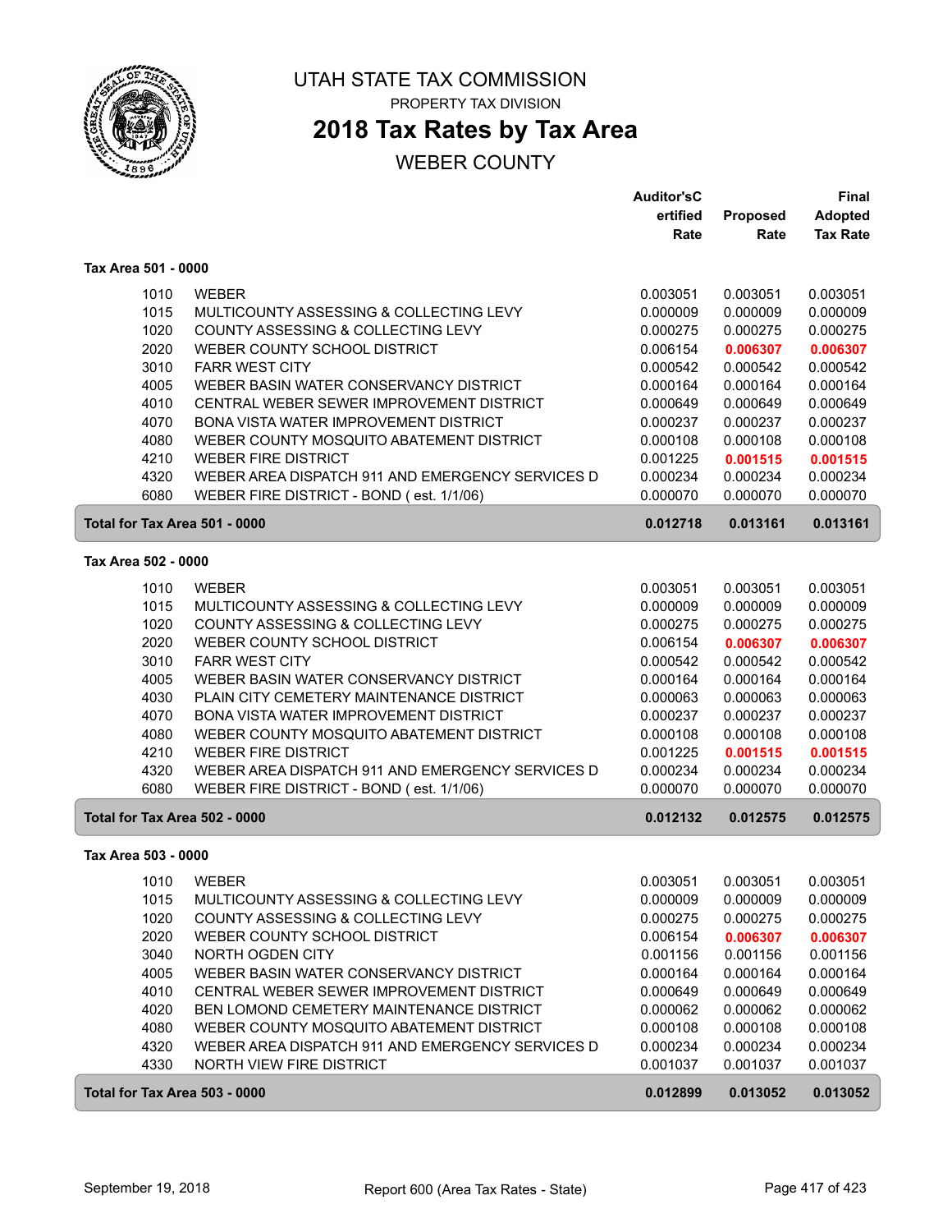# UTAH STATE TAX COMMISSION

PROPERTY TAX DIVISION

## 2018 Tax Rates by Tax Area

WEBER COUNTY

| | | Auditor'sCertified Rate | Proposed Rate | Final Adopted Tax Rate |
|---|---|---|---|---|
| **Tax Area 501 - 0000** | | | | |
| 1010 | WEBER | 0.003051 | 0.003051 | 0.003051 |
| 1015 | MULTICOUNTY ASSESSING & COLLECTING LEVY | 0.000009 | 0.000009 | 0.000009 |
| 1020 | COUNTY ASSESSING & COLLECTING LEVY | 0.000275 | 0.000275 | 0.000275 |
| 2020 | WEBER COUNTY SCHOOL DISTRICT | 0.006154 | **0.006307** | **0.006307** |
| 3010 | FARR WEST CITY | 0.000542 | 0.000542 | 0.000542 |
| 4005 | WEBER BASIN WATER CONSERVANCY DISTRICT | 0.000164 | 0.000164 | 0.000164 |
| 4010 | CENTRAL WEBER SEWER IMPROVEMENT DISTRICT | 0.000649 | 0.000649 | 0.000649 |
| 4070 | BONA VISTA WATER IMPROVEMENT DISTRICT | 0.000237 | 0.000237 | 0.000237 |
| 4080 | WEBER COUNTY MOSQUITO ABATEMENT DISTRICT | 0.000108 | 0.000108 | 0.000108 |
| 4210 | WEBER FIRE DISTRICT | 0.001225 | **0.001515** | **0.001515** |
| 4320 | WEBER AREA DISPATCH 911 AND EMERGENCY SERVICES D | 0.000234 | 0.000234 | 0.000234 |
| 6080 | WEBER FIRE DISTRICT - BOND ( est. 1/1/06) | 0.000070 | 0.000070 | 0.000070 |
| **Total for Tax Area 501 - 0000** | | **0.012718** | **0.013161** | **0.013161** |
| **Tax Area 502 - 0000** | | | | |
| 1010 | WEBER | 0.003051 | 0.003051 | 0.003051 |
| 1015 | MULTICOUNTY ASSESSING & COLLECTING LEVY | 0.000009 | 0.000009 | 0.000009 |
| 1020 | COUNTY ASSESSING & COLLECTING LEVY | 0.000275 | 0.000275 | 0.000275 |
| 2020 | WEBER COUNTY SCHOOL DISTRICT | 0.006154 | **0.006307** | **0.006307** |
| 3010 | FARR WEST CITY | 0.000542 | 0.000542 | 0.000542 |
| 4005 | WEBER BASIN WATER CONSERVANCY DISTRICT | 0.000164 | 0.000164 | 0.000164 |
| 4030 | PLAIN CITY CEMETERY MAINTENANCE DISTRICT | 0.000063 | 0.000063 | 0.000063 |
| 4070 | BONA VISTA WATER IMPROVEMENT DISTRICT | 0.000237 | 0.000237 | 0.000237 |
| 4080 | WEBER COUNTY MOSQUITO ABATEMENT DISTRICT | 0.000108 | 0.000108 | 0.000108 |
| 4210 | WEBER FIRE DISTRICT | 0.001225 | **0.001515** | **0.001515** |
| 4320 | WEBER AREA DISPATCH 911 AND EMERGENCY SERVICES D | 0.000234 | 0.000234 | 0.000234 |
| 6080 | WEBER FIRE DISTRICT - BOND ( est. 1/1/06) | 0.000070 | 0.000070 | 0.000070 |
| **Total for Tax Area 502 - 0000** | | **0.012132** | **0.012575** | **0.012575** |
| **Tax Area 503 - 0000** | | | | |
| 1010 | WEBER | 0.003051 | 0.003051 | 0.003051 |
| 1015 | MULTICOUNTY ASSESSING & COLLECTING LEVY | 0.000009 | 0.000009 | 0.000009 |
| 1020 | COUNTY ASSESSING & COLLECTING LEVY | 0.000275 | 0.000275 | 0.000275 |
| 2020 | WEBER COUNTY SCHOOL DISTRICT | 0.006154 | **0.006307** | **0.006307** |
| 3040 | NORTH OGDEN CITY | 0.001156 | 0.001156 | 0.001156 |
| 4005 | WEBER BASIN WATER CONSERVANCY DISTRICT | 0.000164 | 0.000164 | 0.000164 |
| 4010 | CENTRAL WEBER SEWER IMPROVEMENT DISTRICT | 0.000649 | 0.000649 | 0.000649 |
| 4020 | BEN LOMOND CEMETERY MAINTENANCE DISTRICT | 0.000062 | 0.000062 | 0.000062 |
| 4080 | WEBER COUNTY MOSQUITO ABATEMENT DISTRICT | 0.000108 | 0.000108 | 0.000108 |
| 4320 | WEBER AREA DISPATCH 911 AND EMERGENCY SERVICES D | 0.000234 | 0.000234 | 0.000234 |
| 4330 | NORTH VIEW FIRE DISTRICT | 0.001037 | 0.001037 | 0.001037 |
| **Total for Tax Area 503 - 0000** | | **0.012899** | **0.013052** | **0.013052** |

September 19, 2018 — Report 600 (Area Tax Rates - State)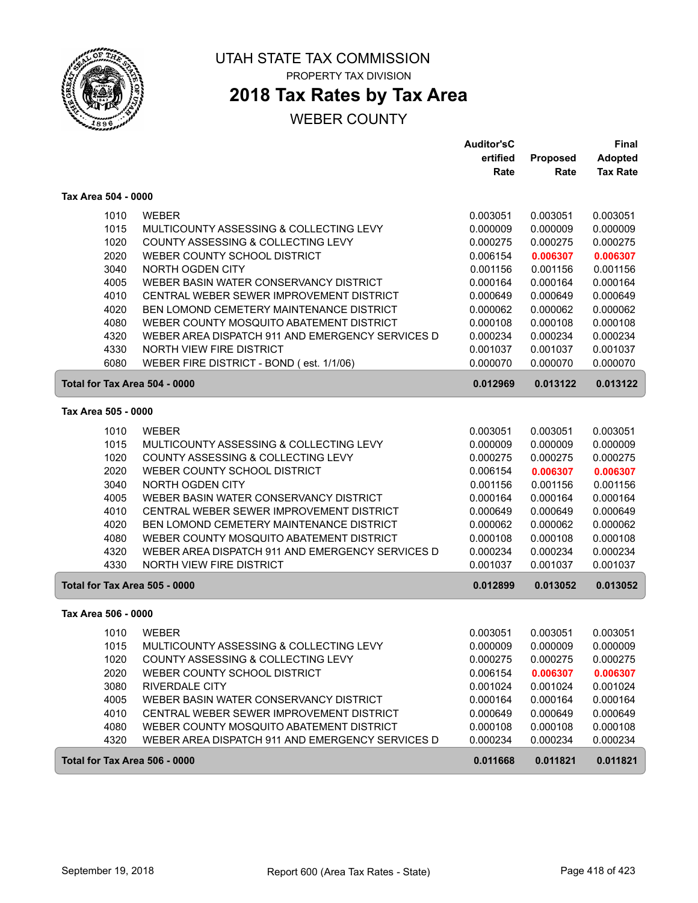# UTAH STATE TAX COMMISSION

PROPERTY TAX DIVISION

## 2018 Tax Rates by Tax Area

WEBER COUNTY

| | | Auditor'sCertified Rate | Proposed Rate | Final Adopted Tax Rate |
|---|---|---|---|---|
| **Tax Area 504 - 0000** | | | | |
| 1010 | WEBER | 0.003051 | 0.003051 | 0.003051 |
| 1015 | MULTICOUNTY ASSESSING & COLLECTING LEVY | 0.000009 | 0.000009 | 0.000009 |
| 1020 | COUNTY ASSESSING & COLLECTING LEVY | 0.000275 | 0.000275 | 0.000275 |
| 2020 | WEBER COUNTY SCHOOL DISTRICT | 0.006154 | **0.006307** | **0.006307** |
| 3040 | NORTH OGDEN CITY | 0.001156 | 0.001156 | 0.001156 |
| 4005 | WEBER BASIN WATER CONSERVANCY DISTRICT | 0.000164 | 0.000164 | 0.000164 |
| 4010 | CENTRAL WEBER SEWER IMPROVEMENT DISTRICT | 0.000649 | 0.000649 | 0.000649 |
| 4020 | BEN LOMOND CEMETERY MAINTENANCE DISTRICT | 0.000062 | 0.000062 | 0.000062 |
| 4080 | WEBER COUNTY MOSQUITO ABATEMENT DISTRICT | 0.000108 | 0.000108 | 0.000108 |
| 4320 | WEBER AREA DISPATCH 911 AND EMERGENCY SERVICES D | 0.000234 | 0.000234 | 0.000234 |
| 4330 | NORTH VIEW FIRE DISTRICT | 0.001037 | 0.001037 | 0.001037 |
| 6080 | WEBER FIRE DISTRICT - BOND ( est. 1/1/06) | 0.000070 | 0.000070 | 0.000070 |
| **Total for Tax Area 504 - 0000** | | **0.012969** | **0.013122** | **0.013122** |
| **Tax Area 505 - 0000** | | | | |
| 1010 | WEBER | 0.003051 | 0.003051 | 0.003051 |
| 1015 | MULTICOUNTY ASSESSING & COLLECTING LEVY | 0.000009 | 0.000009 | 0.000009 |
| 1020 | COUNTY ASSESSING & COLLECTING LEVY | 0.000275 | 0.000275 | 0.000275 |
| 2020 | WEBER COUNTY SCHOOL DISTRICT | 0.006154 | **0.006307** | **0.006307** |
| 3040 | NORTH OGDEN CITY | 0.001156 | 0.001156 | 0.001156 |
| 4005 | WEBER BASIN WATER CONSERVANCY DISTRICT | 0.000164 | 0.000164 | 0.000164 |
| 4010 | CENTRAL WEBER SEWER IMPROVEMENT DISTRICT | 0.000649 | 0.000649 | 0.000649 |
| 4020 | BEN LOMOND CEMETERY MAINTENANCE DISTRICT | 0.000062 | 0.000062 | 0.000062 |
| 4080 | WEBER COUNTY MOSQUITO ABATEMENT DISTRICT | 0.000108 | 0.000108 | 0.000108 |
| 4320 | WEBER AREA DISPATCH 911 AND EMERGENCY SERVICES D | 0.000234 | 0.000234 | 0.000234 |
| 4330 | NORTH VIEW FIRE DISTRICT | 0.001037 | 0.001037 | 0.001037 |
| **Total for Tax Area 505 - 0000** | | **0.012899** | **0.013052** | **0.013052** |
| **Tax Area 506 - 0000** | | | | |
| 1010 | WEBER | 0.003051 | 0.003051 | 0.003051 |
| 1015 | MULTICOUNTY ASSESSING & COLLECTING LEVY | 0.000009 | 0.000009 | 0.000009 |
| 1020 | COUNTY ASSESSING & COLLECTING LEVY | 0.000275 | 0.000275 | 0.000275 |
| 2020 | WEBER COUNTY SCHOOL DISTRICT | 0.006154 | **0.006307** | **0.006307** |
| 3080 | RIVERDALE CITY | 0.001024 | 0.001024 | 0.001024 |
| 4005 | WEBER BASIN WATER CONSERVANCY DISTRICT | 0.000164 | 0.000164 | 0.000164 |
| 4010 | CENTRAL WEBER SEWER IMPROVEMENT DISTRICT | 0.000649 | 0.000649 | 0.000649 |
| 4080 | WEBER COUNTY MOSQUITO ABATEMENT DISTRICT | 0.000108 | 0.000108 | 0.000108 |
| 4320 | WEBER AREA DISPATCH 911 AND EMERGENCY SERVICES D | 0.000234 | 0.000234 | 0.000234 |
| **Total for Tax Area 506 - 0000** | | **0.011668** | **0.011821** | **0.011821** |

September 19, 2018 — Report 600 (Area Tax Rates - State)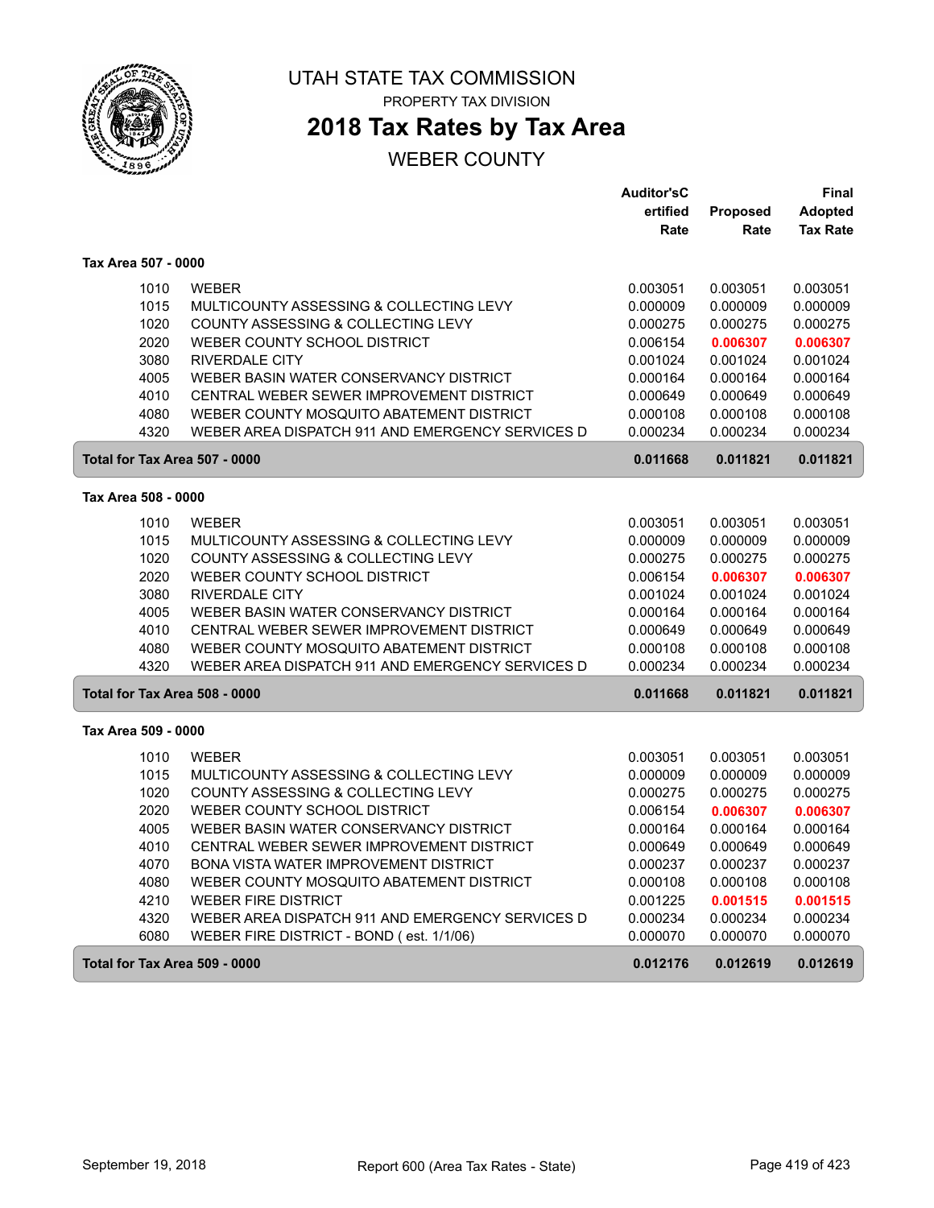# UTAH STATE TAX COMMISSION

PROPERTY TAX DIVISION

## 2018 Tax Rates by Tax Area

WEBER COUNTY

| | | Auditor'sCertified Rate | Proposed Rate | Final Adopted Tax Rate |
|---|---|---|---|---|
| **Tax Area 507 - 0000** | | | | |
| 1010 | WEBER | 0.003051 | 0.003051 | 0.003051 |
| 1015 | MULTICOUNTY ASSESSING & COLLECTING LEVY | 0.000009 | 0.000009 | 0.000009 |
| 1020 | COUNTY ASSESSING & COLLECTING LEVY | 0.000275 | 0.000275 | 0.000275 |
| 2020 | WEBER COUNTY SCHOOL DISTRICT | 0.006154 | **0.006307** | **0.006307** |
| 3080 | RIVERDALE CITY | 0.001024 | 0.001024 | 0.001024 |
| 4005 | WEBER BASIN WATER CONSERVANCY DISTRICT | 0.000164 | 0.000164 | 0.000164 |
| 4010 | CENTRAL WEBER SEWER IMPROVEMENT DISTRICT | 0.000649 | 0.000649 | 0.000649 |
| 4080 | WEBER COUNTY MOSQUITO ABATEMENT DISTRICT | 0.000108 | 0.000108 | 0.000108 |
| 4320 | WEBER AREA DISPATCH 911 AND EMERGENCY SERVICES D | 0.000234 | 0.000234 | 0.000234 |
| **Total for Tax Area 507 - 0000** | | **0.011668** | **0.011821** | **0.011821** |
| **Tax Area 508 - 0000** | | | | |
| 1010 | WEBER | 0.003051 | 0.003051 | 0.003051 |
| 1015 | MULTICOUNTY ASSESSING & COLLECTING LEVY | 0.000009 | 0.000009 | 0.000009 |
| 1020 | COUNTY ASSESSING & COLLECTING LEVY | 0.000275 | 0.000275 | 0.000275 |
| 2020 | WEBER COUNTY SCHOOL DISTRICT | 0.006154 | **0.006307** | **0.006307** |
| 3080 | RIVERDALE CITY | 0.001024 | 0.001024 | 0.001024 |
| 4005 | WEBER BASIN WATER CONSERVANCY DISTRICT | 0.000164 | 0.000164 | 0.000164 |
| 4010 | CENTRAL WEBER SEWER IMPROVEMENT DISTRICT | 0.000649 | 0.000649 | 0.000649 |
| 4080 | WEBER COUNTY MOSQUITO ABATEMENT DISTRICT | 0.000108 | 0.000108 | 0.000108 |
| 4320 | WEBER AREA DISPATCH 911 AND EMERGENCY SERVICES D | 0.000234 | 0.000234 | 0.000234 |
| **Total for Tax Area 508 - 0000** | | **0.011668** | **0.011821** | **0.011821** |
| **Tax Area 509 - 0000** | | | | |
| 1010 | WEBER | 0.003051 | 0.003051 | 0.003051 |
| 1015 | MULTICOUNTY ASSESSING & COLLECTING LEVY | 0.000009 | 0.000009 | 0.000009 |
| 1020 | COUNTY ASSESSING & COLLECTING LEVY | 0.000275 | 0.000275 | 0.000275 |
| 2020 | WEBER COUNTY SCHOOL DISTRICT | 0.006154 | **0.006307** | **0.006307** |
| 4005 | WEBER BASIN WATER CONSERVANCY DISTRICT | 0.000164 | 0.000164 | 0.000164 |
| 4010 | CENTRAL WEBER SEWER IMPROVEMENT DISTRICT | 0.000649 | 0.000649 | 0.000649 |
| 4070 | BONA VISTA WATER IMPROVEMENT DISTRICT | 0.000237 | 0.000237 | 0.000237 |
| 4080 | WEBER COUNTY MOSQUITO ABATEMENT DISTRICT | 0.000108 | 0.000108 | 0.000108 |
| 4210 | WEBER FIRE DISTRICT | 0.001225 | **0.001515** | **0.001515** |
| 4320 | WEBER AREA DISPATCH 911 AND EMERGENCY SERVICES D | 0.000234 | 0.000234 | 0.000234 |
| 6080 | WEBER FIRE DISTRICT - BOND ( est. 1/1/06) | 0.000070 | 0.000070 | 0.000070 |
| **Total for Tax Area 509 - 0000** | | **0.012176** | **0.012619** | **0.012619** |

September 19, 2018 — Report 600 (Area Tax Rates - State)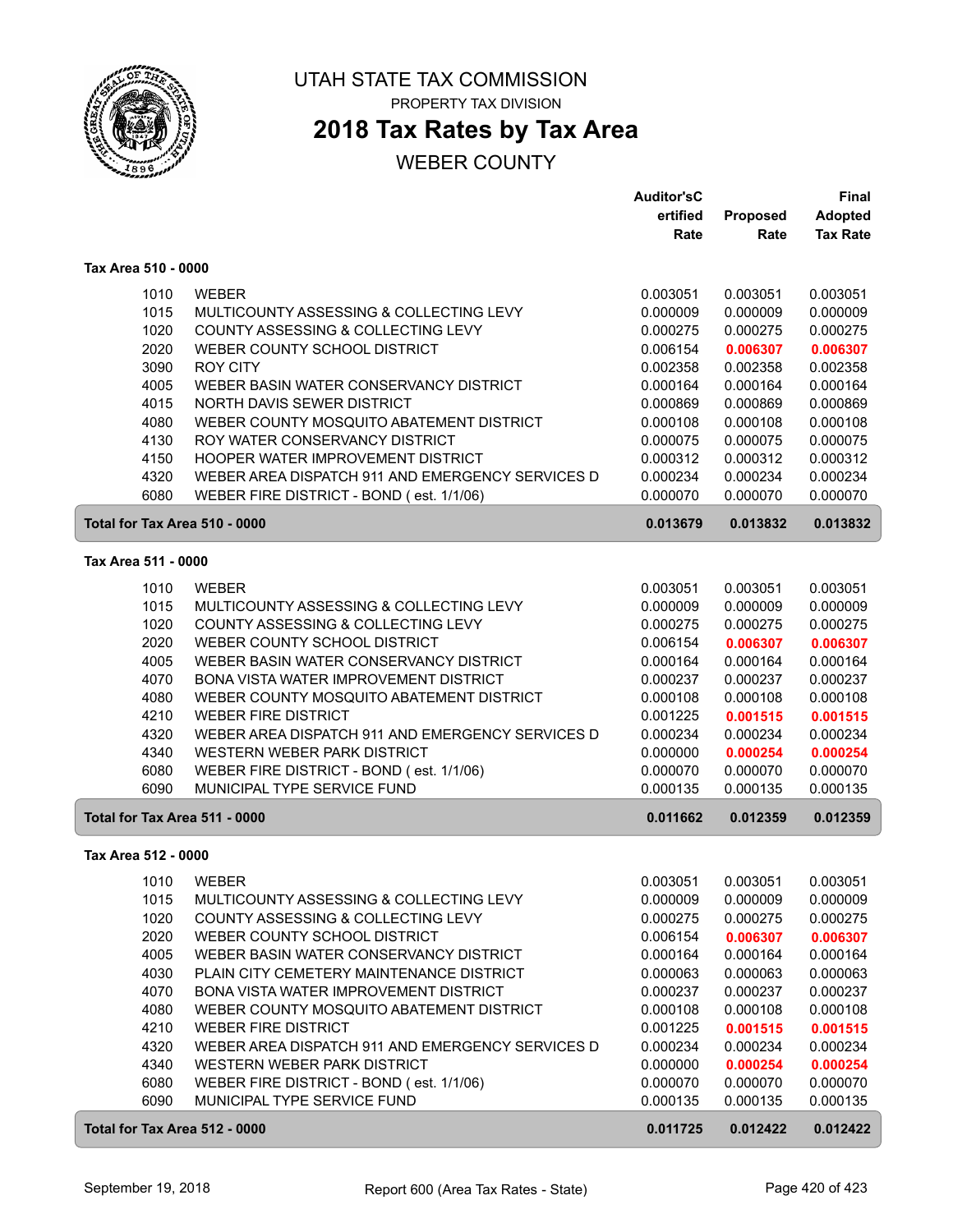# UTAH STATE TAX COMMISSION

PROPERTY TAX DIVISION

## 2018 Tax Rates by Tax Area

WEBER COUNTY

| | | Auditor'sCertified Rate | Proposed Rate | Final Adopted Tax Rate |
|---|---|---|---|---|
| **Tax Area 510 - 0000** | | | | |
| 1010 | WEBER | 0.003051 | 0.003051 | 0.003051 |
| 1015 | MULTICOUNTY ASSESSING & COLLECTING LEVY | 0.000009 | 0.000009 | 0.000009 |
| 1020 | COUNTY ASSESSING & COLLECTING LEVY | 0.000275 | 0.000275 | 0.000275 |
| 2020 | WEBER COUNTY SCHOOL DISTRICT | 0.006154 | 0.006307 | 0.006307 |
| 3090 | ROY CITY | 0.002358 | 0.002358 | 0.002358 |
| 4005 | WEBER BASIN WATER CONSERVANCY DISTRICT | 0.000164 | 0.000164 | 0.000164 |
| 4015 | NORTH DAVIS SEWER DISTRICT | 0.000869 | 0.000869 | 0.000869 |
| 4080 | WEBER COUNTY MOSQUITO ABATEMENT DISTRICT | 0.000108 | 0.000108 | 0.000108 |
| 4130 | ROY WATER CONSERVANCY DISTRICT | 0.000075 | 0.000075 | 0.000075 |
| 4150 | HOOPER WATER IMPROVEMENT DISTRICT | 0.000312 | 0.000312 | 0.000312 |
| 4320 | WEBER AREA DISPATCH 911 AND EMERGENCY SERVICES D | 0.000234 | 0.000234 | 0.000234 |
| 6080 | WEBER FIRE DISTRICT - BOND ( est. 1/1/06) | 0.000070 | 0.000070 | 0.000070 |
| **Total for Tax Area 510 - 0000** | | **0.013679** | **0.013832** | **0.013832** |
| **Tax Area 511 - 0000** | | | | |
| 1010 | WEBER | 0.003051 | 0.003051 | 0.003051 |
| 1015 | MULTICOUNTY ASSESSING & COLLECTING LEVY | 0.000009 | 0.000009 | 0.000009 |
| 1020 | COUNTY ASSESSING & COLLECTING LEVY | 0.000275 | 0.000275 | 0.000275 |
| 2020 | WEBER COUNTY SCHOOL DISTRICT | 0.006154 | 0.006307 | 0.006307 |
| 4005 | WEBER BASIN WATER CONSERVANCY DISTRICT | 0.000164 | 0.000164 | 0.000164 |
| 4070 | BONA VISTA WATER IMPROVEMENT DISTRICT | 0.000237 | 0.000237 | 0.000237 |
| 4080 | WEBER COUNTY MOSQUITO ABATEMENT DISTRICT | 0.000108 | 0.000108 | 0.000108 |
| 4210 | WEBER FIRE DISTRICT | 0.001225 | 0.001515 | 0.001515 |
| 4320 | WEBER AREA DISPATCH 911 AND EMERGENCY SERVICES D | 0.000234 | 0.000234 | 0.000234 |
| 4340 | WESTERN WEBER PARK DISTRICT | 0.000000 | 0.000254 | 0.000254 |
| 6080 | WEBER FIRE DISTRICT - BOND ( est. 1/1/06) | 0.000070 | 0.000070 | 0.000070 |
| 6090 | MUNICIPAL TYPE SERVICE FUND | 0.000135 | 0.000135 | 0.000135 |
| **Total for Tax Area 511 - 0000** | | **0.011662** | **0.012359** | **0.012359** |
| **Tax Area 512 - 0000** | | | | |
| 1010 | WEBER | 0.003051 | 0.003051 | 0.003051 |
| 1015 | MULTICOUNTY ASSESSING & COLLECTING LEVY | 0.000009 | 0.000009 | 0.000009 |
| 1020 | COUNTY ASSESSING & COLLECTING LEVY | 0.000275 | 0.000275 | 0.000275 |
| 2020 | WEBER COUNTY SCHOOL DISTRICT | 0.006154 | 0.006307 | 0.006307 |
| 4005 | WEBER BASIN WATER CONSERVANCY DISTRICT | 0.000164 | 0.000164 | 0.000164 |
| 4030 | PLAIN CITY CEMETERY MAINTENANCE DISTRICT | 0.000063 | 0.000063 | 0.000063 |
| 4070 | BONA VISTA WATER IMPROVEMENT DISTRICT | 0.000237 | 0.000237 | 0.000237 |
| 4080 | WEBER COUNTY MOSQUITO ABATEMENT DISTRICT | 0.000108 | 0.000108 | 0.000108 |
| 4210 | WEBER FIRE DISTRICT | 0.001225 | 0.001515 | 0.001515 |
| 4320 | WEBER AREA DISPATCH 911 AND EMERGENCY SERVICES D | 0.000234 | 0.000234 | 0.000234 |
| 4340 | WESTERN WEBER PARK DISTRICT | 0.000000 | 0.000254 | 0.000254 |
| 6080 | WEBER FIRE DISTRICT - BOND ( est. 1/1/06) | 0.000070 | 0.000070 | 0.000070 |
| 6090 | MUNICIPAL TYPE SERVICE FUND | 0.000135 | 0.000135 | 0.000135 |
| **Total for Tax Area 512 - 0000** | | **0.011725** | **0.012422** | **0.012422** |

September 19, 2018 — Report 600 (Area Tax Rates - State)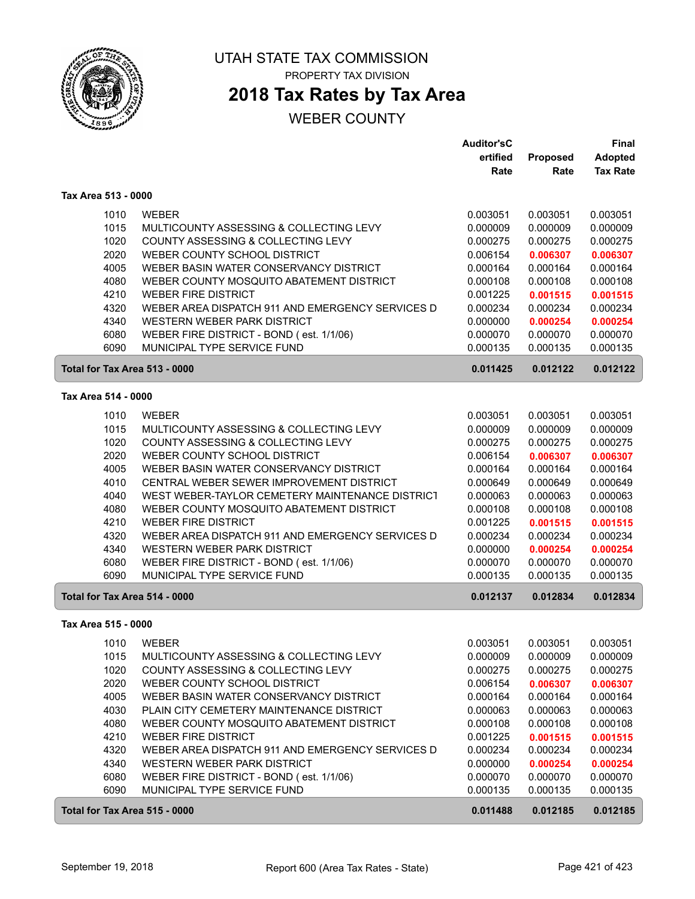# UTAH STATE TAX COMMISSION

PROPERTY TAX DIVISION

## 2018 Tax Rates by Tax Area

WEBER COUNTY

### Tax Area 513 - 0000

| | | Auditor's Certified Rate | Proposed Rate | Final Adopted Tax Rate |
|---|---|---|---|---|
| 1010 | WEBER | 0.003051 | 0.003051 | 0.003051 |
| 1015 | MULTICOUNTY ASSESSING & COLLECTING LEVY | 0.000009 | 0.000009 | 0.000009 |
| 1020 | COUNTY ASSESSING & COLLECTING LEVY | 0.000275 | 0.000275 | 0.000275 |
| 2020 | WEBER COUNTY SCHOOL DISTRICT | 0.006154 | **0.006307** | **0.006307** |
| 4005 | WEBER BASIN WATER CONSERVANCY DISTRICT | 0.000164 | 0.000164 | 0.000164 |
| 4080 | WEBER COUNTY MOSQUITO ABATEMENT DISTRICT | 0.000108 | 0.000108 | 0.000108 |
| 4210 | WEBER FIRE DISTRICT | 0.001225 | **0.001515** | **0.001515** |
| 4320 | WEBER AREA DISPATCH 911 AND EMERGENCY SERVICES D | 0.000234 | 0.000234 | 0.000234 |
| 4340 | WESTERN WEBER PARK DISTRICT | 0.000000 | **0.000254** | **0.000254** |
| 6080 | WEBER FIRE DISTRICT - BOND ( est. 1/1/06) | 0.000070 | 0.000070 | 0.000070 |
| 6090 | MUNICIPAL TYPE SERVICE FUND | 0.000135 | 0.000135 | 0.000135 |
| **Total for Tax Area 513 - 0000** | | **0.011425** | **0.012122** | **0.012122** |

### Tax Area 514 - 0000

| | | Auditor's Certified Rate | Proposed Rate | Final Adopted Tax Rate |
|---|---|---|---|---|
| 1010 | WEBER | 0.003051 | 0.003051 | 0.003051 |
| 1015 | MULTICOUNTY ASSESSING & COLLECTING LEVY | 0.000009 | 0.000009 | 0.000009 |
| 1020 | COUNTY ASSESSING & COLLECTING LEVY | 0.000275 | 0.000275 | 0.000275 |
| 2020 | WEBER COUNTY SCHOOL DISTRICT | 0.006154 | **0.006307** | **0.006307** |
| 4005 | WEBER BASIN WATER CONSERVANCY DISTRICT | 0.000164 | 0.000164 | 0.000164 |
| 4010 | CENTRAL WEBER SEWER IMPROVEMENT DISTRICT | 0.000649 | 0.000649 | 0.000649 |
| 4040 | WEST WEBER-TAYLOR CEMETERY MAINTENANCE DISTRICT | 0.000063 | 0.000063 | 0.000063 |
| 4080 | WEBER COUNTY MOSQUITO ABATEMENT DISTRICT | 0.000108 | 0.000108 | 0.000108 |
| 4210 | WEBER FIRE DISTRICT | 0.001225 | **0.001515** | **0.001515** |
| 4320 | WEBER AREA DISPATCH 911 AND EMERGENCY SERVICES D | 0.000234 | 0.000234 | 0.000234 |
| 4340 | WESTERN WEBER PARK DISTRICT | 0.000000 | **0.000254** | **0.000254** |
| 6080 | WEBER FIRE DISTRICT - BOND ( est. 1/1/06) | 0.000070 | 0.000070 | 0.000070 |
| 6090 | MUNICIPAL TYPE SERVICE FUND | 0.000135 | 0.000135 | 0.000135 |
| **Total for Tax Area 514 - 0000** | | **0.012137** | **0.012834** | **0.012834** |

### Tax Area 515 - 0000

| | | Auditor's Certified Rate | Proposed Rate | Final Adopted Tax Rate |
|---|---|---|---|---|
| 1010 | WEBER | 0.003051 | 0.003051 | 0.003051 |
| 1015 | MULTICOUNTY ASSESSING & COLLECTING LEVY | 0.000009 | 0.000009 | 0.000009 |
| 1020 | COUNTY ASSESSING & COLLECTING LEVY | 0.000275 | 0.000275 | 0.000275 |
| 2020 | WEBER COUNTY SCHOOL DISTRICT | 0.006154 | **0.006307** | **0.006307** |
| 4005 | WEBER BASIN WATER CONSERVANCY DISTRICT | 0.000164 | 0.000164 | 0.000164 |
| 4030 | PLAIN CITY CEMETERY MAINTENANCE DISTRICT | 0.000063 | 0.000063 | 0.000063 |
| 4080 | WEBER COUNTY MOSQUITO ABATEMENT DISTRICT | 0.000108 | 0.000108 | 0.000108 |
| 4210 | WEBER FIRE DISTRICT | 0.001225 | **0.001515** | **0.001515** |
| 4320 | WEBER AREA DISPATCH 911 AND EMERGENCY SERVICES D | 0.000234 | 0.000234 | 0.000234 |
| 4340 | WESTERN WEBER PARK DISTRICT | 0.000000 | **0.000254** | **0.000254** |
| 6080 | WEBER FIRE DISTRICT - BOND ( est. 1/1/06) | 0.000070 | 0.000070 | 0.000070 |
| 6090 | MUNICIPAL TYPE SERVICE FUND | 0.000135 | 0.000135 | 0.000135 |
| **Total for Tax Area 515 - 0000** | | **0.011488** | **0.012185** | **0.012185** |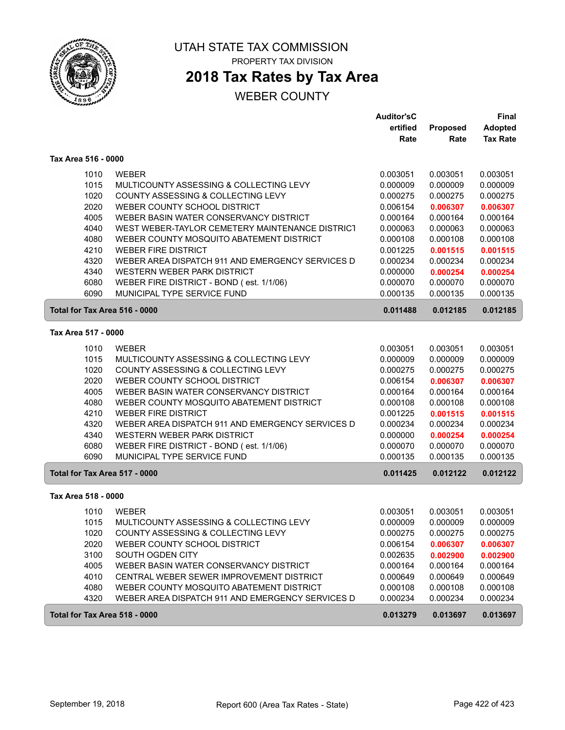# UTAH STATE TAX COMMISSION

PROPERTY TAX DIVISION

## 2018 Tax Rates by Tax Area

WEBER COUNTY

### Tax Area 516 - 0000

| | | Auditor'sCertified Rate | Proposed Rate | Final Adopted Tax Rate |
|---|---|---|---|---|
| 1010 | WEBER | 0.003051 | 0.003051 | 0.003051 |
| 1015 | MULTICOUNTY ASSESSING & COLLECTING LEVY | 0.000009 | 0.000009 | 0.000009 |
| 1020 | COUNTY ASSESSING & COLLECTING LEVY | 0.000275 | 0.000275 | 0.000275 |
| 2020 | WEBER COUNTY SCHOOL DISTRICT | 0.006154 | **0.006307** | **0.006307** |
| 4005 | WEBER BASIN WATER CONSERVANCY DISTRICT | 0.000164 | 0.000164 | 0.000164 |
| 4040 | WEST WEBER-TAYLOR CEMETERY MAINTENANCE DISTRICT | 0.000063 | 0.000063 | 0.000063 |
| 4080 | WEBER COUNTY MOSQUITO ABATEMENT DISTRICT | 0.000108 | 0.000108 | 0.000108 |
| 4210 | WEBER FIRE DISTRICT | 0.001225 | **0.001515** | **0.001515** |
| 4320 | WEBER AREA DISPATCH 911 AND EMERGENCY SERVICES D | 0.000234 | 0.000234 | 0.000234 |
| 4340 | WESTERN WEBER PARK DISTRICT | 0.000000 | **0.000254** | **0.000254** |
| 6080 | WEBER FIRE DISTRICT - BOND ( est. 1/1/06) | 0.000070 | 0.000070 | 0.000070 |
| 6090 | MUNICIPAL TYPE SERVICE FUND | 0.000135 | 0.000135 | 0.000135 |
| **Total for Tax Area 516 - 0000** | | **0.011488** | **0.012185** | **0.012185** |

### Tax Area 517 - 0000

| | | Auditor'sCertified Rate | Proposed Rate | Final Adopted Tax Rate |
|---|---|---|---|---|
| 1010 | WEBER | 0.003051 | 0.003051 | 0.003051 |
| 1015 | MULTICOUNTY ASSESSING & COLLECTING LEVY | 0.000009 | 0.000009 | 0.000009 |
| 1020 | COUNTY ASSESSING & COLLECTING LEVY | 0.000275 | 0.000275 | 0.000275 |
| 2020 | WEBER COUNTY SCHOOL DISTRICT | 0.006154 | **0.006307** | **0.006307** |
| 4005 | WEBER BASIN WATER CONSERVANCY DISTRICT | 0.000164 | 0.000164 | 0.000164 |
| 4080 | WEBER COUNTY MOSQUITO ABATEMENT DISTRICT | 0.000108 | 0.000108 | 0.000108 |
| 4210 | WEBER FIRE DISTRICT | 0.001225 | **0.001515** | **0.001515** |
| 4320 | WEBER AREA DISPATCH 911 AND EMERGENCY SERVICES D | 0.000234 | 0.000234 | 0.000234 |
| 4340 | WESTERN WEBER PARK DISTRICT | 0.000000 | **0.000254** | **0.000254** |
| 6080 | WEBER FIRE DISTRICT - BOND ( est. 1/1/06) | 0.000070 | 0.000070 | 0.000070 |
| 6090 | MUNICIPAL TYPE SERVICE FUND | 0.000135 | 0.000135 | 0.000135 |
| **Total for Tax Area 517 - 0000** | | **0.011425** | **0.012122** | **0.012122** |

### Tax Area 518 - 0000

| | | Auditor'sCertified Rate | Proposed Rate | Final Adopted Tax Rate |
|---|---|---|---|---|
| 1010 | WEBER | 0.003051 | 0.003051 | 0.003051 |
| 1015 | MULTICOUNTY ASSESSING & COLLECTING LEVY | 0.000009 | 0.000009 | 0.000009 |
| 1020 | COUNTY ASSESSING & COLLECTING LEVY | 0.000275 | 0.000275 | 0.000275 |
| 2020 | WEBER COUNTY SCHOOL DISTRICT | 0.006154 | **0.006307** | **0.006307** |
| 3100 | SOUTH OGDEN CITY | 0.002635 | **0.002900** | **0.002900** |
| 4005 | WEBER BASIN WATER CONSERVANCY DISTRICT | 0.000164 | 0.000164 | 0.000164 |
| 4010 | CENTRAL WEBER SEWER IMPROVEMENT DISTRICT | 0.000649 | 0.000649 | 0.000649 |
| 4080 | WEBER COUNTY MOSQUITO ABATEMENT DISTRICT | 0.000108 | 0.000108 | 0.000108 |
| 4320 | WEBER AREA DISPATCH 911 AND EMERGENCY SERVICES D | 0.000234 | 0.000234 | 0.000234 |
| **Total for Tax Area 518 - 0000** | | **0.013279** | **0.013697** | **0.013697** |

September 19, 2018 Report 600 (Area Tax Rates - State)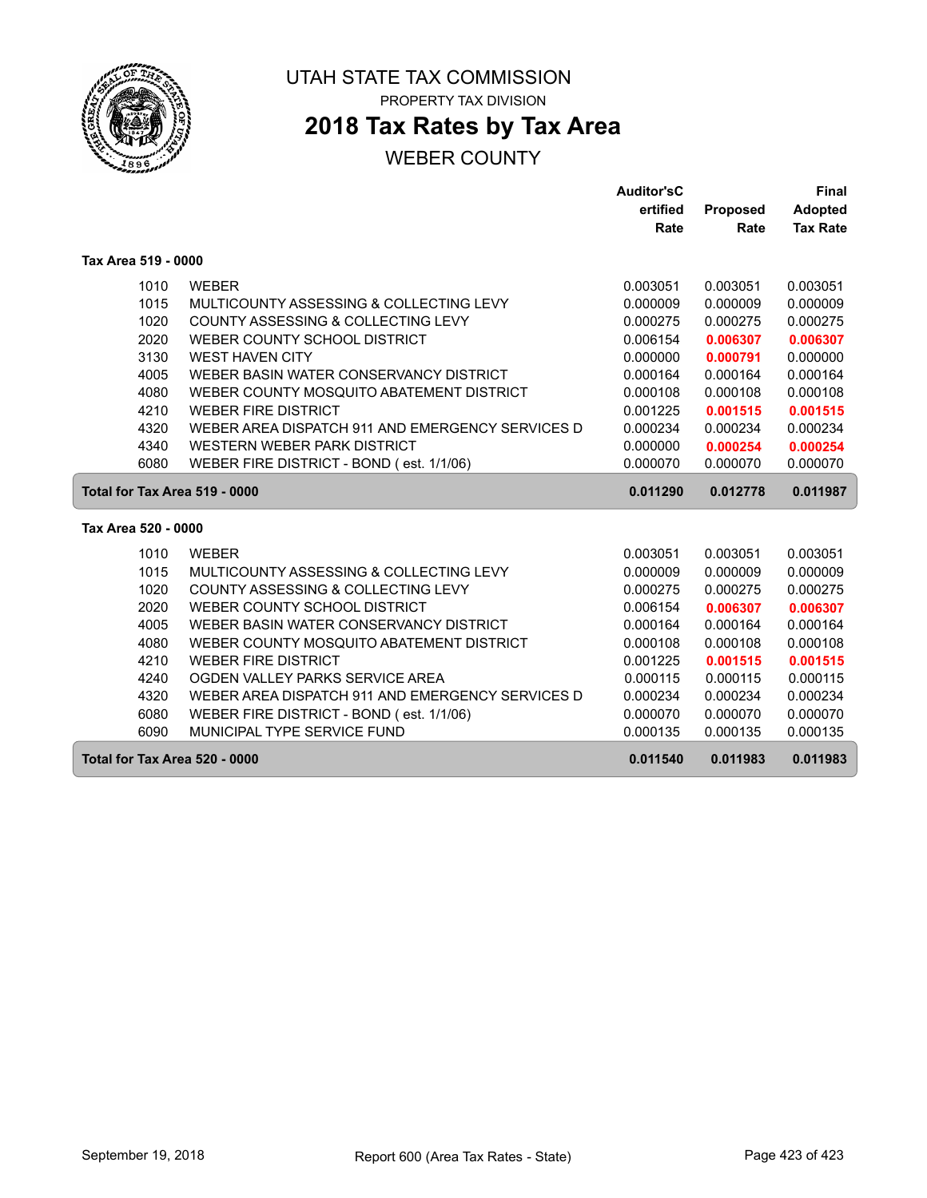# UTAH STATE TAX COMMISSION

PROPERTY TAX DIVISION

## 2018 Tax Rates by Tax Area

WEBER COUNTY

| | | Auditor'sCertified Rate | Proposed Rate | Final Adopted Tax Rate |
|---|---|---|---|---|
| **Tax Area 519 - 0000** | | | | |
| 1010 | WEBER | 0.003051 | 0.003051 | 0.003051 |
| 1015 | MULTICOUNTY ASSESSING & COLLECTING LEVY | 0.000009 | 0.000009 | 0.000009 |
| 1020 | COUNTY ASSESSING & COLLECTING LEVY | 0.000275 | 0.000275 | 0.000275 |
| 2020 | WEBER COUNTY SCHOOL DISTRICT | 0.006154 | **0.006307** | **0.006307** |
| 3130 | WEST HAVEN CITY | 0.000000 | **0.000791** | 0.000000 |
| 4005 | WEBER BASIN WATER CONSERVANCY DISTRICT | 0.000164 | 0.000164 | 0.000164 |
| 4080 | WEBER COUNTY MOSQUITO ABATEMENT DISTRICT | 0.000108 | 0.000108 | 0.000108 |
| 4210 | WEBER FIRE DISTRICT | 0.001225 | **0.001515** | **0.001515** |
| 4320 | WEBER AREA DISPATCH 911 AND EMERGENCY SERVICES D | 0.000234 | 0.000234 | 0.000234 |
| 4340 | WESTERN WEBER PARK DISTRICT | 0.000000 | **0.000254** | **0.000254** |
| 6080 | WEBER FIRE DISTRICT - BOND ( est. 1/1/06) | 0.000070 | 0.000070 | 0.000070 |
| **Total for Tax Area 519 - 0000** | | **0.011290** | **0.012778** | **0.011987** |
| **Tax Area 520 - 0000** | | | | |
| 1010 | WEBER | 0.003051 | 0.003051 | 0.003051 |
| 1015 | MULTICOUNTY ASSESSING & COLLECTING LEVY | 0.000009 | 0.000009 | 0.000009 |
| 1020 | COUNTY ASSESSING & COLLECTING LEVY | 0.000275 | 0.000275 | 0.000275 |
| 2020 | WEBER COUNTY SCHOOL DISTRICT | 0.006154 | **0.006307** | **0.006307** |
| 4005 | WEBER BASIN WATER CONSERVANCY DISTRICT | 0.000164 | 0.000164 | 0.000164 |
| 4080 | WEBER COUNTY MOSQUITO ABATEMENT DISTRICT | 0.000108 | 0.000108 | 0.000108 |
| 4210 | WEBER FIRE DISTRICT | 0.001225 | **0.001515** | **0.001515** |
| 4240 | OGDEN VALLEY PARKS SERVICE AREA | 0.000115 | 0.000115 | 0.000115 |
| 4320 | WEBER AREA DISPATCH 911 AND EMERGENCY SERVICES D | 0.000234 | 0.000234 | 0.000234 |
| 6080 | WEBER FIRE DISTRICT - BOND ( est. 1/1/06) | 0.000070 | 0.000070 | 0.000070 |
| 6090 | MUNICIPAL TYPE SERVICE FUND | 0.000135 | 0.000135 | 0.000135 |
| **Total for Tax Area 520 - 0000** | | **0.011540** | **0.011983** | **0.011983** |

September 19, 2018 Report 600 (Area Tax Rates - State)